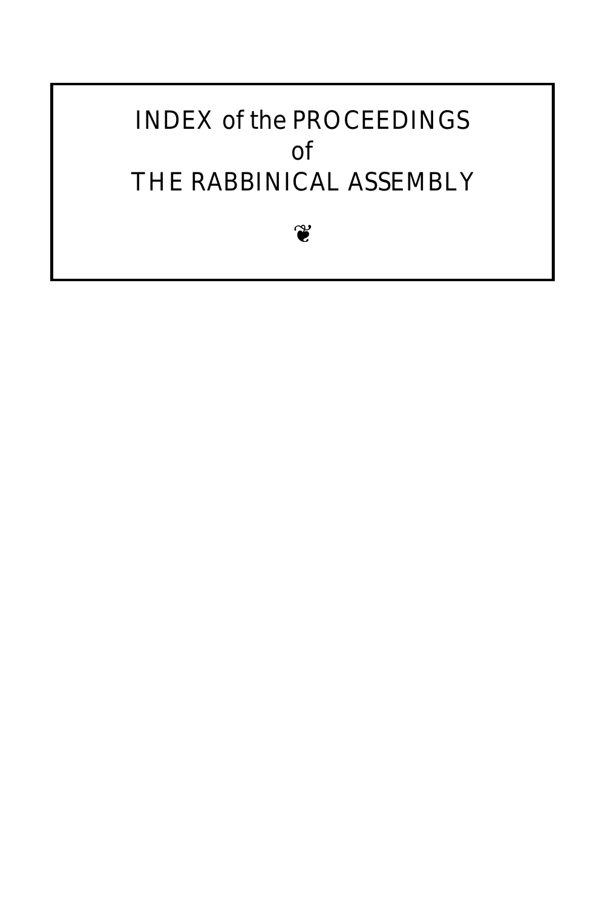# INDEX of the PROCEEDINGS of THE RABBINICAL ASSEMBLY

❦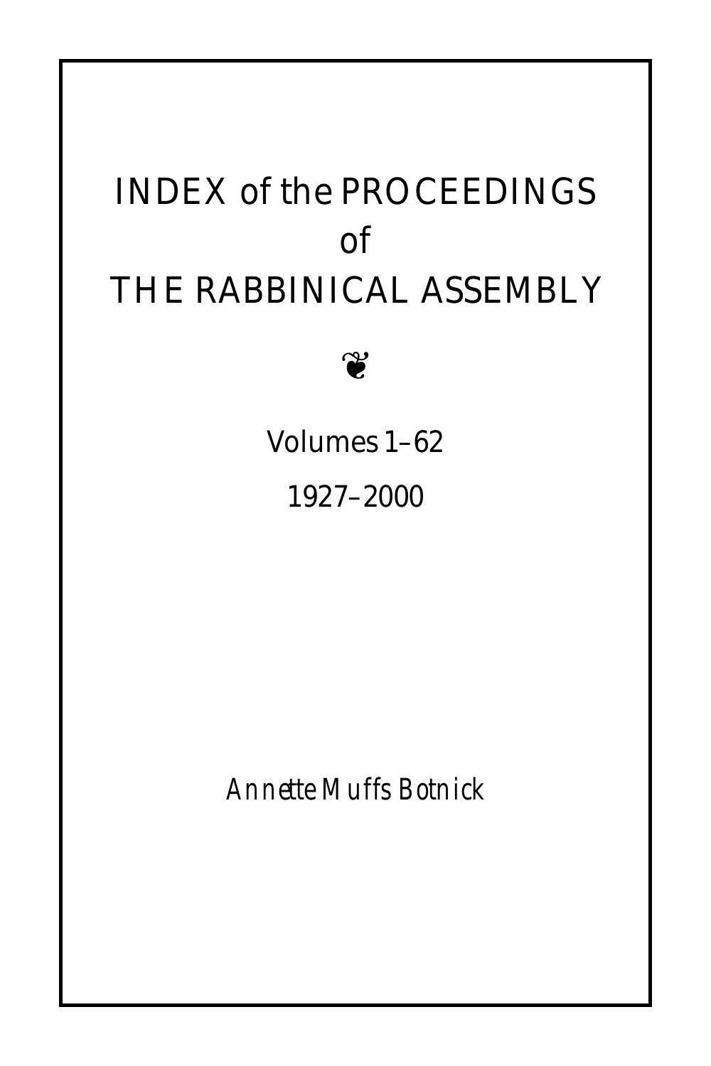# INDEX of the PROCEEDINGS of THE RABBINICAL ASSEMBLY

❦

Volumes 1–62

1927–2000

*Annette Muffs Botnick*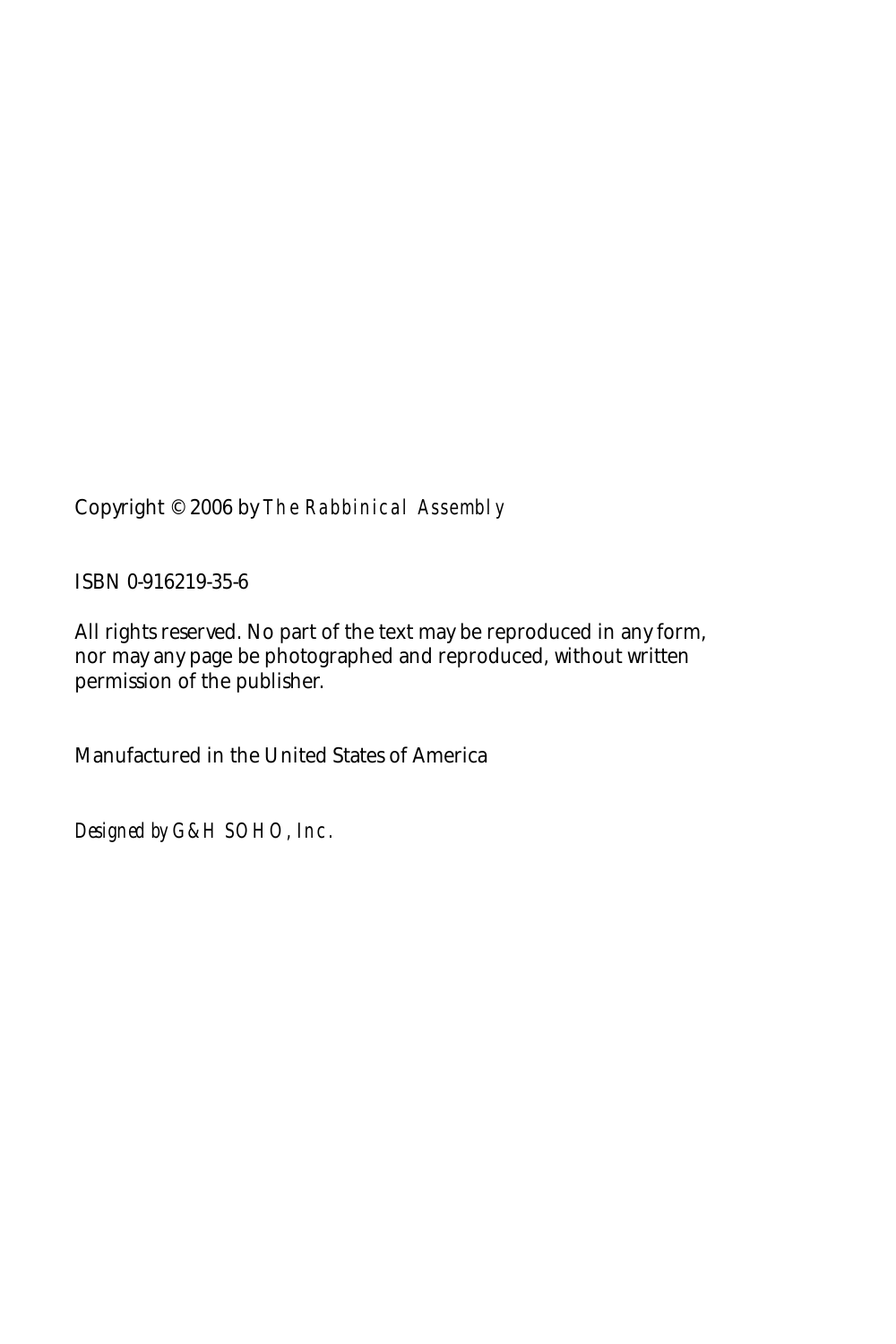Copyright © 2006 by *The Rabbinical Assembly*

ISBN 0-916219-35-6

All rights reserved. No part of the text may be reproduced in any form, nor may any page be photographed and reproduced, without written permission of the publisher.

Manufactured in the United States of America

*Designed by G&H SOHO, Inc.*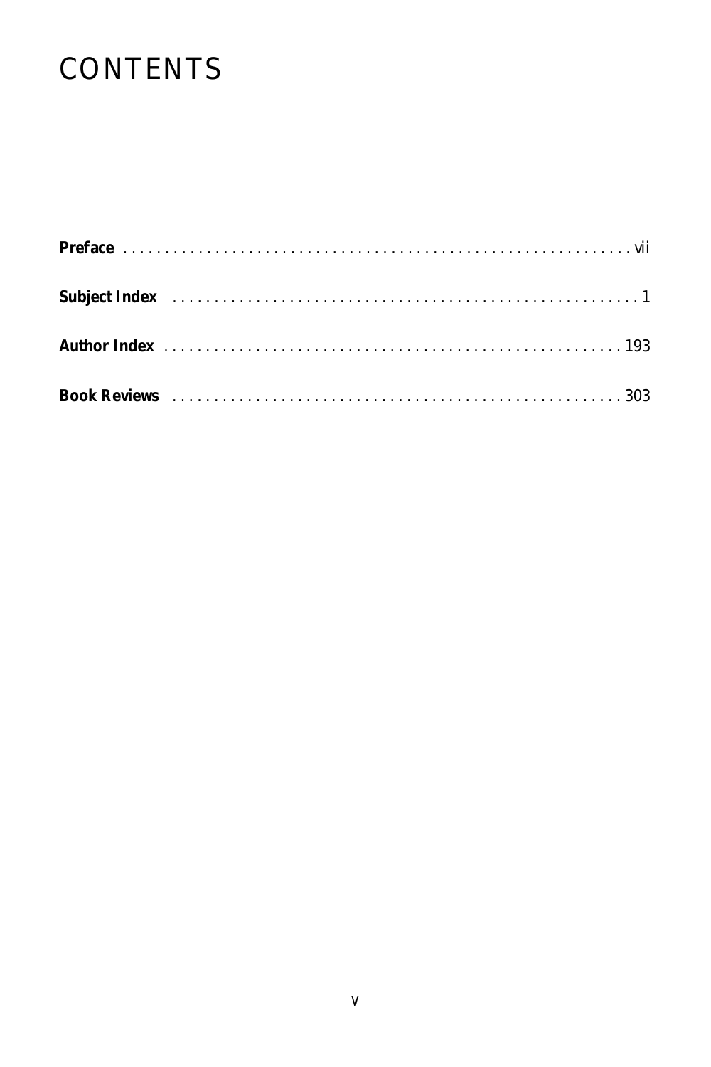# CONTENTS

**Preface** . . . . . . . . . . . . . . . . . . . . . . . . . . . . . . . . . . . . . . . . . . . . . . . . . . . . . . . . . . . . vii

**Subject Index** . . . . . . . . . . . . . . . . . . . . . . . . . . . . . . . . . . . . . . . . . . . . . . . . . . . . . . . 1

**Author Index** . . . . . . . . . . . . . . . . . . . . . . . . . . . . . . . . . . . . . . . . . . . . . . . . . . . . . . 193

**Book Reviews** . . . . . . . . . . . . . . . . . . . . . . . . . . . . . . . . . . . . . . . . . . . . . . . . . . . . . 303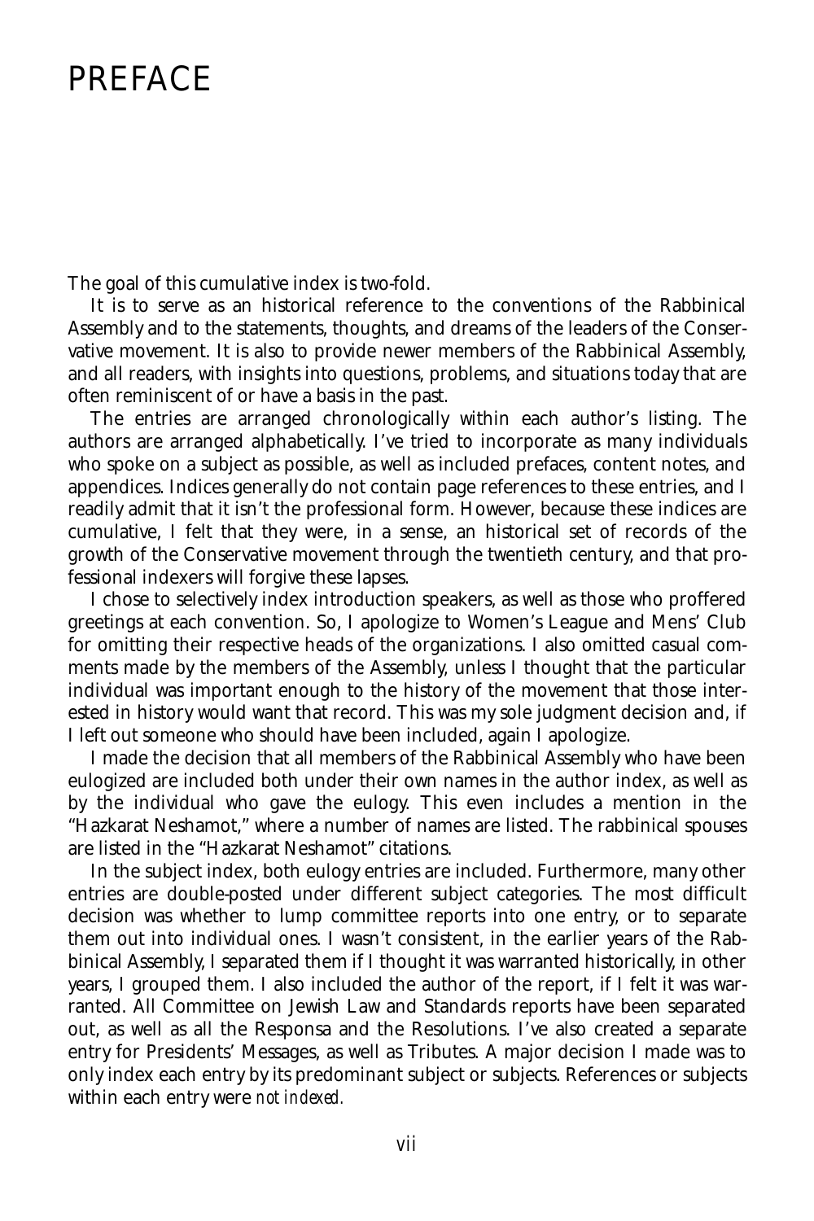# PREFACE

The goal of this cumulative index is two-fold.

It is to serve as an historical reference to the conventions of the Rabbinical Assembly and to the statements, thoughts, and dreams of the leaders of the Conservative movement. It is also to provide newer members of the Rabbinical Assembly, and all readers, with insights into questions, problems, and situations today that are often reminiscent of or have a basis in the past.

The entries are arranged chronologically within each author's listing. The authors are arranged alphabetically. I've tried to incorporate as many individuals who spoke on a subject as possible, as well as included prefaces, content notes, and appendices. Indices generally do not contain page references to these entries, and I readily admit that it isn't the professional form. However, because these indices are cumulative, I felt that they were, in a sense, an historical set of records of the growth of the Conservative movement through the twentieth century, and that professional indexers will forgive these lapses.

I chose to selectively index introduction speakers, as well as those who proffered greetings at each convention. So, I apologize to Women's League and Mens' Club for omitting their respective heads of the organizations. I also omitted casual comments made by the members of the Assembly, unless I thought that the particular individual was important enough to the history of the movement that those interested in history would want that record. This was my sole judgment decision and, if I left out someone who should have been included, again I apologize.

I made the decision that all members of the Rabbinical Assembly who have been eulogized are included both under their own names in the author index, as well as by the individual who gave the eulogy. This even includes a mention in the "Hazkarat Neshamot," where a number of names are listed. The rabbinical spouses are listed in the "Hazkarat Neshamot" citations.

In the subject index, both eulogy entries are included. Furthermore, many other entries are double-posted under different subject categories. The most difficult decision was whether to lump committee reports into one entry, or to separate them out into individual ones. I wasn't consistent, in the earlier years of the Rabbinical Assembly, I separated them if I thought it was warranted historically, in other years, I grouped them. I also included the author of the report, if I felt it was warranted. All Committee on Jewish Law and Standards reports have been separated out, as well as all the Responsa and the Resolutions. I've also created a separate entry for Presidents' Messages, as well as Tributes. A major decision I made was to only index each entry by its predominant subject or subjects. References or subjects within each entry were *not indexed.*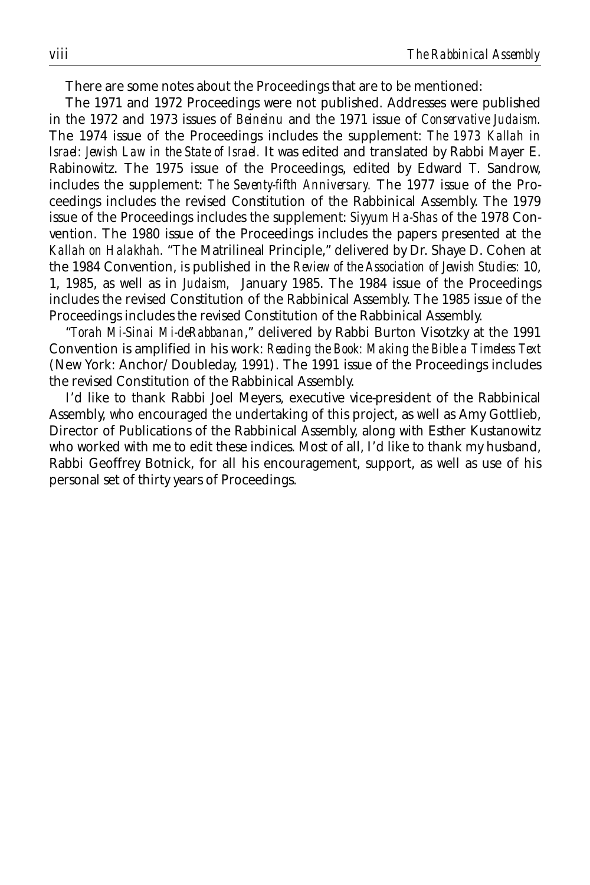There are some notes about the Proceedings that are to be mentioned:

The 1971 and 1972 Proceedings were not published. Addresses were published in the 1972 and 1973 issues of *Beineinu* and the 1971 issue of *Conservative Judaism.* The 1974 issue of the Proceedings includes the supplement: *The 1973 Kallah in Israel: Jewish Law in the State of Israel.* It was edited and translated by Rabbi Mayer E. Rabinowitz. The 1975 issue of the Proceedings, edited by Edward T. Sandrow, includes the supplement: *The Seventy-fifth Anniversary.* The 1977 issue of the Proceedings includes the revised Constitution of the Rabbinical Assembly. The 1979 issue of the Proceedings includes the supplement: *Siyyum Ha-Shas* of the 1978 Convention. The 1980 issue of the Proceedings includes the papers presented at the *Kallah on Halakhah.* "The Matrilineal Principle," delivered by Dr. Shaye D. Cohen at the 1984 Convention, is published in the *Review of the Association of Jewish Studies:* 10, 1, 1985, as well as in *Judaism,* January 1985. The 1984 issue of the Proceedings includes the revised Constitution of the Rabbinical Assembly. The 1985 issue of the Proceedings includes the revised Constitution of the Rabbinical Assembly.

"*Torah Mi-Sinai Mi-deRabbanan*," delivered by Rabbi Burton Visotzky at the 1991 Convention is amplified in his work: *Reading the Book: Making the Bible a Timeless Text* (New York: Anchor/Doubleday, 1991). The 1991 issue of the Proceedings includes the revised Constitution of the Rabbinical Assembly.

I'd like to thank Rabbi Joel Meyers, executive vice-president of the Rabbinical Assembly, who encouraged the undertaking of this project, as well as Amy Gottlieb, Director of Publications of the Rabbinical Assembly, along with Esther Kustanowitz who worked with me to edit these indices. Most of all, I'd like to thank my husband, Rabbi Geoffrey Botnick, for all his encouragement, support, as well as use of his personal set of thirty years of Proceedings.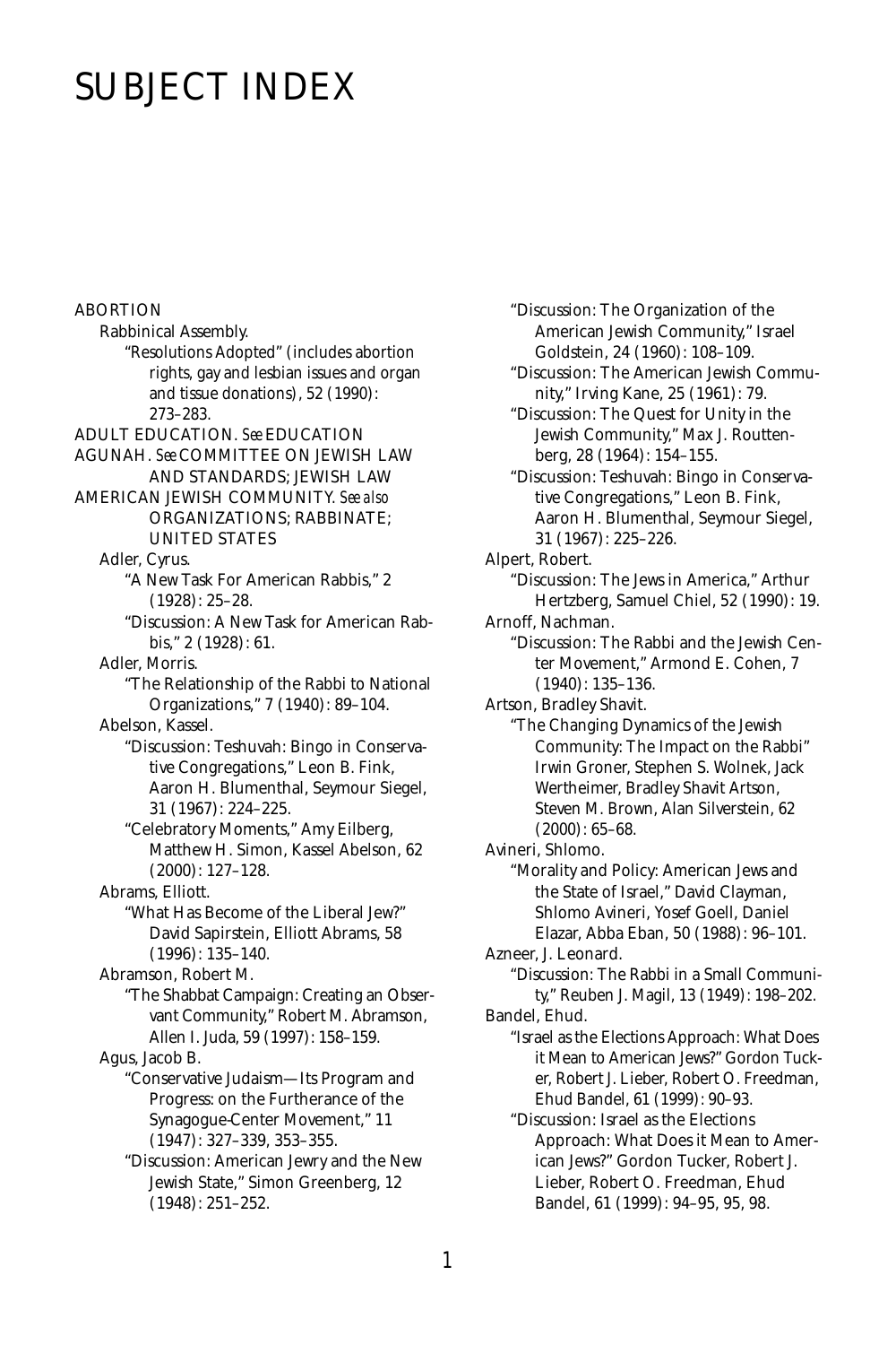# SUBJECT INDEX

ABORTION

Rabbinical Assembly.

"Resolutions Adopted" (includes abortion rights, gay and lesbian issues and organ and tissue donations), 52 (1990): 273–283.

ADULT EDUCATION. *See* EDUCATION

AGUNAH. *See* COMMITTEE ON JEWISH LAW AND STANDARDS; JEWISH LAW

AMERICAN JEWISH COMMUNITY. *See also* ORGANIZATIONS; RABBINATE; UNITED STATES

Adler, Cyrus.

"A New Task For American Rabbis," 2 (1928): 25–28.

"Discussion: A New Task for American Rabbis," 2 (1928): 61.

Adler, Morris.

"The Relationship of the Rabbi to National Organizations," 7 (1940): 89–104.

Abelson, Kassel.

"Discussion: Teshuvah: Bingo in Conservative Congregations," Leon B. Fink, Aaron H. Blumenthal, Seymour Siegel, 31 (1967): 224–225.

"Celebratory Moments," Amy Eilberg, Matthew H. Simon, Kassel Abelson, 62 (2000): 127–128.

Abrams, Elliott.

"What Has Become of the Liberal Jew?" David Sapirstein, Elliott Abrams, 58 (1996): 135–140.

Abramson, Robert M.

"The Shabbat Campaign: Creating an Observant Community," Robert M. Abramson, Allen I. Juda, 59 (1997): 158–159.

Agus, Jacob B.

"Conservative Judaism—Its Program and Progress: on the Furtherance of the Synagogue-Center Movement," 11 (1947): 327–339, 353–355.

"Discussion: American Jewry and the New Jewish State," Simon Greenberg, 12 (1948): 251–252.

"Discussion: The Organization of the American Jewish Community," Israel Goldstein, 24 (1960): 108–109.

"Discussion: The American Jewish Community," Irving Kane, 25 (1961): 79.

"Discussion: The Quest for Unity in the Jewish Community," Max J. Routtenberg, 28 (1964): 154–155.

"Discussion: Teshuvah: Bingo in Conservative Congregations," Leon B. Fink, Aaron H. Blumenthal, Seymour Siegel, 31 (1967): 225–226.

Alpert, Robert.

"Discussion: The Jews in America," Arthur Hertzberg, Samuel Chiel, 52 (1990): 19.

Arnoff, Nachman.

"Discussion: The Rabbi and the Jewish Center Movement," Armond E. Cohen, 7 (1940): 135–136.

Artson, Bradley Shavit.

"The Changing Dynamics of the Jewish Community: The Impact on the Rabbi" Irwin Groner, Stephen S. Wolnek, Jack Wertheimer, Bradley Shavit Artson, Steven M. Brown, Alan Silverstein, 62 (2000): 65–68.

Avineri, Shlomo.

"Morality and Policy: American Jews and the State of Israel," David Clayman, Shlomo Avineri, Yosef Goell, Daniel Elazar, Abba Eban, 50 (1988): 96–101.

Azneer, J. Leonard.

"Discussion: The Rabbi in a Small Community," Reuben J. Magil, 13 (1949): 198–202.

Bandel, Ehud.

"Israel as the Elections Approach: What Does it Mean to American Jews?" Gordon Tucker, Robert J. Lieber, Robert O. Freedman, Ehud Bandel, 61 (1999): 90–93.

"Discussion: Israel as the Elections Approach: What Does it Mean to American Jews?" Gordon Tucker, Robert J. Lieber, Robert O. Freedman, Ehud Bandel, 61 (1999): 94–95, 95, 98.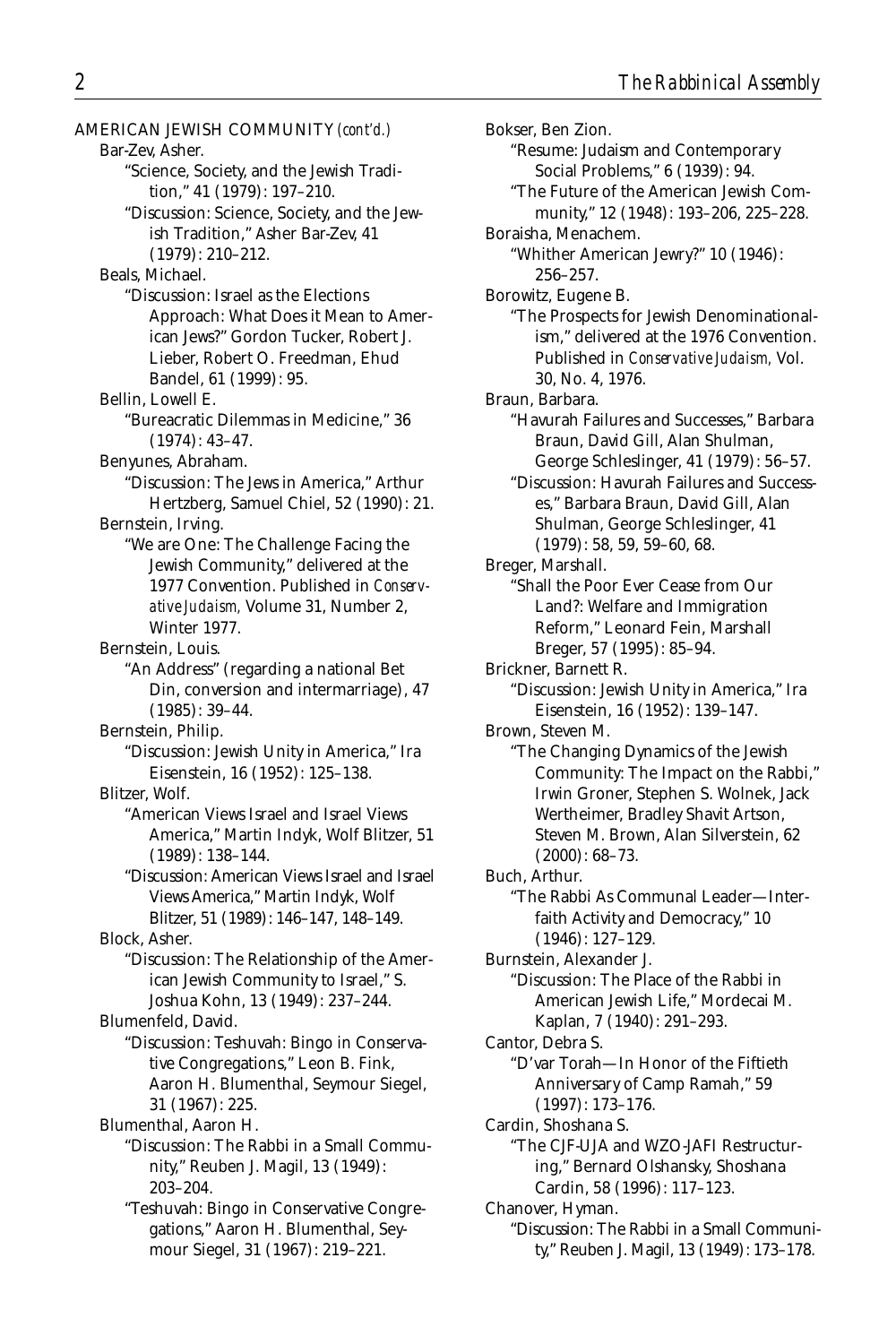AMERICAN JEWISH COMMUNITY *(cont'd.)*

Bar-Zev, Asher.
- "Science, Society, and the Jewish Tradition," 41 (1979): 197–210.
- "Discussion: Science, Society, and the Jewish Tradition," Asher Bar-Zev, 41 (1979): 210–212.

Beals, Michael.
- "Discussion: Israel as the Elections Approach: What Does it Mean to American Jews?" Gordon Tucker, Robert J. Lieber, Robert O. Freedman, Ehud Bandel, 61 (1999): 95.

Bellin, Lowell E.
- "Bureacratic Dilemmas in Medicine," 36 (1974): 43–47.

Benyunes, Abraham.
- "Discussion: The Jews in America," Arthur Hertzberg, Samuel Chiel, 52 (1990): 21.

Bernstein, Irving.
- "We are One: The Challenge Facing the Jewish Community," delivered at the 1977 Convention. Published in *Conservative Judaism,* Volume 31, Number 2, Winter 1977.

Bernstein, Louis.
- "An Address" (regarding a national Bet Din, conversion and intermarriage), 47 (1985): 39–44.

Bernstein, Philip.
- "Discussion: Jewish Unity in America," Ira Eisenstein, 16 (1952): 125–138.

Blitzer, Wolf.
- "American Views Israel and Israel Views America," Martin Indyk, Wolf Blitzer, 51 (1989): 138–144.
- "Discussion: American Views Israel and Israel Views America," Martin Indyk, Wolf Blitzer, 51 (1989): 146–147, 148–149.

Block, Asher.
- "Discussion: The Relationship of the American Jewish Community to Israel," S. Joshua Kohn, 13 (1949): 237–244.

Blumenfeld, David.
- "Discussion: Teshuvah: Bingo in Conservative Congregations," Leon B. Fink, Aaron H. Blumenthal, Seymour Siegel, 31 (1967): 225.

Blumenthal, Aaron H.
- "Discussion: The Rabbi in a Small Community," Reuben J. Magil, 13 (1949): 203–204.
- "Teshuvah: Bingo in Conservative Congregations," Aaron H. Blumenthal, Seymour Siegel, 31 (1967): 219–221.

Bokser, Ben Zion.
- "Resume: Judaism and Contemporary Social Problems," 6 (1939): 94.
- "The Future of the American Jewish Community," 12 (1948): 193–206, 225–228.

Boraisha, Menachem.
- "Whither American Jewry?" 10 (1946): 256–257.

Borowitz, Eugene B.
- "The Prospects for Jewish Denominationalism," delivered at the 1976 Convention. Published in *Conservative Judaism,* Vol. 30, No. 4, 1976.

Braun, Barbara.
- "Havurah Failures and Successes," Barbara Braun, David Gill, Alan Shulman, George Schleslinger, 41 (1979): 56–57.
- "Discussion: Havurah Failures and Successes," Barbara Braun, David Gill, Alan Shulman, George Schleslinger, 41 (1979): 58, 59, 59–60, 68.

Breger, Marshall.
- "Shall the Poor Ever Cease from Our Land?: Welfare and Immigration Reform," Leonard Fein, Marshall Breger, 57 (1995): 85–94.

Brickner, Barnett R.
- "Discussion: Jewish Unity in America," Ira Eisenstein, 16 (1952): 139–147.

Brown, Steven M.
- "The Changing Dynamics of the Jewish Community: The Impact on the Rabbi," Irwin Groner, Stephen S. Wolnek, Jack Wertheimer, Bradley Shavit Artson, Steven M. Brown, Alan Silverstein, 62 (2000): 68–73.

Buch, Arthur.
- "The Rabbi As Communal Leader—Interfaith Activity and Democracy," 10 (1946): 127–129.

Burnstein, Alexander J.
- "Discussion: The Place of the Rabbi in American Jewish Life," Mordecai M. Kaplan, 7 (1940): 291–293.

Cantor, Debra S.
- "D'var Torah—In Honor of the Fiftieth Anniversary of Camp Ramah," 59 (1997): 173–176.

Cardin, Shoshana S.
- "The CJF-UJA and WZO-JAFI Restructuring," Bernard Olshansky, Shoshana Cardin, 58 (1996): 117–123.

Chanover, Hyman.
- "Discussion: The Rabbi in a Small Community," Reuben J. Magil, 13 (1949): 173–178.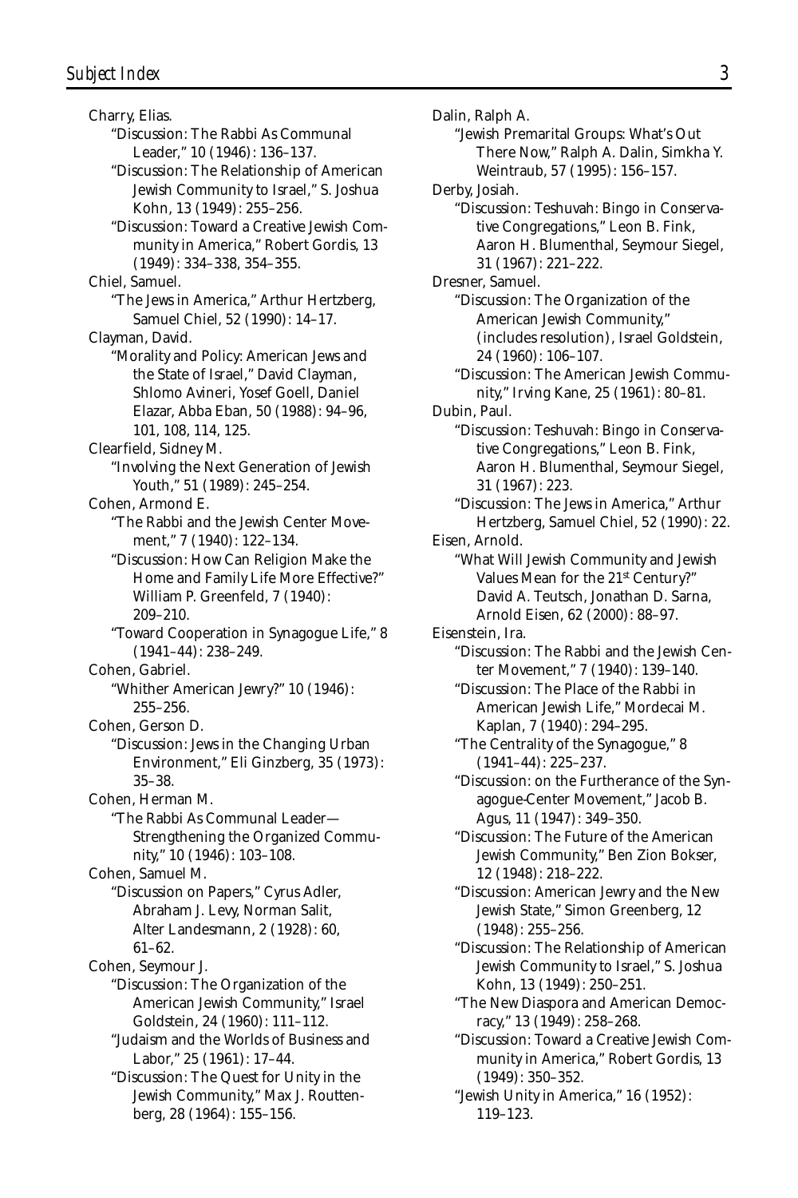Charry, Elias.

"Discussion: The Rabbi As Communal Leader," 10 (1946): 136–137.

"Discussion: The Relationship of American Jewish Community to Israel," S. Joshua Kohn, 13 (1949): 255–256.

"Discussion: Toward a Creative Jewish Community in America," Robert Gordis, 13 (1949): 334–338, 354–355.

Chiel, Samuel.

"The Jews in America," Arthur Hertzberg, Samuel Chiel, 52 (1990): 14–17.

Clayman, David.

"Morality and Policy: American Jews and the State of Israel," David Clayman, Shlomo Avineri, Yosef Goell, Daniel Elazar, Abba Eban, 50 (1988): 94–96, 101, 108, 114, 125.

Clearfield, Sidney M.

"Involving the Next Generation of Jewish Youth," 51 (1989): 245–254.

Cohen, Armond E.

"The Rabbi and the Jewish Center Movement," 7 (1940): 122–134.

"Discussion: How Can Religion Make the Home and Family Life More Effective?" William P. Greenfeld, 7 (1940): 209–210.

"Toward Cooperation in Synagogue Life," 8 (1941–44): 238–249.

Cohen, Gabriel.

"Whither American Jewry?" 10 (1946): 255–256.

Cohen, Gerson D.

"Discussion: Jews in the Changing Urban Environment," Eli Ginzberg, 35 (1973): 35–38.

Cohen, Herman M.

"The Rabbi As Communal Leader—Strengthening the Organized Community," 10 (1946): 103–108.

Cohen, Samuel M.

"Discussion on Papers," Cyrus Adler, Abraham J. Levy, Norman Salit, Alter Landesmann, 2 (1928): 60, 61–62.

Cohen, Seymour J.

"Discussion: The Organization of the American Jewish Community," Israel Goldstein, 24 (1960): 111–112.

"Judaism and the Worlds of Business and Labor," 25 (1961): 17–44.

"Discussion: The Quest for Unity in the Jewish Community," Max J. Routtenberg, 28 (1964): 155–156.

Dalin, Ralph A.

"Jewish Premarital Groups: What's Out There Now," Ralph A. Dalin, Simkha Y. Weintraub, 57 (1995): 156–157.

Derby, Josiah.

"Discussion: Teshuvah: Bingo in Conservative Congregations," Leon B. Fink, Aaron H. Blumenthal, Seymour Siegel, 31 (1967): 221–222.

Dresner, Samuel.

"Discussion: The Organization of the American Jewish Community," (includes resolution), Israel Goldstein, 24 (1960): 106–107.

"Discussion: The American Jewish Community," Irving Kane, 25 (1961): 80–81.

Dubin, Paul.

"Discussion: Teshuvah: Bingo in Conservative Congregations," Leon B. Fink, Aaron H. Blumenthal, Seymour Siegel, 31 (1967): 223.

"Discussion: The Jews in America," Arthur Hertzberg, Samuel Chiel, 52 (1990): 22.

Eisen, Arnold.

"What Will Jewish Community and Jewish Values Mean for the 21st Century?" David A. Teutsch, Jonathan D. Sarna, Arnold Eisen, 62 (2000): 88–97.

Eisenstein, Ira.

"Discussion: The Rabbi and the Jewish Center Movement," 7 (1940): 139–140.

"Discussion: The Place of the Rabbi in American Jewish Life," Mordecai M. Kaplan, 7 (1940): 294–295.

"The Centrality of the Synagogue," 8 (1941–44): 225–237.

"Discussion: on the Furtherance of the Synagogue-Center Movement," Jacob B. Agus, 11 (1947): 349–350.

"Discussion: The Future of the American Jewish Community," Ben Zion Bokser, 12 (1948): 218–222.

"Discussion: American Jewry and the New Jewish State," Simon Greenberg, 12 (1948): 255–256.

"Discussion: The Relationship of American Jewish Community to Israel," S. Joshua Kohn, 13 (1949): 250–251.

"The New Diaspora and American Democracy," 13 (1949): 258–268.

"Discussion: Toward a Creative Jewish Community in America," Robert Gordis, 13 (1949): 350–352.

"Jewish Unity in America," 16 (1952): 119–123.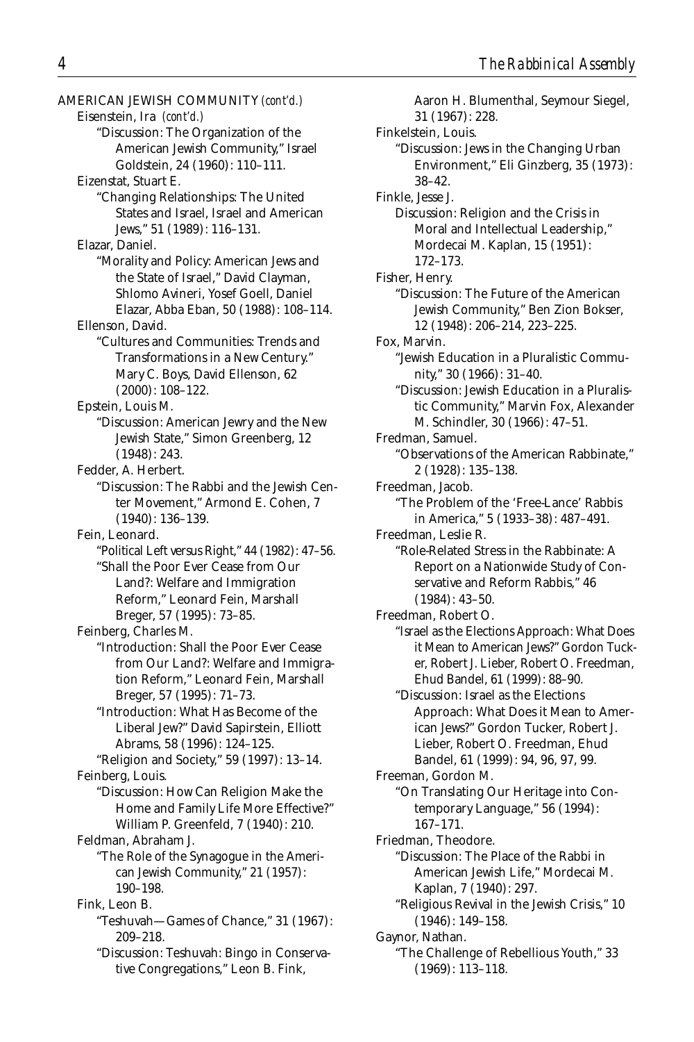AMERICAN JEWISH COMMUNITY *(cont'd.)*

Eisenstein, Ira *(cont'd.)*

"Discussion: The Organization of the American Jewish Community," Israel Goldstein, 24 (1960): 110–111.

Eizenstat, Stuart E.

"Changing Relationships: The United States and Israel, Israel and American Jews," 51 (1989): 116–131.

Elazar, Daniel.

"Morality and Policy: American Jews and the State of Israel," David Clayman, Shlomo Avineri, Yosef Goell, Daniel Elazar, Abba Eban, 50 (1988): 108–114.

Ellenson, David.

"Cultures and Communities: Trends and Transformations in a New Century." Mary C. Boys, David Ellenson, 62 (2000): 108–122.

Epstein, Louis M.

"Discussion: American Jewry and the New Jewish State," Simon Greenberg, 12 (1948): 243.

Fedder, A. Herbert.

"Discussion: The Rabbi and the Jewish Center Movement," Armond E. Cohen, 7 (1940): 136–139.

Fein, Leonard.

"Political Left versus Right," 44 (1982): 47–56.

"Shall the Poor Ever Cease from Our Land?: Welfare and Immigration Reform," Leonard Fein, Marshall Breger, 57 (1995): 73–85.

Feinberg, Charles M.

"Introduction: Shall the Poor Ever Cease from Our Land?: Welfare and Immigration Reform," Leonard Fein, Marshall Breger, 57 (1995): 71–73.

"Introduction: What Has Become of the Liberal Jew?" David Sapirstein, Elliott Abrams, 58 (1996): 124–125.

"Religion and Society," 59 (1997): 13–14.

Feinberg, Louis.

"Discussion: How Can Religion Make the Home and Family Life More Effective?" William P. Greenfeld, 7 (1940): 210.

Feldman, Abraham J.

"The Role of the Synagogue in the American Jewish Community," 21 (1957): 190–198.

Fink, Leon B.

"Teshuvah—Games of Chance," 31 (1967): 209–218.

"Discussion: Teshuvah: Bingo in Conservative Congregations," Leon B. Fink, Aaron H. Blumenthal, Seymour Siegel, 31 (1967): 228.

Finkelstein, Louis.

"Discussion: Jews in the Changing Urban Environment," Eli Ginzberg, 35 (1973): 38–42.

Finkle, Jesse J.

Discussion: Religion and the Crisis in Moral and Intellectual Leadership," Mordecai M. Kaplan, 15 (1951): 172–173.

Fisher, Henry.

"Discussion: The Future of the American Jewish Community," Ben Zion Bokser, 12 (1948): 206–214, 223–225.

Fox, Marvin.

"Jewish Education in a Pluralistic Community," 30 (1966): 31–40.

"Discussion: Jewish Education in a Pluralistic Community," Marvin Fox, Alexander M. Schindler, 30 (1966): 47–51.

Fredman, Samuel.

"Observations of the American Rabbinate," 2 (1928): 135–138.

Freedman, Jacob.

"The Problem of the 'Free-Lance' Rabbis in America," 5 (1933–38): 487–491.

Freedman, Leslie R.

"Role-Related Stress in the Rabbinate: A Report on a Nationwide Study of Conservative and Reform Rabbis," 46 (1984): 43–50.

Freedman, Robert O.

"Israel as the Elections Approach: What Does it Mean to American Jews?" Gordon Tucker, Robert J. Lieber, Robert O. Freedman, Ehud Bandel, 61 (1999): 88–90.

"Discussion: Israel as the Elections Approach: What Does it Mean to American Jews?" Gordon Tucker, Robert J. Lieber, Robert O. Freedman, Ehud Bandel, 61 (1999): 94, 96, 97, 99.

Freeman, Gordon M.

"On Translating Our Heritage into Contemporary Language," 56 (1994): 167–171.

Friedman, Theodore.

"Discussion: The Place of the Rabbi in American Jewish Life," Mordecai M. Kaplan, 7 (1940): 297.

"Religious Revival in the Jewish Crisis," 10 (1946): 149–158.

Gaynor, Nathan.

"The Challenge of Rebellious Youth," 33 (1969): 113–118.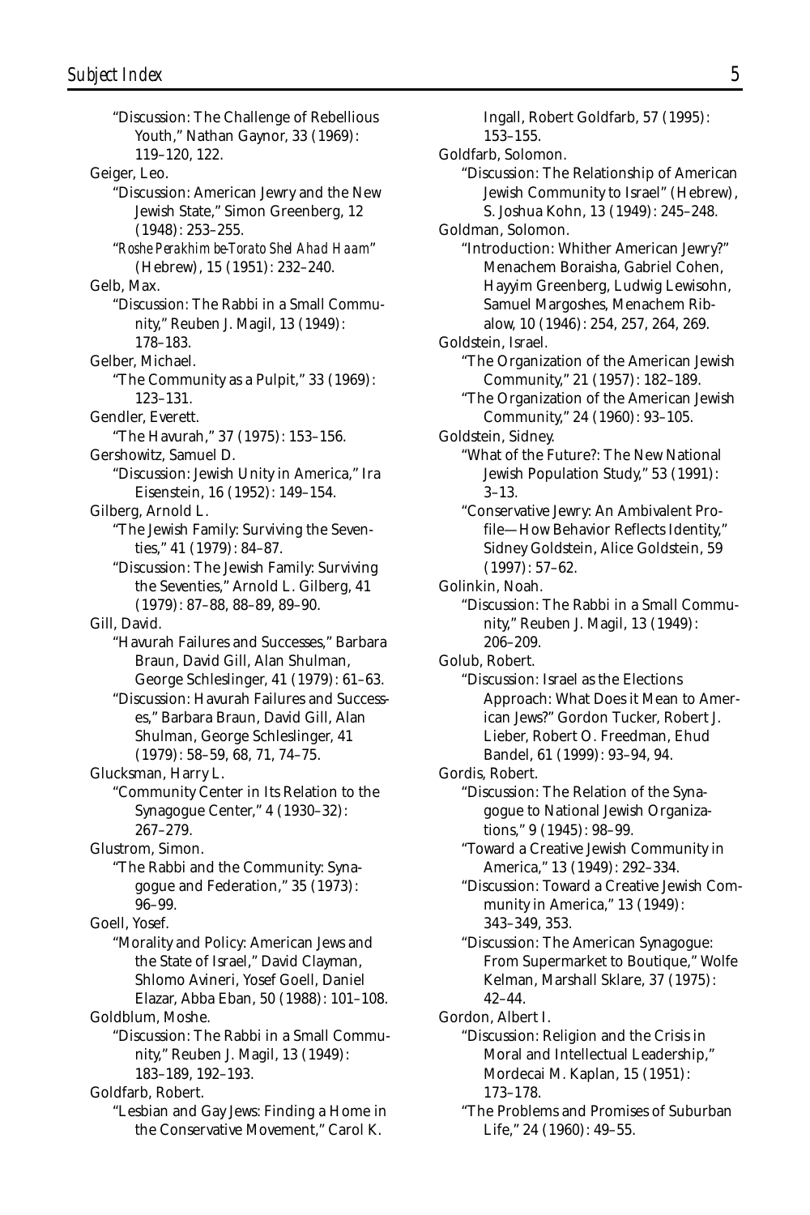"Discussion: The Challenge of Rebellious Youth," Nathan Gaynor, 33 (1969): 119–120, 122.

Geiger, Leo.

"Discussion: American Jewry and the New Jewish State," Simon Greenberg, 12 (1948): 253–255.

"*Roshe Perakhim be-Torato Shel Ahad Haam*" (Hebrew), 15 (1951): 232–240.

Gelb, Max.

"Discussion: The Rabbi in a Small Community," Reuben J. Magil, 13 (1949): 178–183.

Gelber, Michael.

"The Community as a Pulpit," 33 (1969): 123–131.

Gendler, Everett.

"The Havurah," 37 (1975): 153–156.

Gershowitz, Samuel D.

"Discussion: Jewish Unity in America," Ira Eisenstein, 16 (1952): 149–154.

Gilberg, Arnold L.

"The Jewish Family: Surviving the Seventies," 41 (1979): 84–87.

"Discussion: The Jewish Family: Surviving the Seventies," Arnold L. Gilberg, 41 (1979): 87–88, 88–89, 89–90.

Gill, David.

"Havurah Failures and Successes," Barbara Braun, David Gill, Alan Shulman, George Schleslinger, 41 (1979): 61–63.

"Discussion: Havurah Failures and Successes," Barbara Braun, David Gill, Alan Shulman, George Schleslinger, 41 (1979): 58–59, 68, 71, 74–75.

Glucksman, Harry L.

"Community Center in Its Relation to the Synagogue Center," 4 (1930–32): 267–279.

Glustrom, Simon.

"The Rabbi and the Community: Synagogue and Federation," 35 (1973): 96–99.

Goell, Yosef.

"Morality and Policy: American Jews and the State of Israel," David Clayman, Shlomo Avineri, Yosef Goell, Daniel Elazar, Abba Eban, 50 (1988): 101–108.

Goldblum, Moshe.

"Discussion: The Rabbi in a Small Community," Reuben J. Magil, 13 (1949): 183–189, 192–193.

Goldfarb, Robert.

"Lesbian and Gay Jews: Finding a Home in the Conservative Movement," Carol K. Ingall, Robert Goldfarb, 57 (1995): 153–155.

Goldfarb, Solomon.

"Discussion: The Relationship of American Jewish Community to Israel" (Hebrew), S. Joshua Kohn, 13 (1949): 245–248.

Goldman, Solomon.

"Introduction: Whither American Jewry?" Menachem Boraisha, Gabriel Cohen, Hayyim Greenberg, Ludwig Lewisohn, Samuel Margoshes, Menachem Ribalow, 10 (1946): 254, 257, 264, 269.

Goldstein, Israel.

"The Organization of the American Jewish Community," 21 (1957): 182–189.

"The Organization of the American Jewish Community," 24 (1960): 93–105.

Goldstein, Sidney.

"What of the Future?: The New National Jewish Population Study," 53 (1991): 3–13.

"Conservative Jewry: An Ambivalent Profile—How Behavior Reflects Identity," Sidney Goldstein, Alice Goldstein, 59 (1997): 57–62.

Golinkin, Noah.

"Discussion: The Rabbi in a Small Community," Reuben J. Magil, 13 (1949): 206–209.

Golub, Robert.

"Discussion: Israel as the Elections Approach: What Does it Mean to American Jews?" Gordon Tucker, Robert J. Lieber, Robert O. Freedman, Ehud Bandel, 61 (1999): 93–94, 94.

Gordis, Robert.

"Discussion: The Relation of the Synagogue to National Jewish Organizations," 9 (1945): 98–99.

"Toward a Creative Jewish Community in America," 13 (1949): 292–334.

"Discussion: Toward a Creative Jewish Community in America," 13 (1949): 343–349, 353.

"Discussion: The American Synagogue: From Supermarket to Boutique," Wolfe Kelman, Marshall Sklare, 37 (1975): 42–44.

Gordon, Albert I.

"Discussion: Religion and the Crisis in Moral and Intellectual Leadership," Mordecai M. Kaplan, 15 (1951): 173–178.

"The Problems and Promises of Suburban Life," 24 (1960): 49–55.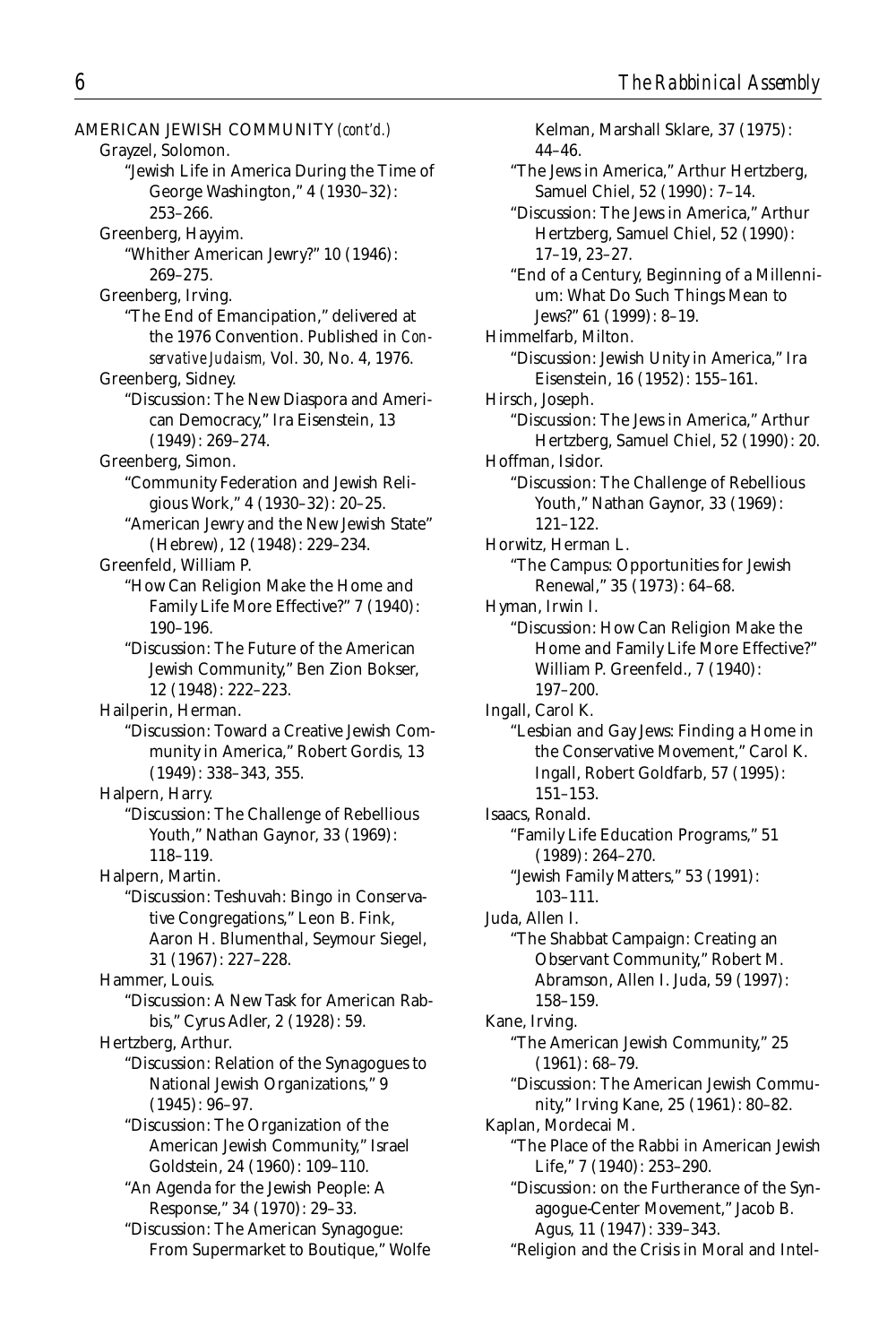AMERICAN JEWISH COMMUNITY *(cont'd.)*

Grayzel, Solomon.
- "Jewish Life in America During the Time of George Washington," 4 (1930–32): 253–266.

Greenberg, Hayyim.
- "Whither American Jewry?" 10 (1946): 269–275.

Greenberg, Irving.
- "The End of Emancipation," delivered at the 1976 Convention. Published in *Conservative Judaism,* Vol. 30, No. 4, 1976.

Greenberg, Sidney.
- "Discussion: The New Diaspora and American Democracy," Ira Eisenstein, 13 (1949): 269–274.

Greenberg, Simon.
- "Community Federation and Jewish Religious Work," 4 (1930–32): 20–25.
- "American Jewry and the New Jewish State" (Hebrew), 12 (1948): 229–234.

Greenfeld, William P.
- "How Can Religion Make the Home and Family Life More Effective?" 7 (1940): 190–196.
- "Discussion: The Future of the American Jewish Community," Ben Zion Bokser, 12 (1948): 222–223.

Hailperin, Herman.
- "Discussion: Toward a Creative Jewish Community in America," Robert Gordis, 13 (1949): 338–343, 355.

Halpern, Harry.
- "Discussion: The Challenge of Rebellious Youth," Nathan Gaynor, 33 (1969): 118–119.

Halpern, Martin.
- "Discussion: Teshuvah: Bingo in Conservative Congregations," Leon B. Fink, Aaron H. Blumenthal, Seymour Siegel, 31 (1967): 227–228.

Hammer, Louis.
- "Discussion: A New Task for American Rabbis," Cyrus Adler, 2 (1928): 59.

Hertzberg, Arthur.
- "Discussion: Relation of the Synagogues to National Jewish Organizations," 9 (1945): 96–97.
- "Discussion: The Organization of the American Jewish Community," Israel Goldstein, 24 (1960): 109–110.
- "An Agenda for the Jewish People: A Response," 34 (1970): 29–33.
- "Discussion: The American Synagogue: From Supermarket to Boutique," Wolfe Kelman, Marshall Sklare, 37 (1975): 44–46.
- "The Jews in America," Arthur Hertzberg, Samuel Chiel, 52 (1990): 7–14.
- "Discussion: The Jews in America," Arthur Hertzberg, Samuel Chiel, 52 (1990): 17–19, 23–27.
- "End of a Century, Beginning of a Millennium: What Do Such Things Mean to Jews?" 61 (1999): 8–19.

Himmelfarb, Milton.
- "Discussion: Jewish Unity in America," Ira Eisenstein, 16 (1952): 155–161.

Hirsch, Joseph.
- "Discussion: The Jews in America," Arthur Hertzberg, Samuel Chiel, 52 (1990): 20.

Hoffman, Isidor.
- "Discussion: The Challenge of Rebellious Youth," Nathan Gaynor, 33 (1969): 121–122.

Horwitz, Herman L.
- "The Campus: Opportunities for Jewish Renewal," 35 (1973): 64–68.

Hyman, Irwin I.
- "Discussion: How Can Religion Make the Home and Family Life More Effective?" William P. Greenfeld., 7 (1940): 197–200.

Ingall, Carol K.
- "Lesbian and Gay Jews: Finding a Home in the Conservative Movement," Carol K. Ingall, Robert Goldfarb, 57 (1995): 151–153.

Isaacs, Ronald.
- "Family Life Education Programs," 51 (1989): 264–270.
- "Jewish Family Matters," 53 (1991): 103–111.

Juda, Allen I.
- "The Shabbat Campaign: Creating an Observant Community," Robert M. Abramson, Allen I. Juda, 59 (1997): 158–159.

Kane, Irving.
- "The American Jewish Community," 25 (1961): 68–79.
- "Discussion: The American Jewish Community," Irving Kane, 25 (1961): 80–82.

Kaplan, Mordecai M.
- "The Place of the Rabbi in American Jewish Life," 7 (1940): 253–290.
- "Discussion: on the Furtherance of the Synagogue-Center Movement," Jacob B. Agus, 11 (1947): 339–343.
- "Religion and the Crisis in Moral and Intel-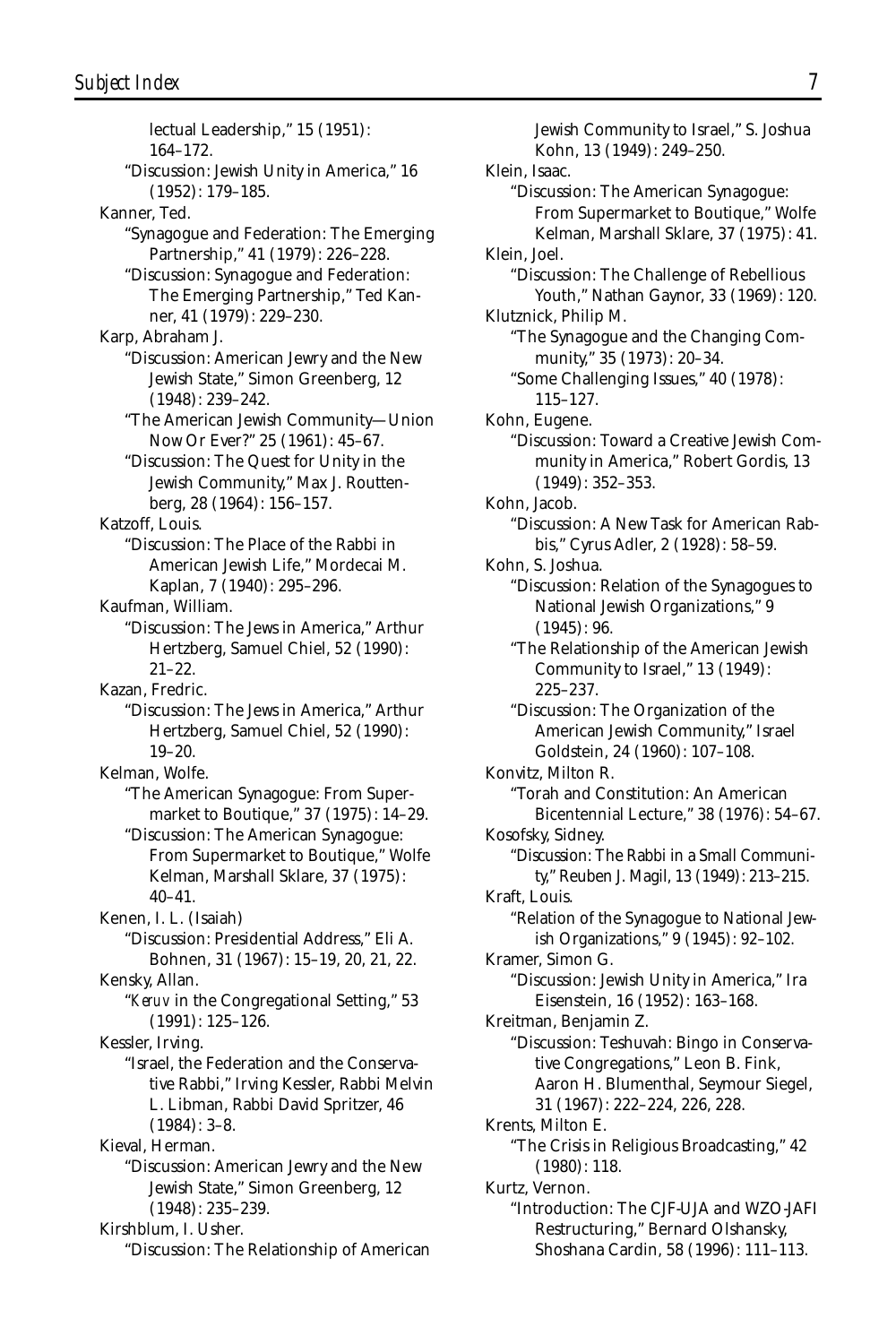lectual Leadership," 15 (1951): 164–172.
"Discussion: Jewish Unity in America," 16 (1952): 179–185.

Kanner, Ted.
"Synagogue and Federation: The Emerging Partnership," 41 (1979): 226–228.
"Discussion: Synagogue and Federation: The Emerging Partnership," Ted Kanner, 41 (1979): 229–230.

Karp, Abraham J.
"Discussion: American Jewry and the New Jewish State," Simon Greenberg, 12 (1948): 239–242.
"The American Jewish Community—Union Now Or Ever?" 25 (1961): 45–67.
"Discussion: The Quest for Unity in the Jewish Community," Max J. Routtenberg, 28 (1964): 156–157.

Katzoff, Louis.
"Discussion: The Place of the Rabbi in American Jewish Life," Mordecai M. Kaplan, 7 (1940): 295–296.

Kaufman, William.
"Discussion: The Jews in America," Arthur Hertzberg, Samuel Chiel, 52 (1990): 21–22.

Kazan, Fredric.
"Discussion: The Jews in America," Arthur Hertzberg, Samuel Chiel, 52 (1990): 19–20.

Kelman, Wolfe.
"The American Synagogue: From Supermarket to Boutique," 37 (1975): 14–29.
"Discussion: The American Synagogue: From Supermarket to Boutique," Wolfe Kelman, Marshall Sklare, 37 (1975): 40–41.

Kenen, I. L. (Isaiah)
"Discussion: Presidential Address," Eli A. Bohnen, 31 (1967): 15–19, 20, 21, 22.

Kensky, Allan.
"*Keruv* in the Congregational Setting," 53 (1991): 125–126.

Kessler, Irving.
"Israel, the Federation and the Conservative Rabbi," Irving Kessler, Rabbi Melvin L. Libman, Rabbi David Spritzer, 46 (1984): 3–8.

Kieval, Herman.
"Discussion: American Jewry and the New Jewish State," Simon Greenberg, 12 (1948): 235–239.

Kirshblum, I. Usher.
"Discussion: The Relationship of American Jewish Community to Israel," S. Joshua Kohn, 13 (1949): 249–250.

Klein, Isaac.
"Discussion: The American Synagogue: From Supermarket to Boutique," Wolfe Kelman, Marshall Sklare, 37 (1975): 41.

Klein, Joel.
"Discussion: The Challenge of Rebellious Youth," Nathan Gaynor, 33 (1969): 120.

Klutznick, Philip M.
"The Synagogue and the Changing Community," 35 (1973): 20–34.
"Some Challenging Issues," 40 (1978): 115–127.

Kohn, Eugene.
"Discussion: Toward a Creative Jewish Community in America," Robert Gordis, 13 (1949): 352–353.

Kohn, Jacob.
"Discussion: A New Task for American Rabbis," Cyrus Adler, 2 (1928): 58–59.

Kohn, S. Joshua.
"Discussion: Relation of the Synagogues to National Jewish Organizations," 9 (1945): 96.
"The Relationship of the American Jewish Community to Israel," 13 (1949): 225–237.
"Discussion: The Organization of the American Jewish Community," Israel Goldstein, 24 (1960): 107–108.

Konvitz, Milton R.
"Torah and Constitution: An American Bicentennial Lecture," 38 (1976): 54–67.

Kosofsky, Sidney.
"Discussion: The Rabbi in a Small Community," Reuben J. Magil, 13 (1949): 213–215.

Kraft, Louis.
"Relation of the Synagogue to National Jewish Organizations," 9 (1945): 92–102.

Kramer, Simon G.
"Discussion: Jewish Unity in America," Ira Eisenstein, 16 (1952): 163–168.

Kreitman, Benjamin Z.
"Discussion: Teshuvah: Bingo in Conservative Congregations," Leon B. Fink, Aaron H. Blumenthal, Seymour Siegel, 31 (1967): 222–224, 226, 228.

Krents, Milton E.
"The Crisis in Religious Broadcasting," 42 (1980): 118.

Kurtz, Vernon.
"Introduction: The CJF-UJA and WZO-JAFI Restructuring," Bernard Olshansky, Shoshana Cardin, 58 (1996): 111–113.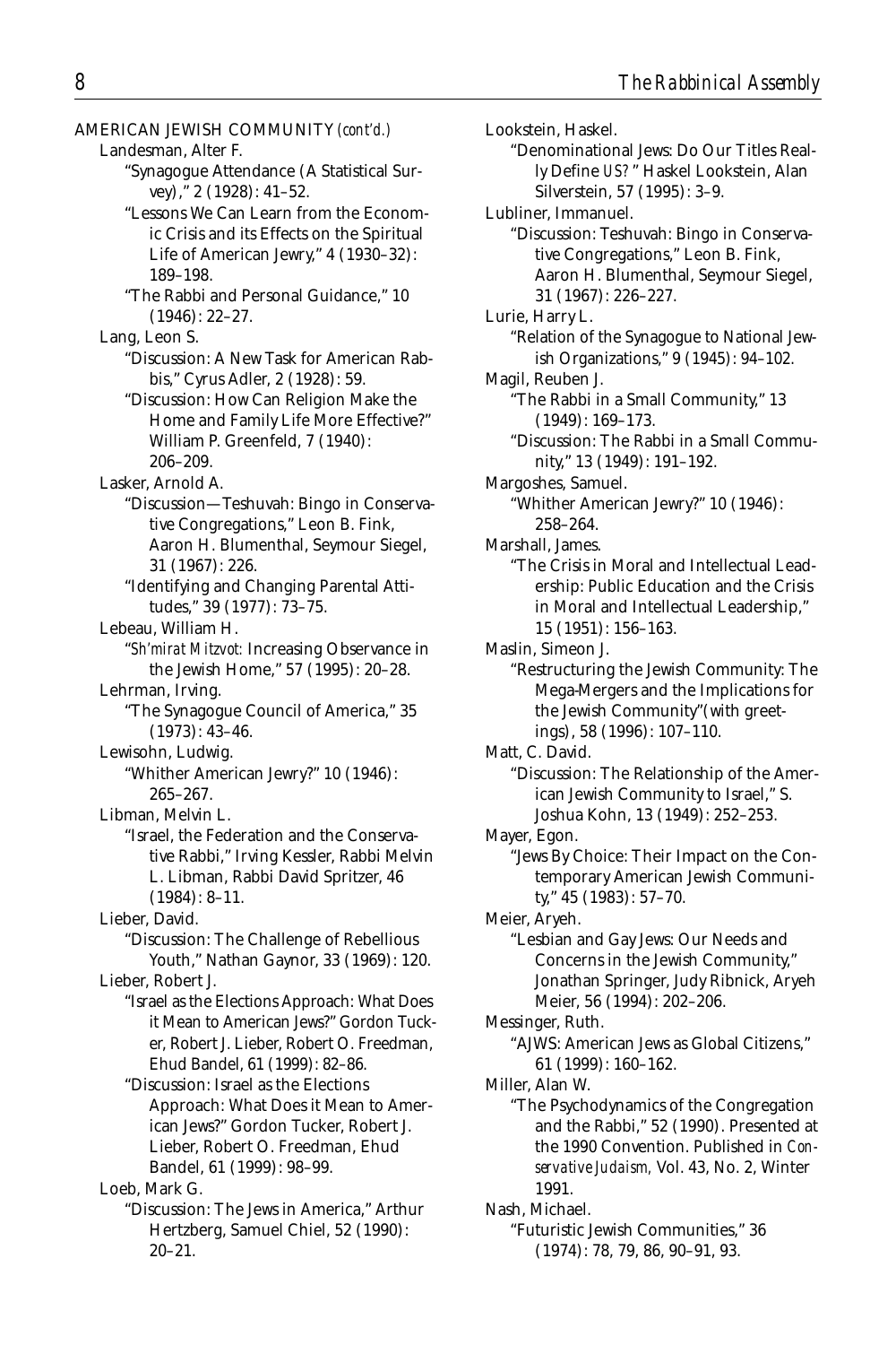AMERICAN JEWISH COMMUNITY *(cont'd.)*

Landesman, Alter F.

"Synagogue Attendance (A Statistical Survey)," 2 (1928): 41–52.

"Lessons We Can Learn from the Economic Crisis and its Effects on the Spiritual Life of American Jewry," 4 (1930–32): 189–198.

"The Rabbi and Personal Guidance," 10 (1946): 22–27.

Lang, Leon S.

"Discussion: A New Task for American Rabbis," Cyrus Adler, 2 (1928): 59.

"Discussion: How Can Religion Make the Home and Family Life More Effective?" William P. Greenfeld, 7 (1940): 206–209.

Lasker, Arnold A.

"Discussion—Teshuvah: Bingo in Conservative Congregations," Leon B. Fink, Aaron H. Blumenthal, Seymour Siegel, 31 (1967): 226.

"Identifying and Changing Parental Attitudes," 39 (1977): 73–75.

Lebeau, William H.

"*Sh'mirat Mitzvot*: Increasing Observance in the Jewish Home," 57 (1995): 20–28.

Lehrman, Irving.

"The Synagogue Council of America," 35 (1973): 43–46.

Lewisohn, Ludwig.

"Whither American Jewry?" 10 (1946): 265–267.

Libman, Melvin L.

"Israel, the Federation and the Conservative Rabbi," Irving Kessler, Rabbi Melvin L. Libman, Rabbi David Spritzer, 46 (1984): 8–11.

Lieber, David.

"Discussion: The Challenge of Rebellious Youth," Nathan Gaynor, 33 (1969): 120.

Lieber, Robert J.

"Israel as the Elections Approach: What Does it Mean to American Jews?" Gordon Tucker, Robert J. Lieber, Robert O. Freedman, Ehud Bandel, 61 (1999): 82–86.

"Discussion: Israel as the Elections Approach: What Does it Mean to American Jews?" Gordon Tucker, Robert J. Lieber, Robert O. Freedman, Ehud Bandel, 61 (1999): 98–99.

Loeb, Mark G.

"Discussion: The Jews in America," Arthur Hertzberg, Samuel Chiel, 52 (1990): 20–21.

Lookstein, Haskel.

"Denominational Jews: Do Our Titles Really Define *US*?" Haskel Lookstein, Alan Silverstein, 57 (1995): 3–9.

Lubliner, Immanuel.

"Discussion: Teshuvah: Bingo in Conservative Congregations," Leon B. Fink, Aaron H. Blumenthal, Seymour Siegel, 31 (1967): 226–227.

Lurie, Harry L.

"Relation of the Synagogue to National Jewish Organizations," 9 (1945): 94–102.

Magil, Reuben J.

"The Rabbi in a Small Community," 13 (1949): 169–173.

"Discussion: The Rabbi in a Small Community," 13 (1949): 191–192.

Margoshes, Samuel.

"Whither American Jewry?" 10 (1946): 258–264.

Marshall, James.

"The Crisis in Moral and Intellectual Leadership: Public Education and the Crisis in Moral and Intellectual Leadership," 15 (1951): 156–163.

Maslin, Simeon J.

"Restructuring the Jewish Community: The Mega-Mergers and the Implications for the Jewish Community"(with greetings), 58 (1996): 107–110.

Matt, C. David.

"Discussion: The Relationship of the American Jewish Community to Israel," S. Joshua Kohn, 13 (1949): 252–253.

Mayer, Egon.

"Jews By Choice: Their Impact on the Contemporary American Jewish Community," 45 (1983): 57–70.

Meier, Aryeh.

"Lesbian and Gay Jews: Our Needs and Concerns in the Jewish Community," Jonathan Springer, Judy Ribnick, Aryeh Meier, 56 (1994): 202–206.

Messinger, Ruth.

"AJWS: American Jews as Global Citizens," 61 (1999): 160–162.

Miller, Alan W.

"The Psychodynamics of the Congregation and the Rabbi," 52 (1990). Presented at the 1990 Convention. Published in *Conservative Judaism,* Vol. 43, No. 2, Winter 1991.

Nash, Michael.

"Futuristic Jewish Communities," 36 (1974): 78, 79, 86, 90–91, 93.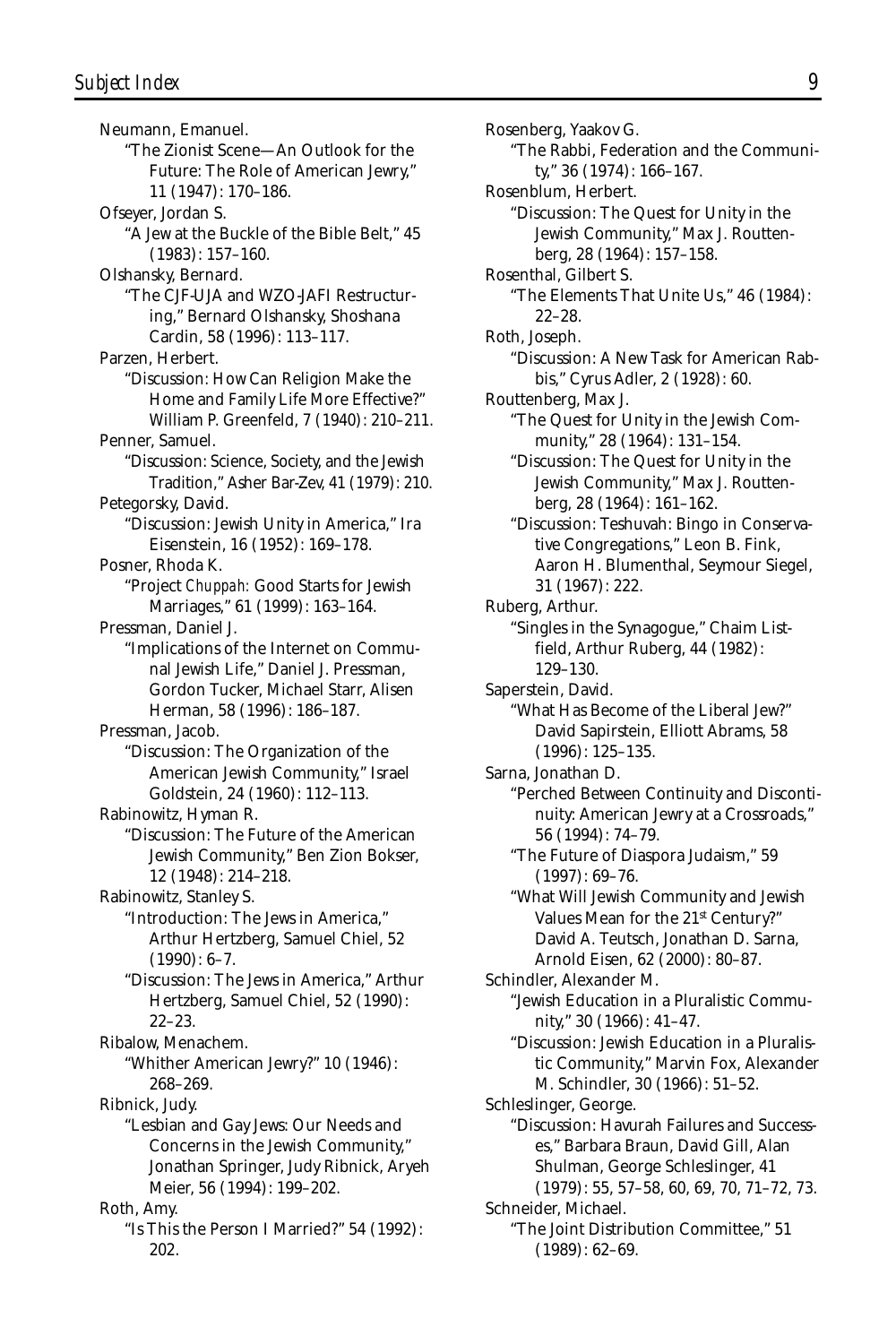Neumann, Emanuel.

"The Zionist Scene—An Outlook for the Future: The Role of American Jewry," 11 (1947): 170–186.

Ofseyer, Jordan S.

"A Jew at the Buckle of the Bible Belt," 45 (1983): 157–160.

Olshansky, Bernard.

"The CJF-UJA and WZO-JAFI Restructuring," Bernard Olshansky, Shoshana Cardin, 58 (1996): 113–117.

Parzen, Herbert.

"Discussion: How Can Religion Make the Home and Family Life More Effective?" William P. Greenfeld, 7 (1940): 210–211.

Penner, Samuel.

"Discussion: Science, Society, and the Jewish Tradition," Asher Bar-Zev, 41 (1979): 210.

Petegorsky, David.

"Discussion: Jewish Unity in America," Ira Eisenstein, 16 (1952): 169–178.

Posner, Rhoda K.

"Project *Chuppah*: Good Starts for Jewish Marriages," 61 (1999): 163–164.

Pressman, Daniel J.

"Implications of the Internet on Communal Jewish Life," Daniel J. Pressman, Gordon Tucker, Michael Starr, Alisen Herman, 58 (1996): 186–187.

Pressman, Jacob.

"Discussion: The Organization of the American Jewish Community," Israel Goldstein, 24 (1960): 112–113.

Rabinowitz, Hyman R.

"Discussion: The Future of the American Jewish Community," Ben Zion Bokser, 12 (1948): 214–218.

Rabinowitz, Stanley S.

"Introduction: The Jews in America," Arthur Hertzberg, Samuel Chiel, 52 (1990): 6–7.

"Discussion: The Jews in America," Arthur Hertzberg, Samuel Chiel, 52 (1990): 22–23.

Ribalow, Menachem.

"Whither American Jewry?" 10 (1946): 268–269.

Ribnick, Judy.

"Lesbian and Gay Jews: Our Needs and Concerns in the Jewish Community," Jonathan Springer, Judy Ribnick, Aryeh Meier, 56 (1994): 199–202.

Roth, Amy.

"Is This the Person I Married?" 54 (1992): 202.

Rosenberg, Yaakov G.

"The Rabbi, Federation and the Community," 36 (1974): 166–167.

Rosenblum, Herbert.

"Discussion: The Quest for Unity in the Jewish Community," Max J. Routtenberg, 28 (1964): 157–158.

Rosenthal, Gilbert S.

"The Elements That Unite Us," 46 (1984): 22–28.

Roth, Joseph.

"Discussion: A New Task for American Rabbis," Cyrus Adler, 2 (1928): 60.

Routtenberg, Max J.

"The Quest for Unity in the Jewish Community," 28 (1964): 131–154.

"Discussion: The Quest for Unity in the Jewish Community," Max J. Routtenberg, 28 (1964): 161–162.

"Discussion: Teshuvah: Bingo in Conservative Congregations," Leon B. Fink, Aaron H. Blumenthal, Seymour Siegel, 31 (1967): 222.

Ruberg, Arthur.

"Singles in the Synagogue," Chaim Listfield, Arthur Ruberg, 44 (1982): 129–130.

Saperstein, David.

"What Has Become of the Liberal Jew?" David Sapirstein, Elliott Abrams, 58 (1996): 125–135.

Sarna, Jonathan D.

"Perched Between Continuity and Discontinuity: American Jewry at a Crossroads," 56 (1994): 74–79.

"The Future of Diaspora Judaism," 59 (1997): 69–76.

"What Will Jewish Community and Jewish Values Mean for the 21st Century?" David A. Teutsch, Jonathan D. Sarna, Arnold Eisen, 62 (2000): 80–87.

Schindler, Alexander M.

"Jewish Education in a Pluralistic Community," 30 (1966): 41–47.

"Discussion: Jewish Education in a Pluralistic Community," Marvin Fox, Alexander M. Schindler, 30 (1966): 51–52.

Schleslinger, George.

"Discussion: Havurah Failures and Successes," Barbara Braun, David Gill, Alan Shulman, George Schleslinger, 41 (1979): 55, 57–58, 60, 69, 70, 71–72, 73.

Schneider, Michael.

"The Joint Distribution Committee," 51 (1989): 62–69.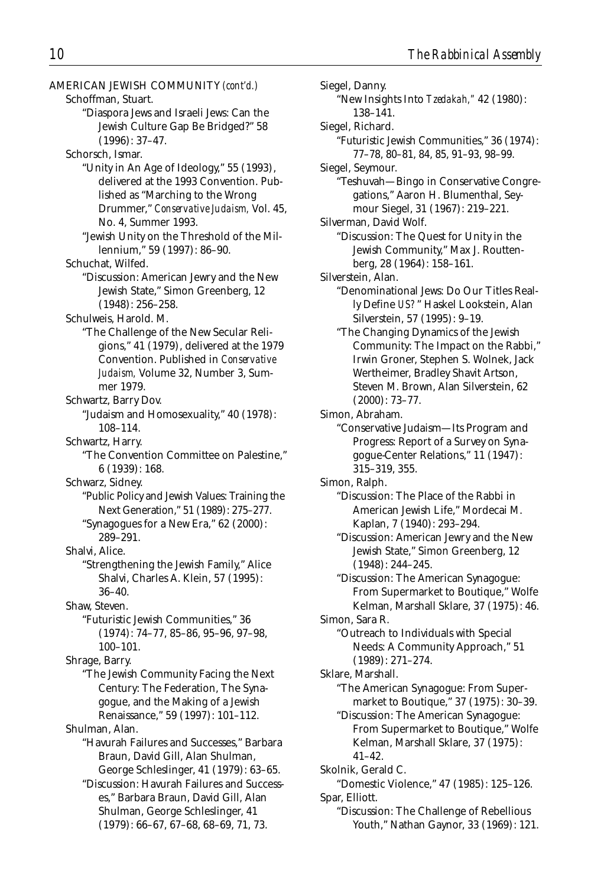AMERICAN JEWISH COMMUNITY *(cont'd.)*

Schoffman, Stuart.

"Diaspora Jews and Israeli Jews: Can the Jewish Culture Gap Be Bridged?" 58 (1996): 37–47.

Schorsch, Ismar.

"Unity in An Age of Ideology," 55 (1993), delivered at the 1993 Convention. Published as "Marching to the Wrong Drummer," *Conservative Judaism,* Vol. 45, No. 4, Summer 1993.

"Jewish Unity on the Threshold of the Millennium," 59 (1997): 86–90.

Schuchat, Wilfed.

"Discussion: American Jewry and the New Jewish State," Simon Greenberg, 12 (1948): 256–258.

Schulweis, Harold. M.

"The Challenge of the New Secular Religions," 41 (1979), delivered at the 1979 Convention. Published in *Conservative Judaism,* Volume 32, Number 3, Summer 1979.

Schwartz, Barry Dov.

"Judaism and Homosexuality," 40 (1978): 108–114.

Schwartz, Harry.

"The Convention Committee on Palestine," 6 (1939): 168.

Schwarz, Sidney.

"Public Policy and Jewish Values: Training the Next Generation," 51 (1989): 275–277.

"Synagogues for a New Era," 62 (2000): 289–291.

Shalvi, Alice.

"Strengthening the Jewish Family," Alice Shalvi, Charles A. Klein, 57 (1995): 36–40.

Shaw, Steven.

"Futuristic Jewish Communities," 36 (1974): 74–77, 85–86, 95–96, 97–98, 100–101.

Shrage, Barry.

"The Jewish Community Facing the Next Century: The Federation, The Synagogue, and the Making of a Jewish Renaissance," 59 (1997): 101–112.

Shulman, Alan.

"Havurah Failures and Successes," Barbara Braun, David Gill, Alan Shulman, George Schleslinger, 41 (1979): 63–65.

"Discussion: Havurah Failures and Successes," Barbara Braun, David Gill, Alan Shulman, George Schleslinger, 41 (1979): 66–67, 67–68, 68–69, 71, 73.

Siegel, Danny.

"New Insights Into *Tzedakah,"* 42 (1980): 138–141.

Siegel, Richard.

"Futuristic Jewish Communities," 36 (1974): 77–78, 80–81, 84, 85, 91–93, 98–99.

Siegel, Seymour.

"Teshuvah—Bingo in Conservative Congregations," Aaron H. Blumenthal, Seymour Siegel, 31 (1967): 219–221.

Silverman, David Wolf.

"Discussion: The Quest for Unity in the Jewish Community," Max J. Routtenberg, 28 (1964): 158–161.

Silverstein, Alan.

"Denominational Jews: Do Our Titles Really Define *US?* " Haskel Lookstein, Alan Silverstein, 57 (1995): 9–19.

"The Changing Dynamics of the Jewish Community: The Impact on the Rabbi," Irwin Groner, Stephen S. Wolnek, Jack Wertheimer, Bradley Shavit Artson, Steven M. Brown, Alan Silverstein, 62 (2000): 73–77.

Simon, Abraham.

"Conservative Judaism—Its Program and Progress: Report of a Survey on Synagogue-Center Relations," 11 (1947): 315–319, 355.

Simon, Ralph.

"Discussion: The Place of the Rabbi in American Jewish Life," Mordecai M. Kaplan, 7 (1940): 293–294.

"Discussion: American Jewry and the New Jewish State," Simon Greenberg, 12 (1948): 244–245.

"Discussion: The American Synagogue: From Supermarket to Boutique," Wolfe Kelman, Marshall Sklare, 37 (1975): 46.

Simon, Sara R.

"Outreach to Individuals with Special Needs: A Community Approach," 51 (1989): 271–274.

Sklare, Marshall.

"The American Synagogue: From Supermarket to Boutique," 37 (1975): 30–39.

"Discussion: The American Synagogue: From Supermarket to Boutique," Wolfe Kelman, Marshall Sklare, 37 (1975): 41–42.

Skolnik, Gerald C.

"Domestic Violence," 47 (1985): 125–126.

Spar, Elliott.

"Discussion: The Challenge of Rebellious Youth," Nathan Gaynor, 33 (1969): 121.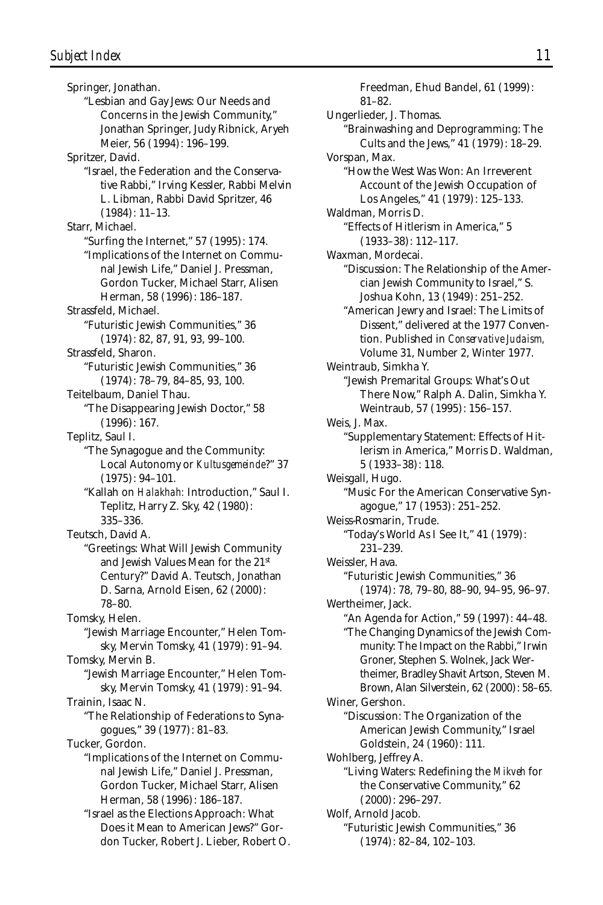Springer, Jonathan.

"Lesbian and Gay Jews: Our Needs and Concerns in the Jewish Community," Jonathan Springer, Judy Ribnick, Aryeh Meier, 56 (1994): 196–199.

Spritzer, David.

"Israel, the Federation and the Conservative Rabbi," Irving Kessler, Rabbi Melvin L. Libman, Rabbi David Spritzer, 46 (1984): 11–13.

Starr, Michael.

"Surfing the Internet," 57 (1995): 174.

"Implications of the Internet on Communal Jewish Life," Daniel J. Pressman, Gordon Tucker, Michael Starr, Alisen Herman, 58 (1996): 186–187.

Strassfeld, Michael.

"Futuristic Jewish Communities," 36 (1974): 82, 87, 91, 93, 99–100.

Strassfeld, Sharon.

"Futuristic Jewish Communities," 36 (1974): 78–79, 84–85, 93, 100.

Teitelbaum, Daniel Thau.

"The Disappearing Jewish Doctor," 58 (1996): 167.

Teplitz, Saul I.

"The Synagogue and the Community: Local Autonomy or *Kultusgemeinde*?" 37 (1975): 94–101.

"Kallah on *Halakhah:* Introduction," Saul I. Teplitz, Harry Z. Sky, 42 (1980): 335–336.

Teutsch, David A.

"Greetings: What Will Jewish Community and Jewish Values Mean for the 21st Century?" David A. Teutsch, Jonathan D. Sarna, Arnold Eisen, 62 (2000): 78–80.

Tomsky, Helen.

"Jewish Marriage Encounter," Helen Tomsky, Mervin Tomsky, 41 (1979): 91–94.

Tomsky, Mervin B.

"Jewish Marriage Encounter," Helen Tomsky, Mervin Tomsky, 41 (1979): 91–94.

Trainin, Isaac N.

"The Relationship of Federations to Synagogues," 39 (1977): 81–83.

Tucker, Gordon.

"Implications of the Internet on Communal Jewish Life," Daniel J. Pressman, Gordon Tucker, Michael Starr, Alisen Herman, 58 (1996): 186–187.

"Israel as the Elections Approach: What Does it Mean to American Jews?" Gordon Tucker, Robert J. Lieber, Robert O. Freedman, Ehud Bandel, 61 (1999): 81–82.

Ungerlieder, J. Thomas.

"Brainwashing and Deprogramming: The Cults and the Jews," 41 (1979): 18–29.

Vorspan, Max.

"How the West Was Won: An Irreverent Account of the Jewish Occupation of Los Angeles," 41 (1979): 125–133.

Waldman, Morris D.

"Effects of Hitlerism in America," 5 (1933–38): 112–117.

Waxman, Mordecai.

"Discussion: The Relationship of the Amercian Jewish Community to Israel," S. Joshua Kohn, 13 (1949): 251–252.

"American Jewry and Israel: The Limits of Dissent," delivered at the 1977 Convention. Published in *Conservative Judaism,* Volume 31, Number 2, Winter 1977.

Weintraub, Simkha Y.

"Jewish Premarital Groups: What's Out There Now," Ralph A. Dalin, Simkha Y. Weintraub, 57 (1995): 156–157.

Weis, J. Max.

"Supplementary Statement: Effects of Hitlerism in America," Morris D. Waldman, 5 (1933–38): 118.

Weisgall, Hugo.

"Music For the American Conservative Synagogue," 17 (1953): 251–252.

Weiss-Rosmarin, Trude.

"Today's World As I See It," 41 (1979): 231–239.

Weissler, Hava.

"Futuristic Jewish Communities," 36 (1974): 78, 79–80, 88–90, 94–95, 96–97.

Wertheimer, Jack.

"An Agenda for Action," 59 (1997): 44–48.

"The Changing Dynamics of the Jewish Community: The Impact on the Rabbi," Irwin Groner, Stephen S. Wolnek, Jack Wertheimer, Bradley Shavit Artson, Steven M. Brown, Alan Silverstein, 62 (2000): 58–65.

Winer, Gershon.

"Discussion: The Organization of the American Jewish Community," Israel Goldstein, 24 (1960): 111.

Wohlberg, Jeffrey A.

"Living Waters: Redefining the *Mikveh* for the Conservative Community," 62 (2000): 296–297.

Wolf, Arnold Jacob.

"Futuristic Jewish Communities," 36 (1974): 82–84, 102–103.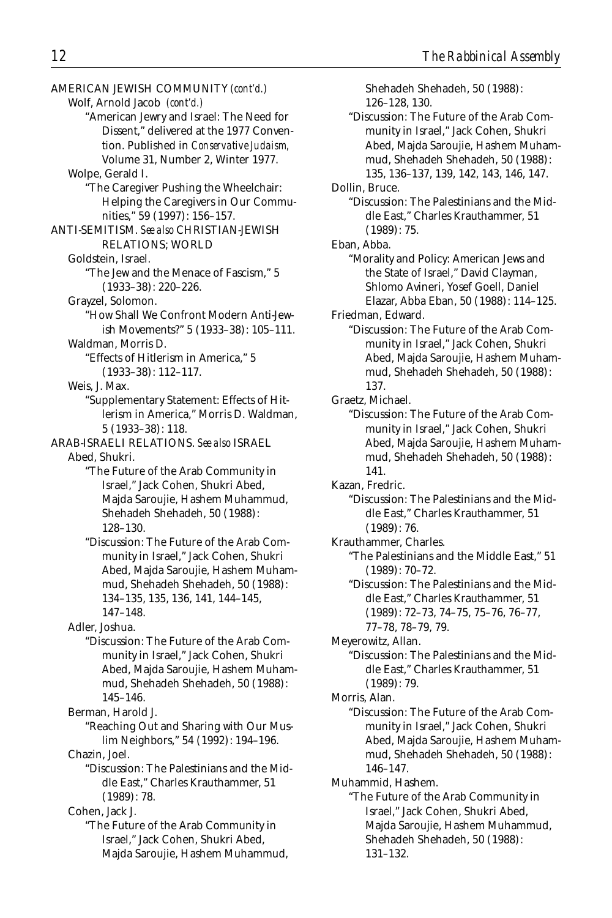AMERICAN JEWISH COMMUNITY *(cont'd.)*

Wolf, Arnold Jacob *(cont'd.)*

"American Jewry and Israel: The Need for Dissent," delivered at the 1977 Convention. Published in *Conservative Judaism,* Volume 31, Number 2, Winter 1977.

Wolpe, Gerald I.

"The Caregiver Pushing the Wheelchair: Helping the Caregivers in Our Communities," 59 (1997): 156–157.

ANTI-SEMITISM. *See also* CHRISTIAN-JEWISH RELATIONS; WORLD

Goldstein, Israel.

"The Jew and the Menace of Fascism," 5 (1933–38): 220–226.

Grayzel, Solomon.

"How Shall We Confront Modern Anti-Jewish Movements?" 5 (1933–38): 105–111.

Waldman, Morris D.

"Effects of Hitlerism in America," 5 (1933–38): 112–117.

Weis, J. Max.

"Supplementary Statement: Effects of Hitlerism in America," Morris D. Waldman, 5 (1933–38): 118.

ARAB-ISRAELI RELATIONS. *See also* ISRAEL

Abed, Shukri.

"The Future of the Arab Community in Israel," Jack Cohen, Shukri Abed, Majda Saroujie, Hashem Muhammud, Shehadeh Shehadeh, 50 (1988): 128–130.

"Discussion: The Future of the Arab Community in Israel," Jack Cohen, Shukri Abed, Majda Saroujie, Hashem Muhammud, Shehadeh Shehadeh, 50 (1988): 134–135, 135, 136, 141, 144–145, 147–148.

Adler, Joshua.

"Discussion: The Future of the Arab Community in Israel," Jack Cohen, Shukri Abed, Majda Saroujie, Hashem Muhammud, Shehadeh Shehadeh, 50 (1988): 145–146.

Berman, Harold J.

"Reaching Out and Sharing with Our Muslim Neighbors," 54 (1992): 194–196.

Chazin, Joel.

"Discussion: The Palestinians and the Middle East," Charles Krauthammer, 51 (1989): 78.

Cohen, Jack J.

"The Future of the Arab Community in Israel," Jack Cohen, Shukri Abed, Majda Saroujie, Hashem Muhammud, Shehadeh Shehadeh, 50 (1988): 126–128, 130.

"Discussion: The Future of the Arab Community in Israel," Jack Cohen, Shukri Abed, Majda Saroujie, Hashem Muhammud, Shehadeh Shehadeh, 50 (1988): 135, 136–137, 139, 142, 143, 146, 147.

Dollin, Bruce.

"Discussion: The Palestinians and the Middle East," Charles Krauthammer, 51 (1989): 75.

Eban, Abba.

"Morality and Policy: American Jews and the State of Israel," David Clayman, Shlomo Avineri, Yosef Goell, Daniel Elazar, Abba Eban, 50 (1988): 114–125.

Friedman, Edward.

"Discussion: The Future of the Arab Community in Israel," Jack Cohen, Shukri Abed, Majda Saroujie, Hashem Muhammud, Shehadeh Shehadeh, 50 (1988): 137.

Graetz, Michael.

"Discussion: The Future of the Arab Community in Israel," Jack Cohen, Shukri Abed, Majda Saroujie, Hashem Muhammud, Shehadeh Shehadeh, 50 (1988): 141.

Kazan, Fredric.

"Discussion: The Palestinians and the Middle East," Charles Krauthammer, 51 (1989): 76.

Krauthammer, Charles.

"The Palestinians and the Middle East," 51 (1989): 70–72.

"Discussion: The Palestinians and the Middle East," Charles Krauthammer, 51 (1989): 72–73, 74–75, 75–76, 76–77, 77–78, 78–79, 79.

Meyerowitz, Allan.

"Discussion: The Palestinians and the Middle East," Charles Krauthammer, 51 (1989): 79.

Morris, Alan.

"Discussion: The Future of the Arab Community in Israel," Jack Cohen, Shukri Abed, Majda Saroujie, Hashem Muhammud, Shehadeh Shehadeh, 50 (1988): 146–147.

Muhammid, Hashem.

"The Future of the Arab Community in Israel," Jack Cohen, Shukri Abed, Majda Saroujie, Hashem Muhammud, Shehadeh Shehadeh, 50 (1988): 131–132.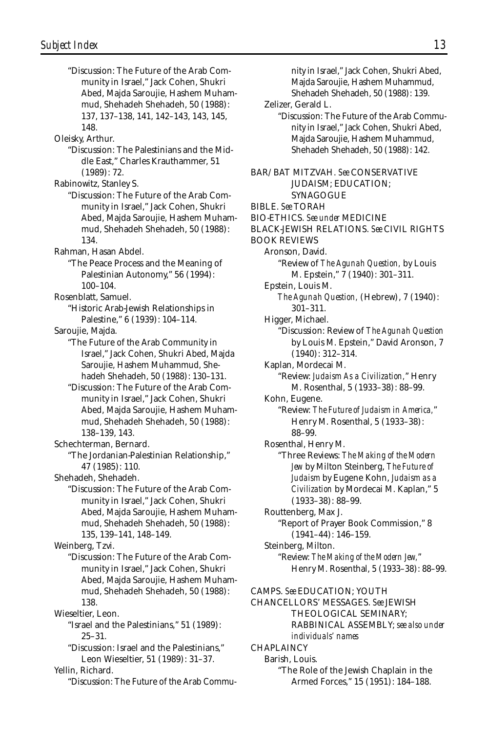"Discussion: The Future of the Arab Community in Israel," Jack Cohen, Shukri Abed, Majda Saroujie, Hashem Muhammud, Shehadeh Shehadeh, 50 (1988): 137, 137–138, 141, 142–143, 143, 145, 148.

Oleisky, Arthur.
"Discussion: The Palestinians and the Middle East," Charles Krauthammer, 51 (1989): 72.

Rabinowitz, Stanley S.
"Discussion: The Future of the Arab Community in Israel," Jack Cohen, Shukri Abed, Majda Saroujie, Hashem Muhammud, Shehadeh Shehadeh, 50 (1988): 134.

Rahman, Hasan Abdel.
"The Peace Process and the Meaning of Palestinian Autonomy," 56 (1994): 100–104.

Rosenblatt, Samuel.
"Historic Arab-Jewish Relationships in Palestine," 6 (1939): 104–114.

Saroujie, Majda.
"The Future of the Arab Community in Israel," Jack Cohen, Shukri Abed, Majda Saroujie, Hashem Muhammud, Shehadeh Shehadeh, 50 (1988): 130–131.
"Discussion: The Future of the Arab Community in Israel," Jack Cohen, Shukri Abed, Majda Saroujie, Hashem Muhammud, Shehadeh Shehadeh, 50 (1988): 138–139, 143.

Schechterman, Bernard.
"The Jordanian-Palestinian Relationship," 47 (1985): 110.

Shehadeh, Shehadeh.
"Discussion: The Future of the Arab Community in Israel," Jack Cohen, Shukri Abed, Majda Saroujie, Hashem Muhammud, Shehadeh Shehadeh, 50 (1988): 135, 139–141, 148–149.

Weinberg, Tzvi.
"Discussion: The Future of the Arab Community in Israel," Jack Cohen, Shukri Abed, Majda Saroujie, Hashem Muhammud, Shehadeh Shehadeh, 50 (1988): 138.

Wieseltier, Leon.
"Israel and the Palestinians," 51 (1989): 25–31.
"Discussion: Israel and the Palestinians," Leon Wieseltier, 51 (1989): 31–37.

Yellin, Richard.
"Discussion: The Future of the Arab Community in Israel," Jack Cohen, Shukri Abed, Majda Saroujie, Hashem Muhammud, Shehadeh Shehadeh, 50 (1988): 139.

Zelizer, Gerald L.
"Discussion: The Future of the Arab Community in Israel," Jack Cohen, Shukri Abed, Majda Saroujie, Hashem Muhammud, Shehadeh Shehadeh, 50 (1988): 142.

BAR/BAT MITZVAH. *See* CONSERVATIVE JUDAISM; EDUCATION; SYNAGOGUE

BIBLE. *See* TORAH

BIO-ETHICS. *See under* MEDICINE

BLACK-JEWISH RELATIONS. *See* CIVIL RIGHTS

BOOK REVIEWS

Aronson, David.
"Review of *The Agunah Question,* by Louis M. Epstein," 7 (1940): 301–311.

Epstein, Louis M.
*The Agunah Question,* (Hebrew), 7 (1940): 301–311.

Higger, Michael.
"Discussion: Review of *The Agunah Question* by Louis M. Epstein," David Aronson, 7 (1940): 312–314.

Kaplan, Mordecai M.
"Review: *Judaism As a Civilization,*" Henry M. Rosenthal, 5 (1933–38): 88–99.

Kohn, Eugene.
"Review: *The Future of Judaism in America,*" Henry M. Rosenthal, 5 (1933–38): 88–99.

Rosenthal, Henry M.
"Three Reviews: *The Making of the Modern Jew* by Milton Steinberg, *The Future of Judaism* by Eugene Kohn, *Judaism as a Civilization* by Mordecai M. Kaplan," 5 (1933–38): 88–99.

Routtenberg, Max J.
"Report of Prayer Book Commission," 8 (1941–44): 146–159.

Steinberg, Milton.
"Review: *The Making of the Modern Jew,*" Henry M. Rosenthal, 5 (1933–38): 88–99.

CAMPS. *See* EDUCATION; YOUTH

CHANCELLORS' MESSAGES. *See* JEWISH THEOLOGICAL SEMINARY; RABBINICAL ASSEMBLY; *see also under individuals' names*

CHAPLAINCY

Barish, Louis.
"The Role of the Jewish Chaplain in the Armed Forces," 15 (1951): 184–188.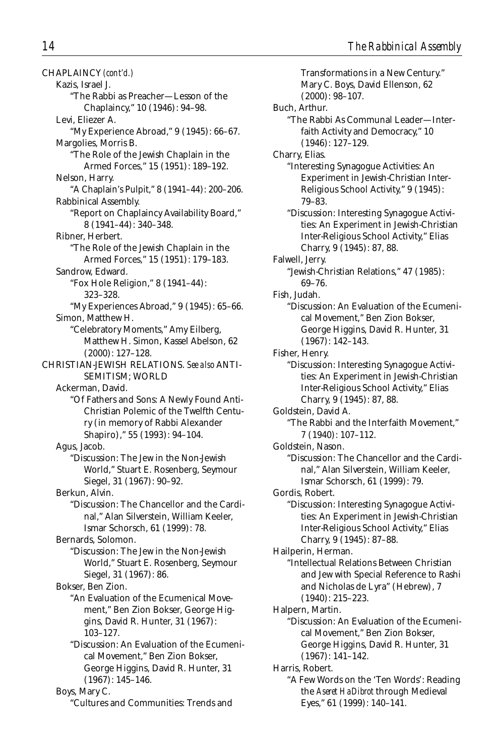CHAPLAINCY *(cont'd.)*

Kazis, Israel J.

"The Rabbi as Preacher—Lesson of the Chaplaincy," 10 (1946): 94–98.

Levi, Eliezer A.

"My Experience Abroad," 9 (1945): 66–67.

Margolies, Morris B.

"The Role of the Jewish Chaplain in the Armed Forces," 15 (1951): 189–192.

Nelson, Harry.

"A Chaplain's Pulpit," 8 (1941–44): 200–206.

Rabbinical Assembly.

"Report on Chaplaincy Availability Board," 8 (1941–44): 340–348.

Ribner, Herbert.

"The Role of the Jewish Chaplain in the Armed Forces," 15 (1951): 179–183.

Sandrow, Edward.

"Fox Hole Religion," 8 (1941–44): 323–328.

"My Experiences Abroad," 9 (1945): 65–66.

Simon, Matthew H.

"Celebratory Moments," Amy Eilberg, Matthew H. Simon, Kassel Abelson, 62 (2000): 127–128.

CHRISTIAN-JEWISH RELATIONS. *See also* ANTI-SEMITISM; WORLD

Ackerman, David.

"Of Fathers and Sons: A Newly Found Anti-Christian Polemic of the Twelfth Century (in memory of Rabbi Alexander Shapiro)," 55 (1993): 94–104.

Agus, Jacob.

"Discussion: The Jew in the Non-Jewish World," Stuart E. Rosenberg, Seymour Siegel, 31 (1967): 90–92.

Berkun, Alvin.

"Discussion: The Chancellor and the Cardinal," Alan Silverstein, William Keeler, Ismar Schorsch, 61 (1999): 78.

Bernards, Solomon.

"Discussion: The Jew in the Non-Jewish World," Stuart E. Rosenberg, Seymour Siegel, 31 (1967): 86.

Bokser, Ben Zion.

"An Evaluation of the Ecumenical Movement," Ben Zion Bokser, George Higgins, David R. Hunter, 31 (1967): 103–127.

"Discussion: An Evaluation of the Ecumenical Movement," Ben Zion Bokser, George Higgins, David R. Hunter, 31 (1967): 145–146.

Boys, Mary C.

"Cultures and Communities: Trends and Transformations in a New Century." Mary C. Boys, David Ellenson, 62 (2000): 98–107.

Buch, Arthur.

"The Rabbi As Communal Leader—Interfaith Activity and Democracy," 10 (1946): 127–129.

Charry, Elias.

"Interesting Synagogue Activities: An Experiment in Jewish-Christian Inter-Religious School Activity," 9 (1945): 79–83.

"Discussion: Interesting Synagogue Activities: An Experiment in Jewish-Christian Inter-Religious School Activity," Elias Charry, 9 (1945): 87, 88.

Falwell, Jerry.

"Jewish-Christian Relations," 47 (1985): 69–76.

Fish, Judah.

"Discussion: An Evaluation of the Ecumenical Movement," Ben Zion Bokser, George Higgins, David R. Hunter, 31 (1967): 142–143.

Fisher, Henry.

"Discussion: Interesting Synagogue Activities: An Experiment in Jewish-Christian Inter-Religious School Activity," Elias Charry, 9 (1945): 87, 88.

Goldstein, David A.

"The Rabbi and the Interfaith Movement," 7 (1940): 107–112.

Goldstein, Nason.

"Discussion: The Chancellor and the Cardinal," Alan Silverstein, William Keeler, Ismar Schorsch, 61 (1999): 79.

Gordis, Robert.

"Discussion: Interesting Synagogue Activities: An Experiment in Jewish-Christian Inter-Religious School Activity," Elias Charry, 9 (1945): 87–88.

Hailperin, Herman.

"Intellectual Relations Between Christian and Jew with Special Reference to Rashi and Nicholas de Lyra" (Hebrew), 7 (1940): 215–223.

Halpern, Martin.

"Discussion: An Evaluation of the Ecumenical Movement," Ben Zion Bokser, George Higgins, David R. Hunter, 31 (1967): 141–142.

Harris, Robert.

"A Few Words on the 'Ten Words': Reading the *Aseret HaDibrot* through Medieval Eyes," 61 (1999): 140–141.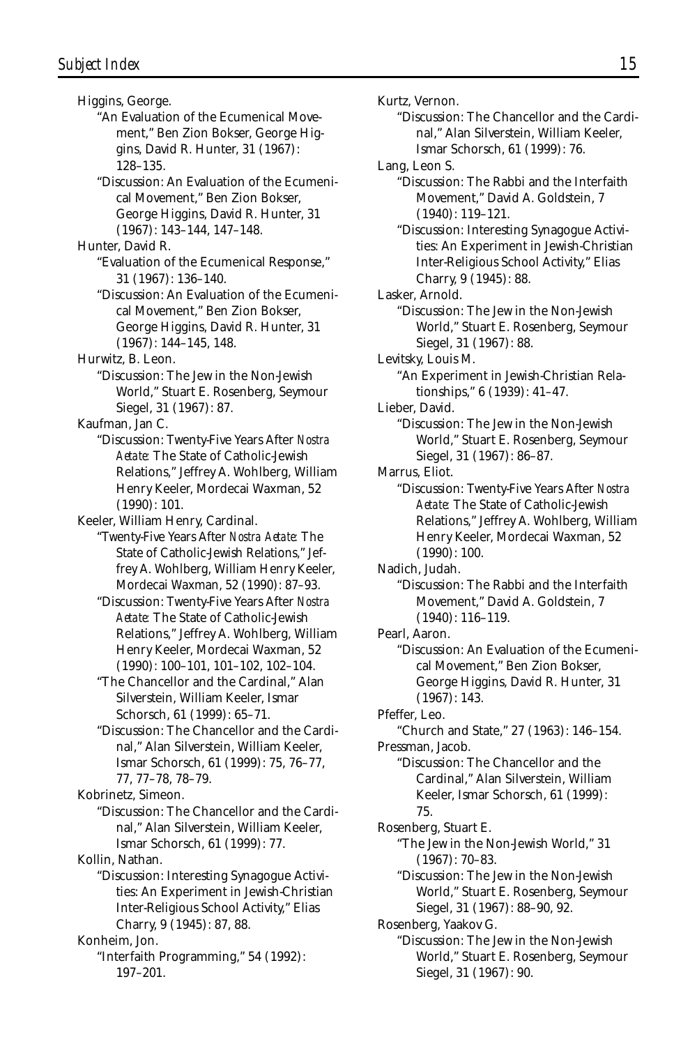Higgins, George.

"An Evaluation of the Ecumenical Movement," Ben Zion Bokser, George Higgins, David R. Hunter, 31 (1967): 128–135.

"Discussion: An Evaluation of the Ecumenical Movement," Ben Zion Bokser, George Higgins, David R. Hunter, 31 (1967): 143–144, 147–148.

Hunter, David R.

"Evaluation of the Ecumenical Response," 31 (1967): 136–140.

"Discussion: An Evaluation of the Ecumenical Movement," Ben Zion Bokser, George Higgins, David R. Hunter, 31 (1967): 144–145, 148.

Hurwitz, B. Leon.

"Discussion: The Jew in the Non-Jewish World," Stuart E. Rosenberg, Seymour Siegel, 31 (1967): 87.

Kaufman, Jan C.

"Discussion: Twenty-Five Years After *Nostra Aetate*: The State of Catholic-Jewish Relations," Jeffrey A. Wohlberg, William Henry Keeler, Mordecai Waxman, 52 (1990): 101.

Keeler, William Henry, Cardinal.

"Twenty-Five Years After *Nostra Aetate*: The State of Catholic-Jewish Relations," Jeffrey A. Wohlberg, William Henry Keeler, Mordecai Waxman, 52 (1990): 87–93.

"Discussion: Twenty-Five Years After *Nostra Aetate*: The State of Catholic-Jewish Relations," Jeffrey A. Wohlberg, William Henry Keeler, Mordecai Waxman, 52 (1990): 100–101, 101–102, 102–104.

"The Chancellor and the Cardinal," Alan Silverstein, William Keeler, Ismar Schorsch, 61 (1999): 65–71.

"Discussion: The Chancellor and the Cardinal," Alan Silverstein, William Keeler, Ismar Schorsch, 61 (1999): 75, 76–77, 77, 77–78, 78–79.

Kobrinetz, Simeon.

"Discussion: The Chancellor and the Cardinal," Alan Silverstein, William Keeler, Ismar Schorsch, 61 (1999): 77.

Kollin, Nathan.

"Discussion: Interesting Synagogue Activities: An Experiment in Jewish-Christian Inter-Religious School Activity," Elias Charry, 9 (1945): 87, 88.

Konheim, Jon.

"Interfaith Programming," 54 (1992): 197–201.

Kurtz, Vernon.

"Discussion: The Chancellor and the Cardinal," Alan Silverstein, William Keeler, Ismar Schorsch, 61 (1999): 76.

Lang, Leon S.

"Discussion: The Rabbi and the Interfaith Movement," David A. Goldstein, 7 (1940): 119–121.

"Discussion: Interesting Synagogue Activities: An Experiment in Jewish-Christian Inter-Religious School Activity," Elias Charry, 9 (1945): 88.

Lasker, Arnold.

"Discussion: The Jew in the Non-Jewish World," Stuart E. Rosenberg, Seymour Siegel, 31 (1967): 88.

Levitsky, Louis M.

"An Experiment in Jewish-Christian Relationships," 6 (1939): 41–47.

Lieber, David.

"Discussion: The Jew in the Non-Jewish World," Stuart E. Rosenberg, Seymour Siegel, 31 (1967): 86–87.

Marrus, Eliot.

"Discussion: Twenty-Five Years After *Nostra Aetate*: The State of Catholic-Jewish Relations," Jeffrey A. Wohlberg, William Henry Keeler, Mordecai Waxman, 52 (1990): 100.

Nadich, Judah.

"Discussion: The Rabbi and the Interfaith Movement," David A. Goldstein, 7 (1940): 116–119.

Pearl, Aaron.

"Discussion: An Evaluation of the Ecumenical Movement," Ben Zion Bokser, George Higgins, David R. Hunter, 31 (1967): 143.

Pfeffer, Leo.

"Church and State," 27 (1963): 146–154.

Pressman, Jacob.

"Discussion: The Chancellor and the Cardinal," Alan Silverstein, William Keeler, Ismar Schorsch, 61 (1999): 75.

Rosenberg, Stuart E.

"The Jew in the Non-Jewish World," 31 (1967): 70–83.

"Discussion: The Jew in the Non-Jewish World," Stuart E. Rosenberg, Seymour Siegel, 31 (1967): 88–90, 92.

Rosenberg, Yaakov G.

"Discussion: The Jew in the Non-Jewish World," Stuart E. Rosenberg, Seymour Siegel, 31 (1967): 90.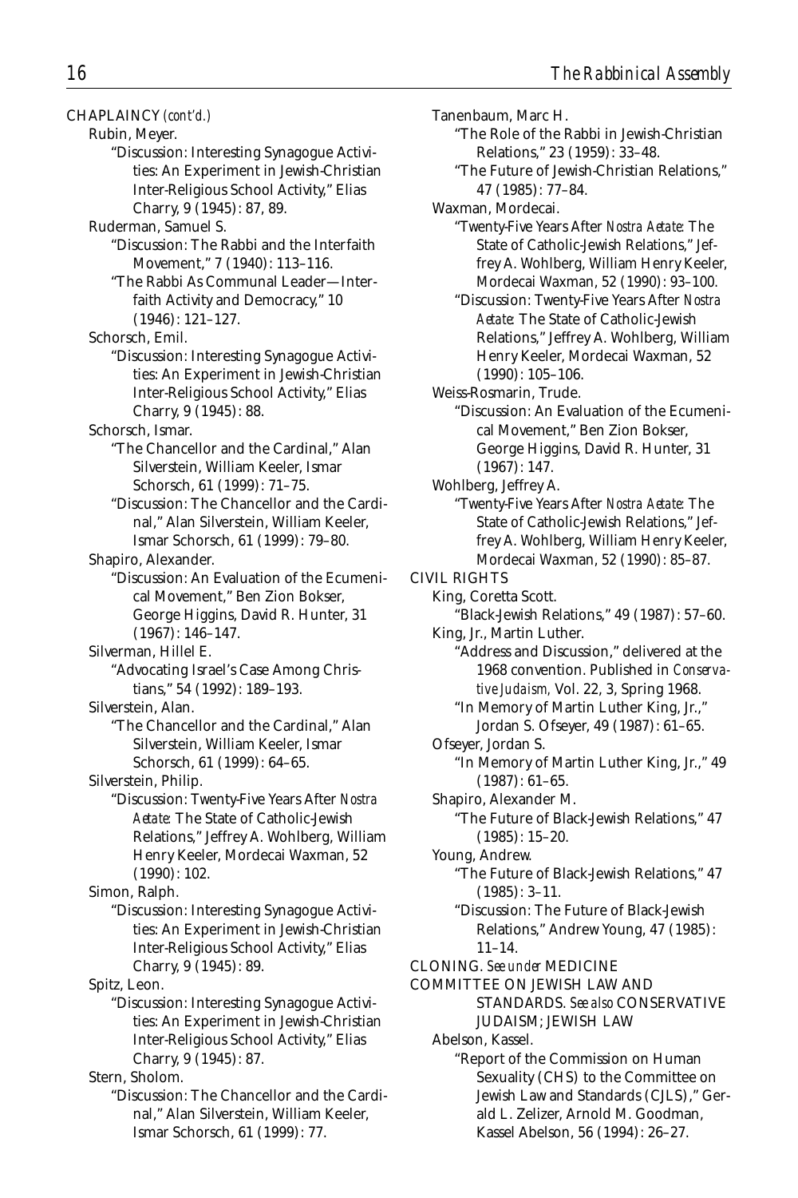CHAPLAINCY *(cont'd.)*

Rubin, Meyer.

"Discussion: Interesting Synagogue Activities: An Experiment in Jewish-Christian Inter-Religious School Activity," Elias Charry, 9 (1945): 87, 89.

Ruderman, Samuel S.

"Discussion: The Rabbi and the Interfaith Movement," 7 (1940): 113–116.

"The Rabbi As Communal Leader—Interfaith Activity and Democracy," 10 (1946): 121–127.

Schorsch, Emil.

"Discussion: Interesting Synagogue Activities: An Experiment in Jewish-Christian Inter-Religious School Activity," Elias Charry, 9 (1945): 88.

Schorsch, Ismar.

"The Chancellor and the Cardinal," Alan Silverstein, William Keeler, Ismar Schorsch, 61 (1999): 71–75.

"Discussion: The Chancellor and the Cardinal," Alan Silverstein, William Keeler, Ismar Schorsch, 61 (1999): 79–80.

Shapiro, Alexander.

"Discussion: An Evaluation of the Ecumenical Movement," Ben Zion Bokser, George Higgins, David R. Hunter, 31 (1967): 146–147.

Silverman, Hillel E.

"Advocating Israel's Case Among Christians," 54 (1992): 189–193.

Silverstein, Alan.

"The Chancellor and the Cardinal," Alan Silverstein, William Keeler, Ismar Schorsch, 61 (1999): 64–65.

Silverstein, Philip.

"Discussion: Twenty-Five Years After *Nostra Aetate:* The State of Catholic-Jewish Relations," Jeffrey A. Wohlberg, William Henry Keeler, Mordecai Waxman, 52 (1990): 102.

Simon, Ralph.

"Discussion: Interesting Synagogue Activities: An Experiment in Jewish-Christian Inter-Religious School Activity," Elias Charry, 9 (1945): 89.

Spitz, Leon.

"Discussion: Interesting Synagogue Activities: An Experiment in Jewish-Christian Inter-Religious School Activity," Elias Charry, 9 (1945): 87.

Stern, Sholom.

"Discussion: The Chancellor and the Cardinal," Alan Silverstein, William Keeler, Ismar Schorsch, 61 (1999): 77.

Tanenbaum, Marc H.

"The Role of the Rabbi in Jewish-Christian Relations," 23 (1959): 33–48.

"The Future of Jewish-Christian Relations," 47 (1985): 77–84.

Waxman, Mordecai.

"Twenty-Five Years After *Nostra Aetate:* The State of Catholic-Jewish Relations," Jeffrey A. Wohlberg, William Henry Keeler, Mordecai Waxman, 52 (1990): 93–100.

"Discussion: Twenty-Five Years After *Nostra Aetate:* The State of Catholic-Jewish Relations," Jeffrey A. Wohlberg, William Henry Keeler, Mordecai Waxman, 52 (1990): 105–106.

Weiss-Rosmarin, Trude.

"Discussion: An Evaluation of the Ecumenical Movement," Ben Zion Bokser, George Higgins, David R. Hunter, 31 (1967): 147.

Wohlberg, Jeffrey A.

"Twenty-Five Years After *Nostra Aetate:* The State of Catholic-Jewish Relations," Jeffrey A. Wohlberg, William Henry Keeler, Mordecai Waxman, 52 (1990): 85–87.

CIVIL RIGHTS

King, Coretta Scott.

"Black-Jewish Relations," 49 (1987): 57–60.

King, Jr., Martin Luther.

"Address and Discussion," delivered at the 1968 convention. Published in *Conservative Judaism,* Vol. 22, 3, Spring 1968.

"In Memory of Martin Luther King, Jr.," Jordan S. Ofseyer, 49 (1987): 61–65.

Ofseyer, Jordan S.

"In Memory of Martin Luther King, Jr.," 49 (1987): 61–65.

Shapiro, Alexander M.

"The Future of Black-Jewish Relations," 47 (1985): 15–20.

Young, Andrew.

"The Future of Black-Jewish Relations," 47 (1985): 3–11.

"Discussion: The Future of Black-Jewish Relations," Andrew Young, 47 (1985): 11–14.

CLONING. *See under* MEDICINE

COMMITTEE ON JEWISH LAW AND STANDARDS. *See also* CONSERVATIVE JUDAISM; JEWISH LAW

Abelson, Kassel.

"Report of the Commission on Human Sexuality (CHS) to the Committee on Jewish Law and Standards (CJLS)," Gerald L. Zelizer, Arnold M. Goodman, Kassel Abelson, 56 (1994): 26–27.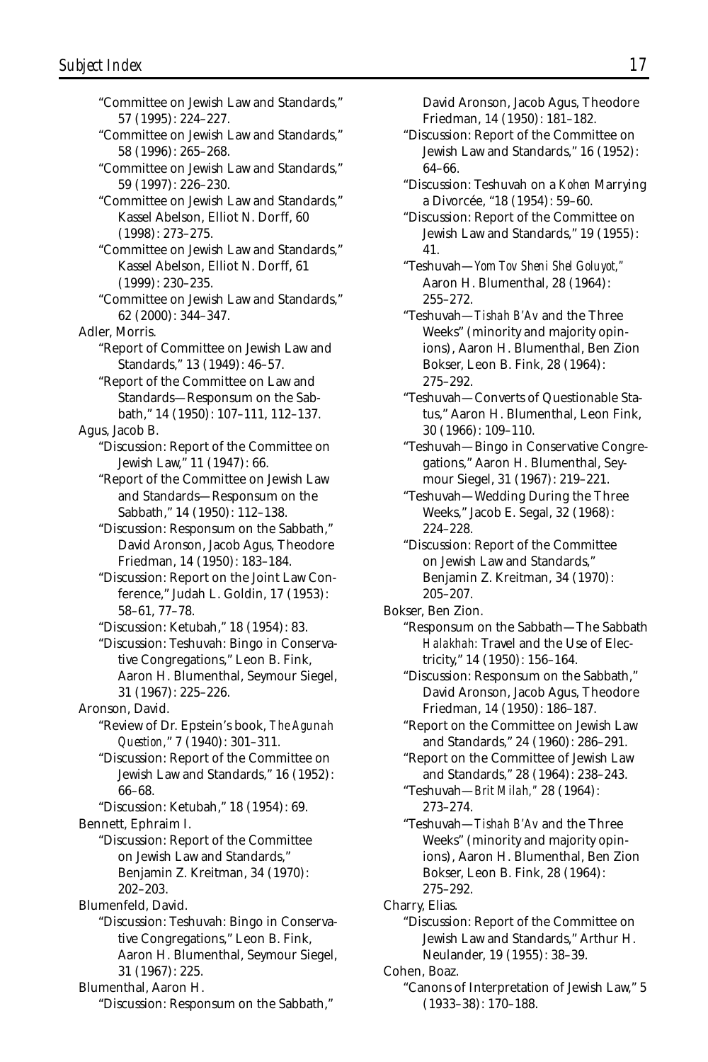"Committee on Jewish Law and Standards," 57 (1995): 224–227.

"Committee on Jewish Law and Standards," 58 (1996): 265–268.

"Committee on Jewish Law and Standards," 59 (1997): 226–230.

"Committee on Jewish Law and Standards," Kassel Abelson, Elliot N. Dorff, 60 (1998): 273–275.

"Committee on Jewish Law and Standards," Kassel Abelson, Elliot N. Dorff, 61 (1999): 230–235.

"Committee on Jewish Law and Standards," 62 (2000): 344–347.

Adler, Morris.

"Report of Committee on Jewish Law and Standards," 13 (1949): 46–57.

"Report of the Committee on Law and Standards—Responsum on the Sabbath," 14 (1950): 107–111, 112–137.

Agus, Jacob B.

"Discussion: Report of the Committee on Jewish Law," 11 (1947): 66.

"Report of the Committee on Jewish Law and Standards—Responsum on the Sabbath," 14 (1950): 112–138.

"Discussion: Responsum on the Sabbath," David Aronson, Jacob Agus, Theodore Friedman, 14 (1950): 183–184.

"Discussion: Report on the Joint Law Conference," Judah L. Goldin, 17 (1953): 58–61, 77–78.

"Discussion: Ketubah," 18 (1954): 83.

"Discussion: Teshuvah: Bingo in Conservative Congregations," Leon B. Fink, Aaron H. Blumenthal, Seymour Siegel, 31 (1967): 225–226.

Aronson, David.

"Review of Dr. Epstein's book, *The Agunah Question*," 7 (1940): 301–311.

"Discussion: Report of the Committee on Jewish Law and Standards," 16 (1952): 66–68.

"Discussion: Ketubah," 18 (1954): 69.

Bennett, Ephraim I.

"Discussion: Report of the Committee on Jewish Law and Standards," Benjamin Z. Kreitman, 34 (1970): 202–203.

Blumenfeld, David.

"Discussion: Teshuvah: Bingo in Conservative Congregations," Leon B. Fink, Aaron H. Blumenthal, Seymour Siegel, 31 (1967): 225.

Blumenthal, Aaron H.

"Discussion: Responsum on the Sabbath," David Aronson, Jacob Agus, Theodore Friedman, 14 (1950): 181–182.

"Discussion: Report of the Committee on Jewish Law and Standards," 16 (1952): 64–66.

"Discussion: Teshuvah on a *Kohen* Marrying a Divorcée, "18 (1954): 59–60.

"Discussion: Report of the Committee on Jewish Law and Standards," 19 (1955): 41.

"Teshuvah—*Yom Tov Sheni Shel Goluyot*," Aaron H. Blumenthal, 28 (1964): 255–272.

"Teshuvah—*Tishah B'Av* and the Three Weeks" (minority and majority opinions), Aaron H. Blumenthal, Ben Zion Bokser, Leon B. Fink, 28 (1964): 275–292.

"Teshuvah—Converts of Questionable Status," Aaron H. Blumenthal, Leon Fink, 30 (1966): 109–110.

"Teshuvah—Bingo in Conservative Congregations," Aaron H. Blumenthal, Seymour Siegel, 31 (1967): 219–221.

"Teshuvah—Wedding During the Three Weeks," Jacob E. Segal, 32 (1968): 224–228.

"Discussion: Report of the Committee on Jewish Law and Standards," Benjamin Z. Kreitman, 34 (1970): 205–207.

Bokser, Ben Zion.

"Responsum on the Sabbath—The Sabbath *Halakhah*: Travel and the Use of Electricity," 14 (1950): 156–164.

"Discussion: Responsum on the Sabbath," David Aronson, Jacob Agus, Theodore Friedman, 14 (1950): 186–187.

"Report on the Committee on Jewish Law and Standards," 24 (1960): 286–291.

"Report on the Committee of Jewish Law and Standards," 28 (1964): 238–243.

"Teshuvah—*Brit Milah*," 28 (1964): 273–274.

"Teshuvah—*Tishah B'Av* and the Three Weeks" (minority and majority opinions), Aaron H. Blumenthal, Ben Zion Bokser, Leon B. Fink, 28 (1964): 275–292.

Charry, Elias.

"Discussion: Report of the Committee on Jewish Law and Standards," Arthur H. Neulander, 19 (1955): 38–39.

Cohen, Boaz.

"Canons of Interpretation of Jewish Law," 5 (1933–38): 170–188.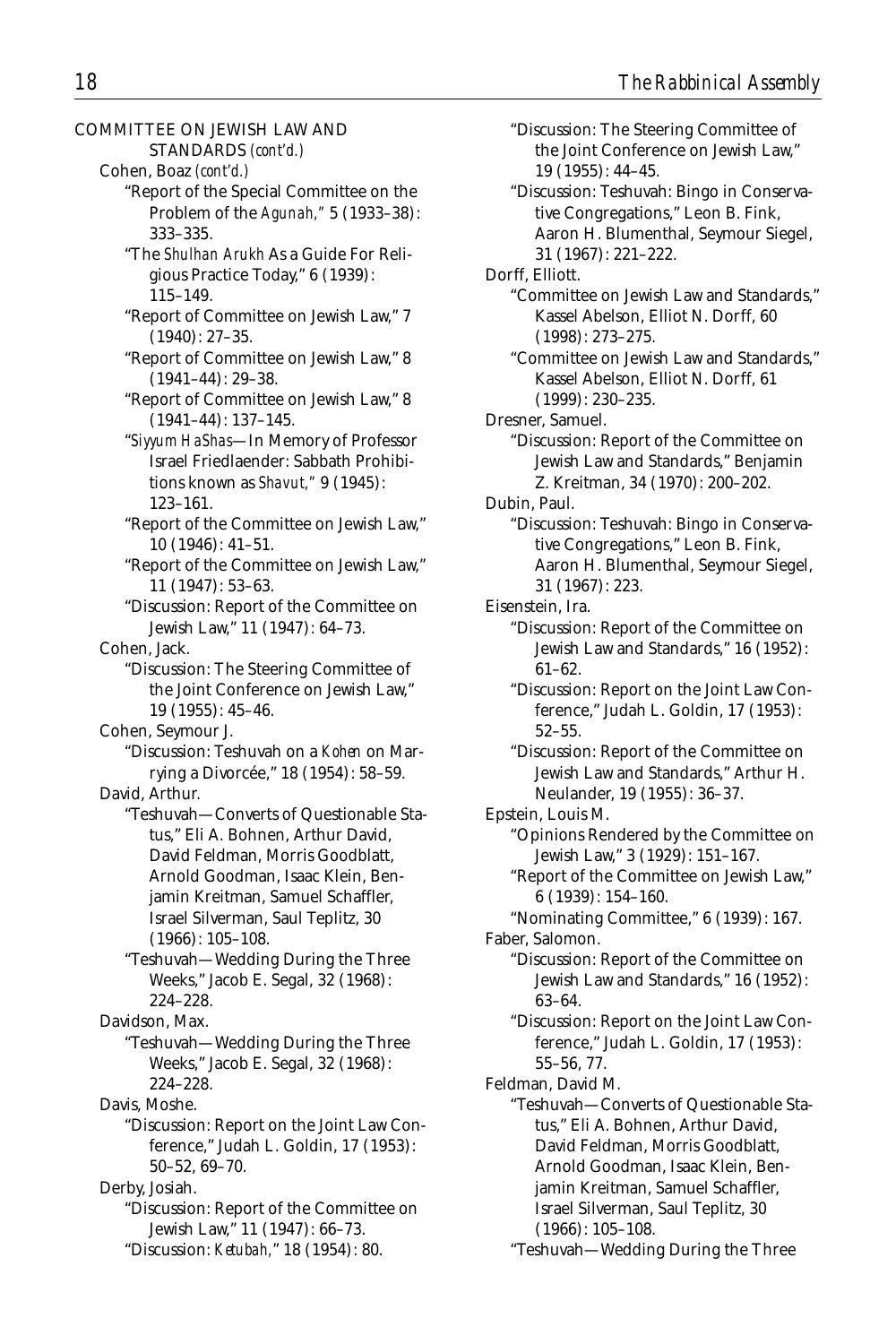COMMITTEE ON JEWISH LAW AND STANDARDS *(cont'd.)*

Cohen, Boaz *(cont'd.)*

"Report of the Special Committee on the Problem of the *Agunah*," 5 (1933–38): 333–335.

"The *Shulhan Arukh* As a Guide For Religious Practice Today," 6 (1939): 115–149.

"Report of Committee on Jewish Law," 7 (1940): 27–35.

"Report of Committee on Jewish Law," 8 (1941–44): 29–38.

"Report of Committee on Jewish Law," 8 (1941–44): 137–145.

"*Siyyum HaShas*—In Memory of Professor Israel Friedlaender: Sabbath Prohibitions known as *Shavut*," 9 (1945): 123–161.

"Report of the Committee on Jewish Law," 10 (1946): 41–51.

"Report of the Committee on Jewish Law," 11 (1947): 53–63.

"Discussion: Report of the Committee on Jewish Law," 11 (1947): 64–73.

Cohen, Jack.

"Discussion: The Steering Committee of the Joint Conference on Jewish Law," 19 (1955): 45–46.

Cohen, Seymour J.

"Discussion: Teshuvah on a *Kohen* on Marrying a Divorcée," 18 (1954): 58–59.

David, Arthur.

"Teshuvah—Converts of Questionable Status," Eli A. Bohnen, Arthur David, David Feldman, Morris Goodblatt, Arnold Goodman, Isaac Klein, Benjamin Kreitman, Samuel Schaffler, Israel Silverman, Saul Teplitz, 30 (1966): 105–108.

"Teshuvah—Wedding During the Three Weeks," Jacob E. Segal, 32 (1968): 224–228.

Davidson, Max.

"Teshuvah—Wedding During the Three Weeks," Jacob E. Segal, 32 (1968): 224–228.

Davis, Moshe.

"Discussion: Report on the Joint Law Conference," Judah L. Goldin, 17 (1953): 50–52, 69–70.

Derby, Josiah.

"Discussion: Report of the Committee on Jewish Law," 11 (1947): 66–73.

"Discussion: *Ketubah*," 18 (1954): 80.

"Discussion: The Steering Committee of the Joint Conference on Jewish Law," 19 (1955): 44–45.

"Discussion: Teshuvah: Bingo in Conservative Congregations," Leon B. Fink, Aaron H. Blumenthal, Seymour Siegel, 31 (1967): 221–222.

Dorff, Elliott.

"Committee on Jewish Law and Standards," Kassel Abelson, Elliot N. Dorff, 60 (1998): 273–275.

"Committee on Jewish Law and Standards," Kassel Abelson, Elliot N. Dorff, 61 (1999): 230–235.

Dresner, Samuel.

"Discussion: Report of the Committee on Jewish Law and Standards," Benjamin Z. Kreitman, 34 (1970): 200–202.

Dubin, Paul.

"Discussion: Teshuvah: Bingo in Conservative Congregations," Leon B. Fink, Aaron H. Blumenthal, Seymour Siegel, 31 (1967): 223.

Eisenstein, Ira.

"Discussion: Report of the Committee on Jewish Law and Standards," 16 (1952): 61–62.

"Discussion: Report on the Joint Law Conference," Judah L. Goldin, 17 (1953): 52–55.

"Discussion: Report of the Committee on Jewish Law and Standards," Arthur H. Neulander, 19 (1955): 36–37.

Epstein, Louis M.

"Opinions Rendered by the Committee on Jewish Law," 3 (1929): 151–167.

"Report of the Committee on Jewish Law," 6 (1939): 154–160.

"Nominating Committee," 6 (1939): 167.

Faber, Salomon.

"Discussion: Report of the Committee on Jewish Law and Standards," 16 (1952): 63–64.

"Discussion: Report on the Joint Law Conference," Judah L. Goldin, 17 (1953): 55–56, 77.

Feldman, David M.

"Teshuvah—Converts of Questionable Status," Eli A. Bohnen, Arthur David, David Feldman, Morris Goodblatt, Arnold Goodman, Isaac Klein, Benjamin Kreitman, Samuel Schaffler, Israel Silverman, Saul Teplitz, 30 (1966): 105–108.

"Teshuvah—Wedding During the Three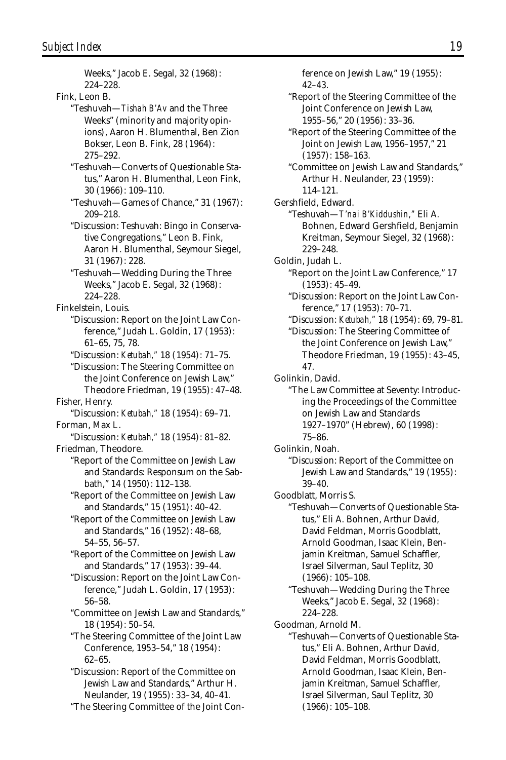Weeks," Jacob E. Segal, 32 (1968): 224–228.

Fink, Leon B.

"Teshuvah—*Tishah B'Av* and the Three Weeks" (minority and majority opinions), Aaron H. Blumenthal, Ben Zion Bokser, Leon B. Fink, 28 (1964): 275–292.

"Teshuvah—Converts of Questionable Status," Aaron H. Blumenthal, Leon Fink, 30 (1966): 109–110.

"Teshuvah—Games of Chance," 31 (1967): 209–218.

"Discussion: Teshuvah: Bingo in Conservative Congregations," Leon B. Fink, Aaron H. Blumenthal, Seymour Siegel, 31 (1967): 228.

"Teshuvah—Wedding During the Three Weeks," Jacob E. Segal, 32 (1968): 224–228.

Finkelstein, Louis.

"Discussion: Report on the Joint Law Conference," Judah L. Goldin, 17 (1953): 61–65, 75, 78.

"Discussion: *Ketubah,*" 18 (1954): 71–75.

"Discussion: The Steering Committee on the Joint Conference on Jewish Law," Theodore Friedman, 19 (1955): 47–48.

Fisher, Henry.

"Discussion: *Ketubah,*" 18 (1954): 69–71.

Forman, Max L.

"Discussion: *Ketubah,*" 18 (1954): 81–82.

Friedman, Theodore.

"Report of the Committee on Jewish Law and Standards: Responsum on the Sabbath," 14 (1950): 112–138.

"Report of the Committee on Jewish Law and Standards," 15 (1951): 40–42.

"Report of the Committee on Jewish Law and Standards," 16 (1952): 48–68, 54–55, 56–57.

"Report of the Committee on Jewish Law and Standards," 17 (1953): 39–44.

"Discussion: Report on the Joint Law Conference," Judah L. Goldin, 17 (1953): 56–58.

"Committee on Jewish Law and Standards," 18 (1954): 50–54.

"The Steering Committee of the Joint Law Conference, 1953–54," 18 (1954): 62–65.

"Discussion: Report of the Committee on Jewish Law and Standards," Arthur H. Neulander, 19 (1955): 33–34, 40–41.

"The Steering Committee of the Joint Conference on Jewish Law," 19 (1955): 42–43.

"Report of the Steering Committee of the Joint Conference on Jewish Law, 1955–56," 20 (1956): 33–36.

"Report of the Steering Committee of the Joint on Jewish Law, 1956–1957," 21 (1957): 158–163.

"Committee on Jewish Law and Standards," Arthur H. Neulander, 23 (1959): 114–121.

Gershfield, Edward.

"Teshuvah—*T'nai B'Kiddushin,*" Eli A. Bohnen, Edward Gershfield, Benjamin Kreitman, Seymour Siegel, 32 (1968): 229–248.

Goldin, Judah L.

"Report on the Joint Law Conference," 17 (1953): 45–49.

"Discussion: Report on the Joint Law Conference," 17 (1953): 70–71.

"Discussion: *Ketubah,*" 18 (1954): 69, 79–81.

"Discussion: The Steering Committee of the Joint Conference on Jewish Law," Theodore Friedman, 19 (1955): 43–45, 47.

Golinkin, David.

"The Law Committee at Seventy: Introducing the Proceedings of the Committee on Jewish Law and Standards 1927–1970" (Hebrew), 60 (1998): 75–86.

Golinkin, Noah.

"Discussion: Report of the Committee on Jewish Law and Standards," 19 (1955): 39–40.

Goodblatt, Morris S.

"Teshuvah—Converts of Questionable Status," Eli A. Bohnen, Arthur David, David Feldman, Morris Goodblatt, Arnold Goodman, Isaac Klein, Benjamin Kreitman, Samuel Schaffler, Israel Silverman, Saul Teplitz, 30 (1966): 105–108.

"Teshuvah—Wedding During the Three Weeks," Jacob E. Segal, 32 (1968): 224–228.

Goodman, Arnold M.

"Teshuvah—Converts of Questionable Status," Eli A. Bohnen, Arthur David, David Feldman, Morris Goodblatt, Arnold Goodman, Isaac Klein, Benjamin Kreitman, Samuel Schaffler, Israel Silverman, Saul Teplitz, 30 (1966): 105–108.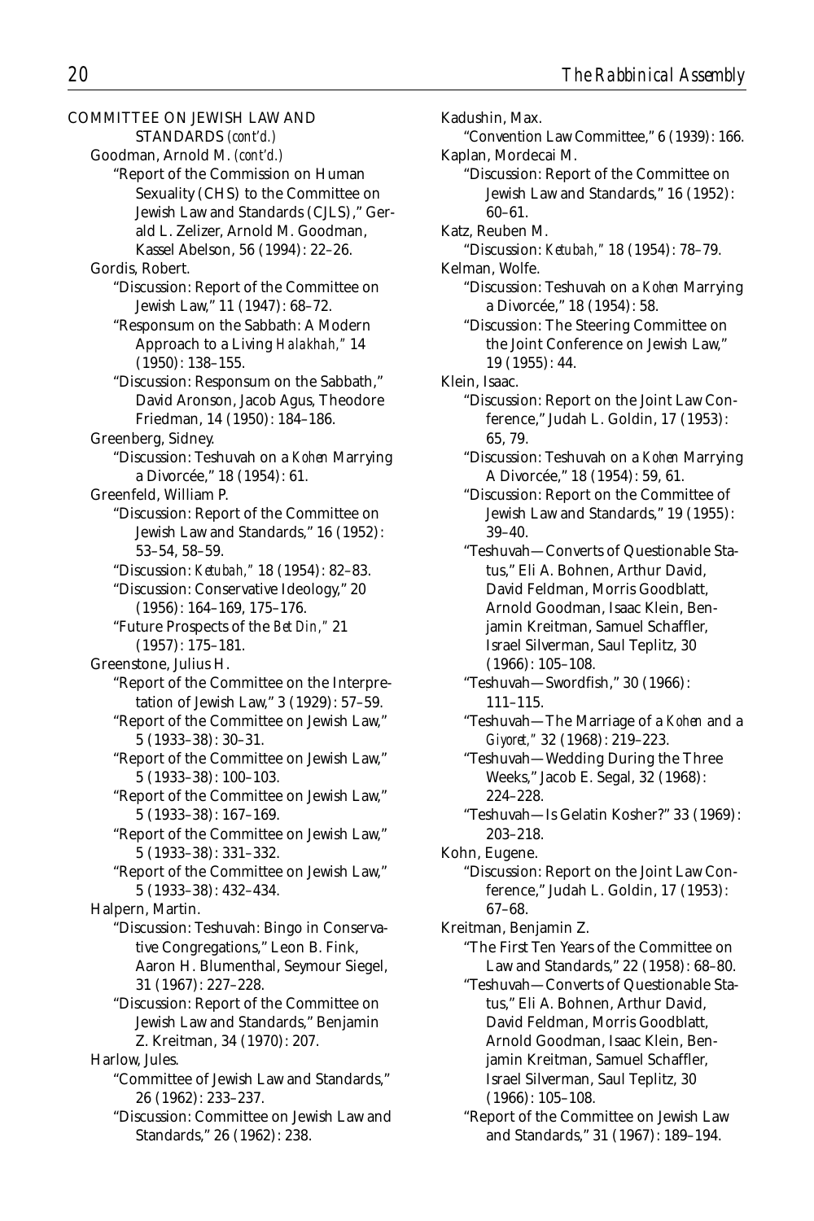COMMITTEE ON JEWISH LAW AND STANDARDS *(cont'd.)*

Goodman, Arnold M. *(cont'd.)*

"Report of the Commission on Human Sexuality (CHS) to the Committee on Jewish Law and Standards (CJLS)," Gerald L. Zelizer, Arnold M. Goodman, Kassel Abelson, 56 (1994): 22–26.

Gordis, Robert.

"Discussion: Report of the Committee on Jewish Law," 11 (1947): 68–72.

"Responsum on the Sabbath: A Modern Approach to a Living *Halakhah,*" 14 (1950): 138–155.

"Discussion: Responsum on the Sabbath," David Aronson, Jacob Agus, Theodore Friedman, 14 (1950): 184–186.

Greenberg, Sidney.

"Discussion: Teshuvah on a *Kohen* Marrying a Divorcée," 18 (1954): 61.

Greenfeld, William P.

"Discussion: Report of the Committee on Jewish Law and Standards," 16 (1952): 53–54, 58–59.

"Discussion: *Ketubah,*" 18 (1954): 82–83.

"Discussion: Conservative Ideology," 20 (1956): 164–169, 175–176.

"Future Prospects of the *Bet Din,*" 21 (1957): 175–181.

Greenstone, Julius H.

"Report of the Committee on the Interpretation of Jewish Law," 3 (1929): 57–59.

"Report of the Committee on Jewish Law," 5 (1933–38): 30–31.

"Report of the Committee on Jewish Law," 5 (1933–38): 100–103.

"Report of the Committee on Jewish Law," 5 (1933–38): 167–169.

"Report of the Committee on Jewish Law," 5 (1933–38): 331–332.

"Report of the Committee on Jewish Law," 5 (1933–38): 432–434.

Halpern, Martin.

"Discussion: Teshuvah: Bingo in Conservative Congregations," Leon B. Fink, Aaron H. Blumenthal, Seymour Siegel, 31 (1967): 227–228.

"Discussion: Report of the Committee on Jewish Law and Standards," Benjamin Z. Kreitman, 34 (1970): 207.

Harlow, Jules.

"Committee of Jewish Law and Standards," 26 (1962): 233–237.

"Discussion: Committee on Jewish Law and Standards," 26 (1962): 238.

Kadushin, Max.

"Convention Law Committee," 6 (1939): 166.

Kaplan, Mordecai M.

"Discussion: Report of the Committee on Jewish Law and Standards," 16 (1952): 60–61.

Katz, Reuben M.

"Discussion: *Ketubah,*" 18 (1954): 78–79.

Kelman, Wolfe.

"Discussion: Teshuvah on a *Kohen* Marrying a Divorcée," 18 (1954): 58.

"Discussion: The Steering Committee on the Joint Conference on Jewish Law," 19 (1955): 44.

Klein, Isaac.

"Discussion: Report on the Joint Law Conference," Judah L. Goldin, 17 (1953): 65, 79.

"Discussion: Teshuvah on a *Kohen* Marrying A Divorcée," 18 (1954): 59, 61.

"Discussion: Report on the Committee of Jewish Law and Standards," 19 (1955): 39–40.

"Teshuvah—Converts of Questionable Status," Eli A. Bohnen, Arthur David, David Feldman, Morris Goodblatt, Arnold Goodman, Isaac Klein, Benjamin Kreitman, Samuel Schaffler, Israel Silverman, Saul Teplitz, 30 (1966): 105–108.

"Teshuvah—Swordfish," 30 (1966): 111–115.

"Teshuvah—The Marriage of a *Kohen* and a *Giyoret,*" 32 (1968): 219–223.

"Teshuvah—Wedding During the Three Weeks," Jacob E. Segal, 32 (1968): 224–228.

"Teshuvah—Is Gelatin Kosher?" 33 (1969): 203–218.

Kohn, Eugene.

"Discussion: Report on the Joint Law Conference," Judah L. Goldin, 17 (1953): 67–68.

Kreitman, Benjamin Z.

"The First Ten Years of the Committee on Law and Standards," 22 (1958): 68–80.

"Teshuvah—Converts of Questionable Status," Eli A. Bohnen, Arthur David, David Feldman, Morris Goodblatt, Arnold Goodman, Isaac Klein, Benjamin Kreitman, Samuel Schaffler, Israel Silverman, Saul Teplitz, 30 (1966): 105–108.

"Report of the Committee on Jewish Law and Standards," 31 (1967): 189–194.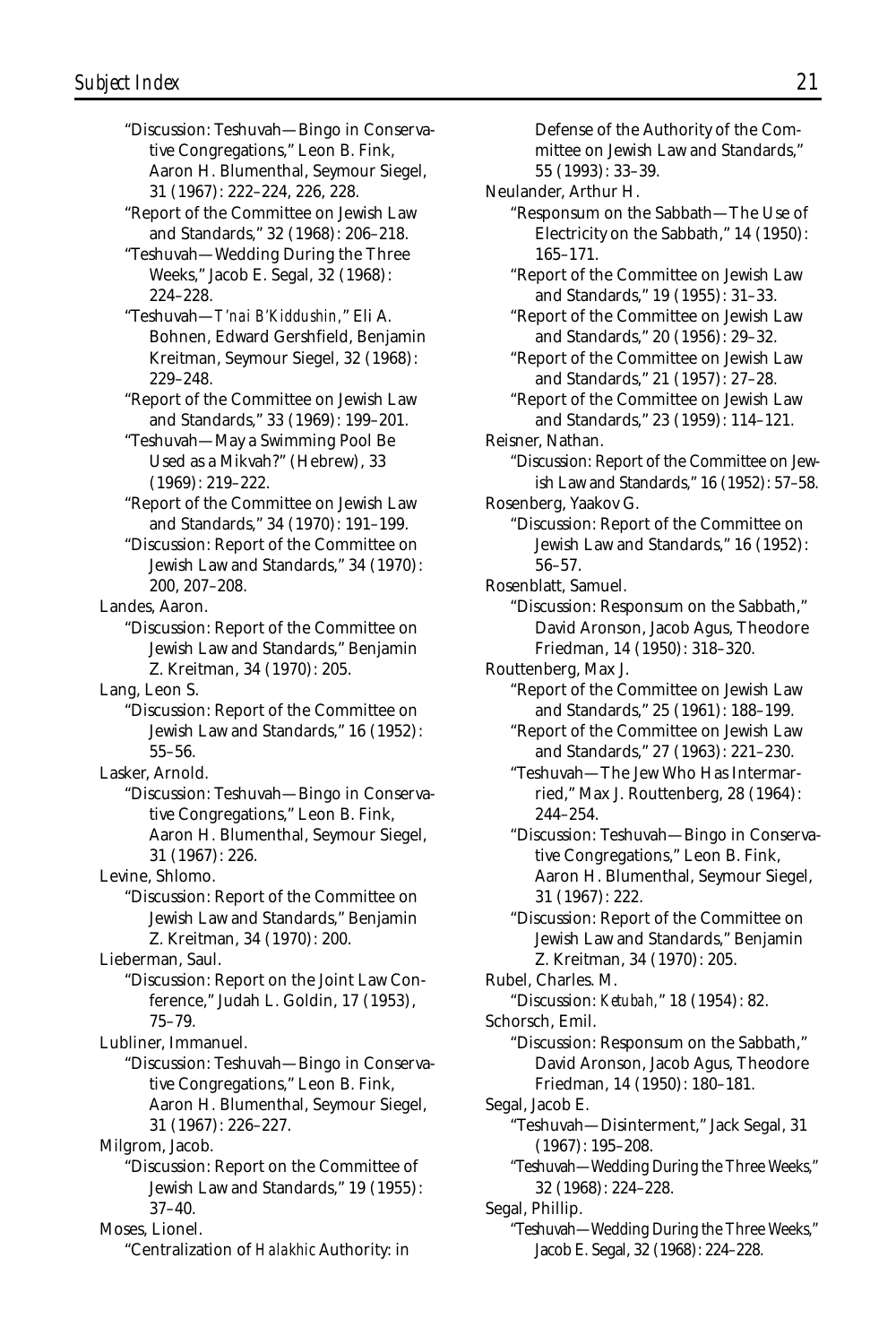"Discussion: Teshuvah—Bingo in Conservative Congregations," Leon B. Fink, Aaron H. Blumenthal, Seymour Siegel, 31 (1967): 222–224, 226, 228.

"Report of the Committee on Jewish Law and Standards," 32 (1968): 206–218.

"Teshuvah—Wedding During the Three Weeks," Jacob E. Segal, 32 (1968): 224–228.

"Teshuvah—*T'nai B'Kiddushin*," Eli A. Bohnen, Edward Gershfield, Benjamin Kreitman, Seymour Siegel, 32 (1968): 229–248.

"Report of the Committee on Jewish Law and Standards," 33 (1969): 199–201.

"Teshuvah—May a Swimming Pool Be Used as a Mikvah?" (Hebrew), 33 (1969): 219–222.

"Report of the Committee on Jewish Law and Standards," 34 (1970): 191–199.

"Discussion: Report of the Committee on Jewish Law and Standards," 34 (1970): 200, 207–208.

Landes, Aaron.

"Discussion: Report of the Committee on Jewish Law and Standards," Benjamin Z. Kreitman, 34 (1970): 205.

Lang, Leon S.

"Discussion: Report of the Committee on Jewish Law and Standards," 16 (1952): 55–56.

Lasker, Arnold.

"Discussion: Teshuvah—Bingo in Conservative Congregations," Leon B. Fink, Aaron H. Blumenthal, Seymour Siegel, 31 (1967): 226.

Levine, Shlomo.

"Discussion: Report of the Committee on Jewish Law and Standards," Benjamin Z. Kreitman, 34 (1970): 200.

Lieberman, Saul.

"Discussion: Report on the Joint Law Conference," Judah L. Goldin, 17 (1953), 75–79.

Lubliner, Immanuel.

"Discussion: Teshuvah—Bingo in Conservative Congregations," Leon B. Fink, Aaron H. Blumenthal, Seymour Siegel, 31 (1967): 226–227.

Milgrom, Jacob.

"Discussion: Report on the Committee of Jewish Law and Standards," 19 (1955): 37–40.

Moses, Lionel.

"Centralization of *Halakhic* Authority: in Defense of the Authority of the Committee on Jewish Law and Standards," 55 (1993): 33–39.

Neulander, Arthur H.

"Responsum on the Sabbath—The Use of Electricity on the Sabbath," 14 (1950): 165–171.

"Report of the Committee on Jewish Law and Standards," 19 (1955): 31–33.

"Report of the Committee on Jewish Law and Standards," 20 (1956): 29–32.

"Report of the Committee on Jewish Law and Standards," 21 (1957): 27–28.

"Report of the Committee on Jewish Law and Standards," 23 (1959): 114–121.

Reisner, Nathan.

"Discussion: Report of the Committee on Jewish Law and Standards," 16 (1952): 57–58.

Rosenberg, Yaakov G.

"Discussion: Report of the Committee on Jewish Law and Standards," 16 (1952): 56–57.

Rosenblatt, Samuel.

"Discussion: Responsum on the Sabbath," David Aronson, Jacob Agus, Theodore Friedman, 14 (1950): 318–320.

Routtenberg, Max J.

"Report of the Committee on Jewish Law and Standards," 25 (1961): 188–199.

"Report of the Committee on Jewish Law and Standards," 27 (1963): 221–230.

"Teshuvah—The Jew Who Has Intermarried," Max J. Routtenberg, 28 (1964): 244–254.

"Discussion: Teshuvah—Bingo in Conservative Congregations," Leon B. Fink, Aaron H. Blumenthal, Seymour Siegel, 31 (1967): 222.

"Discussion: Report of the Committee on Jewish Law and Standards," Benjamin Z. Kreitman, 34 (1970): 205.

Rubel, Charles. M.

"Discussion: *Ketubah*," 18 (1954): 82.

Schorsch, Emil.

"Discussion: Responsum on the Sabbath," David Aronson, Jacob Agus, Theodore Friedman, 14 (1950): 180–181.

Segal, Jacob E.

"Teshuvah—Disinterment," Jack Segal, 31 (1967): 195–208.

"Teshuvah—Wedding During the Three Weeks," 32 (1968): 224–228.

Segal, Phillip.

"Teshuvah—Wedding During the Three Weeks," Jacob E. Segal, 32 (1968): 224–228.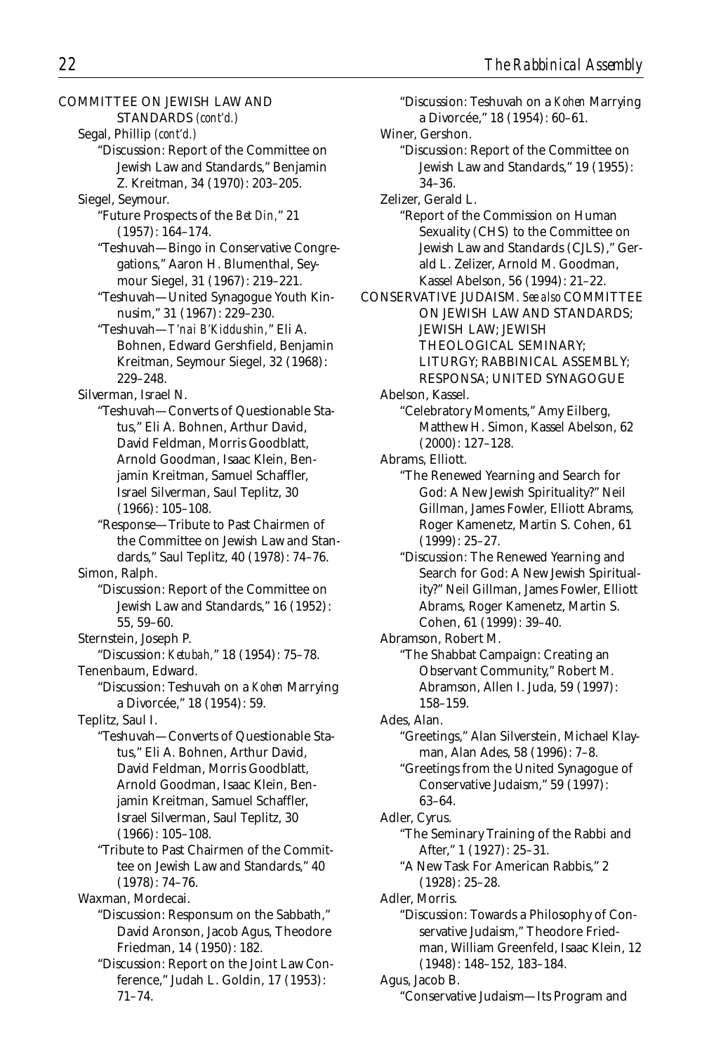COMMITTEE ON JEWISH LAW AND STANDARDS *(cont'd.)*

Segal, Phillip *(cont'd.)*

"Discussion: Report of the Committee on Jewish Law and Standards," Benjamin Z. Kreitman, 34 (1970): 203–205.

Siegel, Seymour.

"Future Prospects of the *Bet Din*," 21 (1957): 164–174.

"Teshuvah—Bingo in Conservative Congregations," Aaron H. Blumenthal, Seymour Siegel, 31 (1967): 219–221.

"Teshuvah—United Synagogue Youth Kinnusim," 31 (1967): 229–230.

"Teshuvah—*T'nai B'Kiddushin*," Eli A. Bohnen, Edward Gershfield, Benjamin Kreitman, Seymour Siegel, 32 (1968): 229–248.

Silverman, Israel N.

"Teshuvah—Converts of Questionable Status," Eli A. Bohnen, Arthur David, David Feldman, Morris Goodblatt, Arnold Goodman, Isaac Klein, Benjamin Kreitman, Samuel Schaffler, Israel Silverman, Saul Teplitz, 30 (1966): 105–108.

"Response—Tribute to Past Chairmen of the Committee on Jewish Law and Standards," Saul Teplitz, 40 (1978): 74–76.

Simon, Ralph.

"Discussion: Report of the Committee on Jewish Law and Standards," 16 (1952): 55, 59–60.

Sternstein, Joseph P.

"Discussion: *Ketubah*," 18 (1954): 75–78.

Tenenbaum, Edward.

"Discussion: Teshuvah on a *Kohen* Marrying a Divorcée," 18 (1954): 59.

Teplitz, Saul I.

"Teshuvah—Converts of Questionable Status," Eli A. Bohnen, Arthur David, David Feldman, Morris Goodblatt, Arnold Goodman, Isaac Klein, Benjamin Kreitman, Samuel Schaffler, Israel Silverman, Saul Teplitz, 30 (1966): 105–108.

"Tribute to Past Chairmen of the Committee on Jewish Law and Standards," 40 (1978): 74–76.

Waxman, Mordecai.

"Discussion: Responsum on the Sabbath," David Aronson, Jacob Agus, Theodore Friedman, 14 (1950): 182.

"Discussion: Report on the Joint Law Conference," Judah L. Goldin, 17 (1953): 71–74.

"Discussion: Teshuvah on a *Kohen* Marrying a Divorcée," 18 (1954): 60–61.

Winer, Gershon.

"Discussion: Report of the Committee on Jewish Law and Standards," 19 (1955): 34–36.

Zelizer, Gerald L.

"Report of the Commission on Human Sexuality (CHS) to the Committee on Jewish Law and Standards (CJLS)," Gerald L. Zelizer, Arnold M. Goodman, Kassel Abelson, 56 (1994): 21–22.

CONSERVATIVE JUDAISM. *See also* COMMITTEE ON JEWISH LAW AND STANDARDS; JEWISH LAW; JEWISH THEOLOGICAL SEMINARY; LITURGY; RABBINICAL ASSEMBLY; RESPONSA; UNITED SYNAGOGUE

Abelson, Kassel.

"Celebratory Moments," Amy Eilberg, Matthew H. Simon, Kassel Abelson, 62 (2000): 127–128.

Abrams, Elliott.

"The Renewed Yearning and Search for God: A New Jewish Spirituality?" Neil Gillman, James Fowler, Elliott Abrams, Roger Kamenetz, Martin S. Cohen, 61 (1999): 25–27.

"Discussion: The Renewed Yearning and Search for God: A New Jewish Spirituality?" Neil Gillman, James Fowler, Elliott Abrams, Roger Kamenetz, Martin S. Cohen, 61 (1999): 39–40.

Abramson, Robert M.

"The Shabbat Campaign: Creating an Observant Community," Robert M. Abramson, Allen I. Juda, 59 (1997): 158–159.

Ades, Alan.

"Greetings," Alan Silverstein, Michael Klayman, Alan Ades, 58 (1996): 7–8.

"Greetings from the United Synagogue of Conservative Judaism," 59 (1997): 63–64.

Adler, Cyrus.

"The Seminary Training of the Rabbi and After," 1 (1927): 25–31.

"A New Task For American Rabbis," 2 (1928): 25–28.

Adler, Morris.

"Discussion: Towards a Philosophy of Conservative Judaism," Theodore Friedman, William Greenfeld, Isaac Klein, 12 (1948): 148–152, 183–184.

Agus, Jacob B.

"Conservative Judaism—Its Program and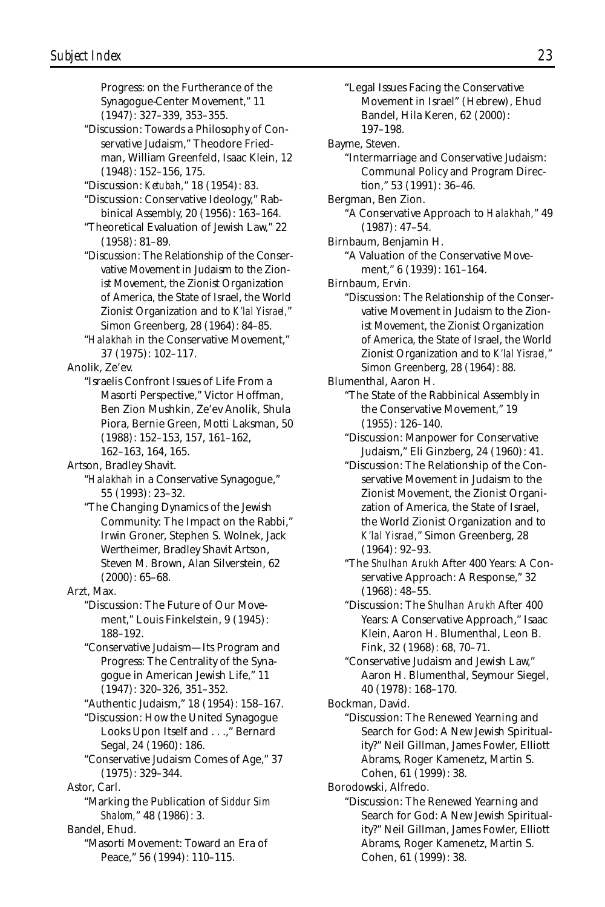Progress: on the Furtherance of the Synagogue-Center Movement," 11 (1947): 327–339, 353–355.

"Discussion: Towards a Philosophy of Conservative Judaism," Theodore Friedman, William Greenfeld, Isaac Klein, 12 (1948): 152–156, 175.

"Discussion: *Ketubah*," 18 (1954): 83.

"Discussion: Conservative Ideology," Rabbinical Assembly, 20 (1956): 163–164.

"Theoretical Evaluation of Jewish Law," 22 (1958): 81–89.

"Discussion: The Relationship of the Conservative Movement in Judaism to the Zionist Movement, the Zionist Organization of America, the State of Israel, the World Zionist Organization and to *K'lal Yisrael*," Simon Greenberg, 28 (1964): 84–85.

"*Halakhah* in the Conservative Movement," 37 (1975): 102–117.

Anolik, Ze'ev.

"Israelis Confront Issues of Life From a Masorti Perspective," Victor Hoffman, Ben Zion Mushkin, Ze'ev Anolik, Shula Piora, Bernie Green, Motti Laksman, 50 (1988): 152–153, 157, 161–162, 162–163, 164, 165.

Artson, Bradley Shavit.

"*Halakhah* in a Conservative Synagogue," 55 (1993): 23–32.

"The Changing Dynamics of the Jewish Community: The Impact on the Rabbi," Irwin Groner, Stephen S. Wolnek, Jack Wertheimer, Bradley Shavit Artson, Steven M. Brown, Alan Silverstein, 62 (2000): 65–68.

Arzt, Max.

"Discussion: The Future of Our Movement," Louis Finkelstein, 9 (1945): 188–192.

"Conservative Judaism—Its Program and Progress: The Centrality of the Synagogue in American Jewish Life," 11 (1947): 320–326, 351–352.

"Authentic Judaism," 18 (1954): 158–167.

"Discussion: How the United Synagogue Looks Upon Itself and . . .," Bernard Segal, 24 (1960): 186.

"Conservative Judaism Comes of Age," 37 (1975): 329–344.

Astor, Carl.

"Marking the Publication of *Siddur Sim Shalom*," 48 (1986): 3.

Bandel, Ehud.

"Masorti Movement: Toward an Era of Peace," 56 (1994): 110–115.

"Legal Issues Facing the Conservative Movement in Israel" (Hebrew), Ehud Bandel, Hila Keren, 62 (2000): 197–198.

Bayme, Steven.

"Intermarriage and Conservative Judaism: Communal Policy and Program Direction," 53 (1991): 36–46.

Bergman, Ben Zion.

"A Conservative Approach to *Halakhah*," 49 (1987): 47–54.

Birnbaum, Benjamin H.

"A Valuation of the Conservative Movement," 6 (1939): 161–164.

Birnbaum, Ervin.

"Discussion: The Relationship of the Conservative Movement in Judaism to the Zionist Movement, the Zionist Organization of America, the State of Israel, the World Zionist Organization and to *K'lal Yisrael*," Simon Greenberg, 28 (1964): 88.

Blumenthal, Aaron H.

"The State of the Rabbinical Assembly in the Conservative Movement," 19 (1955): 126–140.

"Discussion: Manpower for Conservative Judaism," Eli Ginzberg, 24 (1960): 41.

"Discussion: The Relationship of the Conservative Movement in Judaism to the Zionist Movement, the Zionist Organization of America, the State of Israel, the World Zionist Organization and to *K'lal Yisrael*," Simon Greenberg, 28 (1964): 92–93.

"The *Shulhan Arukh* After 400 Years: A Conservative Approach: A Response," 32 (1968): 48–55.

"Discussion: The *Shulhan Arukh* After 400 Years: A Conservative Approach," Isaac Klein, Aaron H. Blumenthal, Leon B. Fink, 32 (1968): 68, 70–71.

"Conservative Judaism and Jewish Law," Aaron H. Blumenthal, Seymour Siegel, 40 (1978): 168–170.

Bockman, David.

"Discussion: The Renewed Yearning and Search for God: A New Jewish Spirituality?" Neil Gillman, James Fowler, Elliott Abrams, Roger Kamenetz, Martin S. Cohen, 61 (1999): 38.

Borodowski, Alfredo.

"Discussion: The Renewed Yearning and Search for God: A New Jewish Spirituality?" Neil Gillman, James Fowler, Elliott Abrams, Roger Kamenetz, Martin S. Cohen, 61 (1999): 38.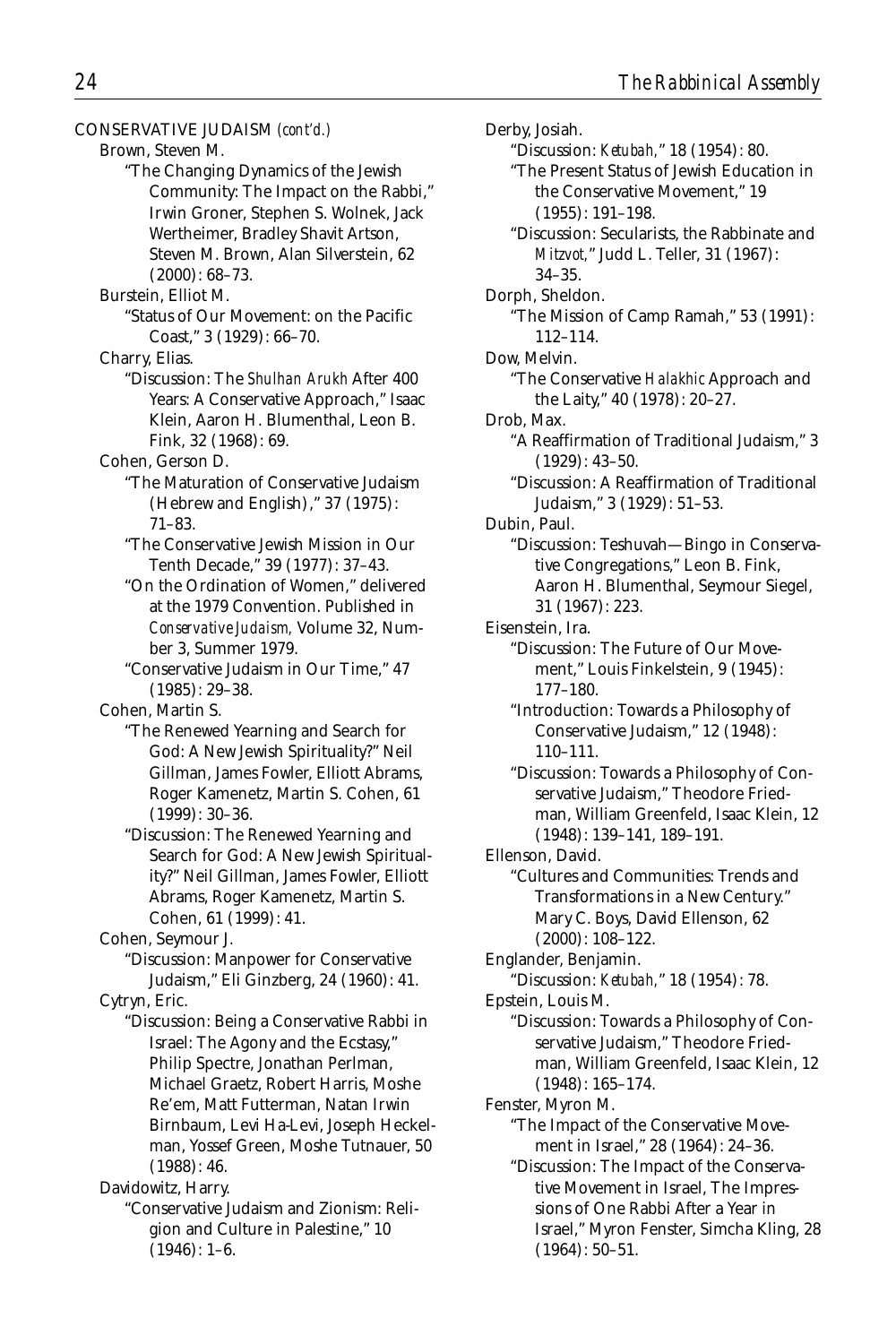CONSERVATIVE JUDAISM *(cont'd.)*

Brown, Steven M.

"The Changing Dynamics of the Jewish Community: The Impact on the Rabbi," Irwin Groner, Stephen S. Wolnek, Jack Wertheimer, Bradley Shavit Artson, Steven M. Brown, Alan Silverstein, 62 (2000): 68–73.

Burstein, Elliot M.

"Status of Our Movement: on the Pacific Coast," 3 (1929): 66–70.

Charry, Elias.

"Discussion: The *Shulhan Arukh* After 400 Years: A Conservative Approach," Isaac Klein, Aaron H. Blumenthal, Leon B. Fink, 32 (1968): 69.

Cohen, Gerson D.

"The Maturation of Conservative Judaism (Hebrew and English)," 37 (1975): 71–83.

"The Conservative Jewish Mission in Our Tenth Decade," 39 (1977): 37–43.

"On the Ordination of Women," delivered at the 1979 Convention. Published in *Conservative Judaism,* Volume 32, Number 3, Summer 1979.

"Conservative Judaism in Our Time," 47 (1985): 29–38.

Cohen, Martin S.

"The Renewed Yearning and Search for God: A New Jewish Spirituality?" Neil Gillman, James Fowler, Elliott Abrams, Roger Kamenetz, Martin S. Cohen, 61 (1999): 30–36.

"Discussion: The Renewed Yearning and Search for God: A New Jewish Spirituality?" Neil Gillman, James Fowler, Elliott Abrams, Roger Kamenetz, Martin S. Cohen, 61 (1999): 41.

Cohen, Seymour J.

"Discussion: Manpower for Conservative Judaism," Eli Ginzberg, 24 (1960): 41.

Cytryn, Eric.

"Discussion: Being a Conservative Rabbi in Israel: The Agony and the Ecstasy," Philip Spectre, Jonathan Perlman, Michael Graetz, Robert Harris, Moshe Re'em, Matt Futterman, Natan Irwin Birnbaum, Levi Ha-Levi, Joseph Heckelman, Yossef Green, Moshe Tutnauer, 50 (1988): 46.

Davidowitz, Harry.

"Conservative Judaism and Zionism: Religion and Culture in Palestine," 10 (1946): 1–6.

Derby, Josiah.

"Discussion: *Ketubah,*" 18 (1954): 80.

"The Present Status of Jewish Education in the Conservative Movement," 19 (1955): 191–198.

"Discussion: Secularists, the Rabbinate and *Mitzvot,*" Judd L. Teller, 31 (1967): 34–35.

Dorph, Sheldon.

"The Mission of Camp Ramah," 53 (1991): 112–114.

Dow, Melvin.

"The Conservative *Halakhic* Approach and the Laity," 40 (1978): 20–27.

Drob, Max.

"A Reaffirmation of Traditional Judaism," 3 (1929): 43–50.

"Discussion: A Reaffirmation of Traditional Judaism," 3 (1929): 51–53.

Dubin, Paul.

"Discussion: Teshuvah—Bingo in Conservative Congregations," Leon B. Fink, Aaron H. Blumenthal, Seymour Siegel, 31 (1967): 223.

Eisenstein, Ira.

"Discussion: The Future of Our Movement," Louis Finkelstein, 9 (1945): 177–180.

"Introduction: Towards a Philosophy of Conservative Judaism," 12 (1948): 110–111.

"Discussion: Towards a Philosophy of Conservative Judaism," Theodore Friedman, William Greenfeld, Isaac Klein, 12 (1948): 139–141, 189–191.

Ellenson, David.

"Cultures and Communities: Trends and Transformations in a New Century." Mary C. Boys, David Ellenson, 62 (2000): 108–122.

Englander, Benjamin.

"Discussion: *Ketubah,*" 18 (1954): 78.

Epstein, Louis M.

"Discussion: Towards a Philosophy of Conservative Judaism," Theodore Friedman, William Greenfeld, Isaac Klein, 12 (1948): 165–174.

Fenster, Myron M.

"The Impact of the Conservative Movement in Israel," 28 (1964): 24–36.

"Discussion: The Impact of the Conservative Movement in Israel, The Impressions of One Rabbi After a Year in Israel," Myron Fenster, Simcha Kling, 28 (1964): 50–51.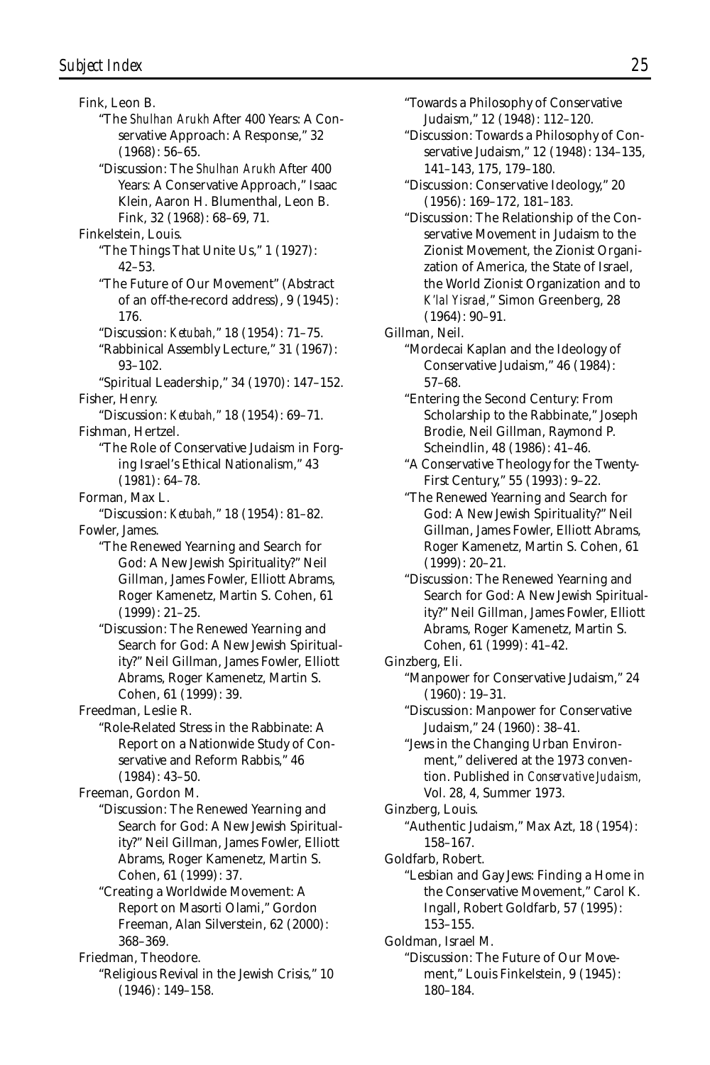Fink, Leon B.

- "The *Shulhan Arukh* After 400 Years: A Conservative Approach: A Response," 32 (1968): 56–65.
- "Discussion: The *Shulhan Arukh* After 400 Years: A Conservative Approach," Isaac Klein, Aaron H. Blumenthal, Leon B. Fink, 32 (1968): 68–69, 71.

Finkelstein, Louis.

- "The Things That Unite Us," 1 (1927): 42–53.
- "The Future of Our Movement" (Abstract of an off-the-record address), 9 (1945): 176.
- "Discussion: *Ketubah*," 18 (1954): 71–75.
- "Rabbinical Assembly Lecture," 31 (1967): 93–102.
- "Spiritual Leadership," 34 (1970): 147–152.

Fisher, Henry.

- "Discussion: *Ketubah*," 18 (1954): 69–71.

Fishman, Hertzel.

- "The Role of Conservative Judaism in Forging Israel's Ethical Nationalism," 43 (1981): 64–78.

Forman, Max L.

- "Discussion: *Ketubah*," 18 (1954): 81–82.

Fowler, James.

- "The Renewed Yearning and Search for God: A New Jewish Spirituality?" Neil Gillman, James Fowler, Elliott Abrams, Roger Kamenetz, Martin S. Cohen, 61 (1999): 21–25.
- "Discussion: The Renewed Yearning and Search for God: A New Jewish Spirituality?" Neil Gillman, James Fowler, Elliott Abrams, Roger Kamenetz, Martin S. Cohen, 61 (1999): 39.

Freedman, Leslie R.

- "Role-Related Stress in the Rabbinate: A Report on a Nationwide Study of Conservative and Reform Rabbis," 46 (1984): 43–50.

Freeman, Gordon M.

- "Discussion: The Renewed Yearning and Search for God: A New Jewish Spirituality?" Neil Gillman, James Fowler, Elliott Abrams, Roger Kamenetz, Martin S. Cohen, 61 (1999): 37.
- "Creating a Worldwide Movement: A Report on Masorti Olami," Gordon Freeman, Alan Silverstein, 62 (2000): 368–369.

Friedman, Theodore.

- "Religious Revival in the Jewish Crisis," 10 (1946): 149–158.
- "Towards a Philosophy of Conservative Judaism," 12 (1948): 112–120.
- "Discussion: Towards a Philosophy of Conservative Judaism," 12 (1948): 134–135, 141–143, 175, 179–180.
- "Discussion: Conservative Ideology," 20 (1956): 169–172, 181–183.
- "Discussion: The Relationship of the Conservative Movement in Judaism to the Zionist Movement, the Zionist Organization of America, the State of Israel, the World Zionist Organization and to *K'lal Yisrael*," Simon Greenberg, 28 (1964): 90–91.

Gillman, Neil.

- "Mordecai Kaplan and the Ideology of Conservative Judaism," 46 (1984): 57–68.
- "Entering the Second Century: From Scholarship to the Rabbinate," Joseph Brodie, Neil Gillman, Raymond P. Scheindlin, 48 (1986): 41–46.
- "A Conservative Theology for the Twenty-First Century," 55 (1993): 9–22.
- "The Renewed Yearning and Search for God: A New Jewish Spirituality?" Neil Gillman, James Fowler, Elliott Abrams, Roger Kamenetz, Martin S. Cohen, 61 (1999): 20–21.
- "Discussion: The Renewed Yearning and Search for God: A New Jewish Spirituality?" Neil Gillman, James Fowler, Elliott Abrams, Roger Kamenetz, Martin S. Cohen, 61 (1999): 41–42.

Ginzberg, Eli.

- "Manpower for Conservative Judaism," 24 (1960): 19–31.
- "Discussion: Manpower for Conservative Judaism," 24 (1960): 38–41.
- "Jews in the Changing Urban Environment," delivered at the 1973 convention. Published in *Conservative Judaism*, Vol. 28, 4, Summer 1973.

Ginzberg, Louis.

- "Authentic Judaism," Max Azt, 18 (1954): 158–167.

Goldfarb, Robert.

- "Lesbian and Gay Jews: Finding a Home in the Conservative Movement," Carol K. Ingall, Robert Goldfarb, 57 (1995): 153–155.

Goldman, Israel M.

- "Discussion: The Future of Our Movement," Louis Finkelstein, 9 (1945): 180–184.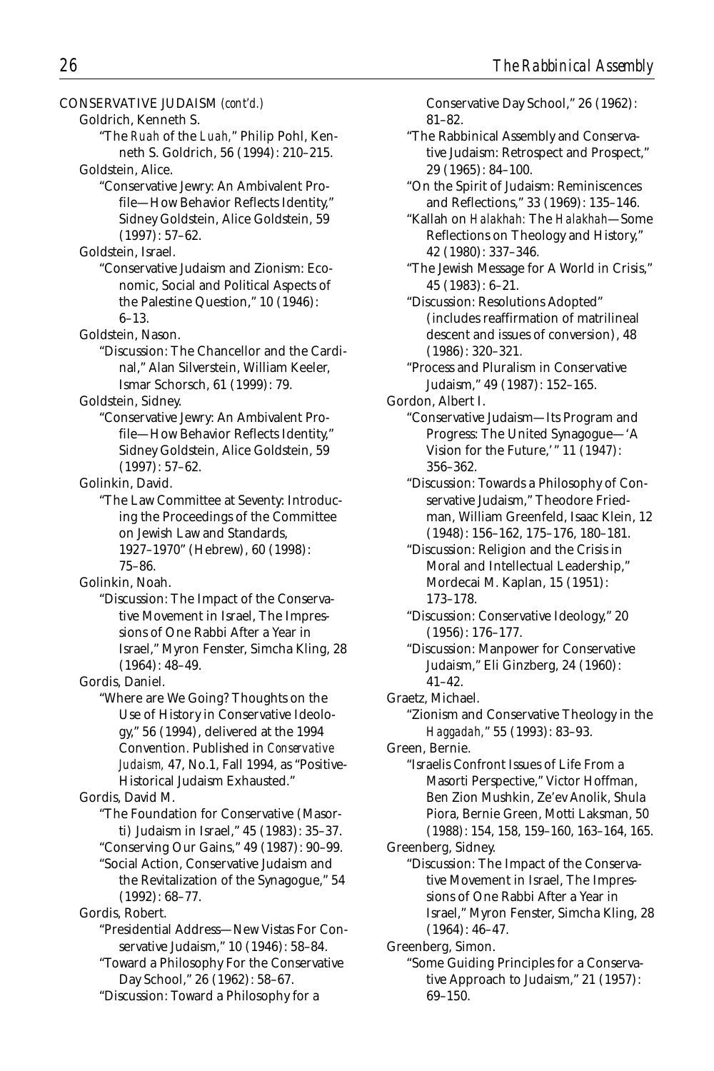CONSERVATIVE JUDAISM *(cont'd.)*

Goldrich, Kenneth S.

"The *Ruah* of the *Luah*," Philip Pohl, Kenneth S. Goldrich, 56 (1994): 210–215.

Goldstein, Alice.

"Conservative Jewry: An Ambivalent Profile—How Behavior Reflects Identity," Sidney Goldstein, Alice Goldstein, 59 (1997): 57–62.

Goldstein, Israel.

"Conservative Judaism and Zionism: Economic, Social and Political Aspects of the Palestine Question," 10 (1946): 6–13.

Goldstein, Nason.

"Discussion: The Chancellor and the Cardinal," Alan Silverstein, William Keeler, Ismar Schorsch, 61 (1999): 79.

Goldstein, Sidney.

"Conservative Jewry: An Ambivalent Profile—How Behavior Reflects Identity," Sidney Goldstein, Alice Goldstein, 59 (1997): 57–62.

Golinkin, David.

"The Law Committee at Seventy: Introducing the Proceedings of the Committee on Jewish Law and Standards, 1927–1970" (Hebrew), 60 (1998): 75–86.

Golinkin, Noah.

"Discussion: The Impact of the Conservative Movement in Israel, The Impressions of One Rabbi After a Year in Israel," Myron Fenster, Simcha Kling, 28 (1964): 48–49.

Gordis, Daniel.

"Where are We Going? Thoughts on the Use of History in Conservative Ideology," 56 (1994), delivered at the 1994 Convention. Published in *Conservative Judaism,* 47, No.1, Fall 1994, as "Positive-Historical Judaism Exhausted."

Gordis, David M.

"The Foundation for Conservative (Masorti) Judaism in Israel," 45 (1983): 35–37.

"Conserving Our Gains," 49 (1987): 90–99.

"Social Action, Conservative Judaism and the Revitalization of the Synagogue," 54 (1992): 68–77.

Gordis, Robert.

"Presidential Address—New Vistas For Conservative Judaism," 10 (1946): 58–84.

"Toward a Philosophy For the Conservative Day School," 26 (1962): 58–67.

"Discussion: Toward a Philosophy for a Conservative Day School," 26 (1962): 81–82.

"The Rabbinical Assembly and Conservative Judaism: Retrospect and Prospect," 29 (1965): 84–100.

"On the Spirit of Judaism: Reminiscences and Reflections," 33 (1969): 135–146.

"Kallah on *Halakhah:* The *Halakhah*—Some Reflections on Theology and History," 42 (1980): 337–346.

"The Jewish Message for A World in Crisis," 45 (1983): 6–21.

"Discussion: Resolutions Adopted" (includes reaffirmation of matrilineal descent and issues of conversion), 48 (1986): 320–321.

"Process and Pluralism in Conservative Judaism," 49 (1987): 152–165.

Gordon, Albert I.

"Conservative Judaism—Its Program and Progress: The United Synagogue—'A Vision for the Future,'" 11 (1947): 356–362.

"Discussion: Towards a Philosophy of Conservative Judaism," Theodore Friedman, William Greenfeld, Isaac Klein, 12 (1948): 156–162, 175–176, 180–181.

"Discussion: Religion and the Crisis in Moral and Intellectual Leadership," Mordecai M. Kaplan, 15 (1951): 173–178.

"Discussion: Conservative Ideology," 20 (1956): 176–177.

"Discussion: Manpower for Conservative Judaism," Eli Ginzberg, 24 (1960): 41–42.

Graetz, Michael.

"Zionism and Conservative Theology in the *Haggadah,*" 55 (1993): 83–93.

Green, Bernie.

"Israelis Confront Issues of Life From a Masorti Perspective," Victor Hoffman, Ben Zion Mushkin, Ze'ev Anolik, Shula Piora, Bernie Green, Motti Laksman, 50 (1988): 154, 158, 159–160, 163–164, 165.

Greenberg, Sidney.

"Discussion: The Impact of the Conservative Movement in Israel, The Impressions of One Rabbi After a Year in Israel," Myron Fenster, Simcha Kling, 28 (1964): 46–47.

Greenberg, Simon.

"Some Guiding Principles for a Conservative Approach to Judaism," 21 (1957): 69–150.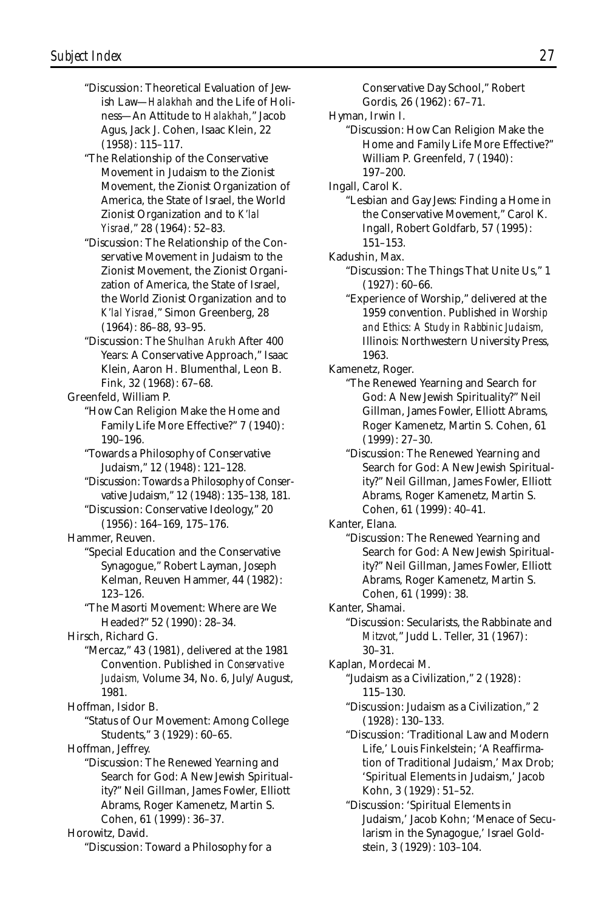"Discussion: Theoretical Evaluation of Jewish Law—*Halakhah* and the Life of Holiness—An Attitude to *Halakhah*," Jacob Agus, Jack J. Cohen, Isaac Klein, 22 (1958): 115–117.

"The Relationship of the Conservative Movement in Judaism to the Zionist Movement, the Zionist Organization of America, the State of Israel, the World Zionist Organization and to *K'lal Yisrael*," 28 (1964): 52–83.

"Discussion: The Relationship of the Conservative Movement in Judaism to the Zionist Movement, the Zionist Organization of America, the State of Israel, the World Zionist Organization and to *K'lal Yisrael*," Simon Greenberg, 28 (1964): 86–88, 93–95.

"Discussion: The *Shulhan Arukh* After 400 Years: A Conservative Approach," Isaac Klein, Aaron H. Blumenthal, Leon B. Fink, 32 (1968): 67–68.

Greenfeld, William P.

"How Can Religion Make the Home and Family Life More Effective?" 7 (1940): 190–196.

"Towards a Philosophy of Conservative Judaism," 12 (1948): 121–128.

"Discussion: Towards a Philosophy of Conservative Judaism," 12 (1948): 135–138, 181.

"Discussion: Conservative Ideology," 20 (1956): 164–169, 175–176.

Hammer, Reuven.

"Special Education and the Conservative Synagogue," Robert Layman, Joseph Kelman, Reuven Hammer, 44 (1982): 123–126.

"The Masorti Movement: Where are We Headed?" 52 (1990): 28–34.

Hirsch, Richard G.

"Mercaz," 43 (1981), delivered at the 1981 Convention. Published in *Conservative Judaism,* Volume 34, No. 6, July/August, 1981.

Hoffman, Isidor B.

"Status of Our Movement: Among College Students," 3 (1929): 60–65.

Hoffman, Jeffrey.

"Discussion: The Renewed Yearning and Search for God: A New Jewish Spirituality?" Neil Gillman, James Fowler, Elliott Abrams, Roger Kamenetz, Martin S. Cohen, 61 (1999): 36–37.

Horowitz, David.

"Discussion: Toward a Philosophy for a Conservative Day School," Robert Gordis, 26 (1962): 67–71.

Hyman, Irwin I.

"Discussion: How Can Religion Make the Home and Family Life More Effective?" William P. Greenfeld, 7 (1940): 197–200.

Ingall, Carol K.

"Lesbian and Gay Jews: Finding a Home in the Conservative Movement," Carol K. Ingall, Robert Goldfarb, 57 (1995): 151–153.

Kadushin, Max.

"Discussion: The Things That Unite Us," 1 (1927): 60–66.

"Experience of Worship," delivered at the 1959 convention. Published in *Worship and Ethics: A Study in Rabbinic Judaism*, Illinois: Northwestern University Press, 1963.

Kamenetz, Roger.

"The Renewed Yearning and Search for God: A New Jewish Spirituality?" Neil Gillman, James Fowler, Elliott Abrams, Roger Kamenetz, Martin S. Cohen, 61 (1999): 27–30.

"Discussion: The Renewed Yearning and Search for God: A New Jewish Spirituality?" Neil Gillman, James Fowler, Elliott Abrams, Roger Kamenetz, Martin S. Cohen, 61 (1999): 40–41.

Kanter, Elana.

"Discussion: The Renewed Yearning and Search for God: A New Jewish Spirituality?" Neil Gillman, James Fowler, Elliott Abrams, Roger Kamenetz, Martin S. Cohen, 61 (1999): 38.

Kanter, Shamai.

"Discussion: Secularists, the Rabbinate and *Mitzvot*," Judd L. Teller, 31 (1967): 30–31.

Kaplan, Mordecai M.

"Judaism as a Civilization," 2 (1928): 115–130.

"Discussion: Judaism as a Civilization," 2 (1928): 130–133.

"Discussion: 'Traditional Law and Modern Life,' Louis Finkelstein; 'A Reaffirmation of Traditional Judaism,' Max Drob; 'Spiritual Elements in Judaism,' Jacob Kohn, 3 (1929): 51–52.

"Discussion: 'Spiritual Elements in Judaism,' Jacob Kohn; 'Menace of Secularism in the Synagogue,' Israel Goldstein, 3 (1929): 103–104.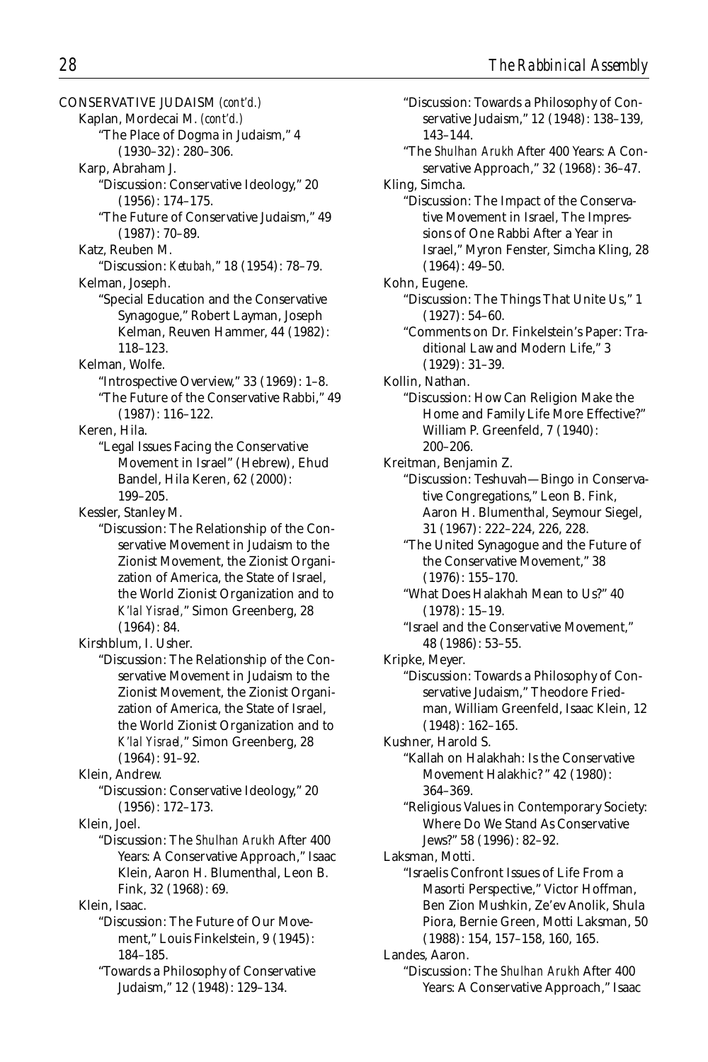CONSERVATIVE JUDAISM *(cont'd.)*

Kaplan, Mordecai M. *(cont'd.)*

"The Place of Dogma in Judaism," 4 (1930–32): 280–306.

Karp, Abraham J.

"Discussion: Conservative Ideology," 20 (1956): 174–175.

"The Future of Conservative Judaism," 49 (1987): 70–89.

Katz, Reuben M.

"Discussion: *Ketubah,*" 18 (1954): 78–79.

Kelman, Joseph.

"Special Education and the Conservative Synagogue," Robert Layman, Joseph Kelman, Reuven Hammer, 44 (1982): 118–123.

Kelman, Wolfe.

"Introspective Overview," 33 (1969): 1–8.

"The Future of the Conservative Rabbi," 49 (1987): 116–122.

Keren, Hila.

"Legal Issues Facing the Conservative Movement in Israel" (Hebrew), Ehud Bandel, Hila Keren, 62 (2000): 199–205.

Kessler, Stanley M.

"Discussion: The Relationship of the Conservative Movement in Judaism to the Zionist Movement, the Zionist Organization of America, the State of Israel, the World Zionist Organization and to *K'lal Yisrael,*" Simon Greenberg, 28 (1964): 84.

Kirshblum, I. Usher.

"Discussion: The Relationship of the Conservative Movement in Judaism to the Zionist Movement, the Zionist Organization of America, the State of Israel, the World Zionist Organization and to *K'lal Yisrael,*" Simon Greenberg, 28 (1964): 91–92.

Klein, Andrew.

"Discussion: Conservative Ideology," 20 (1956): 172–173.

Klein, Joel.

"Discussion: The *Shulhan Arukh* After 400 Years: A Conservative Approach," Isaac Klein, Aaron H. Blumenthal, Leon B. Fink, 32 (1968): 69.

Klein, Isaac.

"Discussion: The Future of Our Movement," Louis Finkelstein, 9 (1945): 184–185.

"Towards a Philosophy of Conservative Judaism," 12 (1948): 129–134.

"Discussion: Towards a Philosophy of Conservative Judaism," 12 (1948): 138–139, 143–144.

"The *Shulhan Arukh* After 400 Years: A Conservative Approach," 32 (1968): 36–47.

Kling, Simcha.

"Discussion: The Impact of the Conservative Movement in Israel, The Impressions of One Rabbi After a Year in Israel," Myron Fenster, Simcha Kling, 28 (1964): 49–50.

Kohn, Eugene.

"Discussion: The Things That Unite Us," 1 (1927): 54–60.

"Comments on Dr. Finkelstein's Paper: Traditional Law and Modern Life," 3 (1929): 31–39.

Kollin, Nathan.

"Discussion: How Can Religion Make the Home and Family Life More Effective?" William P. Greenfeld, 7 (1940): 200–206.

Kreitman, Benjamin Z.

"Discussion: Teshuvah—Bingo in Conservative Congregations," Leon B. Fink, Aaron H. Blumenthal, Seymour Siegel, 31 (1967): 222–224, 226, 228.

"The United Synagogue and the Future of the Conservative Movement," 38 (1976): 155–170.

"What Does Halakhah Mean to Us?" 40 (1978): 15–19.

"Israel and the Conservative Movement," 48 (1986): 53–55.

Kripke, Meyer.

"Discussion: Towards a Philosophy of Conservative Judaism," Theodore Friedman, William Greenfeld, Isaac Klein, 12 (1948): 162–165.

Kushner, Harold S.

"Kallah on Halakhah: Is the Conservative Movement Halakhic?" 42 (1980): 364–369.

"Religious Values in Contemporary Society: Where Do We Stand As Conservative Jews?" 58 (1996): 82–92.

Laksman, Motti.

"Israelis Confront Issues of Life From a Masorti Perspective," Victor Hoffman, Ben Zion Mushkin, Ze'ev Anolik, Shula Piora, Bernie Green, Motti Laksman, 50 (1988): 154, 157–158, 160, 165.

Landes, Aaron.

"Discussion: The *Shulhan Arukh* After 400 Years: A Conservative Approach," Isaac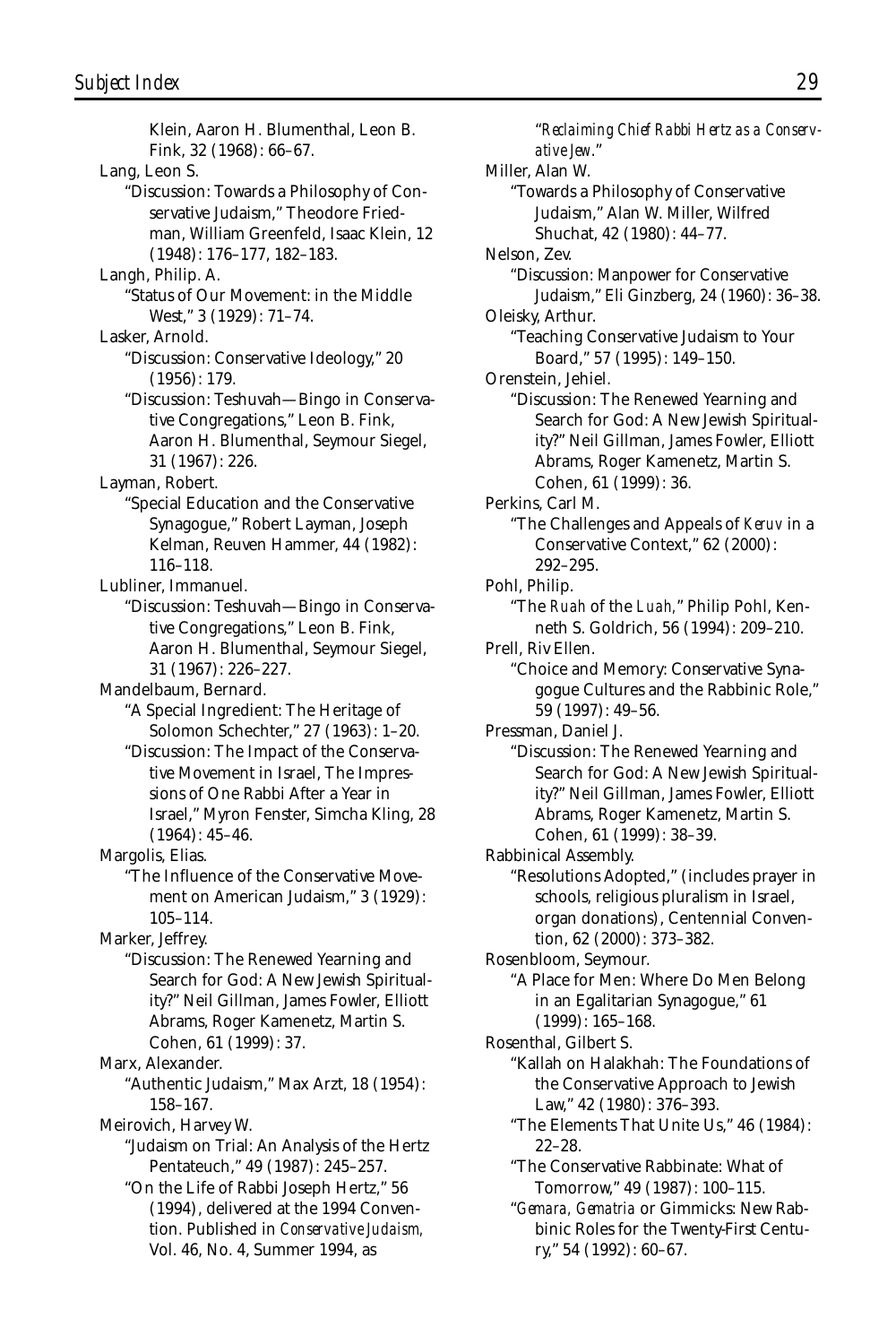Klein, Aaron H. Blumenthal, Leon B. Fink, 32 (1968): 66–67.

Lang, Leon S.

"Discussion: Towards a Philosophy of Conservative Judaism," Theodore Friedman, William Greenfeld, Isaac Klein, 12 (1948): 176–177, 182–183.

Langh, Philip. A.

"Status of Our Movement: in the Middle West," 3 (1929): 71–74.

Lasker, Arnold.

"Discussion: Conservative Ideology," 20 (1956): 179.

"Discussion: Teshuvah—Bingo in Conservative Congregations," Leon B. Fink, Aaron H. Blumenthal, Seymour Siegel, 31 (1967): 226.

Layman, Robert.

"Special Education and the Conservative Synagogue," Robert Layman, Joseph Kelman, Reuven Hammer, 44 (1982): 116–118.

Lubliner, Immanuel.

"Discussion: Teshuvah—Bingo in Conservative Congregations," Leon B. Fink, Aaron H. Blumenthal, Seymour Siegel, 31 (1967): 226–227.

Mandelbaum, Bernard.

"A Special Ingredient: The Heritage of Solomon Schechter," 27 (1963): 1–20.

"Discussion: The Impact of the Conservative Movement in Israel, The Impressions of One Rabbi After a Year in Israel," Myron Fenster, Simcha Kling, 28 (1964): 45–46.

Margolis, Elias.

"The Influence of the Conservative Movement on American Judaism," 3 (1929): 105–114.

Marker, Jeffrey.

"Discussion: The Renewed Yearning and Search for God: A New Jewish Spirituality?" Neil Gillman, James Fowler, Elliott Abrams, Roger Kamenetz, Martin S. Cohen, 61 (1999): 37.

Marx, Alexander.

"Authentic Judaism," Max Arzt, 18 (1954): 158–167.

Meirovich, Harvey W.

"Judaism on Trial: An Analysis of the Hertz Pentateuch," 49 (1987): 245–257.

"On the Life of Rabbi Joseph Hertz," 56 (1994), delivered at the 1994 Convention. Published in *Conservative Judaism,* Vol. 46, No. 4, Summer 1994, as "*Reclaiming Chief Rabbi Hertz as a Conservative Jew*."

Miller, Alan W.

"Towards a Philosophy of Conservative Judaism," Alan W. Miller, Wilfred Shuchat, 42 (1980): 44–77.

Nelson, Zev.

"Discussion: Manpower for Conservative Judaism," Eli Ginzberg, 24 (1960): 36–38.

Oleisky, Arthur.

"Teaching Conservative Judaism to Your Board," 57 (1995): 149–150.

Orenstein, Jehiel.

"Discussion: The Renewed Yearning and Search for God: A New Jewish Spirituality?" Neil Gillman, James Fowler, Elliott Abrams, Roger Kamenetz, Martin S. Cohen, 61 (1999): 36.

Perkins, Carl M.

"The Challenges and Appeals of *Keruv* in a Conservative Context," 62 (2000): 292–295.

Pohl, Philip.

"The *Ruah* of the *Luah*," Philip Pohl, Kenneth S. Goldrich, 56 (1994): 209–210.

Prell, Riv Ellen.

"Choice and Memory: Conservative Synagogue Cultures and the Rabbinic Role," 59 (1997): 49–56.

Pressman, Daniel J.

"Discussion: The Renewed Yearning and Search for God: A New Jewish Spirituality?" Neil Gillman, James Fowler, Elliott Abrams, Roger Kamenetz, Martin S. Cohen, 61 (1999): 38–39.

Rabbinical Assembly.

"Resolutions Adopted," (includes prayer in schools, religious pluralism in Israel, organ donations), Centennial Convention, 62 (2000): 373–382.

Rosenbloom, Seymour.

"A Place for Men: Where Do Men Belong in an Egalitarian Synagogue," 61 (1999): 165–168.

Rosenthal, Gilbert S.

"Kallah on Halakhah: The Foundations of the Conservative Approach to Jewish Law," 42 (1980): 376–393.

"The Elements That Unite Us," 46 (1984): 22–28.

"The Conservative Rabbinate: What of Tomorrow," 49 (1987): 100–115.

"*Gemara, Gematria* or Gimmicks: New Rabbinic Roles for the Twenty-First Century," 54 (1992): 60–67.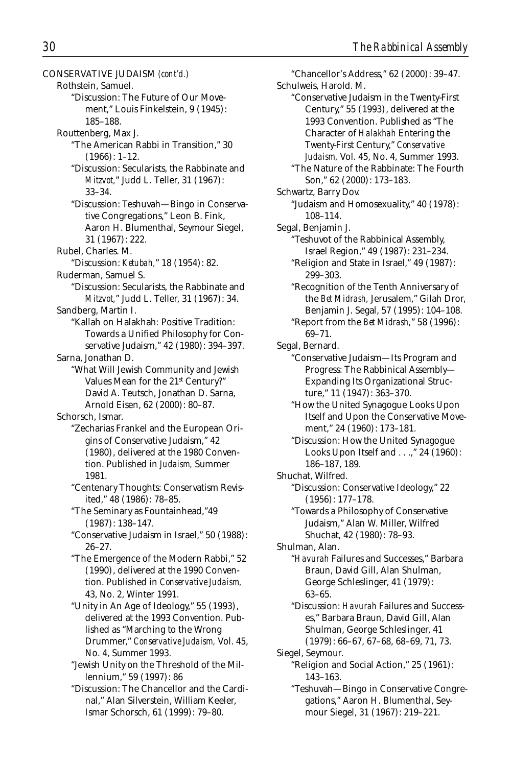CONSERVATIVE JUDAISM *(cont'd.)*

Rothstein, Samuel.

"Discussion: The Future of Our Movement," Louis Finkelstein, 9 (1945): 185–188.

Routtenberg, Max J.

"The American Rabbi in Transition," 30 (1966): 1–12.

"Discussion: Secularists, the Rabbinate and *Mitzvot*," Judd L. Teller, 31 (1967): 33–34.

"Discussion: Teshuvah—Bingo in Conservative Congregations," Leon B. Fink, Aaron H. Blumenthal, Seymour Siegel, 31 (1967): 222.

Rubel, Charles. M.

"Discussion: *Ketubah*," 18 (1954): 82.

Ruderman, Samuel S.

"Discussion: Secularists, the Rabbinate and *Mitzvot*," Judd L. Teller, 31 (1967): 34.

Sandberg, Martin I.

"Kallah on Halakhah: Positive Tradition: Towards a Unified Philosophy for Conservative Judaism," 42 (1980): 394–397.

Sarna, Jonathan D.

"What Will Jewish Community and Jewish Values Mean for the 21st Century?" David A. Teutsch, Jonathan D. Sarna, Arnold Eisen, 62 (2000): 80–87.

Schorsch, Ismar.

"Zecharias Frankel and the European Origins of Conservative Judaism," 42 (1980), delivered at the 1980 Convention. Published in *Judaism*, Summer 1981.

"Centenary Thoughts: Conservatism Revisited," 48 (1986): 78–85.

"The Seminary as Fountainhead,"49 (1987): 138–147.

"Conservative Judaism in Israel," 50 (1988): 26–27.

"The Emergence of the Modern Rabbi," 52 (1990), delivered at the 1990 Convention. Published in *Conservative Judaism*, 43, No. 2, Winter 1991.

"Unity in An Age of Ideology," 55 (1993), delivered at the 1993 Convention. Published as "Marching to the Wrong Drummer," *Conservative Judaism*, Vol. 45, No. 4, Summer 1993.

"Jewish Unity on the Threshold of the Millennium," 59 (1997): 86

"Discussion: The Chancellor and the Cardinal," Alan Silverstein, William Keeler, Ismar Schorsch, 61 (1999): 79–80.

"Chancellor's Address," 62 (2000): 39–47.

Schulweis, Harold. M.

"Conservative Judaism in the Twenty-First Century," 55 (1993), delivered at the 1993 Convention. Published as "The Character of *Halakhah* Entering the Twenty-First Century," *Conservative Judaism*, Vol. 45, No. 4, Summer 1993.

"The Nature of the Rabbinate: The Fourth Son," 62 (2000): 173–183.

Schwartz, Barry Dov.

"Judaism and Homosexuality," 40 (1978): 108–114.

Segal, Benjamin J.

"Teshuvot of the Rabbinical Assembly, Israel Region," 49 (1987): 231–234.

"Religion and State in Israel," 49 (1987): 299–303.

"Recognition of the Tenth Anniversary of the *Bet Midrash*, Jerusalem," Gilah Dror, Benjamin J. Segal, 57 (1995): 104–108.

"Report from the *Bet Midrash*," 58 (1996): 69–71.

Segal, Bernard.

"Conservative Judaism—Its Program and Progress: The Rabbinical Assembly—Expanding Its Organizational Structure," 11 (1947): 363–370.

"How the United Synagogue Looks Upon Itself and Upon the Conservative Movement," 24 (1960): 173–181.

"Discussion: How the United Synagogue Looks Upon Itself and . . .," 24 (1960): 186–187, 189.

Shuchat, Wilfred.

"Discussion: Conservative Ideology," 22 (1956): 177–178.

"Towards a Philosophy of Conservative Judaism," Alan W. Miller, Wilfred Shuchat, 42 (1980): 78–93.

Shulman, Alan.

"*Havurah* Failures and Successes," Barbara Braun, David Gill, Alan Shulman, George Schleslinger, 41 (1979): 63–65.

"Discussion: *Havurah* Failures and Successes," Barbara Braun, David Gill, Alan Shulman, George Schleslinger, 41 (1979): 66–67, 67–68, 68–69, 71, 73.

Siegel, Seymour.

"Religion and Social Action," 25 (1961): 143–163.

"Teshuvah—Bingo in Conservative Congregations," Aaron H. Blumenthal, Seymour Siegel, 31 (1967): 219–221.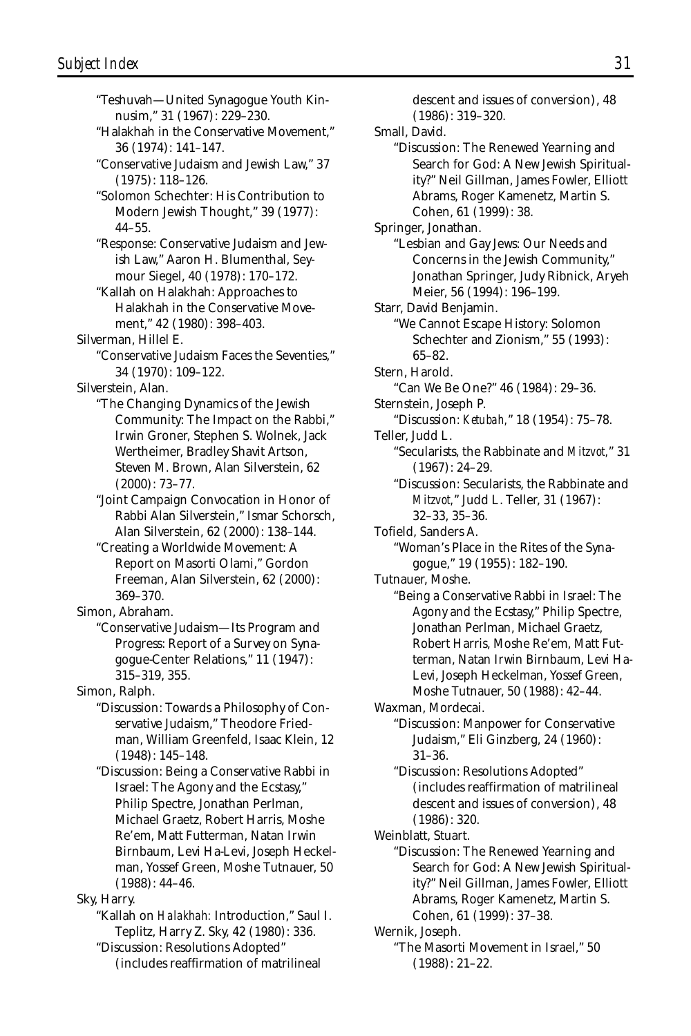"Teshuvah—United Synagogue Youth Kinnusim," 31 (1967): 229–230.

"Halakhah in the Conservative Movement," 36 (1974): 141–147.

"Conservative Judaism and Jewish Law," 37 (1975): 118–126.

"Solomon Schechter: His Contribution to Modern Jewish Thought," 39 (1977): 44–55.

"Response: Conservative Judaism and Jewish Law," Aaron H. Blumenthal, Seymour Siegel, 40 (1978): 170–172.

"Kallah on Halakhah: Approaches to Halakhah in the Conservative Movement," 42 (1980): 398–403.

Silverman, Hillel E.

"Conservative Judaism Faces the Seventies," 34 (1970): 109–122.

Silverstein, Alan.

"The Changing Dynamics of the Jewish Community: The Impact on the Rabbi," Irwin Groner, Stephen S. Wolnek, Jack Wertheimer, Bradley Shavit Artson, Steven M. Brown, Alan Silverstein, 62 (2000): 73–77.

"Joint Campaign Convocation in Honor of Rabbi Alan Silverstein," Ismar Schorsch, Alan Silverstein, 62 (2000): 138–144.

"Creating a Worldwide Movement: A Report on Masorti Olami," Gordon Freeman, Alan Silverstein, 62 (2000): 369–370.

Simon, Abraham.

"Conservative Judaism—Its Program and Progress: Report of a Survey on Synagogue-Center Relations," 11 (1947): 315–319, 355.

Simon, Ralph.

"Discussion: Towards a Philosophy of Conservative Judaism," Theodore Friedman, William Greenfeld, Isaac Klein, 12 (1948): 145–148.

"Discussion: Being a Conservative Rabbi in Israel: The Agony and the Ecstasy," Philip Spectre, Jonathan Perlman, Michael Graetz, Robert Harris, Moshe Re'em, Matt Futterman, Natan Irwin Birnbaum, Levi Ha-Levi, Joseph Heckelman, Yossef Green, Moshe Tutnauer, 50 (1988): 44–46.

Sky, Harry.

"Kallah on *Halakhah:* Introduction," Saul I. Teplitz, Harry Z. Sky, 42 (1980): 336.

"Discussion: Resolutions Adopted" (includes reaffirmation of matrilineal descent and issues of conversion), 48 (1986): 319–320.

Small, David.

"Discussion: The Renewed Yearning and Search for God: A New Jewish Spirituality?" Neil Gillman, James Fowler, Elliott Abrams, Roger Kamenetz, Martin S. Cohen, 61 (1999): 38.

Springer, Jonathan.

"Lesbian and Gay Jews: Our Needs and Concerns in the Jewish Community," Jonathan Springer, Judy Ribnick, Aryeh Meier, 56 (1994): 196–199.

Starr, David Benjamin.

"We Cannot Escape History: Solomon Schechter and Zionism," 55 (1993): 65–82.

Stern, Harold.

"Can We Be One?" 46 (1984): 29–36.

Sternstein, Joseph P.

"Discussion: *Ketubah,*" 18 (1954): 75–78.

Teller, Judd L.

"Secularists, the Rabbinate and *Mitzvot,*" 31 (1967): 24–29.

"Discussion: Secularists, the Rabbinate and *Mitzvot,*" Judd L. Teller, 31 (1967): 32–33, 35–36.

Tofield, Sanders A.

"Woman's Place in the Rites of the Synagogue," 19 (1955): 182–190.

Tutnauer, Moshe.

"Being a Conservative Rabbi in Israel: The Agony and the Ecstasy," Philip Spectre, Jonathan Perlman, Michael Graetz, Robert Harris, Moshe Re'em, Matt Futterman, Natan Irwin Birnbaum, Levi Ha-Levi, Joseph Heckelman, Yossef Green, Moshe Tutnauer, 50 (1988): 42–44.

Waxman, Mordecai.

"Discussion: Manpower for Conservative Judaism," Eli Ginzberg, 24 (1960): 31–36.

"Discussion: Resolutions Adopted" (includes reaffirmation of matrilineal descent and issues of conversion), 48 (1986): 320.

Weinblatt, Stuart.

"Discussion: The Renewed Yearning and Search for God: A New Jewish Spirituality?" Neil Gillman, James Fowler, Elliott Abrams, Roger Kamenetz, Martin S. Cohen, 61 (1999): 37–38.

Wernik, Joseph.

"The Masorti Movement in Israel," 50 (1988): 21–22.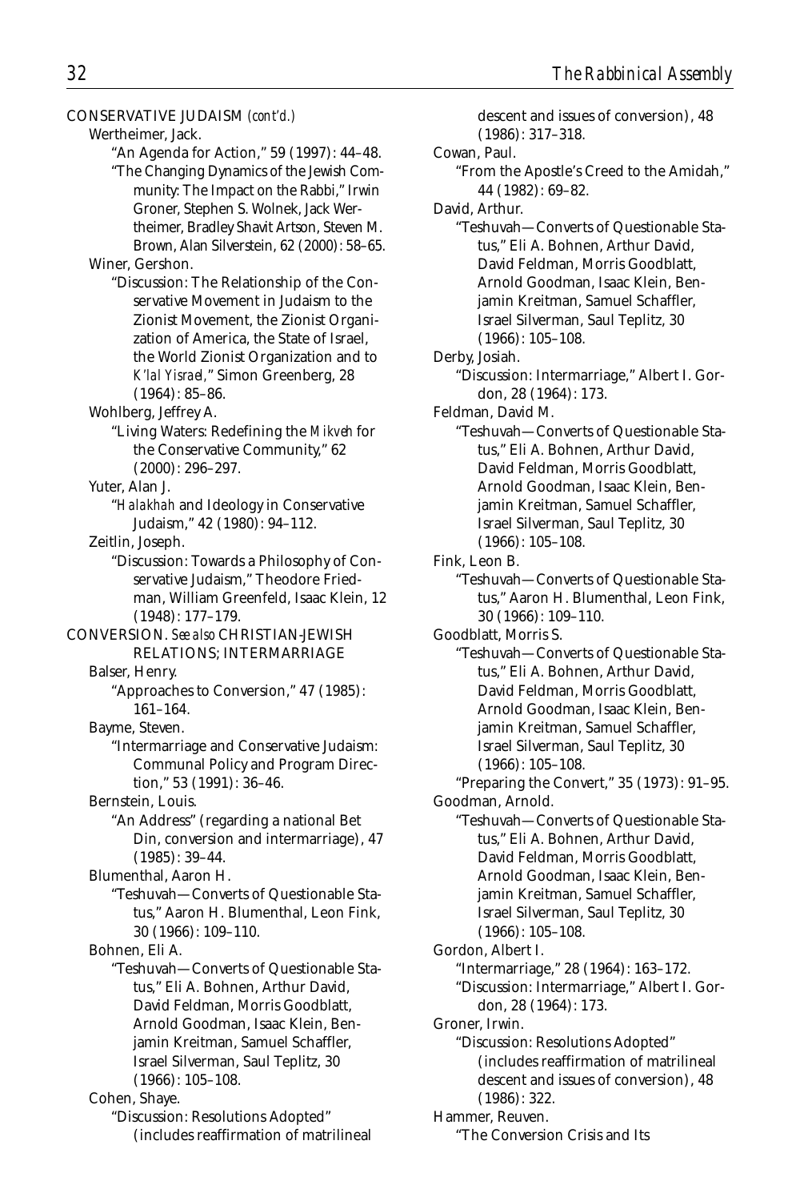CONSERVATIVE JUDAISM *(cont'd.)*

Wertheimer, Jack.

"An Agenda for Action," 59 (1997): 44–48.

"The Changing Dynamics of the Jewish Community: The Impact on the Rabbi," Irwin Groner, Stephen S. Wolnek, Jack Wertheimer, Bradley Shavit Artson, Steven M. Brown, Alan Silverstein, 62 (2000): 58–65.

Winer, Gershon.

"Discussion: The Relationship of the Conservative Movement in Judaism to the Zionist Movement, the Zionist Organization of America, the State of Israel, the World Zionist Organization and to *K'lal Yisrael*," Simon Greenberg, 28 (1964): 85–86.

Wohlberg, Jeffrey A.

"Living Waters: Redefining the *Mikveh* for the Conservative Community," 62 (2000): 296–297.

Yuter, Alan J.

"*Halakhah* and Ideology in Conservative Judaism," 42 (1980): 94–112.

Zeitlin, Joseph.

"Discussion: Towards a Philosophy of Conservative Judaism," Theodore Friedman, William Greenfeld, Isaac Klein, 12 (1948): 177–179.

CONVERSION. *See also* CHRISTIAN-JEWISH RELATIONS; INTERMARRIAGE

Balser, Henry.

"Approaches to Conversion," 47 (1985): 161–164.

Bayme, Steven.

"Intermarriage and Conservative Judaism: Communal Policy and Program Direction," 53 (1991): 36–46.

Bernstein, Louis.

"An Address" (regarding a national Bet Din, conversion and intermarriage), 47 (1985): 39–44.

Blumenthal, Aaron H.

"Teshuvah—Converts of Questionable Status," Aaron H. Blumenthal, Leon Fink, 30 (1966): 109–110.

Bohnen, Eli A.

"Teshuvah—Converts of Questionable Status," Eli A. Bohnen, Arthur David, David Feldman, Morris Goodblatt, Arnold Goodman, Isaac Klein, Benjamin Kreitman, Samuel Schaffler, Israel Silverman, Saul Teplitz, 30 (1966): 105–108.

Cohen, Shaye.

"Discussion: Resolutions Adopted" (includes reaffirmation of matrilineal descent and issues of conversion), 48 (1986): 317–318.

Cowan, Paul.

"From the Apostle's Creed to the Amidah," 44 (1982): 69–82.

David, Arthur.

"Teshuvah—Converts of Questionable Status," Eli A. Bohnen, Arthur David, David Feldman, Morris Goodblatt, Arnold Goodman, Isaac Klein, Benjamin Kreitman, Samuel Schaffler, Israel Silverman, Saul Teplitz, 30 (1966): 105–108.

Derby, Josiah.

"Discussion: Intermarriage," Albert I. Gordon, 28 (1964): 173.

Feldman, David M.

"Teshuvah—Converts of Questionable Status," Eli A. Bohnen, Arthur David, David Feldman, Morris Goodblatt, Arnold Goodman, Isaac Klein, Benjamin Kreitman, Samuel Schaffler, Israel Silverman, Saul Teplitz, 30 (1966): 105–108.

Fink, Leon B.

"Teshuvah—Converts of Questionable Status," Aaron H. Blumenthal, Leon Fink, 30 (1966): 109–110.

Goodblatt, Morris S.

"Teshuvah—Converts of Questionable Status," Eli A. Bohnen, Arthur David, David Feldman, Morris Goodblatt, Arnold Goodman, Isaac Klein, Benjamin Kreitman, Samuel Schaffler, Israel Silverman, Saul Teplitz, 30 (1966): 105–108.

"Preparing the Convert," 35 (1973): 91–95.

Goodman, Arnold.

"Teshuvah—Converts of Questionable Status," Eli A. Bohnen, Arthur David, David Feldman, Morris Goodblatt, Arnold Goodman, Isaac Klein, Benjamin Kreitman, Samuel Schaffler, Israel Silverman, Saul Teplitz, 30 (1966): 105–108.

Gordon, Albert I.

"Intermarriage," 28 (1964): 163–172.

"Discussion: Intermarriage," Albert I. Gordon, 28 (1964): 173.

Groner, Irwin.

"Discussion: Resolutions Adopted" (includes reaffirmation of matrilineal descent and issues of conversion), 48 (1986): 322.

Hammer, Reuven.

"The Conversion Crisis and Its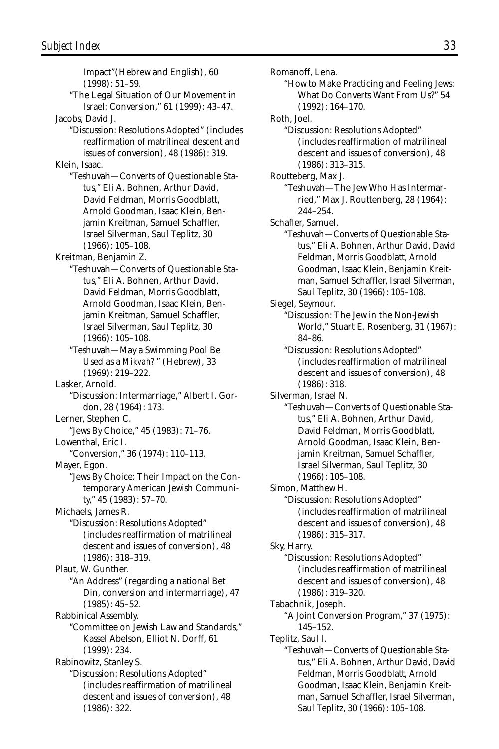Impact"(Hebrew and English), 60 (1998): 51–59.

"The Legal Situation of Our Movement in Israel: Conversion," 61 (1999): 43–47.

Jacobs, David J.

"Discussion: Resolutions Adopted" (includes reaffirmation of matrilineal descent and issues of conversion), 48 (1986): 319.

Klein, Isaac.

"Teshuvah—Converts of Questionable Status," Eli A. Bohnen, Arthur David, David Feldman, Morris Goodblatt, Arnold Goodman, Isaac Klein, Benjamin Kreitman, Samuel Schaffler, Israel Silverman, Saul Teplitz, 30 (1966): 105–108.

Kreitman, Benjamin Z.

"Teshuvah—Converts of Questionable Status," Eli A. Bohnen, Arthur David, David Feldman, Morris Goodblatt, Arnold Goodman, Isaac Klein, Benjamin Kreitman, Samuel Schaffler, Israel Silverman, Saul Teplitz, 30 (1966): 105–108.

"Teshuvah—May a Swimming Pool Be Used as a *Mikvah?*" (Hebrew), 33 (1969): 219–222.

Lasker, Arnold.

"Discussion: Intermarriage," Albert I. Gordon, 28 (1964): 173.

Lerner, Stephen C.

"Jews By Choice," 45 (1983): 71–76.

Lowenthal, Eric I.

"Conversion," 36 (1974): 110–113.

Mayer, Egon.

"Jews By Choice: Their Impact on the Contemporary American Jewish Community," 45 (1983): 57–70.

Michaels, James R.

"Discussion: Resolutions Adopted" (includes reaffirmation of matrilineal descent and issues of conversion), 48 (1986): 318–319.

Plaut, W. Gunther.

"An Address" (regarding a national Bet Din, conversion and intermarriage), 47 (1985): 45–52.

Rabbinical Assembly.

"Committee on Jewish Law and Standards," Kassel Abelson, Elliot N. Dorff, 61 (1999): 234.

Rabinowitz, Stanley S.

"Discussion: Resolutions Adopted" (includes reaffirmation of matrilineal descent and issues of conversion), 48 (1986): 322.

Romanoff, Lena.

"How to Make Practicing and Feeling Jews: What Do Converts Want From Us?" 54 (1992): 164–170.

Roth, Joel.

"Discussion: Resolutions Adopted" (includes reaffirmation of matrilineal descent and issues of conversion), 48 (1986): 313–315.

Routteberg, Max J.

"Teshuvah—The Jew Who Has Intermarried," Max J. Routtenberg, 28 (1964): 244–254.

Schafler, Samuel.

"Teshuvah—Converts of Questionable Status," Eli A. Bohnen, Arthur David, David Feldman, Morris Goodblatt, Arnold Goodman, Isaac Klein, Benjamin Kreitman, Samuel Schaffler, Israel Silverman, Saul Teplitz, 30 (1966): 105–108.

Siegel, Seymour.

"Discussion: The Jew in the Non-Jewish World," Stuart E. Rosenberg, 31 (1967): 84–86.

"Discussion: Resolutions Adopted" (includes reaffirmation of matrilineal descent and issues of conversion), 48 (1986): 318.

Silverman, Israel N.

"Teshuvah—Converts of Questionable Status," Eli A. Bohnen, Arthur David, David Feldman, Morris Goodblatt, Arnold Goodman, Isaac Klein, Benjamin Kreitman, Samuel Schaffler, Israel Silverman, Saul Teplitz, 30 (1966): 105–108.

Simon, Matthew H.

"Discussion: Resolutions Adopted" (includes reaffirmation of matrilineal descent and issues of conversion), 48 (1986): 315–317.

Sky, Harry.

"Discussion: Resolutions Adopted" (includes reaffirmation of matrilineal descent and issues of conversion), 48 (1986): 319–320.

Tabachnik, Joseph.

"A Joint Conversion Program," 37 (1975): 145–152.

Teplitz, Saul I.

"Teshuvah—Converts of Questionable Status," Eli A. Bohnen, Arthur David, David Feldman, Morris Goodblatt, Arnold Goodman, Isaac Klein, Benjamin Kreitman, Samuel Schaffler, Israel Silverman, Saul Teplitz, 30 (1966): 105–108.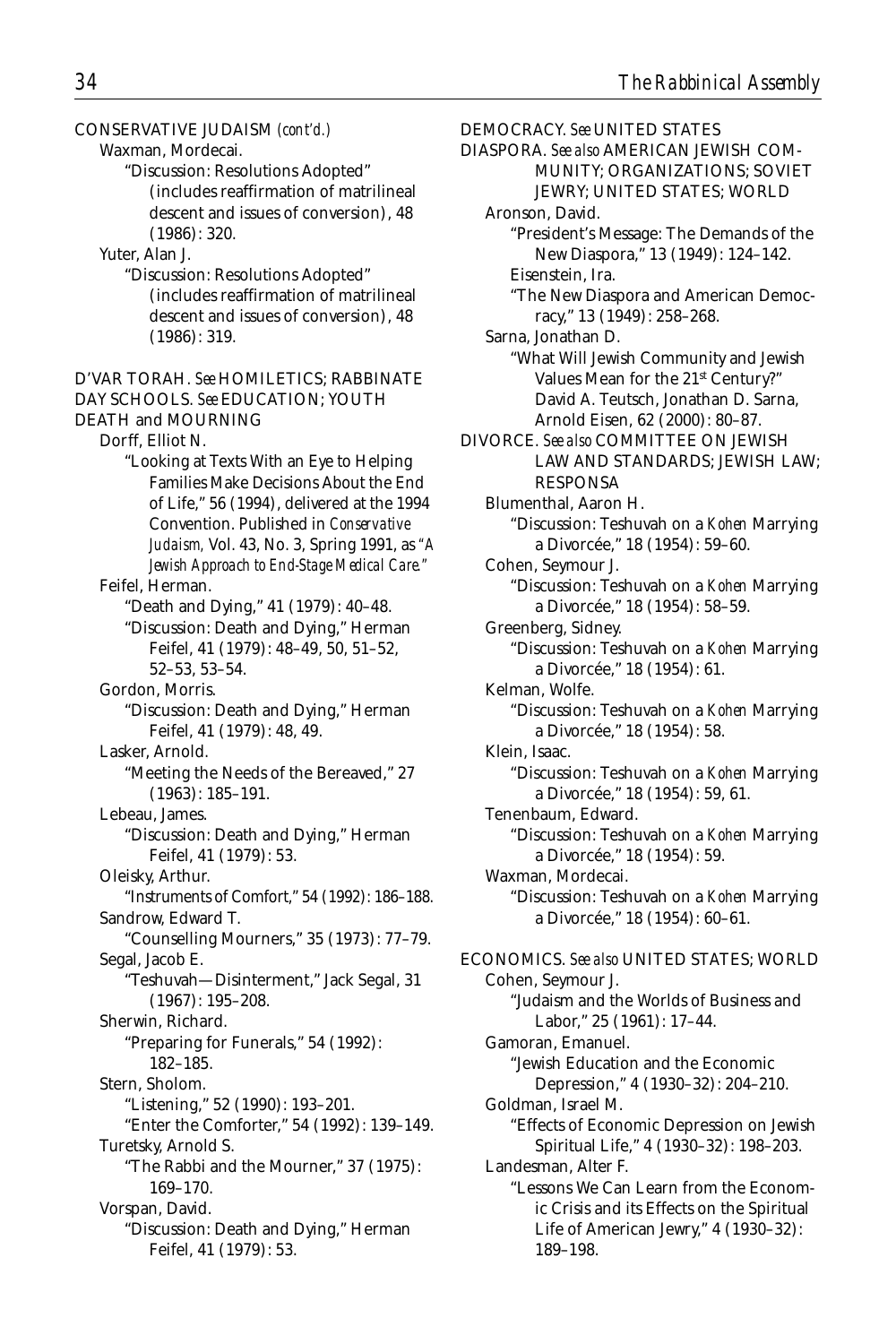CONSERVATIVE JUDAISM *(cont'd.)*

Waxman, Mordecai.

"Discussion: Resolutions Adopted" (includes reaffirmation of matrilineal descent and issues of conversion), 48 (1986): 320.

Yuter, Alan J.

"Discussion: Resolutions Adopted" (includes reaffirmation of matrilineal descent and issues of conversion), 48 (1986): 319.

D'VAR TORAH. *See* HOMILETICS; RABBINATE

DAY SCHOOLS. *See* EDUCATION; YOUTH

DEATH and MOURNING

Dorff, Elliot N.

"Looking at Texts With an Eye to Helping Families Make Decisions About the End of Life," 56 (1994), delivered at the 1994 Convention. Published in *Conservative Judaism,* Vol. 43, No. 3, Spring 1991, as *"A Jewish Approach to End-Stage Medical Care."*

Feifel, Herman.

"Death and Dying," 41 (1979): 40–48.

"Discussion: Death and Dying," Herman Feifel, 41 (1979): 48–49, 50, 51–52, 52–53, 53–54.

Gordon, Morris.

"Discussion: Death and Dying," Herman Feifel, 41 (1979): 48, 49.

Lasker, Arnold.

"Meeting the Needs of the Bereaved," 27 (1963): 185–191.

Lebeau, James.

"Discussion: Death and Dying," Herman Feifel, 41 (1979): 53.

Oleisky, Arthur.

"Instruments of Comfort," 54 (1992): 186–188.

Sandrow, Edward T.

"Counselling Mourners," 35 (1973): 77–79.

Segal, Jacob E.

"Teshuvah—Disinterment," Jack Segal, 31 (1967): 195–208.

Sherwin, Richard.

"Preparing for Funerals," 54 (1992): 182–185.

Stern, Sholom.

"Listening," 52 (1990): 193–201.

"Enter the Comforter," 54 (1992): 139–149.

Turetsky, Arnold S.

"The Rabbi and the Mourner," 37 (1975): 169–170.

Vorspan, David.

"Discussion: Death and Dying," Herman Feifel, 41 (1979): 53.

DEMOCRACY. *See* UNITED STATES

DIASPORA. *See also* AMERICAN JEWISH COMMUNITY; ORGANIZATIONS; SOVIET JEWRY; UNITED STATES; WORLD

Aronson, David.

"President's Message: The Demands of the New Diaspora," 13 (1949): 124–142.

Eisenstein, Ira.

"The New Diaspora and American Democracy," 13 (1949): 258–268.

Sarna, Jonathan D.

"What Will Jewish Community and Jewish Values Mean for the 21st Century?" David A. Teutsch, Jonathan D. Sarna, Arnold Eisen, 62 (2000): 80–87.

DIVORCE. *See also* COMMITTEE ON JEWISH LAW AND STANDARDS; JEWISH LAW; RESPONSA

Blumenthal, Aaron H.

"Discussion: Teshuvah on a *Kohen* Marrying a Divorcée," 18 (1954): 59–60.

Cohen, Seymour J.

"Discussion: Teshuvah on a *Kohen* Marrying a Divorcée," 18 (1954): 58–59.

Greenberg, Sidney.

"Discussion: Teshuvah on a *Kohen* Marrying a Divorcée," 18 (1954): 61.

Kelman, Wolfe.

"Discussion: Teshuvah on a *Kohen* Marrying a Divorcée," 18 (1954): 58.

Klein, Isaac.

"Discussion: Teshuvah on a *Kohen* Marrying a Divorcée," 18 (1954): 59, 61.

Tenenbaum, Edward.

"Discussion: Teshuvah on a *Kohen* Marrying a Divorcée," 18 (1954): 59.

Waxman, Mordecai.

"Discussion: Teshuvah on a *Kohen* Marrying a Divorcée," 18 (1954): 60–61.

ECONOMICS. *See also* UNITED STATES; WORLD

Cohen, Seymour J.

"Judaism and the Worlds of Business and Labor," 25 (1961): 17–44.

Gamoran, Emanuel.

"Jewish Education and the Economic Depression," 4 (1930–32): 204–210.

Goldman, Israel M.

"Effects of Economic Depression on Jewish Spiritual Life," 4 (1930–32): 198–203.

Landesman, Alter F.

"Lessons We Can Learn from the Economic Crisis and its Effects on the Spiritual Life of American Jewry," 4 (1930–32): 189–198.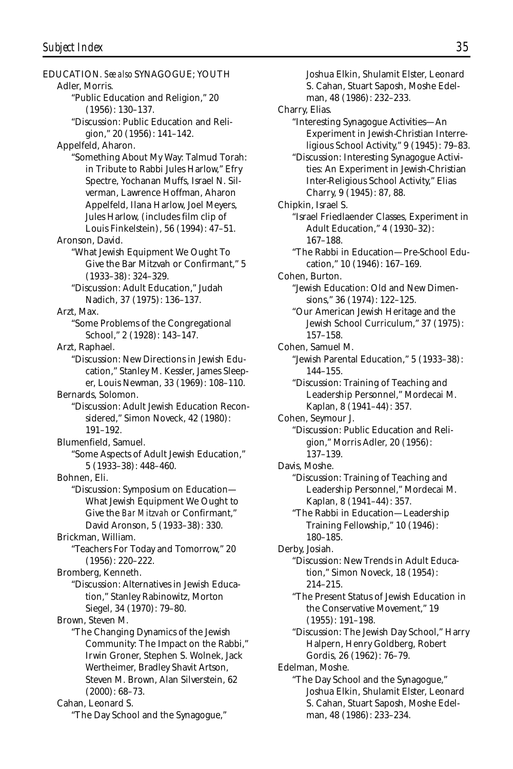EDUCATION. *See also* SYNAGOGUE; YOUTH

Adler, Morris.
- "Public Education and Religion," 20 (1956): 130–137.
- "Discussion: Public Education and Religion," 20 (1956): 141–142.

Appelfeld, Aharon.
- "Something About My Way: Talmud Torah: in Tribute to Rabbi Jules Harlow," Efry Spectre, Yochanan Muffs, Israel N. Silverman, Lawrence Hoffman, Aharon Appelfeld, Ilana Harlow, Joel Meyers, Jules Harlow, (includes film clip of Louis Finkelstein), 56 (1994): 47–51.

Aronson, David.
- "What Jewish Equipment We Ought To Give the Bar Mitzvah or Confirmant," 5 (1933–38): 324–329.
- "Discussion: Adult Education," Judah Nadich, 37 (1975): 136–137.

Arzt, Max.
- "Some Problems of the Congregational School," 2 (1928): 143–147.

Arzt, Raphael.
- "Discussion: New Directions in Jewish Education," Stanley M. Kessler, James Sleeper, Louis Newman, 33 (1969): 108–110.

Bernards, Solomon.
- "Discussion: Adult Jewish Education Reconsidered," Simon Noveck, 42 (1980): 191–192.

Blumenfield, Samuel.
- "Some Aspects of Adult Jewish Education," 5 (1933–38): 448–460.

Bohnen, Eli.
- "Discussion: Symposium on Education—What Jewish Equipment We Ought to Give the *Bar Mitzvah* or Confirmant," David Aronson, 5 (1933–38): 330.

Brickman, William.
- "Teachers For Today and Tomorrow," 20 (1956): 220–222.

Bromberg, Kenneth.
- "Discussion: Alternatives in Jewish Education," Stanley Rabinowitz, Morton Siegel, 34 (1970): 79–80.

Brown, Steven M.
- "The Changing Dynamics of the Jewish Community: The Impact on the Rabbi," Irwin Groner, Stephen S. Wolnek, Jack Wertheimer, Bradley Shavit Artson, Steven M. Brown, Alan Silverstein, 62 (2000): 68–73.

Cahan, Leonard S.
- "The Day School and the Synagogue," Joshua Elkin, Shulamit Elster, Leonard S. Cahan, Stuart Saposh, Moshe Edelman, 48 (1986): 232–233.

Charry, Elias.
- "Interesting Synagogue Activities—An Experiment in Jewish-Christian Interreligious School Activity," 9 (1945): 79–83.
- "Discussion: Interesting Synagogue Activities: An Experiment in Jewish-Christian Inter-Religious School Activity," Elias Charry, 9 (1945): 87, 88.

Chipkin, Israel S.
- "Israel Friedlaender Classes, Experiment in Adult Education," 4 (1930–32): 167–188.
- "The Rabbi in Education—Pre-School Education," 10 (1946): 167–169.

Cohen, Burton.
- "Jewish Education: Old and New Dimensions," 36 (1974): 122–125.
- "Our American Jewish Heritage and the Jewish School Curriculum," 37 (1975): 157–158.

Cohen, Samuel M.
- "Jewish Parental Education," 5 (1933–38): 144–155.
- "Discussion: Training of Teaching and Leadership Personnel," Mordecai M. Kaplan, 8 (1941–44): 357.

Cohen, Seymour J.
- "Discussion: Public Education and Religion," Morris Adler, 20 (1956): 137–139.

Davis, Moshe.
- "Discussion: Training of Teaching and Leadership Personnel," Mordecai M. Kaplan, 8 (1941–44): 357.
- "The Rabbi in Education—Leadership Training Fellowship," 10 (1946): 180–185.

Derby, Josiah.
- "Discussion: New Trends in Adult Education," Simon Noveck, 18 (1954): 214–215.
- "The Present Status of Jewish Education in the Conservative Movement," 19 (1955): 191–198.
- "Discussion: The Jewish Day School," Harry Halpern, Henry Goldberg, Robert Gordis, 26 (1962): 76–79.

Edelman, Moshe.
- "The Day School and the Synagogue," Joshua Elkin, Shulamit Elster, Leonard S. Cahan, Stuart Saposh, Moshe Edelman, 48 (1986): 233–234.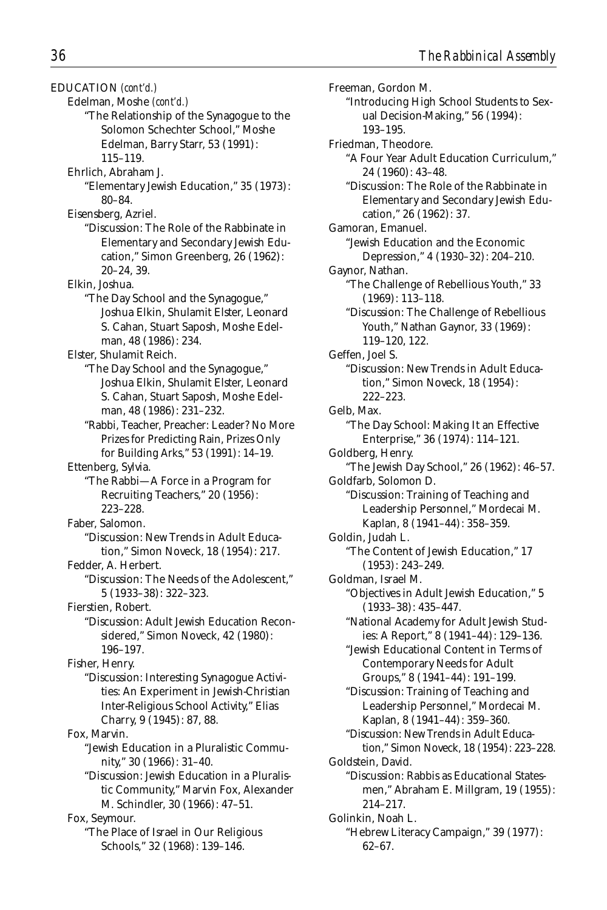EDUCATION *(cont'd.)*

Edelman, Moshe *(cont'd.)*

"The Relationship of the Synagogue to the Solomon Schechter School," Moshe Edelman, Barry Starr, 53 (1991): 115–119.

Ehrlich, Abraham J.

"Elementary Jewish Education," 35 (1973): 80–84.

Eisensberg, Azriel.

"Discussion: The Role of the Rabbinate in Elementary and Secondary Jewish Education," Simon Greenberg, 26 (1962): 20–24, 39.

Elkin, Joshua.

"The Day School and the Synagogue," Joshua Elkin, Shulamit Elster, Leonard S. Cahan, Stuart Saposh, Moshe Edelman, 48 (1986): 234.

Elster, Shulamit Reich.

"The Day School and the Synagogue," Joshua Elkin, Shulamit Elster, Leonard S. Cahan, Stuart Saposh, Moshe Edelman, 48 (1986): 231–232.

"Rabbi, Teacher, Preacher: Leader? No More Prizes for Predicting Rain, Prizes Only for Building Arks," 53 (1991): 14–19.

Ettenberg, Sylvia.

"The Rabbi—A Force in a Program for Recruiting Teachers," 20 (1956): 223–228.

Faber, Salomon.

"Discussion: New Trends in Adult Education," Simon Noveck, 18 (1954): 217.

Fedder, A. Herbert.

"Discussion: The Needs of the Adolescent," 5 (1933–38): 322–323.

Fierstien, Robert.

"Discussion: Adult Jewish Education Reconsidered," Simon Noveck, 42 (1980): 196–197.

Fisher, Henry.

"Discussion: Interesting Synagogue Activities: An Experiment in Jewish-Christian Inter-Religious School Activity," Elias Charry, 9 (1945): 87, 88.

Fox, Marvin.

"Jewish Education in a Pluralistic Community," 30 (1966): 31–40.

"Discussion: Jewish Education in a Pluralistic Community," Marvin Fox, Alexander M. Schindler, 30 (1966): 47–51.

Fox, Seymour.

"The Place of Israel in Our Religious Schools," 32 (1968): 139–146.

Freeman, Gordon M.

"Introducing High School Students to Sexual Decision-Making," 56 (1994): 193–195.

Friedman, Theodore.

"A Four Year Adult Education Curriculum," 24 (1960): 43–48.

"Discussion: The Role of the Rabbinate in Elementary and Secondary Jewish Education," 26 (1962): 37.

Gamoran, Emanuel.

"Jewish Education and the Economic Depression," 4 (1930–32): 204–210.

Gaynor, Nathan.

"The Challenge of Rebellious Youth," 33 (1969): 113–118.

"Discussion: The Challenge of Rebellious Youth," Nathan Gaynor, 33 (1969): 119–120, 122.

Geffen, Joel S.

"Discussion: New Trends in Adult Education," Simon Noveck, 18 (1954): 222–223.

Gelb, Max.

"The Day School: Making It an Effective Enterprise," 36 (1974): 114–121.

Goldberg, Henry.

"The Jewish Day School," 26 (1962): 46–57.

Goldfarb, Solomon D.

"Discussion: Training of Teaching and Leadership Personnel," Mordecai M. Kaplan, 8 (1941–44): 358–359.

Goldin, Judah L.

"The Content of Jewish Education," 17 (1953): 243–249.

Goldman, Israel M.

"Objectives in Adult Jewish Education," 5 (1933–38): 435–447.

"National Academy for Adult Jewish Studies: A Report," 8 (1941–44): 129–136.

"Jewish Educational Content in Terms of Contemporary Needs for Adult Groups," 8 (1941–44): 191–199.

"Discussion: Training of Teaching and Leadership Personnel," Mordecai M. Kaplan, 8 (1941–44): 359–360.

"Discussion: New Trends in Adult Education," Simon Noveck, 18 (1954): 223–228.

Goldstein, David.

"Discussion: Rabbis as Educational Statesmen," Abraham E. Millgram, 19 (1955): 214–217.

Golinkin, Noah L.

"Hebrew Literacy Campaign," 39 (1977): 62–67.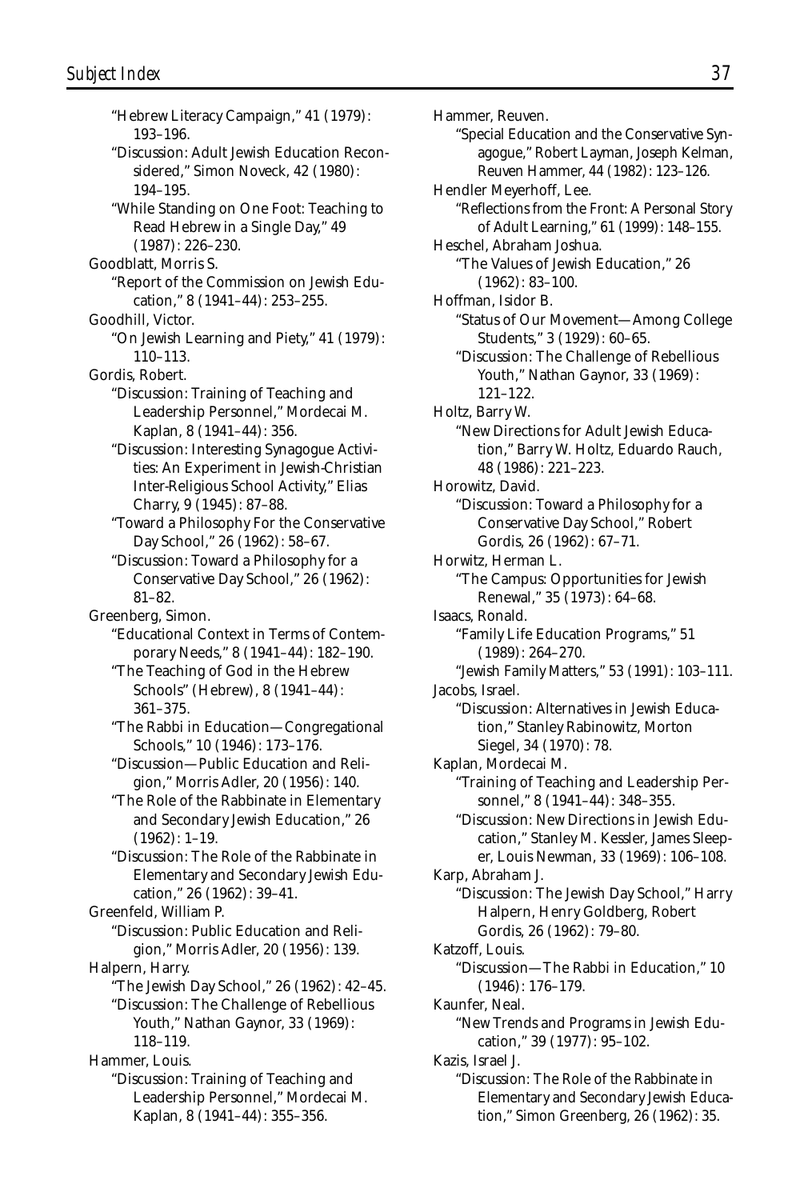"Hebrew Literacy Campaign," 41 (1979): 193–196.

"Discussion: Adult Jewish Education Reconsidered," Simon Noveck, 42 (1980): 194–195.

"While Standing on One Foot: Teaching to Read Hebrew in a Single Day," 49 (1987): 226–230.

Goodblatt, Morris S.

"Report of the Commission on Jewish Education," 8 (1941–44): 253–255.

Goodhill, Victor.

"On Jewish Learning and Piety," 41 (1979): 110–113.

Gordis, Robert.

"Discussion: Training of Teaching and Leadership Personnel," Mordecai M. Kaplan, 8 (1941–44): 356.

"Discussion: Interesting Synagogue Activities: An Experiment in Jewish-Christian Inter-Religious School Activity," Elias Charry, 9 (1945): 87–88.

"Toward a Philosophy For the Conservative Day School," 26 (1962): 58–67.

"Discussion: Toward a Philosophy for a Conservative Day School," 26 (1962): 81–82.

Greenberg, Simon.

"Educational Context in Terms of Contemporary Needs," 8 (1941–44): 182–190.

"The Teaching of God in the Hebrew Schools" (Hebrew), 8 (1941–44): 361–375.

"The Rabbi in Education—Congregational Schools," 10 (1946): 173–176.

"Discussion—Public Education and Religion," Morris Adler, 20 (1956): 140.

"The Role of the Rabbinate in Elementary and Secondary Jewish Education," 26 (1962): 1–19.

"Discussion: The Role of the Rabbinate in Elementary and Secondary Jewish Education," 26 (1962): 39–41.

Greenfeld, William P.

"Discussion: Public Education and Religion," Morris Adler, 20 (1956): 139.

Halpern, Harry.

"The Jewish Day School," 26 (1962): 42–45.

"Discussion: The Challenge of Rebellious Youth," Nathan Gaynor, 33 (1969): 118–119.

Hammer, Louis.

"Discussion: Training of Teaching and Leadership Personnel," Mordecai M. Kaplan, 8 (1941–44): 355–356.

Hammer, Reuven.

"Special Education and the Conservative Synagogue," Robert Layman, Joseph Kelman, Reuven Hammer, 44 (1982): 123–126.

Hendler Meyerhoff, Lee.

"Reflections from the Front: A Personal Story of Adult Learning," 61 (1999): 148–155.

Heschel, Abraham Joshua.

"The Values of Jewish Education," 26 (1962): 83–100.

Hoffman, Isidor B.

"Status of Our Movement—Among College Students," 3 (1929): 60–65.

"Discussion: The Challenge of Rebellious Youth," Nathan Gaynor, 33 (1969): 121–122.

Holtz, Barry W.

"New Directions for Adult Jewish Education," Barry W. Holtz, Eduardo Rauch, 48 (1986): 221–223.

Horowitz, David.

"Discussion: Toward a Philosophy for a Conservative Day School," Robert Gordis, 26 (1962): 67–71.

Horwitz, Herman L.

"The Campus: Opportunities for Jewish Renewal," 35 (1973): 64–68.

Isaacs, Ronald.

"Family Life Education Programs," 51 (1989): 264–270.

"Jewish Family Matters," 53 (1991): 103–111.

Jacobs, Israel.

"Discussion: Alternatives in Jewish Education," Stanley Rabinowitz, Morton Siegel, 34 (1970): 78.

Kaplan, Mordecai M.

"Training of Teaching and Leadership Personnel," 8 (1941–44): 348–355.

"Discussion: New Directions in Jewish Education," Stanley M. Kessler, James Sleeper, Louis Newman, 33 (1969): 106–108.

Karp, Abraham J.

"Discussion: The Jewish Day School," Harry Halpern, Henry Goldberg, Robert Gordis, 26 (1962): 79–80.

Katzoff, Louis.

"Discussion—The Rabbi in Education," 10 (1946): 176–179.

Kaunfer, Neal.

"New Trends and Programs in Jewish Education," 39 (1977): 95–102.

Kazis, Israel J.

"Discussion: The Role of the Rabbinate in Elementary and Secondary Jewish Education," Simon Greenberg, 26 (1962): 35.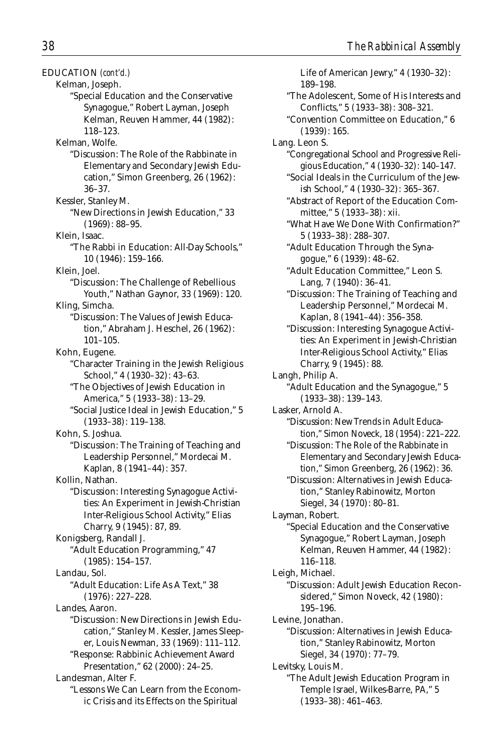EDUCATION *(cont'd.)*

Kelman, Joseph.

"Special Education and the Conservative Synagogue," Robert Layman, Joseph Kelman, Reuven Hammer, 44 (1982): 118–123.

Kelman, Wolfe.

"Discussion: The Role of the Rabbinate in Elementary and Secondary Jewish Education," Simon Greenberg, 26 (1962): 36–37.

Kessler, Stanley M.

"New Directions in Jewish Education," 33 (1969): 88–95.

Klein, Isaac.

"The Rabbi in Education: All-Day Schools," 10 (1946): 159–166.

Klein, Joel.

"Discussion: The Challenge of Rebellious Youth," Nathan Gaynor, 33 (1969): 120.

Kling, Simcha.

"Discussion: The Values of Jewish Education," Abraham J. Heschel, 26 (1962): 101–105.

Kohn, Eugene.

"Character Training in the Jewish Religious School," 4 (1930–32): 43–63.

"The Objectives of Jewish Education in America," 5 (1933–38): 13–29.

"Social Justice Ideal in Jewish Education," 5 (1933–38): 119–138.

Kohn, S. Joshua.

"Discussion: The Training of Teaching and Leadership Personnel," Mordecai M. Kaplan, 8 (1941–44): 357.

Kollin, Nathan.

"Discussion: Interesting Synagogue Activities: An Experiment in Jewish-Christian Inter-Religious School Activity," Elias Charry, 9 (1945): 87, 89.

Konigsberg, Randall J.

"Adult Education Programming," 47 (1985): 154–157.

Landau, Sol.

"Adult Education: Life As A Text," 38 (1976): 227–228.

Landes, Aaron.

"Discussion: New Directions in Jewish Education," Stanley M. Kessler, James Sleeper, Louis Newman, 33 (1969): 111–112.

"Response: Rabbinic Achievement Award Presentation," 62 (2000): 24–25.

Landesman, Alter F.

"Lessons We Can Learn from the Economic Crisis and its Effects on the Spiritual Life of American Jewry," 4 (1930–32): 189–198.

"The Adolescent, Some of His Interests and Conflicts," 5 (1933–38): 308–321.

"Convention Committee on Education," 6 (1939): 165.

Lang. Leon S.

"Congregational School and Progressive Religious Education," 4 (1930–32): 140–147.

"Social Ideals in the Curriculum of the Jewish School," 4 (1930–32): 365–367.

"Abstract of Report of the Education Committee," 5 (1933–38): xii.

"What Have We Done With Confirmation?" 5 (1933–38): 288–307.

"Adult Education Through the Synagogue," 6 (1939): 48–62.

"Adult Education Committee," Leon S. Lang, 7 (1940): 36–41.

"Discussion: The Training of Teaching and Leadership Personnel," Mordecai M. Kaplan, 8 (1941–44): 356–358.

"Discussion: Interesting Synagogue Activities: An Experiment in Jewish-Christian Inter-Religious School Activity," Elias Charry, 9 (1945): 88.

Langh, Philip A.

"Adult Education and the Synagogue," 5 (1933–38): 139–143.

Lasker, Arnold A.

"Discussion: New Trends in Adult Education," Simon Noveck, 18 (1954): 221–222.

"Discussion: The Role of the Rabbinate in Elementary and Secondary Jewish Education," Simon Greenberg, 26 (1962): 36.

"Discussion: Alternatives in Jewish Education," Stanley Rabinowitz, Morton Siegel, 34 (1970): 80–81.

Layman, Robert.

"Special Education and the Conservative Synagogue," Robert Layman, Joseph Kelman, Reuven Hammer, 44 (1982): 116–118.

Leigh, Michael.

"Discussion: Adult Jewish Education Reconsidered," Simon Noveck, 42 (1980): 195–196.

Levine, Jonathan.

"Discussion: Alternatives in Jewish Education," Stanley Rabinowitz, Morton Siegel, 34 (1970): 77–79.

Levitsky, Louis M.

"The Adult Jewish Education Program in Temple Israel, Wilkes-Barre, PA," 5 (1933–38): 461–463.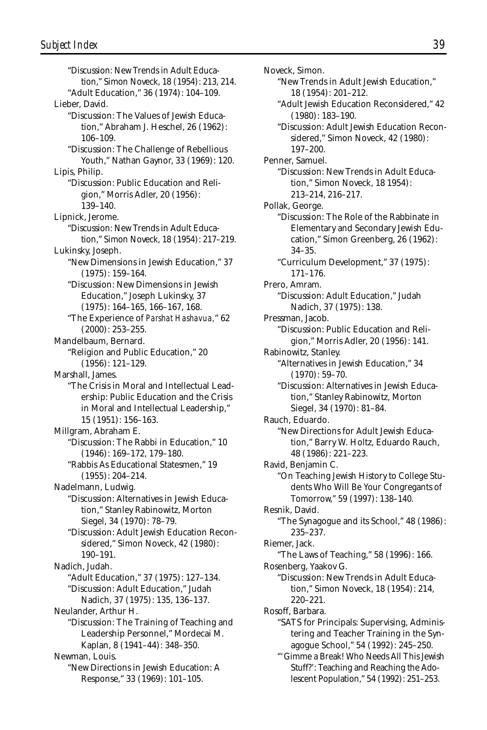"Discussion: New Trends in Adult Education," Simon Noveck, 18 (1954): 213, 214.
"Adult Education," 36 (1974): 104–109.

Lieber, David.
"Discussion: The Values of Jewish Education," Abraham J. Heschel, 26 (1962): 106–109.
"Discussion: The Challenge of Rebellious Youth," Nathan Gaynor, 33 (1969): 120.

Lipis, Philip.
"Discussion: Public Education and Religion," Morris Adler, 20 (1956): 139–140.

Lipnick, Jerome.
"Discussion: New Trends in Adult Education," Simon Noveck, 18 (1954): 217–219.

Lukinsky, Joseph.
"New Dimensions in Jewish Education," 37 (1975): 159–164.
"Discussion: New Dimensions in Jewish Education," Joseph Lukinsky, 37 (1975): 164–165, 166–167, 168.
"The Experience of *Parshat Hashavua*," 62 (2000): 253–255.

Mandelbaum, Bernard.
"Religion and Public Education," 20 (1956): 121–129.

Marshall, James.
"The Crisis in Moral and Intellectual Leadership: Public Education and the Crisis in Moral and Intellectual Leadership," 15 (1951): 156–163.

Millgram, Abraham E.
"Discussion: The Rabbi in Education," 10 (1946): 169–172, 179–180.
"Rabbis As Educational Statesmen," 19 (1955): 204–214.

Nadelmann, Ludwig.
"Discussion: Alternatives in Jewish Education," Stanley Rabinowitz, Morton Siegel, 34 (1970): 78–79.
"Discussion: Adult Jewish Education Reconsidered," Simon Noveck, 42 (1980): 190–191.

Nadich, Judah.
"Adult Education," 37 (1975): 127–134.
"Discussion: Adult Education," Judah Nadich, 37 (1975): 135, 136–137.

Neulander, Arthur H.
"Discussion: The Training of Teaching and Leadership Personnel," Mordecai M. Kaplan, 8 (1941–44): 348–350.

Newman, Louis.
"New Directions in Jewish Education: A Response," 33 (1969): 101–105.

Noveck, Simon.
"New Trends in Adult Jewish Education," 18 (1954): 201–212.
"Adult Jewish Education Reconsidered," 42 (1980): 183–190.
"Discussion: Adult Jewish Education Reconsidered," Simon Noveck, 42 (1980): 197–200.

Penner, Samuel.
"Discussion: New Trends in Adult Education," Simon Noveck, 18 1954): 213–214, 216–217.

Pollak, George.
"Discussion: The Role of the Rabbinate in Elementary and Secondary Jewish Education," Simon Greenberg, 26 (1962): 34–35.
"Curriculum Development," 37 (1975): 171–176.

Prero, Amram.
"Discussion: Adult Education," Judah Nadich, 37 (1975): 138.

Pressman, Jacob.
"Discussion: Public Education and Religion," Morris Adler, 20 (1956): 141.

Rabinowitz, Stanley.
"Alternatives in Jewish Education," 34 (1970): 59–70.
"Discussion: Alternatives in Jewish Education," Stanley Rabinowitz, Morton Siegel, 34 (1970): 81–84.

Rauch, Eduardo.
"New Directions for Adult Jewish Education," Barry W. Holtz, Eduardo Rauch, 48 (1986): 221–223.

Ravid, Benjamin C.
"On Teaching Jewish History to College Students Who Will Be Your Congregants of Tomorrow," 59 (1997): 138–140.

Resnik, David.
"The Synagogue and its School," 48 (1986): 235–237.

Riemer, Jack.
"The Laws of Teaching," 58 (1996): 166.

Rosenberg, Yaakov G.
"Discussion: New Trends in Adult Education," Simon Noveck, 18 (1954): 214, 220–221.

Rosoff, Barbara.
"SATS for Principals: Supervising, Administering and Teacher Training in the Synagogue School," 54 (1992): 245–250.
"'Gimme a Break! Who Needs All This Jewish Stuff?': Teaching and Reaching the Adolescent Population," 54 (1992): 251–253.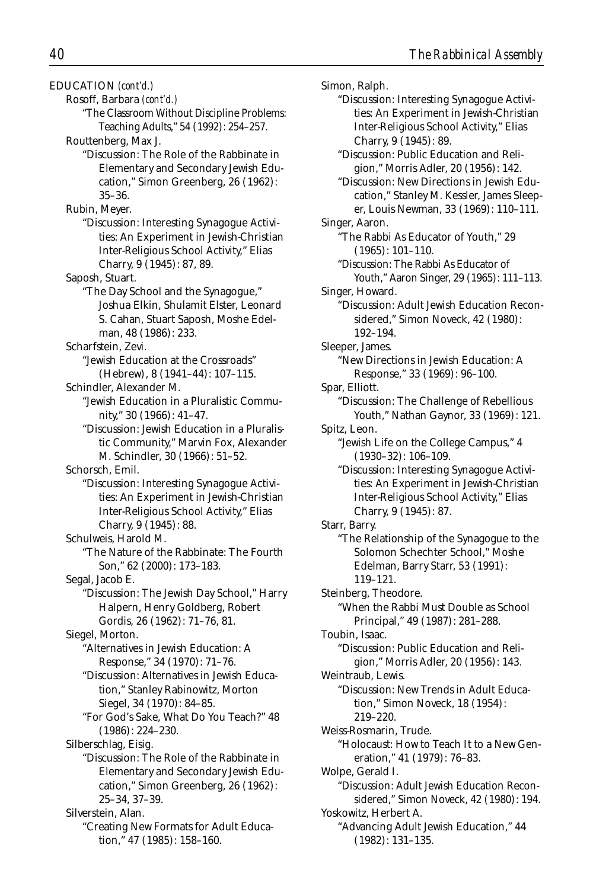EDUCATION *(cont'd.)*

Rosoff, Barbara *(cont'd.)*

"The Classroom Without Discipline Problems: Teaching Adults," 54 (1992): 254–257.

Routtenberg, Max J.

"Discussion: The Role of the Rabbinate in Elementary and Secondary Jewish Education," Simon Greenberg, 26 (1962): 35–36.

Rubin, Meyer.

"Discussion: Interesting Synagogue Activities: An Experiment in Jewish-Christian Inter-Religious School Activity," Elias Charry, 9 (1945): 87, 89.

Saposh, Stuart.

"The Day School and the Synagogue," Joshua Elkin, Shulamit Elster, Leonard S. Cahan, Stuart Saposh, Moshe Edelman, 48 (1986): 233.

Scharfstein, Zevi.

"Jewish Education at the Crossroads" (Hebrew), 8 (1941–44): 107–115.

Schindler, Alexander M.

"Jewish Education in a Pluralistic Community," 30 (1966): 41–47.

"Discussion: Jewish Education in a Pluralistic Community," Marvin Fox, Alexander M. Schindler, 30 (1966): 51–52.

Schorsch, Emil.

"Discussion: Interesting Synagogue Activities: An Experiment in Jewish-Christian Inter-Religious School Activity," Elias Charry, 9 (1945): 88.

Schulweis, Harold M.

"The Nature of the Rabbinate: The Fourth Son," 62 (2000): 173–183.

Segal, Jacob E.

"Discussion: The Jewish Day School," Harry Halpern, Henry Goldberg, Robert Gordis, 26 (1962): 71–76, 81.

Siegel, Morton.

"Alternatives in Jewish Education: A Response," 34 (1970): 71–76.

"Discussion: Alternatives in Jewish Education," Stanley Rabinowitz, Morton Siegel, 34 (1970): 84–85.

"For God's Sake, What Do You Teach?" 48 (1986): 224–230.

Silberschlag, Eisig.

"Discussion: The Role of the Rabbinate in Elementary and Secondary Jewish Education," Simon Greenberg, 26 (1962): 25–34, 37–39.

Silverstein, Alan.

"Creating New Formats for Adult Education," 47 (1985): 158–160.

Simon, Ralph.

"Discussion: Interesting Synagogue Activities: An Experiment in Jewish-Christian Inter-Religious School Activity," Elias Charry, 9 (1945): 89.

"Discussion: Public Education and Religion," Morris Adler, 20 (1956): 142.

"Discussion: New Directions in Jewish Education," Stanley M. Kessler, James Sleeper, Louis Newman, 33 (1969): 110–111.

Singer, Aaron.

"The Rabbi As Educator of Youth," 29 (1965): 101–110.

"Discussion: The Rabbi As Educator of Youth," Aaron Singer, 29 (1965): 111–113.

Singer, Howard.

"Discussion: Adult Jewish Education Reconsidered," Simon Noveck, 42 (1980): 192–194.

Sleeper, James.

"New Directions in Jewish Education: A Response," 33 (1969): 96–100.

Spar, Elliott.

"Discussion: The Challenge of Rebellious Youth," Nathan Gaynor, 33 (1969): 121.

Spitz, Leon.

"Jewish Life on the College Campus," 4 (1930–32): 106–109.

"Discussion: Interesting Synagogue Activities: An Experiment in Jewish-Christian Inter-Religious School Activity," Elias Charry, 9 (1945): 87.

Starr, Barry.

"The Relationship of the Synagogue to the Solomon Schechter School," Moshe Edelman, Barry Starr, 53 (1991): 119–121.

Steinberg, Theodore.

"When the Rabbi Must Double as School Principal," 49 (1987): 281–288.

Toubin, Isaac.

"Discussion: Public Education and Religion," Morris Adler, 20 (1956): 143.

Weintraub, Lewis.

"Discussion: New Trends in Adult Education," Simon Noveck, 18 (1954): 219–220.

Weiss-Rosmarin, Trude.

"Holocaust: How to Teach It to a New Generation," 41 (1979): 76–83.

Wolpe, Gerald I.

"Discussion: Adult Jewish Education Reconsidered," Simon Noveck, 42 (1980): 194.

Yoskowitz, Herbert A.

"Advancing Adult Jewish Education," 44 (1982): 131–135.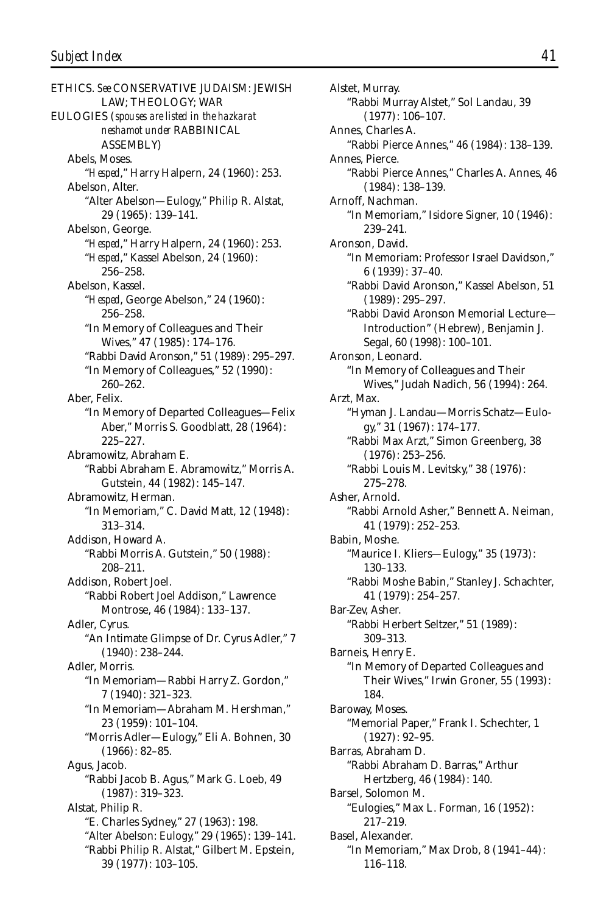ETHICS. *See* CONSERVATIVE JUDAISM: JEWISH LAW; THEOLOGY; WAR

EULOGIES (*spouses are listed in the hazkarat neshamot under* RABBINICAL ASSEMBLY)

Abels, Moses.
- "*Hesped*," Harry Halpern, 24 (1960): 253.

Abelson, Alter.
- "Alter Abelson—Eulogy," Philip R. Alstat, 29 (1965): 139–141.

Abelson, George.
- "*Hesped*," Harry Halpern, 24 (1960): 253.
- "*Hesped*," Kassel Abelson, 24 (1960): 256–258.

Abelson, Kassel.
- "*Hesped*, George Abelson," 24 (1960): 256–258.
- "In Memory of Colleagues and Their Wives," 47 (1985): 174–176.
- "Rabbi David Aronson," 51 (1989): 295–297.
- "In Memory of Colleagues," 52 (1990): 260–262.

Aber, Felix.
- "In Memory of Departed Colleagues—Felix Aber," Morris S. Goodblatt, 28 (1964): 225–227.

Abramowitz, Abraham E.
- "Rabbi Abraham E. Abramowitz," Morris A. Gutstein, 44 (1982): 145–147.

Abramowitz, Herman.
- "In Memoriam," C. David Matt, 12 (1948): 313–314.

Addison, Howard A.
- "Rabbi Morris A. Gutstein," 50 (1988): 208–211.

Addison, Robert Joel.
- "Rabbi Robert Joel Addison," Lawrence Montrose, 46 (1984): 133–137.

Adler, Cyrus.
- "An Intimate Glimpse of Dr. Cyrus Adler," 7 (1940): 238–244.

Adler, Morris.
- "In Memoriam—Rabbi Harry Z. Gordon," 7 (1940): 321–323.
- "In Memoriam—Abraham M. Hershman," 23 (1959): 101–104.
- "Morris Adler—Eulogy," Eli A. Bohnen, 30 (1966): 82–85.

Agus, Jacob.
- "Rabbi Jacob B. Agus," Mark G. Loeb, 49 (1987): 319–323.

Alstat, Philip R.
- "E. Charles Sydney," 27 (1963): 198.
- "Alter Abelson: Eulogy," 29 (1965): 139–141.
- "Rabbi Philip R. Alstat," Gilbert M. Epstein, 39 (1977): 103–105.

Alstet, Murray.
- "Rabbi Murray Alstet," Sol Landau, 39 (1977): 106–107.

Annes, Charles A.
- "Rabbi Pierce Annes," 46 (1984): 138–139.

Annes, Pierce.
- "Rabbi Pierce Annes," Charles A. Annes, 46 (1984): 138–139.

Arnoff, Nachman.
- "In Memoriam," Isidore Signer, 10 (1946): 239–241.

Aronson, David.
- "In Memoriam: Professor Israel Davidson," 6 (1939): 37–40.
- "Rabbi David Aronson," Kassel Abelson, 51 (1989): 295–297.
- "Rabbi David Aronson Memorial Lecture—Introduction" (Hebrew), Benjamin J. Segal, 60 (1998): 100–101.

Aronson, Leonard.
- "In Memory of Colleagues and Their Wives," Judah Nadich, 56 (1994): 264.

Arzt, Max.
- "Hyman J. Landau—Morris Schatz—Eulogy," 31 (1967): 174–177.
- "Rabbi Max Arzt," Simon Greenberg, 38 (1976): 253–256.
- "Rabbi Louis M. Levitsky," 38 (1976): 275–278.

Asher, Arnold.
- "Rabbi Arnold Asher," Bennett A. Neiman, 41 (1979): 252–253.

Babin, Moshe.
- "Maurice I. Kliers—Eulogy," 35 (1973): 130–133.
- "Rabbi Moshe Babin," Stanley J. Schachter, 41 (1979): 254–257.

Bar-Zev, Asher.
- "Rabbi Herbert Seltzer," 51 (1989): 309–313.

Barneis, Henry E.
- "In Memory of Departed Colleagues and Their Wives," Irwin Groner, 55 (1993): 184.

Baroway, Moses.
- "Memorial Paper," Frank I. Schechter, 1 (1927): 92–95.

Barras, Abraham D.
- "Rabbi Abraham D. Barras," Arthur Hertzberg, 46 (1984): 140.

Barsel, Solomon M.
- "Eulogies," Max L. Forman, 16 (1952): 217–219.

Basel, Alexander.
- "In Memoriam," Max Drob, 8 (1941–44): 116–118.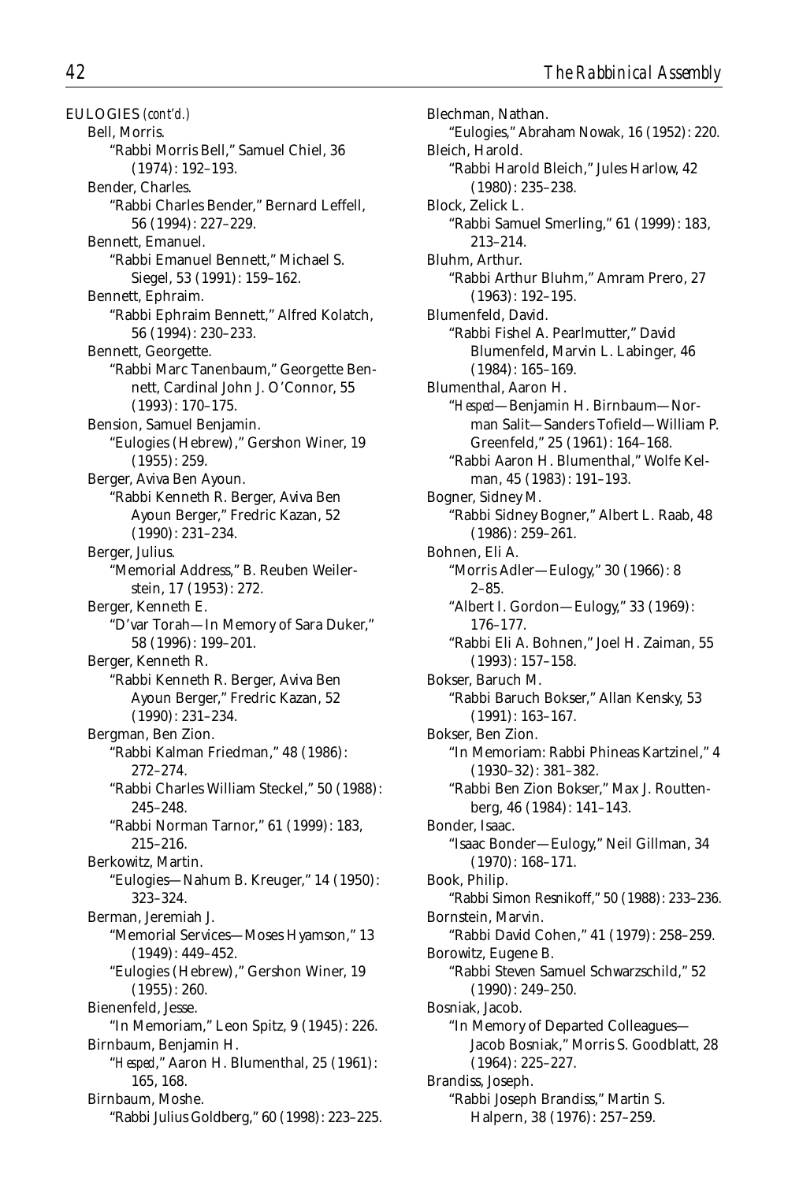EULOGIES *(cont'd.)*

Bell, Morris.
"Rabbi Morris Bell," Samuel Chiel, 36 (1974): 192–193.

Bender, Charles.
"Rabbi Charles Bender," Bernard Leffell, 56 (1994): 227–229.

Bennett, Emanuel.
"Rabbi Emanuel Bennett," Michael S. Siegel, 53 (1991): 159–162.

Bennett, Ephraim.
"Rabbi Ephraim Bennett," Alfred Kolatch, 56 (1994): 230–233.

Bennett, Georgette.
"Rabbi Marc Tanenbaum," Georgette Bennett, Cardinal John J. O'Connor, 55 (1993): 170–175.

Bension, Samuel Benjamin.
"Eulogies (Hebrew)," Gershon Winer, 19 (1955): 259.

Berger, Aviva Ben Ayoun.
"Rabbi Kenneth R. Berger, Aviva Ben Ayoun Berger," Fredric Kazan, 52 (1990): 231–234.

Berger, Julius.
"Memorial Address," B. Reuben Weilerstein, 17 (1953): 272.

Berger, Kenneth E.
"D'var Torah—In Memory of Sara Duker," 58 (1996): 199–201.

Berger, Kenneth R.
"Rabbi Kenneth R. Berger, Aviva Ben Ayoun Berger," Fredric Kazan, 52 (1990): 231–234.

Bergman, Ben Zion.
"Rabbi Kalman Friedman," 48 (1986): 272–274.
"Rabbi Charles William Steckel," 50 (1988): 245–248.
"Rabbi Norman Tarnor," 61 (1999): 183, 215–216.

Berkowitz, Martin.
"Eulogies—Nahum B. Kreuger," 14 (1950): 323–324.

Berman, Jeremiah J.
"Memorial Services—Moses Hyamson," 13 (1949): 449–452.
"Eulogies (Hebrew)," Gershon Winer, 19 (1955): 260.

Bienenfeld, Jesse.
"In Memoriam," Leon Spitz, 9 (1945): 226.

Birnbaum, Benjamin H.
"*Hesped*," Aaron H. Blumenthal, 25 (1961): 165, 168.

Birnbaum, Moshe.
"Rabbi Julius Goldberg," 60 (1998): 223–225.

Blechman, Nathan.
"Eulogies," Abraham Nowak, 16 (1952): 220.

Bleich, Harold.
"Rabbi Harold Bleich," Jules Harlow, 42 (1980): 235–238.

Block, Zelick L.
"Rabbi Samuel Smerling," 61 (1999): 183, 213–214.

Bluhm, Arthur.
"Rabbi Arthur Bluhm," Amram Prero, 27 (1963): 192–195.

Blumenfeld, David.
"Rabbi Fishel A. Pearlmutter," David Blumenfeld, Marvin L. Labinger, 46 (1984): 165–169.

Blumenthal, Aaron H.
"*Hesped*—Benjamin H. Birnbaum—Norman Salit—Sanders Tofield—William P. Greenfeld," 25 (1961): 164–168.
"Rabbi Aaron H. Blumenthal," Wolfe Kelman, 45 (1983): 191–193.

Bogner, Sidney M.
"Rabbi Sidney Bogner," Albert L. Raab, 48 (1986): 259–261.

Bohnen, Eli A.
"Morris Adler—Eulogy," 30 (1966): 8 2–85.
"Albert I. Gordon—Eulogy," 33 (1969): 176–177.
"Rabbi Eli A. Bohnen," Joel H. Zaiman, 55 (1993): 157–158.

Bokser, Baruch M.
"Rabbi Baruch Bokser," Allan Kensky, 53 (1991): 163–167.

Bokser, Ben Zion.
"In Memoriam: Rabbi Phineas Kartzinel," 4 (1930–32): 381–382.
"Rabbi Ben Zion Bokser," Max J. Routtenberg, 46 (1984): 141–143.

Bonder, Isaac.
"Isaac Bonder—Eulogy," Neil Gillman, 34 (1970): 168–171.

Book, Philip.
"Rabbi Simon Resnikoff," 50 (1988): 233–236.

Bornstein, Marvin.
"Rabbi David Cohen," 41 (1979): 258–259.

Borowitz, Eugene B.
"Rabbi Steven Samuel Schwarzschild," 52 (1990): 249–250.

Bosniak, Jacob.
"In Memory of Departed Colleagues—Jacob Bosniak," Morris S. Goodblatt, 28 (1964): 225–227.

Brandiss, Joseph.
"Rabbi Joseph Brandiss," Martin S. Halpern, 38 (1976): 257–259.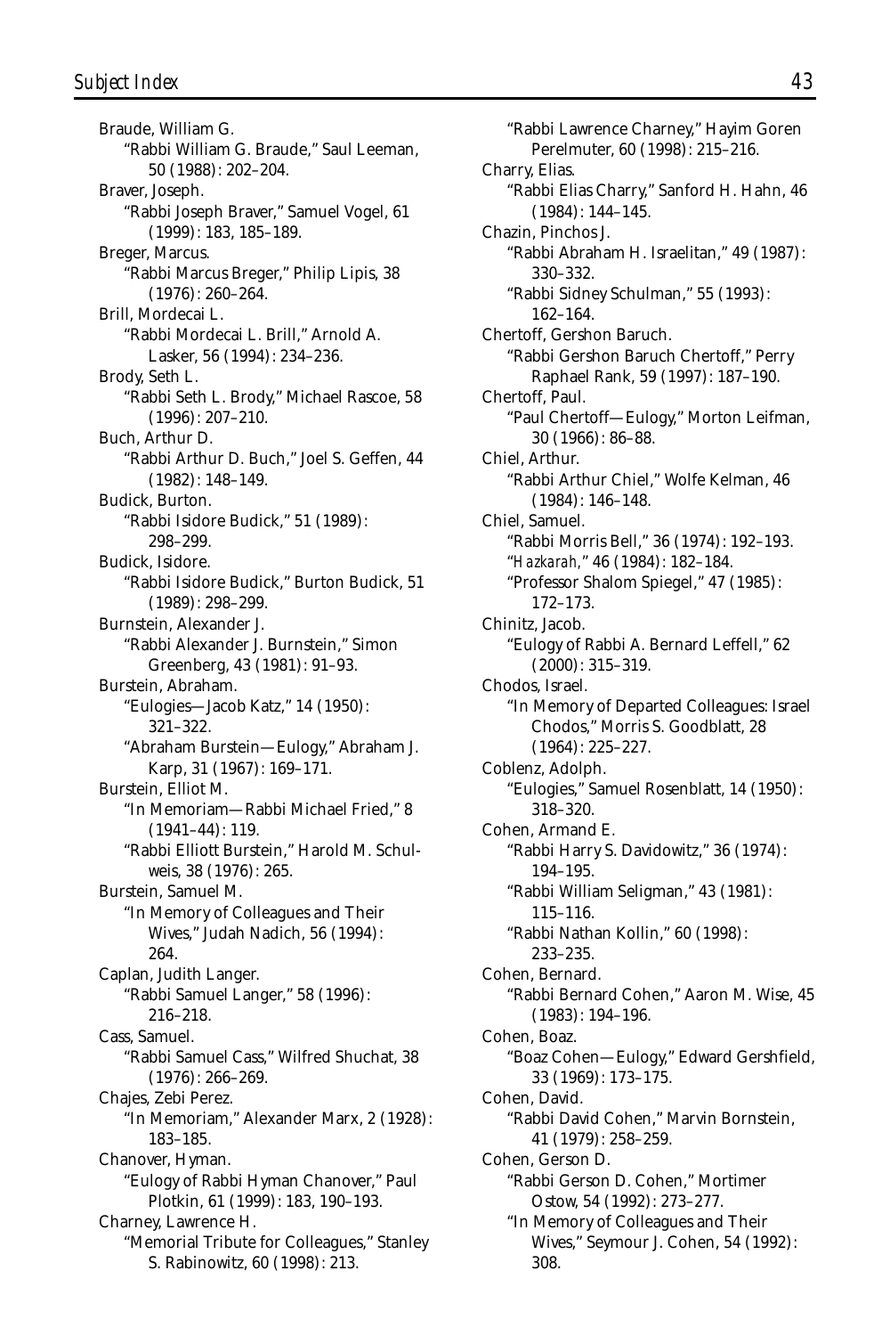Braude, William G.
    "Rabbi William G. Braude," Saul Leeman, 50 (1988): 202–204.
Braver, Joseph.
    "Rabbi Joseph Braver," Samuel Vogel, 61 (1999): 183, 185–189.
Breger, Marcus.
    "Rabbi Marcus Breger," Philip Lipis, 38 (1976): 260–264.
Brill, Mordecai L.
    "Rabbi Mordecai L. Brill," Arnold A. Lasker, 56 (1994): 234–236.
Brody, Seth L.
    "Rabbi Seth L. Brody," Michael Rascoe, 58 (1996): 207–210.
Buch, Arthur D.
    "Rabbi Arthur D. Buch," Joel S. Geffen, 44 (1982): 148–149.
Budick, Burton.
    "Rabbi Isidore Budick," 51 (1989): 298–299.
Budick, Isidore.
    "Rabbi Isidore Budick," Burton Budick, 51 (1989): 298–299.
Burnstein, Alexander J.
    "Rabbi Alexander J. Burnstein," Simon Greenberg, 43 (1981): 91–93.
Burstein, Abraham.
    "Eulogies—Jacob Katz," 14 (1950): 321–322.
    "Abraham Burstein—Eulogy," Abraham J. Karp, 31 (1967): 169–171.
Burstein, Elliot M.
    "In Memoriam—Rabbi Michael Fried," 8 (1941–44): 119.
    "Rabbi Elliott Burstein," Harold M. Schulweis, 38 (1976): 265.
Burstein, Samuel M.
    "In Memory of Colleagues and Their Wives," Judah Nadich, 56 (1994): 264.
Caplan, Judith Langer.
    "Rabbi Samuel Langer," 58 (1996): 216–218.
Cass, Samuel.
    "Rabbi Samuel Cass," Wilfred Shuchat, 38 (1976): 266–269.
Chajes, Zebi Perez.
    "In Memoriam," Alexander Marx, 2 (1928): 183–185.
Chanover, Hyman.
    "Eulogy of Rabbi Hyman Chanover," Paul Plotkin, 61 (1999): 183, 190–193.
Charney, Lawrence H.
    "Memorial Tribute for Colleagues," Stanley S. Rabinowitz, 60 (1998): 213.
    "Rabbi Lawrence Charney," Hayim Goren Perelmuter, 60 (1998): 215–216.
Charry, Elias.
    "Rabbi Elias Charry," Sanford H. Hahn, 46 (1984): 144–145.
Chazin, Pinchos J.
    "Rabbi Abraham H. Israelitan," 49 (1987): 330–332.
    "Rabbi Sidney Schulman," 55 (1993): 162–164.
Chertoff, Gershon Baruch.
    "Rabbi Gershon Baruch Chertoff," Perry Raphael Rank, 59 (1997): 187–190.
Chertoff, Paul.
    "Paul Chertoff—Eulogy," Morton Leifman, 30 (1966): 86–88.
Chiel, Arthur.
    "Rabbi Arthur Chiel," Wolfe Kelman, 46 (1984): 146–148.
Chiel, Samuel.
    "Rabbi Morris Bell," 36 (1974): 192–193.
    "*Hazkarah*," 46 (1984): 182–184.
    "Professor Shalom Spiegel," 47 (1985): 172–173.
Chinitz, Jacob.
    "Eulogy of Rabbi A. Bernard Leffell," 62 (2000): 315–319.
Chodos, Israel.
    "In Memory of Departed Colleagues: Israel Chodos," Morris S. Goodblatt, 28 (1964): 225–227.
Coblenz, Adolph.
    "Eulogies," Samuel Rosenblatt, 14 (1950): 318–320.
Cohen, Armand E.
    "Rabbi Harry S. Davidowitz," 36 (1974): 194–195.
    "Rabbi William Seligman," 43 (1981): 115–116.
    "Rabbi Nathan Kollin," 60 (1998): 233–235.
Cohen, Bernard.
    "Rabbi Bernard Cohen," Aaron M. Wise, 45 (1983): 194–196.
Cohen, Boaz.
    "Boaz Cohen—Eulogy," Edward Gershfield, 33 (1969): 173–175.
Cohen, David.
    "Rabbi David Cohen," Marvin Bornstein, 41 (1979): 258–259.
Cohen, Gerson D.
    "Rabbi Gerson D. Cohen," Mortimer Ostow, 54 (1992): 273–277.
    "In Memory of Colleagues and Their Wives," Seymour J. Cohen, 54 (1992): 308.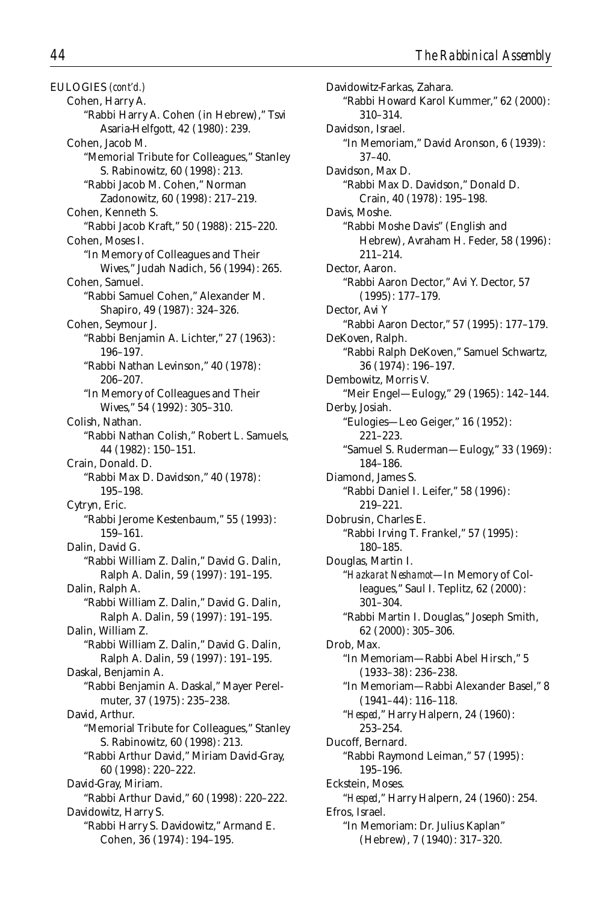EULOGIES *(cont'd.)*

Cohen, Harry A.
- "Rabbi Harry A. Cohen (in Hebrew)," Tsvi Asaria-Helfgott, 42 (1980): 239.

Cohen, Jacob M.
- "Memorial Tribute for Colleagues," Stanley S. Rabinowitz, 60 (1998): 213.
- "Rabbi Jacob M. Cohen," Norman Zadonowitz, 60 (1998): 217–219.

Cohen, Kenneth S.
- "Rabbi Jacob Kraft," 50 (1988): 215–220.

Cohen, Moses I.
- "In Memory of Colleagues and Their Wives," Judah Nadich, 56 (1994): 265.

Cohen, Samuel.
- "Rabbi Samuel Cohen," Alexander M. Shapiro, 49 (1987): 324–326.

Cohen, Seymour J.
- "Rabbi Benjamin A. Lichter," 27 (1963): 196–197.
- "Rabbi Nathan Levinson," 40 (1978): 206–207.
- "In Memory of Colleagues and Their Wives," 54 (1992): 305–310.

Colish, Nathan.
- "Rabbi Nathan Colish," Robert L. Samuels, 44 (1982): 150–151.

Crain, Donald. D.
- "Rabbi Max D. Davidson," 40 (1978): 195–198.

Cytryn, Eric.
- "Rabbi Jerome Kestenbaum," 55 (1993): 159–161.

Dalin, David G.
- "Rabbi William Z. Dalin," David G. Dalin, Ralph A. Dalin, 59 (1997): 191–195.

Dalin, Ralph A.
- "Rabbi William Z. Dalin," David G. Dalin, Ralph A. Dalin, 59 (1997): 191–195.

Dalin, William Z.
- "Rabbi William Z. Dalin," David G. Dalin, Ralph A. Dalin, 59 (1997): 191–195.

Daskal, Benjamin A.
- "Rabbi Benjamin A. Daskal," Mayer Perelmuter, 37 (1975): 235–238.

David, Arthur.
- "Memorial Tribute for Colleagues," Stanley S. Rabinowitz, 60 (1998): 213.
- "Rabbi Arthur David," Miriam David-Gray, 60 (1998): 220–222.

David-Gray, Miriam.
- "Rabbi Arthur David," 60 (1998): 220–222.

Davidowitz, Harry S.
- "Rabbi Harry S. Davidowitz," Armand E. Cohen, 36 (1974): 194–195.

Davidowitz-Farkas, Zahara.
- "Rabbi Howard Karol Kummer," 62 (2000): 310–314.

Davidson, Israel.
- "In Memoriam," David Aronson, 6 (1939): 37–40.

Davidson, Max D.
- "Rabbi Max D. Davidson," Donald D. Crain, 40 (1978): 195–198.

Davis, Moshe.
- "Rabbi Moshe Davis" (English and Hebrew), Avraham H. Feder, 58 (1996): 211–214.

Dector, Aaron.
- "Rabbi Aaron Dector," Avi Y. Dector, 57 (1995): 177–179.

Dector, Avi Y
- "Rabbi Aaron Dector," 57 (1995): 177–179.

DeKoven, Ralph.
- "Rabbi Ralph DeKoven," Samuel Schwartz, 36 (1974): 196–197.

Dembowitz, Morris V.
- "Meir Engel—Eulogy," 29 (1965): 142–144.

Derby, Josiah.
- "Eulogies—Leo Geiger," 16 (1952): 221–223.
- "Samuel S. Ruderman—Eulogy," 33 (1969): 184–186.

Diamond, James S.
- "Rabbi Daniel I. Leifer," 58 (1996): 219–221.

Dobrusin, Charles E.
- "Rabbi Irving T. Frankel," 57 (1995): 180–185.

Douglas, Martin I.
- "*Hazkarat Neshamot*—In Memory of Colleagues," Saul I. Teplitz, 62 (2000): 301–304.
- "Rabbi Martin I. Douglas," Joseph Smith, 62 (2000): 305–306.

Drob, Max.
- "In Memoriam—Rabbi Abel Hirsch," 5 (1933–38): 236–238.
- "In Memoriam—Rabbi Alexander Basel," 8 (1941–44): 116–118.
- "*Hesped*," Harry Halpern, 24 (1960): 253–254.

Ducoff, Bernard.
- "Rabbi Raymond Leiman," 57 (1995): 195–196.

Eckstein, Moses.
- "*Hesped*," Harry Halpern, 24 (1960): 254.

Efros, Israel.
- "In Memoriam: Dr. Julius Kaplan" (Hebrew), 7 (1940): 317–320.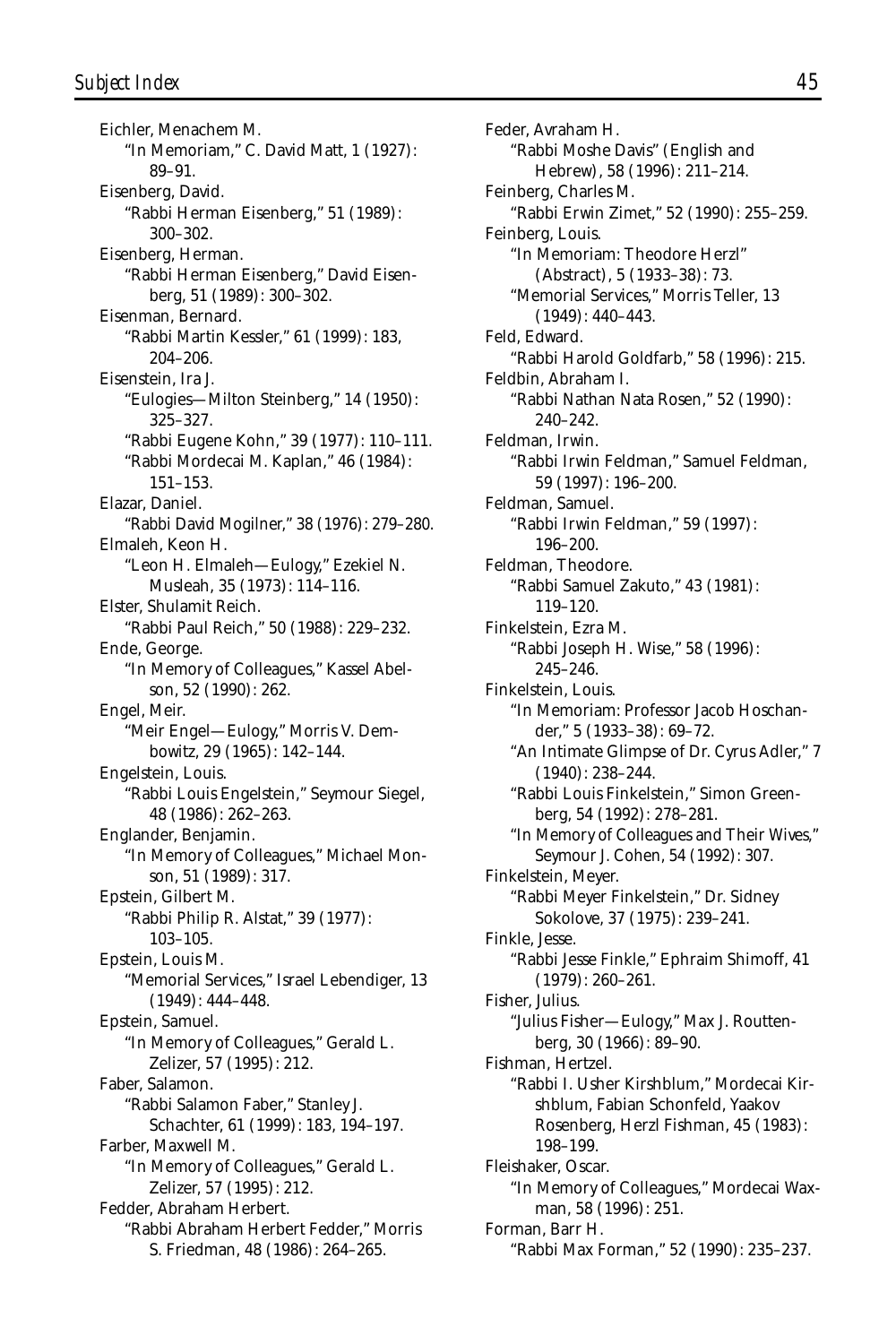Eichler, Menachem M.
- "In Memoriam," C. David Matt, 1 (1927): 89–91.

Eisenberg, David.
- "Rabbi Herman Eisenberg," 51 (1989): 300–302.

Eisenberg, Herman.
- "Rabbi Herman Eisenberg," David Eisenberg, 51 (1989): 300–302.

Eisenman, Bernard.
- "Rabbi Martin Kessler," 61 (1999): 183, 204–206.

Eisenstein, Ira J.
- "Eulogies—Milton Steinberg," 14 (1950): 325–327.
- "Rabbi Eugene Kohn," 39 (1977): 110–111.
- "Rabbi Mordecai M. Kaplan," 46 (1984): 151–153.

Elazar, Daniel.
- "Rabbi David Mogilner," 38 (1976): 279–280.

Elmaleh, Keon H.
- "Leon H. Elmaleh—Eulogy," Ezekiel N. Musleah, 35 (1973): 114–116.

Elster, Shulamit Reich.
- "Rabbi Paul Reich," 50 (1988): 229–232.

Ende, George.
- "In Memory of Colleagues," Kassel Abelson, 52 (1990): 262.

Engel, Meir.
- "Meir Engel—Eulogy," Morris V. Dembowitz, 29 (1965): 142–144.

Engelstein, Louis.
- "Rabbi Louis Engelstein," Seymour Siegel, 48 (1986): 262–263.

Englander, Benjamin.
- "In Memory of Colleagues," Michael Monson, 51 (1989): 317.

Epstein, Gilbert M.
- "Rabbi Philip R. Alstat," 39 (1977): 103–105.

Epstein, Louis M.
- "Memorial Services," Israel Lebendiger, 13 (1949): 444–448.

Epstein, Samuel.
- "In Memory of Colleagues," Gerald L. Zelizer, 57 (1995): 212.

Faber, Salamon.
- "Rabbi Salamon Faber," Stanley J. Schachter, 61 (1999): 183, 194–197.

Farber, Maxwell M.
- "In Memory of Colleagues," Gerald L. Zelizer, 57 (1995): 212.

Fedder, Abraham Herbert.
- "Rabbi Abraham Herbert Fedder," Morris S. Friedman, 48 (1986): 264–265.

Feder, Avraham H.
- "Rabbi Moshe Davis" (English and Hebrew), 58 (1996): 211–214.

Feinberg, Charles M.
- "Rabbi Erwin Zimet," 52 (1990): 255–259.

Feinberg, Louis.
- "In Memoriam: Theodore Herzl" (Abstract), 5 (1933–38): 73.
- "Memorial Services," Morris Teller, 13 (1949): 440–443.

Feld, Edward.
- "Rabbi Harold Goldfarb," 58 (1996): 215.

Feldbin, Abraham I.
- "Rabbi Nathan Nata Rosen," 52 (1990): 240–242.

Feldman, Irwin.
- "Rabbi Irwin Feldman," Samuel Feldman, 59 (1997): 196–200.

Feldman, Samuel.
- "Rabbi Irwin Feldman," 59 (1997): 196–200.

Feldman, Theodore.
- "Rabbi Samuel Zakuto," 43 (1981): 119–120.

Finkelstein, Ezra M.
- "Rabbi Joseph H. Wise," 58 (1996): 245–246.

Finkelstein, Louis.
- "In Memoriam: Professor Jacob Hoschander," 5 (1933–38): 69–72.
- "An Intimate Glimpse of Dr. Cyrus Adler," 7 (1940): 238–244.
- "Rabbi Louis Finkelstein," Simon Greenberg, 54 (1992): 278–281.
- "In Memory of Colleagues and Their Wives," Seymour J. Cohen, 54 (1992): 307.

Finkelstein, Meyer.
- "Rabbi Meyer Finkelstein," Dr. Sidney Sokolove, 37 (1975): 239–241.

Finkle, Jesse.
- "Rabbi Jesse Finkle," Ephraim Shimoff, 41 (1979): 260–261.

Fisher, Julius.
- "Julius Fisher—Eulogy," Max J. Routtenberg, 30 (1966): 89–90.

Fishman, Hertzel.
- "Rabbi I. Usher Kirshblum," Mordecai Kirshblum, Fabian Schonfeld, Yaakov Rosenberg, Herzl Fishman, 45 (1983): 198–199.

Fleishaker, Oscar.
- "In Memory of Colleagues," Mordecai Waxman, 58 (1996): 251.

Forman, Barr H.
- "Rabbi Max Forman," 52 (1990): 235–237.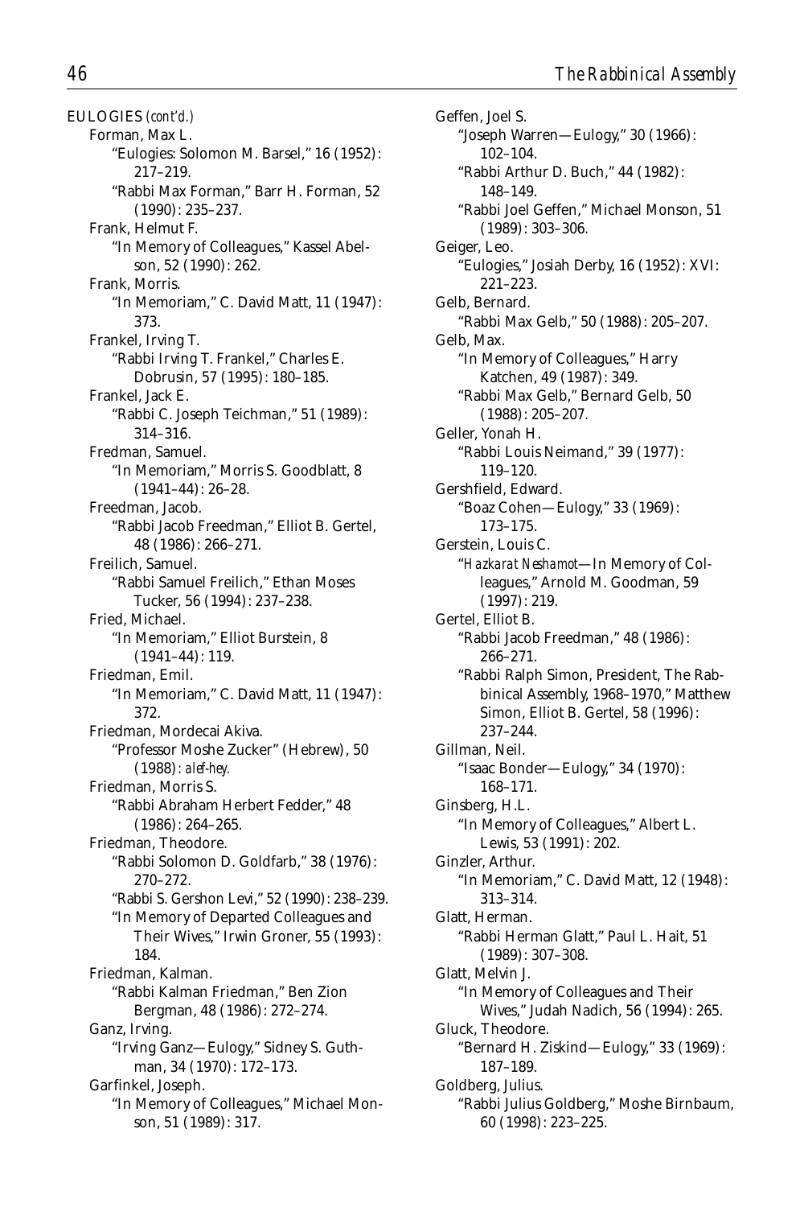EULOGIES *(cont'd.)*

Forman, Max L.
- "Eulogies: Solomon M. Barsel," 16 (1952): 217–219.
- "Rabbi Max Forman," Barr H. Forman, 52 (1990): 235–237.

Frank, Helmut F.
- "In Memory of Colleagues," Kassel Abelson, 52 (1990): 262.

Frank, Morris.
- "In Memoriam," C. David Matt, 11 (1947): 373.

Frankel, Irving T.
- "Rabbi Irving T. Frankel," Charles E. Dobrusin, 57 (1995): 180–185.

Frankel, Jack E.
- "Rabbi C. Joseph Teichman," 51 (1989): 314–316.

Fredman, Samuel.
- "In Memoriam," Morris S. Goodblatt, 8 (1941–44): 26–28.

Freedman, Jacob.
- "Rabbi Jacob Freedman," Elliot B. Gertel, 48 (1986): 266–271.

Freilich, Samuel.
- "Rabbi Samuel Freilich," Ethan Moses Tucker, 56 (1994): 237–238.

Fried, Michael.
- "In Memoriam," Elliot Burstein, 8 (1941–44): 119.

Friedman, Emil.
- "In Memoriam," C. David Matt, 11 (1947): 372.

Friedman, Mordecai Akiva.
- "Professor Moshe Zucker" (Hebrew), 50 (1988): *alef-hey*.

Friedman, Morris S.
- "Rabbi Abraham Herbert Fedder," 48 (1986): 264–265.

Friedman, Theodore.
- "Rabbi Solomon D. Goldfarb," 38 (1976): 270–272.
- "Rabbi S. Gershon Levi," 52 (1990): 238–239.
- "In Memory of Departed Colleagues and Their Wives," Irwin Groner, 55 (1993): 184.

Friedman, Kalman.
- "Rabbi Kalman Friedman," Ben Zion Bergman, 48 (1986): 272–274.

Ganz, Irving.
- "Irving Ganz—Eulogy," Sidney S. Guthman, 34 (1970): 172–173.

Garfinkel, Joseph.
- "In Memory of Colleagues," Michael Monson, 51 (1989): 317.

Geffen, Joel S.
- "Joseph Warren—Eulogy," 30 (1966): 102–104.
- "Rabbi Arthur D. Buch," 44 (1982): 148–149.
- "Rabbi Joel Geffen," Michael Monson, 51 (1989): 303–306.

Geiger, Leo.
- "Eulogies," Josiah Derby, 16 (1952): XVI: 221–223.

Gelb, Bernard.
- "Rabbi Max Gelb," 50 (1988): 205–207.

Gelb, Max.
- "In Memory of Colleagues," Harry Katchen, 49 (1987): 349.
- "Rabbi Max Gelb," Bernard Gelb, 50 (1988): 205–207.

Geller, Yonah H.
- "Rabbi Louis Neimand," 39 (1977): 119–120.

Gershfield, Edward.
- "Boaz Cohen—Eulogy," 33 (1969): 173–175.

Gerstein, Louis C.
- "*Hazkarat Neshamot*—In Memory of Colleagues," Arnold M. Goodman, 59 (1997): 219.

Gertel, Elliot B.
- "Rabbi Jacob Freedman," 48 (1986): 266–271.
- "Rabbi Ralph Simon, President, The Rabbinical Assembly, 1968–1970," Matthew Simon, Elliot B. Gertel, 58 (1996): 237–244.

Gillman, Neil.
- "Isaac Bonder—Eulogy," 34 (1970): 168–171.

Ginsberg, H.L.
- "In Memory of Colleagues," Albert L. Lewis, 53 (1991): 202.

Ginzler, Arthur.
- "In Memoriam," C. David Matt, 12 (1948): 313–314.

Glatt, Herman.
- "Rabbi Herman Glatt," Paul L. Hait, 51 (1989): 307–308.

Glatt, Melvin J.
- "In Memory of Colleagues and Their Wives," Judah Nadich, 56 (1994): 265.

Gluck, Theodore.
- "Bernard H. Ziskind—Eulogy," 33 (1969): 187–189.

Goldberg, Julius.
- "Rabbi Julius Goldberg," Moshe Birnbaum, 60 (1998): 223–225.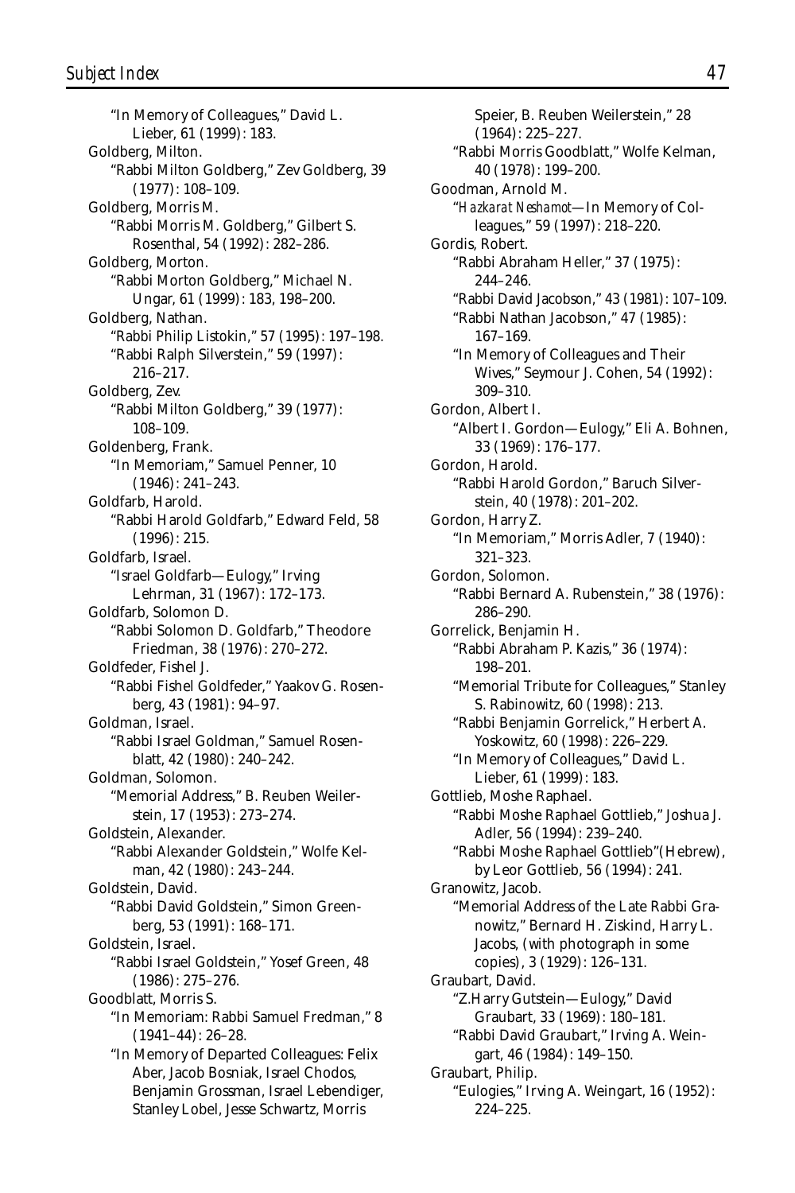"In Memory of Colleagues," David L. Lieber, 61 (1999): 183.

Goldberg, Milton.
- "Rabbi Milton Goldberg," Zev Goldberg, 39 (1977): 108–109.

Goldberg, Morris M.
- "Rabbi Morris M. Goldberg," Gilbert S. Rosenthal, 54 (1992): 282–286.

Goldberg, Morton.
- "Rabbi Morton Goldberg," Michael N. Ungar, 61 (1999): 183, 198–200.

Goldberg, Nathan.
- "Rabbi Philip Listokin," 57 (1995): 197–198.
- "Rabbi Ralph Silverstein," 59 (1997): 216–217.

Goldberg, Zev.
- "Rabbi Milton Goldberg," 39 (1977): 108–109.

Goldenberg, Frank.
- "In Memoriam," Samuel Penner, 10 (1946): 241–243.

Goldfarb, Harold.
- "Rabbi Harold Goldfarb," Edward Feld, 58 (1996): 215.

Goldfarb, Israel.
- "Israel Goldfarb—Eulogy," Irving Lehrman, 31 (1967): 172–173.

Goldfarb, Solomon D.
- "Rabbi Solomon D. Goldfarb," Theodore Friedman, 38 (1976): 270–272.

Goldfeder, Fishel J.
- "Rabbi Fishel Goldfeder," Yaakov G. Rosenberg, 43 (1981): 94–97.

Goldman, Israel.
- "Rabbi Israel Goldman," Samuel Rosenblatt, 42 (1980): 240–242.

Goldman, Solomon.
- "Memorial Address," B. Reuben Weilerstein, 17 (1953): 273–274.

Goldstein, Alexander.
- "Rabbi Alexander Goldstein," Wolfe Kelman, 42 (1980): 243–244.

Goldstein, David.
- "Rabbi David Goldstein," Simon Greenberg, 53 (1991): 168–171.

Goldstein, Israel.
- "Rabbi Israel Goldstein," Yosef Green, 48 (1986): 275–276.

Goodblatt, Morris S.
- "In Memoriam: Rabbi Samuel Fredman," 8 (1941–44): 26–28.
- "In Memory of Departed Colleagues: Felix Aber, Jacob Bosniak, Israel Chodos, Benjamin Grossman, Israel Lebendiger, Stanley Lobel, Jesse Schwartz, Morris Speier, B. Reuben Weilerstein," 28 (1964): 225–227.
- "Rabbi Morris Goodblatt," Wolfe Kelman, 40 (1978): 199–200.

Goodman, Arnold M.
- "*Hazkarat Neshamot*—In Memory of Colleagues," 59 (1997): 218–220.

Gordis, Robert.
- "Rabbi Abraham Heller," 37 (1975): 244–246.
- "Rabbi David Jacobson," 43 (1981): 107–109.
- "Rabbi Nathan Jacobson," 47 (1985): 167–169.
- "In Memory of Colleagues and Their Wives," Seymour J. Cohen, 54 (1992): 309–310.

Gordon, Albert I.
- "Albert I. Gordon—Eulogy," Eli A. Bohnen, 33 (1969): 176–177.

Gordon, Harold.
- "Rabbi Harold Gordon," Baruch Silverstein, 40 (1978): 201–202.

Gordon, Harry Z.
- "In Memoriam," Morris Adler, 7 (1940): 321–323.

Gordon, Solomon.
- "Rabbi Bernard A. Rubenstein," 38 (1976): 286–290.

Gorrelick, Benjamin H.
- "Rabbi Abraham P. Kazis," 36 (1974): 198–201.
- "Memorial Tribute for Colleagues," Stanley S. Rabinowitz, 60 (1998): 213.
- "Rabbi Benjamin Gorrelick," Herbert A. Yoskowitz, 60 (1998): 226–229.
- "In Memory of Colleagues," David L. Lieber, 61 (1999): 183.

Gottlieb, Moshe Raphael.
- "Rabbi Moshe Raphael Gottlieb," Joshua J. Adler, 56 (1994): 239–240.
- "Rabbi Moshe Raphael Gottlieb"(Hebrew), by Leor Gottlieb, 56 (1994): 241.

Granowitz, Jacob.
- "Memorial Address of the Late Rabbi Granowitz," Bernard H. Ziskind, Harry L. Jacobs, (with photograph in some copies), 3 (1929): 126–131.

Graubart, David.
- "Z.Harry Gutstein—Eulogy," David Graubart, 33 (1969): 180–181.
- "Rabbi David Graubart," Irving A. Weingart, 46 (1984): 149–150.

Graubart, Philip.
- "Eulogies," Irving A. Weingart, 16 (1952): 224–225.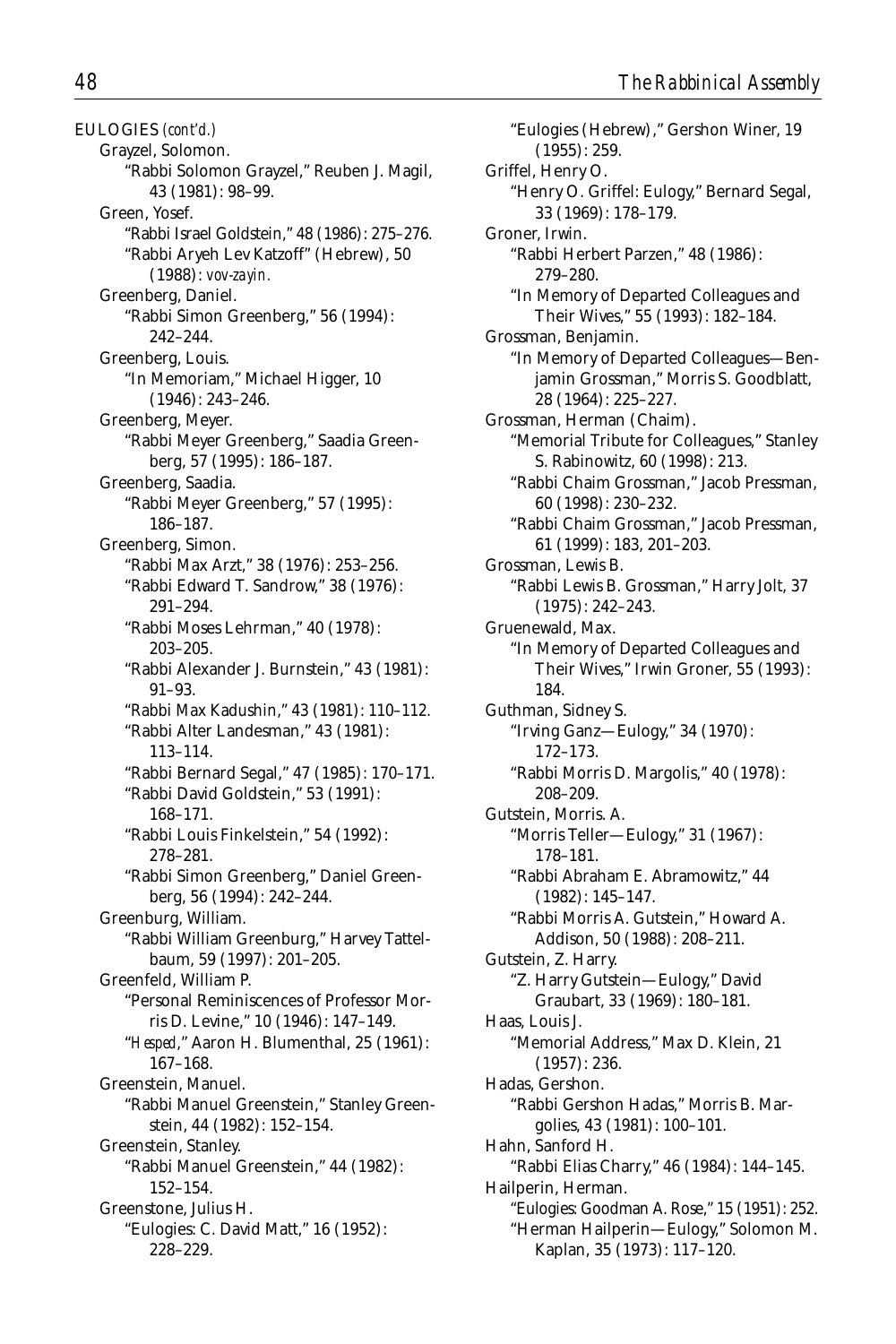EULOGIES *(cont'd.)*

Grayzel, Solomon.
- "Rabbi Solomon Grayzel," Reuben J. Magil, 43 (1981): 98–99.

Green, Yosef.
- "Rabbi Israel Goldstein," 48 (1986): 275–276.
- "Rabbi Aryeh Lev Katzoff" (Hebrew), 50 (1988): *vov-zayin*.

Greenberg, Daniel.
- "Rabbi Simon Greenberg," 56 (1994): 242–244.

Greenberg, Louis.
- "In Memoriam," Michael Higger, 10 (1946): 243–246.

Greenberg, Meyer.
- "Rabbi Meyer Greenberg," Saadia Greenberg, 57 (1995): 186–187.

Greenberg, Saadia.
- "Rabbi Meyer Greenberg," 57 (1995): 186–187.

Greenberg, Simon.
- "Rabbi Max Arzt," 38 (1976): 253–256.
- "Rabbi Edward T. Sandrow," 38 (1976): 291–294.
- "Rabbi Moses Lehrman," 40 (1978): 203–205.
- "Rabbi Alexander J. Burnstein," 43 (1981): 91–93.
- "Rabbi Max Kadushin," 43 (1981): 110–112.
- "Rabbi Alter Landesman," 43 (1981): 113–114.
- "Rabbi Bernard Segal," 47 (1985): 170–171.
- "Rabbi David Goldstein," 53 (1991): 168–171.
- "Rabbi Louis Finkelstein," 54 (1992): 278–281.
- "Rabbi Simon Greenberg," Daniel Greenberg, 56 (1994): 242–244.

Greenburg, William.
- "Rabbi William Greenburg," Harvey Tattelbaum, 59 (1997): 201–205.

Greenfeld, William P.
- "Personal Reminiscences of Professor Morris D. Levine," 10 (1946): 147–149.
- "*Hesped*," Aaron H. Blumenthal, 25 (1961): 167–168.

Greenstein, Manuel.
- "Rabbi Manuel Greenstein," Stanley Greenstein, 44 (1982): 152–154.

Greenstein, Stanley.
- "Rabbi Manuel Greenstein," 44 (1982): 152–154.

Greenstone, Julius H.
- "Eulogies: C. David Matt," 16 (1952): 228–229.
- "Eulogies (Hebrew)," Gershon Winer, 19 (1955): 259.

Griffel, Henry O.
- "Henry O. Griffel: Eulogy," Bernard Segal, 33 (1969): 178–179.

Groner, Irwin.
- "Rabbi Herbert Parzen," 48 (1986): 279–280.
- "In Memory of Departed Colleagues and Their Wives," 55 (1993): 182–184.

Grossman, Benjamin.
- "In Memory of Departed Colleagues—Benjamin Grossman," Morris S. Goodblatt, 28 (1964): 225–227.

Grossman, Herman (Chaim).
- "Memorial Tribute for Colleagues," Stanley S. Rabinowitz, 60 (1998): 213.
- "Rabbi Chaim Grossman," Jacob Pressman, 60 (1998): 230–232.
- "Rabbi Chaim Grossman," Jacob Pressman, 61 (1999): 183, 201–203.

Grossman, Lewis B.
- "Rabbi Lewis B. Grossman," Harry Jolt, 37 (1975): 242–243.

Gruenewald, Max.
- "In Memory of Departed Colleagues and Their Wives," Irwin Groner, 55 (1993): 184.

Guthman, Sidney S.
- "Irving Ganz—Eulogy," 34 (1970): 172–173.
- "Rabbi Morris D. Margolis," 40 (1978): 208–209.

Gutstein, Morris. A.
- "Morris Teller—Eulogy," 31 (1967): 178–181.
- "Rabbi Abraham E. Abramowitz," 44 (1982): 145–147.
- "Rabbi Morris A. Gutstein," Howard A. Addison, 50 (1988): 208–211.

Gutstein, Z. Harry.
- "Z. Harry Gutstein—Eulogy," David Graubart, 33 (1969): 180–181.

Haas, Louis J.
- "Memorial Address," Max D. Klein, 21 (1957): 236.

Hadas, Gershon.
- "Rabbi Gershon Hadas," Morris B. Margolies, 43 (1981): 100–101.

Hahn, Sanford H.
- "Rabbi Elias Charry," 46 (1984): 144–145.

Hailperin, Herman.
- "Eulogies: Goodman A. Rose," 15 (1951): 252.
- "Herman Hailperin—Eulogy," Solomon M. Kaplan, 35 (1973): 117–120.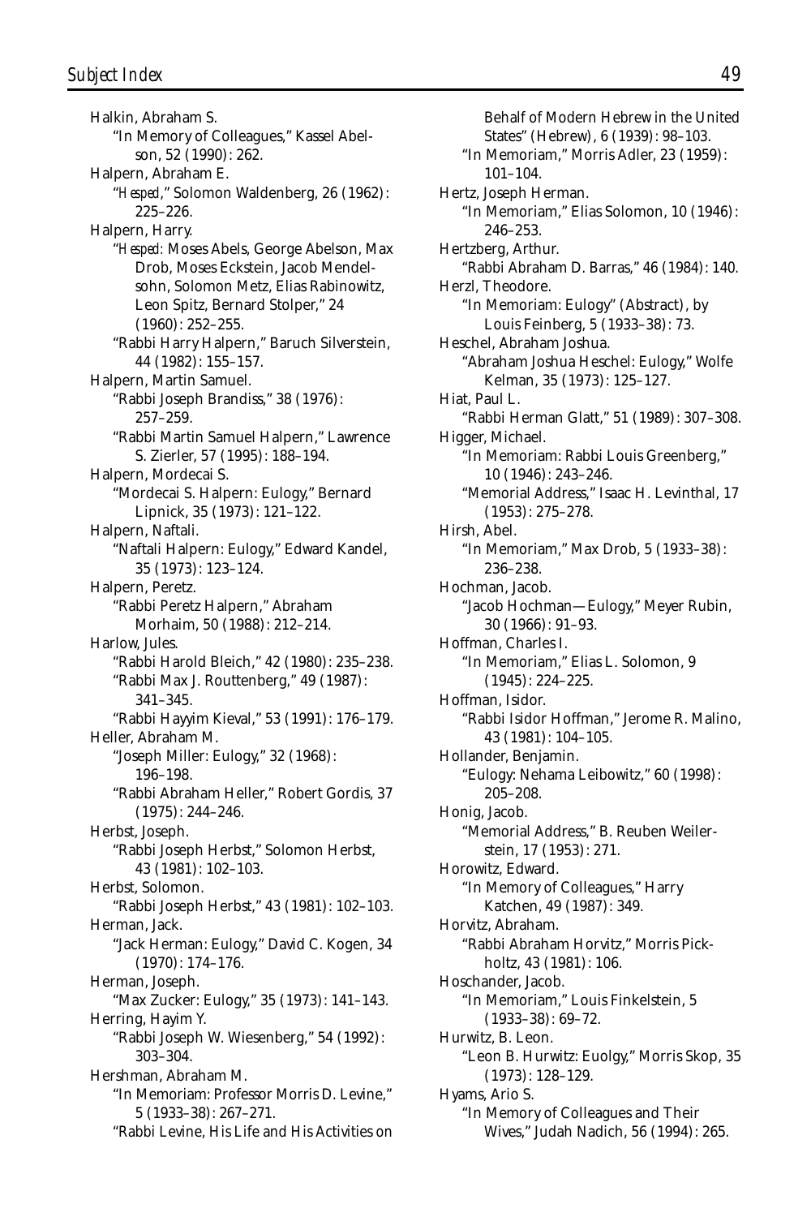Halkin, Abraham S.

"In Memory of Colleagues," Kassel Abelson, 52 (1990): 262.

Halpern, Abraham E.

"*Hesped*," Solomon Waldenberg, 26 (1962): 225–226.

Halpern, Harry.

"*Hesped:* Moses Abels, George Abelson, Max Drob, Moses Eckstein, Jacob Mendelsohn, Solomon Metz, Elias Rabinowitz, Leon Spitz, Bernard Stolper," 24 (1960): 252–255.

"Rabbi Harry Halpern," Baruch Silverstein, 44 (1982): 155–157.

Halpern, Martin Samuel.

"Rabbi Joseph Brandiss," 38 (1976): 257–259.

"Rabbi Martin Samuel Halpern," Lawrence S. Zierler, 57 (1995): 188–194.

Halpern, Mordecai S.

"Mordecai S. Halpern: Eulogy," Bernard Lipnick, 35 (1973): 121–122.

Halpern, Naftali.

"Naftali Halpern: Eulogy," Edward Kandel, 35 (1973): 123–124.

Halpern, Peretz.

"Rabbi Peretz Halpern," Abraham Morhaim, 50 (1988): 212–214.

Harlow, Jules.

"Rabbi Harold Bleich," 42 (1980): 235–238.

"Rabbi Max J. Routtenberg," 49 (1987): 341–345.

"Rabbi Hayyim Kieval," 53 (1991): 176–179.

Heller, Abraham M.

"Joseph Miller: Eulogy," 32 (1968): 196–198.

"Rabbi Abraham Heller," Robert Gordis, 37 (1975): 244–246.

Herbst, Joseph.

"Rabbi Joseph Herbst," Solomon Herbst, 43 (1981): 102–103.

Herbst, Solomon.

"Rabbi Joseph Herbst," 43 (1981): 102–103.

Herman, Jack.

"Jack Herman: Eulogy," David C. Kogen, 34 (1970): 174–176.

Herman, Joseph.

"Max Zucker: Eulogy," 35 (1973): 141–143.

Herring, Hayim Y.

"Rabbi Joseph W. Wiesenberg," 54 (1992): 303–304.

Hershman, Abraham M.

"In Memoriam: Professor Morris D. Levine," 5 (1933–38): 267–271.

"Rabbi Levine, His Life and His Activities on Behalf of Modern Hebrew in the United States" (Hebrew), 6 (1939): 98–103.

"In Memoriam," Morris Adler, 23 (1959): 101–104.

Hertz, Joseph Herman.

"In Memoriam," Elias Solomon, 10 (1946): 246–253.

Hertzberg, Arthur.

"Rabbi Abraham D. Barras," 46 (1984): 140.

Herzl, Theodore.

"In Memoriam: Eulogy" (Abstract), by Louis Feinberg, 5 (1933–38): 73.

Heschel, Abraham Joshua.

"Abraham Joshua Heschel: Eulogy," Wolfe Kelman, 35 (1973): 125–127.

Hiat, Paul L.

"Rabbi Herman Glatt," 51 (1989): 307–308.

Higger, Michael.

"In Memoriam: Rabbi Louis Greenberg," 10 (1946): 243–246.

"Memorial Address," Isaac H. Levinthal, 17 (1953): 275–278.

Hirsh, Abel.

"In Memoriam," Max Drob, 5 (1933–38): 236–238.

Hochman, Jacob.

"Jacob Hochman—Eulogy," Meyer Rubin, 30 (1966): 91–93.

Hoffman, Charles I.

"In Memoriam," Elias L. Solomon, 9 (1945): 224–225.

Hoffman, Isidor.

"Rabbi Isidor Hoffman," Jerome R. Malino, 43 (1981): 104–105.

Hollander, Benjamin.

"Eulogy: Nehama Leibowitz," 60 (1998): 205–208.

Honig, Jacob.

"Memorial Address," B. Reuben Weilerstein, 17 (1953): 271.

Horowitz, Edward.

"In Memory of Colleagues," Harry Katchen, 49 (1987): 349.

Horvitz, Abraham.

"Rabbi Abraham Horvitz," Morris Pickholtz, 43 (1981): 106.

Hoschander, Jacob.

"In Memoriam," Louis Finkelstein, 5 (1933–38): 69–72.

Hurwitz, B. Leon.

"Leon B. Hurwitz: Euolgy," Morris Skop, 35 (1973): 128–129.

Hyams, Ario S.

"In Memory of Colleagues and Their Wives," Judah Nadich, 56 (1994): 265.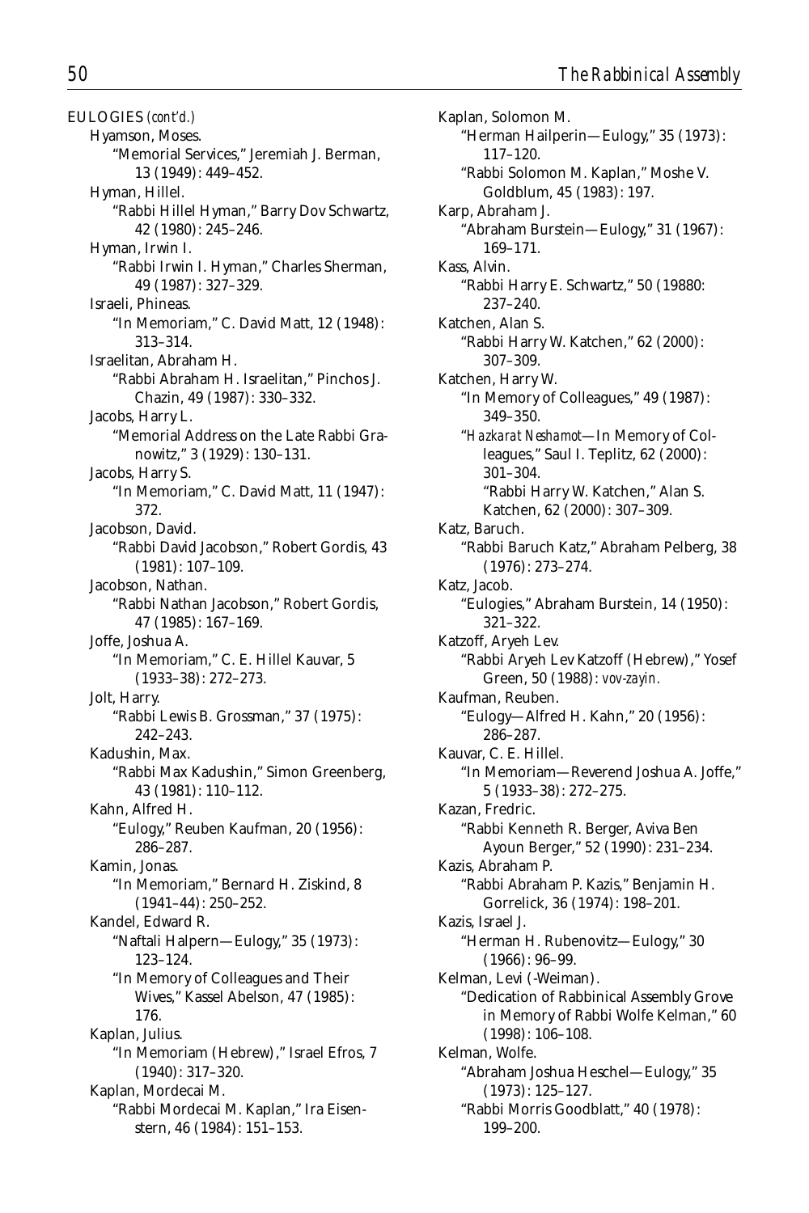EULOGIES *(cont'd.)*

Hyamson, Moses.
    "Memorial Services," Jeremiah J. Berman, 13 (1949): 449–452.

Hyman, Hillel.
    "Rabbi Hillel Hyman," Barry Dov Schwartz, 42 (1980): 245–246.

Hyman, Irwin I.
    "Rabbi Irwin I. Hyman," Charles Sherman, 49 (1987): 327–329.

Israeli, Phineas.
    "In Memoriam," C. David Matt, 12 (1948): 313–314.

Israelitan, Abraham H.
    "Rabbi Abraham H. Israelitan," Pinchos J. Chazin, 49 (1987): 330–332.

Jacobs, Harry L.
    "Memorial Address on the Late Rabbi Granowitz," 3 (1929): 130–131.

Jacobs, Harry S.
    "In Memoriam," C. David Matt, 11 (1947): 372.

Jacobson, David.
    "Rabbi David Jacobson," Robert Gordis, 43 (1981): 107–109.

Jacobson, Nathan.
    "Rabbi Nathan Jacobson," Robert Gordis, 47 (1985): 167–169.

Joffe, Joshua A.
    "In Memoriam," C. E. Hillel Kauvar, 5 (1933–38): 272–273.

Jolt, Harry.
    "Rabbi Lewis B. Grossman," 37 (1975): 242–243.

Kadushin, Max.
    "Rabbi Max Kadushin," Simon Greenberg, 43 (1981): 110–112.

Kahn, Alfred H.
    "Eulogy," Reuben Kaufman, 20 (1956): 286–287.

Kamin, Jonas.
    "In Memoriam," Bernard H. Ziskind, 8 (1941–44): 250–252.

Kandel, Edward R.
    "Naftali Halpern—Eulogy," 35 (1973): 123–124.
    "In Memory of Colleagues and Their Wives," Kassel Abelson, 47 (1985): 176.

Kaplan, Julius.
    "In Memoriam (Hebrew)," Israel Efros, 7 (1940): 317–320.

Kaplan, Mordecai M.
    "Rabbi Mordecai M. Kaplan," Ira Eisenstern, 46 (1984): 151–153.

Kaplan, Solomon M.
    "Herman Hailperin—Eulogy," 35 (1973): 117–120.
    "Rabbi Solomon M. Kaplan," Moshe V. Goldblum, 45 (1983): 197.

Karp, Abraham J.
    "Abraham Burstein—Eulogy," 31 (1967): 169–171.

Kass, Alvin.
    "Rabbi Harry E. Schwartz," 50 (19880: 237–240.

Katchen, Alan S.
    "Rabbi Harry W. Katchen," 62 (2000): 307–309.

Katchen, Harry W.
    "In Memory of Colleagues," 49 (1987): 349–350.
    "*Hazkarat Neshamot*—In Memory of Colleagues," Saul I. Teplitz, 62 (2000): 301–304.
    "Rabbi Harry W. Katchen," Alan S. Katchen, 62 (2000): 307–309.

Katz, Baruch.
    "Rabbi Baruch Katz," Abraham Pelberg, 38 (1976): 273–274.

Katz, Jacob.
    "Eulogies," Abraham Burstein, 14 (1950): 321–322.

Katzoff, Aryeh Lev.
    "Rabbi Aryeh Lev Katzoff (Hebrew)," Yosef Green, 50 (1988): *vov-zayin*.

Kaufman, Reuben.
    "Eulogy—Alfred H. Kahn," 20 (1956): 286–287.

Kauvar, C. E. Hillel.
    "In Memoriam—Reverend Joshua A. Joffe," 5 (1933–38): 272–275.

Kazan, Fredric.
    "Rabbi Kenneth R. Berger, Aviva Ben Ayoun Berger," 52 (1990): 231–234.

Kazis, Abraham P.
    "Rabbi Abraham P. Kazis," Benjamin H. Gorrelick, 36 (1974): 198–201.

Kazis, Israel J.
    "Herman H. Rubenovitz—Eulogy," 30 (1966): 96–99.

Kelman, Levi (-Weiman).
    "Dedication of Rabbinical Assembly Grove in Memory of Rabbi Wolfe Kelman," 60 (1998): 106–108.

Kelman, Wolfe.
    "Abraham Joshua Heschel—Eulogy," 35 (1973): 125–127.
    "Rabbi Morris Goodblatt," 40 (1978): 199–200.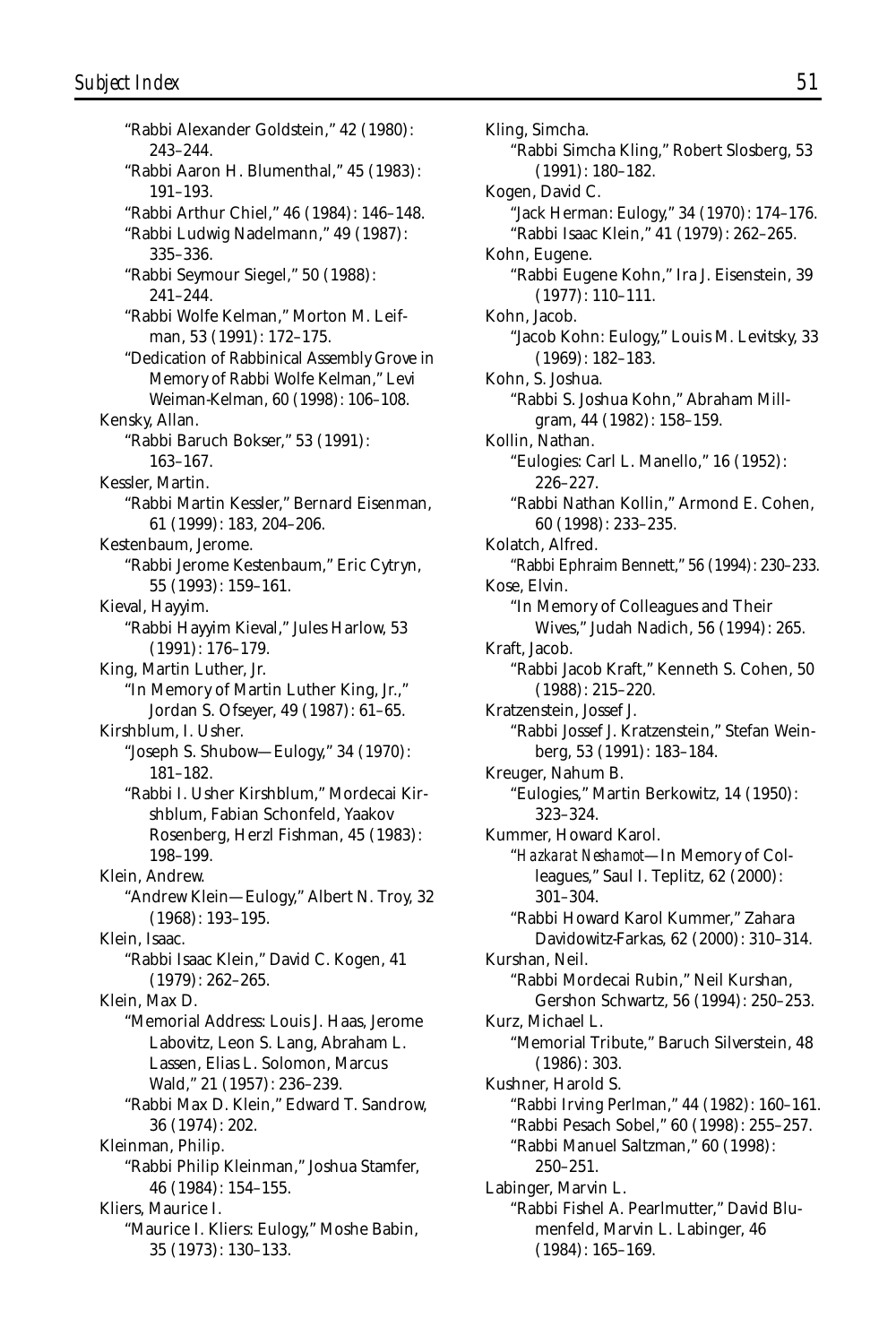"Rabbi Alexander Goldstein," 42 (1980): 243–244.

"Rabbi Aaron H. Blumenthal," 45 (1983): 191–193.

"Rabbi Arthur Chiel," 46 (1984): 146–148.

"Rabbi Ludwig Nadelmann," 49 (1987): 335–336.

"Rabbi Seymour Siegel," 50 (1988): 241–244.

"Rabbi Wolfe Kelman," Morton M. Leifman, 53 (1991): 172–175.

"Dedication of Rabbinical Assembly Grove in Memory of Rabbi Wolfe Kelman," Levi Weiman-Kelman, 60 (1998): 106–108.

Kensky, Allan.

"Rabbi Baruch Bokser," 53 (1991): 163–167.

Kessler, Martin.

"Rabbi Martin Kessler," Bernard Eisenman, 61 (1999): 183, 204–206.

Kestenbaum, Jerome.

"Rabbi Jerome Kestenbaum," Eric Cytryn, 55 (1993): 159–161.

Kieval, Hayyim.

"Rabbi Hayyim Kieval," Jules Harlow, 53 (1991): 176–179.

King, Martin Luther, Jr.

"In Memory of Martin Luther King, Jr.," Jordan S. Ofseyer, 49 (1987): 61–65.

Kirshblum, I. Usher.

"Joseph S. Shubow—Eulogy," 34 (1970): 181–182.

"Rabbi I. Usher Kirshblum," Mordecai Kirshblum, Fabian Schonfeld, Yaakov Rosenberg, Herzl Fishman, 45 (1983): 198–199.

Klein, Andrew.

"Andrew Klein—Eulogy," Albert N. Troy, 32 (1968): 193–195.

Klein, Isaac.

"Rabbi Isaac Klein," David C. Kogen, 41 (1979): 262–265.

Klein, Max D.

"Memorial Address: Louis J. Haas, Jerome Labovitz, Leon S. Lang, Abraham L. Lassen, Elias L. Solomon, Marcus Wald," 21 (1957): 236–239.

"Rabbi Max D. Klein," Edward T. Sandrow, 36 (1974): 202.

Kleinman, Philip.

"Rabbi Philip Kleinman," Joshua Stamfer, 46 (1984): 154–155.

Kliers, Maurice I.

"Maurice I. Kliers: Eulogy," Moshe Babin, 35 (1973): 130–133.

Kling, Simcha.

"Rabbi Simcha Kling," Robert Slosberg, 53 (1991): 180–182.

Kogen, David C.

"Jack Herman: Eulogy," 34 (1970): 174–176.

"Rabbi Isaac Klein," 41 (1979): 262–265.

Kohn, Eugene.

"Rabbi Eugene Kohn," Ira J. Eisenstein, 39 (1977): 110–111.

Kohn, Jacob.

"Jacob Kohn: Eulogy," Louis M. Levitsky, 33 (1969): 182–183.

Kohn, S. Joshua.

"Rabbi S. Joshua Kohn," Abraham Millgram, 44 (1982): 158–159.

Kollin, Nathan.

"Eulogies: Carl L. Manello," 16 (1952): 226–227.

"Rabbi Nathan Kollin," Armond E. Cohen, 60 (1998): 233–235.

Kolatch, Alfred.

"Rabbi Ephraim Bennett," 56 (1994): 230–233.

Kose, Elvin.

"In Memory of Colleagues and Their Wives," Judah Nadich, 56 (1994): 265.

Kraft, Jacob.

"Rabbi Jacob Kraft," Kenneth S. Cohen, 50 (1988): 215–220.

Kratzenstein, Jossef J.

"Rabbi Jossef J. Kratzenstein," Stefan Weinberg, 53 (1991): 183–184.

Kreuger, Nahum B.

"Eulogies," Martin Berkowitz, 14 (1950): 323–324.

Kummer, Howard Karol.

"*Hazkarat Neshamot*—In Memory of Colleagues," Saul I. Teplitz, 62 (2000): 301–304.

"Rabbi Howard Karol Kummer," Zahara Davidowitz-Farkas, 62 (2000): 310–314.

Kurshan, Neil.

"Rabbi Mordecai Rubin," Neil Kurshan, Gershon Schwartz, 56 (1994): 250–253.

Kurz, Michael L.

"Memorial Tribute," Baruch Silverstein, 48 (1986): 303.

Kushner, Harold S.

"Rabbi Irving Perlman," 44 (1982): 160–161.

"Rabbi Pesach Sobel," 60 (1998): 255–257.

"Rabbi Manuel Saltzman," 60 (1998): 250–251.

Labinger, Marvin L.

"Rabbi Fishel A. Pearlmutter," David Blumenfeld, Marvin L. Labinger, 46 (1984): 165–169.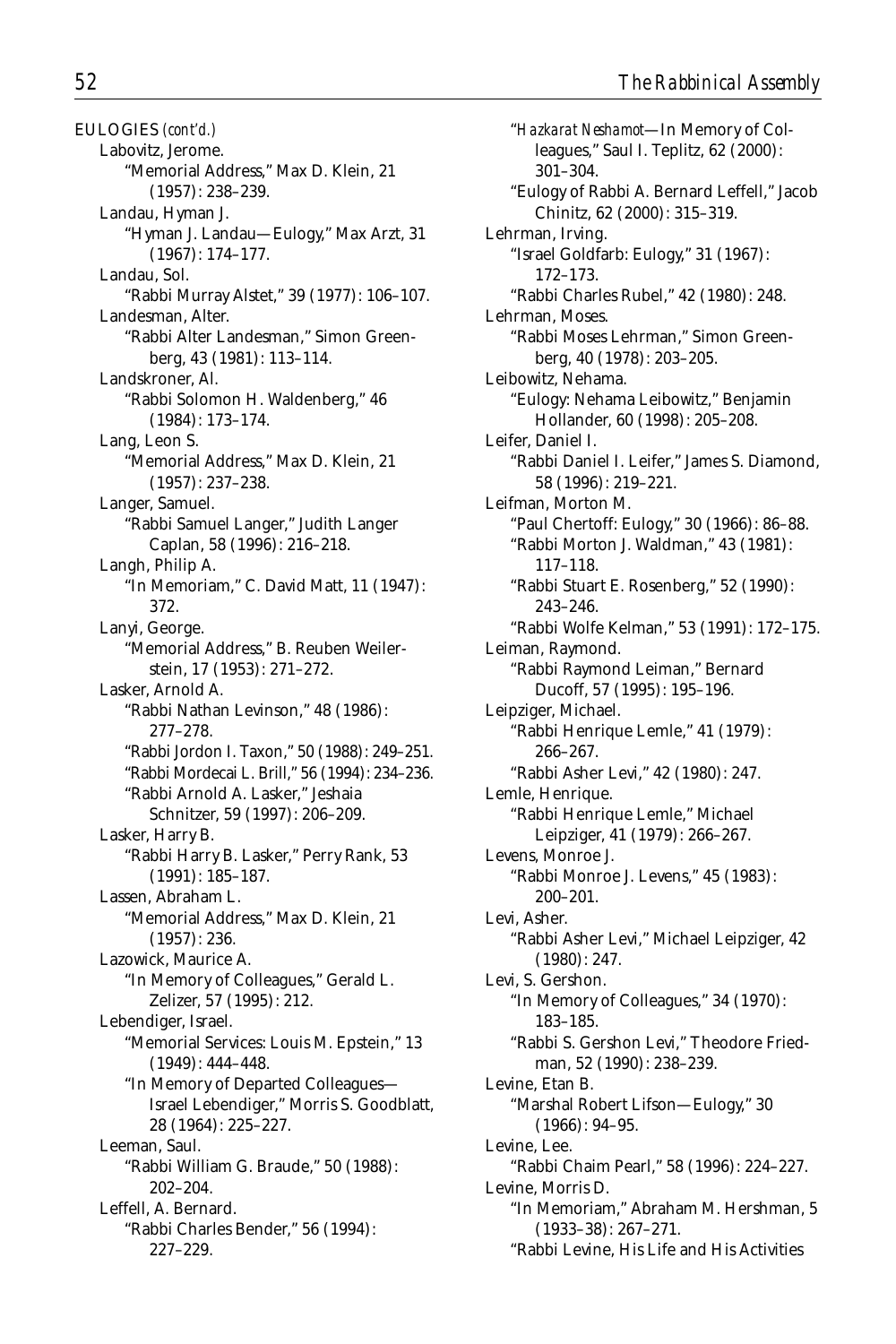EULOGIES *(cont'd.)*

Labovitz, Jerome.
- "Memorial Address," Max D. Klein, 21 (1957): 238–239.

Landau, Hyman J.
- "Hyman J. Landau—Eulogy," Max Arzt, 31 (1967): 174–177.

Landau, Sol.
- "Rabbi Murray Alstet," 39 (1977): 106–107.

Landesman, Alter.
- "Rabbi Alter Landesman," Simon Greenberg, 43 (1981): 113–114.

Landskroner, Al.
- "Rabbi Solomon H. Waldenberg," 46 (1984): 173–174.

Lang, Leon S.
- "Memorial Address," Max D. Klein, 21 (1957): 237–238.

Langer, Samuel.
- "Rabbi Samuel Langer," Judith Langer Caplan, 58 (1996): 216–218.

Langh, Philip A.
- "In Memoriam," C. David Matt, 11 (1947): 372.

Lanyi, George.
- "Memorial Address," B. Reuben Weilerstein, 17 (1953): 271–272.

Lasker, Arnold A.
- "Rabbi Nathan Levinson," 48 (1986): 277–278.
- "Rabbi Jordon I. Taxon," 50 (1988): 249–251.
- "Rabbi Mordecai L. Brill," 56 (1994): 234–236.
- "Rabbi Arnold A. Lasker," Jeshaia Schnitzer, 59 (1997): 206–209.

Lasker, Harry B.
- "Rabbi Harry B. Lasker," Perry Rank, 53 (1991): 185–187.

Lassen, Abraham L.
- "Memorial Address," Max D. Klein, 21 (1957): 236.

Lazowick, Maurice A.
- "In Memory of Colleagues," Gerald L. Zelizer, 57 (1995): 212.

Lebendiger, Israel.
- "Memorial Services: Louis M. Epstein," 13 (1949): 444–448.
- "In Memory of Departed Colleagues—Israel Lebendiger," Morris S. Goodblatt, 28 (1964): 225–227.

Leeman, Saul.
- "Rabbi William G. Braude," 50 (1988): 202–204.

Leffell, A. Bernard.
- "Rabbi Charles Bender," 56 (1994): 227–229.
- "*Hazkarat Neshamot*—In Memory of Colleagues," Saul I. Teplitz, 62 (2000): 301–304.
- "Eulogy of Rabbi A. Bernard Leffell," Jacob Chinitz, 62 (2000): 315–319.

Lehrman, Irving.
- "Israel Goldfarb: Eulogy," 31 (1967): 172–173.
- "Rabbi Charles Rubel," 42 (1980): 248.

Lehrman, Moses.
- "Rabbi Moses Lehrman," Simon Greenberg, 40 (1978): 203–205.

Leibowitz, Nehama.
- "Eulogy: Nehama Leibowitz," Benjamin Hollander, 60 (1998): 205–208.

Leifer, Daniel I.
- "Rabbi Daniel I. Leifer," James S. Diamond, 58 (1996): 219–221.

Leifman, Morton M.
- "Paul Chertoff: Eulogy," 30 (1966): 86–88.
- "Rabbi Morton J. Waldman," 43 (1981): 117–118.
- "Rabbi Stuart E. Rosenberg," 52 (1990): 243–246.
- "Rabbi Wolfe Kelman," 53 (1991): 172–175.

Leiman, Raymond.
- "Rabbi Raymond Leiman," Bernard Ducoff, 57 (1995): 195–196.

Leipziger, Michael.
- "Rabbi Henrique Lemle," 41 (1979): 266–267.
- "Rabbi Asher Levi," 42 (1980): 247.

Lemle, Henrique.
- "Rabbi Henrique Lemle," Michael Leipziger, 41 (1979): 266–267.

Levens, Monroe J.
- "Rabbi Monroe J. Levens," 45 (1983): 200–201.

Levi, Asher.
- "Rabbi Asher Levi," Michael Leipziger, 42 (1980): 247.

Levi, S. Gershon.
- "In Memory of Colleagues," 34 (1970): 183–185.
- "Rabbi S. Gershon Levi," Theodore Friedman, 52 (1990): 238–239.

Levine, Etan B.
- "Marshal Robert Lifson—Eulogy," 30 (1966): 94–95.

Levine, Lee.
- "Rabbi Chaim Pearl," 58 (1996): 224–227.

Levine, Morris D.
- "In Memoriam," Abraham M. Hershman, 5 (1933–38): 267–271.
- "Rabbi Levine, His Life and His Activities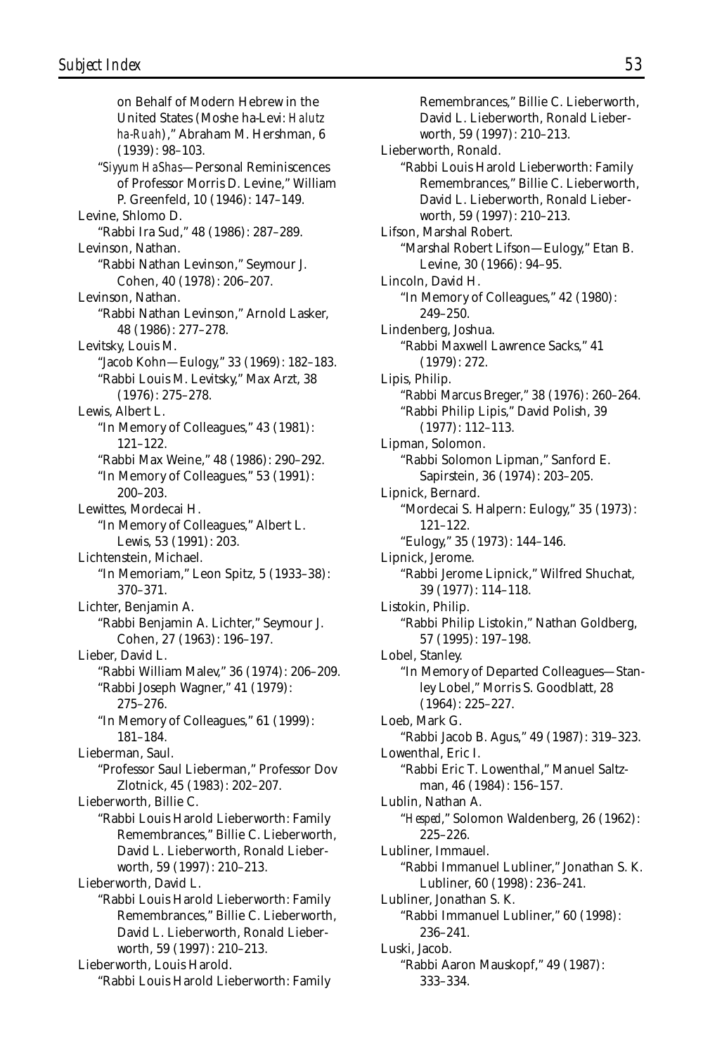on Behalf of Modern Hebrew in the United States (Moshe ha-Levi: *Halutz ha-Ruah*)," Abraham M. Hershman, 6 (1939): 98–103.

"*Siyyum HaShas*—Personal Reminiscences of Professor Morris D. Levine," William P. Greenfeld, 10 (1946): 147–149.

Levine, Shlomo D.
"Rabbi Ira Sud," 48 (1986): 287–289.

Levinson, Nathan.
"Rabbi Nathan Levinson," Seymour J. Cohen, 40 (1978): 206–207.

Levinson, Nathan.
"Rabbi Nathan Levinson," Arnold Lasker, 48 (1986): 277–278.

Levitsky, Louis M.
"Jacob Kohn—Eulogy," 33 (1969): 182–183.
"Rabbi Louis M. Levitsky," Max Arzt, 38 (1976): 275–278.

Lewis, Albert L.
"In Memory of Colleagues," 43 (1981): 121–122.
"Rabbi Max Weine," 48 (1986): 290–292.
"In Memory of Colleagues," 53 (1991): 200–203.

Lewittes, Mordecai H.
"In Memory of Colleagues," Albert L. Lewis, 53 (1991): 203.

Lichtenstein, Michael.
"In Memoriam," Leon Spitz, 5 (1933–38): 370–371.

Lichter, Benjamin A.
"Rabbi Benjamin A. Lichter," Seymour J. Cohen, 27 (1963): 196–197.

Lieber, David L.
"Rabbi William Malev," 36 (1974): 206–209.
"Rabbi Joseph Wagner," 41 (1979): 275–276.
"In Memory of Colleagues," 61 (1999): 181–184.

Lieberman, Saul.
"Professor Saul Lieberman," Professor Dov Zlotnick, 45 (1983): 202–207.

Lieberworth, Billie C.
"Rabbi Louis Harold Lieberworth: Family Remembrances," Billie C. Lieberworth, David L. Lieberworth, Ronald Lieberworth, 59 (1997): 210–213.

Lieberworth, David L.
"Rabbi Louis Harold Lieberworth: Family Remembrances," Billie C. Lieberworth, David L. Lieberworth, Ronald Lieberworth, 59 (1997): 210–213.

Lieberworth, Louis Harold.
"Rabbi Louis Harold Lieberworth: Family Remembrances," Billie C. Lieberworth, David L. Lieberworth, Ronald Lieberworth, 59 (1997): 210–213.

Lieberworth, Ronald.
"Rabbi Louis Harold Lieberworth: Family Remembrances," Billie C. Lieberworth, David L. Lieberworth, Ronald Lieberworth, 59 (1997): 210–213.

Lifson, Marshal Robert.
"Marshal Robert Lifson—Eulogy," Etan B. Levine, 30 (1966): 94–95.

Lincoln, David H.
"In Memory of Colleagues," 42 (1980): 249–250.

Lindenberg, Joshua.
"Rabbi Maxwell Lawrence Sacks," 41 (1979): 272.

Lipis, Philip.
"Rabbi Marcus Breger," 38 (1976): 260–264.
"Rabbi Philip Lipis," David Polish, 39 (1977): 112–113.

Lipman, Solomon.
"Rabbi Solomon Lipman," Sanford E. Sapirstein, 36 (1974): 203–205.

Lipnick, Bernard.
"Mordecai S. Halpern: Eulogy," 35 (1973): 121–122.
"Eulogy," 35 (1973): 144–146.

Lipnick, Jerome.
"Rabbi Jerome Lipnick," Wilfred Shuchat, 39 (1977): 114–118.

Listokin, Philip.
"Rabbi Philip Listokin," Nathan Goldberg, 57 (1995): 197–198.

Lobel, Stanley.
"In Memory of Departed Colleagues—Stanley Lobel," Morris S. Goodblatt, 28 (1964): 225–227.

Loeb, Mark G.
"Rabbi Jacob B. Agus," 49 (1987): 319–323.

Lowenthal, Eric I.
"Rabbi Eric T. Lowenthal," Manuel Saltzman, 46 (1984): 156–157.

Lublin, Nathan A.
"*Hesped*," Solomon Waldenberg, 26 (1962): 225–226.

Lubliner, Immauel.
"Rabbi Immanuel Lubliner," Jonathan S. K. Lubliner, 60 (1998): 236–241.

Lubliner, Jonathan S. K.
"Rabbi Immanuel Lubliner," 60 (1998): 236–241.

Luski, Jacob.
"Rabbi Aaron Mauskopf," 49 (1987): 333–334.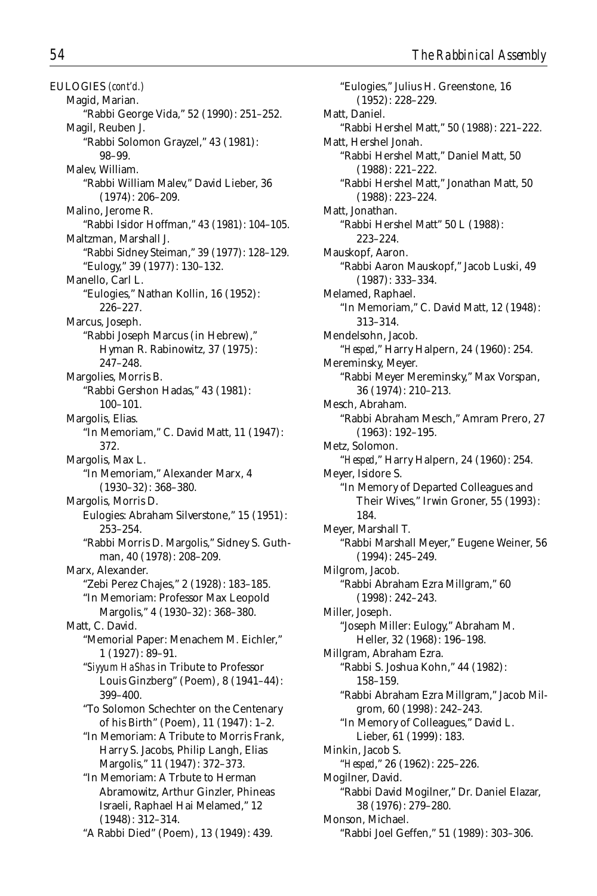EULOGIES *(cont'd.)*

Magid, Marian.
   "Rabbi George Vida," 52 (1990): 251–252.

Magil, Reuben J.
   "Rabbi Solomon Grayzel," 43 (1981): 98–99.

Malev, William.
   "Rabbi William Malev," David Lieber, 36 (1974): 206–209.

Malino, Jerome R.
   "Rabbi Isidor Hoffman," 43 (1981): 104–105.

Maltzman, Marshall J.
   "Rabbi Sidney Steiman," 39 (1977): 128–129.
   "Eulogy," 39 (1977): 130–132.

Manello, Carl L.
   "Eulogies," Nathan Kollin, 16 (1952): 226–227.

Marcus, Joseph.
   "Rabbi Joseph Marcus (in Hebrew)," Hyman R. Rabinowitz, 37 (1975): 247–248.

Margolies, Morris B.
   "Rabbi Gershon Hadas," 43 (1981): 100–101.

Margolis, Elias.
   "In Memoriam," C. David Matt, 11 (1947): 372.

Margolis, Max L.
   "In Memoriam," Alexander Marx, 4 (1930–32): 368–380.

Margolis, Morris D.
   Eulogies: Abraham Silverstone," 15 (1951): 253–254.
   "Rabbi Morris D. Margolis," Sidney S. Guthman, 40 (1978): 208–209.

Marx, Alexander.
   "Zebi Perez Chajes," 2 (1928): 183–185.
   "In Memoriam: Professor Max Leopold Margolis," 4 (1930–32): 368–380.

Matt, C. David.
   "Memorial Paper: Menachem M. Eichler," 1 (1927): 89–91.
   "*Siyyum HaShas* in Tribute to Professor Louis Ginzberg" (Poem), 8 (1941–44): 399–400.
   "To Solomon Schechter on the Centenary of his Birth" (Poem), 11 (1947): 1–2.
   "In Memoriam: A Tribute to Morris Frank, Harry S. Jacobs, Philip Langh, Elias Margolis," 11 (1947): 372–373.
   "In Memoriam: A Trbute to Herman Abramowitz, Arthur Ginzler, Phineas Israeli, Raphael Hai Melamed," 12 (1948): 312–314.
   "A Rabbi Died" (Poem), 13 (1949): 439.
   "Eulogies," Julius H. Greenstone, 16 (1952): 228–229.

Matt, Daniel.
   "Rabbi Hershel Matt," 50 (1988): 221–222.

Matt, Hershel Jonah.
   "Rabbi Hershel Matt," Daniel Matt, 50 (1988): 221–222.
   "Rabbi Hershel Matt," Jonathan Matt, 50 (1988): 223–224.

Matt, Jonathan.
   "Rabbi Hershel Matt" 50 L (1988): 223–224.

Mauskopf, Aaron.
   "Rabbi Aaron Mauskopf," Jacob Luski, 49 (1987): 333–334.

Melamed, Raphael.
   "In Memoriam," C. David Matt, 12 (1948): 313–314.

Mendelsohn, Jacob.
   "*Hesped*," Harry Halpern, 24 (1960): 254.

Mereminsky, Meyer.
   "Rabbi Meyer Mereminsky," Max Vorspan, 36 (1974): 210–213.

Mesch, Abraham.
   "Rabbi Abraham Mesch," Amram Prero, 27 (1963): 192–195.

Metz, Solomon.
   "*Hesped*," Harry Halpern, 24 (1960): 254.

Meyer, Isidore S.
   "In Memory of Departed Colleagues and Their Wives," Irwin Groner, 55 (1993): 184.

Meyer, Marshall T.
   "Rabbi Marshall Meyer," Eugene Weiner, 56 (1994): 245–249.

Milgrom, Jacob.
   "Rabbi Abraham Ezra Millgram," 60 (1998): 242–243.

Miller, Joseph.
   "Joseph Miller: Eulogy," Abraham M. Heller, 32 (1968): 196–198.

Millgram, Abraham Ezra.
   "Rabbi S. Joshua Kohn," 44 (1982): 158–159.
   "Rabbi Abraham Ezra Millgram," Jacob Milgrom, 60 (1998): 242–243.
   "In Memory of Colleagues," David L. Lieber, 61 (1999): 183.

Minkin, Jacob S.
   "*Hesped*," 26 (1962): 225–226.

Mogilner, David.
   "Rabbi David Mogilner," Dr. Daniel Elazar, 38 (1976): 279–280.

Monson, Michael.
   "Rabbi Joel Geffen," 51 (1989): 303–306.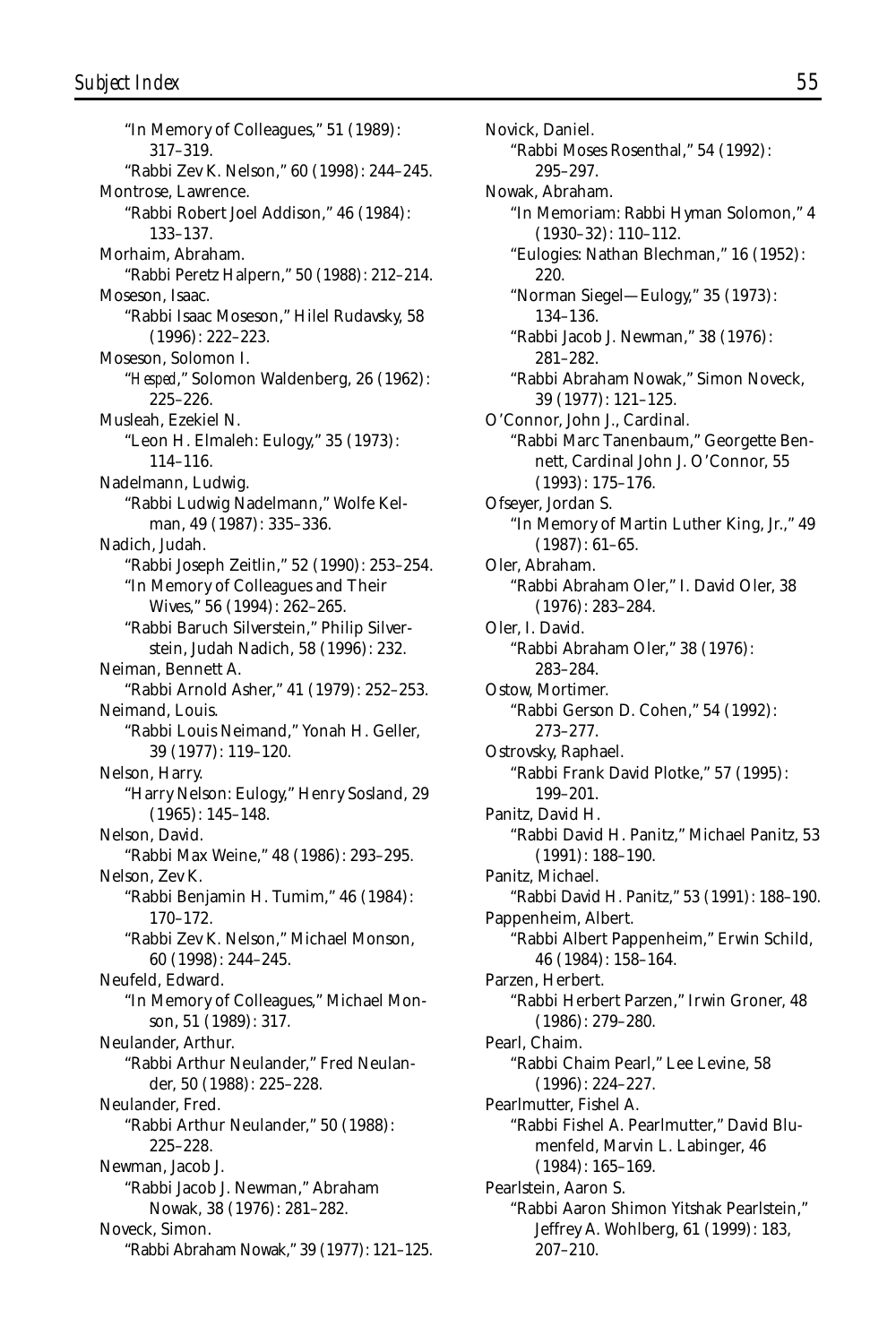"In Memory of Colleagues," 51 (1989): 317–319.

"Rabbi Zev K. Nelson," 60 (1998): 244–245.

Montrose, Lawrence.

"Rabbi Robert Joel Addison," 46 (1984): 133–137.

Morhaim, Abraham.

"Rabbi Peretz Halpern," 50 (1988): 212–214.

Moseson, Isaac.

"Rabbi Isaac Moseson," Hilel Rudavsky, 58 (1996): 222–223.

Moseson, Solomon I.

"*Hesped*," Solomon Waldenberg, 26 (1962): 225–226.

Musleah, Ezekiel N.

"Leon H. Elmaleh: Eulogy," 35 (1973): 114–116.

Nadelmann, Ludwig.

"Rabbi Ludwig Nadelmann," Wolfe Kelman, 49 (1987): 335–336.

Nadich, Judah.

"Rabbi Joseph Zeitlin," 52 (1990): 253–254.

"In Memory of Colleagues and Their Wives," 56 (1994): 262–265.

"Rabbi Baruch Silverstein," Philip Silverstein, Judah Nadich, 58 (1996): 232.

Neiman, Bennett A.

"Rabbi Arnold Asher," 41 (1979): 252–253.

Neimand, Louis.

"Rabbi Louis Neimand," Yonah H. Geller, 39 (1977): 119–120.

Nelson, Harry.

"Harry Nelson: Eulogy," Henry Sosland, 29 (1965): 145–148.

Nelson, David.

"Rabbi Max Weine," 48 (1986): 293–295.

Nelson, Zev K.

"Rabbi Benjamin H. Tumim," 46 (1984): 170–172.

"Rabbi Zev K. Nelson," Michael Monson, 60 (1998): 244–245.

Neufeld, Edward.

"In Memory of Colleagues," Michael Monson, 51 (1989): 317.

Neulander, Arthur.

"Rabbi Arthur Neulander," Fred Neulander, 50 (1988): 225–228.

Neulander, Fred.

"Rabbi Arthur Neulander," 50 (1988): 225–228.

Newman, Jacob J.

"Rabbi Jacob J. Newman," Abraham Nowak, 38 (1976): 281–282.

Noveck, Simon.

"Rabbi Abraham Nowak," 39 (1977): 121–125.

Novick, Daniel.

"Rabbi Moses Rosenthal," 54 (1992): 295–297.

Nowak, Abraham.

"In Memoriam: Rabbi Hyman Solomon," 4 (1930–32): 110–112.

"Eulogies: Nathan Blechman," 16 (1952): 220.

"Norman Siegel—Eulogy," 35 (1973): 134–136.

"Rabbi Jacob J. Newman," 38 (1976): 281–282.

"Rabbi Abraham Nowak," Simon Noveck, 39 (1977): 121–125.

O'Connor, John J., Cardinal.

"Rabbi Marc Tanenbaum," Georgette Bennett, Cardinal John J. O'Connor, 55 (1993): 175–176.

Ofseyer, Jordan S.

"In Memory of Martin Luther King, Jr.," 49 (1987): 61–65.

Oler, Abraham.

"Rabbi Abraham Oler," I. David Oler, 38 (1976): 283–284.

Oler, I. David.

"Rabbi Abraham Oler," 38 (1976): 283–284.

Ostow, Mortimer.

"Rabbi Gerson D. Cohen," 54 (1992): 273–277.

Ostrovsky, Raphael.

"Rabbi Frank David Plotke," 57 (1995): 199–201.

Panitz, David H.

"Rabbi David H. Panitz," Michael Panitz, 53 (1991): 188–190.

Panitz, Michael.

"Rabbi David H. Panitz," 53 (1991): 188–190.

Pappenheim, Albert.

"Rabbi Albert Pappenheim," Erwin Schild, 46 (1984): 158–164.

Parzen, Herbert.

"Rabbi Herbert Parzen," Irwin Groner, 48 (1986): 279–280.

Pearl, Chaim.

"Rabbi Chaim Pearl," Lee Levine, 58 (1996): 224–227.

Pearlmutter, Fishel A.

"Rabbi Fishel A. Pearlmutter," David Blumenfeld, Marvin L. Labinger, 46 (1984): 165–169.

Pearlstein, Aaron S.

"Rabbi Aaron Shimon Yitshak Pearlstein," Jeffrey A. Wohlberg, 61 (1999): 183, 207–210.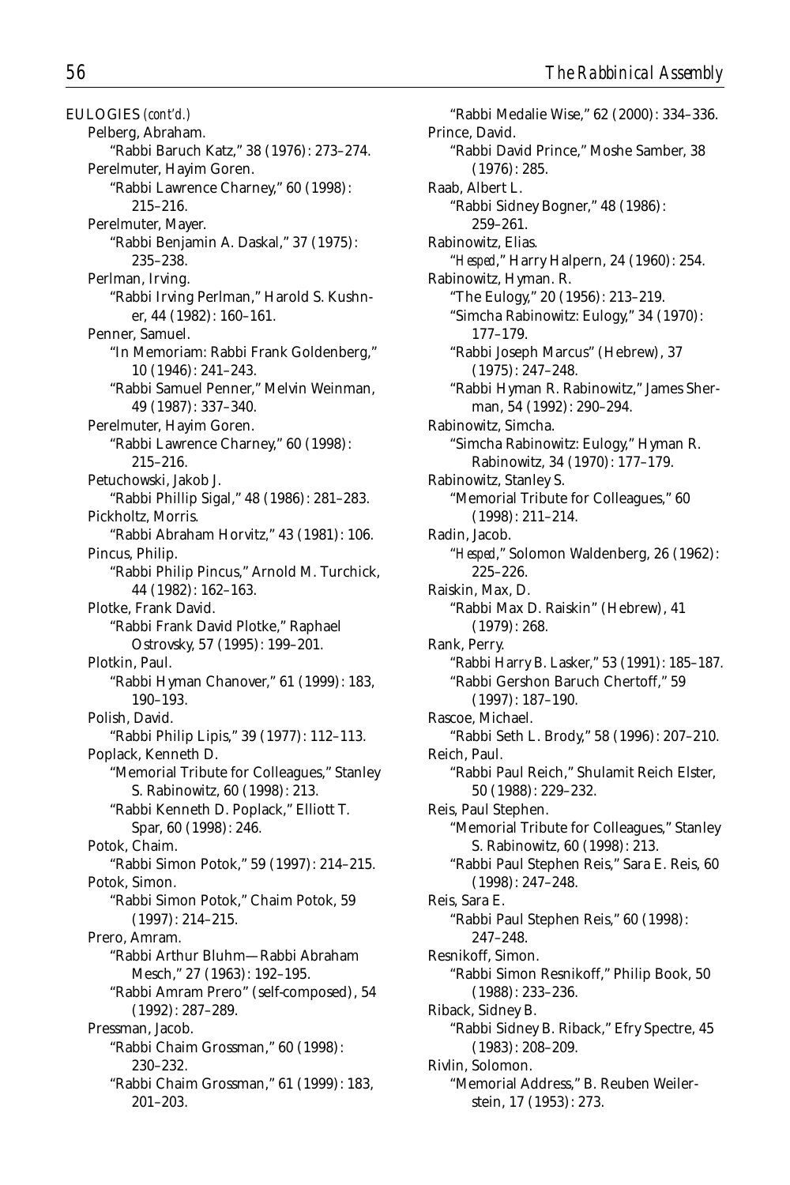EULOGIES *(cont'd.)*

Pelberg, Abraham.
- "Rabbi Baruch Katz," 38 (1976): 273–274.

Perelmuter, Hayim Goren.
- "Rabbi Lawrence Charney," 60 (1998): 215–216.

Perelmuter, Mayer.
- "Rabbi Benjamin A. Daskal," 37 (1975): 235–238.

Perlman, Irving.
- "Rabbi Irving Perlman," Harold S. Kushner, 44 (1982): 160–161.

Penner, Samuel.
- "In Memoriam: Rabbi Frank Goldenberg," 10 (1946): 241–243.
- "Rabbi Samuel Penner," Melvin Weinman, 49 (1987): 337–340.

Perelmuter, Hayim Goren.
- "Rabbi Lawrence Charney," 60 (1998): 215–216.

Petuchowski, Jakob J.
- "Rabbi Phillip Sigal," 48 (1986): 281–283.

Pickholtz, Morris.
- "Rabbi Abraham Horvitz," 43 (1981): 106.

Pincus, Philip.
- "Rabbi Philip Pincus," Arnold M. Turchick, 44 (1982): 162–163.

Plotke, Frank David.
- "Rabbi Frank David Plotke," Raphael Ostrovsky, 57 (1995): 199–201.

Plotkin, Paul.
- "Rabbi Hyman Chanover," 61 (1999): 183, 190–193.

Polish, David.
- "Rabbi Philip Lipis," 39 (1977): 112–113.

Poplack, Kenneth D.
- "Memorial Tribute for Colleagues," Stanley S. Rabinowitz, 60 (1998): 213.
- "Rabbi Kenneth D. Poplack," Elliott T. Spar, 60 (1998): 246.

Potok, Chaim.
- "Rabbi Simon Potok," 59 (1997): 214–215.

Potok, Simon.
- "Rabbi Simon Potok," Chaim Potok, 59 (1997): 214–215.

Prero, Amram.
- "Rabbi Arthur Bluhm—Rabbi Abraham Mesch," 27 (1963): 192–195.
- "Rabbi Amram Prero" (self-composed), 54 (1992): 287–289.

Pressman, Jacob.
- "Rabbi Chaim Grossman," 60 (1998): 230–232.
- "Rabbi Chaim Grossman," 61 (1999): 183, 201–203.
- "Rabbi Medalie Wise," 62 (2000): 334–336.

Prince, David.
- "Rabbi David Prince," Moshe Samber, 38 (1976): 285.

Raab, Albert L.
- "Rabbi Sidney Bogner," 48 (1986): 259–261.

Rabinowitz, Elias.
- "*Hesped*," Harry Halpern, 24 (1960): 254.

Rabinowitz, Hyman. R.
- "The Eulogy," 20 (1956): 213–219.
- "Simcha Rabinowitz: Eulogy," 34 (1970): 177–179.
- "Rabbi Joseph Marcus" (Hebrew), 37 (1975): 247–248.
- "Rabbi Hyman R. Rabinowitz," James Sherman, 54 (1992): 290–294.

Rabinowitz, Simcha.
- "Simcha Rabinowitz: Eulogy," Hyman R. Rabinowitz, 34 (1970): 177–179.

Rabinowitz, Stanley S.
- "Memorial Tribute for Colleagues," 60 (1998): 211–214.

Radin, Jacob.
- "*Hesped*," Solomon Waldenberg, 26 (1962): 225–226.

Raiskin, Max, D.
- "Rabbi Max D. Raiskin" (Hebrew), 41 (1979): 268.

Rank, Perry.
- "Rabbi Harry B. Lasker," 53 (1991): 185–187.
- "Rabbi Gershon Baruch Chertoff," 59 (1997): 187–190.

Rascoe, Michael.
- "Rabbi Seth L. Brody," 58 (1996): 207–210.

Reich, Paul.
- "Rabbi Paul Reich," Shulamit Reich Elster, 50 (1988): 229–232.

Reis, Paul Stephen.
- "Memorial Tribute for Colleagues," Stanley S. Rabinowitz, 60 (1998): 213.
- "Rabbi Paul Stephen Reis," Sara E. Reis, 60 (1998): 247–248.

Reis, Sara E.
- "Rabbi Paul Stephen Reis," 60 (1998): 247–248.

Resnikoff, Simon.
- "Rabbi Simon Resnikoff," Philip Book, 50 (1988): 233–236.

Riback, Sidney B.
- "Rabbi Sidney B. Riback," Efry Spectre, 45 (1983): 208–209.

Rivlin, Solomon.
- "Memorial Address," B. Reuben Weilerstein, 17 (1953): 273.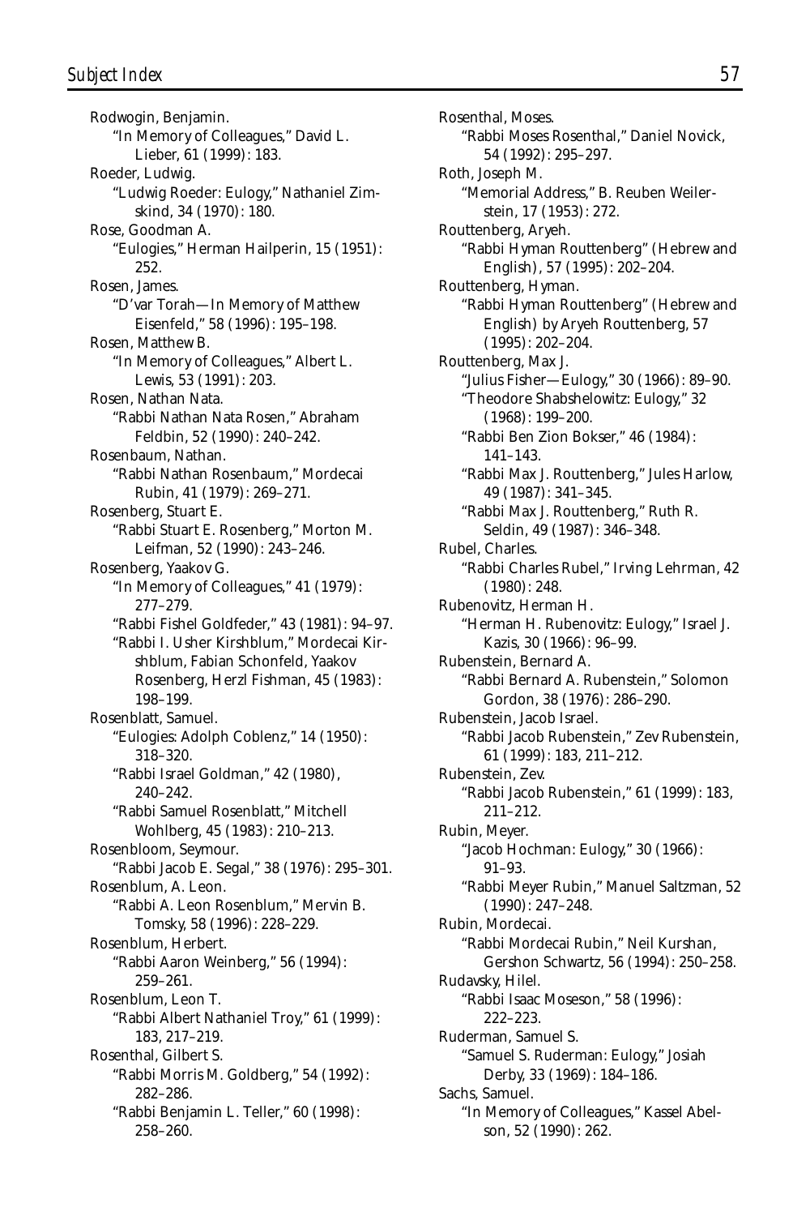Rodwogin, Benjamin.
  "In Memory of Colleagues," David L. Lieber, 61 (1999): 183.

Roeder, Ludwig.
  "Ludwig Roeder: Eulogy," Nathaniel Zimskind, 34 (1970): 180.

Rose, Goodman A.
  "Eulogies," Herman Hailperin, 15 (1951): 252.

Rosen, James.
  "D'var Torah—In Memory of Matthew Eisenfeld," 58 (1996): 195–198.

Rosen, Matthew B.
  "In Memory of Colleagues," Albert L. Lewis, 53 (1991): 203.

Rosen, Nathan Nata.
  "Rabbi Nathan Nata Rosen," Abraham Feldbin, 52 (1990): 240–242.

Rosenbaum, Nathan.
  "Rabbi Nathan Rosenbaum," Mordecai Rubin, 41 (1979): 269–271.

Rosenberg, Stuart E.
  "Rabbi Stuart E. Rosenberg," Morton M. Leifman, 52 (1990): 243–246.

Rosenberg, Yaakov G.
  "In Memory of Colleagues," 41 (1979): 277–279.
  "Rabbi Fishel Goldfeder," 43 (1981): 94–97.
  "Rabbi I. Usher Kirshblum," Mordecai Kirshblum, Fabian Schonfeld, Yaakov Rosenberg, Herzl Fishman, 45 (1983): 198–199.

Rosenblatt, Samuel.
  "Eulogies: Adolph Coblenz," 14 (1950): 318–320.
  "Rabbi Israel Goldman," 42 (1980), 240–242.
  "Rabbi Samuel Rosenblatt," Mitchell Wohlberg, 45 (1983): 210–213.

Rosenbloom, Seymour.
  "Rabbi Jacob E. Segal," 38 (1976): 295–301.

Rosenblum, A. Leon.
  "Rabbi A. Leon Rosenblum," Mervin B. Tomsky, 58 (1996): 228–229.

Rosenblum, Herbert.
  "Rabbi Aaron Weinberg," 56 (1994): 259–261.

Rosenblum, Leon T.
  "Rabbi Albert Nathaniel Troy," 61 (1999): 183, 217–219.

Rosenthal, Gilbert S.
  "Rabbi Morris M. Goldberg," 54 (1992): 282–286.
  "Rabbi Benjamin L. Teller," 60 (1998): 258–260.

Rosenthal, Moses.
  "Rabbi Moses Rosenthal," Daniel Novick, 54 (1992): 295–297.

Roth, Joseph M.
  "Memorial Address," B. Reuben Weilerstein, 17 (1953): 272.

Routtenberg, Aryeh.
  "Rabbi Hyman Routtenberg" (Hebrew and English), 57 (1995): 202–204.

Routtenberg, Hyman.
  "Rabbi Hyman Routtenberg" (Hebrew and English) by Aryeh Routtenberg, 57 (1995): 202–204.

Routtenberg, Max J.
  "Julius Fisher—Eulogy," 30 (1966): 89–90.
  "Theodore Shabshelowitz: Eulogy," 32 (1968): 199–200.
  "Rabbi Ben Zion Bokser," 46 (1984): 141–143.
  "Rabbi Max J. Routtenberg," Jules Harlow, 49 (1987): 341–345.
  "Rabbi Max J. Routtenberg," Ruth R. Seldin, 49 (1987): 346–348.

Rubel, Charles.
  "Rabbi Charles Rubel," Irving Lehrman, 42 (1980): 248.

Rubenovitz, Herman H.
  "Herman H. Rubenovitz: Eulogy," Israel J. Kazis, 30 (1966): 96–99.

Rubenstein, Bernard A.
  "Rabbi Bernard A. Rubenstein," Solomon Gordon, 38 (1976): 286–290.

Rubenstein, Jacob Israel.
  "Rabbi Jacob Rubenstein," Zev Rubenstein, 61 (1999): 183, 211–212.

Rubenstein, Zev.
  "Rabbi Jacob Rubenstein," 61 (1999): 183, 211–212.

Rubin, Meyer.
  "Jacob Hochman: Eulogy," 30 (1966): 91–93.
  "Rabbi Meyer Rubin," Manuel Saltzman, 52 (1990): 247–248.

Rubin, Mordecai.
  "Rabbi Mordecai Rubin," Neil Kurshan, Gershon Schwartz, 56 (1994): 250–258.

Rudavsky, Hilel.
  "Rabbi Isaac Moseson," 58 (1996): 222–223.

Ruderman, Samuel S.
  "Samuel S. Ruderman: Eulogy," Josiah Derby, 33 (1969): 184–186.

Sachs, Samuel.
  "In Memory of Colleagues," Kassel Abelson, 52 (1990): 262.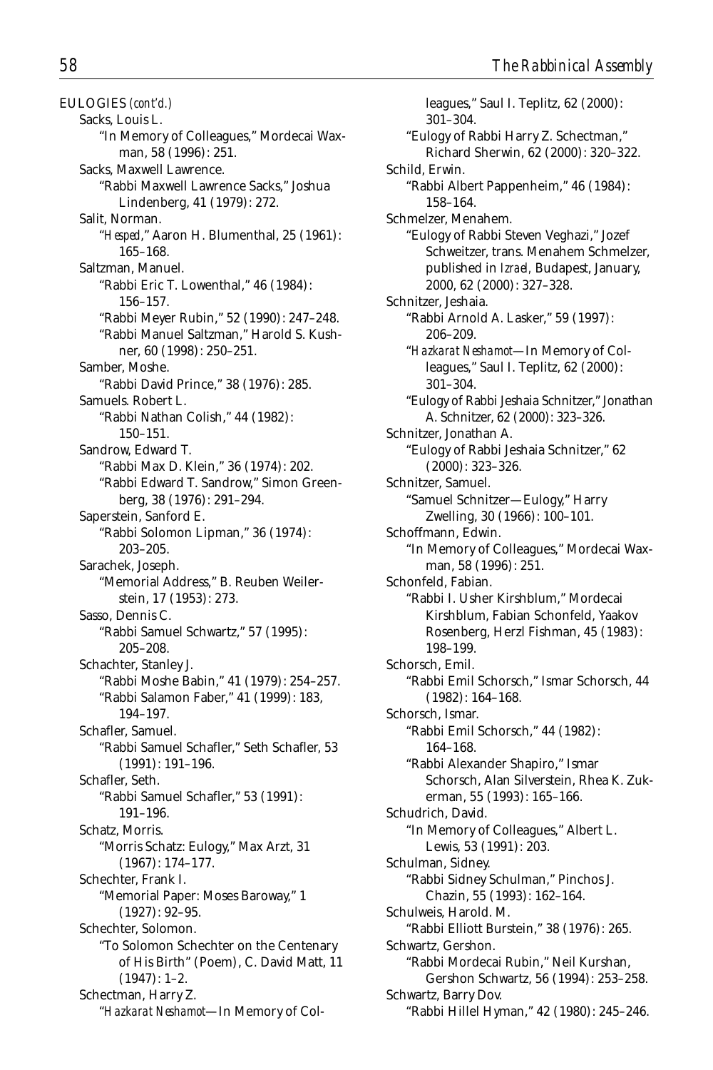EULOGIES *(cont'd.)*

Sacks, Louis L.
- "In Memory of Colleagues," Mordecai Waxman, 58 (1996): 251.

Sacks, Maxwell Lawrence.
- "Rabbi Maxwell Lawrence Sacks," Joshua Lindenberg, 41 (1979): 272.

Salit, Norman.
- "*Hesped*," Aaron H. Blumenthal, 25 (1961): 165–168.

Saltzman, Manuel.
- "Rabbi Eric T. Lowenthal," 46 (1984): 156–157.
- "Rabbi Meyer Rubin," 52 (1990): 247–248.
- "Rabbi Manuel Saltzman," Harold S. Kushner, 60 (1998): 250–251.

Samber, Moshe.
- "Rabbi David Prince," 38 (1976): 285.

Samuels. Robert L.
- "Rabbi Nathan Colish," 44 (1982): 150–151.

Sandrow, Edward T.
- "Rabbi Max D. Klein," 36 (1974): 202.
- "Rabbi Edward T. Sandrow," Simon Greenberg, 38 (1976): 291–294.

Saperstein, Sanford E.
- "Rabbi Solomon Lipman," 36 (1974): 203–205.

Sarachek, Joseph.
- "Memorial Address," B. Reuben Weilerstein, 17 (1953): 273.

Sasso, Dennis C.
- "Rabbi Samuel Schwartz," 57 (1995): 205–208.

Schachter, Stanley J.
- "Rabbi Moshe Babin," 41 (1979): 254–257.
- "Rabbi Salamon Faber," 41 (1999): 183, 194–197.

Schafler, Samuel.
- "Rabbi Samuel Schafler," Seth Schafler, 53 (1991): 191–196.

Schafler, Seth.
- "Rabbi Samuel Schafler," 53 (1991): 191–196.

Schatz, Morris.
- "Morris Schatz: Eulogy," Max Arzt, 31 (1967): 174–177.

Schechter, Frank I.
- "Memorial Paper: Moses Baroway," 1 (1927): 92–95.

Schechter, Solomon.
- "To Solomon Schechter on the Centenary of His Birth" (Poem), C. David Matt, 11 (1947): 1–2.

Schectman, Harry Z.
- "*Hazkarat Neshamot*—In Memory of Colleagues," Saul I. Teplitz, 62 (2000): 301–304.
- "Eulogy of Rabbi Harry Z. Schectman," Richard Sherwin, 62 (2000): 320–322.

Schild, Erwin.
- "Rabbi Albert Pappenheim," 46 (1984): 158–164.

Schmelzer, Menahem.
- "Eulogy of Rabbi Steven Veghazi," Jozef Schweitzer, trans. Menahem Schmelzer, published in *Izrael*, Budapest, January, 2000, 62 (2000): 327–328.

Schnitzer, Jeshaia.
- "Rabbi Arnold A. Lasker," 59 (1997): 206–209.
- "*Hazkarat Neshamot*—In Memory of Colleagues," Saul I. Teplitz, 62 (2000): 301–304.
- "Eulogy of Rabbi Jeshaia Schnitzer," Jonathan A. Schnitzer, 62 (2000): 323–326.

Schnitzer, Jonathan A.
- "Eulogy of Rabbi Jeshaia Schnitzer," 62 (2000): 323–326.

Schnitzer, Samuel.
- "Samuel Schnitzer—Eulogy," Harry Zwelling, 30 (1966): 100–101.

Schoffmann, Edwin.
- "In Memory of Colleagues," Mordecai Waxman, 58 (1996): 251.

Schonfeld, Fabian.
- "Rabbi I. Usher Kirshblum," Mordecai Kirshblum, Fabian Schonfeld, Yaakov Rosenberg, Herzl Fishman, 45 (1983): 198–199.

Schorsch, Emil.
- "Rabbi Emil Schorsch," Ismar Schorsch, 44 (1982): 164–168.

Schorsch, Ismar.
- "Rabbi Emil Schorsch," 44 (1982): 164–168.
- "Rabbi Alexander Shapiro," Ismar Schorsch, Alan Silverstein, Rhea K. Zukerman, 55 (1993): 165–166.

Schudrich, David.
- "In Memory of Colleagues," Albert L. Lewis, 53 (1991): 203.

Schulman, Sidney.
- "Rabbi Sidney Schulman," Pinchos J. Chazin, 55 (1993): 162–164.

Schulweis, Harold. M.
- "Rabbi Elliott Burstein," 38 (1976): 265.

Schwartz, Gershon.
- "Rabbi Mordecai Rubin," Neil Kurshan, Gershon Schwartz, 56 (1994): 253–258.

Schwartz, Barry Dov.
- "Rabbi Hillel Hyman," 42 (1980): 245–246.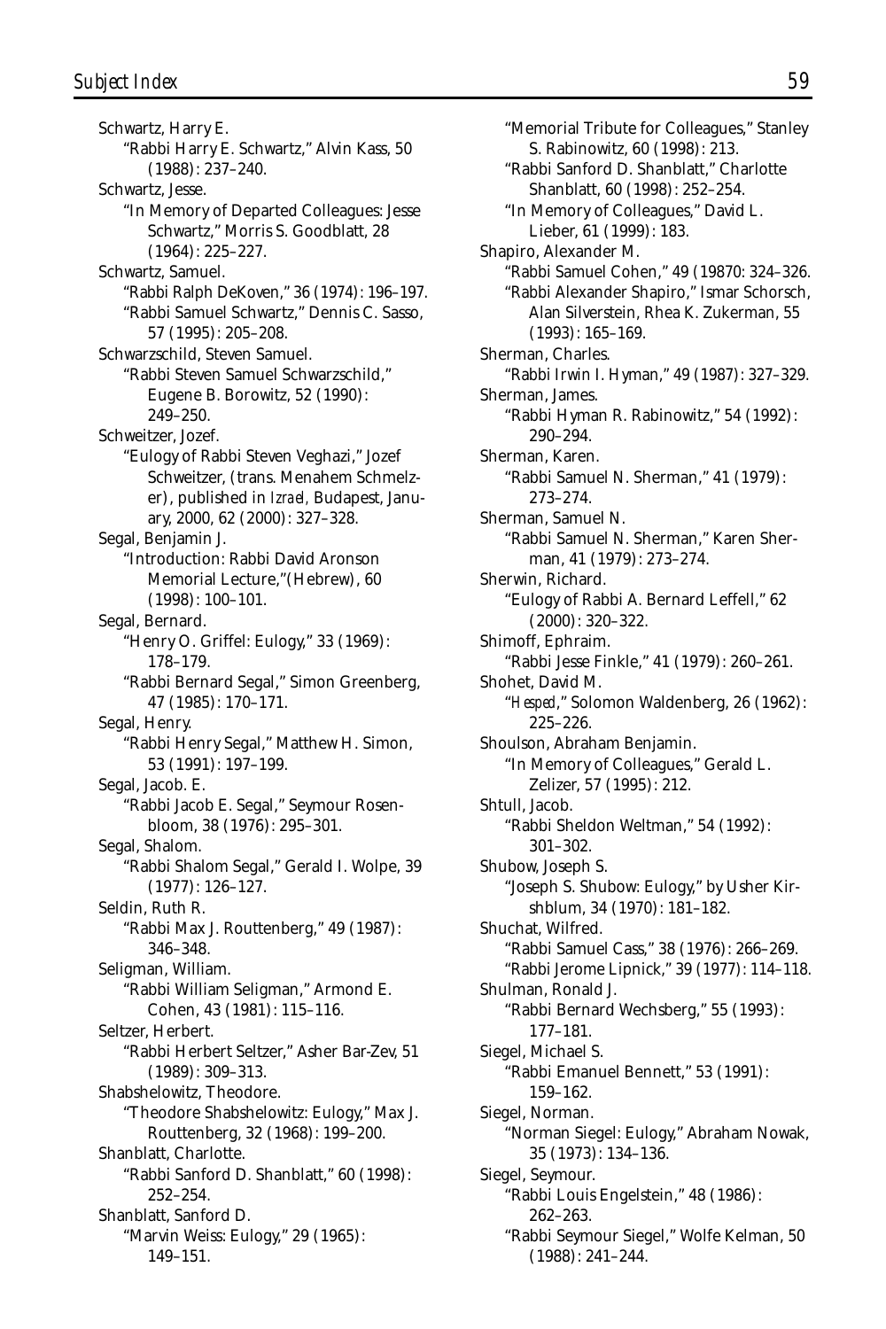Schwartz, Harry E.
- "Rabbi Harry E. Schwartz," Alvin Kass, 50 (1988): 237–240.

Schwartz, Jesse.
- "In Memory of Departed Colleagues: Jesse Schwartz," Morris S. Goodblatt, 28 (1964): 225–227.

Schwartz, Samuel.
- "Rabbi Ralph DeKoven," 36 (1974): 196–197.
- "Rabbi Samuel Schwartz," Dennis C. Sasso, 57 (1995): 205–208.

Schwarzschild, Steven Samuel.
- "Rabbi Steven Samuel Schwarzschild," Eugene B. Borowitz, 52 (1990): 249–250.

Schweitzer, Jozef.
- "Eulogy of Rabbi Steven Veghazi," Jozef Schweitzer, (trans. Menahem Schmelzer), published in *Izrael*, Budapest, January, 2000, 62 (2000): 327–328.

Segal, Benjamin J.
- "Introduction: Rabbi David Aronson Memorial Lecture,"(Hebrew), 60 (1998): 100–101.

Segal, Bernard.
- "Henry O. Griffel: Eulogy," 33 (1969): 178–179.
- "Rabbi Bernard Segal," Simon Greenberg, 47 (1985): 170–171.

Segal, Henry.
- "Rabbi Henry Segal," Matthew H. Simon, 53 (1991): 197–199.

Segal, Jacob. E.
- "Rabbi Jacob E. Segal," Seymour Rosenbloom, 38 (1976): 295–301.

Segal, Shalom.
- "Rabbi Shalom Segal," Gerald I. Wolpe, 39 (1977): 126–127.

Seldin, Ruth R.
- "Rabbi Max J. Routtenberg," 49 (1987): 346–348.

Seligman, William.
- "Rabbi William Seligman," Armond E. Cohen, 43 (1981): 115–116.

Seltzer, Herbert.
- "Rabbi Herbert Seltzer," Asher Bar-Zev, 51 (1989): 309–313.

Shabshelowitz, Theodore.
- "Theodore Shabshelowitz: Eulogy," Max J. Routtenberg, 32 (1968): 199–200.

Shanblatt, Charlotte.
- "Rabbi Sanford D. Shanblatt," 60 (1998): 252–254.

Shanblatt, Sanford D.
- "Marvin Weiss: Eulogy," 29 (1965): 149–151.
- "Memorial Tribute for Colleagues," Stanley S. Rabinowitz, 60 (1998): 213.
- "Rabbi Sanford D. Shanblatt," Charlotte Shanblatt, 60 (1998): 252–254.
- "In Memory of Colleagues," David L. Lieber, 61 (1999): 183.

Shapiro, Alexander M.
- "Rabbi Samuel Cohen," 49 (19870: 324–326.
- "Rabbi Alexander Shapiro," Ismar Schorsch, Alan Silverstein, Rhea K. Zukerman, 55 (1993): 165–169.

Sherman, Charles.
- "Rabbi Irwin I. Hyman," 49 (1987): 327–329.

Sherman, James.
- "Rabbi Hyman R. Rabinowitz," 54 (1992): 290–294.

Sherman, Karen.
- "Rabbi Samuel N. Sherman," 41 (1979): 273–274.

Sherman, Samuel N.
- "Rabbi Samuel N. Sherman," Karen Sherman, 41 (1979): 273–274.

Sherwin, Richard.
- "Eulogy of Rabbi A. Bernard Leffell," 62 (2000): 320–322.

Shimoff, Ephraim.
- "Rabbi Jesse Finkle," 41 (1979): 260–261.

Shohet, David M.
- "*Hesped*," Solomon Waldenberg, 26 (1962): 225–226.

Shoulson, Abraham Benjamin.
- "In Memory of Colleagues," Gerald L. Zelizer, 57 (1995): 212.

Shtull, Jacob.
- "Rabbi Sheldon Weltman," 54 (1992): 301–302.

Shubow, Joseph S.
- "Joseph S. Shubow: Eulogy," by Usher Kirshblum, 34 (1970): 181–182.

Shuchat, Wilfred.
- "Rabbi Samuel Cass," 38 (1976): 266–269.
- "Rabbi Jerome Lipnick," 39 (1977): 114–118.

Shulman, Ronald J.
- "Rabbi Bernard Wechsberg," 55 (1993): 177–181.

Siegel, Michael S.
- "Rabbi Emanuel Bennett," 53 (1991): 159–162.

Siegel, Norman.
- "Norman Siegel: Eulogy," Abraham Nowak, 35 (1973): 134–136.

Siegel, Seymour.
- "Rabbi Louis Engelstein," 48 (1986): 262–263.
- "Rabbi Seymour Siegel," Wolfe Kelman, 50 (1988): 241–244.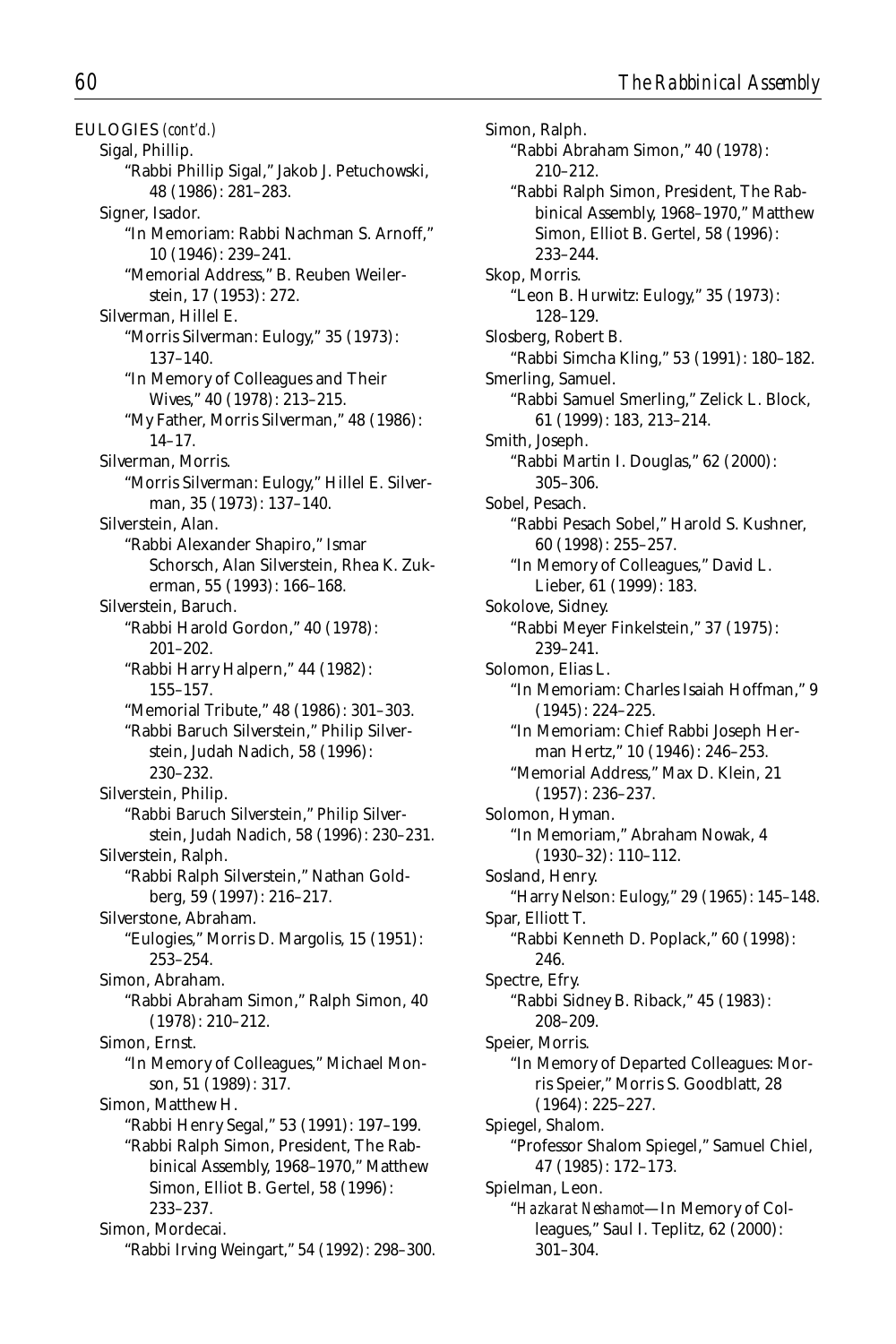EULOGIES *(cont'd.)*

Sigal, Phillip.
- "Rabbi Phillip Sigal," Jakob J. Petuchowski, 48 (1986): 281–283.

Signer, Isador.
- "In Memoriam: Rabbi Nachman S. Arnoff," 10 (1946): 239–241.
- "Memorial Address," B. Reuben Weilerstein, 17 (1953): 272.

Silverman, Hillel E.
- "Morris Silverman: Eulogy," 35 (1973): 137–140.
- "In Memory of Colleagues and Their Wives," 40 (1978): 213–215.
- "My Father, Morris Silverman," 48 (1986): 14–17.

Silverman, Morris.
- "Morris Silverman: Eulogy," Hillel E. Silverman, 35 (1973): 137–140.

Silverstein, Alan.
- "Rabbi Alexander Shapiro," Ismar Schorsch, Alan Silverstein, Rhea K. Zukerman, 55 (1993): 166–168.

Silverstein, Baruch.
- "Rabbi Harold Gordon," 40 (1978): 201–202.
- "Rabbi Harry Halpern," 44 (1982): 155–157.
- "Memorial Tribute," 48 (1986): 301–303.
- "Rabbi Baruch Silverstein," Philip Silverstein, Judah Nadich, 58 (1996): 230–232.

Silverstein, Philip.
- "Rabbi Baruch Silverstein," Philip Silverstein, Judah Nadich, 58 (1996): 230–231.

Silverstein, Ralph.
- "Rabbi Ralph Silverstein," Nathan Goldberg, 59 (1997): 216–217.

Silverstone, Abraham.
- "Eulogies," Morris D. Margolis, 15 (1951): 253–254.

Simon, Abraham.
- "Rabbi Abraham Simon," Ralph Simon, 40 (1978): 210–212.

Simon, Ernst.
- "In Memory of Colleagues," Michael Monson, 51 (1989): 317.

Simon, Matthew H.
- "Rabbi Henry Segal," 53 (1991): 197–199.
- "Rabbi Ralph Simon, President, The Rabbinical Assembly, 1968–1970," Matthew Simon, Elliot B. Gertel, 58 (1996): 233–237.

Simon, Mordecai.
- "Rabbi Irving Weingart," 54 (1992): 298–300.

Simon, Ralph.
- "Rabbi Abraham Simon," 40 (1978): 210–212.
- "Rabbi Ralph Simon, President, The Rabbinical Assembly, 1968–1970," Matthew Simon, Elliot B. Gertel, 58 (1996): 233–244.

Skop, Morris.
- "Leon B. Hurwitz: Eulogy," 35 (1973): 128–129.

Slosberg, Robert B.
- "Rabbi Simcha Kling," 53 (1991): 180–182.

Smerling, Samuel.
- "Rabbi Samuel Smerling," Zelick L. Block, 61 (1999): 183, 213–214.

Smith, Joseph.
- "Rabbi Martin I. Douglas," 62 (2000): 305–306.

Sobel, Pesach.
- "Rabbi Pesach Sobel," Harold S. Kushner, 60 (1998): 255–257.
- "In Memory of Colleagues," David L. Lieber, 61 (1999): 183.

Sokolove, Sidney.
- "Rabbi Meyer Finkelstein," 37 (1975): 239–241.

Solomon, Elias L.
- "In Memoriam: Charles Isaiah Hoffman," 9 (1945): 224–225.
- "In Memoriam: Chief Rabbi Joseph Herman Hertz," 10 (1946): 246–253.
- "Memorial Address," Max D. Klein, 21 (1957): 236–237.

Solomon, Hyman.
- "In Memoriam," Abraham Nowak, 4 (1930–32): 110–112.

Sosland, Henry.
- "Harry Nelson: Eulogy," 29 (1965): 145–148.

Spar, Elliott T.
- "Rabbi Kenneth D. Poplack," 60 (1998): 246.

Spectre, Efry.
- "Rabbi Sidney B. Riback," 45 (1983): 208–209.

Speier, Morris.
- "In Memory of Departed Colleagues: Morris Speier," Morris S. Goodblatt, 28 (1964): 225–227.

Spiegel, Shalom.
- "Professor Shalom Spiegel," Samuel Chiel, 47 (1985): 172–173.

Spielman, Leon.
- "*Hazkarat Neshamot*—In Memory of Colleagues," Saul I. Teplitz, 62 (2000): 301–304.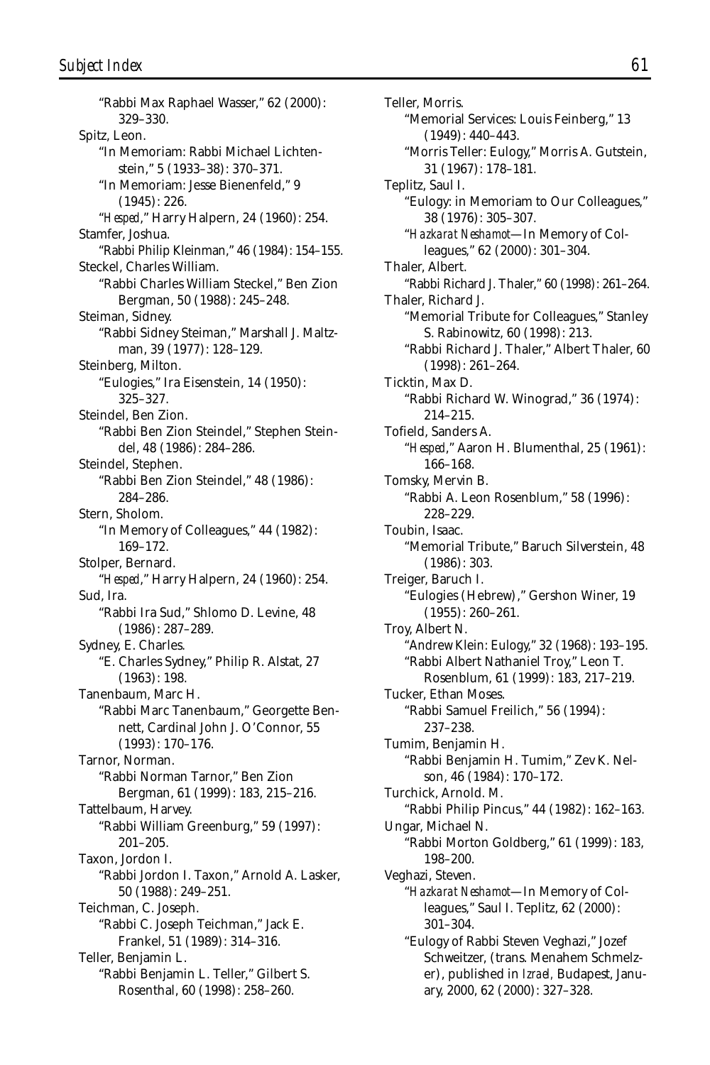"Rabbi Max Raphael Wasser," 62 (2000): 329–330.

Spitz, Leon.

"In Memoriam: Rabbi Michael Lichtenstein," 5 (1933–38): 370–371.

"In Memoriam: Jesse Bienenfeld," 9 (1945): 226.

"*Hesped*," Harry Halpern, 24 (1960): 254.

Stamfer, Joshua.

"Rabbi Philip Kleinman," 46 (1984): 154–155.

Steckel, Charles William.

"Rabbi Charles William Steckel," Ben Zion Bergman, 50 (1988): 245–248.

Steiman, Sidney.

"Rabbi Sidney Steiman," Marshall J. Maltzman, 39 (1977): 128–129.

Steinberg, Milton.

"Eulogies," Ira Eisenstein, 14 (1950): 325–327.

Steindel, Ben Zion.

"Rabbi Ben Zion Steindel," Stephen Steindel, 48 (1986): 284–286.

Steindel, Stephen.

"Rabbi Ben Zion Steindel," 48 (1986): 284–286.

Stern, Sholom.

"In Memory of Colleagues," 44 (1982): 169–172.

Stolper, Bernard.

"*Hesped*," Harry Halpern, 24 (1960): 254.

Sud, Ira.

"Rabbi Ira Sud," Shlomo D. Levine, 48 (1986): 287–289.

Sydney, E. Charles.

"E. Charles Sydney," Philip R. Alstat, 27 (1963): 198.

Tanenbaum, Marc H.

"Rabbi Marc Tanenbaum," Georgette Bennett, Cardinal John J. O'Connor, 55 (1993): 170–176.

Tarnor, Norman.

"Rabbi Norman Tarnor," Ben Zion Bergman, 61 (1999): 183, 215–216.

Tattelbaum, Harvey.

"Rabbi William Greenburg," 59 (1997): 201–205.

Taxon, Jordon I.

"Rabbi Jordon I. Taxon," Arnold A. Lasker, 50 (1988): 249–251.

Teichman, C. Joseph.

"Rabbi C. Joseph Teichman," Jack E. Frankel, 51 (1989): 314–316.

Teller, Benjamin L.

"Rabbi Benjamin L. Teller," Gilbert S. Rosenthal, 60 (1998): 258–260.

Teller, Morris.

"Memorial Services: Louis Feinberg," 13 (1949): 440–443.

"Morris Teller: Eulogy," Morris A. Gutstein, 31 (1967): 178–181.

Teplitz, Saul I.

"Eulogy: in Memoriam to Our Colleagues," 38 (1976): 305–307.

"*Hazkarat Neshamot*—In Memory of Colleagues," 62 (2000): 301–304.

Thaler, Albert.

"Rabbi Richard J. Thaler," 60 (1998): 261–264.

Thaler, Richard J.

"Memorial Tribute for Colleagues," Stanley S. Rabinowitz, 60 (1998): 213.

"Rabbi Richard J. Thaler," Albert Thaler, 60 (1998): 261–264.

Ticktin, Max D.

"Rabbi Richard W. Winograd," 36 (1974): 214–215.

Tofield, Sanders A.

"*Hesped*," Aaron H. Blumenthal, 25 (1961): 166–168.

Tomsky, Mervin B.

"Rabbi A. Leon Rosenblum," 58 (1996): 228–229.

Toubin, Isaac.

"Memorial Tribute," Baruch Silverstein, 48 (1986): 303.

Treiger, Baruch I.

"Eulogies (Hebrew)," Gershon Winer, 19 (1955): 260–261.

Troy, Albert N.

"Andrew Klein: Eulogy," 32 (1968): 193–195.

"Rabbi Albert Nathaniel Troy," Leon T. Rosenblum, 61 (1999): 183, 217–219.

Tucker, Ethan Moses.

"Rabbi Samuel Freilich," 56 (1994): 237–238.

Tumim, Benjamin H.

"Rabbi Benjamin H. Tumim," Zev K. Nelson, 46 (1984): 170–172.

Turchick, Arnold. M.

"Rabbi Philip Pincus," 44 (1982): 162–163.

Ungar, Michael N.

"Rabbi Morton Goldberg," 61 (1999): 183, 198–200.

Veghazi, Steven.

"*Hazkarat Neshamot*—In Memory of Colleagues," Saul I. Teplitz, 62 (2000): 301–304.

"Eulogy of Rabbi Steven Veghazi," Jozef Schweitzer, (trans. Menahem Schmelzer), published in *Izrael*, Budapest, January, 2000, 62 (2000): 327–328.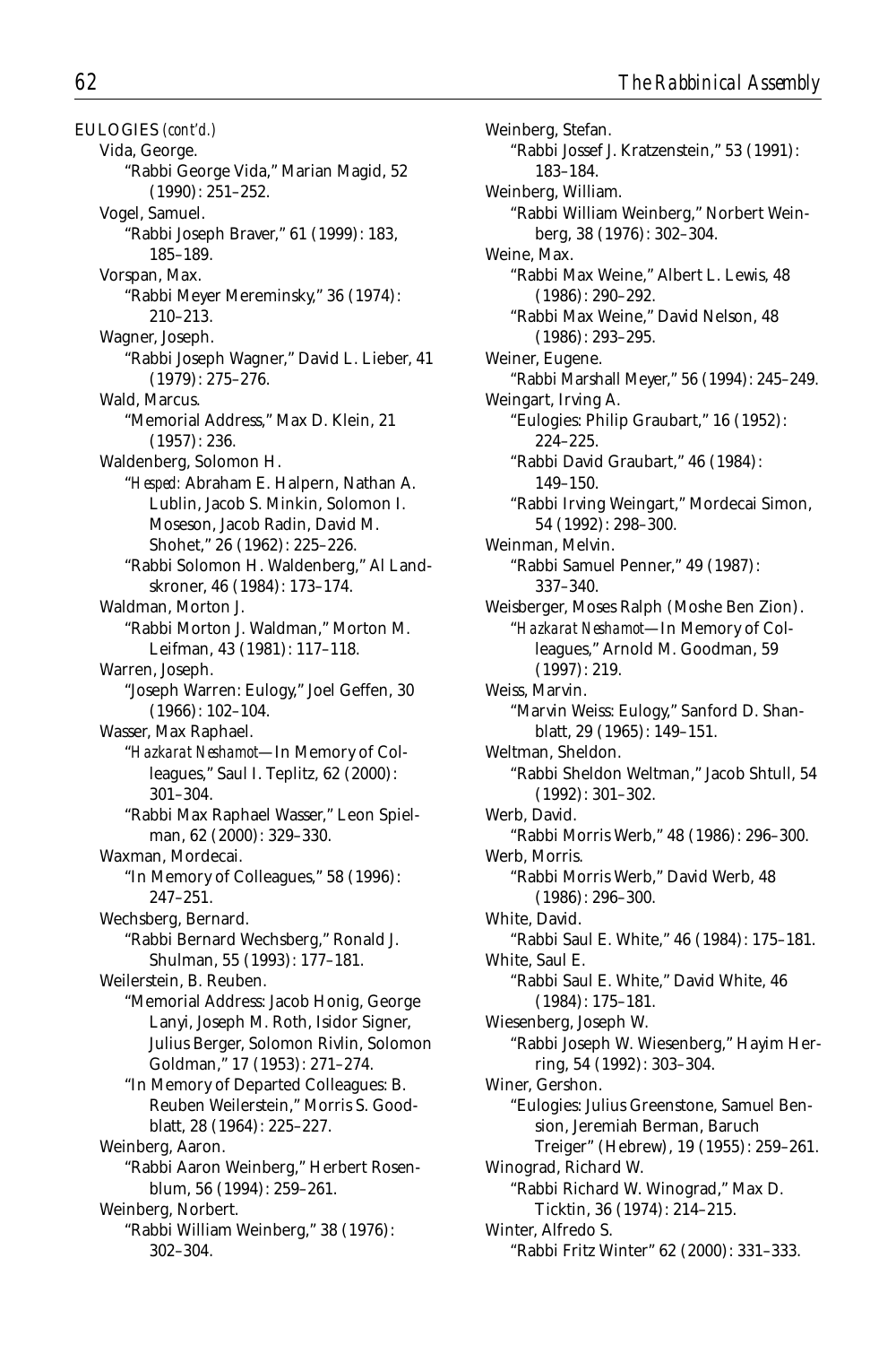EULOGIES *(cont'd.)*

Vida, George.
- "Rabbi George Vida," Marian Magid, 52 (1990): 251–252.

Vogel, Samuel.
- "Rabbi Joseph Braver," 61 (1999): 183, 185–189.

Vorspan, Max.
- "Rabbi Meyer Mereminsky," 36 (1974): 210–213.

Wagner, Joseph.
- "Rabbi Joseph Wagner," David L. Lieber, 41 (1979): 275–276.

Wald, Marcus.
- "Memorial Address," Max D. Klein, 21 (1957): 236.

Waldenberg, Solomon H.
- "*Hesped:* Abraham E. Halpern, Nathan A. Lublin, Jacob S. Minkin, Solomon I. Moseson, Jacob Radin, David M. Shohet," 26 (1962): 225–226.
- "Rabbi Solomon H. Waldenberg," Al Landskroner, 46 (1984): 173–174.

Waldman, Morton J.
- "Rabbi Morton J. Waldman," Morton M. Leifman, 43 (1981): 117–118.

Warren, Joseph.
- "Joseph Warren: Eulogy," Joel Geffen, 30 (1966): 102–104.

Wasser, Max Raphael.
- "*Hazkarat Neshamot*—In Memory of Colleagues," Saul I. Teplitz, 62 (2000): 301–304.
- "Rabbi Max Raphael Wasser," Leon Spielman, 62 (2000): 329–330.

Waxman, Mordecai.
- "In Memory of Colleagues," 58 (1996): 247–251.

Wechsberg, Bernard.
- "Rabbi Bernard Wechsberg," Ronald J. Shulman, 55 (1993): 177–181.

Weilerstein, B. Reuben.
- "Memorial Address: Jacob Honig, George Lanyi, Joseph M. Roth, Isidor Signer, Julius Berger, Solomon Rivlin, Solomon Goldman," 17 (1953): 271–274.
- "In Memory of Departed Colleagues: B. Reuben Weilerstein," Morris S. Goodblatt, 28 (1964): 225–227.

Weinberg, Aaron.
- "Rabbi Aaron Weinberg," Herbert Rosenblum, 56 (1994): 259–261.

Weinberg, Norbert.
- "Rabbi William Weinberg," 38 (1976): 302–304.

Weinberg, Stefan.
- "Rabbi Jossef J. Kratzenstein," 53 (1991): 183–184.

Weinberg, William.
- "Rabbi William Weinberg," Norbert Weinberg, 38 (1976): 302–304.

Weine, Max.
- "Rabbi Max Weine," Albert L. Lewis, 48 (1986): 290–292.
- "Rabbi Max Weine," David Nelson, 48 (1986): 293–295.

Weiner, Eugene.
- "Rabbi Marshall Meyer," 56 (1994): 245–249.

Weingart, Irving A.
- "Eulogies: Philip Graubart," 16 (1952): 224–225.
- "Rabbi David Graubart," 46 (1984): 149–150.
- "Rabbi Irving Weingart," Mordecai Simon, 54 (1992): 298–300.

Weinman, Melvin.
- "Rabbi Samuel Penner," 49 (1987): 337–340.

Weisberger, Moses Ralph (Moshe Ben Zion).
- "*Hazkarat Neshamot*—In Memory of Colleagues," Arnold M. Goodman, 59 (1997): 219.

Weiss, Marvin.
- "Marvin Weiss: Eulogy," Sanford D. Shanblatt, 29 (1965): 149–151.

Weltman, Sheldon.
- "Rabbi Sheldon Weltman," Jacob Shtull, 54 (1992): 301–302.

Werb, David.
- "Rabbi Morris Werb," 48 (1986): 296–300.

Werb, Morris.
- "Rabbi Morris Werb," David Werb, 48 (1986): 296–300.

White, David.
- "Rabbi Saul E. White," 46 (1984): 175–181.

White, Saul E.
- "Rabbi Saul E. White," David White, 46 (1984): 175–181.

Wiesenberg, Joseph W.
- "Rabbi Joseph W. Wiesenberg," Hayim Herring, 54 (1992): 303–304.

Winer, Gershon.
- "Eulogies: Julius Greenstone, Samuel Bension, Jeremiah Berman, Baruch Treiger" (Hebrew), 19 (1955): 259–261.

Winograd, Richard W.
- "Rabbi Richard W. Winograd," Max D. Ticktin, 36 (1974): 214–215.

Winter, Alfredo S.
- "Rabbi Fritz Winter" 62 (2000): 331–333.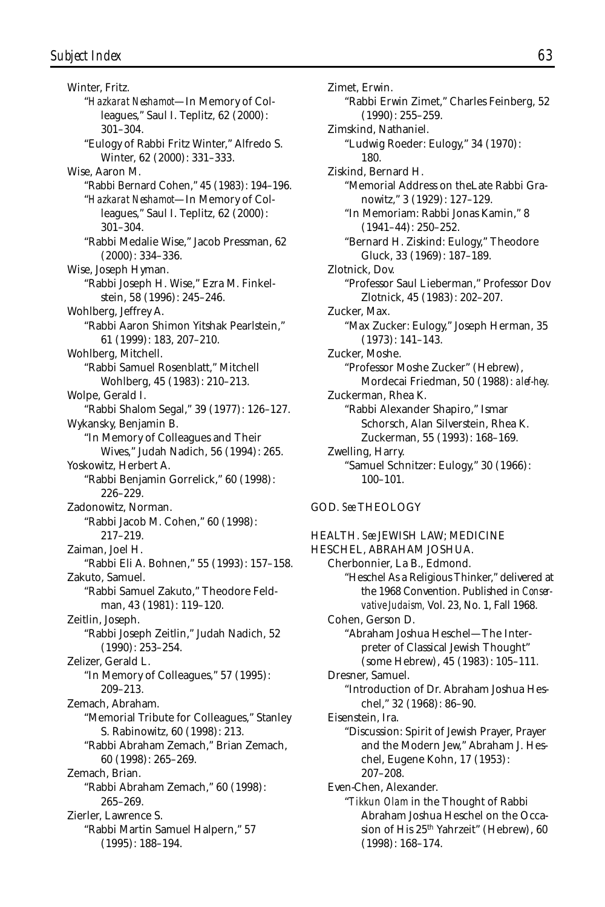Winter, Fritz.

"*Hazkarat Neshamot*—In Memory of Colleagues," Saul I. Teplitz, 62 (2000): 301–304.

"Eulogy of Rabbi Fritz Winter," Alfredo S. Winter, 62 (2000): 331–333.

Wise, Aaron M.

"Rabbi Bernard Cohen," 45 (1983): 194–196.

"*Hazkarat Neshamot*—In Memory of Colleagues," Saul I. Teplitz, 62 (2000): 301–304.

"Rabbi Medalie Wise," Jacob Pressman, 62 (2000): 334–336.

Wise, Joseph Hyman.

"Rabbi Joseph H. Wise," Ezra M. Finkelstein, 58 (1996): 245–246.

Wohlberg, Jeffrey A.

"Rabbi Aaron Shimon Yitshak Pearlstein," 61 (1999): 183, 207–210.

Wohlberg, Mitchell.

"Rabbi Samuel Rosenblatt," Mitchell Wohlberg, 45 (1983): 210–213.

Wolpe, Gerald I.

"Rabbi Shalom Segal," 39 (1977): 126–127.

Wykansky, Benjamin B.

"In Memory of Colleagues and Their Wives," Judah Nadich, 56 (1994): 265.

Yoskowitz, Herbert A.

"Rabbi Benjamin Gorrelick," 60 (1998): 226–229.

Zadonowitz, Norman.

"Rabbi Jacob M. Cohen," 60 (1998): 217–219.

Zaiman, Joel H.

"Rabbi Eli A. Bohnen," 55 (1993): 157–158.

Zakuto, Samuel.

"Rabbi Samuel Zakuto," Theodore Feldman, 43 (1981): 119–120.

Zeitlin, Joseph.

"Rabbi Joseph Zeitlin," Judah Nadich, 52 (1990): 253–254.

Zelizer, Gerald L.

"In Memory of Colleagues," 57 (1995): 209–213.

Zemach, Abraham.

"Memorial Tribute for Colleagues," Stanley S. Rabinowitz, 60 (1998): 213.

"Rabbi Abraham Zemach," Brian Zemach, 60 (1998): 265–269.

Zemach, Brian.

"Rabbi Abraham Zemach," 60 (1998): 265–269.

Zierler, Lawrence S.

"Rabbi Martin Samuel Halpern," 57 (1995): 188–194.

Zimet, Erwin.

"Rabbi Erwin Zimet," Charles Feinberg, 52 (1990): 255–259.

Zimskind, Nathaniel.

"Ludwig Roeder: Eulogy," 34 (1970): 180.

Ziskind, Bernard H.

"Memorial Address on theLate Rabbi Granowitz," 3 (1929): 127–129.

"In Memoriam: Rabbi Jonas Kamin," 8 (1941–44): 250–252.

"Bernard H. Ziskind: Eulogy," Theodore Gluck, 33 (1969): 187–189.

Zlotnick, Dov.

"Professor Saul Lieberman," Professor Dov Zlotnick, 45 (1983): 202–207.

Zucker, Max.

"Max Zucker: Eulogy," Joseph Herman, 35 (1973): 141–143.

Zucker, Moshe.

"Professor Moshe Zucker" (Hebrew), Mordecai Friedman, 50 (1988): *alef-hey.*

Zuckerman, Rhea K.

"Rabbi Alexander Shapiro," Ismar Schorsch, Alan Silverstein, Rhea K. Zuckerman, 55 (1993): 168–169.

Zwelling, Harry.

"Samuel Schnitzer: Eulogy," 30 (1966): 100–101.

GOD. *See* THEOLOGY

HEALTH. *See* JEWISH LAW; MEDICINE

HESCHEL, ABRAHAM JOSHUA.

Cherbonnier, La B., Edmond.

"Heschel As a Religious Thinker," delivered at the 1968 Convention. Published in *Conservative Judaism,* Vol. 23, No. 1, Fall 1968.

Cohen, Gerson D.

"Abraham Joshua Heschel—The Interpreter of Classical Jewish Thought" (some Hebrew), 45 (1983): 105–111.

Dresner, Samuel.

"Introduction of Dr. Abraham Joshua Heschel," 32 (1968): 86–90.

Eisenstein, Ira.

"Discussion: Spirit of Jewish Prayer, Prayer and the Modern Jew," Abraham J. Heschel, Eugene Kohn, 17 (1953): 207–208.

Even-Chen, Alexander.

"*Tikkun Olam* in the Thought of Rabbi Abraham Joshua Heschel on the Occasion of His 25th Yahrzeit" (Hebrew), 60 (1998): 168–174.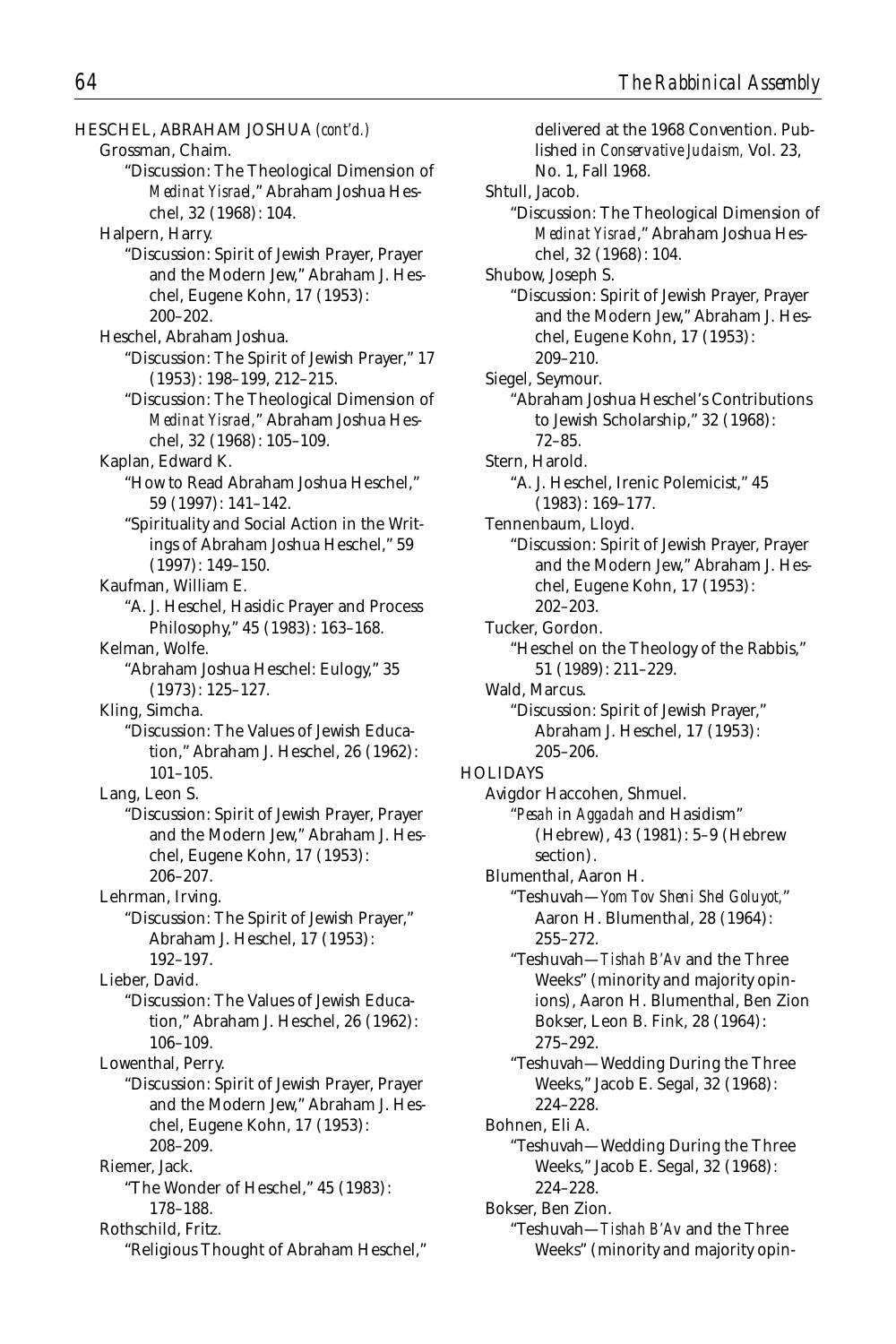HESCHEL, ABRAHAM JOSHUA *(cont'd.)*

Grossman, Chaim.

"Discussion: The Theological Dimension of *Medinat Yisrael*," Abraham Joshua Heschel, 32 (1968): 104.

Halpern, Harry.

"Discussion: Spirit of Jewish Prayer, Prayer and the Modern Jew," Abraham J. Heschel, Eugene Kohn, 17 (1953): 200–202.

Heschel, Abraham Joshua.

"Discussion: The Spirit of Jewish Prayer," 17 (1953): 198–199, 212–215.

"Discussion: The Theological Dimension of *Medinat Yisrael*," Abraham Joshua Heschel, 32 (1968): 105–109.

Kaplan, Edward K.

"How to Read Abraham Joshua Heschel," 59 (1997): 141–142.

"Spirituality and Social Action in the Writings of Abraham Joshua Heschel," 59 (1997): 149–150.

Kaufman, William E.

"A. J. Heschel, Hasidic Prayer and Process Philosophy," 45 (1983): 163–168.

Kelman, Wolfe.

"Abraham Joshua Heschel: Eulogy," 35 (1973): 125–127.

Kling, Simcha.

"Discussion: The Values of Jewish Education," Abraham J. Heschel, 26 (1962): 101–105.

Lang, Leon S.

"Discussion: Spirit of Jewish Prayer, Prayer and the Modern Jew," Abraham J. Heschel, Eugene Kohn, 17 (1953): 206–207.

Lehrman, Irving.

"Discussion: The Spirit of Jewish Prayer," Abraham J. Heschel, 17 (1953): 192–197.

Lieber, David.

"Discussion: The Values of Jewish Education," Abraham J. Heschel, 26 (1962): 106–109.

Lowenthal, Perry.

"Discussion: Spirit of Jewish Prayer, Prayer and the Modern Jew," Abraham J. Heschel, Eugene Kohn, 17 (1953): 208–209.

Riemer, Jack.

"The Wonder of Heschel," 45 (1983): 178–188.

Rothschild, Fritz.

"Religious Thought of Abraham Heschel," delivered at the 1968 Convention. Published in *Conservative Judaism*, Vol. 23, No. 1, Fall 1968.

Shtull, Jacob.

"Discussion: The Theological Dimension of *Medinat Yisrael*," Abraham Joshua Heschel, 32 (1968): 104.

Shubow, Joseph S.

"Discussion: Spirit of Jewish Prayer, Prayer and the Modern Jew," Abraham J. Heschel, Eugene Kohn, 17 (1953): 209–210.

Siegel, Seymour.

"Abraham Joshua Heschel's Contributions to Jewish Scholarship," 32 (1968): 72–85.

Stern, Harold.

"A. J. Heschel, Irenic Polemicist," 45 (1983): 169–177.

Tennenbaum, Lloyd.

"Discussion: Spirit of Jewish Prayer, Prayer and the Modern Jew," Abraham J. Heschel, Eugene Kohn, 17 (1953): 202–203.

Tucker, Gordon.

"Heschel on the Theology of the Rabbis," 51 (1989): 211–229.

Wald, Marcus.

"Discussion: Spirit of Jewish Prayer," Abraham J. Heschel, 17 (1953): 205–206.

HOLIDAYS

Avigdor Haccohen, Shmuel.

"*Pesah* in *Aggadah* and Hasidism" (Hebrew), 43 (1981): 5–9 (Hebrew section).

Blumenthal, Aaron H.

"Teshuvah—*Yom Tov Sheni Shel Goluyot*," Aaron H. Blumenthal, 28 (1964): 255–272.

"Teshuvah—*Tishah B'Av* and the Three Weeks" (minority and majority opinions), Aaron H. Blumenthal, Ben Zion Bokser, Leon B. Fink, 28 (1964): 275–292.

"Teshuvah—Wedding During the Three Weeks," Jacob E. Segal, 32 (1968): 224–228.

Bohnen, Eli A.

"Teshuvah—Wedding During the Three Weeks," Jacob E. Segal, 32 (1968): 224–228.

Bokser, Ben Zion.

"Teshuvah—*Tishah B'Av* and the Three Weeks" (minority and majority opin-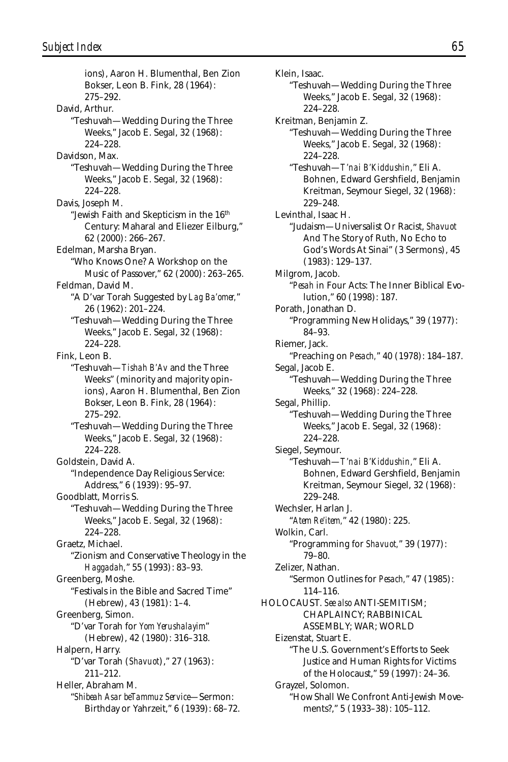ions), Aaron H. Blumenthal, Ben Zion Bokser, Leon B. Fink, 28 (1964): 275–292.

David, Arthur.
- "Teshuvah—Wedding During the Three Weeks," Jacob E. Segal, 32 (1968): 224–228.

Davidson, Max.
- "Teshuvah—Wedding During the Three Weeks," Jacob E. Segal, 32 (1968): 224–228.

Davis, Joseph M.
- "Jewish Faith and Skepticism in the 16th Century: Maharal and Eliezer Eilburg," 62 (2000): 266–267.

Edelman, Marsha Bryan.
- "Who Knows One? A Workshop on the Music of Passover," 62 (2000): 263–265.

Feldman, David M.
- "A D'var Torah Suggested by *Lag Ba'omer,*" 26 (1962): 201–224.
- "Teshuvah—Wedding During the Three Weeks," Jacob E. Segal, 32 (1968): 224–228.

Fink, Leon B.
- "Teshuvah—*Tishah B'Av* and the Three Weeks" (minority and majority opinions), Aaron H. Blumenthal, Ben Zion Bokser, Leon B. Fink, 28 (1964): 275–292.
- "Teshuvah—Wedding During the Three Weeks," Jacob E. Segal, 32 (1968): 224–228.

Goldstein, David A.
- "Independence Day Religious Service: Address," 6 (1939): 95–97.

Goodblatt, Morris S.
- "Teshuvah—Wedding During the Three Weeks," Jacob E. Segal, 32 (1968): 224–228.

Graetz, Michael.
- "Zionism and Conservative Theology in the *Haggadah,*" 55 (1993): 83–93.

Greenberg, Moshe.
- "Festivals in the Bible and Sacred Time" (Hebrew), 43 (1981): 1–4.

Greenberg, Simon.
- "D'var Torah for *Yom Yerushalayim*" (Hebrew), 42 (1980): 316–318.

Halpern, Harry.
- "D'var Torah (*Shavuot*)," 27 (1963): 211–212.

Heller, Abraham M.
- "*Shibeah Asar beTammuz Service*—Sermon: Birthday or Yahrzeit," 6 (1939): 68–72.

Klein, Isaac.
- "Teshuvah—Wedding During the Three Weeks," Jacob E. Segal, 32 (1968): 224–228.

Kreitman, Benjamin Z.
- "Teshuvah—Wedding During the Three Weeks," Jacob E. Segal, 32 (1968): 224–228.
- "Teshuvah—*T'nai B'Kiddushin,*" Eli A. Bohnen, Edward Gershfield, Benjamin Kreitman, Seymour Siegel, 32 (1968): 229–248.

Levinthal, Isaac H.
- "Judaism—Universalist Or Racist, *Shavuot* And The Story of Ruth, No Echo to God's Words At Sinai" (3 Sermons), 45 (1983): 129–137.

Milgrom, Jacob.
- "*Pesah* in Four Acts: The Inner Biblical Evolution," 60 (1998): 187.

Porath, Jonathan D.
- "Programming New Holidays," 39 (1977): 84–93.

Riemer, Jack.
- "Preaching on *Pesach,*" 40 (1978): 184–187.

Segal, Jacob E.
- "Teshuvah—Wedding During the Three Weeks," 32 (1968): 224–228.

Segal, Phillip.
- "Teshuvah—Wedding During the Three Weeks," Jacob E. Segal, 32 (1968): 224–228.

Siegel, Seymour.
- "Teshuvah—*T'nai B'Kiddushin,*" Eli A. Bohnen, Edward Gershfield, Benjamin Kreitman, Seymour Siegel, 32 (1968): 229–248.

Wechsler, Harlan J.
- "*Atem Re'item,*" 42 (1980): 225.

Wolkin, Carl.
- "Programming for *Shavuot,*" 39 (1977): 79–80.

Zelizer, Nathan.
- "Sermon Outlines for *Pesach,*" 47 (1985): 114–116.

HOLOCAUST. *See also* ANTI-SEMITISM; CHAPLAINCY; RABBINICAL ASSEMBLY; WAR; WORLD

Eizenstat, Stuart E.
- "The U.S. Government's Efforts to Seek Justice and Human Rights for Victims of the Holocaust," 59 (1997): 24–36.

Grayzel, Solomon.
- "How Shall We Confront Anti-Jewish Movements?," 5 (1933–38): 105–112.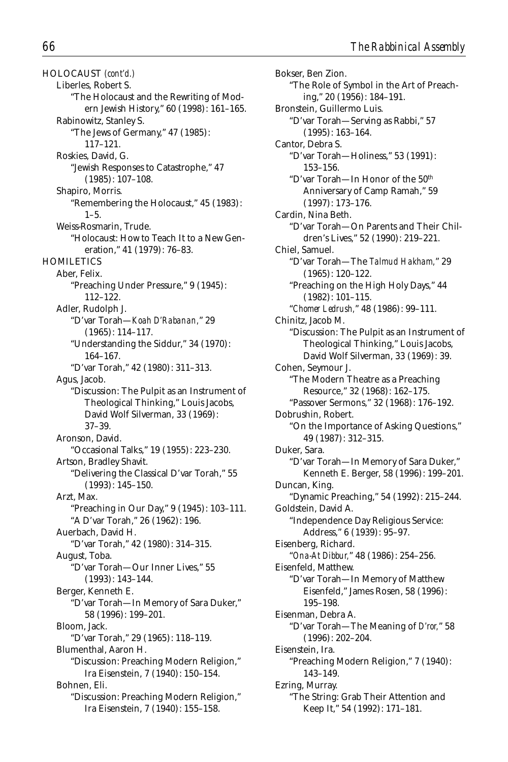HOLOCAUST *(cont'd.)*

Liberles, Robert S.
"The Holocaust and the Rewriting of Modern Jewish History," 60 (1998): 161–165.

Rabinowitz, Stanley S.
"The Jews of Germany," 47 (1985): 117–121.

Roskies, David, G.
"Jewish Responses to Catastrophe," 47 (1985): 107–108.

Shapiro, Morris.
"Remembering the Holocaust," 45 (1983): 1–5.

Weiss-Rosmarin, Trude.
"Holocaust: How to Teach It to a New Generation," 41 (1979): 76–83.

HOMILETICS

Aber, Felix.
"Preaching Under Pressure," 9 (1945): 112–122.

Adler, Rudolph J.
"D'var Torah—*Koah D'Rabanan*," 29 (1965): 114–117.
"Understanding the Siddur," 34 (1970): 164–167.
"D'var Torah," 42 (1980): 311–313.

Agus, Jacob.
"Discussion: The Pulpit as an Instrument of Theological Thinking," Louis Jacobs, David Wolf Silverman, 33 (1969): 37–39.

Aronson, David.
"Occasional Talks," 19 (1955): 223–230.

Artson, Bradley Shavit.
"Delivering the Classical D'var Torah," 55 (1993): 145–150.

Arzt, Max.
"Preaching in Our Day," 9 (1945): 103–111.
"A D'var Torah," 26 (1962): 196.

Auerbach, David H.
"D'var Torah," 42 (1980): 314–315.

August, Toba.
"D'var Torah—Our Inner Lives," 55 (1993): 143–144.

Berger, Kenneth E.
"D'var Torah—In Memory of Sara Duker," 58 (1996): 199–201.

Bloom, Jack.
"D'var Torah," 29 (1965): 118–119.

Blumenthal, Aaron H.
"Discussion: Preaching Modern Religion," Ira Eisenstein, 7 (1940): 150–154.

Bohnen, Eli.
"Discussion: Preaching Modern Religion," Ira Eisenstein, 7 (1940): 155–158.

Bokser, Ben Zion.
"The Role of Symbol in the Art of Preaching," 20 (1956): 184–191.

Bronstein, Guillermo Luis.
"D'var Torah—Serving as Rabbi," 57 (1995): 163–164.

Cantor, Debra S.
"D'var Torah—Holiness," 53 (1991): 153–156.
"D'var Torah—In Honor of the 50th Anniversary of Camp Ramah," 59 (1997): 173–176.

Cardin, Nina Beth.
"D'var Torah—On Parents and Their Children's Lives," 52 (1990): 219–221.

Chiel, Samuel.
"D'var Torah—The *Talmud Hakham*," 29 (1965): 120–122.
"Preaching on the High Holy Days," 44 (1982): 101–115.
"*Chomer Ledrush*," 48 (1986): 99–111.

Chinitz, Jacob M.
"Discussion: The Pulpit as an Instrument of Theological Thinking," Louis Jacobs, David Wolf Silverman, 33 (1969): 39.

Cohen, Seymour J.
"The Modern Theatre as a Preaching Resource," 32 (1968): 162–175.
"Passover Sermons," 32 (1968): 176–192.

Dobrushin, Robert.
"On the Importance of Asking Questions," 49 (1987): 312–315.

Duker, Sara.
"D'var Torah—In Memory of Sara Duker," Kenneth E. Berger, 58 (1996): 199–201.

Duncan, King.
"Dynamic Preaching," 54 (1992): 215–244.

Goldstein, David A.
"Independence Day Religious Service: Address," 6 (1939): 95–97.

Eisenberg, Richard.
"*Ona-At Dibbur*," 48 (1986): 254–256.

Eisenfeld, Matthew.
"D'var Torah—In Memory of Matthew Eisenfeld," James Rosen, 58 (1996): 195–198.

Eisenman, Debra A.
"D'var Torah—The Meaning of *D'ror*," 58 (1996): 202–204.

Eisenstein, Ira.
"Preaching Modern Religion," 7 (1940): 143–149.

Ezring, Murray.
"The String: Grab Their Attention and Keep It," 54 (1992): 171–181.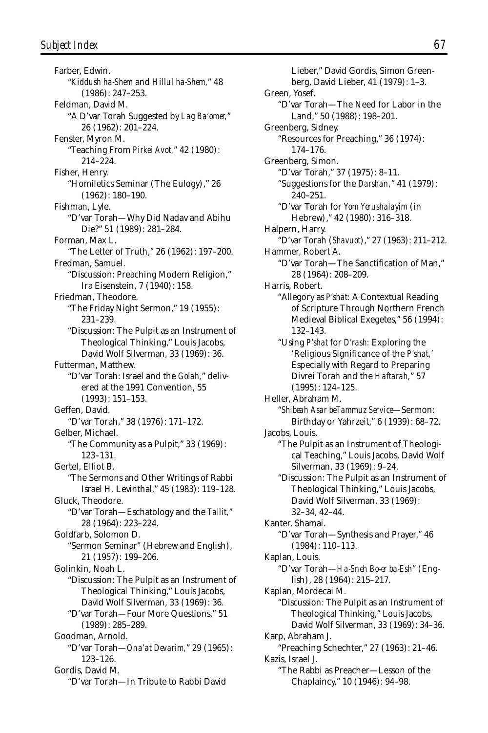Farber, Edwin.

"*Kiddush ha-Shem* and *Hillul ha-Shem*," 48 (1986): 247–253.

Feldman, David M.

"A D'var Torah Suggested by *Lag Ba'omer*," 26 (1962): 201–224.

Fenster, Myron M.

"Teaching From *Pirkei Avot*," 42 (1980): 214–224.

Fisher, Henry.

"Homiletics Seminar (The Eulogy)," 26 (1962): 180–190.

Fishman, Lyle.

"D'var Torah—Why Did Nadav and Abihu Die?" 51 (1989): 281–284.

Forman, Max L.

"The Letter of Truth," 26 (1962): 197–200.

Fredman, Samuel.

"Discussion: Preaching Modern Religion," Ira Eisenstein, 7 (1940): 158.

Friedman, Theodore.

"The Friday Night Sermon," 19 (1955): 231–239.

"Discussion: The Pulpit as an Instrument of Theological Thinking," Louis Jacobs, David Wolf Silverman, 33 (1969): 36.

Futterman, Matthew.

"D'var Torah: Israel and the *Golah*," delivered at the 1991 Convention, 55 (1993): 151–153.

Geffen, David.

"D'var Torah," 38 (1976): 171–172.

Gelber, Michael.

"The Community as a Pulpit," 33 (1969): 123–131.

Gertel, Elliot B.

"The Sermons and Other Writings of Rabbi Israel H. Levinthal," 45 (1983): 119–128.

Gluck, Theodore.

"D'var Torah—Eschatology and the *Tallit*," 28 (1964): 223–224.

Goldfarb, Solomon D.

"Sermon Seminar" (Hebrew and English), 21 (1957): 199–206.

Golinkin, Noah L.

"Discussion: The Pulpit as an Instrument of Theological Thinking," Louis Jacobs, David Wolf Silverman, 33 (1969): 36.

"D'var Torah—Four More Questions," 51 (1989): 285–289.

Goodman, Arnold.

"D'var Torah—*Ona'at Devarim*," 29 (1965): 123–126.

Gordis, David M.

"D'var Torah—In Tribute to Rabbi David Lieber," David Gordis, Simon Greenberg, David Lieber, 41 (1979): 1–3.

Green, Yosef.

"D'var Torah—The Need for Labor in the Land," 50 (1988): 198–201.

Greenberg, Sidney.

"Resources for Preaching," 36 (1974): 174–176.

Greenberg, Simon.

"D'var Torah," 37 (1975): 8–11.

"Suggestions for the *Darshan*," 41 (1979): 240–251.

"D'var Torah for *Yom Yerushalayim* (in Hebrew)," 42 (1980): 316–318.

Halpern, Harry.

"D'var Torah (*Shavuot*)," 27 (1963): 211–212.

Hammer, Robert A.

"D'var Torah—The Sanctification of Man," 28 (1964): 208–209.

Harris, Robert.

"Allegory as *P'shat*: A Contextual Reading of Scripture Through Northern French Medieval Biblical Exegetes," 56 (1994): 132–143.

"Using *P'shat* for *D'rash*: Exploring the 'Religious Significance of the *P'shat*,' Especially with Regard to Preparing Divrei Torah and the *Haftarah*," 57 (1995): 124–125.

Heller, Abraham M.

"*Shibeah Asar beTammuz Service*—Sermon: Birthday or Yahrzeit," 6 (1939): 68–72.

Jacobs, Louis.

"The Pulpit as an Instrument of Theological Teaching," Louis Jacobs, David Wolf Silverman, 33 (1969): 9–24.

"Discussion: The Pulpit as an Instrument of Theological Thinking," Louis Jacobs, David Wolf Silverman, 33 (1969): 32–34, 42–44.

Kanter, Shamai.

"D'var Torah—Synthesis and Prayer," 46 (1984): 110–113.

Kaplan, Louis.

"D'var Torah—*Ha-Sneh Bo-er ba-Esh*" (English), 28 (1964): 215–217.

Kaplan, Mordecai M.

"Discussion: The Pulpit as an Instrument of Theological Thinking," Louis Jacobs, David Wolf Silverman, 33 (1969): 34–36.

Karp, Abraham J.

"Preaching Schechter," 27 (1963): 21–46.

Kazis, Israel J.

"The Rabbi as Preacher—Lesson of the Chaplaincy," 10 (1946): 94–98.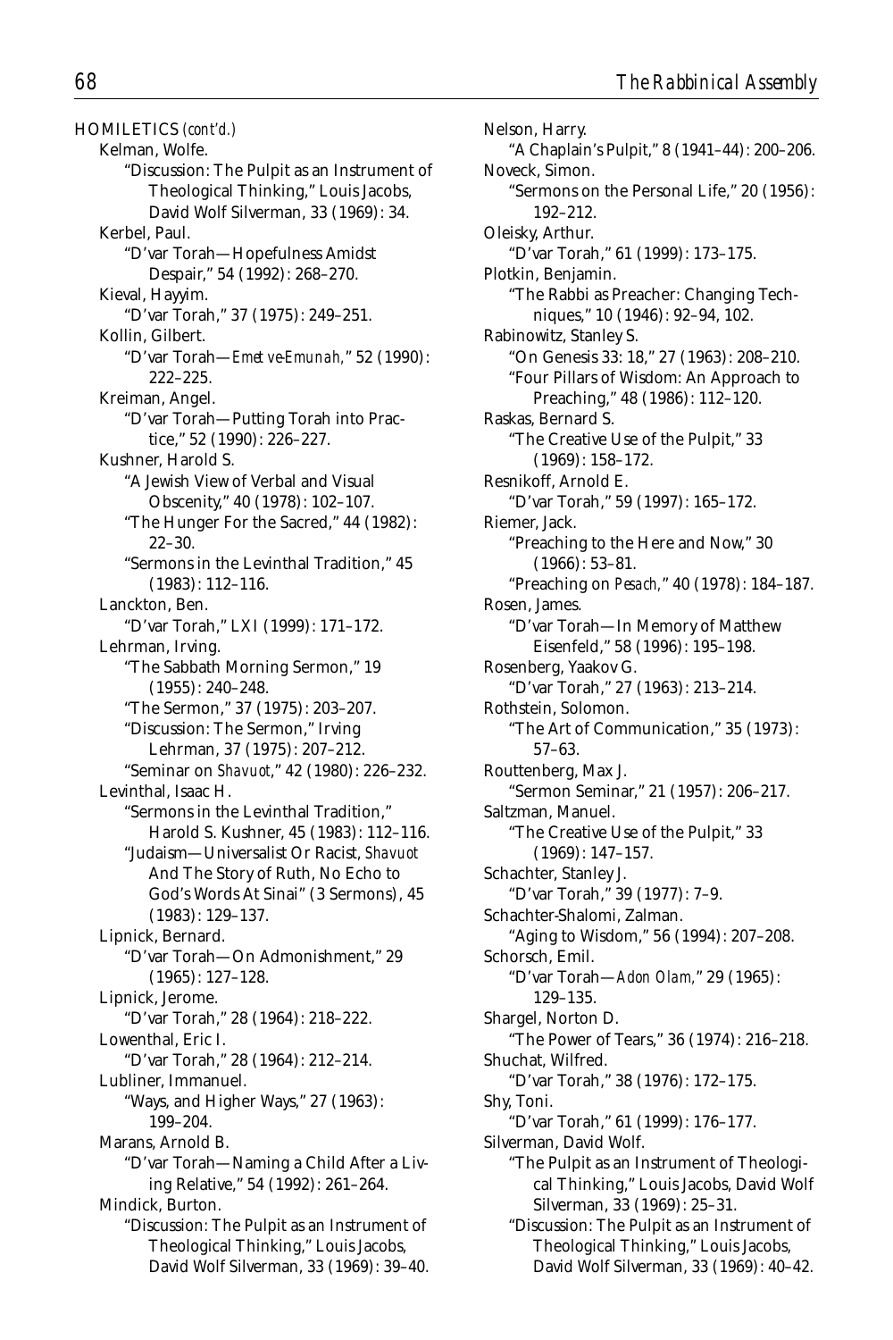HOMILETICS *(cont'd.)*

Kelman, Wolfe.
- "Discussion: The Pulpit as an Instrument of Theological Thinking," Louis Jacobs, David Wolf Silverman, 33 (1969): 34.

Kerbel, Paul.
- "D'var Torah—Hopefulness Amidst Despair," 54 (1992): 268–270.

Kieval, Hayyim.
- "D'var Torah," 37 (1975): 249–251.

Kollin, Gilbert.
- "D'var Torah—*Emet ve-Emunah*," 52 (1990): 222–225.

Kreiman, Angel.
- "D'var Torah—Putting Torah into Practice," 52 (1990): 226–227.

Kushner, Harold S.
- "A Jewish View of Verbal and Visual Obscenity," 40 (1978): 102–107.
- "The Hunger For the Sacred," 44 (1982): 22–30.
- "Sermons in the Levinthal Tradition," 45 (1983): 112–116.

Lanckton, Ben.
- "D'var Torah," LXI (1999): 171–172.

Lehrman, Irving.
- "The Sabbath Morning Sermon," 19 (1955): 240–248.
- "The Sermon," 37 (1975): 203–207.
- "Discussion: The Sermon," Irving Lehrman, 37 (1975): 207–212.
- "Seminar on *Shavuot*," 42 (1980): 226–232.

Levinthal, Isaac H.
- "Sermons in the Levinthal Tradition," Harold S. Kushner, 45 (1983): 112–116.
- "Judaism—Universalist Or Racist, *Shavuot* And The Story of Ruth, No Echo to God's Words At Sinai" (3 Sermons), 45 (1983): 129–137.

Lipnick, Bernard.
- "D'var Torah—On Admonishment," 29 (1965): 127–128.

Lipnick, Jerome.
- "D'var Torah," 28 (1964): 218–222.

Lowenthal, Eric I.
- "D'var Torah," 28 (1964): 212–214.

Lubliner, Immanuel.
- "Ways, and Higher Ways," 27 (1963): 199–204.

Marans, Arnold B.
- "D'var Torah—Naming a Child After a Living Relative," 54 (1992): 261–264.

Mindick, Burton.
- "Discussion: The Pulpit as an Instrument of Theological Thinking," Louis Jacobs, David Wolf Silverman, 33 (1969): 39–40.

Nelson, Harry.
- "A Chaplain's Pulpit," 8 (1941–44): 200–206.

Noveck, Simon.
- "Sermons on the Personal Life," 20 (1956): 192–212.

Oleisky, Arthur.
- "D'var Torah," 61 (1999): 173–175.

Plotkin, Benjamin.
- "The Rabbi as Preacher: Changing Techniques," 10 (1946): 92–94, 102.

Rabinowitz, Stanley S.
- "On Genesis 33: 18," 27 (1963): 208–210.
- "Four Pillars of Wisdom: An Approach to Preaching," 48 (1986): 112–120.

Raskas, Bernard S.
- "The Creative Use of the Pulpit," 33 (1969): 158–172.

Resnikoff, Arnold E.
- "D'var Torah," 59 (1997): 165–172.

Riemer, Jack.
- "Preaching to the Here and Now," 30 (1966): 53–81.
- "Preaching on *Pesach*," 40 (1978): 184–187.

Rosen, James.
- "D'var Torah—In Memory of Matthew Eisenfeld," 58 (1996): 195–198.

Rosenberg, Yaakov G.
- "D'var Torah," 27 (1963): 213–214.

Rothstein, Solomon.
- "The Art of Communication," 35 (1973): 57–63.

Routtenberg, Max J.
- "Sermon Seminar," 21 (1957): 206–217.

Saltzman, Manuel.
- "The Creative Use of the Pulpit," 33 (1969): 147–157.

Schachter, Stanley J.
- "D'var Torah," 39 (1977): 7–9.

Schachter-Shalomi, Zalman.
- "Aging to Wisdom," 56 (1994): 207–208.

Schorsch, Emil.
- "D'var Torah—*Adon Olam*," 29 (1965): 129–135.

Shargel, Norton D.
- "The Power of Tears," 36 (1974): 216–218.

Shuchat, Wilfred.
- "D'var Torah," 38 (1976): 172–175.

Shy, Toni.
- "D'var Torah," 61 (1999): 176–177.

Silverman, David Wolf.
- "The Pulpit as an Instrument of Theological Thinking," Louis Jacobs, David Wolf Silverman, 33 (1969): 25–31.
- "Discussion: The Pulpit as an Instrument of Theological Thinking," Louis Jacobs, David Wolf Silverman, 33 (1969): 40–42.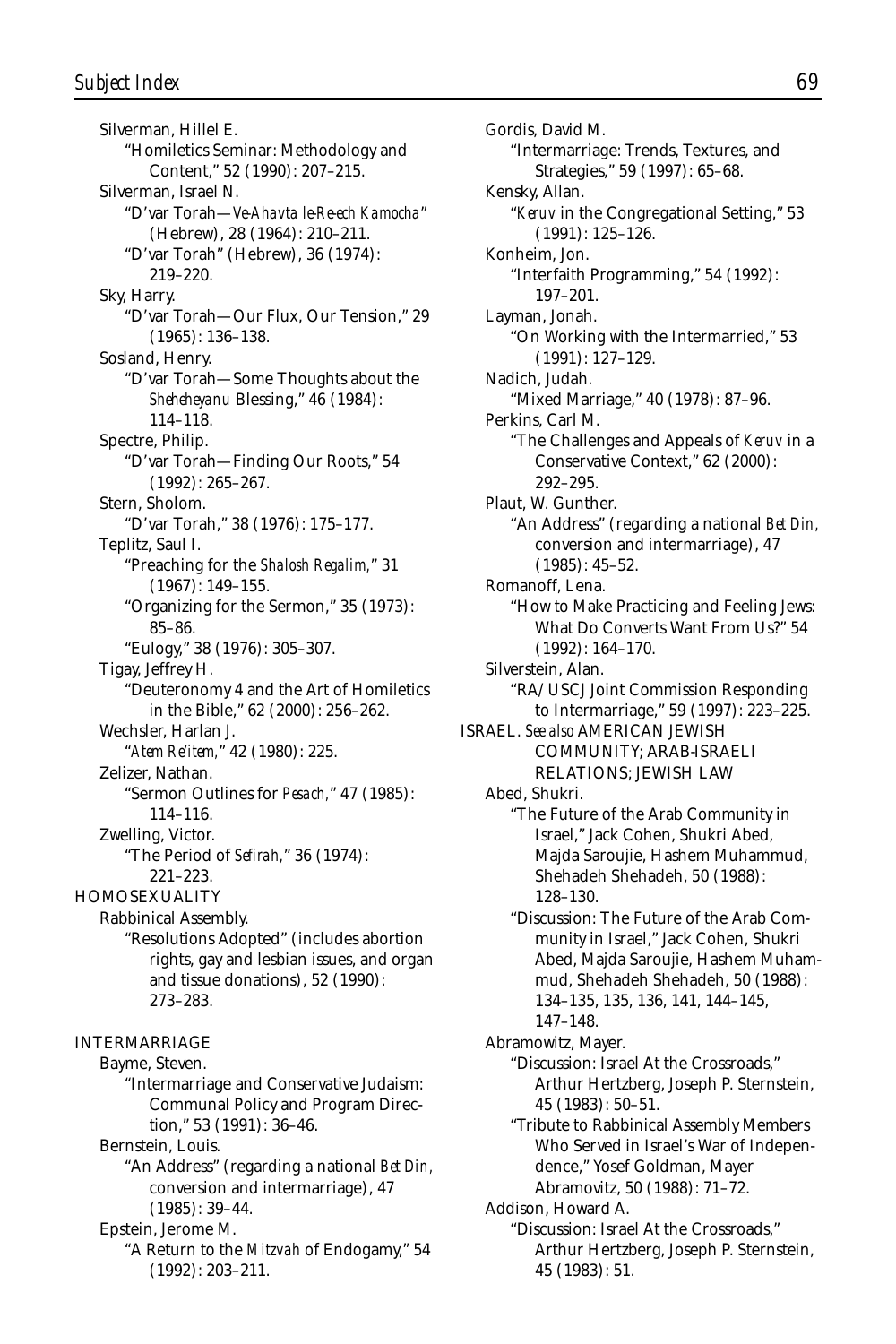Silverman, Hillel E.

"Homiletics Seminar: Methodology and Content," 52 (1990): 207–215.

Silverman, Israel N.

"D'var Torah—*Ve-Ahavta le-Re-ech Kamocha*" (Hebrew), 28 (1964): 210–211.

"D'var Torah" (Hebrew), 36 (1974): 219–220.

Sky, Harry.

"D'var Torah—Our Flux, Our Tension," 29 (1965): 136–138.

Sosland, Henry.

"D'var Torah—Some Thoughts about the *Sheheheyanu* Blessing," 46 (1984): 114–118.

Spectre, Philip.

"D'var Torah—Finding Our Roots," 54 (1992): 265–267.

Stern, Sholom.

"D'var Torah," 38 (1976): 175–177.

Teplitz, Saul I.

"Preaching for the *Shalosh Regalim*," 31 (1967): 149–155.

"Organizing for the Sermon," 35 (1973): 85–86.

"Eulogy," 38 (1976): 305–307.

Tigay, Jeffrey H.

"Deuteronomy 4 and the Art of Homiletics in the Bible," 62 (2000): 256–262.

Wechsler, Harlan J.

"*Atem Re'item*," 42 (1980): 225.

Zelizer, Nathan.

"Sermon Outlines for *Pesach*," 47 (1985): 114–116.

Zwelling, Victor.

"The Period of *Sefirah*," 36 (1974): 221–223.

HOMOSEXUALITY

Rabbinical Assembly.

"Resolutions Adopted" (includes abortion rights, gay and lesbian issues, and organ and tissue donations), 52 (1990): 273–283.

INTERMARRIAGE

Bayme, Steven.

"Intermarriage and Conservative Judaism: Communal Policy and Program Direction," 53 (1991): 36–46.

Bernstein, Louis.

"An Address" (regarding a national *Bet Din*, conversion and intermarriage), 47 (1985): 39–44.

Epstein, Jerome M.

"A Return to the *Mitzvah* of Endogamy," 54 (1992): 203–211.

Gordis, David M.

"Intermarriage: Trends, Textures, and Strategies," 59 (1997): 65–68.

Kensky, Allan.

"*Keruv* in the Congregational Setting," 53 (1991): 125–126.

Konheim, Jon.

"Interfaith Programming," 54 (1992): 197–201.

Layman, Jonah.

"On Working with the Intermarried," 53 (1991): 127–129.

Nadich, Judah.

"Mixed Marriage," 40 (1978): 87–96.

Perkins, Carl M.

"The Challenges and Appeals of *Keruv* in a Conservative Context," 62 (2000): 292–295.

Plaut, W. Gunther.

"An Address" (regarding a national *Bet Din*, conversion and intermarriage), 47 (1985): 45–52.

Romanoff, Lena.

"How to Make Practicing and Feeling Jews: What Do Converts Want From Us?" 54 (1992): 164–170.

Silverstein, Alan.

"RA/USCJ Joint Commission Responding to Intermarriage," 59 (1997): 223–225.

ISRAEL. *See also* AMERICAN JEWISH COMMUNITY; ARAB-ISRAELI RELATIONS; JEWISH LAW

Abed, Shukri.

"The Future of the Arab Community in Israel," Jack Cohen, Shukri Abed, Majda Saroujie, Hashem Muhammud, Shehadeh Shehadeh, 50 (1988): 128–130.

"Discussion: The Future of the Arab Community in Israel," Jack Cohen, Shukri Abed, Majda Saroujie, Hashem Muhammud, Shehadeh Shehadeh, 50 (1988): 134–135, 135, 136, 141, 144–145, 147–148.

Abramowitz, Mayer.

"Discussion: Israel At the Crossroads," Arthur Hertzberg, Joseph P. Sternstein, 45 (1983): 50–51.

"Tribute to Rabbinical Assembly Members Who Served in Israel's War of Independence," Yosef Goldman, Mayer Abramovitz, 50 (1988): 71–72.

Addison, Howard A.

"Discussion: Israel At the Crossroads," Arthur Hertzberg, Joseph P. Sternstein, 45 (1983): 51.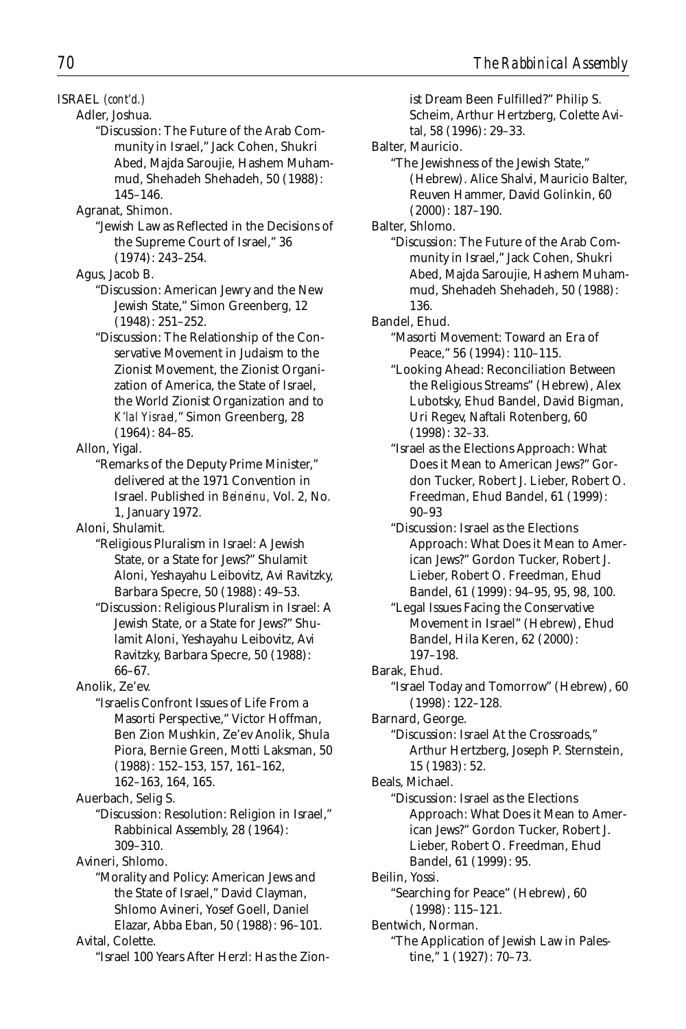ISRAEL *(cont'd.)*

Adler, Joshua.

"Discussion: The Future of the Arab Community in Israel," Jack Cohen, Shukri Abed, Majda Saroujie, Hashem Muhammud, Shehadeh Shehadeh, 50 (1988): 145–146.

Agranat, Shimon.

"Jewish Law as Reflected in the Decisions of the Supreme Court of Israel," 36 (1974): 243–254.

Agus, Jacob B.

"Discussion: American Jewry and the New Jewish State," Simon Greenberg, 12 (1948): 251–252.

"Discussion: The Relationship of the Conservative Movement in Judaism to the Zionist Movement, the Zionist Organization of America, the State of Israel, the World Zionist Organization and to *K'lal Yisrael*," Simon Greenberg, 28 (1964): 84–85.

Allon, Yigal.

"Remarks of the Deputy Prime Minister," delivered at the 1971 Convention in Israel. Published in *Beineinu*, Vol. 2, No. 1, January 1972.

Aloni, Shulamit.

"Religious Pluralism in Israel: A Jewish State, or a State for Jews?" Shulamit Aloni, Yeshayahu Leibovitz, Avi Ravitzky, Barbara Specre, 50 (1988): 49–53.

"Discussion: Religious Pluralism in Israel: A Jewish State, or a State for Jews?" Shulamit Aloni, Yeshayahu Leibovitz, Avi Ravitzky, Barbara Specre, 50 (1988): 66–67.

Anolik, Ze'ev.

"Israelis Confront Issues of Life From a Masorti Perspective," Victor Hoffman, Ben Zion Mushkin, Ze'ev Anolik, Shula Piora, Bernie Green, Motti Laksman, 50 (1988): 152–153, 157, 161–162, 162–163, 164, 165.

Auerbach, Selig S.

"Discussion: Resolution: Religion in Israel," Rabbinical Assembly, 28 (1964): 309–310.

Avineri, Shlomo.

"Morality and Policy: American Jews and the State of Israel," David Clayman, Shlomo Avineri, Yosef Goell, Daniel Elazar, Abba Eban, 50 (1988): 96–101.

Avital, Colette.

"Israel 100 Years After Herzl: Has the Zionist Dream Been Fulfilled?" Philip S. Scheim, Arthur Hertzberg, Colette Avital, 58 (1996): 29–33.

Balter, Mauricio.

"The Jewishness of the Jewish State," (Hebrew). Alice Shalvi, Mauricio Balter, Reuven Hammer, David Golinkin, 60 (2000): 187–190.

Balter, Shlomo.

"Discussion: The Future of the Arab Community in Israel," Jack Cohen, Shukri Abed, Majda Saroujie, Hashem Muhammud, Shehadeh Shehadeh, 50 (1988): 136.

Bandel, Ehud.

"Masorti Movement: Toward an Era of Peace," 56 (1994): 110–115.

"Looking Ahead: Reconciliation Between the Religious Streams" (Hebrew), Alex Lubotsky, Ehud Bandel, David Bigman, Uri Regev, Naftali Rotenberg, 60 (1998): 32–33.

"Israel as the Elections Approach: What Does it Mean to American Jews?" Gordon Tucker, Robert J. Lieber, Robert O. Freedman, Ehud Bandel, 61 (1999): 90–93

"Discussion: Israel as the Elections Approach: What Does it Mean to American Jews?" Gordon Tucker, Robert J. Lieber, Robert O. Freedman, Ehud Bandel, 61 (1999): 94–95, 95, 98, 100.

"Legal Issues Facing the Conservative Movement in Israel" (Hebrew), Ehud Bandel, Hila Keren, 62 (2000): 197–198.

Barak, Ehud.

"Israel Today and Tomorrow" (Hebrew), 60 (1998): 122–128.

Barnard, George.

"Discussion: Israel At the Crossroads," Arthur Hertzberg, Joseph P. Sternstein, 15 (1983): 52.

Beals, Michael.

"Discussion: Israel as the Elections Approach: What Does it Mean to American Jews?" Gordon Tucker, Robert J. Lieber, Robert O. Freedman, Ehud Bandel, 61 (1999): 95.

Beilin, Yossi.

"Searching for Peace" (Hebrew), 60 (1998): 115–121.

Bentwich, Norman.

"The Application of Jewish Law in Palestine," 1 (1927): 70–73.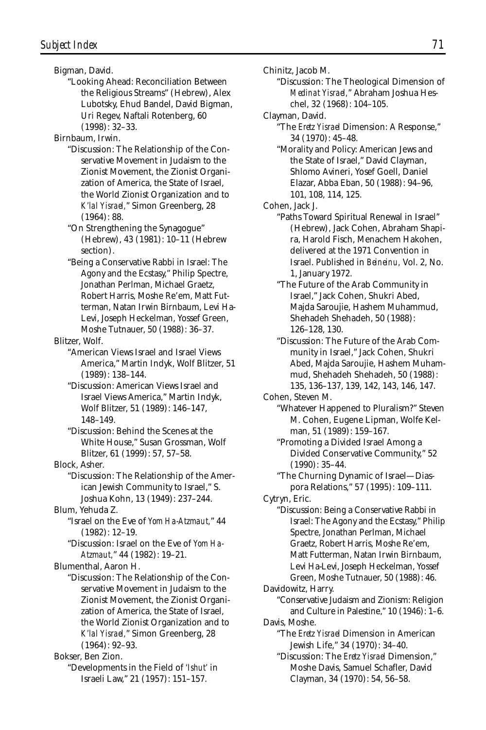Bigman, David.

"Looking Ahead: Reconciliation Between the Religious Streams" (Hebrew), Alex Lubotsky, Ehud Bandel, David Bigman, Uri Regev, Naftali Rotenberg, 60 (1998): 32–33.

Birnbaum, Irwin.

"Discussion: The Relationship of the Conservative Movement in Judaism to the Zionist Movement, the Zionist Organization of America, the State of Israel, the World Zionist Organization and to *K'lal Yisrael*," Simon Greenberg, 28 (1964): 88.

"On Strengthening the Synagogue" (Hebrew), 43 (1981): 10–11 (Hebrew section).

"Being a Conservative Rabbi in Israel: The Agony and the Ecstasy," Philip Spectre, Jonathan Perlman, Michael Graetz, Robert Harris, Moshe Re'em, Matt Futterman, Natan Irwin Birnbaum, Levi Ha-Levi, Joseph Heckelman, Yossef Green, Moshe Tutnauer, 50 (1988): 36–37.

Blitzer, Wolf.

"American Views Israel and Israel Views America," Martin Indyk, Wolf Blitzer, 51 (1989): 138–144.

"Discussion: American Views Israel and Israel Views America," Martin Indyk, Wolf Blitzer, 51 (1989): 146–147, 148–149.

"Discussion: Behind the Scenes at the White House," Susan Grossman, Wolf Blitzer, 61 (1999): 57, 57–58.

Block, Asher.

"Discussion: The Relationship of the American Jewish Community to Israel," S. Joshua Kohn, 13 (1949): 237–244.

Blum, Yehuda Z.

"Israel on the Eve of *Yom Ha-Atzmaut*," 44 (1982): 12–19.

"Discussion: Israel on the Eve of *Yom Ha-Atzmaut*," 44 (1982): 19–21.

Blumenthal, Aaron H.

"Discussion: The Relationship of the Conservative Movement in Judaism to the Zionist Movement, the Zionist Organization of America, the State of Israel, the World Zionist Organization and to *K'lal Yisrael*," Simon Greenberg, 28 (1964): 92–93.

Bokser, Ben Zion.

"Developments in the Field of *'Ishut'* in Israeli Law," 21 (1957): 151–157.

Chinitz, Jacob M.

"Discussion: The Theological Dimension of *Medinat Yisrael*," Abraham Joshua Heschel, 32 (1968): 104–105.

Clayman, David.

"The *Eretz Yisrael* Dimension: A Response," 34 (1970): 45–48.

"Morality and Policy: American Jews and the State of Israel," David Clayman, Shlomo Avineri, Yosef Goell, Daniel Elazar, Abba Eban, 50 (1988): 94–96, 101, 108, 114, 125.

Cohen, Jack J.

"Paths Toward Spiritual Renewal in Israel" (Hebrew), Jack Cohen, Abraham Shapira, Harold Fisch, Menachem Hakohen, delivered at the 1971 Convention in Israel. Published in *Beineinu*, Vol. 2, No. 1, January 1972.

"The Future of the Arab Community in Israel," Jack Cohen, Shukri Abed, Majda Saroujie, Hashem Muhammud, Shehadeh Shehadeh, 50 (1988): 126–128, 130.

"Discussion: The Future of the Arab Community in Israel," Jack Cohen, Shukri Abed, Majda Saroujie, Hashem Muhammud, Shehadeh Shehadeh, 50 (1988): 135, 136–137, 139, 142, 143, 146, 147.

Cohen, Steven M.

"Whatever Happened to Pluralism?" Steven M. Cohen, Eugene Lipman, Wolfe Kelman, 51 (1989): 159–167.

"Promoting a Divided Israel Among a Divided Conservative Community," 52 (1990): 35–44.

"The Churning Dynamic of Israel—Diaspora Relations," 57 (1995): 109–111.

Cytryn, Eric.

"Discussion: Being a Conservative Rabbi in Israel: The Agony and the Ecstasy," Philip Spectre, Jonathan Perlman, Michael Graetz, Robert Harris, Moshe Re'em, Matt Futterman, Natan Irwin Birnbaum, Levi Ha-Levi, Joseph Heckelman, Yossef Green, Moshe Tutnauer, 50 (1988): 46.

Davidowitz, Harry.

"Conservative Judaism and Zionism: Religion and Culture in Palestine," 10 (1946): 1–6.

Davis, Moshe.

"The *Eretz Yisrael* Dimension in American Jewish Life," 34 (1970): 34–40.

"Discussion: The *Eretz Yisrael* Dimension," Moshe Davis, Samuel Schafler, David Clayman, 34 (1970): 54, 56–58.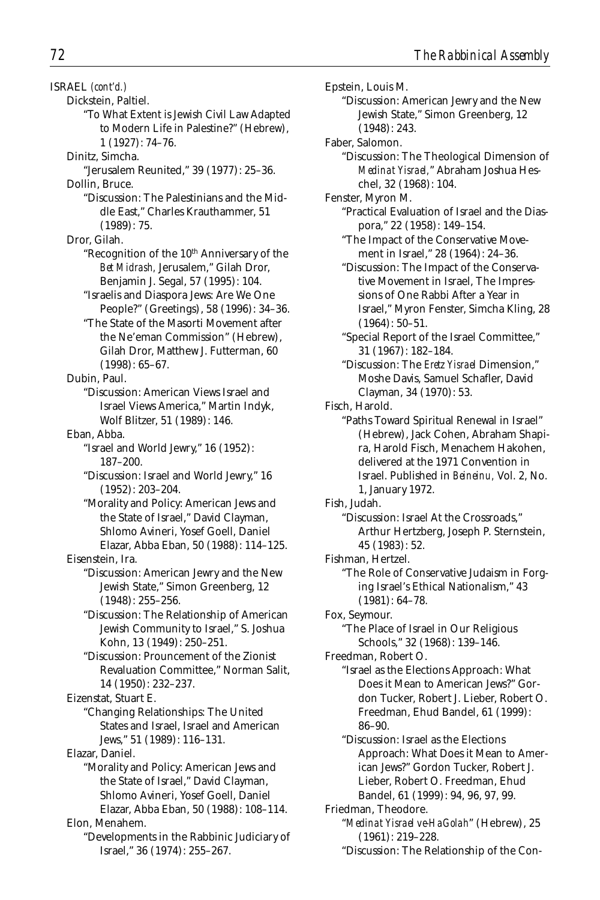ISRAEL *(cont'd.)*

Dickstein, Paltiel.

"To What Extent is Jewish Civil Law Adapted to Modern Life in Palestine?" (Hebrew), 1 (1927): 74–76.

Dinitz, Simcha.

"Jerusalem Reunited," 39 (1977): 25–36.

Dollin, Bruce.

"Discussion: The Palestinians and the Middle East," Charles Krauthammer, 51 (1989): 75.

Dror, Gilah.

"Recognition of the 10th Anniversary of the *Bet Midrash*, Jerusalem," Gilah Dror, Benjamin J. Segal, 57 (1995): 104.

"Israelis and Diaspora Jews: Are We One People?" (Greetings), 58 (1996): 34–36.

"The State of the Masorti Movement after the Ne'eman Commission" (Hebrew), Gilah Dror, Matthew J. Futterman, 60 (1998): 65–67.

Dubin, Paul.

"Discussion: American Views Israel and Israel Views America," Martin Indyk, Wolf Blitzer, 51 (1989): 146.

Eban, Abba.

"Israel and World Jewry," 16 (1952): 187–200.

"Discussion: Israel and World Jewry," 16 (1952): 203–204.

"Morality and Policy: American Jews and the State of Israel," David Clayman, Shlomo Avineri, Yosef Goell, Daniel Elazar, Abba Eban, 50 (1988): 114–125.

Eisenstein, Ira.

"Discussion: American Jewry and the New Jewish State," Simon Greenberg, 12 (1948): 255–256.

"Discussion: The Relationship of American Jewish Community to Israel," S. Joshua Kohn, 13 (1949): 250–251.

"Discussion: Prouncement of the Zionist Revaluation Committee," Norman Salit, 14 (1950): 232–237.

Eizenstat, Stuart E.

"Changing Relationships: The United States and Israel, Israel and American Jews," 51 (1989): 116–131.

Elazar, Daniel.

"Morality and Policy: American Jews and the State of Israel," David Clayman, Shlomo Avineri, Yosef Goell, Daniel Elazar, Abba Eban, 50 (1988): 108–114.

Elon, Menahem.

"Developments in the Rabbinic Judiciary of Israel," 36 (1974): 255–267.

Epstein, Louis M.

"Discussion: American Jewry and the New Jewish State," Simon Greenberg, 12 (1948): 243.

Faber, Salomon.

"Discussion: The Theological Dimension of *Medinat Yisrael*," Abraham Joshua Heschel, 32 (1968): 104.

Fenster, Myron M.

"Practical Evaluation of Israel and the Diaspora," 22 (1958): 149–154.

"The Impact of the Conservative Movement in Israel," 28 (1964): 24–36.

"Discussion: The Impact of the Conservative Movement in Israel, The Impressions of One Rabbi After a Year in Israel," Myron Fenster, Simcha Kling, 28 (1964): 50–51.

"Special Report of the Israel Committee," 31 (1967): 182–184.

"Discussion: The *Eretz Yisrael* Dimension," Moshe Davis, Samuel Schafler, David Clayman, 34 (1970): 53.

Fisch, Harold.

"Paths Toward Spiritual Renewal in Israel" (Hebrew), Jack Cohen, Abraham Shapira, Harold Fisch, Menachem Hakohen, delivered at the 1971 Convention in Israel. Published in *Beineinu*, Vol. 2, No. 1, January 1972.

Fish, Judah.

"Discussion: Israel At the Crossroads," Arthur Hertzberg, Joseph P. Sternstein, 45 (1983): 52.

Fishman, Hertzel.

"The Role of Conservative Judaism in Forging Israel's Ethical Nationalism," 43 (1981): 64–78.

Fox, Seymour.

"The Place of Israel in Our Religious Schools," 32 (1968): 139–146.

Freedman, Robert O.

"Israel as the Elections Approach: What Does it Mean to American Jews?" Gordon Tucker, Robert J. Lieber, Robert O. Freedman, Ehud Bandel, 61 (1999): 86–90.

"Discussion: Israel as the Elections Approach: What Does it Mean to American Jews?" Gordon Tucker, Robert J. Lieber, Robert O. Freedman, Ehud Bandel, 61 (1999): 94, 96, 97, 99.

Friedman, Theodore.

"*Medinat Yisrael ve-HaGolah*" (Hebrew), 25 (1961): 219–228.

"Discussion: The Relationship of the Con-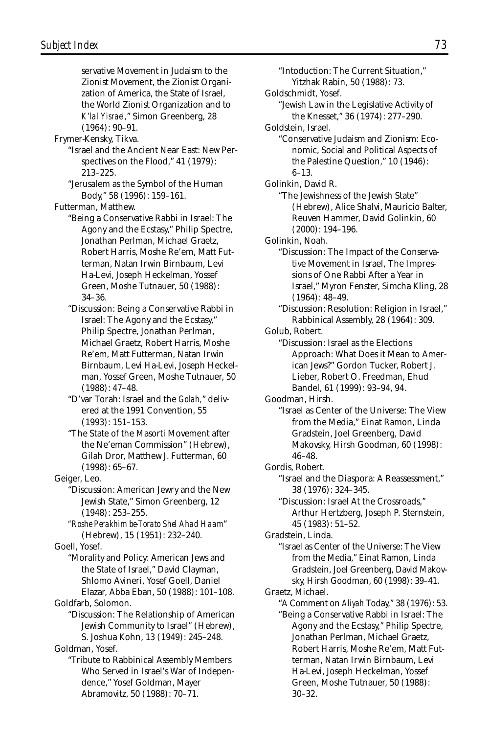servative Movement in Judaism to the Zionist Movement, the Zionist Organization of America, the State of Israel, the World Zionist Organization and to *K'lal Yisrael*," Simon Greenberg, 28 (1964): 90–91.

Frymer-Kensky, Tikva.

"Israel and the Ancient Near East: New Perspectives on the Flood," 41 (1979): 213–225.

"Jerusalem as the Symbol of the Human Body," 58 (1996): 159–161.

Futterman, Matthew.

"Being a Conservative Rabbi in Israel: The Agony and the Ecstasy," Philip Spectre, Jonathan Perlman, Michael Graetz, Robert Harris, Moshe Re'em, Matt Futterman, Natan Irwin Birnbaum, Levi Ha-Levi, Joseph Heckelman, Yossef Green, Moshe Tutnauer, 50 (1988): 34–36.

"Discussion: Being a Conservative Rabbi in Israel: The Agony and the Ecstasy," Philip Spectre, Jonathan Perlman, Michael Graetz, Robert Harris, Moshe Re'em, Matt Futterman, Natan Irwin Birnbaum, Levi Ha-Levi, Joseph Heckelman, Yossef Green, Moshe Tutnauer, 50 (1988): 47–48.

"D'var Torah: Israel and the *Golah*," delivered at the 1991 Convention, 55 (1993): 151–153.

"The State of the Masorti Movement after the Ne'eman Commission" (Hebrew), Gilah Dror, Matthew J. Futterman, 60 (1998): 65–67.

Geiger, Leo.

"Discussion: American Jewry and the New Jewish State," Simon Greenberg, 12 (1948): 253–255.

"*Roshe Perakhim be-Torato Shel Ahad Haam*" (Hebrew), 15 (1951): 232–240.

Goell, Yosef.

"Morality and Policy: American Jews and the State of Israel," David Clayman, Shlomo Avineri, Yosef Goell, Daniel Elazar, Abba Eban, 50 (1988): 101–108.

Goldfarb, Solomon.

"Discussion: The Relationship of American Jewish Community to Israel" (Hebrew), S. Joshua Kohn, 13 (1949): 245–248.

Goldman, Yosef.

"Tribute to Rabbinical Assembly Members Who Served in Israel's War of Independence," Yosef Goldman, Mayer Abramovitz, 50 (1988): 70–71.

"Intoduction: The Current Situation," Yitzhak Rabin, 50 (1988): 73.

Goldschmidt, Yosef.

"Jewish Law in the Legislative Activity of the Knesset," 36 (1974): 277–290.

Goldstein, Israel.

"Conservative Judaism and Zionism: Economic, Social and Political Aspects of the Palestine Question," 10 (1946): 6–13.

Golinkin, David R.

"The Jewishness of the Jewish State" (Hebrew), Alice Shalvi, Mauricio Balter, Reuven Hammer, David Golinkin, 60 (2000): 194–196.

Golinkin, Noah.

"Discussion: The Impact of the Conservative Movement in Israel, The Impressions of One Rabbi After a Year in Israel," Myron Fenster, Simcha Kling, 28 (1964): 48–49.

"Discussion: Resolution: Religion in Israel," Rabbinical Assembly, 28 (1964): 309.

Golub, Robert.

"Discussion: Israel as the Elections Approach: What Does it Mean to American Jews?" Gordon Tucker, Robert J. Lieber, Robert O. Freedman, Ehud Bandel, 61 (1999): 93–94, 94.

Goodman, Hirsh.

"Israel as Center of the Universe: The View from the Media," Einat Ramon, Linda Gradstein, Joel Greenberg, David Makovsky, Hirsh Goodman, 60 (1998): 46–48.

Gordis, Robert.

"Israel and the Diaspora: A Reassessment," 38 (1976): 324–345.

"Discussion: Israel At the Crossroads," Arthur Hertzberg, Joseph P. Sternstein, 45 (1983): 51–52.

Gradstein, Linda.

"Israel as Center of the Universe: The View from the Media," Einat Ramon, Linda Gradstein, Joel Greenberg, David Makovsky, Hirsh Goodman, 60 (1998): 39–41.

Graetz, Michael.

"A Comment on *Aliyah* Today," 38 (1976): 53.

"Being a Conservative Rabbi in Israel: The Agony and the Ecstasy," Philip Spectre, Jonathan Perlman, Michael Graetz, Robert Harris, Moshe Re'em, Matt Futterman, Natan Irwin Birnbaum, Levi Ha-Levi, Joseph Heckelman, Yossef Green, Moshe Tutnauer, 50 (1988): 30–32.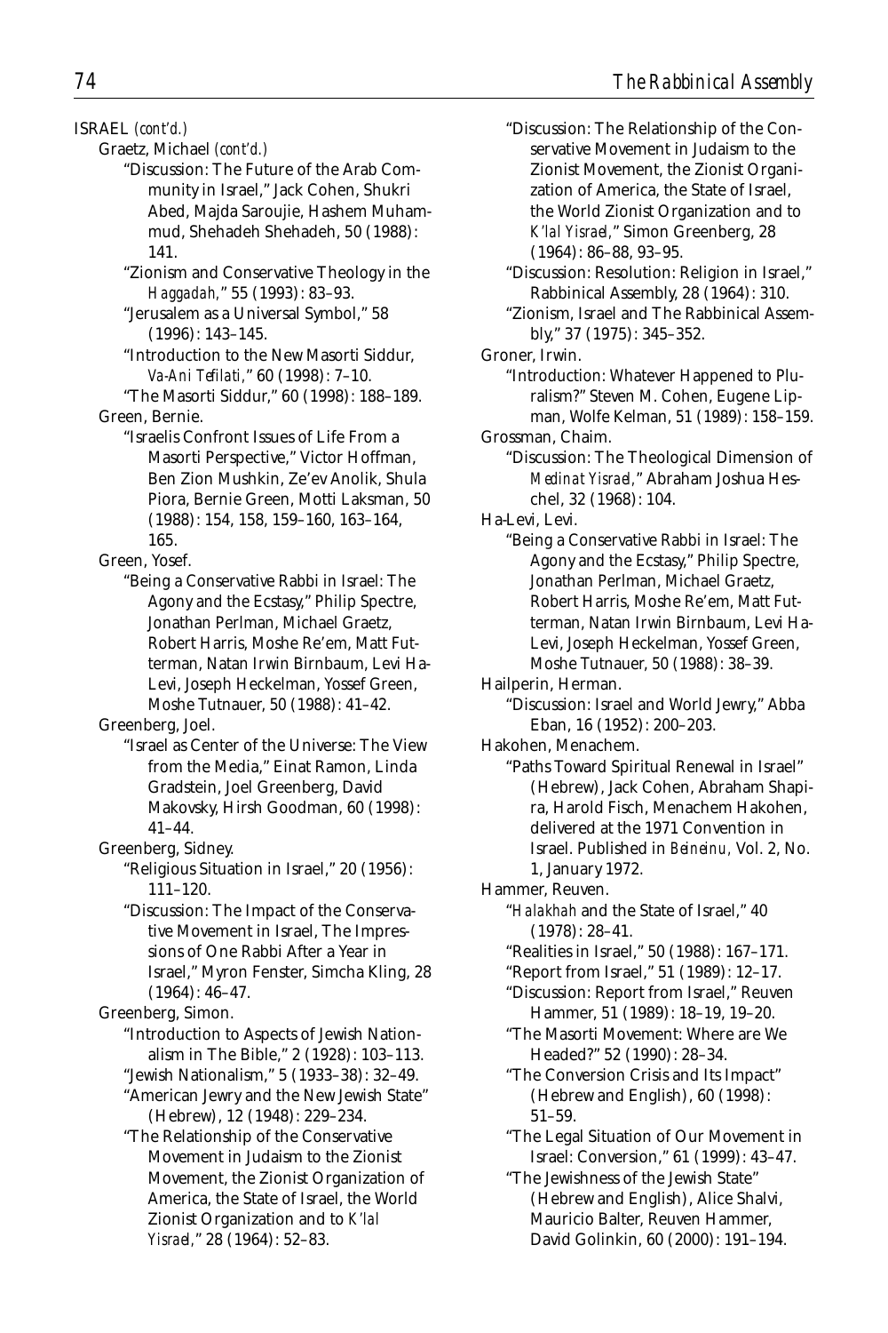ISRAEL *(cont'd.)*

Graetz, Michael *(cont'd.)*

"Discussion: The Future of the Arab Community in Israel," Jack Cohen, Shukri Abed, Majda Saroujie, Hashem Muhammud, Shehadeh Shehadeh, 50 (1988): 141.

"Zionism and Conservative Theology in the *Haggadah*," 55 (1993): 83–93.

"Jerusalem as a Universal Symbol," 58 (1996): 143–145.

"Introduction to the New Masorti Siddur, *Va-Ani Tefilati*," 60 (1998): 7–10.

"The Masorti Siddur," 60 (1998): 188–189.

Green, Bernie.

"Israelis Confront Issues of Life From a Masorti Perspective," Victor Hoffman, Ben Zion Mushkin, Ze'ev Anolik, Shula Piora, Bernie Green, Motti Laksman, 50 (1988): 154, 158, 159–160, 163–164, 165.

Green, Yosef.

"Being a Conservative Rabbi in Israel: The Agony and the Ecstasy," Philip Spectre, Jonathan Perlman, Michael Graetz, Robert Harris, Moshe Re'em, Matt Futterman, Natan Irwin Birnbaum, Levi Ha-Levi, Joseph Heckelman, Yossef Green, Moshe Tutnauer, 50 (1988): 41–42.

Greenberg, Joel.

"Israel as Center of the Universe: The View from the Media," Einat Ramon, Linda Gradstein, Joel Greenberg, David Makovsky, Hirsh Goodman, 60 (1998): 41–44.

Greenberg, Sidney.

"Religious Situation in Israel," 20 (1956): 111–120.

"Discussion: The Impact of the Conservative Movement in Israel, The Impressions of One Rabbi After a Year in Israel," Myron Fenster, Simcha Kling, 28 (1964): 46–47.

Greenberg, Simon.

"Introduction to Aspects of Jewish Nationalism in The Bible," 2 (1928): 103–113.

"Jewish Nationalism," 5 (1933–38): 32–49.

"American Jewry and the New Jewish State" (Hebrew), 12 (1948): 229–234.

"The Relationship of the Conservative Movement in Judaism to the Zionist Movement, the Zionist Organization of America, the State of Israel, the World Zionist Organization and to *K'lal Yisrael*," 28 (1964): 52–83.

"Discussion: The Relationship of the Conservative Movement in Judaism to the Zionist Movement, the Zionist Organization of America, the State of Israel, the World Zionist Organization and to *K'lal Yisrael*," Simon Greenberg, 28 (1964): 86–88, 93–95.

"Discussion: Resolution: Religion in Israel," Rabbinical Assembly, 28 (1964): 310.

"Zionism, Israel and The Rabbinical Assembly," 37 (1975): 345–352.

Groner, Irwin.

"Introduction: Whatever Happened to Pluralism?" Steven M. Cohen, Eugene Lipman, Wolfe Kelman, 51 (1989): 158–159.

Grossman, Chaim.

"Discussion: The Theological Dimension of *Medinat Yisrael*," Abraham Joshua Heschel, 32 (1968): 104.

Ha-Levi, Levi.

"Being a Conservative Rabbi in Israel: The Agony and the Ecstasy," Philip Spectre, Jonathan Perlman, Michael Graetz, Robert Harris, Moshe Re'em, Matt Futterman, Natan Irwin Birnbaum, Levi Ha-Levi, Joseph Heckelman, Yossef Green, Moshe Tutnauer, 50 (1988): 38–39.

Hailperin, Herman.

"Discussion: Israel and World Jewry," Abba Eban, 16 (1952): 200–203.

Hakohen, Menachem.

"Paths Toward Spiritual Renewal in Israel" (Hebrew), Jack Cohen, Abraham Shapira, Harold Fisch, Menachem Hakohen, delivered at the 1971 Convention in Israel. Published in *Beineinu*, Vol. 2, No. 1, January 1972.

Hammer, Reuven.

"*Halakhah* and the State of Israel," 40 (1978): 28–41.

"Realities in Israel," 50 (1988): 167–171.

"Report from Israel," 51 (1989): 12–17.

"Discussion: Report from Israel," Reuven Hammer, 51 (1989): 18–19, 19–20.

"The Masorti Movement: Where are We Headed?" 52 (1990): 28–34.

"The Conversion Crisis and Its Impact" (Hebrew and English), 60 (1998): 51–59.

"The Legal Situation of Our Movement in Israel: Conversion," 61 (1999): 43–47.

"The Jewishness of the Jewish State" (Hebrew and English), Alice Shalvi, Mauricio Balter, Reuven Hammer, David Golinkin, 60 (2000): 191–194.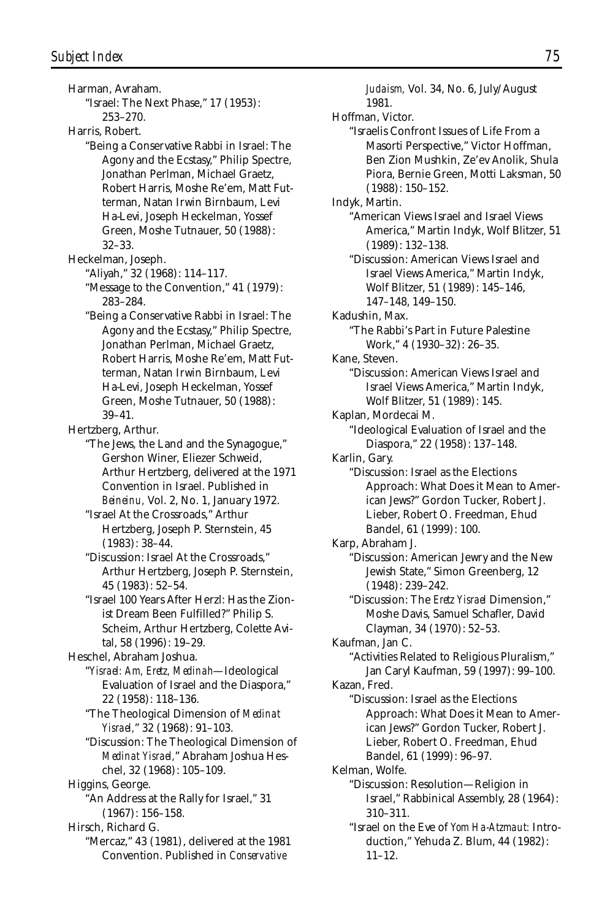Harman, Avraham.

"Israel: The Next Phase," 17 (1953): 253–270.

Harris, Robert.

"Being a Conservative Rabbi in Israel: The Agony and the Ecstasy," Philip Spectre, Jonathan Perlman, Michael Graetz, Robert Harris, Moshe Re'em, Matt Futterman, Natan Irwin Birnbaum, Levi Ha-Levi, Joseph Heckelman, Yossef Green, Moshe Tutnauer, 50 (1988): 32–33.

Heckelman, Joseph.

"Aliyah," 32 (1968): 114–117.

"Message to the Convention," 41 (1979): 283–284.

"Being a Conservative Rabbi in Israel: The Agony and the Ecstasy," Philip Spectre, Jonathan Perlman, Michael Graetz, Robert Harris, Moshe Re'em, Matt Futterman, Natan Irwin Birnbaum, Levi Ha-Levi, Joseph Heckelman, Yossef Green, Moshe Tutnauer, 50 (1988): 39–41.

Hertzberg, Arthur.

"The Jews, the Land and the Synagogue," Gershon Winer, Eliezer Schweid, Arthur Hertzberg, delivered at the 1971 Convention in Israel. Published in *Beineinu*, Vol. 2, No. 1, January 1972.

"Israel At the Crossroads," Arthur Hertzberg, Joseph P. Sternstein, 45 (1983): 38–44.

"Discussion: Israel At the Crossroads," Arthur Hertzberg, Joseph P. Sternstein, 45 (1983): 52–54.

"Israel 100 Years After Herzl: Has the Zionist Dream Been Fulfilled?" Philip S. Scheim, Arthur Hertzberg, Colette Avital, 58 (1996): 19–29.

Heschel, Abraham Joshua.

"*Yisrael: Am, Eretz, Medinah*—Ideological Evaluation of Israel and the Diaspora," 22 (1958): 118–136.

"The Theological Dimension of *Medinat Yisrael*," 32 (1968): 91–103.

"Discussion: The Theological Dimension of *Medinat Yisrael*," Abraham Joshua Heschel, 32 (1968): 105–109.

Higgins, George.

"An Address at the Rally for Israel," 31 (1967): 156–158.

Hirsch, Richard G.

"Mercaz," 43 (1981), delivered at the 1981 Convention. Published in *Conservative Judaism*, Vol. 34, No. 6, July/August 1981.

Hoffman, Victor.

"Israelis Confront Issues of Life From a Masorti Perspective," Victor Hoffman, Ben Zion Mushkin, Ze'ev Anolik, Shula Piora, Bernie Green, Motti Laksman, 50 (1988): 150–152.

Indyk, Martin.

"American Views Israel and Israel Views America," Martin Indyk, Wolf Blitzer, 51 (1989): 132–138.

"Discussion: American Views Israel and Israel Views America," Martin Indyk, Wolf Blitzer, 51 (1989): 145–146, 147–148, 149–150.

Kadushin, Max.

"The Rabbi's Part in Future Palestine Work," 4 (1930–32): 26–35.

Kane, Steven.

"Discussion: American Views Israel and Israel Views America," Martin Indyk, Wolf Blitzer, 51 (1989): 145.

Kaplan, Mordecai M.

"Ideological Evaluation of Israel and the Diaspora," 22 (1958): 137–148.

Karlin, Gary.

"Discussion: Israel as the Elections Approach: What Does it Mean to American Jews?" Gordon Tucker, Robert J. Lieber, Robert O. Freedman, Ehud Bandel, 61 (1999): 100.

Karp, Abraham J.

"Discussion: American Jewry and the New Jewish State," Simon Greenberg, 12 (1948): 239–242.

"Discussion: The *Eretz Yisrael* Dimension," Moshe Davis, Samuel Schafler, David Clayman, 34 (1970): 52–53.

Kaufman, Jan C.

"Activities Related to Religious Pluralism," Jan Caryl Kaufman, 59 (1997): 99–100.

Kazan, Fred.

"Discussion: Israel as the Elections Approach: What Does it Mean to American Jews?" Gordon Tucker, Robert J. Lieber, Robert O. Freedman, Ehud Bandel, 61 (1999): 96–97.

Kelman, Wolfe.

"Discussion: Resolution—Religion in Israel," Rabbinical Assembly, 28 (1964): 310–311.

"Israel on the Eve of *Yom Ha-Atzmaut:* Introduction," Yehuda Z. Blum, 44 (1982): 11–12.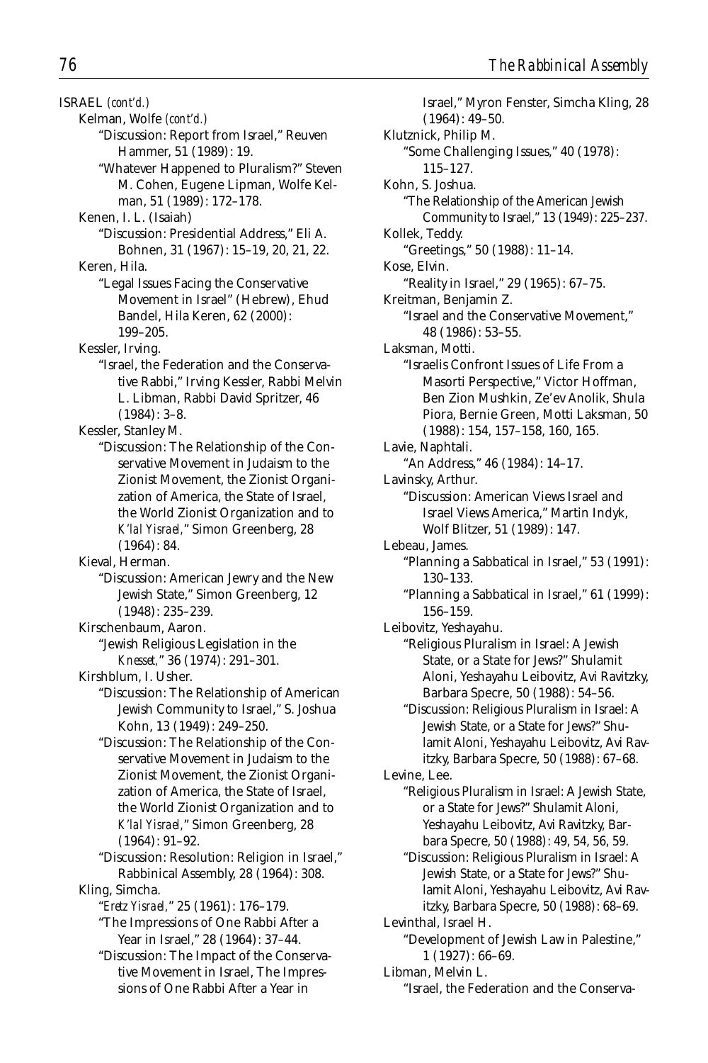ISRAEL *(cont'd.)*

Kelman, Wolfe *(cont'd.)*

"Discussion: Report from Israel," Reuven Hammer, 51 (1989): 19.

"Whatever Happened to Pluralism?" Steven M. Cohen, Eugene Lipman, Wolfe Kelman, 51 (1989): 172–178.

Kenen, I. L. (Isaiah)

"Discussion: Presidential Address," Eli A. Bohnen, 31 (1967): 15–19, 20, 21, 22.

Keren, Hila.

"Legal Issues Facing the Conservative Movement in Israel" (Hebrew), Ehud Bandel, Hila Keren, 62 (2000): 199–205.

Kessler, Irving.

"Israel, the Federation and the Conservative Rabbi," Irving Kessler, Rabbi Melvin L. Libman, Rabbi David Spritzer, 46 (1984): 3–8.

Kessler, Stanley M.

"Discussion: The Relationship of the Conservative Movement in Judaism to the Zionist Movement, the Zionist Organization of America, the State of Israel, the World Zionist Organization and to *K'lal Yisrael*," Simon Greenberg, 28 (1964): 84.

Kieval, Herman.

"Discussion: American Jewry and the New Jewish State," Simon Greenberg, 12 (1948): 235–239.

Kirschenbaum, Aaron.

"Jewish Religious Legislation in the *Knesset*," 36 (1974): 291–301.

Kirshblum, I. Usher.

"Discussion: The Relationship of American Jewish Community to Israel," S. Joshua Kohn, 13 (1949): 249–250.

"Discussion: The Relationship of the Conservative Movement in Judaism to the Zionist Movement, the Zionist Organization of America, the State of Israel, the World Zionist Organization and to *K'lal Yisrael*," Simon Greenberg, 28 (1964): 91–92.

"Discussion: Resolution: Religion in Israel," Rabbinical Assembly, 28 (1964): 308.

Kling, Simcha.

"*Eretz Yisrael*," 25 (1961): 176–179.

"The Impressions of One Rabbi After a Year in Israel," 28 (1964): 37–44.

"Discussion: The Impact of the Conservative Movement in Israel, The Impressions of One Rabbi After a Year in Israel," Myron Fenster, Simcha Kling, 28 (1964): 49–50.

Klutznick, Philip M.

"Some Challenging Issues," 40 (1978): 115–127.

Kohn, S. Joshua.

"The Relationship of the American Jewish Community to Israel," 13 (1949): 225–237.

Kollek, Teddy.

"Greetings," 50 (1988): 11–14.

Kose, Elvin.

"Reality in Israel," 29 (1965): 67–75.

Kreitman, Benjamin Z.

"Israel and the Conservative Movement," 48 (1986): 53–55.

Laksman, Motti.

"Israelis Confront Issues of Life From a Masorti Perspective," Victor Hoffman, Ben Zion Mushkin, Ze'ev Anolik, Shula Piora, Bernie Green, Motti Laksman, 50 (1988): 154, 157–158, 160, 165.

Lavie, Naphtali.

"An Address," 46 (1984): 14–17.

Lavinsky, Arthur.

"Discussion: American Views Israel and Israel Views America," Martin Indyk, Wolf Blitzer, 51 (1989): 147.

Lebeau, James.

"Planning a Sabbatical in Israel," 53 (1991): 130–133.

"Planning a Sabbatical in Israel," 61 (1999): 156–159.

Leibovitz, Yeshayahu.

"Religious Pluralism in Israel: A Jewish State, or a State for Jews?" Shulamit Aloni, Yeshayahu Leibovitz, Avi Ravitzky, Barbara Specre, 50 (1988): 54–56.

"Discussion: Religious Pluralism in Israel: A Jewish State, or a State for Jews?" Shulamit Aloni, Yeshayahu Leibovitz, Avi Ravitzky, Barbara Specre, 50 (1988): 67–68.

Levine, Lee.

"Religious Pluralism in Israel: A Jewish State, or a State for Jews?" Shulamit Aloni, Yeshayahu Leibovitz, Avi Ravitzky, Barbara Specre, 50 (1988): 49, 54, 56, 59.

"Discussion: Religious Pluralism in Israel: A Jewish State, or a State for Jews?" Shulamit Aloni, Yeshayahu Leibovitz, Avi Ravitzky, Barbara Specre, 50 (1988): 68–69.

Levinthal, Israel H.

"Development of Jewish Law in Palestine," 1 (1927): 66–69.

Libman, Melvin L.

"Israel, the Federation and the Conserva-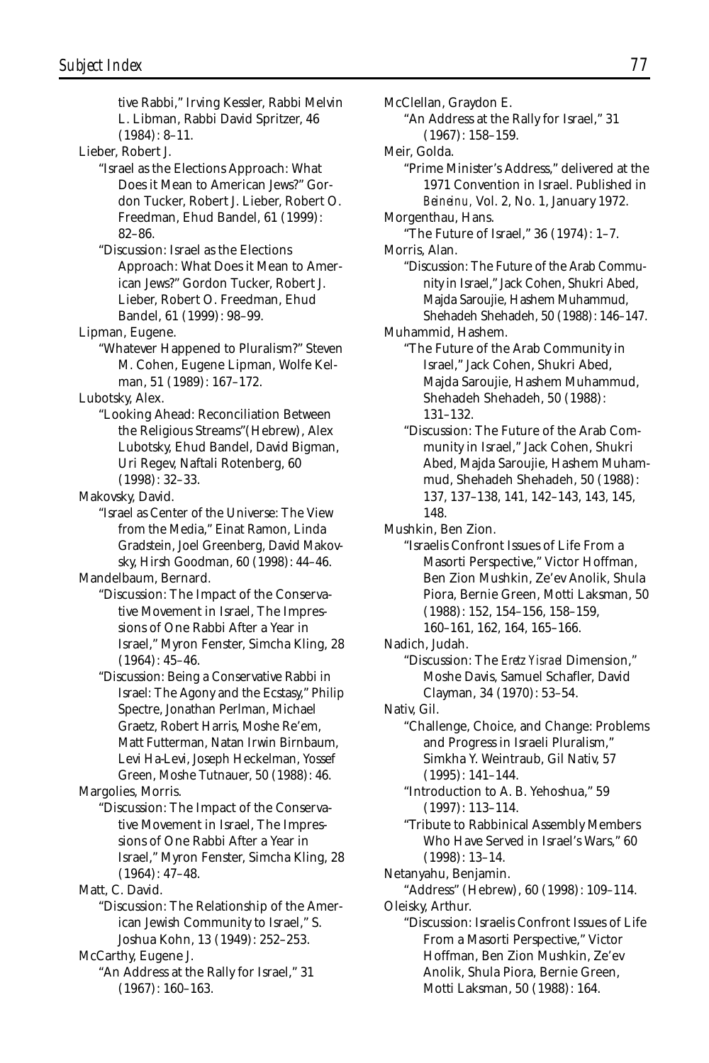tive Rabbi," Irving Kessler, Rabbi Melvin L. Libman, Rabbi David Spritzer, 46 (1984): 8–11.

Lieber, Robert J.
- "Israel as the Elections Approach: What Does it Mean to American Jews?" Gordon Tucker, Robert J. Lieber, Robert O. Freedman, Ehud Bandel, 61 (1999): 82–86.
- "Discussion: Israel as the Elections Approach: What Does it Mean to American Jews?" Gordon Tucker, Robert J. Lieber, Robert O. Freedman, Ehud Bandel, 61 (1999): 98–99.

Lipman, Eugene.
- "Whatever Happened to Pluralism?" Steven M. Cohen, Eugene Lipman, Wolfe Kelman, 51 (1989): 167–172.

Lubotsky, Alex.
- "Looking Ahead: Reconciliation Between the Religious Streams"(Hebrew), Alex Lubotsky, Ehud Bandel, David Bigman, Uri Regev, Naftali Rotenberg, 60 (1998): 32–33.

Makovsky, David.
- "Israel as Center of the Universe: The View from the Media," Einat Ramon, Linda Gradstein, Joel Greenberg, David Makovsky, Hirsh Goodman, 60 (1998): 44–46.

Mandelbaum, Bernard.
- "Discussion: The Impact of the Conservative Movement in Israel, The Impressions of One Rabbi After a Year in Israel," Myron Fenster, Simcha Kling, 28 (1964): 45–46.
- "Discussion: Being a Conservative Rabbi in Israel: The Agony and the Ecstasy," Philip Spectre, Jonathan Perlman, Michael Graetz, Robert Harris, Moshe Re'em, Matt Futterman, Natan Irwin Birnbaum, Levi Ha-Levi, Joseph Heckelman, Yossef Green, Moshe Tutnauer, 50 (1988): 46.

Margolies, Morris.
- "Discussion: The Impact of the Conservative Movement in Israel, The Impressions of One Rabbi After a Year in Israel," Myron Fenster, Simcha Kling, 28 (1964): 47–48.

Matt, C. David.
- "Discussion: The Relationship of the American Jewish Community to Israel," S. Joshua Kohn, 13 (1949): 252–253.

McCarthy, Eugene J.
- "An Address at the Rally for Israel," 31 (1967): 160–163.

McClellan, Graydon E.
- "An Address at the Rally for Israel," 31 (1967): 158–159.

Meir, Golda.
- "Prime Minister's Address," delivered at the 1971 Convention in Israel. Published in *Beineinu*, Vol. 2, No. 1, January 1972.

Morgenthau, Hans.
- "The Future of Israel," 36 (1974): 1–7.

Morris, Alan.
- "Discussion: The Future of the Arab Community in Israel," Jack Cohen, Shukri Abed, Majda Saroujie, Hashem Muhammud, Shehadeh Shehadeh, 50 (1988): 146–147.

Muhammid, Hashem.
- "The Future of the Arab Community in Israel," Jack Cohen, Shukri Abed, Majda Saroujie, Hashem Muhammud, Shehadeh Shehadeh, 50 (1988): 131–132.
- "Discussion: The Future of the Arab Community in Israel," Jack Cohen, Shukri Abed, Majda Saroujie, Hashem Muhammud, Shehadeh Shehadeh, 50 (1988): 137, 137–138, 141, 142–143, 143, 145, 148.

Mushkin, Ben Zion.
- "Israelis Confront Issues of Life From a Masorti Perspective," Victor Hoffman, Ben Zion Mushkin, Ze'ev Anolik, Shula Piora, Bernie Green, Motti Laksman, 50 (1988): 152, 154–156, 158–159, 160–161, 162, 164, 165–166.

Nadich, Judah.
- "Discussion: The *Eretz Yisrael* Dimension," Moshe Davis, Samuel Schafler, David Clayman, 34 (1970): 53–54.

Nativ, Gil.
- "Challenge, Choice, and Change: Problems and Progress in Israeli Pluralism," Simkha Y. Weintraub, Gil Nativ, 57 (1995): 141–144.
- "Introduction to A. B. Yehoshua," 59 (1997): 113–114.
- "Tribute to Rabbinical Assembly Members Who Have Served in Israel's Wars," 60 (1998): 13–14.

Netanyahu, Benjamin.
- "Address" (Hebrew), 60 (1998): 109–114.

Oleisky, Arthur.
- "Discussion: Israelis Confront Issues of Life From a Masorti Perspective," Victor Hoffman, Ben Zion Mushkin, Ze'ev Anolik, Shula Piora, Bernie Green, Motti Laksman, 50 (1988): 164.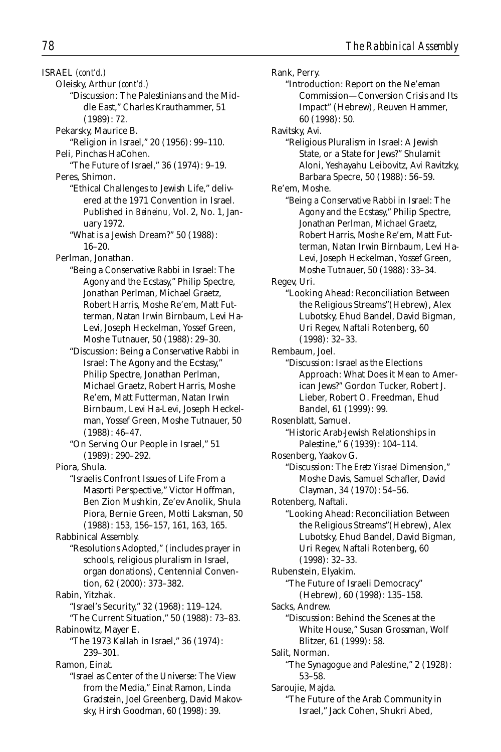ISRAEL *(cont'd.)*

Oleisky, Arthur *(cont'd.)*

"Discussion: The Palestinians and the Middle East," Charles Krauthammer, 51 (1989): 72.

Pekarsky, Maurice B.

"Religion in Israel," 20 (1956): 99–110.

Peli, Pinchas HaCohen.

"The Future of Israel," 36 (1974): 9–19.

Peres, Shimon.

"Ethical Challenges to Jewish Life," delivered at the 1971 Convention in Israel. Published in *Beineinu,* Vol. 2, No. 1, January 1972.

"What is a Jewish Dream?" 50 (1988): 16–20.

Perlman, Jonathan.

"Being a Conservative Rabbi in Israel: The Agony and the Ecstasy," Philip Spectre, Jonathan Perlman, Michael Graetz, Robert Harris, Moshe Re'em, Matt Futterman, Natan Irwin Birnbaum, Levi Ha-Levi, Joseph Heckelman, Yossef Green, Moshe Tutnauer, 50 (1988): 29–30.

"Discussion: Being a Conservative Rabbi in Israel: The Agony and the Ecstasy," Philip Spectre, Jonathan Perlman, Michael Graetz, Robert Harris, Moshe Re'em, Matt Futterman, Natan Irwin Birnbaum, Levi Ha-Levi, Joseph Heckelman, Yossef Green, Moshe Tutnauer, 50 (1988): 46–47.

"On Serving Our People in Israel," 51 (1989): 290–292.

Piora, Shula.

"Israelis Confront Issues of Life From a Masorti Perspective," Victor Hoffman, Ben Zion Mushkin, Ze'ev Anolik, Shula Piora, Bernie Green, Motti Laksman, 50 (1988): 153, 156–157, 161, 163, 165.

Rabbinical Assembly.

"Resolutions Adopted," (includes prayer in schools, religious pluralism in Israel, organ donations), Centennial Convention, 62 (2000): 373–382.

Rabin, Yitzhak.

"Israel's Security," 32 (1968): 119–124.

"The Current Situation," 50 (1988): 73–83.

Rabinowitz, Mayer E.

"The 1973 Kallah in Israel," 36 (1974): 239–301.

Ramon, Einat.

"Israel as Center of the Universe: The View from the Media," Einat Ramon, Linda Gradstein, Joel Greenberg, David Makovsky, Hirsh Goodman, 60 (1998): 39.

Rank, Perry.

"Introduction: Report on the Ne'eman Commission—Conversion Crisis and Its Impact" (Hebrew), Reuven Hammer, 60 (1998): 50.

Ravitsky, Avi.

"Religious Pluralism in Israel: A Jewish State, or a State for Jews?" Shulamit Aloni, Yeshayahu Leibovitz, Avi Ravitzky, Barbara Specre, 50 (1988): 56–59.

Re'em, Moshe.

"Being a Conservative Rabbi in Israel: The Agony and the Ecstasy," Philip Spectre, Jonathan Perlman, Michael Graetz, Robert Harris, Moshe Re'em, Matt Futterman, Natan Irwin Birnbaum, Levi Ha-Levi, Joseph Heckelman, Yossef Green, Moshe Tutnauer, 50 (1988): 33–34.

Regev, Uri.

"Looking Ahead: Reconciliation Between the Religious Streams"(Hebrew), Alex Lubotsky, Ehud Bandel, David Bigman, Uri Regev, Naftali Rotenberg, 60 (1998): 32–33.

Rembaum, Joel.

"Discussion: Israel as the Elections Approach: What Does it Mean to American Jews?" Gordon Tucker, Robert J. Lieber, Robert O. Freedman, Ehud Bandel, 61 (1999): 99.

Rosenblatt, Samuel.

"Historic Arab-Jewish Relationships in Palestine," 6 (1939): 104–114.

Rosenberg, Yaakov G.

"Discussion: The *Eretz Yisrael* Dimension," Moshe Davis, Samuel Schafler, David Clayman, 34 (1970): 54–56.

Rotenberg, Naftali.

"Looking Ahead: Reconciliation Between the Religious Streams"(Hebrew), Alex Lubotsky, Ehud Bandel, David Bigman, Uri Regev, Naftali Rotenberg, 60 (1998): 32–33.

Rubenstein, Elyakim.

"The Future of Israeli Democracy" (Hebrew), 60 (1998): 135–158.

Sacks, Andrew.

"Discussion: Behind the Scenes at the White House," Susan Grossman, Wolf Blitzer, 61 (1999): 58.

Salit, Norman.

"The Synagogue and Palestine," 2 (1928): 53–58.

Saroujie, Majda.

"The Future of the Arab Community in Israel," Jack Cohen, Shukri Abed,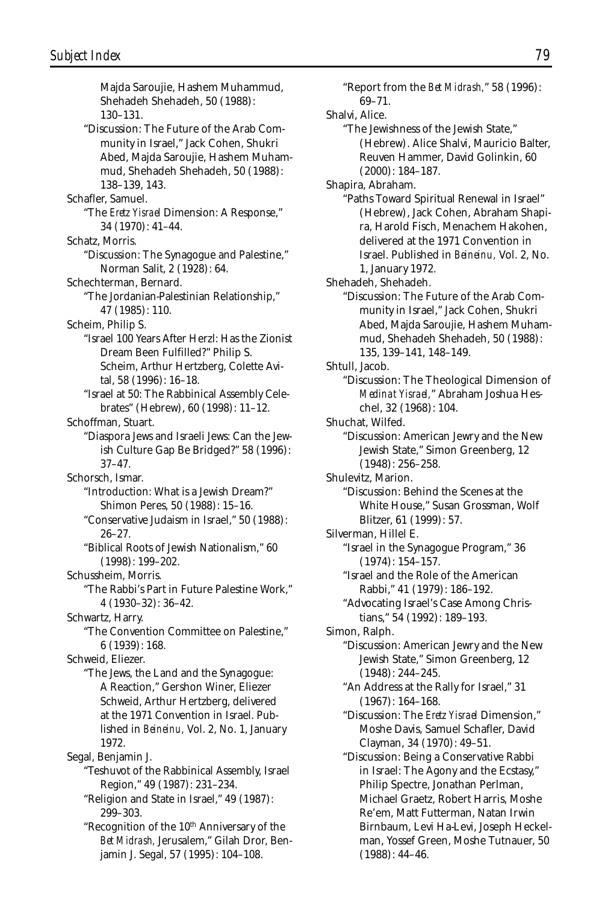Majda Saroujie, Hashem Muhammud, Shehadeh Shehadeh, 50 (1988): 130–131.

"Discussion: The Future of the Arab Community in Israel," Jack Cohen, Shukri Abed, Majda Saroujie, Hashem Muhammud, Shehadeh Shehadeh, 50 (1988): 138–139, 143.

Schafler, Samuel.

"The *Eretz Yisrael* Dimension: A Response," 34 (1970): 41–44.

Schatz, Morris.

"Discussion: The Synagogue and Palestine," Norman Salit, 2 (1928): 64.

Schechterman, Bernard.

"The Jordanian-Palestinian Relationship," 47 (1985): 110.

Scheim, Philip S.

"Israel 100 Years After Herzl: Has the Zionist Dream Been Fulfilled?" Philip S. Scheim, Arthur Hertzberg, Colette Avital, 58 (1996): 16–18.

"Israel at 50: The Rabbinical Assembly Celebrates" (Hebrew), 60 (1998): 11–12.

Schoffman, Stuart.

"Diaspora Jews and Israeli Jews: Can the Jewish Culture Gap Be Bridged?" 58 (1996): 37–47.

Schorsch, Ismar.

"Introduction: What is a Jewish Dream?" Shimon Peres, 50 (1988): 15–16.

"Conservative Judaism in Israel," 50 (1988): 26–27.

"Biblical Roots of Jewish Nationalism," 60 (1998): 199–202.

Schussheim, Morris.

"The Rabbi's Part in Future Palestine Work," 4 (1930–32): 36–42.

Schwartz, Harry.

"The Convention Committee on Palestine," 6 (1939): 168.

Schweid, Eliezer.

"The Jews, the Land and the Synagogue: A Reaction," Gershon Winer, Eliezer Schweid, Arthur Hertzberg, delivered at the 1971 Convention in Israel. Published in *Beineinu,* Vol. 2, No. 1, January 1972.

Segal, Benjamin J.

"Teshuvot of the Rabbinical Assembly, Israel Region," 49 (1987): 231–234.

"Religion and State in Israel," 49 (1987): 299–303.

"Recognition of the 10th Anniversary of the *Bet Midrash,* Jerusalem," Gilah Dror, Benjamin J. Segal, 57 (1995): 104–108.

"Report from the *Bet Midrash,*" 58 (1996): 69–71.

Shalvi, Alice.

"The Jewishness of the Jewish State," (Hebrew). Alice Shalvi, Mauricio Balter, Reuven Hammer, David Golinkin, 60 (2000): 184–187.

Shapira, Abraham.

"Paths Toward Spiritual Renewal in Israel" (Hebrew), Jack Cohen, Abraham Shapira, Harold Fisch, Menachem Hakohen, delivered at the 1971 Convention in Israel. Published in *Beineinu,* Vol. 2, No. 1, January 1972.

Shehadeh, Shehadeh.

"Discussion: The Future of the Arab Community in Israel," Jack Cohen, Shukri Abed, Majda Saroujie, Hashem Muhammud, Shehadeh Shehadeh, 50 (1988): 135, 139–141, 148–149.

Shtull, Jacob.

"Discussion: The Theological Dimension of *Medinat Yisrael,*" Abraham Joshua Heschel, 32 (1968): 104.

Shuchat, Wilfed.

"Discussion: American Jewry and the New Jewish State," Simon Greenberg, 12 (1948): 256–258.

Shulevitz, Marion.

"Discussion: Behind the Scenes at the White House," Susan Grossman, Wolf Blitzer, 61 (1999): 57.

Silverman, Hillel E.

"Israel in the Synagogue Program," 36 (1974): 154–157.

"Israel and the Role of the American Rabbi," 41 (1979): 186–192.

"Advocating Israel's Case Among Christians," 54 (1992): 189–193.

Simon, Ralph.

"Discussion: American Jewry and the New Jewish State," Simon Greenberg, 12 (1948): 244–245.

"An Address at the Rally for Israel," 31 (1967): 164–168.

"Discussion: The *Eretz Yisrael* Dimension," Moshe Davis, Samuel Schafler, David Clayman, 34 (1970): 49–51.

"Discussion: Being a Conservative Rabbi in Israel: The Agony and the Ecstasy," Philip Spectre, Jonathan Perlman, Michael Graetz, Robert Harris, Moshe Re'em, Matt Futterman, Natan Irwin Birnbaum, Levi Ha-Levi, Joseph Heckelman, Yossef Green, Moshe Tutnauer, 50 (1988): 44–46.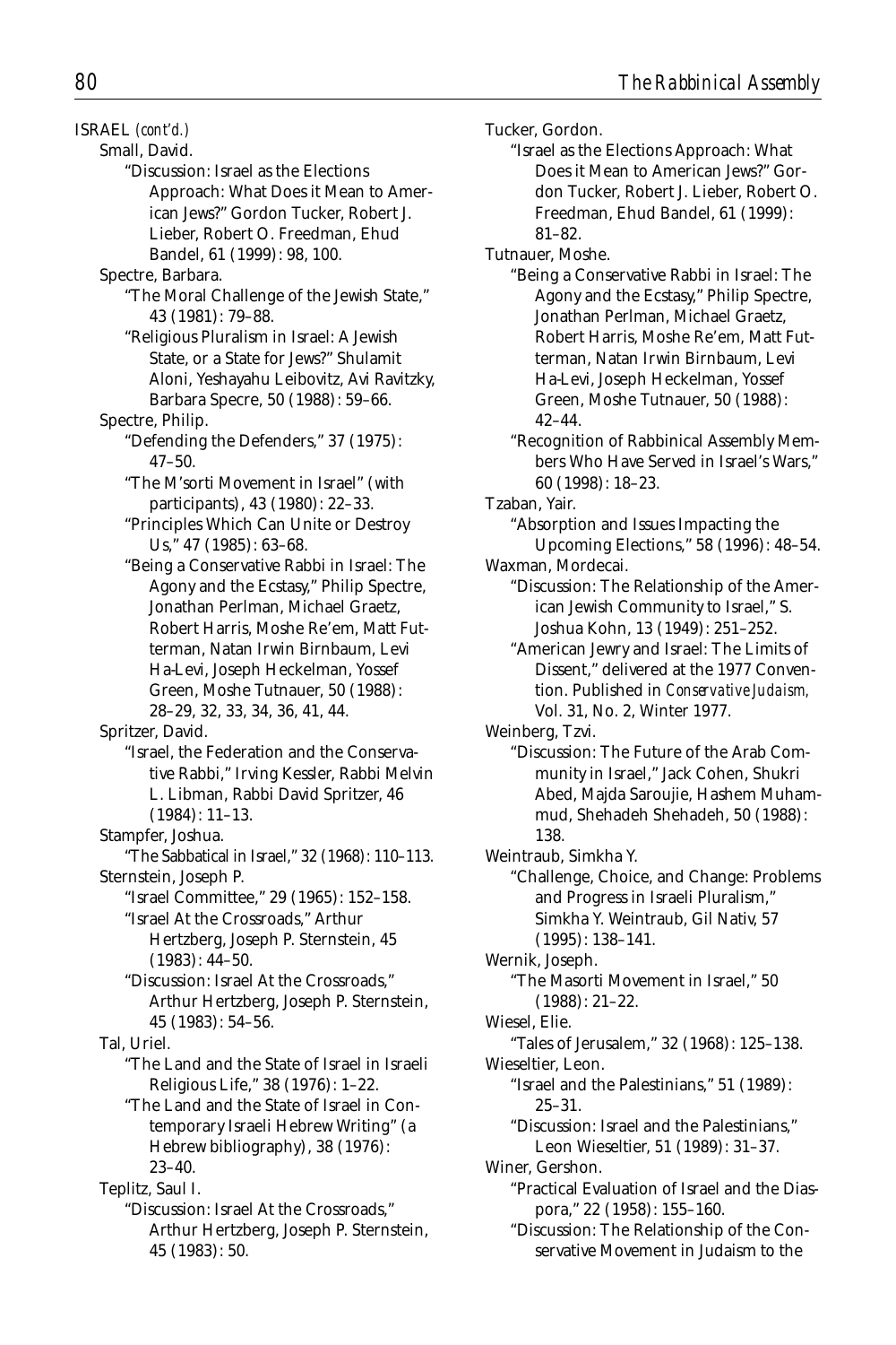ISRAEL *(cont'd.)*

Small, David.

"Discussion: Israel as the Elections Approach: What Does it Mean to American Jews?" Gordon Tucker, Robert J. Lieber, Robert O. Freedman, Ehud Bandel, 61 (1999): 98, 100.

Spectre, Barbara.

"The Moral Challenge of the Jewish State," 43 (1981): 79–88.

"Religious Pluralism in Israel: A Jewish State, or a State for Jews?" Shulamit Aloni, Yeshayahu Leibovitz, Avi Ravitzky, Barbara Specre, 50 (1988): 59–66.

Spectre, Philip.

"Defending the Defenders," 37 (1975): 47–50.

"The M'sorti Movement in Israel" (with participants), 43 (1980): 22–33.

"Principles Which Can Unite or Destroy Us," 47 (1985): 63–68.

"Being a Conservative Rabbi in Israel: The Agony and the Ecstasy," Philip Spectre, Jonathan Perlman, Michael Graetz, Robert Harris, Moshe Re'em, Matt Futterman, Natan Irwin Birnbaum, Levi Ha-Levi, Joseph Heckelman, Yossef Green, Moshe Tutnauer, 50 (1988): 28–29, 32, 33, 34, 36, 41, 44.

Spritzer, David.

"Israel, the Federation and the Conservative Rabbi," Irving Kessler, Rabbi Melvin L. Libman, Rabbi David Spritzer, 46 (1984): 11–13.

Stampfer, Joshua.

"The Sabbatical in Israel," 32 (1968): 110–113.

Sternstein, Joseph P.

"Israel Committee," 29 (1965): 152–158.

"Israel At the Crossroads," Arthur Hertzberg, Joseph P. Sternstein, 45 (1983): 44–50.

"Discussion: Israel At the Crossroads," Arthur Hertzberg, Joseph P. Sternstein, 45 (1983): 54–56.

Tal, Uriel.

"The Land and the State of Israel in Israeli Religious Life," 38 (1976): 1–22.

"The Land and the State of Israel in Contemporary Israeli Hebrew Writing" (a Hebrew bibliography), 38 (1976): 23–40.

Teplitz, Saul I.

"Discussion: Israel At the Crossroads," Arthur Hertzberg, Joseph P. Sternstein, 45 (1983): 50.

Tucker, Gordon.

"Israel as the Elections Approach: What Does it Mean to American Jews?" Gordon Tucker, Robert J. Lieber, Robert O. Freedman, Ehud Bandel, 61 (1999): 81–82.

Tutnauer, Moshe.

"Being a Conservative Rabbi in Israel: The Agony and the Ecstasy," Philip Spectre, Jonathan Perlman, Michael Graetz, Robert Harris, Moshe Re'em, Matt Futterman, Natan Irwin Birnbaum, Levi Ha-Levi, Joseph Heckelman, Yossef Green, Moshe Tutnauer, 50 (1988): 42–44.

"Recognition of Rabbinical Assembly Members Who Have Served in Israel's Wars," 60 (1998): 18–23.

Tzaban, Yair.

"Absorption and Issues Impacting the Upcoming Elections," 58 (1996): 48–54.

Waxman, Mordecai.

"Discussion: The Relationship of the American Jewish Community to Israel," S. Joshua Kohn, 13 (1949): 251–252.

"American Jewry and Israel: The Limits of Dissent," delivered at the 1977 Convention. Published in *Conservative Judaism,* Vol. 31, No. 2, Winter 1977.

Weinberg, Tzvi.

"Discussion: The Future of the Arab Community in Israel," Jack Cohen, Shukri Abed, Majda Saroujie, Hashem Muhammud, Shehadeh Shehadeh, 50 (1988): 138.

Weintraub, Simkha Y.

"Challenge, Choice, and Change: Problems and Progress in Israeli Pluralism," Simkha Y. Weintraub, Gil Nativ, 57 (1995): 138–141.

Wernik, Joseph.

"The Masorti Movement in Israel," 50 (1988): 21–22.

Wiesel, Elie.

"Tales of Jerusalem," 32 (1968): 125–138.

Wieseltier, Leon.

"Israel and the Palestinians," 51 (1989): 25–31.

"Discussion: Israel and the Palestinians," Leon Wieseltier, 51 (1989): 31–37.

Winer, Gershon.

"Practical Evaluation of Israel and the Diaspora," 22 (1958): 155–160.

"Discussion: The Relationship of the Conservative Movement in Judaism to the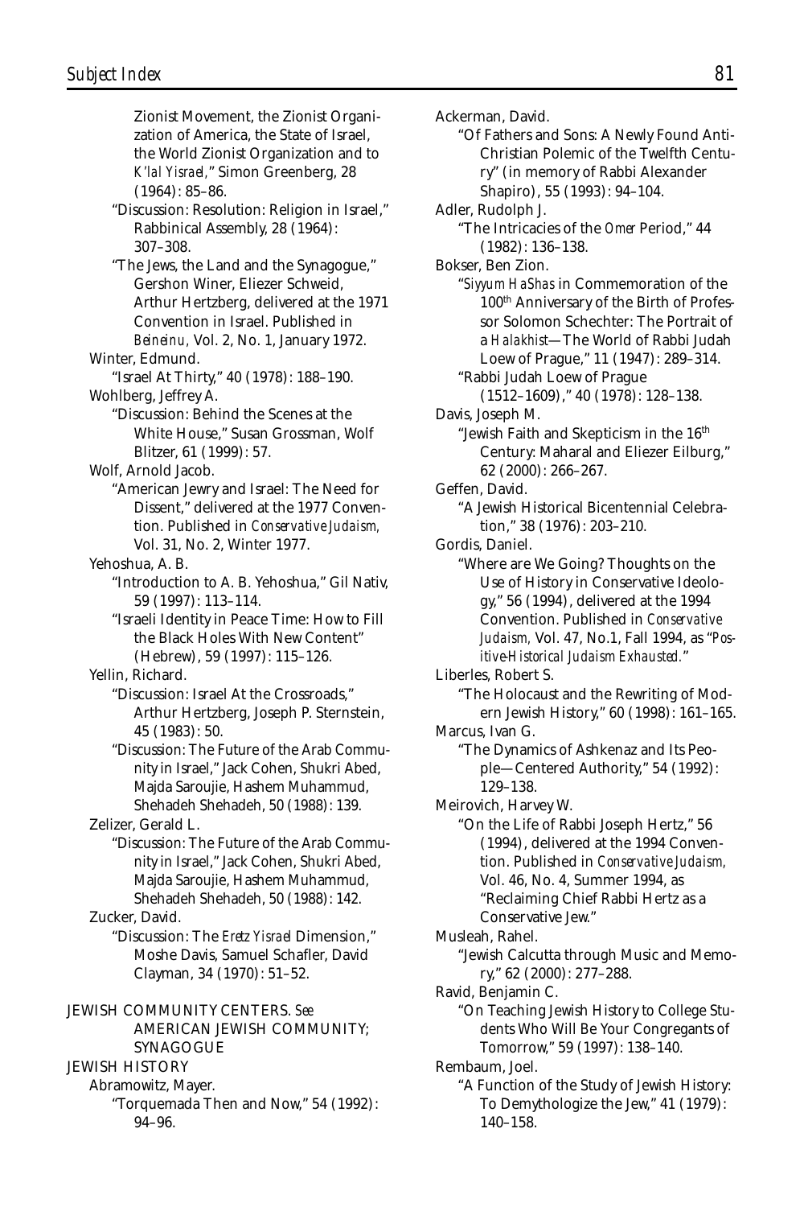Zionist Movement, the Zionist Organization of America, the State of Israel, the World Zionist Organization and to *K'lal Yisrael*," Simon Greenberg, 28 (1964): 85–86.

"Discussion: Resolution: Religion in Israel," Rabbinical Assembly, 28 (1964): 307–308.

"The Jews, the Land and the Synagogue," Gershon Winer, Eliezer Schweid, Arthur Hertzberg, delivered at the 1971 Convention in Israel. Published in *Beineinu,* Vol. 2, No. 1, January 1972.

Winter, Edmund.

"Israel At Thirty," 40 (1978): 188–190.

Wohlberg, Jeffrey A.

"Discussion: Behind the Scenes at the White House," Susan Grossman, Wolf Blitzer, 61 (1999): 57.

Wolf, Arnold Jacob.

"American Jewry and Israel: The Need for Dissent," delivered at the 1977 Convention. Published in *Conservative Judaism,* Vol. 31, No. 2, Winter 1977.

Yehoshua, A. B.

"Introduction to A. B. Yehoshua," Gil Nativ, 59 (1997): 113–114.

"Israeli Identity in Peace Time: How to Fill the Black Holes With New Content" (Hebrew), 59 (1997): 115–126.

Yellin, Richard.

"Discussion: Israel At the Crossroads," Arthur Hertzberg, Joseph P. Sternstein, 45 (1983): 50.

"Discussion: The Future of the Arab Community in Israel," Jack Cohen, Shukri Abed, Majda Saroujie, Hashem Muhammud, Shehadeh Shehadeh, 50 (1988): 139.

Zelizer, Gerald L.

"Discussion: The Future of the Arab Community in Israel," Jack Cohen, Shukri Abed, Majda Saroujie, Hashem Muhammud, Shehadeh Shehadeh, 50 (1988): 142.

Zucker, David.

"Discussion: The *Eretz Yisrael* Dimension," Moshe Davis, Samuel Schafler, David Clayman, 34 (1970): 51–52.

JEWISH COMMUNITY CENTERS. *See* AMERICAN JEWISH COMMUNITY; SYNAGOGUE

JEWISH HISTORY

Abramowitz, Mayer.

"Torquemada Then and Now," 54 (1992): 94–96.

Ackerman, David.

"Of Fathers and Sons: A Newly Found Anti-Christian Polemic of the Twelfth Century" (in memory of Rabbi Alexander Shapiro), 55 (1993): 94–104.

Adler, Rudolph J.

"The Intricacies of the *Omer* Period," 44 (1982): 136–138.

Bokser, Ben Zion.

"*Siyyum HaShas* in Commemoration of the 100th Anniversary of the Birth of Professor Solomon Schechter: The Portrait of a *Halakhist*—The World of Rabbi Judah Loew of Prague," 11 (1947): 289–314.

"Rabbi Judah Loew of Prague (1512–1609)," 40 (1978): 128–138.

Davis, Joseph M.

"Jewish Faith and Skepticism in the 16th Century: Maharal and Eliezer Eilburg," 62 (2000): 266–267.

Geffen, David.

"A Jewish Historical Bicentennial Celebration," 38 (1976): 203–210.

Gordis, Daniel.

"Where are We Going? Thoughts on the Use of History in Conservative Ideology," 56 (1994), delivered at the 1994 Convention. Published in *Conservative Judaism,* Vol. 47, No.1, Fall 1994, as "*Positive-Historical Judaism Exhausted.*"

Liberles, Robert S.

"The Holocaust and the Rewriting of Modern Jewish History," 60 (1998): 161–165.

Marcus, Ivan G.

"The Dynamics of Ashkenaz and Its People—Centered Authority," 54 (1992): 129–138.

Meirovich, Harvey W.

"On the Life of Rabbi Joseph Hertz," 56 (1994), delivered at the 1994 Convention. Published in *Conservative Judaism,* Vol. 46, No. 4, Summer 1994, as "Reclaiming Chief Rabbi Hertz as a Conservative Jew."

Musleah, Rahel.

"Jewish Calcutta through Music and Memory," 62 (2000): 277–288.

Ravid, Benjamin C.

"On Teaching Jewish History to College Students Who Will Be Your Congregants of Tomorrow," 59 (1997): 138–140.

Rembaum, Joel.

"A Function of the Study of Jewish History: To Demythologize the Jew," 41 (1979): 140–158.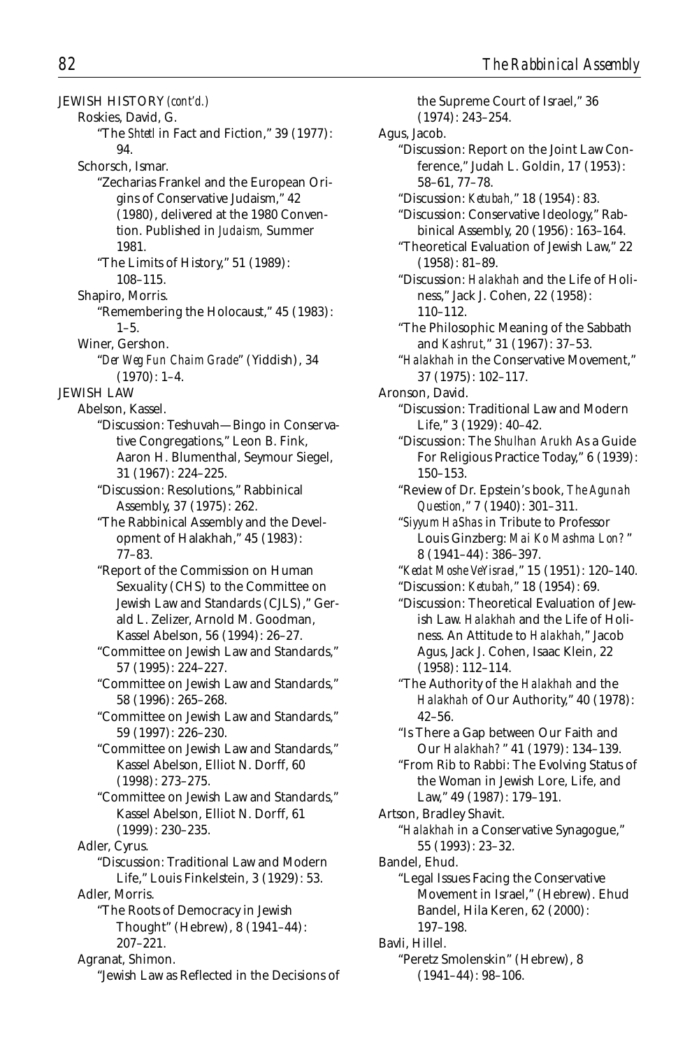JEWISH HISTORY *(cont'd.)*

Roskies, David, G.

"The *Shtetl* in Fact and Fiction," 39 (1977): 94.

Schorsch, Ismar.

"Zecharias Frankel and the European Origins of Conservative Judaism," 42 (1980), delivered at the 1980 Convention. Published in *Judaism,* Summer 1981.

"The Limits of History," 51 (1989): 108–115.

Shapiro, Morris.

"Remembering the Holocaust," 45 (1983): 1–5.

Winer, Gershon.

"*Der Weg Fun Chaim Grade*" (Yiddish), 34 (1970): 1–4.

JEWISH LAW

Abelson, Kassel.

"Discussion: Teshuvah—Bingo in Conservative Congregations," Leon B. Fink, Aaron H. Blumenthal, Seymour Siegel, 31 (1967): 224–225.

"Discussion: Resolutions," Rabbinical Assembly, 37 (1975): 262.

"The Rabbinical Assembly and the Development of Halakhah," 45 (1983): 77–83.

"Report of the Commission on Human Sexuality (CHS) to the Committee on Jewish Law and Standards (CJLS)," Gerald L. Zelizer, Arnold M. Goodman, Kassel Abelson, 56 (1994): 26–27.

"Committee on Jewish Law and Standards," 57 (1995): 224–227.

"Committee on Jewish Law and Standards," 58 (1996): 265–268.

"Committee on Jewish Law and Standards," 59 (1997): 226–230.

"Committee on Jewish Law and Standards," Kassel Abelson, Elliot N. Dorff, 60 (1998): 273–275.

"Committee on Jewish Law and Standards," Kassel Abelson, Elliot N. Dorff, 61 (1999): 230–235.

Adler, Cyrus.

"Discussion: Traditional Law and Modern Life," Louis Finkelstein, 3 (1929): 53.

Adler, Morris.

"The Roots of Democracy in Jewish Thought" (Hebrew), 8 (1941–44): 207–221.

Agranat, Shimon.

"Jewish Law as Reflected in the Decisions of the Supreme Court of Israel," 36 (1974): 243–254.

Agus, Jacob.

"Discussion: Report on the Joint Law Conference," Judah L. Goldin, 17 (1953): 58–61, 77–78.

"Discussion: *Ketubah,*" 18 (1954): 83.

"Discussion: Conservative Ideology," Rabbinical Assembly, 20 (1956): 163–164.

"Theoretical Evaluation of Jewish Law," 22 (1958): 81–89.

"Discussion: *Halakhah* and the Life of Holiness," Jack J. Cohen, 22 (1958): 110–112.

"The Philosophic Meaning of the Sabbath and *Kashrut,*" 31 (1967): 37–53.

"*Halakhah* in the Conservative Movement," 37 (1975): 102–117.

Aronson, David.

"Discussion: Traditional Law and Modern Life," 3 (1929): 40–42.

"Discussion: The *Shulhan Arukh* As a Guide For Religious Practice Today," 6 (1939): 150–153.

"Review of Dr. Epstein's book, *The Agunah Question,*" 7 (1940): 301–311.

"*Siyyum HaShas* in Tribute to Professor Louis Ginzberg: *Mai Ko Mashma Lon?*" 8 (1941–44): 386–397.

"*Kedat Moshe VeYisrael,*" 15 (1951): 120–140.

"Discussion: *Ketubah,*" 18 (1954): 69.

"Discussion: Theoretical Evaluation of Jewish Law. *Halakhah* and the Life of Holiness. An Attitude to *Halakhah,*" Jacob Agus, Jack J. Cohen, Isaac Klein, 22 (1958): 112–114.

"The Authority of the *Halakhah* and the *Halakhah* of Our Authority," 40 (1978): 42–56.

"Is There a Gap between Our Faith and Our *Halakhah?*" 41 (1979): 134–139.

"From Rib to Rabbi: The Evolving Status of the Woman in Jewish Lore, Life, and Law," 49 (1987): 179–191.

Artson, Bradley Shavit.

"*Halakhah* in a Conservative Synagogue," 55 (1993): 23–32.

Bandel, Ehud.

"Legal Issues Facing the Conservative Movement in Israel," (Hebrew). Ehud Bandel, Hila Keren, 62 (2000): 197–198.

Bavli, Hillel.

"Peretz Smolenskin" (Hebrew), 8 (1941–44): 98–106.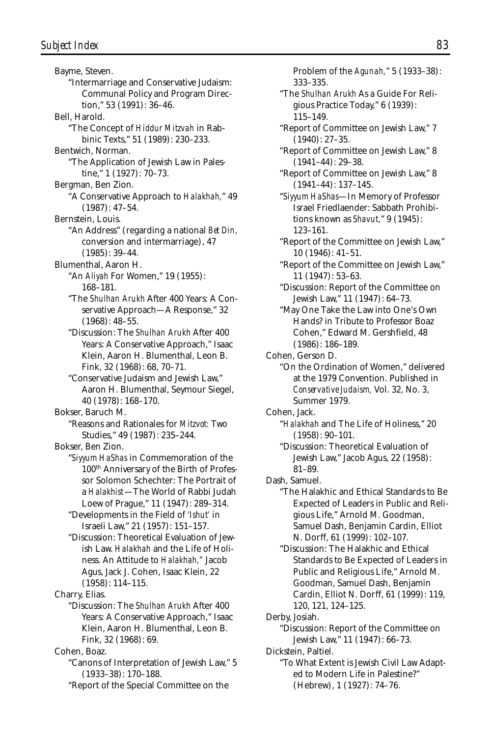Bayme, Steven.

"Intermarriage and Conservative Judaism: Communal Policy and Program Direction," 53 (1991): 36–46.

Bell, Harold.

"The Concept of *Hiddur Mitzvah* in Rabbinic Texts," 51 (1989): 230–233.

Bentwich, Norman.

"The Application of Jewish Law in Palestine," 1 (1927): 70–73.

Bergman, Ben Zion.

"A Conservative Approach to *Halakhah,*" 49 (1987): 47–54.

Bernstein, Louis.

"An Address" (regarding a national *Bet Din,* conversion and intermarriage), 47 (1985): 39–44.

Blumenthal, Aaron H.

"An *Aliyah* For Women," 19 (1955): 168–181.

"The *Shulhan Arukh* After 400 Years: A Conservative Approach—A Response," 32 (1968): 48–55.

"Discussion: The *Shulhan Arukh* After 400 Years: A Conservative Approach," Isaac Klein, Aaron H. Blumenthal, Leon B. Fink, 32 (1968): 68, 70–71.

"Conservative Judaism and Jewish Law," Aaron H. Blumenthal, Seymour Siegel, 40 (1978): 168–170.

Bokser, Baruch M.

"Reasons and Rationales for *Mitzvot:* Two Studies," 49 (1987): 235–244.

Bokser, Ben Zion.

"*Siyyum HaShas* in Commemoration of the 100th Anniversary of the Birth of Professor Solomon Schechter: The Portrait of a *Halakhist*—The World of Rabbi Judah Loew of Prague," 11 (1947): 289–314.

"Developments in the Field of *'Ishut'* in Israeli Law," 21 (1957): 151–157.

"Discussion: Theoretical Evaluation of Jewish Law. *Halakhah* and the Life of Holiness. An Attitude to *Halakhah,*" Jacob Agus, Jack J. Cohen, Isaac Klein, 22 (1958): 114–115.

Charry, Elias.

"Discussion: The *Shulhan Arukh* After 400 Years: A Conservative Approach," Isaac Klein, Aaron H. Blumenthal, Leon B. Fink, 32 (1968): 69.

Cohen, Boaz.

"Canons of Interpretation of Jewish Law," 5 (1933–38): 170–188.

"Report of the Special Committee on the Problem of the *Agunah,*" 5 (1933–38): 333–335.

"The *Shulhan Arukh* As a Guide For Religious Practice Today," 6 (1939): 115–149.

"Report of Committee on Jewish Law," 7 (1940): 27–35.

"Report of Committee on Jewish Law," 8 (1941–44): 29–38.

"Report of Committee on Jewish Law," 8 (1941–44): 137–145.

"*Siyyum HaShas*—In Memory of Professor Israel Friedlaender: Sabbath Prohibitions known as *Shavut,*" 9 (1945): 123–161.

"Report of the Committee on Jewish Law," 10 (1946): 41–51.

"Report of the Committee on Jewish Law," 11 (1947): 53–63.

"Discussion: Report of the Committee on Jewish Law," 11 (1947): 64–73.

"May One Take the Law into One's Own Hands? in Tribute to Professor Boaz Cohen," Edward M. Gershfield, 48 (1986): 186–189.

Cohen, Gerson D.

"On the Ordination of Women," delivered at the 1979 Convention. Published in *Conservative Judaism,* Vol. 32, No. 3, Summer 1979.

Cohen, Jack.

"*Halakhah* and The Life of Holiness," 20 (1958): 90–101.

"Discussion: Theoretical Evaluation of Jewish Law," Jacob Agus, 22 (1958): 81–89.

Dash, Samuel.

"The Halakhic and Ethical Standards to Be Expected of Leaders in Public and Religious Life," Arnold M. Goodman, Samuel Dash, Benjamin Cardin, Elliot N. Dorff, 61 (1999): 102–107.

"Discussion: The Halakhic and Ethical Standards to Be Expected of Leaders in Public and Religious Life," Arnold M. Goodman, Samuel Dash, Benjamin Cardin, Elliot N. Dorff, 61 (1999): 119, 120, 121, 124–125.

Derby, Josiah.

"Discussion: Report of the Committee on Jewish Law," 11 (1947): 66–73.

Dickstein, Paltiel.

"To What Extent is Jewish Civil Law Adapted to Modern Life in Palestine?" (Hebrew), 1 (1927): 74–76.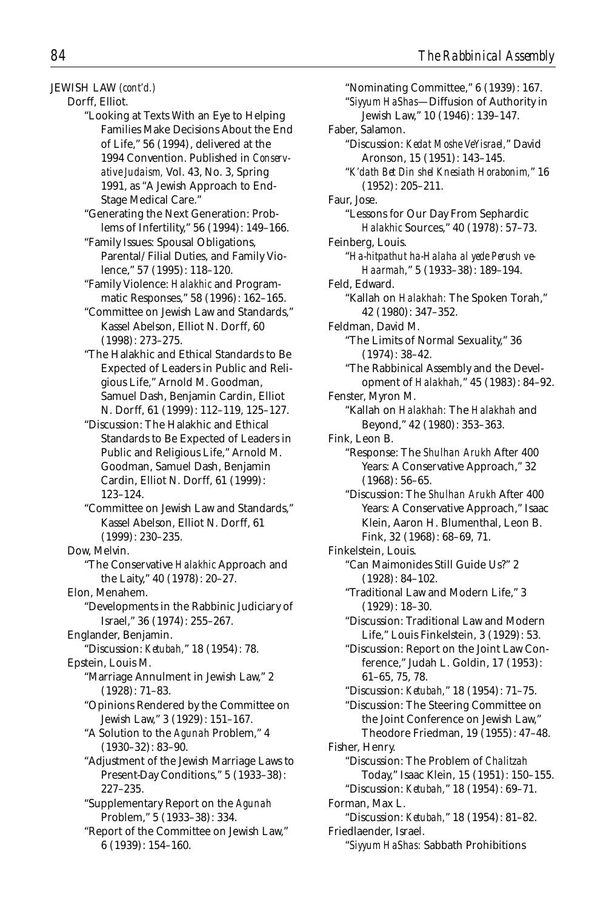JEWISH LAW *(cont'd.)*

Dorff, Elliot.

- "Looking at Texts With an Eye to Helping Families Make Decisions About the End of Life," 56 (1994), delivered at the 1994 Convention. Published in *Conservative Judaism,* Vol. 43, No. 3, Spring 1991, as "A Jewish Approach to End-Stage Medical Care."
- "Generating the Next Generation: Problems of Infertility," 56 (1994): 149–166.
- "Family Issues: Spousal Obligations, Parental/Filial Duties, and Family Violence," 57 (1995): 118–120.
- "Family Violence: *Halakhic* and Programmatic Responses," 58 (1996): 162–165.
- "Committee on Jewish Law and Standards," Kassel Abelson, Elliot N. Dorff, 60 (1998): 273–275.
- "The Halakhic and Ethical Standards to Be Expected of Leaders in Public and Religious Life," Arnold M. Goodman, Samuel Dash, Benjamin Cardin, Elliot N. Dorff, 61 (1999): 112–119, 125–127.
- "Discussion: The Halakhic and Ethical Standards to Be Expected of Leaders in Public and Religious Life," Arnold M. Goodman, Samuel Dash, Benjamin Cardin, Elliot N. Dorff, 61 (1999): 123–124.
- "Committee on Jewish Law and Standards," Kassel Abelson, Elliot N. Dorff, 61 (1999): 230–235.

Dow, Melvin.

- "The Conservative *Halakhic* Approach and the Laity," 40 (1978): 20–27.

Elon, Menahem.

- "Developments in the Rabbinic Judiciary of Israel," 36 (1974): 255–267.

Englander, Benjamin.

- "Discussion: *Ketubah,*" 18 (1954): 78.

Epstein, Louis M.

- "Marriage Annulment in Jewish Law," 2 (1928): 71–83.
- "Opinions Rendered by the Committee on Jewish Law," 3 (1929): 151–167.
- "A Solution to the *Agunah* Problem," 4 (1930–32): 83–90.
- "Adjustment of the Jewish Marriage Laws to Present-Day Conditions," 5 (1933–38): 227–235.
- "Supplementary Report on the *Agunah* Problem," 5 (1933–38): 334.
- "Report of the Committee on Jewish Law," 6 (1939): 154–160.
- "Nominating Committee," 6 (1939): 167.
- "*Siyyum HaShas*—Diffusion of Authority in Jewish Law," 10 (1946): 139–147.

Faber, Salamon.

- "Discussion: *Kedat Moshe VeYisrael,*" David Aronson, 15 (1951): 143–145.
- "*K'dath Bet Din shel Knesiath Horabonim,*" 16 (1952): 205–211.

Faur, Jose.

- "Lessons for Our Day From Sephardic *Halakhic* Sources," 40 (1978): 57–73.

Feinberg, Louis.

- "*Ha-hitpathut ha-Halaha al yede Perush ve-Haarmah,*" 5 (1933–38): 189–194.

Feld, Edward.

- "Kallah on *Halakhah:* The Spoken Torah," 42 (1980): 347–352.

Feldman, David M.

- "The Limits of Normal Sexuality," 36 (1974): 38–42.
- "The Rabbinical Assembly and the Development of *Halakhah,*" 45 (1983): 84–92.

Fenster, Myron M.

- "Kallah on *Halakhah:* The *Halakhah* and Beyond," 42 (1980): 353–363.

Fink, Leon B.

- "Response: The *Shulhan Arukh* After 400 Years: A Conservative Approach," 32 (1968): 56–65.
- "Discussion: The *Shulhan Arukh* After 400 Years: A Conservative Approach," Isaac Klein, Aaron H. Blumenthal, Leon B. Fink, 32 (1968): 68–69, 71.

Finkelstein, Louis.

- "Can Maimonides Still Guide Us?" 2 (1928): 84–102.
- "Traditional Law and Modern Life," 3 (1929): 18–30.
- "Discussion: Traditional Law and Modern Life," Louis Finkelstein, 3 (1929): 53.
- "Discussion: Report on the Joint Law Conference," Judah L. Goldin, 17 (1953): 61–65, 75, 78.
- "Discussion: *Ketubah,*" 18 (1954): 71–75.
- "Discussion: The Steering Committee on the Joint Conference on Jewish Law," Theodore Friedman, 19 (1955): 47–48.

Fisher, Henry.

- "Discussion: The Problem of *Chalitzah* Today," Isaac Klein, 15 (1951): 150–155.
- "Discussion: *Ketubah,*" 18 (1954): 69–71.

Forman, Max L.

- "Discussion: *Ketubah,*" 18 (1954): 81–82.

Friedlaender, Israel.

- "*Siyyum HaShas:* Sabbath Prohibitions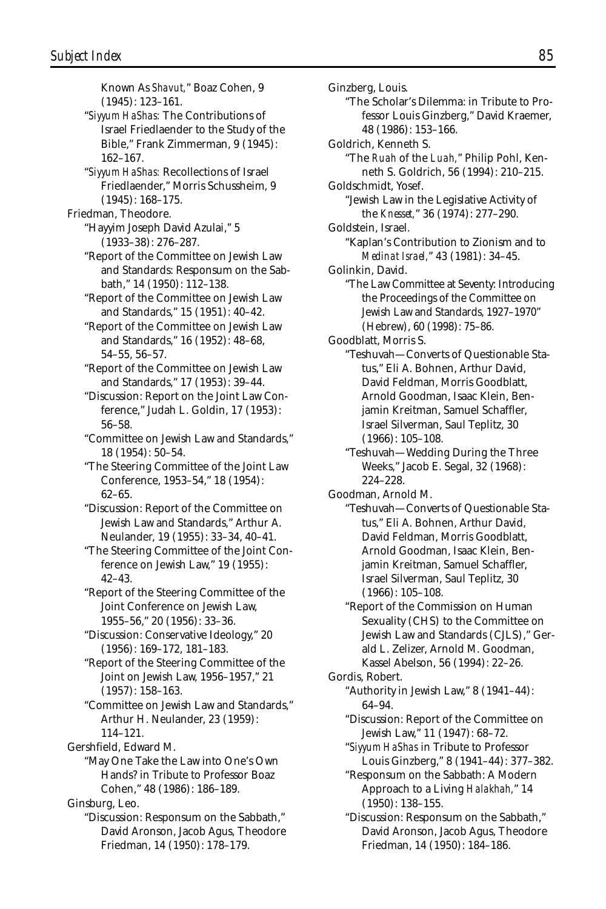Known As *Shavut*," Boaz Cohen, 9 (1945): 123–161.

"*Siyyum HaShas:* The Contributions of Israel Friedlaender to the Study of the Bible," Frank Zimmerman, 9 (1945): 162–167.

"*Siyyum HaShas:* Recollections of Israel Friedlaender," Morris Schussheim, 9 (1945): 168–175.

Friedman, Theodore.

"Hayyim Joseph David Azulai," 5 (1933–38): 276–287.

"Report of the Committee on Jewish Law and Standards: Responsum on the Sabbath," 14 (1950): 112–138.

"Report of the Committee on Jewish Law and Standards," 15 (1951): 40–42.

"Report of the Committee on Jewish Law and Standards," 16 (1952): 48–68, 54–55, 56–57.

"Report of the Committee on Jewish Law and Standards," 17 (1953): 39–44.

"Discussion: Report on the Joint Law Conference," Judah L. Goldin, 17 (1953): 56–58.

"Committee on Jewish Law and Standards," 18 (1954): 50–54.

"The Steering Committee of the Joint Law Conference, 1953–54," 18 (1954): 62–65.

"Discussion: Report of the Committee on Jewish Law and Standards," Arthur A. Neulander, 19 (1955): 33–34, 40–41.

"The Steering Committee of the Joint Conference on Jewish Law," 19 (1955): 42–43.

"Report of the Steering Committee of the Joint Conference on Jewish Law, 1955–56," 20 (1956): 33–36.

"Discussion: Conservative Ideology," 20 (1956): 169–172, 181–183.

"Report of the Steering Committee of the Joint on Jewish Law, 1956–1957," 21 (1957): 158–163.

"Committee on Jewish Law and Standards," Arthur H. Neulander, 23 (1959): 114–121.

Gershfield, Edward M.

"May One Take the Law into One's Own Hands? in Tribute to Professor Boaz Cohen," 48 (1986): 186–189.

Ginsburg, Leo.

"Discussion: Responsum on the Sabbath," David Aronson, Jacob Agus, Theodore Friedman, 14 (1950): 178–179.

Ginzberg, Louis.

"The Scholar's Dilemma: in Tribute to Professor Louis Ginzberg," David Kraemer, 48 (1986): 153–166.

Goldrich, Kenneth S.

"The *Ruah* of the *Luah*," Philip Pohl, Kenneth S. Goldrich, 56 (1994): 210–215.

Goldschmidt, Yosef.

"Jewish Law in the Legislative Activity of the *Knesset*," 36 (1974): 277–290.

Goldstein, Israel.

"Kaplan's Contribution to Zionism and to *Medinat Israel*," 43 (1981): 34–45.

Golinkin, David.

"The Law Committee at Seventy: Introducing the Proceedings of the Committee on Jewish Law and Standards, 1927–1970" (Hebrew), 60 (1998): 75–86.

Goodblatt, Morris S.

"Teshuvah—Converts of Questionable Status," Eli A. Bohnen, Arthur David, David Feldman, Morris Goodblatt, Arnold Goodman, Isaac Klein, Benjamin Kreitman, Samuel Schaffler, Israel Silverman, Saul Teplitz, 30 (1966): 105–108.

"Teshuvah—Wedding During the Three Weeks," Jacob E. Segal, 32 (1968): 224–228.

Goodman, Arnold M.

"Teshuvah—Converts of Questionable Status," Eli A. Bohnen, Arthur David, David Feldman, Morris Goodblatt, Arnold Goodman, Isaac Klein, Benjamin Kreitman, Samuel Schaffler, Israel Silverman, Saul Teplitz, 30 (1966): 105–108.

"Report of the Commission on Human Sexuality (CHS) to the Committee on Jewish Law and Standards (CJLS)," Gerald L. Zelizer, Arnold M. Goodman, Kassel Abelson, 56 (1994): 22–26.

Gordis, Robert.

"Authority in Jewish Law," 8 (1941–44): 64–94.

"Discussion: Report of the Committee on Jewish Law," 11 (1947): 68–72.

"*Siyyum HaShas* in Tribute to Professor Louis Ginzberg," 8 (1941–44): 377–382.

"Responsum on the Sabbath: A Modern Approach to a Living *Halakhah*," 14 (1950): 138–155.

"Discussion: Responsum on the Sabbath," David Aronson, Jacob Agus, Theodore Friedman, 14 (1950): 184–186.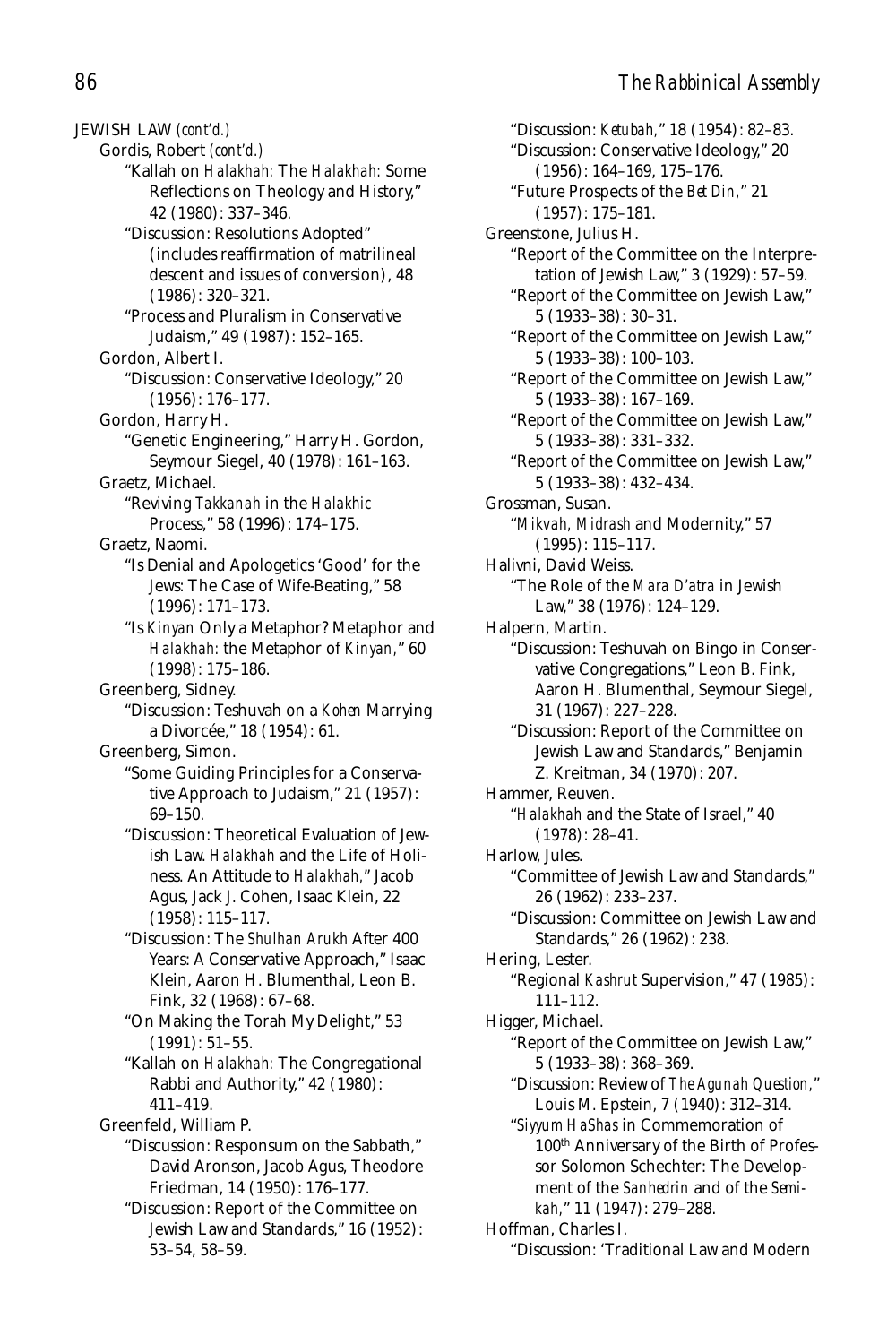JEWISH LAW *(cont'd.)*

Gordis, Robert *(cont'd.)*

"Kallah on *Halakhah:* The *Halakhah:* Some Reflections on Theology and History," 42 (1980): 337–346.

"Discussion: Resolutions Adopted" (includes reaffirmation of matrilineal descent and issues of conversion), 48 (1986): 320–321.

"Process and Pluralism in Conservative Judaism," 49 (1987): 152–165.

Gordon, Albert I.

"Discussion: Conservative Ideology," 20 (1956): 176–177.

Gordon, Harry H.

"Genetic Engineering," Harry H. Gordon, Seymour Siegel, 40 (1978): 161–163.

Graetz, Michael.

"Reviving *Takkanah* in the *Halakhic* Process," 58 (1996): 174–175.

Graetz, Naomi.

"Is Denial and Apologetics 'Good' for the Jews: The Case of Wife-Beating," 58 (1996): 171–173.

"Is *Kinyan* Only a Metaphor? Metaphor and *Halakhah:* the Metaphor of *Kinyan*," 60 (1998): 175–186.

Greenberg, Sidney.

"Discussion: Teshuvah on a *Kohen* Marrying a Divorcée," 18 (1954): 61.

Greenberg, Simon.

"Some Guiding Principles for a Conservative Approach to Judaism," 21 (1957): 69–150.

"Discussion: Theoretical Evaluation of Jewish Law. *Halakhah* and the Life of Holiness. An Attitude to *Halakhah*," Jacob Agus, Jack J. Cohen, Isaac Klein, 22 (1958): 115–117.

"Discussion: The *Shulhan Arukh* After 400 Years: A Conservative Approach," Isaac Klein, Aaron H. Blumenthal, Leon B. Fink, 32 (1968): 67–68.

"On Making the Torah My Delight," 53 (1991): 51–55.

"Kallah on *Halakhah:* The Congregational Rabbi and Authority," 42 (1980): 411–419.

Greenfeld, William P.

"Discussion: Responsum on the Sabbath," David Aronson, Jacob Agus, Theodore Friedman, 14 (1950): 176–177.

"Discussion: Report of the Committee on Jewish Law and Standards," 16 (1952): 53–54, 58–59.

"Discussion: *Ketubah*," 18 (1954): 82–83.

"Discussion: Conservative Ideology," 20 (1956): 164–169, 175–176.

"Future Prospects of the *Bet Din*," 21 (1957): 175–181.

Greenstone, Julius H.

"Report of the Committee on the Interpretation of Jewish Law," 3 (1929): 57–59.

"Report of the Committee on Jewish Law," 5 (1933–38): 30–31.

"Report of the Committee on Jewish Law," 5 (1933–38): 100–103.

"Report of the Committee on Jewish Law," 5 (1933–38): 167–169.

"Report of the Committee on Jewish Law," 5 (1933–38): 331–332.

"Report of the Committee on Jewish Law," 5 (1933–38): 432–434.

Grossman, Susan.

"*Mikvah, Midrash* and Modernity," 57 (1995): 115–117.

Halivni, David Weiss.

"The Role of the *Mara D'atra* in Jewish Law," 38 (1976): 124–129.

Halpern, Martin.

"Discussion: Teshuvah on Bingo in Conservative Congregations," Leon B. Fink, Aaron H. Blumenthal, Seymour Siegel, 31 (1967): 227–228.

"Discussion: Report of the Committee on Jewish Law and Standards," Benjamin Z. Kreitman, 34 (1970): 207.

Hammer, Reuven.

"*Halakhah* and the State of Israel," 40 (1978): 28–41.

Harlow, Jules.

"Committee of Jewish Law and Standards," 26 (1962): 233–237.

"Discussion: Committee on Jewish Law and Standards," 26 (1962): 238.

Hering, Lester.

"Regional *Kashrut* Supervision," 47 (1985): 111–112.

Higger, Michael.

"Report of the Committee on Jewish Law," 5 (1933–38): 368–369.

"Discussion: Review of *The Agunah Question*," Louis M. Epstein, 7 (1940): 312–314.

"*Siyyum HaShas* in Commemoration of 100th Anniversary of the Birth of Professor Solomon Schechter: The Development of the *Sanhedrin* and of the *Semikah*," 11 (1947): 279–288.

Hoffman, Charles I.

"Discussion: 'Traditional Law and Modern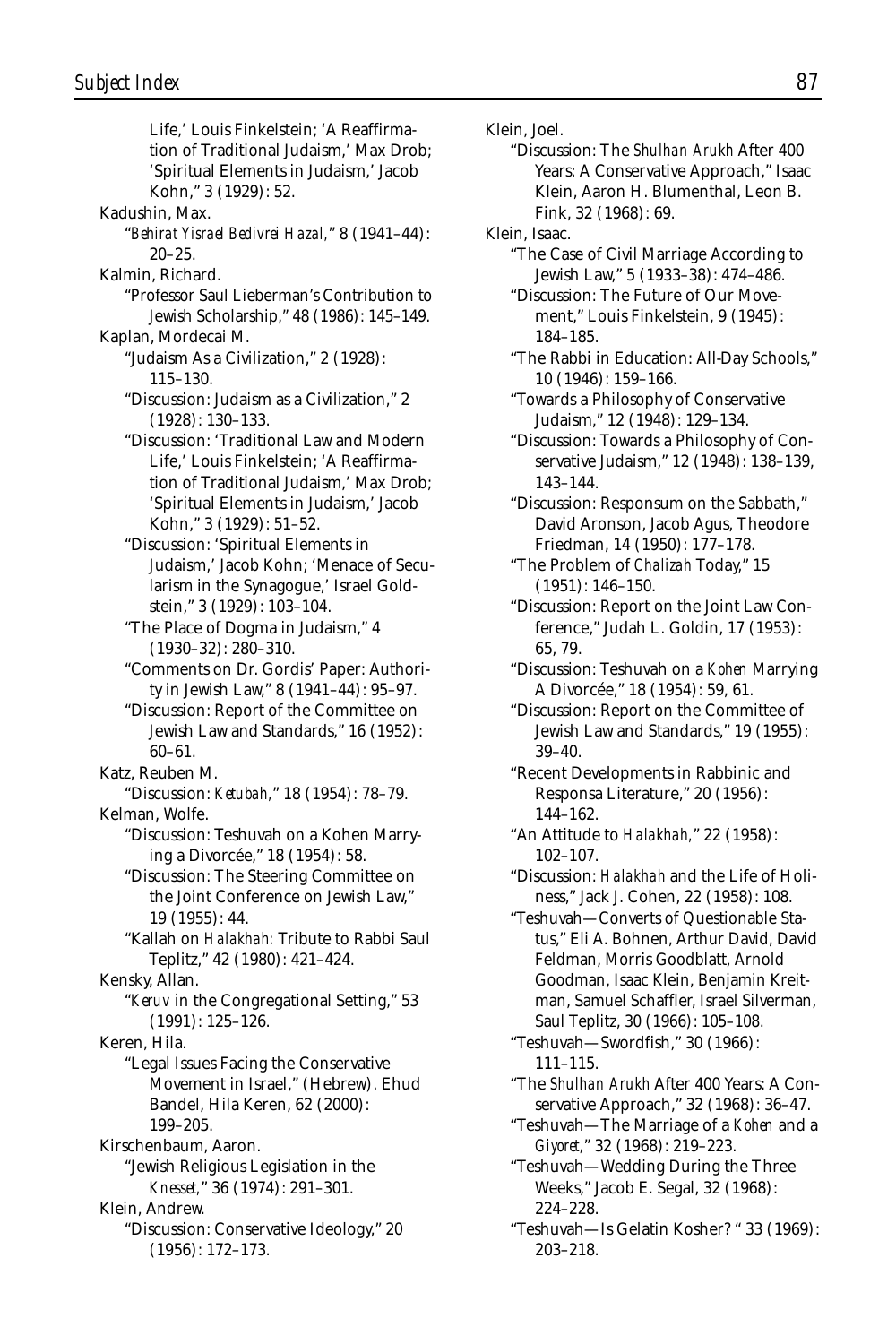Life,' Louis Finkelstein; 'A Reaffirmation of Traditional Judaism,' Max Drob; 'Spiritual Elements in Judaism,' Jacob Kohn," 3 (1929): 52.

Kadushin, Max.

"*Behirat Yisrael Bedivrei Hazal,*" 8 (1941–44): 20–25.

Kalmin, Richard.

"Professor Saul Lieberman's Contribution to Jewish Scholarship," 48 (1986): 145–149.

Kaplan, Mordecai M.

"Judaism As a Civilization," 2 (1928): 115–130.

"Discussion: Judaism as a Civilization," 2 (1928): 130–133.

"Discussion: 'Traditional Law and Modern Life,' Louis Finkelstein; 'A Reaffirmation of Traditional Judaism,' Max Drob; 'Spiritual Elements in Judaism,' Jacob Kohn," 3 (1929): 51–52.

"Discussion: 'Spiritual Elements in Judaism,' Jacob Kohn; 'Menace of Secularism in the Synagogue,' Israel Goldstein," 3 (1929): 103–104.

"The Place of Dogma in Judaism," 4 (1930–32): 280–310.

"Comments on Dr. Gordis' Paper: Authority in Jewish Law," 8 (1941–44): 95–97.

"Discussion: Report of the Committee on Jewish Law and Standards," 16 (1952): 60–61.

Katz, Reuben M.

"Discussion: *Ketubah,*" 18 (1954): 78–79.

Kelman, Wolfe.

"Discussion: Teshuvah on a Kohen Marrying a Divorcée," 18 (1954): 58.

"Discussion: The Steering Committee on the Joint Conference on Jewish Law," 19 (1955): 44.

"Kallah on *Halakhah:* Tribute to Rabbi Saul Teplitz," 42 (1980): 421–424.

Kensky, Allan.

"*Keruv* in the Congregational Setting," 53 (1991): 125–126.

Keren, Hila.

"Legal Issues Facing the Conservative Movement in Israel," (Hebrew). Ehud Bandel, Hila Keren, 62 (2000): 199–205.

Kirschenbaum, Aaron.

"Jewish Religious Legislation in the *Knesset,*" 36 (1974): 291–301.

Klein, Andrew.

"Discussion: Conservative Ideology," 20 (1956): 172–173.

Klein, Joel.

"Discussion: The *Shulhan Arukh* After 400 Years: A Conservative Approach," Isaac Klein, Aaron H. Blumenthal, Leon B. Fink, 32 (1968): 69.

Klein, Isaac.

"The Case of Civil Marriage According to Jewish Law," 5 (1933–38): 474–486.

"Discussion: The Future of Our Movement," Louis Finkelstein, 9 (1945): 184–185.

"The Rabbi in Education: All-Day Schools," 10 (1946): 159–166.

"Towards a Philosophy of Conservative Judaism," 12 (1948): 129–134.

"Discussion: Towards a Philosophy of Conservative Judaism," 12 (1948): 138–139, 143–144.

"Discussion: Responsum on the Sabbath," David Aronson, Jacob Agus, Theodore Friedman, 14 (1950): 177–178.

"The Problem of *Chalizah* Today," 15 (1951): 146–150.

"Discussion: Report on the Joint Law Conference," Judah L. Goldin, 17 (1953): 65, 79.

"Discussion: Teshuvah on a *Kohen* Marrying A Divorcée," 18 (1954): 59, 61.

"Discussion: Report on the Committee of Jewish Law and Standards," 19 (1955): 39–40.

"Recent Developments in Rabbinic and Responsa Literature," 20 (1956): 144–162.

"An Attitude to *Halakhah,*" 22 (1958): 102–107.

"Discussion: *Halakhah* and the Life of Holiness," Jack J. Cohen, 22 (1958): 108.

"Teshuvah—Converts of Questionable Status," Eli A. Bohnen, Arthur David, David Feldman, Morris Goodblatt, Arnold Goodman, Isaac Klein, Benjamin Kreitman, Samuel Schaffler, Israel Silverman, Saul Teplitz, 30 (1966): 105–108.

"Teshuvah—Swordfish," 30 (1966): 111–115.

"The *Shulhan Arukh* After 400 Years: A Conservative Approach," 32 (1968): 36–47.

"Teshuvah—The Marriage of a *Kohen* and a *Giyoret,*" 32 (1968): 219–223.

"Teshuvah—Wedding During the Three Weeks," Jacob E. Segal, 32 (1968): 224–228.

"Teshuvah—Is Gelatin Kosher? " 33 (1969): 203–218.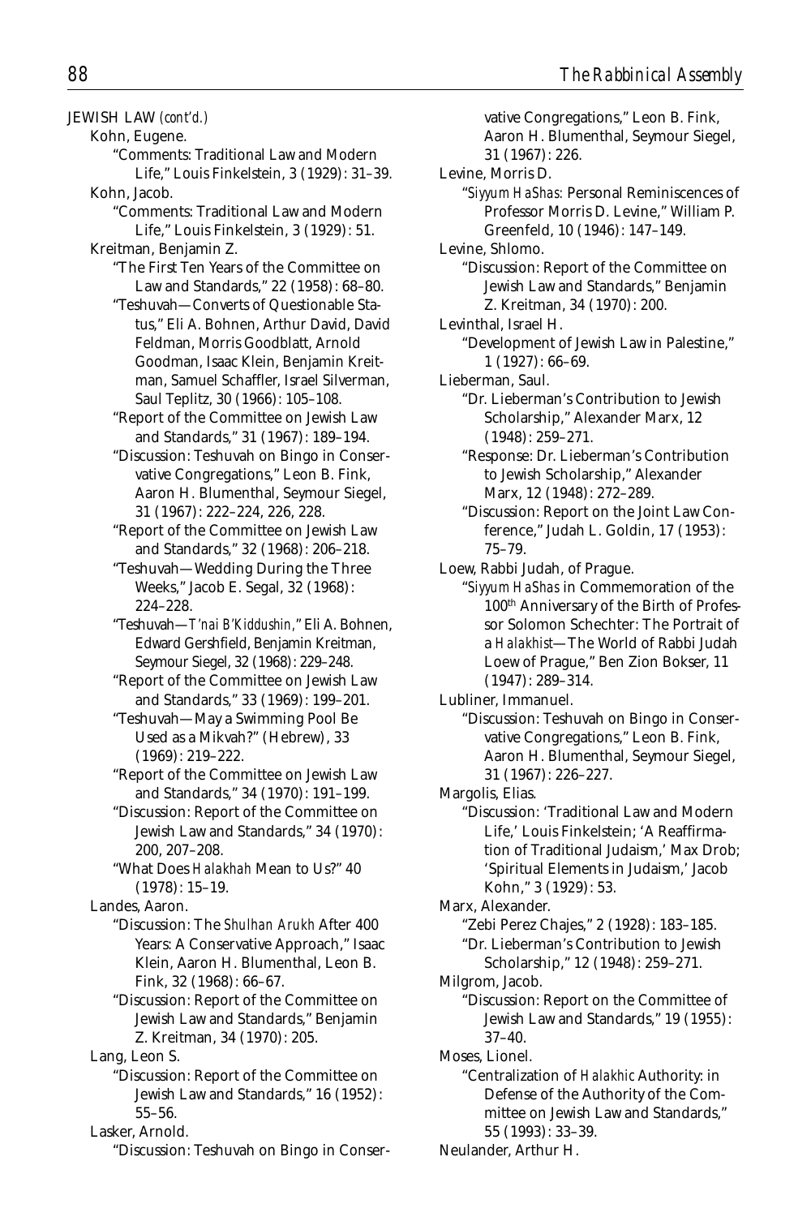JEWISH LAW *(cont'd.)*

Kohn, Eugene.

- "Comments: Traditional Law and Modern Life," Louis Finkelstein, 3 (1929): 31–39.

Kohn, Jacob.

- "Comments: Traditional Law and Modern Life," Louis Finkelstein, 3 (1929): 51.

Kreitman, Benjamin Z.

- "The First Ten Years of the Committee on Law and Standards," 22 (1958): 68–80.
- "Teshuvah—Converts of Questionable Status," Eli A. Bohnen, Arthur David, David Feldman, Morris Goodblatt, Arnold Goodman, Isaac Klein, Benjamin Kreitman, Samuel Schaffler, Israel Silverman, Saul Teplitz, 30 (1966): 105–108.
- "Report of the Committee on Jewish Law and Standards," 31 (1967): 189–194.
- "Discussion: Teshuvah on Bingo in Conservative Congregations," Leon B. Fink, Aaron H. Blumenthal, Seymour Siegel, 31 (1967): 222–224, 226, 228.
- "Report of the Committee on Jewish Law and Standards," 32 (1968): 206–218.
- "Teshuvah—Wedding During the Three Weeks," Jacob E. Segal, 32 (1968): 224–228.
- "Teshuvah—*T'nai B'Kiddushin*," Eli A. Bohnen, Edward Gershfield, Benjamin Kreitman, Seymour Siegel, 32 (1968): 229–248.
- "Report of the Committee on Jewish Law and Standards," 33 (1969): 199–201.
- "Teshuvah—May a Swimming Pool Be Used as a Mikvah?" (Hebrew), 33 (1969): 219–222.
- "Report of the Committee on Jewish Law and Standards," 34 (1970): 191–199.
- "Discussion: Report of the Committee on Jewish Law and Standards," 34 (1970): 200, 207–208.
- "What Does *Halakhah* Mean to Us?" 40 (1978): 15–19.

Landes, Aaron.

- "Discussion: The *Shulhan Arukh* After 400 Years: A Conservative Approach," Isaac Klein, Aaron H. Blumenthal, Leon B. Fink, 32 (1968): 66–67.
- "Discussion: Report of the Committee on Jewish Law and Standards," Benjamin Z. Kreitman, 34 (1970): 205.

Lang, Leon S.

- "Discussion: Report of the Committee on Jewish Law and Standards," 16 (1952): 55–56.

Lasker, Arnold.

- "Discussion: Teshuvah on Bingo in Conservative Congregations," Leon B. Fink, Aaron H. Blumenthal, Seymour Siegel, 31 (1967): 226.

Levine, Morris D.

- "*Siyyum HaShas:* Personal Reminiscences of Professor Morris D. Levine," William P. Greenfeld, 10 (1946): 147–149.

Levine, Shlomo.

- "Discussion: Report of the Committee on Jewish Law and Standards," Benjamin Z. Kreitman, 34 (1970): 200.

Levinthal, Israel H.

- "Development of Jewish Law in Palestine," 1 (1927): 66–69.

Lieberman, Saul.

- "Dr. Lieberman's Contribution to Jewish Scholarship," Alexander Marx, 12 (1948): 259–271.
- "Response: Dr. Lieberman's Contribution to Jewish Scholarship," Alexander Marx, 12 (1948): 272–289.
- "Discussion: Report on the Joint Law Conference," Judah L. Goldin, 17 (1953): 75–79.

Loew, Rabbi Judah, of Prague.

- "*Siyyum HaShas* in Commemoration of the 100th Anniversary of the Birth of Professor Solomon Schechter: The Portrait of a *Halakhist*—The World of Rabbi Judah Loew of Prague," Ben Zion Bokser, 11 (1947): 289–314.

Lubliner, Immanuel.

- "Discussion: Teshuvah on Bingo in Conservative Congregations," Leon B. Fink, Aaron H. Blumenthal, Seymour Siegel, 31 (1967): 226–227.

Margolis, Elias.

- "Discussion: 'Traditional Law and Modern Life,' Louis Finkelstein; 'A Reaffirmation of Traditional Judaism,' Max Drob; 'Spiritual Elements in Judaism,' Jacob Kohn," 3 (1929): 53.

Marx, Alexander.

- "Zebi Perez Chajes," 2 (1928): 183–185.
- "Dr. Lieberman's Contribution to Jewish Scholarship," 12 (1948): 259–271.

Milgrom, Jacob.

- "Discussion: Report on the Committee of Jewish Law and Standards," 19 (1955): 37–40.

Moses, Lionel.

- "Centralization of *Halakhic* Authority: in Defense of the Authority of the Committee on Jewish Law and Standards," 55 (1993): 33–39.

Neulander, Arthur H.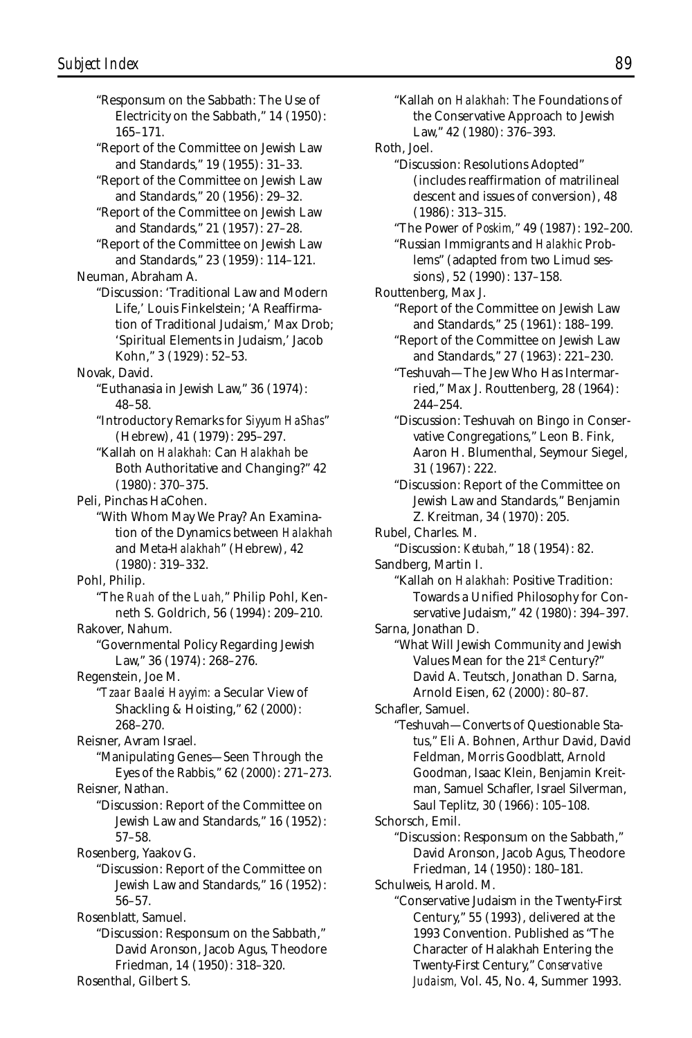"Responsum on the Sabbath: The Use of Electricity on the Sabbath," 14 (1950): 165–171.

"Report of the Committee on Jewish Law and Standards," 19 (1955): 31–33.

"Report of the Committee on Jewish Law and Standards," 20 (1956): 29–32.

"Report of the Committee on Jewish Law and Standards," 21 (1957): 27–28.

"Report of the Committee on Jewish Law and Standards," 23 (1959): 114–121.

Neuman, Abraham A.

"Discussion: 'Traditional Law and Modern Life,' Louis Finkelstein; 'A Reaffirmation of Traditional Judaism,' Max Drob; 'Spiritual Elements in Judaism,' Jacob Kohn," 3 (1929): 52–53.

Novak, David.

"Euthanasia in Jewish Law," 36 (1974): 48–58.

"Introductory Remarks for *Siyyum HaShas*" (Hebrew), 41 (1979): 295–297.

"Kallah on *Halakhah:* Can *Halakhah* be Both Authoritative and Changing?" 42 (1980): 370–375.

Peli, Pinchas HaCohen.

"With Whom May We Pray? An Examination of the Dynamics between *Halakhah* and Meta-*Halakhah*" (Hebrew), 42 (1980): 319–332.

Pohl, Philip.

"The *Ruah* of the *Luah,*" Philip Pohl, Kenneth S. Goldrich, 56 (1994): 209–210.

Rakover, Nahum.

"Governmental Policy Regarding Jewish Law," 36 (1974): 268–276.

Regenstein, Joe M.

"*Tzaar Baalei Hayyim:* a Secular View of Shackling & Hoisting," 62 (2000): 268–270.

Reisner, Avram Israel.

"Manipulating Genes—Seen Through the Eyes of the Rabbis," 62 (2000): 271–273.

Reisner, Nathan.

"Discussion: Report of the Committee on Jewish Law and Standards," 16 (1952): 57–58.

Rosenberg, Yaakov G.

"Discussion: Report of the Committee on Jewish Law and Standards," 16 (1952): 56–57.

Rosenblatt, Samuel.

"Discussion: Responsum on the Sabbath," David Aronson, Jacob Agus, Theodore Friedman, 14 (1950): 318–320.

Rosenthal, Gilbert S.

"Kallah on *Halakhah:* The Foundations of the Conservative Approach to Jewish Law," 42 (1980): 376–393.

Roth, Joel.

"Discussion: Resolutions Adopted" (includes reaffirmation of matrilineal descent and issues of conversion), 48 (1986): 313–315.

"The Power of *Poskim,*" 49 (1987): 192–200.

"Russian Immigrants and *Halakhic* Problems" (adapted from two Limud sessions), 52 (1990): 137–158.

Routtenberg, Max J.

"Report of the Committee on Jewish Law and Standards," 25 (1961): 188–199.

"Report of the Committee on Jewish Law and Standards," 27 (1963): 221–230.

"Teshuvah—The Jew Who Has Intermarried," Max J. Routtenberg, 28 (1964): 244–254.

"Discussion: Teshuvah on Bingo in Conservative Congregations," Leon B. Fink, Aaron H. Blumenthal, Seymour Siegel, 31 (1967): 222.

"Discussion: Report of the Committee on Jewish Law and Standards," Benjamin Z. Kreitman, 34 (1970): 205.

Rubel, Charles. M.

"Discussion: *Ketubah,*" 18 (1954): 82.

Sandberg, Martin I.

"Kallah on *Halakhah:* Positive Tradition: Towards a Unified Philosophy for Conservative Judaism," 42 (1980): 394–397.

Sarna, Jonathan D.

"What Will Jewish Community and Jewish Values Mean for the 21st Century?" David A. Teutsch, Jonathan D. Sarna, Arnold Eisen, 62 (2000): 80–87.

Schafler, Samuel.

"Teshuvah—Converts of Questionable Status," Eli A. Bohnen, Arthur David, David Feldman, Morris Goodblatt, Arnold Goodman, Isaac Klein, Benjamin Kreitman, Samuel Schafler, Israel Silverman, Saul Teplitz, 30 (1966): 105–108.

Schorsch, Emil.

"Discussion: Responsum on the Sabbath," David Aronson, Jacob Agus, Theodore Friedman, 14 (1950): 180–181.

Schulweis, Harold. M.

"Conservative Judaism in the Twenty-First Century," 55 (1993), delivered at the 1993 Convention. Published as "The Character of Halakhah Entering the Twenty-First Century," *Conservative Judaism,* Vol. 45, No. 4, Summer 1993.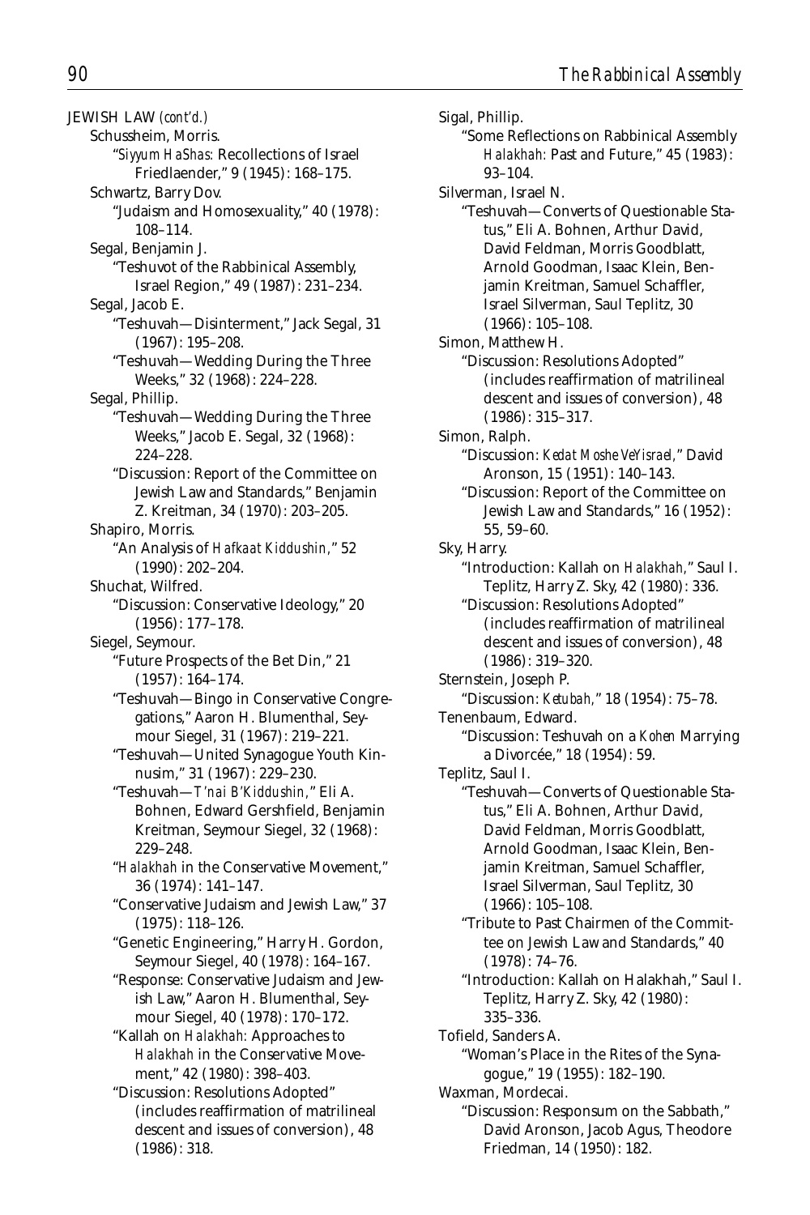JEWISH LAW *(cont'd.)*

Schussheim, Morris.
"*Siyyum HaShas:* Recollections of Israel Friedlaender," 9 (1945): 168–175.

Schwartz, Barry Dov.
"Judaism and Homosexuality," 40 (1978): 108–114.

Segal, Benjamin J.
"Teshuvot of the Rabbinical Assembly, Israel Region," 49 (1987): 231–234.

Segal, Jacob E.
"Teshuvah—Disinterment," Jack Segal, 31 (1967): 195–208.
"Teshuvah—Wedding During the Three Weeks," 32 (1968): 224–228.

Segal, Phillip.
"Teshuvah—Wedding During the Three Weeks," Jacob E. Segal, 32 (1968): 224–228.
"Discussion: Report of the Committee on Jewish Law and Standards," Benjamin Z. Kreitman, 34 (1970): 203–205.

Shapiro, Morris.
"An Analysis of *Hafkaat Kiddushin*," 52 (1990): 202–204.

Shuchat, Wilfred.
"Discussion: Conservative Ideology," 20 (1956): 177–178.

Siegel, Seymour.
"Future Prospects of the Bet Din," 21 (1957): 164–174.
"Teshuvah—Bingo in Conservative Congregations," Aaron H. Blumenthal, Seymour Siegel, 31 (1967): 219–221.
"Teshuvah—United Synagogue Youth Kinnusim," 31 (1967): 229–230.
"Teshuvah—*T'nai B'Kiddushin*," Eli A. Bohnen, Edward Gershfield, Benjamin Kreitman, Seymour Siegel, 32 (1968): 229–248.
"*Halakhah* in the Conservative Movement," 36 (1974): 141–147.
"Conservative Judaism and Jewish Law," 37 (1975): 118–126.
"Genetic Engineering," Harry H. Gordon, Seymour Siegel, 40 (1978): 164–167.
"Response: Conservative Judaism and Jewish Law," Aaron H. Blumenthal, Seymour Siegel, 40 (1978): 170–172.
"Kallah on *Halakhah:* Approaches to *Halakhah* in the Conservative Movement," 42 (1980): 398–403.
"Discussion: Resolutions Adopted" (includes reaffirmation of matrilineal descent and issues of conversion), 48 (1986): 318.

Sigal, Phillip.
"Some Reflections on Rabbinical Assembly *Halakhah:* Past and Future," 45 (1983): 93–104.

Silverman, Israel N.
"Teshuvah—Converts of Questionable Status," Eli A. Bohnen, Arthur David, David Feldman, Morris Goodblatt, Arnold Goodman, Isaac Klein, Benjamin Kreitman, Samuel Schaffler, Israel Silverman, Saul Teplitz, 30 (1966): 105–108.

Simon, Matthew H.
"Discussion: Resolutions Adopted" (includes reaffirmation of matrilineal descent and issues of conversion), 48 (1986): 315–317.

Simon, Ralph.
"Discussion: *Kedat Moshe VeYisrael*," David Aronson, 15 (1951): 140–143.
"Discussion: Report of the Committee on Jewish Law and Standards," 16 (1952): 55, 59–60.

Sky, Harry.
"Introduction: Kallah on *Halakhah*," Saul I. Teplitz, Harry Z. Sky, 42 (1980): 336.
"Discussion: Resolutions Adopted" (includes reaffirmation of matrilineal descent and issues of conversion), 48 (1986): 319–320.

Sternstein, Joseph P.
"Discussion: *Ketubah*," 18 (1954): 75–78.

Tenenbaum, Edward.
"Discussion: Teshuvah on a *Kohen* Marrying a Divorcée," 18 (1954): 59.

Teplitz, Saul I.
"Teshuvah—Converts of Questionable Status," Eli A. Bohnen, Arthur David, David Feldman, Morris Goodblatt, Arnold Goodman, Isaac Klein, Benjamin Kreitman, Samuel Schaffler, Israel Silverman, Saul Teplitz, 30 (1966): 105–108.
"Tribute to Past Chairmen of the Committee on Jewish Law and Standards," 40 (1978): 74–76.
"Introduction: Kallah on Halakhah," Saul I. Teplitz, Harry Z. Sky, 42 (1980): 335–336.

Tofield, Sanders A.
"Woman's Place in the Rites of the Synagogue," 19 (1955): 182–190.

Waxman, Mordecai.
"Discussion: Responsum on the Sabbath," David Aronson, Jacob Agus, Theodore Friedman, 14 (1950): 182.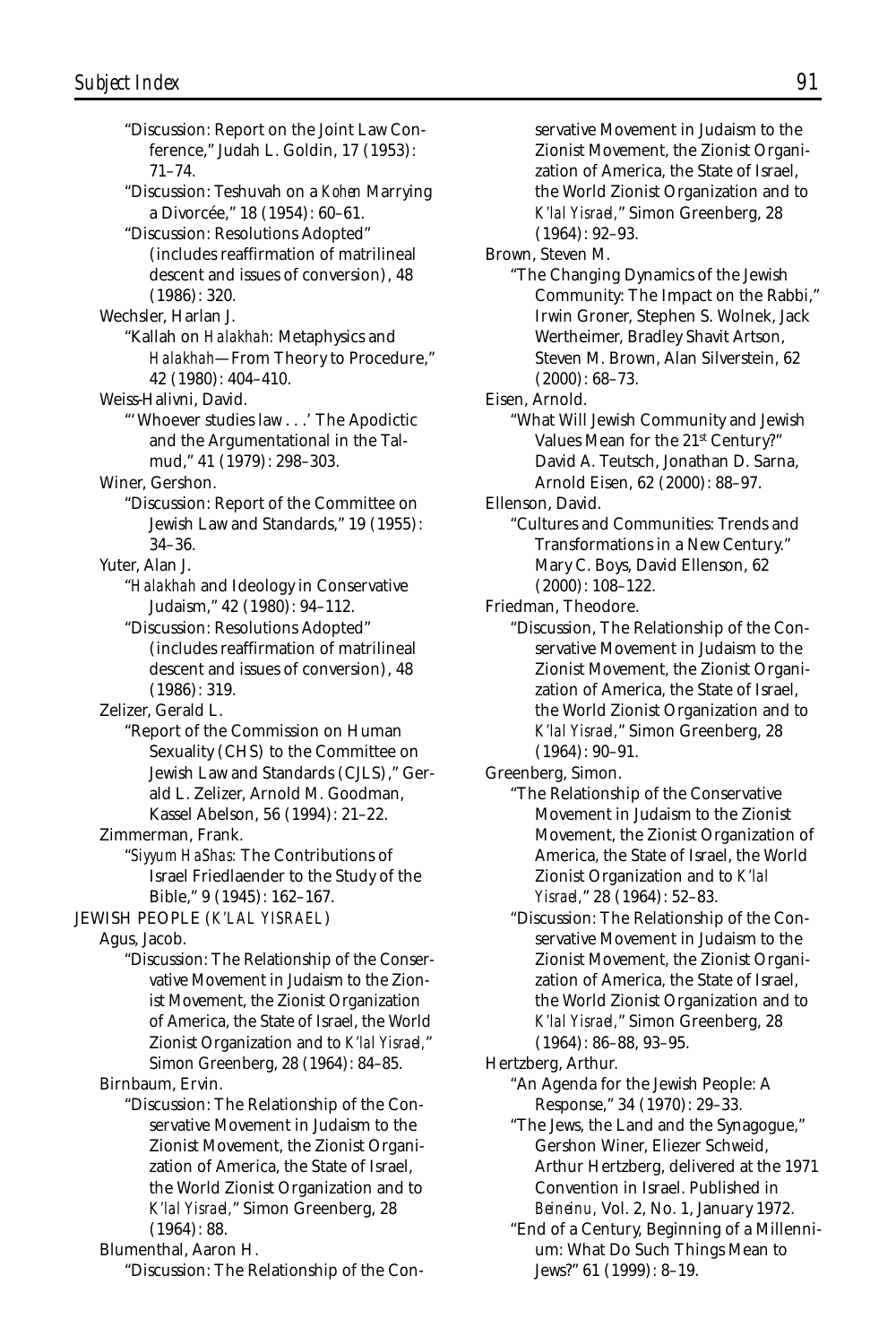"Discussion: Report on the Joint Law Conference," Judah L. Goldin, 17 (1953): 71–74.

"Discussion: Teshuvah on a *Kohen* Marrying a Divorcée," 18 (1954): 60–61.

"Discussion: Resolutions Adopted" (includes reaffirmation of matrilineal descent and issues of conversion), 48 (1986): 320.

Wechsler, Harlan J.

"Kallah on *Halakhah:* Metaphysics and *Halakhah*—From Theory to Procedure," 42 (1980): 404–410.

Weiss-Halivni, David.

"'Whoever studies law . . .' The Apodictic and the Argumentational in the Talmud," 41 (1979): 298–303.

Winer, Gershon.

"Discussion: Report of the Committee on Jewish Law and Standards," 19 (1955): 34–36.

Yuter, Alan J.

"*Halakhah* and Ideology in Conservative Judaism," 42 (1980): 94–112.

"Discussion: Resolutions Adopted" (includes reaffirmation of matrilineal descent and issues of conversion), 48 (1986): 319.

Zelizer, Gerald L.

"Report of the Commission on Human Sexuality (CHS) to the Committee on Jewish Law and Standards (CJLS)," Gerald L. Zelizer, Arnold M. Goodman, Kassel Abelson, 56 (1994): 21–22.

Zimmerman, Frank.

"*Siyyum HaShas:* The Contributions of Israel Friedlaender to the Study of the Bible," 9 (1945): 162–167.

JEWISH PEOPLE (*K'LAL YISRAEL*)

Agus, Jacob.

"Discussion: The Relationship of the Conservative Movement in Judaism to the Zionist Movement, the Zionist Organization of America, the State of Israel, the World Zionist Organization and to *K'lal Yisrael*," Simon Greenberg, 28 (1964): 84–85.

Birnbaum, Ervin.

"Discussion: The Relationship of the Conservative Movement in Judaism to the Zionist Movement, the Zionist Organization of America, the State of Israel, the World Zionist Organization and to *K'lal Yisrael*," Simon Greenberg, 28 (1964): 88.

Blumenthal, Aaron H.

"Discussion: The Relationship of the Conservative Movement in Judaism to the Zionist Movement, the Zionist Organization of America, the State of Israel, the World Zionist Organization and to *K'lal Yisrael*," Simon Greenberg, 28 (1964): 92–93.

Brown, Steven M.

"The Changing Dynamics of the Jewish Community: The Impact on the Rabbi," Irwin Groner, Stephen S. Wolnek, Jack Wertheimer, Bradley Shavit Artson, Steven M. Brown, Alan Silverstein, 62 (2000): 68–73.

Eisen, Arnold.

"What Will Jewish Community and Jewish Values Mean for the 21st Century?" David A. Teutsch, Jonathan D. Sarna, Arnold Eisen, 62 (2000): 88–97.

Ellenson, David.

"Cultures and Communities: Trends and Transformations in a New Century." Mary C. Boys, David Ellenson, 62 (2000): 108–122.

Friedman, Theodore.

"Discussion, The Relationship of the Conservative Movement in Judaism to the Zionist Movement, the Zionist Organization of America, the State of Israel, the World Zionist Organization and to *K'lal Yisrael*," Simon Greenberg, 28 (1964): 90–91.

Greenberg, Simon.

"The Relationship of the Conservative Movement in Judaism to the Zionist Movement, the Zionist Organization of America, the State of Israel, the World Zionist Organization and to *K'lal Yisrael*," 28 (1964): 52–83.

"Discussion: The Relationship of the Conservative Movement in Judaism to the Zionist Movement, the Zionist Organization of America, the State of Israel, the World Zionist Organization and to *K'lal Yisrael*," Simon Greenberg, 28 (1964): 86–88, 93–95.

Hertzberg, Arthur.

"An Agenda for the Jewish People: A Response," 34 (1970): 29–33.

"The Jews, the Land and the Synagogue," Gershon Winer, Eliezer Schweid, Arthur Hertzberg, delivered at the 1971 Convention in Israel. Published in *Beineinu*, Vol. 2, No. 1, January 1972.

"End of a Century, Beginning of a Millennium: What Do Such Things Mean to Jews?" 61 (1999): 8–19.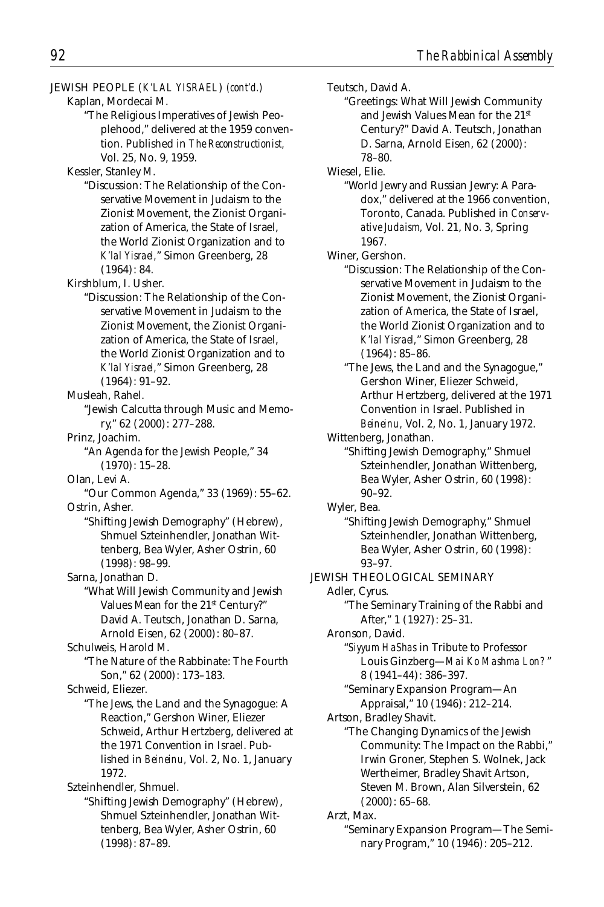JEWISH PEOPLE (*K'LAL YISRAEL*) *(cont'd.)*

Kaplan, Mordecai M.

"The Religious Imperatives of Jewish Peoplehood," delivered at the 1959 convention. Published in *The Reconstructionist,* Vol. 25, No. 9, 1959.

Kessler, Stanley M.

"Discussion: The Relationship of the Conservative Movement in Judaism to the Zionist Movement, the Zionist Organization of America, the State of Israel, the World Zionist Organization and to *K'lal Yisrael*," Simon Greenberg, 28 (1964): 84.

Kirshblum, I. Usher.

"Discussion: The Relationship of the Conservative Movement in Judaism to the Zionist Movement, the Zionist Organization of America, the State of Israel, the World Zionist Organization and to *K'lal Yisrael*," Simon Greenberg, 28 (1964): 91–92.

Musleah, Rahel.

"Jewish Calcutta through Music and Memory," 62 (2000): 277–288.

Prinz, Joachim.

"An Agenda for the Jewish People," 34 (1970): 15–28.

Olan, Levi A.

"Our Common Agenda," 33 (1969): 55–62.

Ostrin, Asher.

"Shifting Jewish Demography" (Hebrew), Shmuel Szteinhendler, Jonathan Wittenberg, Bea Wyler, Asher Ostrin, 60 (1998): 98–99.

Sarna, Jonathan D.

"What Will Jewish Community and Jewish Values Mean for the 21st Century?" David A. Teutsch, Jonathan D. Sarna, Arnold Eisen, 62 (2000): 80–87.

Schulweis, Harold M.

"The Nature of the Rabbinate: The Fourth Son," 62 (2000): 173–183.

Schweid, Eliezer.

"The Jews, the Land and the Synagogue: A Reaction," Gershon Winer, Eliezer Schweid, Arthur Hertzberg, delivered at the 1971 Convention in Israel. Published in *Beineinu,* Vol. 2, No. 1, January 1972.

Szteinhendler, Shmuel.

"Shifting Jewish Demography" (Hebrew), Shmuel Szteinhendler, Jonathan Wittenberg, Bea Wyler, Asher Ostrin, 60 (1998): 87–89.

Teutsch, David A.

"Greetings: What Will Jewish Community and Jewish Values Mean for the 21st Century?" David A. Teutsch, Jonathan D. Sarna, Arnold Eisen, 62 (2000): 78–80.

Wiesel, Elie.

"World Jewry and Russian Jewry: A Paradox," delivered at the 1966 convention, Toronto, Canada. Published in *Conservative Judaism,* Vol. 21, No. 3, Spring 1967.

Winer, Gershon.

"Discussion: The Relationship of the Conservative Movement in Judaism to the Zionist Movement, the Zionist Organization of America, the State of Israel, the World Zionist Organization and to *K'lal Yisrael*," Simon Greenberg, 28 (1964): 85–86.

"The Jews, the Land and the Synagogue," Gershon Winer, Eliezer Schweid, Arthur Hertzberg, delivered at the 1971 Convention in Israel. Published in *Beineinu,* Vol. 2, No. 1, January 1972.

Wittenberg, Jonathan.

"Shifting Jewish Demography," Shmuel Szteinhendler, Jonathan Wittenberg, Bea Wyler, Asher Ostrin, 60 (1998): 90–92.

Wyler, Bea.

"Shifting Jewish Demography," Shmuel Szteinhendler, Jonathan Wittenberg, Bea Wyler, Asher Ostrin, 60 (1998): 93–97.

JEWISH THEOLOGICAL SEMINARY

Adler, Cyrus.

"The Seminary Training of the Rabbi and After," 1 (1927): 25–31.

Aronson, David.

"*Siyyum HaShas* in Tribute to Professor Louis Ginzberg—*Mai Ko Mashma Lon?*" 8 (1941–44): 386–397.

"Seminary Expansion Program—An Appraisal," 10 (1946): 212–214.

Artson, Bradley Shavit.

"The Changing Dynamics of the Jewish Community: The Impact on the Rabbi," Irwin Groner, Stephen S. Wolnek, Jack Wertheimer, Bradley Shavit Artson, Steven M. Brown, Alan Silverstein, 62 (2000): 65–68.

Arzt, Max.

"Seminary Expansion Program—The Seminary Program," 10 (1946): 205–212.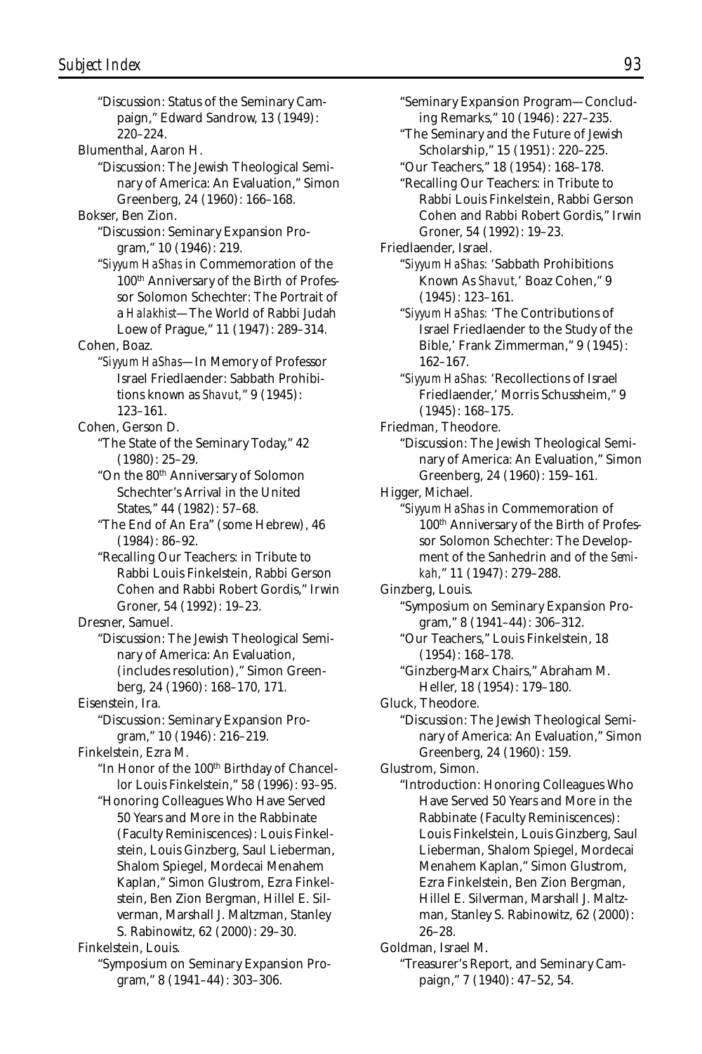"Discussion: Status of the Seminary Campaign," Edward Sandrow, 13 (1949): 220–224.

Blumenthal, Aaron H.

"Discussion: The Jewish Theological Seminary of America: An Evaluation," Simon Greenberg, 24 (1960): 166–168.

Bokser, Ben Zion.

"Discussion: Seminary Expansion Program," 10 (1946): 219.

"*Siyyum HaShas* in Commemoration of the 100th Anniversary of the Birth of Professor Solomon Schechter: The Portrait of a *Halakhist*—The World of Rabbi Judah Loew of Prague," 11 (1947): 289–314.

Cohen, Boaz.

"*Siyyum HaShas*—In Memory of Professor Israel Friedlaender: Sabbath Prohibitions known as *Shavut*," 9 (1945): 123–161.

Cohen, Gerson D.

"The State of the Seminary Today," 42 (1980): 25–29.

"On the 80th Anniversary of Solomon Schechter's Arrival in the United States," 44 (1982): 57–68.

"The End of An Era" (some Hebrew), 46 (1984): 86–92.

"Recalling Our Teachers: in Tribute to Rabbi Louis Finkelstein, Rabbi Gerson Cohen and Rabbi Robert Gordis," Irwin Groner, 54 (1992): 19–23.

Dresner, Samuel.

"Discussion: The Jewish Theological Seminary of America: An Evaluation, (includes resolution)," Simon Greenberg, 24 (1960): 168–170, 171.

Eisenstein, Ira.

"Discussion: Seminary Expansion Program," 10 (1946): 216–219.

Finkelstein, Ezra M.

"In Honor of the 100th Birthday of Chancellor Louis Finkelstein," 58 (1996): 93–95.

"Honoring Colleagues Who Have Served 50 Years and More in the Rabbinate (Faculty Reminiscences): Louis Finkelstein, Louis Ginzberg, Saul Lieberman, Shalom Spiegel, Mordecai Menahem Kaplan," Simon Glustrom, Ezra Finkelstein, Ben Zion Bergman, Hillel E. Silverman, Marshall J. Maltzman, Stanley S. Rabinowitz, 62 (2000): 29–30.

Finkelstein, Louis.

"Symposium on Seminary Expansion Program," 8 (1941–44): 303–306.

"Seminary Expansion Program—Concluding Remarks," 10 (1946): 227–235.

"The Seminary and the Future of Jewish Scholarship," 15 (1951): 220–225.

"Our Teachers," 18 (1954): 168–178.

"Recalling Our Teachers: in Tribute to Rabbi Louis Finkelstein, Rabbi Gerson Cohen and Rabbi Robert Gordis," Irwin Groner, 54 (1992): 19–23.

Friedlaender, Israel.

"*Siyyum HaShas:* 'Sabbath Prohibitions Known As *Shavut*,' Boaz Cohen," 9 (1945): 123–161.

"*Siyyum HaShas:* 'The Contributions of Israel Friedlaender to the Study of the Bible,' Frank Zimmerman," 9 (1945): 162–167.

"*Siyyum HaShas:* 'Recollections of Israel Friedlaender,' Morris Schussheim," 9 (1945): 168–175.

Friedman, Theodore.

"Discussion: The Jewish Theological Seminary of America: An Evaluation," Simon Greenberg, 24 (1960): 159–161.

Higger, Michael.

"*Siyyum HaShas* in Commemoration of 100th Anniversary of the Birth of Professor Solomon Schechter: The Development of the Sanhedrin and of the *Semikah*," 11 (1947): 279–288.

Ginzberg, Louis.

"Symposium on Seminary Expansion Program," 8 (1941–44): 306–312.

"Our Teachers," Louis Finkelstein, 18 (1954): 168–178.

"Ginzberg-Marx Chairs," Abraham M. Heller, 18 (1954): 179–180.

Gluck, Theodore.

"Discussion: The Jewish Theological Seminary of America: An Evaluation," Simon Greenberg, 24 (1960): 159.

Glustrom, Simon.

"Introduction: Honoring Colleagues Who Have Served 50 Years and More in the Rabbinate (Faculty Reminiscences): Louis Finkelstein, Louis Ginzberg, Saul Lieberman, Shalom Spiegel, Mordecai Menahem Kaplan," Simon Glustrom, Ezra Finkelstein, Ben Zion Bergman, Hillel E. Silverman, Marshall J. Maltzman, Stanley S. Rabinowitz, 62 (2000): 26–28.

Goldman, Israel M.

"Treasurer's Report, and Seminary Campaign," 7 (1940): 47–52, 54.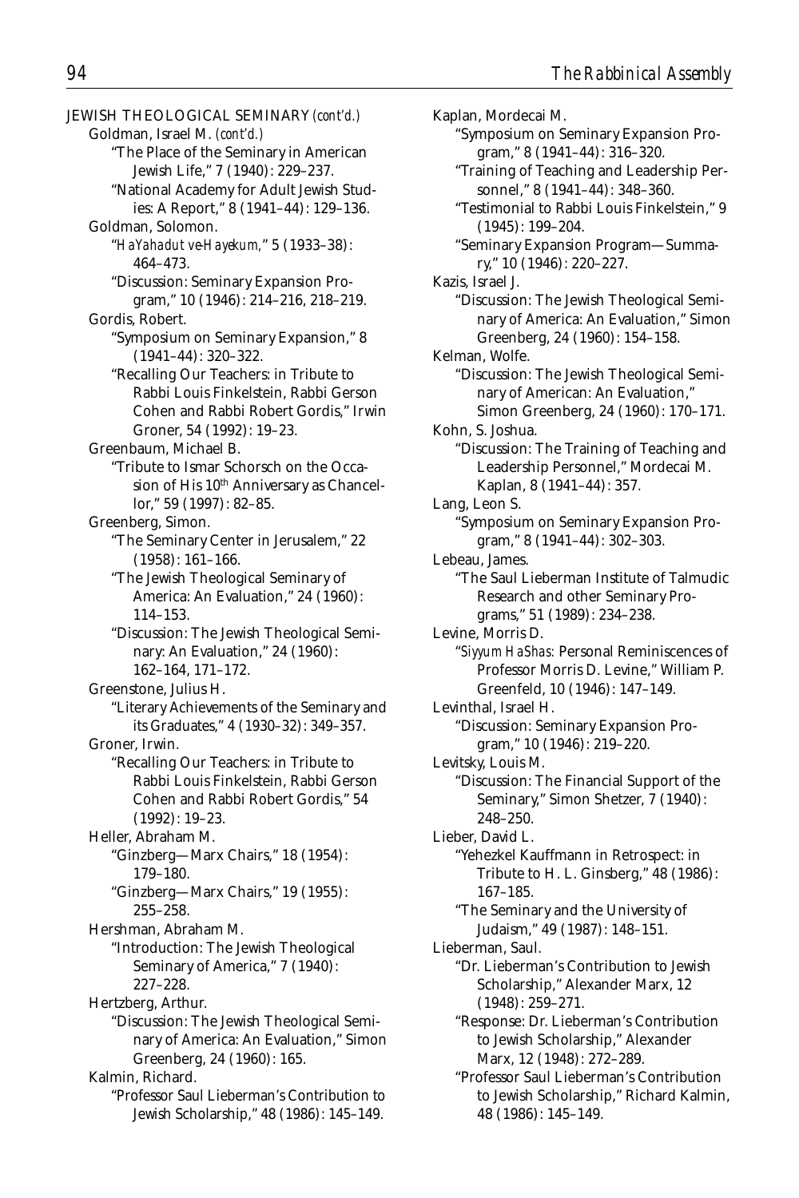JEWISH THEOLOGICAL SEMINARY *(cont'd.)*

Goldman, Israel M. *(cont'd.)*

"The Place of the Seminary in American Jewish Life," 7 (1940): 229–237.

"National Academy for Adult Jewish Studies: A Report," 8 (1941–44): 129–136.

Goldman, Solomon.

"*HaYahadut ve-Hayekum,*" 5 (1933–38): 464–473.

"Discussion: Seminary Expansion Program," 10 (1946): 214–216, 218–219.

Gordis, Robert.

"Symposium on Seminary Expansion," 8 (1941–44): 320–322.

"Recalling Our Teachers: in Tribute to Rabbi Louis Finkelstein, Rabbi Gerson Cohen and Rabbi Robert Gordis," Irwin Groner, 54 (1992): 19–23.

Greenbaum, Michael B.

"Tribute to Ismar Schorsch on the Occasion of His 10th Anniversary as Chancellor," 59 (1997): 82–85.

Greenberg, Simon.

"The Seminary Center in Jerusalem," 22 (1958): 161–166.

"The Jewish Theological Seminary of America: An Evaluation," 24 (1960): 114–153.

"Discussion: The Jewish Theological Seminary: An Evaluation," 24 (1960): 162–164, 171–172.

Greenstone, Julius H.

"Literary Achievements of the Seminary and its Graduates," 4 (1930–32): 349–357.

Groner, Irwin.

"Recalling Our Teachers: in Tribute to Rabbi Louis Finkelstein, Rabbi Gerson Cohen and Rabbi Robert Gordis," 54 (1992): 19–23.

Heller, Abraham M.

"Ginzberg—Marx Chairs," 18 (1954): 179–180.

"Ginzberg—Marx Chairs," 19 (1955): 255–258.

Hershman, Abraham M.

"Introduction: The Jewish Theological Seminary of America," 7 (1940): 227–228.

Hertzberg, Arthur.

"Discussion: The Jewish Theological Seminary of America: An Evaluation," Simon Greenberg, 24 (1960): 165.

Kalmin, Richard.

"Professor Saul Lieberman's Contribution to Jewish Scholarship," 48 (1986): 145–149.

Kaplan, Mordecai M.

"Symposium on Seminary Expansion Program," 8 (1941–44): 316–320.

"Training of Teaching and Leadership Personnel," 8 (1941–44): 348–360.

"Testimonial to Rabbi Louis Finkelstein," 9 (1945): 199–204.

"Seminary Expansion Program—Summary," 10 (1946): 220–227.

Kazis, Israel J.

"Discussion: The Jewish Theological Seminary of America: An Evaluation," Simon Greenberg, 24 (1960): 154–158.

Kelman, Wolfe.

"Discussion: The Jewish Theological Seminary of American: An Evaluation," Simon Greenberg, 24 (1960): 170–171.

Kohn, S. Joshua.

"Discussion: The Training of Teaching and Leadership Personnel," Mordecai M. Kaplan, 8 (1941–44): 357.

Lang, Leon S.

"Symposium on Seminary Expansion Program," 8 (1941–44): 302–303.

Lebeau, James.

"The Saul Lieberman Institute of Talmudic Research and other Seminary Programs," 51 (1989): 234–238.

Levine, Morris D.

"*Siyyum HaShas:* Personal Reminiscences of Professor Morris D. Levine," William P. Greenfeld, 10 (1946): 147–149.

Levinthal, Israel H.

"Discussion: Seminary Expansion Program," 10 (1946): 219–220.

Levitsky, Louis M.

"Discussion: The Financial Support of the Seminary," Simon Shetzer, 7 (1940): 248–250.

Lieber, David L.

"Yehezkel Kauffmann in Retrospect: in Tribute to H. L. Ginsberg," 48 (1986): 167–185.

"The Seminary and the University of Judaism," 49 (1987): 148–151.

Lieberman, Saul.

"Dr. Lieberman's Contribution to Jewish Scholarship," Alexander Marx, 12 (1948): 259–271.

"Response: Dr. Lieberman's Contribution to Jewish Scholarship," Alexander Marx, 12 (1948): 272–289.

"Professor Saul Lieberman's Contribution to Jewish Scholarship," Richard Kalmin, 48 (1986): 145–149.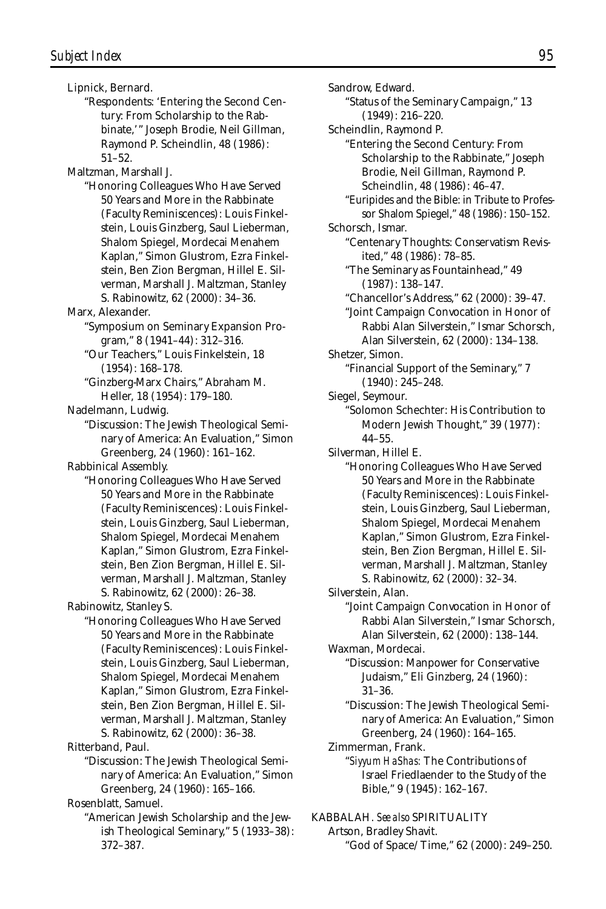Lipnick, Bernard.

"Respondents: 'Entering the Second Century: From Scholarship to the Rabbinate,'" Joseph Brodie, Neil Gillman, Raymond P. Scheindlin, 48 (1986): 51–52.

Maltzman, Marshall J.

"Honoring Colleagues Who Have Served 50 Years and More in the Rabbinate (Faculty Reminiscences): Louis Finkelstein, Louis Ginzberg, Saul Lieberman, Shalom Spiegel, Mordecai Menahem Kaplan," Simon Glustrom, Ezra Finkelstein, Ben Zion Bergman, Hillel E. Silverman, Marshall J. Maltzman, Stanley S. Rabinowitz, 62 (2000): 34–36.

Marx, Alexander.

"Symposium on Seminary Expansion Program," 8 (1941–44): 312–316.

"Our Teachers," Louis Finkelstein, 18 (1954): 168–178.

"Ginzberg-Marx Chairs," Abraham M. Heller, 18 (1954): 179–180.

Nadelmann, Ludwig.

"Discussion: The Jewish Theological Seminary of America: An Evaluation," Simon Greenberg, 24 (1960): 161–162.

Rabbinical Assembly.

"Honoring Colleagues Who Have Served 50 Years and More in the Rabbinate (Faculty Reminiscences): Louis Finkelstein, Louis Ginzberg, Saul Lieberman, Shalom Spiegel, Mordecai Menahem Kaplan," Simon Glustrom, Ezra Finkelstein, Ben Zion Bergman, Hillel E. Silverman, Marshall J. Maltzman, Stanley S. Rabinowitz, 62 (2000): 26–38.

Rabinowitz, Stanley S.

"Honoring Colleagues Who Have Served 50 Years and More in the Rabbinate (Faculty Reminiscences): Louis Finkelstein, Louis Ginzberg, Saul Lieberman, Shalom Spiegel, Mordecai Menahem Kaplan," Simon Glustrom, Ezra Finkelstein, Ben Zion Bergman, Hillel E. Silverman, Marshall J. Maltzman, Stanley S. Rabinowitz, 62 (2000): 36–38.

Ritterband, Paul.

"Discussion: The Jewish Theological Seminary of America: An Evaluation," Simon Greenberg, 24 (1960): 165–166.

Rosenblatt, Samuel.

"American Jewish Scholarship and the Jewish Theological Seminary," 5 (1933–38): 372–387.

Sandrow, Edward.

"Status of the Seminary Campaign," 13 (1949): 216–220.

Scheindlin, Raymond P.

"Entering the Second Century: From Scholarship to the Rabbinate," Joseph Brodie, Neil Gillman, Raymond P. Scheindlin, 48 (1986): 46–47.

"Euripides and the Bible: in Tribute to Professor Shalom Spiegel," 48 (1986): 150–152.

Schorsch, Ismar.

"Centenary Thoughts: Conservatism Revisited," 48 (1986): 78–85.

"The Seminary as Fountainhead," 49 (1987): 138–147.

"Chancellor's Address," 62 (2000): 39–47.

"Joint Campaign Convocation in Honor of Rabbi Alan Silverstein," Ismar Schorsch, Alan Silverstein, 62 (2000): 134–138.

Shetzer, Simon.

"Financial Support of the Seminary," 7 (1940): 245–248.

Siegel, Seymour.

"Solomon Schechter: His Contribution to Modern Jewish Thought," 39 (1977): 44–55.

Silverman, Hillel E.

"Honoring Colleagues Who Have Served 50 Years and More in the Rabbinate (Faculty Reminiscences): Louis Finkelstein, Louis Ginzberg, Saul Lieberman, Shalom Spiegel, Mordecai Menahem Kaplan," Simon Glustrom, Ezra Finkelstein, Ben Zion Bergman, Hillel E. Silverman, Marshall J. Maltzman, Stanley S. Rabinowitz, 62 (2000): 32–34.

Silverstein, Alan.

"Joint Campaign Convocation in Honor of Rabbi Alan Silverstein," Ismar Schorsch, Alan Silverstein, 62 (2000): 138–144.

Waxman, Mordecai.

"Discussion: Manpower for Conservative Judaism," Eli Ginzberg, 24 (1960): 31–36.

"Discussion: The Jewish Theological Seminary of America: An Evaluation," Simon Greenberg, 24 (1960): 164–165.

Zimmerman, Frank.

"*Siyyum HaShas:* The Contributions of Israel Friedlaender to the Study of the Bible," 9 (1945): 162–167.

KABBALAH. *See also* SPIRITUALITY

Artson, Bradley Shavit.

"God of Space/Time," 62 (2000): 249–250.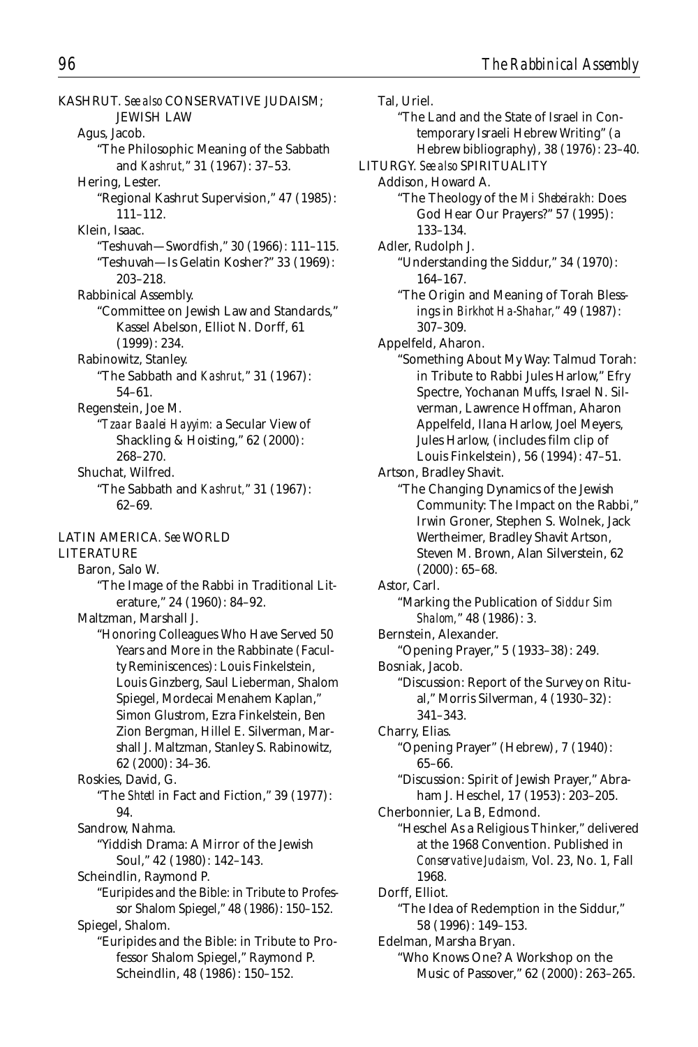KASHRUT. *See also* CONSERVATIVE JUDAISM; JEWISH LAW

Agus, Jacob.
: "The Philosophic Meaning of the Sabbath and *Kashrut*," 31 (1967): 37–53.

Hering, Lester.
: "Regional Kashrut Supervision," 47 (1985): 111–112.

Klein, Isaac.
: "Teshuvah—Swordfish," 30 (1966): 111–115.
: "Teshuvah—Is Gelatin Kosher?" 33 (1969): 203–218.

Rabbinical Assembly.
: "Committee on Jewish Law and Standards," Kassel Abelson, Elliot N. Dorff, 61 (1999): 234.

Rabinowitz, Stanley.
: "The Sabbath and *Kashrut*," 31 (1967): 54–61.

Regenstein, Joe M.
: "*Tzaar Baalei Hayyim:* a Secular View of Shackling & Hoisting," 62 (2000): 268–270.

Shuchat, Wilfred.
: "The Sabbath and *Kashrut*," 31 (1967): 62–69.

LATIN AMERICA. *See* WORLD

LITERATURE

Baron, Salo W.
: "The Image of the Rabbi in Traditional Literature," 24 (1960): 84–92.

Maltzman, Marshall J.
: "Honoring Colleagues Who Have Served 50 Years and More in the Rabbinate (Faculty Reminiscences): Louis Finkelstein, Louis Ginzberg, Saul Lieberman, Shalom Spiegel, Mordecai Menahem Kaplan," Simon Glustrom, Ezra Finkelstein, Ben Zion Bergman, Hillel E. Silverman, Marshall J. Maltzman, Stanley S. Rabinowitz, 62 (2000): 34–36.

Roskies, David, G.
: "The *Shtetl* in Fact and Fiction," 39 (1977): 94.

Sandrow, Nahma.
: "Yiddish Drama: A Mirror of the Jewish Soul," 42 (1980): 142–143.

Scheindlin, Raymond P.
: "Euripides and the Bible: in Tribute to Professor Shalom Spiegel," 48 (1986): 150–152.

Spiegel, Shalom.
: "Euripides and the Bible: in Tribute to Professor Shalom Spiegel," Raymond P. Scheindlin, 48 (1986): 150–152.

Tal, Uriel.
: "The Land and the State of Israel in Contemporary Israeli Hebrew Writing" (a Hebrew bibliography), 38 (1976): 23–40.

LITURGY. *See also* SPIRITUALITY

Addison, Howard A.
: "The Theology of the *Mi Shebeirakh:* Does God Hear Our Prayers?" 57 (1995): 133–134.

Adler, Rudolph J.
: "Understanding the Siddur," 34 (1970): 164–167.
: "The Origin and Meaning of Torah Blessings in *Birkhot Ha-Shahar*," 49 (1987): 307–309.

Appelfeld, Aharon.
: "Something About My Way: Talmud Torah: in Tribute to Rabbi Jules Harlow," Efry Spectre, Yochanan Muffs, Israel N. Silverman, Lawrence Hoffman, Aharon Appelfeld, Ilana Harlow, Joel Meyers, Jules Harlow, (includes film clip of Louis Finkelstein), 56 (1994): 47–51.

Artson, Bradley Shavit.
: "The Changing Dynamics of the Jewish Community: The Impact on the Rabbi," Irwin Groner, Stephen S. Wolnek, Jack Wertheimer, Bradley Shavit Artson, Steven M. Brown, Alan Silverstein, 62 (2000): 65–68.

Astor, Carl.
: "Marking the Publication of *Siddur Sim Shalom*," 48 (1986): 3.

Bernstein, Alexander.
: "Opening Prayer," 5 (1933–38): 249.

Bosniak, Jacob.
: "Discussion: Report of the Survey on Ritual," Morris Silverman, 4 (1930–32): 341–343.

Charry, Elias.
: "Opening Prayer" (Hebrew), 7 (1940): 65–66.
: "Discussion: Spirit of Jewish Prayer," Abraham J. Heschel, 17 (1953): 203–205.

Cherbonnier, La B, Edmond.
: "Heschel As a Religious Thinker," delivered at the 1968 Convention. Published in *Conservative Judaism*, Vol. 23, No. 1, Fall 1968.

Dorff, Elliot.
: "The Idea of Redemption in the Siddur," 58 (1996): 149–153.

Edelman, Marsha Bryan.
: "Who Knows One? A Workshop on the Music of Passover," 62 (2000): 263–265.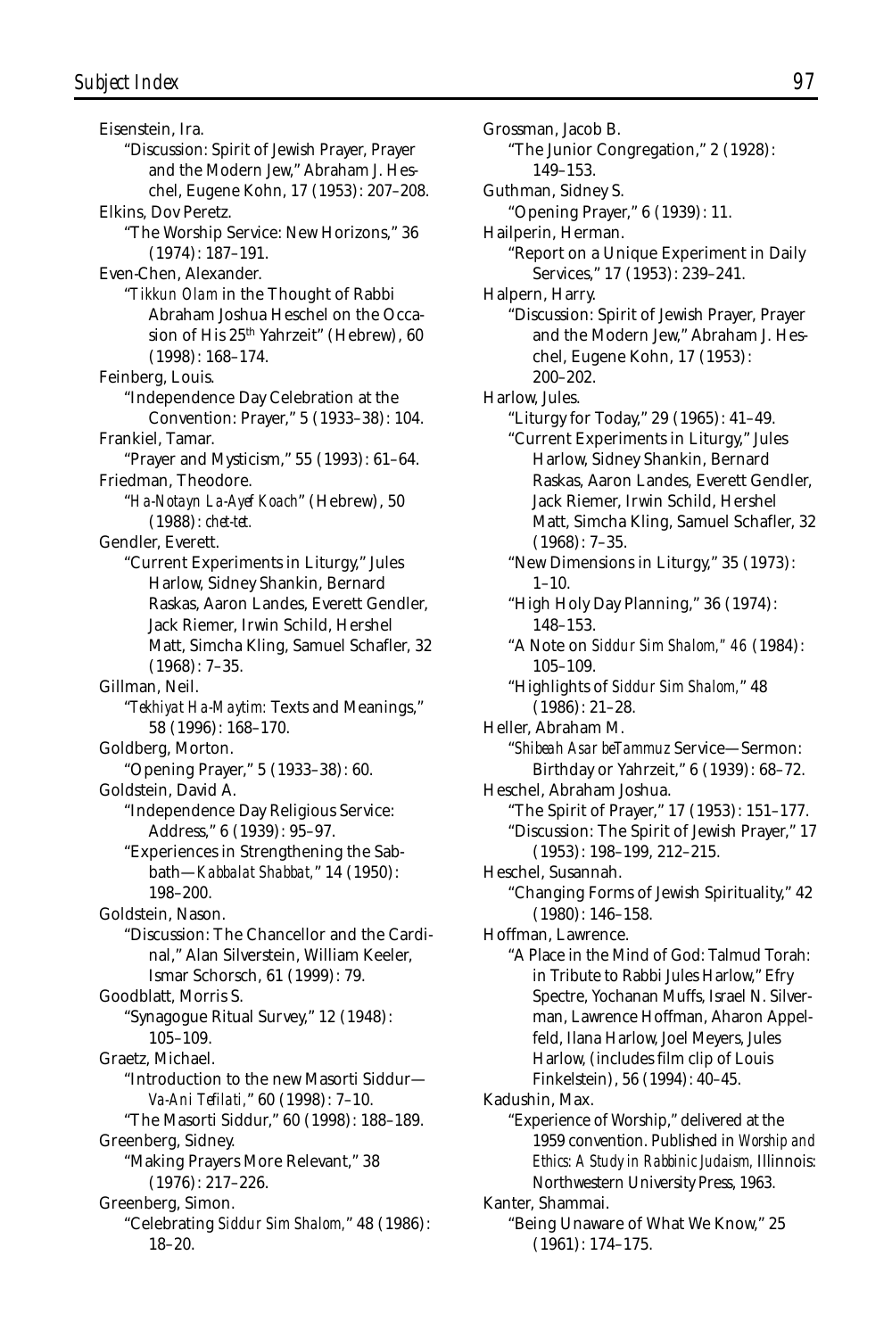Eisenstein, Ira.

"Discussion: Spirit of Jewish Prayer, Prayer and the Modern Jew," Abraham J. Heschel, Eugene Kohn, 17 (1953): 207–208.

Elkins, Dov Peretz.

"The Worship Service: New Horizons," 36 (1974): 187–191.

Even-Chen, Alexander.

"*Tikkun Olam* in the Thought of Rabbi Abraham Joshua Heschel on the Occasion of His 25th Yahrzeit" (Hebrew), 60 (1998): 168–174.

Feinberg, Louis.

"Independence Day Celebration at the Convention: Prayer," 5 (1933–38): 104.

Frankiel, Tamar.

"Prayer and Mysticism," 55 (1993): 61–64.

Friedman, Theodore.

"*Ha-Notayn La-Ayef Koach*" (Hebrew), 50 (1988): *chet-tet.*

Gendler, Everett.

"Current Experiments in Liturgy," Jules Harlow, Sidney Shankin, Bernard Raskas, Aaron Landes, Everett Gendler, Jack Riemer, Irwin Schild, Hershel Matt, Simcha Kling, Samuel Schafler, 32 (1968): 7–35.

Gillman, Neil.

"*Tekhiyat Ha-Maytim:* Texts and Meanings," 58 (1996): 168–170.

Goldberg, Morton.

"Opening Prayer," 5 (1933–38): 60.

Goldstein, David A.

"Independence Day Religious Service: Address," 6 (1939): 95–97.

"Experiences in Strengthening the Sabbath—*Kabbalat Shabbat,*" 14 (1950): 198–200.

Goldstein, Nason.

"Discussion: The Chancellor and the Cardinal," Alan Silverstein, William Keeler, Ismar Schorsch, 61 (1999): 79.

Goodblatt, Morris S.

"Synagogue Ritual Survey," 12 (1948): 105–109.

Graetz, Michael.

"Introduction to the new Masorti Siddur—*Va-Ani Tefilati,*" 60 (1998): 7–10.

"The Masorti Siddur," 60 (1998): 188–189.

Greenberg, Sidney.

"Making Prayers More Relevant," 38 (1976): 217–226.

Greenberg, Simon.

"Celebrating *Siddur Sim Shalom,*" 48 (1986): 18–20.

Grossman, Jacob B.

"The Junior Congregation," 2 (1928): 149–153.

Guthman, Sidney S.

"Opening Prayer," 6 (1939): 11.

Hailperin, Herman.

"Report on a Unique Experiment in Daily Services," 17 (1953): 239–241.

Halpern, Harry.

"Discussion: Spirit of Jewish Prayer, Prayer and the Modern Jew," Abraham J. Heschel, Eugene Kohn, 17 (1953): 200–202.

Harlow, Jules.

"Liturgy for Today," 29 (1965): 41–49.

"Current Experiments in Liturgy," Jules Harlow, Sidney Shankin, Bernard Raskas, Aaron Landes, Everett Gendler, Jack Riemer, Irwin Schild, Hershel Matt, Simcha Kling, Samuel Schafler, 32 (1968): 7–35.

"New Dimensions in Liturgy," 35 (1973): 1–10.

"High Holy Day Planning," 36 (1974): 148–153.

"A Note on *Siddur Sim Shalom," 46* (1984): 105–109.

"Highlights of *Siddur Sim Shalom,*" 48 (1986): 21–28.

Heller, Abraham M.

"*Shibeah Asar beTammuz* Service—Sermon: Birthday or Yahrzeit," 6 (1939): 68–72.

Heschel, Abraham Joshua.

"The Spirit of Prayer," 17 (1953): 151–177.

"Discussion: The Spirit of Jewish Prayer," 17 (1953): 198–199, 212–215.

Heschel, Susannah.

"Changing Forms of Jewish Spirituality," 42 (1980): 146–158.

Hoffman, Lawrence.

"A Place in the Mind of God: Talmud Torah: in Tribute to Rabbi Jules Harlow," Efry Spectre, Yochanan Muffs, Israel N. Silverman, Lawrence Hoffman, Aharon Appelfeld, Ilana Harlow, Joel Meyers, Jules Harlow, (includes film clip of Louis Finkelstein), 56 (1994): 40–45.

Kadushin, Max.

"Experience of Worship," delivered at the 1959 convention. Published in *Worship and Ethics: A Study in Rabbinic Judaism*, Illinois: Northwestern University Press, 1963.

Kanter, Shammai.

"Being Unaware of What We Know," 25 (1961): 174–175.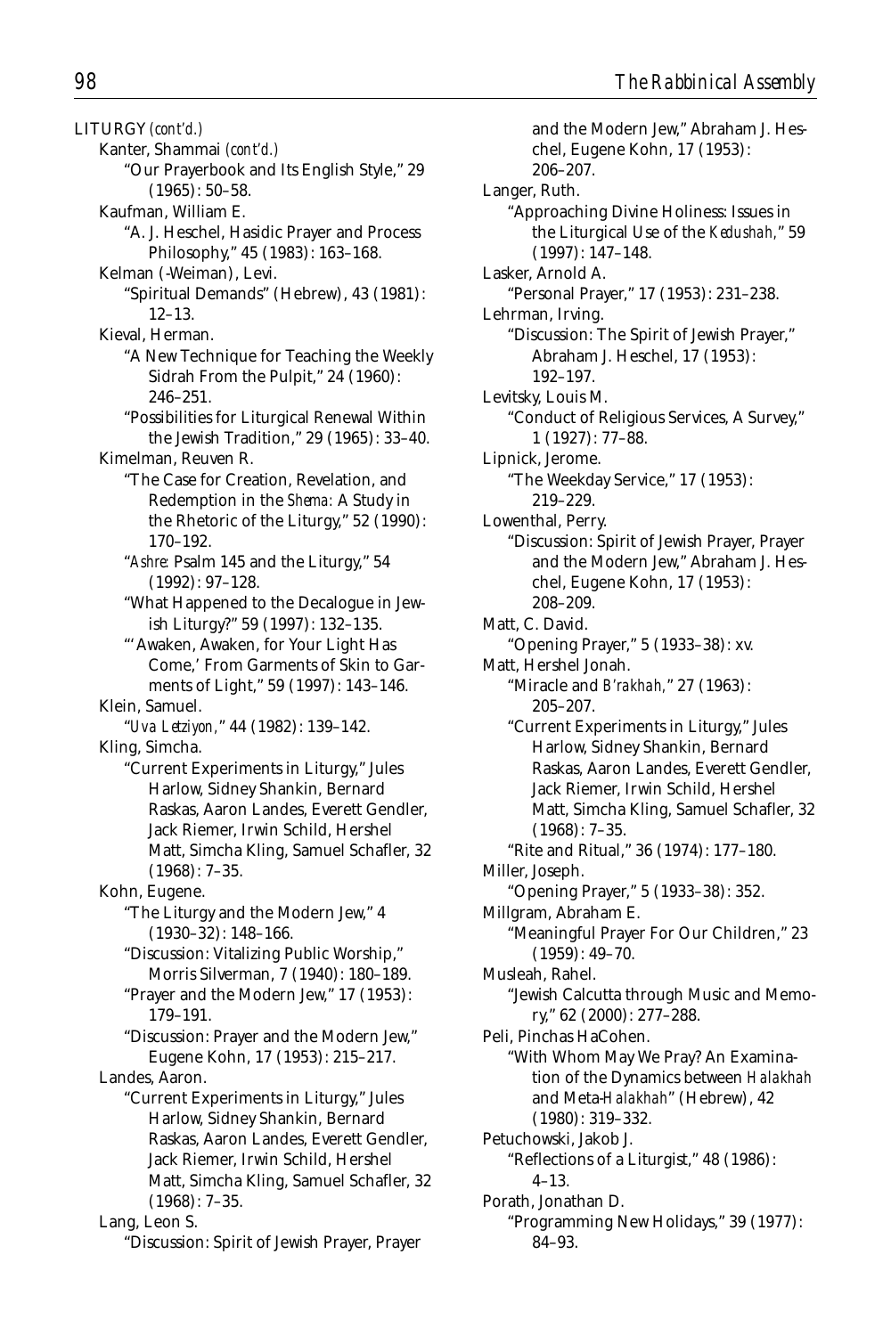LITURGY *(cont'd.)*

Kanter, Shammai *(cont'd.)*

"Our Prayerbook and Its English Style," 29 (1965): 50–58.

Kaufman, William E.

"A. J. Heschel, Hasidic Prayer and Process Philosophy," 45 (1983): 163–168.

Kelman (-Weiman), Levi.

"Spiritual Demands" (Hebrew), 43 (1981): 12–13.

Kieval, Herman.

"A New Technique for Teaching the Weekly Sidrah From the Pulpit," 24 (1960): 246–251.

"Possibilities for Liturgical Renewal Within the Jewish Tradition," 29 (1965): 33–40.

Kimelman, Reuven R.

"The Case for Creation, Revelation, and Redemption in the *Shema:* A Study in the Rhetoric of the Liturgy," 52 (1990): 170–192.

"*Ashre:* Psalm 145 and the Liturgy," 54 (1992): 97–128.

"What Happened to the Decalogue in Jewish Liturgy?" 59 (1997): 132–135.

"'Awaken, Awaken, for Your Light Has Come,' From Garments of Skin to Garments of Light," 59 (1997): 143–146.

Klein, Samuel.

"*Uva Letziyon,*" 44 (1982): 139–142.

Kling, Simcha.

"Current Experiments in Liturgy," Jules Harlow, Sidney Shankin, Bernard Raskas, Aaron Landes, Everett Gendler, Jack Riemer, Irwin Schild, Hershel Matt, Simcha Kling, Samuel Schafler, 32 (1968): 7–35.

Kohn, Eugene.

"The Liturgy and the Modern Jew," 4 (1930–32): 148–166.

"Discussion: Vitalizing Public Worship," Morris Silverman, 7 (1940): 180–189.

"Prayer and the Modern Jew," 17 (1953): 179–191.

"Discussion: Prayer and the Modern Jew," Eugene Kohn, 17 (1953): 215–217.

Landes, Aaron.

"Current Experiments in Liturgy," Jules Harlow, Sidney Shankin, Bernard Raskas, Aaron Landes, Everett Gendler, Jack Riemer, Irwin Schild, Hershel Matt, Simcha Kling, Samuel Schafler, 32 (1968): 7–35.

Lang, Leon S.

"Discussion: Spirit of Jewish Prayer, Prayer and the Modern Jew," Abraham J. Heschel, Eugene Kohn, 17 (1953): 206–207.

Langer, Ruth.

"Approaching Divine Holiness: Issues in the Liturgical Use of the *Kedushah,*" 59 (1997): 147–148.

Lasker, Arnold A.

"Personal Prayer," 17 (1953): 231–238.

Lehrman, Irving.

"Discussion: The Spirit of Jewish Prayer," Abraham J. Heschel, 17 (1953): 192–197.

Levitsky, Louis M.

"Conduct of Religious Services, A Survey," 1 (1927): 77–88.

Lipnick, Jerome.

"The Weekday Service," 17 (1953): 219–229.

Lowenthal, Perry.

"Discussion: Spirit of Jewish Prayer, Prayer and the Modern Jew," Abraham J. Heschel, Eugene Kohn, 17 (1953): 208–209.

Matt, C. David.

"Opening Prayer," 5 (1933–38): xv.

Matt, Hershel Jonah.

"Miracle and *B'rakhah,*" 27 (1963): 205–207.

"Current Experiments in Liturgy," Jules Harlow, Sidney Shankin, Bernard Raskas, Aaron Landes, Everett Gendler, Jack Riemer, Irwin Schild, Hershel Matt, Simcha Kling, Samuel Schafler, 32 (1968): 7–35.

"Rite and Ritual," 36 (1974): 177–180.

Miller, Joseph.

"Opening Prayer," 5 (1933–38): 352.

Millgram, Abraham E.

"Meaningful Prayer For Our Children," 23 (1959): 49–70.

Musleah, Rahel.

"Jewish Calcutta through Music and Memory," 62 (2000): 277–288.

Peli, Pinchas HaCohen.

"With Whom May We Pray? An Examination of the Dynamics between *Halakhah* and Meta-*Halakhah*" (Hebrew), 42 (1980): 319–332.

Petuchowski, Jakob J.

"Reflections of a Liturgist," 48 (1986): 4–13.

Porath, Jonathan D.

"Programming New Holidays," 39 (1977): 84–93.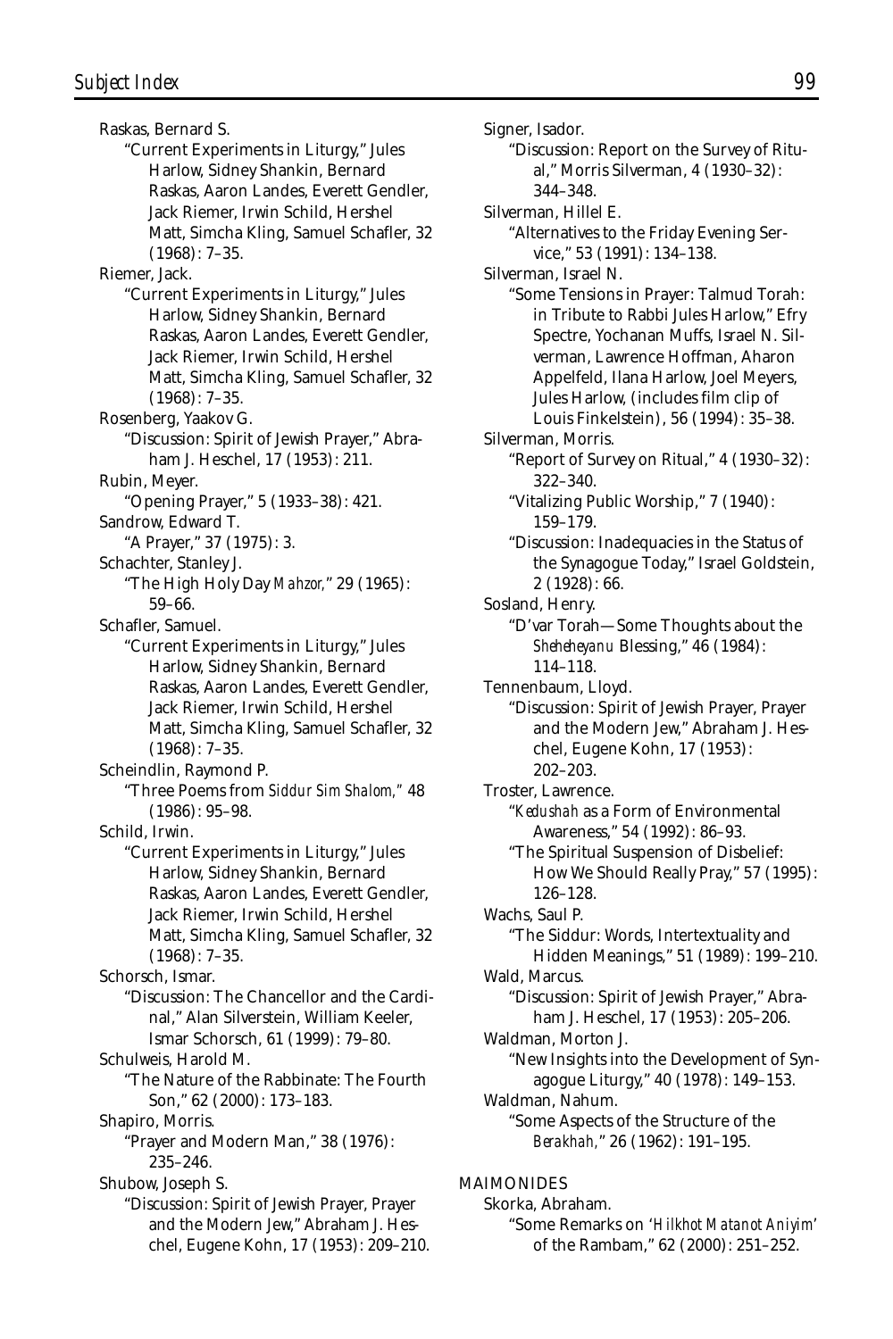Raskas, Bernard S.

"Current Experiments in Liturgy," Jules Harlow, Sidney Shankin, Bernard Raskas, Aaron Landes, Everett Gendler, Jack Riemer, Irwin Schild, Hershel Matt, Simcha Kling, Samuel Schafler, 32 (1968): 7–35.

Riemer, Jack.

"Current Experiments in Liturgy," Jules Harlow, Sidney Shankin, Bernard Raskas, Aaron Landes, Everett Gendler, Jack Riemer, Irwin Schild, Hershel Matt, Simcha Kling, Samuel Schafler, 32 (1968): 7–35.

Rosenberg, Yaakov G.

"Discussion: Spirit of Jewish Prayer," Abraham J. Heschel, 17 (1953): 211.

Rubin, Meyer.

"Opening Prayer," 5 (1933–38): 421.

Sandrow, Edward T.

"A Prayer," 37 (1975): 3.

Schachter, Stanley J.

"The High Holy Day *Mahzor*," 29 (1965): 59–66.

Schafler, Samuel.

"Current Experiments in Liturgy," Jules Harlow, Sidney Shankin, Bernard Raskas, Aaron Landes, Everett Gendler, Jack Riemer, Irwin Schild, Hershel Matt, Simcha Kling, Samuel Schafler, 32 (1968): 7–35.

Scheindlin, Raymond P.

"Three Poems from *Siddur Sim Shalom*," 48 (1986): 95–98.

Schild, Irwin.

"Current Experiments in Liturgy," Jules Harlow, Sidney Shankin, Bernard Raskas, Aaron Landes, Everett Gendler, Jack Riemer, Irwin Schild, Hershel Matt, Simcha Kling, Samuel Schafler, 32 (1968): 7–35.

Schorsch, Ismar.

"Discussion: The Chancellor and the Cardinal," Alan Silverstein, William Keeler, Ismar Schorsch, 61 (1999): 79–80.

Schulweis, Harold M.

"The Nature of the Rabbinate: The Fourth Son," 62 (2000): 173–183.

Shapiro, Morris.

"Prayer and Modern Man," 38 (1976): 235–246.

Shubow, Joseph S.

"Discussion: Spirit of Jewish Prayer, Prayer and the Modern Jew," Abraham J. Heschel, Eugene Kohn, 17 (1953): 209–210.

Signer, Isador.

"Discussion: Report on the Survey of Ritual," Morris Silverman, 4 (1930–32): 344–348.

Silverman, Hillel E.

"Alternatives to the Friday Evening Service," 53 (1991): 134–138.

Silverman, Israel N.

"Some Tensions in Prayer: Talmud Torah: in Tribute to Rabbi Jules Harlow," Efry Spectre, Yochanan Muffs, Israel N. Silverman, Lawrence Hoffman, Aharon Appelfeld, Ilana Harlow, Joel Meyers, Jules Harlow, (includes film clip of Louis Finkelstein), 56 (1994): 35–38.

Silverman, Morris.

"Report of Survey on Ritual," 4 (1930–32): 322–340.

"Vitalizing Public Worship," 7 (1940): 159–179.

"Discussion: Inadequacies in the Status of the Synagogue Today," Israel Goldstein, 2 (1928): 66.

Sosland, Henry.

"D'var Torah—Some Thoughts about the *Sheheheyanu* Blessing," 46 (1984): 114–118.

Tennenbaum, Lloyd.

"Discussion: Spirit of Jewish Prayer, Prayer and the Modern Jew," Abraham J. Heschel, Eugene Kohn, 17 (1953): 202–203.

Troster, Lawrence.

"*Kedushah* as a Form of Environmental Awareness," 54 (1992): 86–93.

"The Spiritual Suspension of Disbelief: How We Should Really Pray," 57 (1995): 126–128.

Wachs, Saul P.

"The Siddur: Words, Intertextuality and Hidden Meanings," 51 (1989): 199–210.

Wald, Marcus.

"Discussion: Spirit of Jewish Prayer," Abraham J. Heschel, 17 (1953): 205–206.

Waldman, Morton J.

"New Insights into the Development of Synagogue Liturgy," 40 (1978): 149–153.

Waldman, Nahum.

"Some Aspects of the Structure of the *Berakhah*," 26 (1962): 191–195.

## MAIMONIDES

Skorka, Abraham.

"Some Remarks on '*Hilkhot Matanot Aniyim*' of the Rambam," 62 (2000): 251–252.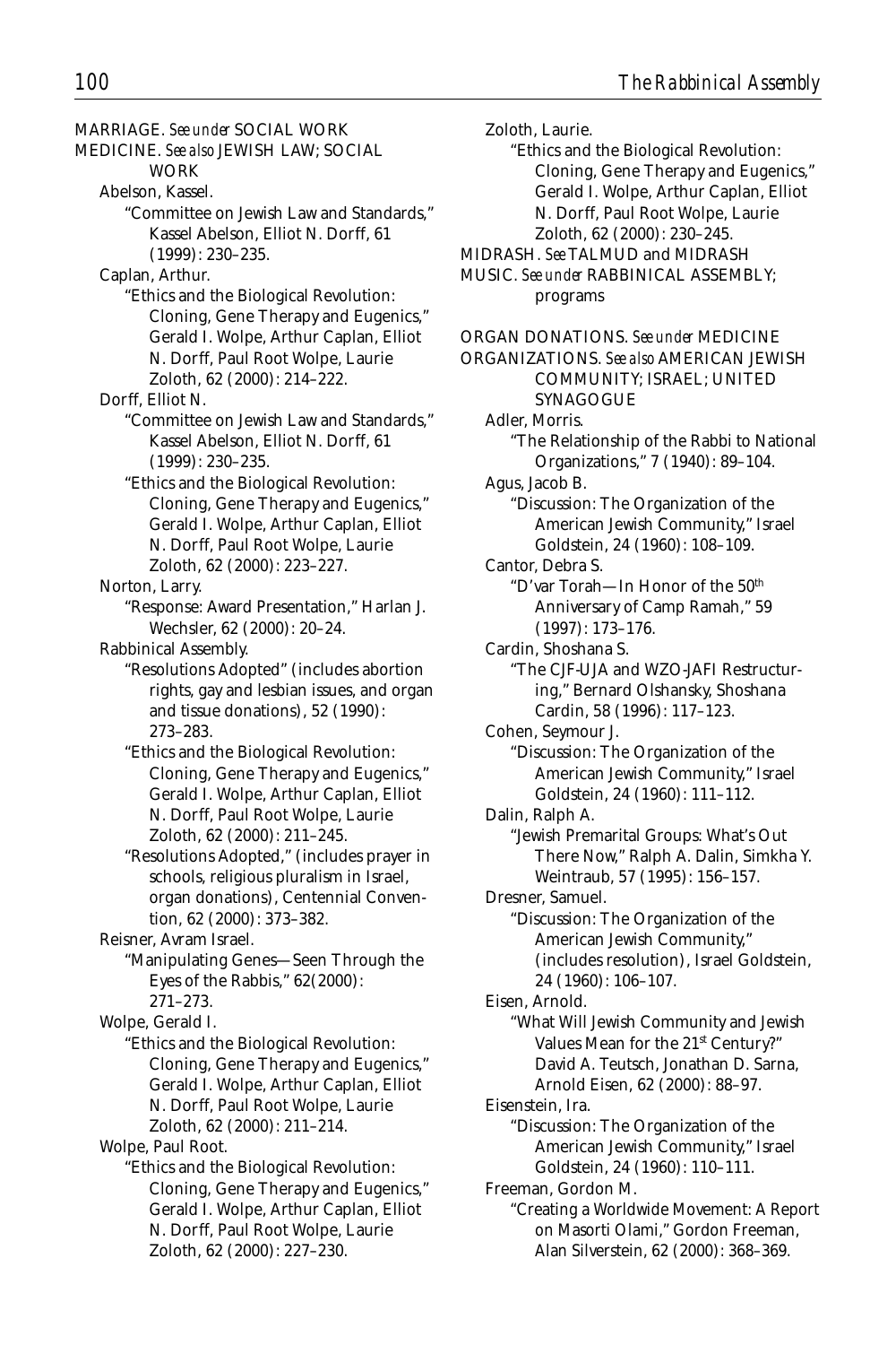MARRIAGE. *See under* SOCIAL WORK

MEDICINE. *See also* JEWISH LAW; SOCIAL WORK

Abelson, Kassel.

"Committee on Jewish Law and Standards," Kassel Abelson, Elliot N. Dorff, 61 (1999): 230–235.

Caplan, Arthur.

"Ethics and the Biological Revolution: Cloning, Gene Therapy and Eugenics," Gerald I. Wolpe, Arthur Caplan, Elliot N. Dorff, Paul Root Wolpe, Laurie Zoloth, 62 (2000): 214–222.

Dorff, Elliot N.

"Committee on Jewish Law and Standards," Kassel Abelson, Elliot N. Dorff, 61 (1999): 230–235.

"Ethics and the Biological Revolution: Cloning, Gene Therapy and Eugenics," Gerald I. Wolpe, Arthur Caplan, Elliot N. Dorff, Paul Root Wolpe, Laurie Zoloth, 62 (2000): 223–227.

Norton, Larry.

"Response: Award Presentation," Harlan J. Wechsler, 62 (2000): 20–24.

Rabbinical Assembly.

"Resolutions Adopted" (includes abortion rights, gay and lesbian issues, and organ and tissue donations), 52 (1990): 273–283.

"Ethics and the Biological Revolution: Cloning, Gene Therapy and Eugenics," Gerald I. Wolpe, Arthur Caplan, Elliot N. Dorff, Paul Root Wolpe, Laurie Zoloth, 62 (2000): 211–245.

"Resolutions Adopted," (includes prayer in schools, religious pluralism in Israel, organ donations), Centennial Convention, 62 (2000): 373–382.

Reisner, Avram Israel.

"Manipulating Genes—Seen Through the Eyes of the Rabbis," 62(2000): 271–273.

Wolpe, Gerald I.

"Ethics and the Biological Revolution: Cloning, Gene Therapy and Eugenics," Gerald I. Wolpe, Arthur Caplan, Elliot N. Dorff, Paul Root Wolpe, Laurie Zoloth, 62 (2000): 211–214.

Wolpe, Paul Root.

"Ethics and the Biological Revolution: Cloning, Gene Therapy and Eugenics," Gerald I. Wolpe, Arthur Caplan, Elliot N. Dorff, Paul Root Wolpe, Laurie Zoloth, 62 (2000): 227–230.

Zoloth, Laurie.

"Ethics and the Biological Revolution: Cloning, Gene Therapy and Eugenics," Gerald I. Wolpe, Arthur Caplan, Elliot N. Dorff, Paul Root Wolpe, Laurie Zoloth, 62 (2000): 230–245.

MIDRASH. *See* TALMUD and MIDRASH

MUSIC. *See under* RABBINICAL ASSEMBLY; programs

ORGAN DONATIONS. *See under* MEDICINE

ORGANIZATIONS. *See also* AMERICAN JEWISH COMMUNITY; ISRAEL; UNITED SYNAGOGUE

Adler, Morris.

"The Relationship of the Rabbi to National Organizations," 7 (1940): 89–104.

Agus, Jacob B.

"Discussion: The Organization of the American Jewish Community," Israel Goldstein, 24 (1960): 108–109.

Cantor, Debra S.

"D'var Torah—In Honor of the 50th Anniversary of Camp Ramah," 59 (1997): 173–176.

Cardin, Shoshana S.

"The CJF-UJA and WZO-JAFI Restructuring," Bernard Olshansky, Shoshana Cardin, 58 (1996): 117–123.

Cohen, Seymour J.

"Discussion: The Organization of the American Jewish Community," Israel Goldstein, 24 (1960): 111–112.

Dalin, Ralph A.

"Jewish Premarital Groups: What's Out There Now," Ralph A. Dalin, Simkha Y. Weintraub, 57 (1995): 156–157.

Dresner, Samuel.

"Discussion: The Organization of the American Jewish Community," (includes resolution), Israel Goldstein, 24 (1960): 106–107.

Eisen, Arnold.

"What Will Jewish Community and Jewish Values Mean for the 21st Century?" David A. Teutsch, Jonathan D. Sarna, Arnold Eisen, 62 (2000): 88–97.

Eisenstein, Ira.

"Discussion: The Organization of the American Jewish Community," Israel Goldstein, 24 (1960): 110–111.

Freeman, Gordon M.

"Creating a Worldwide Movement: A Report on Masorti Olami," Gordon Freeman, Alan Silverstein, 62 (2000): 368–369.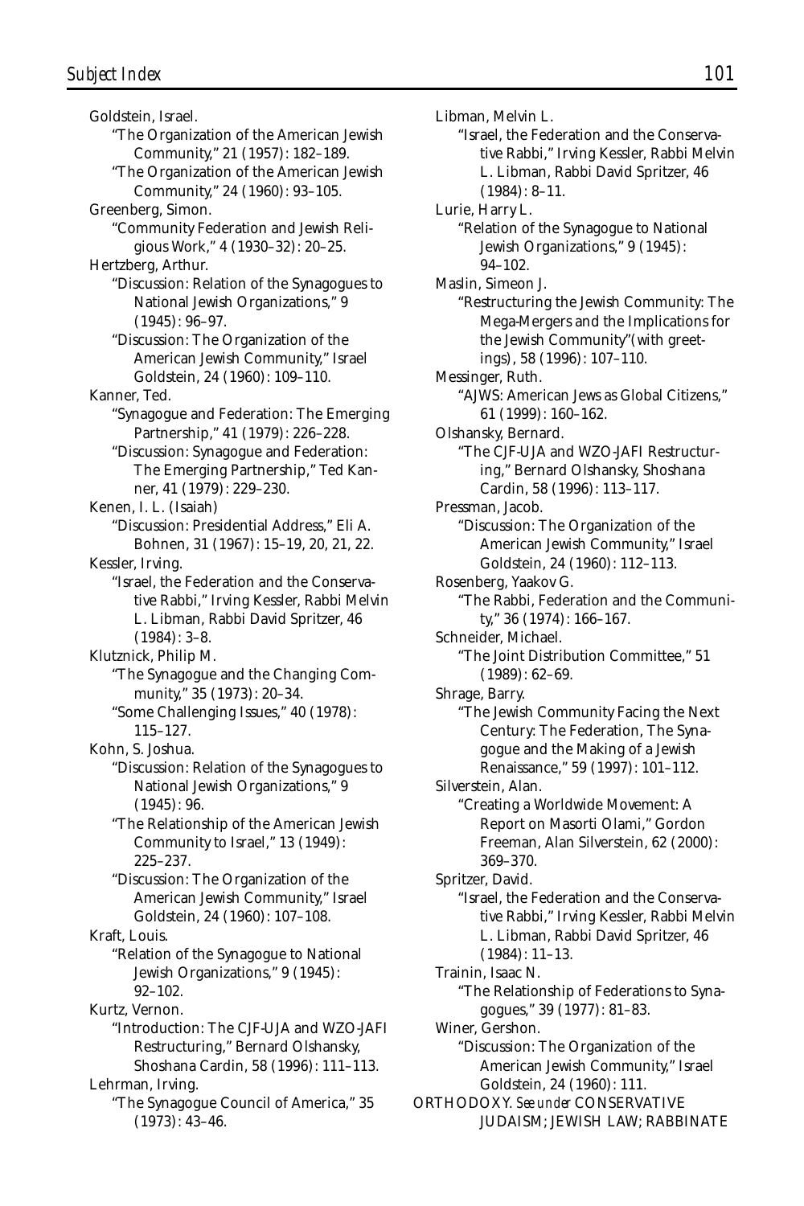Goldstein, Israel.
   "The Organization of the American Jewish Community," 21 (1957): 182–189.
   "The Organization of the American Jewish Community," 24 (1960): 93–105.

Greenberg, Simon.
   "Community Federation and Jewish Religious Work," 4 (1930–32): 20–25.

Hertzberg, Arthur.
   "Discussion: Relation of the Synagogues to National Jewish Organizations," 9 (1945): 96–97.
   "Discussion: The Organization of the American Jewish Community," Israel Goldstein, 24 (1960): 109–110.

Kanner, Ted.
   "Synagogue and Federation: The Emerging Partnership," 41 (1979): 226–228.
   "Discussion: Synagogue and Federation: The Emerging Partnership," Ted Kanner, 41 (1979): 229–230.

Kenen, I. L. (Isaiah)
   "Discussion: Presidential Address," Eli A. Bohnen, 31 (1967): 15–19, 20, 21, 22.

Kessler, Irving.
   "Israel, the Federation and the Conservative Rabbi," Irving Kessler, Rabbi Melvin L. Libman, Rabbi David Spritzer, 46 (1984): 3–8.

Klutznick, Philip M.
   "The Synagogue and the Changing Community," 35 (1973): 20–34.
   "Some Challenging Issues," 40 (1978): 115–127.

Kohn, S. Joshua.
   "Discussion: Relation of the Synagogues to National Jewish Organizations," 9 (1945): 96.
   "The Relationship of the American Jewish Community to Israel," 13 (1949): 225–237.
   "Discussion: The Organization of the American Jewish Community," Israel Goldstein, 24 (1960): 107–108.

Kraft, Louis.
   "Relation of the Synagogue to National Jewish Organizations," 9 (1945): 92–102.

Kurtz, Vernon.
   "Introduction: The CJF-UJA and WZO-JAFI Restructuring," Bernard Olshansky, Shoshana Cardin, 58 (1996): 111–113.

Lehrman, Irving.
   "The Synagogue Council of America," 35 (1973): 43–46.

Libman, Melvin L.
   "Israel, the Federation and the Conservative Rabbi," Irving Kessler, Rabbi Melvin L. Libman, Rabbi David Spritzer, 46 (1984): 8–11.

Lurie, Harry L.
   "Relation of the Synagogue to National Jewish Organizations," 9 (1945): 94–102.

Maslin, Simeon J.
   "Restructuring the Jewish Community: The Mega-Mergers and the Implications for the Jewish Community"(with greetings), 58 (1996): 107–110.

Messinger, Ruth.
   "AJWS: American Jews as Global Citizens," 61 (1999): 160–162.

Olshansky, Bernard.
   "The CJF-UJA and WZO-JAFI Restructuring," Bernard Olshansky, Shoshana Cardin, 58 (1996): 113–117.

Pressman, Jacob.
   "Discussion: The Organization of the American Jewish Community," Israel Goldstein, 24 (1960): 112–113.

Rosenberg, Yaakov G.
   "The Rabbi, Federation and the Community," 36 (1974): 166–167.

Schneider, Michael.
   "The Joint Distribution Committee," 51 (1989): 62–69.

Shrage, Barry.
   "The Jewish Community Facing the Next Century: The Federation, The Synagogue and the Making of a Jewish Renaissance," 59 (1997): 101–112.

Silverstein, Alan.
   "Creating a Worldwide Movement: A Report on Masorti Olami," Gordon Freeman, Alan Silverstein, 62 (2000): 369–370.

Spritzer, David.
   "Israel, the Federation and the Conservative Rabbi," Irving Kessler, Rabbi Melvin L. Libman, Rabbi David Spritzer, 46 (1984): 11–13.

Trainin, Isaac N.
   "The Relationship of Federations to Synagogues," 39 (1977): 81–83.

Winer, Gershon.
   "Discussion: The Organization of the American Jewish Community," Israel Goldstein, 24 (1960): 111.

ORTHODOXY. *See under* CONSERVATIVE JUDAISM; JEWISH LAW; RABBINATE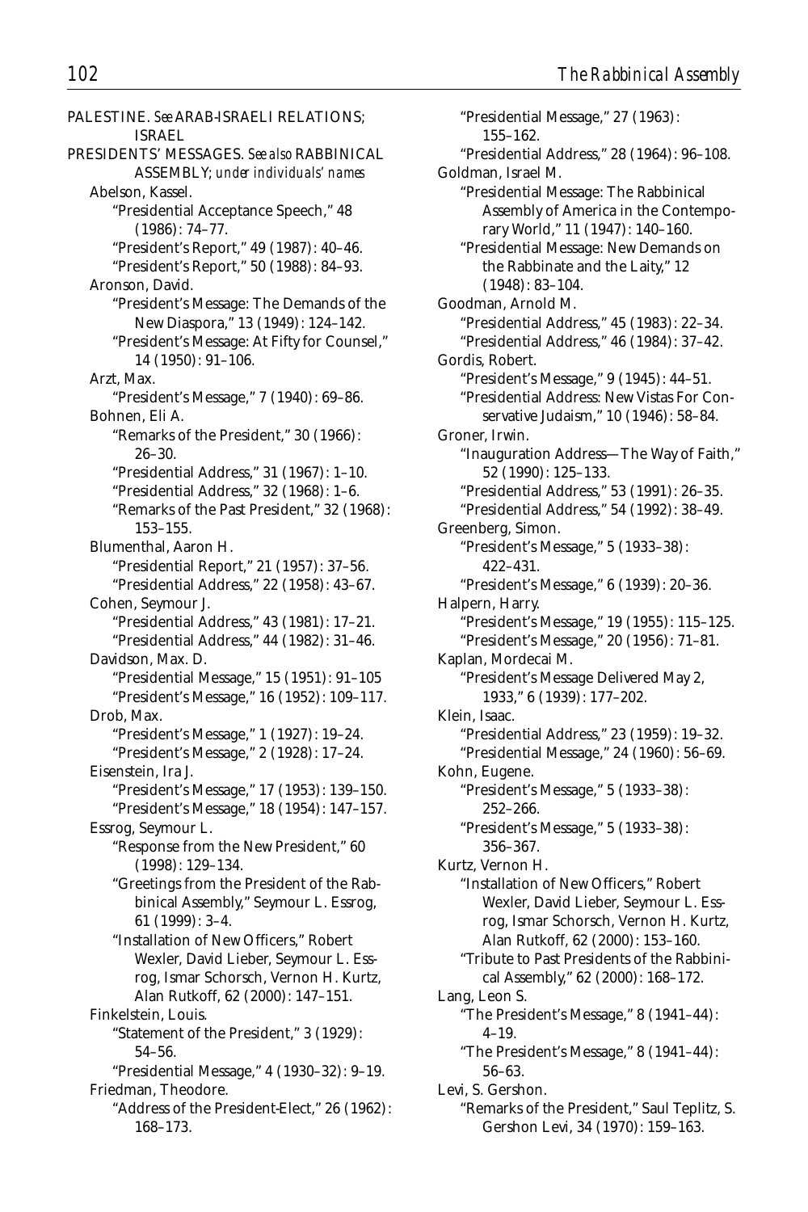PALESTINE. *See* ARAB-ISRAELI RELATIONS; ISRAEL

PRESIDENTS' MESSAGES. *See also* RABBINICAL ASSEMBLY; *under individuals' names*

- Abelson, Kassel.
  - "Presidential Acceptance Speech," 48 (1986): 74–77.
  - "President's Report," 49 (1987): 40–46.
  - "President's Report," 50 (1988): 84–93.
- Aronson, David.
  - "President's Message: The Demands of the New Diaspora," 13 (1949): 124–142.
  - "President's Message: At Fifty for Counsel," 14 (1950): 91–106.
- Arzt, Max.
  - "President's Message," 7 (1940): 69–86.
- Bohnen, Eli A.
  - "Remarks of the President," 30 (1966): 26–30.
  - "Presidential Address," 31 (1967): 1–10.
  - "Presidential Address," 32 (1968): 1–6.
  - "Remarks of the Past President," 32 (1968): 153–155.
- Blumenthal, Aaron H.
  - "Presidential Report," 21 (1957): 37–56.
  - "Presidential Address," 22 (1958): 43–67.
- Cohen, Seymour J.
  - "Presidential Address," 43 (1981): 17–21.
  - "Presidential Address," 44 (1982): 31–46.
- Davidson, Max. D.
  - "Presidential Message," 15 (1951): 91–105
  - "President's Message," 16 (1952): 109–117.
- Drob, Max.
  - "President's Message," 1 (1927): 19–24.
  - "President's Message," 2 (1928): 17–24.
- Eisenstein, Ira J.
  - "President's Message," 17 (1953): 139–150.
  - "President's Message," 18 (1954): 147–157.
- Essrog, Seymour L.
  - "Response from the New President," 60 (1998): 129–134.
  - "Greetings from the President of the Rabbinical Assembly," Seymour L. Essrog, 61 (1999): 3–4.
  - "Installation of New Officers," Robert Wexler, David Lieber, Seymour L. Essrog, Ismar Schorsch, Vernon H. Kurtz, Alan Rutkoff, 62 (2000): 147–151.
- Finkelstein, Louis.
  - "Statement of the President," 3 (1929): 54–56.
  - "Presidential Message," 4 (1930–32): 9–19.
- Friedman, Theodore.
  - "Address of the President-Elect," 26 (1962): 168–173.
  - "Presidential Message," 27 (1963): 155–162.
  - "Presidential Address," 28 (1964): 96–108.
- Goldman, Israel M.
  - "Presidential Message: The Rabbinical Assembly of America in the Contemporary World," 11 (1947): 140–160.
  - "Presidential Message: New Demands on the Rabbinate and the Laity," 12 (1948): 83–104.
- Goodman, Arnold M.
  - "Presidential Address," 45 (1983): 22–34.
  - "Presidential Address," 46 (1984): 37–42.
- Gordis, Robert.
  - "President's Message," 9 (1945): 44–51.
  - "Presidential Address: New Vistas For Conservative Judaism," 10 (1946): 58–84.
- Groner, Irwin.
  - "Inauguration Address—The Way of Faith," 52 (1990): 125–133.
  - "Presidential Address," 53 (1991): 26–35.
  - "Presidential Address," 54 (1992): 38–49.
- Greenberg, Simon.
  - "President's Message," 5 (1933–38): 422–431.
  - "President's Message," 6 (1939): 20–36.
- Halpern, Harry.
  - "President's Message," 19 (1955): 115–125.
  - "President's Message," 20 (1956): 71–81.
- Kaplan, Mordecai M.
  - "President's Message Delivered May 2, 1933," 6 (1939): 177–202.
- Klein, Isaac.
  - "Presidential Address," 23 (1959): 19–32.
  - "Presidential Message," 24 (1960): 56–69.
- Kohn, Eugene.
  - "President's Message," 5 (1933–38): 252–266.
  - "President's Message," 5 (1933–38): 356–367.
- Kurtz, Vernon H.
  - "Installation of New Officers," Robert Wexler, David Lieber, Seymour L. Essrog, Ismar Schorsch, Vernon H. Kurtz, Alan Rutkoff, 62 (2000): 153–160.
  - "Tribute to Past Presidents of the Rabbinical Assembly," 62 (2000): 168–172.
- Lang, Leon S.
  - "The President's Message," 8 (1941–44): 4–19.
  - "The President's Message," 8 (1941–44): 56–63.
- Levi, S. Gershon.
  - "Remarks of the President," Saul Teplitz, S. Gershon Levi, 34 (1970): 159–163.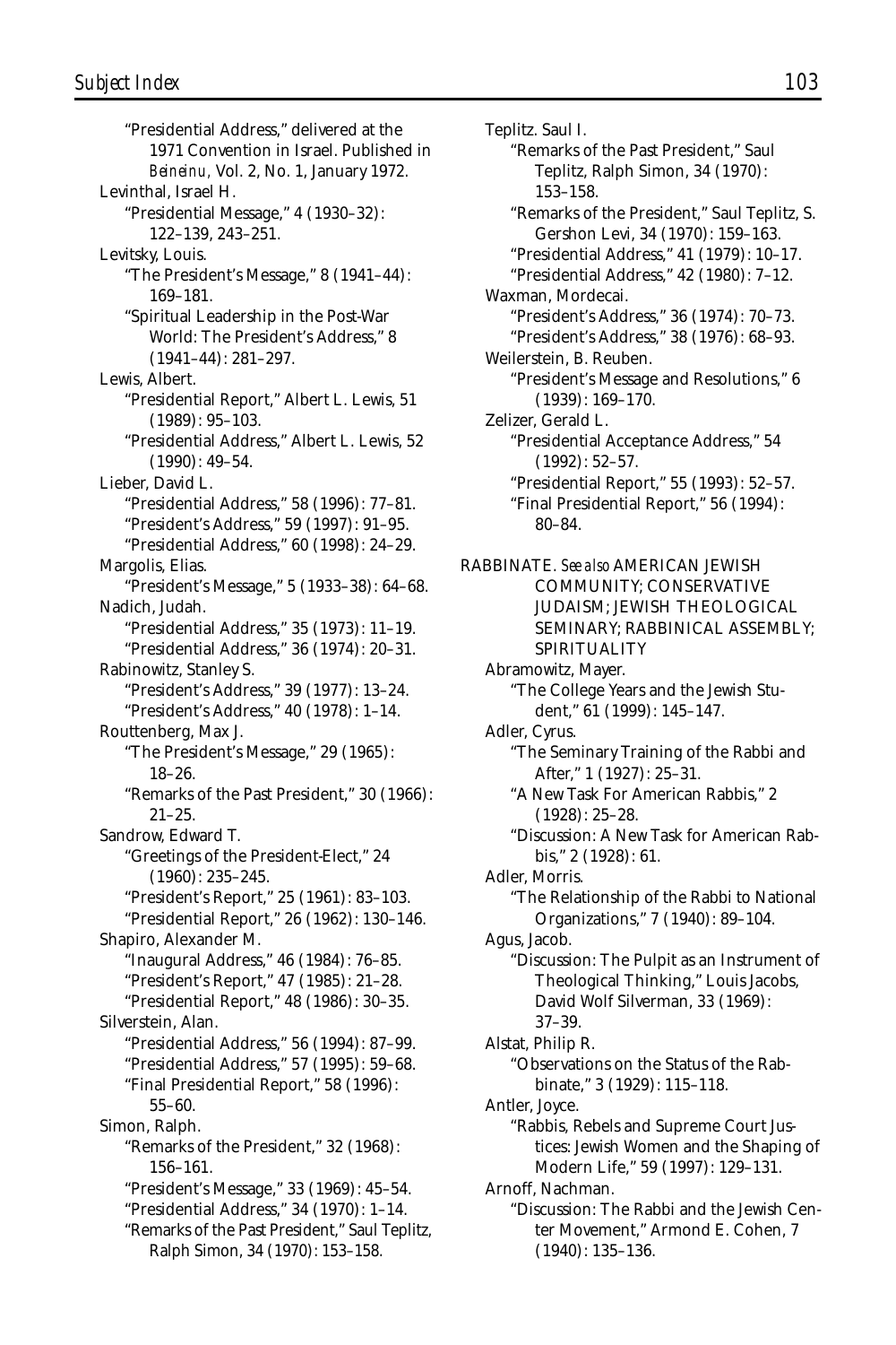"Presidential Address," delivered at the 1971 Convention in Israel. Published in *Beineinu,* Vol. 2, No. 1, January 1972.

Levinthal, Israel H.
"Presidential Message," 4 (1930–32): 122–139, 243–251.

Levitsky, Louis.
"The President's Message," 8 (1941–44): 169–181.
"Spiritual Leadership in the Post-War World: The President's Address," 8 (1941–44): 281–297.

Lewis, Albert.
"Presidential Report," Albert L. Lewis, 51 (1989): 95–103.
"Presidential Address," Albert L. Lewis, 52 (1990): 49–54.

Lieber, David L.
"Presidential Address," 58 (1996): 77–81.
"President's Address," 59 (1997): 91–95.
"Presidential Address," 60 (1998): 24–29.

Margolis, Elias.
"President's Message," 5 (1933–38): 64–68.

Nadich, Judah.
"Presidential Address," 35 (1973): 11–19.
"Presidential Address," 36 (1974): 20–31.

Rabinowitz, Stanley S.
"President's Address," 39 (1977): 13–24.
"President's Address," 40 (1978): 1–14.

Routtenberg, Max J.
"The President's Message," 29 (1965): 18–26.
"Remarks of the Past President," 30 (1966): 21–25.

Sandrow, Edward T.
"Greetings of the President-Elect," 24 (1960): 235–245.
"President's Report," 25 (1961): 83–103.
"Presidential Report," 26 (1962): 130–146.

Shapiro, Alexander M.
"Inaugural Address," 46 (1984): 76–85.
"President's Report," 47 (1985): 21–28.
"Presidential Report," 48 (1986): 30–35.

Silverstein, Alan.
"Presidential Address," 56 (1994): 87–99.
"Presidential Address," 57 (1995): 59–68.
"Final Presidential Report," 58 (1996): 55–60.

Simon, Ralph.
"Remarks of the President," 32 (1968): 156–161.
"President's Message," 33 (1969): 45–54.
"Presidential Address," 34 (1970): 1–14.
"Remarks of the Past President," Saul Teplitz, Ralph Simon, 34 (1970): 153–158.

Teplitz. Saul I.
"Remarks of the Past President," Saul Teplitz, Ralph Simon, 34 (1970): 153–158.
"Remarks of the President," Saul Teplitz, S. Gershon Levi, 34 (1970): 159–163.
"Presidential Address," 41 (1979): 10–17.
"Presidential Address," 42 (1980): 7–12.

Waxman, Mordecai.
"President's Address," 36 (1974): 70–73.
"President's Address," 38 (1976): 68–93.

Weilerstein, B. Reuben.
"President's Message and Resolutions," 6 (1939): 169–170.

Zelizer, Gerald L.
"Presidential Acceptance Address," 54 (1992): 52–57.
"Presidential Report," 55 (1993): 52–57.
"Final Presidential Report," 56 (1994): 80–84.

RABBINATE. *See also* AMERICAN JEWISH COMMUNITY; CONSERVATIVE JUDAISM; JEWISH THEOLOGICAL SEMINARY; RABBINICAL ASSEMBLY; SPIRITUALITY

Abramowitz, Mayer.
"The College Years and the Jewish Student," 61 (1999): 145–147.

Adler, Cyrus.
"The Seminary Training of the Rabbi and After," 1 (1927): 25–31.
"A New Task For American Rabbis," 2 (1928): 25–28.
"Discussion: A New Task for American Rabbis," 2 (1928): 61.

Adler, Morris.
"The Relationship of the Rabbi to National Organizations," 7 (1940): 89–104.

Agus, Jacob.
"Discussion: The Pulpit as an Instrument of Theological Thinking," Louis Jacobs, David Wolf Silverman, 33 (1969): 37–39.

Alstat, Philip R.
"Observations on the Status of the Rabbinate," 3 (1929): 115–118.

Antler, Joyce.
"Rabbis, Rebels and Supreme Court Justices: Jewish Women and the Shaping of Modern Life," 59 (1997): 129–131.

Arnoff, Nachman.
"Discussion: The Rabbi and the Jewish Center Movement," Armond E. Cohen, 7 (1940): 135–136.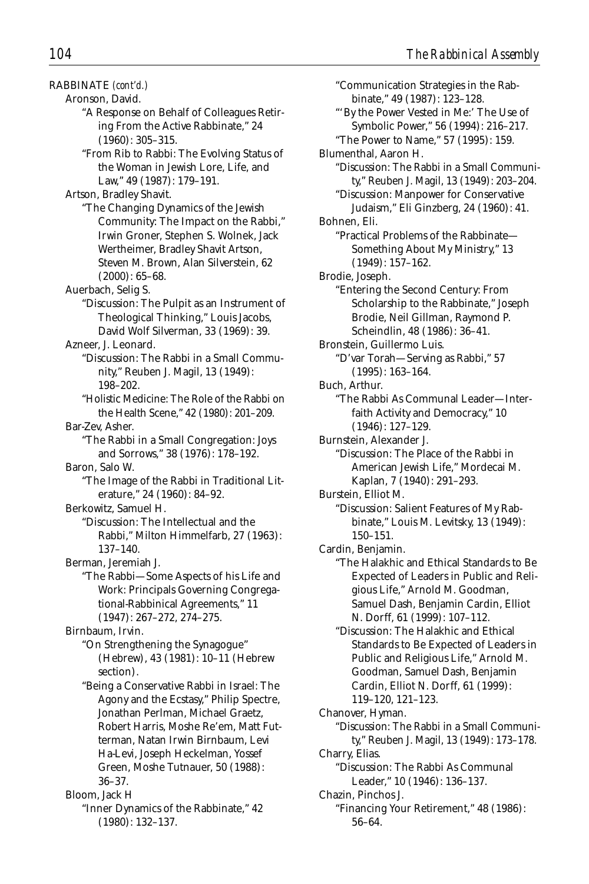RABBINATE *(cont'd.)*

Aronson, David.

"A Response on Behalf of Colleagues Retiring From the Active Rabbinate," 24 (1960): 305–315.

"From Rib to Rabbi: The Evolving Status of the Woman in Jewish Lore, Life, and Law," 49 (1987): 179–191.

Artson, Bradley Shavit.

"The Changing Dynamics of the Jewish Community: The Impact on the Rabbi," Irwin Groner, Stephen S. Wolnek, Jack Wertheimer, Bradley Shavit Artson, Steven M. Brown, Alan Silverstein, 62 (2000): 65–68.

Auerbach, Selig S.

"Discussion: The Pulpit as an Instrument of Theological Thinking," Louis Jacobs, David Wolf Silverman, 33 (1969): 39.

Azneer, J. Leonard.

"Discussion: The Rabbi in a Small Community," Reuben J. Magil, 13 (1949): 198–202.

"Holistic Medicine: The Role of the Rabbi on the Health Scene," 42 (1980): 201–209.

Bar-Zev, Asher.

"The Rabbi in a Small Congregation: Joys and Sorrows," 38 (1976): 178–192.

Baron, Salo W.

"The Image of the Rabbi in Traditional Literature," 24 (1960): 84–92.

Berkowitz, Samuel H.

"Discussion: The Intellectual and the Rabbi," Milton Himmelfarb, 27 (1963): 137–140.

Berman, Jeremiah J.

"The Rabbi—Some Aspects of his Life and Work: Principals Governing Congregational-Rabbinical Agreements," 11 (1947): 267–272, 274–275.

Birnbaum, Irvin.

"On Strengthening the Synagogue" (Hebrew), 43 (1981): 10–11 (Hebrew section).

"Being a Conservative Rabbi in Israel: The Agony and the Ecstasy," Philip Spectre, Jonathan Perlman, Michael Graetz, Robert Harris, Moshe Re'em, Matt Futterman, Natan Irwin Birnbaum, Levi Ha-Levi, Joseph Heckelman, Yossef Green, Moshe Tutnauer, 50 (1988): 36–37.

Bloom, Jack H

"Inner Dynamics of the Rabbinate," 42 (1980): 132–137.

"Communication Strategies in the Rabbinate," 49 (1987): 123–128.

"'By the Power Vested in Me:' The Use of Symbolic Power," 56 (1994): 216–217.

"The Power to Name," 57 (1995): 159.

Blumenthal, Aaron H.

"Discussion: The Rabbi in a Small Community," Reuben J. Magil, 13 (1949): 203–204.

"Discussion: Manpower for Conservative Judaism," Eli Ginzberg, 24 (1960): 41.

Bohnen, Eli.

"Practical Problems of the Rabbinate—Something About My Ministry," 13 (1949): 157–162.

Brodie, Joseph.

"Entering the Second Century: From Scholarship to the Rabbinate," Joseph Brodie, Neil Gillman, Raymond P. Scheindlin, 48 (1986): 36–41.

Bronstein, Guillermo Luis.

"D'var Torah—Serving as Rabbi," 57 (1995): 163–164.

Buch, Arthur.

"The Rabbi As Communal Leader—Interfaith Activity and Democracy," 10 (1946): 127–129.

Burnstein, Alexander J.

"Discussion: The Place of the Rabbi in American Jewish Life," Mordecai M. Kaplan, 7 (1940): 291–293.

Burstein, Elliot M.

"Discussion: Salient Features of My Rabbinate," Louis M. Levitsky, 13 (1949): 150–151.

Cardin, Benjamin.

"The Halakhic and Ethical Standards to Be Expected of Leaders in Public and Religious Life," Arnold M. Goodman, Samuel Dash, Benjamin Cardin, Elliot N. Dorff, 61 (1999): 107–112.

"Discussion: The Halakhic and Ethical Standards to Be Expected of Leaders in Public and Religious Life," Arnold M. Goodman, Samuel Dash, Benjamin Cardin, Elliot N. Dorff, 61 (1999): 119–120, 121–123.

Chanover, Hyman.

"Discussion: The Rabbi in a Small Community," Reuben J. Magil, 13 (1949): 173–178.

Charry, Elias.

"Discussion: The Rabbi As Communal Leader," 10 (1946): 136–137.

Chazin, Pinchos J.

"Financing Your Retirement," 48 (1986): 56–64.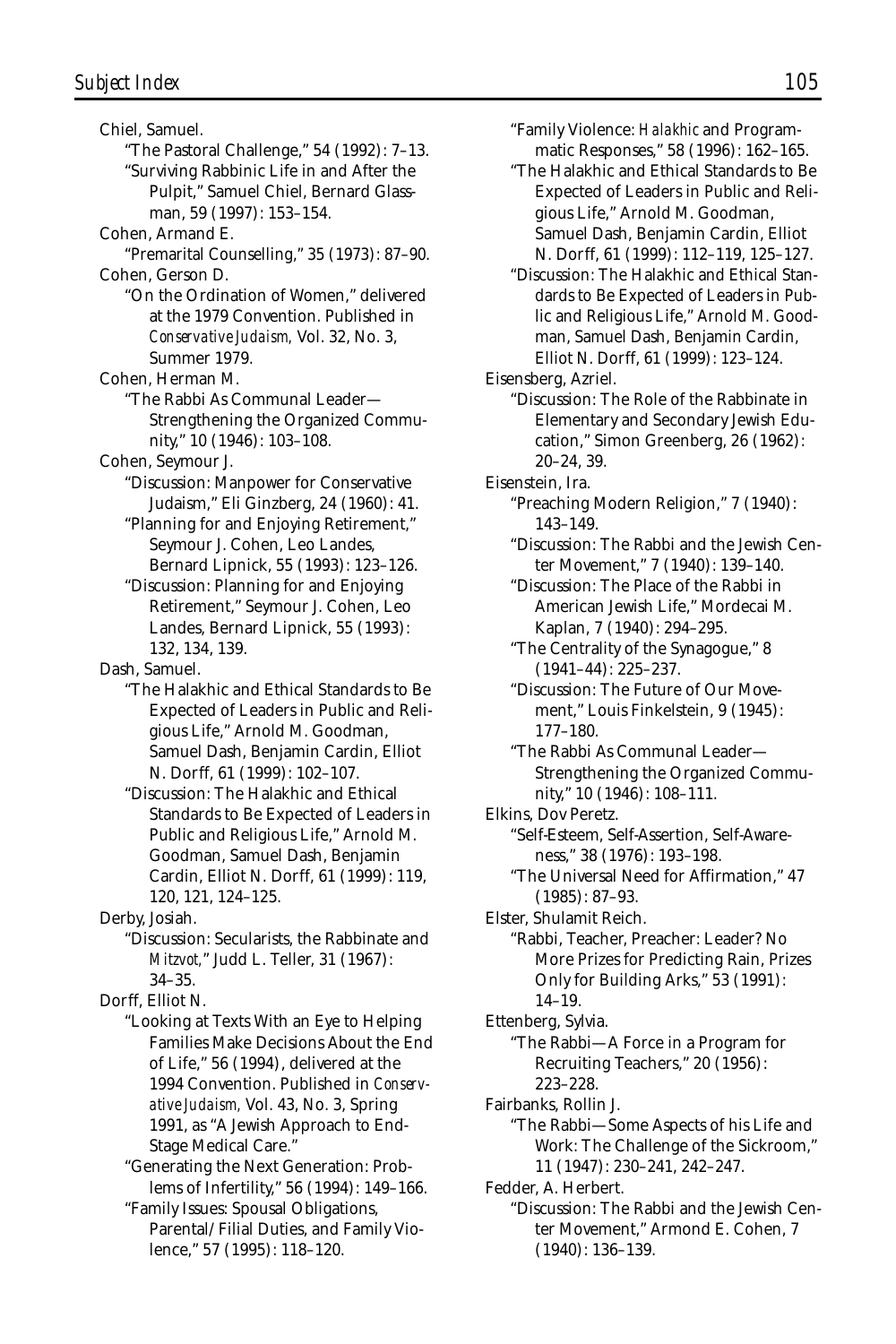Chiel, Samuel.

"The Pastoral Challenge," 54 (1992): 7–13.

"Surviving Rabbinic Life in and After the Pulpit," Samuel Chiel, Bernard Glassman, 59 (1997): 153–154.

Cohen, Armand E.

"Premarital Counselling," 35 (1973): 87–90.

Cohen, Gerson D.

"On the Ordination of Women," delivered at the 1979 Convention. Published in *Conservative Judaism,* Vol. 32, No. 3, Summer 1979.

Cohen, Herman M.

"The Rabbi As Communal Leader—Strengthening the Organized Community," 10 (1946): 103–108.

Cohen, Seymour J.

"Discussion: Manpower for Conservative Judaism," Eli Ginzberg, 24 (1960): 41.

"Planning for and Enjoying Retirement," Seymour J. Cohen, Leo Landes, Bernard Lipnick, 55 (1993): 123–126.

"Discussion: Planning for and Enjoying Retirement," Seymour J. Cohen, Leo Landes, Bernard Lipnick, 55 (1993): 132, 134, 139.

Dash, Samuel.

"The Halakhic and Ethical Standards to Be Expected of Leaders in Public and Religious Life," Arnold M. Goodman, Samuel Dash, Benjamin Cardin, Elliot N. Dorff, 61 (1999): 102–107.

"Discussion: The Halakhic and Ethical Standards to Be Expected of Leaders in Public and Religious Life," Arnold M. Goodman, Samuel Dash, Benjamin Cardin, Elliot N. Dorff, 61 (1999): 119, 120, 121, 124–125.

Derby, Josiah.

"Discussion: Secularists, the Rabbinate and *Mitzvot,*" Judd L. Teller, 31 (1967): 34–35.

Dorff, Elliot N.

"Looking at Texts With an Eye to Helping Families Make Decisions About the End of Life," 56 (1994), delivered at the 1994 Convention. Published in *Conservative Judaism,* Vol. 43, No. 3, Spring 1991, as "A Jewish Approach to End-Stage Medical Care."

"Generating the Next Generation: Problems of Infertility," 56 (1994): 149–166.

"Family Issues: Spousal Obligations, Parental/Filial Duties, and Family Violence," 57 (1995): 118–120.

"Family Violence: *Halakhic* and Programmatic Responses," 58 (1996): 162–165.

"The Halakhic and Ethical Standards to Be Expected of Leaders in Public and Religious Life," Arnold M. Goodman, Samuel Dash, Benjamin Cardin, Elliot N. Dorff, 61 (1999): 112–119, 125–127.

"Discussion: The Halakhic and Ethical Standards to Be Expected of Leaders in Public and Religious Life," Arnold M. Goodman, Samuel Dash, Benjamin Cardin, Elliot N. Dorff, 61 (1999): 123–124.

Eisensberg, Azriel.

"Discussion: The Role of the Rabbinate in Elementary and Secondary Jewish Education," Simon Greenberg, 26 (1962): 20–24, 39.

Eisenstein, Ira.

"Preaching Modern Religion," 7 (1940): 143–149.

"Discussion: The Rabbi and the Jewish Center Movement," 7 (1940): 139–140.

"Discussion: The Place of the Rabbi in American Jewish Life," Mordecai M. Kaplan, 7 (1940): 294–295.

"The Centrality of the Synagogue," 8 (1941–44): 225–237.

"Discussion: The Future of Our Movement," Louis Finkelstein, 9 (1945): 177–180.

"The Rabbi As Communal Leader—Strengthening the Organized Community," 10 (1946): 108–111.

Elkins, Dov Peretz.

"Self-Esteem, Self-Assertion, Self-Awareness," 38 (1976): 193–198.

"The Universal Need for Affirmation," 47 (1985): 87–93.

Elster, Shulamit Reich.

"Rabbi, Teacher, Preacher: Leader? No More Prizes for Predicting Rain, Prizes Only for Building Arks," 53 (1991): 14–19.

Ettenberg, Sylvia.

"The Rabbi—A Force in a Program for Recruiting Teachers," 20 (1956): 223–228.

Fairbanks, Rollin J.

"The Rabbi—Some Aspects of his Life and Work: The Challenge of the Sickroom," 11 (1947): 230–241, 242–247.

Fedder, A. Herbert.

"Discussion: The Rabbi and the Jewish Center Movement," Armond E. Cohen, 7 (1940): 136–139.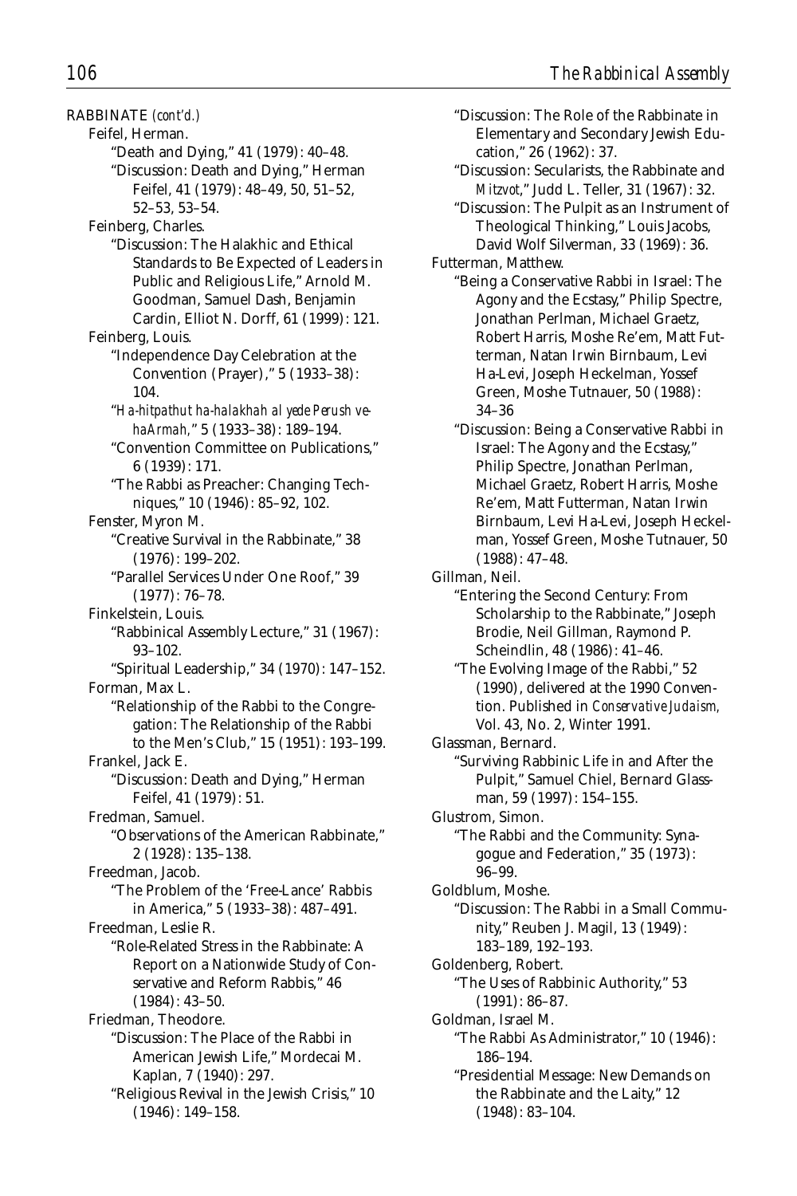RABBINATE *(cont'd.)*

Feifel, Herman.

"Death and Dying," 41 (1979): 40–48.

"Discussion: Death and Dying," Herman Feifel, 41 (1979): 48–49, 50, 51–52, 52–53, 53–54.

Feinberg, Charles.

"Discussion: The Halakhic and Ethical Standards to Be Expected of Leaders in Public and Religious Life," Arnold M. Goodman, Samuel Dash, Benjamin Cardin, Elliot N. Dorff, 61 (1999): 121.

Feinberg, Louis.

"Independence Day Celebration at the Convention (Prayer)," 5 (1933–38): 104.

"*Ha-hitpathut ha-halakhah al yede Perush ve-haArmah,*" 5 (1933–38): 189–194.

"Convention Committee on Publications," 6 (1939): 171.

"The Rabbi as Preacher: Changing Techniques," 10 (1946): 85–92, 102.

Fenster, Myron M.

"Creative Survival in the Rabbinate," 38 (1976): 199–202.

"Parallel Services Under One Roof," 39 (1977): 76–78.

Finkelstein, Louis.

"Rabbinical Assembly Lecture," 31 (1967): 93–102.

"Spiritual Leadership," 34 (1970): 147–152.

Forman, Max L.

"Relationship of the Rabbi to the Congregation: The Relationship of the Rabbi to the Men's Club," 15 (1951): 193–199.

Frankel, Jack E.

"Discussion: Death and Dying," Herman Feifel, 41 (1979): 51.

Fredman, Samuel.

"Observations of the American Rabbinate," 2 (1928): 135–138.

Freedman, Jacob.

"The Problem of the 'Free-Lance' Rabbis in America," 5 (1933–38): 487–491.

Freedman, Leslie R.

"Role-Related Stress in the Rabbinate: A Report on a Nationwide Study of Conservative and Reform Rabbis," 46 (1984): 43–50.

Friedman, Theodore.

"Discussion: The Place of the Rabbi in American Jewish Life," Mordecai M. Kaplan, 7 (1940): 297.

"Religious Revival in the Jewish Crisis," 10 (1946): 149–158.

"Discussion: The Role of the Rabbinate in Elementary and Secondary Jewish Education," 26 (1962): 37.

"Discussion: Secularists, the Rabbinate and *Mitzvot*," Judd L. Teller, 31 (1967): 32.

"Discussion: The Pulpit as an Instrument of Theological Thinking," Louis Jacobs, David Wolf Silverman, 33 (1969): 36.

Futterman, Matthew.

"Being a Conservative Rabbi in Israel: The Agony and the Ecstasy," Philip Spectre, Jonathan Perlman, Michael Graetz, Robert Harris, Moshe Re'em, Matt Futterman, Natan Irwin Birnbaum, Levi Ha-Levi, Joseph Heckelman, Yossef Green, Moshe Tutnauer, 50 (1988): 34–36

"Discussion: Being a Conservative Rabbi in Israel: The Agony and the Ecstasy," Philip Spectre, Jonathan Perlman, Michael Graetz, Robert Harris, Moshe Re'em, Matt Futterman, Natan Irwin Birnbaum, Levi Ha-Levi, Joseph Heckelman, Yossef Green, Moshe Tutnauer, 50 (1988): 47–48.

Gillman, Neil.

"Entering the Second Century: From Scholarship to the Rabbinate," Joseph Brodie, Neil Gillman, Raymond P. Scheindlin, 48 (1986): 41–46.

"The Evolving Image of the Rabbi," 52 (1990), delivered at the 1990 Convention. Published in *Conservative Judaism,* Vol. 43, No. 2, Winter 1991.

Glassman, Bernard.

"Surviving Rabbinic Life in and After the Pulpit," Samuel Chiel, Bernard Glassman, 59 (1997): 154–155.

Glustrom, Simon.

"The Rabbi and the Community: Synagogue and Federation," 35 (1973): 96–99.

Goldblum, Moshe.

"Discussion: The Rabbi in a Small Community," Reuben J. Magil, 13 (1949): 183–189, 192–193.

Goldenberg, Robert.

"The Uses of Rabbinic Authority," 53 (1991): 86–87.

Goldman, Israel M.

"The Rabbi As Administrator," 10 (1946): 186–194.

"Presidential Message: New Demands on the Rabbinate and the Laity," 12 (1948): 83–104.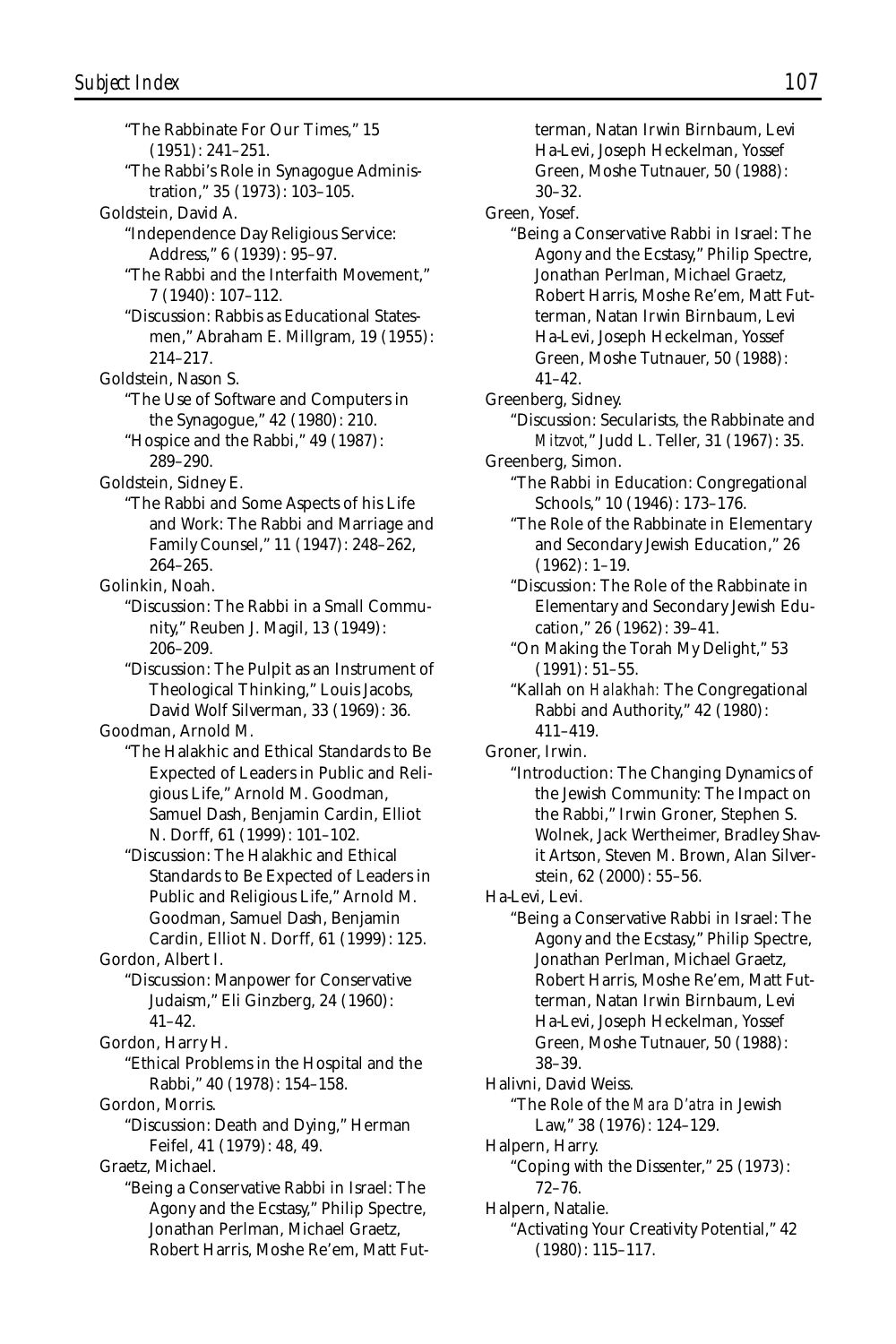"The Rabbinate For Our Times," 15 (1951): 241–251.

"The Rabbi's Role in Synagogue Administration," 35 (1973): 103–105.

Goldstein, David A.

"Independence Day Religious Service: Address," 6 (1939): 95–97.

"The Rabbi and the Interfaith Movement," 7 (1940): 107–112.

"Discussion: Rabbis as Educational Statesmen," Abraham E. Millgram, 19 (1955): 214–217.

Goldstein, Nason S.

"The Use of Software and Computers in the Synagogue," 42 (1980): 210.

"Hospice and the Rabbi," 49 (1987): 289–290.

Goldstein, Sidney E.

"The Rabbi and Some Aspects of his Life and Work: The Rabbi and Marriage and Family Counsel," 11 (1947): 248–262, 264–265.

Golinkin, Noah.

"Discussion: The Rabbi in a Small Community," Reuben J. Magil, 13 (1949): 206–209.

"Discussion: The Pulpit as an Instrument of Theological Thinking," Louis Jacobs, David Wolf Silverman, 33 (1969): 36.

Goodman, Arnold M.

"The Halakhic and Ethical Standards to Be Expected of Leaders in Public and Religious Life," Arnold M. Goodman, Samuel Dash, Benjamin Cardin, Elliot N. Dorff, 61 (1999): 101–102.

"Discussion: The Halakhic and Ethical Standards to Be Expected of Leaders in Public and Religious Life," Arnold M. Goodman, Samuel Dash, Benjamin Cardin, Elliot N. Dorff, 61 (1999): 125.

Gordon, Albert I.

"Discussion: Manpower for Conservative Judaism," Eli Ginzberg, 24 (1960): 41–42.

Gordon, Harry H.

"Ethical Problems in the Hospital and the Rabbi," 40 (1978): 154–158.

Gordon, Morris.

"Discussion: Death and Dying," Herman Feifel, 41 (1979): 48, 49.

Graetz, Michael.

"Being a Conservative Rabbi in Israel: The Agony and the Ecstasy," Philip Spectre, Jonathan Perlman, Michael Graetz, Robert Harris, Moshe Re'em, Matt Futterman, Natan Irwin Birnbaum, Levi Ha-Levi, Joseph Heckelman, Yossef Green, Moshe Tutnauer, 50 (1988): 30–32.

Green, Yosef.

"Being a Conservative Rabbi in Israel: The Agony and the Ecstasy," Philip Spectre, Jonathan Perlman, Michael Graetz, Robert Harris, Moshe Re'em, Matt Futterman, Natan Irwin Birnbaum, Levi Ha-Levi, Joseph Heckelman, Yossef Green, Moshe Tutnauer, 50 (1988): 41–42.

Greenberg, Sidney.

"Discussion: Secularists, the Rabbinate and *Mitzvot*," Judd L. Teller, 31 (1967): 35.

Greenberg, Simon.

"The Rabbi in Education: Congregational Schools," 10 (1946): 173–176.

"The Role of the Rabbinate in Elementary and Secondary Jewish Education," 26 (1962): 1–19.

"Discussion: The Role of the Rabbinate in Elementary and Secondary Jewish Education," 26 (1962): 39–41.

"On Making the Torah My Delight," 53 (1991): 51–55.

"Kallah on *Halakhah:* The Congregational Rabbi and Authority," 42 (1980): 411–419.

Groner, Irwin.

"Introduction: The Changing Dynamics of the Jewish Community: The Impact on the Rabbi," Irwin Groner, Stephen S. Wolnek, Jack Wertheimer, Bradley Shavit Artson, Steven M. Brown, Alan Silverstein, 62 (2000): 55–56.

Ha-Levi, Levi.

"Being a Conservative Rabbi in Israel: The Agony and the Ecstasy," Philip Spectre, Jonathan Perlman, Michael Graetz, Robert Harris, Moshe Re'em, Matt Futterman, Natan Irwin Birnbaum, Levi Ha-Levi, Joseph Heckelman, Yossef Green, Moshe Tutnauer, 50 (1988): 38–39.

Halivni, David Weiss.

"The Role of the *Mara D'atra* in Jewish Law," 38 (1976): 124–129.

Halpern, Harry.

"Coping with the Dissenter," 25 (1973): 72–76.

Halpern, Natalie.

"Activating Your Creativity Potential," 42 (1980): 115–117.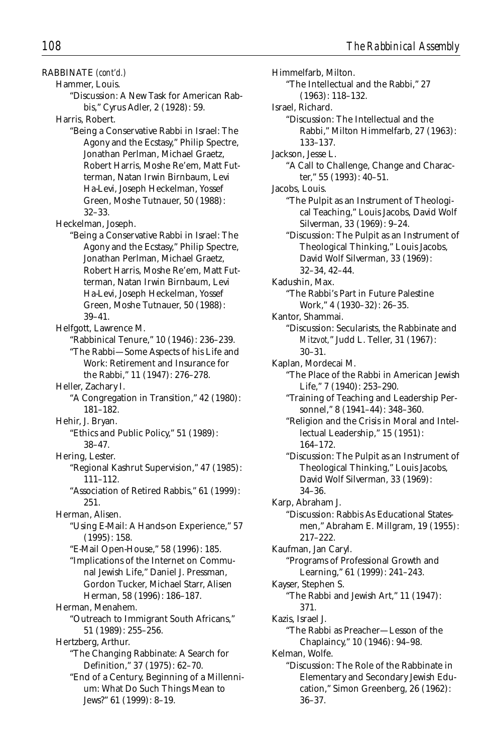RABBINATE *(cont'd.)*

Hammer, Louis.

"Discussion: A New Task for American Rabbis," Cyrus Adler, 2 (1928): 59.

Harris, Robert.

"Being a Conservative Rabbi in Israel: The Agony and the Ecstasy," Philip Spectre, Jonathan Perlman, Michael Graetz, Robert Harris, Moshe Re'em, Matt Futterman, Natan Irwin Birnbaum, Levi Ha-Levi, Joseph Heckelman, Yossef Green, Moshe Tutnauer, 50 (1988): 32–33.

Heckelman, Joseph.

"Being a Conservative Rabbi in Israel: The Agony and the Ecstasy," Philip Spectre, Jonathan Perlman, Michael Graetz, Robert Harris, Moshe Re'em, Matt Futterman, Natan Irwin Birnbaum, Levi Ha-Levi, Joseph Heckelman, Yossef Green, Moshe Tutnauer, 50 (1988): 39–41.

Helfgott, Lawrence M.

"Rabbinical Tenure," 10 (1946): 236–239.

"The Rabbi—Some Aspects of his Life and Work: Retirement and Insurance for the Rabbi," 11 (1947): 276–278.

Heller, Zachary I.

"A Congregation in Transition," 42 (1980): 181–182.

Hehir, J. Bryan.

"Ethics and Public Policy," 51 (1989): 38–47.

Hering, Lester.

"Regional Kashrut Supervision," 47 (1985): 111–112.

"Association of Retired Rabbis," 61 (1999): 251.

Herman, Alisen.

"Using E-Mail: A Hands-on Experience," 57 (1995): 158.

"E-Mail Open-House," 58 (1996): 185.

"Implications of the Internet on Communal Jewish Life," Daniel J. Pressman, Gordon Tucker, Michael Starr, Alisen Herman, 58 (1996): 186–187.

Herman, Menahem.

"Outreach to Immigrant South Africans," 51 (1989): 255–256.

Hertzberg, Arthur.

"The Changing Rabbinate: A Search for Definition," 37 (1975): 62–70.

"End of a Century, Beginning of a Millennium: What Do Such Things Mean to Jews?" 61 (1999): 8–19.

Himmelfarb, Milton.

"The Intellectual and the Rabbi," 27 (1963): 118–132.

Israel, Richard.

"Discussion: The Intellectual and the Rabbi," Milton Himmelfarb, 27 (1963): 133–137.

Jackson, Jesse L.

"A Call to Challenge, Change and Character," 55 (1993): 40–51.

Jacobs, Louis.

"The Pulpit as an Instrument of Theological Teaching," Louis Jacobs, David Wolf Silverman, 33 (1969): 9–24.

"Discussion: The Pulpit as an Instrument of Theological Thinking," Louis Jacobs, David Wolf Silverman, 33 (1969): 32–34, 42–44.

Kadushin, Max.

"The Rabbi's Part in Future Palestine Work," 4 (1930–32): 26–35.

Kantor, Shammai.

"Discussion: Secularists, the Rabbinate and *Mitzvot,*" Judd L. Teller, 31 (1967): 30–31.

Kaplan, Mordecai M.

"The Place of the Rabbi in American Jewish Life," 7 (1940): 253–290.

"Training of Teaching and Leadership Personnel," 8 (1941–44): 348–360.

"Religion and the Crisis in Moral and Intellectual Leadership," 15 (1951): 164–172.

"Discussion: The Pulpit as an Instrument of Theological Thinking," Louis Jacobs, David Wolf Silverman, 33 (1969): 34–36.

Karp, Abraham J.

"Discussion: Rabbis As Educational Statesmen," Abraham E. Millgram, 19 (1955): 217–222.

Kaufman, Jan Caryl.

"Programs of Professional Growth and Learning," 61 (1999): 241–243.

Kayser, Stephen S.

"The Rabbi and Jewish Art," 11 (1947): 371.

Kazis, Israel J.

"The Rabbi as Preacher—Lesson of the Chaplaincy," 10 (1946): 94–98.

Kelman, Wolfe.

"Discussion: The Role of the Rabbinate in Elementary and Secondary Jewish Education," Simon Greenberg, 26 (1962): 36–37.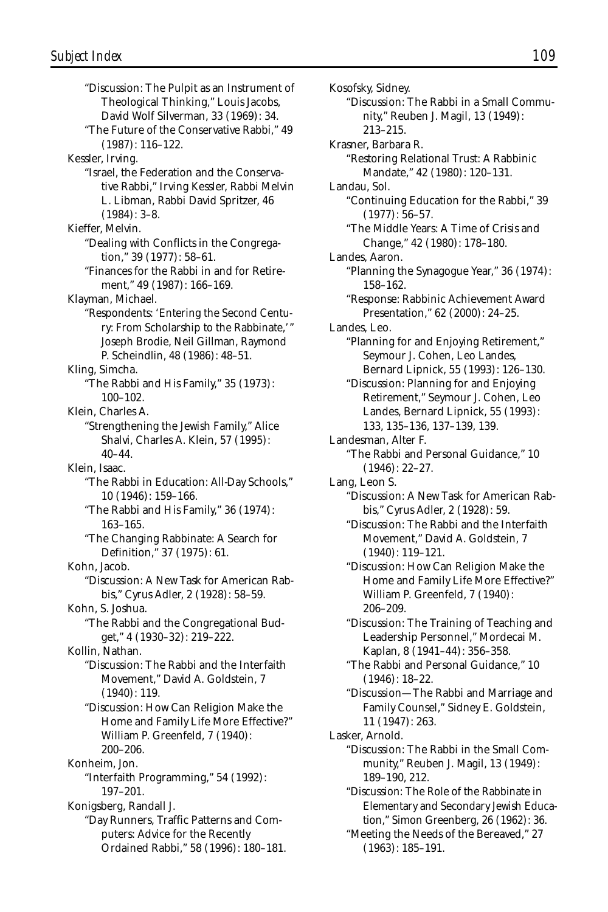"Discussion: The Pulpit as an Instrument of Theological Thinking," Louis Jacobs, David Wolf Silverman, 33 (1969): 34.

"The Future of the Conservative Rabbi," 49 (1987): 116–122.

Kessler, Irving.

"Israel, the Federation and the Conservative Rabbi," Irving Kessler, Rabbi Melvin L. Libman, Rabbi David Spritzer, 46 (1984): 3–8.

Kieffer, Melvin.

"Dealing with Conflicts in the Congregation," 39 (1977): 58–61.

"Finances for the Rabbi in and for Retirement," 49 (1987): 166–169.

Klayman, Michael.

"Respondents: 'Entering the Second Century: From Scholarship to the Rabbinate,'" Joseph Brodie, Neil Gillman, Raymond P. Scheindlin, 48 (1986): 48–51.

Kling, Simcha.

"The Rabbi and His Family," 35 (1973): 100–102.

Klein, Charles A.

"Strengthening the Jewish Family," Alice Shalvi, Charles A. Klein, 57 (1995): 40–44.

Klein, Isaac.

"The Rabbi in Education: All-Day Schools," 10 (1946): 159–166.

"The Rabbi and His Family," 36 (1974): 163–165.

"The Changing Rabbinate: A Search for Definition," 37 (1975): 61.

Kohn, Jacob.

"Discussion: A New Task for American Rabbis," Cyrus Adler, 2 (1928): 58–59.

Kohn, S. Joshua.

"The Rabbi and the Congregational Budget," 4 (1930–32): 219–222.

Kollin, Nathan.

"Discussion: The Rabbi and the Interfaith Movement," David A. Goldstein, 7 (1940): 119.

"Discussion: How Can Religion Make the Home and Family Life More Effective?" William P. Greenfeld, 7 (1940): 200–206.

Konheim, Jon.

"Interfaith Programming," 54 (1992): 197–201.

Konigsberg, Randall J.

"Day Runners, Traffic Patterns and Computers: Advice for the Recently Ordained Rabbi," 58 (1996): 180–181.

Kosofsky, Sidney.

"Discussion: The Rabbi in a Small Community," Reuben J. Magil, 13 (1949): 213–215.

Krasner, Barbara R.

"Restoring Relational Trust: A Rabbinic Mandate," 42 (1980): 120–131.

Landau, Sol.

"Continuing Education for the Rabbi," 39 (1977): 56–57.

"The Middle Years: A Time of Crisis and Change," 42 (1980): 178–180.

Landes, Aaron.

"Planning the Synagogue Year," 36 (1974): 158–162.

"Response: Rabbinic Achievement Award Presentation," 62 (2000): 24–25.

Landes, Leo.

"Planning for and Enjoying Retirement," Seymour J. Cohen, Leo Landes, Bernard Lipnick, 55 (1993): 126–130.

"Discussion: Planning for and Enjoying Retirement," Seymour J. Cohen, Leo Landes, Bernard Lipnick, 55 (1993): 133, 135–136, 137–139, 139.

Landesman, Alter F.

"The Rabbi and Personal Guidance," 10 (1946): 22–27.

Lang, Leon S.

"Discussion: A New Task for American Rabbis," Cyrus Adler, 2 (1928): 59.

"Discussion: The Rabbi and the Interfaith Movement," David A. Goldstein, 7 (1940): 119–121.

"Discussion: How Can Religion Make the Home and Family Life More Effective?" William P. Greenfeld, 7 (1940): 206–209.

"Discussion: The Training of Teaching and Leadership Personnel," Mordecai M. Kaplan, 8 (1941–44): 356–358.

"The Rabbi and Personal Guidance," 10 (1946): 18–22.

"Discussion—The Rabbi and Marriage and Family Counsel," Sidney E. Goldstein, 11 (1947): 263.

Lasker, Arnold.

"Discussion: The Rabbi in the Small Community," Reuben J. Magil, 13 (1949): 189–190, 212.

"Discussion: The Role of the Rabbinate in Elementary and Secondary Jewish Education," Simon Greenberg, 26 (1962): 36.

"Meeting the Needs of the Bereaved," 27 (1963): 185–191.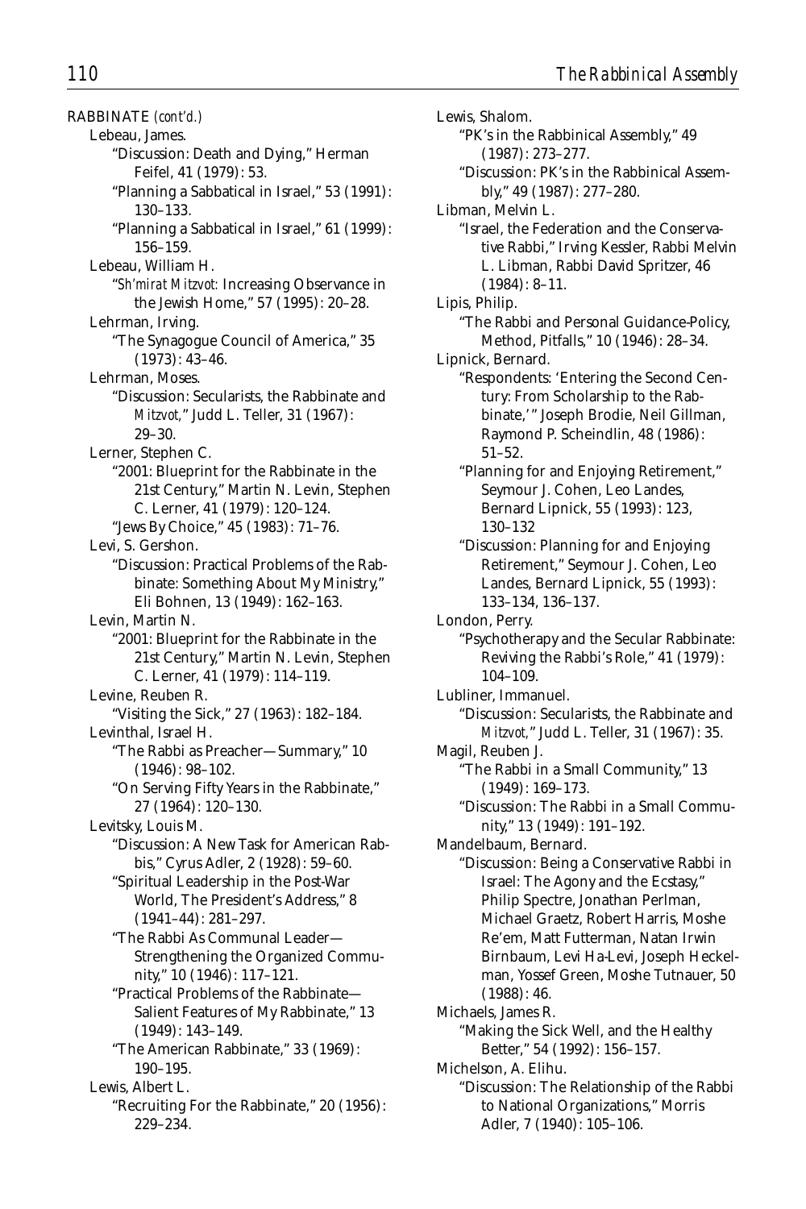RABBINATE *(cont'd.)*

Lebeau, James.

"Discussion: Death and Dying," Herman Feifel, 41 (1979): 53.

"Planning a Sabbatical in Israel," 53 (1991): 130–133.

"Planning a Sabbatical in Israel," 61 (1999): 156–159.

Lebeau, William H.

"*Sh'mirat Mitzvot:* Increasing Observance in the Jewish Home," 57 (1995): 20–28.

Lehrman, Irving.

"The Synagogue Council of America," 35 (1973): 43–46.

Lehrman, Moses.

"Discussion: Secularists, the Rabbinate and *Mitzvot,*" Judd L. Teller, 31 (1967): 29–30.

Lerner, Stephen C.

"2001: Blueprint for the Rabbinate in the 21st Century," Martin N. Levin, Stephen C. Lerner, 41 (1979): 120–124.

"Jews By Choice," 45 (1983): 71–76.

Levi, S. Gershon.

"Discussion: Practical Problems of the Rabbinate: Something About My Ministry," Eli Bohnen, 13 (1949): 162–163.

Levin, Martin N.

"2001: Blueprint for the Rabbinate in the 21st Century," Martin N. Levin, Stephen C. Lerner, 41 (1979): 114–119.

Levine, Reuben R.

"Visiting the Sick," 27 (1963): 182–184.

Levinthal, Israel H.

"The Rabbi as Preacher—Summary," 10 (1946): 98–102.

"On Serving Fifty Years in the Rabbinate," 27 (1964): 120–130.

Levitsky, Louis M.

"Discussion: A New Task for American Rabbis," Cyrus Adler, 2 (1928): 59–60.

"Spiritual Leadership in the Post-War World, The President's Address," 8 (1941–44): 281–297.

"The Rabbi As Communal Leader—Strengthening the Organized Community," 10 (1946): 117–121.

"Practical Problems of the Rabbinate—Salient Features of My Rabbinate," 13 (1949): 143–149.

"The American Rabbinate," 33 (1969): 190–195.

Lewis, Albert L.

"Recruiting For the Rabbinate," 20 (1956): 229–234.

Lewis, Shalom.

"PK's in the Rabbinical Assembly," 49 (1987): 273–277.

"Discussion: PK's in the Rabbinical Assembly," 49 (1987): 277–280.

Libman, Melvin L.

"Israel, the Federation and the Conservative Rabbi," Irving Kessler, Rabbi Melvin L. Libman, Rabbi David Spritzer, 46 (1984): 8–11.

Lipis, Philip.

"The Rabbi and Personal Guidance-Policy, Method, Pitfalls," 10 (1946): 28–34.

Lipnick, Bernard.

"Respondents: 'Entering the Second Century: From Scholarship to the Rabbinate,'" Joseph Brodie, Neil Gillman, Raymond P. Scheindlin, 48 (1986): 51–52.

"Planning for and Enjoying Retirement," Seymour J. Cohen, Leo Landes, Bernard Lipnick, 55 (1993): 123, 130–132

"Discussion: Planning for and Enjoying Retirement," Seymour J. Cohen, Leo Landes, Bernard Lipnick, 55 (1993): 133–134, 136–137.

London, Perry.

"Psychotherapy and the Secular Rabbinate: Reviving the Rabbi's Role," 41 (1979): 104–109.

Lubliner, Immanuel.

"Discussion: Secularists, the Rabbinate and *Mitzvot,*" Judd L. Teller, 31 (1967): 35.

Magil, Reuben J.

"The Rabbi in a Small Community," 13 (1949): 169–173.

"Discussion: The Rabbi in a Small Community," 13 (1949): 191–192.

Mandelbaum, Bernard.

"Discussion: Being a Conservative Rabbi in Israel: The Agony and the Ecstasy," Philip Spectre, Jonathan Perlman, Michael Graetz, Robert Harris, Moshe Re'em, Matt Futterman, Natan Irwin Birnbaum, Levi Ha-Levi, Joseph Heckelman, Yossef Green, Moshe Tutnauer, 50 (1988): 46.

Michaels, James R.

"Making the Sick Well, and the Healthy Better," 54 (1992): 156–157.

Michelson, A. Elihu.

"Discussion: The Relationship of the Rabbi to National Organizations," Morris Adler, 7 (1940): 105–106.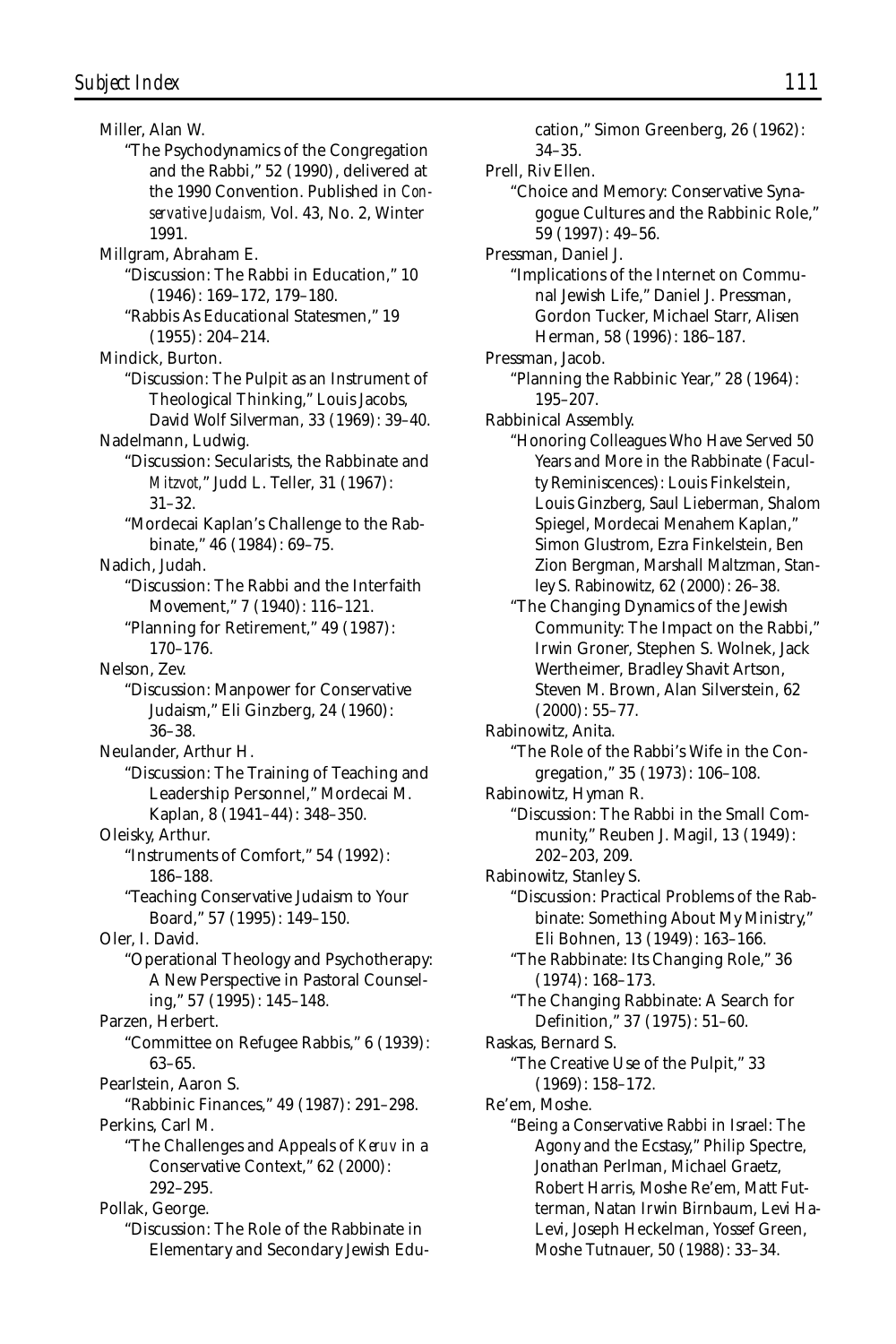Miller, Alan W.

"The Psychodynamics of the Congregation and the Rabbi," 52 (1990), delivered at the 1990 Convention. Published in *Conservative Judaism,* Vol. 43, No. 2, Winter 1991.

Millgram, Abraham E.

"Discussion: The Rabbi in Education," 10 (1946): 169–172, 179–180.

"Rabbis As Educational Statesmen," 19 (1955): 204–214.

Mindick, Burton.

"Discussion: The Pulpit as an Instrument of Theological Thinking," Louis Jacobs, David Wolf Silverman, 33 (1969): 39–40.

Nadelmann, Ludwig.

"Discussion: Secularists, the Rabbinate and *Mitzvot,*" Judd L. Teller, 31 (1967): 31–32.

"Mordecai Kaplan's Challenge to the Rabbinate," 46 (1984): 69–75.

Nadich, Judah.

"Discussion: The Rabbi and the Interfaith Movement," 7 (1940): 116–121.

"Planning for Retirement," 49 (1987): 170–176.

Nelson, Zev.

"Discussion: Manpower for Conservative Judaism," Eli Ginzberg, 24 (1960): 36–38.

Neulander, Arthur H.

"Discussion: The Training of Teaching and Leadership Personnel," Mordecai M. Kaplan, 8 (1941–44): 348–350.

Oleisky, Arthur.

"Instruments of Comfort," 54 (1992): 186–188.

"Teaching Conservative Judaism to Your Board," 57 (1995): 149–150.

Oler, I. David.

"Operational Theology and Psychotherapy: A New Perspective in Pastoral Counseling," 57 (1995): 145–148.

Parzen, Herbert.

"Committee on Refugee Rabbis," 6 (1939): 63–65.

Pearlstein, Aaron S.

"Rabbinic Finances," 49 (1987): 291–298.

Perkins, Carl M.

"The Challenges and Appeals of *Keruv* in a Conservative Context," 62 (2000): 292–295.

Pollak, George.

"Discussion: The Role of the Rabbinate in Elementary and Secondary Jewish Education," Simon Greenberg, 26 (1962): 34–35.

Prell, Riv Ellen.

"Choice and Memory: Conservative Synagogue Cultures and the Rabbinic Role," 59 (1997): 49–56.

Pressman, Daniel J.

"Implications of the Internet on Communal Jewish Life," Daniel J. Pressman, Gordon Tucker, Michael Starr, Alisen Herman, 58 (1996): 186–187.

Pressman, Jacob.

"Planning the Rabbinic Year," 28 (1964): 195–207.

Rabbinical Assembly.

"Honoring Colleagues Who Have Served 50 Years and More in the Rabbinate (Faculty Reminiscences): Louis Finkelstein, Louis Ginzberg, Saul Lieberman, Shalom Spiegel, Mordecai Menahem Kaplan," Simon Glustrom, Ezra Finkelstein, Ben Zion Bergman, Marshall Maltzman, Stanley S. Rabinowitz, 62 (2000): 26–38.

"The Changing Dynamics of the Jewish Community: The Impact on the Rabbi," Irwin Groner, Stephen S. Wolnek, Jack Wertheimer, Bradley Shavit Artson, Steven M. Brown, Alan Silverstein, 62 (2000): 55–77.

Rabinowitz, Anita.

"The Role of the Rabbi's Wife in the Congregation," 35 (1973): 106–108.

Rabinowitz, Hyman R.

"Discussion: The Rabbi in the Small Community," Reuben J. Magil, 13 (1949): 202–203, 209.

Rabinowitz, Stanley S.

"Discussion: Practical Problems of the Rabbinate: Something About My Ministry," Eli Bohnen, 13 (1949): 163–166.

"The Rabbinate: Its Changing Role," 36 (1974): 168–173.

"The Changing Rabbinate: A Search for Definition," 37 (1975): 51–60.

Raskas, Bernard S.

"The Creative Use of the Pulpit," 33 (1969): 158–172.

Re'em, Moshe.

"Being a Conservative Rabbi in Israel: The Agony and the Ecstasy," Philip Spectre, Jonathan Perlman, Michael Graetz, Robert Harris, Moshe Re'em, Matt Futterman, Natan Irwin Birnbaum, Levi HaLevi, Joseph Heckelman, Yossef Green, Moshe Tutnauer, 50 (1988): 33–34.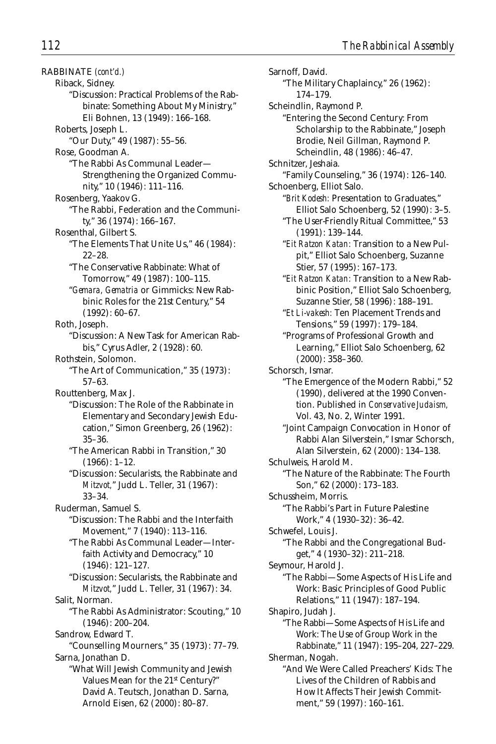RABBINATE *(cont'd.)*

Riback, Sidney.

"Discussion: Practical Problems of the Rabbinate: Something About My Ministry," Eli Bohnen, 13 (1949): 166–168.

Roberts, Joseph L.

"Our Duty," 49 (1987): 55–56.

Rose, Goodman A.

"The Rabbi As Communal Leader—Strengthening the Organized Community," 10 (1946): 111–116.

Rosenberg, Yaakov G.

"The Rabbi, Federation and the Community," 36 (1974): 166–167.

Rosenthal, Gilbert S.

"The Elements That Unite Us," 46 (1984): 22–28.

"The Conservative Rabbinate: What of Tomorrow," 49 (1987): 100–115.

"*Gemara, Gematria* or Gimmicks: New Rabbinic Roles for the 21st Century," 54 (1992): 60–67.

Roth, Joseph.

"Discussion: A New Task for American Rabbis," Cyrus Adler, 2 (1928): 60.

Rothstein, Solomon.

"The Art of Communication," 35 (1973): 57–63.

Routtenberg, Max J.

"Discussion: The Role of the Rabbinate in Elementary and Secondary Jewish Education," Simon Greenberg, 26 (1962): 35–36.

"The American Rabbi in Transition," 30 (1966): 1–12.

"Discussion: Secularists, the Rabbinate and *Mitzvot*," Judd L. Teller, 31 (1967): 33–34.

Ruderman, Samuel S.

"Discussion: The Rabbi and the Interfaith Movement," 7 (1940): 113–116.

"The Rabbi As Communal Leader—Interfaith Activity and Democracy," 10 (1946): 121–127.

"Discussion: Secularists, the Rabbinate and *Mitzvot*," Judd L. Teller, 31 (1967): 34.

Salit, Norman.

"The Rabbi As Administrator: Scouting," 10 (1946): 200–204.

Sandrow, Edward T.

"Counselling Mourners," 35 (1973): 77–79.

Sarna, Jonathan D.

"What Will Jewish Community and Jewish Values Mean for the 21st Century?" David A. Teutsch, Jonathan D. Sarna, Arnold Eisen, 62 (2000): 80–87.

Sarnoff, David.

"The Military Chaplaincy," 26 (1962): 174–179.

Scheindlin, Raymond P.

"Entering the Second Century: From Scholarship to the Rabbinate," Joseph Brodie, Neil Gillman, Raymond P. Scheindlin, 48 (1986): 46–47.

Schnitzer, Jeshaia.

"Family Counseling," 36 (1974): 126–140.

Schoenberg, Elliot Salo.

"*Brit Kodesh*: Presentation to Graduates," Elliot Salo Schoenberg, 52 (1990): 3–5.

"The User-Friendly Ritual Committee," 53 (1991): 139–144.

"*Eit Ratzon Katan*: Transition to a New Pulpit," Elliot Salo Schoenberg, Suzanne Stier, 57 (1995): 167–173.

"*Eit Ratzon Katan*: Transition to a New Rabbinic Position," Elliot Salo Schoenberg, Suzanne Stier, 58 (1996): 188–191.

"*Et Li-vakesh*: Ten Placement Trends and Tensions," 59 (1997): 179–184.

"Programs of Professional Growth and Learning," Elliot Salo Schoenberg, 62 (2000): 358–360.

Schorsch, Ismar.

"The Emergence of the Modern Rabbi," 52 (1990), delivered at the 1990 Convention. Published in *Conservative Judaism*, Vol. 43, No. 2, Winter 1991.

"Joint Campaign Convocation in Honor of Rabbi Alan Silverstein," Ismar Schorsch, Alan Silverstein, 62 (2000): 134–138.

Schulweis, Harold M.

"The Nature of the Rabbinate: The Fourth Son," 62 (2000): 173–183.

Schussheim, Morris.

"The Rabbi's Part in Future Palestine Work," 4 (1930–32): 36–42.

Schwefel, Louis J.

"The Rabbi and the Congregational Budget," 4 (1930–32): 211–218.

Seymour, Harold J.

"The Rabbi—Some Aspects of His Life and Work: Basic Principles of Good Public Relations," 11 (1947): 187–194.

Shapiro, Judah J.

"The Rabbi—Some Aspects of His Life and Work: The Use of Group Work in the Rabbinate," 11 (1947): 195–204, 227–229.

Sherman, Nogah.

"And We Were Called Preachers' Kids: The Lives of the Children of Rabbis and How It Affects Their Jewish Commitment," 59 (1997): 160–161.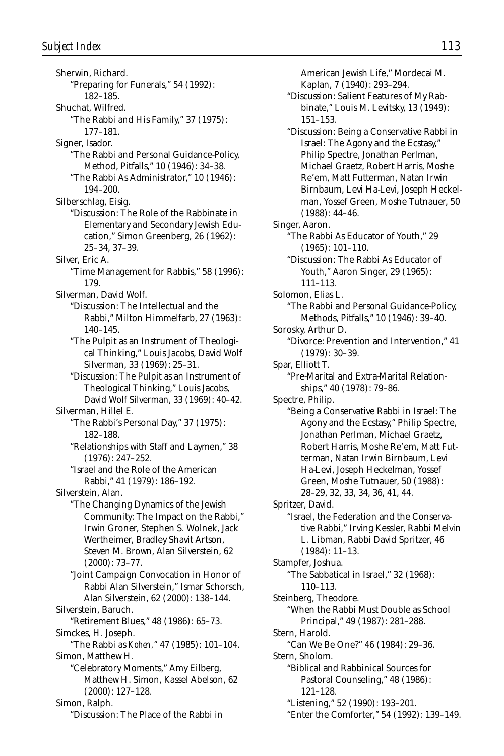Sherwin, Richard.

"Preparing for Funerals," 54 (1992): 182–185.

Shuchat, Wilfred.

"The Rabbi and His Family," 37 (1975): 177–181.

Signer, Isador.

"The Rabbi and Personal Guidance-Policy, Method, Pitfalls," 10 (1946): 34–38.

"The Rabbi As Administrator," 10 (1946): 194–200.

Silberschlag, Eisig.

"Discussion: The Role of the Rabbinate in Elementary and Secondary Jewish Education," Simon Greenberg, 26 (1962): 25–34, 37–39.

Silver, Eric A.

"Time Management for Rabbis," 58 (1996): 179.

Silverman, David Wolf.

"Discussion: The Intellectual and the Rabbi," Milton Himmelfarb, 27 (1963): 140–145.

"The Pulpit as an Instrument of Theological Thinking," Louis Jacobs, David Wolf Silverman, 33 (1969): 25–31.

"Discussion: The Pulpit as an Instrument of Theological Thinking," Louis Jacobs, David Wolf Silverman, 33 (1969): 40–42.

Silverman, Hillel E.

"The Rabbi's Personal Day," 37 (1975): 182–188.

"Relationships with Staff and Laymen," 38 (1976): 247–252.

"Israel and the Role of the American Rabbi," 41 (1979): 186–192.

Silverstein, Alan.

"The Changing Dynamics of the Jewish Community: The Impact on the Rabbi," Irwin Groner, Stephen S. Wolnek, Jack Wertheimer, Bradley Shavit Artson, Steven M. Brown, Alan Silverstein, 62 (2000): 73–77.

"Joint Campaign Convocation in Honor of Rabbi Alan Silverstein," Ismar Schorsch, Alan Silverstein, 62 (2000): 138–144.

Silverstein, Baruch.

"Retirement Blues," 48 (1986): 65–73.

Simckes, H. Joseph.

"The Rabbi as *Kohen*," 47 (1985): 101–104.

Simon, Matthew H.

"Celebratory Moments," Amy Eilberg, Matthew H. Simon, Kassel Abelson, 62 (2000): 127–128.

Simon, Ralph.

"Discussion: The Place of the Rabbi in American Jewish Life," Mordecai M. Kaplan, 7 (1940): 293–294.

"Discussion: Salient Features of My Rabbinate," Louis M. Levitsky, 13 (1949): 151–153.

"Discussion: Being a Conservative Rabbi in Israel: The Agony and the Ecstasy," Philip Spectre, Jonathan Perlman, Michael Graetz, Robert Harris, Moshe Re'em, Matt Futterman, Natan Irwin Birnbaum, Levi Ha-Levi, Joseph Heckelman, Yossef Green, Moshe Tutnauer, 50 (1988): 44–46.

Singer, Aaron.

"The Rabbi As Educator of Youth," 29 (1965): 101–110.

"Discussion: The Rabbi As Educator of Youth," Aaron Singer, 29 (1965): 111–113.

Solomon, Elias L.

"The Rabbi and Personal Guidance-Policy, Methods, Pitfalls," 10 (1946): 39–40.

Sorosky, Arthur D.

"Divorce: Prevention and Intervention," 41 (1979): 30–39.

Spar, Elliott T.

"Pre-Marital and Extra-Marital Relationships," 40 (1978): 79–86.

Spectre, Philip.

"Being a Conservative Rabbi in Israel: The Agony and the Ecstasy," Philip Spectre, Jonathan Perlman, Michael Graetz, Robert Harris, Moshe Re'em, Matt Futterman, Natan Irwin Birnbaum, Levi Ha-Levi, Joseph Heckelman, Yossef Green, Moshe Tutnauer, 50 (1988): 28–29, 32, 33, 34, 36, 41, 44.

Spritzer, David.

"Israel, the Federation and the Conservative Rabbi," Irving Kessler, Rabbi Melvin L. Libman, Rabbi David Spritzer, 46 (1984): 11–13.

Stampfer, Joshua.

"The Sabbatical in Israel," 32 (1968): 110–113.

Steinberg, Theodore.

"When the Rabbi Must Double as School Principal," 49 (1987): 281–288.

Stern, Harold.

"Can We Be One?" 46 (1984): 29–36.

Stern, Sholom.

"Biblical and Rabbinical Sources for Pastoral Counseling," 48 (1986): 121–128.

"Listening," 52 (1990): 193–201.

"Enter the Comforter," 54 (1992): 139–149.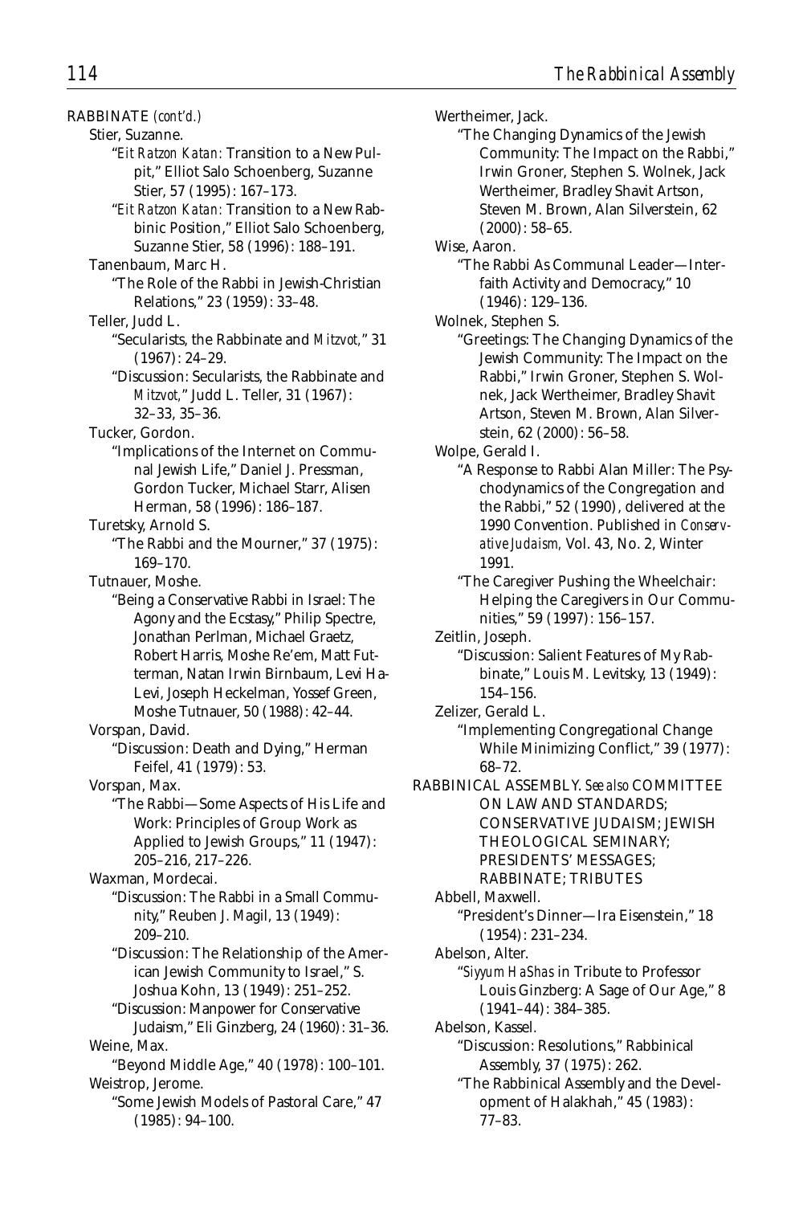RABBINATE *(cont'd.)*

Stier, Suzanne.

"*Eit Ratzon Katan:* Transition to a New Pulpit," Elliot Salo Schoenberg, Suzanne Stier, 57 (1995): 167–173.

"*Eit Ratzon Katan:* Transition to a New Rabbinic Position," Elliot Salo Schoenberg, Suzanne Stier, 58 (1996): 188–191.

Tanenbaum, Marc H.

"The Role of the Rabbi in Jewish-Christian Relations," 23 (1959): 33–48.

Teller, Judd L.

"Secularists, the Rabbinate and *Mitzvot,*" 31 (1967): 24–29.

"Discussion: Secularists, the Rabbinate and *Mitzvot,*" Judd L. Teller, 31 (1967): 32–33, 35–36.

Tucker, Gordon.

"Implications of the Internet on Communal Jewish Life," Daniel J. Pressman, Gordon Tucker, Michael Starr, Alisen Herman, 58 (1996): 186–187.

Turetsky, Arnold S.

"The Rabbi and the Mourner," 37 (1975): 169–170.

Tutnauer, Moshe.

"Being a Conservative Rabbi in Israel: The Agony and the Ecstasy," Philip Spectre, Jonathan Perlman, Michael Graetz, Robert Harris, Moshe Re'em, Matt Futterman, Natan Irwin Birnbaum, Levi Ha-Levi, Joseph Heckelman, Yossef Green, Moshe Tutnauer, 50 (1988): 42–44.

Vorspan, David.

"Discussion: Death and Dying," Herman Feifel, 41 (1979): 53.

Vorspan, Max.

"The Rabbi—Some Aspects of His Life and Work: Principles of Group Work as Applied to Jewish Groups," 11 (1947): 205–216, 217–226.

Waxman, Mordecai.

"Discussion: The Rabbi in a Small Community," Reuben J. Magil, 13 (1949): 209–210.

"Discussion: The Relationship of the American Jewish Community to Israel," S. Joshua Kohn, 13 (1949): 251–252.

"Discussion: Manpower for Conservative Judaism," Eli Ginzberg, 24 (1960): 31–36.

Weine, Max.

"Beyond Middle Age," 40 (1978): 100–101.

Weistrop, Jerome.

"Some Jewish Models of Pastoral Care," 47 (1985): 94–100.

Wertheimer, Jack.

"The Changing Dynamics of the Jewish Community: The Impact on the Rabbi," Irwin Groner, Stephen S. Wolnek, Jack Wertheimer, Bradley Shavit Artson, Steven M. Brown, Alan Silverstein, 62 (2000): 58–65.

Wise, Aaron.

"The Rabbi As Communal Leader—Interfaith Activity and Democracy," 10 (1946): 129–136.

Wolnek, Stephen S.

"Greetings: The Changing Dynamics of the Jewish Community: The Impact on the Rabbi," Irwin Groner, Stephen S. Wolnek, Jack Wertheimer, Bradley Shavit Artson, Steven M. Brown, Alan Silverstein, 62 (2000): 56–58.

Wolpe, Gerald I.

"A Response to Rabbi Alan Miller: The Psychodynamics of the Congregation and the Rabbi," 52 (1990), delivered at the 1990 Convention. Published in *Conservative Judaism,* Vol. 43, No. 2, Winter 1991.

"The Caregiver Pushing the Wheelchair: Helping the Caregivers in Our Communities," 59 (1997): 156–157.

Zeitlin, Joseph.

"Discussion: Salient Features of My Rabbinate," Louis M. Levitsky, 13 (1949): 154–156.

Zelizer, Gerald L.

"Implementing Congregational Change While Minimizing Conflict," 39 (1977): 68–72.

RABBINICAL ASSEMBLY. *See also* COMMITTEE ON LAW AND STANDARDS; CONSERVATIVE JUDAISM; JEWISH THEOLOGICAL SEMINARY; PRESIDENTS' MESSAGES; RABBINATE; TRIBUTES

Abbell, Maxwell.

"President's Dinner—Ira Eisenstein," 18 (1954): 231–234.

Abelson, Alter.

"*Siyyum HaShas* in Tribute to Professor Louis Ginzberg: A Sage of Our Age," 8 (1941–44): 384–385.

Abelson, Kassel.

"Discussion: Resolutions," Rabbinical Assembly, 37 (1975): 262.

"The Rabbinical Assembly and the Development of Halakhah," 45 (1983): 77–83.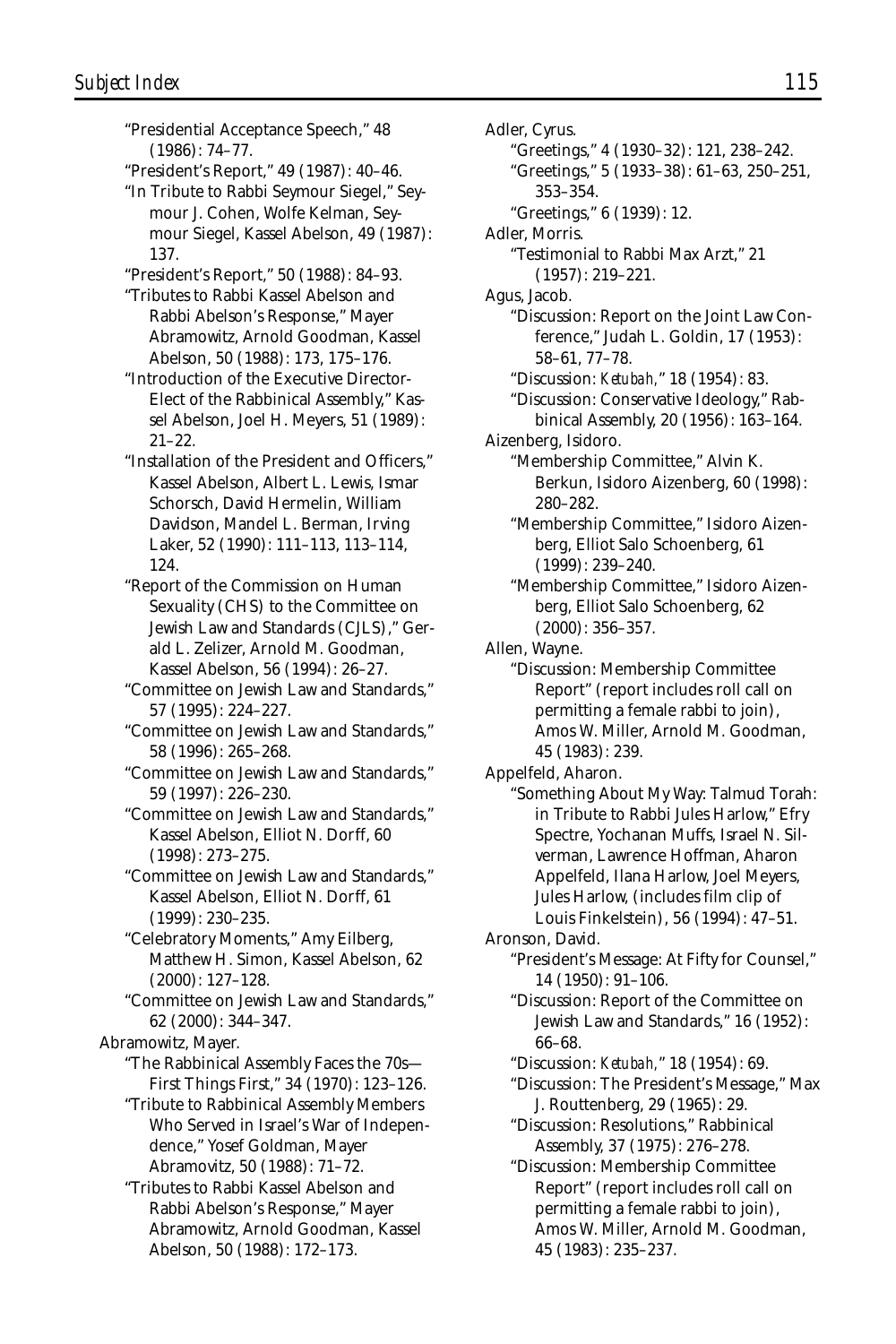"Presidential Acceptance Speech," 48 (1986): 74–77.

"President's Report," 49 (1987): 40–46.

"In Tribute to Rabbi Seymour Siegel," Seymour J. Cohen, Wolfe Kelman, Seymour Siegel, Kassel Abelson, 49 (1987): 137.

"President's Report," 50 (1988): 84–93.

"Tributes to Rabbi Kassel Abelson and Rabbi Abelson's Response," Mayer Abramowitz, Arnold Goodman, Kassel Abelson, 50 (1988): 173, 175–176.

"Introduction of the Executive Director-Elect of the Rabbinical Assembly," Kassel Abelson, Joel H. Meyers, 51 (1989): 21–22.

"Installation of the President and Officers," Kassel Abelson, Albert L. Lewis, Ismar Schorsch, David Hermelin, William Davidson, Mandel L. Berman, Irving Laker, 52 (1990): 111–113, 113–114, 124.

"Report of the Commission on Human Sexuality (CHS) to the Committee on Jewish Law and Standards (CJLS)," Gerald L. Zelizer, Arnold M. Goodman, Kassel Abelson, 56 (1994): 26–27.

"Committee on Jewish Law and Standards," 57 (1995): 224–227.

"Committee on Jewish Law and Standards," 58 (1996): 265–268.

"Committee on Jewish Law and Standards," 59 (1997): 226–230.

"Committee on Jewish Law and Standards," Kassel Abelson, Elliot N. Dorff, 60 (1998): 273–275.

"Committee on Jewish Law and Standards," Kassel Abelson, Elliot N. Dorff, 61 (1999): 230–235.

"Celebratory Moments," Amy Eilberg, Matthew H. Simon, Kassel Abelson, 62 (2000): 127–128.

"Committee on Jewish Law and Standards," 62 (2000): 344–347.

Abramowitz, Mayer.

"The Rabbinical Assembly Faces the 70s—First Things First," 34 (1970): 123–126.

"Tribute to Rabbinical Assembly Members Who Served in Israel's War of Independence," Yosef Goldman, Mayer Abramovitz, 50 (1988): 71–72.

"Tributes to Rabbi Kassel Abelson and Rabbi Abelson's Response," Mayer Abramowitz, Arnold Goodman, Kassel Abelson, 50 (1988): 172–173.

Adler, Cyrus.

"Greetings," 4 (1930–32): 121, 238–242.

"Greetings," 5 (1933–38): 61–63, 250–251, 353–354.

"Greetings," 6 (1939): 12.

Adler, Morris.

"Testimonial to Rabbi Max Arzt," 21 (1957): 219–221.

Agus, Jacob.

"Discussion: Report on the Joint Law Conference," Judah L. Goldin, 17 (1953): 58–61, 77–78.

"Discussion: *Ketubah*," 18 (1954): 83.

"Discussion: Conservative Ideology," Rabbinical Assembly, 20 (1956): 163–164.

Aizenberg, Isidoro.

"Membership Committee," Alvin K. Berkun, Isidoro Aizenberg, 60 (1998): 280–282.

"Membership Committee," Isidoro Aizenberg, Elliot Salo Schoenberg, 61 (1999): 239–240.

"Membership Committee," Isidoro Aizenberg, Elliot Salo Schoenberg, 62 (2000): 356–357.

Allen, Wayne.

"Discussion: Membership Committee Report" (report includes roll call on permitting a female rabbi to join), Amos W. Miller, Arnold M. Goodman, 45 (1983): 239.

Appelfeld, Aharon.

"Something About My Way: Talmud Torah: in Tribute to Rabbi Jules Harlow," Efry Spectre, Yochanan Muffs, Israel N. Silverman, Lawrence Hoffman, Aharon Appelfeld, Ilana Harlow, Joel Meyers, Jules Harlow, (includes film clip of Louis Finkelstein), 56 (1994): 47–51.

Aronson, David.

"President's Message: At Fifty for Counsel," 14 (1950): 91–106.

"Discussion: Report of the Committee on Jewish Law and Standards," 16 (1952): 66–68.

"Discussion: *Ketubah*," 18 (1954): 69.

"Discussion: The President's Message," Max J. Routtenberg, 29 (1965): 29.

"Discussion: Resolutions," Rabbinical Assembly, 37 (1975): 276–278.

"Discussion: Membership Committee Report" (report includes roll call on permitting a female rabbi to join), Amos W. Miller, Arnold M. Goodman, 45 (1983): 235–237.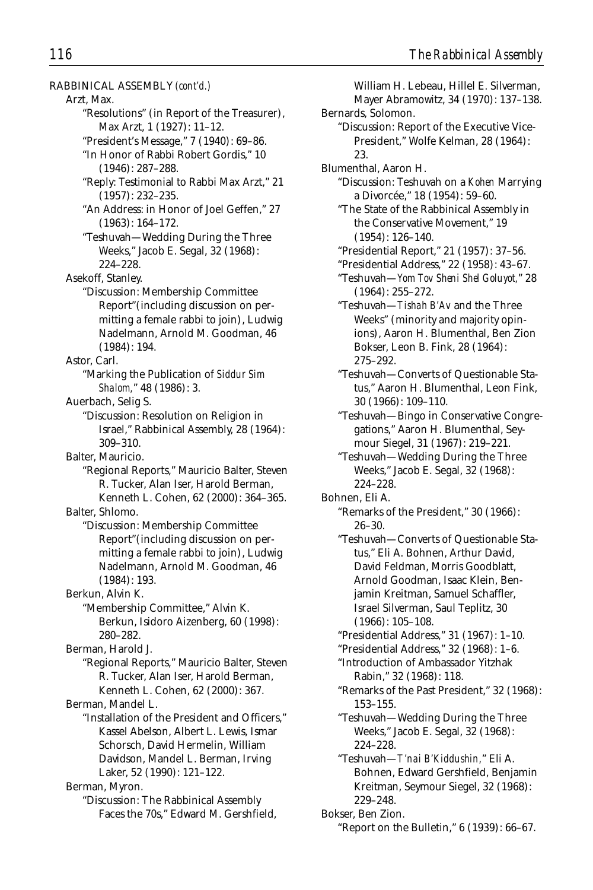RABBINICAL ASSEMBLY *(cont'd.)*

Arzt, Max.

- "Resolutions" (in Report of the Treasurer), Max Arzt, 1 (1927): 11–12.
- "President's Message," 7 (1940): 69–86.
- "In Honor of Rabbi Robert Gordis," 10 (1946): 287–288.
- "Reply: Testimonial to Rabbi Max Arzt," 21 (1957): 232–235.
- "An Address: in Honor of Joel Geffen," 27 (1963): 164–172.
- "Teshuvah—Wedding During the Three Weeks," Jacob E. Segal, 32 (1968): 224–228.

Asekoff, Stanley.

- "Discussion: Membership Committee Report"(including discussion on permitting a female rabbi to join), Ludwig Nadelmann, Arnold M. Goodman, 46 (1984): 194.

Astor, Carl.

- "Marking the Publication of *Siddur Sim Shalom*," 48 (1986): 3.

Auerbach, Selig S.

- "Discussion: Resolution on Religion in Israel," Rabbinical Assembly, 28 (1964): 309–310.

Balter, Mauricio.

- "Regional Reports," Mauricio Balter, Steven R. Tucker, Alan Iser, Harold Berman, Kenneth L. Cohen, 62 (2000): 364–365.

Balter, Shlomo.

- "Discussion: Membership Committee Report"(including discussion on permitting a female rabbi to join), Ludwig Nadelmann, Arnold M. Goodman, 46 (1984): 193.

Berkun, Alvin K.

- "Membership Committee," Alvin K. Berkun, Isidoro Aizenberg, 60 (1998): 280–282.

Berman, Harold J.

- "Regional Reports," Mauricio Balter, Steven R. Tucker, Alan Iser, Harold Berman, Kenneth L. Cohen, 62 (2000): 367.

Berman, Mandel L.

- "Installation of the President and Officers," Kassel Abelson, Albert L. Lewis, Ismar Schorsch, David Hermelin, William Davidson, Mandel L. Berman, Irving Laker, 52 (1990): 121–122.

Berman, Myron.

- "Discussion: The Rabbinical Assembly Faces the 70s," Edward M. Gershfield, William H. Lebeau, Hillel E. Silverman, Mayer Abramowitz, 34 (1970): 137–138.

Bernards, Solomon.

- "Discussion: Report of the Executive Vice-President," Wolfe Kelman, 28 (1964): 23.

Blumenthal, Aaron H.

- "Discussion: Teshuvah on a *Kohen* Marrying a Divorcée," 18 (1954): 59–60.
- "The State of the Rabbinical Assembly in the Conservative Movement," 19 (1954): 126–140.
- "Presidential Report," 21 (1957): 37–56.
- "Presidential Address," 22 (1958): 43–67.
- "Teshuvah—*Yom Tov Sheni Shel Goluyot*," 28 (1964): 255–272.
- "Teshuvah—*Tishah B'Av* and the Three Weeks" (minority and majority opinions), Aaron H. Blumenthal, Ben Zion Bokser, Leon B. Fink, 28 (1964): 275–292.
- "Teshuvah—Converts of Questionable Status," Aaron H. Blumenthal, Leon Fink, 30 (1966): 109–110.
- "Teshuvah—Bingo in Conservative Congregations," Aaron H. Blumenthal, Seymour Siegel, 31 (1967): 219–221.
- "Teshuvah—Wedding During the Three Weeks," Jacob E. Segal, 32 (1968): 224–228.

Bohnen, Eli A.

- "Remarks of the President," 30 (1966): 26–30.
- "Teshuvah—Converts of Questionable Status," Eli A. Bohnen, Arthur David, David Feldman, Morris Goodblatt, Arnold Goodman, Isaac Klein, Benjamin Kreitman, Samuel Schaffler, Israel Silverman, Saul Teplitz, 30 (1966): 105–108.
- "Presidential Address," 31 (1967): 1–10.
- "Presidential Address," 32 (1968): 1–6.
- "Introduction of Ambassador Yitzhak Rabin," 32 (1968): 118.
- "Remarks of the Past President," 32 (1968): 153–155.
- "Teshuvah—Wedding During the Three Weeks," Jacob E. Segal, 32 (1968): 224–228.
- "Teshuvah—*T'nai B'Kiddushin*," Eli A. Bohnen, Edward Gershfield, Benjamin Kreitman, Seymour Siegel, 32 (1968): 229–248.

Bokser, Ben Zion.

- "Report on the Bulletin," 6 (1939): 66–67.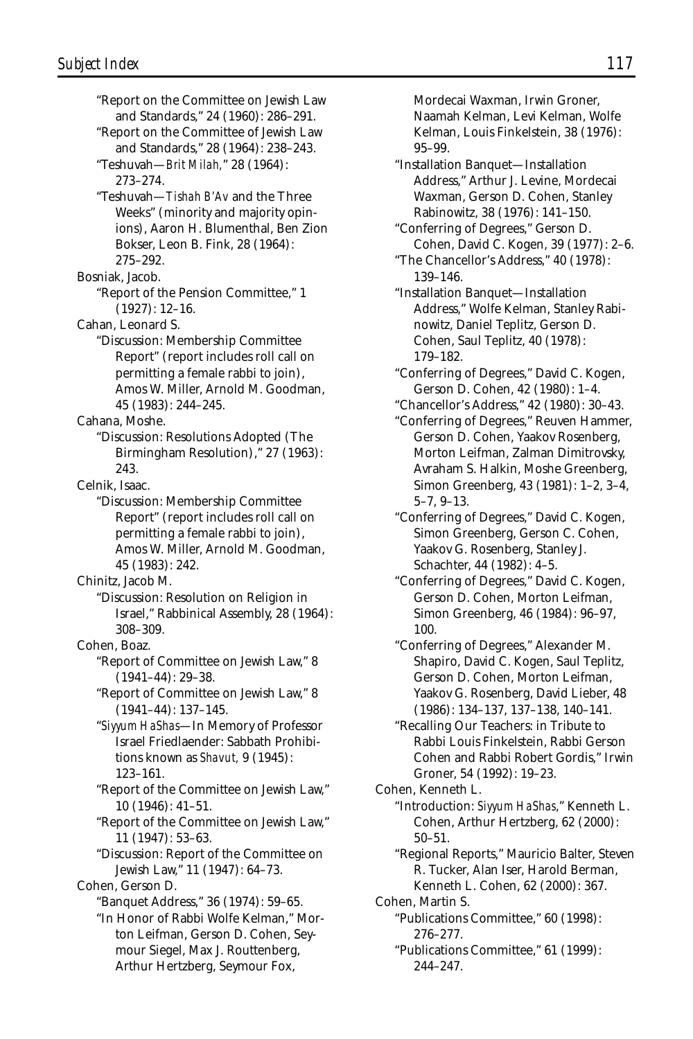"Report on the Committee on Jewish Law and Standards," 24 (1960): 286–291.

"Report on the Committee of Jewish Law and Standards," 28 (1964): 238–243.

"Teshuvah—*Brit Milah,*" 28 (1964): 273–274.

"Teshuvah—*Tishah B'Av* and the Three Weeks" (minority and majority opinions), Aaron H. Blumenthal, Ben Zion Bokser, Leon B. Fink, 28 (1964): 275–292.

Bosniak, Jacob.

"Report of the Pension Committee," 1 (1927): 12–16.

Cahan, Leonard S.

"Discussion: Membership Committee Report" (report includes roll call on permitting a female rabbi to join), Amos W. Miller, Arnold M. Goodman, 45 (1983): 244–245.

Cahana, Moshe.

"Discussion: Resolutions Adopted (The Birmingham Resolution)," 27 (1963): 243.

Celnik, Isaac.

"Discussion: Membership Committee Report" (report includes roll call on permitting a female rabbi to join), Amos W. Miller, Arnold M. Goodman, 45 (1983): 242.

Chinitz, Jacob M.

"Discussion: Resolution on Religion in Israel," Rabbinical Assembly, 28 (1964): 308–309.

Cohen, Boaz.

"Report of Committee on Jewish Law," 8 (1941–44): 29–38.

"Report of Committee on Jewish Law," 8 (1941–44): 137–145.

"*Siyyum HaShas*—In Memory of Professor Israel Friedlaender: Sabbath Prohibitions known as *Shavut,* 9 (1945): 123–161.

"Report of the Committee on Jewish Law," 10 (1946): 41–51.

"Report of the Committee on Jewish Law," 11 (1947): 53–63.

"Discussion: Report of the Committee on Jewish Law," 11 (1947): 64–73.

Cohen, Gerson D.

"Banquet Address," 36 (1974): 59–65.

"In Honor of Rabbi Wolfe Kelman," Morton Leifman, Gerson D. Cohen, Seymour Siegel, Max J. Routtenberg, Arthur Hertzberg, Seymour Fox, Mordecai Waxman, Irwin Groner, Naamah Kelman, Levi Kelman, Wolfe Kelman, Louis Finkelstein, 38 (1976): 95–99.

"Installation Banquet—Installation Address," Arthur J. Levine, Mordecai Waxman, Gerson D. Cohen, Stanley Rabinowitz, 38 (1976): 141–150.

"Conferring of Degrees," Gerson D. Cohen, David C. Kogen, 39 (1977): 2–6.

"The Chancellor's Address," 40 (1978): 139–146.

"Installation Banquet—Installation Address," Wolfe Kelman, Stanley Rabinowitz, Daniel Teplitz, Gerson D. Cohen, Saul Teplitz, 40 (1978): 179–182.

"Conferring of Degrees," David C. Kogen, Gerson D. Cohen, 42 (1980): 1–4.

"Chancellor's Address," 42 (1980): 30–43.

"Conferring of Degrees," Reuven Hammer, Gerson D. Cohen, Yaakov Rosenberg, Morton Leifman, Zalman Dimitrovsky, Avraham S. Halkin, Moshe Greenberg, Simon Greenberg, 43 (1981): 1–2, 3–4, 5–7, 9–13.

"Conferring of Degrees," David C. Kogen, Simon Greenberg, Gerson C. Cohen, Yaakov G. Rosenberg, Stanley J. Schachter, 44 (1982): 4–5.

"Conferring of Degrees," David C. Kogen, Gerson D. Cohen, Morton Leifman, Simon Greenberg, 46 (1984): 96–97, 100.

"Conferring of Degrees," Alexander M. Shapiro, David C. Kogen, Saul Teplitz, Gerson D. Cohen, Morton Leifman, Yaakov G. Rosenberg, David Lieber, 48 (1986): 134–137, 137–138, 140–141.

"Recalling Our Teachers: in Tribute to Rabbi Louis Finkelstein, Rabbi Gerson Cohen and Rabbi Robert Gordis," Irwin Groner, 54 (1992): 19–23.

Cohen, Kenneth L.

"Introduction: *Siyyum HaShas,*" Kenneth L. Cohen, Arthur Hertzberg, 62 (2000): 50–51.

"Regional Reports," Mauricio Balter, Steven R. Tucker, Alan Iser, Harold Berman, Kenneth L. Cohen, 62 (2000): 367.

Cohen, Martin S.

"Publications Committee," 60 (1998): 276–277.

"Publications Committee," 61 (1999): 244–247.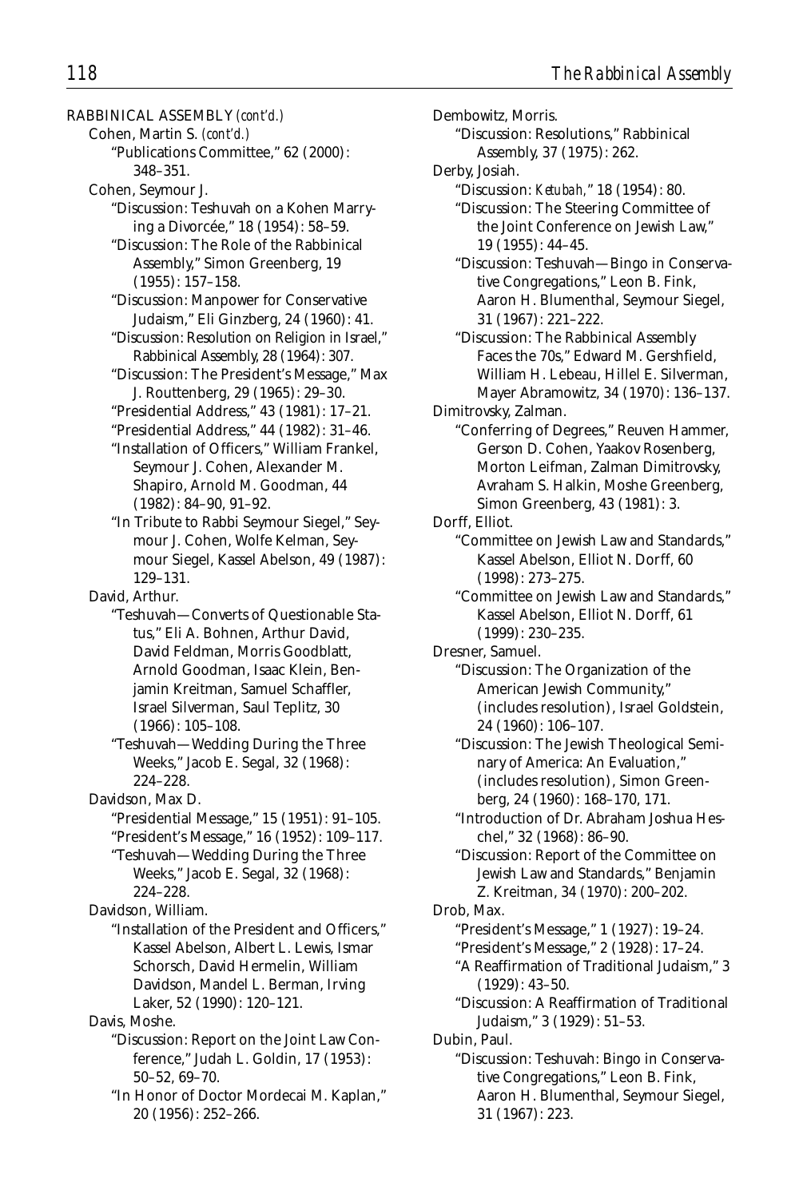RABBINICAL ASSEMBLY *(cont'd.)*

Cohen, Martin S. *(cont'd.)*

"Publications Committee," 62 (2000): 348–351.

Cohen, Seymour J.

"Discussion: Teshuvah on a Kohen Marrying a Divorcée," 18 (1954): 58–59.

"Discussion: The Role of the Rabbinical Assembly," Simon Greenberg, 19 (1955): 157–158.

"Discussion: Manpower for Conservative Judaism," Eli Ginzberg, 24 (1960): 41.

"Discussion: Resolution on Religion in Israel," Rabbinical Assembly, 28 (1964): 307.

"Discussion: The President's Message," Max J. Routtenberg, 29 (1965): 29–30.

"Presidential Address," 43 (1981): 17–21.

"Presidential Address," 44 (1982): 31–46.

"Installation of Officers," William Frankel, Seymour J. Cohen, Alexander M. Shapiro, Arnold M. Goodman, 44 (1982): 84–90, 91–92.

"In Tribute to Rabbi Seymour Siegel," Seymour J. Cohen, Wolfe Kelman, Seymour Siegel, Kassel Abelson, 49 (1987): 129–131.

David, Arthur.

"Teshuvah—Converts of Questionable Status," Eli A. Bohnen, Arthur David, David Feldman, Morris Goodblatt, Arnold Goodman, Isaac Klein, Benjamin Kreitman, Samuel Schaffler, Israel Silverman, Saul Teplitz, 30 (1966): 105–108.

"Teshuvah—Wedding During the Three Weeks," Jacob E. Segal, 32 (1968): 224–228.

Davidson, Max D.

"Presidential Message," 15 (1951): 91–105.

"President's Message," 16 (1952): 109–117.

"Teshuvah—Wedding During the Three Weeks," Jacob E. Segal, 32 (1968): 224–228.

Davidson, William.

"Installation of the President and Officers," Kassel Abelson, Albert L. Lewis, Ismar Schorsch, David Hermelin, William Davidson, Mandel L. Berman, Irving Laker, 52 (1990): 120–121.

Davis, Moshe.

"Discussion: Report on the Joint Law Conference," Judah L. Goldin, 17 (1953): 50–52, 69–70.

"In Honor of Doctor Mordecai M. Kaplan," 20 (1956): 252–266.

Dembowitz, Morris.

"Discussion: Resolutions," Rabbinical Assembly, 37 (1975): 262.

Derby, Josiah.

"Discussion: *Ketubah*," 18 (1954): 80.

"Discussion: The Steering Committee of the Joint Conference on Jewish Law," 19 (1955): 44–45.

"Discussion: Teshuvah—Bingo in Conservative Congregations," Leon B. Fink, Aaron H. Blumenthal, Seymour Siegel, 31 (1967): 221–222.

"Discussion: The Rabbinical Assembly Faces the 70s," Edward M. Gershfield, William H. Lebeau, Hillel E. Silverman, Mayer Abramowitz, 34 (1970): 136–137.

Dimitrovsky, Zalman.

"Conferring of Degrees," Reuven Hammer, Gerson D. Cohen, Yaakov Rosenberg, Morton Leifman, Zalman Dimitrovsky, Avraham S. Halkin, Moshe Greenberg, Simon Greenberg, 43 (1981): 3.

Dorff, Elliot.

"Committee on Jewish Law and Standards," Kassel Abelson, Elliot N. Dorff, 60 (1998): 273–275.

"Committee on Jewish Law and Standards," Kassel Abelson, Elliot N. Dorff, 61 (1999): 230–235.

Dresner, Samuel.

"Discussion: The Organization of the American Jewish Community," (includes resolution), Israel Goldstein, 24 (1960): 106–107.

"Discussion: The Jewish Theological Seminary of America: An Evaluation," (includes resolution), Simon Greenberg, 24 (1960): 168–170, 171.

"Introduction of Dr. Abraham Joshua Heschel," 32 (1968): 86–90.

"Discussion: Report of the Committee on Jewish Law and Standards," Benjamin Z. Kreitman, 34 (1970): 200–202.

Drob, Max.

"President's Message," 1 (1927): 19–24.

"President's Message," 2 (1928): 17–24.

"A Reaffirmation of Traditional Judaism," 3 (1929): 43–50.

"Discussion: A Reaffirmation of Traditional Judaism," 3 (1929): 51–53.

Dubin, Paul.

"Discussion: Teshuvah: Bingo in Conservative Congregations," Leon B. Fink, Aaron H. Blumenthal, Seymour Siegel, 31 (1967): 223.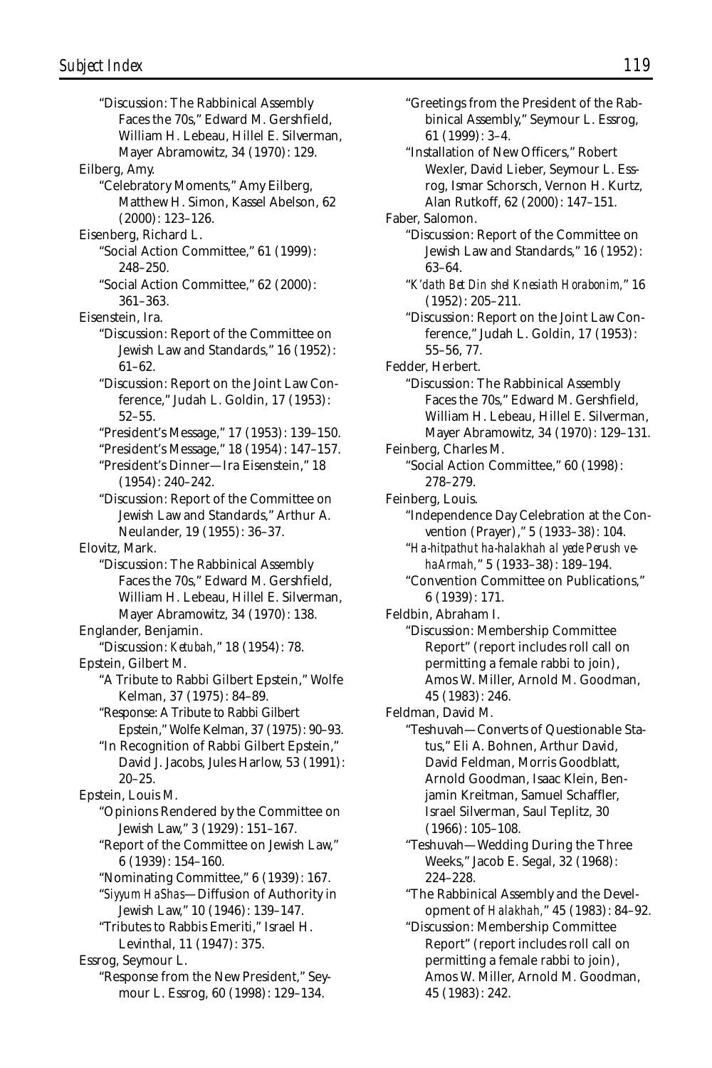"Discussion: The Rabbinical Assembly Faces the 70s," Edward M. Gershfield, William H. Lebeau, Hillel E. Silverman, Mayer Abramowitz, 34 (1970): 129.

Eilberg, Amy.

"Celebratory Moments," Amy Eilberg, Matthew H. Simon, Kassel Abelson, 62 (2000): 123–126.

Eisenberg, Richard L.

"Social Action Committee," 61 (1999): 248–250.

"Social Action Committee," 62 (2000): 361–363.

Eisenstein, Ira.

"Discussion: Report of the Committee on Jewish Law and Standards," 16 (1952): 61–62.

"Discussion: Report on the Joint Law Conference," Judah L. Goldin, 17 (1953): 52–55.

"President's Message," 17 (1953): 139–150.

"President's Message," 18 (1954): 147–157.

"President's Dinner—Ira Eisenstein," 18 (1954): 240–242.

"Discussion: Report of the Committee on Jewish Law and Standards," Arthur A. Neulander, 19 (1955): 36–37.

Elovitz, Mark.

"Discussion: The Rabbinical Assembly Faces the 70s," Edward M. Gershfield, William H. Lebeau, Hillel E. Silverman, Mayer Abramowitz, 34 (1970): 138.

Englander, Benjamin.

"Discussion: *Ketubah*," 18 (1954): 78.

Epstein, Gilbert M.

"A Tribute to Rabbi Gilbert Epstein," Wolfe Kelman, 37 (1975): 84–89.

"Response: A Tribute to Rabbi Gilbert Epstein," Wolfe Kelman, 37 (1975): 90–93.

"In Recognition of Rabbi Gilbert Epstein," David J. Jacobs, Jules Harlow, 53 (1991): 20–25.

Epstein, Louis M.

"Opinions Rendered by the Committee on Jewish Law," 3 (1929): 151–167.

"Report of the Committee on Jewish Law," 6 (1939): 154–160.

"Nominating Committee," 6 (1939): 167.

"*Siyyum HaShas*—Diffusion of Authority in Jewish Law," 10 (1946): 139–147.

"Tributes to Rabbis Emeriti," Israel H. Levinthal, 11 (1947): 375.

Essrog, Seymour L.

"Response from the New President," Seymour L. Essrog, 60 (1998): 129–134.

"Greetings from the President of the Rabbinical Assembly," Seymour L. Essrog, 61 (1999): 3–4.

"Installation of New Officers," Robert Wexler, David Lieber, Seymour L. Essrog, Ismar Schorsch, Vernon H. Kurtz, Alan Rutkoff, 62 (2000): 147–151.

Faber, Salomon.

"Discussion: Report of the Committee on Jewish Law and Standards," 16 (1952): 63–64.

"*K'dath Bet Din shel Knesiath Horabonim*," 16 (1952): 205–211.

"Discussion: Report on the Joint Law Conference," Judah L. Goldin, 17 (1953): 55–56, 77.

Fedder, Herbert.

"Discussion: The Rabbinical Assembly Faces the 70s," Edward M. Gershfield, William H. Lebeau, Hillel E. Silverman, Mayer Abramowitz, 34 (1970): 129–131.

Feinberg, Charles M.

"Social Action Committee," 60 (1998): 278–279.

Feinberg, Louis.

"Independence Day Celebration at the Convention (Prayer)," 5 (1933–38): 104.

"*Ha-hitpathut ha-halakhah al yede Perush ve-haArmah*," 5 (1933–38): 189–194.

"Convention Committee on Publications," 6 (1939): 171.

Feldbin, Abraham I.

"Discussion: Membership Committee Report" (report includes roll call on permitting a female rabbi to join), Amos W. Miller, Arnold M. Goodman, 45 (1983): 246.

Feldman, David M.

"Teshuvah—Converts of Questionable Status," Eli A. Bohnen, Arthur David, David Feldman, Morris Goodblatt, Arnold Goodman, Isaac Klein, Benjamin Kreitman, Samuel Schaffler, Israel Silverman, Saul Teplitz, 30 (1966): 105–108.

"Teshuvah—Wedding During the Three Weeks," Jacob E. Segal, 32 (1968): 224–228.

"The Rabbinical Assembly and the Development of *Halakhah*," 45 (1983): 84–92.

"Discussion: Membership Committee Report" (report includes roll call on permitting a female rabbi to join), Amos W. Miller, Arnold M. Goodman, 45 (1983): 242.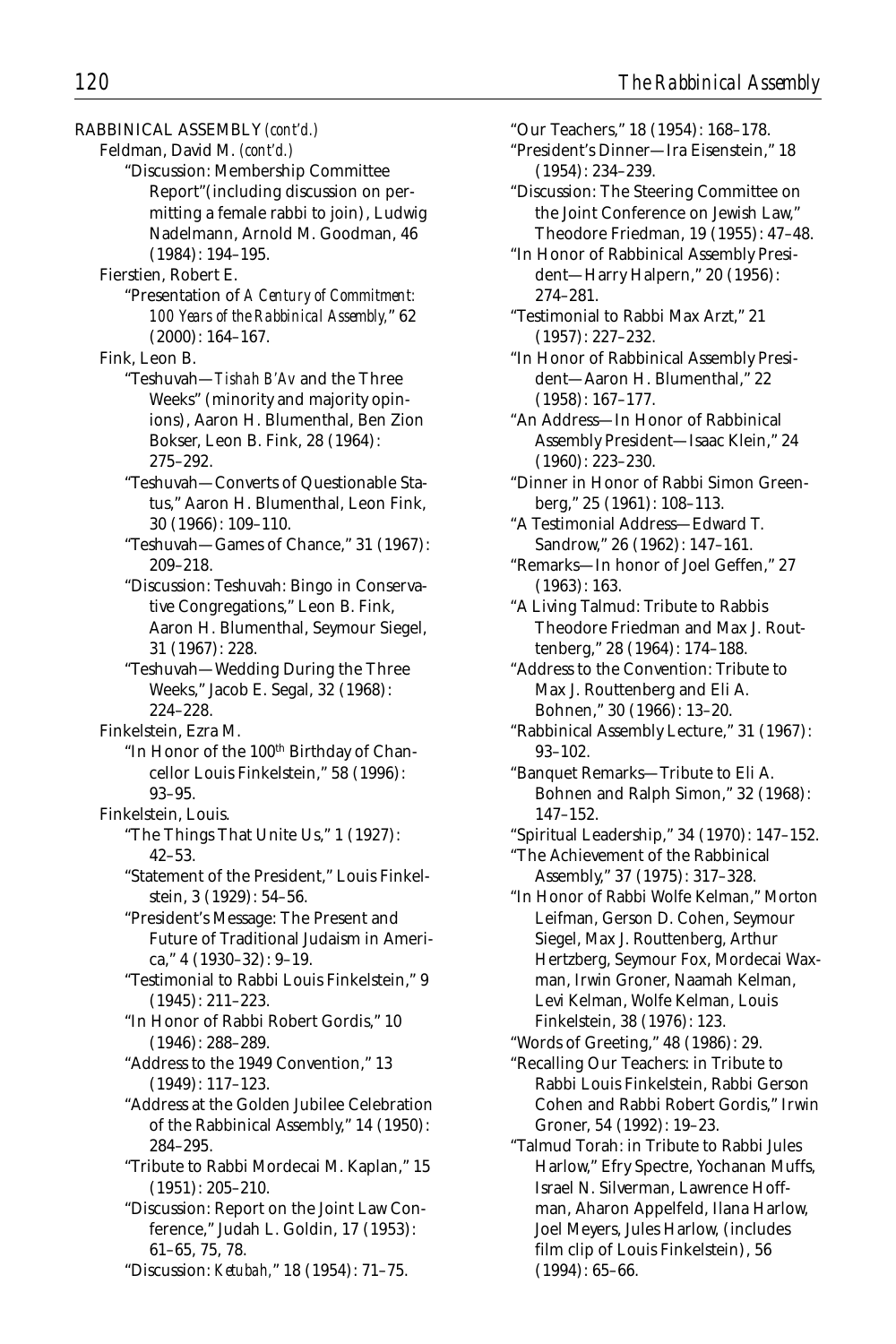RABBINICAL ASSEMBLY *(cont'd.)*

Feldman, David M. *(cont'd.)*

"Discussion: Membership Committee Report"(including discussion on permitting a female rabbi to join), Ludwig Nadelmann, Arnold M. Goodman, 46 (1984): 194–195.

Fierstien, Robert E.

"Presentation of *A Century of Commitment: 100 Years of the Rabbinical Assembly*," 62 (2000): 164–167.

Fink, Leon B.

"Teshuvah—*Tishah B'Av* and the Three Weeks" (minority and majority opinions), Aaron H. Blumenthal, Ben Zion Bokser, Leon B. Fink, 28 (1964): 275–292.

"Teshuvah—Converts of Questionable Status," Aaron H. Blumenthal, Leon Fink, 30 (1966): 109–110.

"Teshuvah—Games of Chance," 31 (1967): 209–218.

"Discussion: Teshuvah: Bingo in Conservative Congregations," Leon B. Fink, Aaron H. Blumenthal, Seymour Siegel, 31 (1967): 228.

"Teshuvah—Wedding During the Three Weeks," Jacob E. Segal, 32 (1968): 224–228.

Finkelstein, Ezra M.

"In Honor of the 100th Birthday of Chancellor Louis Finkelstein," 58 (1996): 93–95.

Finkelstein, Louis.

"The Things That Unite Us," 1 (1927): 42–53.

"Statement of the President," Louis Finkelstein, 3 (1929): 54–56.

"President's Message: The Present and Future of Traditional Judaism in America," 4 (1930–32): 9–19.

"Testimonial to Rabbi Louis Finkelstein," 9 (1945): 211–223.

"In Honor of Rabbi Robert Gordis," 10 (1946): 288–289.

"Address to the 1949 Convention," 13 (1949): 117–123.

"Address at the Golden Jubilee Celebration of the Rabbinical Assembly," 14 (1950): 284–295.

"Tribute to Rabbi Mordecai M. Kaplan," 15 (1951): 205–210.

"Discussion: Report on the Joint Law Conference," Judah L. Goldin, 17 (1953): 61–65, 75, 78.

"Discussion: *Ketubah,*" 18 (1954): 71–75.

"Our Teachers," 18 (1954): 168–178.

"President's Dinner—Ira Eisenstein," 18 (1954): 234–239.

"Discussion: The Steering Committee on the Joint Conference on Jewish Law," Theodore Friedman, 19 (1955): 47–48.

"In Honor of Rabbinical Assembly President—Harry Halpern," 20 (1956): 274–281.

"Testimonial to Rabbi Max Arzt," 21 (1957): 227–232.

"In Honor of Rabbinical Assembly President—Aaron H. Blumenthal," 22 (1958): 167–177.

"An Address—In Honor of Rabbinical Assembly President—Isaac Klein," 24 (1960): 223–230.

"Dinner in Honor of Rabbi Simon Greenberg," 25 (1961): 108–113.

"A Testimonial Address—Edward T. Sandrow," 26 (1962): 147–161.

"Remarks—In honor of Joel Geffen," 27 (1963): 163.

"A Living Talmud: Tribute to Rabbis Theodore Friedman and Max J. Routtenberg," 28 (1964): 174–188.

"Address to the Convention: Tribute to Max J. Routtenberg and Eli A. Bohnen," 30 (1966): 13–20.

"Rabbinical Assembly Lecture," 31 (1967): 93–102.

"Banquet Remarks—Tribute to Eli A. Bohnen and Ralph Simon," 32 (1968): 147–152.

"Spiritual Leadership," 34 (1970): 147–152.

"The Achievement of the Rabbinical Assembly," 37 (1975): 317–328.

"In Honor of Rabbi Wolfe Kelman," Morton Leifman, Gerson D. Cohen, Seymour Siegel, Max J. Routtenberg, Arthur Hertzberg, Seymour Fox, Mordecai Waxman, Irwin Groner, Naamah Kelman, Levi Kelman, Wolfe Kelman, Louis Finkelstein, 38 (1976): 123.

"Words of Greeting," 48 (1986): 29.

"Recalling Our Teachers: in Tribute to Rabbi Louis Finkelstein, Rabbi Gerson Cohen and Rabbi Robert Gordis," Irwin Groner, 54 (1992): 19–23.

"Talmud Torah: in Tribute to Rabbi Jules Harlow," Efry Spectre, Yochanan Muffs, Israel N. Silverman, Lawrence Hoffman, Aharon Appelfeld, Ilana Harlow, Joel Meyers, Jules Harlow, (includes film clip of Louis Finkelstein), 56 (1994): 65–66.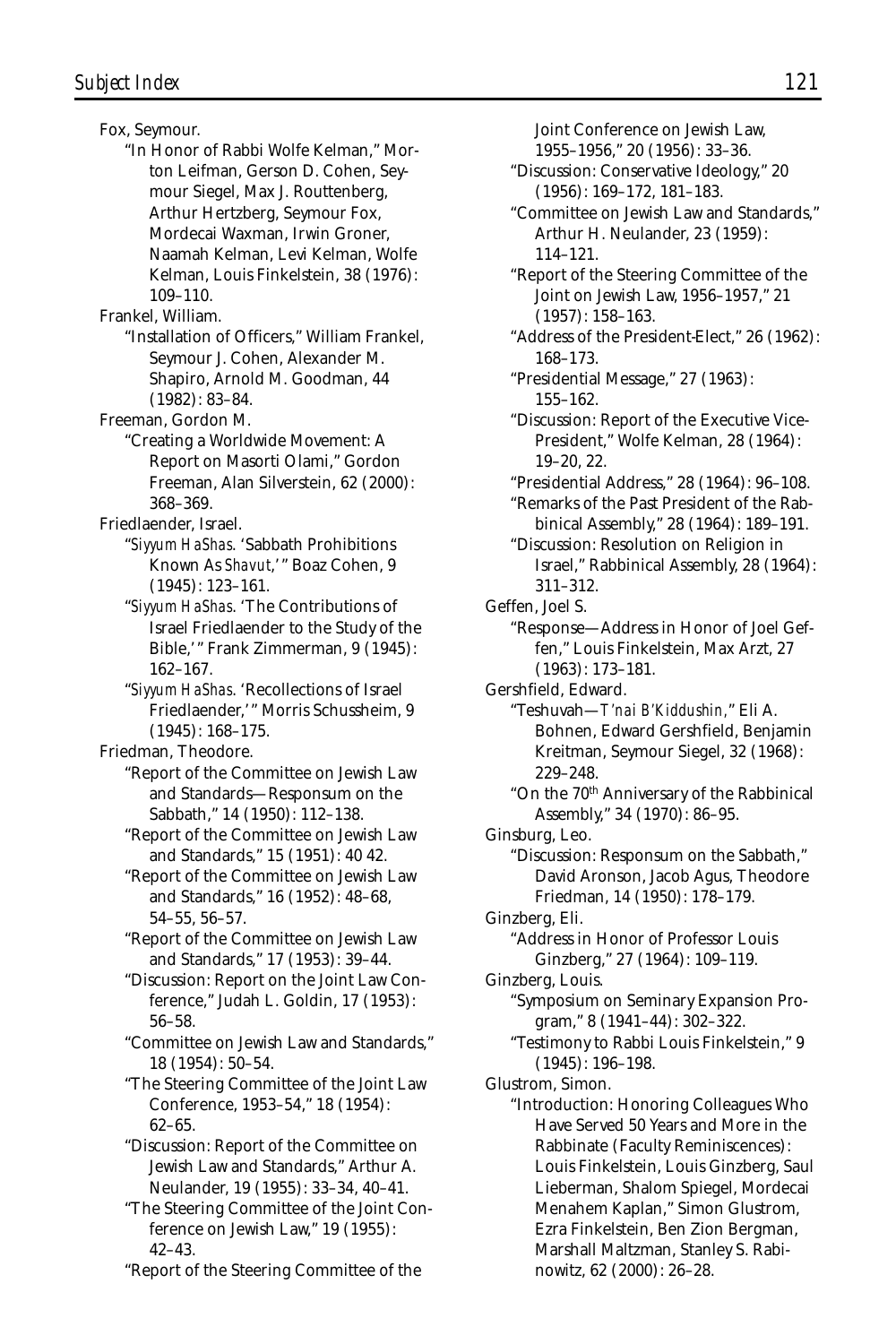Fox, Seymour.

"In Honor of Rabbi Wolfe Kelman," Morton Leifman, Gerson D. Cohen, Seymour Siegel, Max J. Routtenberg, Arthur Hertzberg, Seymour Fox, Mordecai Waxman, Irwin Groner, Naamah Kelman, Levi Kelman, Wolfe Kelman, Louis Finkelstein, 38 (1976): 109–110.

Frankel, William.

"Installation of Officers," William Frankel, Seymour J. Cohen, Alexander M. Shapiro, Arnold M. Goodman, 44 (1982): 83–84.

Freeman, Gordon M.

"Creating a Worldwide Movement: A Report on Masorti Olami," Gordon Freeman, Alan Silverstein, 62 (2000): 368–369.

Friedlaender, Israel.

"*Siyyum HaShas*. 'Sabbath Prohibitions Known As *Shavut*,'" Boaz Cohen, 9 (1945): 123–161.

"*Siyyum HaShas*. 'The Contributions of Israel Friedlaender to the Study of the Bible,'" Frank Zimmerman, 9 (1945): 162–167.

"*Siyyum HaShas*. 'Recollections of Israel Friedlaender,'" Morris Schussheim, 9 (1945): 168–175.

Friedman, Theodore.

"Report of the Committee on Jewish Law and Standards—Responsum on the Sabbath," 14 (1950): 112–138.

"Report of the Committee on Jewish Law and Standards," 15 (1951): 40 42.

"Report of the Committee on Jewish Law and Standards," 16 (1952): 48–68, 54–55, 56–57.

"Report of the Committee on Jewish Law and Standards," 17 (1953): 39–44.

"Discussion: Report on the Joint Law Conference," Judah L. Goldin, 17 (1953): 56–58.

"Committee on Jewish Law and Standards," 18 (1954): 50–54.

"The Steering Committee of the Joint Law Conference, 1953–54," 18 (1954): 62–65.

"Discussion: Report of the Committee on Jewish Law and Standards," Arthur A. Neulander, 19 (1955): 33–34, 40–41.

"The Steering Committee of the Joint Conference on Jewish Law," 19 (1955): 42–43.

"Report of the Steering Committee of the Joint Conference on Jewish Law, 1955–1956," 20 (1956): 33–36.

"Discussion: Conservative Ideology," 20 (1956): 169–172, 181–183.

"Committee on Jewish Law and Standards," Arthur H. Neulander, 23 (1959): 114–121.

"Report of the Steering Committee of the Joint on Jewish Law, 1956–1957," 21 (1957): 158–163.

"Address of the President-Elect," 26 (1962): 168–173.

"Presidential Message," 27 (1963): 155–162.

"Discussion: Report of the Executive Vice-President," Wolfe Kelman, 28 (1964): 19–20, 22.

"Presidential Address," 28 (1964): 96–108.

"Remarks of the Past President of the Rabbinical Assembly," 28 (1964): 189–191.

"Discussion: Resolution on Religion in Israel," Rabbinical Assembly, 28 (1964): 311–312.

Geffen, Joel S.

"Response—Address in Honor of Joel Geffen," Louis Finkelstein, Max Arzt, 27 (1963): 173–181.

Gershfield, Edward.

"Teshuvah—*T'nai B'Kiddushin*," Eli A. Bohnen, Edward Gershfield, Benjamin Kreitman, Seymour Siegel, 32 (1968): 229–248.

"On the 70th Anniversary of the Rabbinical Assembly," 34 (1970): 86–95.

Ginsburg, Leo.

"Discussion: Responsum on the Sabbath," David Aronson, Jacob Agus, Theodore Friedman, 14 (1950): 178–179.

Ginzberg, Eli.

"Address in Honor of Professor Louis Ginzberg," 27 (1964): 109–119.

Ginzberg, Louis.

"Symposium on Seminary Expansion Program," 8 (1941–44): 302–322.

"Testimony to Rabbi Louis Finkelstein," 9 (1945): 196–198.

Glustrom, Simon.

"Introduction: Honoring Colleagues Who Have Served 50 Years and More in the Rabbinate (Faculty Reminiscences): Louis Finkelstein, Louis Ginzberg, Saul Lieberman, Shalom Spiegel, Mordecai Menahem Kaplan," Simon Glustrom, Ezra Finkelstein, Ben Zion Bergman, Marshall Maltzman, Stanley S. Rabinowitz, 62 (2000): 26–28.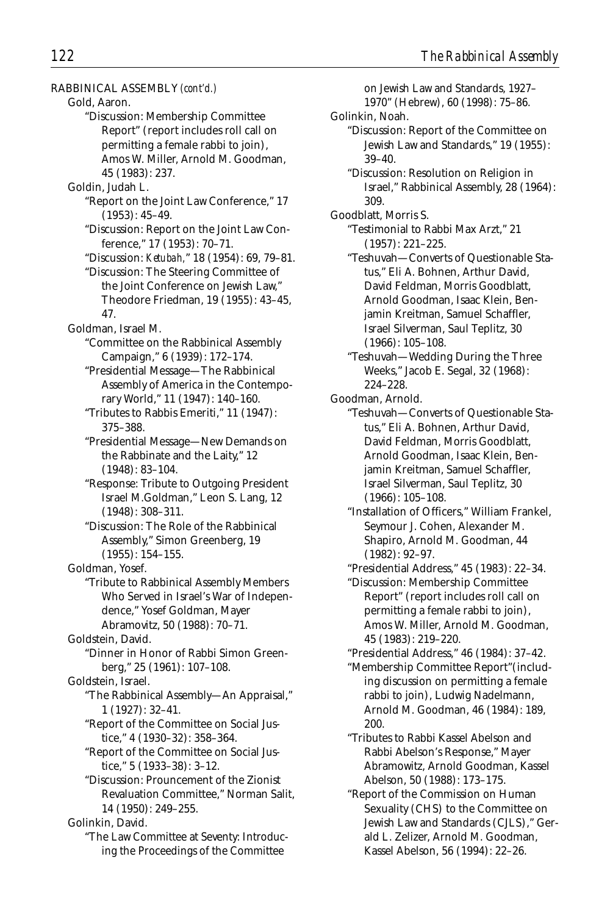RABBINICAL ASSEMBLY *(cont'd.)*

Gold, Aaron.

"Discussion: Membership Committee Report" (report includes roll call on permitting a female rabbi to join), Amos W. Miller, Arnold M. Goodman, 45 (1983): 237.

Goldin, Judah L.

"Report on the Joint Law Conference," 17 (1953): 45–49.

"Discussion: Report on the Joint Law Conference," 17 (1953): 70–71.

"Discussion: *Ketubah,*" 18 (1954): 69, 79–81.

"Discussion: The Steering Committee of the Joint Conference on Jewish Law," Theodore Friedman, 19 (1955): 43–45, 47.

Goldman, Israel M.

"Committee on the Rabbinical Assembly Campaign," 6 (1939): 172–174.

"Presidential Message—The Rabbinical Assembly of America in the Contemporary World," 11 (1947): 140–160.

"Tributes to Rabbis Emeriti," 11 (1947): 375–388.

"Presidential Message—New Demands on the Rabbinate and the Laity," 12 (1948): 83–104.

"Response: Tribute to Outgoing President Israel M.Goldman," Leon S. Lang, 12 (1948): 308–311.

"Discussion: The Role of the Rabbinical Assembly," Simon Greenberg, 19 (1955): 154–155.

Goldman, Yosef.

"Tribute to Rabbinical Assembly Members Who Served in Israel's War of Independence," Yosef Goldman, Mayer Abramovitz, 50 (1988): 70–71.

Goldstein, David.

"Dinner in Honor of Rabbi Simon Greenberg," 25 (1961): 107–108.

Goldstein, Israel.

"The Rabbinical Assembly—An Appraisal," 1 (1927): 32–41.

"Report of the Committee on Social Justice," 4 (1930–32): 358–364.

"Report of the Committee on Social Justice," 5 (1933–38): 3–12.

"Discussion: Prouncement of the Zionist Revaluation Committee," Norman Salit, 14 (1950): 249–255.

Golinkin, David.

"The Law Committee at Seventy: Introducing the Proceedings of the Committee on Jewish Law and Standards, 1927–1970" (Hebrew), 60 (1998): 75–86.

Golinkin, Noah.

"Discussion: Report of the Committee on Jewish Law and Standards," 19 (1955): 39–40.

"Discussion: Resolution on Religion in Israel," Rabbinical Assembly, 28 (1964): 309.

Goodblatt, Morris S.

"Testimonial to Rabbi Max Arzt," 21 (1957): 221–225.

"Teshuvah—Converts of Questionable Status," Eli A. Bohnen, Arthur David, David Feldman, Morris Goodblatt, Arnold Goodman, Isaac Klein, Benjamin Kreitman, Samuel Schaffler, Israel Silverman, Saul Teplitz, 30 (1966): 105–108.

"Teshuvah—Wedding During the Three Weeks," Jacob E. Segal, 32 (1968): 224–228.

Goodman, Arnold.

"Teshuvah—Converts of Questionable Status," Eli A. Bohnen, Arthur David, David Feldman, Morris Goodblatt, Arnold Goodman, Isaac Klein, Benjamin Kreitman, Samuel Schaffler, Israel Silverman, Saul Teplitz, 30 (1966): 105–108.

"Installation of Officers," William Frankel, Seymour J. Cohen, Alexander M. Shapiro, Arnold M. Goodman, 44 (1982): 92–97.

"Presidential Address," 45 (1983): 22–34.

"Discussion: Membership Committee Report" (report includes roll call on permitting a female rabbi to join), Amos W. Miller, Arnold M. Goodman, 45 (1983): 219–220.

"Presidential Address," 46 (1984): 37–42.

"Membership Committee Report"(including discussion on permitting a female rabbi to join), Ludwig Nadelmann, Arnold M. Goodman, 46 (1984): 189, 200.

"Tributes to Rabbi Kassel Abelson and Rabbi Abelson's Response," Mayer Abramowitz, Arnold Goodman, Kassel Abelson, 50 (1988): 173–175.

"Report of the Commission on Human Sexuality (CHS) to the Committee on Jewish Law and Standards (CJLS)," Gerald L. Zelizer, Arnold M. Goodman, Kassel Abelson, 56 (1994): 22–26.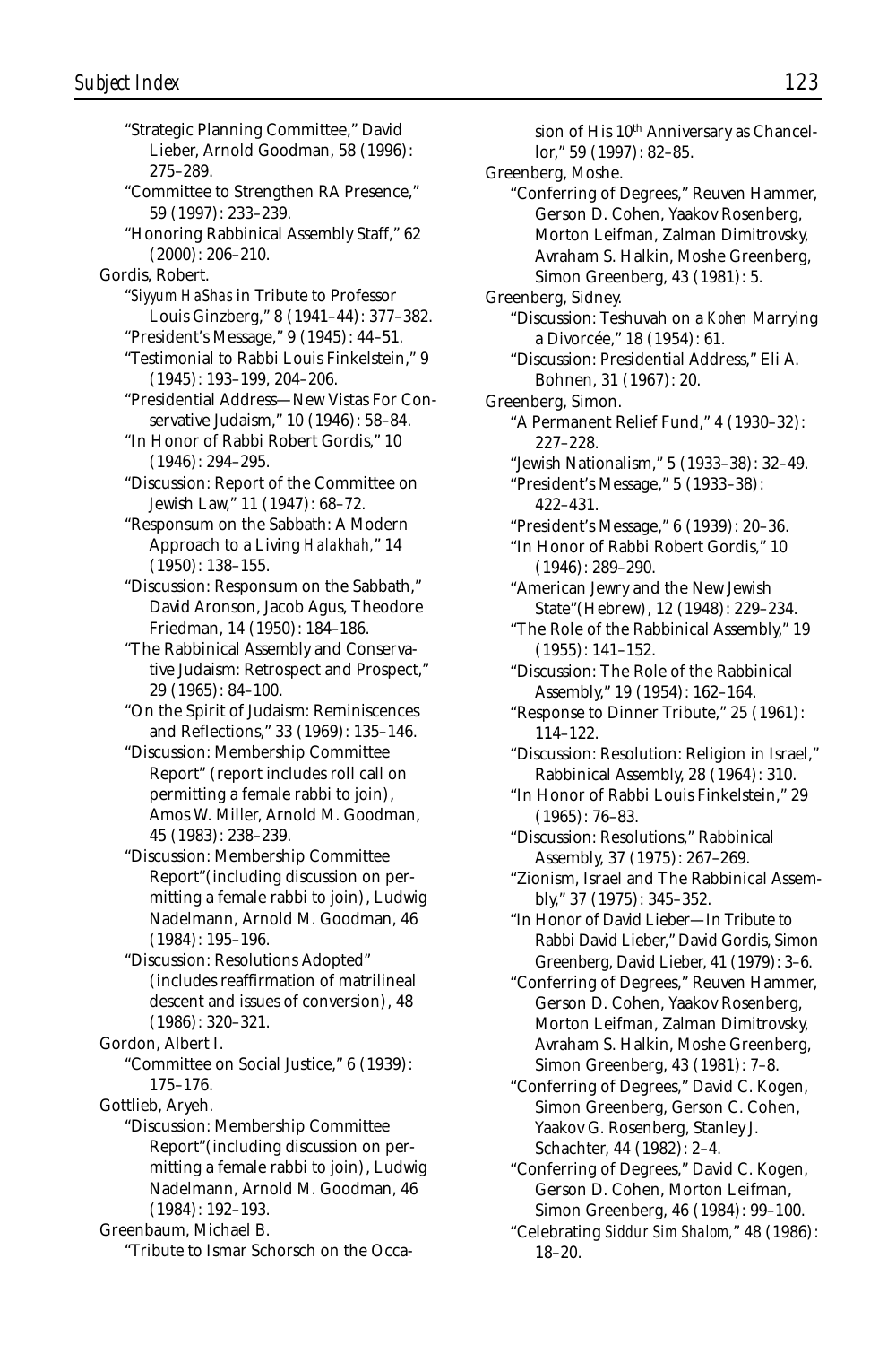"Strategic Planning Committee," David Lieber, Arnold Goodman, 58 (1996): 275–289.

"Committee to Strengthen RA Presence," 59 (1997): 233–239.

"Honoring Rabbinical Assembly Staff," 62 (2000): 206–210.

Gordis, Robert.

"*Siyyum HaShas* in Tribute to Professor Louis Ginzberg," 8 (1941–44): 377–382.

"President's Message," 9 (1945): 44–51.

"Testimonial to Rabbi Louis Finkelstein," 9 (1945): 193–199, 204–206.

"Presidential Address—New Vistas For Conservative Judaism," 10 (1946): 58–84.

"In Honor of Rabbi Robert Gordis," 10 (1946): 294–295.

"Discussion: Report of the Committee on Jewish Law," 11 (1947): 68–72.

"Responsum on the Sabbath: A Modern Approach to a Living *Halakhah*," 14 (1950): 138–155.

"Discussion: Responsum on the Sabbath," David Aronson, Jacob Agus, Theodore Friedman, 14 (1950): 184–186.

"The Rabbinical Assembly and Conservative Judaism: Retrospect and Prospect," 29 (1965): 84–100.

"On the Spirit of Judaism: Reminiscences and Reflections," 33 (1969): 135–146.

"Discussion: Membership Committee Report" (report includes roll call on permitting a female rabbi to join), Amos W. Miller, Arnold M. Goodman, 45 (1983): 238–239.

"Discussion: Membership Committee Report"(including discussion on permitting a female rabbi to join), Ludwig Nadelmann, Arnold M. Goodman, 46 (1984): 195–196.

"Discussion: Resolutions Adopted" (includes reaffirmation of matrilineal descent and issues of conversion), 48 (1986): 320–321.

Gordon, Albert I.

"Committee on Social Justice," 6 (1939): 175–176.

Gottlieb, Aryeh.

"Discussion: Membership Committee Report"(including discussion on permitting a female rabbi to join), Ludwig Nadelmann, Arnold M. Goodman, 46 (1984): 192–193.

Greenbaum, Michael B.

"Tribute to Ismar Schorsch on the Occasion of His 10th Anniversary as Chancellor," 59 (1997): 82–85.

Greenberg, Moshe.

"Conferring of Degrees," Reuven Hammer, Gerson D. Cohen, Yaakov Rosenberg, Morton Leifman, Zalman Dimitrovsky, Avraham S. Halkin, Moshe Greenberg, Simon Greenberg, 43 (1981): 5.

Greenberg, Sidney.

"Discussion: Teshuvah on a *Kohen* Marrying a Divorcée," 18 (1954): 61.

"Discussion: Presidential Address," Eli A. Bohnen, 31 (1967): 20.

Greenberg, Simon.

"A Permanent Relief Fund," 4 (1930–32): 227–228.

"Jewish Nationalism," 5 (1933–38): 32–49.

"President's Message," 5 (1933–38): 422–431.

"President's Message," 6 (1939): 20–36.

"In Honor of Rabbi Robert Gordis," 10 (1946): 289–290.

"American Jewry and the New Jewish State"(Hebrew), 12 (1948): 229–234.

"The Role of the Rabbinical Assembly," 19 (1955): 141–152.

"Discussion: The Role of the Rabbinical Assembly," 19 (1954): 162–164.

"Response to Dinner Tribute," 25 (1961): 114–122.

"Discussion: Resolution: Religion in Israel," Rabbinical Assembly, 28 (1964): 310.

"In Honor of Rabbi Louis Finkelstein," 29 (1965): 76–83.

"Discussion: Resolutions," Rabbinical Assembly, 37 (1975): 267–269.

"Zionism, Israel and The Rabbinical Assembly," 37 (1975): 345–352.

"In Honor of David Lieber—In Tribute to Rabbi David Lieber," David Gordis, Simon Greenberg, David Lieber, 41 (1979): 3–6.

"Conferring of Degrees," Reuven Hammer, Gerson D. Cohen, Yaakov Rosenberg, Morton Leifman, Zalman Dimitrovsky, Avraham S. Halkin, Moshe Greenberg, Simon Greenberg, 43 (1981): 7–8.

"Conferring of Degrees," David C. Kogen, Simon Greenberg, Gerson C. Cohen, Yaakov G. Rosenberg, Stanley J. Schachter, 44 (1982): 2–4.

"Conferring of Degrees," David C. Kogen, Gerson D. Cohen, Morton Leifman, Simon Greenberg, 46 (1984): 99–100.

"Celebrating *Siddur Sim Shalom*," 48 (1986): 18–20.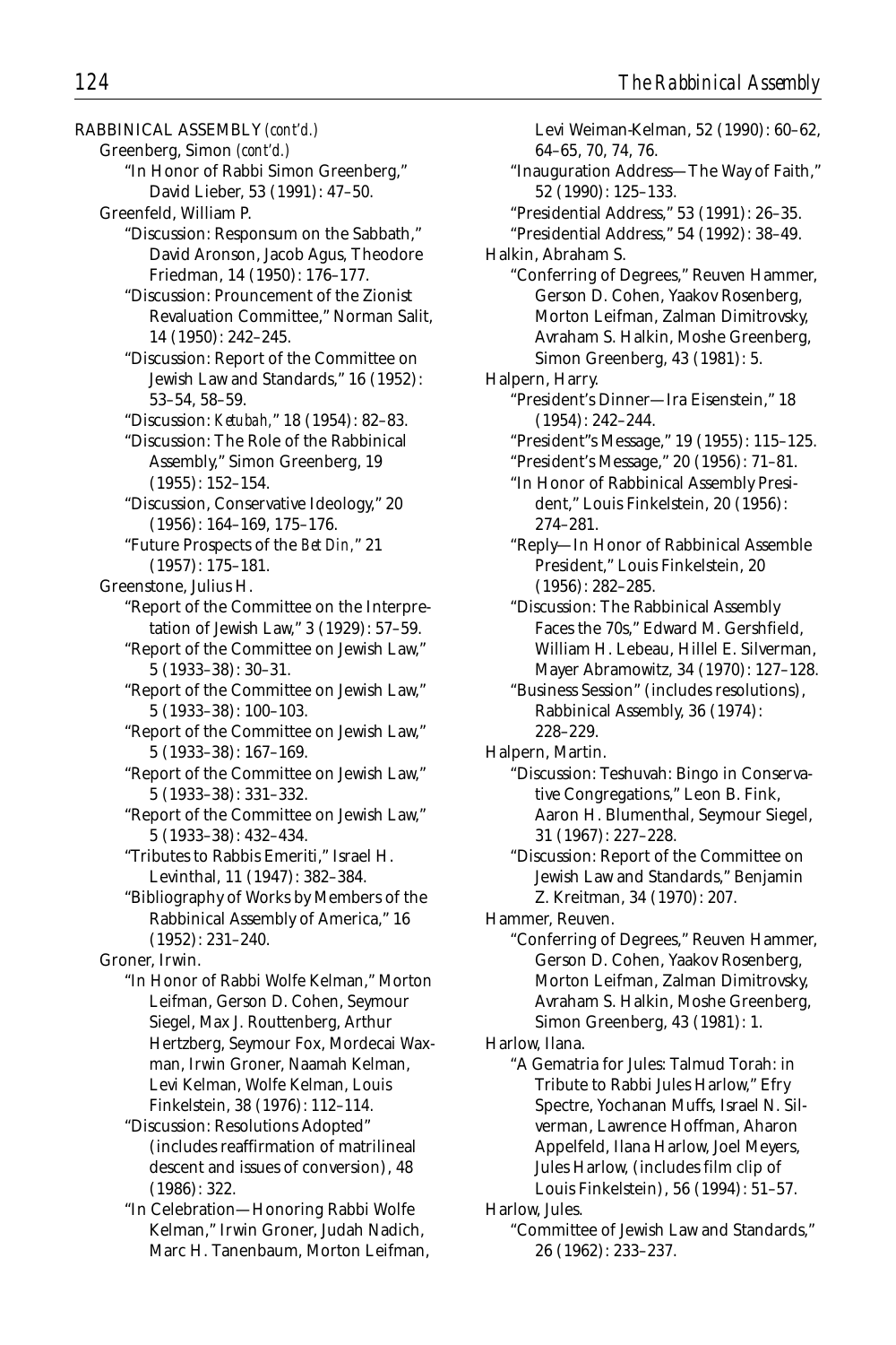RABBINICAL ASSEMBLY *(cont'd.)*

Greenberg, Simon *(cont'd.)*

"In Honor of Rabbi Simon Greenberg," David Lieber, 53 (1991): 47–50.

Greenfeld, William P.

"Discussion: Responsum on the Sabbath," David Aronson, Jacob Agus, Theodore Friedman, 14 (1950): 176–177.

"Discussion: Prouncement of the Zionist Revaluation Committee," Norman Salit, 14 (1950): 242–245.

"Discussion: Report of the Committee on Jewish Law and Standards," 16 (1952): 53–54, 58–59.

"Discussion: *Ketubah*," 18 (1954): 82–83.

"Discussion: The Role of the Rabbinical Assembly," Simon Greenberg, 19 (1955): 152–154.

"Discussion, Conservative Ideology," 20 (1956): 164–169, 175–176.

"Future Prospects of the *Bet Din*," 21 (1957): 175–181.

Greenstone, Julius H.

"Report of the Committee on the Interpretation of Jewish Law," 3 (1929): 57–59.

"Report of the Committee on Jewish Law," 5 (1933–38): 30–31.

"Report of the Committee on Jewish Law," 5 (1933–38): 100–103.

"Report of the Committee on Jewish Law," 5 (1933–38): 167–169.

"Report of the Committee on Jewish Law," 5 (1933–38): 331–332.

"Report of the Committee on Jewish Law," 5 (1933–38): 432–434.

"Tributes to Rabbis Emeriti," Israel H. Levinthal, 11 (1947): 382–384.

"Bibliography of Works by Members of the Rabbinical Assembly of America," 16 (1952): 231–240.

Groner, Irwin.

"In Honor of Rabbi Wolfe Kelman," Morton Leifman, Gerson D. Cohen, Seymour Siegel, Max J. Routtenberg, Arthur Hertzberg, Seymour Fox, Mordecai Waxman, Irwin Groner, Naamah Kelman, Levi Kelman, Wolfe Kelman, Louis Finkelstein, 38 (1976): 112–114.

"Discussion: Resolutions Adopted" (includes reaffirmation of matrilineal descent and issues of conversion), 48 (1986): 322.

"In Celebration—Honoring Rabbi Wolfe Kelman," Irwin Groner, Judah Nadich, Marc H. Tanenbaum, Morton Leifman, Levi Weiman-Kelman, 52 (1990): 60–62, 64–65, 70, 74, 76.

"Inauguration Address—The Way of Faith," 52 (1990): 125–133.

"Presidential Address," 53 (1991): 26–35.

"Presidential Address," 54 (1992): 38–49.

Halkin, Abraham S.

"Conferring of Degrees," Reuven Hammer, Gerson D. Cohen, Yaakov Rosenberg, Morton Leifman, Zalman Dimitrovsky, Avraham S. Halkin, Moshe Greenberg, Simon Greenberg, 43 (1981): 5.

Halpern, Harry.

"President's Dinner—Ira Eisenstein," 18 (1954): 242–244.

"President"s Message," 19 (1955): 115–125.

"President's Message," 20 (1956): 71–81.

"In Honor of Rabbinical Assembly President," Louis Finkelstein, 20 (1956): 274–281.

"Reply—In Honor of Rabbinical Assemble President," Louis Finkelstein, 20 (1956): 282–285.

"Discussion: The Rabbinical Assembly Faces the 70s," Edward M. Gershfield, William H. Lebeau, Hillel E. Silverman, Mayer Abramowitz, 34 (1970): 127–128.

"Business Session" (includes resolutions), Rabbinical Assembly, 36 (1974): 228–229.

Halpern, Martin.

"Discussion: Teshuvah: Bingo in Conservative Congregations," Leon B. Fink, Aaron H. Blumenthal, Seymour Siegel, 31 (1967): 227–228.

"Discussion: Report of the Committee on Jewish Law and Standards," Benjamin Z. Kreitman, 34 (1970): 207.

Hammer, Reuven.

"Conferring of Degrees," Reuven Hammer, Gerson D. Cohen, Yaakov Rosenberg, Morton Leifman, Zalman Dimitrovsky, Avraham S. Halkin, Moshe Greenberg, Simon Greenberg, 43 (1981): 1.

Harlow, Ilana.

"A Gematria for Jules: Talmud Torah: in Tribute to Rabbi Jules Harlow," Efry Spectre, Yochanan Muffs, Israel N. Silverman, Lawrence Hoffman, Aharon Appelfeld, Ilana Harlow, Joel Meyers, Jules Harlow, (includes film clip of Louis Finkelstein), 56 (1994): 51–57.

Harlow, Jules.

"Committee of Jewish Law and Standards," 26 (1962): 233–237.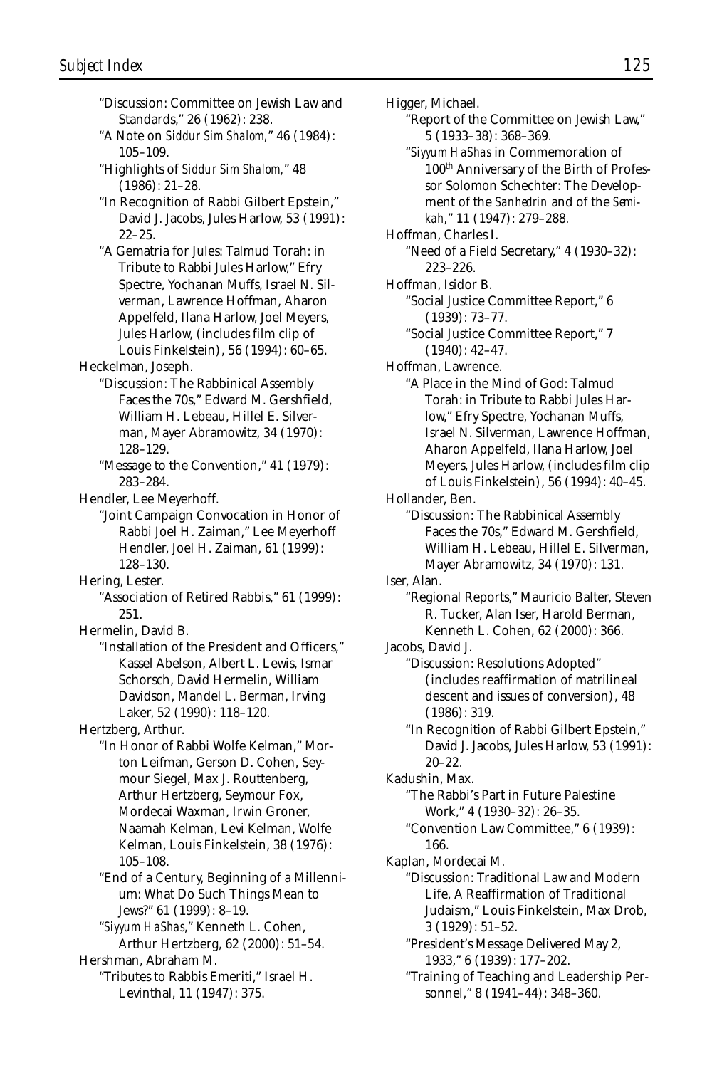"Discussion: Committee on Jewish Law and Standards," 26 (1962): 238.

"A Note on *Siddur Sim Shalom*," 46 (1984): 105–109.

"Highlights of *Siddur Sim Shalom*," 48 (1986): 21–28.

"In Recognition of Rabbi Gilbert Epstein," David J. Jacobs, Jules Harlow, 53 (1991): 22–25.

"A Gematria for Jules: Talmud Torah: in Tribute to Rabbi Jules Harlow," Efry Spectre, Yochanan Muffs, Israel N. Silverman, Lawrence Hoffman, Aharon Appelfeld, Ilana Harlow, Joel Meyers, Jules Harlow, (includes film clip of Louis Finkelstein), 56 (1994): 60–65.

Heckelman, Joseph.

"Discussion: The Rabbinical Assembly Faces the 70s," Edward M. Gershfield, William H. Lebeau, Hillel E. Silverman, Mayer Abramowitz, 34 (1970): 128–129.

"Message to the Convention," 41 (1979): 283–284.

Hendler, Lee Meyerhoff.

"Joint Campaign Convocation in Honor of Rabbi Joel H. Zaiman," Lee Meyerhoff Hendler, Joel H. Zaiman, 61 (1999): 128–130.

Hering, Lester.

"Association of Retired Rabbis," 61 (1999): 251.

Hermelin, David B.

"Installation of the President and Officers," Kassel Abelson, Albert L. Lewis, Ismar Schorsch, David Hermelin, William Davidson, Mandel L. Berman, Irving Laker, 52 (1990): 118–120.

Hertzberg, Arthur.

"In Honor of Rabbi Wolfe Kelman," Morton Leifman, Gerson D. Cohen, Seymour Siegel, Max J. Routtenberg, Arthur Hertzberg, Seymour Fox, Mordecai Waxman, Irwin Groner, Naamah Kelman, Levi Kelman, Wolfe Kelman, Louis Finkelstein, 38 (1976): 105–108.

"End of a Century, Beginning of a Millennium: What Do Such Things Mean to Jews?" 61 (1999): 8–19.

"*Siyyum HaShas*," Kenneth L. Cohen, Arthur Hertzberg, 62 (2000): 51–54.

Hershman, Abraham M.

"Tributes to Rabbis Emeriti," Israel H. Levinthal, 11 (1947): 375.

Higger, Michael.

"Report of the Committee on Jewish Law," 5 (1933–38): 368–369.

"*Siyyum HaShas* in Commemoration of 100th Anniversary of the Birth of Professor Solomon Schechter: The Development of the *Sanhedrin* and of the *Semikah*," 11 (1947): 279–288.

Hoffman, Charles I.

"Need of a Field Secretary," 4 (1930–32): 223–226.

Hoffman, Isidor B.

"Social Justice Committee Report," 6 (1939): 73–77.

"Social Justice Committee Report," 7 (1940): 42–47.

Hoffman, Lawrence.

"A Place in the Mind of God: Talmud Torah: in Tribute to Rabbi Jules Harlow," Efry Spectre, Yochanan Muffs, Israel N. Silverman, Lawrence Hoffman, Aharon Appelfeld, Ilana Harlow, Joel Meyers, Jules Harlow, (includes film clip of Louis Finkelstein), 56 (1994): 40–45.

Hollander, Ben.

"Discussion: The Rabbinical Assembly Faces the 70s," Edward M. Gershfield, William H. Lebeau, Hillel E. Silverman, Mayer Abramowitz, 34 (1970): 131.

Iser, Alan.

"Regional Reports," Mauricio Balter, Steven R. Tucker, Alan Iser, Harold Berman, Kenneth L. Cohen, 62 (2000): 366.

Jacobs, David J.

"Discussion: Resolutions Adopted" (includes reaffirmation of matrilineal descent and issues of conversion), 48 (1986): 319.

"In Recognition of Rabbi Gilbert Epstein," David J. Jacobs, Jules Harlow, 53 (1991): 20–22.

Kadushin, Max.

"The Rabbi's Part in Future Palestine Work," 4 (1930–32): 26–35.

"Convention Law Committee," 6 (1939): 166.

Kaplan, Mordecai M.

"Discussion: Traditional Law and Modern Life, A Reaffirmation of Traditional Judaism," Louis Finkelstein, Max Drob, 3 (1929): 51–52.

"President's Message Delivered May 2, 1933," 6 (1939): 177–202.

"Training of Teaching and Leadership Personnel," 8 (1941–44): 348–360.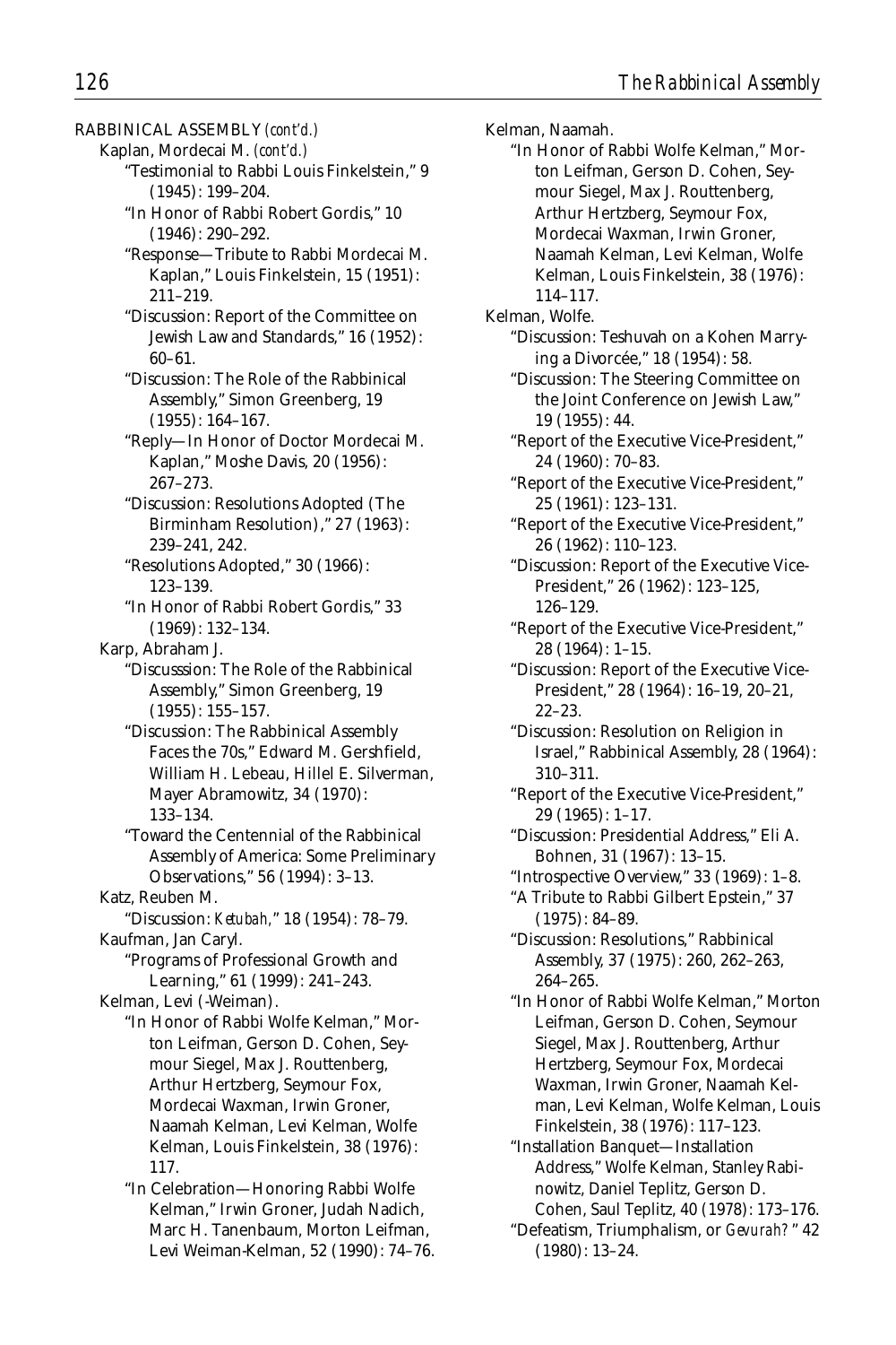RABBINICAL ASSEMBLY *(cont'd.)*

Kaplan, Mordecai M. *(cont'd.)*

"Testimonial to Rabbi Louis Finkelstein," 9 (1945): 199–204.

"In Honor of Rabbi Robert Gordis," 10 (1946): 290–292.

"Response—Tribute to Rabbi Mordecai M. Kaplan," Louis Finkelstein, 15 (1951): 211–219.

"Discussion: Report of the Committee on Jewish Law and Standards," 16 (1952): 60–61.

"Discussion: The Role of the Rabbinical Assembly," Simon Greenberg, 19 (1955): 164–167.

"Reply—In Honor of Doctor Mordecai M. Kaplan," Moshe Davis, 20 (1956): 267–273.

"Discussion: Resolutions Adopted (The Birminham Resolution)," 27 (1963): 239–241, 242.

"Resolutions Adopted," 30 (1966): 123–139.

"In Honor of Rabbi Robert Gordis," 33 (1969): 132–134.

Karp, Abraham J.

"Discusssion: The Role of the Rabbinical Assembly," Simon Greenberg, 19 (1955): 155–157.

"Discussion: The Rabbinical Assembly Faces the 70s," Edward M. Gershfield, William H. Lebeau, Hillel E. Silverman, Mayer Abramowitz, 34 (1970): 133–134.

"Toward the Centennial of the Rabbinical Assembly of America: Some Preliminary Observations," 56 (1994): 3–13.

Katz, Reuben M.

"Discussion: *Ketubah*," 18 (1954): 78–79.

Kaufman, Jan Caryl.

"Programs of Professional Growth and Learning," 61 (1999): 241–243.

Kelman, Levi (-Weiman).

"In Honor of Rabbi Wolfe Kelman," Morton Leifman, Gerson D. Cohen, Seymour Siegel, Max J. Routtenberg, Arthur Hertzberg, Seymour Fox, Mordecai Waxman, Irwin Groner, Naamah Kelman, Levi Kelman, Wolfe Kelman, Louis Finkelstein, 38 (1976): 117.

"In Celebration—Honoring Rabbi Wolfe Kelman," Irwin Groner, Judah Nadich, Marc H. Tanenbaum, Morton Leifman, Levi Weiman-Kelman, 52 (1990): 74–76.

Kelman, Naamah.

"In Honor of Rabbi Wolfe Kelman," Morton Leifman, Gerson D. Cohen, Seymour Siegel, Max J. Routtenberg, Arthur Hertzberg, Seymour Fox, Mordecai Waxman, Irwin Groner, Naamah Kelman, Levi Kelman, Wolfe Kelman, Louis Finkelstein, 38 (1976): 114–117.

Kelman, Wolfe.

"Discussion: Teshuvah on a Kohen Marrying a Divorcée," 18 (1954): 58.

"Discussion: The Steering Committee on the Joint Conference on Jewish Law," 19 (1955): 44.

"Report of the Executive Vice-President," 24 (1960): 70–83.

"Report of the Executive Vice-President," 25 (1961): 123–131.

"Report of the Executive Vice-President," 26 (1962): 110–123.

"Discussion: Report of the Executive Vice-President," 26 (1962): 123–125, 126–129.

"Report of the Executive Vice-President," 28 (1964): 1–15.

"Discussion: Report of the Executive Vice-President," 28 (1964): 16–19, 20–21, 22–23.

"Discussion: Resolution on Religion in Israel," Rabbinical Assembly, 28 (1964): 310–311.

"Report of the Executive Vice-President," 29 (1965): 1–17.

"Discussion: Presidential Address," Eli A. Bohnen, 31 (1967): 13–15.

"Introspective Overview," 33 (1969): 1–8.

"A Tribute to Rabbi Gilbert Epstein," 37 (1975): 84–89.

"Discussion: Resolutions," Rabbinical Assembly, 37 (1975): 260, 262–263, 264–265.

"In Honor of Rabbi Wolfe Kelman," Morton Leifman, Gerson D. Cohen, Seymour Siegel, Max J. Routtenberg, Arthur Hertzberg, Seymour Fox, Mordecai Waxman, Irwin Groner, Naamah Kelman, Levi Kelman, Wolfe Kelman, Louis Finkelstein, 38 (1976): 117–123.

"Installation Banquet—Installation Address," Wolfe Kelman, Stanley Rabinowitz, Daniel Teplitz, Gerson D. Cohen, Saul Teplitz, 40 (1978): 173–176.

"Defeatism, Triumphalism, or *Gevurah?*" 42 (1980): 13–24.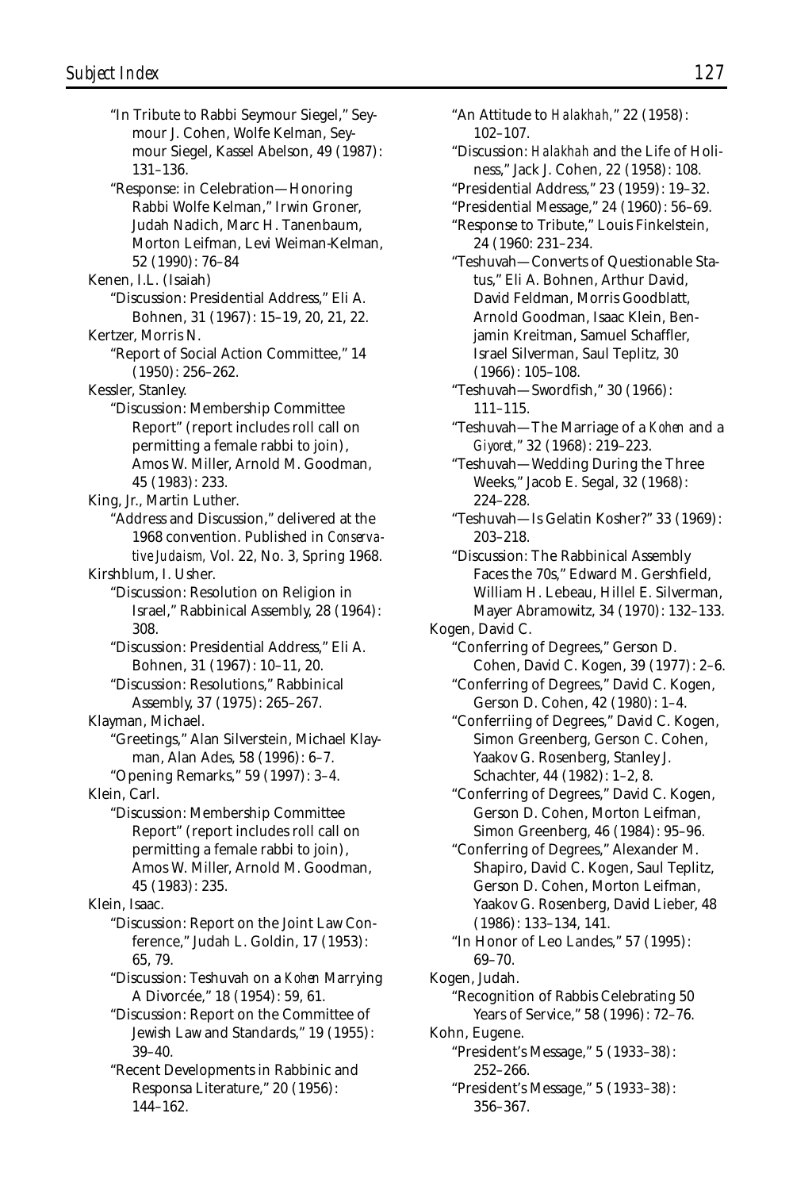"In Tribute to Rabbi Seymour Siegel," Seymour J. Cohen, Wolfe Kelman, Seymour Siegel, Kassel Abelson, 49 (1987): 131–136.

"Response: in Celebration—Honoring Rabbi Wolfe Kelman," Irwin Groner, Judah Nadich, Marc H. Tanenbaum, Morton Leifman, Levi Weiman-Kelman, 52 (1990): 76–84

Kenen, I.L. (Isaiah)

"Discussion: Presidential Address," Eli A. Bohnen, 31 (1967): 15–19, 20, 21, 22.

Kertzer, Morris N.

"Report of Social Action Committee," 14 (1950): 256–262.

Kessler, Stanley.

"Discussion: Membership Committee Report" (report includes roll call on permitting a female rabbi to join), Amos W. Miller, Arnold M. Goodman, 45 (1983): 233.

King, Jr., Martin Luther.

"Address and Discussion," delivered at the 1968 convention. Published in *Conservative Judaism,* Vol. 22, No. 3, Spring 1968.

Kirshblum, I. Usher.

"Discussion: Resolution on Religion in Israel," Rabbinical Assembly, 28 (1964): 308.

"Discussion: Presidential Address," Eli A. Bohnen, 31 (1967): 10–11, 20.

"Discussion: Resolutions," Rabbinical Assembly, 37 (1975): 265–267.

Klayman, Michael.

"Greetings," Alan Silverstein, Michael Klayman, Alan Ades, 58 (1996): 6–7.

"Opening Remarks," 59 (1997): 3–4.

Klein, Carl.

"Discussion: Membership Committee Report" (report includes roll call on permitting a female rabbi to join), Amos W. Miller, Arnold M. Goodman, 45 (1983): 235.

Klein, Isaac.

"Discussion: Report on the Joint Law Conference," Judah L. Goldin, 17 (1953): 65, 79.

"Discussion: Teshuvah on a *Kohen* Marrying A Divorcée," 18 (1954): 59, 61.

"Discussion: Report on the Committee of Jewish Law and Standards," 19 (1955): 39–40.

"Recent Developments in Rabbinic and Responsa Literature," 20 (1956): 144–162.

"An Attitude to *Halakhah,*" 22 (1958): 102–107.

"Discussion: *Halakhah* and the Life of Holiness," Jack J. Cohen, 22 (1958): 108.

"Presidential Address," 23 (1959): 19–32.

"Presidential Message," 24 (1960): 56–69.

"Response to Tribute," Louis Finkelstein, 24 (1960: 231–234.

"Teshuvah—Converts of Questionable Status," Eli A. Bohnen, Arthur David, David Feldman, Morris Goodblatt, Arnold Goodman, Isaac Klein, Benjamin Kreitman, Samuel Schaffler, Israel Silverman, Saul Teplitz, 30 (1966): 105–108.

"Teshuvah—Swordfish," 30 (1966): 111–115.

"Teshuvah—The Marriage of a *Kohen* and a *Giyoret,*" 32 (1968): 219–223.

"Teshuvah—Wedding During the Three Weeks," Jacob E. Segal, 32 (1968): 224–228.

"Teshuvah—Is Gelatin Kosher?" 33 (1969): 203–218.

"Discussion: The Rabbinical Assembly Faces the 70s," Edward M. Gershfield, William H. Lebeau, Hillel E. Silverman, Mayer Abramowitz, 34 (1970): 132–133.

Kogen, David C.

"Conferring of Degrees," Gerson D. Cohen, David C. Kogen, 39 (1977): 2–6.

"Conferring of Degrees," David C. Kogen, Gerson D. Cohen, 42 (1980): 1–4.

"Conferriing of Degrees," David C. Kogen, Simon Greenberg, Gerson C. Cohen, Yaakov G. Rosenberg, Stanley J. Schachter, 44 (1982): 1–2, 8.

"Conferring of Degrees," David C. Kogen, Gerson D. Cohen, Morton Leifman, Simon Greenberg, 46 (1984): 95–96.

"Conferring of Degrees," Alexander M. Shapiro, David C. Kogen, Saul Teplitz, Gerson D. Cohen, Morton Leifman, Yaakov G. Rosenberg, David Lieber, 48 (1986): 133–134, 141.

"In Honor of Leo Landes," 57 (1995): 69–70.

Kogen, Judah.

"Recognition of Rabbis Celebrating 50 Years of Service," 58 (1996): 72–76.

Kohn, Eugene.

"President's Message," 5 (1933–38): 252–266.

"President's Message," 5 (1933–38): 356–367.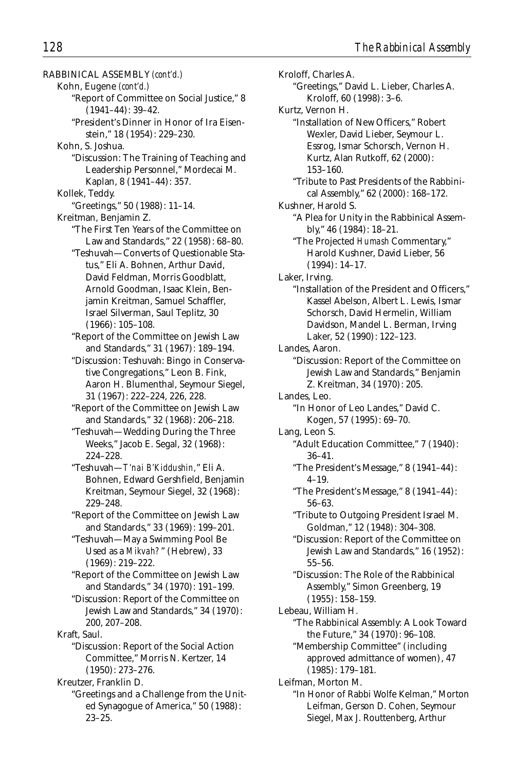RABBINICAL ASSEMBLY *(cont'd.)*

Kohn, Eugene *(cont'd.)*

"Report of Committee on Social Justice," 8 (1941–44): 39–42.

"President's Dinner in Honor of Ira Eisenstein," 18 (1954): 229–230.

Kohn, S. Joshua.

"Discussion: The Training of Teaching and Leadership Personnel," Mordecai M. Kaplan, 8 (1941–44): 357.

Kollek, Teddy.

"Greetings," 50 (1988): 11–14.

Kreitman, Benjamin Z.

"The First Ten Years of the Committee on Law and Standards," 22 (1958): 68–80.

"Teshuvah—Converts of Questionable Status," Eli A. Bohnen, Arthur David, David Feldman, Morris Goodblatt, Arnold Goodman, Isaac Klein, Benjamin Kreitman, Samuel Schaffler, Israel Silverman, Saul Teplitz, 30 (1966): 105–108.

"Report of the Committee on Jewish Law and Standards," 31 (1967): 189–194.

"Discussion: Teshuvah: Bingo in Conservative Congregations," Leon B. Fink, Aaron H. Blumenthal, Seymour Siegel, 31 (1967): 222–224, 226, 228.

"Report of the Committee on Jewish Law and Standards," 32 (1968): 206–218.

"Teshuvah—Wedding During the Three Weeks," Jacob E. Segal, 32 (1968): 224–228.

"Teshuvah—*T'nai B'Kiddushin*," Eli A. Bohnen, Edward Gershfield, Benjamin Kreitman, Seymour Siegel, 32 (1968): 229–248.

"Report of the Committee on Jewish Law and Standards," 33 (1969): 199–201.

"Teshuvah—May a Swimming Pool Be Used as a *Mikvah*?" (Hebrew), 33 (1969): 219–222.

"Report of the Committee on Jewish Law and Standards," 34 (1970): 191–199.

"Discussion: Report of the Committee on Jewish Law and Standards," 34 (1970): 200, 207–208.

Kraft, Saul.

"Discussion: Report of the Social Action Committee," Morris N. Kertzer, 14 (1950): 273–276.

Kreutzer, Franklin D.

"Greetings and a Challenge from the United Synagogue of America," 50 (1988): 23–25.

Kroloff, Charles A.

"Greetings," David L. Lieber, Charles A. Kroloff, 60 (1998): 3–6.

Kurtz, Vernon H.

"Installation of New Officers," Robert Wexler, David Lieber, Seymour L. Essrog, Ismar Schorsch, Vernon H. Kurtz, Alan Rutkoff, 62 (2000): 153–160.

"Tribute to Past Presidents of the Rabbinical Assembly," 62 (2000): 168–172.

Kushner, Harold S.

"A Plea for Unity in the Rabbinical Assembly," 46 (1984): 18–21.

"The Projected *Humash* Commentary," Harold Kushner, David Lieber, 56 (1994): 14–17.

Laker, Irving.

"Installation of the President and Officers," Kassel Abelson, Albert L. Lewis, Ismar Schorsch, David Hermelin, William Davidson, Mandel L. Berman, Irving Laker, 52 (1990): 122–123.

Landes, Aaron.

"Discussion: Report of the Committee on Jewish Law and Standards," Benjamin Z. Kreitman, 34 (1970): 205.

Landes, Leo.

"In Honor of Leo Landes," David C. Kogen, 57 (1995): 69–70.

Lang, Leon S.

"Adult Education Committee," 7 (1940): 36–41.

"The President's Message," 8 (1941–44): 4–19.

"The President's Message," 8 (1941–44): 56–63.

"Tribute to Outgoing President Israel M. Goldman," 12 (1948): 304–308.

"Discussion: Report of the Committee on Jewish Law and Standards," 16 (1952): 55–56.

"Discussion: The Role of the Rabbinical Assembly," Simon Greenberg, 19 (1955): 158–159.

Lebeau, William H.

"The Rabbinical Assembly: A Look Toward the Future," 34 (1970): 96–108.

"Membership Committee" (including approved admittance of women), 47 (1985): 179–181.

Leifman, Morton M.

"In Honor of Rabbi Wolfe Kelman," Morton Leifman, Gerson D. Cohen, Seymour Siegel, Max J. Routtenberg, Arthur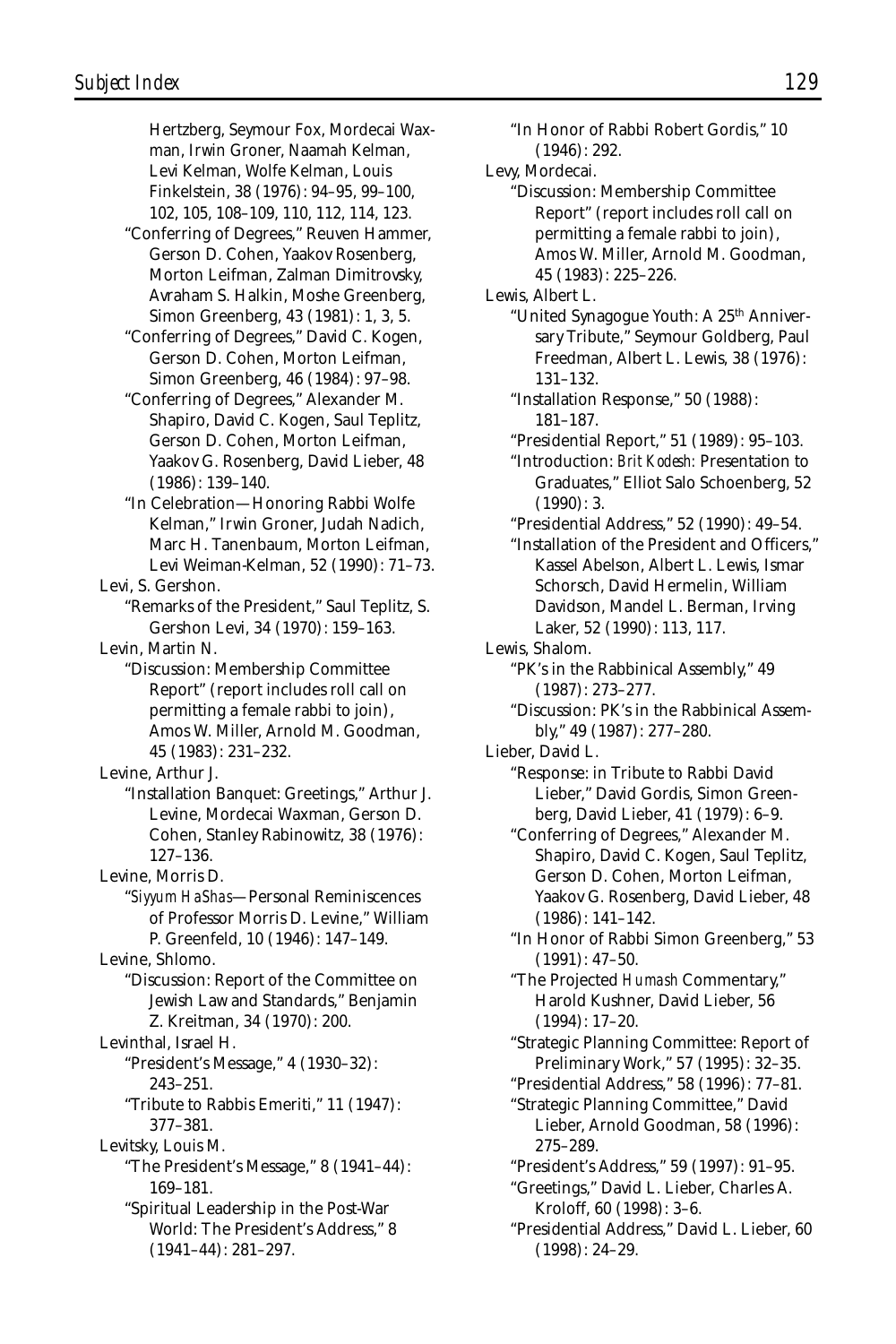Hertzberg, Seymour Fox, Mordecai Waxman, Irwin Groner, Naamah Kelman, Levi Kelman, Wolfe Kelman, Louis Finkelstein, 38 (1976): 94–95, 99–100, 102, 105, 108–109, 110, 112, 114, 123.

"Conferring of Degrees," Reuven Hammer, Gerson D. Cohen, Yaakov Rosenberg, Morton Leifman, Zalman Dimitrovsky, Avraham S. Halkin, Moshe Greenberg, Simon Greenberg, 43 (1981): 1, 3, 5.

"Conferring of Degrees," David C. Kogen, Gerson D. Cohen, Morton Leifman, Simon Greenberg, 46 (1984): 97–98.

"Conferring of Degrees," Alexander M. Shapiro, David C. Kogen, Saul Teplitz, Gerson D. Cohen, Morton Leifman, Yaakov G. Rosenberg, David Lieber, 48 (1986): 139–140.

"In Celebration—Honoring Rabbi Wolfe Kelman," Irwin Groner, Judah Nadich, Marc H. Tanenbaum, Morton Leifman, Levi Weiman-Kelman, 52 (1990): 71–73.

Levi, S. Gershon.

"Remarks of the President," Saul Teplitz, S. Gershon Levi, 34 (1970): 159–163.

Levin, Martin N.

"Discussion: Membership Committee Report" (report includes roll call on permitting a female rabbi to join), Amos W. Miller, Arnold M. Goodman, 45 (1983): 231–232.

Levine, Arthur J.

"Installation Banquet: Greetings," Arthur J. Levine, Mordecai Waxman, Gerson D. Cohen, Stanley Rabinowitz, 38 (1976): 127–136.

Levine, Morris D.

"*Siyyum HaShas*—Personal Reminiscences of Professor Morris D. Levine," William P. Greenfeld, 10 (1946): 147–149.

Levine, Shlomo.

"Discussion: Report of the Committee on Jewish Law and Standards," Benjamin Z. Kreitman, 34 (1970): 200.

Levinthal, Israel H.

"President's Message," 4 (1930–32): 243–251.

"Tribute to Rabbis Emeriti," 11 (1947): 377–381.

Levitsky, Louis M.

"The President's Message," 8 (1941–44): 169–181.

"Spiritual Leadership in the Post-War World: The President's Address," 8 (1941–44): 281–297.

"In Honor of Rabbi Robert Gordis," 10 (1946): 292.

Levy, Mordecai.

"Discussion: Membership Committee Report" (report includes roll call on permitting a female rabbi to join), Amos W. Miller, Arnold M. Goodman, 45 (1983): 225–226.

Lewis, Albert L.

"United Synagogue Youth: A 25th Anniversary Tribute," Seymour Goldberg, Paul Freedman, Albert L. Lewis, 38 (1976): 131–132.

"Installation Response," 50 (1988): 181–187.

"Presidential Report," 51 (1989): 95–103.

"Introduction: *Brit Kodesh:* Presentation to Graduates," Elliot Salo Schoenberg, 52 (1990): 3.

"Presidential Address," 52 (1990): 49–54.

"Installation of the President and Officers," Kassel Abelson, Albert L. Lewis, Ismar Schorsch, David Hermelin, William Davidson, Mandel L. Berman, Irving Laker, 52 (1990): 113, 117.

Lewis, Shalom.

"PK's in the Rabbinical Assembly," 49 (1987): 273–277.

"Discussion: PK's in the Rabbinical Assembly," 49 (1987): 277–280.

Lieber, David L.

"Response: in Tribute to Rabbi David Lieber," David Gordis, Simon Greenberg, David Lieber, 41 (1979): 6–9.

"Conferring of Degrees," Alexander M. Shapiro, David C. Kogen, Saul Teplitz, Gerson D. Cohen, Morton Leifman, Yaakov G. Rosenberg, David Lieber, 48 (1986): 141–142.

"In Honor of Rabbi Simon Greenberg," 53 (1991): 47–50.

"The Projected *Humash* Commentary," Harold Kushner, David Lieber, 56 (1994): 17–20.

"Strategic Planning Committee: Report of Preliminary Work," 57 (1995): 32–35.

"Presidential Address," 58 (1996): 77–81.

"Strategic Planning Committee," David Lieber, Arnold Goodman, 58 (1996): 275–289.

"President's Address," 59 (1997): 91–95.

"Greetings," David L. Lieber, Charles A. Kroloff, 60 (1998): 3–6.

"Presidential Address," David L. Lieber, 60 (1998): 24–29.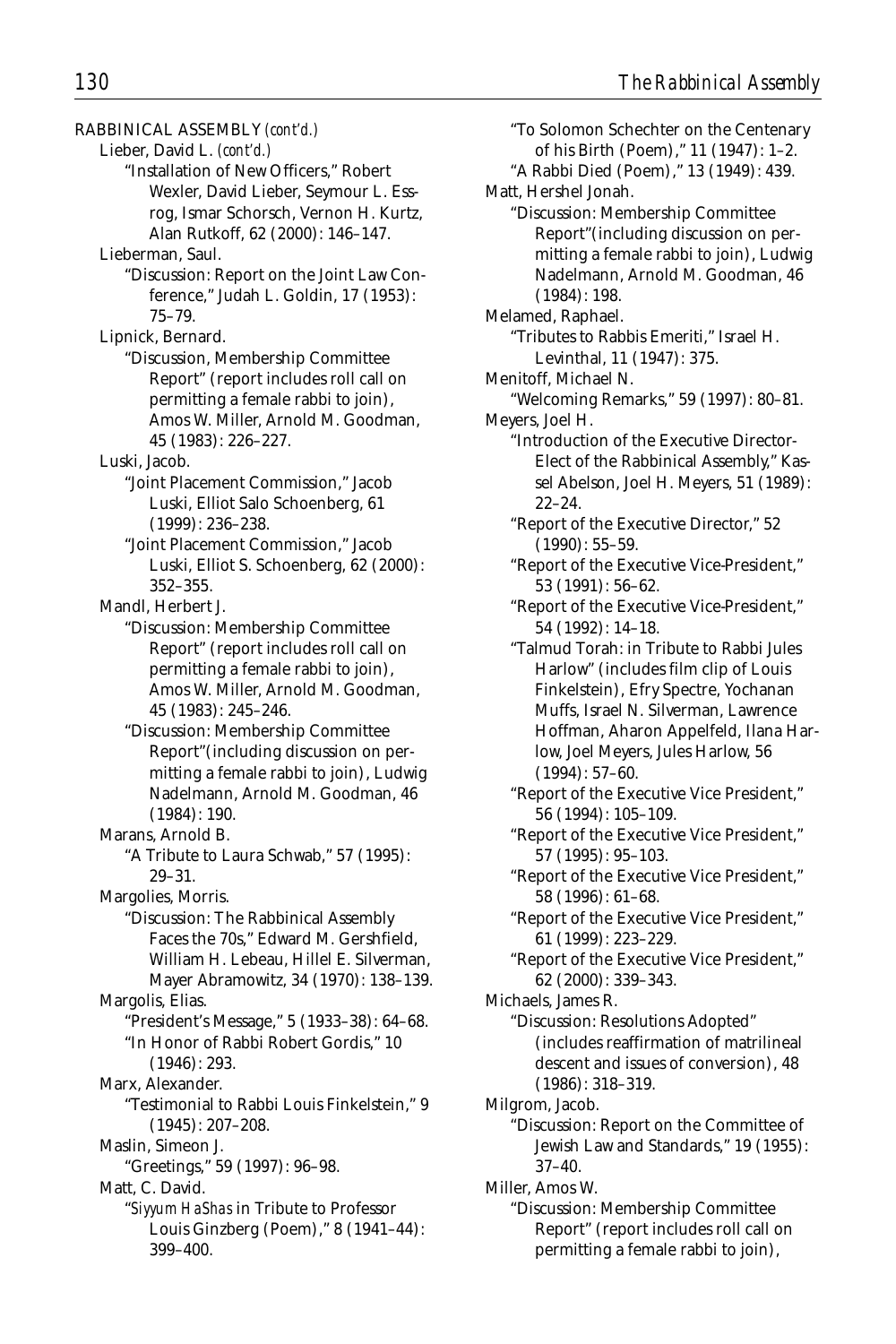RABBINICAL ASSEMBLY *(cont'd.)*

Lieber, David L. *(cont'd.)*

"Installation of New Officers," Robert Wexler, David Lieber, Seymour L. Essrog, Ismar Schorsch, Vernon H. Kurtz, Alan Rutkoff, 62 (2000): 146–147.

Lieberman, Saul.

"Discussion: Report on the Joint Law Conference," Judah L. Goldin, 17 (1953): 75–79.

Lipnick, Bernard.

"Discussion, Membership Committee Report" (report includes roll call on permitting a female rabbi to join), Amos W. Miller, Arnold M. Goodman, 45 (1983): 226–227.

Luski, Jacob.

"Joint Placement Commission," Jacob Luski, Elliot Salo Schoenberg, 61 (1999): 236–238.

"Joint Placement Commission," Jacob Luski, Elliot S. Schoenberg, 62 (2000): 352–355.

Mandl, Herbert J.

"Discussion: Membership Committee Report" (report includes roll call on permitting a female rabbi to join), Amos W. Miller, Arnold M. Goodman, 45 (1983): 245–246.

"Discussion: Membership Committee Report"(including discussion on permitting a female rabbi to join), Ludwig Nadelmann, Arnold M. Goodman, 46 (1984): 190.

Marans, Arnold B.

"A Tribute to Laura Schwab," 57 (1995): 29–31.

Margolies, Morris.

"Discussion: The Rabbinical Assembly Faces the 70s," Edward M. Gershfield, William H. Lebeau, Hillel E. Silverman, Mayer Abramowitz, 34 (1970): 138–139.

Margolis, Elias.

"President's Message," 5 (1933–38): 64–68.

"In Honor of Rabbi Robert Gordis," 10 (1946): 293.

Marx, Alexander.

"Testimonial to Rabbi Louis Finkelstein," 9 (1945): 207–208.

Maslin, Simeon J.

"Greetings," 59 (1997): 96–98.

Matt, C. David.

"*Siyyum HaShas* in Tribute to Professor Louis Ginzberg (Poem)," 8 (1941–44): 399–400.

"To Solomon Schechter on the Centenary of his Birth (Poem)," 11 (1947): 1–2.

"A Rabbi Died (Poem)," 13 (1949): 439.

Matt, Hershel Jonah.

"Discussion: Membership Committee Report"(including discussion on permitting a female rabbi to join), Ludwig Nadelmann, Arnold M. Goodman, 46 (1984): 198.

Melamed, Raphael.

"Tributes to Rabbis Emeriti," Israel H. Levinthal, 11 (1947): 375.

Menitoff, Michael N.

"Welcoming Remarks," 59 (1997): 80–81.

Meyers, Joel H.

"Introduction of the Executive Director-Elect of the Rabbinical Assembly," Kassel Abelson, Joel H. Meyers, 51 (1989): 22–24.

"Report of the Executive Director," 52 (1990): 55–59.

"Report of the Executive Vice-President," 53 (1991): 56–62.

"Report of the Executive Vice-President," 54 (1992): 14–18.

"Talmud Torah: in Tribute to Rabbi Jules Harlow" (includes film clip of Louis Finkelstein), Efry Spectre, Yochanan Muffs, Israel N. Silverman, Lawrence Hoffman, Aharon Appelfeld, Ilana Harlow, Joel Meyers, Jules Harlow, 56 (1994): 57–60.

"Report of the Executive Vice President," 56 (1994): 105–109.

"Report of the Executive Vice President," 57 (1995): 95–103.

"Report of the Executive Vice President," 58 (1996): 61–68.

"Report of the Executive Vice President," 61 (1999): 223–229.

"Report of the Executive Vice President," 62 (2000): 339–343.

Michaels, James R.

"Discussion: Resolutions Adopted" (includes reaffirmation of matrilineal descent and issues of conversion), 48 (1986): 318–319.

Milgrom, Jacob.

"Discussion: Report on the Committee of Jewish Law and Standards," 19 (1955): 37–40.

Miller, Amos W.

"Discussion: Membership Committee Report" (report includes roll call on permitting a female rabbi to join),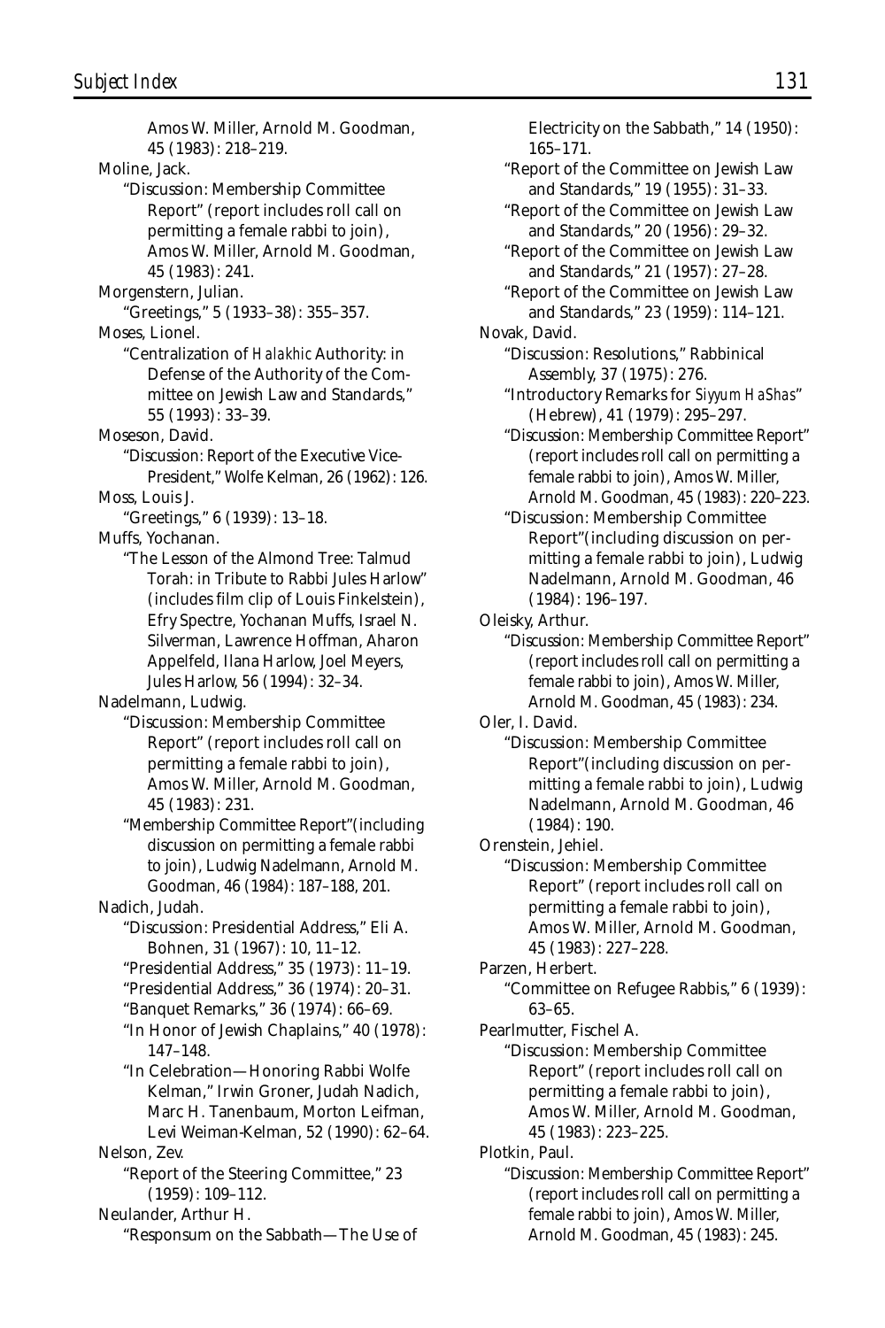Amos W. Miller, Arnold M. Goodman, 45 (1983): 218–219.

Moline, Jack.

"Discussion: Membership Committee Report" (report includes roll call on permitting a female rabbi to join), Amos W. Miller, Arnold M. Goodman, 45 (1983): 241.

Morgenstern, Julian.

"Greetings," 5 (1933–38): 355–357.

Moses, Lionel.

"Centralization of *Halakhic* Authority: in Defense of the Authority of the Committee on Jewish Law and Standards," 55 (1993): 33–39.

Moseson, David.

"Discussion: Report of the Executive Vice-President," Wolfe Kelman, 26 (1962): 126.

Moss, Louis J.

"Greetings," 6 (1939): 13–18.

Muffs, Yochanan.

"The Lesson of the Almond Tree: Talmud Torah: in Tribute to Rabbi Jules Harlow" (includes film clip of Louis Finkelstein), Efry Spectre, Yochanan Muffs, Israel N. Silverman, Lawrence Hoffman, Aharon Appelfeld, Ilana Harlow, Joel Meyers, Jules Harlow, 56 (1994): 32–34.

Nadelmann, Ludwig.

"Discussion: Membership Committee Report" (report includes roll call on permitting a female rabbi to join), Amos W. Miller, Arnold M. Goodman, 45 (1983): 231.

"Membership Committee Report"(including discussion on permitting a female rabbi to join), Ludwig Nadelmann, Arnold M. Goodman, 46 (1984): 187–188, 201.

Nadich, Judah.

"Discussion: Presidential Address," Eli A. Bohnen, 31 (1967): 10, 11–12.

"Presidential Address," 35 (1973): 11–19.

"Presidential Address," 36 (1974): 20–31.

"Banquet Remarks," 36 (1974): 66–69.

"In Honor of Jewish Chaplains," 40 (1978): 147–148.

"In Celebration—Honoring Rabbi Wolfe Kelman," Irwin Groner, Judah Nadich, Marc H. Tanenbaum, Morton Leifman, Levi Weiman-Kelman, 52 (1990): 62–64.

Nelson, Zev.

"Report of the Steering Committee," 23 (1959): 109–112.

Neulander, Arthur H.

"Responsum on the Sabbath—The Use of Electricity on the Sabbath," 14 (1950): 165–171.

"Report of the Committee on Jewish Law and Standards," 19 (1955): 31–33.

"Report of the Committee on Jewish Law and Standards," 20 (1956): 29–32.

"Report of the Committee on Jewish Law and Standards," 21 (1957): 27–28.

"Report of the Committee on Jewish Law and Standards," 23 (1959): 114–121.

Novak, David.

"Discussion: Resolutions," Rabbinical Assembly, 37 (1975): 276.

"Introductory Remarks for *Siyyum HaShas*" (Hebrew), 41 (1979): 295–297.

"Discussion: Membership Committee Report" (report includes roll call on permitting a female rabbi to join), Amos W. Miller, Arnold M. Goodman, 45 (1983): 220–223.

"Discussion: Membership Committee Report"(including discussion on permitting a female rabbi to join), Ludwig Nadelmann, Arnold M. Goodman, 46 (1984): 196–197.

Oleisky, Arthur.

"Discussion: Membership Committee Report" (report includes roll call on permitting a female rabbi to join), Amos W. Miller, Arnold M. Goodman, 45 (1983): 234.

Oler, I. David.

"Discussion: Membership Committee Report"(including discussion on permitting a female rabbi to join), Ludwig Nadelmann, Arnold M. Goodman, 46 (1984): 190.

Orenstein, Jehiel.

"Discussion: Membership Committee Report" (report includes roll call on permitting a female rabbi to join), Amos W. Miller, Arnold M. Goodman, 45 (1983): 227–228.

Parzen, Herbert.

"Committee on Refugee Rabbis," 6 (1939): 63–65.

Pearlmutter, Fischel A.

"Discussion: Membership Committee Report" (report includes roll call on permitting a female rabbi to join), Amos W. Miller, Arnold M. Goodman, 45 (1983): 223–225.

Plotkin, Paul.

"Discussion: Membership Committee Report" (report includes roll call on permitting a female rabbi to join), Amos W. Miller, Arnold M. Goodman, 45 (1983): 245.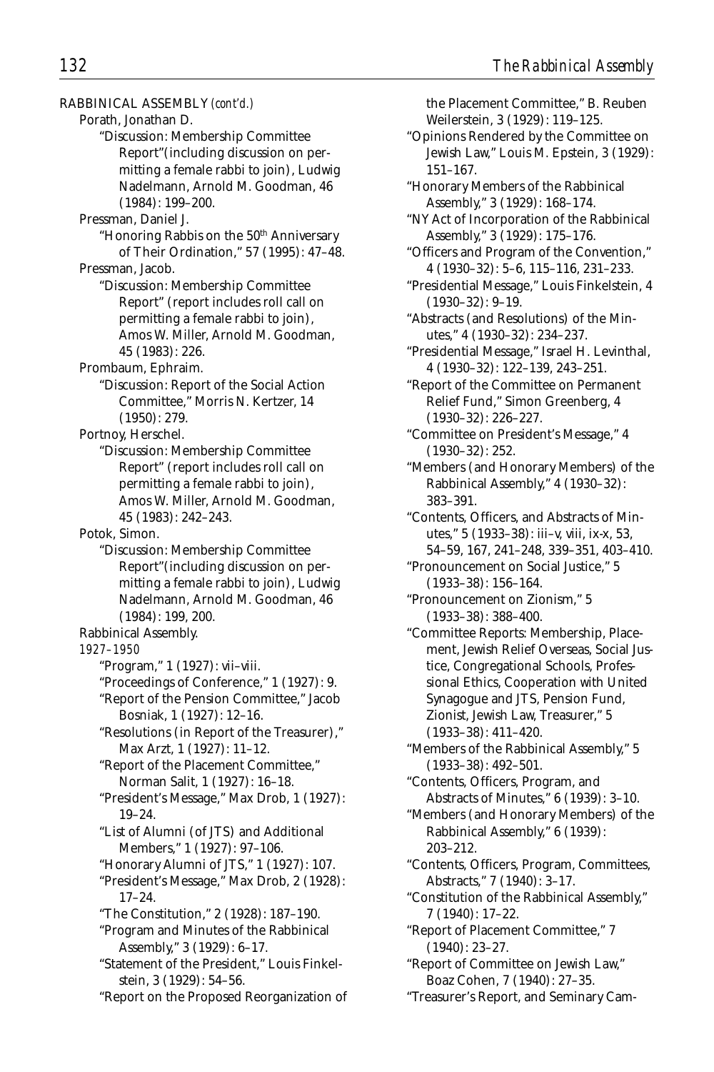RABBINICAL ASSEMBLY *(cont'd.)*

Porath, Jonathan D.

"Discussion: Membership Committee Report"(including discussion on permitting a female rabbi to join), Ludwig Nadelmann, Arnold M. Goodman, 46 (1984): 199–200.

Pressman, Daniel J.

"Honoring Rabbis on the 50th Anniversary of Their Ordination," 57 (1995): 47–48.

Pressman, Jacob.

"Discussion: Membership Committee Report" (report includes roll call on permitting a female rabbi to join), Amos W. Miller, Arnold M. Goodman, 45 (1983): 226.

Prombaum, Ephraim.

"Discussion: Report of the Social Action Committee," Morris N. Kertzer, 14 (1950): 279.

Portnoy, Herschel.

"Discussion: Membership Committee Report" (report includes roll call on permitting a female rabbi to join), Amos W. Miller, Arnold M. Goodman, 45 (1983): 242–243.

Potok, Simon.

"Discussion: Membership Committee Report"(including discussion on permitting a female rabbi to join), Ludwig Nadelmann, Arnold M. Goodman, 46 (1984): 199, 200.

Rabbinical Assembly.

*1927–1950*

"Program," 1 (1927): vii–viii.

"Proceedings of Conference," 1 (1927): 9.

"Report of the Pension Committee," Jacob Bosniak, 1 (1927): 12–16.

"Resolutions (in Report of the Treasurer)," Max Arzt, 1 (1927): 11–12.

"Report of the Placement Committee," Norman Salit, 1 (1927): 16–18.

"President's Message," Max Drob, 1 (1927): 19–24.

"List of Alumni (of JTS) and Additional Members," 1 (1927): 97–106.

"Honorary Alumni of JTS," 1 (1927): 107.

"President's Message," Max Drob, 2 (1928): 17–24.

"The Constitution," 2 (1928): 187–190.

"Program and Minutes of the Rabbinical Assembly," 3 (1929): 6–17.

"Statement of the President," Louis Finkelstein, 3 (1929): 54–56.

"Report on the Proposed Reorganization of the Placement Committee," B. Reuben Weilerstein, 3 (1929): 119–125.

"Opinions Rendered by the Committee on Jewish Law," Louis M. Epstein, 3 (1929): 151–167.

"Honorary Members of the Rabbinical Assembly," 3 (1929): 168–174.

"NY Act of Incorporation of the Rabbinical Assembly," 3 (1929): 175–176.

"Officers and Program of the Convention," 4 (1930–32): 5–6, 115–116, 231–233.

"Presidential Message," Louis Finkelstein, 4 (1930–32): 9–19.

"Abstracts (and Resolutions) of the Minutes," 4 (1930–32): 234–237.

"Presidential Message," Israel H. Levinthal, 4 (1930–32): 122–139, 243–251.

"Report of the Committee on Permanent Relief Fund," Simon Greenberg, 4 (1930–32): 226–227.

"Committee on President's Message," 4 (1930–32): 252.

"Members (and Honorary Members) of the Rabbinical Assembly," 4 (1930–32): 383–391.

"Contents, Officers, and Abstracts of Minutes," 5 (1933–38): iii–v, viii, ix-x, 53, 54–59, 167, 241–248, 339–351, 403–410.

"Pronouncement on Social Justice," 5 (1933–38): 156–164.

"Pronouncement on Zionism," 5 (1933–38): 388–400.

"Committee Reports: Membership, Placement, Jewish Relief Overseas, Social Justice, Congregational Schools, Professional Ethics, Cooperation with United Synagogue and JTS, Pension Fund, Zionist, Jewish Law, Treasurer," 5 (1933–38): 411–420.

"Members of the Rabbinical Assembly," 5 (1933–38): 492–501.

"Contents, Officers, Program, and Abstracts of Minutes," 6 (1939): 3–10.

"Members (and Honorary Members) of the Rabbinical Assembly," 6 (1939): 203–212.

"Contents, Officers, Program, Committees, Abstracts," 7 (1940): 3–17.

"Constitution of the Rabbinical Assembly," 7 (1940): 17–22.

"Report of Placement Committee," 7 (1940): 23–27.

"Report of Committee on Jewish Law," Boaz Cohen, 7 (1940): 27–35.

"Treasurer's Report, and Seminary Cam-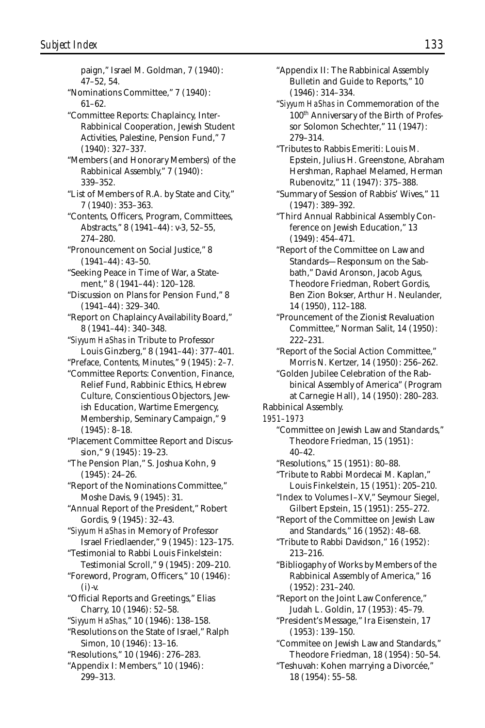paign," Israel M. Goldman, 7 (1940): 47–52, 54.

"Nominations Committee," 7 (1940): 61–62.

"Committee Reports: Chaplaincy, Inter-Rabbinical Cooperation, Jewish Student Activities, Palestine, Pension Fund," 7 (1940): 327–337.

"Members (and Honorary Members) of the Rabbinical Assembly," 7 (1940): 339–352.

"List of Members of R.A. by State and City," 7 (1940): 353–363.

"Contents, Officers, Program, Committees, Abstracts," 8 (1941–44): v-3, 52–55, 274–280.

"Pronouncement on Social Justice," 8 (1941–44): 43–50.

"Seeking Peace in Time of War, a Statement," 8 (1941–44): 120–128.

"Discussion on Plans for Pension Fund," 8 (1941–44): 329–340.

"Report on Chaplaincy Availability Board," 8 (1941–44): 340–348.

"*Siyyum HaShas* in Tribute to Professor Louis Ginzberg," 8 (1941–44): 377–401.

"Preface, Contents, Minutes," 9 (1945): 2–7.

"Committee Reports: Convention, Finance, Relief Fund, Rabbinic Ethics, Hebrew Culture, Conscientious Objectors, Jewish Education, Wartime Emergency, Membership, Seminary Campaign," 9 (1945): 8–18.

"Placement Committee Report and Discussion," 9 (1945): 19–23.

"The Pension Plan," S. Joshua Kohn, 9 (1945): 24–26.

"Report of the Nominations Committee," Moshe Davis, 9 (1945): 31.

"Annual Report of the President," Robert Gordis, 9 (1945): 32–43.

"*Siyyum HaShas* in Memory of Professor Israel Friedlaender," 9 (1945): 123–175.

"Testimonial to Rabbi Louis Finkelstein: Testimonial Scroll," 9 (1945): 209–210.

"Foreword, Program, Officers," 10 (1946): (i)-v.

"Official Reports and Greetings," Elias Charry, 10 (1946): 52–58.

"*Siyyum HaShas*," 10 (1946): 138–158.

"Resolutions on the State of Israel," Ralph Simon, 10 (1946): 13–16.

"Resolutions," 10 (1946): 276–283.

"Appendix I: Members," 10 (1946): 299–313.

"Appendix II: The Rabbinical Assembly Bulletin and Guide to Reports," 10 (1946): 314–334.

"*Siyyum HaShas* in Commemoration of the 100th Anniversary of the Birth of Professor Solomon Schechter," 11 (1947): 279–314.

"Tributes to Rabbis Emeriti: Louis M. Epstein, Julius H. Greenstone, Abraham Hershman, Raphael Melamed, Herman Rubenovitz," 11 (1947): 375–388.

"Summary of Session of Rabbis' Wives," 11 (1947): 389–392.

"Third Annual Rabbinical Assembly Conference on Jewish Education," 13 (1949): 454–471.

"Report of the Committee on Law and Standards—Responsum on the Sabbath," David Aronson, Jacob Agus, Theodore Friedman, Robert Gordis, Ben Zion Bokser, Arthur H. Neulander, 14 (1950), 112–188.

"Prouncement of the Zionist Revaluation Committee," Norman Salit, 14 (1950): 222–231.

"Report of the Social Action Committee," Morris N. Kertzer, 14 (1950): 256–262.

"Golden Jubilee Celebration of the Rabbinical Assembly of America" (Program at Carnegie Hall), 14 (1950): 280–283.

Rabbinical Assembly.

*1951–1973*

"Committee on Jewish Law and Standards," Theodore Friedman, 15 (1951): 40–42.

"Resolutions," 15 (1951): 80–88.

"Tribute to Rabbi Mordecai M. Kaplan," Louis Finkelstein, 15 (1951): 205–210.

"Index to Volumes I–XV," Seymour Siegel, Gilbert Epstein, 15 (1951): 255–272.

"Report of the Committee on Jewish Law and Standards," 16 (1952): 48–68.

"Tribute to Rabbi Davidson," 16 (1952): 213–216.

"Bibliogaphy of Works by Members of the Rabbinical Assembly of America," 16 (1952): 231–240.

"Report on the Joint Law Conference," Judah L. Goldin, 17 (1953): 45–79.

"President's Message," Ira Eisenstein, 17 (1953): 139–150.

"Commitee on Jewish Law and Standards," Theodore Friedman, 18 (1954): 50–54.

"Teshuvah: Kohen marrying a Divorcée," 18 (1954): 55–58.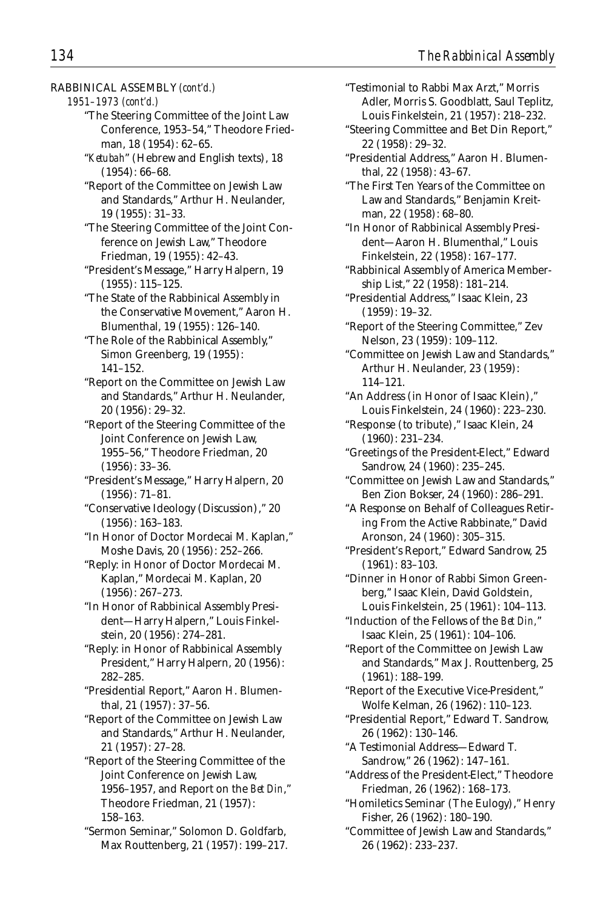RABBINICAL ASSEMBLY *(cont'd.)*

*1951–1973 (cont'd.)*

"The Steering Committee of the Joint Law Conference, 1953–54," Theodore Friedman, 18 (1954): 62–65.

"*Ketubah*" (Hebrew and English texts), 18 (1954): 66–68.

"Report of the Committee on Jewish Law and Standards," Arthur H. Neulander, 19 (1955): 31–33.

"The Steering Committee of the Joint Conference on Jewish Law," Theodore Friedman, 19 (1955): 42–43.

"President's Message," Harry Halpern, 19 (1955): 115–125.

"The State of the Rabbinical Assembly in the Conservative Movement," Aaron H. Blumenthal, 19 (1955): 126–140.

"The Role of the Rabbinical Assembly," Simon Greenberg, 19 (1955): 141–152.

"Report on the Committee on Jewish Law and Standards," Arthur H. Neulander, 20 (1956): 29–32.

"Report of the Steering Committee of the Joint Conference on Jewish Law, 1955–56," Theodore Friedman, 20 (1956): 33–36.

"President's Message," Harry Halpern, 20 (1956): 71–81.

"Conservative Ideology (Discussion)," 20 (1956): 163–183.

"In Honor of Doctor Mordecai M. Kaplan," Moshe Davis, 20 (1956): 252–266.

"Reply: in Honor of Doctor Mordecai M. Kaplan," Mordecai M. Kaplan, 20 (1956): 267–273.

"In Honor of Rabbinical Assembly President—Harry Halpern," Louis Finkelstein, 20 (1956): 274–281.

"Reply: in Honor of Rabbinical Assembly President," Harry Halpern, 20 (1956): 282–285.

"Presidential Report," Aaron H. Blumenthal, 21 (1957): 37–56.

"Report of the Committee on Jewish Law and Standards," Arthur H. Neulander, 21 (1957): 27–28.

"Report of the Steering Committee of the Joint Conference on Jewish Law, 1956–1957, and Report on the *Bet Din*," Theodore Friedman, 21 (1957): 158–163.

"Sermon Seminar," Solomon D. Goldfarb, Max Routtenberg, 21 (1957): 199–217.

"Testimonial to Rabbi Max Arzt," Morris Adler, Morris S. Goodblatt, Saul Teplitz, Louis Finkelstein, 21 (1957): 218–232.

"Steering Committee and Bet Din Report," 22 (1958): 29–32.

"Presidential Address," Aaron H. Blumenthal, 22 (1958): 43–67.

"The First Ten Years of the Committee on Law and Standards," Benjamin Kreitman, 22 (1958): 68–80.

"In Honor of Rabbinical Assembly President—Aaron H. Blumenthal," Louis Finkelstein, 22 (1958): 167–177.

"Rabbinical Assembly of America Membership List," 22 (1958): 181–214.

"Presidential Address," Isaac Klein, 23 (1959): 19–32.

"Report of the Steering Committee," Zev Nelson, 23 (1959): 109–112.

"Committee on Jewish Law and Standards," Arthur H. Neulander, 23 (1959): 114–121.

"An Address (in Honor of Isaac Klein)," Louis Finkelstein, 24 (1960): 223–230.

"Response (to tribute)," Isaac Klein, 24 (1960): 231–234.

"Greetings of the President-Elect," Edward Sandrow, 24 (1960): 235–245.

"Committee on Jewish Law and Standards," Ben Zion Bokser, 24 (1960): 286–291.

"A Response on Behalf of Colleagues Retiring From the Active Rabbinate," David Aronson, 24 (1960): 305–315.

"President's Report," Edward Sandrow, 25 (1961): 83–103.

"Dinner in Honor of Rabbi Simon Greenberg," Isaac Klein, David Goldstein, Louis Finkelstein, 25 (1961): 104–113.

"Induction of the Fellows of the *Bet Din*," Isaac Klein, 25 (1961): 104–106.

"Report of the Committee on Jewish Law and Standards," Max J. Routtenberg, 25 (1961): 188–199.

"Report of the Executive Vice-President," Wolfe Kelman, 26 (1962): 110–123.

"Presidential Report," Edward T. Sandrow, 26 (1962): 130–146.

"A Testimonial Address—Edward T. Sandrow," 26 (1962): 147–161.

"Address of the President-Elect," Theodore Friedman, 26 (1962): 168–173.

"Homiletics Seminar (The Eulogy)," Henry Fisher, 26 (1962): 180–190.

"Committee of Jewish Law and Standards," 26 (1962): 233–237.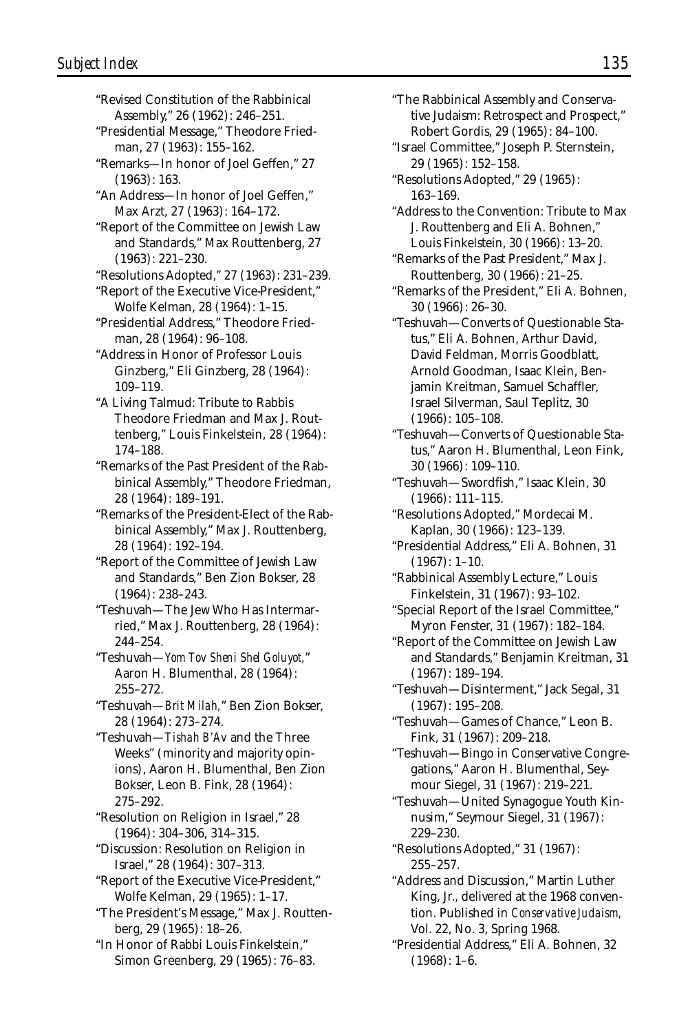"Revised Constitution of the Rabbinical Assembly," 26 (1962): 246–251.

"Presidential Message," Theodore Friedman, 27 (1963): 155–162.

"Remarks—In honor of Joel Geffen," 27 (1963): 163.

"An Address—In honor of Joel Geffen," Max Arzt, 27 (1963): 164–172.

"Report of the Committee on Jewish Law and Standards," Max Routtenberg, 27 (1963): 221–230.

"Resolutions Adopted," 27 (1963): 231–239.

"Report of the Executive Vice-President," Wolfe Kelman, 28 (1964): 1–15.

"Presidential Address," Theodore Friedman, 28 (1964): 96–108.

"Address in Honor of Professor Louis Ginzberg," Eli Ginzberg, 28 (1964): 109–119.

"A Living Talmud: Tribute to Rabbis Theodore Friedman and Max J. Routtenberg," Louis Finkelstein, 28 (1964): 174–188.

"Remarks of the Past President of the Rabbinical Assembly," Theodore Friedman, 28 (1964): 189–191.

"Remarks of the President-Elect of the Rabbinical Assembly," Max J. Routtenberg, 28 (1964): 192–194.

"Report of the Committee of Jewish Law and Standards," Ben Zion Bokser, 28 (1964): 238–243.

"Teshuvah—The Jew Who Has Intermarried," Max J. Routtenberg, 28 (1964): 244–254.

"Teshuvah—*Yom Tov Sheni Shel Goluyot*," Aaron H. Blumenthal, 28 (1964): 255–272.

"Teshuvah—*Brit Milah*," Ben Zion Bokser, 28 (1964): 273–274.

"Teshuvah—*Tishah B'Av* and the Three Weeks" (minority and majority opinions), Aaron H. Blumenthal, Ben Zion Bokser, Leon B. Fink, 28 (1964): 275–292.

"Resolution on Religion in Israel," 28 (1964): 304–306, 314–315.

"Discussion: Resolution on Religion in Israel," 28 (1964): 307–313.

"Report of the Executive Vice-President," Wolfe Kelman, 29 (1965): 1–17.

"The President's Message," Max J. Routtenberg, 29 (1965): 18–26.

"In Honor of Rabbi Louis Finkelstein," Simon Greenberg, 29 (1965): 76–83.

"The Rabbinical Assembly and Conservative Judaism: Retrospect and Prospect," Robert Gordis, 29 (1965): 84–100.

"Israel Committee," Joseph P. Sternstein, 29 (1965): 152–158.

"Resolutions Adopted," 29 (1965): 163–169.

"Address to the Convention: Tribute to Max J. Routtenberg and Eli A. Bohnen," Louis Finkelstein, 30 (1966): 13–20.

"Remarks of the Past President," Max J. Routtenberg, 30 (1966): 21–25.

"Remarks of the President," Eli A. Bohnen, 30 (1966): 26–30.

"Teshuvah—Converts of Questionable Status," Eli A. Bohnen, Arthur David, David Feldman, Morris Goodblatt, Arnold Goodman, Isaac Klein, Benjamin Kreitman, Samuel Schaffler, Israel Silverman, Saul Teplitz, 30 (1966): 105–108.

"Teshuvah—Converts of Questionable Status," Aaron H. Blumenthal, Leon Fink, 30 (1966): 109–110.

"Teshuvah—Swordfish," Isaac Klein, 30 (1966): 111–115.

"Resolutions Adopted," Mordecai M. Kaplan, 30 (1966): 123–139.

"Presidential Address," Eli A. Bohnen, 31 (1967): 1–10.

"Rabbinical Assembly Lecture," Louis Finkelstein, 31 (1967): 93–102.

"Special Report of the Israel Committee," Myron Fenster, 31 (1967): 182–184.

"Report of the Committee on Jewish Law and Standards," Benjamin Kreitman, 31 (1967): 189–194.

"Teshuvah—Disinterment," Jack Segal, 31 (1967): 195–208.

"Teshuvah—Games of Chance," Leon B. Fink, 31 (1967): 209–218.

"Teshuvah—Bingo in Conservative Congregations," Aaron H. Blumenthal, Seymour Siegel, 31 (1967): 219–221.

"Teshuvah—United Synagogue Youth Kinnusim," Seymour Siegel, 31 (1967): 229–230.

"Resolutions Adopted," 31 (1967): 255–257.

"Address and Discussion," Martin Luther King, Jr., delivered at the 1968 convention. Published in *Conservative Judaism,* Vol. 22, No. 3, Spring 1968.

"Presidential Address," Eli A. Bohnen, 32 (1968): 1–6.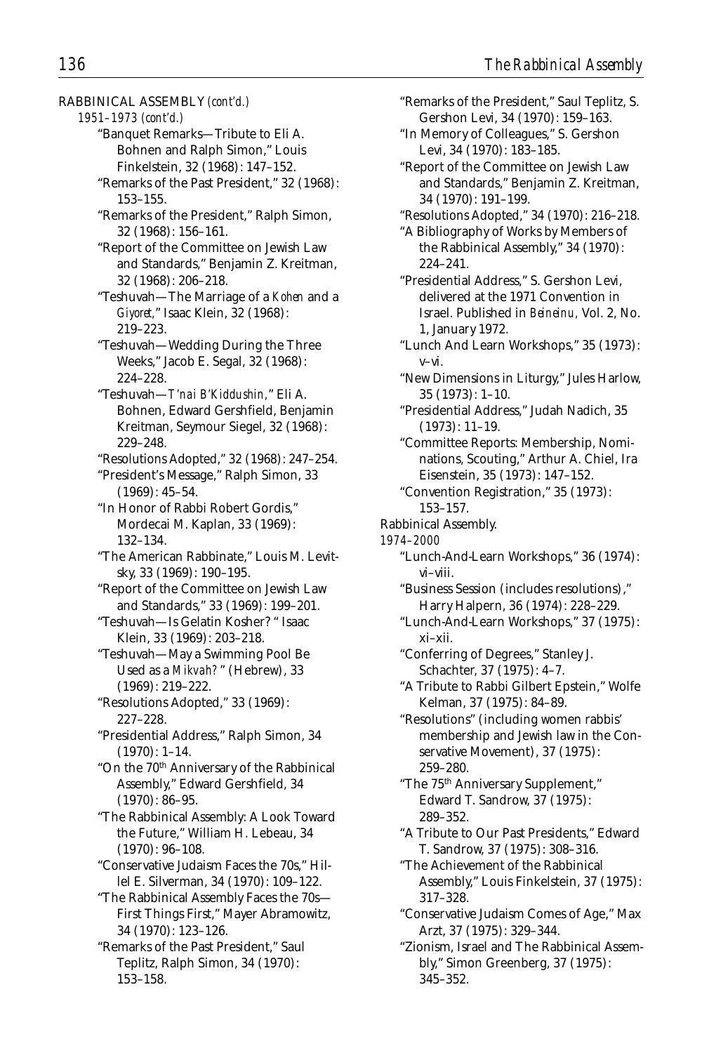RABBINICAL ASSEMBLY *(cont'd.)*

*1951–1973 (cont'd.)*

"Banquet Remarks—Tribute to Eli A. Bohnen and Ralph Simon," Louis Finkelstein, 32 (1968): 147–152.

"Remarks of the Past President," 32 (1968): 153–155.

"Remarks of the President," Ralph Simon, 32 (1968): 156–161.

"Report of the Committee on Jewish Law and Standards," Benjamin Z. Kreitman, 32 (1968): 206–218.

"Teshuvah—The Marriage of a *Kohen* and a *Giyoret*," Isaac Klein, 32 (1968): 219–223.

"Teshuvah—Wedding During the Three Weeks," Jacob E. Segal, 32 (1968): 224–228.

"Teshuvah—*T'nai B'Kiddushin*," Eli A. Bohnen, Edward Gershfield, Benjamin Kreitman, Seymour Siegel, 32 (1968): 229–248.

"Resolutions Adopted," 32 (1968): 247–254.

"President's Message," Ralph Simon, 33 (1969): 45–54.

"In Honor of Rabbi Robert Gordis," Mordecai M. Kaplan, 33 (1969): 132–134.

"The American Rabbinate," Louis M. Levitsky, 33 (1969): 190–195.

"Report of the Committee on Jewish Law and Standards," 33 (1969): 199–201.

"Teshuvah—Is Gelatin Kosher? " Isaac Klein, 33 (1969): 203–218.

"Teshuvah—May a Swimming Pool Be Used as a *Mikvah?* " (Hebrew), 33 (1969): 219–222.

"Resolutions Adopted," 33 (1969): 227–228.

"Presidential Address," Ralph Simon, 34 (1970): 1–14.

"On the 70th Anniversary of the Rabbinical Assembly," Edward Gershfield, 34 (1970): 86–95.

"The Rabbinical Assembly: A Look Toward the Future," William H. Lebeau, 34 (1970): 96–108.

"Conservative Judaism Faces the 70s," Hillel E. Silverman, 34 (1970): 109–122.

"The Rabbinical Assembly Faces the 70s—First Things First," Mayer Abramowitz, 34 (1970): 123–126.

"Remarks of the Past President," Saul Teplitz, Ralph Simon, 34 (1970): 153–158.

"Remarks of the President," Saul Teplitz, S. Gershon Levi, 34 (1970): 159–163.

"In Memory of Colleagues," S. Gershon Levi, 34 (1970): 183–185.

"Report of the Committee on Jewish Law and Standards," Benjamin Z. Kreitman, 34 (1970): 191–199.

"Resolutions Adopted," 34 (1970): 216–218.

"A Bibliography of Works by Members of the Rabbinical Assembly," 34 (1970): 224–241.

"Presidential Address," S. Gershon Levi, delivered at the 1971 Convention in Israel. Published in *Beineinu*, Vol. 2, No. 1, January 1972.

"Lunch And Learn Workshops," 35 (1973): v–vi.

"New Dimensions in Liturgy," Jules Harlow, 35 (1973): 1–10.

"Presidential Address," Judah Nadich, 35 (1973): 11–19.

"Committee Reports: Membership, Nominations, Scouting," Arthur A. Chiel, Ira Eisenstein, 35 (1973): 147–152.

"Convention Registration," 35 (1973): 153–157.

Rabbinical Assembly.

*1974–2000*

"Lunch-And-Learn Workshops," 36 (1974): vi–viii.

"Business Session (includes resolutions)," Harry Halpern, 36 (1974): 228–229.

"Lunch-And-Learn Workshops," 37 (1975): xi–xii.

"Conferring of Degrees," Stanley J. Schachter, 37 (1975): 4–7.

"A Tribute to Rabbi Gilbert Epstein," Wolfe Kelman, 37 (1975): 84–89.

"Resolutions" (including women rabbis' membership and Jewish law in the Conservative Movement), 37 (1975): 259–280.

"The 75th Anniversary Supplement," Edward T. Sandrow, 37 (1975): 289–352.

"A Tribute to Our Past Presidents," Edward T. Sandrow, 37 (1975): 308–316.

"The Achievement of the Rabbinical Assembly," Louis Finkelstein, 37 (1975): 317–328.

"Conservative Judaism Comes of Age," Max Arzt, 37 (1975): 329–344.

"Zionism, Israel and The Rabbinical Assembly," Simon Greenberg, 37 (1975): 345–352.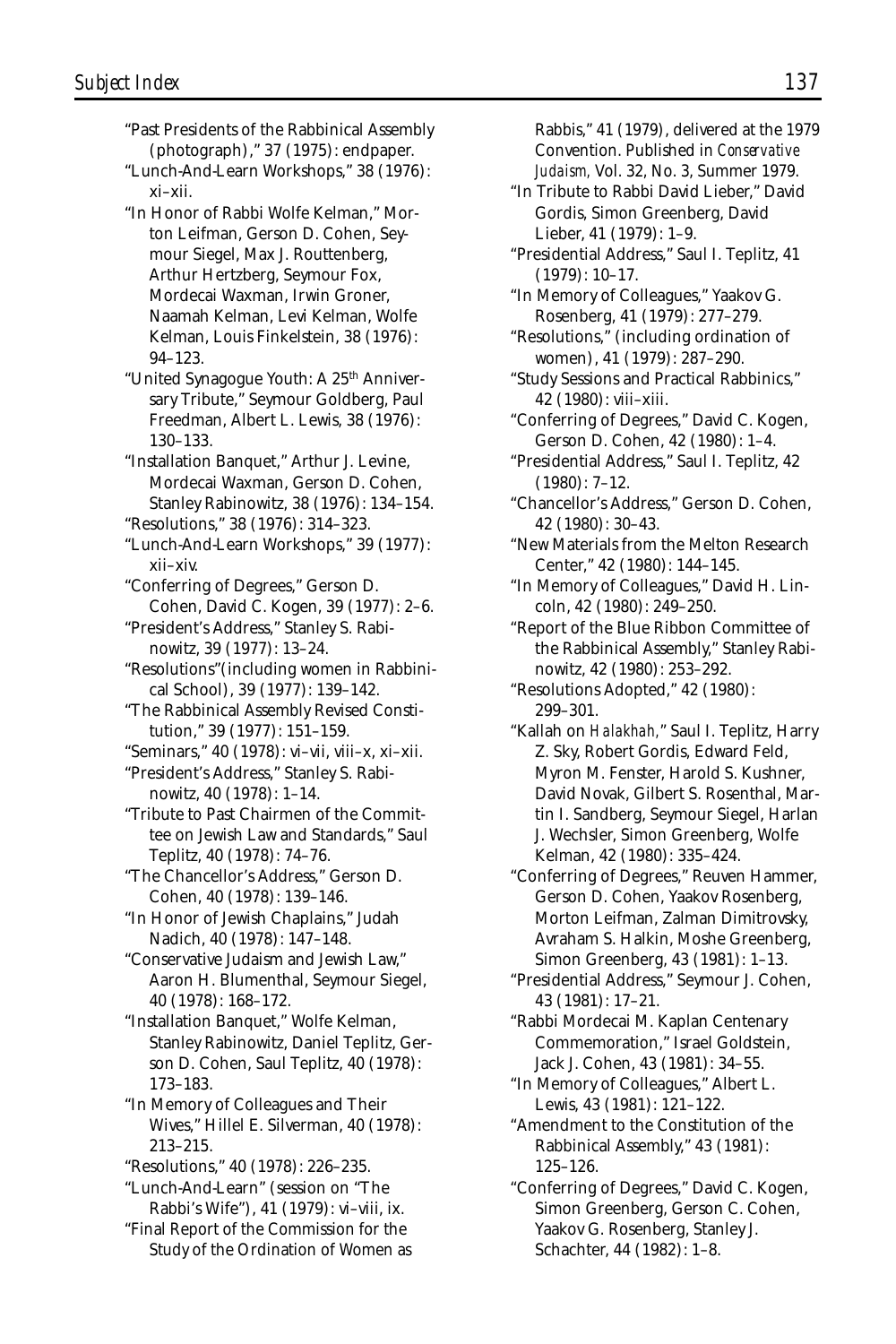"Past Presidents of the Rabbinical Assembly (photograph)," 37 (1975): endpaper.

"Lunch-And-Learn Workshops," 38 (1976): xi–xii.

"In Honor of Rabbi Wolfe Kelman," Morton Leifman, Gerson D. Cohen, Seymour Siegel, Max J. Routtenberg, Arthur Hertzberg, Seymour Fox, Mordecai Waxman, Irwin Groner, Naamah Kelman, Levi Kelman, Wolfe Kelman, Louis Finkelstein, 38 (1976): 94–123.

"United Synagogue Youth: A 25th Anniversary Tribute," Seymour Goldberg, Paul Freedman, Albert L. Lewis, 38 (1976): 130–133.

"Installation Banquet," Arthur J. Levine, Mordecai Waxman, Gerson D. Cohen, Stanley Rabinowitz, 38 (1976): 134–154.

"Resolutions," 38 (1976): 314–323.

"Lunch-And-Learn Workshops," 39 (1977): xii–xiv.

"Conferring of Degrees," Gerson D. Cohen, David C. Kogen, 39 (1977): 2–6.

"President's Address," Stanley S. Rabinowitz, 39 (1977): 13–24.

"Resolutions"(including women in Rabbinical School), 39 (1977): 139–142.

"The Rabbinical Assembly Revised Constitution," 39 (1977): 151–159.

"Seminars," 40 (1978): vi–vii, viii–x, xi–xii.

"President's Address," Stanley S. Rabinowitz, 40 (1978): 1–14.

"Tribute to Past Chairmen of the Committee on Jewish Law and Standards," Saul Teplitz, 40 (1978): 74–76.

"The Chancellor's Address," Gerson D. Cohen, 40 (1978): 139–146.

"In Honor of Jewish Chaplains," Judah Nadich, 40 (1978): 147–148.

"Conservative Judaism and Jewish Law," Aaron H. Blumenthal, Seymour Siegel, 40 (1978): 168–172.

"Installation Banquet," Wolfe Kelman, Stanley Rabinowitz, Daniel Teplitz, Gerson D. Cohen, Saul Teplitz, 40 (1978): 173–183.

"In Memory of Colleagues and Their Wives," Hillel E. Silverman, 40 (1978): 213–215.

"Resolutions," 40 (1978): 226–235.

"Lunch-And-Learn" (session on "The Rabbi's Wife"), 41 (1979): vi–viii, ix.

"Final Report of the Commission for the Study of the Ordination of Women as Rabbis," 41 (1979), delivered at the 1979 Convention. Published in *Conservative Judaism*, Vol. 32, No. 3, Summer 1979.

"In Tribute to Rabbi David Lieber," David Gordis, Simon Greenberg, David Lieber, 41 (1979): 1–9.

"Presidential Address," Saul I. Teplitz, 41 (1979): 10–17.

"In Memory of Colleagues," Yaakov G. Rosenberg, 41 (1979): 277–279.

"Resolutions," (including ordination of women), 41 (1979): 287–290.

"Study Sessions and Practical Rabbinics," 42 (1980): viii–xiii.

"Conferring of Degrees," David C. Kogen, Gerson D. Cohen, 42 (1980): 1–4.

"Presidential Address," Saul I. Teplitz, 42 (1980): 7–12.

"Chancellor's Address," Gerson D. Cohen, 42 (1980): 30–43.

"New Materials from the Melton Research Center," 42 (1980): 144–145.

"In Memory of Colleagues," David H. Lincoln, 42 (1980): 249–250.

"Report of the Blue Ribbon Committee of the Rabbinical Assembly," Stanley Rabinowitz, 42 (1980): 253–292.

"Resolutions Adopted," 42 (1980): 299–301.

"Kallah on *Halakhah*," Saul I. Teplitz, Harry Z. Sky, Robert Gordis, Edward Feld, Myron M. Fenster, Harold S. Kushner, David Novak, Gilbert S. Rosenthal, Martin I. Sandberg, Seymour Siegel, Harlan J. Wechsler, Simon Greenberg, Wolfe Kelman, 42 (1980): 335–424.

"Conferring of Degrees," Reuven Hammer, Gerson D. Cohen, Yaakov Rosenberg, Morton Leifman, Zalman Dimitrovsky, Avraham S. Halkin, Moshe Greenberg, Simon Greenberg, 43 (1981): 1–13.

"Presidential Address," Seymour J. Cohen, 43 (1981): 17–21.

"Rabbi Mordecai M. Kaplan Centenary Commemoration," Israel Goldstein, Jack J. Cohen, 43 (1981): 34–55.

"In Memory of Colleagues," Albert L. Lewis, 43 (1981): 121–122.

"Amendment to the Constitution of the Rabbinical Assembly," 43 (1981): 125–126.

"Conferring of Degrees," David C. Kogen, Simon Greenberg, Gerson C. Cohen, Yaakov G. Rosenberg, Stanley J. Schachter, 44 (1982): 1–8.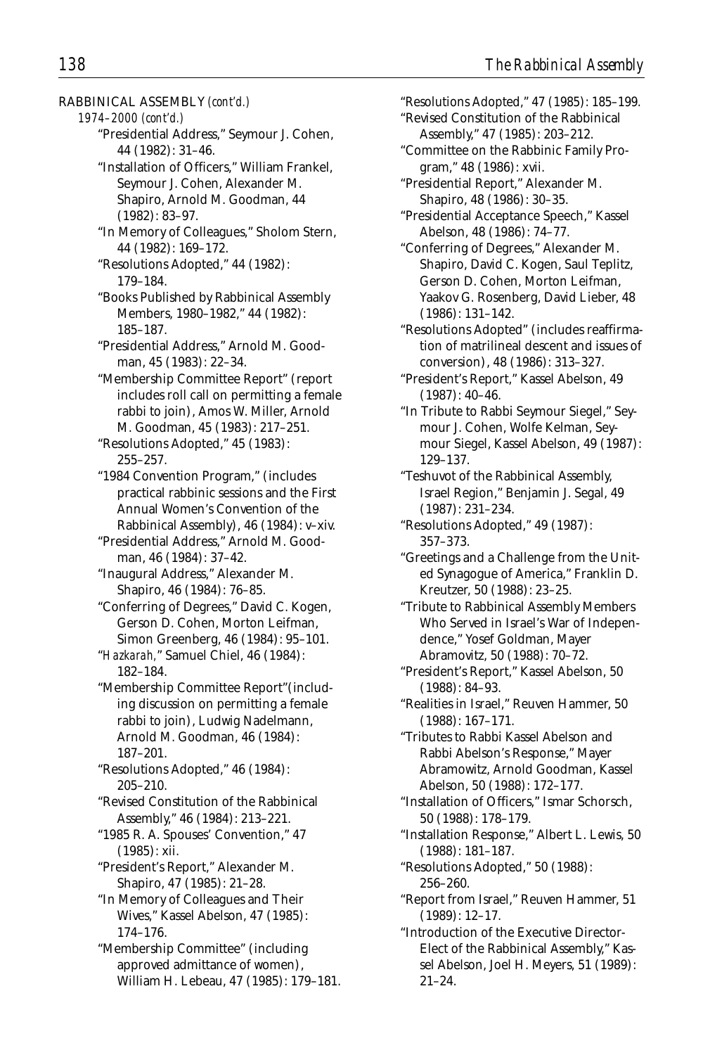RABBINICAL ASSEMBLY *(cont'd.)*

*1974–2000 (cont'd.)*

"Presidential Address," Seymour J. Cohen, 44 (1982): 31–46.

"Installation of Officers," William Frankel, Seymour J. Cohen, Alexander M. Shapiro, Arnold M. Goodman, 44 (1982): 83–97.

"In Memory of Colleagues," Sholom Stern, 44 (1982): 169–172.

"Resolutions Adopted," 44 (1982): 179–184.

"Books Published by Rabbinical Assembly Members, 1980–1982," 44 (1982): 185–187.

"Presidential Address," Arnold M. Goodman, 45 (1983): 22–34.

"Membership Committee Report" (report includes roll call on permitting a female rabbi to join), Amos W. Miller, Arnold M. Goodman, 45 (1983): 217–251.

"Resolutions Adopted," 45 (1983): 255–257.

"1984 Convention Program," (includes practical rabbinic sessions and the First Annual Women's Convention of the Rabbinical Assembly), 46 (1984): v–xiv.

"Presidential Address," Arnold M. Goodman, 46 (1984): 37–42.

"Inaugural Address," Alexander M. Shapiro, 46 (1984): 76–85.

"Conferring of Degrees," David C. Kogen, Gerson D. Cohen, Morton Leifman, Simon Greenberg, 46 (1984): 95–101.

"*Hazkarah*," Samuel Chiel, 46 (1984): 182–184.

"Membership Committee Report"(including discussion on permitting a female rabbi to join), Ludwig Nadelmann, Arnold M. Goodman, 46 (1984): 187–201.

"Resolutions Adopted," 46 (1984): 205–210.

"Revised Constitution of the Rabbinical Assembly," 46 (1984): 213–221.

"1985 R. A. Spouses' Convention," 47 (1985): xii.

"President's Report," Alexander M. Shapiro, 47 (1985): 21–28.

"In Memory of Colleagues and Their Wives," Kassel Abelson, 47 (1985): 174–176.

"Membership Committee" (including approved admittance of women), William H. Lebeau, 47 (1985): 179–181.

"Resolutions Adopted," 47 (1985): 185–199.

"Revised Constitution of the Rabbinical Assembly," 47 (1985): 203–212.

"Committee on the Rabbinic Family Program," 48 (1986): xvii.

"Presidential Report," Alexander M. Shapiro, 48 (1986): 30–35.

"Presidential Acceptance Speech," Kassel Abelson, 48 (1986): 74–77.

"Conferring of Degrees," Alexander M. Shapiro, David C. Kogen, Saul Teplitz, Gerson D. Cohen, Morton Leifman, Yaakov G. Rosenberg, David Lieber, 48 (1986): 131–142.

"Resolutions Adopted" (includes reaffirmation of matrilineal descent and issues of conversion), 48 (1986): 313–327.

"President's Report," Kassel Abelson, 49 (1987): 40–46.

"In Tribute to Rabbi Seymour Siegel," Seymour J. Cohen, Wolfe Kelman, Seymour Siegel, Kassel Abelson, 49 (1987): 129–137.

"Teshuvot of the Rabbinical Assembly, Israel Region," Benjamin J. Segal, 49 (1987): 231–234.

"Resolutions Adopted," 49 (1987): 357–373.

"Greetings and a Challenge from the United Synagogue of America," Franklin D. Kreutzer, 50 (1988): 23–25.

"Tribute to Rabbinical Assembly Members Who Served in Israel's War of Independence," Yosef Goldman, Mayer Abramovitz, 50 (1988): 70–72.

"President's Report," Kassel Abelson, 50 (1988): 84–93.

"Realities in Israel," Reuven Hammer, 50 (1988): 167–171.

"Tributes to Rabbi Kassel Abelson and Rabbi Abelson's Response," Mayer Abramowitz, Arnold Goodman, Kassel Abelson, 50 (1988): 172–177.

"Installation of Officers," Ismar Schorsch, 50 (1988): 178–179.

"Installation Response," Albert L. Lewis, 50 (1988): 181–187.

"Resolutions Adopted," 50 (1988): 256–260.

"Report from Israel," Reuven Hammer, 51 (1989): 12–17.

"Introduction of the Executive Director-Elect of the Rabbinical Assembly," Kassel Abelson, Joel H. Meyers, 51 (1989): 21–24.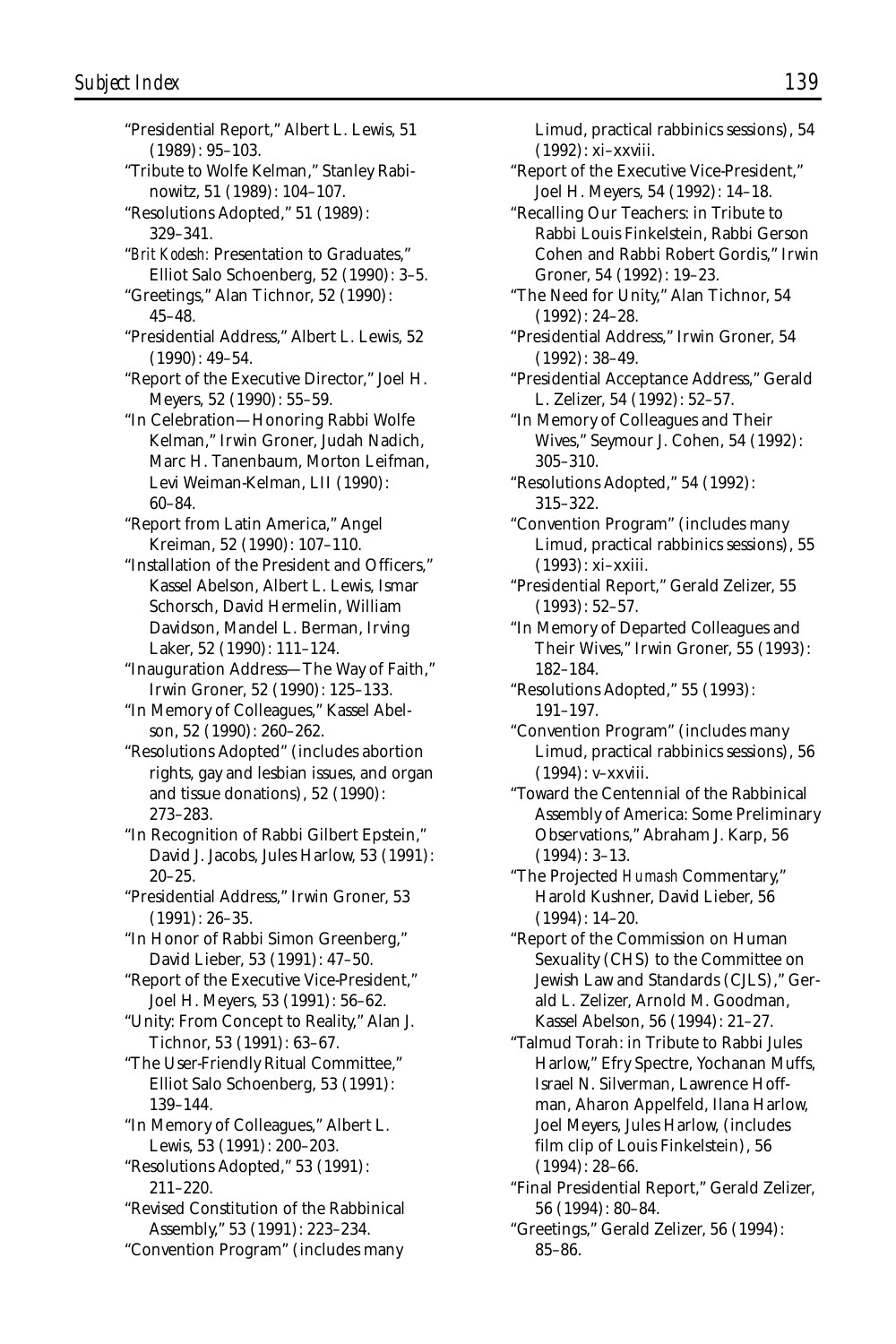"Presidential Report," Albert L. Lewis, 51 (1989): 95–103.

"Tribute to Wolfe Kelman," Stanley Rabinowitz, 51 (1989): 104–107.

"Resolutions Adopted," 51 (1989): 329–341.

"*Brit Kodesh:* Presentation to Graduates," Elliot Salo Schoenberg, 52 (1990): 3–5.

"Greetings," Alan Tichnor, 52 (1990): 45–48.

"Presidential Address," Albert L. Lewis, 52 (1990): 49–54.

"Report of the Executive Director," Joel H. Meyers, 52 (1990): 55–59.

"In Celebration—Honoring Rabbi Wolfe Kelman," Irwin Groner, Judah Nadich, Marc H. Tanenbaum, Morton Leifman, Levi Weiman-Kelman, LII (1990): 60–84.

"Report from Latin America," Angel Kreiman, 52 (1990): 107–110.

"Installation of the President and Officers," Kassel Abelson, Albert L. Lewis, Ismar Schorsch, David Hermelin, William Davidson, Mandel L. Berman, Irving Laker, 52 (1990): 111–124.

"Inauguration Address—The Way of Faith," Irwin Groner, 52 (1990): 125–133.

"In Memory of Colleagues," Kassel Abelson, 52 (1990): 260–262.

"Resolutions Adopted" (includes abortion rights, gay and lesbian issues, and organ and tissue donations), 52 (1990): 273–283.

"In Recognition of Rabbi Gilbert Epstein," David J. Jacobs, Jules Harlow, 53 (1991): 20–25.

"Presidential Address," Irwin Groner, 53 (1991): 26–35.

"In Honor of Rabbi Simon Greenberg," David Lieber, 53 (1991): 47–50.

"Report of the Executive Vice-President," Joel H. Meyers, 53 (1991): 56–62.

"Unity: From Concept to Reality," Alan J. Tichnor, 53 (1991): 63–67.

"The User-Friendly Ritual Committee," Elliot Salo Schoenberg, 53 (1991): 139–144.

"In Memory of Colleagues," Albert L. Lewis, 53 (1991): 200–203.

"Resolutions Adopted," 53 (1991): 211–220.

"Revised Constitution of the Rabbinical Assembly," 53 (1991): 223–234.

"Convention Program" (includes many Limud, practical rabbinics sessions), 54 (1992): xi–xxviii.

"Report of the Executive Vice-President," Joel H. Meyers, 54 (1992): 14–18.

"Recalling Our Teachers: in Tribute to Rabbi Louis Finkelstein, Rabbi Gerson Cohen and Rabbi Robert Gordis," Irwin Groner, 54 (1992): 19–23.

"The Need for Unity," Alan Tichnor, 54 (1992): 24–28.

"Presidential Address," Irwin Groner, 54 (1992): 38–49.

"Presidential Acceptance Address," Gerald L. Zelizer, 54 (1992): 52–57.

"In Memory of Colleagues and Their Wives," Seymour J. Cohen, 54 (1992): 305–310.

"Resolutions Adopted," 54 (1992): 315–322.

"Convention Program" (includes many Limud, practical rabbinics sessions), 55 (1993): xi–xxiii.

"Presidential Report," Gerald Zelizer, 55 (1993): 52–57.

"In Memory of Departed Colleagues and Their Wives," Irwin Groner, 55 (1993): 182–184.

"Resolutions Adopted," 55 (1993): 191–197.

"Convention Program" (includes many Limud, practical rabbinics sessions), 56 (1994): v–xxviii.

"Toward the Centennial of the Rabbinical Assembly of America: Some Preliminary Observations," Abraham J. Karp, 56 (1994): 3–13.

"The Projected *Humash* Commentary," Harold Kushner, David Lieber, 56 (1994): 14–20.

"Report of the Commission on Human Sexuality (CHS) to the Committee on Jewish Law and Standards (CJLS)," Gerald L. Zelizer, Arnold M. Goodman, Kassel Abelson, 56 (1994): 21–27.

"Talmud Torah: in Tribute to Rabbi Jules Harlow," Efry Spectre, Yochanan Muffs, Israel N. Silverman, Lawrence Hoffman, Aharon Appelfeld, Ilana Harlow, Joel Meyers, Jules Harlow, (includes film clip of Louis Finkelstein), 56 (1994): 28–66.

"Final Presidential Report," Gerald Zelizer, 56 (1994): 80–84.

"Greetings," Gerald Zelizer, 56 (1994): 85–86.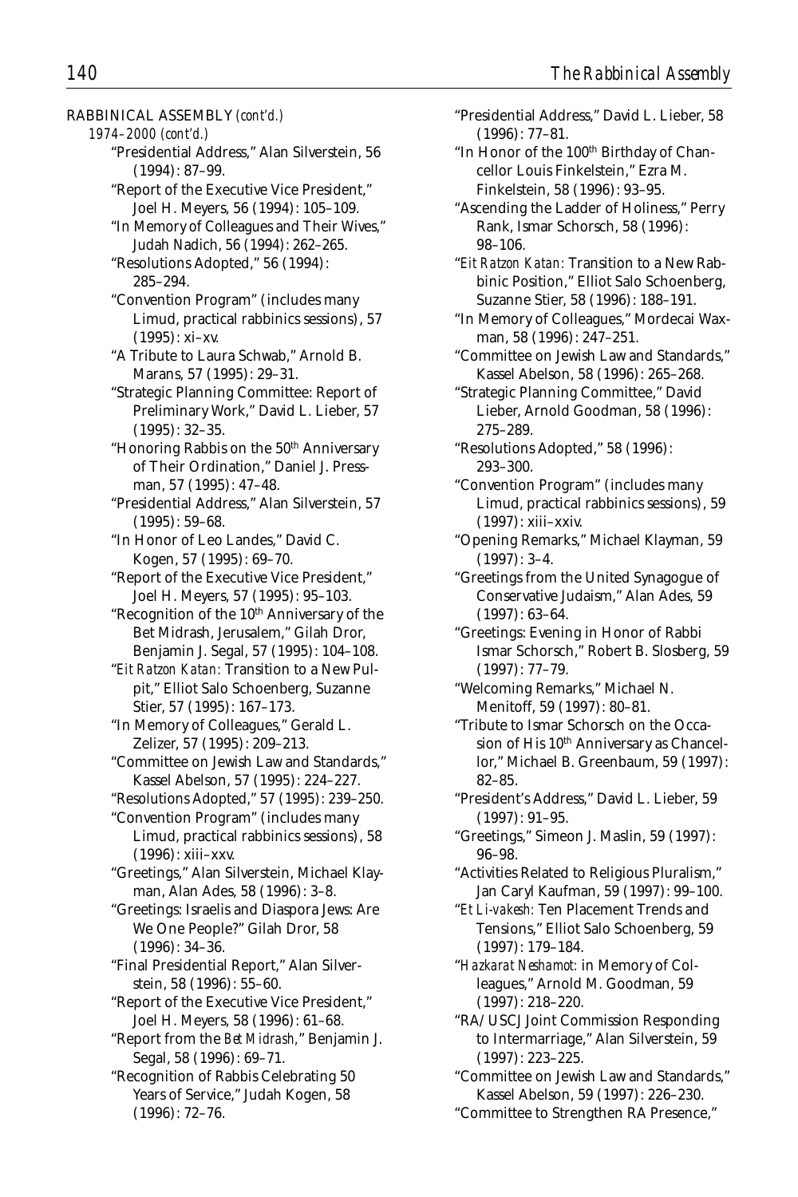RABBINICAL ASSEMBLY *(cont'd.)*

*1974–2000 (cont'd.)*

"Presidential Address," Alan Silverstein, 56 (1994): 87–99.

"Report of the Executive Vice President," Joel H. Meyers, 56 (1994): 105–109.

"In Memory of Colleagues and Their Wives," Judah Nadich, 56 (1994): 262–265.

"Resolutions Adopted," 56 (1994): 285–294.

"Convention Program" (includes many Limud, practical rabbinics sessions), 57 (1995): xi–xv.

"A Tribute to Laura Schwab," Arnold B. Marans, 57 (1995): 29–31.

"Strategic Planning Committee: Report of Preliminary Work," David L. Lieber, 57 (1995): 32–35.

"Honoring Rabbis on the 50th Anniversary of Their Ordination," Daniel J. Pressman, 57 (1995): 47–48.

"Presidential Address," Alan Silverstein, 57 (1995): 59–68.

"In Honor of Leo Landes," David C. Kogen, 57 (1995): 69–70.

"Report of the Executive Vice President," Joel H. Meyers, 57 (1995): 95–103.

"Recognition of the 10th Anniversary of the Bet Midrash, Jerusalem," Gilah Dror, Benjamin J. Segal, 57 (1995): 104–108.

"*Eit Ratzon Katan:* Transition to a New Pulpit," Elliot Salo Schoenberg, Suzanne Stier, 57 (1995): 167–173.

"In Memory of Colleagues," Gerald L. Zelizer, 57 (1995): 209–213.

"Committee on Jewish Law and Standards," Kassel Abelson, 57 (1995): 224–227.

"Resolutions Adopted," 57 (1995): 239–250.

"Convention Program" (includes many Limud, practical rabbinics sessions), 58 (1996): xiii–xxv.

"Greetings," Alan Silverstein, Michael Klayman, Alan Ades, 58 (1996): 3–8.

"Greetings: Israelis and Diaspora Jews: Are We One People?" Gilah Dror, 58 (1996): 34–36.

"Final Presidential Report," Alan Silverstein, 58 (1996): 55–60.

"Report of the Executive Vice President," Joel H. Meyers, 58 (1996): 61–68.

"Report from the *Bet Midrash,*" Benjamin J. Segal, 58 (1996): 69–71.

"Recognition of Rabbis Celebrating 50 Years of Service," Judah Kogen, 58 (1996): 72–76.

"Presidential Address," David L. Lieber, 58 (1996): 77–81.

"In Honor of the 100th Birthday of Chancellor Louis Finkelstein," Ezra M. Finkelstein, 58 (1996): 93–95.

"Ascending the Ladder of Holiness," Perry Rank, Ismar Schorsch, 58 (1996): 98–106.

"*Eit Ratzon Katan:* Transition to a New Rabbinic Position," Elliot Salo Schoenberg, Suzanne Stier, 58 (1996): 188–191.

"In Memory of Colleagues," Mordecai Waxman, 58 (1996): 247–251.

"Committee on Jewish Law and Standards," Kassel Abelson, 58 (1996): 265–268.

"Strategic Planning Committee," David Lieber, Arnold Goodman, 58 (1996): 275–289.

"Resolutions Adopted," 58 (1996): 293–300.

"Convention Program" (includes many Limud, practical rabbinics sessions), 59 (1997): xiii–xxiv.

"Opening Remarks," Michael Klayman, 59 (1997): 3–4.

"Greetings from the United Synagogue of Conservative Judaism," Alan Ades, 59 (1997): 63–64.

"Greetings: Evening in Honor of Rabbi Ismar Schorsch," Robert B. Slosberg, 59 (1997): 77–79.

"Welcoming Remarks," Michael N. Menitoff, 59 (1997): 80–81.

"Tribute to Ismar Schorsch on the Occasion of His 10th Anniversary as Chancellor," Michael B. Greenbaum, 59 (1997): 82–85.

"President's Address," David L. Lieber, 59 (1997): 91–95.

"Greetings," Simeon J. Maslin, 59 (1997): 96–98.

"Activities Related to Religious Pluralism," Jan Caryl Kaufman, 59 (1997): 99–100.

"*Et Li-vakesh:* Ten Placement Trends and Tensions," Elliot Salo Schoenberg, 59 (1997): 179–184.

"*Hazkarat Neshamot:* in Memory of Colleagues," Arnold M. Goodman, 59 (1997): 218–220.

"RA/USCJ Joint Commission Responding to Intermarriage," Alan Silverstein, 59 (1997): 223–225.

"Committee on Jewish Law and Standards," Kassel Abelson, 59 (1997): 226–230.

"Committee to Strengthen RA Presence,"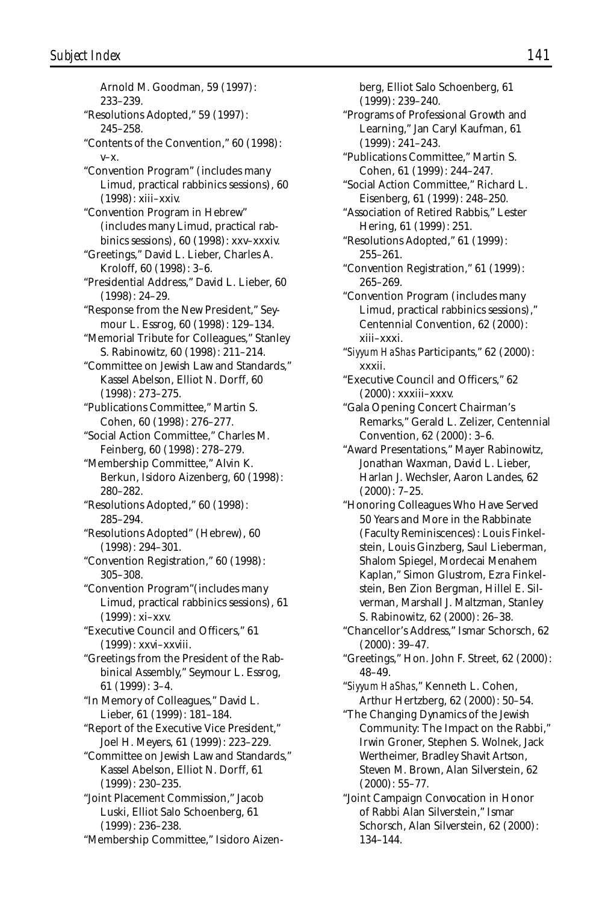Arnold M. Goodman, 59 (1997): 233–239.

"Resolutions Adopted," 59 (1997): 245–258.

"Contents of the Convention," 60 (1998): v–x.

"Convention Program" (includes many Limud, practical rabbinics sessions), 60 (1998): xiii–xxiv.

"Convention Program in Hebrew" (includes many Limud, practical rabbinics sessions), 60 (1998): xxv–xxxiv.

"Greetings," David L. Lieber, Charles A. Kroloff, 60 (1998): 3–6.

"Presidential Address," David L. Lieber, 60 (1998): 24–29.

"Response from the New President," Seymour L. Essrog, 60 (1998): 129–134.

"Memorial Tribute for Colleagues," Stanley S. Rabinowitz, 60 (1998): 211–214.

"Committee on Jewish Law and Standards," Kassel Abelson, Elliot N. Dorff, 60 (1998): 273–275.

"Publications Committee," Martin S. Cohen, 60 (1998): 276–277.

"Social Action Committee," Charles M. Feinberg, 60 (1998): 278–279.

"Membership Committee," Alvin K. Berkun, Isidoro Aizenberg, 60 (1998): 280–282.

"Resolutions Adopted," 60 (1998): 285–294.

"Resolutions Adopted" (Hebrew), 60 (1998): 294–301.

"Convention Registration," 60 (1998): 305–308.

"Convention Program"(includes many Limud, practical rabbinics sessions), 61 (1999): xi–xxv.

"Executive Council and Officers," 61 (1999): xxvi–xxviii.

"Greetings from the President of the Rabbinical Assembly," Seymour L. Essrog, 61 (1999): 3–4.

"In Memory of Colleagues," David L. Lieber, 61 (1999): 181–184.

"Report of the Executive Vice President," Joel H. Meyers, 61 (1999): 223–229.

"Committee on Jewish Law and Standards," Kassel Abelson, Elliot N. Dorff, 61 (1999): 230–235.

"Joint Placement Commission," Jacob Luski, Elliot Salo Schoenberg, 61 (1999): 236–238.

"Membership Committee," Isidoro Aizenberg, Elliot Salo Schoenberg, 61 (1999): 239–240.

"Programs of Professional Growth and Learning," Jan Caryl Kaufman, 61 (1999): 241–243.

"Publications Committee," Martin S. Cohen, 61 (1999): 244–247.

"Social Action Committee," Richard L. Eisenberg, 61 (1999): 248–250.

"Association of Retired Rabbis," Lester Hering, 61 (1999): 251.

"Resolutions Adopted," 61 (1999): 255–261.

"Convention Registration," 61 (1999): 265–269.

"Convention Program (includes many Limud, practical rabbinics sessions)," Centennial Convention, 62 (2000): xiii–xxxi.

"*Siyyum HaShas* Participants," 62 (2000): xxxii.

"Executive Council and Officers," 62 (2000): xxxiii–xxxv.

"Gala Opening Concert Chairman's Remarks," Gerald L. Zelizer, Centennial Convention, 62 (2000): 3–6.

"Award Presentations," Mayer Rabinowitz, Jonathan Waxman, David L. Lieber, Harlan J. Wechsler, Aaron Landes, 62 (2000): 7–25.

"Honoring Colleagues Who Have Served 50 Years and More in the Rabbinate (Faculty Reminiscences): Louis Finkelstein, Louis Ginzberg, Saul Lieberman, Shalom Spiegel, Mordecai Menahem Kaplan," Simon Glustrom, Ezra Finkelstein, Ben Zion Bergman, Hillel E. Silverman, Marshall J. Maltzman, Stanley S. Rabinowitz, 62 (2000): 26–38.

"Chancellor's Address," Ismar Schorsch, 62 (2000): 39–47.

"Greetings," Hon. John F. Street, 62 (2000): 48–49.

"*Siyyum HaShas*," Kenneth L. Cohen, Arthur Hertzberg, 62 (2000): 50–54.

"The Changing Dynamics of the Jewish Community: The Impact on the Rabbi," Irwin Groner, Stephen S. Wolnek, Jack Wertheimer, Bradley Shavit Artson, Steven M. Brown, Alan Silverstein, 62 (2000): 55–77.

"Joint Campaign Convocation in Honor of Rabbi Alan Silverstein," Ismar Schorsch, Alan Silverstein, 62 (2000): 134–144.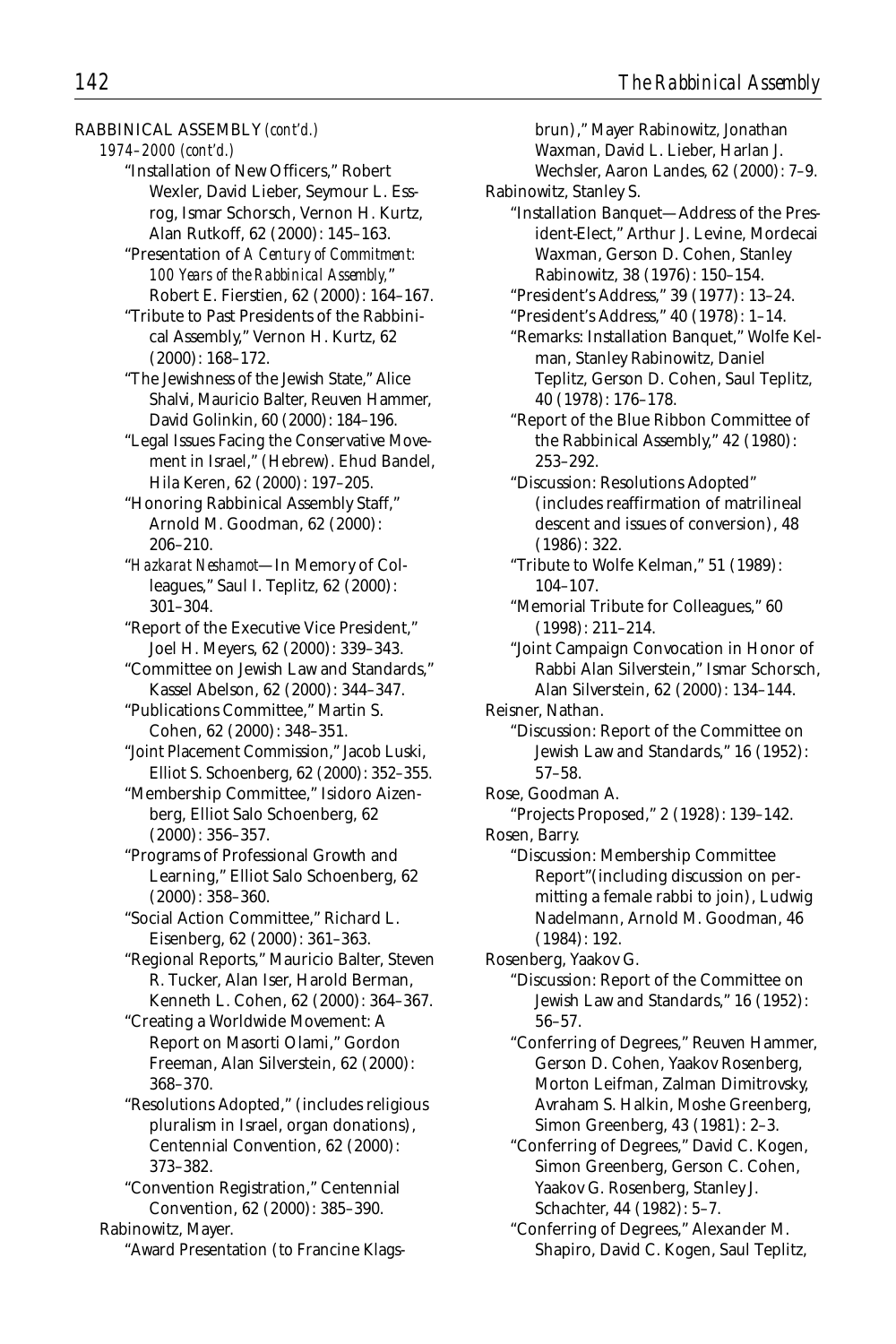RABBINICAL ASSEMBLY *(cont'd.)*

*1974–2000 (cont'd.)*

"Installation of New Officers," Robert Wexler, David Lieber, Seymour L. Essrog, Ismar Schorsch, Vernon H. Kurtz, Alan Rutkoff, 62 (2000): 145–163.

"Presentation of *A Century of Commitment: 100 Years of the Rabbinical Assembly,*" Robert E. Fierstien, 62 (2000): 164–167.

"Tribute to Past Presidents of the Rabbinical Assembly," Vernon H. Kurtz, 62 (2000): 168–172.

"The Jewishness of the Jewish State," Alice Shalvi, Mauricio Balter, Reuven Hammer, David Golinkin, 60 (2000): 184–196.

"Legal Issues Facing the Conservative Movement in Israel," (Hebrew). Ehud Bandel, Hila Keren, 62 (2000): 197–205.

"Honoring Rabbinical Assembly Staff," Arnold M. Goodman, 62 (2000): 206–210.

"*Hazkarat Neshamot*—In Memory of Colleagues," Saul I. Teplitz, 62 (2000): 301–304.

"Report of the Executive Vice President," Joel H. Meyers, 62 (2000): 339–343.

"Committee on Jewish Law and Standards," Kassel Abelson, 62 (2000): 344–347.

"Publications Committee," Martin S. Cohen, 62 (2000): 348–351.

"Joint Placement Commission," Jacob Luski, Elliot S. Schoenberg, 62 (2000): 352–355.

"Membership Committee," Isidoro Aizenberg, Elliot Salo Schoenberg, 62 (2000): 356–357.

"Programs of Professional Growth and Learning," Elliot Salo Schoenberg, 62 (2000): 358–360.

"Social Action Committee," Richard L. Eisenberg, 62 (2000): 361–363.

"Regional Reports," Mauricio Balter, Steven R. Tucker, Alan Iser, Harold Berman, Kenneth L. Cohen, 62 (2000): 364–367.

"Creating a Worldwide Movement: A Report on Masorti Olami," Gordon Freeman, Alan Silverstein, 62 (2000): 368–370.

"Resolutions Adopted," (includes religious pluralism in Israel, organ donations), Centennial Convention, 62 (2000): 373–382.

"Convention Registration," Centennial Convention, 62 (2000): 385–390.

Rabinowitz, Mayer.

"Award Presentation (to Francine Klagsbrun)," Mayer Rabinowitz, Jonathan Waxman, David L. Lieber, Harlan J. Wechsler, Aaron Landes, 62 (2000): 7–9.

Rabinowitz, Stanley S.

"Installation Banquet—Address of the President-Elect," Arthur J. Levine, Mordecai Waxman, Gerson D. Cohen, Stanley Rabinowitz, 38 (1976): 150–154.

"President's Address," 39 (1977): 13–24.

"President's Address," 40 (1978): 1–14.

"Remarks: Installation Banquet," Wolfe Kelman, Stanley Rabinowitz, Daniel Teplitz, Gerson D. Cohen, Saul Teplitz, 40 (1978): 176–178.

"Report of the Blue Ribbon Committee of the Rabbinical Assembly," 42 (1980): 253–292.

"Discussion: Resolutions Adopted" (includes reaffirmation of matrilineal descent and issues of conversion), 48 (1986): 322.

"Tribute to Wolfe Kelman," 51 (1989): 104–107.

"Memorial Tribute for Colleagues," 60 (1998): 211–214.

"Joint Campaign Convocation in Honor of Rabbi Alan Silverstein," Ismar Schorsch, Alan Silverstein, 62 (2000): 134–144.

Reisner, Nathan.

"Discussion: Report of the Committee on Jewish Law and Standards," 16 (1952): 57–58.

Rose, Goodman A.

"Projects Proposed," 2 (1928): 139–142.

Rosen, Barry.

"Discussion: Membership Committee Report"(including discussion on permitting a female rabbi to join), Ludwig Nadelmann, Arnold M. Goodman, 46 (1984): 192.

Rosenberg, Yaakov G.

"Discussion: Report of the Committee on Jewish Law and Standards," 16 (1952): 56–57.

"Conferring of Degrees," Reuven Hammer, Gerson D. Cohen, Yaakov Rosenberg, Morton Leifman, Zalman Dimitrovsky, Avraham S. Halkin, Moshe Greenberg, Simon Greenberg, 43 (1981): 2–3.

"Conferring of Degrees," David C. Kogen, Simon Greenberg, Gerson C. Cohen, Yaakov G. Rosenberg, Stanley J. Schachter, 44 (1982): 5–7.

"Conferring of Degrees," Alexander M. Shapiro, David C. Kogen, Saul Teplitz,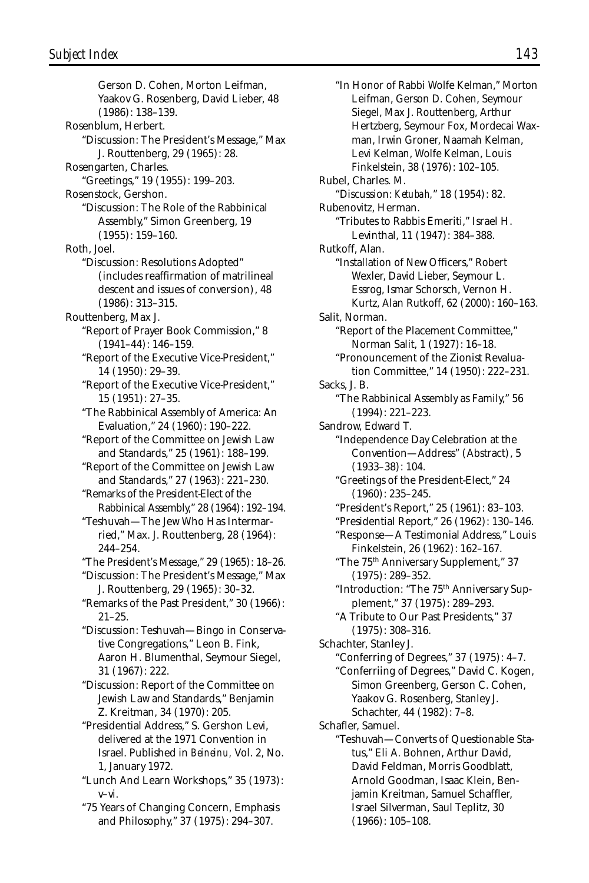Gerson D. Cohen, Morton Leifman, Yaakov G. Rosenberg, David Lieber, 48 (1986): 138–139.

Rosenblum, Herbert.

"Discussion: The President's Message," Max J. Routtenberg, 29 (1965): 28.

Rosengarten, Charles.

"Greetings," 19 (1955): 199–203.

Rosenstock, Gershon.

"Discussion: The Role of the Rabbinical Assembly," Simon Greenberg, 19 (1955): 159–160.

Roth, Joel.

"Discussion: Resolutions Adopted" (includes reaffirmation of matrilineal descent and issues of conversion), 48 (1986): 313–315.

Routtenberg, Max J.

"Report of Prayer Book Commission," 8 (1941–44): 146–159.

"Report of the Executive Vice-President," 14 (1950): 29–39.

"Report of the Executive Vice-President," 15 (1951): 27–35.

"The Rabbinical Assembly of America: An Evaluation," 24 (1960): 190–222.

"Report of the Committee on Jewish Law and Standards," 25 (1961): 188–199.

"Report of the Committee on Jewish Law and Standards," 27 (1963): 221–230.

"Remarks of the President-Elect of the Rabbinical Assembly," 28 (1964): 192–194.

"Teshuvah—The Jew Who Has Intermarried," Max. J. Routtenberg, 28 (1964): 244–254.

"The President's Message," 29 (1965): 18–26.

"Discussion: The President's Message," Max J. Routtenberg, 29 (1965): 30–32.

"Remarks of the Past President," 30 (1966): 21–25.

"Discussion: Teshuvah—Bingo in Conservative Congregations," Leon B. Fink, Aaron H. Blumenthal, Seymour Siegel, 31 (1967): 222.

"Discussion: Report of the Committee on Jewish Law and Standards," Benjamin Z. Kreitman, 34 (1970): 205.

"Presidential Address," S. Gershon Levi, delivered at the 1971 Convention in Israel. Published in *Beineinu*, Vol. 2, No. 1, January 1972.

"Lunch And Learn Workshops," 35 (1973): v–vi.

"75 Years of Changing Concern, Emphasis and Philosophy," 37 (1975): 294–307.

"In Honor of Rabbi Wolfe Kelman," Morton Leifman, Gerson D. Cohen, Seymour Siegel, Max J. Routtenberg, Arthur Hertzberg, Seymour Fox, Mordecai Waxman, Irwin Groner, Naamah Kelman, Levi Kelman, Wolfe Kelman, Louis Finkelstein, 38 (1976): 102–105.

Rubel, Charles. M.

"Discussion: *Ketubah*," 18 (1954): 82.

Rubenovitz, Herman.

"Tributes to Rabbis Emeriti," Israel H. Levinthal, 11 (1947): 384–388.

Rutkoff, Alan.

"Installation of New Officers," Robert Wexler, David Lieber, Seymour L. Essrog, Ismar Schorsch, Vernon H. Kurtz, Alan Rutkoff, 62 (2000): 160–163.

Salit, Norman.

"Report of the Placement Committee," Norman Salit, 1 (1927): 16–18.

"Pronouncement of the Zionist Revaluation Committee," 14 (1950): 222–231.

Sacks, J. B.

"The Rabbinical Assembly as Family," 56 (1994): 221–223.

Sandrow, Edward T.

"Independence Day Celebration at the Convention—Address" (Abstract), 5 (1933–38): 104.

"Greetings of the President-Elect," 24 (1960): 235–245.

"President's Report," 25 (1961): 83–103.

"Presidential Report," 26 (1962): 130–146.

"Response—A Testimonial Address," Louis Finkelstein, 26 (1962): 162–167.

"The 75th Anniversary Supplement," 37 (1975): 289–352.

"Introduction: 'The 75th Anniversary Supplement,'" 37 (1975): 289–293.

"A Tribute to Our Past Presidents," 37 (1975): 308–316.

Schachter, Stanley J.

"Conferring of Degrees," 37 (1975): 4–7.

"Conferriing of Degrees," David C. Kogen, Simon Greenberg, Gerson C. Cohen, Yaakov G. Rosenberg, Stanley J. Schachter, 44 (1982): 7–8.

Schafler, Samuel.

"Teshuvah—Converts of Questionable Status," Eli A. Bohnen, Arthur David, David Feldman, Morris Goodblatt, Arnold Goodman, Isaac Klein, Benjamin Kreitman, Samuel Schaffler, Israel Silverman, Saul Teplitz, 30 (1966): 105–108.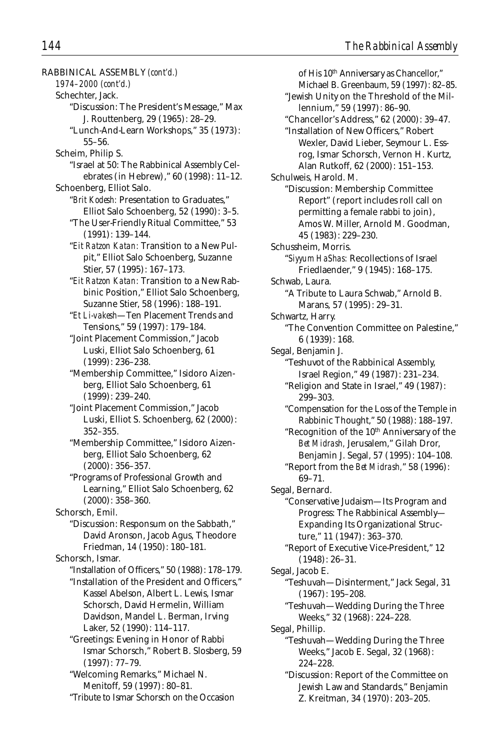RABBINICAL ASSEMBLY *(cont'd.)*

*1974–2000 (cont'd.)*

Schechter, Jack.

"Discussion: The President's Message," Max J. Routtenberg, 29 (1965): 28–29.

"Lunch-And-Learn Workshops," 35 (1973): 55–56.

Scheim, Philip S.

"Israel at 50: The Rabbinical Assembly Celebrates (in Hebrew)," 60 (1998): 11–12.

Schoenberg, Elliot Salo.

"*Brit Kodesh:* Presentation to Graduates," Elliot Salo Schoenberg, 52 (1990): 3–5.

"The User-Friendly Ritual Committee," 53 (1991): 139–144.

"*Eit Ratzon Katan:* Transition to a New Pulpit," Elliot Salo Schoenberg, Suzanne Stier, 57 (1995): 167–173.

"*Eit Ratzon Katan:* Transition to a New Rabbinic Position," Elliot Salo Schoenberg, Suzanne Stier, 58 (1996): 188–191.

"*Et Li-vakesh*—Ten Placement Trends and Tensions," 59 (1997): 179–184.

"Joint Placement Commission," Jacob Luski, Elliot Salo Schoenberg, 61 (1999): 236–238.

"Membership Committee," Isidoro Aizenberg, Elliot Salo Schoenberg, 61 (1999): 239–240.

"Joint Placement Commission," Jacob Luski, Elliot S. Schoenberg, 62 (2000): 352–355.

"Membership Committee," Isidoro Aizenberg, Elliot Salo Schoenberg, 62 (2000): 356–357.

"Programs of Professional Growth and Learning," Elliot Salo Schoenberg, 62 (2000): 358–360.

Schorsch, Emil.

"Discussion: Responsum on the Sabbath," David Aronson, Jacob Agus, Theodore Friedman, 14 (1950): 180–181.

Schorsch, Ismar.

"Installation of Officers," 50 (1988): 178–179.

"Installation of the President and Officers," Kassel Abelson, Albert L. Lewis, Ismar Schorsch, David Hermelin, William Davidson, Mandel L. Berman, Irving Laker, 52 (1990): 114–117.

"Greetings: Evening in Honor of Rabbi Ismar Schorsch," Robert B. Slosberg, 59 (1997): 77–79.

"Welcoming Remarks," Michael N. Menitoff, 59 (1997): 80–81.

"Tribute to Ismar Schorsch on the Occasion of His 10th Anniversary as Chancellor," Michael B. Greenbaum, 59 (1997): 82–85.

"Jewish Unity on the Threshold of the Millennium," 59 (1997): 86–90.

"Chancellor's Address," 62 (2000): 39–47.

"Installation of New Officers," Robert Wexler, David Lieber, Seymour L. Essrog, Ismar Schorsch, Vernon H. Kurtz, Alan Rutkoff, 62 (2000): 151–153.

Schulweis, Harold. M.

"Discussion: Membership Committee Report" (report includes roll call on permitting a female rabbi to join), Amos W. Miller, Arnold M. Goodman, 45 (1983): 229–230.

Schussheim, Morris.

"*Siyyum HaShas:* Recollections of Israel Friedlaender," 9 (1945): 168–175.

Schwab, Laura.

"A Tribute to Laura Schwab," Arnold B. Marans, 57 (1995): 29–31.

Schwartz, Harry.

"The Convention Committee on Palestine," 6 (1939): 168.

Segal, Benjamin J.

"Teshuvot of the Rabbinical Assembly, Israel Region," 49 (1987): 231–234.

"Religion and State in Israel," 49 (1987): 299–303.

"Compensation for the Loss of the Temple in Rabbinic Thought," 50 (1988): 188–197.

"Recognition of the 10th Anniversary of the *Bet Midrash,* Jerusalem," Gilah Dror, Benjamin J. Segal, 57 (1995): 104–108.

"Report from the *Bet Midrash,*" 58 (1996): 69–71.

Segal, Bernard.

"Conservative Judaism—Its Program and Progress: The Rabbinical Assembly—Expanding Its Organizational Structure," 11 (1947): 363–370.

"Report of Executive Vice-President," 12 (1948): 26–31.

Segal, Jacob E.

"Teshuvah—Disinterment," Jack Segal, 31 (1967): 195–208.

"Teshuvah—Wedding During the Three Weeks," 32 (1968): 224–228.

Segal, Phillip.

"Teshuvah—Wedding During the Three Weeks," Jacob E. Segal, 32 (1968): 224–228.

"Discussion: Report of the Committee on Jewish Law and Standards," Benjamin Z. Kreitman, 34 (1970): 203–205.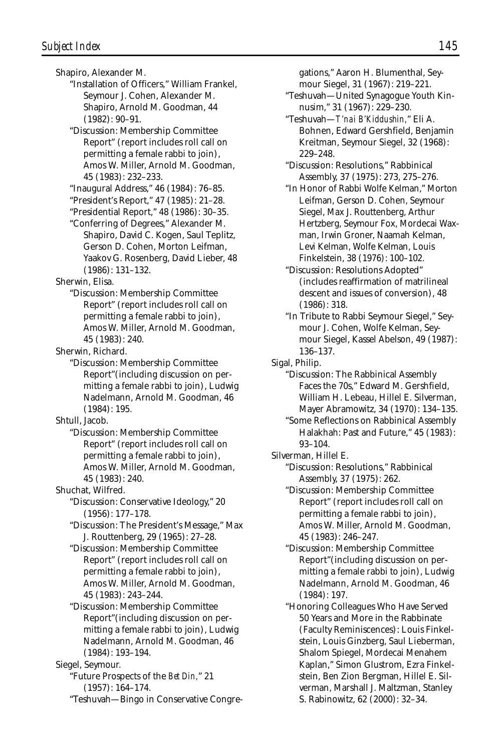Shapiro, Alexander M.

- "Installation of Officers," William Frankel, Seymour J. Cohen, Alexander M. Shapiro, Arnold M. Goodman, 44 (1982): 90–91.
- "Discussion: Membership Committee Report" (report includes roll call on permitting a female rabbi to join), Amos W. Miller, Arnold M. Goodman, 45 (1983): 232–233.
- "Inaugural Address," 46 (1984): 76–85.
- "President's Report," 47 (1985): 21–28.
- "Presidential Report," 48 (1986): 30–35.
- "Conferring of Degrees," Alexander M. Shapiro, David C. Kogen, Saul Teplitz, Gerson D. Cohen, Morton Leifman, Yaakov G. Rosenberg, David Lieber, 48 (1986): 131–132.

Sherwin, Elisa.

- "Discussion: Membership Committee Report" (report includes roll call on permitting a female rabbi to join), Amos W. Miller, Arnold M. Goodman, 45 (1983): 240.

Sherwin, Richard.

- "Discussion: Membership Committee Report"(including discussion on permitting a female rabbi to join), Ludwig Nadelmann, Arnold M. Goodman, 46 (1984): 195.

Shtull, Jacob.

- "Discussion: Membership Committee Report" (report includes roll call on permitting a female rabbi to join), Amos W. Miller, Arnold M. Goodman, 45 (1983): 240.

Shuchat, Wilfred.

- "Discussion: Conservative Ideology," 20 (1956): 177–178.
- "Discussion: The President's Message," Max J. Routtenberg, 29 (1965): 27–28.
- "Discussion: Membership Committee Report" (report includes roll call on permitting a female rabbi to join), Amos W. Miller, Arnold M. Goodman, 45 (1983): 243–244.
- "Discussion: Membership Committee Report"(including discussion on permitting a female rabbi to join), Ludwig Nadelmann, Arnold M. Goodman, 46 (1984): 193–194.

Siegel, Seymour.

- "Future Prospects of the *Bet Din*," 21 (1957): 164–174.
- "Teshuvah—Bingo in Conservative Congregations," Aaron H. Blumenthal, Seymour Siegel, 31 (1967): 219–221.
- "Teshuvah—United Synagogue Youth Kinnusim," 31 (1967): 229–230.
- "Teshuvah—*T'nai B'Kiddushin*," Eli A. Bohnen, Edward Gershfield, Benjamin Kreitman, Seymour Siegel, 32 (1968): 229–248.
- "Discussion: Resolutions," Rabbinical Assembly, 37 (1975): 273, 275–276.
- "In Honor of Rabbi Wolfe Kelman," Morton Leifman, Gerson D. Cohen, Seymour Siegel, Max J. Routtenberg, Arthur Hertzberg, Seymour Fox, Mordecai Waxman, Irwin Groner, Naamah Kelman, Levi Kelman, Wolfe Kelman, Louis Finkelstein, 38 (1976): 100–102.
- "Discussion: Resolutions Adopted" (includes reaffirmation of matrilineal descent and issues of conversion), 48 (1986): 318.
- "In Tribute to Rabbi Seymour Siegel," Seymour J. Cohen, Wolfe Kelman, Seymour Siegel, Kassel Abelson, 49 (1987): 136–137.

Sigal, Philip.

- "Discussion: The Rabbinical Assembly Faces the 70s," Edward M. Gershfield, William H. Lebeau, Hillel E. Silverman, Mayer Abramowitz, 34 (1970): 134–135.
- "Some Reflections on Rabbinical Assembly Halakhah: Past and Future," 45 (1983): 93–104.

Silverman, Hillel E.

- "Discussion: Resolutions," Rabbinical Assembly, 37 (1975): 262.
- "Discussion: Membership Committee Report" (report includes roll call on permitting a female rabbi to join), Amos W. Miller, Arnold M. Goodman, 45 (1983): 246–247.
- "Discussion: Membership Committee Report"(including discussion on permitting a female rabbi to join), Ludwig Nadelmann, Arnold M. Goodman, 46 (1984): 197.
- "Honoring Colleagues Who Have Served 50 Years and More in the Rabbinate (Faculty Reminiscences): Louis Finkelstein, Louis Ginzberg, Saul Lieberman, Shalom Spiegel, Mordecai Menahem Kaplan," Simon Glustrom, Ezra Finkelstein, Ben Zion Bergman, Hillel E. Silverman, Marshall J. Maltzman, Stanley S. Rabinowitz, 62 (2000): 32–34.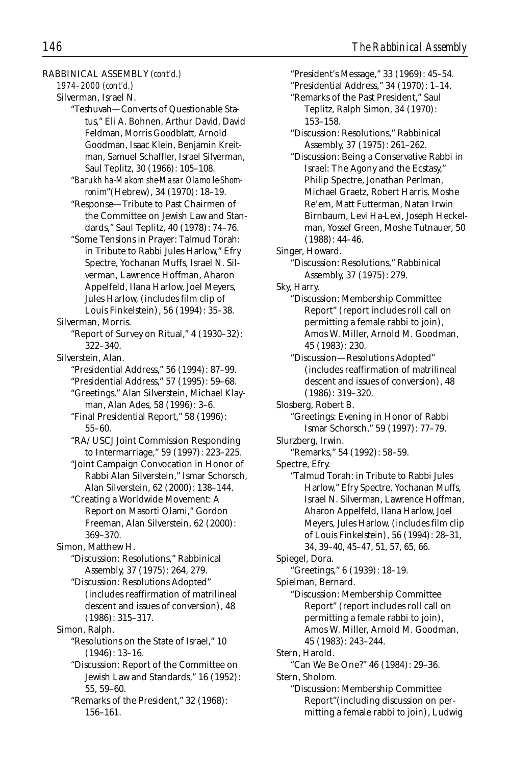RABBINICAL ASSEMBLY *(cont'd.)*

*1974–2000 (cont'd.)*

Silverman, Israel N.

"Teshuvah—Converts of Questionable Status," Eli A. Bohnen, Arthur David, David Feldman, Morris Goodblatt, Arnold Goodman, Isaac Klein, Benjamin Kreitman, Samuel Schaffler, Israel Silverman, Saul Teplitz, 30 (1966): 105–108.

"*Barukh ha-Makom she-Masar Olamo le-Shomronim*"(Hebrew), 34 (1970): 18–19.

"Response—Tribute to Past Chairmen of the Committee on Jewish Law and Standards," Saul Teplitz, 40 (1978): 74–76.

"Some Tensions in Prayer: Talmud Torah: in Tribute to Rabbi Jules Harlow," Efry Spectre, Yochanan Muffs, Israel N. Silverman, Lawrence Hoffman, Aharon Appelfeld, Ilana Harlow, Joel Meyers, Jules Harlow, (includes film clip of Louis Finkelstein), 56 (1994): 35–38.

Silverman, Morris.

"Report of Survey on Ritual," 4 (1930–32): 322–340.

Silverstein, Alan.

"Presidential Address," 56 (1994): 87–99.

"Presidential Address," 57 (1995): 59–68.

"Greetings," Alan Silverstein, Michael Klayman, Alan Ades, 58 (1996): 3–6.

"Final Presidential Report," 58 (1996): 55–60.

"RA/USCJ Joint Commission Responding to Intermarriage," 59 (1997): 223–225.

"Joint Campaign Convocation in Honor of Rabbi Alan Silverstein," Ismar Schorsch, Alan Silverstein, 62 (2000): 138–144.

"Creating a Worldwide Movement: A Report on Masorti Olami," Gordon Freeman, Alan Silverstein, 62 (2000): 369–370.

Simon, Matthew H.

"Discussion: Resolutions," Rabbinical Assembly, 37 (1975): 264, 279.

"Discussion: Resolutions Adopted" (includes reaffirmation of matrilineal descent and issues of conversion), 48 (1986): 315–317.

Simon, Ralph.

"Resolutions on the State of Israel," 10 (1946): 13–16.

"Discussion: Report of the Committee on Jewish Law and Standards," 16 (1952): 55, 59–60.

"Remarks of the President," 32 (1968): 156–161.

"President's Message," 33 (1969): 45–54.

"Presidential Address," 34 (1970): 1–14.

"Remarks of the Past President," Saul Teplitz, Ralph Simon, 34 (1970): 153–158.

"Discussion: Resolutions," Rabbinical Assembly, 37 (1975): 261–262.

"Discussion: Being a Conservative Rabbi in Israel: The Agony and the Ecstasy," Philip Spectre, Jonathan Perlman, Michael Graetz, Robert Harris, Moshe Re'em, Matt Futterman, Natan Irwin Birnbaum, Levi Ha-Levi, Joseph Heckelman, Yossef Green, Moshe Tutnauer, 50 (1988): 44–46.

Singer, Howard.

"Discussion: Resolutions," Rabbinical Assembly, 37 (1975): 279.

Sky, Harry.

"Discussion: Membership Committee Report" (report includes roll call on permitting a female rabbi to join), Amos W. Miller, Arnold M. Goodman, 45 (1983): 230.

"Discussion—Resolutions Adopted" (includes reaffirmation of matrilineal descent and issues of conversion), 48 (1986): 319–320.

Slosberg, Robert B.

"Greetings: Evening in Honor of Rabbi Ismar Schorsch," 59 (1997): 77–79.

Slurzberg, Irwin.

"Remarks," 54 (1992): 58–59.

Spectre, Efry.

"Talmud Torah: in Tribute to Rabbi Jules Harlow," Efry Spectre, Yochanan Muffs, Israel N. Silverman, Lawrence Hoffman, Aharon Appelfeld, Ilana Harlow, Joel Meyers, Jules Harlow, (includes film clip of Louis Finkelstein), 56 (1994): 28–31, 34, 39–40, 45–47, 51, 57, 65, 66.

Spiegel, Dora.

"Greetings," 6 (1939): 18–19.

Spielman, Bernard.

"Discussion: Membership Committee Report" (report includes roll call on permitting a female rabbi to join), Amos W. Miller, Arnold M. Goodman, 45 (1983): 243–244.

Stern, Harold.

"Can We Be One?" 46 (1984): 29–36.

Stern, Sholom.

"Discussion: Membership Committee Report"(including discussion on permitting a female rabbi to join), Ludwig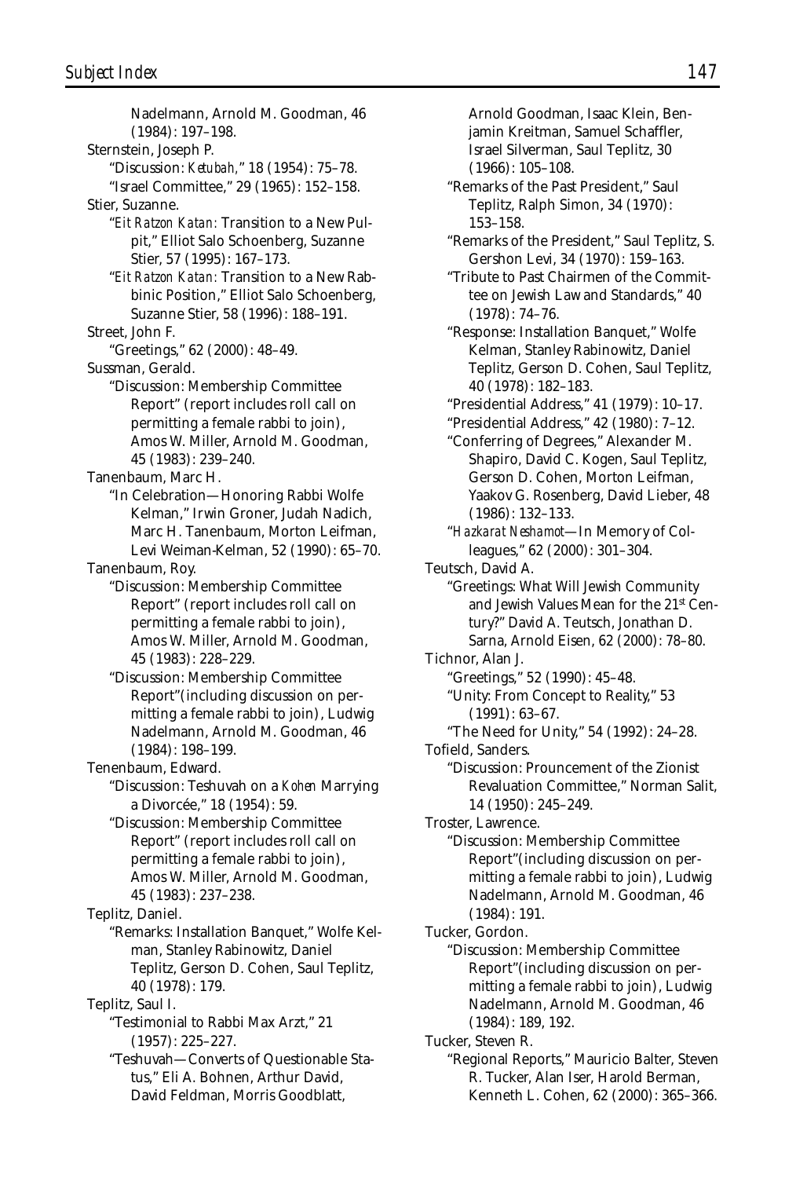Nadelmann, Arnold M. Goodman, 46 (1984): 197–198.

Sternstein, Joseph P.

"Discussion: *Ketubah*," 18 (1954): 75–78.

"Israel Committee," 29 (1965): 152–158.

Stier, Suzanne.

"*Eit Ratzon Katan:* Transition to a New Pulpit," Elliot Salo Schoenberg, Suzanne Stier, 57 (1995): 167–173.

"*Eit Ratzon Katan:* Transition to a New Rabbinic Position," Elliot Salo Schoenberg, Suzanne Stier, 58 (1996): 188–191.

Street, John F.

"Greetings," 62 (2000): 48–49.

Sussman, Gerald.

"Discussion: Membership Committee Report" (report includes roll call on permitting a female rabbi to join), Amos W. Miller, Arnold M. Goodman, 45 (1983): 239–240.

Tanenbaum, Marc H.

"In Celebration—Honoring Rabbi Wolfe Kelman," Irwin Groner, Judah Nadich, Marc H. Tanenbaum, Morton Leifman, Levi Weiman-Kelman, 52 (1990): 65–70.

Tanenbaum, Roy.

"Discussion: Membership Committee Report" (report includes roll call on permitting a female rabbi to join), Amos W. Miller, Arnold M. Goodman, 45 (1983): 228–229.

"Discussion: Membership Committee Report"(including discussion on permitting a female rabbi to join), Ludwig Nadelmann, Arnold M. Goodman, 46 (1984): 198–199.

Tenenbaum, Edward.

"Discussion: Teshuvah on a *Kohen* Marrying a Divorcée," 18 (1954): 59.

"Discussion: Membership Committee Report" (report includes roll call on permitting a female rabbi to join), Amos W. Miller, Arnold M. Goodman, 45 (1983): 237–238.

Teplitz, Daniel.

"Remarks: Installation Banquet," Wolfe Kelman, Stanley Rabinowitz, Daniel Teplitz, Gerson D. Cohen, Saul Teplitz, 40 (1978): 179.

Teplitz, Saul I.

"Testimonial to Rabbi Max Arzt," 21 (1957): 225–227.

"Teshuvah—Converts of Questionable Status," Eli A. Bohnen, Arthur David, David Feldman, Morris Goodblatt, Arnold Goodman, Isaac Klein, Benjamin Kreitman, Samuel Schaffler, Israel Silverman, Saul Teplitz, 30 (1966): 105–108.

"Remarks of the Past President," Saul Teplitz, Ralph Simon, 34 (1970): 153–158.

"Remarks of the President," Saul Teplitz, S. Gershon Levi, 34 (1970): 159–163.

"Tribute to Past Chairmen of the Committee on Jewish Law and Standards," 40 (1978): 74–76.

"Response: Installation Banquet," Wolfe Kelman, Stanley Rabinowitz, Daniel Teplitz, Gerson D. Cohen, Saul Teplitz, 40 (1978): 182–183.

"Presidential Address," 41 (1979): 10–17.

"Presidential Address," 42 (1980): 7–12.

"Conferring of Degrees," Alexander M. Shapiro, David C. Kogen, Saul Teplitz, Gerson D. Cohen, Morton Leifman, Yaakov G. Rosenberg, David Lieber, 48 (1986): 132–133.

"*Hazkarat Neshamot*—In Memory of Colleagues," 62 (2000): 301–304.

Teutsch, David A.

"Greetings: What Will Jewish Community and Jewish Values Mean for the 21st Century?" David A. Teutsch, Jonathan D. Sarna, Arnold Eisen, 62 (2000): 78–80.

Tichnor, Alan J.

"Greetings," 52 (1990): 45–48.

"Unity: From Concept to Reality," 53 (1991): 63–67.

"The Need for Unity," 54 (1992): 24–28.

Tofield, Sanders.

"Discussion: Prouncement of the Zionist Revaluation Committee," Norman Salit, 14 (1950): 245–249.

Troster, Lawrence.

"Discussion: Membership Committee Report"(including discussion on permitting a female rabbi to join), Ludwig Nadelmann, Arnold M. Goodman, 46 (1984): 191.

Tucker, Gordon.

"Discussion: Membership Committee Report"(including discussion on permitting a female rabbi to join), Ludwig Nadelmann, Arnold M. Goodman, 46 (1984): 189, 192.

Tucker, Steven R.

"Regional Reports," Mauricio Balter, Steven R. Tucker, Alan Iser, Harold Berman, Kenneth L. Cohen, 62 (2000): 365–366.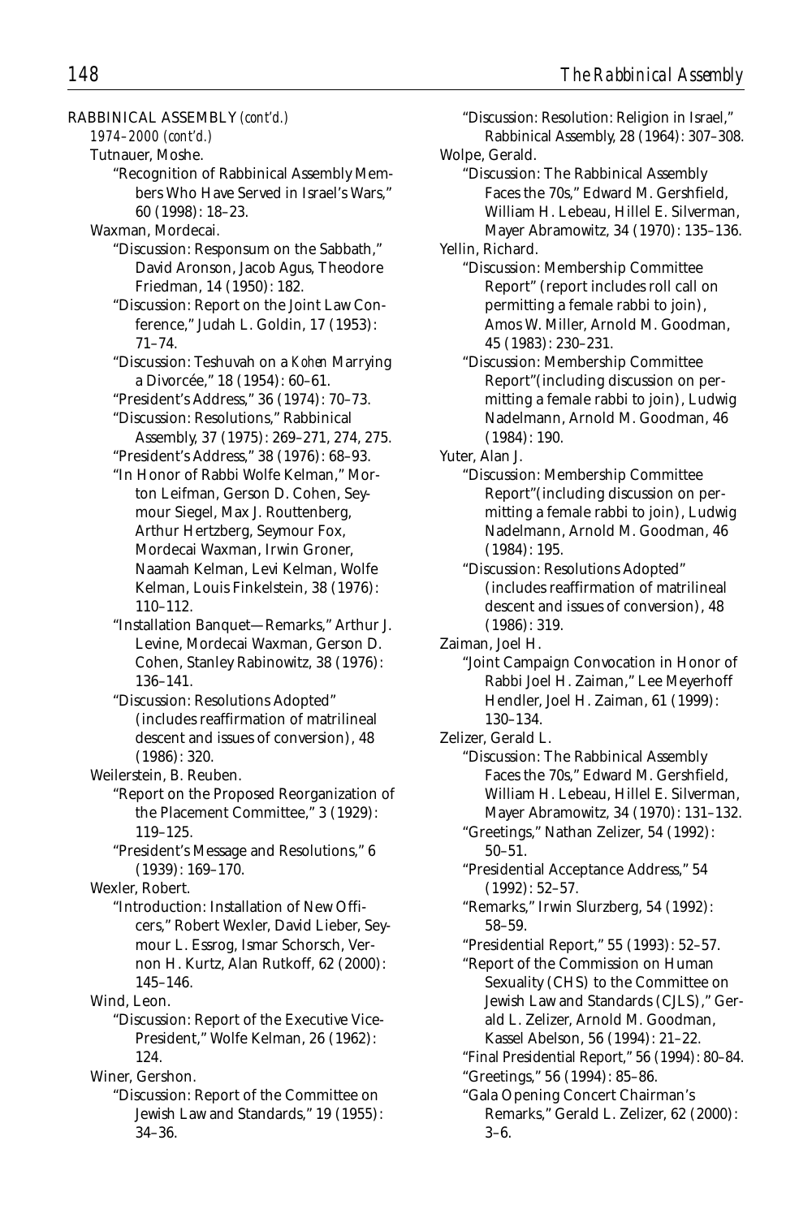RABBINICAL ASSEMBLY *(cont'd.)*

*1974–2000 (cont'd.)*

Tutnauer, Moshe.

"Recognition of Rabbinical Assembly Members Who Have Served in Israel's Wars," 60 (1998): 18–23.

Waxman, Mordecai.

"Discussion: Responsum on the Sabbath," David Aronson, Jacob Agus, Theodore Friedman, 14 (1950): 182.

"Discussion: Report on the Joint Law Conference," Judah L. Goldin, 17 (1953): 71–74.

"Discussion: Teshuvah on a *Kohen* Marrying a Divorcée," 18 (1954): 60–61.

"President's Address," 36 (1974): 70–73.

"Discussion: Resolutions," Rabbinical Assembly, 37 (1975): 269–271, 274, 275.

"President's Address," 38 (1976): 68–93.

"In Honor of Rabbi Wolfe Kelman," Morton Leifman, Gerson D. Cohen, Seymour Siegel, Max J. Routtenberg, Arthur Hertzberg, Seymour Fox, Mordecai Waxman, Irwin Groner, Naamah Kelman, Levi Kelman, Wolfe Kelman, Louis Finkelstein, 38 (1976): 110–112.

"Installation Banquet—Remarks," Arthur J. Levine, Mordecai Waxman, Gerson D. Cohen, Stanley Rabinowitz, 38 (1976): 136–141.

"Discussion: Resolutions Adopted" (includes reaffirmation of matrilineal descent and issues of conversion), 48 (1986): 320.

Weilerstein, B. Reuben.

"Report on the Proposed Reorganization of the Placement Committee," 3 (1929): 119–125.

"President's Message and Resolutions," 6 (1939): 169–170.

Wexler, Robert.

"Introduction: Installation of New Officers," Robert Wexler, David Lieber, Seymour L. Essrog, Ismar Schorsch, Vernon H. Kurtz, Alan Rutkoff, 62 (2000): 145–146.

Wind, Leon.

"Discussion: Report of the Executive Vice-President," Wolfe Kelman, 26 (1962): 124.

Winer, Gershon.

"Discussion: Report of the Committee on Jewish Law and Standards," 19 (1955): 34–36.

"Discussion: Resolution: Religion in Israel," Rabbinical Assembly, 28 (1964): 307–308.

Wolpe, Gerald.

"Discussion: The Rabbinical Assembly Faces the 70s," Edward M. Gershfield, William H. Lebeau, Hillel E. Silverman, Mayer Abramowitz, 34 (1970): 135–136.

Yellin, Richard.

"Discussion: Membership Committee Report" (report includes roll call on permitting a female rabbi to join), Amos W. Miller, Arnold M. Goodman, 45 (1983): 230–231.

"Discussion: Membership Committee Report"(including discussion on permitting a female rabbi to join), Ludwig Nadelmann, Arnold M. Goodman, 46 (1984): 190.

Yuter, Alan J.

"Discussion: Membership Committee Report"(including discussion on permitting a female rabbi to join), Ludwig Nadelmann, Arnold M. Goodman, 46 (1984): 195.

"Discussion: Resolutions Adopted" (includes reaffirmation of matrilineal descent and issues of conversion), 48 (1986): 319.

Zaiman, Joel H.

"Joint Campaign Convocation in Honor of Rabbi Joel H. Zaiman," Lee Meyerhoff Hendler, Joel H. Zaiman, 61 (1999): 130–134.

Zelizer, Gerald L.

"Discussion: The Rabbinical Assembly Faces the 70s," Edward M. Gershfield, William H. Lebeau, Hillel E. Silverman, Mayer Abramowitz, 34 (1970): 131–132.

"Greetings," Nathan Zelizer, 54 (1992): 50–51.

"Presidential Acceptance Address," 54 (1992): 52–57.

"Remarks," Irwin Slurzberg, 54 (1992): 58–59.

"Presidential Report," 55 (1993): 52–57.

"Report of the Commission on Human Sexuality (CHS) to the Committee on Jewish Law and Standards (CJLS)," Gerald L. Zelizer, Arnold M. Goodman, Kassel Abelson, 56 (1994): 21–22.

"Final Presidential Report," 56 (1994): 80–84.

"Greetings," 56 (1994): 85–86.

"Gala Opening Concert Chairman's Remarks," Gerald L. Zelizer, 62 (2000): 3–6.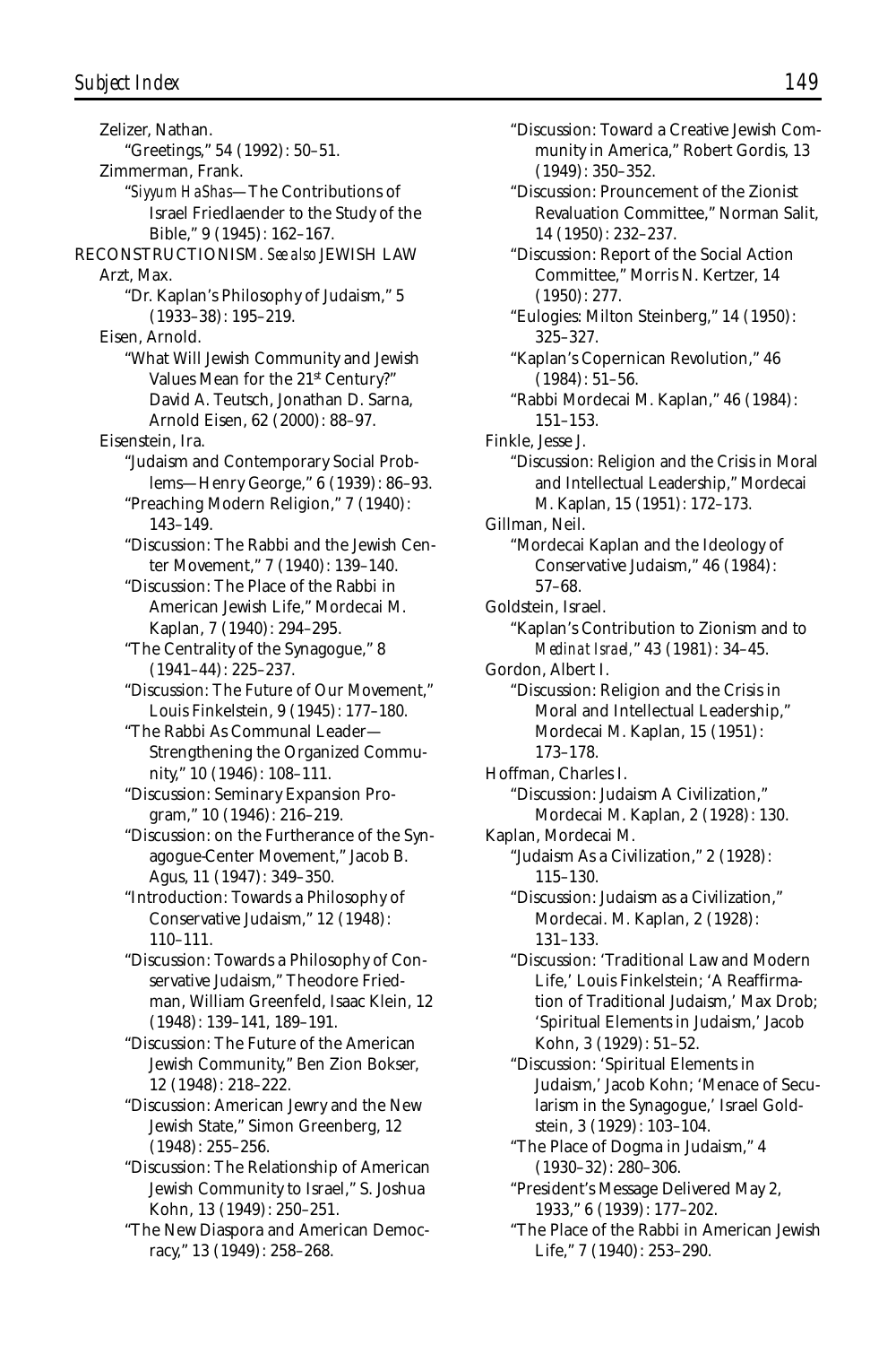Zelizer, Nathan.

"Greetings," 54 (1992): 50–51.

Zimmerman, Frank.

"*Siyyum HaShas*—The Contributions of Israel Friedlaender to the Study of the Bible," 9 (1945): 162–167.

RECONSTRUCTIONISM. *See also* JEWISH LAW

Arzt, Max.

"Dr. Kaplan's Philosophy of Judaism," 5 (1933–38): 195–219.

Eisen, Arnold.

"What Will Jewish Community and Jewish Values Mean for the 21st Century?" David A. Teutsch, Jonathan D. Sarna, Arnold Eisen, 62 (2000): 88–97.

Eisenstein, Ira.

"Judaism and Contemporary Social Problems—Henry George," 6 (1939): 86–93.

"Preaching Modern Religion," 7 (1940): 143–149.

"Discussion: The Rabbi and the Jewish Center Movement," 7 (1940): 139–140.

"Discussion: The Place of the Rabbi in American Jewish Life," Mordecai M. Kaplan, 7 (1940): 294–295.

"The Centrality of the Synagogue," 8 (1941–44): 225–237.

"Discussion: The Future of Our Movement," Louis Finkelstein, 9 (1945): 177–180.

"The Rabbi As Communal Leader—Strengthening the Organized Community," 10 (1946): 108–111.

"Discussion: Seminary Expansion Program," 10 (1946): 216–219.

"Discussion: on the Furtherance of the Synagogue-Center Movement," Jacob B. Agus, 11 (1947): 349–350.

"Introduction: Towards a Philosophy of Conservative Judaism," 12 (1948): 110–111.

"Discussion: Towards a Philosophy of Conservative Judaism," Theodore Friedman, William Greenfeld, Isaac Klein, 12 (1948): 139–141, 189–191.

"Discussion: The Future of the American Jewish Community," Ben Zion Bokser, 12 (1948): 218–222.

"Discussion: American Jewry and the New Jewish State," Simon Greenberg, 12 (1948): 255–256.

"Discussion: The Relationship of American Jewish Community to Israel," S. Joshua Kohn, 13 (1949): 250–251.

"The New Diaspora and American Democracy," 13 (1949): 258–268.

"Discussion: Toward a Creative Jewish Community in America," Robert Gordis, 13 (1949): 350–352.

"Discussion: Prouncement of the Zionist Revaluation Committee," Norman Salit, 14 (1950): 232–237.

"Discussion: Report of the Social Action Committee," Morris N. Kertzer, 14 (1950): 277.

"Eulogies: Milton Steinberg," 14 (1950): 325–327.

"Kaplan's Copernican Revolution," 46 (1984): 51–56.

"Rabbi Mordecai M. Kaplan," 46 (1984): 151–153.

Finkle, Jesse J.

"Discussion: Religion and the Crisis in Moral and Intellectual Leadership," Mordecai M. Kaplan, 15 (1951): 172–173.

Gillman, Neil.

"Mordecai Kaplan and the Ideology of Conservative Judaism," 46 (1984): 57–68.

Goldstein, Israel.

"Kaplan's Contribution to Zionism and to *Medinat Israel*," 43 (1981): 34–45.

Gordon, Albert I.

"Discussion: Religion and the Crisis in Moral and Intellectual Leadership," Mordecai M. Kaplan, 15 (1951): 173–178.

Hoffman, Charles I.

"Discussion: Judaism A Civilization," Mordecai M. Kaplan, 2 (1928): 130.

Kaplan, Mordecai M.

"Judaism As a Civilization," 2 (1928): 115–130.

"Discussion: Judaism as a Civilization," Mordecai. M. Kaplan, 2 (1928): 131–133.

"Discussion: 'Traditional Law and Modern Life,' Louis Finkelstein; 'A Reaffirmation of Traditional Judaism,' Max Drob; 'Spiritual Elements in Judaism,' Jacob Kohn, 3 (1929): 51–52.

"Discussion: 'Spiritual Elements in Judaism,' Jacob Kohn; 'Menace of Secularism in the Synagogue,' Israel Goldstein, 3 (1929): 103–104.

"The Place of Dogma in Judaism," 4 (1930–32): 280–306.

"President's Message Delivered May 2, 1933," 6 (1939): 177–202.

"The Place of the Rabbi in American Jewish Life," 7 (1940): 253–290.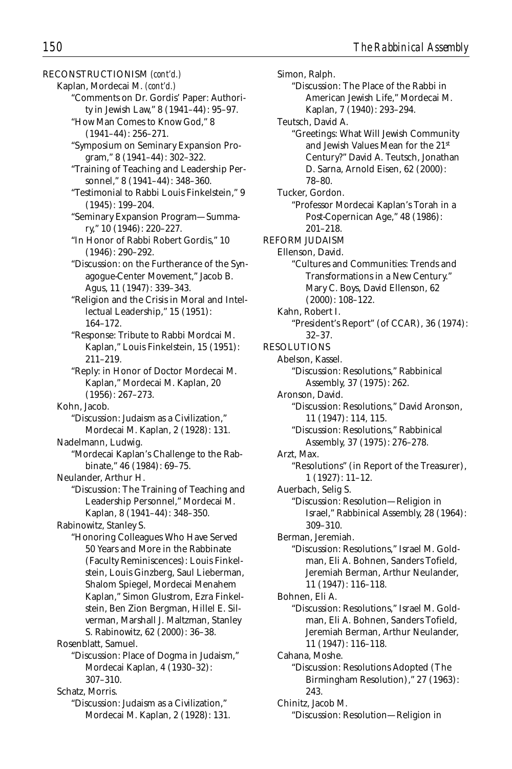RECONSTRUCTIONISM *(cont'd.)*

Kaplan, Mordecai M. *(cont'd.)*

"Comments on Dr. Gordis' Paper: Authority in Jewish Law," 8 (1941–44): 95–97.

"How Man Comes to Know God," 8 (1941–44): 256–271.

"Symposium on Seminary Expansion Program," 8 (1941–44): 302–322.

"Training of Teaching and Leadership Personnel," 8 (1941–44): 348–360.

"Testimonial to Rabbi Louis Finkelstein," 9 (1945): 199–204.

"Seminary Expansion Program—Summary," 10 (1946): 220–227.

"In Honor of Rabbi Robert Gordis," 10 (1946): 290–292.

"Discussion: on the Furtherance of the Synagogue-Center Movement," Jacob B. Agus, 11 (1947): 339–343.

"Religion and the Crisis in Moral and Intellectual Leadership," 15 (1951): 164–172.

"Response: Tribute to Rabbi Mordcai M. Kaplan," Louis Finkelstein, 15 (1951): 211–219.

"Reply: in Honor of Doctor Mordecai M. Kaplan," Mordecai M. Kaplan, 20 (1956): 267–273.

Kohn, Jacob.

"Discussion: Judaism as a Civilization," Mordecai M. Kaplan, 2 (1928): 131.

Nadelmann, Ludwig.

"Mordecai Kaplan's Challenge to the Rabbinate," 46 (1984): 69–75.

Neulander, Arthur H.

"Discussion: The Training of Teaching and Leadership Personnel," Mordecai M. Kaplan, 8 (1941–44): 348–350.

Rabinowitz, Stanley S.

"Honoring Colleagues Who Have Served 50 Years and More in the Rabbinate (Faculty Reminiscences): Louis Finkelstein, Louis Ginzberg, Saul Lieberman, Shalom Spiegel, Mordecai Menahem Kaplan," Simon Glustrom, Ezra Finkelstein, Ben Zion Bergman, Hillel E. Silverman, Marshall J. Maltzman, Stanley S. Rabinowitz, 62 (2000): 36–38.

Rosenblatt, Samuel.

"Discussion: Place of Dogma in Judaism," Mordecai Kaplan, 4 (1930–32): 307–310.

Schatz, Morris.

"Discussion: Judaism as a Civilization," Mordecai M. Kaplan, 2 (1928): 131.

Simon, Ralph.

"Discussion: The Place of the Rabbi in American Jewish Life," Mordecai M. Kaplan, 7 (1940): 293–294.

Teutsch, David A.

"Greetings: What Will Jewish Community and Jewish Values Mean for the 21st Century?" David A. Teutsch, Jonathan D. Sarna, Arnold Eisen, 62 (2000): 78–80.

Tucker, Gordon.

"Professor Mordecai Kaplan's Torah in a Post-Copernican Age," 48 (1986): 201–218.

REFORM JUDAISM

Ellenson, David.

"Cultures and Communities: Trends and Transformations in a New Century." Mary C. Boys, David Ellenson, 62 (2000): 108–122.

Kahn, Robert I.

"President's Report" (of CCAR), 36 (1974): 32–37.

RESOLUTIONS

Abelson, Kassel.

"Discussion: Resolutions," Rabbinical Assembly, 37 (1975): 262.

Aronson, David.

"Discussion: Resolutions," David Aronson, 11 (1947): 114, 115.

"Discussion: Resolutions," Rabbinical Assembly, 37 (1975): 276–278.

Arzt, Max.

"Resolutions" (in Report of the Treasurer), 1 (1927): 11–12.

Auerbach, Selig S.

"Discussion: Resolution—Religion in Israel," Rabbinical Assembly, 28 (1964): 309–310.

Berman, Jeremiah.

"Discussion: Resolutions," Israel M. Goldman, Eli A. Bohnen, Sanders Tofield, Jeremiah Berman, Arthur Neulander, 11 (1947): 116–118.

Bohnen, Eli A.

"Discussion: Resolutions," Israel M. Goldman, Eli A. Bohnen, Sanders Tofield, Jeremiah Berman, Arthur Neulander, 11 (1947): 116–118.

Cahana, Moshe.

"Discussion: Resolutions Adopted (The Birmingham Resolution)," 27 (1963): 243.

Chinitz, Jacob M.

"Discussion: Resolution—Religion in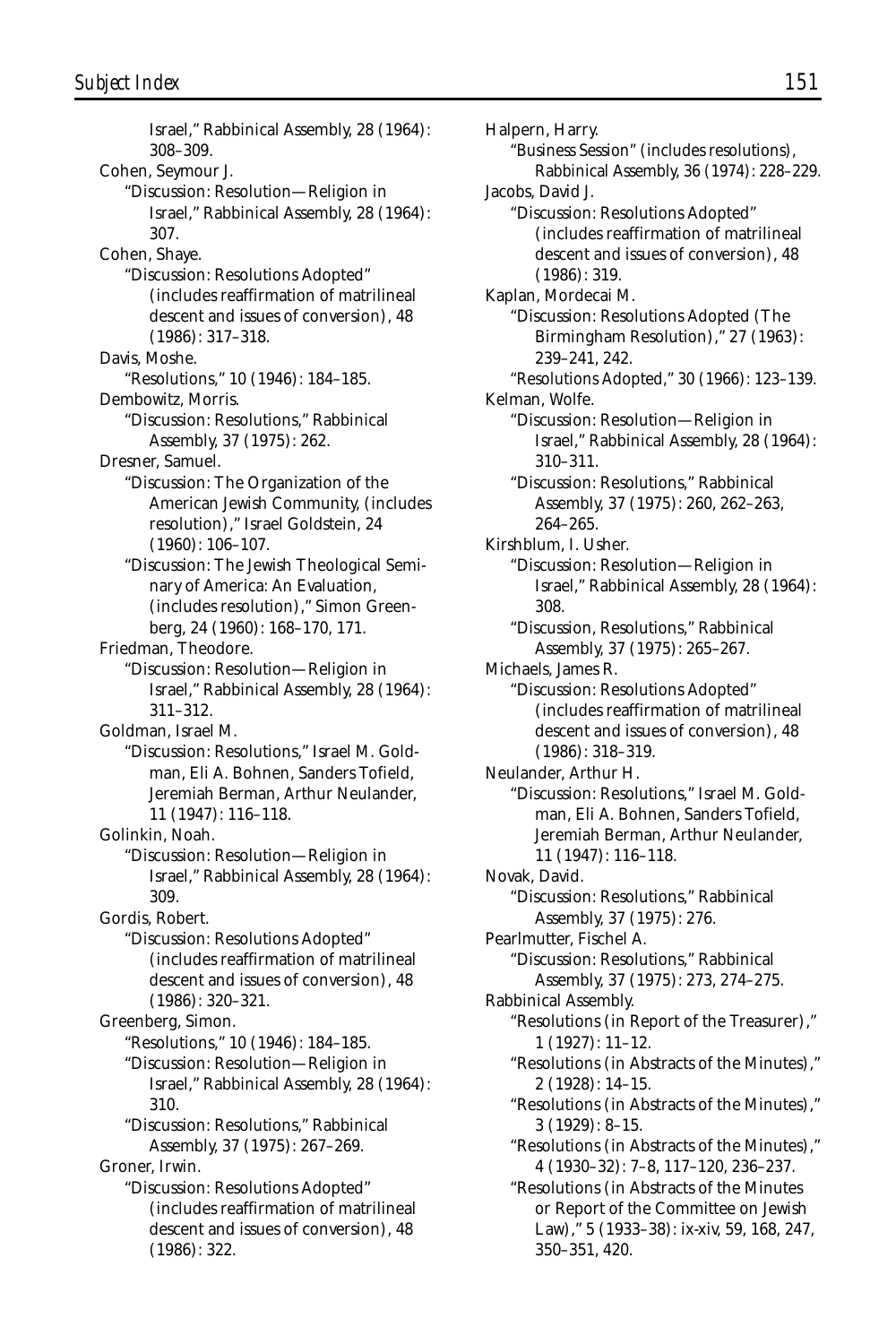Israel," Rabbinical Assembly, 28 (1964): 308–309.

Cohen, Seymour J.
"Discussion: Resolution—Religion in Israel," Rabbinical Assembly, 28 (1964): 307.

Cohen, Shaye.
"Discussion: Resolutions Adopted" (includes reaffirmation of matrilineal descent and issues of conversion), 48 (1986): 317–318.

Davis, Moshe.
"Resolutions," 10 (1946): 184–185.

Dembowitz, Morris.
"Discussion: Resolutions," Rabbinical Assembly, 37 (1975): 262.

Dresner, Samuel.
"Discussion: The Organization of the American Jewish Community, (includes resolution)," Israel Goldstein, 24 (1960): 106–107.
"Discussion: The Jewish Theological Seminary of America: An Evaluation, (includes resolution)," Simon Greenberg, 24 (1960): 168–170, 171.

Friedman, Theodore.
"Discussion: Resolution—Religion in Israel," Rabbinical Assembly, 28 (1964): 311–312.

Goldman, Israel M.
"Discussion: Resolutions," Israel M. Goldman, Eli A. Bohnen, Sanders Tofield, Jeremiah Berman, Arthur Neulander, 11 (1947): 116–118.

Golinkin, Noah.
"Discussion: Resolution—Religion in Israel," Rabbinical Assembly, 28 (1964): 309.

Gordis, Robert.
"Discussion: Resolutions Adopted" (includes reaffirmation of matrilineal descent and issues of conversion), 48 (1986): 320–321.

Greenberg, Simon.
"Resolutions," 10 (1946): 184–185.
"Discussion: Resolution—Religion in Israel," Rabbinical Assembly, 28 (1964): 310.
"Discussion: Resolutions," Rabbinical Assembly, 37 (1975): 267–269.

Groner, Irwin.
"Discussion: Resolutions Adopted" (includes reaffirmation of matrilineal descent and issues of conversion), 48 (1986): 322.

Halpern, Harry.
"Business Session" (includes resolutions), Rabbinical Assembly, 36 (1974): 228–229.

Jacobs, David J.
"Discussion: Resolutions Adopted" (includes reaffirmation of matrilineal descent and issues of conversion), 48 (1986): 319.

Kaplan, Mordecai M.
"Discussion: Resolutions Adopted (The Birmingham Resolution)," 27 (1963): 239–241, 242.
"Resolutions Adopted," 30 (1966): 123–139.

Kelman, Wolfe.
"Discussion: Resolution—Religion in Israel," Rabbinical Assembly, 28 (1964): 310–311.
"Discussion: Resolutions," Rabbinical Assembly, 37 (1975): 260, 262–263, 264–265.

Kirshblum, I. Usher.
"Discussion: Resolution—Religion in Israel," Rabbinical Assembly, 28 (1964): 308.
"Discussion, Resolutions," Rabbinical Assembly, 37 (1975): 265–267.

Michaels, James R.
"Discussion: Resolutions Adopted" (includes reaffirmation of matrilineal descent and issues of conversion), 48 (1986): 318–319.

Neulander, Arthur H.
"Discussion: Resolutions," Israel M. Goldman, Eli A. Bohnen, Sanders Tofield, Jeremiah Berman, Arthur Neulander, 11 (1947): 116–118.

Novak, David.
"Discussion: Resolutions," Rabbinical Assembly, 37 (1975): 276.

Pearlmutter, Fischel A.
"Discussion: Resolutions," Rabbinical Assembly, 37 (1975): 273, 274–275.

Rabbinical Assembly.
"Resolutions (in Report of the Treasurer)," 1 (1927): 11–12.
"Resolutions (in Abstracts of the Minutes)," 2 (1928): 14–15.
"Resolutions (in Abstracts of the Minutes)," 3 (1929): 8–15.
"Resolutions (in Abstracts of the Minutes)," 4 (1930–32): 7–8, 117–120, 236–237.
"Resolutions (in Abstracts of the Minutes or Report of the Committee on Jewish Law)," 5 (1933–38): ix-xiv, 59, 168, 247, 350–351, 420.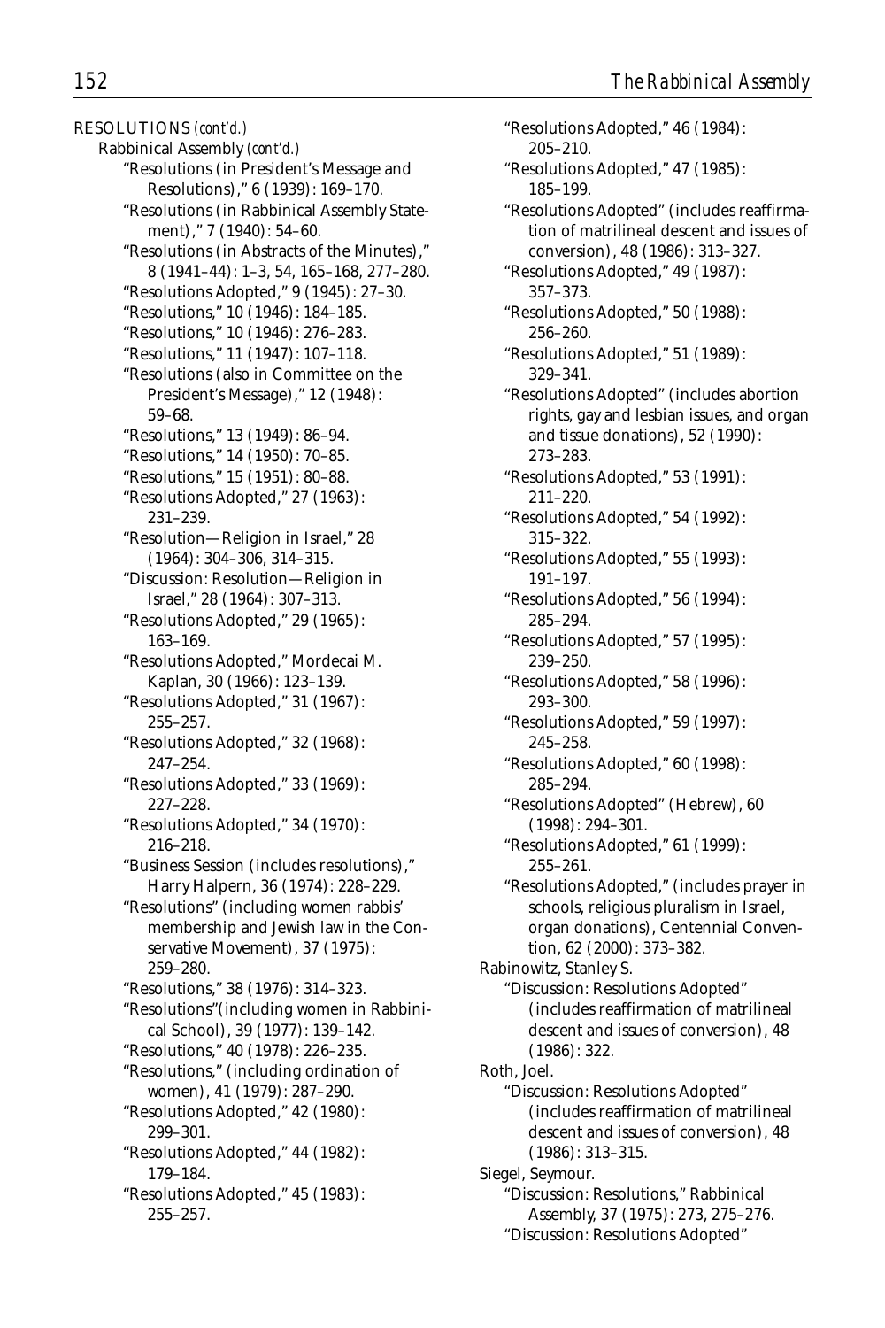RESOLUTIONS *(cont'd.)*

Rabbinical Assembly *(cont'd.)*

"Resolutions (in President's Message and Resolutions)," 6 (1939): 169–170.

"Resolutions (in Rabbinical Assembly Statement)," 7 (1940): 54–60.

"Resolutions (in Abstracts of the Minutes)," 8 (1941–44): 1–3, 54, 165–168, 277–280.

"Resolutions Adopted," 9 (1945): 27–30.

"Resolutions," 10 (1946): 184–185.

"Resolutions," 10 (1946): 276–283.

"Resolutions," 11 (1947): 107–118.

"Resolutions (also in Committee on the President's Message)," 12 (1948): 59–68.

"Resolutions," 13 (1949): 86–94.

"Resolutions," 14 (1950): 70–85.

"Resolutions," 15 (1951): 80–88.

"Resolutions Adopted," 27 (1963): 231–239.

"Resolution—Religion in Israel," 28 (1964): 304–306, 314–315.

"Discussion: Resolution—Religion in Israel," 28 (1964): 307–313.

"Resolutions Adopted," 29 (1965): 163–169.

"Resolutions Adopted," Mordecai M. Kaplan, 30 (1966): 123–139.

"Resolutions Adopted," 31 (1967): 255–257.

"Resolutions Adopted," 32 (1968): 247–254.

"Resolutions Adopted," 33 (1969): 227–228.

"Resolutions Adopted," 34 (1970): 216–218.

"Business Session (includes resolutions)," Harry Halpern, 36 (1974): 228–229.

"Resolutions" (including women rabbis' membership and Jewish law in the Conservative Movement), 37 (1975): 259–280.

"Resolutions," 38 (1976): 314–323.

"Resolutions"(including women in Rabbinical School), 39 (1977): 139–142.

"Resolutions," 40 (1978): 226–235.

"Resolutions," (including ordination of women), 41 (1979): 287–290.

"Resolutions Adopted," 42 (1980): 299–301.

"Resolutions Adopted," 44 (1982): 179–184.

"Resolutions Adopted," 45 (1983): 255–257.

"Resolutions Adopted," 46 (1984): 205–210.

"Resolutions Adopted," 47 (1985): 185–199.

"Resolutions Adopted" (includes reaffirmation of matrilineal descent and issues of conversion), 48 (1986): 313–327.

"Resolutions Adopted," 49 (1987): 357–373.

"Resolutions Adopted," 50 (1988): 256–260.

"Resolutions Adopted," 51 (1989): 329–341.

"Resolutions Adopted" (includes abortion rights, gay and lesbian issues, and organ and tissue donations), 52 (1990): 273–283.

"Resolutions Adopted," 53 (1991): 211–220.

"Resolutions Adopted," 54 (1992): 315–322.

"Resolutions Adopted," 55 (1993): 191–197.

"Resolutions Adopted," 56 (1994): 285–294.

"Resolutions Adopted," 57 (1995): 239–250.

"Resolutions Adopted," 58 (1996): 293–300.

"Resolutions Adopted," 59 (1997): 245–258.

"Resolutions Adopted," 60 (1998): 285–294.

"Resolutions Adopted" (Hebrew), 60 (1998): 294–301.

"Resolutions Adopted," 61 (1999): 255–261.

"Resolutions Adopted," (includes prayer in schools, religious pluralism in Israel, organ donations), Centennial Convention, 62 (2000): 373–382.

Rabinowitz, Stanley S.

"Discussion: Resolutions Adopted" (includes reaffirmation of matrilineal descent and issues of conversion), 48 (1986): 322.

Roth, Joel.

"Discussion: Resolutions Adopted" (includes reaffirmation of matrilineal descent and issues of conversion), 48 (1986): 313–315.

Siegel, Seymour.

"Discussion: Resolutions," Rabbinical Assembly, 37 (1975): 273, 275–276.

"Discussion: Resolutions Adopted"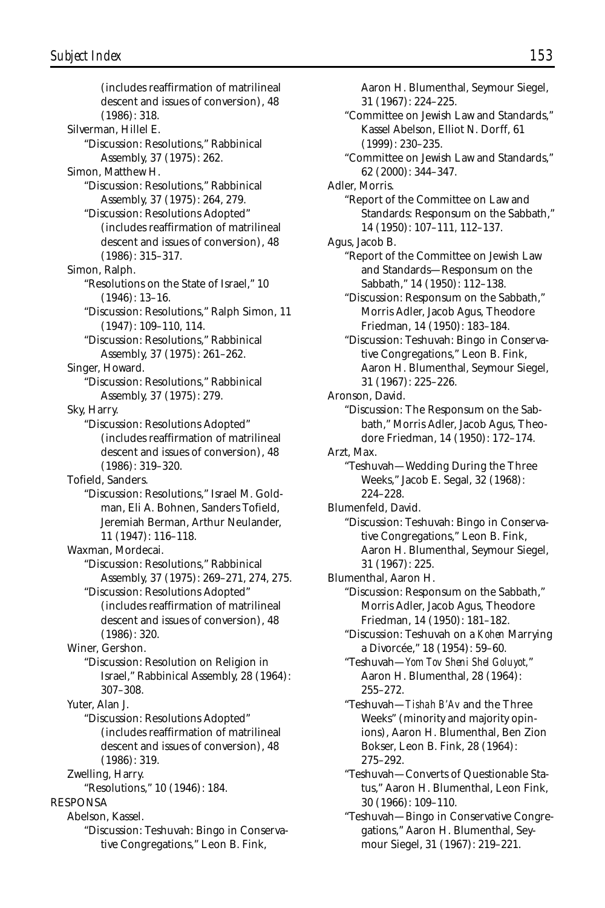(includes reaffirmation of matrilineal descent and issues of conversion), 48 (1986): 318.

Silverman, Hillel E.

"Discussion: Resolutions," Rabbinical Assembly, 37 (1975): 262.

Simon, Matthew H.

"Discussion: Resolutions," Rabbinical Assembly, 37 (1975): 264, 279.

"Discussion: Resolutions Adopted" (includes reaffirmation of matrilineal descent and issues of conversion), 48 (1986): 315–317.

Simon, Ralph.

"Resolutions on the State of Israel," 10 (1946): 13–16.

"Discussion: Resolutions," Ralph Simon, 11 (1947): 109–110, 114.

"Discussion: Resolutions," Rabbinical Assembly, 37 (1975): 261–262.

Singer, Howard.

"Discussion: Resolutions," Rabbinical Assembly, 37 (1975): 279.

Sky, Harry.

"Discussion: Resolutions Adopted" (includes reaffirmation of matrilineal descent and issues of conversion), 48 (1986): 319–320.

Tofield, Sanders.

"Discussion: Resolutions," Israel M. Goldman, Eli A. Bohnen, Sanders Tofield, Jeremiah Berman, Arthur Neulander, 11 (1947): 116–118.

Waxman, Mordecai.

"Discussion: Resolutions," Rabbinical Assembly, 37 (1975): 269–271, 274, 275.

"Discussion: Resolutions Adopted" (includes reaffirmation of matrilineal descent and issues of conversion), 48 (1986): 320.

Winer, Gershon.

"Discussion: Resolution on Religion in Israel," Rabbinical Assembly, 28 (1964): 307–308.

Yuter, Alan J.

"Discussion: Resolutions Adopted" (includes reaffirmation of matrilineal descent and issues of conversion), 48 (1986): 319.

Zwelling, Harry.

"Resolutions," 10 (1946): 184.

RESPONSA

Abelson, Kassel.

"Discussion: Teshuvah: Bingo in Conservative Congregations," Leon B. Fink, Aaron H. Blumenthal, Seymour Siegel, 31 (1967): 224–225.

"Committee on Jewish Law and Standards," Kassel Abelson, Elliot N. Dorff, 61 (1999): 230–235.

"Committee on Jewish Law and Standards," 62 (2000): 344–347.

Adler, Morris.

"Report of the Committee on Law and Standards: Responsum on the Sabbath," 14 (1950): 107–111, 112–137.

Agus, Jacob B.

"Report of the Committee on Jewish Law and Standards—Responsum on the Sabbath," 14 (1950): 112–138.

"Discussion: Responsum on the Sabbath," Morris Adler, Jacob Agus, Theodore Friedman, 14 (1950): 183–184.

"Discussion: Teshuvah: Bingo in Conservative Congregations," Leon B. Fink, Aaron H. Blumenthal, Seymour Siegel, 31 (1967): 225–226.

Aronson, David.

"Discussion: The Responsum on the Sabbath," Morris Adler, Jacob Agus, Theodore Friedman, 14 (1950): 172–174.

Arzt, Max.

"Teshuvah—Wedding During the Three Weeks," Jacob E. Segal, 32 (1968): 224–228.

Blumenfeld, David.

"Discussion: Teshuvah: Bingo in Conservative Congregations," Leon B. Fink, Aaron H. Blumenthal, Seymour Siegel, 31 (1967): 225.

Blumenthal, Aaron H.

"Discussion: Responsum on the Sabbath," Morris Adler, Jacob Agus, Theodore Friedman, 14 (1950): 181–182.

"Discussion: Teshuvah on a *Kohen* Marrying a Divorcée," 18 (1954): 59–60.

"Teshuvah—*Yom Tov Sheni Shel Goluyot*," Aaron H. Blumenthal, 28 (1964): 255–272.

"Teshuvah—*Tishah B'Av* and the Three Weeks" (minority and majority opinions), Aaron H. Blumenthal, Ben Zion Bokser, Leon B. Fink, 28 (1964): 275–292.

"Teshuvah—Converts of Questionable Status," Aaron H. Blumenthal, Leon Fink, 30 (1966): 109–110.

"Teshuvah—Bingo in Conservative Congregations," Aaron H. Blumenthal, Seymour Siegel, 31 (1967): 219–221.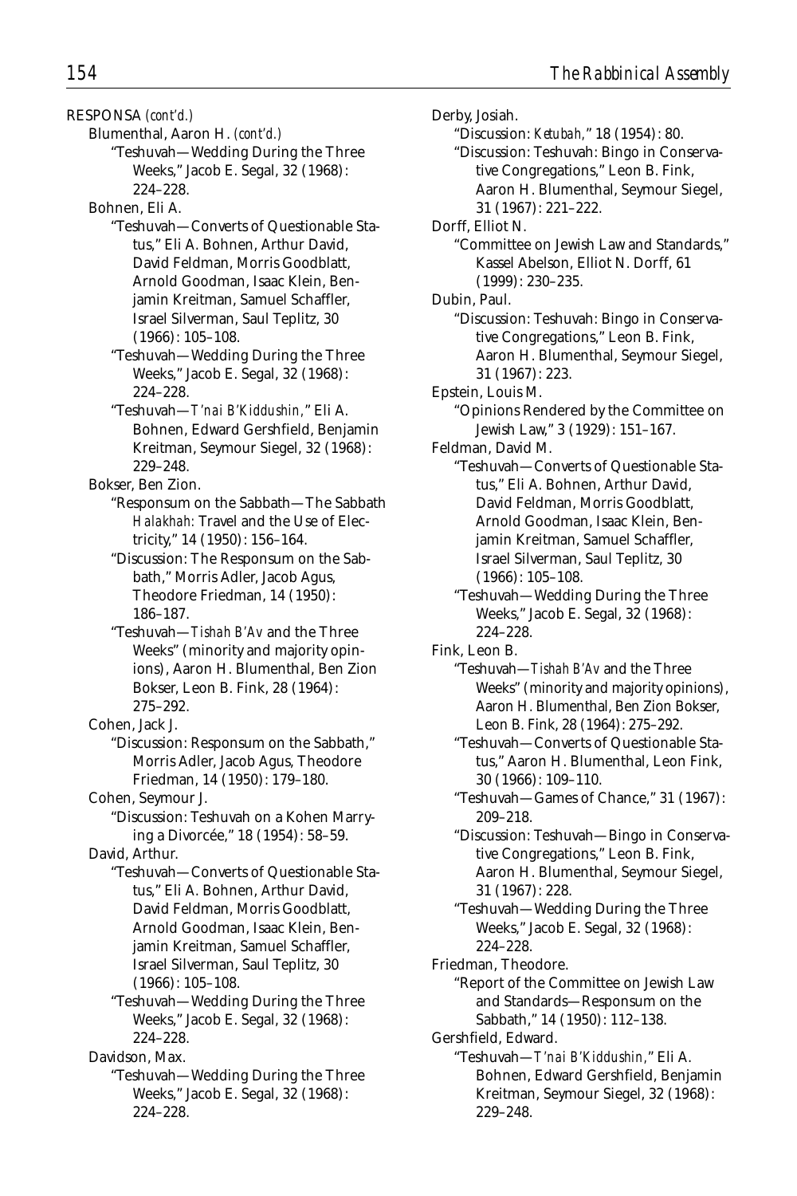RESPONSA *(cont'd.)*

Blumenthal, Aaron H. *(cont'd.)*

"Teshuvah—Wedding During the Three Weeks," Jacob E. Segal, 32 (1968): 224–228.

Bohnen, Eli A.

"Teshuvah—Converts of Questionable Status," Eli A. Bohnen, Arthur David, David Feldman, Morris Goodblatt, Arnold Goodman, Isaac Klein, Benjamin Kreitman, Samuel Schaffler, Israel Silverman, Saul Teplitz, 30 (1966): 105–108.

"Teshuvah—Wedding During the Three Weeks," Jacob E. Segal, 32 (1968): 224–228.

"Teshuvah—*T'nai B'Kiddushin*," Eli A. Bohnen, Edward Gershfield, Benjamin Kreitman, Seymour Siegel, 32 (1968): 229–248.

Bokser, Ben Zion.

"Responsum on the Sabbath—The Sabbath *Halakhah:* Travel and the Use of Electricity," 14 (1950): 156–164.

"Discussion: The Responsum on the Sabbath," Morris Adler, Jacob Agus, Theodore Friedman, 14 (1950): 186–187.

"Teshuvah—*Tishah B'Av* and the Three Weeks" (minority and majority opinions), Aaron H. Blumenthal, Ben Zion Bokser, Leon B. Fink, 28 (1964): 275–292.

Cohen, Jack J.

"Discussion: Responsum on the Sabbath," Morris Adler, Jacob Agus, Theodore Friedman, 14 (1950): 179–180.

Cohen, Seymour J.

"Discussion: Teshuvah on a Kohen Marrying a Divorcée," 18 (1954): 58–59.

David, Arthur.

"Teshuvah—Converts of Questionable Status," Eli A. Bohnen, Arthur David, David Feldman, Morris Goodblatt, Arnold Goodman, Isaac Klein, Benjamin Kreitman, Samuel Schaffler, Israel Silverman, Saul Teplitz, 30 (1966): 105–108.

"Teshuvah—Wedding During the Three Weeks," Jacob E. Segal, 32 (1968): 224–228.

Davidson, Max.

"Teshuvah—Wedding During the Three Weeks," Jacob E. Segal, 32 (1968): 224–228.

Derby, Josiah.

"Discussion: *Ketubah*," 18 (1954): 80.

"Discussion: Teshuvah: Bingo in Conservative Congregations," Leon B. Fink, Aaron H. Blumenthal, Seymour Siegel, 31 (1967): 221–222.

Dorff, Elliot N.

"Committee on Jewish Law and Standards," Kassel Abelson, Elliot N. Dorff, 61 (1999): 230–235.

Dubin, Paul.

"Discussion: Teshuvah: Bingo in Conservative Congregations," Leon B. Fink, Aaron H. Blumenthal, Seymour Siegel, 31 (1967): 223.

Epstein, Louis M.

"Opinions Rendered by the Committee on Jewish Law," 3 (1929): 151–167.

Feldman, David M.

"Teshuvah—Converts of Questionable Status," Eli A. Bohnen, Arthur David, David Feldman, Morris Goodblatt, Arnold Goodman, Isaac Klein, Benjamin Kreitman, Samuel Schaffler, Israel Silverman, Saul Teplitz, 30 (1966): 105–108.

"Teshuvah—Wedding During the Three Weeks," Jacob E. Segal, 32 (1968): 224–228.

Fink, Leon B.

"Teshuvah—*Tishah B'Av* and the Three Weeks" (minority and majority opinions), Aaron H. Blumenthal, Ben Zion Bokser, Leon B. Fink, 28 (1964): 275–292.

"Teshuvah—Converts of Questionable Status," Aaron H. Blumenthal, Leon Fink, 30 (1966): 109–110.

"Teshuvah—Games of Chance," 31 (1967): 209–218.

"Discussion: Teshuvah—Bingo in Conservative Congregations," Leon B. Fink, Aaron H. Blumenthal, Seymour Siegel, 31 (1967): 228.

"Teshuvah—Wedding During the Three Weeks," Jacob E. Segal, 32 (1968): 224–228.

Friedman, Theodore.

"Report of the Committee on Jewish Law and Standards—Responsum on the Sabbath," 14 (1950): 112–138.

Gershfield, Edward.

"Teshuvah—*T'nai B'Kiddushin*," Eli A. Bohnen, Edward Gershfield, Benjamin Kreitman, Seymour Siegel, 32 (1968): 229–248.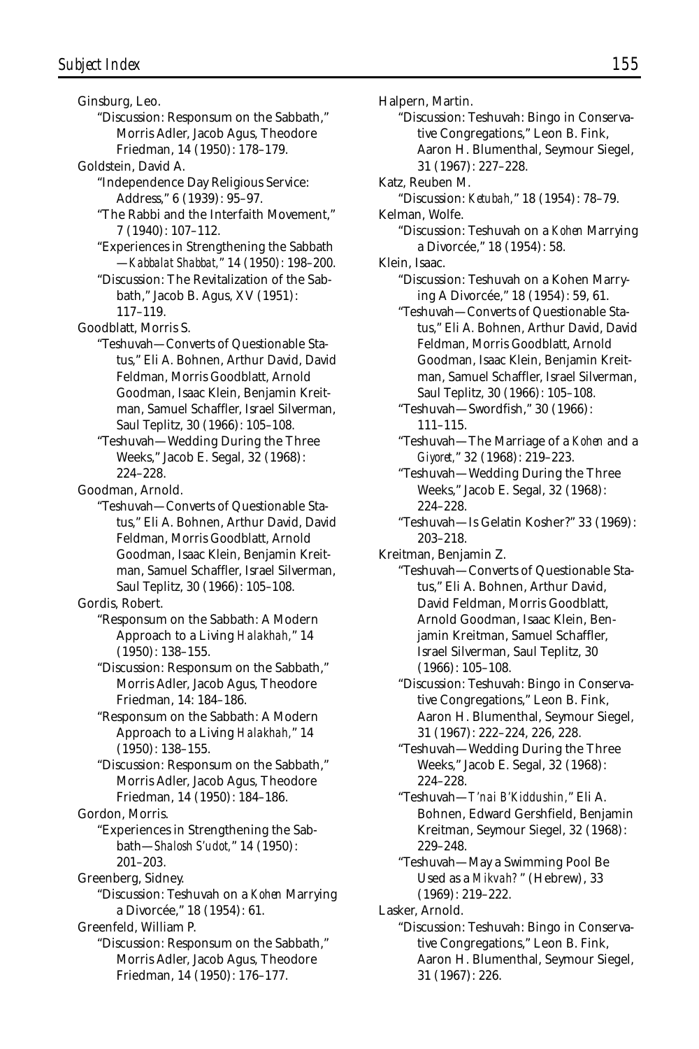Ginsburg, Leo.

"Discussion: Responsum on the Sabbath," Morris Adler, Jacob Agus, Theodore Friedman, 14 (1950): 178–179.

Goldstein, David A.

"Independence Day Religious Service: Address," 6 (1939): 95–97.

"The Rabbi and the Interfaith Movement," 7 (1940): 107–112.

"Experiences in Strengthening the Sabbath—*Kabbalat Shabbat*," 14 (1950): 198–200.

"Discussion: The Revitalization of the Sabbath," Jacob B. Agus, XV (1951): 117–119.

Goodblatt, Morris S.

"Teshuvah—Converts of Questionable Status," Eli A. Bohnen, Arthur David, David Feldman, Morris Goodblatt, Arnold Goodman, Isaac Klein, Benjamin Kreitman, Samuel Schaffler, Israel Silverman, Saul Teplitz, 30 (1966): 105–108.

"Teshuvah—Wedding During the Three Weeks," Jacob E. Segal, 32 (1968): 224–228.

Goodman, Arnold.

"Teshuvah—Converts of Questionable Status," Eli A. Bohnen, Arthur David, David Feldman, Morris Goodblatt, Arnold Goodman, Isaac Klein, Benjamin Kreitman, Samuel Schaffler, Israel Silverman, Saul Teplitz, 30 (1966): 105–108.

Gordis, Robert.

"Responsum on the Sabbath: A Modern Approach to a Living *Halakhah*," 14 (1950): 138–155.

"Discussion: Responsum on the Sabbath," Morris Adler, Jacob Agus, Theodore Friedman, 14: 184–186.

"Responsum on the Sabbath: A Modern Approach to a Living *Halakhah*," 14 (1950): 138–155.

"Discussion: Responsum on the Sabbath," Morris Adler, Jacob Agus, Theodore Friedman, 14 (1950): 184–186.

Gordon, Morris.

"Experiences in Strengthening the Sabbath—*Shalosh S'udot*," 14 (1950): 201–203.

Greenberg, Sidney.

"Discussion: Teshuvah on a *Kohen* Marrying a Divorcée," 18 (1954): 61.

Greenfeld, William P.

"Discussion: Responsum on the Sabbath," Morris Adler, Jacob Agus, Theodore Friedman, 14 (1950): 176–177.

Halpern, Martin.

"Discussion: Teshuvah: Bingo in Conservative Congregations," Leon B. Fink, Aaron H. Blumenthal, Seymour Siegel, 31 (1967): 227–228.

Katz, Reuben M.

"Discussion: *Ketubah*," 18 (1954): 78–79.

Kelman, Wolfe.

"Discussion: Teshuvah on a *Kohen* Marrying a Divorcée," 18 (1954): 58.

Klein, Isaac.

"Discussion: Teshuvah on a Kohen Marrying A Divorcée," 18 (1954): 59, 61.

"Teshuvah—Converts of Questionable Status," Eli A. Bohnen, Arthur David, David Feldman, Morris Goodblatt, Arnold Goodman, Isaac Klein, Benjamin Kreitman, Samuel Schaffler, Israel Silverman, Saul Teplitz, 30 (1966): 105–108.

"Teshuvah—Swordfish," 30 (1966): 111–115.

"Teshuvah—The Marriage of a *Kohen* and a *Giyoret*," 32 (1968): 219–223.

"Teshuvah—Wedding During the Three Weeks," Jacob E. Segal, 32 (1968): 224–228.

"Teshuvah—Is Gelatin Kosher?" 33 (1969): 203–218.

Kreitman, Benjamin Z.

"Teshuvah—Converts of Questionable Status," Eli A. Bohnen, Arthur David, David Feldman, Morris Goodblatt, Arnold Goodman, Isaac Klein, Benjamin Kreitman, Samuel Schaffler, Israel Silverman, Saul Teplitz, 30 (1966): 105–108.

"Discussion: Teshuvah: Bingo in Conservative Congregations," Leon B. Fink, Aaron H. Blumenthal, Seymour Siegel, 31 (1967): 222–224, 226, 228.

"Teshuvah—Wedding During the Three Weeks," Jacob E. Segal, 32 (1968): 224–228.

"Teshuvah—*T'nai B'Kiddushin*," Eli A. Bohnen, Edward Gershfield, Benjamin Kreitman, Seymour Siegel, 32 (1968): 229–248.

"Teshuvah—May a Swimming Pool Be Used as a *Mikvah*?" (Hebrew), 33 (1969): 219–222.

Lasker, Arnold.

"Discussion: Teshuvah: Bingo in Conservative Congregations," Leon B. Fink, Aaron H. Blumenthal, Seymour Siegel, 31 (1967): 226.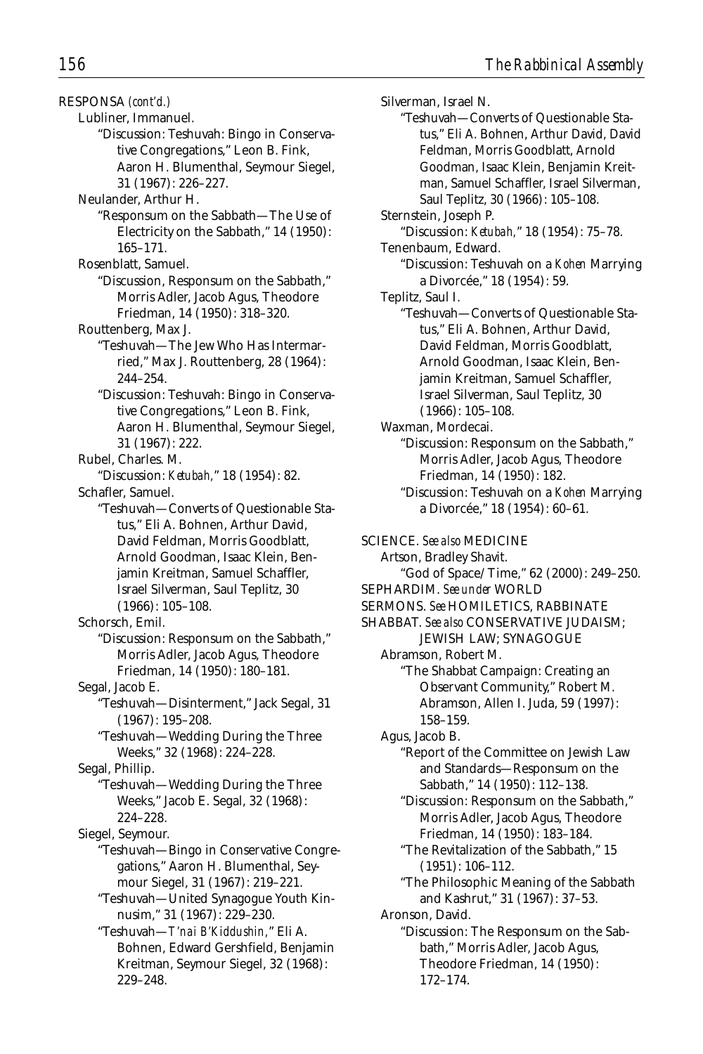RESPONSA *(cont'd.)*

Lubliner, Immanuel.

"Discussion: Teshuvah: Bingo in Conservative Congregations," Leon B. Fink, Aaron H. Blumenthal, Seymour Siegel, 31 (1967): 226–227.

Neulander, Arthur H.

"Responsum on the Sabbath—The Use of Electricity on the Sabbath," 14 (1950): 165–171.

Rosenblatt, Samuel.

"Discussion, Responsum on the Sabbath," Morris Adler, Jacob Agus, Theodore Friedman, 14 (1950): 318–320.

Routtenberg, Max J.

"Teshuvah—The Jew Who Has Intermarried," Max J. Routtenberg, 28 (1964): 244–254.

"Discussion: Teshuvah: Bingo in Conservative Congregations," Leon B. Fink, Aaron H. Blumenthal, Seymour Siegel, 31 (1967): 222.

Rubel, Charles. M.

"Discussion: *Ketubah*," 18 (1954): 82.

Schafler, Samuel.

"Teshuvah—Converts of Questionable Status," Eli A. Bohnen, Arthur David, David Feldman, Morris Goodblatt, Arnold Goodman, Isaac Klein, Benjamin Kreitman, Samuel Schaffler, Israel Silverman, Saul Teplitz, 30 (1966): 105–108.

Schorsch, Emil.

"Discussion: Responsum on the Sabbath," Morris Adler, Jacob Agus, Theodore Friedman, 14 (1950): 180–181.

Segal, Jacob E.

"Teshuvah—Disinterment," Jack Segal, 31 (1967): 195–208.

"Teshuvah—Wedding During the Three Weeks," 32 (1968): 224–228.

Segal, Phillip.

"Teshuvah—Wedding During the Three Weeks," Jacob E. Segal, 32 (1968): 224–228.

Siegel, Seymour.

"Teshuvah—Bingo in Conservative Congregations," Aaron H. Blumenthal, Seymour Siegel, 31 (1967): 219–221.

"Teshuvah—United Synagogue Youth Kinnusim," 31 (1967): 229–230.

"Teshuvah—*T'nai B'Kiddushin*," Eli A. Bohnen, Edward Gershfield, Benjamin Kreitman, Seymour Siegel, 32 (1968): 229–248.

Silverman, Israel N.

"Teshuvah—Converts of Questionable Status," Eli A. Bohnen, Arthur David, David Feldman, Morris Goodblatt, Arnold Goodman, Isaac Klein, Benjamin Kreitman, Samuel Schaffler, Israel Silverman, Saul Teplitz, 30 (1966): 105–108.

Sternstein, Joseph P.

"Discussion: *Ketubah*," 18 (1954): 75–78.

Tenenbaum, Edward.

"Discussion: Teshuvah on a *Kohen* Marrying a Divorcée," 18 (1954): 59.

Teplitz, Saul I.

"Teshuvah—Converts of Questionable Status," Eli A. Bohnen, Arthur David, David Feldman, Morris Goodblatt, Arnold Goodman, Isaac Klein, Benjamin Kreitman, Samuel Schaffler, Israel Silverman, Saul Teplitz, 30 (1966): 105–108.

Waxman, Mordecai.

"Discussion: Responsum on the Sabbath," Morris Adler, Jacob Agus, Theodore Friedman, 14 (1950): 182.

"Discussion: Teshuvah on a *Kohen* Marrying a Divorcée," 18 (1954): 60–61.

SCIENCE. *See also* MEDICINE

Artson, Bradley Shavit.

"God of Space/Time," 62 (2000): 249–250.

SEPHARDIM. *See under* WORLD

SERMONS. *See* HOMILETICS, RABBINATE

SHABBAT. *See also* CONSERVATIVE JUDAISM; JEWISH LAW; SYNAGOGUE

Abramson, Robert M.

"The Shabbat Campaign: Creating an Observant Community," Robert M. Abramson, Allen I. Juda, 59 (1997): 158–159.

Agus, Jacob B.

"Report of the Committee on Jewish Law and Standards—Responsum on the Sabbath," 14 (1950): 112–138.

"Discussion: Responsum on the Sabbath," Morris Adler, Jacob Agus, Theodore Friedman, 14 (1950): 183–184.

"The Revitalization of the Sabbath," 15 (1951): 106–112.

"The Philosophic Meaning of the Sabbath and Kashrut," 31 (1967): 37–53.

Aronson, David.

"Discussion: The Responsum on the Sabbath," Morris Adler, Jacob Agus, Theodore Friedman, 14 (1950): 172–174.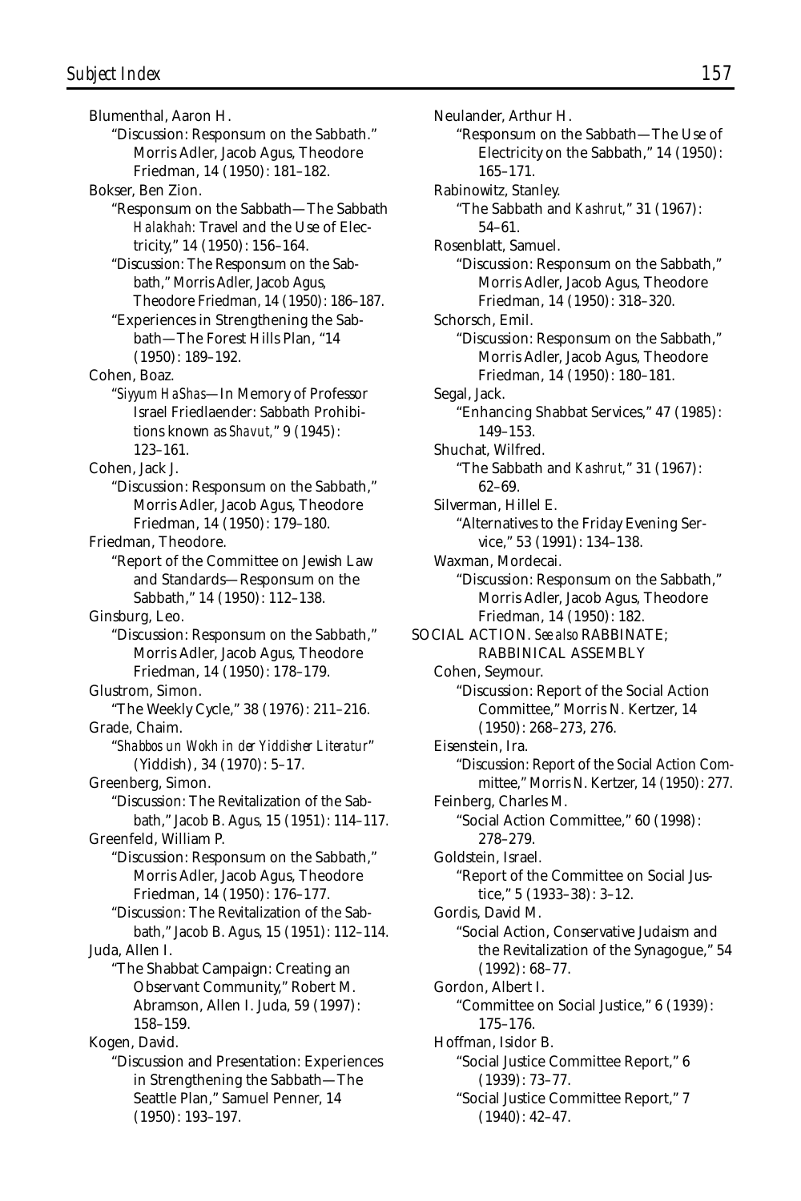Blumenthal, Aaron H.

"Discussion: Responsum on the Sabbath." Morris Adler, Jacob Agus, Theodore Friedman, 14 (1950): 181–182.

Bokser, Ben Zion.

"Responsum on the Sabbath—The Sabbath *Halakhah*: Travel and the Use of Electricity," 14 (1950): 156–164.

"Discussion: The Responsum on the Sabbath," Morris Adler, Jacob Agus, Theodore Friedman, 14 (1950): 186–187.

"Experiences in Strengthening the Sabbath—The Forest Hills Plan, "14 (1950): 189–192.

Cohen, Boaz.

"*Siyyum HaShas*—In Memory of Professor Israel Friedlaender: Sabbath Prohibitions known as *Shavut*," 9 (1945): 123–161.

Cohen, Jack J.

"Discussion: Responsum on the Sabbath," Morris Adler, Jacob Agus, Theodore Friedman, 14 (1950): 179–180.

Friedman, Theodore.

"Report of the Committee on Jewish Law and Standards—Responsum on the Sabbath," 14 (1950): 112–138.

Ginsburg, Leo.

"Discussion: Responsum on the Sabbath," Morris Adler, Jacob Agus, Theodore Friedman, 14 (1950): 178–179.

Glustrom, Simon.

"The Weekly Cycle," 38 (1976): 211–216.

Grade, Chaim.

"*Shabbos un Wokh in der Yiddisher Literatur*" (Yiddish), 34 (1970): 5–17.

Greenberg, Simon.

"Discussion: The Revitalization of the Sabbath," Jacob B. Agus, 15 (1951): 114–117.

Greenfeld, William P.

"Discussion: Responsum on the Sabbath," Morris Adler, Jacob Agus, Theodore Friedman, 14 (1950): 176–177.

"Discussion: The Revitalization of the Sabbath," Jacob B. Agus, 15 (1951): 112–114.

Juda, Allen I.

"The Shabbat Campaign: Creating an Observant Community," Robert M. Abramson, Allen I. Juda, 59 (1997): 158–159.

Kogen, David.

"Discussion and Presentation: Experiences in Strengthening the Sabbath—The Seattle Plan," Samuel Penner, 14 (1950): 193–197.

Neulander, Arthur H.

"Responsum on the Sabbath—The Use of Electricity on the Sabbath," 14 (1950): 165–171.

Rabinowitz, Stanley.

"The Sabbath and *Kashrut,*" 31 (1967): 54–61.

Rosenblatt, Samuel.

"Discussion: Responsum on the Sabbath," Morris Adler, Jacob Agus, Theodore Friedman, 14 (1950): 318–320.

Schorsch, Emil.

"Discussion: Responsum on the Sabbath," Morris Adler, Jacob Agus, Theodore Friedman, 14 (1950): 180–181.

Segal, Jack.

"Enhancing Shabbat Services," 47 (1985): 149–153.

Shuchat, Wilfred.

"The Sabbath and *Kashrut,*" 31 (1967): 62–69.

Silverman, Hillel E.

"Alternatives to the Friday Evening Service," 53 (1991): 134–138.

Waxman, Mordecai.

"Discussion: Responsum on the Sabbath," Morris Adler, Jacob Agus, Theodore Friedman, 14 (1950): 182.

SOCIAL ACTION. *See also* RABBINATE; RABBINICAL ASSEMBLY

Cohen, Seymour.

"Discussion: Report of the Social Action Committee," Morris N. Kertzer, 14 (1950): 268–273, 276.

Eisenstein, Ira.

"Discussion: Report of the Social Action Committee," Morris N. Kertzer, 14 (1950): 277.

Feinberg, Charles M.

"Social Action Committee," 60 (1998): 278–279.

Goldstein, Israel.

"Report of the Committee on Social Justice," 5 (1933–38): 3–12.

Gordis, David M.

"Social Action, Conservative Judaism and the Revitalization of the Synagogue," 54 (1992): 68–77.

Gordon, Albert I.

"Committee on Social Justice," 6 (1939): 175–176.

Hoffman, Isidor B.

"Social Justice Committee Report," 6 (1939): 73–77.

"Social Justice Committee Report," 7 (1940): 42–47.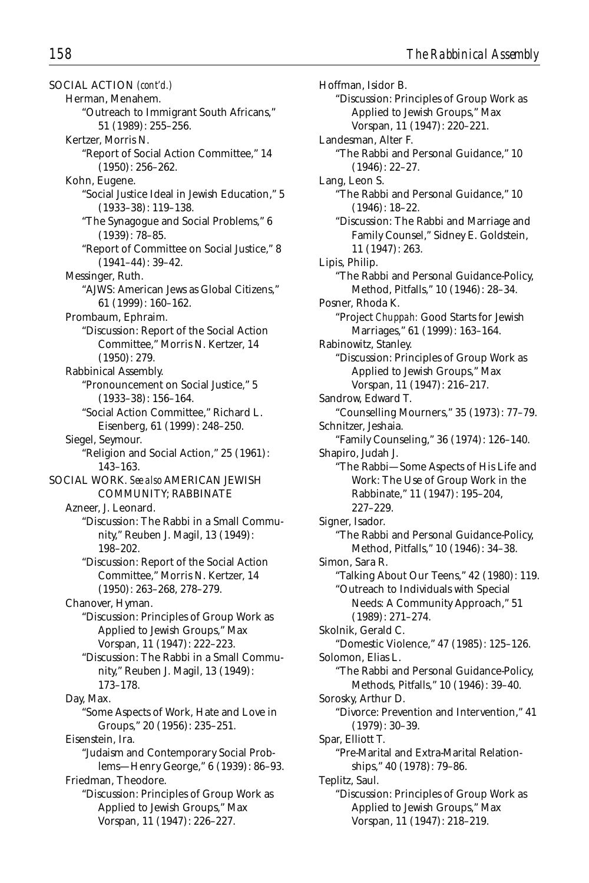SOCIAL ACTION *(cont'd.)*

Herman, Menahem.
"Outreach to Immigrant South Africans," 51 (1989): 255–256.

Kertzer, Morris N.
"Report of Social Action Committee," 14 (1950): 256–262.

Kohn, Eugene.
"Social Justice Ideal in Jewish Education," 5 (1933–38): 119–138.
"The Synagogue and Social Problems," 6 (1939): 78–85.
"Report of Committee on Social Justice," 8 (1941–44): 39–42.

Messinger, Ruth.
"AJWS: American Jews as Global Citizens," 61 (1999): 160–162.

Prombaum, Ephraim.
"Discussion: Report of the Social Action Committee," Morris N. Kertzer, 14 (1950): 279.

Rabbinical Assembly.
"Pronouncement on Social Justice," 5 (1933–38): 156–164.
"Social Action Committee," Richard L. Eisenberg, 61 (1999): 248–250.

Siegel, Seymour.
"Religion and Social Action," 25 (1961): 143–163.

SOCIAL WORK. *See also* AMERICAN JEWISH COMMUNITY; RABBINATE

Azneer, J. Leonard.
"Discussion: The Rabbi in a Small Community," Reuben J. Magil, 13 (1949): 198–202.
"Discussion: Report of the Social Action Committee," Morris N. Kertzer, 14 (1950): 263–268, 278–279.

Chanover, Hyman.
"Discussion: Principles of Group Work as Applied to Jewish Groups," Max Vorspan, 11 (1947): 222–223.
"Discussion: The Rabbi in a Small Community," Reuben J. Magil, 13 (1949): 173–178.

Day, Max.
"Some Aspects of Work, Hate and Love in Groups," 20 (1956): 235–251.

Eisenstein, Ira.
"Judaism and Contemporary Social Problems—Henry George," 6 (1939): 86–93.

Friedman, Theodore.
"Discussion: Principles of Group Work as Applied to Jewish Groups," Max Vorspan, 11 (1947): 226–227.

Hoffman, Isidor B.
"Discussion: Principles of Group Work as Applied to Jewish Groups," Max Vorspan, 11 (1947): 220–221.

Landesman, Alter F.
"The Rabbi and Personal Guidance," 10 (1946): 22–27.

Lang, Leon S.
"The Rabbi and Personal Guidance," 10 (1946): 18–22.
"Discussion: The Rabbi and Marriage and Family Counsel," Sidney E. Goldstein, 11 (1947): 263.

Lipis, Philip.
"The Rabbi and Personal Guidance-Policy, Method, Pitfalls," 10 (1946): 28–34.

Posner, Rhoda K.
"Project *Chuppah:* Good Starts for Jewish Marriages," 61 (1999): 163–164.

Rabinowitz, Stanley.
"Discussion: Principles of Group Work as Applied to Jewish Groups," Max Vorspan, 11 (1947): 216–217.

Sandrow, Edward T.
"Counselling Mourners," 35 (1973): 77–79.

Schnitzer, Jeshaia.
"Family Counseling," 36 (1974): 126–140.

Shapiro, Judah J.
"The Rabbi—Some Aspects of His Life and Work: The Use of Group Work in the Rabbinate," 11 (1947): 195–204, 227–229.

Signer, Isador.
"The Rabbi and Personal Guidance-Policy, Method, Pitfalls," 10 (1946): 34–38.

Simon, Sara R.
"Talking About Our Teens," 42 (1980): 119.
"Outreach to Individuals with Special Needs: A Community Approach," 51 (1989): 271–274.

Skolnik, Gerald C.
"Domestic Violence," 47 (1985): 125–126.

Solomon, Elias L.
"The Rabbi and Personal Guidance-Policy, Methods, Pitfalls," 10 (1946): 39–40.

Sorosky, Arthur D.
"Divorce: Prevention and Intervention," 41 (1979): 30–39.

Spar, Elliott T.
"Pre-Marital and Extra-Marital Relationships," 40 (1978): 79–86.

Teplitz, Saul.
"Discussion: Principles of Group Work as Applied to Jewish Groups," Max Vorspan, 11 (1947): 218–219.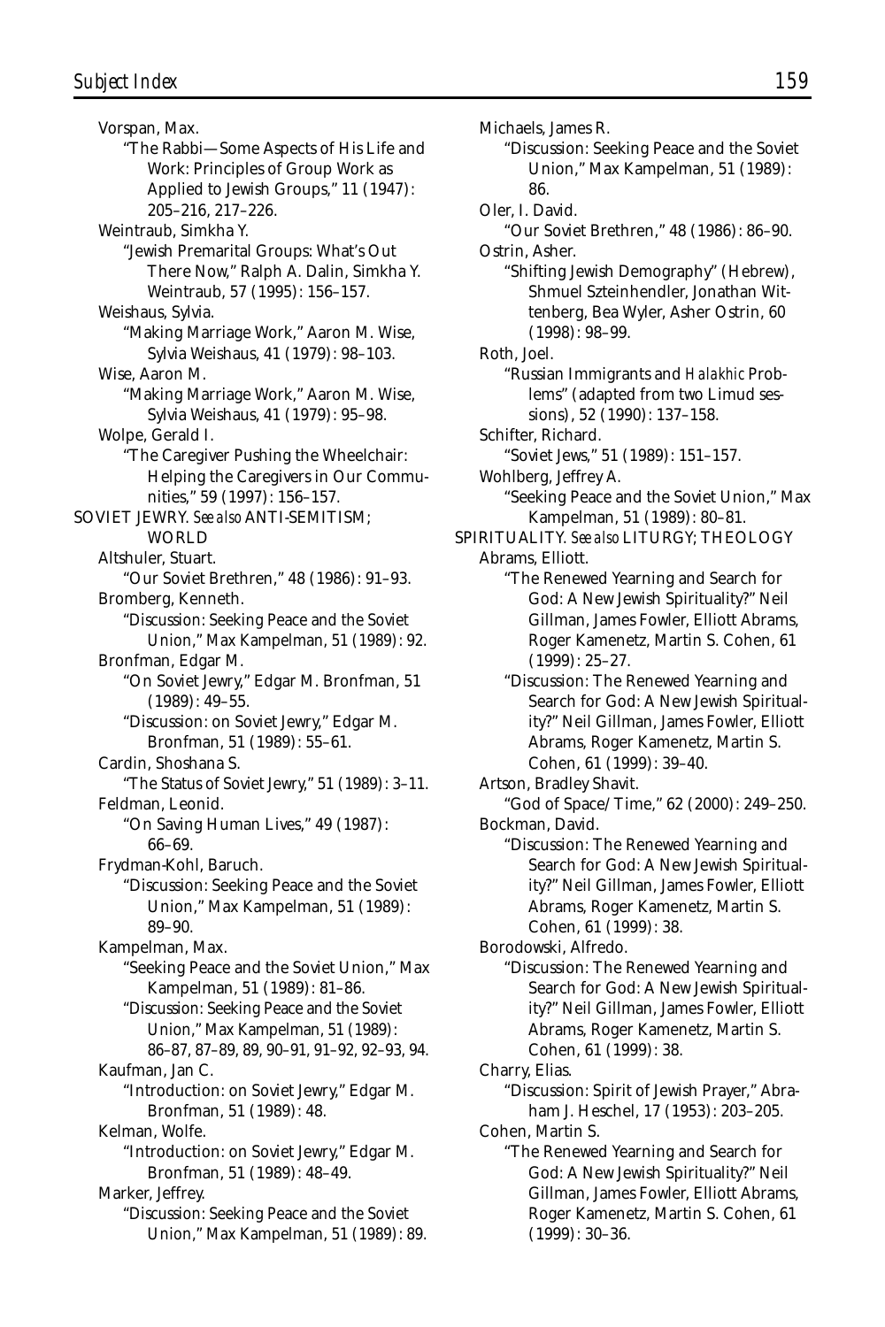Vorspan, Max.

"The Rabbi—Some Aspects of His Life and Work: Principles of Group Work as Applied to Jewish Groups," 11 (1947): 205–216, 217–226.

Weintraub, Simkha Y.

"Jewish Premarital Groups: What's Out There Now," Ralph A. Dalin, Simkha Y. Weintraub, 57 (1995): 156–157.

Weishaus, Sylvia.

"Making Marriage Work," Aaron M. Wise, Sylvia Weishaus, 41 (1979): 98–103.

Wise, Aaron M.

"Making Marriage Work," Aaron M. Wise, Sylvia Weishaus, 41 (1979): 95–98.

Wolpe, Gerald I.

"The Caregiver Pushing the Wheelchair: Helping the Caregivers in Our Communities," 59 (1997): 156–157.

SOVIET JEWRY. *See also* ANTI-SEMITISM; WORLD

Altshuler, Stuart.

"Our Soviet Brethren," 48 (1986): 91–93.

Bromberg, Kenneth.

"Discussion: Seeking Peace and the Soviet Union," Max Kampelman, 51 (1989): 92.

Bronfman, Edgar M.

"On Soviet Jewry," Edgar M. Bronfman, 51 (1989): 49–55.

"Discussion: on Soviet Jewry," Edgar M. Bronfman, 51 (1989): 55–61.

Cardin, Shoshana S.

"The Status of Soviet Jewry," 51 (1989): 3–11.

Feldman, Leonid.

"On Saving Human Lives," 49 (1987): 66–69.

Frydman-Kohl, Baruch.

"Discussion: Seeking Peace and the Soviet Union," Max Kampelman, 51 (1989): 89–90.

Kampelman, Max.

"Seeking Peace and the Soviet Union," Max Kampelman, 51 (1989): 81–86.

"Discussion: Seeking Peace and the Soviet Union," Max Kampelman, 51 (1989): 86–87, 87–89, 89, 90–91, 91–92, 92–93, 94.

Kaufman, Jan C.

"Introduction: on Soviet Jewry," Edgar M. Bronfman, 51 (1989): 48.

Kelman, Wolfe.

"Introduction: on Soviet Jewry," Edgar M. Bronfman, 51 (1989): 48–49.

Marker, Jeffrey.

"Discussion: Seeking Peace and the Soviet Union," Max Kampelman, 51 (1989): 89.

Michaels, James R.

"Discussion: Seeking Peace and the Soviet Union," Max Kampelman, 51 (1989): 86.

Oler, I. David.

"Our Soviet Brethren," 48 (1986): 86–90.

Ostrin, Asher.

"Shifting Jewish Demography" (Hebrew), Shmuel Szteinhendler, Jonathan Wittenberg, Bea Wyler, Asher Ostrin, 60 (1998): 98–99.

Roth, Joel.

"Russian Immigrants and *Halakhic* Problems" (adapted from two Limud sessions), 52 (1990): 137–158.

Schifter, Richard.

"Soviet Jews," 51 (1989): 151–157.

Wohlberg, Jeffrey A.

"Seeking Peace and the Soviet Union," Max Kampelman, 51 (1989): 80–81.

SPIRITUALITY. *See also* LITURGY; THEOLOGY

Abrams, Elliott.

"The Renewed Yearning and Search for God: A New Jewish Spirituality?" Neil Gillman, James Fowler, Elliott Abrams, Roger Kamenetz, Martin S. Cohen, 61 (1999): 25–27.

"Discussion: The Renewed Yearning and Search for God: A New Jewish Spirituality?" Neil Gillman, James Fowler, Elliott Abrams, Roger Kamenetz, Martin S. Cohen, 61 (1999): 39–40.

Artson, Bradley Shavit.

"God of Space/Time," 62 (2000): 249–250.

Bockman, David.

"Discussion: The Renewed Yearning and Search for God: A New Jewish Spirituality?" Neil Gillman, James Fowler, Elliott Abrams, Roger Kamenetz, Martin S. Cohen, 61 (1999): 38.

Borodowski, Alfredo.

"Discussion: The Renewed Yearning and Search for God: A New Jewish Spirituality?" Neil Gillman, James Fowler, Elliott Abrams, Roger Kamenetz, Martin S. Cohen, 61 (1999): 38.

Charry, Elias.

"Discussion: Spirit of Jewish Prayer," Abraham J. Heschel, 17 (1953): 203–205.

Cohen, Martin S.

"The Renewed Yearning and Search for God: A New Jewish Spirituality?" Neil Gillman, James Fowler, Elliott Abrams, Roger Kamenetz, Martin S. Cohen, 61 (1999): 30–36.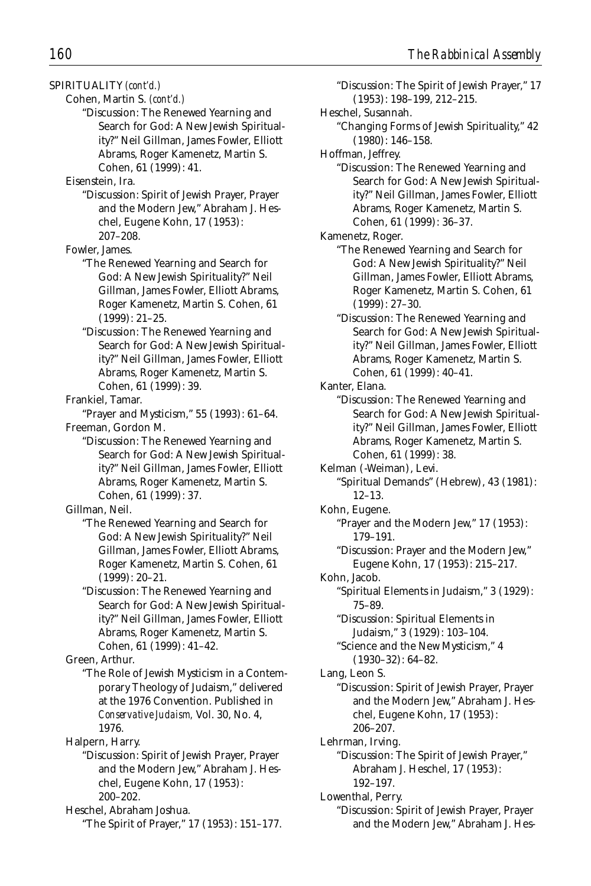SPIRITUALITY *(cont'd.)*

Cohen, Martin S. *(cont'd.)*

"Discussion: The Renewed Yearning and Search for God: A New Jewish Spirituality?" Neil Gillman, James Fowler, Elliott Abrams, Roger Kamenetz, Martin S. Cohen, 61 (1999): 41.

Eisenstein, Ira.

"Discussion: Spirit of Jewish Prayer, Prayer and the Modern Jew," Abraham J. Heschel, Eugene Kohn, 17 (1953): 207–208.

Fowler, James.

"The Renewed Yearning and Search for God: A New Jewish Spirituality?" Neil Gillman, James Fowler, Elliott Abrams, Roger Kamenetz, Martin S. Cohen, 61 (1999): 21–25.

"Discussion: The Renewed Yearning and Search for God: A New Jewish Spirituality?" Neil Gillman, James Fowler, Elliott Abrams, Roger Kamenetz, Martin S. Cohen, 61 (1999): 39.

Frankiel, Tamar.

"Prayer and Mysticism," 55 (1993): 61–64.

Freeman, Gordon M.

"Discussion: The Renewed Yearning and Search for God: A New Jewish Spirituality?" Neil Gillman, James Fowler, Elliott Abrams, Roger Kamenetz, Martin S. Cohen, 61 (1999): 37.

Gillman, Neil.

"The Renewed Yearning and Search for God: A New Jewish Spirituality?" Neil Gillman, James Fowler, Elliott Abrams, Roger Kamenetz, Martin S. Cohen, 61 (1999): 20–21.

"Discussion: The Renewed Yearning and Search for God: A New Jewish Spirituality?" Neil Gillman, James Fowler, Elliott Abrams, Roger Kamenetz, Martin S. Cohen, 61 (1999): 41–42.

Green, Arthur.

"The Role of Jewish Mysticism in a Contemporary Theology of Judaism," delivered at the 1976 Convention. Published in *Conservative Judaism,* Vol. 30, No. 4, 1976.

Halpern, Harry.

"Discussion: Spirit of Jewish Prayer, Prayer and the Modern Jew," Abraham J. Heschel, Eugene Kohn, 17 (1953): 200–202.

Heschel, Abraham Joshua.

"The Spirit of Prayer," 17 (1953): 151–177.

"Discussion: The Spirit of Jewish Prayer," 17 (1953): 198–199, 212–215.

Heschel, Susannah.

"Changing Forms of Jewish Spirituality," 42 (1980): 146–158.

Hoffman, Jeffrey.

"Discussion: The Renewed Yearning and Search for God: A New Jewish Spirituality?" Neil Gillman, James Fowler, Elliott Abrams, Roger Kamenetz, Martin S. Cohen, 61 (1999): 36–37.

Kamenetz, Roger.

"The Renewed Yearning and Search for God: A New Jewish Spirituality?" Neil Gillman, James Fowler, Elliott Abrams, Roger Kamenetz, Martin S. Cohen, 61 (1999): 27–30.

"Discussion: The Renewed Yearning and Search for God: A New Jewish Spirituality?" Neil Gillman, James Fowler, Elliott Abrams, Roger Kamenetz, Martin S. Cohen, 61 (1999): 40–41.

Kanter, Elana.

"Discussion: The Renewed Yearning and Search for God: A New Jewish Spirituality?" Neil Gillman, James Fowler, Elliott Abrams, Roger Kamenetz, Martin S. Cohen, 61 (1999): 38.

Kelman (-Weiman), Levi.

"Spiritual Demands" (Hebrew), 43 (1981): 12–13.

Kohn, Eugene.

"Prayer and the Modern Jew," 17 (1953): 179–191.

"Discussion: Prayer and the Modern Jew," Eugene Kohn, 17 (1953): 215–217.

Kohn, Jacob.

"Spiritual Elements in Judaism," 3 (1929): 75–89.

"Discussion: Spiritual Elements in Judaism," 3 (1929): 103–104.

"Science and the New Mysticism," 4 (1930–32): 64–82.

Lang, Leon S.

"Discussion: Spirit of Jewish Prayer, Prayer and the Modern Jew," Abraham J. Heschel, Eugene Kohn, 17 (1953): 206–207.

Lehrman, Irving.

"Discussion: The Spirit of Jewish Prayer," Abraham J. Heschel, 17 (1953): 192–197.

Lowenthal, Perry.

"Discussion: Spirit of Jewish Prayer, Prayer and the Modern Jew," Abraham J. Hes-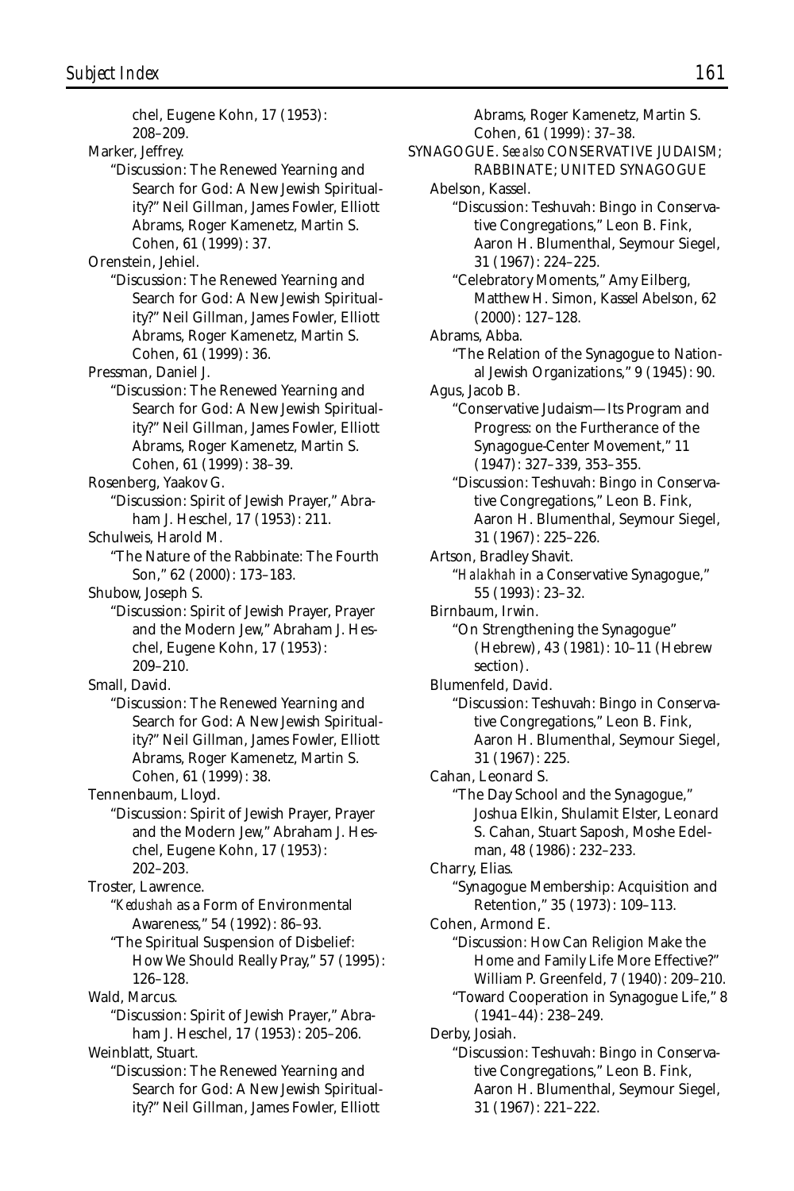chel, Eugene Kohn, 17 (1953): 208–209.

Marker, Jeffrey.

"Discussion: The Renewed Yearning and Search for God: A New Jewish Spirituality?" Neil Gillman, James Fowler, Elliott Abrams, Roger Kamenetz, Martin S. Cohen, 61 (1999): 37.

Orenstein, Jehiel.

"Discussion: The Renewed Yearning and Search for God: A New Jewish Spirituality?" Neil Gillman, James Fowler, Elliott Abrams, Roger Kamenetz, Martin S. Cohen, 61 (1999): 36.

Pressman, Daniel J.

"Discussion: The Renewed Yearning and Search for God: A New Jewish Spirituality?" Neil Gillman, James Fowler, Elliott Abrams, Roger Kamenetz, Martin S. Cohen, 61 (1999): 38–39.

Rosenberg, Yaakov G.

"Discussion: Spirit of Jewish Prayer," Abraham J. Heschel, 17 (1953): 211.

Schulweis, Harold M.

"The Nature of the Rabbinate: The Fourth Son," 62 (2000): 173–183.

Shubow, Joseph S.

"Discussion: Spirit of Jewish Prayer, Prayer and the Modern Jew," Abraham J. Heschel, Eugene Kohn, 17 (1953): 209–210.

Small, David.

"Discussion: The Renewed Yearning and Search for God: A New Jewish Spirituality?" Neil Gillman, James Fowler, Elliott Abrams, Roger Kamenetz, Martin S. Cohen, 61 (1999): 38.

Tennenbaum, Lloyd.

"Discussion: Spirit of Jewish Prayer, Prayer and the Modern Jew," Abraham J. Heschel, Eugene Kohn, 17 (1953): 202–203.

Troster, Lawrence.

"*Kedushah* as a Form of Environmental Awareness," 54 (1992): 86–93.

"The Spiritual Suspension of Disbelief: How We Should Really Pray," 57 (1995): 126–128.

Wald, Marcus.

"Discussion: Spirit of Jewish Prayer," Abraham J. Heschel, 17 (1953): 205–206.

Weinblatt, Stuart.

"Discussion: The Renewed Yearning and Search for God: A New Jewish Spirituality?" Neil Gillman, James Fowler, Elliott Abrams, Roger Kamenetz, Martin S. Cohen, 61 (1999): 37–38.

SYNAGOGUE. *See also* CONSERVATIVE JUDAISM; RABBINATE; UNITED SYNAGOGUE

Abelson, Kassel.

"Discussion: Teshuvah: Bingo in Conservative Congregations," Leon B. Fink, Aaron H. Blumenthal, Seymour Siegel, 31 (1967): 224–225.

"Celebratory Moments," Amy Eilberg, Matthew H. Simon, Kassel Abelson, 62 (2000): 127–128.

Abrams, Abba.

"The Relation of the Synagogue to National Jewish Organizations," 9 (1945): 90.

Agus, Jacob B.

"Conservative Judaism—Its Program and Progress: on the Furtherance of the Synagogue-Center Movement," 11 (1947): 327–339, 353–355.

"Discussion: Teshuvah: Bingo in Conservative Congregations," Leon B. Fink, Aaron H. Blumenthal, Seymour Siegel, 31 (1967): 225–226.

Artson, Bradley Shavit.

"*Halakhah* in a Conservative Synagogue," 55 (1993): 23–32.

Birnbaum, Irwin.

"On Strengthening the Synagogue" (Hebrew), 43 (1981): 10–11 (Hebrew section).

Blumenfeld, David.

"Discussion: Teshuvah: Bingo in Conservative Congregations," Leon B. Fink, Aaron H. Blumenthal, Seymour Siegel, 31 (1967): 225.

Cahan, Leonard S.

"The Day School and the Synagogue," Joshua Elkin, Shulamit Elster, Leonard S. Cahan, Stuart Saposh, Moshe Edelman, 48 (1986): 232–233.

Charry, Elias.

"Synagogue Membership: Acquisition and Retention," 35 (1973): 109–113.

Cohen, Armond E.

"Discussion: How Can Religion Make the Home and Family Life More Effective?" William P. Greenfeld, 7 (1940): 209–210.

"Toward Cooperation in Synagogue Life," 8 (1941–44): 238–249.

Derby, Josiah.

"Discussion: Teshuvah: Bingo in Conservative Congregations," Leon B. Fink, Aaron H. Blumenthal, Seymour Siegel, 31 (1967): 221–222.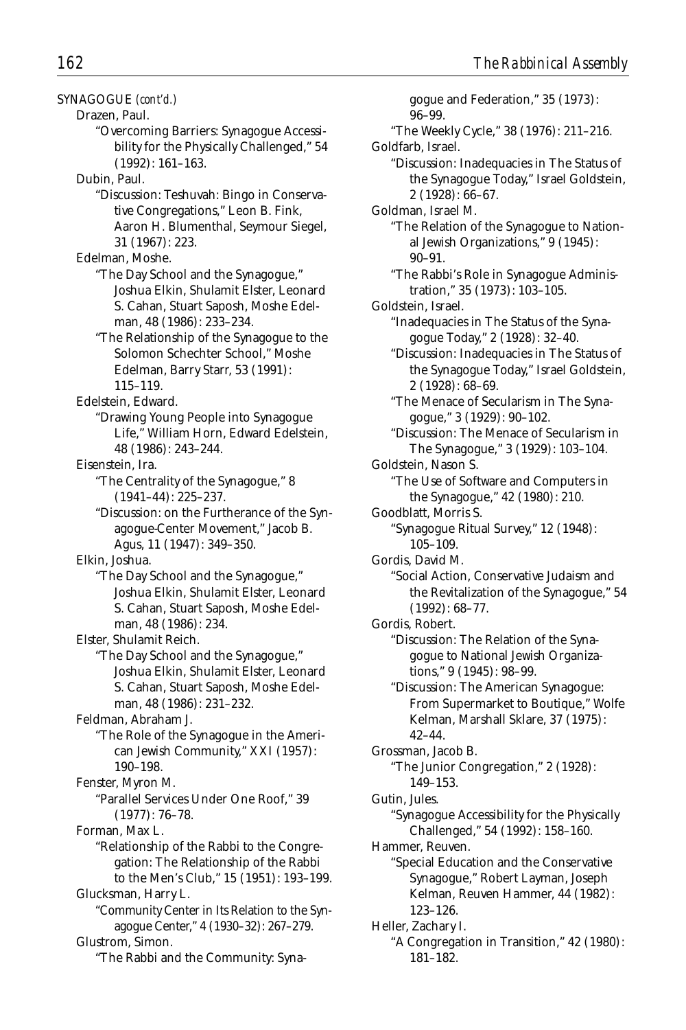SYNAGOGUE *(cont'd.)*

Drazen, Paul.

"Overcoming Barriers: Synagogue Accessibility for the Physically Challenged," 54 (1992): 161–163.

Dubin, Paul.

"Discussion: Teshuvah: Bingo in Conservative Congregations," Leon B. Fink, Aaron H. Blumenthal, Seymour Siegel, 31 (1967): 223.

Edelman, Moshe.

"The Day School and the Synagogue," Joshua Elkin, Shulamit Elster, Leonard S. Cahan, Stuart Saposh, Moshe Edelman, 48 (1986): 233–234.

"The Relationship of the Synagogue to the Solomon Schechter School," Moshe Edelman, Barry Starr, 53 (1991): 115–119.

Edelstein, Edward.

"Drawing Young People into Synagogue Life," William Horn, Edward Edelstein, 48 (1986): 243–244.

Eisenstein, Ira.

"The Centrality of the Synagogue," 8 (1941–44): 225–237.

"Discussion: on the Furtherance of the Synagogue-Center Movement," Jacob B. Agus, 11 (1947): 349–350.

Elkin, Joshua.

"The Day School and the Synagogue," Joshua Elkin, Shulamit Elster, Leonard S. Cahan, Stuart Saposh, Moshe Edelman, 48 (1986): 234.

Elster, Shulamit Reich.

"The Day School and the Synagogue," Joshua Elkin, Shulamit Elster, Leonard S. Cahan, Stuart Saposh, Moshe Edelman, 48 (1986): 231–232.

Feldman, Abraham J.

"The Role of the Synagogue in the American Jewish Community," XXI (1957): 190–198.

Fenster, Myron M.

"Parallel Services Under One Roof," 39 (1977): 76–78.

Forman, Max L.

"Relationship of the Rabbi to the Congregation: The Relationship of the Rabbi to the Men's Club," 15 (1951): 193–199.

Glucksman, Harry L.

"Community Center in Its Relation to the Synagogue Center," 4 (1930–32): 267–279.

Glustrom, Simon.

"The Rabbi and the Community: Synagogue and Federation," 35 (1973): 96–99.

"The Weekly Cycle," 38 (1976): 211–216.

Goldfarb, Israel.

"Discussion: Inadequacies in The Status of the Synagogue Today," Israel Goldstein, 2 (1928): 66–67.

Goldman, Israel M.

"The Relation of the Synagogue to National Jewish Organizations," 9 (1945): 90–91.

"The Rabbi's Role in Synagogue Administration," 35 (1973): 103–105.

Goldstein, Israel.

"Inadequacies in The Status of the Synagogue Today," 2 (1928): 32–40.

"Discussion: Inadequacies in The Status of the Synagogue Today," Israel Goldstein, 2 (1928): 68–69.

"The Menace of Secularism in The Synagogue," 3 (1929): 90–102.

"Discussion: The Menace of Secularism in The Synagogue," 3 (1929): 103–104.

Goldstein, Nason S.

"The Use of Software and Computers in the Synagogue," 42 (1980): 210.

Goodblatt, Morris S.

"Synagogue Ritual Survey," 12 (1948): 105–109.

Gordis, David M.

"Social Action, Conservative Judaism and the Revitalization of the Synagogue," 54 (1992): 68–77.

Gordis, Robert.

"Discussion: The Relation of the Synagogue to National Jewish Organizations," 9 (1945): 98–99.

"Discussion: The American Synagogue: From Supermarket to Boutique," Wolfe Kelman, Marshall Sklare, 37 (1975): 42–44.

Grossman, Jacob B.

"The Junior Congregation," 2 (1928): 149–153.

Gutin, Jules.

"Synagogue Accessibility for the Physically Challenged," 54 (1992): 158–160.

Hammer, Reuven.

"Special Education and the Conservative Synagogue," Robert Layman, Joseph Kelman, Reuven Hammer, 44 (1982): 123–126.

Heller, Zachary I.

"A Congregation in Transition," 42 (1980): 181–182.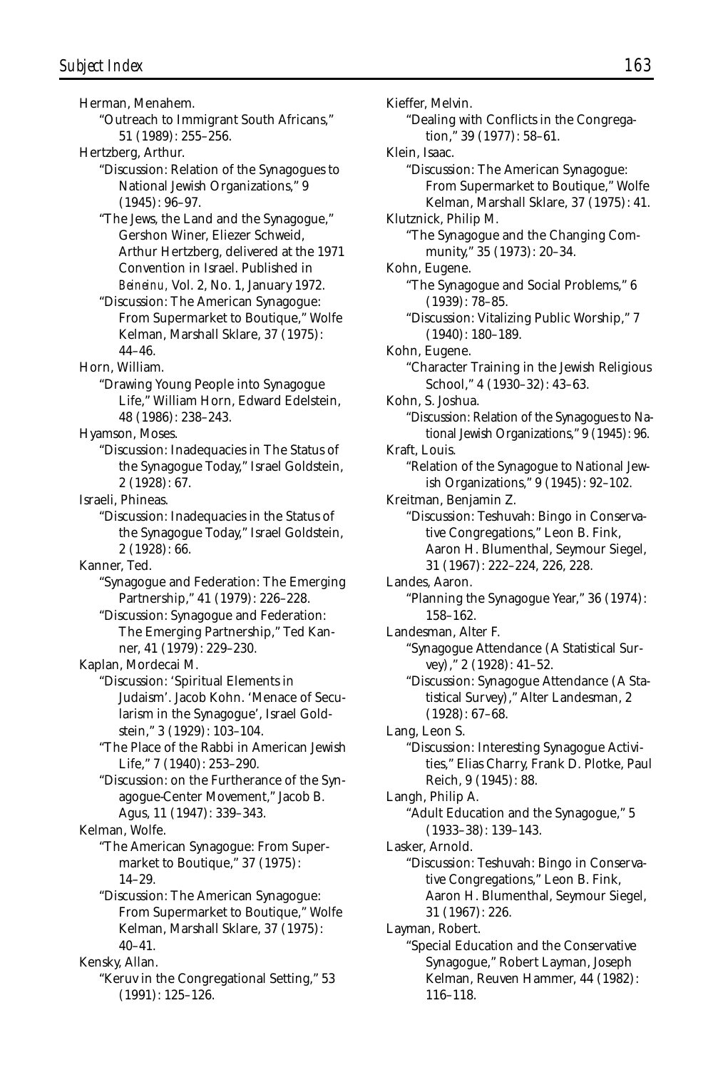Herman, Menahem.

"Outreach to Immigrant South Africans," 51 (1989): 255–256.

Hertzberg, Arthur.

"Discussion: Relation of the Synagogues to National Jewish Organizations," 9 (1945): 96–97.

"The Jews, the Land and the Synagogue," Gershon Winer, Eliezer Schweid, Arthur Hertzberg, delivered at the 1971 Convention in Israel. Published in *Beineinu,* Vol. 2, No. 1, January 1972.

"Discussion: The American Synagogue: From Supermarket to Boutique," Wolfe Kelman, Marshall Sklare, 37 (1975): 44–46.

Horn, William.

"Drawing Young People into Synagogue Life," William Horn, Edward Edelstein, 48 (1986): 238–243.

Hyamson, Moses.

"Discussion: Inadequacies in The Status of the Synagogue Today," Israel Goldstein, 2 (1928): 67.

Israeli, Phineas.

"Discussion: Inadequacies in the Status of the Synagogue Today," Israel Goldstein, 2 (1928): 66.

Kanner, Ted.

"Synagogue and Federation: The Emerging Partnership," 41 (1979): 226–228.

"Discussion: Synagogue and Federation: The Emerging Partnership," Ted Kanner, 41 (1979): 229–230.

Kaplan, Mordecai M.

"Discussion: 'Spiritual Elements in Judaism'. Jacob Kohn. 'Menace of Secularism in the Synagogue', Israel Goldstein," 3 (1929): 103–104.

"The Place of the Rabbi in American Jewish Life," 7 (1940): 253–290.

"Discussion: on the Furtherance of the Synagogue-Center Movement," Jacob B. Agus, 11 (1947): 339–343.

Kelman, Wolfe.

"The American Synagogue: From Supermarket to Boutique," 37 (1975): 14–29.

"Discussion: The American Synagogue: From Supermarket to Boutique," Wolfe Kelman, Marshall Sklare, 37 (1975): 40–41.

Kensky, Allan.

"Keruv in the Congregational Setting," 53 (1991): 125–126.

Kieffer, Melvin.

"Dealing with Conflicts in the Congregation," 39 (1977): 58–61.

Klein, Isaac.

"Discussion: The American Synagogue: From Supermarket to Boutique," Wolfe Kelman, Marshall Sklare, 37 (1975): 41.

Klutznick, Philip M.

"The Synagogue and the Changing Community," 35 (1973): 20–34.

Kohn, Eugene.

"The Synagogue and Social Problems," 6 (1939): 78–85.

"Discussion: Vitalizing Public Worship," 7 (1940): 180–189.

Kohn, Eugene.

"Character Training in the Jewish Religious School," 4 (1930–32): 43–63.

Kohn, S. Joshua.

"Discussion: Relation of the Synagogues to National Jewish Organizations," 9 (1945): 96.

Kraft, Louis.

"Relation of the Synagogue to National Jewish Organizations," 9 (1945): 92–102.

Kreitman, Benjamin Z.

"Discussion: Teshuvah: Bingo in Conservative Congregations," Leon B. Fink, Aaron H. Blumenthal, Seymour Siegel, 31 (1967): 222–224, 226, 228.

Landes, Aaron.

"Planning the Synagogue Year," 36 (1974): 158–162.

Landesman, Alter F.

"Synagogue Attendance (A Statistical Survey)," 2 (1928): 41–52.

"Discussion: Synagogue Attendance (A Statistical Survey)," Alter Landesman, 2 (1928): 67–68.

Lang, Leon S.

"Discussion: Interesting Synagogue Activities," Elias Charry, Frank D. Plotke, Paul Reich, 9 (1945): 88.

Langh, Philip A.

"Adult Education and the Synagogue," 5 (1933–38): 139–143.

Lasker, Arnold.

"Discussion: Teshuvah: Bingo in Conservative Congregations," Leon B. Fink, Aaron H. Blumenthal, Seymour Siegel, 31 (1967): 226.

Layman, Robert.

"Special Education and the Conservative Synagogue," Robert Layman, Joseph Kelman, Reuven Hammer, 44 (1982): 116–118.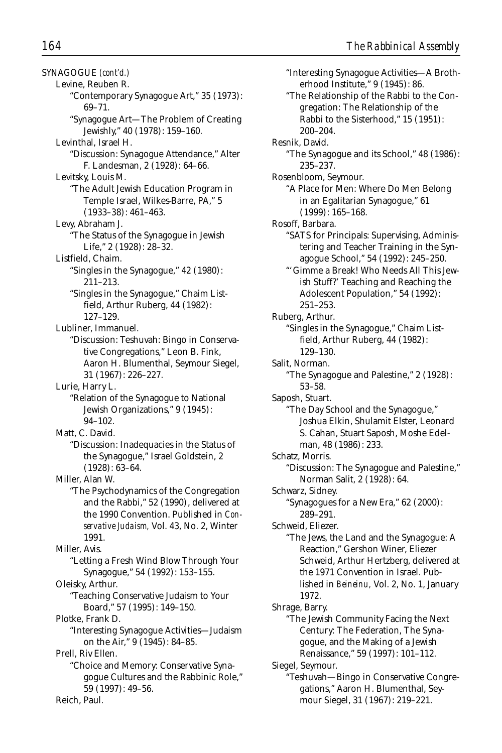SYNAGOGUE *(cont'd.)*

Levine, Reuben R.

"Contemporary Synagogue Art," 35 (1973): 69–71.

"Synagogue Art—The Problem of Creating Jewishly," 40 (1978): 159–160.

Levinthal, Israel H.

"Discussion: Synagogue Attendance," Alter F. Landesman, 2 (1928): 64–66.

Levitsky, Louis M.

"The Adult Jewish Education Program in Temple Israel, Wilkes-Barre, PA," 5 (1933–38): 461–463.

Levy, Abraham J.

"The Status of the Synagogue in Jewish Life," 2 (1928): 28–32.

Listfield, Chaim.

"Singles in the Synagogue," 42 (1980): 211–213.

"Singles in the Synagogue," Chaim Listfield, Arthur Ruberg, 44 (1982): 127–129.

Lubliner, Immanuel.

"Discussion: Teshuvah: Bingo in Conservative Congregations," Leon B. Fink, Aaron H. Blumenthal, Seymour Siegel, 31 (1967): 226–227.

Lurie, Harry L.

"Relation of the Synagogue to National Jewish Organizations," 9 (1945): 94–102.

Matt, C. David.

"Discussion: Inadequacies in the Status of the Synagogue," Israel Goldstein, 2 (1928): 63–64.

Miller, Alan W.

"The Psychodynamics of the Congregation and the Rabbi," 52 (1990), delivered at the 1990 Convention. Published in *Conservative Judaism,* Vol. 43, No. 2, Winter 1991.

Miller, Avis.

"Letting a Fresh Wind Blow Through Your Synagogue," 54 (1992): 153–155.

Oleisky, Arthur.

"Teaching Conservative Judaism to Your Board," 57 (1995): 149–150.

Plotke, Frank D.

"Interesting Synagogue Activities—Judaism on the Air," 9 (1945): 84–85.

Prell, Riv Ellen.

"Choice and Memory: Conservative Synagogue Cultures and the Rabbinic Role," 59 (1997): 49–56.

Reich, Paul.

"Interesting Synagogue Activities—A Brotherhood Institute," 9 (1945): 86.

"The Relationship of the Rabbi to the Congregation: The Relationship of the Rabbi to the Sisterhood," 15 (1951): 200–204.

Resnik, David.

"The Synagogue and its School," 48 (1986): 235–237.

Rosenbloom, Seymour.

"A Place for Men: Where Do Men Belong in an Egalitarian Synagogue," 61 (1999): 165–168.

Rosoff, Barbara.

"SATS for Principals: Supervising, Administering and Teacher Training in the Synagogue School," 54 (1992): 245–250.

"'Gimme a Break! Who Needs All This Jewish Stuff?' Teaching and Reaching the Adolescent Population," 54 (1992): 251–253.

Ruberg, Arthur.

"Singles in the Synagogue," Chaim Listfield, Arthur Ruberg, 44 (1982): 129–130.

Salit, Norman.

"The Synagogue and Palestine," 2 (1928): 53–58.

Saposh, Stuart.

"The Day School and the Synagogue," Joshua Elkin, Shulamit Elster, Leonard S. Cahan, Stuart Saposh, Moshe Edelman, 48 (1986): 233.

Schatz, Morris.

"Discussion: The Synagogue and Palestine," Norman Salit, 2 (1928): 64.

Schwarz, Sidney.

"Synagogues for a New Era," 62 (2000): 289–291.

Schweid, Eliezer.

"The Jews, the Land and the Synagogue: A Reaction," Gershon Winer, Eliezer Schweid, Arthur Hertzberg, delivered at the 1971 Convention in Israel. Published in *Beineinu,* Vol. 2, No. 1, January 1972.

Shrage, Barry.

"The Jewish Community Facing the Next Century: The Federation, The Synagogue, and the Making of a Jewish Renaissance," 59 (1997): 101–112.

Siegel, Seymour.

"Teshuvah—Bingo in Conservative Congregations," Aaron H. Blumenthal, Seymour Siegel, 31 (1967): 219–221.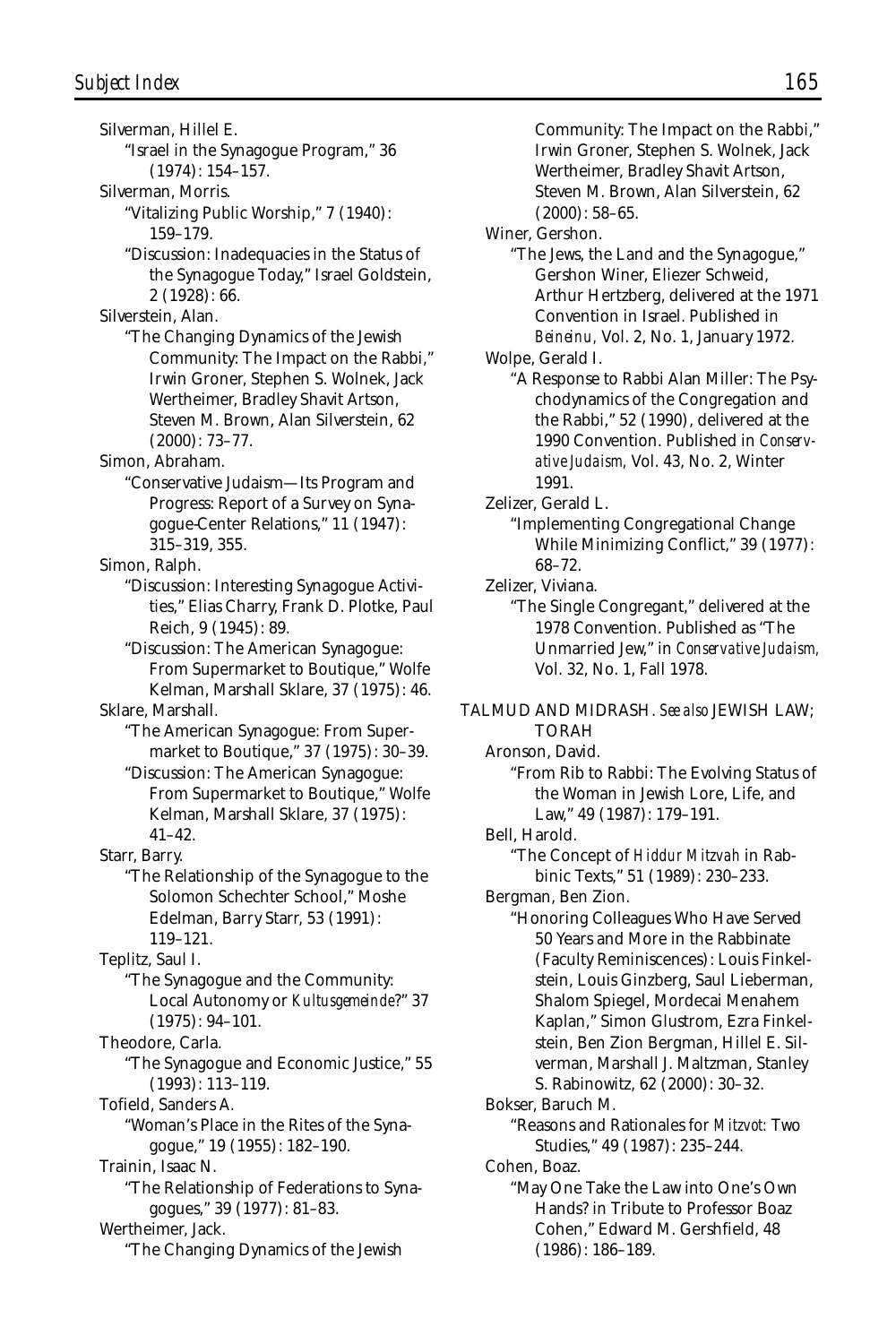Silverman, Hillel E.
"Israel in the Synagogue Program," 36 (1974): 154–157.

Silverman, Morris.
"Vitalizing Public Worship," 7 (1940): 159–179.
"Discussion: Inadequacies in the Status of the Synagogue Today," Israel Goldstein, 2 (1928): 66.

Silverstein, Alan.
"The Changing Dynamics of the Jewish Community: The Impact on the Rabbi," Irwin Groner, Stephen S. Wolnek, Jack Wertheimer, Bradley Shavit Artson, Steven M. Brown, Alan Silverstein, 62 (2000): 73–77.

Simon, Abraham.
"Conservative Judaism—Its Program and Progress: Report of a Survey on Synagogue-Center Relations," 11 (1947): 315–319, 355.

Simon, Ralph.
"Discussion: Interesting Synagogue Activities," Elias Charry, Frank D. Plotke, Paul Reich, 9 (1945): 89.
"Discussion: The American Synagogue: From Supermarket to Boutique," Wolfe Kelman, Marshall Sklare, 37 (1975): 46.

Sklare, Marshall.
"The American Synagogue: From Supermarket to Boutique," 37 (1975): 30–39.
"Discussion: The American Synagogue: From Supermarket to Boutique," Wolfe Kelman, Marshall Sklare, 37 (1975): 41–42.

Starr, Barry.
"The Relationship of the Synagogue to the Solomon Schechter School," Moshe Edelman, Barry Starr, 53 (1991): 119–121.

Teplitz, Saul I.
"The Synagogue and the Community: Local Autonomy or *Kultusgemeinde*?" 37 (1975): 94–101.

Theodore, Carla.
"The Synagogue and Economic Justice," 55 (1993): 113–119.

Tofield, Sanders A.
"Woman's Place in the Rites of the Synagogue," 19 (1955): 182–190.

Trainin, Isaac N.
"The Relationship of Federations to Synagogues," 39 (1977): 81–83.

Wertheimer, Jack.
"The Changing Dynamics of the Jewish Community: The Impact on the Rabbi," Irwin Groner, Stephen S. Wolnek, Jack Wertheimer, Bradley Shavit Artson, Steven M. Brown, Alan Silverstein, 62 (2000): 58–65.

Winer, Gershon.
"The Jews, the Land and the Synagogue," Gershon Winer, Eliezer Schweid, Arthur Hertzberg, delivered at the 1971 Convention in Israel. Published in *Beineinu,* Vol. 2, No. 1, January 1972.

Wolpe, Gerald I.
"A Response to Rabbi Alan Miller: The Psychodynamics of the Congregation and the Rabbi," 52 (1990), delivered at the 1990 Convention. Published in *Conservative Judaism,* Vol. 43, No. 2, Winter 1991.

Zelizer, Gerald L.
"Implementing Congregational Change While Minimizing Conflict," 39 (1977): 68–72.

Zelizer, Viviana.
"The Single Congregant," delivered at the 1978 Convention. Published as "The Unmarried Jew," in *Conservative Judaism,* Vol. 32, No. 1, Fall 1978.

TALMUD AND MIDRASH. *See also* JEWISH LAW; TORAH

Aronson, David.
"From Rib to Rabbi: The Evolving Status of the Woman in Jewish Lore, Life, and Law," 49 (1987): 179–191.

Bell, Harold.
"The Concept of *Hiddur Mitzvah* in Rabbinic Texts," 51 (1989): 230–233.

Bergman, Ben Zion.
"Honoring Colleagues Who Have Served 50 Years and More in the Rabbinate (Faculty Reminiscences): Louis Finkelstein, Louis Ginzberg, Saul Lieberman, Shalom Spiegel, Mordecai Menahem Kaplan," Simon Glustrom, Ezra Finkelstein, Ben Zion Bergman, Hillel E. Silverman, Marshall J. Maltzman, Stanley S. Rabinowitz, 62 (2000): 30–32.

Bokser, Baruch M.
"Reasons and Rationales for *Mitzvot:* Two Studies," 49 (1987): 235–244.

Cohen, Boaz.
"May One Take the Law into One's Own Hands? in Tribute to Professor Boaz Cohen," Edward M. Gershfield, 48 (1986): 186–189.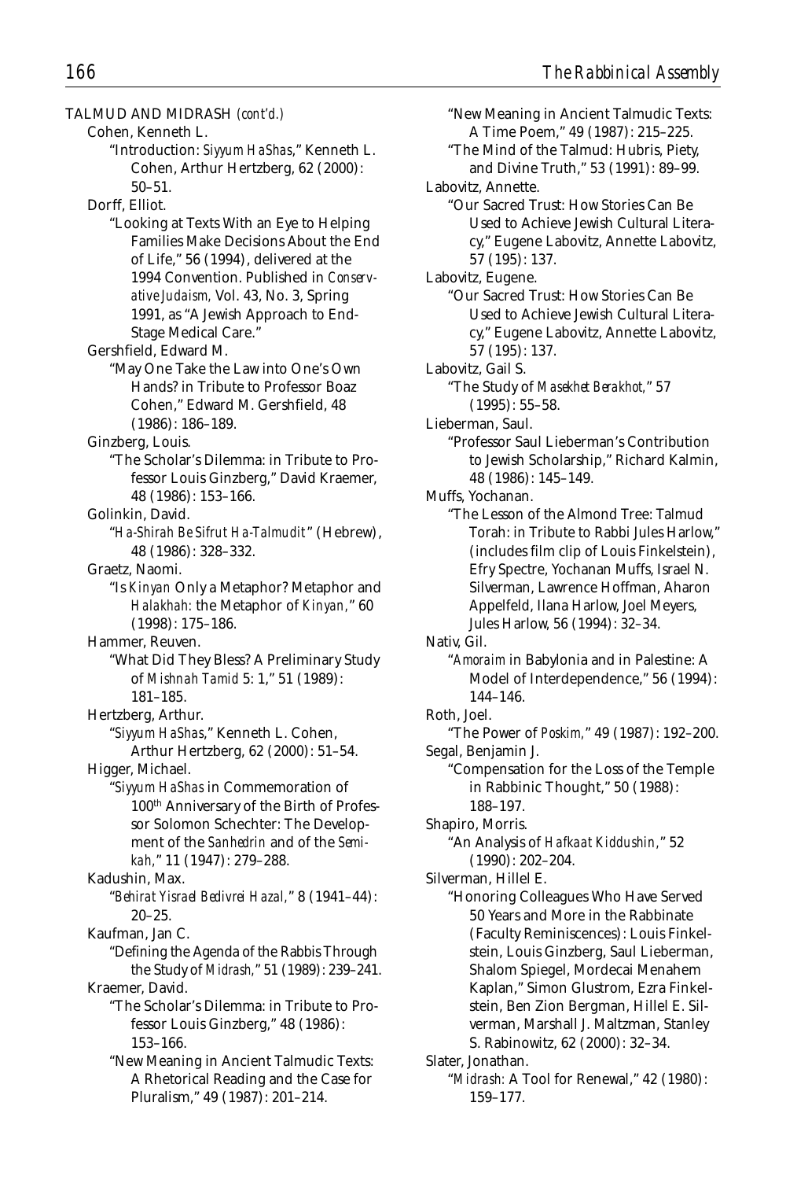TALMUD AND MIDRASH *(cont'd.)*

Cohen, Kenneth L.

"Introduction: *Siyyum HaShas*," Kenneth L. Cohen, Arthur Hertzberg, 62 (2000): 50–51.

Dorff, Elliot.

"Looking at Texts With an Eye to Helping Families Make Decisions About the End of Life," 56 (1994), delivered at the 1994 Convention. Published in *Conservative Judaism,* Vol. 43, No. 3, Spring 1991, as "A Jewish Approach to End-Stage Medical Care."

Gershfield, Edward M.

"May One Take the Law into One's Own Hands? in Tribute to Professor Boaz Cohen," Edward M. Gershfield, 48 (1986): 186–189.

Ginzberg, Louis.

"The Scholar's Dilemma: in Tribute to Professor Louis Ginzberg," David Kraemer, 48 (1986): 153–166.

Golinkin, David.

"*Ha-Shirah Be Sifrut Ha-Talmudit*" (Hebrew), 48 (1986): 328–332.

Graetz, Naomi.

"Is *Kinyan* Only a Metaphor? Metaphor and *Halakhah:* the Metaphor of *Kinyan,*" 60 (1998): 175–186.

Hammer, Reuven.

"What Did They Bless? A Preliminary Study of *Mishnah Tamid* 5: 1," 51 (1989): 181–185.

Hertzberg, Arthur.

"*Siyyum HaShas*," Kenneth L. Cohen, Arthur Hertzberg, 62 (2000): 51–54.

Higger, Michael.

"*Siyyum HaShas* in Commemoration of 100th Anniversary of the Birth of Professor Solomon Schechter: The Development of the *Sanhedrin* and of the *Semikah,*" 11 (1947): 279–288.

Kadushin, Max.

"*Behirat Yisrael Bedivrei Hazal,*" 8 (1941–44): 20–25.

Kaufman, Jan C.

"Defining the Agenda of the Rabbis Through the Study of *Midrash,*" 51 (1989): 239–241.

Kraemer, David.

"The Scholar's Dilemma: in Tribute to Professor Louis Ginzberg," 48 (1986): 153–166.

"New Meaning in Ancient Talmudic Texts: A Rhetorical Reading and the Case for Pluralism," 49 (1987): 201–214.

"New Meaning in Ancient Talmudic Texts: A Time Poem," 49 (1987): 215–225.

"The Mind of the Talmud: Hubris, Piety, and Divine Truth," 53 (1991): 89–99.

Labovitz, Annette.

"Our Sacred Trust: How Stories Can Be Used to Achieve Jewish Cultural Literacy," Eugene Labovitz, Annette Labovitz, 57 (195): 137.

Labovitz, Eugene.

"Our Sacred Trust: How Stories Can Be Used to Achieve Jewish Cultural Literacy," Eugene Labovitz, Annette Labovitz, 57 (195): 137.

Labovitz, Gail S.

"The Study of *Masekhet Berakhot,*" 57 (1995): 55–58.

Lieberman, Saul.

"Professor Saul Lieberman's Contribution to Jewish Scholarship," Richard Kalmin, 48 (1986): 145–149.

Muffs, Yochanan.

"The Lesson of the Almond Tree: Talmud Torah: in Tribute to Rabbi Jules Harlow," (includes film clip of Louis Finkelstein), Efry Spectre, Yochanan Muffs, Israel N. Silverman, Lawrence Hoffman, Aharon Appelfeld, Ilana Harlow, Joel Meyers, Jules Harlow, 56 (1994): 32–34.

Nativ, Gil.

"*Amoraim* in Babylonia and in Palestine: A Model of Interdependence," 56 (1994): 144–146.

Roth, Joel.

"The Power of *Poskim,*" 49 (1987): 192–200.

Segal, Benjamin J.

"Compensation for the Loss of the Temple in Rabbinic Thought," 50 (1988): 188–197.

Shapiro, Morris.

"An Analysis of *Hafkaat Kiddushin,*" 52 (1990): 202–204.

Silverman, Hillel E.

"Honoring Colleagues Who Have Served 50 Years and More in the Rabbinate (Faculty Reminiscences): Louis Finkelstein, Louis Ginzberg, Saul Lieberman, Shalom Spiegel, Mordecai Menahem Kaplan," Simon Glustrom, Ezra Finkelstein, Ben Zion Bergman, Hillel E. Silverman, Marshall J. Maltzman, Stanley S. Rabinowitz, 62 (2000): 32–34.

Slater, Jonathan.

"*Midrash:* A Tool for Renewal," 42 (1980): 159–177.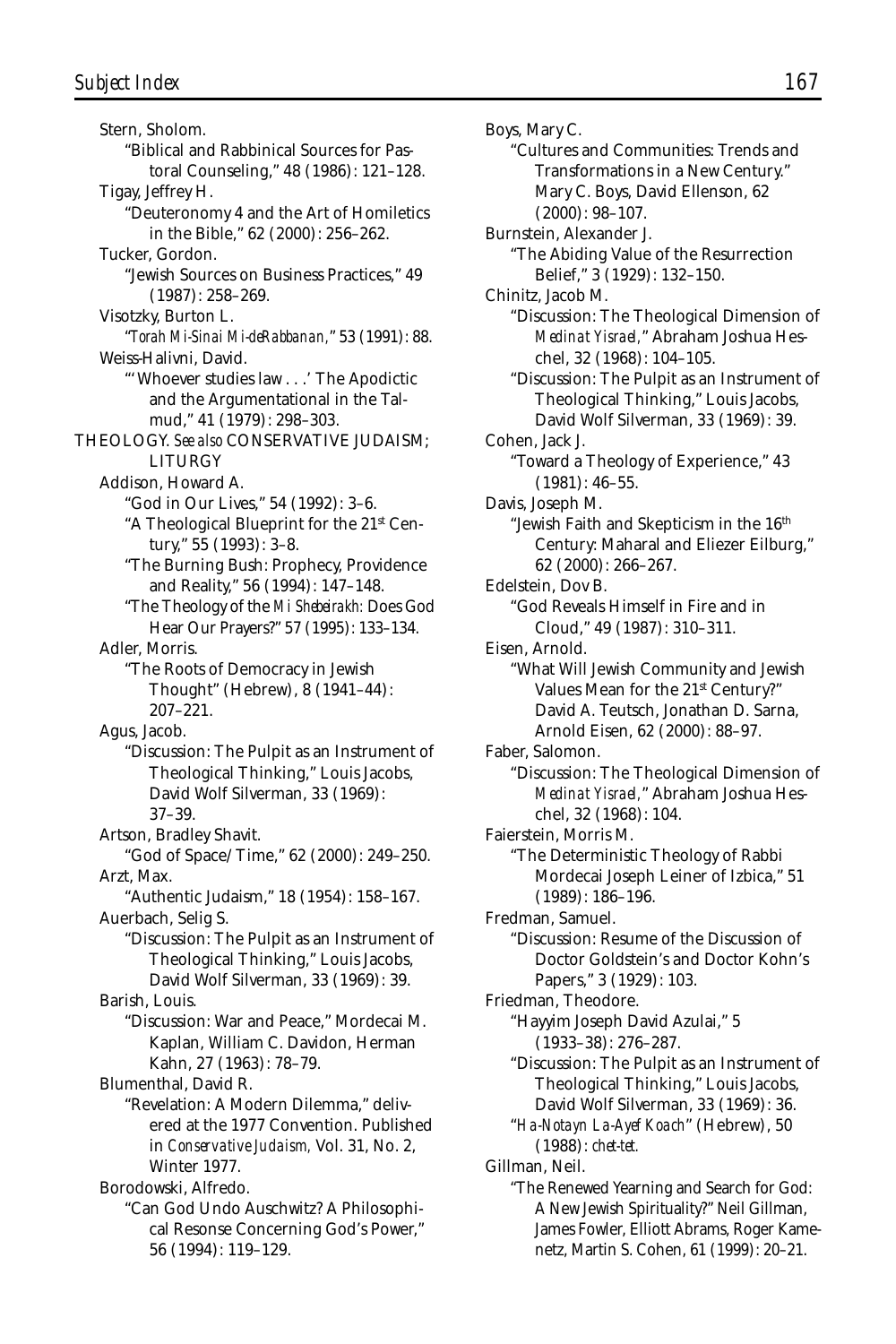Stern, Sholom.

"Biblical and Rabbinical Sources for Pastoral Counseling," 48 (1986): 121–128.

Tigay, Jeffrey H.

"Deuteronomy 4 and the Art of Homiletics in the Bible," 62 (2000): 256–262.

Tucker, Gordon.

"Jewish Sources on Business Practices," 49 (1987): 258–269.

Visotzky, Burton L.

"*Torah Mi-Sinai Mi-deRabbanan*," 53 (1991): 88.

Weiss-Halivni, David.

"'Whoever studies law . . .' The Apodictic and the Argumentational in the Talmud," 41 (1979): 298–303.

THEOLOGY. *See also* CONSERVATIVE JUDAISM; LITURGY

Addison, Howard A.

"God in Our Lives," 54 (1992): 3–6.

"A Theological Blueprint for the 21st Century," 55 (1993): 3–8.

"The Burning Bush: Prophecy, Providence and Reality," 56 (1994): 147–148.

"The Theology of the *Mi Shebeirakh*: Does God Hear Our Prayers?" 57 (1995): 133–134.

Adler, Morris.

"The Roots of Democracy in Jewish Thought" (Hebrew), 8 (1941–44): 207–221.

Agus, Jacob.

"Discussion: The Pulpit as an Instrument of Theological Thinking," Louis Jacobs, David Wolf Silverman, 33 (1969): 37–39.

Artson, Bradley Shavit.

"God of Space/Time," 62 (2000): 249–250.

Arzt, Max.

"Authentic Judaism," 18 (1954): 158–167.

Auerbach, Selig S.

"Discussion: The Pulpit as an Instrument of Theological Thinking," Louis Jacobs, David Wolf Silverman, 33 (1969): 39.

Barish, Louis.

"Discussion: War and Peace," Mordecai M. Kaplan, William C. Davidon, Herman Kahn, 27 (1963): 78–79.

Blumenthal, David R.

"Revelation: A Modern Dilemma," delivered at the 1977 Convention. Published in *Conservative Judaism,* Vol. 31, No. 2, Winter 1977.

Borodowski, Alfredo.

"Can God Undo Auschwitz? A Philosophical Resonse Concerning God's Power," 56 (1994): 119–129.

Boys, Mary C.

"Cultures and Communities: Trends and Transformations in a New Century." Mary C. Boys, David Ellenson, 62 (2000): 98–107.

Burnstein, Alexander J.

"The Abiding Value of the Resurrection Belief," 3 (1929): 132–150.

Chinitz, Jacob M.

"Discussion: The Theological Dimension of *Medinat Yisrael*," Abraham Joshua Heschel, 32 (1968): 104–105.

"Discussion: The Pulpit as an Instrument of Theological Thinking," Louis Jacobs, David Wolf Silverman, 33 (1969): 39.

Cohen, Jack J.

"Toward a Theology of Experience," 43 (1981): 46–55.

Davis, Joseph M.

"Jewish Faith and Skepticism in the 16th Century: Maharal and Eliezer Eilburg," 62 (2000): 266–267.

Edelstein, Dov B.

"God Reveals Himself in Fire and in Cloud," 49 (1987): 310–311.

Eisen, Arnold.

"What Will Jewish Community and Jewish Values Mean for the 21st Century?" David A. Teutsch, Jonathan D. Sarna, Arnold Eisen, 62 (2000): 88–97.

Faber, Salomon.

"Discussion: The Theological Dimension of *Medinat Yisrael*," Abraham Joshua Heschel, 32 (1968): 104.

Faierstein, Morris M.

"The Deterministic Theology of Rabbi Mordecai Joseph Leiner of Izbica," 51 (1989): 186–196.

Fredman, Samuel.

"Discussion: Resume of the Discussion of Doctor Goldstein's and Doctor Kohn's Papers," 3 (1929): 103.

Friedman, Theodore.

"Hayyim Joseph David Azulai," 5 (1933–38): 276–287.

"Discussion: The Pulpit as an Instrument of Theological Thinking," Louis Jacobs, David Wolf Silverman, 33 (1969): 36.

"*Ha-Notayn La-Ayef Koach*" (Hebrew), 50 (1988): *chet-tet.*

Gillman, Neil.

"The Renewed Yearning and Search for God: A New Jewish Spirituality?" Neil Gillman, James Fowler, Elliott Abrams, Roger Kamenetz, Martin S. Cohen, 61 (1999): 20–21.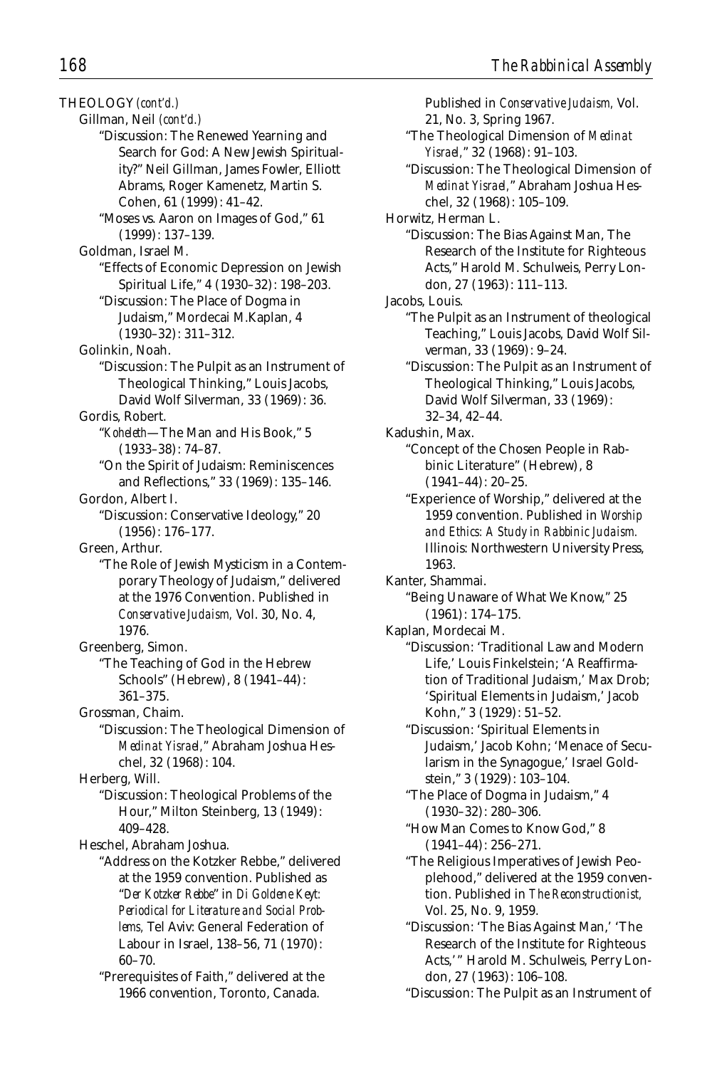THEOLOGY *(cont'd.)*

Gillman, Neil *(cont'd.)*

"Discussion: The Renewed Yearning and Search for God: A New Jewish Spirituality?" Neil Gillman, James Fowler, Elliott Abrams, Roger Kamenetz, Martin S. Cohen, 61 (1999): 41–42.

"Moses vs. Aaron on Images of God," 61 (1999): 137–139.

Goldman, Israel M.

"Effects of Economic Depression on Jewish Spiritual Life," 4 (1930–32): 198–203.

"Discussion: The Place of Dogma in Judaism," Mordecai M.Kaplan, 4 (1930–32): 311–312.

Golinkin, Noah.

"Discussion: The Pulpit as an Instrument of Theological Thinking," Louis Jacobs, David Wolf Silverman, 33 (1969): 36.

Gordis, Robert.

"*Koheleth*—The Man and His Book," 5 (1933–38): 74–87.

"On the Spirit of Judaism: Reminiscences and Reflections," 33 (1969): 135–146.

Gordon, Albert I.

"Discussion: Conservative Ideology," 20 (1956): 176–177.

Green, Arthur.

"The Role of Jewish Mysticism in a Contemporary Theology of Judaism," delivered at the 1976 Convention. Published in *Conservative Judaism,* Vol. 30, No. 4, 1976.

Greenberg, Simon.

"The Teaching of God in the Hebrew Schools" (Hebrew), 8 (1941–44): 361–375.

Grossman, Chaim.

"Discussion: The Theological Dimension of *Medinat Yisrael,*" Abraham Joshua Heschel, 32 (1968): 104.

Herberg, Will.

"Discussion: Theological Problems of the Hour," Milton Steinberg, 13 (1949): 409–428.

Heschel, Abraham Joshua.

"Address on the Kotzker Rebbe," delivered at the 1959 convention. Published as "*Der Kotzker Rebbe*" in *Di Goldene Keyt: Periodical for Literature and Social Problems,* Tel Aviv: General Federation of Labour in Israel, 138–56, 71 (1970): 60–70.

"Prerequisites of Faith," delivered at the 1966 convention, Toronto, Canada. Published in *Conservative Judaism,* Vol. 21, No. 3, Spring 1967.

"The Theological Dimension of *Medinat Yisrael,*" 32 (1968): 91–103.

"Discussion: The Theological Dimension of *Medinat Yisrael,*" Abraham Joshua Heschel, 32 (1968): 105–109.

Horwitz, Herman L.

"Discussion: The Bias Against Man, The Research of the Institute for Righteous Acts," Harold M. Schulweis, Perry London, 27 (1963): 111–113.

Jacobs, Louis.

"The Pulpit as an Instrument of theological Teaching," Louis Jacobs, David Wolf Silverman, 33 (1969): 9–24.

"Discussion: The Pulpit as an Instrument of Theological Thinking," Louis Jacobs, David Wolf Silverman, 33 (1969): 32–34, 42–44.

Kadushin, Max.

"Concept of the Chosen People in Rabbinic Literature" (Hebrew), 8 (1941–44): 20–25.

"Experience of Worship," delivered at the 1959 convention. Published in *Worship and Ethics: A Study in Rabbinic Judaism.* Illinois: Northwestern University Press, 1963.

Kanter, Shammai.

"Being Unaware of What We Know," 25 (1961): 174–175.

Kaplan, Mordecai M.

"Discussion: 'Traditional Law and Modern Life,' Louis Finkelstein; 'A Reaffirmation of Traditional Judaism,' Max Drob; 'Spiritual Elements in Judaism,' Jacob Kohn," 3 (1929): 51–52.

"Discussion: 'Spiritual Elements in Judaism,' Jacob Kohn; 'Menace of Secularism in the Synagogue,' Israel Goldstein," 3 (1929): 103–104.

"The Place of Dogma in Judaism," 4 (1930–32): 280–306.

"How Man Comes to Know God," 8 (1941–44): 256–271.

"The Religious Imperatives of Jewish Peoplehood," delivered at the 1959 convention. Published in *The Reconstructionist,* Vol. 25, No. 9, 1959.

"Discussion: 'The Bias Against Man,' 'The Research of the Institute for Righteous Acts,'" Harold M. Schulweis, Perry London, 27 (1963): 106–108.

"Discussion: The Pulpit as an Instrument of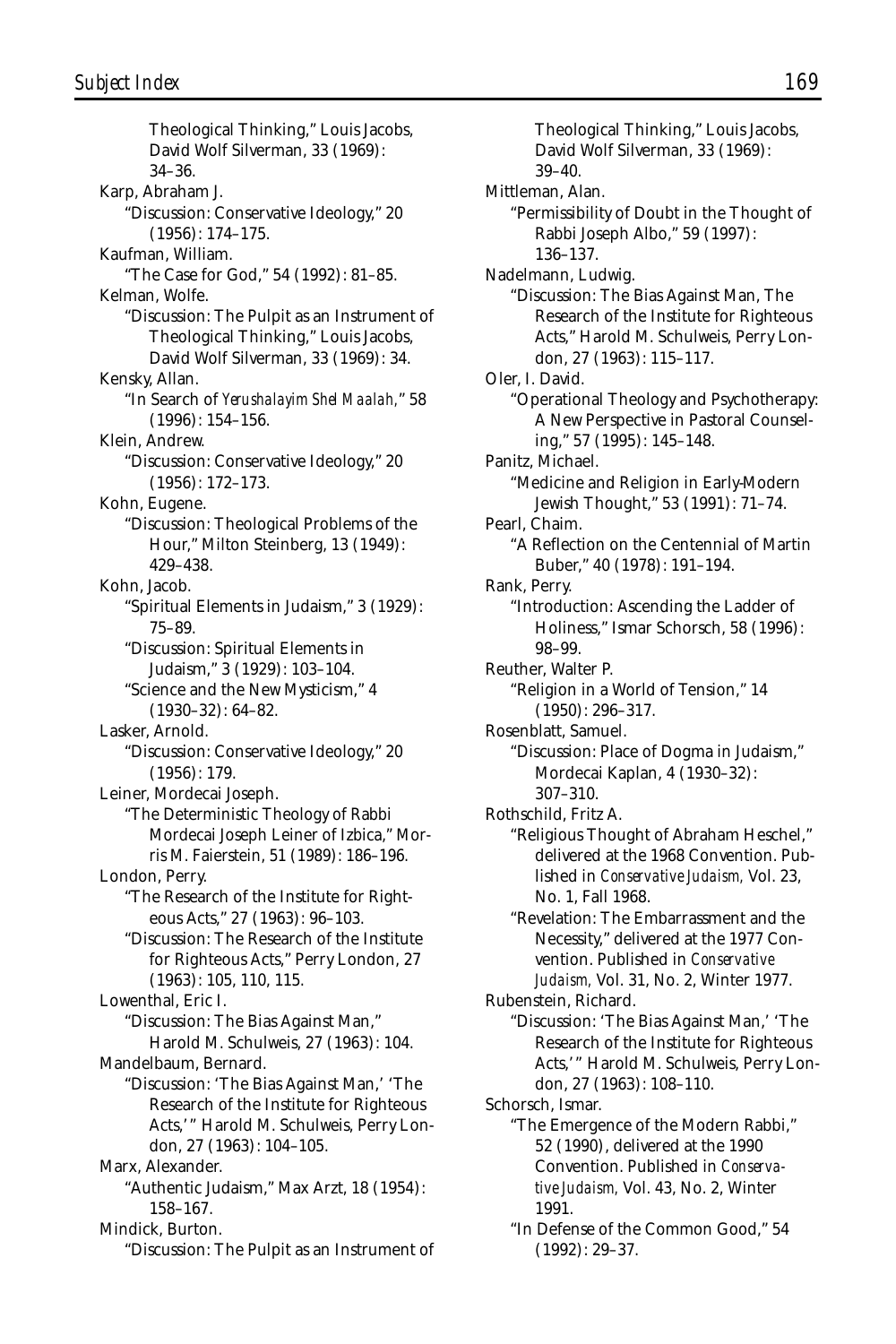Theological Thinking," Louis Jacobs, David Wolf Silverman, 33 (1969): 34–36.

Karp, Abraham J.
- "Discussion: Conservative Ideology," 20 (1956): 174–175.

Kaufman, William.
- "The Case for God," 54 (1992): 81–85.

Kelman, Wolfe.
- "Discussion: The Pulpit as an Instrument of Theological Thinking," Louis Jacobs, David Wolf Silverman, 33 (1969): 34.

Kensky, Allan.
- "In Search of *Yerushalayim Shel Maalah*," 58 (1996): 154–156.

Klein, Andrew.
- "Discussion: Conservative Ideology," 20 (1956): 172–173.

Kohn, Eugene.
- "Discussion: Theological Problems of the Hour," Milton Steinberg, 13 (1949): 429–438.

Kohn, Jacob.
- "Spiritual Elements in Judaism," 3 (1929): 75–89.
- "Discussion: Spiritual Elements in Judaism," 3 (1929): 103–104.
- "Science and the New Mysticism," 4 (1930–32): 64–82.

Lasker, Arnold.
- "Discussion: Conservative Ideology," 20 (1956): 179.

Leiner, Mordecai Joseph.
- "The Deterministic Theology of Rabbi Mordecai Joseph Leiner of Izbica," Morris M. Faierstein, 51 (1989): 186–196.

London, Perry.
- "The Research of the Institute for Righteous Acts," 27 (1963): 96–103.
- "Discussion: The Research of the Institute for Righteous Acts," Perry London, 27 (1963): 105, 110, 115.

Lowenthal, Eric I.
- "Discussion: The Bias Against Man," Harold M. Schulweis, 27 (1963): 104.

Mandelbaum, Bernard.
- "Discussion: 'The Bias Against Man,' 'The Research of the Institute for Righteous Acts,'" Harold M. Schulweis, Perry London, 27 (1963): 104–105.

Marx, Alexander.
- "Authentic Judaism," Max Arzt, 18 (1954): 158–167.

Mindick, Burton.
- "Discussion: The Pulpit as an Instrument of Theological Thinking," Louis Jacobs, David Wolf Silverman, 33 (1969): 39–40.

Mittleman, Alan.
- "Permissibility of Doubt in the Thought of Rabbi Joseph Albo," 59 (1997): 136–137.

Nadelmann, Ludwig.
- "Discussion: The Bias Against Man, The Research of the Institute for Righteous Acts," Harold M. Schulweis, Perry London, 27 (1963): 115–117.

Oler, I. David.
- "Operational Theology and Psychotherapy: A New Perspective in Pastoral Counseling," 57 (1995): 145–148.

Panitz, Michael.
- "Medicine and Religion in Early-Modern Jewish Thought," 53 (1991): 71–74.

Pearl, Chaim.
- "A Reflection on the Centennial of Martin Buber," 40 (1978): 191–194.

Rank, Perry.
- "Introduction: Ascending the Ladder of Holiness," Ismar Schorsch, 58 (1996): 98–99.

Reuther, Walter P.
- "Religion in a World of Tension," 14 (1950): 296–317.

Rosenblatt, Samuel.
- "Discussion: Place of Dogma in Judaism," Mordecai Kaplan, 4 (1930–32): 307–310.

Rothschild, Fritz A.
- "Religious Thought of Abraham Heschel," delivered at the 1968 Convention. Published in *Conservative Judaism,* Vol. 23, No. 1, Fall 1968.
- "Revelation: The Embarrassment and the Necessity," delivered at the 1977 Convention. Published in *Conservative Judaism,* Vol. 31, No. 2, Winter 1977.

Rubenstein, Richard.
- "Discussion: 'The Bias Against Man,' 'The Research of the Institute for Righteous Acts,'" Harold M. Schulweis, Perry London, 27 (1963): 108–110.

Schorsch, Ismar.
- "The Emergence of the Modern Rabbi," 52 (1990), delivered at the 1990 Convention. Published in *Conservative Judaism,* Vol. 43, No. 2, Winter 1991.
- "In Defense of the Common Good," 54 (1992): 29–37.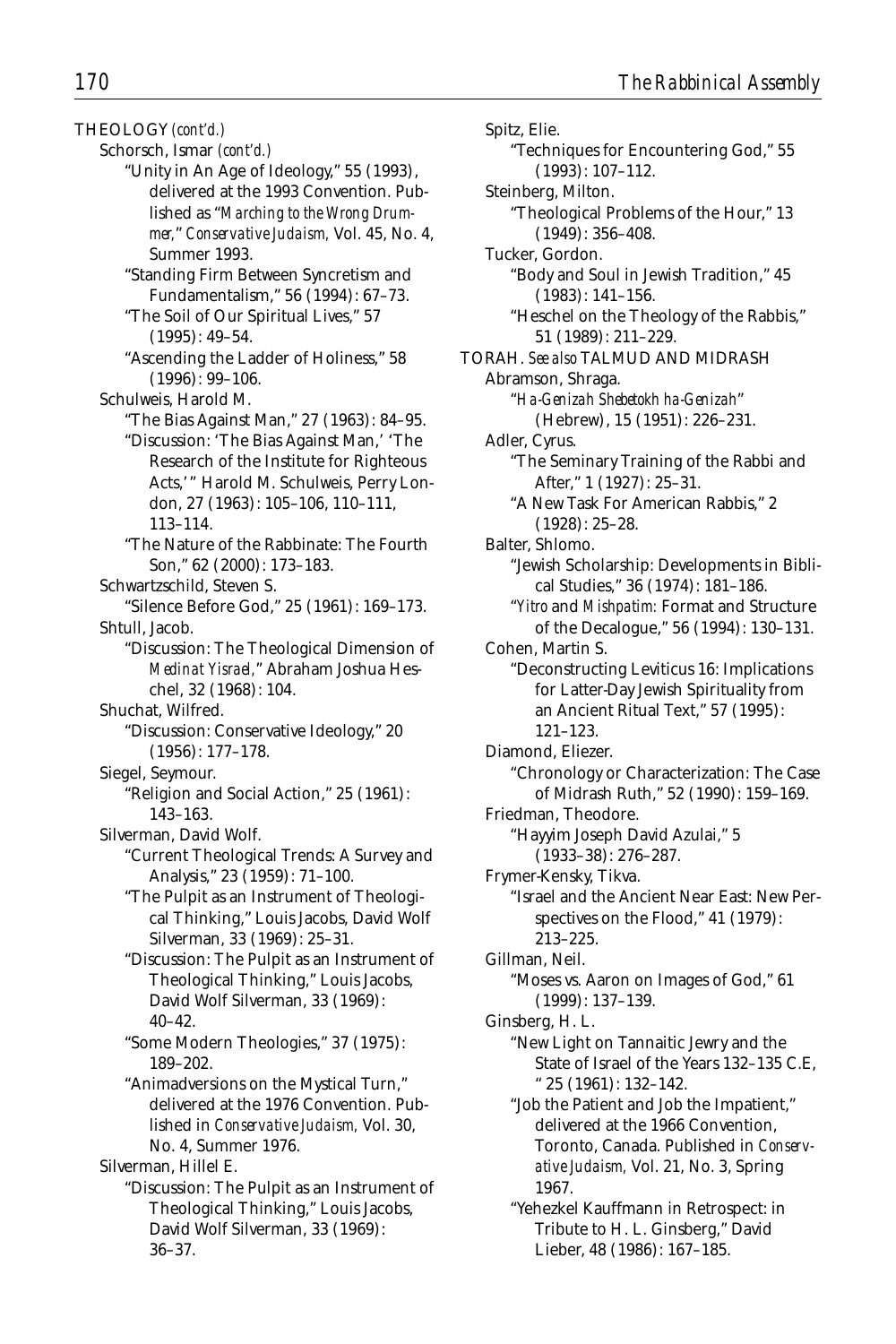THEOLOGY *(cont'd.)*

Schorsch, Ismar *(cont'd.)*

"Unity in An Age of Ideology," 55 (1993), delivered at the 1993 Convention. Published as "*Marching to the Wrong Drummer,*" *Conservative Judaism,* Vol. 45, No. 4, Summer 1993.

"Standing Firm Between Syncretism and Fundamentalism," 56 (1994): 67–73.

"The Soil of Our Spiritual Lives," 57 (1995): 49–54.

"Ascending the Ladder of Holiness," 58 (1996): 99–106.

Schulweis, Harold M.

"The Bias Against Man," 27 (1963): 84–95.

"Discussion: 'The Bias Against Man,' 'The Research of the Institute for Righteous Acts,'" Harold M. Schulweis, Perry London, 27 (1963): 105–106, 110–111, 113–114.

"The Nature of the Rabbinate: The Fourth Son," 62 (2000): 173–183.

Schwartzschild, Steven S.

"Silence Before God," 25 (1961): 169–173.

Shtull, Jacob.

"Discussion: The Theological Dimension of *Medinat Yisrael*," Abraham Joshua Heschel, 32 (1968): 104.

Shuchat, Wilfred.

"Discussion: Conservative Ideology," 20 (1956): 177–178.

Siegel, Seymour.

"Religion and Social Action," 25 (1961): 143–163.

Silverman, David Wolf.

"Current Theological Trends: A Survey and Analysis," 23 (1959): 71–100.

"The Pulpit as an Instrument of Theological Thinking," Louis Jacobs, David Wolf Silverman, 33 (1969): 25–31.

"Discussion: The Pulpit as an Instrument of Theological Thinking," Louis Jacobs, David Wolf Silverman, 33 (1969): 40–42.

"Some Modern Theologies," 37 (1975): 189–202.

"Animadversions on the Mystical Turn," delivered at the 1976 Convention. Published in *Conservative Judaism,* Vol. 30, No. 4, Summer 1976.

Silverman, Hillel E.

"Discussion: The Pulpit as an Instrument of Theological Thinking," Louis Jacobs, David Wolf Silverman, 33 (1969): 36–37.

Spitz, Elie.

"Techniques for Encountering God," 55 (1993): 107–112.

Steinberg, Milton.

"Theological Problems of the Hour," 13 (1949): 356–408.

Tucker, Gordon.

"Body and Soul in Jewish Tradition," 45 (1983): 141–156.

"Heschel on the Theology of the Rabbis," 51 (1989): 211–229.

TORAH. *See also* TALMUD AND MIDRASH

Abramson, Shraga.

"*Ha-Genizah Shebetokh ha-Genizah*" (Hebrew), 15 (1951): 226–231.

Adler, Cyrus.

"The Seminary Training of the Rabbi and After," 1 (1927): 25–31.

"A New Task For American Rabbis," 2 (1928): 25–28.

Balter, Shlomo.

"Jewish Scholarship: Developments in Biblical Studies," 36 (1974): 181–186.

"*Yitro* and *Mishpatim:* Format and Structure of the Decalogue," 56 (1994): 130–131.

Cohen, Martin S.

"Deconstructing Leviticus 16: Implications for Latter-Day Jewish Spirituality from an Ancient Ritual Text," 57 (1995): 121–123.

Diamond, Eliezer.

"Chronology or Characterization: The Case of Midrash Ruth," 52 (1990): 159–169.

Friedman, Theodore.

"Hayyim Joseph David Azulai," 5 (1933–38): 276–287.

Frymer-Kensky, Tikva.

"Israel and the Ancient Near East: New Perspectives on the Flood," 41 (1979): 213–225.

Gillman, Neil.

"Moses vs. Aaron on Images of God," 61 (1999): 137–139.

Ginsberg, H. L.

"New Light on Tannaitic Jewry and the State of Israel of the Years 132–135 C.E," 25 (1961): 132–142.

"Job the Patient and Job the Impatient," delivered at the 1966 Convention, Toronto, Canada. Published in *Conservative Judaism,* Vol. 21, No. 3, Spring 1967.

"Yehezkel Kauffmann in Retrospect: in Tribute to H. L. Ginsberg," David Lieber, 48 (1986): 167–185.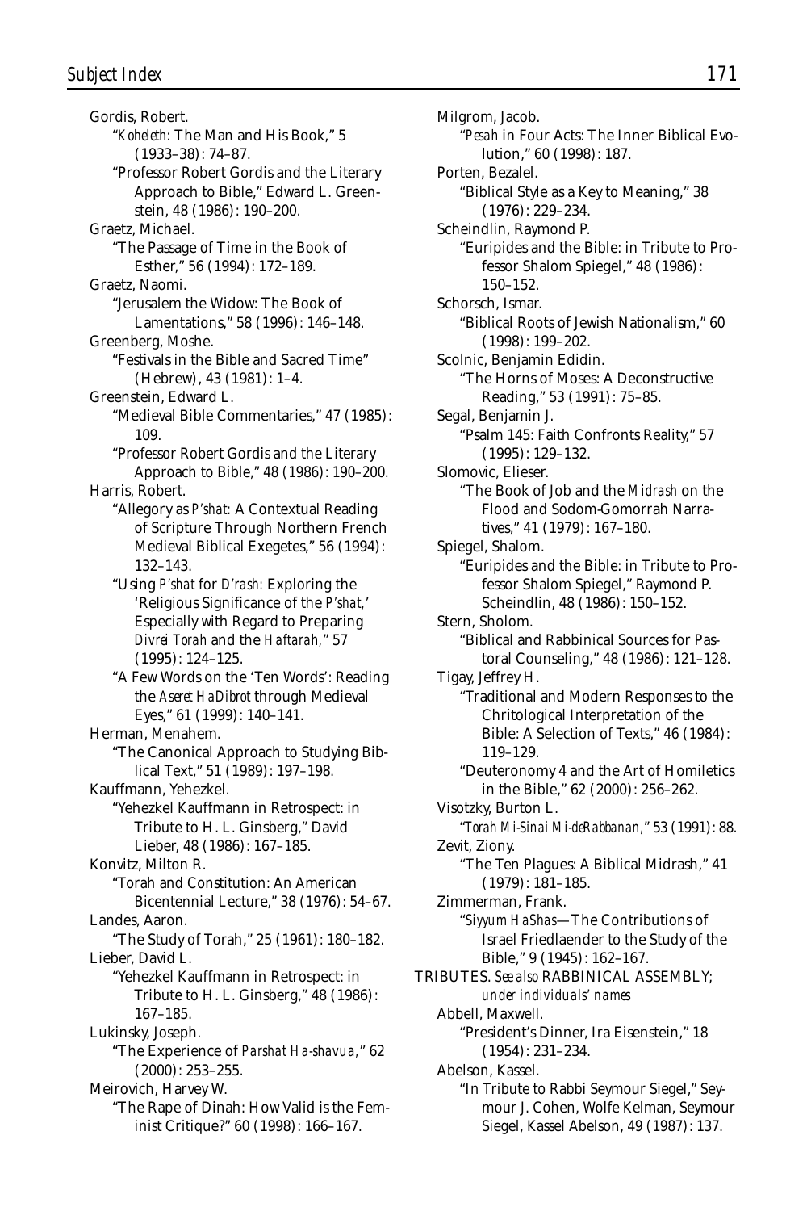Gordis, Robert.

"*Koheleth:* The Man and His Book," 5 (1933–38): 74–87.

"Professor Robert Gordis and the Literary Approach to Bible," Edward L. Greenstein, 48 (1986): 190–200.

Graetz, Michael.

"The Passage of Time in the Book of Esther," 56 (1994): 172–189.

Graetz, Naomi.

"Jerusalem the Widow: The Book of Lamentations," 58 (1996): 146–148.

Greenberg, Moshe.

"Festivals in the Bible and Sacred Time" (Hebrew), 43 (1981): 1–4.

Greenstein, Edward L.

"Medieval Bible Commentaries," 47 (1985): 109.

"Professor Robert Gordis and the Literary Approach to Bible," 48 (1986): 190–200.

Harris, Robert.

"Allegory as *P'shat:* A Contextual Reading of Scripture Through Northern French Medieval Biblical Exegetes," 56 (1994): 132–143.

"Using *P'shat* for *D'rash:* Exploring the 'Religious Significance of the *P'shat*,' Especially with Regard to Preparing *Divrei Torah* and the *Haftarah*," 57 (1995): 124–125.

"A Few Words on the 'Ten Words': Reading the *Aseret HaDibrot* through Medieval Eyes," 61 (1999): 140–141.

Herman, Menahem.

"The Canonical Approach to Studying Biblical Text," 51 (1989): 197–198.

Kauffmann, Yehezkel.

"Yehezkel Kauffmann in Retrospect: in Tribute to H. L. Ginsberg," David Lieber, 48 (1986): 167–185.

Konvitz, Milton R.

"Torah and Constitution: An American Bicentennial Lecture," 38 (1976): 54–67.

Landes, Aaron.

"The Study of Torah," 25 (1961): 180–182.

Lieber, David L.

"Yehezkel Kauffmann in Retrospect: in Tribute to H. L. Ginsberg," 48 (1986): 167–185.

Lukinsky, Joseph.

"The Experience of *Parshat Ha-shavua*," 62 (2000): 253–255.

Meirovich, Harvey W.

"The Rape of Dinah: How Valid is the Feminist Critique?" 60 (1998): 166–167.

Milgrom, Jacob.

"*Pesah* in Four Acts: The Inner Biblical Evolution," 60 (1998): 187.

Porten, Bezalel.

"Biblical Style as a Key to Meaning," 38 (1976): 229–234.

Scheindlin, Raymond P.

"Euripides and the Bible: in Tribute to Professor Shalom Spiegel," 48 (1986): 150–152.

Schorsch, Ismar.

"Biblical Roots of Jewish Nationalism," 60 (1998): 199–202.

Scolnic, Benjamin Edidin.

"The Horns of Moses: A Deconstructive Reading," 53 (1991): 75–85.

Segal, Benjamin J.

"Psalm 145: Faith Confronts Reality," 57 (1995): 129–132.

Slomovic, Elieser.

"The Book of Job and the *Midrash* on the Flood and Sodom-Gomorrah Narratives," 41 (1979): 167–180.

Spiegel, Shalom.

"Euripides and the Bible: in Tribute to Professor Shalom Spiegel," Raymond P. Scheindlin, 48 (1986): 150–152.

Stern, Sholom.

"Biblical and Rabbinical Sources for Pastoral Counseling," 48 (1986): 121–128.

Tigay, Jeffrey H.

"Traditional and Modern Responses to the Chritological Interpretation of the Bible: A Selection of Texts," 46 (1984): 119–129.

"Deuteronomy 4 and the Art of Homiletics in the Bible," 62 (2000): 256–262.

Visotzky, Burton L.

"*Torah Mi-Sinai Mi-deRabbanan*," 53 (1991): 88.

Zevit, Ziony.

"The Ten Plagues: A Biblical Midrash," 41 (1979): 181–185.

Zimmerman, Frank.

"*Siyyum HaShas*—The Contributions of Israel Friedlaender to the Study of the Bible," 9 (1945): 162–167.

TRIBUTES. *See also* RABBINICAL ASSEMBLY; *under individuals' names*

Abbell, Maxwell.

"President's Dinner, Ira Eisenstein," 18 (1954): 231–234.

Abelson, Kassel.

"In Tribute to Rabbi Seymour Siegel," Seymour J. Cohen, Wolfe Kelman, Seymour Siegel, Kassel Abelson, 49 (1987): 137.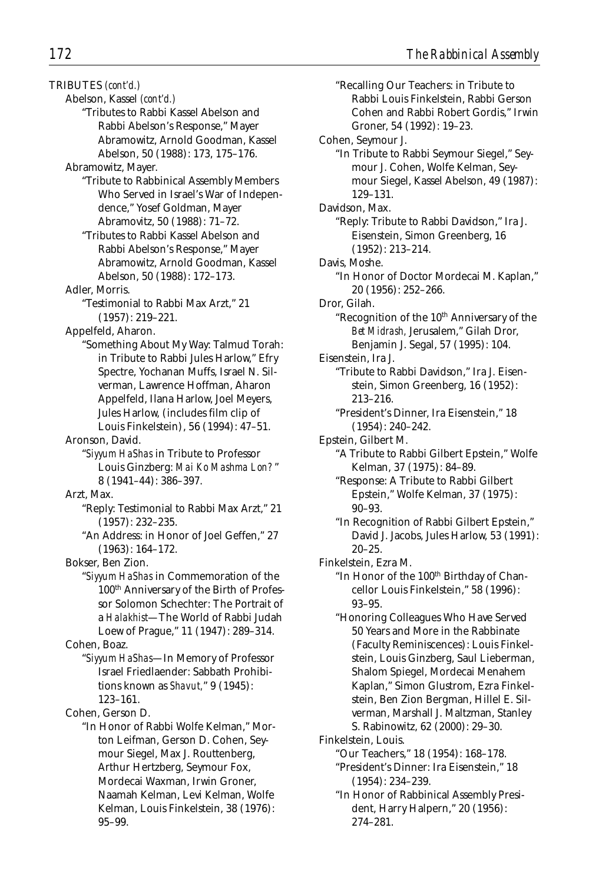TRIBUTES *(cont'd.)*

Abelson, Kassel *(cont'd.)*

"Tributes to Rabbi Kassel Abelson and Rabbi Abelson's Response," Mayer Abramowitz, Arnold Goodman, Kassel Abelson, 50 (1988): 173, 175–176.

Abramowitz, Mayer.

"Tribute to Rabbinical Assembly Members Who Served in Israel's War of Independence," Yosef Goldman, Mayer Abramovitz, 50 (1988): 71–72.

"Tributes to Rabbi Kassel Abelson and Rabbi Abelson's Response," Mayer Abramowitz, Arnold Goodman, Kassel Abelson, 50 (1988): 172–173.

Adler, Morris.

"Testimonial to Rabbi Max Arzt," 21 (1957): 219–221.

Appelfeld, Aharon.

"Something About My Way: Talmud Torah: in Tribute to Rabbi Jules Harlow," Efry Spectre, Yochanan Muffs, Israel N. Silverman, Lawrence Hoffman, Aharon Appelfeld, Ilana Harlow, Joel Meyers, Jules Harlow, (includes film clip of Louis Finkelstein), 56 (1994): 47–51.

Aronson, David.

"*Siyyum HaShas* in Tribute to Professor Louis Ginzberg: *Mai Ko Mashma Lon?*" 8 (1941–44): 386–397.

Arzt, Max.

"Reply: Testimonial to Rabbi Max Arzt," 21 (1957): 232–235.

"An Address: in Honor of Joel Geffen," 27 (1963): 164–172.

Bokser, Ben Zion.

"*Siyyum HaShas* in Commemoration of the 100th Anniversary of the Birth of Professor Solomon Schechter: The Portrait of a *Halakhist*—The World of Rabbi Judah Loew of Prague," 11 (1947): 289–314.

Cohen, Boaz.

"*Siyyum HaShas*—In Memory of Professor Israel Friedlaender: Sabbath Prohibitions known as *Shavut,*" 9 (1945): 123–161.

Cohen, Gerson D.

"In Honor of Rabbi Wolfe Kelman," Morton Leifman, Gerson D. Cohen, Seymour Siegel, Max J. Routtenberg, Arthur Hertzberg, Seymour Fox, Mordecai Waxman, Irwin Groner, Naamah Kelman, Levi Kelman, Wolfe Kelman, Louis Finkelstein, 38 (1976): 95–99.

"Recalling Our Teachers: in Tribute to Rabbi Louis Finkelstein, Rabbi Gerson Cohen and Rabbi Robert Gordis," Irwin Groner, 54 (1992): 19–23.

Cohen, Seymour J.

"In Tribute to Rabbi Seymour Siegel," Seymour J. Cohen, Wolfe Kelman, Seymour Siegel, Kassel Abelson, 49 (1987): 129–131.

Davidson, Max.

"Reply: Tribute to Rabbi Davidson," Ira J. Eisenstein, Simon Greenberg, 16 (1952): 213–214.

Davis, Moshe.

"In Honor of Doctor Mordecai M. Kaplan," 20 (1956): 252–266.

Dror, Gilah.

"Recognition of the 10th Anniversary of the *Bet Midrash*, Jerusalem," Gilah Dror, Benjamin J. Segal, 57 (1995): 104.

Eisenstein, Ira J.

"Tribute to Rabbi Davidson," Ira J. Eisenstein, Simon Greenberg, 16 (1952): 213–216.

"President's Dinner, Ira Eisenstein," 18 (1954): 240–242.

Epstein, Gilbert M.

"A Tribute to Rabbi Gilbert Epstein," Wolfe Kelman, 37 (1975): 84–89.

"Response: A Tribute to Rabbi Gilbert Epstein," Wolfe Kelman, 37 (1975): 90–93.

"In Recognition of Rabbi Gilbert Epstein," David J. Jacobs, Jules Harlow, 53 (1991): 20–25.

Finkelstein, Ezra M.

"In Honor of the 100th Birthday of Chancellor Louis Finkelstein," 58 (1996): 93–95.

"Honoring Colleagues Who Have Served 50 Years and More in the Rabbinate (Faculty Reminiscences): Louis Finkelstein, Louis Ginzberg, Saul Lieberman, Shalom Spiegel, Mordecai Menahem Kaplan," Simon Glustrom, Ezra Finkelstein, Ben Zion Bergman, Hillel E. Silverman, Marshall J. Maltzman, Stanley S. Rabinowitz, 62 (2000): 29–30.

Finkelstein, Louis.

"Our Teachers," 18 (1954): 168–178.

"President's Dinner: Ira Eisenstein," 18 (1954): 234–239.

"In Honor of Rabbinical Assembly President, Harry Halpern," 20 (1956): 274–281.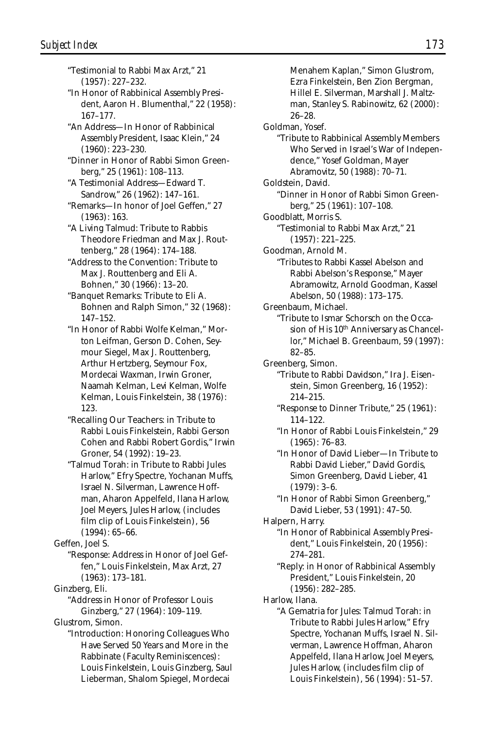"Testimonial to Rabbi Max Arzt," 21 (1957): 227–232.

"In Honor of Rabbinical Assembly President, Aaron H. Blumenthal," 22 (1958): 167–177.

"An Address—In Honor of Rabbinical Assembly President, Isaac Klein," 24 (1960): 223–230.

"Dinner in Honor of Rabbi Simon Greenberg," 25 (1961): 108–113.

"A Testimonial Address—Edward T. Sandrow," 26 (1962): 147–161.

"Remarks—In honor of Joel Geffen," 27 (1963): 163.

"A Living Talmud: Tribute to Rabbis Theodore Friedman and Max J. Routtenberg," 28 (1964): 174–188.

"Address to the Convention: Tribute to Max J. Routtenberg and Eli A. Bohnen," 30 (1966): 13–20.

"Banquet Remarks: Tribute to Eli A. Bohnen and Ralph Simon," 32 (1968): 147–152.

"In Honor of Rabbi Wolfe Kelman," Morton Leifman, Gerson D. Cohen, Seymour Siegel, Max J. Routtenberg, Arthur Hertzberg, Seymour Fox, Mordecai Waxman, Irwin Groner, Naamah Kelman, Levi Kelman, Wolfe Kelman, Louis Finkelstein, 38 (1976): 123.

"Recalling Our Teachers: in Tribute to Rabbi Louis Finkelstein, Rabbi Gerson Cohen and Rabbi Robert Gordis," Irwin Groner, 54 (1992): 19–23.

"Talmud Torah: in Tribute to Rabbi Jules Harlow," Efry Spectre, Yochanan Muffs, Israel N. Silverman, Lawrence Hoffman, Aharon Appelfeld, Ilana Harlow, Joel Meyers, Jules Harlow, (includes film clip of Louis Finkelstein), 56 (1994): 65–66.

Geffen, Joel S.

"Response: Address in Honor of Joel Geffen," Louis Finkelstein, Max Arzt, 27 (1963): 173–181.

Ginzberg, Eli.

"Address in Honor of Professor Louis Ginzberg," 27 (1964): 109–119.

Glustrom, Simon.

"Introduction: Honoring Colleagues Who Have Served 50 Years and More in the Rabbinate (Faculty Reminiscences): Louis Finkelstein, Louis Ginzberg, Saul Lieberman, Shalom Spiegel, Mordecai Menahem Kaplan," Simon Glustrom, Ezra Finkelstein, Ben Zion Bergman, Hillel E. Silverman, Marshall J. Maltzman, Stanley S. Rabinowitz, 62 (2000): 26–28.

Goldman, Yosef.

"Tribute to Rabbinical Assembly Members Who Served in Israel's War of Independence," Yosef Goldman, Mayer Abramovitz, 50 (1988): 70–71.

Goldstein, David.

"Dinner in Honor of Rabbi Simon Greenberg," 25 (1961): 107–108.

Goodblatt, Morris S.

"Testimonial to Rabbi Max Arzt," 21 (1957): 221–225.

Goodman, Arnold M.

"Tributes to Rabbi Kassel Abelson and Rabbi Abelson's Response," Mayer Abramowitz, Arnold Goodman, Kassel Abelson, 50 (1988): 173–175.

Greenbaum, Michael.

"Tribute to Ismar Schorsch on the Occasion of His 10th Anniversary as Chancellor," Michael B. Greenbaum, 59 (1997): 82–85.

Greenberg, Simon.

"Tribute to Rabbi Davidson," Ira J. Eisenstein, Simon Greenberg, 16 (1952): 214–215.

"Response to Dinner Tribute," 25 (1961): 114–122.

"In Honor of Rabbi Louis Finkelstein," 29 (1965): 76–83.

"In Honor of David Lieber—In Tribute to Rabbi David Lieber," David Gordis, Simon Greenberg, David Lieber, 41 (1979): 3–6.

"In Honor of Rabbi Simon Greenberg," David Lieber, 53 (1991): 47–50.

Halpern, Harry.

"In Honor of Rabbinical Assembly President," Louis Finkelstein, 20 (1956): 274–281.

"Reply: in Honor of Rabbinical Assembly President," Louis Finkelstein, 20 (1956): 282–285.

Harlow, Ilana.

"A Gematria for Jules: Talmud Torah: in Tribute to Rabbi Jules Harlow," Efry Spectre, Yochanan Muffs, Israel N. Silverman, Lawrence Hoffman, Aharon Appelfeld, Ilana Harlow, Joel Meyers, Jules Harlow, (includes film clip of Louis Finkelstein), 56 (1994): 51–57.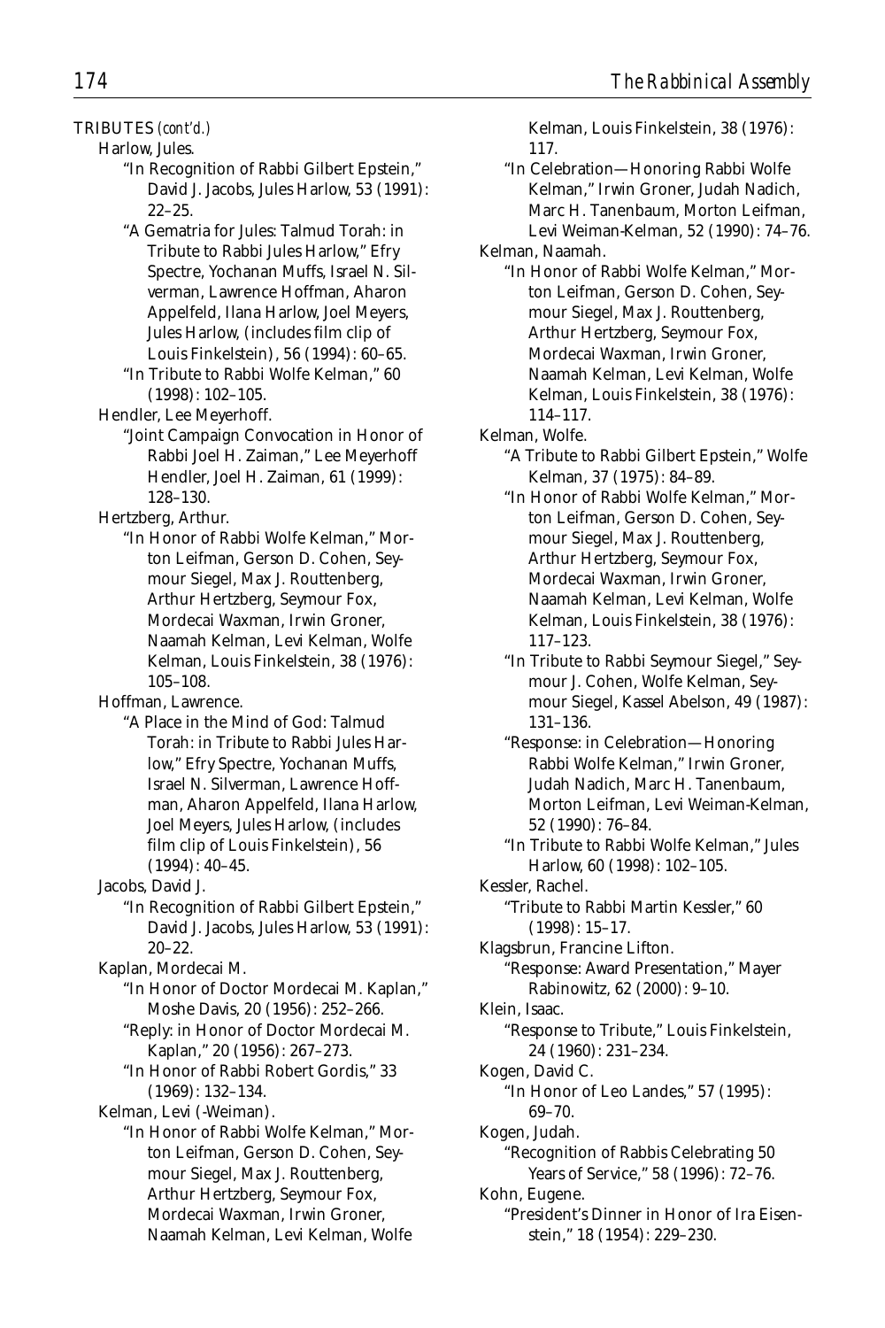TRIBUTES *(cont'd.)*

Harlow, Jules.

"In Recognition of Rabbi Gilbert Epstein," David J. Jacobs, Jules Harlow, 53 (1991): 22–25.

"A Gematria for Jules: Talmud Torah: in Tribute to Rabbi Jules Harlow," Efry Spectre, Yochanan Muffs, Israel N. Silverman, Lawrence Hoffman, Aharon Appelfeld, Ilana Harlow, Joel Meyers, Jules Harlow, (includes film clip of Louis Finkelstein), 56 (1994): 60–65.

"In Tribute to Rabbi Wolfe Kelman," 60 (1998): 102–105.

Hendler, Lee Meyerhoff.

"Joint Campaign Convocation in Honor of Rabbi Joel H. Zaiman," Lee Meyerhoff Hendler, Joel H. Zaiman, 61 (1999): 128–130.

Hertzberg, Arthur.

"In Honor of Rabbi Wolfe Kelman," Morton Leifman, Gerson D. Cohen, Seymour Siegel, Max J. Routtenberg, Arthur Hertzberg, Seymour Fox, Mordecai Waxman, Irwin Groner, Naamah Kelman, Levi Kelman, Wolfe Kelman, Louis Finkelstein, 38 (1976): 105–108.

Hoffman, Lawrence.

"A Place in the Mind of God: Talmud Torah: in Tribute to Rabbi Jules Harlow," Efry Spectre, Yochanan Muffs, Israel N. Silverman, Lawrence Hoffman, Aharon Appelfeld, Ilana Harlow, Joel Meyers, Jules Harlow, (includes film clip of Louis Finkelstein), 56 (1994): 40–45.

Jacobs, David J.

"In Recognition of Rabbi Gilbert Epstein," David J. Jacobs, Jules Harlow, 53 (1991): 20–22.

Kaplan, Mordecai M.

"In Honor of Doctor Mordecai M. Kaplan," Moshe Davis, 20 (1956): 252–266.

"Reply: in Honor of Doctor Mordecai M. Kaplan," 20 (1956): 267–273.

"In Honor of Rabbi Robert Gordis," 33 (1969): 132–134.

Kelman, Levi (-Weiman).

"In Honor of Rabbi Wolfe Kelman," Morton Leifman, Gerson D. Cohen, Seymour Siegel, Max J. Routtenberg, Arthur Hertzberg, Seymour Fox, Mordecai Waxman, Irwin Groner, Naamah Kelman, Levi Kelman, Wolfe Kelman, Louis Finkelstein, 38 (1976): 117.

"In Celebration—Honoring Rabbi Wolfe Kelman," Irwin Groner, Judah Nadich, Marc H. Tanenbaum, Morton Leifman, Levi Weiman-Kelman, 52 (1990): 74–76.

Kelman, Naamah.

"In Honor of Rabbi Wolfe Kelman," Morton Leifman, Gerson D. Cohen, Seymour Siegel, Max J. Routtenberg, Arthur Hertzberg, Seymour Fox, Mordecai Waxman, Irwin Groner, Naamah Kelman, Levi Kelman, Wolfe Kelman, Louis Finkelstein, 38 (1976): 114–117.

Kelman, Wolfe.

"A Tribute to Rabbi Gilbert Epstein," Wolfe Kelman, 37 (1975): 84–89.

"In Honor of Rabbi Wolfe Kelman," Morton Leifman, Gerson D. Cohen, Seymour Siegel, Max J. Routtenberg, Arthur Hertzberg, Seymour Fox, Mordecai Waxman, Irwin Groner, Naamah Kelman, Levi Kelman, Wolfe Kelman, Louis Finkelstein, 38 (1976): 117–123.

"In Tribute to Rabbi Seymour Siegel," Seymour J. Cohen, Wolfe Kelman, Seymour Siegel, Kassel Abelson, 49 (1987): 131–136.

"Response: in Celebration—Honoring Rabbi Wolfe Kelman," Irwin Groner, Judah Nadich, Marc H. Tanenbaum, Morton Leifman, Levi Weiman-Kelman, 52 (1990): 76–84.

"In Tribute to Rabbi Wolfe Kelman," Jules Harlow, 60 (1998): 102–105.

Kessler, Rachel.

"Tribute to Rabbi Martin Kessler," 60 (1998): 15–17.

Klagsbrun, Francine Lifton.

"Response: Award Presentation," Mayer Rabinowitz, 62 (2000): 9–10.

Klein, Isaac.

"Response to Tribute," Louis Finkelstein, 24 (1960): 231–234.

Kogen, David C.

"In Honor of Leo Landes," 57 (1995): 69–70.

Kogen, Judah.

"Recognition of Rabbis Celebrating 50 Years of Service," 58 (1996): 72–76.

Kohn, Eugene.

"President's Dinner in Honor of Ira Eisenstein," 18 (1954): 229–230.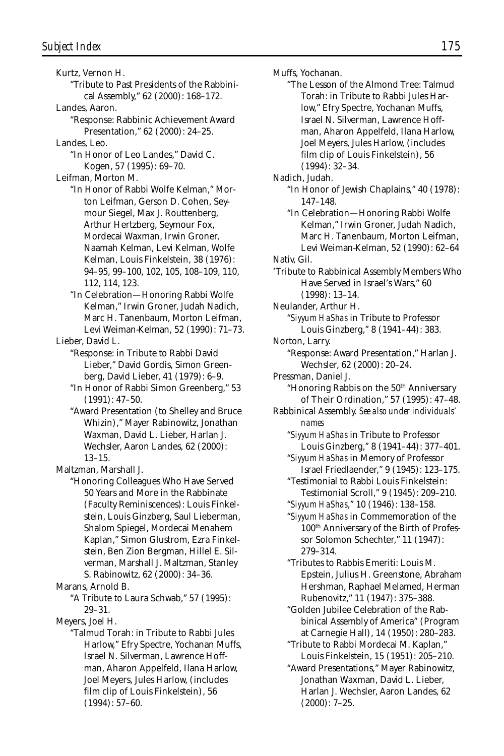Kurtz, Vernon H.

"Tribute to Past Presidents of the Rabbinical Assembly," 62 (2000): 168–172.

Landes, Aaron.

"Response: Rabbinic Achievement Award Presentation," 62 (2000): 24–25.

Landes, Leo.

"In Honor of Leo Landes," David C. Kogen, 57 (1995): 69–70.

Leifman, Morton M.

"In Honor of Rabbi Wolfe Kelman," Morton Leifman, Gerson D. Cohen, Seymour Siegel, Max J. Routtenberg, Arthur Hertzberg, Seymour Fox, Mordecai Waxman, Irwin Groner, Naamah Kelman, Levi Kelman, Wolfe Kelman, Louis Finkelstein, 38 (1976): 94–95, 99–100, 102, 105, 108–109, 110, 112, 114, 123.

"In Celebration—Honoring Rabbi Wolfe Kelman," Irwin Groner, Judah Nadich, Marc H. Tanenbaum, Morton Leifman, Levi Weiman-Kelman, 52 (1990): 71–73.

Lieber, David L.

"Response: in Tribute to Rabbi David Lieber," David Gordis, Simon Greenberg, David Lieber, 41 (1979): 6–9.

"In Honor of Rabbi Simon Greenberg," 53 (1991): 47–50.

"Award Presentation (to Shelley and Bruce Whizin)," Mayer Rabinowitz, Jonathan Waxman, David L. Lieber, Harlan J. Wechsler, Aaron Landes, 62 (2000): 13–15.

Maltzman, Marshall J.

"Honoring Colleagues Who Have Served 50 Years and More in the Rabbinate (Faculty Reminiscences): Louis Finkelstein, Louis Ginzberg, Saul Lieberman, Shalom Spiegel, Mordecai Menahem Kaplan," Simon Glustrom, Ezra Finkelstein, Ben Zion Bergman, Hillel E. Silverman, Marshall J. Maltzman, Stanley S. Rabinowitz, 62 (2000): 34–36.

Marans, Arnold B.

"A Tribute to Laura Schwab," 57 (1995): 29–31.

Meyers, Joel H.

"Talmud Torah: in Tribute to Rabbi Jules Harlow," Efry Spectre, Yochanan Muffs, Israel N. Silverman, Lawrence Hoffman, Aharon Appelfeld, Ilana Harlow, Joel Meyers, Jules Harlow, (includes film clip of Louis Finkelstein), 56 (1994): 57–60.

Muffs, Yochanan.

"The Lesson of the Almond Tree: Talmud Torah: in Tribute to Rabbi Jules Harlow," Efry Spectre, Yochanan Muffs, Israel N. Silverman, Lawrence Hoffman, Aharon Appelfeld, Ilana Harlow, Joel Meyers, Jules Harlow, (includes film clip of Louis Finkelstein), 56 (1994): 32–34.

Nadich, Judah.

"In Honor of Jewish Chaplains," 40 (1978): 147–148.

"In Celebration—Honoring Rabbi Wolfe Kelman," Irwin Groner, Judah Nadich, Marc H. Tanenbaum, Morton Leifman, Levi Weiman-Kelman, 52 (1990): 62–64

Nativ, Gil.

'Tribute to Rabbinical Assembly Members Who Have Served in Israel's Wars," 60 (1998): 13–14.

Neulander, Arthur H.

"*Siyyum HaShas* in Tribute to Professor Louis Ginzberg," 8 (1941–44): 383.

Norton, Larry.

"Response: Award Presentation," Harlan J. Wechsler, 62 (2000): 20–24.

Pressman, Daniel J.

"Honoring Rabbis on the 50th Anniversary of Their Ordination," 57 (1995): 47–48.

Rabbinical Assembly. *See also under individuals' names*

"*Siyyum HaShas* in Tribute to Professor Louis Ginzberg," 8 (1941–44): 377–401.

"*Siyyum HaShas* in Memory of Professor Israel Friedlaender," 9 (1945): 123–175.

"Testimonial to Rabbi Louis Finkelstein: Testimonial Scroll," 9 (1945): 209–210.

"*Siyyum HaShas*," 10 (1946): 138–158.

"*Siyyum HaShas* in Commemoration of the 100th Anniversary of the Birth of Professor Solomon Schechter," 11 (1947): 279–314.

"Tributes to Rabbis Emeriti: Louis M. Epstein, Julius H. Greenstone, Abraham Hershman, Raphael Melamed, Herman Rubenovitz," 11 (1947): 375–388.

"Golden Jubilee Celebration of the Rabbinical Assembly of America" (Program at Carnegie Hall), 14 (1950): 280–283.

"Tribute to Rabbi Mordecai M. Kaplan," Louis Finkelstein, 15 (1951): 205–210.

"Award Presentations," Mayer Rabinowitz, Jonathan Waxman, David L. Lieber, Harlan J. Wechsler, Aaron Landes, 62 (2000): 7–25.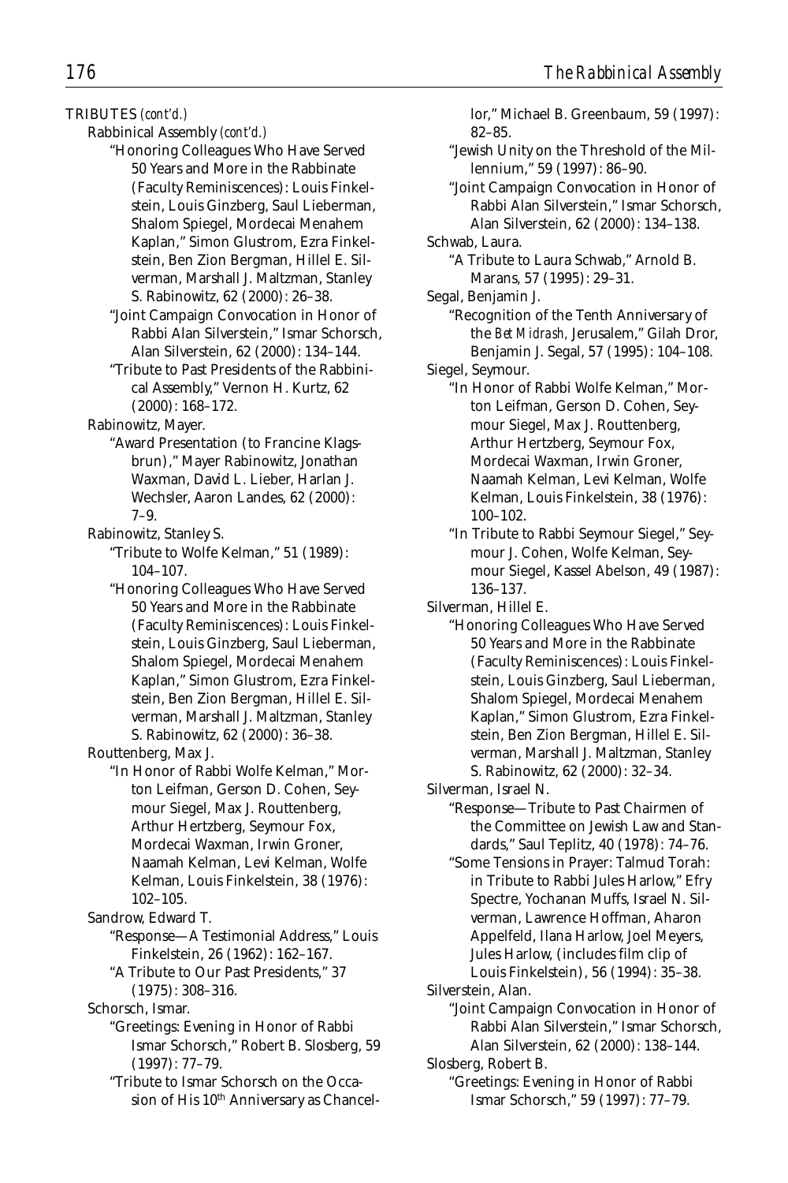TRIBUTES *(cont'd.)*

Rabbinical Assembly *(cont'd.)*

"Honoring Colleagues Who Have Served 50 Years and More in the Rabbinate (Faculty Reminiscences): Louis Finkelstein, Louis Ginzberg, Saul Lieberman, Shalom Spiegel, Mordecai Menahem Kaplan," Simon Glustrom, Ezra Finkelstein, Ben Zion Bergman, Hillel E. Silverman, Marshall J. Maltzman, Stanley S. Rabinowitz, 62 (2000): 26–38.

"Joint Campaign Convocation in Honor of Rabbi Alan Silverstein," Ismar Schorsch, Alan Silverstein, 62 (2000): 134–144.

"Tribute to Past Presidents of the Rabbinical Assembly," Vernon H. Kurtz, 62 (2000): 168–172.

Rabinowitz, Mayer.

"Award Presentation (to Francine Klagsbrun)," Mayer Rabinowitz, Jonathan Waxman, David L. Lieber, Harlan J. Wechsler, Aaron Landes, 62 (2000): 7–9.

Rabinowitz, Stanley S.

"Tribute to Wolfe Kelman," 51 (1989): 104–107.

"Honoring Colleagues Who Have Served 50 Years and More in the Rabbinate (Faculty Reminiscences): Louis Finkelstein, Louis Ginzberg, Saul Lieberman, Shalom Spiegel, Mordecai Menahem Kaplan," Simon Glustrom, Ezra Finkelstein, Ben Zion Bergman, Hillel E. Silverman, Marshall J. Maltzman, Stanley S. Rabinowitz, 62 (2000): 36–38.

Routtenberg, Max J.

"In Honor of Rabbi Wolfe Kelman," Morton Leifman, Gerson D. Cohen, Seymour Siegel, Max J. Routtenberg, Arthur Hertzberg, Seymour Fox, Mordecai Waxman, Irwin Groner, Naamah Kelman, Levi Kelman, Wolfe Kelman, Louis Finkelstein, 38 (1976): 102–105.

Sandrow, Edward T.

"Response—A Testimonial Address," Louis Finkelstein, 26 (1962): 162–167.

"A Tribute to Our Past Presidents," 37 (1975): 308–316.

Schorsch, Ismar.

"Greetings: Evening in Honor of Rabbi Ismar Schorsch," Robert B. Slosberg, 59 (1997): 77–79.

"Tribute to Ismar Schorsch on the Occasion of His 10th Anniversary as Chancellor," Michael B. Greenbaum, 59 (1997): 82–85.

"Jewish Unity on the Threshold of the Millennium," 59 (1997): 86–90.

"Joint Campaign Convocation in Honor of Rabbi Alan Silverstein," Ismar Schorsch, Alan Silverstein, 62 (2000): 134–138.

Schwab, Laura.

"A Tribute to Laura Schwab," Arnold B. Marans, 57 (1995): 29–31.

Segal, Benjamin J.

"Recognition of the Tenth Anniversary of the *Bet Midrash*, Jerusalem," Gilah Dror, Benjamin J. Segal, 57 (1995): 104–108.

Siegel, Seymour.

"In Honor of Rabbi Wolfe Kelman," Morton Leifman, Gerson D. Cohen, Seymour Siegel, Max J. Routtenberg, Arthur Hertzberg, Seymour Fox, Mordecai Waxman, Irwin Groner, Naamah Kelman, Levi Kelman, Wolfe Kelman, Louis Finkelstein, 38 (1976): 100–102.

"In Tribute to Rabbi Seymour Siegel," Seymour J. Cohen, Wolfe Kelman, Seymour Siegel, Kassel Abelson, 49 (1987): 136–137.

Silverman, Hillel E.

"Honoring Colleagues Who Have Served 50 Years and More in the Rabbinate (Faculty Reminiscences): Louis Finkelstein, Louis Ginzberg, Saul Lieberman, Shalom Spiegel, Mordecai Menahem Kaplan," Simon Glustrom, Ezra Finkelstein, Ben Zion Bergman, Hillel E. Silverman, Marshall J. Maltzman, Stanley S. Rabinowitz, 62 (2000): 32–34.

Silverman, Israel N.

"Response—Tribute to Past Chairmen of the Committee on Jewish Law and Standards," Saul Teplitz, 40 (1978): 74–76.

"Some Tensions in Prayer: Talmud Torah: in Tribute to Rabbi Jules Harlow," Efry Spectre, Yochanan Muffs, Israel N. Silverman, Lawrence Hoffman, Aharon Appelfeld, Ilana Harlow, Joel Meyers, Jules Harlow, (includes film clip of Louis Finkelstein), 56 (1994): 35–38.

Silverstein, Alan.

"Joint Campaign Convocation in Honor of Rabbi Alan Silverstein," Ismar Schorsch, Alan Silverstein, 62 (2000): 138–144.

Slosberg, Robert B.

"Greetings: Evening in Honor of Rabbi Ismar Schorsch," 59 (1997): 77–79.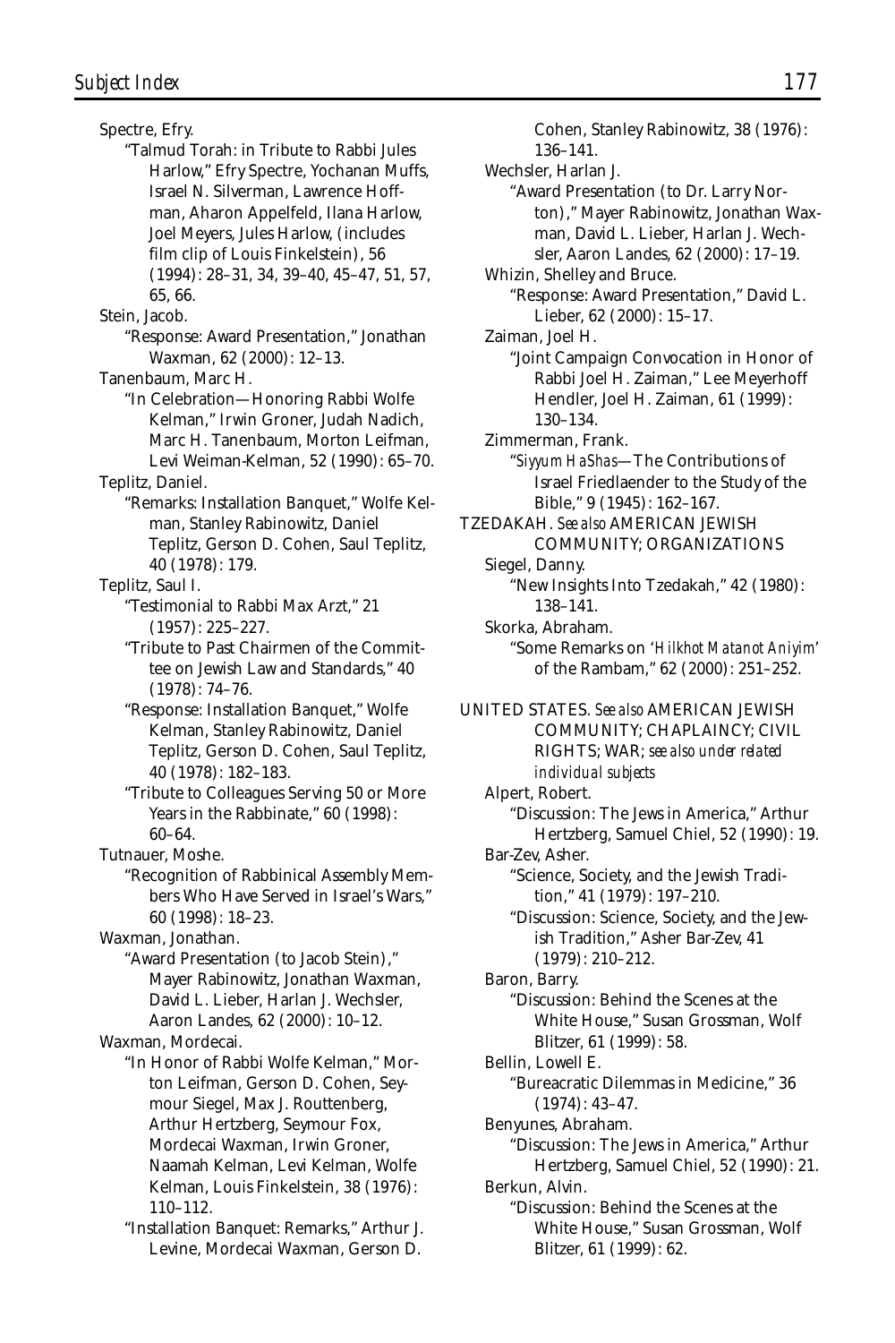Spectre, Efry.

"Talmud Torah: in Tribute to Rabbi Jules Harlow," Efry Spectre, Yochanan Muffs, Israel N. Silverman, Lawrence Hoffman, Aharon Appelfeld, Ilana Harlow, Joel Meyers, Jules Harlow, (includes film clip of Louis Finkelstein), 56 (1994): 28–31, 34, 39–40, 45–47, 51, 57, 65, 66.

Stein, Jacob.

"Response: Award Presentation," Jonathan Waxman, 62 (2000): 12–13.

Tanenbaum, Marc H.

"In Celebration—Honoring Rabbi Wolfe Kelman," Irwin Groner, Judah Nadich, Marc H. Tanenbaum, Morton Leifman, Levi Weiman-Kelman, 52 (1990): 65–70.

Teplitz, Daniel.

"Remarks: Installation Banquet," Wolfe Kelman, Stanley Rabinowitz, Daniel Teplitz, Gerson D. Cohen, Saul Teplitz, 40 (1978): 179.

Teplitz, Saul I.

"Testimonial to Rabbi Max Arzt," 21 (1957): 225–227.

"Tribute to Past Chairmen of the Committee on Jewish Law and Standards," 40 (1978): 74–76.

"Response: Installation Banquet," Wolfe Kelman, Stanley Rabinowitz, Daniel Teplitz, Gerson D. Cohen, Saul Teplitz, 40 (1978): 182–183.

"Tribute to Colleagues Serving 50 or More Years in the Rabbinate," 60 (1998): 60–64.

Tutnauer, Moshe.

"Recognition of Rabbinical Assembly Members Who Have Served in Israel's Wars," 60 (1998): 18–23.

Waxman, Jonathan.

"Award Presentation (to Jacob Stein)," Mayer Rabinowitz, Jonathan Waxman, David L. Lieber, Harlan J. Wechsler, Aaron Landes, 62 (2000): 10–12.

Waxman, Mordecai.

"In Honor of Rabbi Wolfe Kelman," Morton Leifman, Gerson D. Cohen, Seymour Siegel, Max J. Routtenberg, Arthur Hertzberg, Seymour Fox, Mordecai Waxman, Irwin Groner, Naamah Kelman, Levi Kelman, Wolfe Kelman, Louis Finkelstein, 38 (1976): 110–112.

"Installation Banquet: Remarks," Arthur J. Levine, Mordecai Waxman, Gerson D. Cohen, Stanley Rabinowitz, 38 (1976): 136–141.

Wechsler, Harlan J.

"Award Presentation (to Dr. Larry Norton)," Mayer Rabinowitz, Jonathan Waxman, David L. Lieber, Harlan J. Wechsler, Aaron Landes, 62 (2000): 17–19.

Whizin, Shelley and Bruce.

"Response: Award Presentation," David L. Lieber, 62 (2000): 15–17.

Zaiman, Joel H.

"Joint Campaign Convocation in Honor of Rabbi Joel H. Zaiman," Lee Meyerhoff Hendler, Joel H. Zaiman, 61 (1999): 130–134.

Zimmerman, Frank.

"*Siyyum HaShas*—The Contributions of Israel Friedlaender to the Study of the Bible," 9 (1945): 162–167.

TZEDAKAH. *See also* AMERICAN JEWISH COMMUNITY; ORGANIZATIONS

Siegel, Danny.

"New Insights Into Tzedakah," 42 (1980): 138–141.

Skorka, Abraham.

"Some Remarks on '*Hilkhot Matanot Aniyim*' of the Rambam," 62 (2000): 251–252.

UNITED STATES. *See also* AMERICAN JEWISH COMMUNITY; CHAPLAINCY; CIVIL RIGHTS; WAR; *see also under related individual subjects*

Alpert, Robert.

"Discussion: The Jews in America," Arthur Hertzberg, Samuel Chiel, 52 (1990): 19.

Bar-Zev, Asher.

"Science, Society, and the Jewish Tradition," 41 (1979): 197–210.

"Discussion: Science, Society, and the Jewish Tradition," Asher Bar-Zev, 41 (1979): 210–212.

Baron, Barry.

"Discussion: Behind the Scenes at the White House," Susan Grossman, Wolf Blitzer, 61 (1999): 58.

Bellin, Lowell E.

"Bureacratic Dilemmas in Medicine," 36 (1974): 43–47.

Benyunes, Abraham.

"Discussion: The Jews in America," Arthur Hertzberg, Samuel Chiel, 52 (1990): 21.

Berkun, Alvin.

"Discussion: Behind the Scenes at the White House," Susan Grossman, Wolf Blitzer, 61 (1999): 62.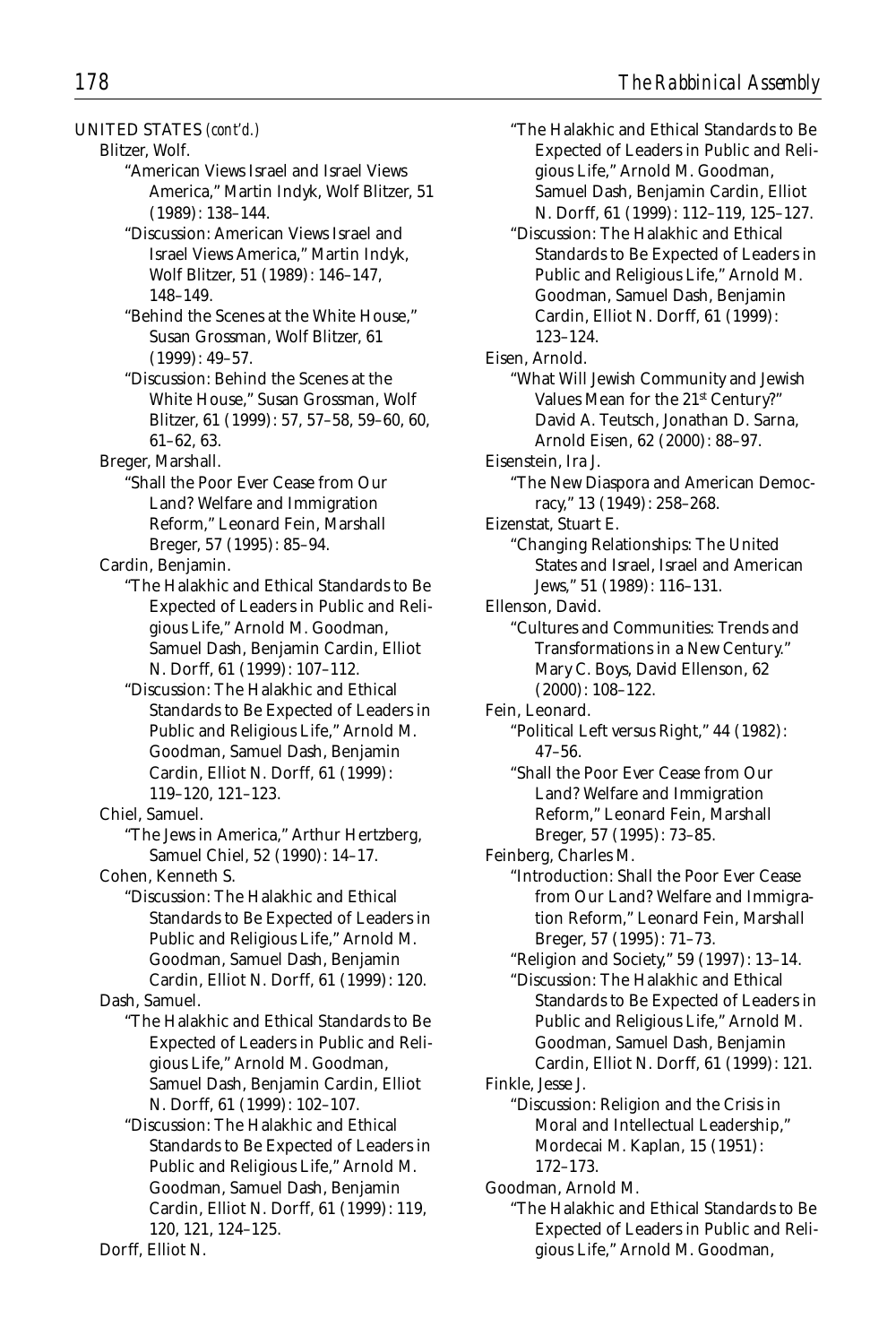UNITED STATES *(cont'd.)*

Blitzer, Wolf.

"American Views Israel and Israel Views America," Martin Indyk, Wolf Blitzer, 51 (1989): 138–144.

"Discussion: American Views Israel and Israel Views America," Martin Indyk, Wolf Blitzer, 51 (1989): 146–147, 148–149.

"Behind the Scenes at the White House," Susan Grossman, Wolf Blitzer, 61 (1999): 49–57.

"Discussion: Behind the Scenes at the White House," Susan Grossman, Wolf Blitzer, 61 (1999): 57, 57–58, 59–60, 60, 61–62, 63.

Breger, Marshall.

"Shall the Poor Ever Cease from Our Land? Welfare and Immigration Reform," Leonard Fein, Marshall Breger, 57 (1995): 85–94.

Cardin, Benjamin.

"The Halakhic and Ethical Standards to Be Expected of Leaders in Public and Religious Life," Arnold M. Goodman, Samuel Dash, Benjamin Cardin, Elliot N. Dorff, 61 (1999): 107–112.

"Discussion: The Halakhic and Ethical Standards to Be Expected of Leaders in Public and Religious Life," Arnold M. Goodman, Samuel Dash, Benjamin Cardin, Elliot N. Dorff, 61 (1999): 119–120, 121–123.

Chiel, Samuel.

"The Jews in America," Arthur Hertzberg, Samuel Chiel, 52 (1990): 14–17.

Cohen, Kenneth S.

"Discussion: The Halakhic and Ethical Standards to Be Expected of Leaders in Public and Religious Life," Arnold M. Goodman, Samuel Dash, Benjamin Cardin, Elliot N. Dorff, 61 (1999): 120.

Dash, Samuel.

"The Halakhic and Ethical Standards to Be Expected of Leaders in Public and Religious Life," Arnold M. Goodman, Samuel Dash, Benjamin Cardin, Elliot N. Dorff, 61 (1999): 102–107.

"Discussion: The Halakhic and Ethical Standards to Be Expected of Leaders in Public and Religious Life," Arnold M. Goodman, Samuel Dash, Benjamin Cardin, Elliot N. Dorff, 61 (1999): 119, 120, 121, 124–125.

Dorff, Elliot N.

"The Halakhic and Ethical Standards to Be Expected of Leaders in Public and Religious Life," Arnold M. Goodman, Samuel Dash, Benjamin Cardin, Elliot N. Dorff, 61 (1999): 112–119, 125–127.

"Discussion: The Halakhic and Ethical Standards to Be Expected of Leaders in Public and Religious Life," Arnold M. Goodman, Samuel Dash, Benjamin Cardin, Elliot N. Dorff, 61 (1999): 123–124.

Eisen, Arnold.

"What Will Jewish Community and Jewish Values Mean for the 21st Century?" David A. Teutsch, Jonathan D. Sarna, Arnold Eisen, 62 (2000): 88–97.

Eisenstein, Ira J.

"The New Diaspora and American Democracy," 13 (1949): 258–268.

Eizenstat, Stuart E.

"Changing Relationships: The United States and Israel, Israel and American Jews," 51 (1989): 116–131.

Ellenson, David.

"Cultures and Communities: Trends and Transformations in a New Century." Mary C. Boys, David Ellenson, 62 (2000): 108–122.

Fein, Leonard.

"Political Left versus Right," 44 (1982): 47–56.

"Shall the Poor Ever Cease from Our Land? Welfare and Immigration Reform," Leonard Fein, Marshall Breger, 57 (1995): 73–85.

Feinberg, Charles M.

"Introduction: Shall the Poor Ever Cease from Our Land? Welfare and Immigration Reform," Leonard Fein, Marshall Breger, 57 (1995): 71–73.

"Religion and Society," 59 (1997): 13–14.

"Discussion: The Halakhic and Ethical Standards to Be Expected of Leaders in Public and Religious Life," Arnold M. Goodman, Samuel Dash, Benjamin Cardin, Elliot N. Dorff, 61 (1999): 121.

Finkle, Jesse J.

"Discussion: Religion and the Crisis in Moral and Intellectual Leadership," Mordecai M. Kaplan, 15 (1951): 172–173.

Goodman, Arnold M.

"The Halakhic and Ethical Standards to Be Expected of Leaders in Public and Religious Life," Arnold M. Goodman,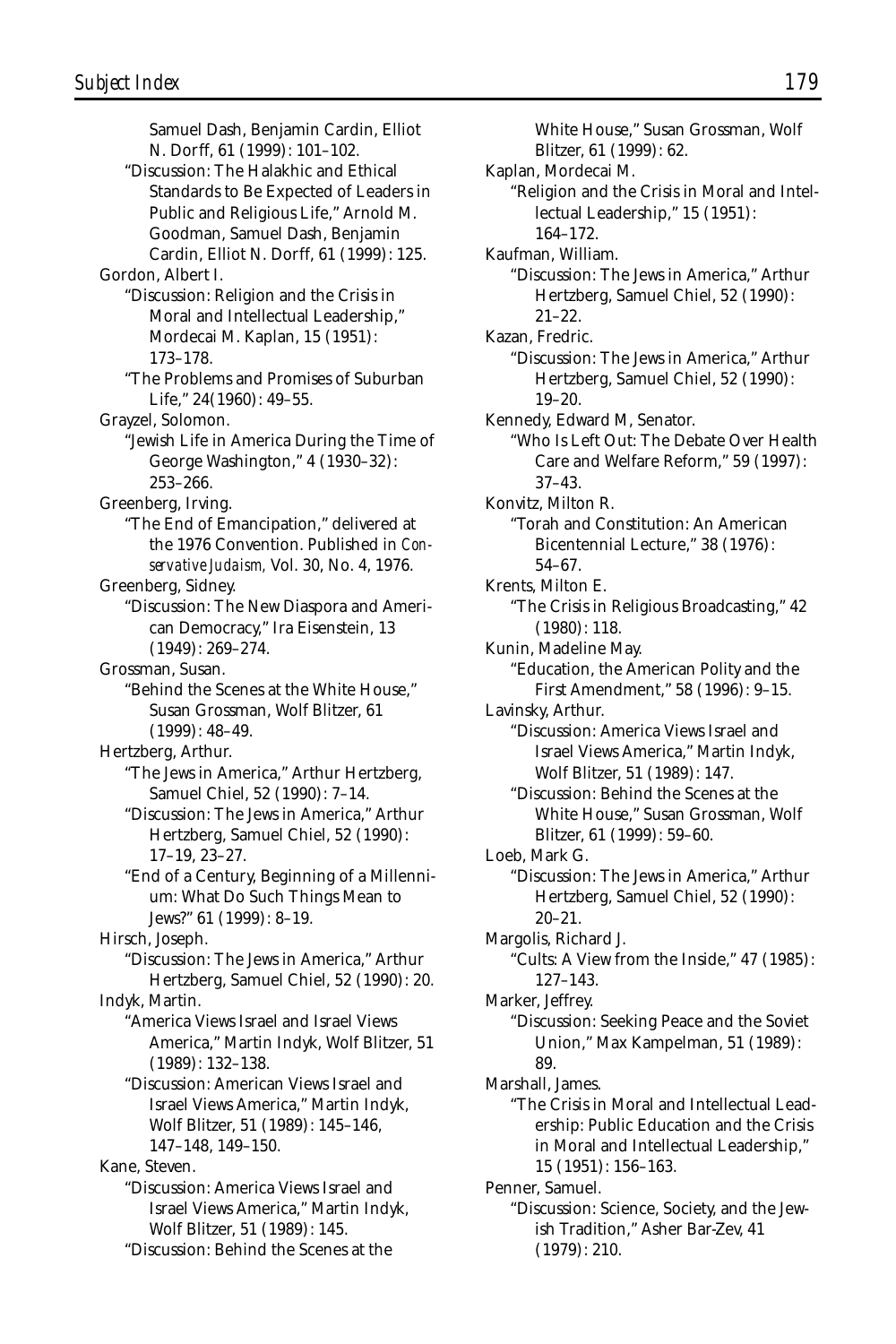Samuel Dash, Benjamin Cardin, Elliot N. Dorff, 61 (1999): 101–102.

"Discussion: The Halakhic and Ethical Standards to Be Expected of Leaders in Public and Religious Life," Arnold M. Goodman, Samuel Dash, Benjamin Cardin, Elliot N. Dorff, 61 (1999): 125.

Gordon, Albert I.

"Discussion: Religion and the Crisis in Moral and Intellectual Leadership," Mordecai M. Kaplan, 15 (1951): 173–178.

"The Problems and Promises of Suburban Life," 24(1960): 49–55.

Grayzel, Solomon.

"Jewish Life in America During the Time of George Washington," 4 (1930–32): 253–266.

Greenberg, Irving.

"The End of Emancipation," delivered at the 1976 Convention. Published in *Conservative Judaism,* Vol. 30, No. 4, 1976.

Greenberg, Sidney.

"Discussion: The New Diaspora and American Democracy," Ira Eisenstein, 13 (1949): 269–274.

Grossman, Susan.

"Behind the Scenes at the White House," Susan Grossman, Wolf Blitzer, 61 (1999): 48–49.

Hertzberg, Arthur.

"The Jews in America," Arthur Hertzberg, Samuel Chiel, 52 (1990): 7–14.

"Discussion: The Jews in America," Arthur Hertzberg, Samuel Chiel, 52 (1990): 17–19, 23–27.

"End of a Century, Beginning of a Millennium: What Do Such Things Mean to Jews?" 61 (1999): 8–19.

Hirsch, Joseph.

"Discussion: The Jews in America," Arthur Hertzberg, Samuel Chiel, 52 (1990): 20.

Indyk, Martin.

"America Views Israel and Israel Views America," Martin Indyk, Wolf Blitzer, 51 (1989): 132–138.

"Discussion: American Views Israel and Israel Views America," Martin Indyk, Wolf Blitzer, 51 (1989): 145–146, 147–148, 149–150.

Kane, Steven.

"Discussion: America Views Israel and Israel Views America," Martin Indyk, Wolf Blitzer, 51 (1989): 145.

"Discussion: Behind the Scenes at the White House," Susan Grossman, Wolf Blitzer, 61 (1999): 62.

Kaplan, Mordecai M.

"Religion and the Crisis in Moral and Intellectual Leadership," 15 (1951): 164–172.

Kaufman, William.

"Discussion: The Jews in America," Arthur Hertzberg, Samuel Chiel, 52 (1990): 21–22.

Kazan, Fredric.

"Discussion: The Jews in America," Arthur Hertzberg, Samuel Chiel, 52 (1990): 19–20.

Kennedy, Edward M, Senator.

"Who Is Left Out: The Debate Over Health Care and Welfare Reform," 59 (1997): 37–43.

Konvitz, Milton R.

"Torah and Constitution: An American Bicentennial Lecture," 38 (1976): 54–67.

Krents, Milton E.

"The Crisis in Religious Broadcasting," 42 (1980): 118.

Kunin, Madeline May.

"Education, the American Polity and the First Amendment," 58 (1996): 9–15.

Lavinsky, Arthur.

"Discussion: America Views Israel and Israel Views America," Martin Indyk, Wolf Blitzer, 51 (1989): 147.

"Discussion: Behind the Scenes at the White House," Susan Grossman, Wolf Blitzer, 61 (1999): 59–60.

Loeb, Mark G.

"Discussion: The Jews in America," Arthur Hertzberg, Samuel Chiel, 52 (1990): 20–21.

Margolis, Richard J.

"Cults: A View from the Inside," 47 (1985): 127–143.

Marker, Jeffrey.

"Discussion: Seeking Peace and the Soviet Union," Max Kampelman, 51 (1989): 89.

Marshall, James.

"The Crisis in Moral and Intellectual Leadership: Public Education and the Crisis in Moral and Intellectual Leadership," 15 (1951): 156–163.

Penner, Samuel.

"Discussion: Science, Society, and the Jewish Tradition," Asher Bar-Zev, 41 (1979): 210.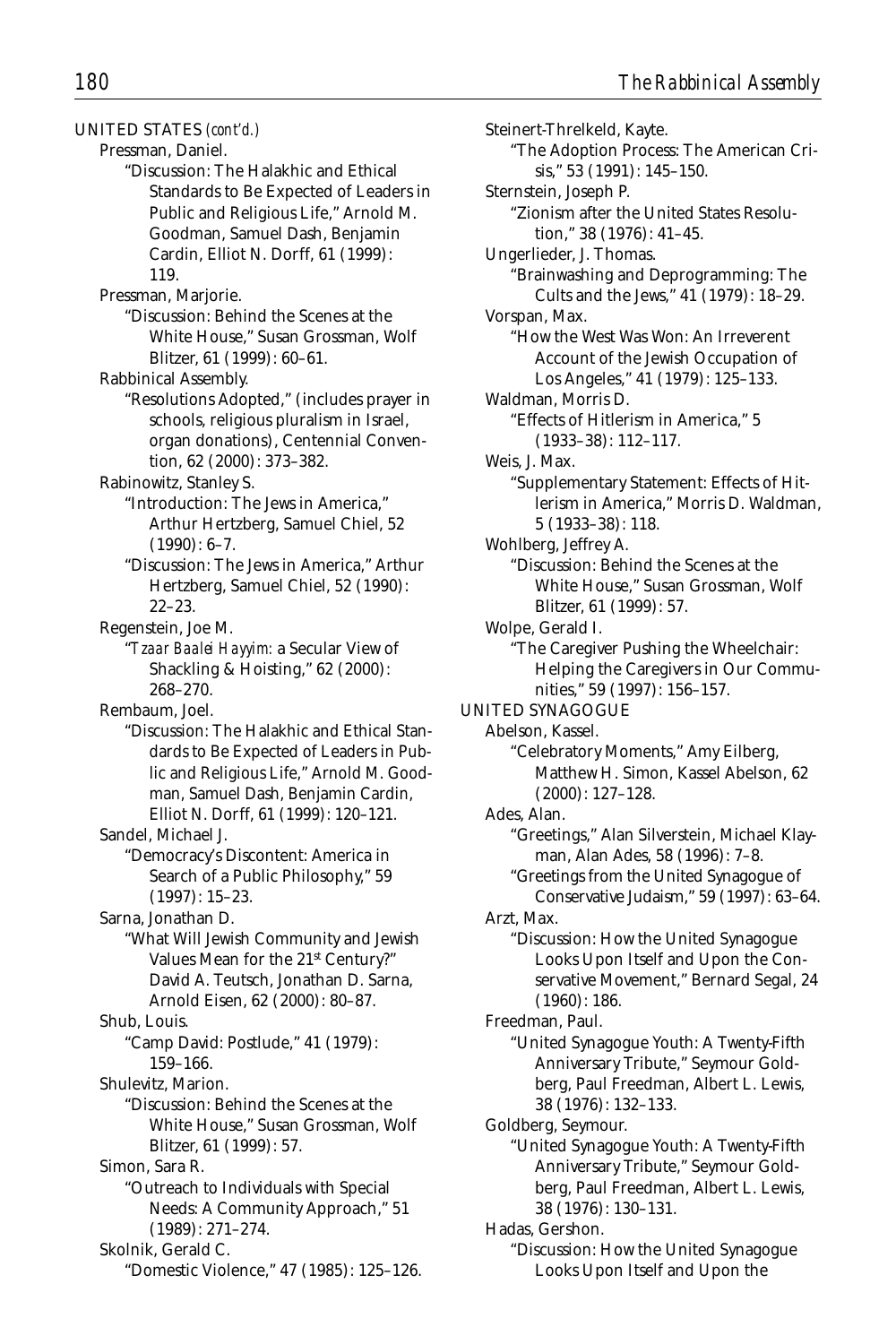UNITED STATES *(cont'd.)*

Pressman, Daniel.

"Discussion: The Halakhic and Ethical Standards to Be Expected of Leaders in Public and Religious Life," Arnold M. Goodman, Samuel Dash, Benjamin Cardin, Elliot N. Dorff, 61 (1999): 119.

Pressman, Marjorie.

"Discussion: Behind the Scenes at the White House," Susan Grossman, Wolf Blitzer, 61 (1999): 60–61.

Rabbinical Assembly.

"Resolutions Adopted," (includes prayer in schools, religious pluralism in Israel, organ donations), Centennial Convention, 62 (2000): 373–382.

Rabinowitz, Stanley S.

"Introduction: The Jews in America," Arthur Hertzberg, Samuel Chiel, 52 (1990): 6–7.

"Discussion: The Jews in America," Arthur Hertzberg, Samuel Chiel, 52 (1990): 22–23.

Regenstein, Joe M.

"*Tzaar Baalei Hayyim:* a Secular View of Shackling & Hoisting," 62 (2000): 268–270.

Rembaum, Joel.

"Discussion: The Halakhic and Ethical Standards to Be Expected of Leaders in Public and Religious Life," Arnold M. Goodman, Samuel Dash, Benjamin Cardin, Elliot N. Dorff, 61 (1999): 120–121.

Sandel, Michael J.

"Democracy's Discontent: America in Search of a Public Philosophy," 59 (1997): 15–23.

Sarna, Jonathan D.

"What Will Jewish Community and Jewish Values Mean for the 21st Century?" David A. Teutsch, Jonathan D. Sarna, Arnold Eisen, 62 (2000): 80–87.

Shub, Louis.

"Camp David: Postlude," 41 (1979): 159–166.

Shulevitz, Marion.

"Discussion: Behind the Scenes at the White House," Susan Grossman, Wolf Blitzer, 61 (1999): 57.

Simon, Sara R.

"Outreach to Individuals with Special Needs: A Community Approach," 51 (1989): 271–274.

Skolnik, Gerald C.

"Domestic Violence," 47 (1985): 125–126.

Steinert-Threlkeld, Kayte.

"The Adoption Process: The American Crisis," 53 (1991): 145–150.

Sternstein, Joseph P.

"Zionism after the United States Resolution," 38 (1976): 41–45.

Ungerlieder, J. Thomas.

"Brainwashing and Deprogramming: The Cults and the Jews," 41 (1979): 18–29.

Vorspan, Max.

"How the West Was Won: An Irreverent Account of the Jewish Occupation of Los Angeles," 41 (1979): 125–133.

Waldman, Morris D.

"Effects of Hitlerism in America," 5 (1933–38): 112–117.

Weis, J. Max.

"Supplementary Statement: Effects of Hitlerism in America," Morris D. Waldman, 5 (1933–38): 118.

Wohlberg, Jeffrey A.

"Discussion: Behind the Scenes at the White House," Susan Grossman, Wolf Blitzer, 61 (1999): 57.

Wolpe, Gerald I.

"The Caregiver Pushing the Wheelchair: Helping the Caregivers in Our Communities," 59 (1997): 156–157.

UNITED SYNAGOGUE

Abelson, Kassel.

"Celebratory Moments," Amy Eilberg, Matthew H. Simon, Kassel Abelson, 62 (2000): 127–128.

Ades, Alan.

"Greetings," Alan Silverstein, Michael Klayman, Alan Ades, 58 (1996): 7–8.

"Greetings from the United Synagogue of Conservative Judaism," 59 (1997): 63–64.

Arzt, Max.

"Discussion: How the United Synagogue Looks Upon Itself and Upon the Conservative Movement," Bernard Segal, 24 (1960): 186.

Freedman, Paul.

"United Synagogue Youth: A Twenty-Fifth Anniversary Tribute," Seymour Goldberg, Paul Freedman, Albert L. Lewis, 38 (1976): 132–133.

Goldberg, Seymour.

"United Synagogue Youth: A Twenty-Fifth Anniversary Tribute," Seymour Goldberg, Paul Freedman, Albert L. Lewis, 38 (1976): 130–131.

Hadas, Gershon.

"Discussion: How the United Synagogue Looks Upon Itself and Upon the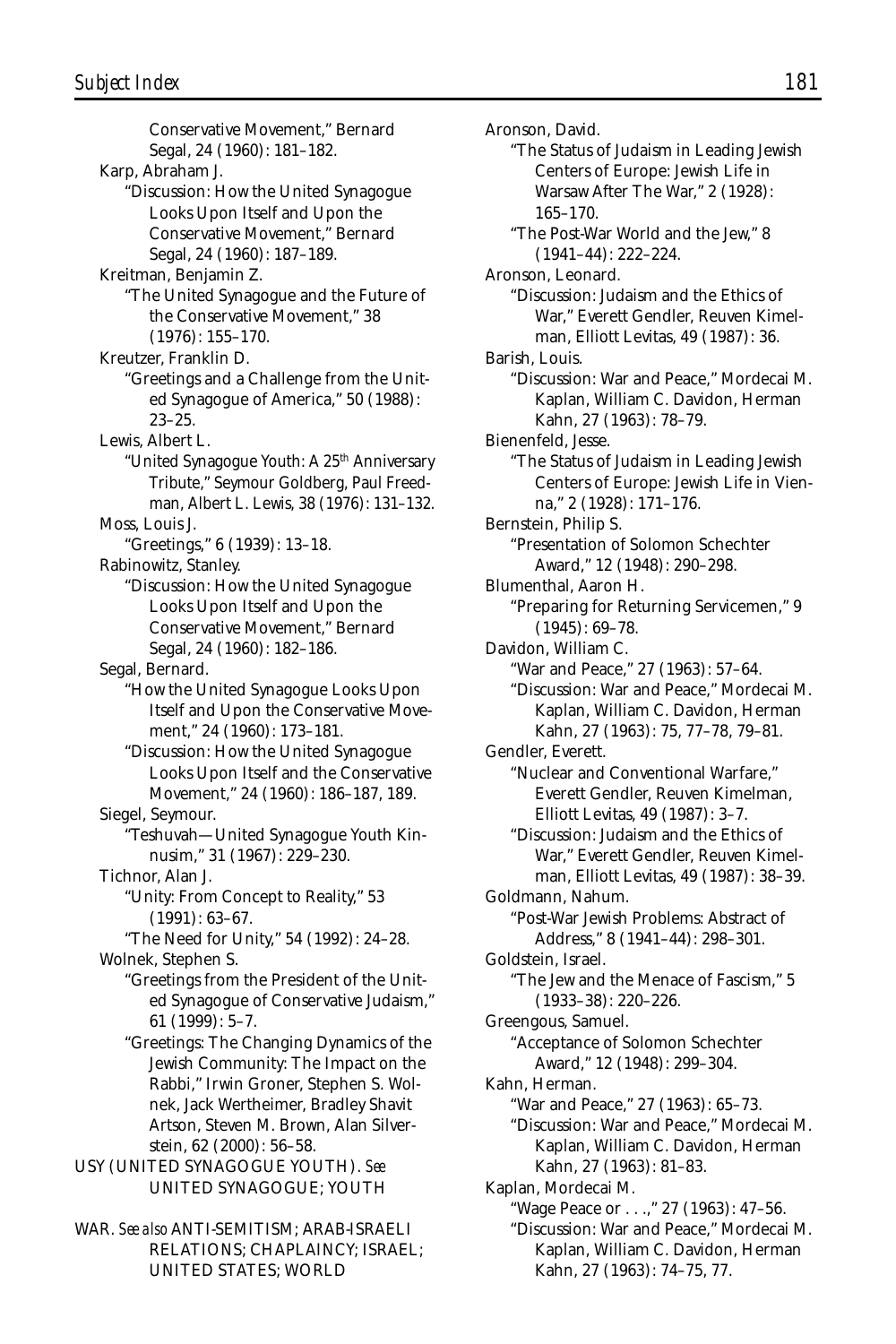Conservative Movement," Bernard Segal, 24 (1960): 181–182.

Karp, Abraham J.
- "Discussion: How the United Synagogue Looks Upon Itself and Upon the Conservative Movement," Bernard Segal, 24 (1960): 187–189.

Kreitman, Benjamin Z.
- "The United Synagogue and the Future of the Conservative Movement," 38 (1976): 155–170.

Kreutzer, Franklin D.
- "Greetings and a Challenge from the United Synagogue of America," 50 (1988): 23–25.

Lewis, Albert L.
- "United Synagogue Youth: A 25th Anniversary Tribute," Seymour Goldberg, Paul Freedman, Albert L. Lewis, 38 (1976): 131–132.

Moss, Louis J.
- "Greetings," 6 (1939): 13–18.

Rabinowitz, Stanley.
- "Discussion: How the United Synagogue Looks Upon Itself and Upon the Conservative Movement," Bernard Segal, 24 (1960): 182–186.

Segal, Bernard.
- "How the United Synagogue Looks Upon Itself and Upon the Conservative Movement," 24 (1960): 173–181.
- "Discussion: How the United Synagogue Looks Upon Itself and the Conservative Movement," 24 (1960): 186–187, 189.

Siegel, Seymour.
- "Teshuvah—United Synagogue Youth Kinnusim," 31 (1967): 229–230.

Tichnor, Alan J.
- "Unity: From Concept to Reality," 53 (1991): 63–67.
- "The Need for Unity," 54 (1992): 24–28.

Wolnek, Stephen S.
- "Greetings from the President of the United Synagogue of Conservative Judaism," 61 (1999): 5–7.
- "Greetings: The Changing Dynamics of the Jewish Community: The Impact on the Rabbi," Irwin Groner, Stephen S. Wolnek, Jack Wertheimer, Bradley Shavit Artson, Steven M. Brown, Alan Silverstein, 62 (2000): 56–58.

USY (UNITED SYNAGOGUE YOUTH). *See* UNITED SYNAGOGUE; YOUTH

WAR. *See also* ANTI-SEMITISM; ARAB-ISRAELI RELATIONS; CHAPLAINCY; ISRAEL; UNITED STATES; WORLD

Aronson, David.
- "The Status of Judaism in Leading Jewish Centers of Europe: Jewish Life in Warsaw After The War," 2 (1928): 165–170.
- "The Post-War World and the Jew," 8 (1941–44): 222–224.

Aronson, Leonard.
- "Discussion: Judaism and the Ethics of War," Everett Gendler, Reuven Kimelman, Elliott Levitas, 49 (1987): 36.

Barish, Louis.
- "Discussion: War and Peace," Mordecai M. Kaplan, William C. Davidon, Herman Kahn, 27 (1963): 78–79.

Bienenfeld, Jesse.
- "The Status of Judaism in Leading Jewish Centers of Europe: Jewish Life in Vienna," 2 (1928): 171–176.

Bernstein, Philip S.
- "Presentation of Solomon Schechter Award," 12 (1948): 290–298.

Blumenthal, Aaron H.
- "Preparing for Returning Servicemen," 9 (1945): 69–78.

Davidon, William C.
- "War and Peace," 27 (1963): 57–64.
- "Discussion: War and Peace," Mordecai M. Kaplan, William C. Davidon, Herman Kahn, 27 (1963): 75, 77–78, 79–81.

Gendler, Everett.
- "Nuclear and Conventional Warfare," Everett Gendler, Reuven Kimelman, Elliott Levitas, 49 (1987): 3–7.
- "Discussion: Judaism and the Ethics of War," Everett Gendler, Reuven Kimelman, Elliott Levitas, 49 (1987): 38–39.

Goldmann, Nahum.
- "Post-War Jewish Problems: Abstract of Address," 8 (1941–44): 298–301.

Goldstein, Israel.
- "The Jew and the Menace of Fascism," 5 (1933–38): 220–226.

Greengous, Samuel.
- "Acceptance of Solomon Schechter Award," 12 (1948): 299–304.

Kahn, Herman.
- "War and Peace," 27 (1963): 65–73.
- "Discussion: War and Peace," Mordecai M. Kaplan, William C. Davidon, Herman Kahn, 27 (1963): 81–83.

Kaplan, Mordecai M.
- "Wage Peace or . . .," 27 (1963): 47–56.
- "Discussion: War and Peace," Mordecai M. Kaplan, William C. Davidon, Herman Kahn, 27 (1963): 74–75, 77.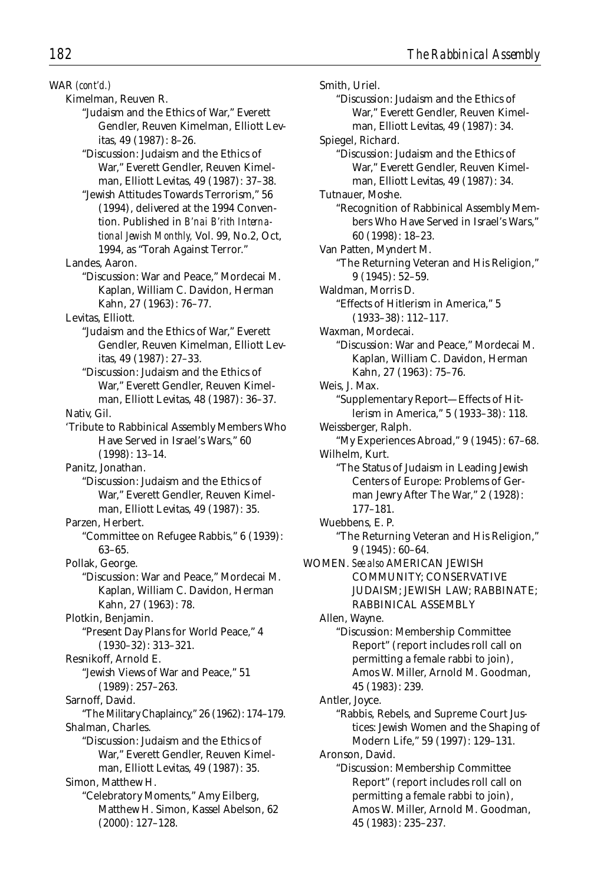WAR *(cont'd.)*

Kimelman, Reuven R.

"Judaism and the Ethics of War," Everett Gendler, Reuven Kimelman, Elliott Levitas, 49 (1987): 8–26.

"Discussion: Judaism and the Ethics of War," Everett Gendler, Reuven Kimelman, Elliott Levitas, 49 (1987): 37–38.

"Jewish Attitudes Towards Terrorism," 56 (1994), delivered at the 1994 Convention. Published in *B'nai B'rith International Jewish Monthly,* Vol. 99, No.2, Oct, 1994, as "Torah Against Terror."

Landes, Aaron.

"Discussion: War and Peace," Mordecai M. Kaplan, William C. Davidon, Herman Kahn, 27 (1963): 76–77.

Levitas, Elliott.

"Judaism and the Ethics of War," Everett Gendler, Reuven Kimelman, Elliott Levitas, 49 (1987): 27–33.

"Discussion: Judaism and the Ethics of War," Everett Gendler, Reuven Kimelman, Elliott Levitas, 48 (1987): 36–37.

Nativ, Gil.

'Tribute to Rabbinical Assembly Members Who Have Served in Israel's Wars," 60 (1998): 13–14.

Panitz, Jonathan.

"Discussion: Judaism and the Ethics of War," Everett Gendler, Reuven Kimelman, Elliott Levitas, 49 (1987): 35.

Parzen, Herbert.

"Committee on Refugee Rabbis," 6 (1939): 63–65.

Pollak, George.

"Discussion: War and Peace," Mordecai M. Kaplan, William C. Davidon, Herman Kahn, 27 (1963): 78.

Plotkin, Benjamin.

"Present Day Plans for World Peace," 4 (1930–32): 313–321.

Resnikoff, Arnold E.

"Jewish Views of War and Peace," 51 (1989): 257–263.

Sarnoff, David.

"The Military Chaplaincy," 26 (1962): 174–179.

Shalman, Charles.

"Discussion: Judaism and the Ethics of War," Everett Gendler, Reuven Kimelman, Elliott Levitas, 49 (1987): 35.

Simon, Matthew H.

"Celebratory Moments," Amy Eilberg, Matthew H. Simon, Kassel Abelson, 62 (2000): 127–128.

Smith, Uriel.

"Discussion: Judaism and the Ethics of War," Everett Gendler, Reuven Kimelman, Elliott Levitas, 49 (1987): 34.

Spiegel, Richard.

"Discussion: Judaism and the Ethics of War," Everett Gendler, Reuven Kimelman, Elliott Levitas, 49 (1987): 34.

Tutnauer, Moshe.

"Recognition of Rabbinical Assembly Members Who Have Served in Israel's Wars," 60 (1998): 18–23.

Van Patten, Myndert M.

"The Returning Veteran and His Religion," 9 (1945): 52–59.

Waldman, Morris D.

"Effects of Hitlerism in America," 5 (1933–38): 112–117.

Waxman, Mordecai.

"Discussion: War and Peace," Mordecai M. Kaplan, William C. Davidon, Herman Kahn, 27 (1963): 75–76.

Weis, J. Max.

"Supplementary Report—Effects of Hitlerism in America," 5 (1933–38): 118.

Weissberger, Ralph.

"My Experiences Abroad," 9 (1945): 67–68.

Wilhelm, Kurt.

"The Status of Judaism in Leading Jewish Centers of Europe: Problems of German Jewry After The War," 2 (1928): 177–181.

Wuebbens, E. P.

"The Returning Veteran and His Religion," 9 (1945): 60–64.

WOMEN. *See also* AMERICAN JEWISH COMMUNITY; CONSERVATIVE JUDAISM; JEWISH LAW; RABBINATE; RABBINICAL ASSEMBLY

Allen, Wayne.

"Discussion: Membership Committee Report" (report includes roll call on permitting a female rabbi to join), Amos W. Miller, Arnold M. Goodman, 45 (1983): 239.

Antler, Joyce.

"Rabbis, Rebels, and Supreme Court Justices: Jewish Women and the Shaping of Modern Life," 59 (1997): 129–131.

Aronson, David.

"Discussion: Membership Committee Report" (report includes roll call on permitting a female rabbi to join), Amos W. Miller, Arnold M. Goodman, 45 (1983): 235–237.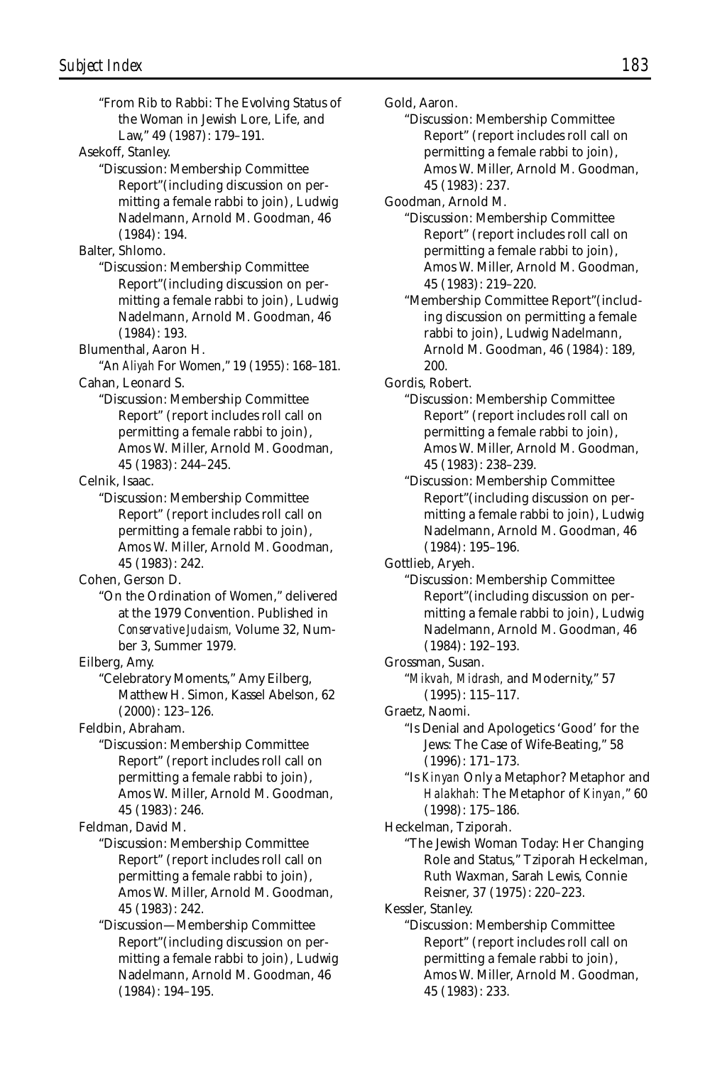"From Rib to Rabbi: The Evolving Status of the Woman in Jewish Lore, Life, and Law," 49 (1987): 179–191.

Asekoff, Stanley.

"Discussion: Membership Committee Report"(including discussion on permitting a female rabbi to join), Ludwig Nadelmann, Arnold M. Goodman, 46 (1984): 194.

Balter, Shlomo.

"Discussion: Membership Committee Report"(including discussion on permitting a female rabbi to join), Ludwig Nadelmann, Arnold M. Goodman, 46 (1984): 193.

Blumenthal, Aaron H.

"An *Aliyah* For Women," 19 (1955): 168–181.

Cahan, Leonard S.

"Discussion: Membership Committee Report" (report includes roll call on permitting a female rabbi to join), Amos W. Miller, Arnold M. Goodman, 45 (1983): 244–245.

Celnik, Isaac.

"Discussion: Membership Committee Report" (report includes roll call on permitting a female rabbi to join), Amos W. Miller, Arnold M. Goodman, 45 (1983): 242.

Cohen, Gerson D.

"On the Ordination of Women," delivered at the 1979 Convention. Published in *Conservative Judaism,* Volume 32, Number 3, Summer 1979.

Eilberg, Amy.

"Celebratory Moments," Amy Eilberg, Matthew H. Simon, Kassel Abelson, 62 (2000): 123–126.

Feldbin, Abraham.

"Discussion: Membership Committee Report" (report includes roll call on permitting a female rabbi to join), Amos W. Miller, Arnold M. Goodman, 45 (1983): 246.

Feldman, David M.

"Discussion: Membership Committee Report" (report includes roll call on permitting a female rabbi to join), Amos W. Miller, Arnold M. Goodman, 45 (1983): 242.

"Discussion—Membership Committee Report"(including discussion on permitting a female rabbi to join), Ludwig Nadelmann, Arnold M. Goodman, 46 (1984): 194–195.

Gold, Aaron.

"Discussion: Membership Committee Report" (report includes roll call on permitting a female rabbi to join), Amos W. Miller, Arnold M. Goodman, 45 (1983): 237.

Goodman, Arnold M.

"Discussion: Membership Committee Report" (report includes roll call on permitting a female rabbi to join), Amos W. Miller, Arnold M. Goodman, 45 (1983): 219–220.

"Membership Committee Report"(including discussion on permitting a female rabbi to join), Ludwig Nadelmann, Arnold M. Goodman, 46 (1984): 189, 200.

Gordis, Robert.

"Discussion: Membership Committee Report" (report includes roll call on permitting a female rabbi to join), Amos W. Miller, Arnold M. Goodman, 45 (1983): 238–239.

"Discussion: Membership Committee Report"(including discussion on permitting a female rabbi to join), Ludwig Nadelmann, Arnold M. Goodman, 46 (1984): 195–196.

Gottlieb, Aryeh.

"Discussion: Membership Committee Report"(including discussion on permitting a female rabbi to join), Ludwig Nadelmann, Arnold M. Goodman, 46 (1984): 192–193.

Grossman, Susan.

"*Mikvah, Midrash,* and Modernity," 57 (1995): 115–117.

Graetz, Naomi.

"Is Denial and Apologetics 'Good' for the Jews: The Case of Wife-Beating," 58 (1996): 171–173.

"Is *Kinyan* Only a Metaphor? Metaphor and *Halakhah:* The Metaphor of *Kinyan,*" 60 (1998): 175–186.

Heckelman, Tziporah.

"The Jewish Woman Today: Her Changing Role and Status," Tziporah Heckelman, Ruth Waxman, Sarah Lewis, Connie Reisner, 37 (1975): 220–223.

Kessler, Stanley.

"Discussion: Membership Committee Report" (report includes roll call on permitting a female rabbi to join), Amos W. Miller, Arnold M. Goodman, 45 (1983): 233.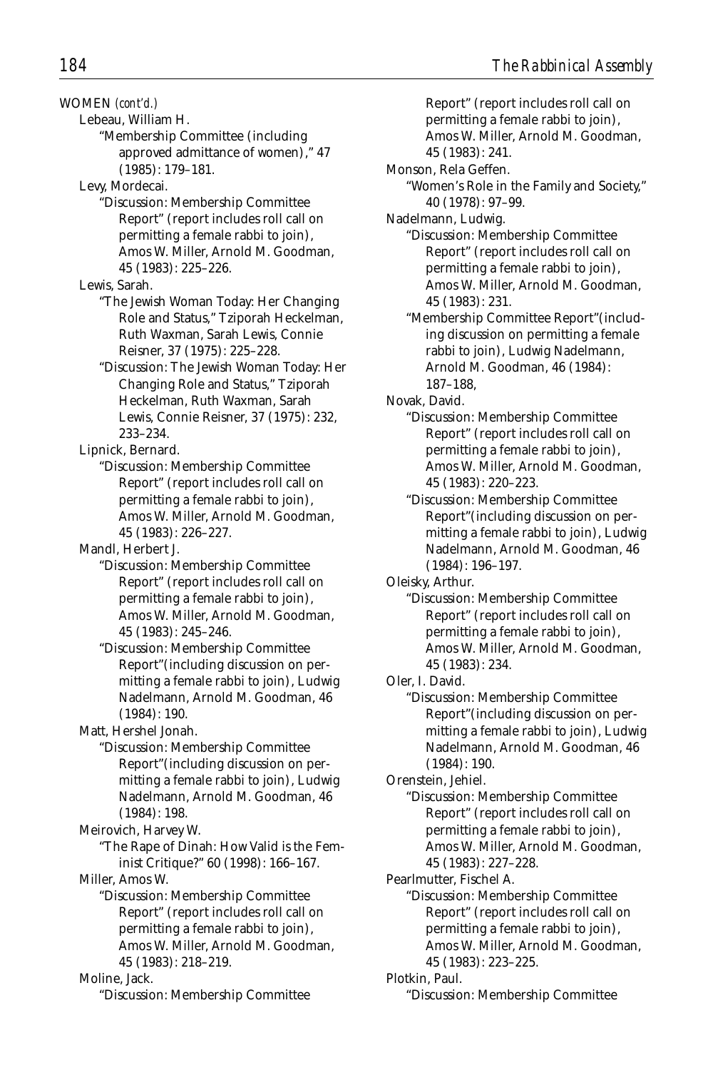WOMEN *(cont'd.)*

Lebeau, William H.

"Membership Committee (including approved admittance of women)," 47 (1985): 179–181.

Levy, Mordecai.

"Discussion: Membership Committee Report" (report includes roll call on permitting a female rabbi to join), Amos W. Miller, Arnold M. Goodman, 45 (1983): 225–226.

Lewis, Sarah.

"The Jewish Woman Today: Her Changing Role and Status," Tziporah Heckelman, Ruth Waxman, Sarah Lewis, Connie Reisner, 37 (1975): 225–228.

"Discussion: The Jewish Woman Today: Her Changing Role and Status," Tziporah Heckelman, Ruth Waxman, Sarah Lewis, Connie Reisner, 37 (1975): 232, 233–234.

Lipnick, Bernard.

"Discussion: Membership Committee Report" (report includes roll call on permitting a female rabbi to join), Amos W. Miller, Arnold M. Goodman, 45 (1983): 226–227.

Mandl, Herbert J.

"Discussion: Membership Committee Report" (report includes roll call on permitting a female rabbi to join), Amos W. Miller, Arnold M. Goodman, 45 (1983): 245–246.

"Discussion: Membership Committee Report"(including discussion on permitting a female rabbi to join), Ludwig Nadelmann, Arnold M. Goodman, 46 (1984): 190.

Matt, Hershel Jonah.

"Discussion: Membership Committee Report"(including discussion on permitting a female rabbi to join), Ludwig Nadelmann, Arnold M. Goodman, 46 (1984): 198.

Meirovich, Harvey W.

"The Rape of Dinah: How Valid is the Feminist Critique?" 60 (1998): 166–167.

Miller, Amos W.

"Discussion: Membership Committee Report" (report includes roll call on permitting a female rabbi to join), Amos W. Miller, Arnold M. Goodman, 45 (1983): 218–219.

Moline, Jack.

"Discussion: Membership Committee Report" (report includes roll call on permitting a female rabbi to join), Amos W. Miller, Arnold M. Goodman, 45 (1983): 241.

Monson, Rela Geffen.

"Women's Role in the Family and Society," 40 (1978): 97–99.

Nadelmann, Ludwig.

"Discussion: Membership Committee Report" (report includes roll call on permitting a female rabbi to join), Amos W. Miller, Arnold M. Goodman, 45 (1983): 231.

"Membership Committee Report"(including discussion on permitting a female rabbi to join), Ludwig Nadelmann, Arnold M. Goodman, 46 (1984): 187–188,

Novak, David.

"Discussion: Membership Committee Report" (report includes roll call on permitting a female rabbi to join), Amos W. Miller, Arnold M. Goodman, 45 (1983): 220–223.

"Discussion: Membership Committee Report"(including discussion on permitting a female rabbi to join), Ludwig Nadelmann, Arnold M. Goodman, 46 (1984): 196–197.

Oleisky, Arthur.

"Discussion: Membership Committee Report" (report includes roll call on permitting a female rabbi to join), Amos W. Miller, Arnold M. Goodman, 45 (1983): 234.

Oler, I. David.

"Discussion: Membership Committee Report"(including discussion on permitting a female rabbi to join), Ludwig Nadelmann, Arnold M. Goodman, 46 (1984): 190.

Orenstein, Jehiel.

"Discussion: Membership Committee Report" (report includes roll call on permitting a female rabbi to join), Amos W. Miller, Arnold M. Goodman, 45 (1983): 227–228.

Pearlmutter, Fischel A.

"Discussion: Membership Committee Report" (report includes roll call on permitting a female rabbi to join), Amos W. Miller, Arnold M. Goodman, 45 (1983): 223–225.

Plotkin, Paul.

"Discussion: Membership Committee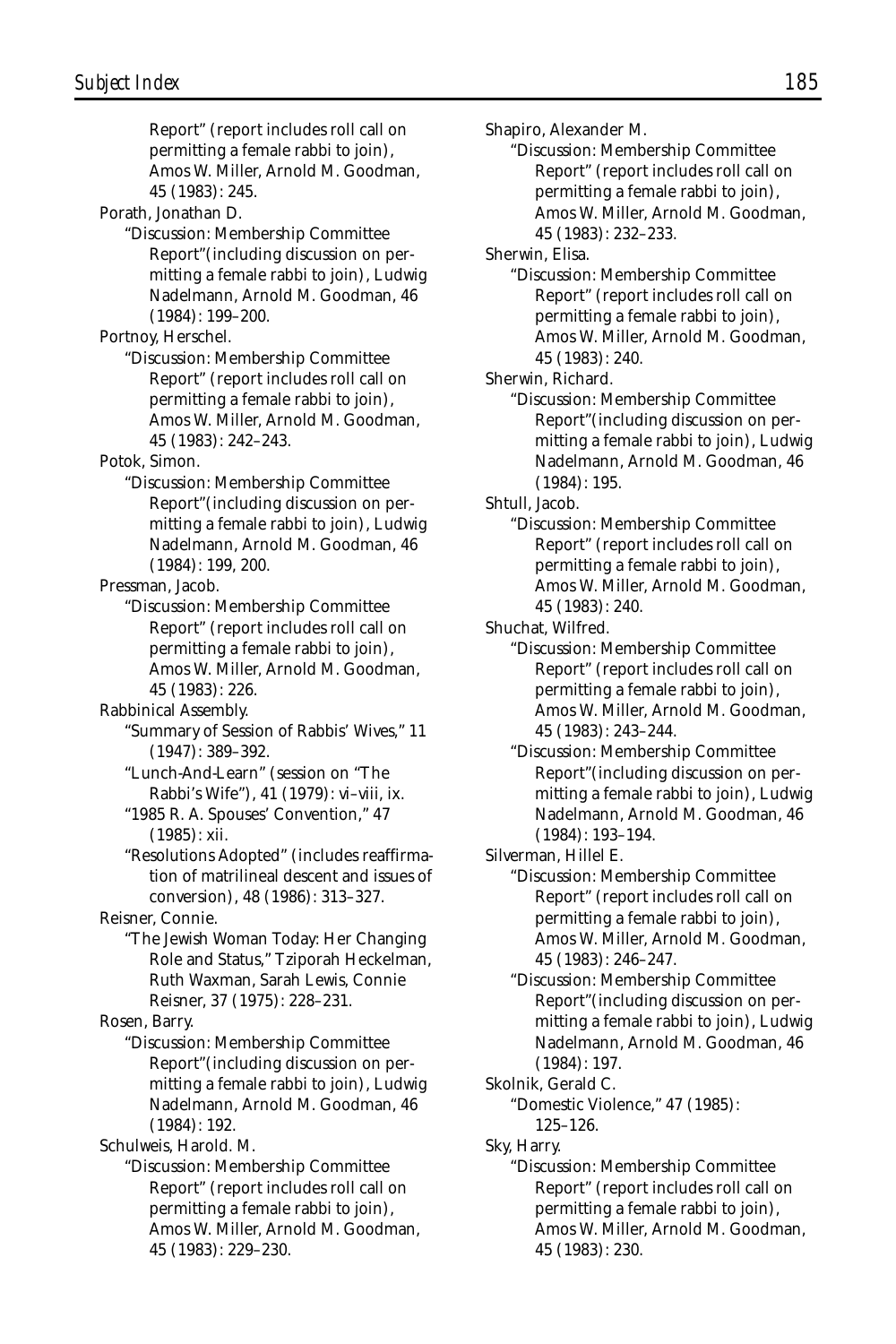Report" (report includes roll call on permitting a female rabbi to join), Amos W. Miller, Arnold M. Goodman, 45 (1983): 245.

Porath, Jonathan D.

"Discussion: Membership Committee Report"(including discussion on permitting a female rabbi to join), Ludwig Nadelmann, Arnold M. Goodman, 46 (1984): 199–200.

Portnoy, Herschel.

"Discussion: Membership Committee Report" (report includes roll call on permitting a female rabbi to join), Amos W. Miller, Arnold M. Goodman, 45 (1983): 242–243.

Potok, Simon.

"Discussion: Membership Committee Report"(including discussion on permitting a female rabbi to join), Ludwig Nadelmann, Arnold M. Goodman, 46 (1984): 199, 200.

Pressman, Jacob.

"Discussion: Membership Committee Report" (report includes roll call on permitting a female rabbi to join), Amos W. Miller, Arnold M. Goodman, 45 (1983): 226.

Rabbinical Assembly.

"Summary of Session of Rabbis' Wives," 11 (1947): 389–392.

"Lunch-And-Learn" (session on "The Rabbi's Wife"), 41 (1979): vi–viii, ix.

"1985 R. A. Spouses' Convention," 47 (1985): xii.

"Resolutions Adopted" (includes reaffirmation of matrilineal descent and issues of conversion), 48 (1986): 313–327.

Reisner, Connie.

"The Jewish Woman Today: Her Changing Role and Status," Tziporah Heckelman, Ruth Waxman, Sarah Lewis, Connie Reisner, 37 (1975): 228–231.

Rosen, Barry.

"Discussion: Membership Committee Report"(including discussion on permitting a female rabbi to join), Ludwig Nadelmann, Arnold M. Goodman, 46 (1984): 192.

Schulweis, Harold. M.

"Discussion: Membership Committee Report" (report includes roll call on permitting a female rabbi to join), Amos W. Miller, Arnold M. Goodman, 45 (1983): 229–230.

Shapiro, Alexander M.

"Discussion: Membership Committee Report" (report includes roll call on permitting a female rabbi to join), Amos W. Miller, Arnold M. Goodman, 45 (1983): 232–233.

Sherwin, Elisa.

"Discussion: Membership Committee Report" (report includes roll call on permitting a female rabbi to join), Amos W. Miller, Arnold M. Goodman, 45 (1983): 240.

Sherwin, Richard.

"Discussion: Membership Committee Report"(including discussion on permitting a female rabbi to join), Ludwig Nadelmann, Arnold M. Goodman, 46 (1984): 195.

Shtull, Jacob.

"Discussion: Membership Committee Report" (report includes roll call on permitting a female rabbi to join), Amos W. Miller, Arnold M. Goodman, 45 (1983): 240.

Shuchat, Wilfred.

"Discussion: Membership Committee Report" (report includes roll call on permitting a female rabbi to join), Amos W. Miller, Arnold M. Goodman, 45 (1983): 243–244.

"Discussion: Membership Committee Report"(including discussion on permitting a female rabbi to join), Ludwig Nadelmann, Arnold M. Goodman, 46 (1984): 193–194.

Silverman, Hillel E.

"Discussion: Membership Committee Report" (report includes roll call on permitting a female rabbi to join), Amos W. Miller, Arnold M. Goodman, 45 (1983): 246–247.

"Discussion: Membership Committee Report"(including discussion on permitting a female rabbi to join), Ludwig Nadelmann, Arnold M. Goodman, 46 (1984): 197.

Skolnik, Gerald C.

"Domestic Violence," 47 (1985): 125–126.

Sky, Harry.

"Discussion: Membership Committee Report" (report includes roll call on permitting a female rabbi to join), Amos W. Miller, Arnold M. Goodman, 45 (1983): 230.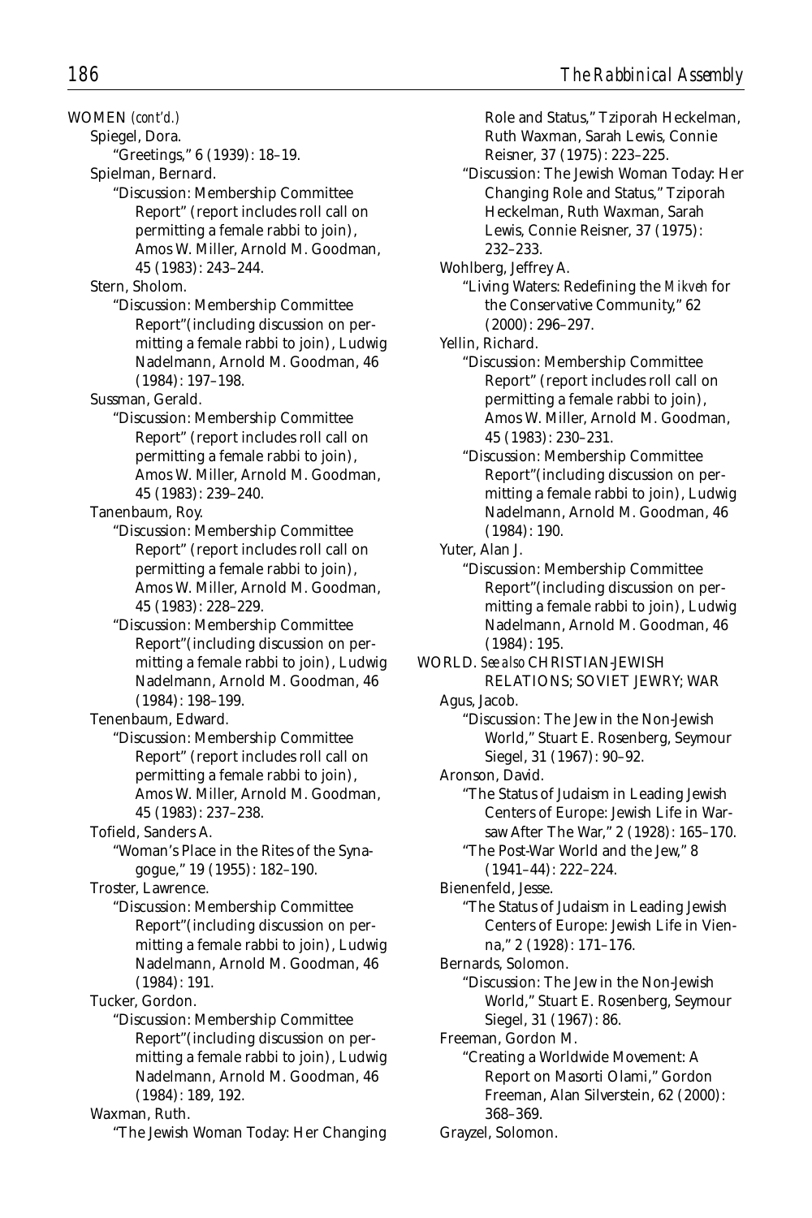WOMEN *(cont'd.)*

Spiegel, Dora.
- "Greetings," 6 (1939): 18–19.

Spielman, Bernard.
- "Discussion: Membership Committee Report" (report includes roll call on permitting a female rabbi to join), Amos W. Miller, Arnold M. Goodman, 45 (1983): 243–244.

Stern, Sholom.
- "Discussion: Membership Committee Report"(including discussion on permitting a female rabbi to join), Ludwig Nadelmann, Arnold M. Goodman, 46 (1984): 197–198.

Sussman, Gerald.
- "Discussion: Membership Committee Report" (report includes roll call on permitting a female rabbi to join), Amos W. Miller, Arnold M. Goodman, 45 (1983): 239–240.

Tanenbaum, Roy.
- "Discussion: Membership Committee Report" (report includes roll call on permitting a female rabbi to join), Amos W. Miller, Arnold M. Goodman, 45 (1983): 228–229.
- "Discussion: Membership Committee Report"(including discussion on permitting a female rabbi to join), Ludwig Nadelmann, Arnold M. Goodman, 46 (1984): 198–199.

Tenenbaum, Edward.
- "Discussion: Membership Committee Report" (report includes roll call on permitting a female rabbi to join), Amos W. Miller, Arnold M. Goodman, 45 (1983): 237–238.

Tofield, Sanders A.
- "Woman's Place in the Rites of the Synagogue," 19 (1955): 182–190.

Troster, Lawrence.
- "Discussion: Membership Committee Report"(including discussion on permitting a female rabbi to join), Ludwig Nadelmann, Arnold M. Goodman, 46 (1984): 191.

Tucker, Gordon.
- "Discussion: Membership Committee Report"(including discussion on permitting a female rabbi to join), Ludwig Nadelmann, Arnold M. Goodman, 46 (1984): 189, 192.

Waxman, Ruth.
- "The Jewish Woman Today: Her Changing Role and Status," Tziporah Heckelman, Ruth Waxman, Sarah Lewis, Connie Reisner, 37 (1975): 223–225.
- "Discussion: The Jewish Woman Today: Her Changing Role and Status," Tziporah Heckelman, Ruth Waxman, Sarah Lewis, Connie Reisner, 37 (1975): 232–233.

Wohlberg, Jeffrey A.
- "Living Waters: Redefining the *Mikveh* for the Conservative Community," 62 (2000): 296–297.

Yellin, Richard.
- "Discussion: Membership Committee Report" (report includes roll call on permitting a female rabbi to join), Amos W. Miller, Arnold M. Goodman, 45 (1983): 230–231.
- "Discussion: Membership Committee Report"(including discussion on permitting a female rabbi to join), Ludwig Nadelmann, Arnold M. Goodman, 46 (1984): 190.

Yuter, Alan J.
- "Discussion: Membership Committee Report"(including discussion on permitting a female rabbi to join), Ludwig Nadelmann, Arnold M. Goodman, 46 (1984): 195.

WORLD. *See also* CHRISTIAN-JEWISH RELATIONS; SOVIET JEWRY; WAR

Agus, Jacob.
- "Discussion: The Jew in the Non-Jewish World," Stuart E. Rosenberg, Seymour Siegel, 31 (1967): 90–92.

Aronson, David.
- "The Status of Judaism in Leading Jewish Centers of Europe: Jewish Life in Warsaw After The War," 2 (1928): 165–170.
- "The Post-War World and the Jew," 8 (1941–44): 222–224.

Bienenfeld, Jesse.
- "The Status of Judaism in Leading Jewish Centers of Europe: Jewish Life in Vienna," 2 (1928): 171–176.

Bernards, Solomon.
- "Discussion: The Jew in the Non-Jewish World," Stuart E. Rosenberg, Seymour Siegel, 31 (1967): 86.

Freeman, Gordon M.
- "Creating a Worldwide Movement: A Report on Masorti Olami," Gordon Freeman, Alan Silverstein, 62 (2000): 368–369.

Grayzel, Solomon.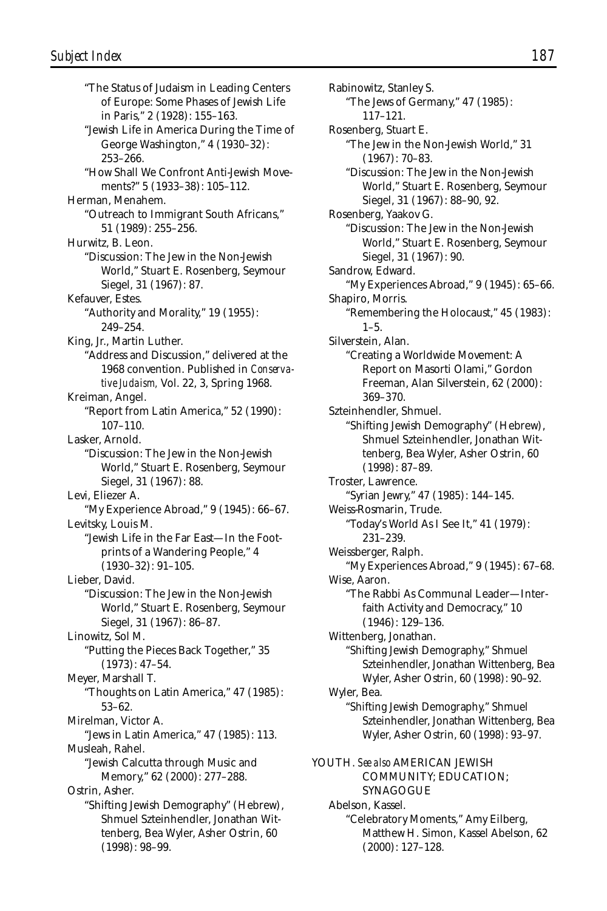"The Status of Judaism in Leading Centers of Europe: Some Phases of Jewish Life in Paris," 2 (1928): 155–163.

"Jewish Life in America During the Time of George Washington," 4 (1930–32): 253–266.

"How Shall We Confront Anti-Jewish Movements?" 5 (1933–38): 105–112.

Herman, Menahem.

"Outreach to Immigrant South Africans," 51 (1989): 255–256.

Hurwitz, B. Leon.

"Discussion: The Jew in the Non-Jewish World," Stuart E. Rosenberg, Seymour Siegel, 31 (1967): 87.

Kefauver, Estes.

"Authority and Morality," 19 (1955): 249–254.

King, Jr., Martin Luther.

"Address and Discussion," delivered at the 1968 convention. Published in *Conservative Judaism,* Vol. 22, 3, Spring 1968.

Kreiman, Angel.

"Report from Latin America," 52 (1990): 107–110.

Lasker, Arnold.

"Discussion: The Jew in the Non-Jewish World," Stuart E. Rosenberg, Seymour Siegel, 31 (1967): 88.

Levi, Eliezer A.

"My Experience Abroad," 9 (1945): 66–67.

Levitsky, Louis M.

"Jewish Life in the Far East—In the Footprints of a Wandering People," 4 (1930–32): 91–105.

Lieber, David.

"Discussion: The Jew in the Non-Jewish World," Stuart E. Rosenberg, Seymour Siegel, 31 (1967): 86–87.

Linowitz, Sol M.

"Putting the Pieces Back Together," 35 (1973): 47–54.

Meyer, Marshall T.

"Thoughts on Latin America," 47 (1985): 53–62.

Mirelman, Victor A.

"Jews in Latin America," 47 (1985): 113.

Musleah, Rahel.

"Jewish Calcutta through Music and Memory," 62 (2000): 277–288.

Ostrin, Asher.

"Shifting Jewish Demography" (Hebrew), Shmuel Szteinhendler, Jonathan Wittenberg, Bea Wyler, Asher Ostrin, 60 (1998): 98–99.

Rabinowitz, Stanley S.

"The Jews of Germany," 47 (1985): 117–121.

Rosenberg, Stuart E.

"The Jew in the Non-Jewish World," 31 (1967): 70–83.

"Discussion: The Jew in the Non-Jewish World," Stuart E. Rosenberg, Seymour Siegel, 31 (1967): 88–90, 92.

Rosenberg, Yaakov G.

"Discussion: The Jew in the Non-Jewish World," Stuart E. Rosenberg, Seymour Siegel, 31 (1967): 90.

Sandrow, Edward.

"My Experiences Abroad," 9 (1945): 65–66.

Shapiro, Morris.

"Remembering the Holocaust," 45 (1983): 1–5.

Silverstein, Alan.

"Creating a Worldwide Movement: A Report on Masorti Olami," Gordon Freeman, Alan Silverstein, 62 (2000): 369–370.

Szteinhendler, Shmuel.

"Shifting Jewish Demography" (Hebrew), Shmuel Szteinhendler, Jonathan Wittenberg, Bea Wyler, Asher Ostrin, 60 (1998): 87–89.

Troster, Lawrence.

"Syrian Jewry," 47 (1985): 144–145.

Weiss-Rosmarin, Trude.

"Today's World As I See It," 41 (1979): 231–239.

Weissberger, Ralph.

"My Experiences Abroad," 9 (1945): 67–68.

Wise, Aaron.

"The Rabbi As Communal Leader—Interfaith Activity and Democracy," 10 (1946): 129–136.

Wittenberg, Jonathan.

"Shifting Jewish Demography," Shmuel Szteinhendler, Jonathan Wittenberg, Bea Wyler, Asher Ostrin, 60 (1998): 90–92.

Wyler, Bea.

"Shifting Jewish Demography," Shmuel Szteinhendler, Jonathan Wittenberg, Bea Wyler, Asher Ostrin, 60 (1998): 93–97.

YOUTH. *See also* AMERICAN JEWISH COMMUNITY; EDUCATION; SYNAGOGUE

Abelson, Kassel.

"Celebratory Moments," Amy Eilberg, Matthew H. Simon, Kassel Abelson, 62 (2000): 127–128.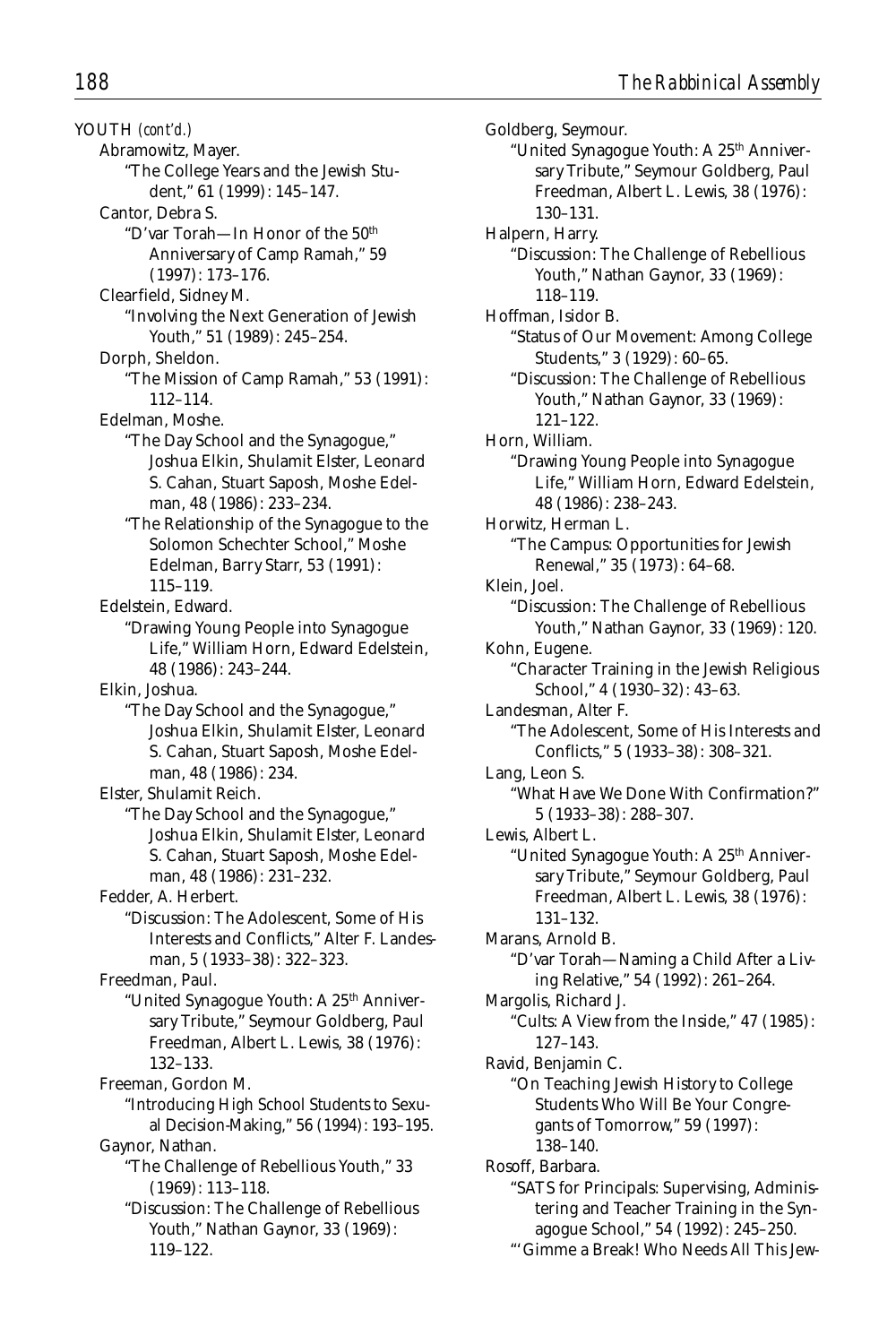YOUTH *(cont'd.)*

Abramowitz, Mayer.
- "The College Years and the Jewish Student," 61 (1999): 145–147.

Cantor, Debra S.
- "D'var Torah—In Honor of the 50th Anniversary of Camp Ramah," 59 (1997): 173–176.

Clearfield, Sidney M.
- "Involving the Next Generation of Jewish Youth," 51 (1989): 245–254.

Dorph, Sheldon.
- "The Mission of Camp Ramah," 53 (1991): 112–114.

Edelman, Moshe.
- "The Day School and the Synagogue," Joshua Elkin, Shulamit Elster, Leonard S. Cahan, Stuart Saposh, Moshe Edelman, 48 (1986): 233–234.
- "The Relationship of the Synagogue to the Solomon Schechter School," Moshe Edelman, Barry Starr, 53 (1991): 115–119.

Edelstein, Edward.
- "Drawing Young People into Synagogue Life," William Horn, Edward Edelstein, 48 (1986): 243–244.

Elkin, Joshua.
- "The Day School and the Synagogue," Joshua Elkin, Shulamit Elster, Leonard S. Cahan, Stuart Saposh, Moshe Edelman, 48 (1986): 234.

Elster, Shulamit Reich.
- "The Day School and the Synagogue," Joshua Elkin, Shulamit Elster, Leonard S. Cahan, Stuart Saposh, Moshe Edelman, 48 (1986): 231–232.

Fedder, A. Herbert.
- "Discussion: The Adolescent, Some of His Interests and Conflicts," Alter F. Landesman, 5 (1933–38): 322–323.

Freedman, Paul.
- "United Synagogue Youth: A 25th Anniversary Tribute," Seymour Goldberg, Paul Freedman, Albert L. Lewis, 38 (1976): 132–133.

Freeman, Gordon M.
- "Introducing High School Students to Sexual Decision-Making," 56 (1994): 193–195.

Gaynor, Nathan.
- "The Challenge of Rebellious Youth," 33 (1969): 113–118.
- "Discussion: The Challenge of Rebellious Youth," Nathan Gaynor, 33 (1969): 119–122.

Goldberg, Seymour.
- "United Synagogue Youth: A 25th Anniversary Tribute," Seymour Goldberg, Paul Freedman, Albert L. Lewis, 38 (1976): 130–131.

Halpern, Harry.
- "Discussion: The Challenge of Rebellious Youth," Nathan Gaynor, 33 (1969): 118–119.

Hoffman, Isidor B.
- "Status of Our Movement: Among College Students," 3 (1929): 60–65.
- "Discussion: The Challenge of Rebellious Youth," Nathan Gaynor, 33 (1969): 121–122.

Horn, William.
- "Drawing Young People into Synagogue Life," William Horn, Edward Edelstein, 48 (1986): 238–243.

Horwitz, Herman L.
- "The Campus: Opportunities for Jewish Renewal," 35 (1973): 64–68.

Klein, Joel.
- "Discussion: The Challenge of Rebellious Youth," Nathan Gaynor, 33 (1969): 120.

Kohn, Eugene.
- "Character Training in the Jewish Religious School," 4 (1930–32): 43–63.

Landesman, Alter F.
- "The Adolescent, Some of His Interests and Conflicts," 5 (1933–38): 308–321.

Lang, Leon S.
- "What Have We Done With Confirmation?" 5 (1933–38): 288–307.

Lewis, Albert L.
- "United Synagogue Youth: A 25th Anniversary Tribute," Seymour Goldberg, Paul Freedman, Albert L. Lewis, 38 (1976): 131–132.

Marans, Arnold B.
- "D'var Torah—Naming a Child After a Living Relative," 54 (1992): 261–264.

Margolis, Richard J.
- "Cults: A View from the Inside," 47 (1985): 127–143.

Ravid, Benjamin C.
- "On Teaching Jewish History to College Students Who Will Be Your Congregants of Tomorrow," 59 (1997): 138–140.

Rosoff, Barbara.
- "SATS for Principals: Supervising, Administering and Teacher Training in the Synagogue School," 54 (1992): 245–250.
- "'Gimme a Break! Who Needs All This Jew-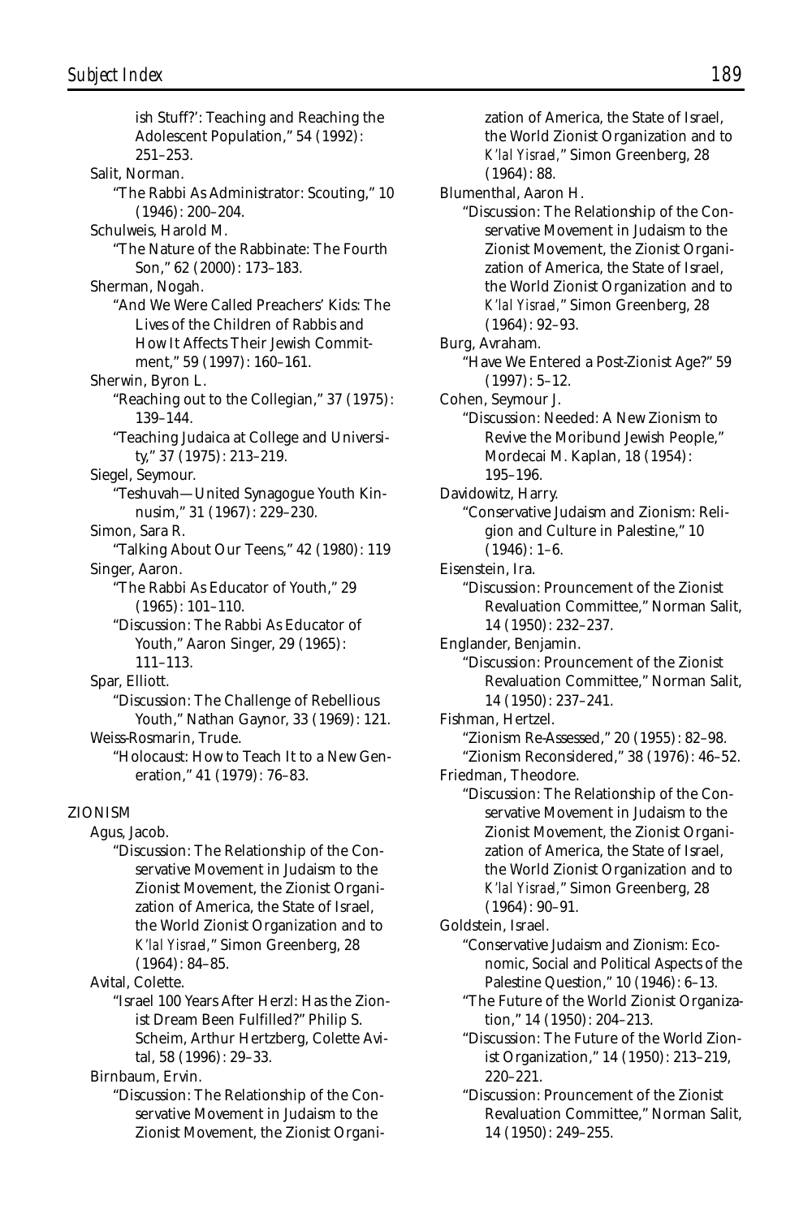ish Stuff?': Teaching and Reaching the Adolescent Population," 54 (1992): 251–253.

Salit, Norman.
"The Rabbi As Administrator: Scouting," 10 (1946): 200–204.

Schulweis, Harold M.
"The Nature of the Rabbinate: The Fourth Son," 62 (2000): 173–183.

Sherman, Nogah.
"And We Were Called Preachers' Kids: The Lives of the Children of Rabbis and How It Affects Their Jewish Commitment," 59 (1997): 160–161.

Sherwin, Byron L.
"Reaching out to the Collegian," 37 (1975): 139–144.
"Teaching Judaica at College and University," 37 (1975): 213–219.

Siegel, Seymour.
"Teshuvah—United Synagogue Youth Kinnusim," 31 (1967): 229–230.

Simon, Sara R.
"Talking About Our Teens," 42 (1980): 119

Singer, Aaron.
"The Rabbi As Educator of Youth," 29 (1965): 101–110.
"Discussion: The Rabbi As Educator of Youth," Aaron Singer, 29 (1965): 111–113.

Spar, Elliott.
"Discussion: The Challenge of Rebellious Youth," Nathan Gaynor, 33 (1969): 121.

Weiss-Rosmarin, Trude.
"Holocaust: How to Teach It to a New Generation," 41 (1979): 76–83.

ZIONISM

Agus, Jacob.
"Discussion: The Relationship of the Conservative Movement in Judaism to the Zionist Movement, the Zionist Organization of America, the State of Israel, the World Zionist Organization and to *K'lal Yisrael*," Simon Greenberg, 28 (1964): 84–85.

Avital, Colette.
"Israel 100 Years After Herzl: Has the Zionist Dream Been Fulfilled?" Philip S. Scheim, Arthur Hertzberg, Colette Avital, 58 (1996): 29–33.

Birnbaum, Ervin.
"Discussion: The Relationship of the Conservative Movement in Judaism to the Zionist Movement, the Zionist Organization of America, the State of Israel, the World Zionist Organization and to *K'lal Yisrael*," Simon Greenberg, 28 (1964): 88.

Blumenthal, Aaron H.
"Discussion: The Relationship of the Conservative Movement in Judaism to the Zionist Movement, the Zionist Organization of America, the State of Israel, the World Zionist Organization and to *K'lal Yisrael*," Simon Greenberg, 28 (1964): 92–93.

Burg, Avraham.
"Have We Entered a Post-Zionist Age?" 59 (1997): 5–12.

Cohen, Seymour J.
"Discussion: Needed: A New Zionism to Revive the Moribund Jewish People," Mordecai M. Kaplan, 18 (1954): 195–196.

Davidowitz, Harry.
"Conservative Judaism and Zionism: Religion and Culture in Palestine," 10 (1946): 1–6.

Eisenstein, Ira.
"Discussion: Prouncement of the Zionist Revaluation Committee," Norman Salit, 14 (1950): 232–237.

Englander, Benjamin.
"Discussion: Prouncement of the Zionist Revaluation Committee," Norman Salit, 14 (1950): 237–241.

Fishman, Hertzel.
"Zionism Re-Assessed," 20 (1955): 82–98.
"Zionism Reconsidered," 38 (1976): 46–52.

Friedman, Theodore.
"Discussion: The Relationship of the Conservative Movement in Judaism to the Zionist Movement, the Zionist Organization of America, the State of Israel, the World Zionist Organization and to *K'lal Yisrael*," Simon Greenberg, 28 (1964): 90–91.

Goldstein, Israel.
"Conservative Judaism and Zionism: Economic, Social and Political Aspects of the Palestine Question," 10 (1946): 6–13.
"The Future of the World Zionist Organization," 14 (1950): 204–213.
"Discussion: The Future of the World Zionist Organization," 14 (1950): 213–219, 220–221.
"Discussion: Prouncement of the Zionist Revaluation Committee," Norman Salit, 14 (1950): 249–255.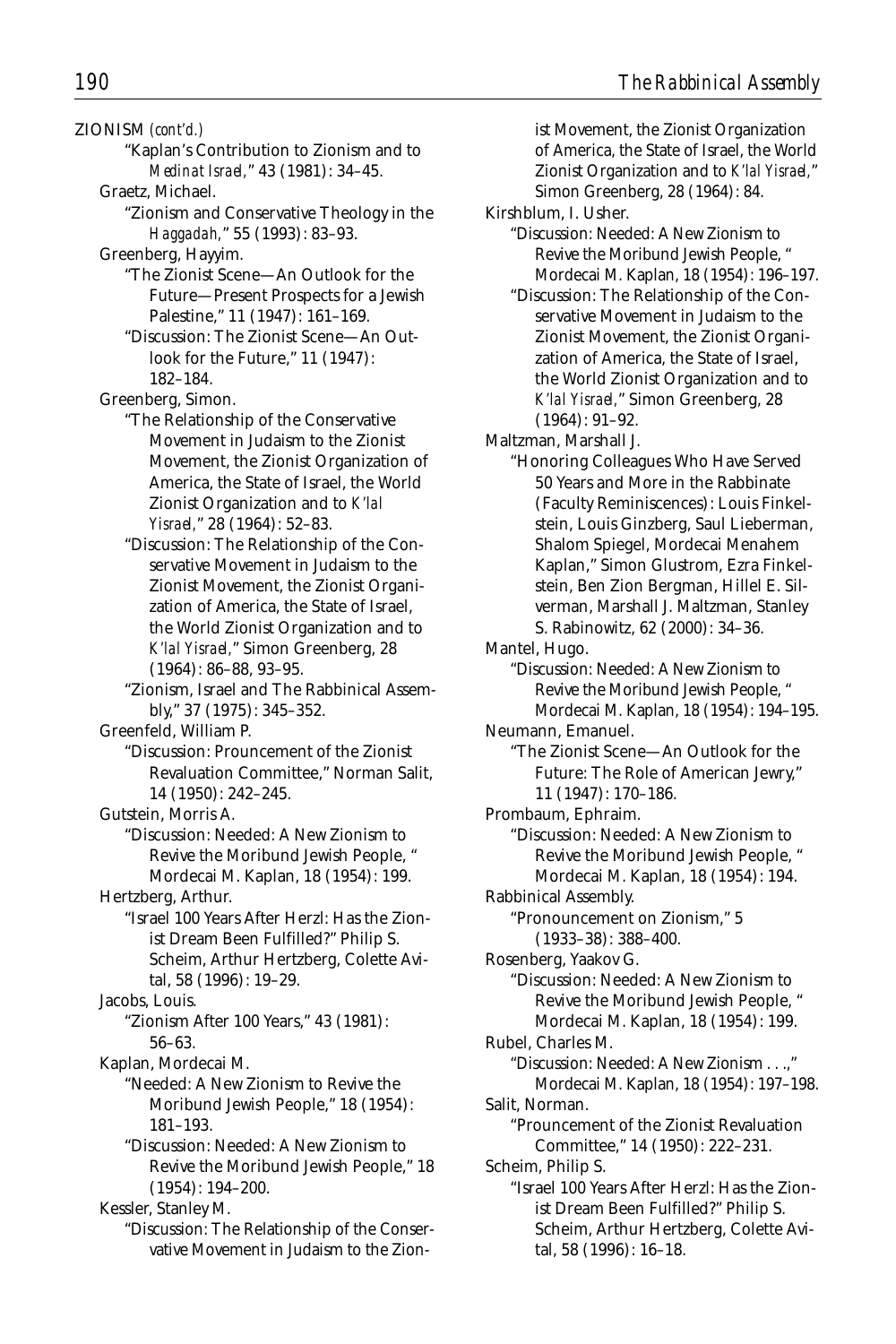ZIONISM *(cont'd.)*

"Kaplan's Contribution to Zionism and to *Medinat Israel*," 43 (1981): 34–45.

Graetz, Michael.

"Zionism and Conservative Theology in the *Haggadah*," 55 (1993): 83–93.

Greenberg, Hayyim.

"The Zionist Scene—An Outlook for the Future—Present Prospects for a Jewish Palestine," 11 (1947): 161–169.

"Discussion: The Zionist Scene—An Outlook for the Future," 11 (1947): 182–184.

Greenberg, Simon.

"The Relationship of the Conservative Movement in Judaism to the Zionist Movement, the Zionist Organization of America, the State of Israel, the World Zionist Organization and to *K'lal Yisrael*," 28 (1964): 52–83.

"Discussion: The Relationship of the Conservative Movement in Judaism to the Zionist Movement, the Zionist Organization of America, the State of Israel, the World Zionist Organization and to *K'lal Yisrael*," Simon Greenberg, 28 (1964): 86–88, 93–95.

"Zionism, Israel and The Rabbinical Assembly," 37 (1975): 345–352.

Greenfeld, William P.

"Discussion: Prouncement of the Zionist Revaluation Committee," Norman Salit, 14 (1950): 242–245.

Gutstein, Morris A.

"Discussion: Needed: A New Zionism to Revive the Moribund Jewish People, " Mordecai M. Kaplan, 18 (1954): 199.

Hertzberg, Arthur.

"Israel 100 Years After Herzl: Has the Zionist Dream Been Fulfilled?" Philip S. Scheim, Arthur Hertzberg, Colette Avital, 58 (1996): 19–29.

Jacobs, Louis.

"Zionism After 100 Years," 43 (1981): 56–63.

Kaplan, Mordecai M.

"Needed: A New Zionism to Revive the Moribund Jewish People," 18 (1954): 181–193.

"Discussion: Needed: A New Zionism to Revive the Moribund Jewish People," 18 (1954): 194–200.

Kessler, Stanley M.

"Discussion: The Relationship of the Conservative Movement in Judaism to the Zionist Movement, the Zionist Organization of America, the State of Israel, the World Zionist Organization and to *K'lal Yisrael*," Simon Greenberg, 28 (1964): 84.

Kirshblum, I. Usher.

"Discussion: Needed: A New Zionism to Revive the Moribund Jewish People, " Mordecai M. Kaplan, 18 (1954): 196–197.

"Discussion: The Relationship of the Conservative Movement in Judaism to the Zionist Movement, the Zionist Organization of America, the State of Israel, the World Zionist Organization and to *K'lal Yisrael*," Simon Greenberg, 28 (1964): 91–92.

Maltzman, Marshall J.

"Honoring Colleagues Who Have Served 50 Years and More in the Rabbinate (Faculty Reminiscences): Louis Finkelstein, Louis Ginzberg, Saul Lieberman, Shalom Spiegel, Mordecai Menahem Kaplan," Simon Glustrom, Ezra Finkelstein, Ben Zion Bergman, Hillel E. Silverman, Marshall J. Maltzman, Stanley S. Rabinowitz, 62 (2000): 34–36.

Mantel, Hugo.

"Discussion: Needed: A New Zionism to Revive the Moribund Jewish People, " Mordecai M. Kaplan, 18 (1954): 194–195.

Neumann, Emanuel.

"The Zionist Scene—An Outlook for the Future: The Role of American Jewry," 11 (1947): 170–186.

Prombaum, Ephraim.

"Discussion: Needed: A New Zionism to Revive the Moribund Jewish People, " Mordecai M. Kaplan, 18 (1954): 194.

Rabbinical Assembly.

"Pronouncement on Zionism," 5 (1933–38): 388–400.

Rosenberg, Yaakov G.

"Discussion: Needed: A New Zionism to Revive the Moribund Jewish People, " Mordecai M. Kaplan, 18 (1954): 199.

Rubel, Charles M.

"Discussion: Needed: A New Zionism . . .," Mordecai M. Kaplan, 18 (1954): 197–198.

Salit, Norman.

"Prouncement of the Zionist Revaluation Committee," 14 (1950): 222–231.

Scheim, Philip S.

"Israel 100 Years After Herzl: Has the Zionist Dream Been Fulfilled?" Philip S. Scheim, Arthur Hertzberg, Colette Avital, 58 (1996): 16–18.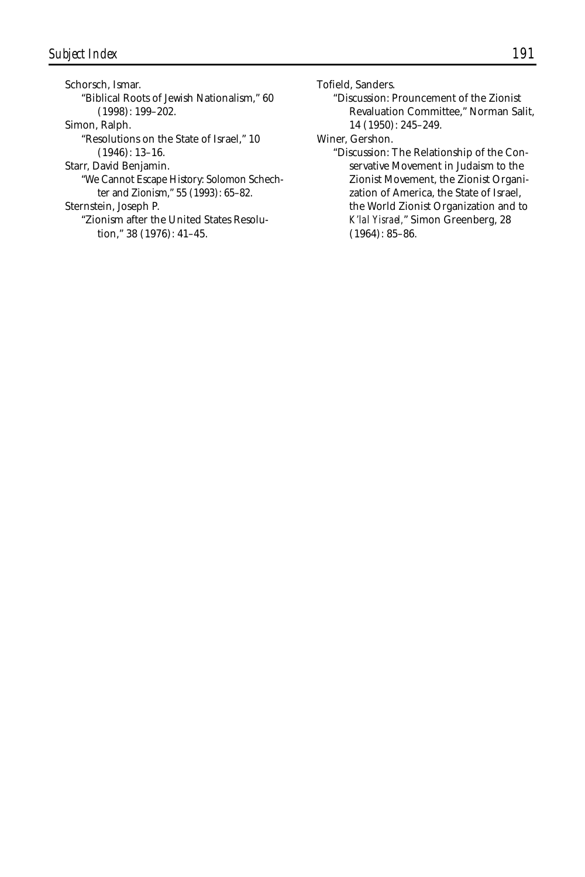Schorsch, Ismar.
"Biblical Roots of Jewish Nationalism," 60 (1998): 199–202.

Simon, Ralph.
"Resolutions on the State of Israel," 10 (1946): 13–16.

Starr, David Benjamin.
"We Cannot Escape History: Solomon Schechter and Zionism," 55 (1993): 65–82.

Sternstein, Joseph P.
"Zionism after the United States Resolution," 38 (1976): 41–45.

Tofield, Sanders.
"Discussion: Prouncement of the Zionist Revaluation Committee," Norman Salit, 14 (1950): 245–249.

Winer, Gershon.
"Discussion: The Relationship of the Conservative Movement in Judaism to the Zionist Movement, the Zionist Organization of America, the State of Israel, the World Zionist Organization and to *K'lal Yisrael*," Simon Greenberg, 28 (1964): 85–86.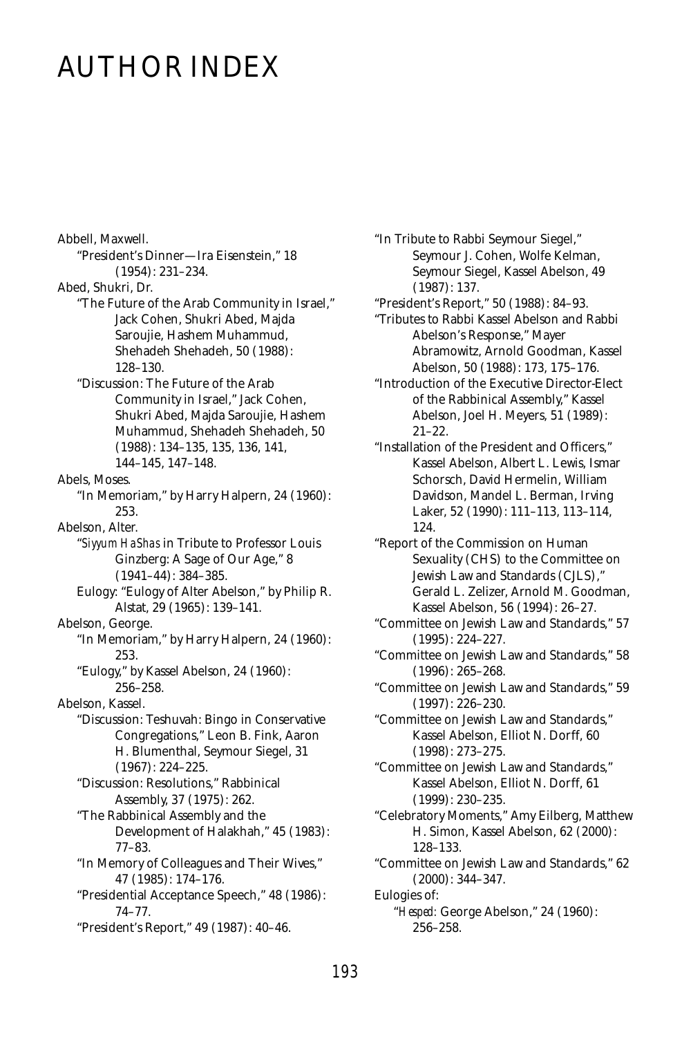# AUTHOR INDEX

Abbell, Maxwell.
- "President's Dinner—Ira Eisenstein," 18 (1954): 231–234.

Abed, Shukri, Dr.
- "The Future of the Arab Community in Israel," Jack Cohen, Shukri Abed, Majda Saroujie, Hashem Muhammud, Shehadeh Shehadeh, 50 (1988): 128–130.
- "Discussion: The Future of the Arab Community in Israel," Jack Cohen, Shukri Abed, Majda Saroujie, Hashem Muhammud, Shehadeh Shehadeh, 50 (1988): 134–135, 135, 136, 141, 144–145, 147–148.

Abels, Moses.
- "In Memoriam," by Harry Halpern, 24 (1960): 253.

Abelson, Alter.
- "*Siyyum HaShas* in Tribute to Professor Louis Ginzberg: A Sage of Our Age," 8 (1941–44): 384–385.
- Eulogy: "Eulogy of Alter Abelson," by Philip R. Alstat, 29 (1965): 139–141.

Abelson, George.
- "In Memoriam," by Harry Halpern, 24 (1960): 253.
- "Eulogy," by Kassel Abelson, 24 (1960): 256–258.

Abelson, Kassel.
- "Discussion: Teshuvah: Bingo in Conservative Congregations," Leon B. Fink, Aaron H. Blumenthal, Seymour Siegel, 31 (1967): 224–225.
- "Discussion: Resolutions," Rabbinical Assembly, 37 (1975): 262.
- "The Rabbinical Assembly and the Development of Halakhah," 45 (1983): 77–83.
- "In Memory of Colleagues and Their Wives," 47 (1985): 174–176.
- "Presidential Acceptance Speech," 48 (1986): 74–77.
- "President's Report," 49 (1987): 40–46.
- "In Tribute to Rabbi Seymour Siegel," Seymour J. Cohen, Wolfe Kelman, Seymour Siegel, Kassel Abelson, 49 (1987): 137.
- "President's Report," 50 (1988): 84–93.
- "Tributes to Rabbi Kassel Abelson and Rabbi Abelson's Response," Mayer Abramowitz, Arnold Goodman, Kassel Abelson, 50 (1988): 173, 175–176.
- "Introduction of the Executive Director-Elect of the Rabbinical Assembly," Kassel Abelson, Joel H. Meyers, 51 (1989): 21–22.
- "Installation of the President and Officers," Kassel Abelson, Albert L. Lewis, Ismar Schorsch, David Hermelin, William Davidson, Mandel L. Berman, Irving Laker, 52 (1990): 111–113, 113–114, 124.
- "Report of the Commission on Human Sexuality (CHS) to the Committee on Jewish Law and Standards (CJLS)," Gerald L. Zelizer, Arnold M. Goodman, Kassel Abelson, 56 (1994): 26–27.
- "Committee on Jewish Law and Standards," 57 (1995): 224–227.
- "Committee on Jewish Law and Standards," 58 (1996): 265–268.
- "Committee on Jewish Law and Standards," 59 (1997): 226–230.
- "Committee on Jewish Law and Standards," Kassel Abelson, Elliot N. Dorff, 60 (1998): 273–275.
- "Committee on Jewish Law and Standards," Kassel Abelson, Elliot N. Dorff, 61 (1999): 230–235.
- "Celebratory Moments," Amy Eilberg, Matthew H. Simon, Kassel Abelson, 62 (2000): 128–133.
- "Committee on Jewish Law and Standards," 62 (2000): 344–347.
- Eulogies of:
  - "*Hesped:* George Abelson," 24 (1960): 256–258.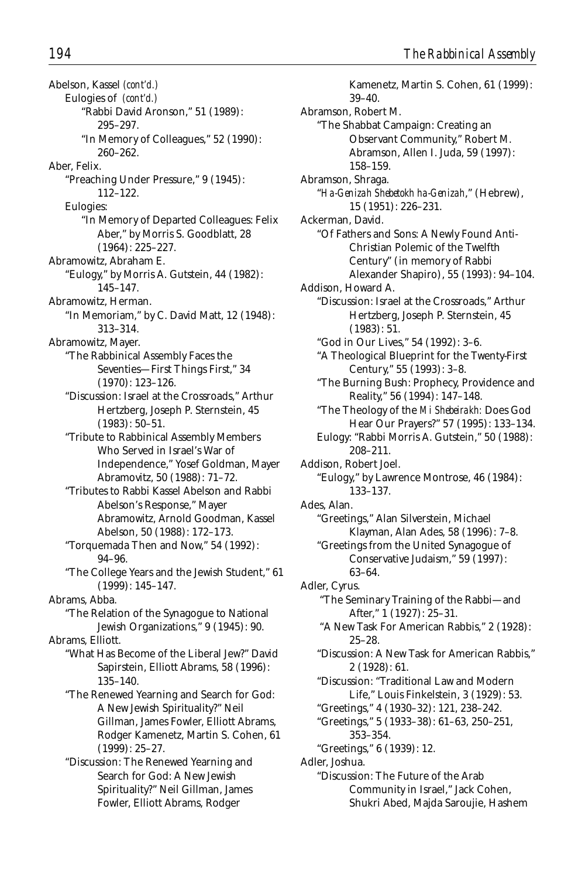Abelson, Kassel *(cont'd.)*
- Eulogies of *(cont'd.)*
  - "Rabbi David Aronson," 51 (1989): 295–297.
  - "In Memory of Colleagues," 52 (1990): 260–262.

Aber, Felix.
- "Preaching Under Pressure," 9 (1945): 112–122.
- Eulogies:
  - "In Memory of Departed Colleagues: Felix Aber," by Morris S. Goodblatt, 28 (1964): 225–227.

Abramowitz, Abraham E.
- "Eulogy," by Morris A. Gutstein, 44 (1982): 145–147.

Abramowitz, Herman.
- "In Memoriam," by C. David Matt, 12 (1948): 313–314.

Abramowitz, Mayer.
- "The Rabbinical Assembly Faces the Seventies—First Things First," 34 (1970): 123–126.
- "Discussion: Israel at the Crossroads," Arthur Hertzberg, Joseph P. Sternstein, 45 (1983): 50–51.
- "Tribute to Rabbinical Assembly Members Who Served in Israel's War of Independence," Yosef Goldman, Mayer Abramovitz, 50 (1988): 71–72.
- "Tributes to Rabbi Kassel Abelson and Rabbi Abelson's Response," Mayer Abramowitz, Arnold Goodman, Kassel Abelson, 50 (1988): 172–173.
- "Torquemada Then and Now," 54 (1992): 94–96.
- "The College Years and the Jewish Student," 61 (1999): 145–147.

Abrams, Abba.
- "The Relation of the Synagogue to National Jewish Organizations," 9 (1945): 90.

Abrams, Elliott.
- "What Has Become of the Liberal Jew?" David Sapirstein, Elliott Abrams, 58 (1996): 135–140.
- "The Renewed Yearning and Search for God: A New Jewish Spirituality?" Neil Gillman, James Fowler, Elliott Abrams, Rodger Kamenetz, Martin S. Cohen, 61 (1999): 25–27.
- "Discussion: The Renewed Yearning and Search for God: A New Jewish Spirituality?" Neil Gillman, James Fowler, Elliott Abrams, Rodger Kamenetz, Martin S. Cohen, 61 (1999): 39–40.

Abramson, Robert M.
- "The Shabbat Campaign: Creating an Observant Community," Robert M. Abramson, Allen I. Juda, 59 (1997): 158–159.

Abramson, Shraga.
- "*Ha-Genizah Shebetokh ha-Genizah*," (Hebrew), 15 (1951): 226–231.

Ackerman, David.
- "Of Fathers and Sons: A Newly Found Anti-Christian Polemic of the Twelfth Century" (in memory of Rabbi Alexander Shapiro), 55 (1993): 94–104.

Addison, Howard A.
- "Discussion: Israel at the Crossroads," Arthur Hertzberg, Joseph P. Sternstein, 45 (1983): 51.
- "God in Our Lives," 54 (1992): 3–6.
- "A Theological Blueprint for the Twenty-First Century," 55 (1993): 3–8.
- "The Burning Bush: Prophecy, Providence and Reality," 56 (1994): 147–148.
- "The Theology of the *Mi Shebeirakh:* Does God Hear Our Prayers?" 57 (1995): 133–134.
- Eulogy: "Rabbi Morris A. Gutstein," 50 (1988): 208–211.

Addison, Robert Joel.
- "Eulogy," by Lawrence Montrose, 46 (1984): 133–137.

Ades, Alan.
- "Greetings," Alan Silverstein, Michael Klayman, Alan Ades, 58 (1996): 7–8.
- "Greetings from the United Synagogue of Conservative Judaism," 59 (1997): 63–64.

Adler, Cyrus.
- "The Seminary Training of the Rabbi—and After," 1 (1927): 25–31.
- "A New Task For American Rabbis," 2 (1928): 25–28.
- "Discussion: A New Task for American Rabbis," 2 (1928): 61.
- "Discussion: "Traditional Law and Modern Life," Louis Finkelstein, 3 (1929): 53.
- "Greetings," 4 (1930–32): 121, 238–242.
- "Greetings," 5 (1933–38): 61–63, 250–251, 353–354.
- "Greetings," 6 (1939): 12.

Adler, Joshua.
- "Discussion: The Future of the Arab Community in Israel," Jack Cohen, Shukri Abed, Majda Saroujie, Hashem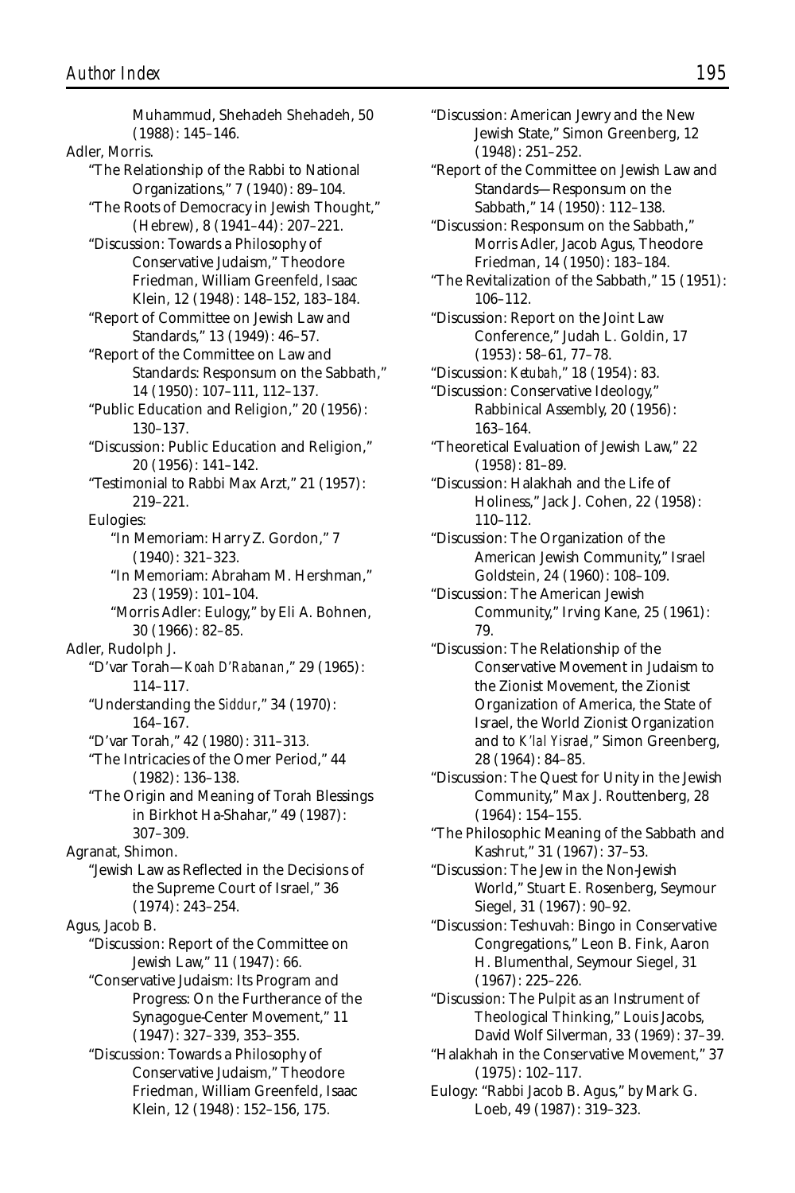Muhammud, Shehadeh Shehadeh, 50 (1988): 145–146.

Adler, Morris.

"The Relationship of the Rabbi to National Organizations," 7 (1940): 89–104.

"The Roots of Democracy in Jewish Thought," (Hebrew), 8 (1941–44): 207–221.

"Discussion: Towards a Philosophy of Conservative Judaism," Theodore Friedman, William Greenfeld, Isaac Klein, 12 (1948): 148–152, 183–184.

"Report of Committee on Jewish Law and Standards," 13 (1949): 46–57.

"Report of the Committee on Law and Standards: Responsum on the Sabbath," 14 (1950): 107–111, 112–137.

"Public Education and Religion," 20 (1956): 130–137.

"Discussion: Public Education and Religion," 20 (1956): 141–142.

"Testimonial to Rabbi Max Arzt," 21 (1957): 219–221.

Eulogies:

"In Memoriam: Harry Z. Gordon," 7 (1940): 321–323.

"In Memoriam: Abraham M. Hershman," 23 (1959): 101–104.

"Morris Adler: Eulogy," by Eli A. Bohnen, 30 (1966): 82–85.

Adler, Rudolph J.

"D'var Torah—*Koah D'Rabanan*," 29 (1965): 114–117.

"Understanding the *Siddur*," 34 (1970): 164–167.

"D'var Torah," 42 (1980): 311–313.

"The Intricacies of the Omer Period," 44 (1982): 136–138.

"The Origin and Meaning of Torah Blessings in Birkhot Ha-Shahar," 49 (1987): 307–309.

Agranat, Shimon.

"Jewish Law as Reflected in the Decisions of the Supreme Court of Israel," 36 (1974): 243–254.

Agus, Jacob B.

"Discussion: Report of the Committee on Jewish Law," 11 (1947): 66.

"Conservative Judaism: Its Program and Progress: On the Furtherance of the Synagogue-Center Movement," 11 (1947): 327–339, 353–355.

"Discussion: Towards a Philosophy of Conservative Judaism," Theodore Friedman, William Greenfeld, Isaac Klein, 12 (1948): 152–156, 175.

"Discussion: American Jewry and the New Jewish State," Simon Greenberg, 12 (1948): 251–252.

"Report of the Committee on Jewish Law and Standards—Responsum on the Sabbath," 14 (1950): 112–138.

"Discussion: Responsum on the Sabbath," Morris Adler, Jacob Agus, Theodore Friedman, 14 (1950): 183–184.

"The Revitalization of the Sabbath," 15 (1951): 106–112.

"Discussion: Report on the Joint Law Conference," Judah L. Goldin, 17 (1953): 58–61, 77–78.

"Discussion: *Ketubah*," 18 (1954): 83.

"Discussion: Conservative Ideology," Rabbinical Assembly, 20 (1956): 163–164.

"Theoretical Evaluation of Jewish Law," 22 (1958): 81–89.

"Discussion: Halakhah and the Life of Holiness," Jack J. Cohen, 22 (1958): 110–112.

"Discussion: The Organization of the American Jewish Community," Israel Goldstein, 24 (1960): 108–109.

"Discussion: The American Jewish Community," Irving Kane, 25 (1961): 79.

"Discussion: The Relationship of the Conservative Movement in Judaism to the Zionist Movement, the Zionist Organization of America, the State of Israel, the World Zionist Organization and to *K'lal Yisrael*," Simon Greenberg, 28 (1964): 84–85.

"Discussion: The Quest for Unity in the Jewish Community," Max J. Routtenberg, 28 (1964): 154–155.

"The Philosophic Meaning of the Sabbath and Kashrut," 31 (1967): 37–53.

"Discussion: The Jew in the Non-Jewish World," Stuart E. Rosenberg, Seymour Siegel, 31 (1967): 90–92.

"Discussion: Teshuvah: Bingo in Conservative Congregations," Leon B. Fink, Aaron H. Blumenthal, Seymour Siegel, 31 (1967): 225–226.

"Discussion: The Pulpit as an Instrument of Theological Thinking," Louis Jacobs, David Wolf Silverman, 33 (1969): 37–39.

"Halakhah in the Conservative Movement," 37 (1975): 102–117.

Eulogy: "Rabbi Jacob B. Agus," by Mark G. Loeb, 49 (1987): 319–323.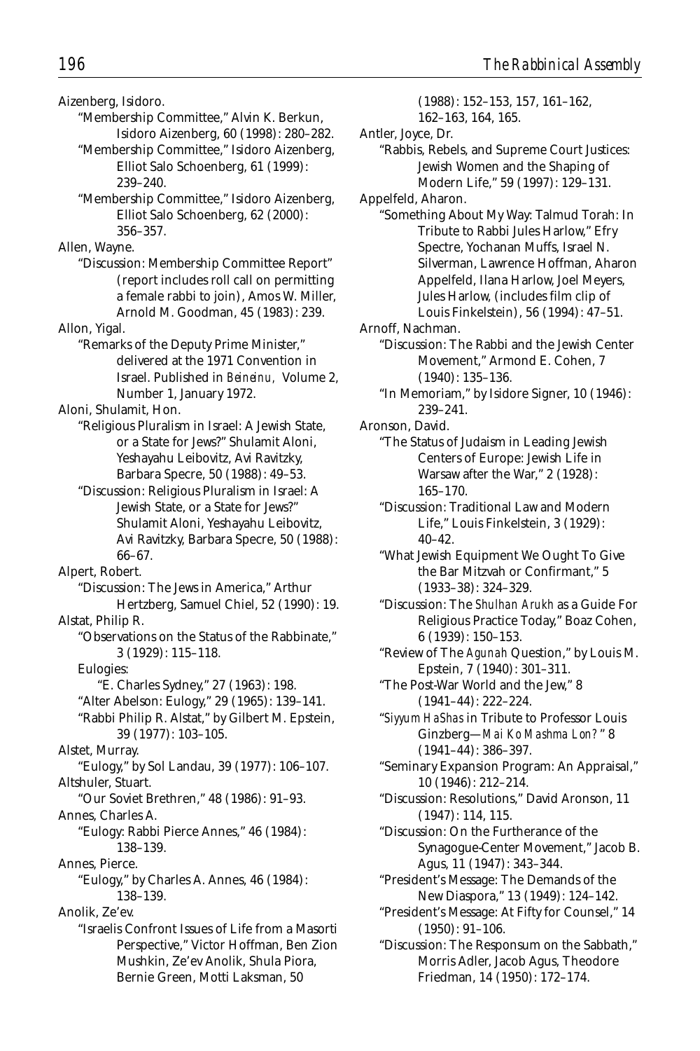Aizenberg, Isidoro.

"Membership Committee," Alvin K. Berkun, Isidoro Aizenberg, 60 (1998): 280–282.

"Membership Committee," Isidoro Aizenberg, Elliot Salo Schoenberg, 61 (1999): 239–240.

"Membership Committee," Isidoro Aizenberg, Elliot Salo Schoenberg, 62 (2000): 356–357.

Allen, Wayne.

"Discussion: Membership Committee Report" (report includes roll call on permitting a female rabbi to join), Amos W. Miller, Arnold M. Goodman, 45 (1983): 239.

Allon, Yigal.

"Remarks of the Deputy Prime Minister," delivered at the 1971 Convention in Israel. Published in *Beineinu,* Volume 2, Number 1, January 1972.

Aloni, Shulamit, Hon.

"Religious Pluralism in Israel: A Jewish State, or a State for Jews?" Shulamit Aloni, Yeshayahu Leibovitz, Avi Ravitzky, Barbara Specre, 50 (1988): 49–53.

"Discussion: Religious Pluralism in Israel: A Jewish State, or a State for Jews?" Shulamit Aloni, Yeshayahu Leibovitz, Avi Ravitzky, Barbara Specre, 50 (1988): 66–67.

Alpert, Robert.

"Discussion: The Jews in America," Arthur Hertzberg, Samuel Chiel, 52 (1990): 19.

Alstat, Philip R.

"Observations on the Status of the Rabbinate," 3 (1929): 115–118.

Eulogies:

"E. Charles Sydney," 27 (1963): 198.

"Alter Abelson: Eulogy," 29 (1965): 139–141.

"Rabbi Philip R. Alstat," by Gilbert M. Epstein, 39 (1977): 103–105.

Alstet, Murray.

"Eulogy," by Sol Landau, 39 (1977): 106–107.

Altshuler, Stuart.

"Our Soviet Brethren," 48 (1986): 91–93.

Annes, Charles A.

"Eulogy: Rabbi Pierce Annes," 46 (1984): 138–139.

Annes, Pierce.

"Eulogy," by Charles A. Annes, 46 (1984): 138–139.

Anolik, Ze'ev.

"Israelis Confront Issues of Life from a Masorti Perspective," Victor Hoffman, Ben Zion Mushkin, Ze'ev Anolik, Shula Piora, Bernie Green, Motti Laksman, 50 (1988): 152–153, 157, 161–162, 162–163, 164, 165.

Antler, Joyce, Dr.

"Rabbis, Rebels, and Supreme Court Justices: Jewish Women and the Shaping of Modern Life," 59 (1997): 129–131.

Appelfeld, Aharon.

"Something About My Way: Talmud Torah: In Tribute to Rabbi Jules Harlow," Efry Spectre, Yochanan Muffs, Israel N. Silverman, Lawrence Hoffman, Aharon Appelfeld, Ilana Harlow, Joel Meyers, Jules Harlow, (includes film clip of Louis Finkelstein), 56 (1994): 47–51.

Arnoff, Nachman.

"Discussion: The Rabbi and the Jewish Center Movement," Armond E. Cohen, 7 (1940): 135–136.

"In Memoriam," by Isidore Signer, 10 (1946): 239–241.

Aronson, David.

"The Status of Judaism in Leading Jewish Centers of Europe: Jewish Life in Warsaw after the War," 2 (1928): 165–170.

"Discussion: Traditional Law and Modern Life," Louis Finkelstein, 3 (1929): 40–42.

"What Jewish Equipment We Ought To Give the Bar Mitzvah or Confirmant," 5 (1933–38): 324–329.

"Discussion: The *Shulhan Arukh* as a Guide For Religious Practice Today," Boaz Cohen, 6 (1939): 150–153.

"Review of The *Agunah* Question," by Louis M. Epstein, 7 (1940): 301–311.

"The Post-War World and the Jew," 8 (1941–44): 222–224.

"*Siyyum HaShas* in Tribute to Professor Louis Ginzberg—*Mai Ko Mashma Lon?*" 8 (1941–44): 386–397.

"Seminary Expansion Program: An Appraisal," 10 (1946): 212–214.

"Discussion: Resolutions," David Aronson, 11 (1947): 114, 115.

"Discussion: On the Furtherance of the Synagogue-Center Movement," Jacob B. Agus, 11 (1947): 343–344.

"President's Message: The Demands of the New Diaspora," 13 (1949): 124–142.

"President's Message: At Fifty for Counsel," 14 (1950): 91–106.

"Discussion: The Responsum on the Sabbath," Morris Adler, Jacob Agus, Theodore Friedman, 14 (1950): 172–174.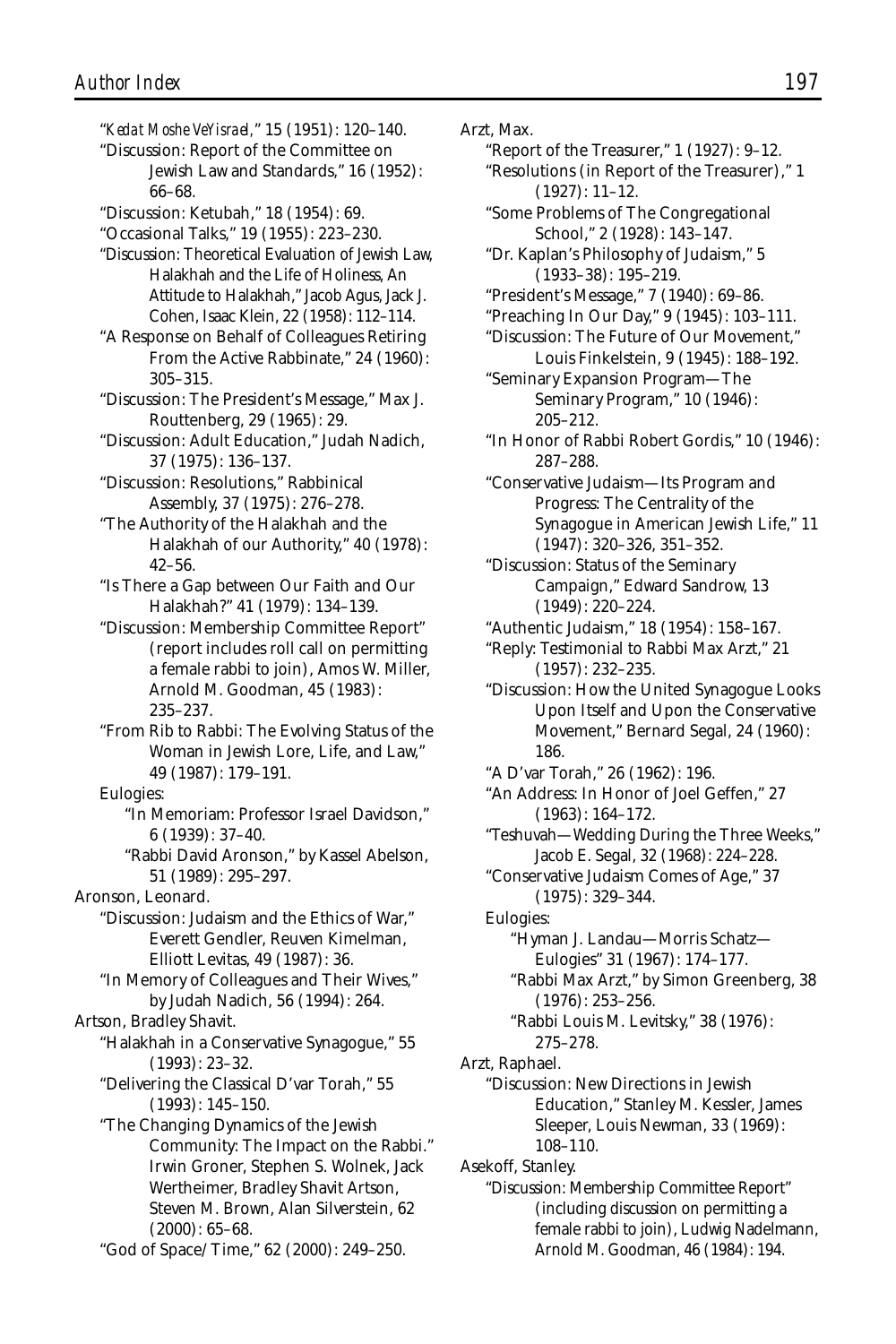"*Kedat Moshe VeYisrael*," 15 (1951): 120–140.

"Discussion: Report of the Committee on Jewish Law and Standards," 16 (1952): 66–68.

"Discussion: Ketubah," 18 (1954): 69.

"Occasional Talks," 19 (1955): 223–230.

"Discussion: Theoretical Evaluation of Jewish Law, Halakhah and the Life of Holiness, An Attitude to Halakhah," Jacob Agus, Jack J. Cohen, Isaac Klein, 22 (1958): 112–114.

"A Response on Behalf of Colleagues Retiring From the Active Rabbinate," 24 (1960): 305–315.

"Discussion: The President's Message," Max J. Routtenberg, 29 (1965): 29.

"Discussion: Adult Education," Judah Nadich, 37 (1975): 136–137.

"Discussion: Resolutions," Rabbinical Assembly, 37 (1975): 276–278.

"The Authority of the Halakhah and the Halakhah of our Authority," 40 (1978): 42–56.

"Is There a Gap between Our Faith and Our Halakhah?" 41 (1979): 134–139.

"Discussion: Membership Committee Report" (report includes roll call on permitting a female rabbi to join), Amos W. Miller, Arnold M. Goodman, 45 (1983): 235–237.

"From Rib to Rabbi: The Evolving Status of the Woman in Jewish Lore, Life, and Law," 49 (1987): 179–191.

Eulogies:

"In Memoriam: Professor Israel Davidson," 6 (1939): 37–40.

"Rabbi David Aronson," by Kassel Abelson, 51 (1989): 295–297.

Aronson, Leonard.

"Discussion: Judaism and the Ethics of War," Everett Gendler, Reuven Kimelman, Elliott Levitas, 49 (1987): 36.

"In Memory of Colleagues and Their Wives," by Judah Nadich, 56 (1994): 264.

Artson, Bradley Shavit.

"Halakhah in a Conservative Synagogue," 55 (1993): 23–32.

"Delivering the Classical D'var Torah," 55 (1993): 145–150.

"The Changing Dynamics of the Jewish Community: The Impact on the Rabbi." Irwin Groner, Stephen S. Wolnek, Jack Wertheimer, Bradley Shavit Artson, Steven M. Brown, Alan Silverstein, 62 (2000): 65–68.

"God of Space/Time," 62 (2000): 249–250.

Arzt, Max.

"Report of the Treasurer," 1 (1927): 9–12.

"Resolutions (in Report of the Treasurer)," 1 (1927): 11–12.

"Some Problems of The Congregational School," 2 (1928): 143–147.

"Dr. Kaplan's Philosophy of Judaism," 5 (1933–38): 195–219.

"President's Message," 7 (1940): 69–86.

"Preaching In Our Day," 9 (1945): 103–111.

"Discussion: The Future of Our Movement," Louis Finkelstein, 9 (1945): 188–192.

"Seminary Expansion Program—The Seminary Program," 10 (1946): 205–212.

"In Honor of Rabbi Robert Gordis," 10 (1946): 287–288.

"Conservative Judaism—Its Program and Progress: The Centrality of the Synagogue in American Jewish Life," 11 (1947): 320–326, 351–352.

"Discussion: Status of the Seminary Campaign," Edward Sandrow, 13 (1949): 220–224.

"Authentic Judaism," 18 (1954): 158–167.

"Reply: Testimonial to Rabbi Max Arzt," 21 (1957): 232–235.

"Discussion: How the United Synagogue Looks Upon Itself and Upon the Conservative Movement," Bernard Segal, 24 (1960): 186.

"A D'var Torah," 26 (1962): 196.

"An Address: In Honor of Joel Geffen," 27 (1963): 164–172.

"Teshuvah—Wedding During the Three Weeks," Jacob E. Segal, 32 (1968): 224–228.

"Conservative Judaism Comes of Age," 37 (1975): 329–344.

Eulogies:

"Hyman J. Landau—Morris Schatz—Eulogies" 31 (1967): 174–177.

"Rabbi Max Arzt," by Simon Greenberg, 38 (1976): 253–256.

"Rabbi Louis M. Levitsky," 38 (1976): 275–278.

Arzt, Raphael.

"Discussion: New Directions in Jewish Education," Stanley M. Kessler, James Sleeper, Louis Newman, 33 (1969): 108–110.

Asekoff, Stanley.

"Discussion: Membership Committee Report" (including discussion on permitting a female rabbi to join), Ludwig Nadelmann, Arnold M. Goodman, 46 (1984): 194.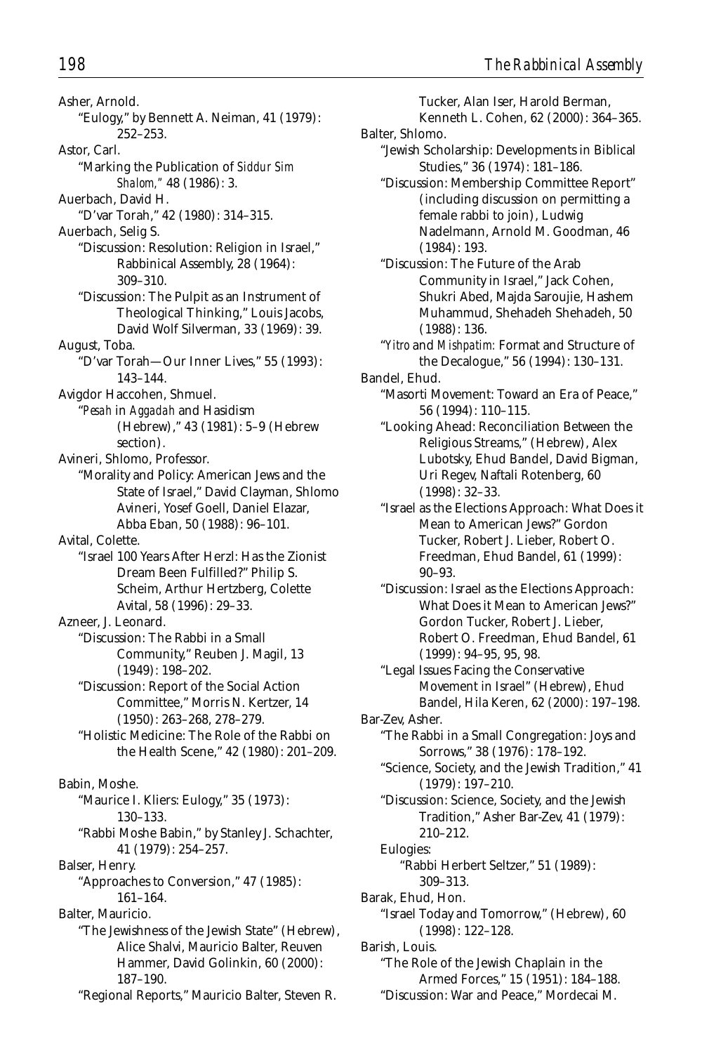Asher, Arnold.

"Eulogy," by Bennett A. Neiman, 41 (1979): 252–253.

Astor, Carl.

"Marking the Publication of *Siddur Sim Shalom*," 48 (1986): 3.

Auerbach, David H.

"D'var Torah," 42 (1980): 314–315.

Auerbach, Selig S.

"Discussion: Resolution: Religion in Israel," Rabbinical Assembly, 28 (1964): 309–310.

"Discussion: The Pulpit as an Instrument of Theological Thinking," Louis Jacobs, David Wolf Silverman, 33 (1969): 39.

August, Toba.

"D'var Torah—Our Inner Lives," 55 (1993): 143–144.

Avigdor Haccohen, Shmuel.

"*Pesah* in *Aggadah* and Hasidism (Hebrew)," 43 (1981): 5–9 (Hebrew section).

Avineri, Shlomo, Professor.

"Morality and Policy: American Jews and the State of Israel," David Clayman, Shlomo Avineri, Yosef Goell, Daniel Elazar, Abba Eban, 50 (1988): 96–101.

Avital, Colette.

"Israel 100 Years After Herzl: Has the Zionist Dream Been Fulfilled?" Philip S. Scheim, Arthur Hertzberg, Colette Avital, 58 (1996): 29–33.

Azneer, J. Leonard.

"Discussion: The Rabbi in a Small Community," Reuben J. Magil, 13 (1949): 198–202.

"Discussion: Report of the Social Action Committee," Morris N. Kertzer, 14 (1950): 263–268, 278–279.

"Holistic Medicine: The Role of the Rabbi on the Health Scene," 42 (1980): 201–209.

Babin, Moshe.

"Maurice I. Kliers: Eulogy," 35 (1973): 130–133.

"Rabbi Moshe Babin," by Stanley J. Schachter, 41 (1979): 254–257.

Balser, Henry.

"Approaches to Conversion," 47 (1985): 161–164.

Balter, Mauricio.

"The Jewishness of the Jewish State" (Hebrew), Alice Shalvi, Mauricio Balter, Reuven Hammer, David Golinkin, 60 (2000): 187–190.

"Regional Reports," Mauricio Balter, Steven R. Tucker, Alan Iser, Harold Berman, Kenneth L. Cohen, 62 (2000): 364–365.

Balter, Shlomo.

"Jewish Scholarship: Developments in Biblical Studies," 36 (1974): 181–186.

"Discussion: Membership Committee Report" (including discussion on permitting a female rabbi to join), Ludwig Nadelmann, Arnold M. Goodman, 46 (1984): 193.

"Discussion: The Future of the Arab Community in Israel," Jack Cohen, Shukri Abed, Majda Saroujie, Hashem Muhammud, Shehadeh Shehadeh, 50 (1988): 136.

"*Yitro* and *Mishpatim*: Format and Structure of the Decalogue," 56 (1994): 130–131.

Bandel, Ehud.

"Masorti Movement: Toward an Era of Peace," 56 (1994): 110–115.

"Looking Ahead: Reconciliation Between the Religious Streams," (Hebrew), Alex Lubotsky, Ehud Bandel, David Bigman, Uri Regev, Naftali Rotenberg, 60 (1998): 32–33.

"Israel as the Elections Approach: What Does it Mean to American Jews?" Gordon Tucker, Robert J. Lieber, Robert O. Freedman, Ehud Bandel, 61 (1999): 90–93.

"Discussion: Israel as the Elections Approach: What Does it Mean to American Jews?" Gordon Tucker, Robert J. Lieber, Robert O. Freedman, Ehud Bandel, 61 (1999): 94–95, 95, 98.

"Legal Issues Facing the Conservative Movement in Israel" (Hebrew), Ehud Bandel, Hila Keren, 62 (2000): 197–198.

Bar-Zev, Asher.

"The Rabbi in a Small Congregation: Joys and Sorrows," 38 (1976): 178–192.

"Science, Society, and the Jewish Tradition," 41 (1979): 197–210.

"Discussion: Science, Society, and the Jewish Tradition," Asher Bar-Zev, 41 (1979): 210–212.

Eulogies:

"Rabbi Herbert Seltzer," 51 (1989): 309–313.

Barak, Ehud, Hon.

"Israel Today and Tomorrow," (Hebrew), 60 (1998): 122–128.

Barish, Louis.

"The Role of the Jewish Chaplain in the Armed Forces," 15 (1951): 184–188.

"Discussion: War and Peace," Mordecai M.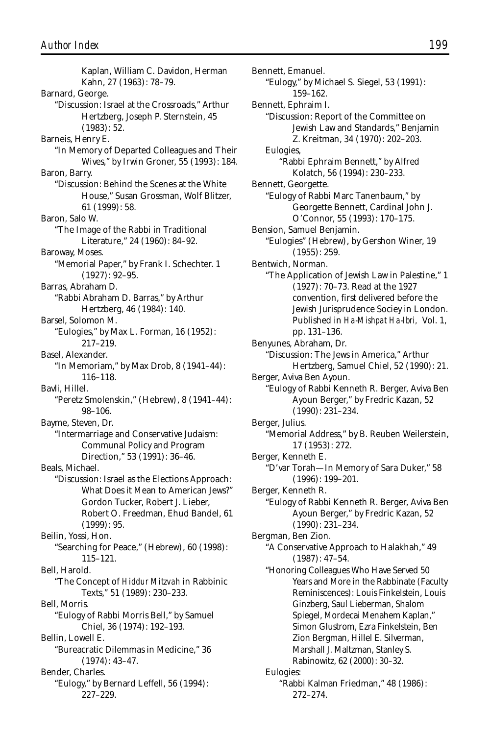Kaplan, William C. Davidon, Herman Kahn, 27 (1963): 78–79.

Barnard, George.
"Discussion: Israel at the Crossroads," Arthur Hertzberg, Joseph P. Sternstein, 45 (1983): 52.

Barneis, Henry E.
"In Memory of Departed Colleagues and Their Wives," by Irwin Groner, 55 (1993): 184.

Baron, Barry.
"Discussion: Behind the Scenes at the White House," Susan Grossman, Wolf Blitzer, 61 (1999): 58.

Baron, Salo W.
"The Image of the Rabbi in Traditional Literature," 24 (1960): 84–92.

Baroway, Moses.
"Memorial Paper," by Frank I. Schechter. 1 (1927): 92–95.

Barras, Abraham D.
"Rabbi Abraham D. Barras," by Arthur Hertzberg, 46 (1984): 140.

Barsel, Solomon M.
"Eulogies," by Max L. Forman, 16 (1952): 217–219.

Basel, Alexander.
"In Memoriam," by Max Drob, 8 (1941–44): 116–118.

Bavli, Hillel.
"Peretz Smolenskin," (Hebrew), 8 (1941–44): 98–106.

Bayme, Steven, Dr.
"Intermarriage and Conservative Judaism: Communal Policy and Program Direction," 53 (1991): 36–46.

Beals, Michael.
"Discussion: Israel as the Elections Approach: What Does it Mean to American Jews?" Gordon Tucker, Robert J. Lieber, Robert O. Freedman, Ehud Bandel, 61 (1999): 95.

Beilin, Yossi, Hon.
"Searching for Peace," (Hebrew), 60 (1998): 115–121.

Bell, Harold.
"The Concept of *Hiddur Mitzvah* in Rabbinic Texts," 51 (1989): 230–233.

Bell, Morris.
"Eulogy of Rabbi Morris Bell," by Samuel Chiel, 36 (1974): 192–193.

Bellin, Lowell E.
"Bureacratic Dilemmas in Medicine," 36 (1974): 43–47.

Bender, Charles.
"Eulogy," by Bernard Leffell, 56 (1994): 227–229.

Bennett, Emanuel.
"Eulogy," by Michael S. Siegel, 53 (1991): 159–162.

Bennett, Ephraim I.
"Discussion: Report of the Committee on Jewish Law and Standards," Benjamin Z. Kreitman, 34 (1970): 202–203.
Eulogies,
"Rabbi Ephraim Bennett," by Alfred Kolatch, 56 (1994): 230–233.

Bennett, Georgette.
"Eulogy of Rabbi Marc Tanenbaum," by Georgette Bennett, Cardinal John J. O'Connor, 55 (1993): 170–175.

Bension, Samuel Benjamin.
"Eulogies" (Hebrew), by Gershon Winer, 19 (1955): 259.

Bentwich, Norman.
"The Application of Jewish Law in Palestine," 1 (1927): 70–73. Read at the 1927 convention, first delivered before the Jewish Jurisprudence Sociey in London. Published in *Ha-Mishpat Ha-Ibri,* Vol. 1, pp. 131–136.

Benyunes, Abraham, Dr.
"Discussion: The Jews in America," Arthur Hertzberg, Samuel Chiel, 52 (1990): 21.

Berger, Aviva Ben Ayoun.
"Eulogy of Rabbi Kenneth R. Berger, Aviva Ben Ayoun Berger," by Fredric Kazan, 52 (1990): 231–234.

Berger, Julius.
"Memorial Address," by B. Reuben Weilerstein, 17 (1953): 272.

Berger, Kenneth E.
"D'var Torah—In Memory of Sara Duker," 58 (1996): 199–201.

Berger, Kenneth R.
"Eulogy of Rabbi Kenneth R. Berger, Aviva Ben Ayoun Berger," by Fredric Kazan, 52 (1990): 231–234.

Bergman, Ben Zion.
"A Conservative Approach to Halakhah," 49 (1987): 47–54.
"Honoring Colleagues Who Have Served 50 Years and More in the Rabbinate (Faculty Reminiscences): Louis Finkelstein, Louis Ginzberg, Saul Lieberman, Shalom Spiegel, Mordecai Menahem Kaplan," Simon Glustrom, Ezra Finkelstein, Ben Zion Bergman, Hillel E. Silverman, Marshall J. Maltzman, Stanley S. Rabinowitz, 62 (2000): 30–32.
Eulogies:
"Rabbi Kalman Friedman," 48 (1986): 272–274.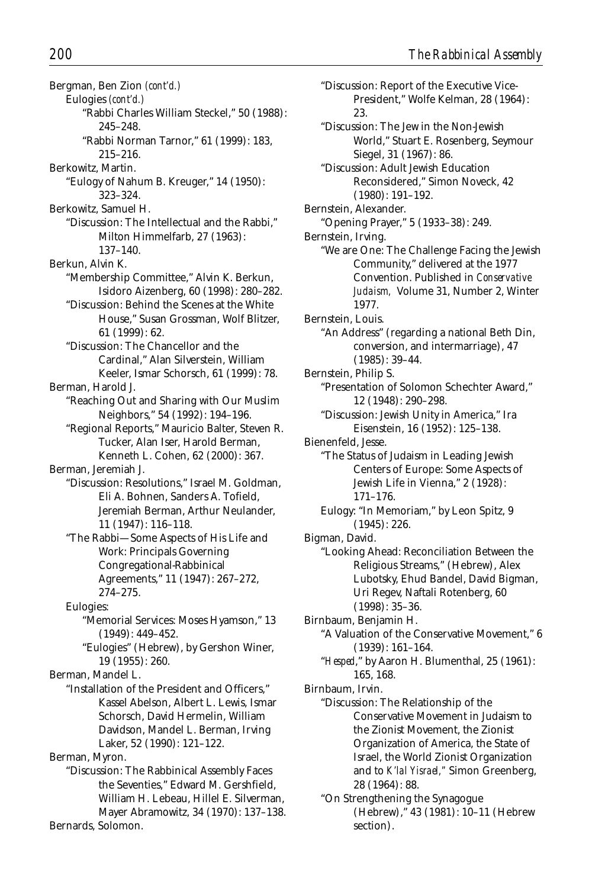Bergman, Ben Zion *(cont'd.)*
  Eulogies *(cont'd.)*
    "Rabbi Charles William Steckel," 50 (1988): 245–248.
    "Rabbi Norman Tarnor," 61 (1999): 183, 215–216.

Berkowitz, Martin.
  "Eulogy of Nahum B. Kreuger," 14 (1950): 323–324.

Berkowitz, Samuel H.
  "Discussion: The Intellectual and the Rabbi," Milton Himmelfarb, 27 (1963): 137–140.

Berkun, Alvin K.
  "Membership Committee," Alvin K. Berkun, Isidoro Aizenberg, 60 (1998): 280–282.
  "Discussion: Behind the Scenes at the White House," Susan Grossman, Wolf Blitzer, 61 (1999): 62.
  "Discussion: The Chancellor and the Cardinal," Alan Silverstein, William Keeler, Ismar Schorsch, 61 (1999): 78.

Berman, Harold J.
  "Reaching Out and Sharing with Our Muslim Neighbors," 54 (1992): 194–196.
  "Regional Reports," Mauricio Balter, Steven R. Tucker, Alan Iser, Harold Berman, Kenneth L. Cohen, 62 (2000): 367.

Berman, Jeremiah J.
  "Discussion: Resolutions," Israel M. Goldman, Eli A. Bohnen, Sanders A. Tofield, Jeremiah Berman, Arthur Neulander, 11 (1947): 116–118.
  "The Rabbi—Some Aspects of His Life and Work: Principals Governing Congregational-Rabbinical Agreements," 11 (1947): 267–272, 274–275.
  Eulogies:
    "Memorial Services: Moses Hyamson," 13 (1949): 449–452.
    "Eulogies" (Hebrew), by Gershon Winer, 19 (1955): 260.

Berman, Mandel L.
  "Installation of the President and Officers," Kassel Abelson, Albert L. Lewis, Ismar Schorsch, David Hermelin, William Davidson, Mandel L. Berman, Irving Laker, 52 (1990): 121–122.

Berman, Myron.
  "Discussion: The Rabbinical Assembly Faces the Seventies," Edward M. Gershfield, William H. Lebeau, Hillel E. Silverman, Mayer Abramowitz, 34 (1970): 137–138.

Bernards, Solomon.
  "Discussion: Report of the Executive Vice-President," Wolfe Kelman, 28 (1964): 23.
  "Discussion: The Jew in the Non-Jewish World," Stuart E. Rosenberg, Seymour Siegel, 31 (1967): 86.
  "Discussion: Adult Jewish Education Reconsidered," Simon Noveck, 42 (1980): 191–192.

Bernstein, Alexander.
  "Opening Prayer," 5 (1933–38): 249.

Bernstein, Irving.
  "We are One: The Challenge Facing the Jewish Community," delivered at the 1977 Convention. Published in *Conservative Judaism,* Volume 31, Number 2, Winter 1977.

Bernstein, Louis.
  "An Address" (regarding a national Beth Din, conversion, and intermarriage), 47 (1985): 39–44.

Bernstein, Philip S.
  "Presentation of Solomon Schechter Award," 12 (1948): 290–298.
  "Discussion: Jewish Unity in America," Ira Eisenstein, 16 (1952): 125–138.

Bienenfeld, Jesse.
  "The Status of Judaism in Leading Jewish Centers of Europe: Some Aspects of Jewish Life in Vienna," 2 (1928): 171–176.
  Eulogy: "In Memoriam," by Leon Spitz, 9 (1945): 226.

Bigman, David.
  "Looking Ahead: Reconciliation Between the Religious Streams," (Hebrew), Alex Lubotsky, Ehud Bandel, David Bigman, Uri Regev, Naftali Rotenberg, 60 (1998): 35–36.

Birnbaum, Benjamin H.
  "A Valuation of the Conservative Movement," 6 (1939): 161–164.
  "*Hesped*," by Aaron H. Blumenthal, 25 (1961): 165, 168.

Birnbaum, Irvin.
  "Discussion: The Relationship of the Conservative Movement in Judaism to the Zionist Movement, the Zionist Organization of America, the State of Israel, the World Zionist Organization and to *K'lal Yisrael,*" Simon Greenberg, 28 (1964): 88.
  "On Strengthening the Synagogue (Hebrew)," 43 (1981): 10–11 (Hebrew section).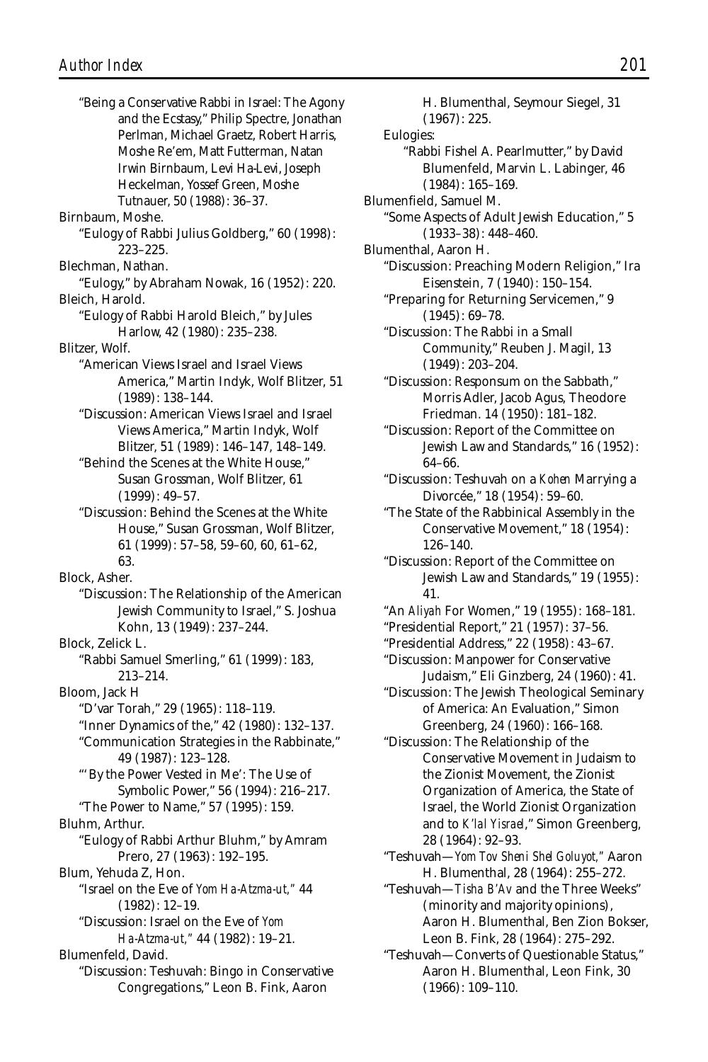"Being a Conservative Rabbi in Israel: The Agony and the Ecstasy," Philip Spectre, Jonathan Perlman, Michael Graetz, Robert Harris, Moshe Re'em, Matt Futterman, Natan Irwin Birnbaum, Levi Ha-Levi, Joseph Heckelman, Yossef Green, Moshe Tutnauer, 50 (1988): 36–37.

Birnbaum, Moshe.

"Eulogy of Rabbi Julius Goldberg," 60 (1998): 223–225.

Blechman, Nathan.

"Eulogy," by Abraham Nowak, 16 (1952): 220.

Bleich, Harold.

"Eulogy of Rabbi Harold Bleich," by Jules Harlow, 42 (1980): 235–238.

Blitzer, Wolf.

"American Views Israel and Israel Views America," Martin Indyk, Wolf Blitzer, 51 (1989): 138–144.

"Discussion: American Views Israel and Israel Views America," Martin Indyk, Wolf Blitzer, 51 (1989): 146–147, 148–149.

"Behind the Scenes at the White House," Susan Grossman, Wolf Blitzer, 61 (1999): 49–57.

"Discussion: Behind the Scenes at the White House," Susan Grossman, Wolf Blitzer, 61 (1999): 57–58, 59–60, 60, 61–62, 63.

Block, Asher.

"Discussion: The Relationship of the American Jewish Community to Israel," S. Joshua Kohn, 13 (1949): 237–244.

Block, Zelick L.

"Rabbi Samuel Smerling," 61 (1999): 183, 213–214.

Bloom, Jack H

"D'var Torah," 29 (1965): 118–119.

"Inner Dynamics of the," 42 (1980): 132–137.

"Communication Strategies in the Rabbinate," 49 (1987): 123–128.

"'By the Power Vested in Me': The Use of Symbolic Power," 56 (1994): 216–217.

"The Power to Name," 57 (1995): 159.

Bluhm, Arthur.

"Eulogy of Rabbi Arthur Bluhm," by Amram Prero, 27 (1963): 192–195.

Blum, Yehuda Z, Hon.

"Israel on the Eve of *Yom Ha-Atzma-ut*," 44 (1982): 12–19.

"Discussion: Israel on the Eve of *Yom Ha-Atzma-ut*," 44 (1982): 19–21.

Blumenfeld, David.

"Discussion: Teshuvah: Bingo in Conservative Congregations," Leon B. Fink, Aaron H. Blumenthal, Seymour Siegel, 31 (1967): 225.

Eulogies:

"Rabbi Fishel A. Pearlmutter," by David Blumenfeld, Marvin L. Labinger, 46 (1984): 165–169.

Blumenfield, Samuel M.

"Some Aspects of Adult Jewish Education," 5 (1933–38): 448–460.

Blumenthal, Aaron H.

"Discussion: Preaching Modern Religion," Ira Eisenstein, 7 (1940): 150–154.

"Preparing for Returning Servicemen," 9 (1945): 69–78.

"Discussion: The Rabbi in a Small Community," Reuben J. Magil, 13 (1949): 203–204.

"Discussion: Responsum on the Sabbath," Morris Adler, Jacob Agus, Theodore Friedman. 14 (1950): 181–182.

"Discussion: Report of the Committee on Jewish Law and Standards," 16 (1952): 64–66.

"Discussion: Teshuvah on a *Kohen* Marrying a Divorcée," 18 (1954): 59–60.

"The State of the Rabbinical Assembly in the Conservative Movement," 18 (1954): 126–140.

"Discussion: Report of the Committee on Jewish Law and Standards," 19 (1955): 41.

"An *Aliyah* For Women," 19 (1955): 168–181.

"Presidential Report," 21 (1957): 37–56.

"Presidential Address," 22 (1958): 43–67.

"Discussion: Manpower for Conservative Judaism," Eli Ginzberg, 24 (1960): 41.

"Discussion: The Jewish Theological Seminary of America: An Evaluation," Simon Greenberg, 24 (1960): 166–168.

"Discussion: The Relationship of the Conservative Movement in Judaism to the Zionist Movement, the Zionist Organization of America, the State of Israel, the World Zionist Organization and to *K'lal Yisrael*," Simon Greenberg, 28 (1964): 92–93.

"Teshuvah—*Yom Tov Sheni Shel Goluyot*," Aaron H. Blumenthal, 28 (1964): 255–272.

"Teshuvah—*Tisha B'Av* and the Three Weeks" (minority and majority opinions), Aaron H. Blumenthal, Ben Zion Bokser, Leon B. Fink, 28 (1964): 275–292.

"Teshuvah—Converts of Questionable Status," Aaron H. Blumenthal, Leon Fink, 30 (1966): 109–110.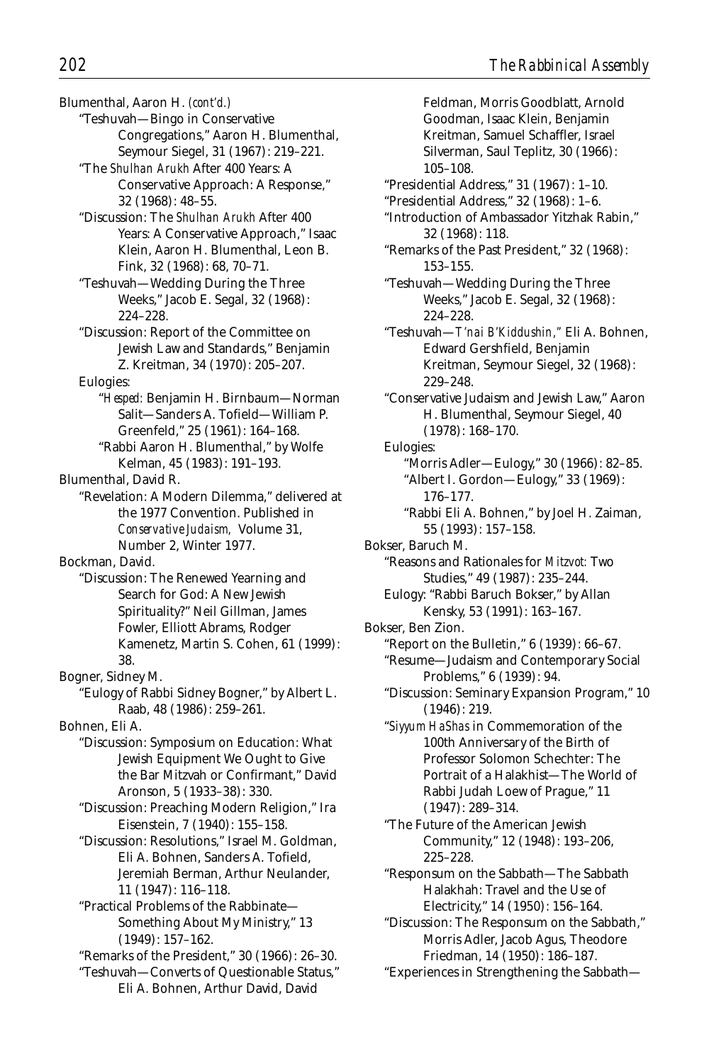Blumenthal, Aaron H. *(cont'd.)*

"Teshuvah—Bingo in Conservative Congregations," Aaron H. Blumenthal, Seymour Siegel, 31 (1967): 219–221.

"The *Shulhan Arukh* After 400 Years: A Conservative Approach: A Response," 32 (1968): 48–55.

"Discussion: The *Shulhan Arukh* After 400 Years: A Conservative Approach," Isaac Klein, Aaron H. Blumenthal, Leon B. Fink, 32 (1968): 68, 70–71.

"Teshuvah—Wedding During the Three Weeks," Jacob E. Segal, 32 (1968): 224–228.

"Discussion: Report of the Committee on Jewish Law and Standards," Benjamin Z. Kreitman, 34 (1970): 205–207.

Eulogies:

"*Hesped:* Benjamin H. Birnbaum—Norman Salit—Sanders A. Tofield—William P. Greenfeld," 25 (1961): 164–168.

"Rabbi Aaron H. Blumenthal," by Wolfe Kelman, 45 (1983): 191–193.

Blumenthal, David R.

"Revelation: A Modern Dilemma," delivered at the 1977 Convention. Published in *Conservative Judaism,* Volume 31, Number 2, Winter 1977.

Bockman, David.

"Discussion: The Renewed Yearning and Search for God: A New Jewish Spirituality?" Neil Gillman, James Fowler, Elliott Abrams, Rodger Kamenetz, Martin S. Cohen, 61 (1999): 38.

Bogner, Sidney M.

"Eulogy of Rabbi Sidney Bogner," by Albert L. Raab, 48 (1986): 259–261.

Bohnen, Eli A.

"Discussion: Symposium on Education: What Jewish Equipment We Ought to Give the Bar Mitzvah or Confirmant," David Aronson, 5 (1933–38): 330.

"Discussion: Preaching Modern Religion," Ira Eisenstein, 7 (1940): 155–158.

"Discussion: Resolutions," Israel M. Goldman, Eli A. Bohnen, Sanders A. Tofield, Jeremiah Berman, Arthur Neulander, 11 (1947): 116–118.

"Practical Problems of the Rabbinate—Something About My Ministry," 13 (1949): 157–162.

"Remarks of the President," 30 (1966): 26–30.

"Teshuvah—Converts of Questionable Status," Eli A. Bohnen, Arthur David, David Feldman, Morris Goodblatt, Arnold Goodman, Isaac Klein, Benjamin Kreitman, Samuel Schaffler, Israel Silverman, Saul Teplitz, 30 (1966): 105–108.

"Presidential Address," 31 (1967): 1–10.

"Presidential Address," 32 (1968): 1–6.

"Introduction of Ambassador Yitzhak Rabin," 32 (1968): 118.

"Remarks of the Past President," 32 (1968): 153–155.

"Teshuvah—Wedding During the Three Weeks," Jacob E. Segal, 32 (1968): 224–228.

"Teshuvah—*T'nai B'Kiddushin,*" Eli A. Bohnen, Edward Gershfield, Benjamin Kreitman, Seymour Siegel, 32 (1968): 229–248.

"Conservative Judaism and Jewish Law," Aaron H. Blumenthal, Seymour Siegel, 40 (1978): 168–170.

Eulogies:

"Morris Adler—Eulogy," 30 (1966): 82–85.

"Albert I. Gordon—Eulogy," 33 (1969): 176–177.

"Rabbi Eli A. Bohnen," by Joel H. Zaiman, 55 (1993): 157–158.

Bokser, Baruch M.

"Reasons and Rationales for *Mitzvot:* Two Studies," 49 (1987): 235–244.

Eulogy: "Rabbi Baruch Bokser," by Allan Kensky, 53 (1991): 163–167.

Bokser, Ben Zion.

"Report on the Bulletin," 6 (1939): 66–67.

"Resume—Judaism and Contemporary Social Problems," 6 (1939): 94.

"Discussion: Seminary Expansion Program," 10 (1946): 219.

"*Siyyum HaShas* in Commemoration of the 100th Anniversary of the Birth of Professor Solomon Schechter: The Portrait of a Halakhist—The World of Rabbi Judah Loew of Prague," 11 (1947): 289–314.

"The Future of the American Jewish Community," 12 (1948): 193–206, 225–228.

"Responsum on the Sabbath—The Sabbath Halakhah: Travel and the Use of Electricity," 14 (1950): 156–164.

"Discussion: The Responsum on the Sabbath," Morris Adler, Jacob Agus, Theodore Friedman, 14 (1950): 186–187.

"Experiences in Strengthening the Sabbath—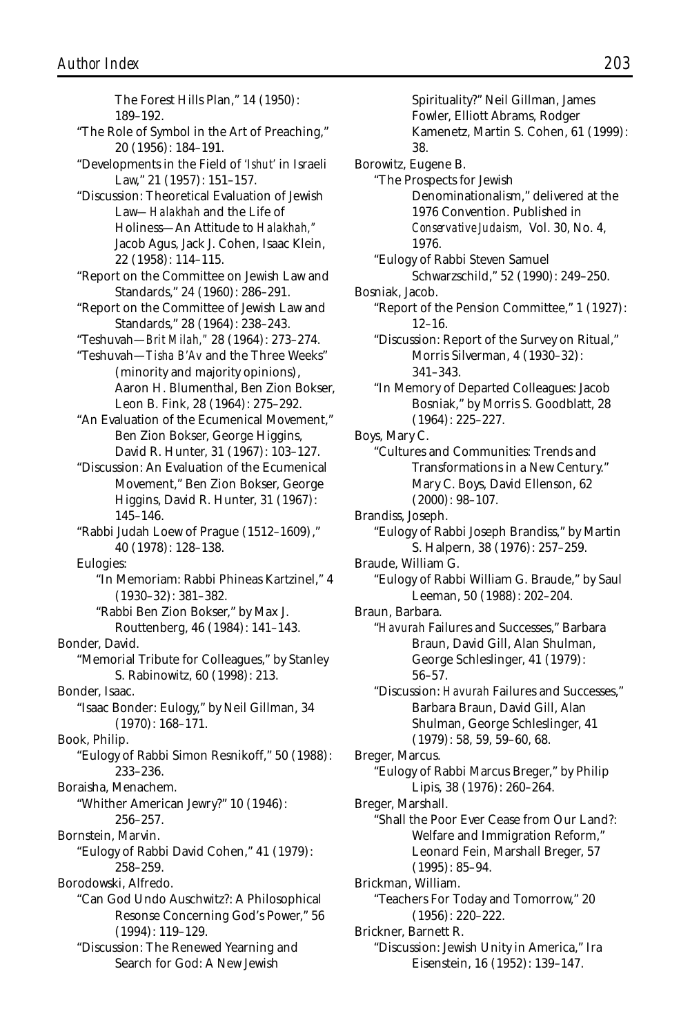The Forest Hills Plan," 14 (1950): 189–192.

"The Role of Symbol in the Art of Preaching," 20 (1956): 184–191.

"Developments in the Field of *'Ishut'* in Israeli Law," 21 (1957): 151–157.

"Discussion: Theoretical Evaluation of Jewish Law—*Halakhah* and the Life of Holiness—An Attitude to *Halakhah,*" Jacob Agus, Jack J. Cohen, Isaac Klein, 22 (1958): 114–115.

"Report on the Committee on Jewish Law and Standards," 24 (1960): 286–291.

"Report on the Committee of Jewish Law and Standards," 28 (1964): 238–243.

"Teshuvah—*Brit Milah,*" 28 (1964): 273–274.

"Teshuvah—*Tisha B'Av* and the Three Weeks" (minority and majority opinions), Aaron H. Blumenthal, Ben Zion Bokser, Leon B. Fink, 28 (1964): 275–292.

"An Evaluation of the Ecumenical Movement," Ben Zion Bokser, George Higgins, David R. Hunter, 31 (1967): 103–127.

"Discussion: An Evaluation of the Ecumenical Movement," Ben Zion Bokser, George Higgins, David R. Hunter, 31 (1967): 145–146.

"Rabbi Judah Loew of Prague (1512–1609)," 40 (1978): 128–138.

Eulogies:

"In Memoriam: Rabbi Phineas Kartzinel," 4 (1930–32): 381–382.

"Rabbi Ben Zion Bokser," by Max J. Routtenberg, 46 (1984): 141–143.

Bonder, David.

"Memorial Tribute for Colleagues," by Stanley S. Rabinowitz, 60 (1998): 213.

Bonder, Isaac.

"Isaac Bonder: Eulogy," by Neil Gillman, 34 (1970): 168–171.

Book, Philip.

"Eulogy of Rabbi Simon Resnikoff," 50 (1988): 233–236.

Boraisha, Menachem.

"Whither American Jewry?" 10 (1946): 256–257.

Bornstein, Marvin.

"Eulogy of Rabbi David Cohen," 41 (1979): 258–259.

Borodowski, Alfredo.

"Can God Undo Auschwitz?: A Philosophical Resonse Concerning God's Power," 56 (1994): 119–129.

"Discussion: The Renewed Yearning and Search for God: A New Jewish Spirituality?" Neil Gillman, James Fowler, Elliott Abrams, Rodger Kamenetz, Martin S. Cohen, 61 (1999): 38.

Borowitz, Eugene B.

"The Prospects for Jewish Denominationalism," delivered at the 1976 Convention. Published in *Conservative Judaism,* Vol. 30, No. 4, 1976.

"Eulogy of Rabbi Steven Samuel Schwarzschild," 52 (1990): 249–250.

Bosniak, Jacob.

"Report of the Pension Committee," 1 (1927): 12–16.

"Discussion: Report of the Survey on Ritual," Morris Silverman, 4 (1930–32): 341–343.

"In Memory of Departed Colleagues: Jacob Bosniak," by Morris S. Goodblatt, 28 (1964): 225–227.

Boys, Mary C.

"Cultures and Communities: Trends and Transformations in a New Century." Mary C. Boys, David Ellenson, 62 (2000): 98–107.

Brandiss, Joseph.

"Eulogy of Rabbi Joseph Brandiss," by Martin S. Halpern, 38 (1976): 257–259.

Braude, William G.

"Eulogy of Rabbi William G. Braude," by Saul Leeman, 50 (1988): 202–204.

Braun, Barbara.

"*Havurah* Failures and Successes," Barbara Braun, David Gill, Alan Shulman, George Schleslinger, 41 (1979): 56–57.

"Discussion: *Havurah* Failures and Successes," Barbara Braun, David Gill, Alan Shulman, George Schleslinger, 41 (1979): 58, 59, 59–60, 68.

Breger, Marcus.

"Eulogy of Rabbi Marcus Breger," by Philip Lipis, 38 (1976): 260–264.

Breger, Marshall.

"Shall the Poor Ever Cease from Our Land?: Welfare and Immigration Reform," Leonard Fein, Marshall Breger, 57 (1995): 85–94.

Brickman, William.

"Teachers For Today and Tomorrow," 20 (1956): 220–222.

Brickner, Barnett R.

"Discussion: Jewish Unity in America," Ira Eisenstein, 16 (1952): 139–147.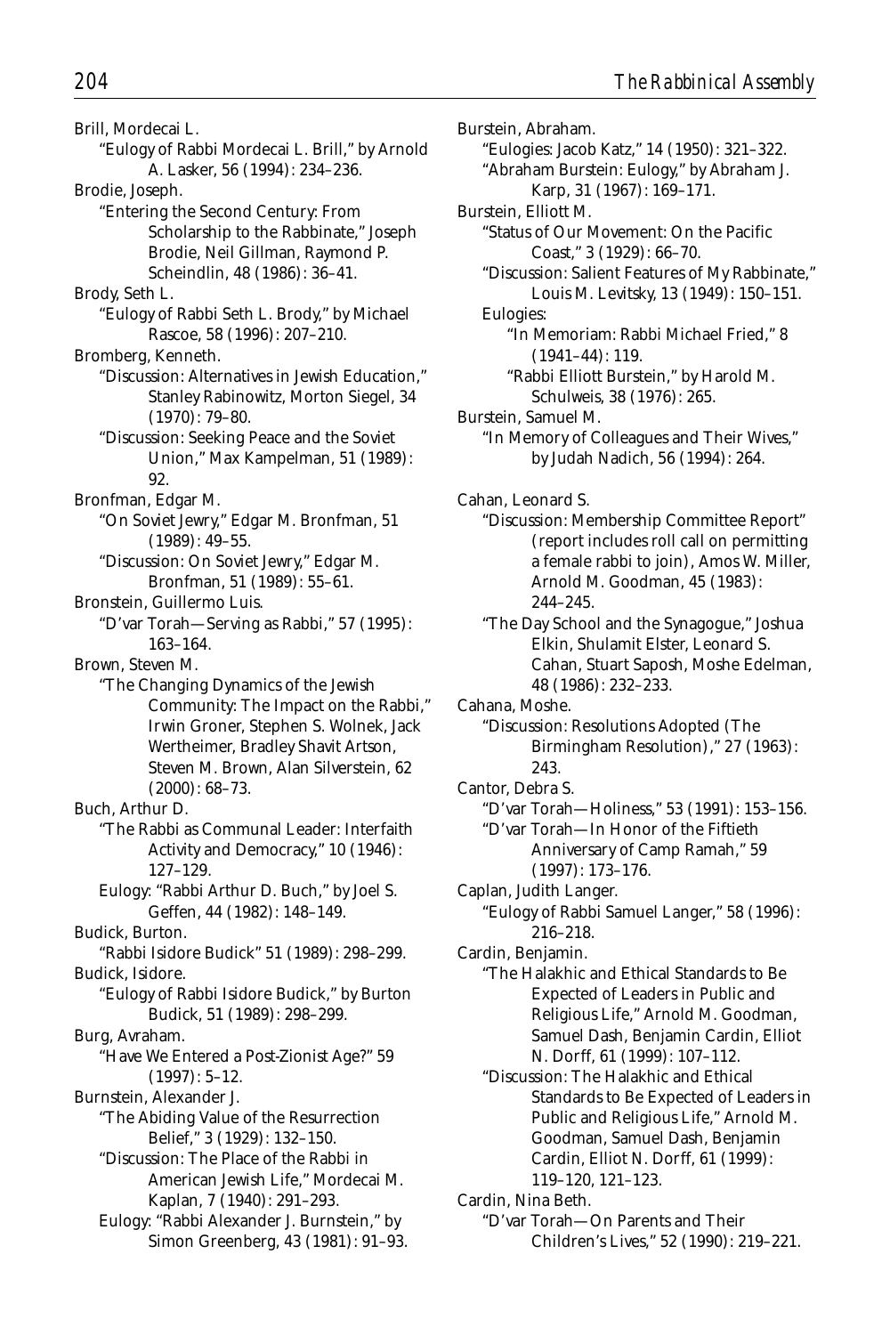Brill, Mordecai L.

"Eulogy of Rabbi Mordecai L. Brill," by Arnold A. Lasker, 56 (1994): 234–236.

Brodie, Joseph.

"Entering the Second Century: From Scholarship to the Rabbinate," Joseph Brodie, Neil Gillman, Raymond P. Scheindlin, 48 (1986): 36–41.

Brody, Seth L.

"Eulogy of Rabbi Seth L. Brody," by Michael Rascoe, 58 (1996): 207–210.

Bromberg, Kenneth.

"Discussion: Alternatives in Jewish Education," Stanley Rabinowitz, Morton Siegel, 34 (1970): 79–80.

"Discussion: Seeking Peace and the Soviet Union," Max Kampelman, 51 (1989): 92.

Bronfman, Edgar M.

"On Soviet Jewry," Edgar M. Bronfman, 51 (1989): 49–55.

"Discussion: On Soviet Jewry," Edgar M. Bronfman, 51 (1989): 55–61.

Bronstein, Guillermo Luis.

"D'var Torah—Serving as Rabbi," 57 (1995): 163–164.

Brown, Steven M.

"The Changing Dynamics of the Jewish Community: The Impact on the Rabbi," Irwin Groner, Stephen S. Wolnek, Jack Wertheimer, Bradley Shavit Artson, Steven M. Brown, Alan Silverstein, 62 (2000): 68–73.

Buch, Arthur D.

"The Rabbi as Communal Leader: Interfaith Activity and Democracy," 10 (1946): 127–129.

Eulogy: "Rabbi Arthur D. Buch," by Joel S. Geffen, 44 (1982): 148–149.

Budick, Burton.

"Rabbi Isidore Budick" 51 (1989): 298–299.

Budick, Isidore.

"Eulogy of Rabbi Isidore Budick," by Burton Budick, 51 (1989): 298–299.

Burg, Avraham.

"Have We Entered a Post-Zionist Age?" 59 (1997): 5–12.

Burnstein, Alexander J.

"The Abiding Value of the Resurrection Belief," 3 (1929): 132–150.

"Discussion: The Place of the Rabbi in American Jewish Life," Mordecai M. Kaplan, 7 (1940): 291–293.

Eulogy: "Rabbi Alexander J. Burnstein," by Simon Greenberg, 43 (1981): 91–93.

Burstein, Abraham.

"Eulogies: Jacob Katz," 14 (1950): 321–322.

"Abraham Burstein: Eulogy," by Abraham J. Karp, 31 (1967): 169–171.

Burstein, Elliott M.

"Status of Our Movement: On the Pacific Coast," 3 (1929): 66–70.

"Discussion: Salient Features of My Rabbinate," Louis M. Levitsky, 13 (1949): 150–151.

Eulogies:

"In Memoriam: Rabbi Michael Fried," 8 (1941–44): 119.

"Rabbi Elliott Burstein," by Harold M. Schulweis, 38 (1976): 265.

Burstein, Samuel M.

"In Memory of Colleagues and Their Wives," by Judah Nadich, 56 (1994): 264.

Cahan, Leonard S.

"Discussion: Membership Committee Report" (report includes roll call on permitting a female rabbi to join), Amos W. Miller, Arnold M. Goodman, 45 (1983): 244–245.

"The Day School and the Synagogue," Joshua Elkin, Shulamit Elster, Leonard S. Cahan, Stuart Saposh, Moshe Edelman, 48 (1986): 232–233.

Cahana, Moshe.

"Discussion: Resolutions Adopted (The Birmingham Resolution)," 27 (1963): 243.

Cantor, Debra S.

"D'var Torah—Holiness," 53 (1991): 153–156.

"D'var Torah—In Honor of the Fiftieth Anniversary of Camp Ramah," 59 (1997): 173–176.

Caplan, Judith Langer.

"Eulogy of Rabbi Samuel Langer," 58 (1996): 216–218.

Cardin, Benjamin.

"The Halakhic and Ethical Standards to Be Expected of Leaders in Public and Religious Life," Arnold M. Goodman, Samuel Dash, Benjamin Cardin, Elliot N. Dorff, 61 (1999): 107–112.

"Discussion: The Halakhic and Ethical Standards to Be Expected of Leaders in Public and Religious Life," Arnold M. Goodman, Samuel Dash, Benjamin Cardin, Elliot N. Dorff, 61 (1999): 119–120, 121–123.

Cardin, Nina Beth.

"D'var Torah—On Parents and Their Children's Lives," 52 (1990): 219–221.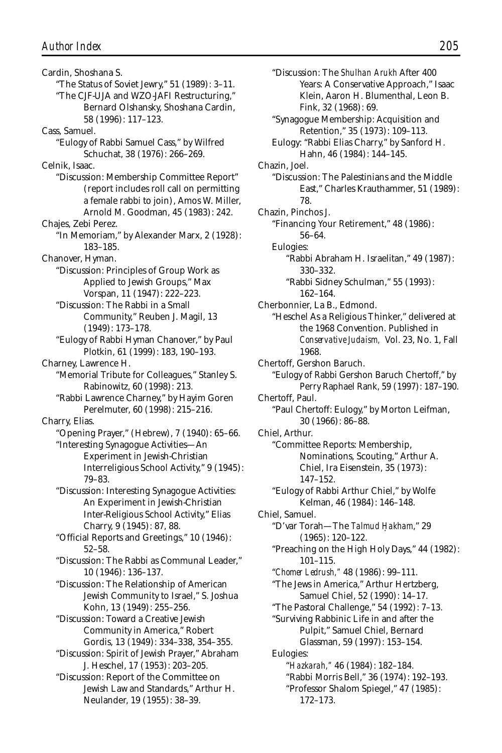Cardin, Shoshana S.
- "The Status of Soviet Jewry," 51 (1989): 3–11.
- "The CJF-UJA and WZO-JAFI Restructuring," Bernard Olshansky, Shoshana Cardin, 58 (1996): 117–123.

Cass, Samuel.
- "Eulogy of Rabbi Samuel Cass," by Wilfred Schuchat, 38 (1976): 266–269.

Celnik, Isaac.
- "Discussion: Membership Committee Report" (report includes roll call on permitting a female rabbi to join), Amos W. Miller, Arnold M. Goodman, 45 (1983): 242.

Chajes, Zebi Perez.
- "In Memoriam," by Alexander Marx, 2 (1928): 183–185.

Chanover, Hyman.
- "Discussion: Principles of Group Work as Applied to Jewish Groups," Max Vorspan, 11 (1947): 222–223.
- "Discussion: The Rabbi in a Small Community," Reuben J. Magil, 13 (1949): 173–178.
- "Eulogy of Rabbi Hyman Chanover," by Paul Plotkin, 61 (1999): 183, 190–193.

Charney, Lawrence H.
- "Memorial Tribute for Colleagues," Stanley S. Rabinowitz, 60 (1998): 213.
- "Rabbi Lawrence Charney," by Hayim Goren Perelmuter, 60 (1998): 215–216.

Charry, Elias.
- "Opening Prayer," (Hebrew), 7 (1940): 65–66.
- "Interesting Synagogue Activities—An Experiment in Jewish-Christian Interreligious School Activity," 9 (1945): 79–83.
- "Discussion: Interesting Synagogue Activities: An Experiment in Jewish-Christian Inter-Religious School Activity," Elias Charry, 9 (1945): 87, 88.
- "Official Reports and Greetings," 10 (1946): 52–58.
- "Discussion: The Rabbi as Communal Leader," 10 (1946): 136–137.
- "Discussion: The Relationship of American Jewish Community to Israel," S. Joshua Kohn, 13 (1949): 255–256.
- "Discussion: Toward a Creative Jewish Community in America," Robert Gordis, 13 (1949): 334–338, 354–355.
- "Discussion: Spirit of Jewish Prayer," Abraham J. Heschel, 17 (1953): 203–205.
- "Discussion: Report of the Committee on Jewish Law and Standards," Arthur H. Neulander, 19 (1955): 38–39.
- "Discussion: The *Shulhan Arukh* After 400 Years: A Conservative Approach," Isaac Klein, Aaron H. Blumenthal, Leon B. Fink, 32 (1968): 69.
- "Synagogue Membership: Acquisition and Retention," 35 (1973): 109–113.
- Eulogy: "Rabbi Elias Charry," by Sanford H. Hahn, 46 (1984): 144–145.

Chazin, Joel.
- "Discussion: The Palestinians and the Middle East," Charles Krauthammer, 51 (1989): 78.

Chazin, Pinchos J.
- "Financing Your Retirement," 48 (1986): 56–64.
- Eulogies:
  - "Rabbi Abraham H. Israelitan," 49 (1987): 330–332.
  - "Rabbi Sidney Schulman," 55 (1993): 162–164.

Cherbonnier, La B., Edmond.
- "Heschel As a Religious Thinker," delivered at the 1968 Convention. Published in *Conservative Judaism,* Vol. 23, No. 1, Fall 1968.

Chertoff, Gershon Baruch.
- "Eulogy of Rabbi Gershon Baruch Chertoff," by Perry Raphael Rank, 59 (1997): 187–190.

Chertoff, Paul.
- "Paul Chertoff: Eulogy," by Morton Leifman, 30 (1966): 86–88.

Chiel, Arthur.
- "Committee Reports: Membership, Nominations, Scouting," Arthur A. Chiel, Ira Eisenstein, 35 (1973): 147–152.
- "Eulogy of Rabbi Arthur Chiel," by Wolfe Kelman, 46 (1984): 146–148.

Chiel, Samuel.
- "D'var Torah—The *Talmud Ḥakham*," 29 (1965): 120–122.
- "Preaching on the High Holy Days," 44 (1982): 101–115.
- "*Chomer Ledrush,*" 48 (1986): 99–111.
- "The Jews in America," Arthur Hertzberg, Samuel Chiel, 52 (1990): 14–17.
- "The Pastoral Challenge," 54 (1992): 7–13.
- "Surviving Rabbinic Life in and after the Pulpit," Samuel Chiel, Bernard Glassman, 59 (1997): 153–154.
- Eulogies:
  - "*Hazkarah,*" 46 (1984): 182–184.
  - "Rabbi Morris Bell," 36 (1974): 192–193.
  - "Professor Shalom Spiegel," 47 (1985): 172–173.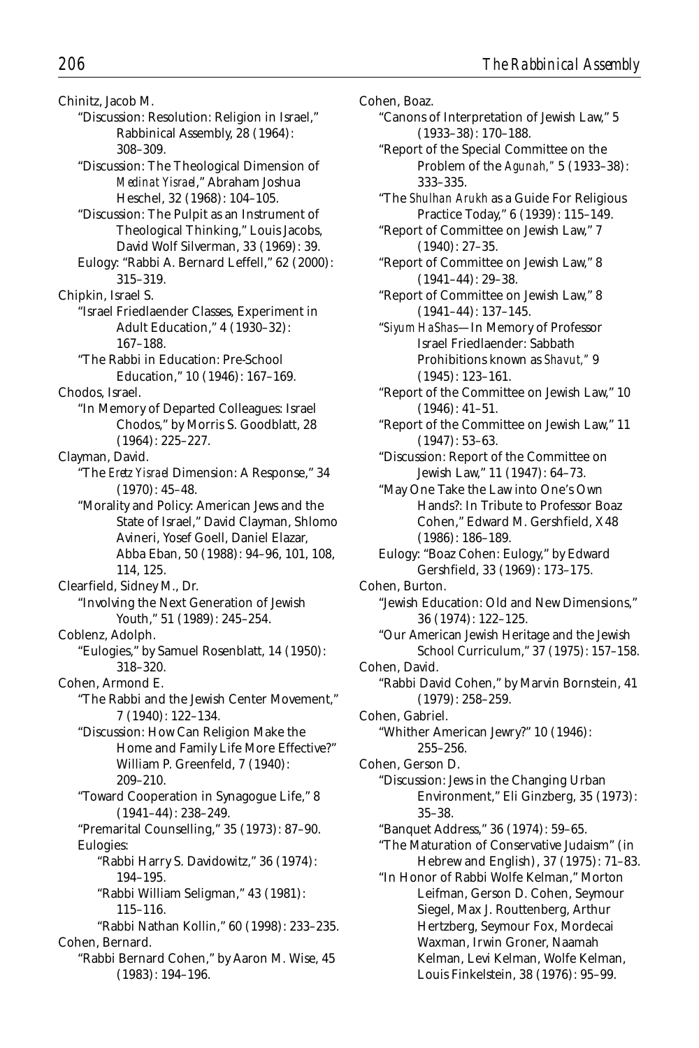Chinitz, Jacob M.

- "Discussion: Resolution: Religion in Israel," Rabbinical Assembly, 28 (1964): 308–309.
- "Discussion: The Theological Dimension of *Medinat Yisrael*," Abraham Joshua Heschel, 32 (1968): 104–105.
- "Discussion: The Pulpit as an Instrument of Theological Thinking," Louis Jacobs, David Wolf Silverman, 33 (1969): 39.
- Eulogy: "Rabbi A. Bernard Leffell," 62 (2000): 315–319.

Chipkin, Israel S.

- "Israel Friedlaender Classes, Experiment in Adult Education," 4 (1930–32): 167–188.
- "The Rabbi in Education: Pre-School Education," 10 (1946): 167–169.

Chodos, Israel.

- "In Memory of Departed Colleagues: Israel Chodos," by Morris S. Goodblatt, 28 (1964): 225–227.

Clayman, David.

- "The *Eretz Yisrael* Dimension: A Response," 34 (1970): 45–48.
- "Morality and Policy: American Jews and the State of Israel," David Clayman, Shlomo Avineri, Yosef Goell, Daniel Elazar, Abba Eban, 50 (1988): 94–96, 101, 108, 114, 125.

Clearfield, Sidney M., Dr.

- "Involving the Next Generation of Jewish Youth," 51 (1989): 245–254.

Coblenz, Adolph.

- "Eulogies," by Samuel Rosenblatt, 14 (1950): 318–320.

Cohen, Armond E.

- "The Rabbi and the Jewish Center Movement," 7 (1940): 122–134.
- "Discussion: How Can Religion Make the Home and Family Life More Effective?" William P. Greenfeld, 7 (1940): 209–210.
- "Toward Cooperation in Synagogue Life," 8 (1941–44): 238–249.
- "Premarital Counselling," 35 (1973): 87–90.
- Eulogies:
  - "Rabbi Harry S. Davidowitz," 36 (1974): 194–195.
  - "Rabbi William Seligman," 43 (1981): 115–116.
  - "Rabbi Nathan Kollin," 60 (1998): 233–235.

Cohen, Bernard.

- "Rabbi Bernard Cohen," by Aaron M. Wise, 45 (1983): 194–196.

Cohen, Boaz.

- "Canons of Interpretation of Jewish Law," 5 (1933–38): 170–188.
- "Report of the Special Committee on the Problem of the *Agunah*," 5 (1933–38): 333–335.
- "The *Shulhan Arukh* as a Guide For Religious Practice Today," 6 (1939): 115–149.
- "Report of Committee on Jewish Law," 7 (1940): 27–35.
- "Report of Committee on Jewish Law," 8 (1941–44): 29–38.
- "Report of Committee on Jewish Law," 8 (1941–44): 137–145.
- "*Siyum HaShas*—In Memory of Professor Israel Friedlaender: Sabbath Prohibitions known as *Shavut*," 9 (1945): 123–161.
- "Report of the Committee on Jewish Law," 10 (1946): 41–51.
- "Report of the Committee on Jewish Law," 11 (1947): 53–63.
- "Discussion: Report of the Committee on Jewish Law," 11 (1947): 64–73.
- "May One Take the Law into One's Own Hands?: In Tribute to Professor Boaz Cohen," Edward M. Gershfield, X48 (1986): 186–189.
- Eulogy: "Boaz Cohen: Eulogy," by Edward Gershfield, 33 (1969): 173–175.

Cohen, Burton.

- "Jewish Education: Old and New Dimensions," 36 (1974): 122–125.
- "Our American Jewish Heritage and the Jewish School Curriculum," 37 (1975): 157–158.

Cohen, David.

- "Rabbi David Cohen," by Marvin Bornstein, 41 (1979): 258–259.

Cohen, Gabriel.

- "Whither American Jewry?" 10 (1946): 255–256.

Cohen, Gerson D.

- "Discussion: Jews in the Changing Urban Environment," Eli Ginzberg, 35 (1973): 35–38.
- "Banquet Address," 36 (1974): 59–65.
- "The Maturation of Conservative Judaism" (in Hebrew and English), 37 (1975): 71–83.
- "In Honor of Rabbi Wolfe Kelman," Morton Leifman, Gerson D. Cohen, Seymour Siegel, Max J. Routtenberg, Arthur Hertzberg, Seymour Fox, Mordecai Waxman, Irwin Groner, Naamah Kelman, Levi Kelman, Wolfe Kelman, Louis Finkelstein, 38 (1976): 95–99.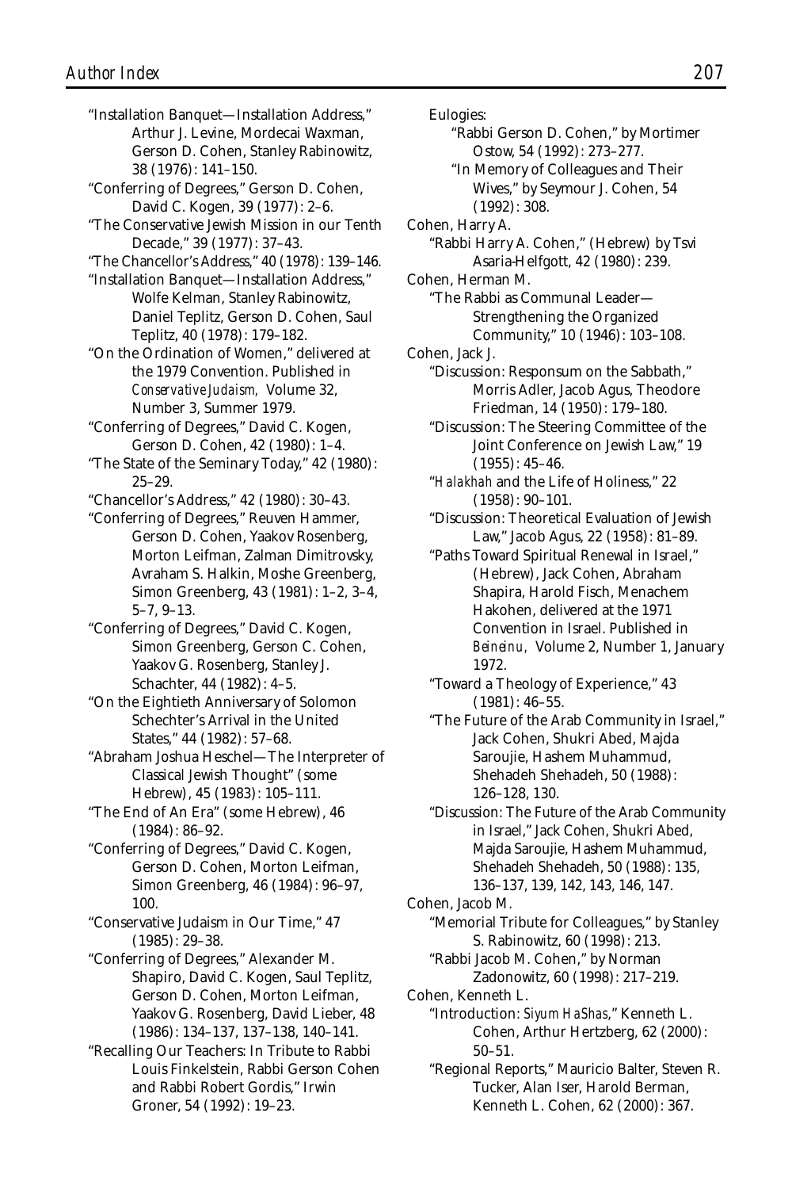"Installation Banquet—Installation Address," Arthur J. Levine, Mordecai Waxman, Gerson D. Cohen, Stanley Rabinowitz, 38 (1976): 141–150.

"Conferring of Degrees," Gerson D. Cohen, David C. Kogen, 39 (1977): 2–6.

"The Conservative Jewish Mission in our Tenth Decade," 39 (1977): 37–43.

"The Chancellor's Address," 40 (1978): 139–146.

"Installation Banquet—Installation Address," Wolfe Kelman, Stanley Rabinowitz, Daniel Teplitz, Gerson D. Cohen, Saul Teplitz, 40 (1978): 179–182.

"On the Ordination of Women," delivered at the 1979 Convention. Published in *Conservative Judaism,* Volume 32, Number 3, Summer 1979.

"Conferring of Degrees," David C. Kogen, Gerson D. Cohen, 42 (1980): 1–4.

"The State of the Seminary Today," 42 (1980): 25–29.

"Chancellor's Address," 42 (1980): 30–43.

"Conferring of Degrees," Reuven Hammer, Gerson D. Cohen, Yaakov Rosenberg, Morton Leifman, Zalman Dimitrovsky, Avraham S. Halkin, Moshe Greenberg, Simon Greenberg, 43 (1981): 1–2, 3–4, 5–7, 9–13.

"Conferring of Degrees," David C. Kogen, Simon Greenberg, Gerson C. Cohen, Yaakov G. Rosenberg, Stanley J. Schachter, 44 (1982): 4–5.

"On the Eightieth Anniversary of Solomon Schechter's Arrival in the United States," 44 (1982): 57–68.

"Abraham Joshua Heschel—The Interpreter of Classical Jewish Thought" (some Hebrew), 45 (1983): 105–111.

"The End of An Era" (some Hebrew), 46 (1984): 86–92.

"Conferring of Degrees," David C. Kogen, Gerson D. Cohen, Morton Leifman, Simon Greenberg, 46 (1984): 96–97, 100.

"Conservative Judaism in Our Time," 47 (1985): 29–38.

"Conferring of Degrees," Alexander M. Shapiro, David C. Kogen, Saul Teplitz, Gerson D. Cohen, Morton Leifman, Yaakov G. Rosenberg, David Lieber, 48 (1986): 134–137, 137–138, 140–141.

"Recalling Our Teachers: In Tribute to Rabbi Louis Finkelstein, Rabbi Gerson Cohen and Rabbi Robert Gordis," Irwin Groner, 54 (1992): 19–23.

Eulogies:

"Rabbi Gerson D. Cohen," by Mortimer Ostow, 54 (1992): 273–277.

"In Memory of Colleagues and Their Wives," by Seymour J. Cohen, 54 (1992): 308.

Cohen, Harry A.

"Rabbi Harry A. Cohen," (Hebrew) by Tsvi Asaria-Helfgott, 42 (1980): 239.

Cohen, Herman M.

"The Rabbi as Communal Leader—Strengthening the Organized Community," 10 (1946): 103–108.

Cohen, Jack J.

"Discussion: Responsum on the Sabbath," Morris Adler, Jacob Agus, Theodore Friedman, 14 (1950): 179–180.

"Discussion: The Steering Committee of the Joint Conference on Jewish Law," 19 (1955): 45–46.

"*Halakhah* and the Life of Holiness," 22 (1958): 90–101.

"Discussion: Theoretical Evaluation of Jewish Law," Jacob Agus, 22 (1958): 81–89.

"Paths Toward Spiritual Renewal in Israel," (Hebrew), Jack Cohen, Abraham Shapira, Harold Fisch, Menachem Hakohen, delivered at the 1971 Convention in Israel. Published in *Beineinu,* Volume 2, Number 1, January 1972.

"Toward a Theology of Experience," 43 (1981): 46–55.

"The Future of the Arab Community in Israel," Jack Cohen, Shukri Abed, Majda Saroujie, Hashem Muhammud, Shehadeh Shehadeh, 50 (1988): 126–128, 130.

"Discussion: The Future of the Arab Community in Israel," Jack Cohen, Shukri Abed, Majda Saroujie, Hashem Muhammud, Shehadeh Shehadeh, 50 (1988): 135, 136–137, 139, 142, 143, 146, 147.

Cohen, Jacob M.

"Memorial Tribute for Colleagues," by Stanley S. Rabinowitz, 60 (1998): 213.

"Rabbi Jacob M. Cohen," by Norman Zadonowitz, 60 (1998): 217–219.

Cohen, Kenneth L.

"Introduction: *Siyum HaShas,*" Kenneth L. Cohen, Arthur Hertzberg, 62 (2000): 50–51.

"Regional Reports," Mauricio Balter, Steven R. Tucker, Alan Iser, Harold Berman, Kenneth L. Cohen, 62 (2000): 367.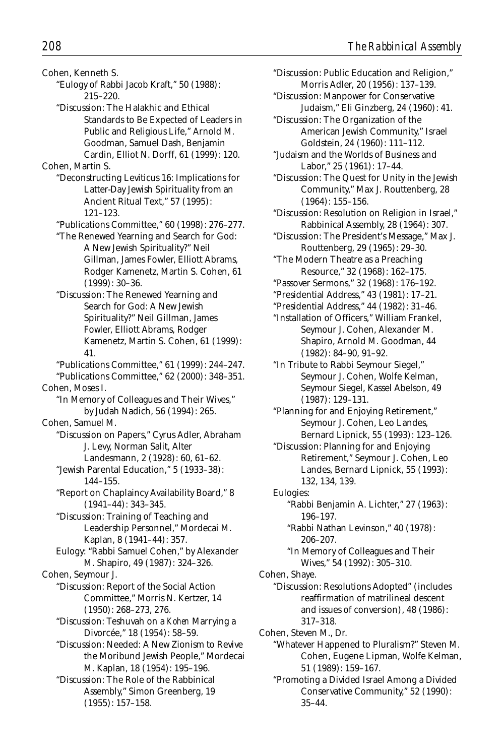Cohen, Kenneth S.

"Eulogy of Rabbi Jacob Kraft," 50 (1988): 215–220.

"Discussion: The Halakhic and Ethical Standards to Be Expected of Leaders in Public and Religious Life," Arnold M. Goodman, Samuel Dash, Benjamin Cardin, Elliot N. Dorff, 61 (1999): 120.

Cohen, Martin S.

"Deconstructing Leviticus 16: Implications for Latter-Day Jewish Spirituality from an Ancient Ritual Text," 57 (1995): 121–123.

"Publications Committee," 60 (1998): 276–277.

"The Renewed Yearning and Search for God: A New Jewish Spirituality?" Neil Gillman, James Fowler, Elliott Abrams, Rodger Kamenetz, Martin S. Cohen, 61 (1999): 30–36.

"Discussion: The Renewed Yearning and Search for God: A New Jewish Spirituality?" Neil Gillman, James Fowler, Elliott Abrams, Rodger Kamenetz, Martin S. Cohen, 61 (1999): 41.

"Publications Committee," 61 (1999): 244–247.

"Publications Committee," 62 (2000): 348–351.

Cohen, Moses I.

"In Memory of Colleagues and Their Wives," by Judah Nadich, 56 (1994): 265.

Cohen, Samuel M.

"Discussion on Papers," Cyrus Adler, Abraham J. Levy, Norman Salit, Alter Landesmann, 2 (1928): 60, 61–62.

"Jewish Parental Education," 5 (1933–38): 144–155.

"Report on Chaplaincy Availability Board," 8 (1941–44): 343–345.

"Discussion: Training of Teaching and Leadership Personnel," Mordecai M. Kaplan, 8 (1941–44): 357.

Eulogy: "Rabbi Samuel Cohen," by Alexander M. Shapiro, 49 (1987): 324–326.

Cohen, Seymour J.

"Discussion: Report of the Social Action Committee," Morris N. Kertzer, 14 (1950): 268–273, 276.

"Discussion: Teshuvah on a *Kohen* Marrying a Divorcée," 18 (1954): 58–59.

"Discussion: Needed: A New Zionism to Revive the Moribund Jewish People," Mordecai M. Kaplan, 18 (1954): 195–196.

"Discussion: The Role of the Rabbinical Assembly," Simon Greenberg, 19 (1955): 157–158.

"Discussion: Public Education and Religion," Morris Adler, 20 (1956): 137–139.

"Discussion: Manpower for Conservative Judaism," Eli Ginzberg, 24 (1960): 41.

"Discussion: The Organization of the American Jewish Community," Israel Goldstein, 24 (1960): 111–112.

"Judaism and the Worlds of Business and Labor," 25 (1961): 17–44.

"Discussion: The Quest for Unity in the Jewish Community," Max J. Routtenberg, 28 (1964): 155–156.

"Discussion: Resolution on Religion in Israel," Rabbinical Assembly, 28 (1964): 307.

"Discussion: The President's Message," Max J. Routtenberg, 29 (1965): 29–30.

"The Modern Theatre as a Preaching Resource," 32 (1968): 162–175.

"Passover Sermons," 32 (1968): 176–192.

"Presidential Address," 43 (1981): 17–21.

"Presidential Address," 44 (1982): 31–46.

"Installation of Officers," William Frankel, Seymour J. Cohen, Alexander M. Shapiro, Arnold M. Goodman, 44 (1982): 84–90, 91–92.

"In Tribute to Rabbi Seymour Siegel," Seymour J. Cohen, Wolfe Kelman, Seymour Siegel, Kassel Abelson, 49 (1987): 129–131.

"Planning for and Enjoying Retirement," Seymour J. Cohen, Leo Landes, Bernard Lipnick, 55 (1993): 123–126.

"Discussion: Planning for and Enjoying Retirement," Seymour J. Cohen, Leo Landes, Bernard Lipnick, 55 (1993): 132, 134, 139.

Eulogies:

"Rabbi Benjamin A. Lichter," 27 (1963): 196–197.

"Rabbi Nathan Levinson," 40 (1978): 206–207.

"In Memory of Colleagues and Their Wives," 54 (1992): 305–310.

Cohen, Shaye.

"Discussion: Resolutions Adopted" (includes reaffirmation of matrilineal descent and issues of conversion), 48 (1986): 317–318.

Cohen, Steven M., Dr.

"Whatever Happened to Pluralism?" Steven M. Cohen, Eugene Lipman, Wolfe Kelman, 51 (1989): 159–167.

"Promoting a Divided Israel Among a Divided Conservative Community," 52 (1990): 35–44.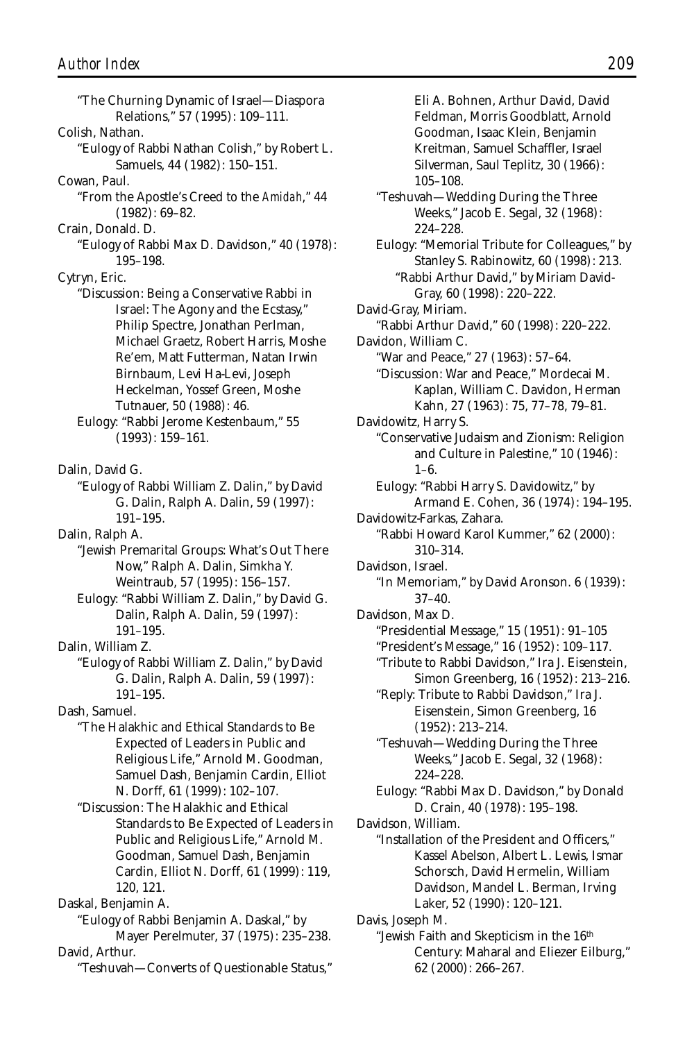"The Churning Dynamic of Israel—Diaspora Relations," 57 (1995): 109–111.

Colish, Nathan.

"Eulogy of Rabbi Nathan Colish," by Robert L. Samuels, 44 (1982): 150–151.

Cowan, Paul.

"From the Apostle's Creed to the *Amidah*," 44 (1982): 69–82.

Crain, Donald. D.

"Eulogy of Rabbi Max D. Davidson," 40 (1978): 195–198.

Cytryn, Eric.

"Discussion: Being a Conservative Rabbi in Israel: The Agony and the Ecstasy," Philip Spectre, Jonathan Perlman, Michael Graetz, Robert Harris, Moshe Re'em, Matt Futterman, Natan Irwin Birnbaum, Levi Ha-Levi, Joseph Heckelman, Yossef Green, Moshe Tutnauer, 50 (1988): 46.

Eulogy: "Rabbi Jerome Kestenbaum," 55 (1993): 159–161.

Dalin, David G.

"Eulogy of Rabbi William Z. Dalin," by David G. Dalin, Ralph A. Dalin, 59 (1997): 191–195.

Dalin, Ralph A.

"Jewish Premarital Groups: What's Out There Now," Ralph A. Dalin, Simkha Y. Weintraub, 57 (1995): 156–157.

Eulogy: "Rabbi William Z. Dalin," by David G. Dalin, Ralph A. Dalin, 59 (1997): 191–195.

Dalin, William Z.

"Eulogy of Rabbi William Z. Dalin," by David G. Dalin, Ralph A. Dalin, 59 (1997): 191–195.

Dash, Samuel.

"The Halakhic and Ethical Standards to Be Expected of Leaders in Public and Religious Life," Arnold M. Goodman, Samuel Dash, Benjamin Cardin, Elliot N. Dorff, 61 (1999): 102–107.

"Discussion: The Halakhic and Ethical Standards to Be Expected of Leaders in Public and Religious Life," Arnold M. Goodman, Samuel Dash, Benjamin Cardin, Elliot N. Dorff, 61 (1999): 119, 120, 121.

Daskal, Benjamin A.

"Eulogy of Rabbi Benjamin A. Daskal," by Mayer Perelmuter, 37 (1975): 235–238.

David, Arthur.

"Teshuvah—Converts of Questionable Status," Eli A. Bohnen, Arthur David, David Feldman, Morris Goodblatt, Arnold Goodman, Isaac Klein, Benjamin Kreitman, Samuel Schaffler, Israel Silverman, Saul Teplitz, 30 (1966): 105–108.

"Teshuvah—Wedding During the Three Weeks," Jacob E. Segal, 32 (1968): 224–228.

Eulogy: "Memorial Tribute for Colleagues," by Stanley S. Rabinowitz, 60 (1998): 213.

"Rabbi Arthur David," by Miriam David-Gray, 60 (1998): 220–222.

David-Gray, Miriam.

"Rabbi Arthur David," 60 (1998): 220–222.

Davidon, William C.

"War and Peace," 27 (1963): 57–64.

"Discussion: War and Peace," Mordecai M. Kaplan, William C. Davidon, Herman Kahn, 27 (1963): 75, 77–78, 79–81.

Davidowitz, Harry S.

"Conservative Judaism and Zionism: Religion and Culture in Palestine," 10 (1946): 1–6.

Eulogy: "Rabbi Harry S. Davidowitz," by Armand E. Cohen, 36 (1974): 194–195.

Davidowitz-Farkas, Zahara.

"Rabbi Howard Karol Kummer," 62 (2000): 310–314.

Davidson, Israel.

"In Memoriam," by David Aronson. 6 (1939): 37–40.

Davidson, Max D.

"Presidential Message," 15 (1951): 91–105

"President's Message," 16 (1952): 109–117.

"Tribute to Rabbi Davidson," Ira J. Eisenstein, Simon Greenberg, 16 (1952): 213–216.

"Reply: Tribute to Rabbi Davidson," Ira J. Eisenstein, Simon Greenberg, 16 (1952): 213–214.

"Teshuvah—Wedding During the Three Weeks," Jacob E. Segal, 32 (1968): 224–228.

Eulogy: "Rabbi Max D. Davidson," by Donald D. Crain, 40 (1978): 195–198.

Davidson, William.

"Installation of the President and Officers," Kassel Abelson, Albert L. Lewis, Ismar Schorsch, David Hermelin, William Davidson, Mandel L. Berman, Irving Laker, 52 (1990): 120–121.

Davis, Joseph M.

"Jewish Faith and Skepticism in the 16th Century: Maharal and Eliezer Eilburg," 62 (2000): 266–267.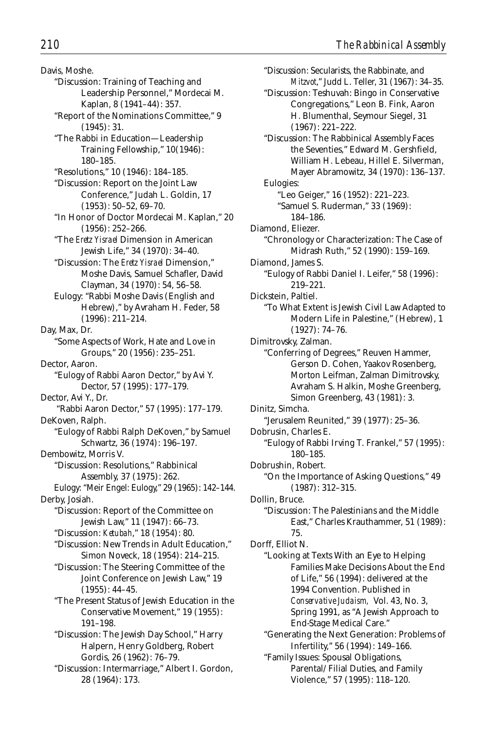Davis, Moshe.

"Discussion: Training of Teaching and Leadership Personnel," Mordecai M. Kaplan, 8 (1941–44): 357.

"Report of the Nominations Committee," 9 (1945): 31.

"The Rabbi in Education—Leadership Training Fellowship," 10(1946): 180–185.

"Resolutions," 10 (1946): 184–185.

"Discussion: Report on the Joint Law Conference," Judah L. Goldin, 17 (1953): 50–52, 69–70.

"In Honor of Doctor Mordecai M. Kaplan," 20 (1956): 252–266.

"The *Eretz Yisrael* Dimension in American Jewish Life," 34 (1970): 34–40.

"Discussion: The *Eretz Yisrael* Dimension," Moshe Davis, Samuel Schafler, David Clayman, 34 (1970): 54, 56–58.

Eulogy: "Rabbi Moshe Davis (English and Hebrew)," by Avraham H. Feder, 58 (1996): 211–214.

Day, Max, Dr.

"Some Aspects of Work, Hate and Love in Groups," 20 (1956): 235–251.

Dector, Aaron.

"Eulogy of Rabbi Aaron Dector," by Avi Y. Dector, 57 (1995): 177–179.

Dector, Avi Y., Dr.

"Rabbi Aaron Dector," 57 (1995): 177–179.

DeKoven, Ralph.

"Eulogy of Rabbi Ralph DeKoven," by Samuel Schwartz, 36 (1974): 196–197.

Dembowitz, Morris V.

"Discussion: Resolutions," Rabbinical Assembly, 37 (1975): 262.

Eulogy: "Meir Engel: Eulogy," 29 (1965): 142–144.

Derby, Josiah.

"Discussion: Report of the Committee on Jewish Law," 11 (1947): 66–73.

"Discussion: *Ketubah*," 18 (1954): 80.

"Discussion: New Trends in Adult Education," Simon Noveck, 18 (1954): 214–215.

"Discussion: The Steering Committee of the Joint Conference on Jewish Law," 19 (1955): 44–45.

"The Present Status of Jewish Education in the Conservative Movement," 19 (1955): 191–198.

"Discussion: The Jewish Day School," Harry Halpern, Henry Goldberg, Robert Gordis, 26 (1962): 76–79.

"Discussion: Intermarriage," Albert I. Gordon, 28 (1964): 173.

"Discussion: Secularists, the Rabbinate, and *Mitzvot*," Judd L. Teller, 31 (1967): 34–35.

"Discussion: Teshuvah: Bingo in Conservative Congregations," Leon B. Fink, Aaron H. Blumenthal, Seymour Siegel, 31 (1967): 221–222.

"Discussion: The Rabbinical Assembly Faces the Seventies," Edward M. Gershfield, William H. Lebeau, Hillel E. Silverman, Mayer Abramowitz, 34 (1970): 136–137.

Eulogies:

"Leo Geiger," 16 (1952): 221–223.

"Samuel S. Ruderman," 33 (1969): 184–186.

Diamond, Eliezer.

"Chronology or Characterization: The Case of Midrash Ruth," 52 (1990): 159–169.

Diamond, James S.

"Eulogy of Rabbi Daniel I. Leifer," 58 (1996): 219–221.

Dickstein, Paltiel.

"To What Extent is Jewish Civil Law Adapted to Modern Life in Palestine," (Hebrew), 1 (1927): 74–76.

Dimitrovsky, Zalman.

"Conferring of Degrees," Reuven Hammer, Gerson D. Cohen, Yaakov Rosenberg, Morton Leifman, Zalman Dimitrovsky, Avraham S. Halkin, Moshe Greenberg, Simon Greenberg, 43 (1981): 3.

Dinitz, Simcha.

"Jerusalem Reunited," 39 (1977): 25–36.

Dobrusin, Charles E.

"Eulogy of Rabbi Irving T. Frankel," 57 (1995): 180–185.

Dobrushin, Robert.

"On the Importance of Asking Questions," 49 (1987): 312–315.

Dollin, Bruce.

"Discussion: The Palestinians and the Middle East," Charles Krauthammer, 51 (1989): 75.

Dorff, Elliot N.

"Looking at Texts With an Eye to Helping Families Make Decisions About the End of Life," 56 (1994): delivered at the 1994 Convention. Published in *Conservative Judaism,* Vol. 43, No. 3, Spring 1991, as "A Jewish Approach to End-Stage Medical Care."

"Generating the Next Generation: Problems of Infertility," 56 (1994): 149–166.

"Family Issues: Spousal Obligations, Parental/Filial Duties, and Family Violence," 57 (1995): 118–120.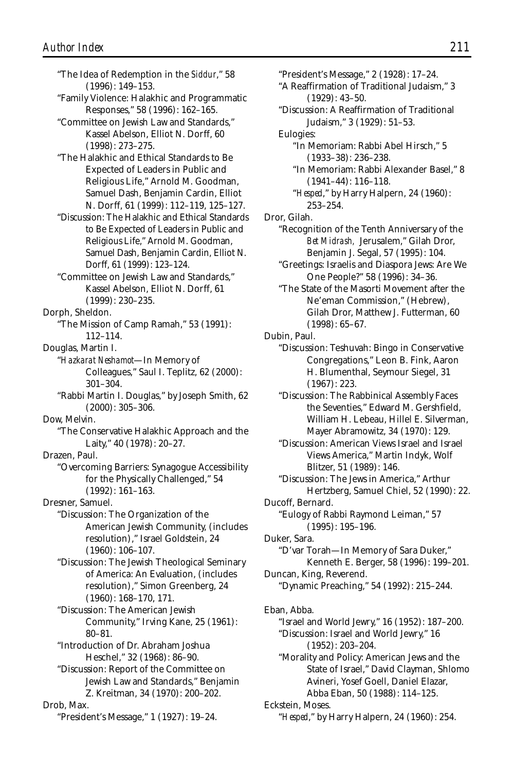"The Idea of Redemption in the *Siddur*," 58 (1996): 149–153.

"Family Violence: Halakhic and Programmatic Responses," 58 (1996): 162–165.

"Committee on Jewish Law and Standards," Kassel Abelson, Elliot N. Dorff, 60 (1998): 273–275.

"The Halakhic and Ethical Standards to Be Expected of Leaders in Public and Religious Life," Arnold M. Goodman, Samuel Dash, Benjamin Cardin, Elliot N. Dorff, 61 (1999): 112–119, 125–127.

"Discussion: The Halakhic and Ethical Standards to Be Expected of Leaders in Public and Religious Life," Arnold M. Goodman, Samuel Dash, Benjamin Cardin, Elliot N. Dorff, 61 (1999): 123–124.

"Committee on Jewish Law and Standards," Kassel Abelson, Elliot N. Dorff, 61 (1999): 230–235.

Dorph, Sheldon.

"The Mission of Camp Ramah," 53 (1991): 112–114.

Douglas, Martin I.

"*Hazkarat Neshamot*—In Memory of Colleagues," Saul I. Teplitz, 62 (2000): 301–304.

"Rabbi Martin I. Douglas," by Joseph Smith, 62 (2000): 305–306.

Dow, Melvin.

"The Conservative Halakhic Approach and the Laity," 40 (1978): 20–27.

Drazen, Paul.

"Overcoming Barriers: Synagogue Accessibility for the Physically Challenged," 54 (1992): 161–163.

Dresner, Samuel.

"Discussion: The Organization of the American Jewish Community, (includes resolution)," Israel Goldstein, 24 (1960): 106–107.

"Discussion: The Jewish Theological Seminary of America: An Evaluation, (includes resolution)," Simon Greenberg, 24 (1960): 168–170, 171.

"Discussion: The American Jewish Community," Irving Kane, 25 (1961): 80–81.

"Introduction of Dr. Abraham Joshua Heschel," 32 (1968): 86–90.

"Discussion: Report of the Committee on Jewish Law and Standards," Benjamin Z. Kreitman, 34 (1970): 200–202.

Drob, Max.

"President's Message," 1 (1927): 19–24.

"President's Message," 2 (1928): 17–24.

"A Reaffirmation of Traditional Judaism," 3 (1929): 43–50.

"Discussion: A Reaffirmation of Traditional Judaism," 3 (1929): 51–53.

Eulogies:

"In Memoriam: Rabbi Abel Hirsch," 5 (1933–38): 236–238.

"In Memoriam: Rabbi Alexander Basel," 8 (1941–44): 116–118.

"*Hesped*," by Harry Halpern, 24 (1960): 253–254.

Dror, Gilah.

"Recognition of the Tenth Anniversary of the *Bet Midrash*, Jerusalem," Gilah Dror, Benjamin J. Segal, 57 (1995): 104.

"Greetings: Israelis and Diaspora Jews: Are We One People?" 58 (1996): 34–36.

"The State of the Masorti Movement after the Ne'eman Commission," (Hebrew), Gilah Dror, Matthew J. Futterman, 60 (1998): 65–67.

Dubin, Paul.

"Discussion: Teshuvah: Bingo in Conservative Congregations," Leon B. Fink, Aaron H. Blumenthal, Seymour Siegel, 31 (1967): 223.

"Discussion: The Rabbinical Assembly Faces the Seventies," Edward M. Gershfield, William H. Lebeau, Hillel E. Silverman, Mayer Abramowitz, 34 (1970): 129.

"Discussion: American Views Israel and Israel Views America," Martin Indyk, Wolf Blitzer, 51 (1989): 146.

"Discussion: The Jews in America," Arthur Hertzberg, Samuel Chiel, 52 (1990): 22.

Ducoff, Bernard.

"Eulogy of Rabbi Raymond Leiman," 57 (1995): 195–196.

Duker, Sara.

"D'var Torah—In Memory of Sara Duker," Kenneth E. Berger, 58 (1996): 199–201.

Duncan, King, Reverend.

"Dynamic Preaching," 54 (1992): 215–244.

Eban, Abba.

"Israel and World Jewry," 16 (1952): 187–200.

"Discussion: Israel and World Jewry," 16 (1952): 203–204.

"Morality and Policy: American Jews and the State of Israel," David Clayman, Shlomo Avineri, Yosef Goell, Daniel Elazar, Abba Eban, 50 (1988): 114–125.

Eckstein, Moses.

"*Hesped*," by Harry Halpern, 24 (1960): 254.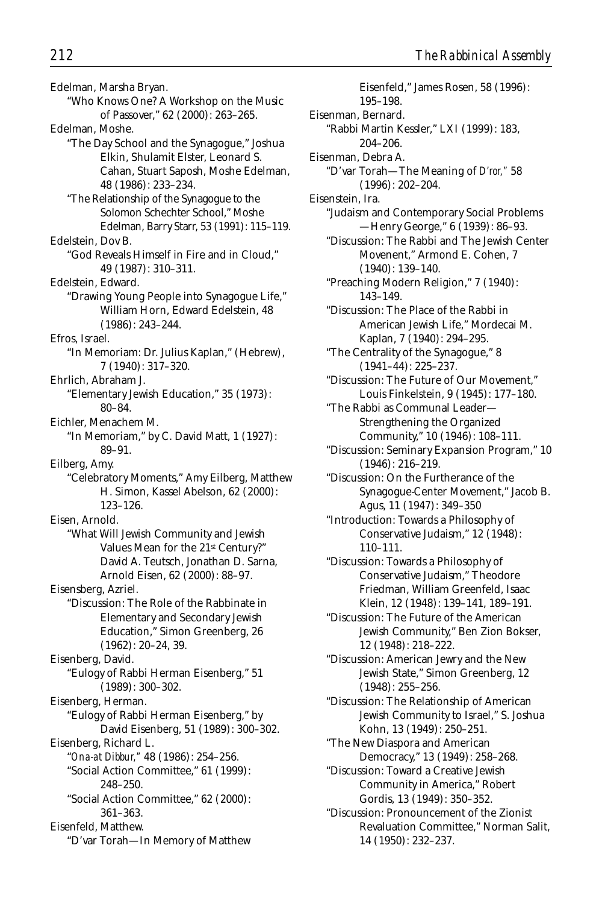Edelman, Marsha Bryan.

"Who Knows One? A Workshop on the Music of Passover," 62 (2000): 263–265.

Edelman, Moshe.

"The Day School and the Synagogue," Joshua Elkin, Shulamit Elster, Leonard S. Cahan, Stuart Saposh, Moshe Edelman, 48 (1986): 233–234.

"The Relationship of the Synagogue to the Solomon Schechter School," Moshe Edelman, Barry Starr, 53 (1991): 115–119.

Edelstein, Dov B.

"God Reveals Himself in Fire and in Cloud," 49 (1987): 310–311.

Edelstein, Edward.

"Drawing Young People into Synagogue Life," William Horn, Edward Edelstein, 48 (1986): 243–244.

Efros, Israel.

"In Memoriam: Dr. Julius Kaplan," (Hebrew), 7 (1940): 317–320.

Ehrlich, Abraham J.

"Elementary Jewish Education," 35 (1973): 80–84.

Eichler, Menachem M.

"In Memoriam," by C. David Matt, 1 (1927): 89–91.

Eilberg, Amy.

"Celebratory Moments," Amy Eilberg, Matthew H. Simon, Kassel Abelson, 62 (2000): 123–126.

Eisen, Arnold.

"What Will Jewish Community and Jewish Values Mean for the 21st Century?" David A. Teutsch, Jonathan D. Sarna, Arnold Eisen, 62 (2000): 88–97.

Eisensberg, Azriel.

"Discussion: The Role of the Rabbinate in Elementary and Secondary Jewish Education," Simon Greenberg, 26 (1962): 20–24, 39.

Eisenberg, David.

"Eulogy of Rabbi Herman Eisenberg," 51 (1989): 300–302.

Eisenberg, Herman.

"Eulogy of Rabbi Herman Eisenberg," by David Eisenberg, 51 (1989): 300–302.

Eisenberg, Richard L.

"*Ona-at Dibbur,*" 48 (1986): 254–256.

"Social Action Committee," 61 (1999): 248–250.

"Social Action Committee," 62 (2000): 361–363.

Eisenfeld, Matthew.

"D'var Torah—In Memory of Matthew Eisenfeld," James Rosen, 58 (1996): 195–198.

Eisenman, Bernard.

"Rabbi Martin Kessler," LXI (1999): 183, 204–206.

Eisenman, Debra A.

"D'var Torah—The Meaning of *D'ror,*" 58 (1996): 202–204.

Eisenstein, Ira.

"Judaism and Contemporary Social Problems—Henry George," 6 (1939): 86–93.

"Discussion: The Rabbi and The Jewish Center Movenent," Armond E. Cohen, 7 (1940): 139–140.

"Preaching Modern Religion," 7 (1940): 143–149.

"Discussion: The Place of the Rabbi in American Jewish Life," Mordecai M. Kaplan, 7 (1940): 294–295.

"The Centrality of the Synagogue," 8 (1941–44): 225–237.

"Discussion: The Future of Our Movement," Louis Finkelstein, 9 (1945): 177–180.

"The Rabbi as Communal Leader—Strengthening the Organized Community," 10 (1946): 108–111.

"Discussion: Seminary Expansion Program," 10 (1946): 216–219.

"Discussion: On the Furtherance of the Synagogue-Center Movement," Jacob B. Agus, 11 (1947): 349–350

"Introduction: Towards a Philosophy of Conservative Judaism," 12 (1948): 110–111.

"Discussion: Towards a Philosophy of Conservative Judaism," Theodore Friedman, William Greenfeld, Isaac Klein, 12 (1948): 139–141, 189–191.

"Discussion: The Future of the American Jewish Community," Ben Zion Bokser, 12 (1948): 218–222.

"Discussion: American Jewry and the New Jewish State," Simon Greenberg, 12 (1948): 255–256.

"Discussion: The Relationship of American Jewish Community to Israel," S. Joshua Kohn, 13 (1949): 250–251.

"The New Diaspora and American Democracy," 13 (1949): 258–268.

"Discussion: Toward a Creative Jewish Community in America," Robert Gordis, 13 (1949): 350–352.

"Discussion: Pronouncement of the Zionist Revaluation Committee," Norman Salit, 14 (1950): 232–237.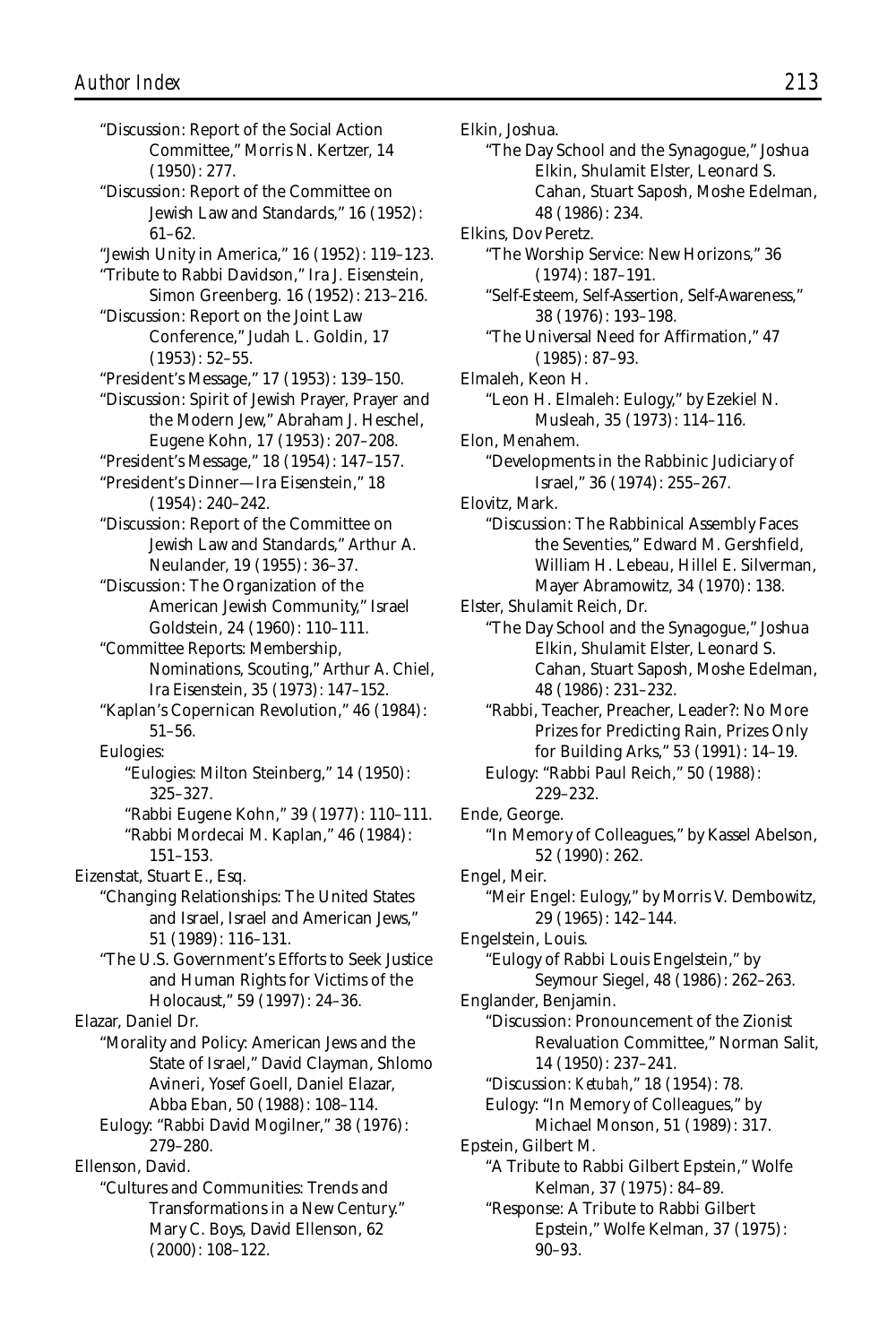"Discussion: Report of the Social Action Committee," Morris N. Kertzer, 14 (1950): 277.
"Discussion: Report of the Committee on Jewish Law and Standards," 16 (1952): 61–62.
"Jewish Unity in America," 16 (1952): 119–123.
"Tribute to Rabbi Davidson," Ira J. Eisenstein, Simon Greenberg. 16 (1952): 213–216.
"Discussion: Report on the Joint Law Conference," Judah L. Goldin, 17 (1953): 52–55.
"President's Message," 17 (1953): 139–150.
"Discussion: Spirit of Jewish Prayer, Prayer and the Modern Jew," Abraham J. Heschel, Eugene Kohn, 17 (1953): 207–208.
"President's Message," 18 (1954): 147–157.
"President's Dinner—Ira Eisenstein," 18 (1954): 240–242.
"Discussion: Report of the Committee on Jewish Law and Standards," Arthur A. Neulander, 19 (1955): 36–37.
"Discussion: The Organization of the American Jewish Community," Israel Goldstein, 24 (1960): 110–111.
"Committee Reports: Membership, Nominations, Scouting," Arthur A. Chiel, Ira Eisenstein, 35 (1973): 147–152.
"Kaplan's Copernican Revolution," 46 (1984): 51–56.
Eulogies:
"Eulogies: Milton Steinberg," 14 (1950): 325–327.
"Rabbi Eugene Kohn," 39 (1977): 110–111.
"Rabbi Mordecai M. Kaplan," 46 (1984): 151–153.

Eizenstat, Stuart E., Esq.
"Changing Relationships: The United States and Israel, Israel and American Jews," 51 (1989): 116–131.
"The U.S. Government's Efforts to Seek Justice and Human Rights for Victims of the Holocaust," 59 (1997): 24–36.

Elazar, Daniel Dr.
"Morality and Policy: American Jews and the State of Israel," David Clayman, Shlomo Avineri, Yosef Goell, Daniel Elazar, Abba Eban, 50 (1988): 108–114.
Eulogy: "Rabbi David Mogilner," 38 (1976): 279–280.

Ellenson, David.
"Cultures and Communities: Trends and Transformations in a New Century." Mary C. Boys, David Ellenson, 62 (2000): 108–122.

Elkin, Joshua.
"The Day School and the Synagogue," Joshua Elkin, Shulamit Elster, Leonard S. Cahan, Stuart Saposh, Moshe Edelman, 48 (1986): 234.

Elkins, Dov Peretz.
"The Worship Service: New Horizons," 36 (1974): 187–191.
"Self-Esteem, Self-Assertion, Self-Awareness," 38 (1976): 193–198.
"The Universal Need for Affirmation," 47 (1985): 87–93.

Elmaleh, Keon H.
"Leon H. Elmaleh: Eulogy," by Ezekiel N. Musleah, 35 (1973): 114–116.

Elon, Menahem.
"Developments in the Rabbinic Judiciary of Israel," 36 (1974): 255–267.

Elovitz, Mark.
"Discussion: The Rabbinical Assembly Faces the Seventies," Edward M. Gershfield, William H. Lebeau, Hillel E. Silverman, Mayer Abramowitz, 34 (1970): 138.

Elster, Shulamit Reich, Dr.
"The Day School and the Synagogue," Joshua Elkin, Shulamit Elster, Leonard S. Cahan, Stuart Saposh, Moshe Edelman, 48 (1986): 231–232.
"Rabbi, Teacher, Preacher, Leader?: No More Prizes for Predicting Rain, Prizes Only for Building Arks," 53 (1991): 14–19.
Eulogy: "Rabbi Paul Reich," 50 (1988): 229–232.

Ende, George.
"In Memory of Colleagues," by Kassel Abelson, 52 (1990): 262.

Engel, Meir.
"Meir Engel: Eulogy," by Morris V. Dembowitz, 29 (1965): 142–144.

Engelstein, Louis.
"Eulogy of Rabbi Louis Engelstein," by Seymour Siegel, 48 (1986): 262–263.

Englander, Benjamin.
"Discussion: Pronouncement of the Zionist Revaluation Committee," Norman Salit, 14 (1950): 237–241.
"Discussion: *Ketubah*," 18 (1954): 78.
Eulogy: "In Memory of Colleagues," by Michael Monson, 51 (1989): 317.

Epstein, Gilbert M.
"A Tribute to Rabbi Gilbert Epstein," Wolfe Kelman, 37 (1975): 84–89.
"Response: A Tribute to Rabbi Gilbert Epstein," Wolfe Kelman, 37 (1975): 90–93.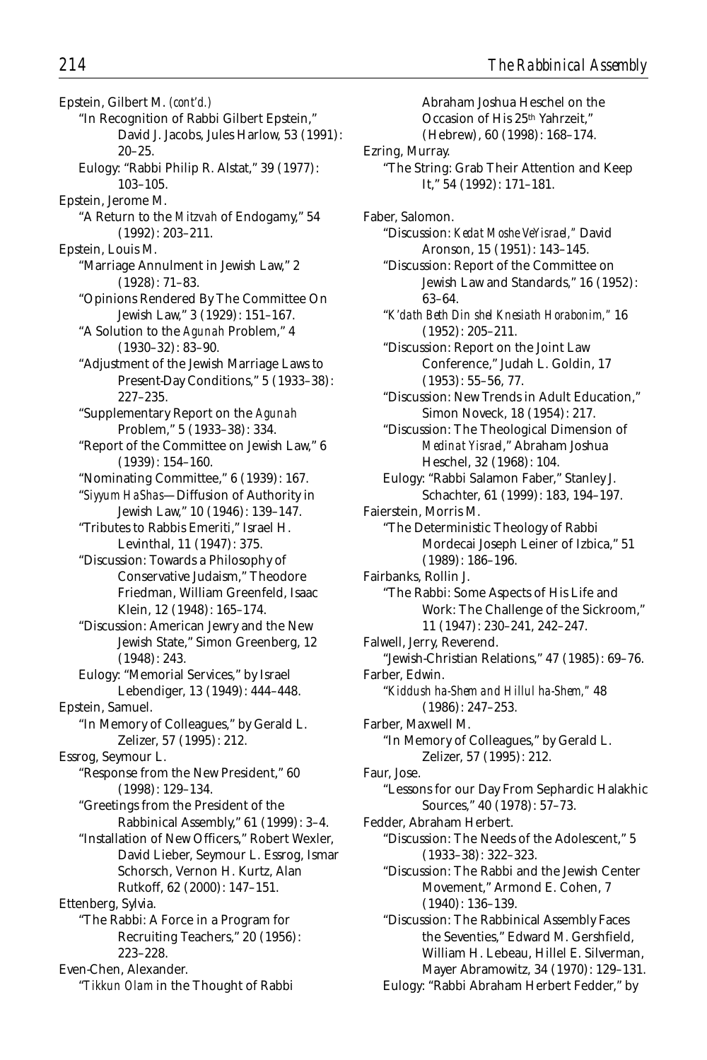Epstein, Gilbert M. *(cont'd.)*

"In Recognition of Rabbi Gilbert Epstein," David J. Jacobs, Jules Harlow, 53 (1991): 20–25.

Eulogy: "Rabbi Philip R. Alstat," 39 (1977): 103–105.

Epstein, Jerome M.

"A Return to the *Mitzvah* of Endogamy," 54 (1992): 203–211.

Epstein, Louis M.

"Marriage Annulment in Jewish Law," 2 (1928): 71–83.

"Opinions Rendered By The Committee On Jewish Law," 3 (1929): 151–167.

"A Solution to the *Agunah* Problem," 4 (1930–32): 83–90.

"Adjustment of the Jewish Marriage Laws to Present-Day Conditions," 5 (1933–38): 227–235.

"Supplementary Report on the *Agunah* Problem," 5 (1933–38): 334.

"Report of the Committee on Jewish Law," 6 (1939): 154–160.

"Nominating Committee," 6 (1939): 167.

"*Siyyum HaShas*—Diffusion of Authority in Jewish Law," 10 (1946): 139–147.

"Tributes to Rabbis Emeriti," Israel H. Levinthal, 11 (1947): 375.

"Discussion: Towards a Philosophy of Conservative Judaism," Theodore Friedman, William Greenfeld, Isaac Klein, 12 (1948): 165–174.

"Discussion: American Jewry and the New Jewish State," Simon Greenberg, 12 (1948): 243.

Eulogy: "Memorial Services," by Israel Lebendiger, 13 (1949): 444–448.

Epstein, Samuel.

"In Memory of Colleagues," by Gerald L. Zelizer, 57 (1995): 212.

Essrog, Seymour L.

"Response from the New President," 60 (1998): 129–134.

"Greetings from the President of the Rabbinical Assembly," 61 (1999): 3–4.

"Installation of New Officers," Robert Wexler, David Lieber, Seymour L. Essrog, Ismar Schorsch, Vernon H. Kurtz, Alan Rutkoff, 62 (2000): 147–151.

Ettenberg, Sylvia.

"The Rabbi: A Force in a Program for Recruiting Teachers," 20 (1956): 223–228.

Even-Chen, Alexander.

"*Tikkun Olam* in the Thought of Rabbi Abraham Joshua Heschel on the Occasion of His 25th Yahrzeit," (Hebrew), 60 (1998): 168–174.

Ezring, Murray.

"The String: Grab Their Attention and Keep It," 54 (1992): 171–181.

Faber, Salomon.

"Discussion: *Kedat Moshe VeYisrael*," David Aronson, 15 (1951): 143–145.

"Discussion: Report of the Committee on Jewish Law and Standards," 16 (1952): 63–64.

"*K'dath Beth Din shel Knesiath Horabonim*," 16 (1952): 205–211.

"Discussion: Report on the Joint Law Conference," Judah L. Goldin, 17 (1953): 55–56, 77.

"Discussion: New Trends in Adult Education," Simon Noveck, 18 (1954): 217.

"Discussion: The Theological Dimension of *Medinat Yisrael*," Abraham Joshua Heschel, 32 (1968): 104.

Eulogy: "Rabbi Salamon Faber," Stanley J. Schachter, 61 (1999): 183, 194–197.

Faierstein, Morris M.

"The Deterministic Theology of Rabbi Mordecai Joseph Leiner of Izbica," 51 (1989): 186–196.

Fairbanks, Rollin J.

"The Rabbi: Some Aspects of His Life and Work: The Challenge of the Sickroom," 11 (1947): 230–241, 242–247.

Falwell, Jerry, Reverend.

"Jewish-Christian Relations," 47 (1985): 69–76.

Farber, Edwin.

"*Kiddush ha-Shem and Hillul ha-Shem*," 48 (1986): 247–253.

Farber, Maxwell M.

"In Memory of Colleagues," by Gerald L. Zelizer, 57 (1995): 212.

Faur, Jose.

"Lessons for our Day From Sephardic Halakhic Sources," 40 (1978): 57–73.

Fedder, Abraham Herbert.

"Discussion: The Needs of the Adolescent," 5 (1933–38): 322–323.

"Discussion: The Rabbi and the Jewish Center Movement," Armond E. Cohen, 7 (1940): 136–139.

"Discussion: The Rabbinical Assembly Faces the Seventies," Edward M. Gershfield, William H. Lebeau, Hillel E. Silverman, Mayer Abramowitz, 34 (1970): 129–131.

Eulogy: "Rabbi Abraham Herbert Fedder," by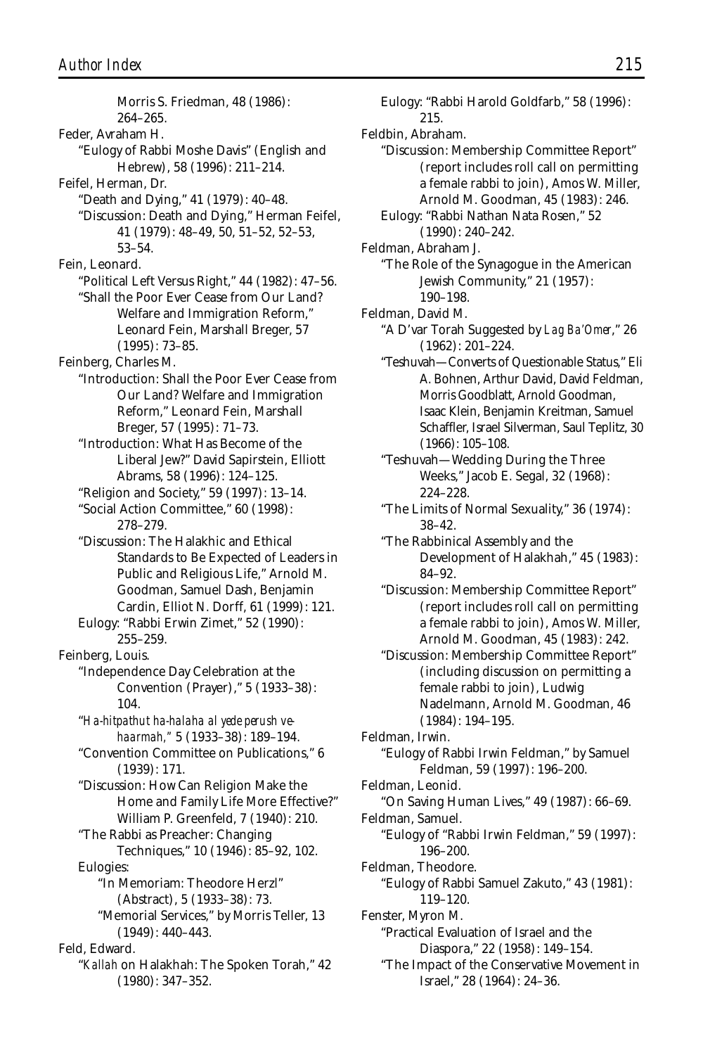Morris S. Friedman, 48 (1986): 264–265.

Feder, Avraham H.

"Eulogy of Rabbi Moshe Davis" (English and Hebrew), 58 (1996): 211–214.

Feifel, Herman, Dr.

"Death and Dying," 41 (1979): 40–48.

"Discussion: Death and Dying," Herman Feifel, 41 (1979): 48–49, 50, 51–52, 52–53, 53–54.

Fein, Leonard.

"Political Left Versus Right," 44 (1982): 47–56.

"Shall the Poor Ever Cease from Our Land? Welfare and Immigration Reform," Leonard Fein, Marshall Breger, 57 (1995): 73–85.

Feinberg, Charles M.

"Introduction: Shall the Poor Ever Cease from Our Land? Welfare and Immigration Reform," Leonard Fein, Marshall Breger, 57 (1995): 71–73.

"Introduction: What Has Become of the Liberal Jew?" David Sapirstein, Elliott Abrams, 58 (1996): 124–125.

"Religion and Society," 59 (1997): 13–14.

"Social Action Committee," 60 (1998): 278–279.

"Discussion: The Halakhic and Ethical Standards to Be Expected of Leaders in Public and Religious Life," Arnold M. Goodman, Samuel Dash, Benjamin Cardin, Elliot N. Dorff, 61 (1999): 121.

Eulogy: "Rabbi Erwin Zimet," 52 (1990): 255–259.

Feinberg, Louis.

"Independence Day Celebration at the Convention (Prayer)," 5 (1933–38): 104.

"*Ha-hitpathut ha-halaha al yede perush ve-haarmah,*" 5 (1933–38): 189–194.

"Convention Committee on Publications," 6 (1939): 171.

"Discussion: How Can Religion Make the Home and Family Life More Effective?" William P. Greenfeld, 7 (1940): 210.

"The Rabbi as Preacher: Changing Techniques," 10 (1946): 85–92, 102.

Eulogies:

"In Memoriam: Theodore Herzl" (Abstract), 5 (1933–38): 73.

"Memorial Services," by Morris Teller, 13 (1949): 440–443.

Feld, Edward.

"*Kallah* on Halakhah: The Spoken Torah," 42 (1980): 347–352.

Eulogy: "Rabbi Harold Goldfarb," 58 (1996): 215.

Feldbin, Abraham.

"Discussion: Membership Committee Report" (report includes roll call on permitting a female rabbi to join), Amos W. Miller, Arnold M. Goodman, 45 (1983): 246.

Eulogy: "Rabbi Nathan Nata Rosen," 52 (1990): 240–242.

Feldman, Abraham J.

"The Role of the Synagogue in the American Jewish Community," 21 (1957): 190–198.

Feldman, David M.

"A D'var Torah Suggested by *Lag Ba'Omer*," 26 (1962): 201–224.

"Teshuvah—Converts of Questionable Status," Eli A. Bohnen, Arthur David, David Feldman, Morris Goodblatt, Arnold Goodman, Isaac Klein, Benjamin Kreitman, Samuel Schaffler, Israel Silverman, Saul Teplitz, 30 (1966): 105–108.

"Teshuvah—Wedding During the Three Weeks," Jacob E. Segal, 32 (1968): 224–228.

"The Limits of Normal Sexuality," 36 (1974): 38–42.

"The Rabbinical Assembly and the Development of Halakhah," 45 (1983): 84–92.

"Discussion: Membership Committee Report" (report includes roll call on permitting a female rabbi to join), Amos W. Miller, Arnold M. Goodman, 45 (1983): 242.

"Discussion: Membership Committee Report" (including discussion on permitting a female rabbi to join), Ludwig Nadelmann, Arnold M. Goodman, 46 (1984): 194–195.

Feldman, Irwin.

"Eulogy of Rabbi Irwin Feldman," by Samuel Feldman, 59 (1997): 196–200.

Feldman, Leonid.

"On Saving Human Lives," 49 (1987): 66–69.

Feldman, Samuel.

"Eulogy of "Rabbi Irwin Feldman," 59 (1997): 196–200.

Feldman, Theodore.

"Eulogy of Rabbi Samuel Zakuto," 43 (1981): 119–120.

Fenster, Myron M.

"Practical Evaluation of Israel and the Diaspora," 22 (1958): 149–154.

"The Impact of the Conservative Movement in Israel," 28 (1964): 24–36.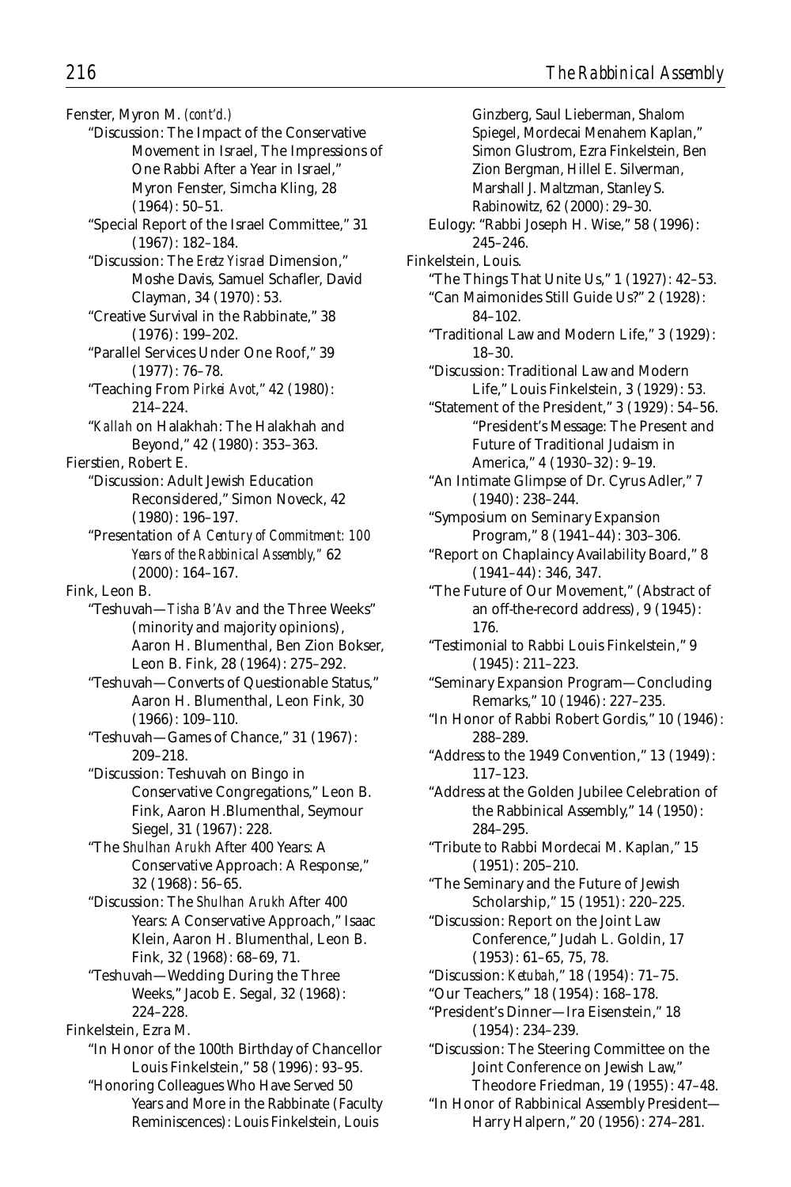Fenster, Myron M. *(cont'd.)*

- "Discussion: The Impact of the Conservative Movement in Israel, The Impressions of One Rabbi After a Year in Israel," Myron Fenster, Simcha Kling, 28 (1964): 50–51.
- "Special Report of the Israel Committee," 31 (1967): 182–184.
- "Discussion: The *Eretz Yisrael* Dimension," Moshe Davis, Samuel Schafler, David Clayman, 34 (1970): 53.
- "Creative Survival in the Rabbinate," 38 (1976): 199–202.
- "Parallel Services Under One Roof," 39 (1977): 76–78.
- "Teaching From *Pirkei Avot*," 42 (1980): 214–224.
- "*Kallah* on Halakhah: The Halakhah and Beyond," 42 (1980): 353–363.

Fierstien, Robert E.

- "Discussion: Adult Jewish Education Reconsidered," Simon Noveck, 42 (1980): 196–197.
- "Presentation of *A Century of Commitment: 100 Years of the Rabbinical Assembly*," 62 (2000): 164–167.

Fink, Leon B.

- "Teshuvah—*Tisha B'Av* and the Three Weeks" (minority and majority opinions), Aaron H. Blumenthal, Ben Zion Bokser, Leon B. Fink, 28 (1964): 275–292.
- "Teshuvah—Converts of Questionable Status," Aaron H. Blumenthal, Leon Fink, 30 (1966): 109–110.
- "Teshuvah—Games of Chance," 31 (1967): 209–218.
- "Discussion: Teshuvah on Bingo in Conservative Congregations," Leon B. Fink, Aaron H.Blumenthal, Seymour Siegel, 31 (1967): 228.
- "The *Shulhan Arukh* After 400 Years: A Conservative Approach: A Response," 32 (1968): 56–65.
- "Discussion: The *Shulhan Arukh* After 400 Years: A Conservative Approach," Isaac Klein, Aaron H. Blumenthal, Leon B. Fink, 32 (1968): 68–69, 71.
- "Teshuvah—Wedding During the Three Weeks," Jacob E. Segal, 32 (1968): 224–228.

Finkelstein, Ezra M.

- "In Honor of the 100th Birthday of Chancellor Louis Finkelstein," 58 (1996): 93–95.
- "Honoring Colleagues Who Have Served 50 Years and More in the Rabbinate (Faculty Reminiscences): Louis Finkelstein, Louis Ginzberg, Saul Lieberman, Shalom Spiegel, Mordecai Menahem Kaplan," Simon Glustrom, Ezra Finkelstein, Ben Zion Bergman, Hillel E. Silverman, Marshall J. Maltzman, Stanley S. Rabinowitz, 62 (2000): 29–30.
- Eulogy: "Rabbi Joseph H. Wise," 58 (1996): 245–246.

Finkelstein, Louis.

- "The Things That Unite Us," 1 (1927): 42–53.
- "Can Maimonides Still Guide Us?" 2 (1928): 84–102.
- "Traditional Law and Modern Life," 3 (1929): 18–30.
- "Discussion: Traditional Law and Modern Life," Louis Finkelstein, 3 (1929): 53.
- "Statement of the President," 3 (1929): 54–56. "President's Message: The Present and Future of Traditional Judaism in America," 4 (1930–32): 9–19.
- "An Intimate Glimpse of Dr. Cyrus Adler," 7 (1940): 238–244.
- "Symposium on Seminary Expansion Program," 8 (1941–44): 303–306.
- "Report on Chaplaincy Availability Board," 8 (1941–44): 346, 347.
- "The Future of Our Movement," (Abstract of an off-the-record address), 9 (1945): 176.
- "Testimonial to Rabbi Louis Finkelstein," 9 (1945): 211–223.
- "Seminary Expansion Program—Concluding Remarks," 10 (1946): 227–235.
- "In Honor of Rabbi Robert Gordis," 10 (1946): 288–289.
- "Address to the 1949 Convention," 13 (1949): 117–123.
- "Address at the Golden Jubilee Celebration of the Rabbinical Assembly," 14 (1950): 284–295.
- "Tribute to Rabbi Mordecai M. Kaplan," 15 (1951): 205–210.
- "The Seminary and the Future of Jewish Scholarship," 15 (1951): 220–225.
- "Discussion: Report on the Joint Law Conference," Judah L. Goldin, 17 (1953): 61–65, 75, 78.
- "Discussion: *Ketubah*," 18 (1954): 71–75.
- "Our Teachers," 18 (1954): 168–178.
- "President's Dinner—Ira Eisenstein," 18 (1954): 234–239.
- "Discussion: The Steering Committee on the Joint Conference on Jewish Law," Theodore Friedman, 19 (1955): 47–48.
- "In Honor of Rabbinical Assembly President—Harry Halpern," 20 (1956): 274–281.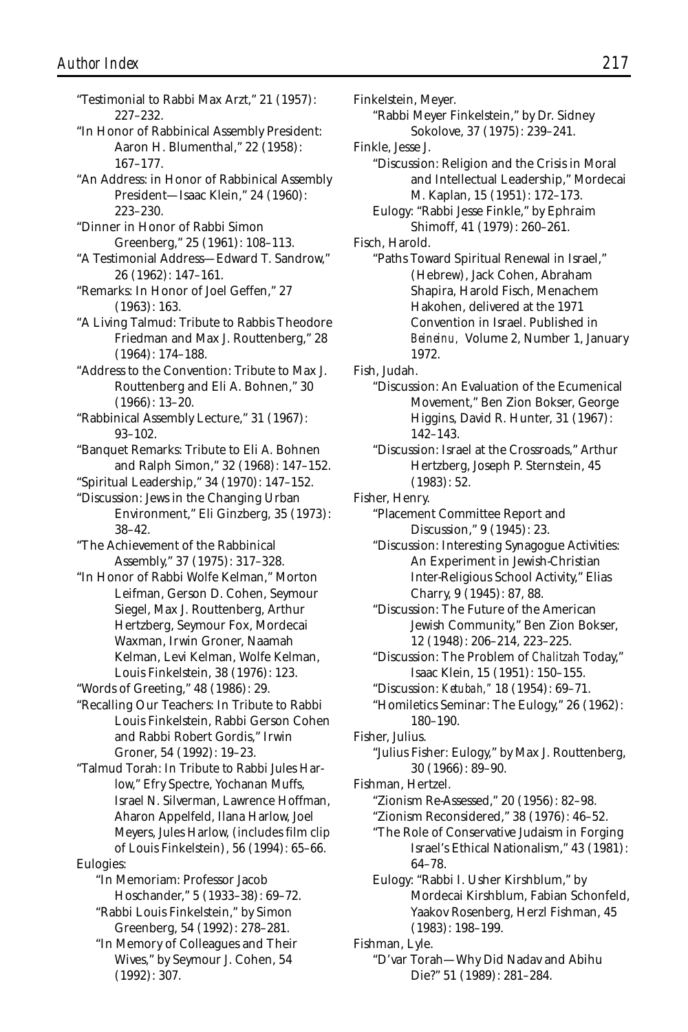"Testimonial to Rabbi Max Arzt," 21 (1957): 227–232.

"In Honor of Rabbinical Assembly President: Aaron H. Blumenthal," 22 (1958): 167–177.

"An Address: in Honor of Rabbinical Assembly President—Isaac Klein," 24 (1960): 223–230.

"Dinner in Honor of Rabbi Simon Greenberg," 25 (1961): 108–113.

"A Testimonial Address—Edward T. Sandrow," 26 (1962): 147–161.

"Remarks: In Honor of Joel Geffen," 27 (1963): 163.

"A Living Talmud: Tribute to Rabbis Theodore Friedman and Max J. Routtenberg," 28 (1964): 174–188.

"Address to the Convention: Tribute to Max J. Routtenberg and Eli A. Bohnen," 30 (1966): 13–20.

"Rabbinical Assembly Lecture," 31 (1967): 93–102.

"Banquet Remarks: Tribute to Eli A. Bohnen and Ralph Simon," 32 (1968): 147–152.

"Spiritual Leadership," 34 (1970): 147–152.

"Discussion: Jews in the Changing Urban Environment," Eli Ginzberg, 35 (1973): 38–42.

"The Achievement of the Rabbinical Assembly," 37 (1975): 317–328.

"In Honor of Rabbi Wolfe Kelman," Morton Leifman, Gerson D. Cohen, Seymour Siegel, Max J. Routtenberg, Arthur Hertzberg, Seymour Fox, Mordecai Waxman, Irwin Groner, Naamah Kelman, Levi Kelman, Wolfe Kelman, Louis Finkelstein, 38 (1976): 123.

"Words of Greeting," 48 (1986): 29.

"Recalling Our Teachers: In Tribute to Rabbi Louis Finkelstein, Rabbi Gerson Cohen and Rabbi Robert Gordis," Irwin Groner, 54 (1992): 19–23.

"Talmud Torah: In Tribute to Rabbi Jules Harlow," Efry Spectre, Yochanan Muffs, Israel N. Silverman, Lawrence Hoffman, Aharon Appelfeld, Ilana Harlow, Joel Meyers, Jules Harlow, (includes film clip of Louis Finkelstein), 56 (1994): 65–66.

Eulogies:

"In Memoriam: Professor Jacob Hoschander," 5 (1933–38): 69–72.

"Rabbi Louis Finkelstein," by Simon Greenberg, 54 (1992): 278–281.

"In Memory of Colleagues and Their Wives," by Seymour J. Cohen, 54 (1992): 307.

Finkelstein, Meyer.

"Rabbi Meyer Finkelstein," by Dr. Sidney Sokolove, 37 (1975): 239–241.

Finkle, Jesse J.

"Discussion: Religion and the Crisis in Moral and Intellectual Leadership," Mordecai M. Kaplan, 15 (1951): 172–173.

Eulogy: "Rabbi Jesse Finkle," by Ephraim Shimoff, 41 (1979): 260–261.

Fisch, Harold.

"Paths Toward Spiritual Renewal in Israel," (Hebrew), Jack Cohen, Abraham Shapira, Harold Fisch, Menachem Hakohen, delivered at the 1971 Convention in Israel. Published in *Beineinu,* Volume 2, Number 1, January 1972.

Fish, Judah.

"Discussion: An Evaluation of the Ecumenical Movement," Ben Zion Bokser, George Higgins, David R. Hunter, 31 (1967): 142–143.

"Discussion: Israel at the Crossroads," Arthur Hertzberg, Joseph P. Sternstein, 45 (1983): 52.

Fisher, Henry.

"Placement Committee Report and Discussion," 9 (1945): 23.

"Discussion: Interesting Synagogue Activities: An Experiment in Jewish-Christian Inter-Religious School Activity," Elias Charry, 9 (1945): 87, 88.

"Discussion: The Future of the American Jewish Community," Ben Zion Bokser, 12 (1948): 206–214, 223–225.

"Discussion: The Problem of *Chalitzah* Today," Isaac Klein, 15 (1951): 150–155.

"Discussion: *Ketubah,*" 18 (1954): 69–71.

"Homiletics Seminar: The Eulogy," 26 (1962): 180–190.

Fisher, Julius.

"Julius Fisher: Eulogy," by Max J. Routtenberg, 30 (1966): 89–90.

Fishman, Hertzel.

"Zionism Re-Assessed," 20 (1956): 82–98.

"Zionism Reconsidered," 38 (1976): 46–52.

"The Role of Conservative Judaism in Forging Israel's Ethical Nationalism," 43 (1981): 64–78.

Eulogy: "Rabbi I. Usher Kirshblum," by Mordecai Kirshblum, Fabian Schonfeld, Yaakov Rosenberg, Herzl Fishman, 45 (1983): 198–199.

Fishman, Lyle.

"D'var Torah—Why Did Nadav and Abihu Die?" 51 (1989): 281–284.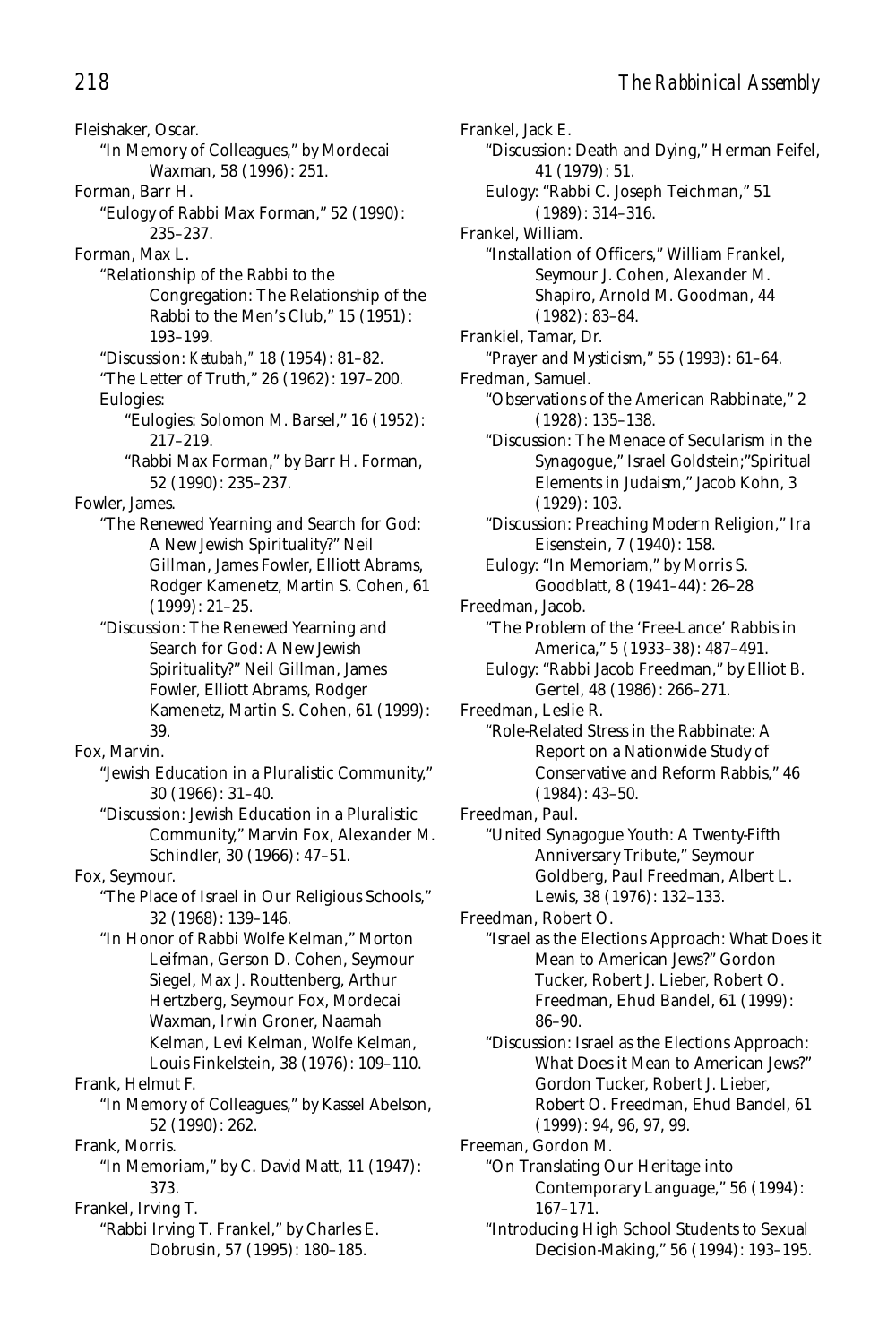Fleishaker, Oscar.

"In Memory of Colleagues," by Mordecai Waxman, 58 (1996): 251.

Forman, Barr H.

"Eulogy of Rabbi Max Forman," 52 (1990): 235–237.

Forman, Max L.

"Relationship of the Rabbi to the Congregation: The Relationship of the Rabbi to the Men's Club," 15 (1951): 193–199.

"Discussion: *Ketubah*," 18 (1954): 81–82.

"The Letter of Truth," 26 (1962): 197–200.

Eulogies:

"Eulogies: Solomon M. Barsel," 16 (1952): 217–219.

"Rabbi Max Forman," by Barr H. Forman, 52 (1990): 235–237.

Fowler, James.

"The Renewed Yearning and Search for God: A New Jewish Spirituality?" Neil Gillman, James Fowler, Elliott Abrams, Rodger Kamenetz, Martin S. Cohen, 61 (1999): 21–25.

"Discussion: The Renewed Yearning and Search for God: A New Jewish Spirituality?" Neil Gillman, James Fowler, Elliott Abrams, Rodger Kamenetz, Martin S. Cohen, 61 (1999): 39.

Fox, Marvin.

"Jewish Education in a Pluralistic Community," 30 (1966): 31–40.

"Discussion: Jewish Education in a Pluralistic Community," Marvin Fox, Alexander M. Schindler, 30 (1966): 47–51.

Fox, Seymour.

"The Place of Israel in Our Religious Schools," 32 (1968): 139–146.

"In Honor of Rabbi Wolfe Kelman," Morton Leifman, Gerson D. Cohen, Seymour Siegel, Max J. Routtenberg, Arthur Hertzberg, Seymour Fox, Mordecai Waxman, Irwin Groner, Naamah Kelman, Levi Kelman, Wolfe Kelman, Louis Finkelstein, 38 (1976): 109–110.

Frank, Helmut F.

"In Memory of Colleagues," by Kassel Abelson, 52 (1990): 262.

Frank, Morris.

"In Memoriam," by C. David Matt, 11 (1947): 373.

Frankel, Irving T.

"Rabbi Irving T. Frankel," by Charles E. Dobrusin, 57 (1995): 180–185.

Frankel, Jack E.

"Discussion: Death and Dying," Herman Feifel, 41 (1979): 51.

Eulogy: "Rabbi C. Joseph Teichman," 51 (1989): 314–316.

Frankel, William.

"Installation of Officers," William Frankel, Seymour J. Cohen, Alexander M. Shapiro, Arnold M. Goodman, 44 (1982): 83–84.

Frankiel, Tamar, Dr.

"Prayer and Mysticism," 55 (1993): 61–64.

Fredman, Samuel.

"Observations of the American Rabbinate," 2 (1928): 135–138.

"Discussion: The Menace of Secularism in the Synagogue," Israel Goldstein;"Spiritual Elements in Judaism," Jacob Kohn, 3 (1929): 103.

"Discussion: Preaching Modern Religion," Ira Eisenstein, 7 (1940): 158.

Eulogy: "In Memoriam," by Morris S. Goodblatt, 8 (1941–44): 26–28

Freedman, Jacob.

"The Problem of the 'Free-Lance' Rabbis in America," 5 (1933–38): 487–491.

Eulogy: "Rabbi Jacob Freedman," by Elliot B. Gertel, 48 (1986): 266–271.

Freedman, Leslie R.

"Role-Related Stress in the Rabbinate: A Report on a Nationwide Study of Conservative and Reform Rabbis," 46 (1984): 43–50.

Freedman, Paul.

"United Synagogue Youth: A Twenty-Fifth Anniversary Tribute," Seymour Goldberg, Paul Freedman, Albert L. Lewis, 38 (1976): 132–133.

Freedman, Robert O.

"Israel as the Elections Approach: What Does it Mean to American Jews?" Gordon Tucker, Robert J. Lieber, Robert O. Freedman, Ehud Bandel, 61 (1999): 86–90.

"Discussion: Israel as the Elections Approach: What Does it Mean to American Jews?" Gordon Tucker, Robert J. Lieber, Robert O. Freedman, Ehud Bandel, 61 (1999): 94, 96, 97, 99.

Freeman, Gordon M.

"On Translating Our Heritage into Contemporary Language," 56 (1994): 167–171.

"Introducing High School Students to Sexual Decision-Making," 56 (1994): 193–195.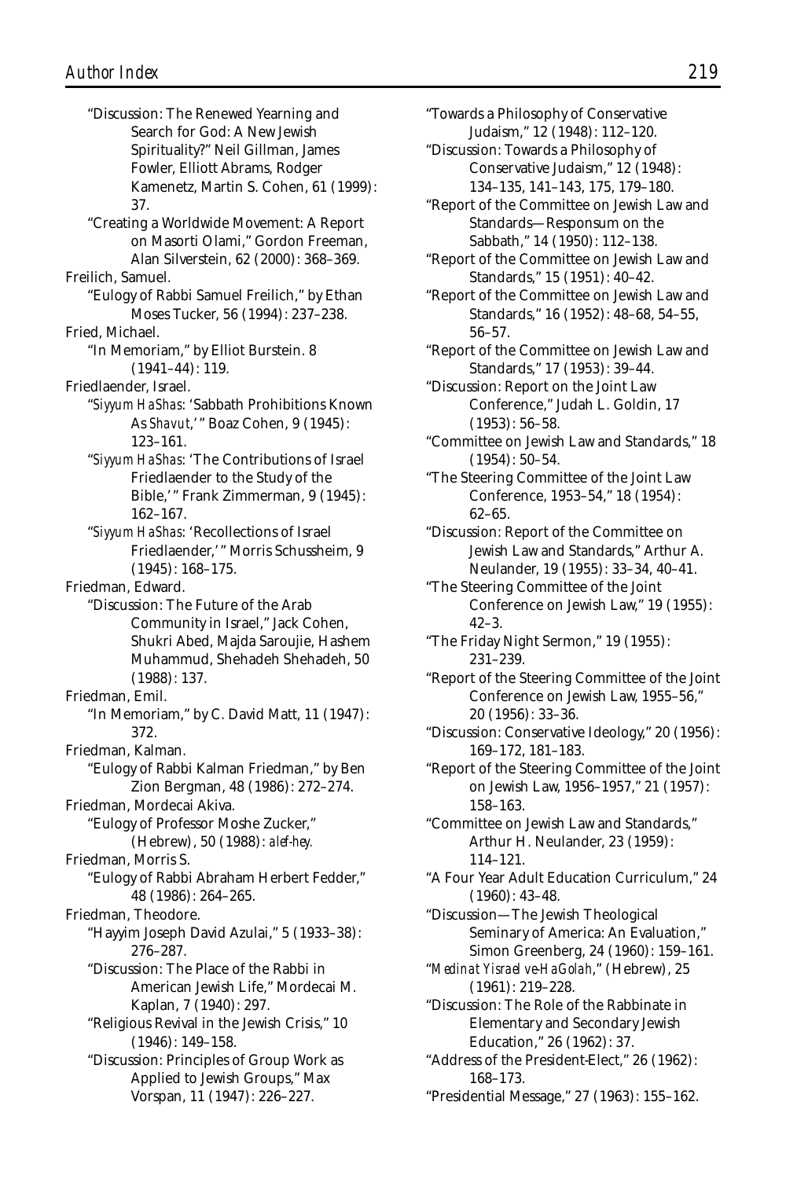"Discussion: The Renewed Yearning and Search for God: A New Jewish Spirituality?" Neil Gillman, James Fowler, Elliott Abrams, Rodger Kamenetz, Martin S. Cohen, 61 (1999): 37.

"Creating a Worldwide Movement: A Report on Masorti Olami," Gordon Freeman, Alan Silverstein, 62 (2000): 368–369.

Freilich, Samuel.

"Eulogy of Rabbi Samuel Freilich," by Ethan Moses Tucker, 56 (1994): 237–238.

Fried, Michael.

"In Memoriam," by Elliot Burstein. 8 (1941–44): 119.

Friedlaender, Israel.

"*Siyyum HaShas*: 'Sabbath Prohibitions Known As *Shavut*,'" Boaz Cohen, 9 (1945): 123–161.

"*Siyyum HaShas*: 'The Contributions of Israel Friedlaender to the Study of the Bible,'" Frank Zimmerman, 9 (1945): 162–167.

"*Siyyum HaShas*: 'Recollections of Israel Friedlaender,'" Morris Schussheim, 9 (1945): 168–175.

Friedman, Edward.

"Discussion: The Future of the Arab Community in Israel," Jack Cohen, Shukri Abed, Majda Saroujie, Hashem Muhammud, Shehadeh Shehadeh, 50 (1988): 137.

Friedman, Emil.

"In Memoriam," by C. David Matt, 11 (1947): 372.

Friedman, Kalman.

"Eulogy of Rabbi Kalman Friedman," by Ben Zion Bergman, 48 (1986): 272–274.

Friedman, Mordecai Akiva.

"Eulogy of Professor Moshe Zucker," (Hebrew), 50 (1988): *alef-hey*.

Friedman, Morris S.

"Eulogy of Rabbi Abraham Herbert Fedder," 48 (1986): 264–265.

Friedman, Theodore.

"Hayyim Joseph David Azulai," 5 (1933–38): 276–287.

"Discussion: The Place of the Rabbi in American Jewish Life," Mordecai M. Kaplan, 7 (1940): 297.

"Religious Revival in the Jewish Crisis," 10 (1946): 149–158.

"Discussion: Principles of Group Work as Applied to Jewish Groups," Max Vorspan, 11 (1947): 226–227.

"Towards a Philosophy of Conservative Judaism," 12 (1948): 112–120.

"Discussion: Towards a Philosophy of Conservative Judaism," 12 (1948): 134–135, 141–143, 175, 179–180.

"Report of the Committee on Jewish Law and Standards—Responsum on the Sabbath," 14 (1950): 112–138.

"Report of the Committee on Jewish Law and Standards," 15 (1951): 40–42.

"Report of the Committee on Jewish Law and Standards," 16 (1952): 48–68, 54–55, 56–57.

"Report of the Committee on Jewish Law and Standards," 17 (1953): 39–44.

"Discussion: Report on the Joint Law Conference," Judah L. Goldin, 17 (1953): 56–58.

"Committee on Jewish Law and Standards," 18 (1954): 50–54.

"The Steering Committee of the Joint Law Conference, 1953–54," 18 (1954): 62–65.

"Discussion: Report of the Committee on Jewish Law and Standards," Arthur A. Neulander, 19 (1955): 33–34, 40–41.

"The Steering Committee of the Joint Conference on Jewish Law," 19 (1955): 42–3.

"The Friday Night Sermon," 19 (1955): 231–239.

"Report of the Steering Committee of the Joint Conference on Jewish Law, 1955–56," 20 (1956): 33–36.

"Discussion: Conservative Ideology," 20 (1956): 169–172, 181–183.

"Report of the Steering Committee of the Joint on Jewish Law, 1956–1957," 21 (1957): 158–163.

"Committee on Jewish Law and Standards," Arthur H. Neulander, 23 (1959): 114–121.

"A Four Year Adult Education Curriculum," 24 (1960): 43–48.

"Discussion—The Jewish Theological Seminary of America: An Evaluation," Simon Greenberg, 24 (1960): 159–161.

"*Medinat Yisrael ve-HaGolah*," (Hebrew), 25 (1961): 219–228.

"Discussion: The Role of the Rabbinate in Elementary and Secondary Jewish Education," 26 (1962): 37.

"Address of the President-Elect," 26 (1962): 168–173.

"Presidential Message," 27 (1963): 155–162.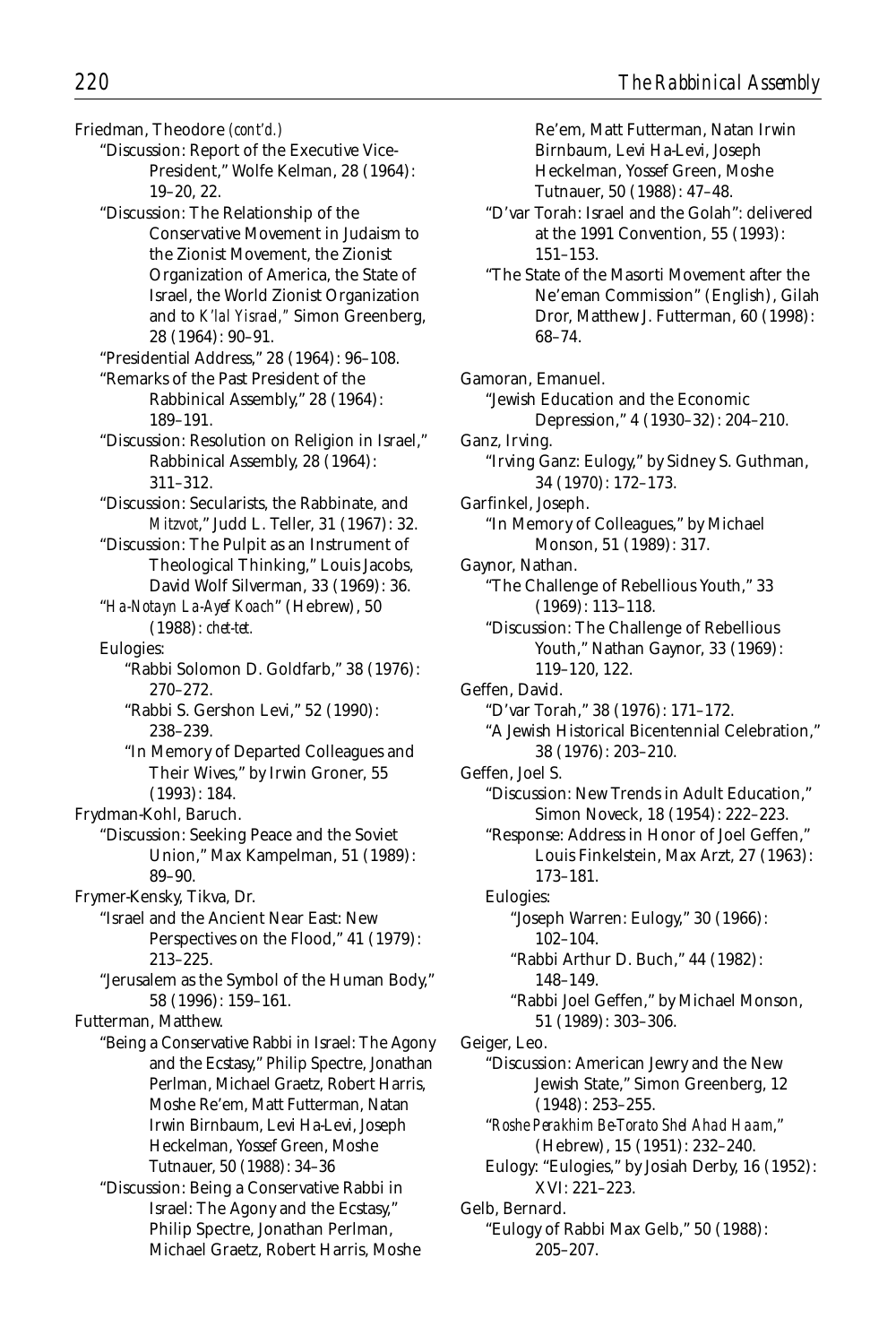Friedman, Theodore *(cont'd.)*

"Discussion: Report of the Executive Vice-President," Wolfe Kelman, 28 (1964): 19–20, 22.

"Discussion: The Relationship of the Conservative Movement in Judaism to the Zionist Movement, the Zionist Organization of America, the State of Israel, the World Zionist Organization and to *K'lal Yisrael*," Simon Greenberg, 28 (1964): 90–91.

"Presidential Address," 28 (1964): 96–108.

"Remarks of the Past President of the Rabbinical Assembly," 28 (1964): 189–191.

"Discussion: Resolution on Religion in Israel," Rabbinical Assembly, 28 (1964): 311–312.

"Discussion: Secularists, the Rabbinate, and *Mitzvot*," Judd L. Teller, 31 (1967): 32.

"Discussion: The Pulpit as an Instrument of Theological Thinking," Louis Jacobs, David Wolf Silverman, 33 (1969): 36.

"*Ha-Notayn La-Ayef Koach*" (Hebrew), 50 (1988): *chet-tet*.

Eulogies:

"Rabbi Solomon D. Goldfarb," 38 (1976): 270–272.

"Rabbi S. Gershon Levi," 52 (1990): 238–239.

"In Memory of Departed Colleagues and Their Wives," by Irwin Groner, 55 (1993): 184.

Frydman-Kohl, Baruch.

"Discussion: Seeking Peace and the Soviet Union," Max Kampelman, 51 (1989): 89–90.

Frymer-Kensky, Tikva, Dr.

"Israel and the Ancient Near East: New Perspectives on the Flood," 41 (1979): 213–225.

"Jerusalem as the Symbol of the Human Body," 58 (1996): 159–161.

Futterman, Matthew.

"Being a Conservative Rabbi in Israel: The Agony and the Ecstasy," Philip Spectre, Jonathan Perlman, Michael Graetz, Robert Harris, Moshe Re'em, Matt Futterman, Natan Irwin Birnbaum, Levi Ha-Levi, Joseph Heckelman, Yossef Green, Moshe Tutnauer, 50 (1988): 34–36

"Discussion: Being a Conservative Rabbi in Israel: The Agony and the Ecstasy," Philip Spectre, Jonathan Perlman, Michael Graetz, Robert Harris, Moshe Re'em, Matt Futterman, Natan Irwin Birnbaum, Levi Ha-Levi, Joseph Heckelman, Yossef Green, Moshe Tutnauer, 50 (1988): 47–48.

"D'var Torah: Israel and the Golah": delivered at the 1991 Convention, 55 (1993): 151–153.

"The State of the Masorti Movement after the Ne'eman Commission" (English), Gilah Dror, Matthew J. Futterman, 60 (1998): 68–74.

Gamoran, Emanuel.

"Jewish Education and the Economic Depression," 4 (1930–32): 204–210.

Ganz, Irving.

"Irving Ganz: Eulogy," by Sidney S. Guthman, 34 (1970): 172–173.

Garfinkel, Joseph.

"In Memory of Colleagues," by Michael Monson, 51 (1989): 317.

Gaynor, Nathan.

"The Challenge of Rebellious Youth," 33 (1969): 113–118.

"Discussion: The Challenge of Rebellious Youth," Nathan Gaynor, 33 (1969): 119–120, 122.

Geffen, David.

"D'var Torah," 38 (1976): 171–172.

"A Jewish Historical Bicentennial Celebration," 38 (1976): 203–210.

Geffen, Joel S.

"Discussion: New Trends in Adult Education," Simon Noveck, 18 (1954): 222–223.

"Response: Address in Honor of Joel Geffen," Louis Finkelstein, Max Arzt, 27 (1963): 173–181.

Eulogies:

"Joseph Warren: Eulogy," 30 (1966): 102–104.

"Rabbi Arthur D. Buch," 44 (1982): 148–149.

"Rabbi Joel Geffen," by Michael Monson, 51 (1989): 303–306.

Geiger, Leo.

"Discussion: American Jewry and the New Jewish State," Simon Greenberg, 12 (1948): 253–255.

"*Roshe Perakhim Be-Torato Shel Ahad Haam*," (Hebrew), 15 (1951): 232–240.

Eulogy: "Eulogies," by Josiah Derby, 16 (1952): XVI: 221–223.

Gelb, Bernard.

"Eulogy of Rabbi Max Gelb," 50 (1988): 205–207.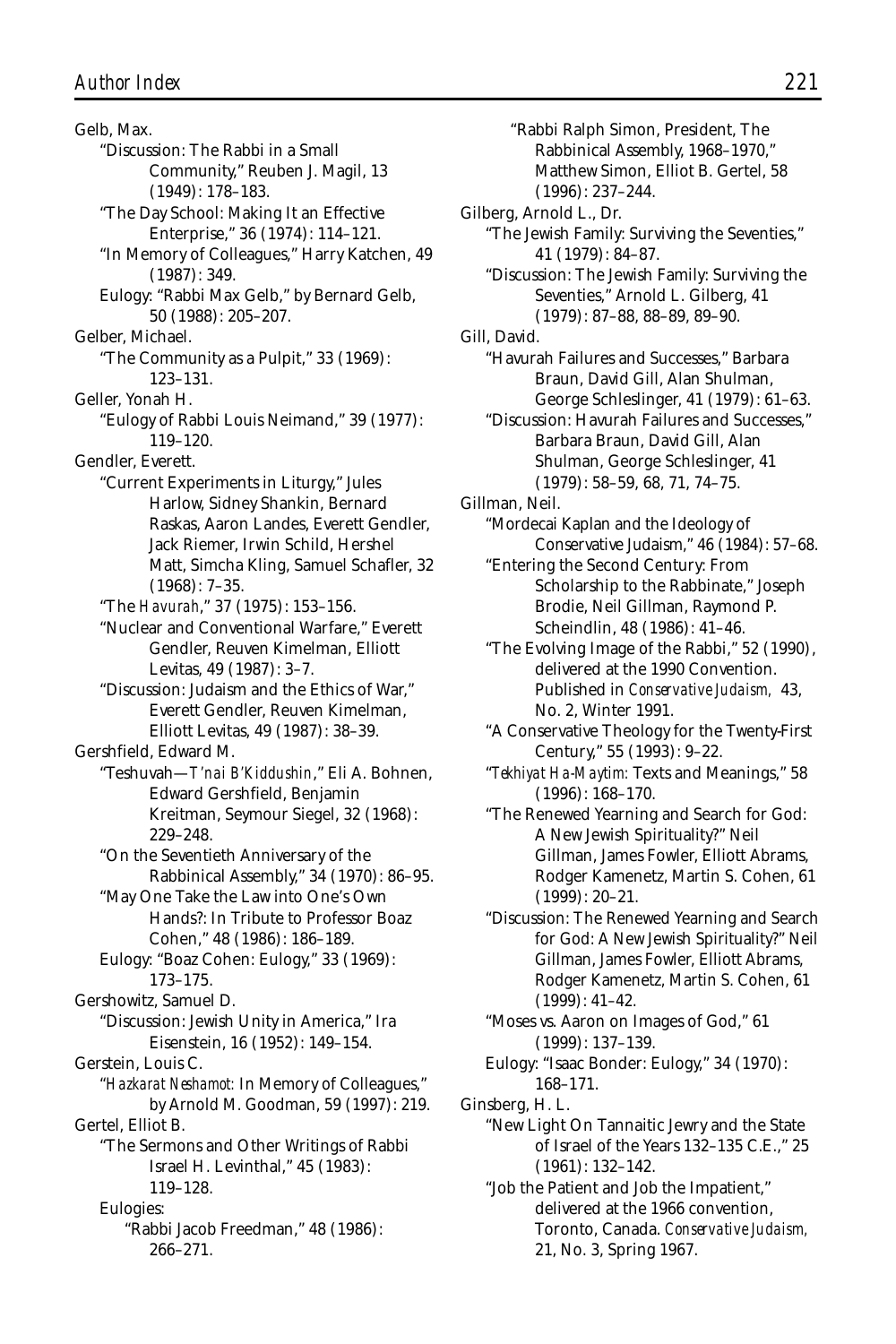Gelb, Max.

"Discussion: The Rabbi in a Small Community," Reuben J. Magil, 13 (1949): 178–183.

"The Day School: Making It an Effective Enterprise," 36 (1974): 114–121.

"In Memory of Colleagues," Harry Katchen, 49 (1987): 349.

Eulogy: "Rabbi Max Gelb," by Bernard Gelb, 50 (1988): 205–207.

Gelber, Michael.

"The Community as a Pulpit," 33 (1969): 123–131.

Geller, Yonah H.

"Eulogy of Rabbi Louis Neimand," 39 (1977): 119–120.

Gendler, Everett.

"Current Experiments in Liturgy," Jules Harlow, Sidney Shankin, Bernard Raskas, Aaron Landes, Everett Gendler, Jack Riemer, Irwin Schild, Hershel Matt, Simcha Kling, Samuel Schafler, 32 (1968): 7–35.

"The *Havurah*," 37 (1975): 153–156.

"Nuclear and Conventional Warfare," Everett Gendler, Reuven Kimelman, Elliott Levitas, 49 (1987): 3–7.

"Discussion: Judaism and the Ethics of War," Everett Gendler, Reuven Kimelman, Elliott Levitas, 49 (1987): 38–39.

Gershfield, Edward M.

"Teshuvah—*T'nai B'Kiddushin*," Eli A. Bohnen, Edward Gershfield, Benjamin Kreitman, Seymour Siegel, 32 (1968): 229–248.

"On the Seventieth Anniversary of the Rabbinical Assembly," 34 (1970): 86–95.

"May One Take the Law into One's Own Hands?: In Tribute to Professor Boaz Cohen," 48 (1986): 186–189.

Eulogy: "Boaz Cohen: Eulogy," 33 (1969): 173–175.

Gershowitz, Samuel D.

"Discussion: Jewish Unity in America," Ira Eisenstein, 16 (1952): 149–154.

Gerstein, Louis C.

"*Hazkarat Neshamot:* In Memory of Colleagues," by Arnold M. Goodman, 59 (1997): 219.

Gertel, Elliot B.

"The Sermons and Other Writings of Rabbi Israel H. Levinthal," 45 (1983): 119–128.

Eulogies:

"Rabbi Jacob Freedman," 48 (1986): 266–271.

"Rabbi Ralph Simon, President, The Rabbinical Assembly, 1968–1970," Matthew Simon, Elliot B. Gertel, 58 (1996): 237–244.

Gilberg, Arnold L., Dr.

"The Jewish Family: Surviving the Seventies," 41 (1979): 84–87.

"Discussion: The Jewish Family: Surviving the Seventies," Arnold L. Gilberg, 41 (1979): 87–88, 88–89, 89–90.

Gill, David.

"Havurah Failures and Successes," Barbara Braun, David Gill, Alan Shulman, George Schleslinger, 41 (1979): 61–63.

"Discussion: Havurah Failures and Successes," Barbara Braun, David Gill, Alan Shulman, George Schleslinger, 41 (1979): 58–59, 68, 71, 74–75.

Gillman, Neil.

"Mordecai Kaplan and the Ideology of Conservative Judaism," 46 (1984): 57–68.

"Entering the Second Century: From Scholarship to the Rabbinate," Joseph Brodie, Neil Gillman, Raymond P. Scheindlin, 48 (1986): 41–46.

"The Evolving Image of the Rabbi," 52 (1990), delivered at the 1990 Convention. Published in *Conservative Judaism,* 43, No. 2, Winter 1991.

"A Conservative Theology for the Twenty-First Century," 55 (1993): 9–22.

"*Tekhiyat Ha-Maytim:* Texts and Meanings," 58 (1996): 168–170.

"The Renewed Yearning and Search for God: A New Jewish Spirituality?" Neil Gillman, James Fowler, Elliott Abrams, Rodger Kamenetz, Martin S. Cohen, 61 (1999): 20–21.

"Discussion: The Renewed Yearning and Search for God: A New Jewish Spirituality?" Neil Gillman, James Fowler, Elliott Abrams, Rodger Kamenetz, Martin S. Cohen, 61 (1999): 41–42.

"Moses vs. Aaron on Images of God," 61 (1999): 137–139.

Eulogy: "Isaac Bonder: Eulogy," 34 (1970): 168–171.

Ginsberg, H. L.

"New Light On Tannaitic Jewry and the State of Israel of the Years 132–135 C.E.," 25 (1961): 132–142.

"Job the Patient and Job the Impatient," delivered at the 1966 convention, Toronto, Canada. *Conservative Judaism,* 21, No. 3, Spring 1967.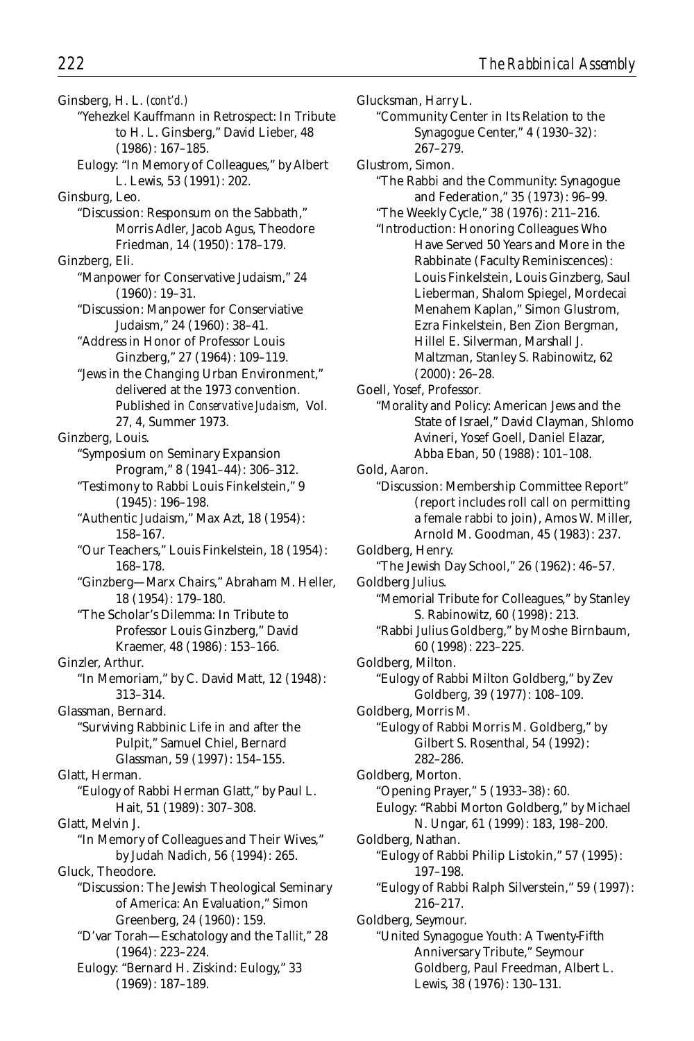Ginsberg, H. L. *(cont'd.)*

"Yehezkel Kauffmann in Retrospect: In Tribute to H. L. Ginsberg," David Lieber, 48 (1986): 167–185.

Eulogy: "In Memory of Colleagues," by Albert L. Lewis, 53 (1991): 202.

Ginsburg, Leo.

"Discussion: Responsum on the Sabbath," Morris Adler, Jacob Agus, Theodore Friedman, 14 (1950): 178–179.

Ginzberg, Eli.

"Manpower for Conservative Judaism," 24 (1960): 19–31.

"Discussion: Manpower for Conserviative Judaism," 24 (1960): 38–41.

"Address in Honor of Professor Louis Ginzberg," 27 (1964): 109–119.

"Jews in the Changing Urban Environment," delivered at the 1973 convention. Published in *Conservative Judaism,* Vol. 27, 4, Summer 1973.

Ginzberg, Louis.

"Symposium on Seminary Expansion Program," 8 (1941–44): 306–312.

"Testimony to Rabbi Louis Finkelstein," 9 (1945): 196–198.

"Authentic Judaism," Max Azt, 18 (1954): 158–167.

"Our Teachers," Louis Finkelstein, 18 (1954): 168–178.

"Ginzberg—Marx Chairs," Abraham M. Heller, 18 (1954): 179–180.

"The Scholar's Dilemma: In Tribute to Professor Louis Ginzberg," David Kraemer, 48 (1986): 153–166.

Ginzler, Arthur.

"In Memoriam," by C. David Matt, 12 (1948): 313–314.

Glassman, Bernard.

"Surviving Rabbinic Life in and after the Pulpit," Samuel Chiel, Bernard Glassman, 59 (1997): 154–155.

Glatt, Herman.

"Eulogy of Rabbi Herman Glatt," by Paul L. Hait, 51 (1989): 307–308.

Glatt, Melvin J.

"In Memory of Colleagues and Their Wives," by Judah Nadich, 56 (1994): 265.

Gluck, Theodore.

"Discussion: The Jewish Theological Seminary of America: An Evaluation," Simon Greenberg, 24 (1960): 159.

"D'var Torah—Eschatology and the *Tallit*," 28 (1964): 223–224.

Eulogy: "Bernard H. Ziskind: Eulogy," 33 (1969): 187–189.

Glucksman, Harry L.

"Community Center in Its Relation to the Synagogue Center," 4 (1930–32): 267–279.

Glustrom, Simon.

"The Rabbi and the Community: Synagogue and Federation," 35 (1973): 96–99.

"The Weekly Cycle," 38 (1976): 211–216.

"Introduction: Honoring Colleagues Who Have Served 50 Years and More in the Rabbinate (Faculty Reminiscences): Louis Finkelstein, Louis Ginzberg, Saul Lieberman, Shalom Spiegel, Mordecai Menahem Kaplan," Simon Glustrom, Ezra Finkelstein, Ben Zion Bergman, Hillel E. Silverman, Marshall J. Maltzman, Stanley S. Rabinowitz, 62 (2000): 26–28.

Goell, Yosef, Professor.

"Morality and Policy: American Jews and the State of Israel," David Clayman, Shlomo Avineri, Yosef Goell, Daniel Elazar, Abba Eban, 50 (1988): 101–108.

Gold, Aaron.

"Discussion: Membership Committee Report" (report includes roll call on permitting a female rabbi to join), Amos W. Miller, Arnold M. Goodman, 45 (1983): 237.

Goldberg, Henry.

"The Jewish Day School," 26 (1962): 46–57.

Goldberg Julius.

"Memorial Tribute for Colleagues," by Stanley S. Rabinowitz, 60 (1998): 213.

"Rabbi Julius Goldberg," by Moshe Birnbaum, 60 (1998): 223–225.

Goldberg, Milton.

"Eulogy of Rabbi Milton Goldberg," by Zev Goldberg, 39 (1977): 108–109.

Goldberg, Morris M.

"Eulogy of Rabbi Morris M. Goldberg," by Gilbert S. Rosenthal, 54 (1992): 282–286.

Goldberg, Morton.

"Opening Prayer," 5 (1933–38): 60.

Eulogy: "Rabbi Morton Goldberg," by Michael N. Ungar, 61 (1999): 183, 198–200.

Goldberg, Nathan.

"Eulogy of Rabbi Philip Listokin," 57 (1995): 197–198.

"Eulogy of Rabbi Ralph Silverstein," 59 (1997): 216–217.

Goldberg, Seymour.

"United Synagogue Youth: A Twenty-Fifth Anniversary Tribute," Seymour Goldberg, Paul Freedman, Albert L. Lewis, 38 (1976): 130–131.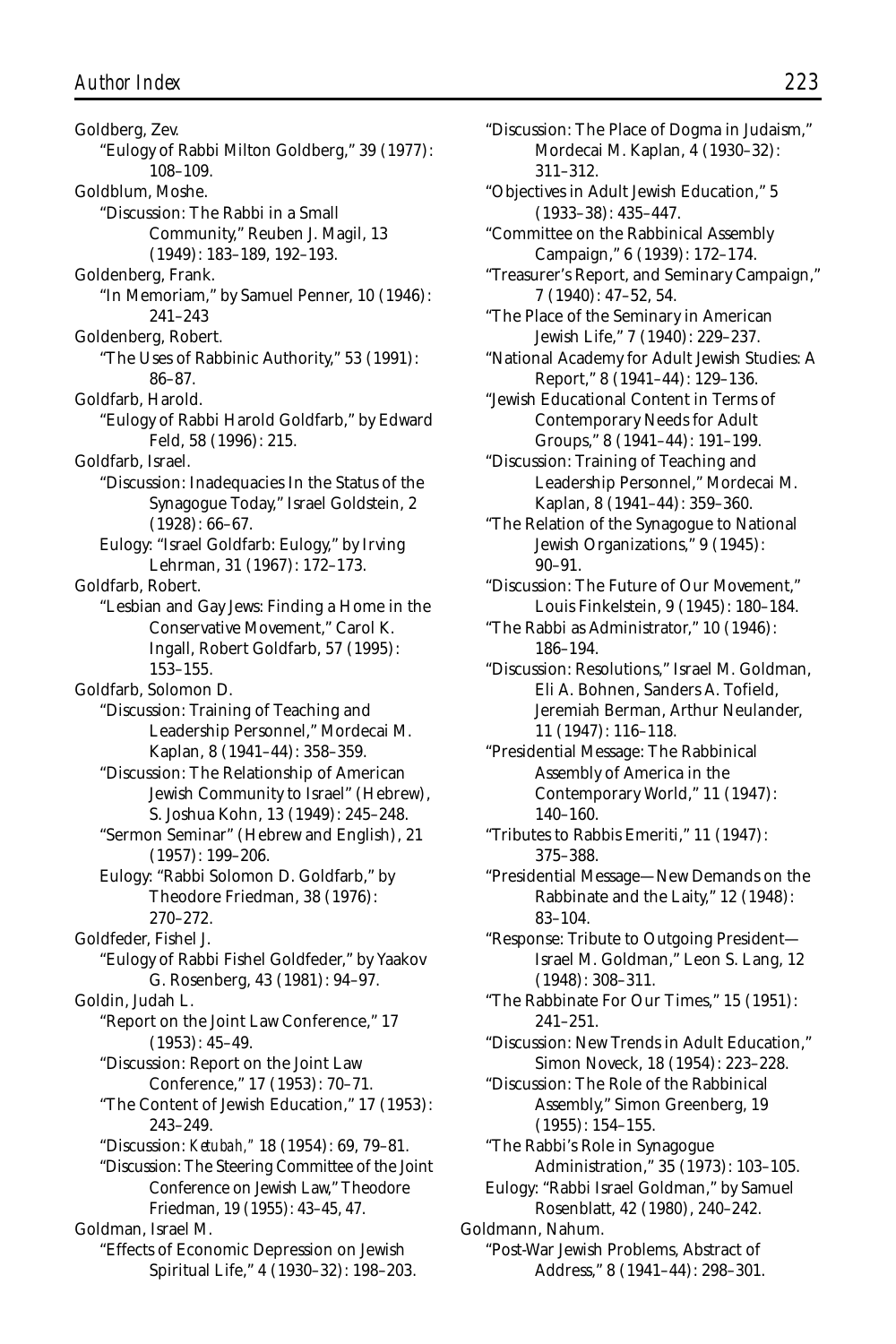Goldberg, Zev.

"Eulogy of Rabbi Milton Goldberg," 39 (1977): 108–109.

Goldblum, Moshe.

"Discussion: The Rabbi in a Small Community," Reuben J. Magil, 13 (1949): 183–189, 192–193.

Goldenberg, Frank.

"In Memoriam," by Samuel Penner, 10 (1946): 241–243

Goldenberg, Robert.

"The Uses of Rabbinic Authority," 53 (1991): 86–87.

Goldfarb, Harold.

"Eulogy of Rabbi Harold Goldfarb," by Edward Feld, 58 (1996): 215.

Goldfarb, Israel.

"Discussion: Inadequacies In the Status of the Synagogue Today," Israel Goldstein, 2 (1928): 66–67.

Eulogy: "Israel Goldfarb: Eulogy," by Irving Lehrman, 31 (1967): 172–173.

Goldfarb, Robert.

"Lesbian and Gay Jews: Finding a Home in the Conservative Movement," Carol K. Ingall, Robert Goldfarb, 57 (1995): 153–155.

Goldfarb, Solomon D.

"Discussion: Training of Teaching and Leadership Personnel," Mordecai M. Kaplan, 8 (1941–44): 358–359.

"Discussion: The Relationship of American Jewish Community to Israel" (Hebrew), S. Joshua Kohn, 13 (1949): 245–248.

"Sermon Seminar" (Hebrew and English), 21 (1957): 199–206.

Eulogy: "Rabbi Solomon D. Goldfarb," by Theodore Friedman, 38 (1976): 270–272.

Goldfeder, Fishel J.

"Eulogy of Rabbi Fishel Goldfeder," by Yaakov G. Rosenberg, 43 (1981): 94–97.

Goldin, Judah L.

"Report on the Joint Law Conference," 17 (1953): 45–49.

"Discussion: Report on the Joint Law Conference," 17 (1953): 70–71.

"The Content of Jewish Education," 17 (1953): 243–249.

"Discussion: *Ketubah*," 18 (1954): 69, 79–81.

"Discussion: The Steering Committee of the Joint Conference on Jewish Law," Theodore Friedman, 19 (1955): 43–45, 47.

Goldman, Israel M.

"Effects of Economic Depression on Jewish Spiritual Life," 4 (1930–32): 198–203.

"Discussion: The Place of Dogma in Judaism," Mordecai M. Kaplan, 4 (1930–32): 311–312.

"Objectives in Adult Jewish Education," 5 (1933–38): 435–447.

"Committee on the Rabbinical Assembly Campaign," 6 (1939): 172–174.

"Treasurer's Report, and Seminary Campaign," 7 (1940): 47–52, 54.

"The Place of the Seminary in American Jewish Life," 7 (1940): 229–237.

"National Academy for Adult Jewish Studies: A Report," 8 (1941–44): 129–136.

"Jewish Educational Content in Terms of Contemporary Needs for Adult Groups," 8 (1941–44): 191–199.

"Discussion: Training of Teaching and Leadership Personnel," Mordecai M. Kaplan, 8 (1941–44): 359–360.

"The Relation of the Synagogue to National Jewish Organizations," 9 (1945): 90–91.

"Discussion: The Future of Our Movement," Louis Finkelstein, 9 (1945): 180–184.

"The Rabbi as Administrator," 10 (1946): 186–194.

"Discussion: Resolutions," Israel M. Goldman, Eli A. Bohnen, Sanders A. Tofield, Jeremiah Berman, Arthur Neulander, 11 (1947): 116–118.

"Presidential Message: The Rabbinical Assembly of America in the Contemporary World," 11 (1947): 140–160.

"Tributes to Rabbis Emeriti," 11 (1947): 375–388.

"Presidential Message—New Demands on the Rabbinate and the Laity," 12 (1948): 83–104.

"Response: Tribute to Outgoing President—Israel M. Goldman," Leon S. Lang, 12 (1948): 308–311.

"The Rabbinate For Our Times," 15 (1951): 241–251.

"Discussion: New Trends in Adult Education," Simon Noveck, 18 (1954): 223–228.

"Discussion: The Role of the Rabbinical Assembly," Simon Greenberg, 19 (1955): 154–155.

"The Rabbi's Role in Synagogue Administration," 35 (1973): 103–105.

Eulogy: "Rabbi Israel Goldman," by Samuel Rosenblatt, 42 (1980), 240–242.

Goldmann, Nahum.

"Post-War Jewish Problems, Abstract of Address," 8 (1941–44): 298–301.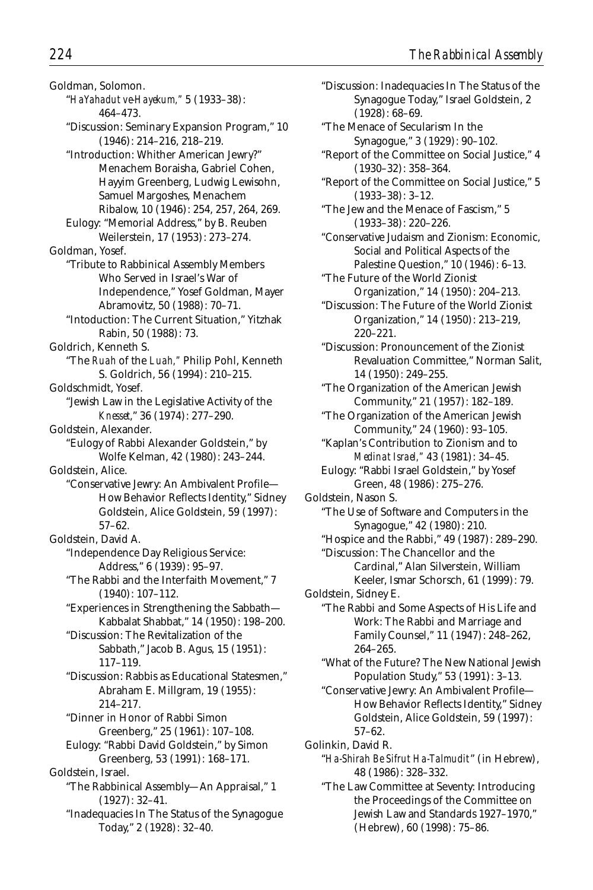Goldman, Solomon.

"*HaYahadut ve-Hayekum*," 5 (1933–38): 464–473.

"Discussion: Seminary Expansion Program," 10 (1946): 214–216, 218–219.

"Introduction: Whither American Jewry?" Menachem Boraisha, Gabriel Cohen, Hayyim Greenberg, Ludwig Lewisohn, Samuel Margoshes, Menachem Ribalow, 10 (1946): 254, 257, 264, 269.

Eulogy: "Memorial Address," by B. Reuben Weilerstein, 17 (1953): 273–274.

Goldman, Yosef.

"Tribute to Rabbinical Assembly Members Who Served in Israel's War of Independence," Yosef Goldman, Mayer Abramovitz, 50 (1988): 70–71.

"Intoduction: The Current Situation," Yitzhak Rabin, 50 (1988): 73.

Goldrich, Kenneth S.

"The *Ruah* of the *Luah*," Philip Pohl, Kenneth S. Goldrich, 56 (1994): 210–215.

Goldschmidt, Yosef.

"Jewish Law in the Legislative Activity of the *Knesset*," 36 (1974): 277–290.

Goldstein, Alexander.

"Eulogy of Rabbi Alexander Goldstein," by Wolfe Kelman, 42 (1980): 243–244.

Goldstein, Alice.

"Conservative Jewry: An Ambivalent Profile—How Behavior Reflects Identity," Sidney Goldstein, Alice Goldstein, 59 (1997): 57–62.

Goldstein, David A.

"Independence Day Religious Service: Address," 6 (1939): 95–97.

"The Rabbi and the Interfaith Movement," 7 (1940): 107–112.

"Experiences in Strengthening the Sabbath—Kabbalat Shabbat," 14 (1950): 198–200.

"Discussion: The Revitalization of the Sabbath," Jacob B. Agus, 15 (1951): 117–119.

"Discussion: Rabbis as Educational Statesmen," Abraham E. Millgram, 19 (1955): 214–217.

"Dinner in Honor of Rabbi Simon Greenberg," 25 (1961): 107–108.

Eulogy: "Rabbi David Goldstein," by Simon Greenberg, 53 (1991): 168–171.

Goldstein, Israel.

"The Rabbinical Assembly—An Appraisal," 1 (1927): 32–41.

"Inadequacies In The Status of the Synagogue Today," 2 (1928): 32–40.

"Discussion: Inadequacies In The Status of the Synagogue Today," Israel Goldstein, 2 (1928): 68–69.

"The Menace of Secularism In the Synagogue," 3 (1929): 90–102.

"Report of the Committee on Social Justice," 4 (1930–32): 358–364.

"Report of the Committee on Social Justice," 5 (1933–38): 3–12.

"The Jew and the Menace of Fascism," 5 (1933–38): 220–226.

"Conservative Judaism and Zionism: Economic, Social and Political Aspects of the Palestine Question," 10 (1946): 6–13.

"The Future of the World Zionist Organization," 14 (1950): 204–213.

"Discussion: The Future of the World Zionist Organization," 14 (1950): 213–219, 220–221.

"Discussion: Pronouncement of the Zionist Revaluation Committee," Norman Salit, 14 (1950): 249–255.

"The Organization of the American Jewish Community," 21 (1957): 182–189.

"The Organization of the American Jewish Community," 24 (1960): 93–105.

"Kaplan's Contribution to Zionism and to *Medinat Israel*," 43 (1981): 34–45.

Eulogy: "Rabbi Israel Goldstein," by Yosef Green, 48 (1986): 275–276.

Goldstein, Nason S.

"The Use of Software and Computers in the Synagogue," 42 (1980): 210.

"Hospice and the Rabbi," 49 (1987): 289–290.

"Discussion: The Chancellor and the Cardinal," Alan Silverstein, William Keeler, Ismar Schorsch, 61 (1999): 79.

Goldstein, Sidney E.

"The Rabbi and Some Aspects of His Life and Work: The Rabbi and Marriage and Family Counsel," 11 (1947): 248–262, 264–265.

"What of the Future? The New National Jewish Population Study," 53 (1991): 3–13.

"Conservative Jewry: An Ambivalent Profile—How Behavior Reflects Identity," Sidney Goldstein, Alice Goldstein, 59 (1997): 57–62.

Golinkin, David R.

"*Ha-Shirah Be Sifrut Ha-Talmudit*" (in Hebrew), 48 (1986): 328–332.

"The Law Committee at Seventy: Introducing the Proceedings of the Committee on Jewish Law and Standards 1927–1970," (Hebrew), 60 (1998): 75–86.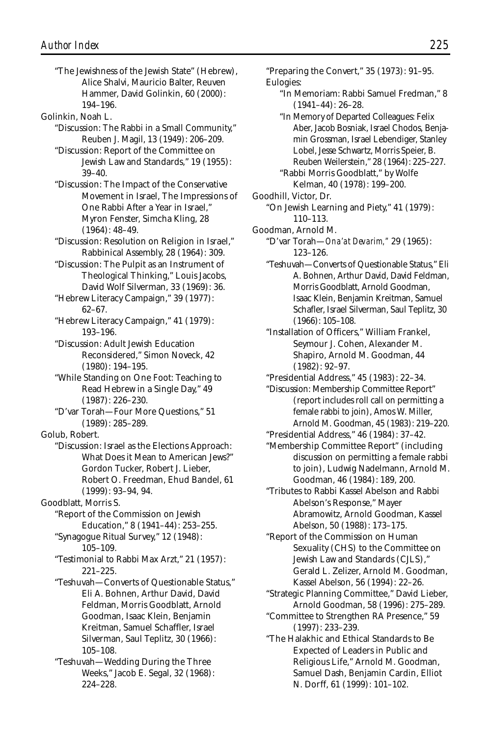"The Jewishness of the Jewish State" (Hebrew), Alice Shalvi, Mauricio Balter, Reuven Hammer, David Golinkin, 60 (2000): 194–196.

Golinkin, Noah L.

- "Discussion: The Rabbi in a Small Community," Reuben J. Magil, 13 (1949): 206–209.
- "Discussion: Report of the Committee on Jewish Law and Standards," 19 (1955): 39–40.
- "Discussion: The Impact of the Conservative Movement in Israel, The Impressions of One Rabbi After a Year in Israel," Myron Fenster, Simcha Kling, 28 (1964): 48–49.
- "Discussion: Resolution on Religion in Israel," Rabbinical Assembly, 28 (1964): 309.
- "Discussion: The Pulpit as an Instrument of Theological Thinking," Louis Jacobs, David Wolf Silverman, 33 (1969): 36.
- "Hebrew Literacy Campaign," 39 (1977): 62–67.
- "Hebrew Literacy Campaign," 41 (1979): 193–196.
- "Discussion: Adult Jewish Education Reconsidered," Simon Noveck, 42 (1980): 194–195.
- "While Standing on One Foot: Teaching to Read Hebrew in a Single Day," 49 (1987): 226–230.
- "D'var Torah—Four More Questions," 51 (1989): 285–289.

Golub, Robert.

- "Discussion: Israel as the Elections Approach: What Does it Mean to American Jews?" Gordon Tucker, Robert J. Lieber, Robert O. Freedman, Ehud Bandel, 61 (1999): 93–94, 94.

Goodblatt, Morris S.

- "Report of the Commission on Jewish Education," 8 (1941–44): 253–255.
- "Synagogue Ritual Survey," 12 (1948): 105–109.
- "Testimonial to Rabbi Max Arzt," 21 (1957): 221–225.
- "Teshuvah—Converts of Questionable Status," Eli A. Bohnen, Arthur David, David Feldman, Morris Goodblatt, Arnold Goodman, Isaac Klein, Benjamin Kreitman, Samuel Schaffler, Israel Silverman, Saul Teplitz, 30 (1966): 105–108.
- "Teshuvah—Wedding During the Three Weeks," Jacob E. Segal, 32 (1968): 224–228.
- "Preparing the Convert," 35 (1973): 91–95.
- Eulogies:
  - "In Memoriam: Rabbi Samuel Fredman," 8 (1941–44): 26–28.
  - "In Memory of Departed Colleagues: Felix Aber, Jacob Bosniak, Israel Chodos, Benjamin Grossman, Israel Lebendiger, Stanley Lobel, Jesse Schwartz, Morris Speier, B. Reuben Weilerstein," 28 (1964): 225–227.
  - "Rabbi Morris Goodblatt," by Wolfe Kelman, 40 (1978): 199–200.

Goodhill, Victor, Dr.

- "On Jewish Learning and Piety," 41 (1979): 110–113.

Goodman, Arnold M.

- "D'var Torah—*Ona'at Devarim,*" 29 (1965): 123–126.
- "Teshuvah—Converts of Questionable Status," Eli A. Bohnen, Arthur David, David Feldman, Morris Goodblatt, Arnold Goodman, Isaac Klein, Benjamin Kreitman, Samuel Schafler, Israel Silverman, Saul Teplitz, 30 (1966): 105–108.
- "Installation of Officers," William Frankel, Seymour J. Cohen, Alexander M. Shapiro, Arnold M. Goodman, 44 (1982): 92–97.
- "Presidential Address," 45 (1983): 22–34.
- "Discussion: Membership Committee Report" (report includes roll call on permitting a female rabbi to join), Amos W. Miller, Arnold M. Goodman, 45 (1983): 219–220.
- "Presidential Address," 46 (1984): 37–42.
- "Membership Committee Report" (including discussion on permitting a female rabbi to join), Ludwig Nadelmann, Arnold M. Goodman, 46 (1984): 189, 200.
- "Tributes to Rabbi Kassel Abelson and Rabbi Abelson's Response," Mayer Abramowitz, Arnold Goodman, Kassel Abelson, 50 (1988): 173–175.
- "Report of the Commission on Human Sexuality (CHS) to the Committee on Jewish Law and Standards (CJLS)," Gerald L. Zelizer, Arnold M. Goodman, Kassel Abelson, 56 (1994): 22–26.
- "Strategic Planning Committee," David Lieber, Arnold Goodman, 58 (1996): 275–289.
- "Committee to Strengthen RA Presence," 59 (1997): 233–239.
- "The Halakhic and Ethical Standards to Be Expected of Leaders in Public and Religious Life," Arnold M. Goodman, Samuel Dash, Benjamin Cardin, Elliot N. Dorff, 61 (1999): 101–102.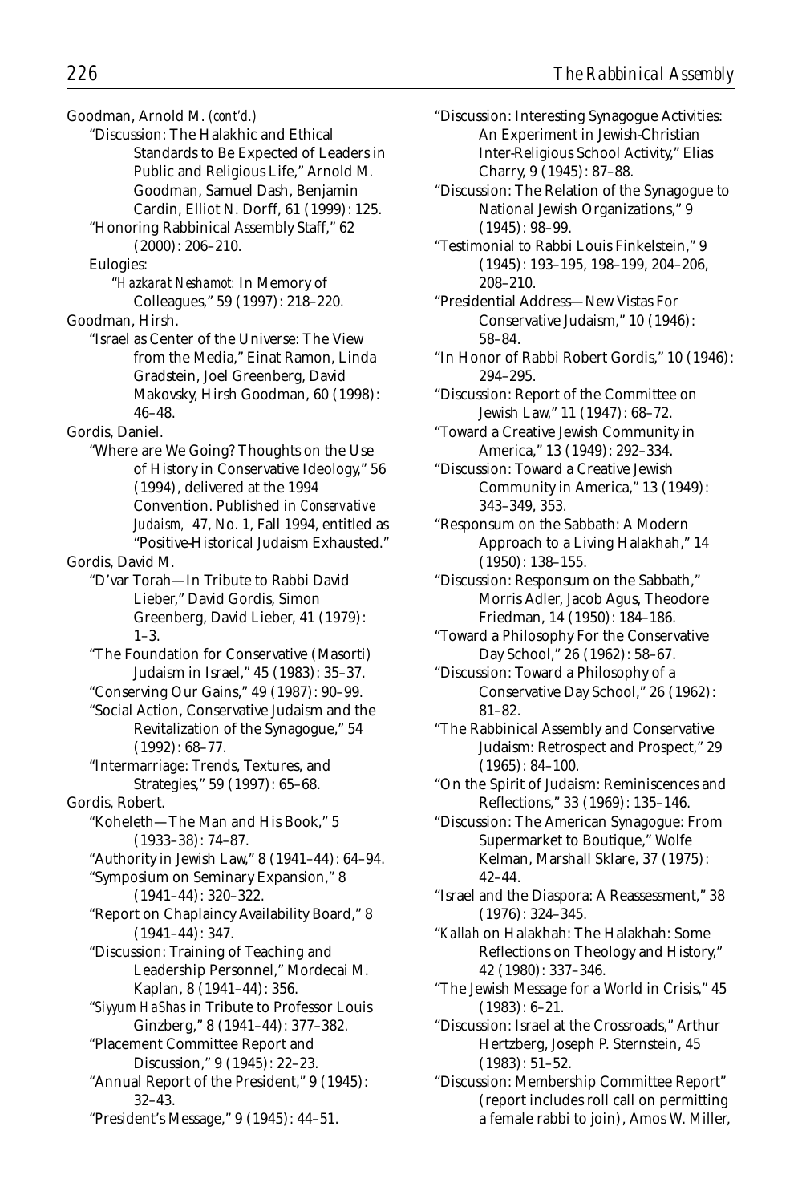Goodman, Arnold M. *(cont'd.)*

"Discussion: The Halakhic and Ethical Standards to Be Expected of Leaders in Public and Religious Life," Arnold M. Goodman, Samuel Dash, Benjamin Cardin, Elliot N. Dorff, 61 (1999): 125.

"Honoring Rabbinical Assembly Staff," 62 (2000): 206–210.

Eulogies:

"*Hazkarat Neshamot:* In Memory of Colleagues," 59 (1997): 218–220.

Goodman, Hirsh.

"Israel as Center of the Universe: The View from the Media," Einat Ramon, Linda Gradstein, Joel Greenberg, David Makovsky, Hirsh Goodman, 60 (1998): 46–48.

Gordis, Daniel.

"Where are We Going? Thoughts on the Use of History in Conservative Ideology," 56 (1994), delivered at the 1994 Convention. Published in *Conservative Judaism,* 47, No. 1, Fall 1994, entitled as "Positive-Historical Judaism Exhausted."

Gordis, David M.

"D'var Torah—In Tribute to Rabbi David Lieber," David Gordis, Simon Greenberg, David Lieber, 41 (1979): 1–3.

"The Foundation for Conservative (Masorti) Judaism in Israel," 45 (1983): 35–37.

"Conserving Our Gains," 49 (1987): 90–99.

"Social Action, Conservative Judaism and the Revitalization of the Synagogue," 54 (1992): 68–77.

"Intermarriage: Trends, Textures, and Strategies," 59 (1997): 65–68.

Gordis, Robert.

"Koheleth—The Man and His Book," 5 (1933–38): 74–87.

"Authority in Jewish Law," 8 (1941–44): 64–94.

"Symposium on Seminary Expansion," 8 (1941–44): 320–322.

"Report on Chaplaincy Availability Board," 8 (1941–44): 347.

"Discussion: Training of Teaching and Leadership Personnel," Mordecai M. Kaplan, 8 (1941–44): 356.

"*Siyyum HaShas* in Tribute to Professor Louis Ginzberg," 8 (1941–44): 377–382.

"Placement Committee Report and Discussion," 9 (1945): 22–23.

"Annual Report of the President," 9 (1945): 32–43.

"President's Message," 9 (1945): 44–51.

"Discussion: Interesting Synagogue Activities: An Experiment in Jewish-Christian Inter-Religious School Activity," Elias Charry, 9 (1945): 87–88.

"Discussion: The Relation of the Synagogue to National Jewish Organizations," 9 (1945): 98–99.

"Testimonial to Rabbi Louis Finkelstein," 9 (1945): 193–195, 198–199, 204–206, 208–210.

"Presidential Address—New Vistas For Conservative Judaism," 10 (1946): 58–84.

"In Honor of Rabbi Robert Gordis," 10 (1946): 294–295.

"Discussion: Report of the Committee on Jewish Law," 11 (1947): 68–72.

"Toward a Creative Jewish Community in America," 13 (1949): 292–334.

"Discussion: Toward a Creative Jewish Community in America," 13 (1949): 343–349, 353.

"Responsum on the Sabbath: A Modern Approach to a Living Halakhah," 14 (1950): 138–155.

"Discussion: Responsum on the Sabbath," Morris Adler, Jacob Agus, Theodore Friedman, 14 (1950): 184–186.

"Toward a Philosophy For the Conservative Day School," 26 (1962): 58–67.

"Discussion: Toward a Philosophy of a Conservative Day School," 26 (1962): 81–82.

"The Rabbinical Assembly and Conservative Judaism: Retrospect and Prospect," 29 (1965): 84–100.

"On the Spirit of Judaism: Reminiscences and Reflections," 33 (1969): 135–146.

"Discussion: The American Synagogue: From Supermarket to Boutique," Wolfe Kelman, Marshall Sklare, 37 (1975): 42–44.

"Israel and the Diaspora: A Reassessment," 38 (1976): 324–345.

"*Kallah* on Halakhah: The Halakhah: Some Reflections on Theology and History," 42 (1980): 337–346.

"The Jewish Message for a World in Crisis," 45 (1983): 6–21.

"Discussion: Israel at the Crossroads," Arthur Hertzberg, Joseph P. Sternstein, 45 (1983): 51–52.

"Discussion: Membership Committee Report" (report includes roll call on permitting a female rabbi to join), Amos W. Miller,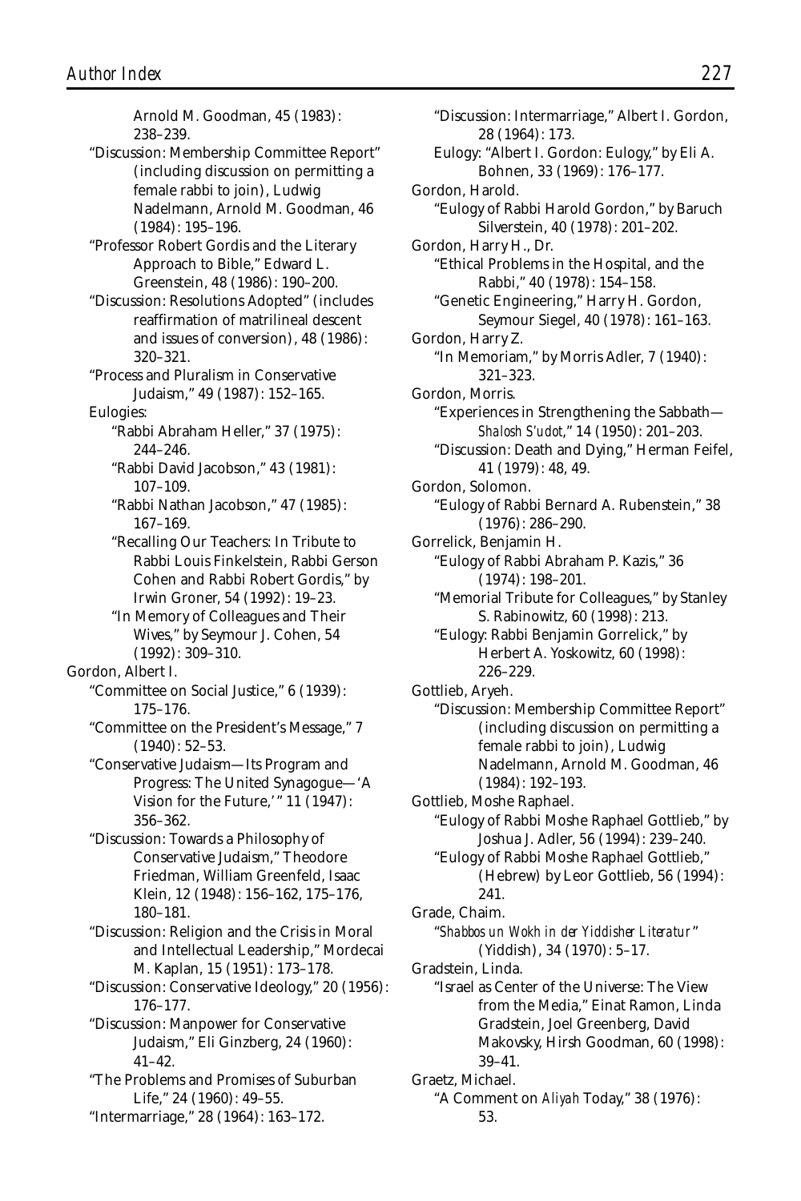Arnold M. Goodman, 45 (1983): 238–239.

"Discussion: Membership Committee Report" (including discussion on permitting a female rabbi to join), Ludwig Nadelmann, Arnold M. Goodman, 46 (1984): 195–196.

"Professor Robert Gordis and the Literary Approach to Bible," Edward L. Greenstein, 48 (1986): 190–200.

"Discussion: Resolutions Adopted" (includes reaffirmation of matrilineal descent and issues of conversion), 48 (1986): 320–321.

"Process and Pluralism in Conservative Judaism," 49 (1987): 152–165.

Eulogies:

"Rabbi Abraham Heller," 37 (1975): 244–246.

"Rabbi David Jacobson," 43 (1981): 107–109.

"Rabbi Nathan Jacobson," 47 (1985): 167–169.

"Recalling Our Teachers: In Tribute to Rabbi Louis Finkelstein, Rabbi Gerson Cohen and Rabbi Robert Gordis," by Irwin Groner, 54 (1992): 19–23.

"In Memory of Colleagues and Their Wives," by Seymour J. Cohen, 54 (1992): 309–310.

Gordon, Albert I.

"Committee on Social Justice," 6 (1939): 175–176.

"Committee on the President's Message," 7 (1940): 52–53.

"Conservative Judaism—Its Program and Progress: The United Synagogue—'A Vision for the Future,'" 11 (1947): 356–362.

"Discussion: Towards a Philosophy of Conservative Judaism," Theodore Friedman, William Greenfeld, Isaac Klein, 12 (1948): 156–162, 175–176, 180–181.

"Discussion: Religion and the Crisis in Moral and Intellectual Leadership," Mordecai M. Kaplan, 15 (1951): 173–178.

"Discussion: Conservative Ideology," 20 (1956): 176–177.

"Discussion: Manpower for Conservative Judaism," Eli Ginzberg, 24 (1960): 41–42.

"The Problems and Promises of Suburban Life," 24 (1960): 49–55.

"Intermarriage," 28 (1964): 163–172.

"Discussion: Intermarriage," Albert I. Gordon, 28 (1964): 173.

Eulogy: "Albert I. Gordon: Eulogy," by Eli A. Bohnen, 33 (1969): 176–177.

Gordon, Harold.

"Eulogy of Rabbi Harold Gordon," by Baruch Silverstein, 40 (1978): 201–202.

Gordon, Harry H., Dr.

"Ethical Problems in the Hospital, and the Rabbi," 40 (1978): 154–158.

"Genetic Engineering," Harry H. Gordon, Seymour Siegel, 40 (1978): 161–163.

Gordon, Harry Z.

"In Memoriam," by Morris Adler, 7 (1940): 321–323.

Gordon, Morris.

"Experiences in Strengthening the Sabbath—*Shalosh S'udot*," 14 (1950): 201–203.

"Discussion: Death and Dying," Herman Feifel, 41 (1979): 48, 49.

Gordon, Solomon.

"Eulogy of Rabbi Bernard A. Rubenstein," 38 (1976): 286–290.

Gorrelick, Benjamin H.

"Eulogy of Rabbi Abraham P. Kazis," 36 (1974): 198–201.

"Memorial Tribute for Colleagues," by Stanley S. Rabinowitz, 60 (1998): 213.

"Eulogy: Rabbi Benjamin Gorrelick," by Herbert A. Yoskowitz, 60 (1998): 226–229.

Gottlieb, Aryeh.

"Discussion: Membership Committee Report" (including discussion on permitting a female rabbi to join), Ludwig Nadelmann, Arnold M. Goodman, 46 (1984): 192–193.

Gottlieb, Moshe Raphael.

"Eulogy of Rabbi Moshe Raphael Gottlieb," by Joshua J. Adler, 56 (1994): 239–240.

"Eulogy of Rabbi Moshe Raphael Gottlieb," (Hebrew) by Leor Gottlieb, 56 (1994): 241.

Grade, Chaim.

"*Shabbos un Wokh in der Yiddisher Literatur*" (Yiddish), 34 (1970): 5–17.

Gradstein, Linda.

"Israel as Center of the Universe: The View from the Media," Einat Ramon, Linda Gradstein, Joel Greenberg, David Makovsky, Hirsh Goodman, 60 (1998): 39–41.

Graetz, Michael.

"A Comment on *Aliyah* Today," 38 (1976): 53.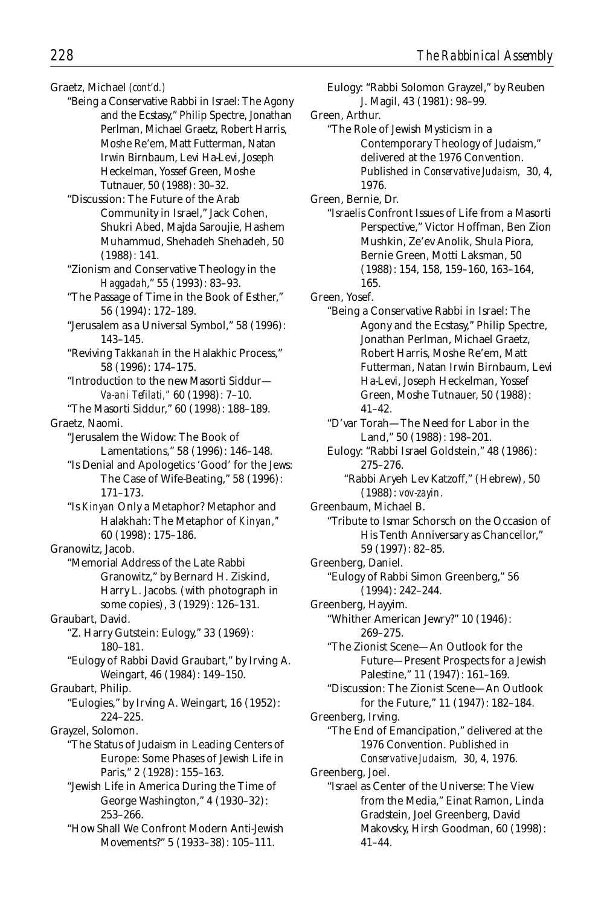Graetz, Michael *(cont'd.)*

"Being a Conservative Rabbi in Israel: The Agony and the Ecstasy," Philip Spectre, Jonathan Perlman, Michael Graetz, Robert Harris, Moshe Re'em, Matt Futterman, Natan Irwin Birnbaum, Levi Ha-Levi, Joseph Heckelman, Yossef Green, Moshe Tutnauer, 50 (1988): 30–32.

"Discussion: The Future of the Arab Community in Israel," Jack Cohen, Shukri Abed, Majda Saroujie, Hashem Muhammud, Shehadeh Shehadeh, 50 (1988): 141.

"Zionism and Conservative Theology in the *Haggadah*," 55 (1993): 83–93.

"The Passage of Time in the Book of Esther," 56 (1994): 172–189.

"Jerusalem as a Universal Symbol," 58 (1996): 143–145.

"Reviving *Takkanah* in the Halakhic Process," 58 (1996): 174–175.

"Introduction to the new Masorti Siddur—*Va-ani Tefilati,"* 60 (1998): 7–10.

"The Masorti Siddur," 60 (1998): 188–189.

Graetz, Naomi.

"Jerusalem the Widow: The Book of Lamentations," 58 (1996): 146–148.

"Is Denial and Apologetics 'Good' for the Jews: The Case of Wife-Beating," 58 (1996): 171–173.

"Is *Kinyan* Only a Metaphor? Metaphor and Halakhah: The Metaphor of *Kinyan,"* 60 (1998): 175–186.

Granowitz, Jacob.

"Memorial Address of the Late Rabbi Granowitz," by Bernard H. Ziskind, Harry L. Jacobs. (with photograph in some copies), 3 (1929): 126–131.

Graubart, David.

"Z. Harry Gutstein: Eulogy," 33 (1969): 180–181.

"Eulogy of Rabbi David Graubart," by Irving A. Weingart, 46 (1984): 149–150.

Graubart, Philip.

"Eulogies," by Irving A. Weingart, 16 (1952): 224–225.

Grayzel, Solomon.

"The Status of Judaism in Leading Centers of Europe: Some Phases of Jewish Life in Paris," 2 (1928): 155–163.

"Jewish Life in America During the Time of George Washington," 4 (1930–32): 253–266.

"How Shall We Confront Modern Anti-Jewish Movements?" 5 (1933–38): 105–111.

Eulogy: "Rabbi Solomon Grayzel," by Reuben J. Magil, 43 (1981): 98–99.

Green, Arthur.

"The Role of Jewish Mysticism in a Contemporary Theology of Judaism," delivered at the 1976 Convention. Published in *Conservative Judaism,* 30, 4, 1976.

Green, Bernie, Dr.

"Israelis Confront Issues of Life from a Masorti Perspective," Victor Hoffman, Ben Zion Mushkin, Ze'ev Anolik, Shula Piora, Bernie Green, Motti Laksman, 50 (1988): 154, 158, 159–160, 163–164, 165.

Green, Yosef.

"Being a Conservative Rabbi in Israel: The Agony and the Ecstasy," Philip Spectre, Jonathan Perlman, Michael Graetz, Robert Harris, Moshe Re'em, Matt Futterman, Natan Irwin Birnbaum, Levi Ha-Levi, Joseph Heckelman, Yossef Green, Moshe Tutnauer, 50 (1988): 41–42.

"D'var Torah—The Need for Labor in the Land," 50 (1988): 198–201.

Eulogy: "Rabbi Israel Goldstein," 48 (1986): 275–276.

"Rabbi Aryeh Lev Katzoff," (Hebrew), 50 (1988): *vov-zayin.*

Greenbaum, Michael B.

"Tribute to Ismar Schorsch on the Occasion of His Tenth Anniversary as Chancellor," 59 (1997): 82–85.

Greenberg, Daniel.

"Eulogy of Rabbi Simon Greenberg," 56 (1994): 242–244.

Greenberg, Hayyim.

"Whither American Jewry?" 10 (1946): 269–275.

"The Zionist Scene—An Outlook for the Future—Present Prospects for a Jewish Palestine," 11 (1947): 161–169.

"Discussion: The Zionist Scene—An Outlook for the Future," 11 (1947): 182–184.

Greenberg, Irving.

"The End of Emancipation," delivered at the 1976 Convention. Published in *Conservative Judaism,* 30, 4, 1976.

Greenberg, Joel.

"Israel as Center of the Universe: The View from the Media," Einat Ramon, Linda Gradstein, Joel Greenberg, David Makovsky, Hirsh Goodman, 60 (1998): 41–44.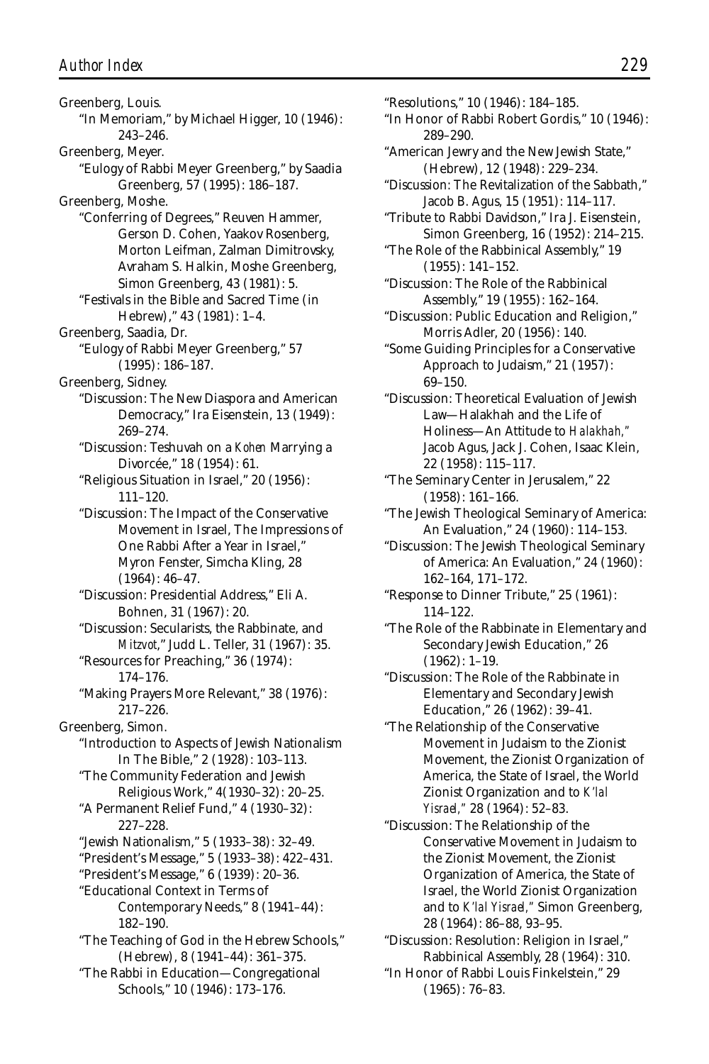Greenberg, Louis.

"In Memoriam," by Michael Higger, 10 (1946): 243–246.

Greenberg, Meyer.

"Eulogy of Rabbi Meyer Greenberg," by Saadia Greenberg, 57 (1995): 186–187.

Greenberg, Moshe.

"Conferring of Degrees," Reuven Hammer, Gerson D. Cohen, Yaakov Rosenberg, Morton Leifman, Zalman Dimitrovsky, Avraham S. Halkin, Moshe Greenberg, Simon Greenberg, 43 (1981): 5.

"Festivals in the Bible and Sacred Time (in Hebrew)," 43 (1981): 1–4.

Greenberg, Saadia, Dr.

"Eulogy of Rabbi Meyer Greenberg," 57 (1995): 186–187.

Greenberg, Sidney.

"Discussion: The New Diaspora and American Democracy," Ira Eisenstein, 13 (1949): 269–274.

"Discussion: Teshuvah on a *Kohen* Marrying a Divorcée," 18 (1954): 61.

"Religious Situation in Israel," 20 (1956): 111–120.

"Discussion: The Impact of the Conservative Movement in Israel, The Impressions of One Rabbi After a Year in Israel," Myron Fenster, Simcha Kling, 28 (1964): 46–47.

"Discussion: Presidential Address," Eli A. Bohnen, 31 (1967): 20.

"Discussion: Secularists, the Rabbinate, and *Mitzvot*," Judd L. Teller, 31 (1967): 35.

"Resources for Preaching," 36 (1974): 174–176.

"Making Prayers More Relevant," 38 (1976): 217–226.

Greenberg, Simon.

"Introduction to Aspects of Jewish Nationalism In The Bible," 2 (1928): 103–113.

"The Community Federation and Jewish Religious Work," 4(1930–32): 20–25.

"A Permanent Relief Fund," 4 (1930–32): 227–228.

"Jewish Nationalism," 5 (1933–38): 32–49.

"President's Message," 5 (1933–38): 422–431.

"President's Message," 6 (1939): 20–36.

"Educational Context in Terms of Contemporary Needs," 8 (1941–44): 182–190.

"The Teaching of God in the Hebrew Schools," (Hebrew), 8 (1941–44): 361–375.

"The Rabbi in Education—Congregational Schools," 10 (1946): 173–176.

"Resolutions," 10 (1946): 184–185.

"In Honor of Rabbi Robert Gordis," 10 (1946): 289–290.

"American Jewry and the New Jewish State," (Hebrew), 12 (1948): 229–234.

"Discussion: The Revitalization of the Sabbath," Jacob B. Agus, 15 (1951): 114–117.

"Tribute to Rabbi Davidson," Ira J. Eisenstein, Simon Greenberg, 16 (1952): 214–215.

"The Role of the Rabbinical Assembly," 19 (1955): 141–152.

"Discussion: The Role of the Rabbinical Assembly," 19 (1955): 162–164.

"Discussion: Public Education and Religion," Morris Adler, 20 (1956): 140.

"Some Guiding Principles for a Conservative Approach to Judaism," 21 (1957): 69–150.

"Discussion: Theoretical Evaluation of Jewish Law—Halakhah and the Life of Holiness—An Attitude to *Halakhah*," Jacob Agus, Jack J. Cohen, Isaac Klein, 22 (1958): 115–117.

"The Seminary Center in Jerusalem," 22 (1958): 161–166.

"The Jewish Theological Seminary of America: An Evaluation," 24 (1960): 114–153.

"Discussion: The Jewish Theological Seminary of America: An Evaluation," 24 (1960): 162–164, 171–172.

"Response to Dinner Tribute," 25 (1961): 114–122.

"The Role of the Rabbinate in Elementary and Secondary Jewish Education," 26 (1962): 1–19.

"Discussion: The Role of the Rabbinate in Elementary and Secondary Jewish Education," 26 (1962): 39–41.

"The Relationship of the Conservative Movement in Judaism to the Zionist Movement, the Zionist Organization of America, the State of Israel, the World Zionist Organization and to *K'lal Yisrael*," 28 (1964): 52–83.

"Discussion: The Relationship of the Conservative Movement in Judaism to the Zionist Movement, the Zionist Organization of America, the State of Israel, the World Zionist Organization and to *K'lal Yisrael*," Simon Greenberg, 28 (1964): 86–88, 93–95.

"Discussion: Resolution: Religion in Israel," Rabbinical Assembly, 28 (1964): 310.

"In Honor of Rabbi Louis Finkelstein," 29 (1965): 76–83.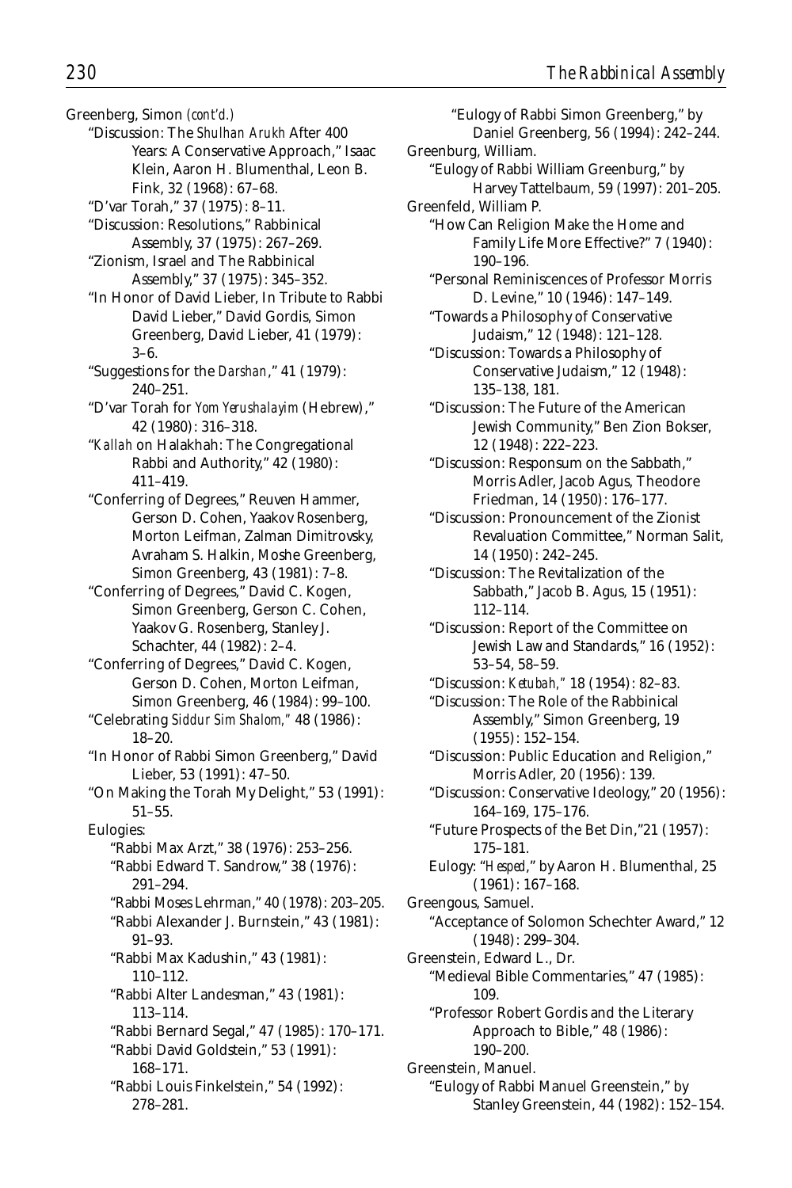Greenberg, Simon *(cont'd.)*

"Discussion: The *Shulhan Arukh* After 400 Years: A Conservative Approach," Isaac Klein, Aaron H. Blumenthal, Leon B. Fink, 32 (1968): 67–68.

"D'var Torah," 37 (1975): 8–11.

"Discussion: Resolutions," Rabbinical Assembly, 37 (1975): 267–269.

"Zionism, Israel and The Rabbinical Assembly," 37 (1975): 345–352.

"In Honor of David Lieber, In Tribute to Rabbi David Lieber," David Gordis, Simon Greenberg, David Lieber, 41 (1979): 3–6.

"Suggestions for the *Darshan*," 41 (1979): 240–251.

"D'var Torah for *Yom Yerushalayim* (Hebrew)," 42 (1980): 316–318.

"*Kallah* on Halakhah: The Congregational Rabbi and Authority," 42 (1980): 411–419.

"Conferring of Degrees," Reuven Hammer, Gerson D. Cohen, Yaakov Rosenberg, Morton Leifman, Zalman Dimitrovsky, Avraham S. Halkin, Moshe Greenberg, Simon Greenberg, 43 (1981): 7–8.

"Conferring of Degrees," David C. Kogen, Simon Greenberg, Gerson C. Cohen, Yaakov G. Rosenberg, Stanley J. Schachter, 44 (1982): 2–4.

"Conferring of Degrees," David C. Kogen, Gerson D. Cohen, Morton Leifman, Simon Greenberg, 46 (1984): 99–100.

"Celebrating *Siddur Sim Shalom*," 48 (1986): 18–20.

"In Honor of Rabbi Simon Greenberg," David Lieber, 53 (1991): 47–50.

"On Making the Torah My Delight," 53 (1991): 51–55.

Eulogies:

"Rabbi Max Arzt," 38 (1976): 253–256.

"Rabbi Edward T. Sandrow," 38 (1976): 291–294.

"Rabbi Moses Lehrman," 40 (1978): 203–205.

"Rabbi Alexander J. Burnstein," 43 (1981): 91–93.

"Rabbi Max Kadushin," 43 (1981): 110–112.

"Rabbi Alter Landesman," 43 (1981): 113–114.

"Rabbi Bernard Segal," 47 (1985): 170–171.

"Rabbi David Goldstein," 53 (1991): 168–171.

"Rabbi Louis Finkelstein," 54 (1992): 278–281.

"Eulogy of Rabbi Simon Greenberg," by Daniel Greenberg, 56 (1994): 242–244.

Greenburg, William.

"Eulogy of Rabbi William Greenburg," by Harvey Tattelbaum, 59 (1997): 201–205.

Greenfeld, William P.

"How Can Religion Make the Home and Family Life More Effective?" 7 (1940): 190–196.

"Personal Reminiscences of Professor Morris D. Levine," 10 (1946): 147–149.

"Towards a Philosophy of Conservative Judaism," 12 (1948): 121–128.

"Discussion: Towards a Philosophy of Conservative Judaism," 12 (1948): 135–138, 181.

"Discussion: The Future of the American Jewish Community," Ben Zion Bokser, 12 (1948): 222–223.

"Discussion: Responsum on the Sabbath," Morris Adler, Jacob Agus, Theodore Friedman, 14 (1950): 176–177.

"Discussion: Pronouncement of the Zionist Revaluation Committee," Norman Salit, 14 (1950): 242–245.

"Discussion: The Revitalization of the Sabbath," Jacob B. Agus, 15 (1951): 112–114.

"Discussion: Report of the Committee on Jewish Law and Standards," 16 (1952): 53–54, 58–59.

"Discussion: *Ketubah*," 18 (1954): 82–83.

"Discussion: The Role of the Rabbinical Assembly," Simon Greenberg, 19 (1955): 152–154.

"Discussion: Public Education and Religion," Morris Adler, 20 (1956): 139.

"Discussion: Conservative Ideology," 20 (1956): 164–169, 175–176.

"Future Prospects of the Bet Din,"21 (1957): 175–181.

Eulogy: "*Hesped*," by Aaron H. Blumenthal, 25 (1961): 167–168.

Greengous, Samuel.

"Acceptance of Solomon Schechter Award," 12 (1948): 299–304.

Greenstein, Edward L., Dr.

"Medieval Bible Commentaries," 47 (1985): 109.

"Professor Robert Gordis and the Literary Approach to Bible," 48 (1986): 190–200.

Greenstein, Manuel.

"Eulogy of Rabbi Manuel Greenstein," by Stanley Greenstein, 44 (1982): 152–154.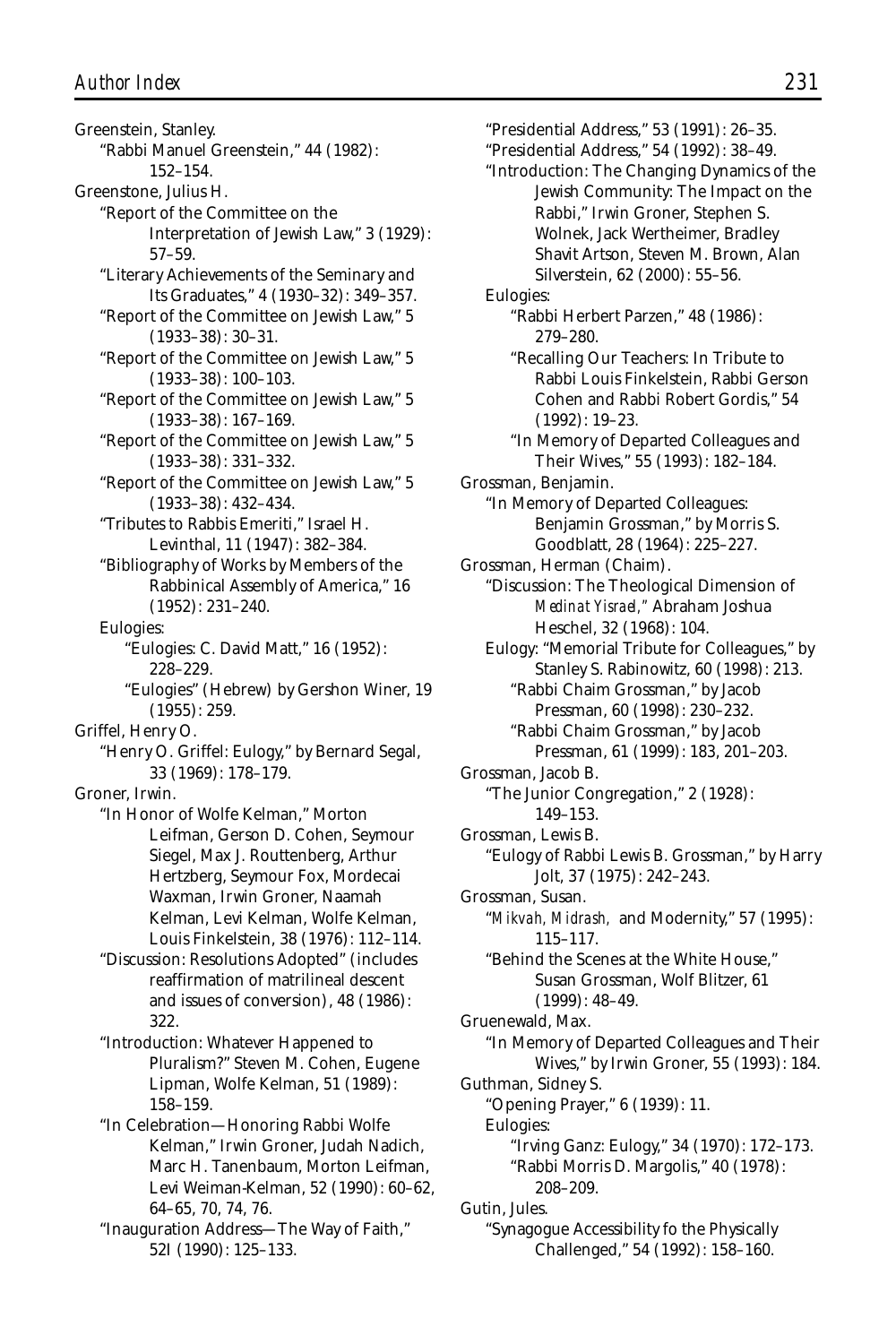Greenstein, Stanley.
- "Rabbi Manuel Greenstein," 44 (1982): 152–154.

Greenstone, Julius H.
- "Report of the Committee on the Interpretation of Jewish Law," 3 (1929): 57–59.
- "Literary Achievements of the Seminary and Its Graduates," 4 (1930–32): 349–357.
- "Report of the Committee on Jewish Law," 5 (1933–38): 30–31.
- "Report of the Committee on Jewish Law," 5 (1933–38): 100–103.
- "Report of the Committee on Jewish Law," 5 (1933–38): 167–169.
- "Report of the Committee on Jewish Law," 5 (1933–38): 331–332.
- "Report of the Committee on Jewish Law," 5 (1933–38): 432–434.
- "Tributes to Rabbis Emeriti," Israel H. Levinthal, 11 (1947): 382–384.
- "Bibliography of Works by Members of the Rabbinical Assembly of America," 16 (1952): 231–240.
- Eulogies:
  - "Eulogies: C. David Matt," 16 (1952): 228–229.
  - "Eulogies" (Hebrew) by Gershon Winer, 19 (1955): 259.

Griffel, Henry O.
- "Henry O. Griffel: Eulogy," by Bernard Segal, 33 (1969): 178–179.

Groner, Irwin.
- "In Honor of Wolfe Kelman," Morton Leifman, Gerson D. Cohen, Seymour Siegel, Max J. Routtenberg, Arthur Hertzberg, Seymour Fox, Mordecai Waxman, Irwin Groner, Naamah Kelman, Levi Kelman, Wolfe Kelman, Louis Finkelstein, 38 (1976): 112–114.
- "Discussion: Resolutions Adopted" (includes reaffirmation of matrilineal descent and issues of conversion), 48 (1986): 322.
- "Introduction: Whatever Happened to Pluralism?" Steven M. Cohen, Eugene Lipman, Wolfe Kelman, 51 (1989): 158–159.
- "In Celebration—Honoring Rabbi Wolfe Kelman," Irwin Groner, Judah Nadich, Marc H. Tanenbaum, Morton Leifman, Levi Weiman-Kelman, 52 (1990): 60–62, 64–65, 70, 74, 76.
- "Inauguration Address—The Way of Faith," 52l (1990): 125–133.
- "Presidential Address," 53 (1991): 26–35.
- "Presidential Address," 54 (1992): 38–49.
- "Introduction: The Changing Dynamics of the Jewish Community: The Impact on the Rabbi," Irwin Groner, Stephen S. Wolnek, Jack Wertheimer, Bradley Shavit Artson, Steven M. Brown, Alan Silverstein, 62 (2000): 55–56.
- Eulogies:
  - "Rabbi Herbert Parzen," 48 (1986): 279–280.
  - "Recalling Our Teachers: In Tribute to Rabbi Louis Finkelstein, Rabbi Gerson Cohen and Rabbi Robert Gordis," 54 (1992): 19–23.
  - "In Memory of Departed Colleagues and Their Wives," 55 (1993): 182–184.

Grossman, Benjamin.
- "In Memory of Departed Colleagues: Benjamin Grossman," by Morris S. Goodblatt, 28 (1964): 225–227.

Grossman, Herman (Chaim).
- "Discussion: The Theological Dimension of *Medinat Yisrael*," Abraham Joshua Heschel, 32 (1968): 104.
- Eulogy: "Memorial Tribute for Colleagues," by Stanley S. Rabinowitz, 60 (1998): 213.
  - "Rabbi Chaim Grossman," by Jacob Pressman, 60 (1998): 230–232.
  - "Rabbi Chaim Grossman," by Jacob Pressman, 61 (1999): 183, 201–203.

Grossman, Jacob B.
- "The Junior Congregation," 2 (1928): 149–153.

Grossman, Lewis B.
- "Eulogy of Rabbi Lewis B. Grossman," by Harry Jolt, 37 (1975): 242–243.

Grossman, Susan.
- "*Mikvah, Midrash,* and Modernity," 57 (1995): 115–117.
- "Behind the Scenes at the White House," Susan Grossman, Wolf Blitzer, 61 (1999): 48–49.

Gruenewald, Max.
- "In Memory of Departed Colleagues and Their Wives," by Irwin Groner, 55 (1993): 184.

Guthman, Sidney S.
- "Opening Prayer," 6 (1939): 11.
- Eulogies:
  - "Irving Ganz: Eulogy," 34 (1970): 172–173.
  - "Rabbi Morris D. Margolis," 40 (1978): 208–209.

Gutin, Jules.
- "Synagogue Accessibility fo the Physically Challenged," 54 (1992): 158–160.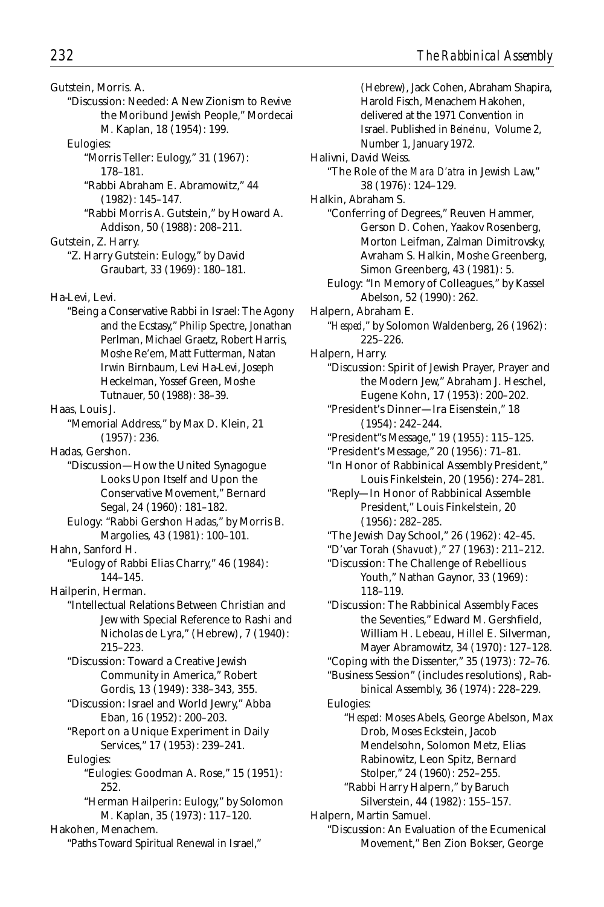Gutstein, Morris. A.

"Discussion: Needed: A New Zionism to Revive the Moribund Jewish People," Mordecai M. Kaplan, 18 (1954): 199.

Eulogies:

"Morris Teller: Eulogy," 31 (1967): 178–181.

"Rabbi Abraham E. Abramowitz," 44 (1982): 145–147.

"Rabbi Morris A. Gutstein," by Howard A. Addison, 50 (1988): 208–211.

Gutstein, Z. Harry.

"Z. Harry Gutstein: Eulogy," by David Graubart, 33 (1969): 180–181.

Ha-Levi, Levi.

"Being a Conservative Rabbi in Israel: The Agony and the Ecstasy," Philip Spectre, Jonathan Perlman, Michael Graetz, Robert Harris, Moshe Re'em, Matt Futterman, Natan Irwin Birnbaum, Levi Ha-Levi, Joseph Heckelman, Yossef Green, Moshe Tutnauer, 50 (1988): 38–39.

Haas, Louis J.

"Memorial Address," by Max D. Klein, 21 (1957): 236.

Hadas, Gershon.

"Discussion—How the United Synagogue Looks Upon Itself and Upon the Conservative Movement," Bernard Segal, 24 (1960): 181–182.

Eulogy: "Rabbi Gershon Hadas," by Morris B. Margolies, 43 (1981): 100–101.

Hahn, Sanford H.

"Eulogy of Rabbi Elias Charry," 46 (1984): 144–145.

Hailperin, Herman.

"Intellectual Relations Between Christian and Jew with Special Reference to Rashi and Nicholas de Lyra," (Hebrew), 7 (1940): 215–223.

"Discussion: Toward a Creative Jewish Community in America," Robert Gordis, 13 (1949): 338–343, 355.

"Discussion: Israel and World Jewry," Abba Eban, 16 (1952): 200–203.

"Report on a Unique Experiment in Daily Services," 17 (1953): 239–241.

Eulogies:

"Eulogies: Goodman A. Rose," 15 (1951): 252.

"Herman Hailperin: Eulogy," by Solomon M. Kaplan, 35 (1973): 117–120.

Hakohen, Menachem.

"Paths Toward Spiritual Renewal in Israel," (Hebrew), Jack Cohen, Abraham Shapira, Harold Fisch, Menachem Hakohen, delivered at the 1971 Convention in Israel. Published in *Beinenu,* Volume 2, Number 1, January 1972.

Halivni, David Weiss.

"The Role of the *Mara D'atra* in Jewish Law," 38 (1976): 124–129.

Halkin, Abraham S.

"Conferring of Degrees," Reuven Hammer, Gerson D. Cohen, Yaakov Rosenberg, Morton Leifman, Zalman Dimitrovsky, Avraham S. Halkin, Moshe Greenberg, Simon Greenberg, 43 (1981): 5.

Eulogy: "In Memory of Colleagues," by Kassel Abelson, 52 (1990): 262.

Halpern, Abraham E.

"*Hesped*," by Solomon Waldenberg, 26 (1962): 225–226.

Halpern, Harry.

"Discussion: Spirit of Jewish Prayer, Prayer and the Modern Jew," Abraham J. Heschel, Eugene Kohn, 17 (1953): 200–202.

"President's Dinner—Ira Eisenstein," 18 (1954): 242–244.

"President"s Message," 19 (1955): 115–125.

"President's Message," 20 (1956): 71–81.

"In Honor of Rabbinical Assembly President," Louis Finkelstein, 20 (1956): 274–281.

"Reply—In Honor of Rabbinical Assemble President," Louis Finkelstein, 20 (1956): 282–285.

"The Jewish Day School," 26 (1962): 42–45.

"D'var Torah *(Shavuot)*," 27 (1963): 211–212.

"Discussion: The Challenge of Rebellious Youth," Nathan Gaynor, 33 (1969): 118–119.

"Discussion: The Rabbinical Assembly Faces the Seventies," Edward M. Gershfield, William H. Lebeau, Hillel E. Silverman, Mayer Abramowitz, 34 (1970): 127–128.

"Coping with the Dissenter," 35 (1973): 72–76.

"Business Session" (includes resolutions), Rabbinical Assembly, 36 (1974): 228–229.

Eulogies:

"*Hesped:* Moses Abels, George Abelson, Max Drob, Moses Eckstein, Jacob Mendelsohn, Solomon Metz, Elias Rabinowitz, Leon Spitz, Bernard Stolper," 24 (1960): 252–255.

"Rabbi Harry Halpern," by Baruch Silverstein, 44 (1982): 155–157.

Halpern, Martin Samuel.

"Discussion: An Evaluation of the Ecumenical Movement," Ben Zion Bokser, George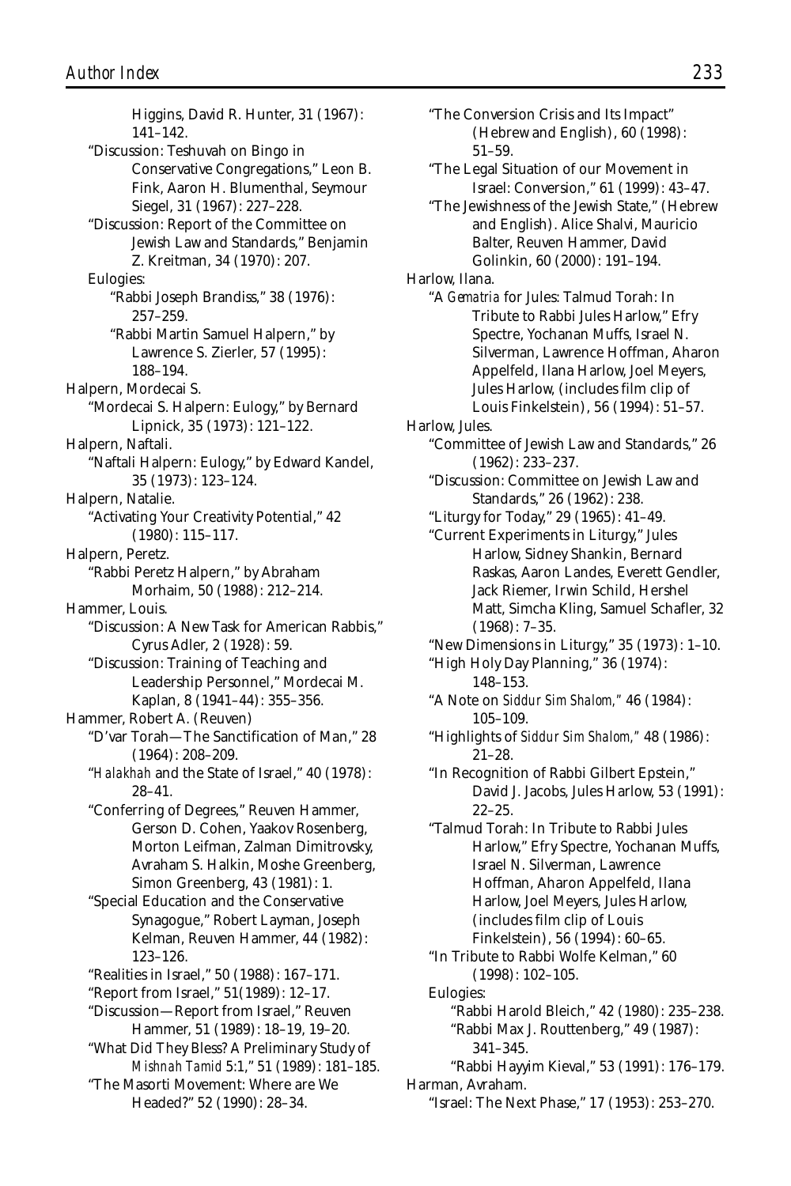Higgins, David R. Hunter, 31 (1967): 141–142.

"Discussion: Teshuvah on Bingo in Conservative Congregations," Leon B. Fink, Aaron H. Blumenthal, Seymour Siegel, 31 (1967): 227–228.

"Discussion: Report of the Committee on Jewish Law and Standards," Benjamin Z. Kreitman, 34 (1970): 207.

Eulogies:

"Rabbi Joseph Brandiss," 38 (1976): 257–259.

"Rabbi Martin Samuel Halpern," by Lawrence S. Zierler, 57 (1995): 188–194.

Halpern, Mordecai S.

"Mordecai S. Halpern: Eulogy," by Bernard Lipnick, 35 (1973): 121–122.

Halpern, Naftali.

"Naftali Halpern: Eulogy," by Edward Kandel, 35 (1973): 123–124.

Halpern, Natalie.

"Activating Your Creativity Potential," 42 (1980): 115–117.

Halpern, Peretz.

"Rabbi Peretz Halpern," by Abraham Morhaim, 50 (1988): 212–214.

Hammer, Louis.

"Discussion: A New Task for American Rabbis," Cyrus Adler, 2 (1928): 59.

"Discussion: Training of Teaching and Leadership Personnel," Mordecai M. Kaplan, 8 (1941–44): 355–356.

Hammer, Robert A. (Reuven)

"D'var Torah—The Sanctification of Man," 28 (1964): 208–209.

"*Halakhah* and the State of Israel," 40 (1978): 28–41.

"Conferring of Degrees," Reuven Hammer, Gerson D. Cohen, Yaakov Rosenberg, Morton Leifman, Zalman Dimitrovsky, Avraham S. Halkin, Moshe Greenberg, Simon Greenberg, 43 (1981): 1.

"Special Education and the Conservative Synagogue," Robert Layman, Joseph Kelman, Reuven Hammer, 44 (1982): 123–126.

"Realities in Israel," 50 (1988): 167–171.

"Report from Israel," 51(1989): 12–17.

"Discussion—Report from Israel," Reuven Hammer, 51 (1989): 18–19, 19–20.

"What Did They Bless? A Preliminary Study of *Mishnah Tamid* 5:1," 51 (1989): 181–185.

"The Masorti Movement: Where are We Headed?" 52 (1990): 28–34.

"The Conversion Crisis and Its Impact" (Hebrew and English), 60 (1998): 51–59.

"The Legal Situation of our Movement in Israel: Conversion," 61 (1999): 43–47.

"The Jewishness of the Jewish State," (Hebrew and English). Alice Shalvi, Mauricio Balter, Reuven Hammer, David Golinkin, 60 (2000): 191–194.

Harlow, Ilana.

"A *Gematria* for Jules: Talmud Torah: In Tribute to Rabbi Jules Harlow," Efry Spectre, Yochanan Muffs, Israel N. Silverman, Lawrence Hoffman, Aharon Appelfeld, Ilana Harlow, Joel Meyers, Jules Harlow, (includes film clip of Louis Finkelstein), 56 (1994): 51–57.

Harlow, Jules.

"Committee of Jewish Law and Standards," 26 (1962): 233–237.

"Discussion: Committee on Jewish Law and Standards," 26 (1962): 238.

"Liturgy for Today," 29 (1965): 41–49.

"Current Experiments in Liturgy," Jules Harlow, Sidney Shankin, Bernard Raskas, Aaron Landes, Everett Gendler, Jack Riemer, Irwin Schild, Hershel Matt, Simcha Kling, Samuel Schafler, 32 (1968): 7–35.

"New Dimensions in Liturgy," 35 (1973): 1–10.

"High Holy Day Planning," 36 (1974): 148–153.

"A Note on *Siddur Sim Shalom,*" 46 (1984): 105–109.

"Highlights of *Siddur Sim Shalom,*" 48 (1986): 21–28.

"In Recognition of Rabbi Gilbert Epstein," David J. Jacobs, Jules Harlow, 53 (1991): 22–25.

"Talmud Torah: In Tribute to Rabbi Jules Harlow," Efry Spectre, Yochanan Muffs, Israel N. Silverman, Lawrence Hoffman, Aharon Appelfeld, Ilana Harlow, Joel Meyers, Jules Harlow, (includes film clip of Louis Finkelstein), 56 (1994): 60–65.

"In Tribute to Rabbi Wolfe Kelman," 60 (1998): 102–105.

Eulogies:

"Rabbi Harold Bleich," 42 (1980): 235–238.

"Rabbi Max J. Routtenberg," 49 (1987): 341–345.

"Rabbi Hayyim Kieval," 53 (1991): 176–179.

Harman, Avraham.

"Israel: The Next Phase," 17 (1953): 253–270.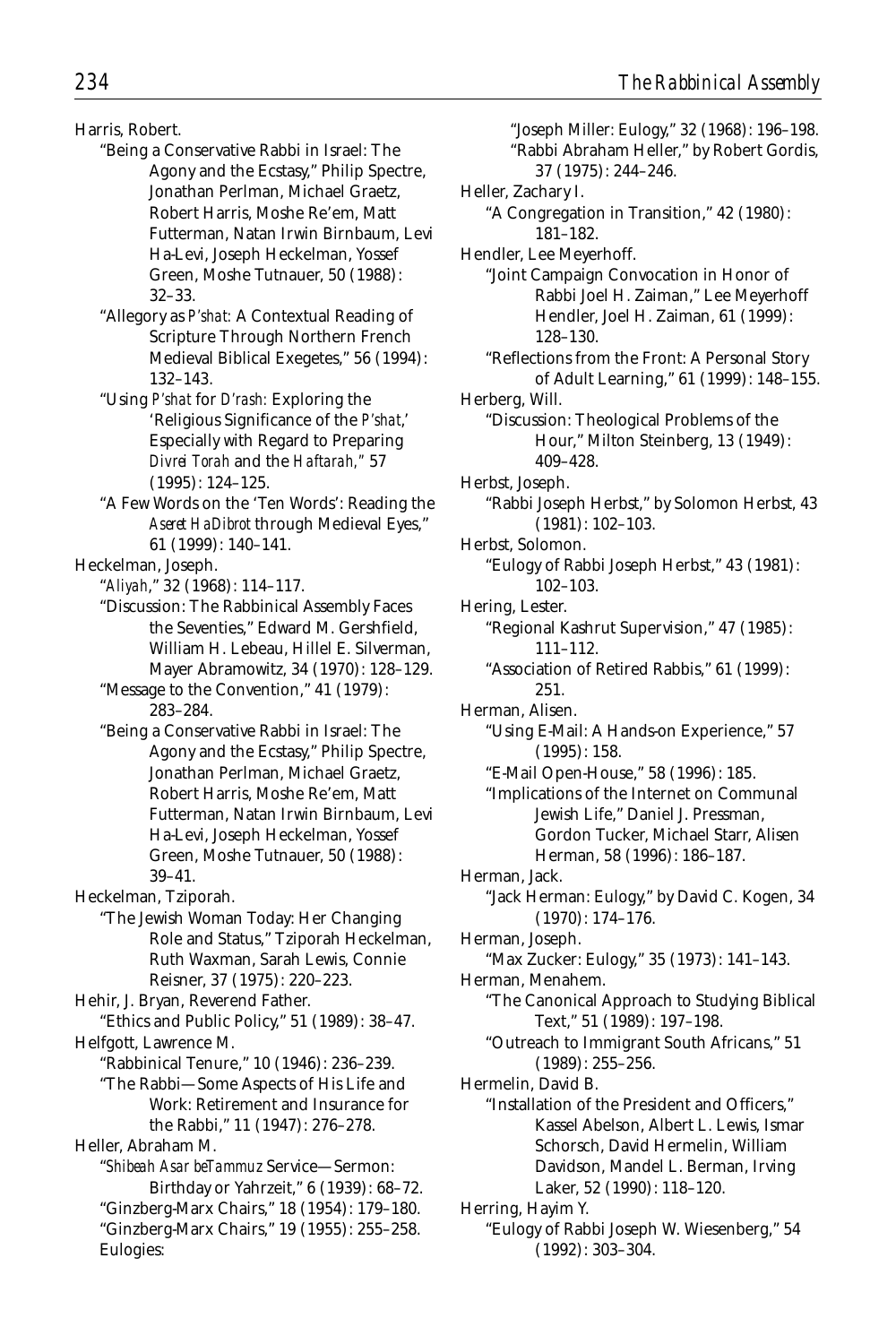Harris, Robert.

"Being a Conservative Rabbi in Israel: The Agony and the Ecstasy," Philip Spectre, Jonathan Perlman, Michael Graetz, Robert Harris, Moshe Re'em, Matt Futterman, Natan Irwin Birnbaum, Levi Ha-Levi, Joseph Heckelman, Yossef Green, Moshe Tutnauer, 50 (1988): 32–33.

"Allegory as *P'shat:* A Contextual Reading of Scripture Through Northern French Medieval Biblical Exegetes," 56 (1994): 132–143.

"Using *P'shat* for *D'rash:* Exploring the 'Religious Significance of the *P'shat*,' Especially with Regard to Preparing *Divrei Torah* and the *Haftarah*," 57 (1995): 124–125.

"A Few Words on the 'Ten Words': Reading the *Aseret HaDibrot* through Medieval Eyes," 61 (1999): 140–141.

Heckelman, Joseph.

"*Aliyah*," 32 (1968): 114–117.

"Discussion: The Rabbinical Assembly Faces the Seventies," Edward M. Gershfield, William H. Lebeau, Hillel E. Silverman, Mayer Abramowitz, 34 (1970): 128–129.

"Message to the Convention," 41 (1979): 283–284.

"Being a Conservative Rabbi in Israel: The Agony and the Ecstasy," Philip Spectre, Jonathan Perlman, Michael Graetz, Robert Harris, Moshe Re'em, Matt Futterman, Natan Irwin Birnbaum, Levi Ha-Levi, Joseph Heckelman, Yossef Green, Moshe Tutnauer, 50 (1988): 39–41.

Heckelman, Tziporah.

"The Jewish Woman Today: Her Changing Role and Status," Tziporah Heckelman, Ruth Waxman, Sarah Lewis, Connie Reisner, 37 (1975): 220–223.

Hehir, J. Bryan, Reverend Father.

"Ethics and Public Policy," 51 (1989): 38–47.

Helfgott, Lawrence M.

"Rabbinical Tenure," 10 (1946): 236–239.

"The Rabbi—Some Aspects of His Life and Work: Retirement and Insurance for the Rabbi," 11 (1947): 276–278.

Heller, Abraham M.

"*Shibeah Asar beTammuz* Service—Sermon: Birthday or Yahrzeit," 6 (1939): 68–72.

"Ginzberg-Marx Chairs," 18 (1954): 179–180.

"Ginzberg-Marx Chairs," 19 (1955): 255–258.

Eulogies:

"Joseph Miller: Eulogy," 32 (1968): 196–198.

"Rabbi Abraham Heller," by Robert Gordis, 37 (1975): 244–246.

Heller, Zachary I.

"A Congregation in Transition," 42 (1980): 181–182.

Hendler, Lee Meyerhoff.

"Joint Campaign Convocation in Honor of Rabbi Joel H. Zaiman," Lee Meyerhoff Hendler, Joel H. Zaiman, 61 (1999): 128–130.

"Reflections from the Front: A Personal Story of Adult Learning," 61 (1999): 148–155.

Herberg, Will.

"Discussion: Theological Problems of the Hour," Milton Steinberg, 13 (1949): 409–428.

Herbst, Joseph.

"Rabbi Joseph Herbst," by Solomon Herbst, 43 (1981): 102–103.

Herbst, Solomon.

"Eulogy of Rabbi Joseph Herbst," 43 (1981): 102–103.

Hering, Lester.

"Regional Kashrut Supervision," 47 (1985): 111–112.

"Association of Retired Rabbis," 61 (1999): 251.

Herman, Alisen.

"Using E-Mail: A Hands-on Experience," 57 (1995): 158.

"E-Mail Open-House," 58 (1996): 185.

"Implications of the Internet on Communal Jewish Life," Daniel J. Pressman, Gordon Tucker, Michael Starr, Alisen Herman, 58 (1996): 186–187.

Herman, Jack.

"Jack Herman: Eulogy," by David C. Kogen, 34 (1970): 174–176.

Herman, Joseph.

"Max Zucker: Eulogy," 35 (1973): 141–143.

Herman, Menahem.

"The Canonical Approach to Studying Biblical Text," 51 (1989): 197–198.

"Outreach to Immigrant South Africans," 51 (1989): 255–256.

Hermelin, David B.

"Installation of the President and Officers," Kassel Abelson, Albert L. Lewis, Ismar Schorsch, David Hermelin, William Davidson, Mandel L. Berman, Irving Laker, 52 (1990): 118–120.

Herring, Hayim Y.

"Eulogy of Rabbi Joseph W. Wiesenberg," 54 (1992): 303–304.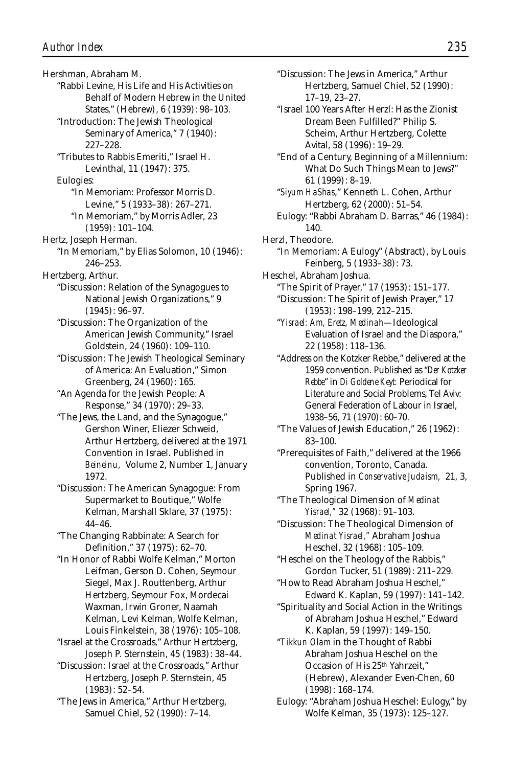Hershman, Abraham M.

"Rabbi Levine, His Life and His Activities on Behalf of Modern Hebrew in the United States," (Hebrew), 6 (1939): 98–103.

"Introduction: The Jewish Theological Seminary of America," 7 (1940): 227–228.

"Tributes to Rabbis Emeriti," Israel H. Levinthal, 11 (1947): 375.

Eulogies:

"In Memoriam: Professor Morris D. Levine," 5 (1933–38): 267–271.

"In Memoriam," by Morris Adler, 23 (1959): 101–104.

Hertz, Joseph Herman.

"In Memoriam," by Elias Solomon, 10 (1946): 246–253.

Hertzberg, Arthur.

"Discussion: Relation of the Synagogues to National Jewish Organizations," 9 (1945): 96–97.

"Discussion: The Organization of the American Jewish Community," Israel Goldstein, 24 (1960): 109–110.

"Discussion: The Jewish Theological Seminary of America: An Evaluation," Simon Greenberg, 24 (1960): 165.

"An Agenda for the Jewish People: A Response," 34 (1970): 29–33.

"The Jews, the Land, and the Synagogue," Gershon Winer, Eliezer Schweid, Arthur Hertzberg, delivered at the 1971 Convention in Israel. Published in *Beineinu,* Volume 2, Number 1, January 1972.

"Discussion: The American Synagogue: From Supermarket to Boutique," Wolfe Kelman, Marshall Sklare, 37 (1975): 44–46.

"The Changing Rabbinate: A Search for Definition," 37 (1975): 62–70.

"In Honor of Rabbi Wolfe Kelman," Morton Leifman, Gerson D. Cohen, Seymour Siegel, Max J. Routtenberg, Arthur Hertzberg, Seymour Fox, Mordecai Waxman, Irwin Groner, Naamah Kelman, Levi Kelman, Wolfe Kelman, Louis Finkelstein, 38 (1976): 105–108.

"Israel at the Crossroads," Arthur Hertzberg, Joseph P. Sternstein, 45 (1983): 38–44.

"Discussion: Israel at the Crossroads," Arthur Hertzberg, Joseph P. Sternstein, 45 (1983): 52–54.

"The Jews in America," Arthur Hertzberg, Samuel Chiel, 52 (1990): 7–14.

"Discussion: The Jews in America," Arthur Hertzberg, Samuel Chiel, 52 (1990): 17–19, 23–27.

"Israel 100 Years After Herzl: Has the Zionist Dream Been Fulfilled?" Philip S. Scheim, Arthur Hertzberg, Colette Avital, 58 (1996): 19–29.

"End of a Century, Beginning of a Millennium: What Do Such Things Mean to Jews?" 61 (1999): 8–19.

"*Siyum HaShas,*" Kenneth L. Cohen, Arthur Hertzberg, 62 (2000): 51–54.

Eulogy: "Rabbi Abraham D. Barras," 46 (1984): 140.

Herzl, Theodore.

"In Memoriam: A Eulogy" (Abstract), by Louis Feinberg, 5 (1933–38): 73.

Heschel, Abraham Joshua.

"The Spirit of Prayer," 17 (1953): 151–177.

"Discussion: The Spirit of Jewish Prayer," 17 (1953): 198–199, 212–215.

"*Yisrael: Am, Eretz, Medinah*—Ideological Evaluation of Israel and the Diaspora," 22 (1958): 118–136.

"Address on the Kotzker Rebbe," delivered at the 1959 convention. Published as "*Der Kotzker Rebbe*" in *Di Goldene Keyt*: Periodical for Literature and Social Problems, Tel Aviv: General Federation of Labour in Israel, 1938–56, 71 (1970): 60–70.

"The Values of Jewish Education," 26 (1962): 83–100.

"Prerequisites of Faith," delivered at the 1966 convention, Toronto, Canada. Published in *Conservative Judaism,* 21, 3, Spring 1967.

"The Theological Dimension of *Medinat Yisrael,*" 32 (1968): 91–103.

"Discussion: The Theological Dimension of *Medinat Yisrael,*" Abraham Joshua Heschel, 32 (1968): 105–109.

"Heschel on the Theology of the Rabbis," Gordon Tucker, 51 (1989): 211–229.

"How to Read Abraham Joshua Heschel," Edward K. Kaplan, 59 (1997): 141–142.

"Spirituality and Social Action in the Writings of Abraham Joshua Heschel," Edward K. Kaplan, 59 (1997): 149–150.

"*Tikkun Olam* in the Thought of Rabbi Abraham Joshua Heschel on the Occasion of His 25th Yahrzeit," (Hebrew), Alexander Even-Chen, 60 (1998): 168–174.

Eulogy: "Abraham Joshua Heschel: Eulogy," by Wolfe Kelman, 35 (1973): 125–127.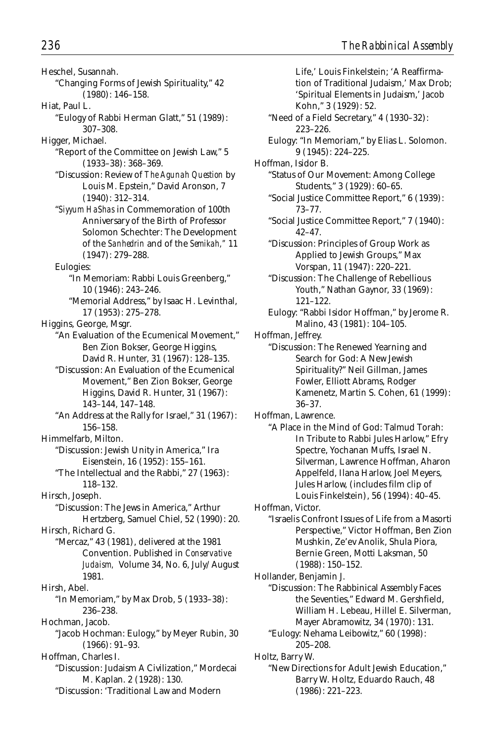Heschel, Susannah.

"Changing Forms of Jewish Spirituality," 42 (1980): 146–158.

Hiat, Paul L.

"Eulogy of Rabbi Herman Glatt," 51 (1989): 307–308.

Higger, Michael.

"Report of the Committee on Jewish Law," 5 (1933–38): 368–369.

"Discussion: Review of *The Agunah Question* by Louis M. Epstein," David Aronson, 7 (1940): 312–314.

"*Siyyum HaShas* in Commemoration of 100th Anniversary of the Birth of Professor Solomon Schechter: The Development of the *Sanhedrin* and of the *Semikah*," 11 (1947): 279–288.

Eulogies:

"In Memoriam: Rabbi Louis Greenberg," 10 (1946): 243–246.

"Memorial Address," by Isaac H. Levinthal, 17 (1953): 275–278.

Higgins, George, Msgr.

"An Evaluation of the Ecumenical Movement," Ben Zion Bokser, George Higgins, David R. Hunter, 31 (1967): 128–135.

"Discussion: An Evaluation of the Ecumenical Movement," Ben Zion Bokser, George Higgins, David R. Hunter, 31 (1967): 143–144, 147–148.

"An Address at the Rally for Israel," 31 (1967): 156–158.

Himmelfarb, Milton.

"Discussion: Jewish Unity in America," Ira Eisenstein, 16 (1952): 155–161.

"The Intellectual and the Rabbi," 27 (1963): 118–132.

Hirsch, Joseph.

"Discussion: The Jews in America," Arthur Hertzberg, Samuel Chiel, 52 (1990): 20.

Hirsch, Richard G.

"Mercaz," 43 (1981), delivered at the 1981 Convention. Published in *Conservative Judaism,* Volume 34, No. 6, July/August 1981.

Hirsh, Abel.

"In Memoriam," by Max Drob, 5 (1933–38): 236–238.

Hochman, Jacob.

"Jacob Hochman: Eulogy," by Meyer Rubin, 30 (1966): 91–93.

Hoffman, Charles I.

"Discussion: Judaism A Civilization," Mordecai M. Kaplan. 2 (1928): 130.

"Discussion: 'Traditional Law and Modern Life,' Louis Finkelstein; 'A Reaffirmation of Traditional Judaism,' Max Drob; 'Spiritual Elements in Judaism,' Jacob Kohn," 3 (1929): 52.

"Need of a Field Secretary," 4 (1930–32): 223–226.

Eulogy: "In Memoriam," by Elias L. Solomon. 9 (1945): 224–225.

Hoffman, Isidor B.

"Status of Our Movement: Among College Students," 3 (1929): 60–65.

"Social Justice Committee Report," 6 (1939): 73–77.

"Social Justice Committee Report," 7 (1940): 42–47.

"Discussion: Principles of Group Work as Applied to Jewish Groups," Max Vorspan, 11 (1947): 220–221.

"Discussion: The Challenge of Rebellious Youth," Nathan Gaynor, 33 (1969): 121–122.

Eulogy: "Rabbi Isidor Hoffman," by Jerome R. Malino, 43 (1981): 104–105.

Hoffman, Jeffrey.

"Discussion: The Renewed Yearning and Search for God: A New Jewish Spirituality?" Neil Gillman, James Fowler, Elliott Abrams, Rodger Kamenetz, Martin S. Cohen, 61 (1999): 36–37.

Hoffman, Lawrence.

"A Place in the Mind of God: Talmud Torah: In Tribute to Rabbi Jules Harlow," Efry Spectre, Yochanan Muffs, Israel N. Silverman, Lawrence Hoffman, Aharon Appelfeld, Ilana Harlow, Joel Meyers, Jules Harlow, (includes film clip of Louis Finkelstein), 56 (1994): 40–45.

Hoffman, Victor.

"Israelis Confront Issues of Life from a Masorti Perspective," Victor Hoffman, Ben Zion Mushkin, Ze'ev Anolik, Shula Piora, Bernie Green, Motti Laksman, 50 (1988): 150–152.

Hollander, Benjamin J.

"Discussion: The Rabbinical Assembly Faces the Seventies," Edward M. Gershfield, William H. Lebeau, Hillel E. Silverman, Mayer Abramowitz, 34 (1970): 131.

"Eulogy: Nehama Leibowitz," 60 (1998): 205–208.

Holtz, Barry W.

"New Directions for Adult Jewish Education," Barry W. Holtz, Eduardo Rauch, 48 (1986): 221–223.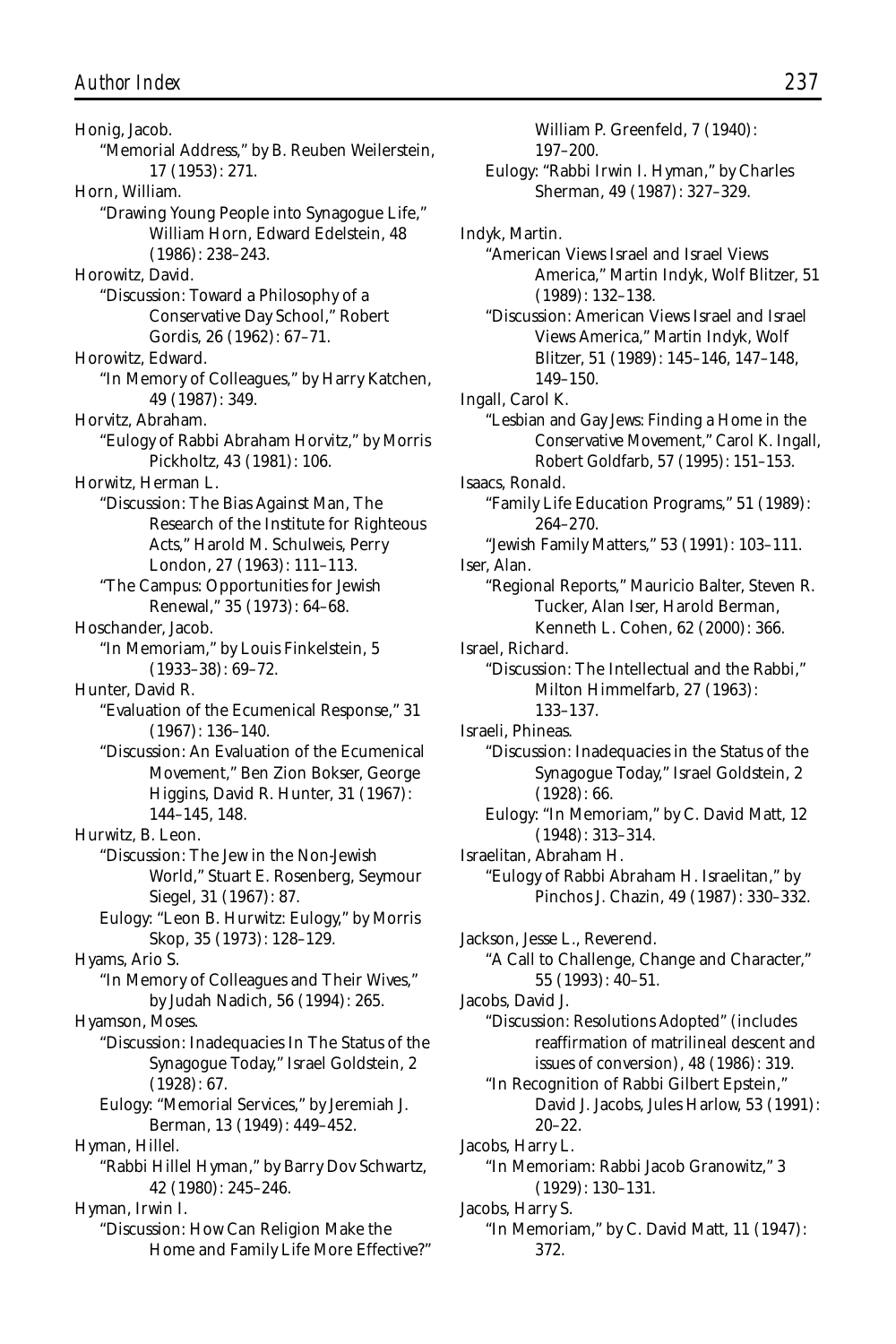Honig, Jacob.

"Memorial Address," by B. Reuben Weilerstein, 17 (1953): 271.

Horn, William.

"Drawing Young People into Synagogue Life," William Horn, Edward Edelstein, 48 (1986): 238–243.

Horowitz, David.

"Discussion: Toward a Philosophy of a Conservative Day School," Robert Gordis, 26 (1962): 67–71.

Horowitz, Edward.

"In Memory of Colleagues," by Harry Katchen, 49 (1987): 349.

Horvitz, Abraham.

"Eulogy of Rabbi Abraham Horvitz," by Morris Pickholtz, 43 (1981): 106.

Horwitz, Herman L.

"Discussion: The Bias Against Man, The Research of the Institute for Righteous Acts," Harold M. Schulweis, Perry London, 27 (1963): 111–113.

"The Campus: Opportunities for Jewish Renewal," 35 (1973): 64–68.

Hoschander, Jacob.

"In Memoriam," by Louis Finkelstein, 5 (1933–38): 69–72.

Hunter, David R.

"Evaluation of the Ecumenical Response," 31 (1967): 136–140.

"Discussion: An Evaluation of the Ecumenical Movement," Ben Zion Bokser, George Higgins, David R. Hunter, 31 (1967): 144–145, 148.

Hurwitz, B. Leon.

"Discussion: The Jew in the Non-Jewish World," Stuart E. Rosenberg, Seymour Siegel, 31 (1967): 87.

Eulogy: "Leon B. Hurwitz: Eulogy," by Morris Skop, 35 (1973): 128–129.

Hyams, Ario S.

"In Memory of Colleagues and Their Wives," by Judah Nadich, 56 (1994): 265.

Hyamson, Moses.

"Discussion: Inadequacies In The Status of the Synagogue Today," Israel Goldstein, 2 (1928): 67.

Eulogy: "Memorial Services," by Jeremiah J. Berman, 13 (1949): 449–452.

Hyman, Hillel.

"Rabbi Hillel Hyman," by Barry Dov Schwartz, 42 (1980): 245–246.

Hyman, Irwin I.

"Discussion: How Can Religion Make the Home and Family Life More Effective?" William P. Greenfeld, 7 (1940): 197–200.

Eulogy: "Rabbi Irwin I. Hyman," by Charles Sherman, 49 (1987): 327–329.

Indyk, Martin.

"American Views Israel and Israel Views America," Martin Indyk, Wolf Blitzer, 51 (1989): 132–138.

"Discussion: American Views Israel and Israel Views America," Martin Indyk, Wolf Blitzer, 51 (1989): 145–146, 147–148, 149–150.

Ingall, Carol K.

"Lesbian and Gay Jews: Finding a Home in the Conservative Movement," Carol K. Ingall, Robert Goldfarb, 57 (1995): 151–153.

Isaacs, Ronald.

"Family Life Education Programs," 51 (1989): 264–270.

"Jewish Family Matters," 53 (1991): 103–111.

Iser, Alan.

"Regional Reports," Mauricio Balter, Steven R. Tucker, Alan Iser, Harold Berman, Kenneth L. Cohen, 62 (2000): 366.

Israel, Richard.

"Discussion: The Intellectual and the Rabbi," Milton Himmelfarb, 27 (1963): 133–137.

Israeli, Phineas.

"Discussion: Inadequacies in the Status of the Synagogue Today," Israel Goldstein, 2 (1928): 66.

Eulogy: "In Memoriam," by C. David Matt, 12 (1948): 313–314.

Israelitan, Abraham H.

"Eulogy of Rabbi Abraham H. Israelitan," by Pinchos J. Chazin, 49 (1987): 330–332.

Jackson, Jesse L., Reverend.

"A Call to Challenge, Change and Character," 55 (1993): 40–51.

Jacobs, David J.

"Discussion: Resolutions Adopted" (includes reaffirmation of matrilineal descent and issues of conversion), 48 (1986): 319.

"In Recognition of Rabbi Gilbert Epstein," David J. Jacobs, Jules Harlow, 53 (1991): 20–22.

Jacobs, Harry L.

"In Memoriam: Rabbi Jacob Granowitz," 3 (1929): 130–131.

Jacobs, Harry S.

"In Memoriam," by C. David Matt, 11 (1947): 372.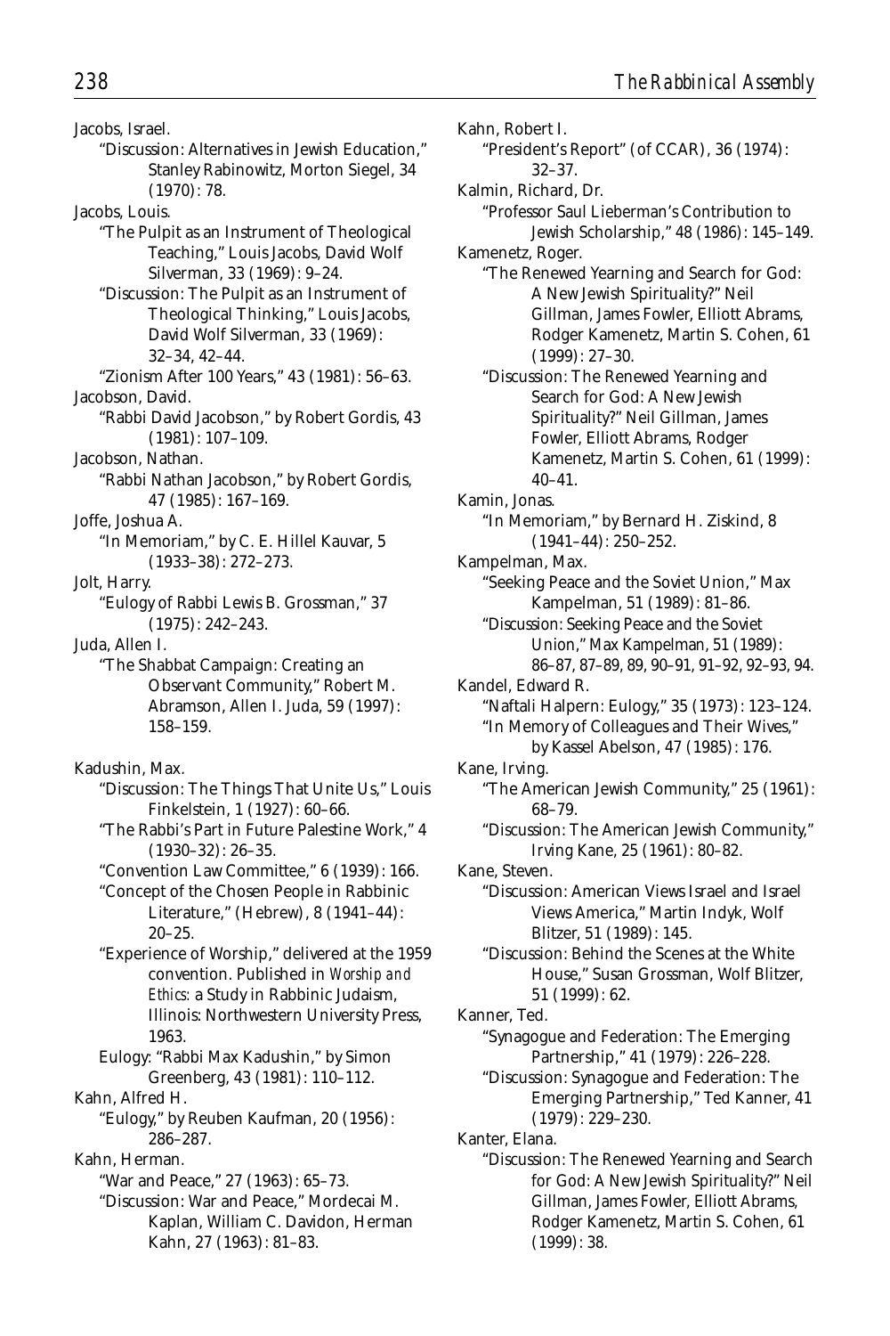Jacobs, Israel.

"Discussion: Alternatives in Jewish Education," Stanley Rabinowitz, Morton Siegel, 34 (1970): 78.

Jacobs, Louis.

"The Pulpit as an Instrument of Theological Teaching," Louis Jacobs, David Wolf Silverman, 33 (1969): 9–24.

"Discussion: The Pulpit as an Instrument of Theological Thinking," Louis Jacobs, David Wolf Silverman, 33 (1969): 32–34, 42–44.

"Zionism After 100 Years," 43 (1981): 56–63.

Jacobson, David.

"Rabbi David Jacobson," by Robert Gordis, 43 (1981): 107–109.

Jacobson, Nathan.

"Rabbi Nathan Jacobson," by Robert Gordis, 47 (1985): 167–169.

Joffe, Joshua A.

"In Memoriam," by C. E. Hillel Kauvar, 5 (1933–38): 272–273.

Jolt, Harry.

"Eulogy of Rabbi Lewis B. Grossman," 37 (1975): 242–243.

Juda, Allen I.

"The Shabbat Campaign: Creating an Observant Community," Robert M. Abramson, Allen I. Juda, 59 (1997): 158–159.

Kadushin, Max.

"Discussion: The Things That Unite Us," Louis Finkelstein, 1 (1927): 60–66.

"The Rabbi's Part in Future Palestine Work," 4 (1930–32): 26–35.

"Convention Law Committee," 6 (1939): 166.

"Concept of the Chosen People in Rabbinic Literature," (Hebrew), 8 (1941–44): 20–25.

"Experience of Worship," delivered at the 1959 convention. Published in *Worship and Ethics:* a Study in Rabbinic Judaism, Illinois: Northwestern University Press, 1963.

Eulogy: "Rabbi Max Kadushin," by Simon Greenberg, 43 (1981): 110–112.

Kahn, Alfred H.

"Eulogy," by Reuben Kaufman, 20 (1956): 286–287.

Kahn, Herman.

"War and Peace," 27 (1963): 65–73.

"Discussion: War and Peace," Mordecai M. Kaplan, William C. Davidon, Herman Kahn, 27 (1963): 81–83.

Kahn, Robert I.

"President's Report" (of CCAR), 36 (1974): 32–37.

Kalmin, Richard, Dr.

"Professor Saul Lieberman's Contribution to Jewish Scholarship," 48 (1986): 145–149.

Kamenetz, Roger.

"The Renewed Yearning and Search for God: A New Jewish Spirituality?" Neil Gillman, James Fowler, Elliott Abrams, Rodger Kamenetz, Martin S. Cohen, 61 (1999): 27–30.

"Discussion: The Renewed Yearning and Search for God: A New Jewish Spirituality?" Neil Gillman, James Fowler, Elliott Abrams, Rodger Kamenetz, Martin S. Cohen, 61 (1999): 40–41.

Kamin, Jonas.

"In Memoriam," by Bernard H. Ziskind, 8 (1941–44): 250–252.

Kampelman, Max.

"Seeking Peace and the Soviet Union," Max Kampelman, 51 (1989): 81–86.

"Discussion: Seeking Peace and the Soviet Union," Max Kampelman, 51 (1989): 86–87, 87–89, 89, 90–91, 91–92, 92–93, 94.

Kandel, Edward R.

"Naftali Halpern: Eulogy," 35 (1973): 123–124.

"In Memory of Colleagues and Their Wives," by Kassel Abelson, 47 (1985): 176.

Kane, Irving.

"The American Jewish Community," 25 (1961): 68–79.

"Discussion: The American Jewish Community," Irving Kane, 25 (1961): 80–82.

Kane, Steven.

"Discussion: American Views Israel and Israel Views America," Martin Indyk, Wolf Blitzer, 51 (1989): 145.

"Discussion: Behind the Scenes at the White House," Susan Grossman, Wolf Blitzer, 51 (1999): 62.

Kanner, Ted.

"Synagogue and Federation: The Emerging Partnership," 41 (1979): 226–228.

"Discussion: Synagogue and Federation: The Emerging Partnership," Ted Kanner, 41 (1979): 229–230.

Kanter, Elana.

"Discussion: The Renewed Yearning and Search for God: A New Jewish Spirituality?" Neil Gillman, James Fowler, Elliott Abrams, Rodger Kamenetz, Martin S. Cohen, 61 (1999): 38.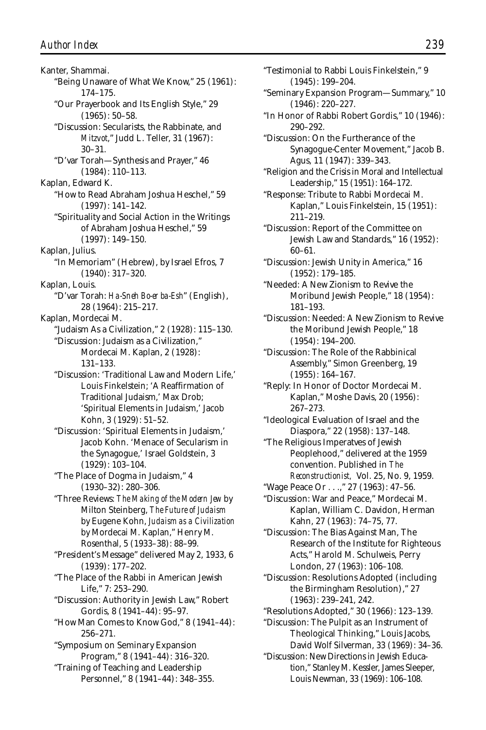Kanter, Shammai.

- "Being Unaware of What We Know," 25 (1961): 174–175.
- "Our Prayerbook and Its English Style," 29 (1965): 50–58.
- "Discussion: Secularists, the Rabbinate, and *Mitzvot*," Judd L. Teller, 31 (1967): 30–31.
- "D'var Torah—Synthesis and Prayer," 46 (1984): 110–113.

Kaplan, Edward K.

- "How to Read Abraham Joshua Heschel," 59 (1997): 141–142.
- "Spirituality and Social Action in the Writings of Abraham Joshua Heschel," 59 (1997): 149–150.

Kaplan, Julius.

- "In Memoriam" (Hebrew), by Israel Efros, 7 (1940): 317–320.

Kaplan, Louis.

- "D'var Torah: *Ha-Sneh Bo-er ba-Esh*" (English), 28 (1964): 215–217.

Kaplan, Mordecai M.

- "Judaism As a Civilization," 2 (1928): 115–130.
- "Discussion: Judaism as a Civilization," Mordecai M. Kaplan, 2 (1928): 131–133.
- "Discussion: 'Traditional Law and Modern Life,' Louis Finkelstein; 'A Reaffirmation of Traditional Judaism,' Max Drob; 'Spiritual Elements in Judaism,' Jacob Kohn, 3 (1929): 51–52.
- "Discussion: 'Spiritual Elements in Judaism,' Jacob Kohn. 'Menace of Secularism in the Synagogue,' Israel Goldstein, 3 (1929): 103–104.
- "The Place of Dogma in Judaism," 4 (1930–32): 280–306.
- "Three Reviews: *The Making of the Modern Jew* by Milton Steinberg, *The Future of Judaism* by Eugene Kohn, *Judaism as a Civilization* by Mordecai M. Kaplan," Henry M. Rosenthal, 5 (1933–38): 88–99.
- "President's Message" delivered May 2, 1933, 6 (1939): 177–202.
- "The Place of the Rabbi in American Jewish Life," 7: 253–290.
- "Discussion: Authority in Jewish Law," Robert Gordis, 8 (1941–44): 95–97.
- "How Man Comes to Know God," 8 (1941–44): 256–271.
- "Symposium on Seminary Expansion Program," 8 (1941–44): 316–320.
- "Training of Teaching and Leadership Personnel," 8 (1941–44): 348–355.
- "Testimonial to Rabbi Louis Finkelstein," 9 (1945): 199–204.
- "Seminary Expansion Program—Summary," 10 (1946): 220–227.
- "In Honor of Rabbi Robert Gordis," 10 (1946): 290–292.
- "Discussion: On the Furtherance of the Synagogue-Center Movement," Jacob B. Agus, 11 (1947): 339–343.
- "Religion and the Crisis in Moral and Intellectual Leadership," 15 (1951): 164–172.
- "Response: Tribute to Rabbi Mordecai M. Kaplan," Louis Finkelstein, 15 (1951): 211–219.
- "Discussion: Report of the Committee on Jewish Law and Standards," 16 (1952): 60–61.
- "Discussion: Jewish Unity in America," 16 (1952): 179–185.
- "Needed: A New Zionism to Revive the Moribund Jewish People," 18 (1954): 181–193.
- "Discussion: Needed: A New Zionism to Revive the Moribund Jewish People," 18 (1954): 194–200.
- "Discussion: The Role of the Rabbinical Assembly," Simon Greenberg, 19 (1955): 164–167.
- "Reply: In Honor of Doctor Mordecai M. Kaplan," Moshe Davis, 20 (1956): 267–273.
- "Ideological Evaluation of Israel and the Diaspora," 22 (1958): 137–148.
- "The Religious Imperatves of Jewish Peoplehood," delivered at the 1959 convention. Published in *The Reconstructionist,* Vol. 25, No. 9, 1959.
- "Wage Peace Or . . .," 27 (1963): 47–56.
- "Discussion: War and Peace," Mordecai M. Kaplan, William C. Davidon, Herman Kahn, 27 (1963): 74–75, 77.
- "Discussion: The Bias Against Man, The Research of the Institute for Righteous Acts," Harold M. Schulweis, Perry London, 27 (1963): 106–108.
- "Discussion: Resolutions Adopted (including the Birmingham Resolution)," 27 (1963): 239–241, 242.
- "Resolutions Adopted," 30 (1966): 123–139.
- "Discussion: The Pulpit as an Instrument of Theological Thinking," Louis Jacobs, David Wolf Silverman, 33 (1969): 34–36.
- "Discussion: New Directions in Jewish Education," Stanley M. Kessler, James Sleeper, Louis Newman, 33 (1969): 106–108.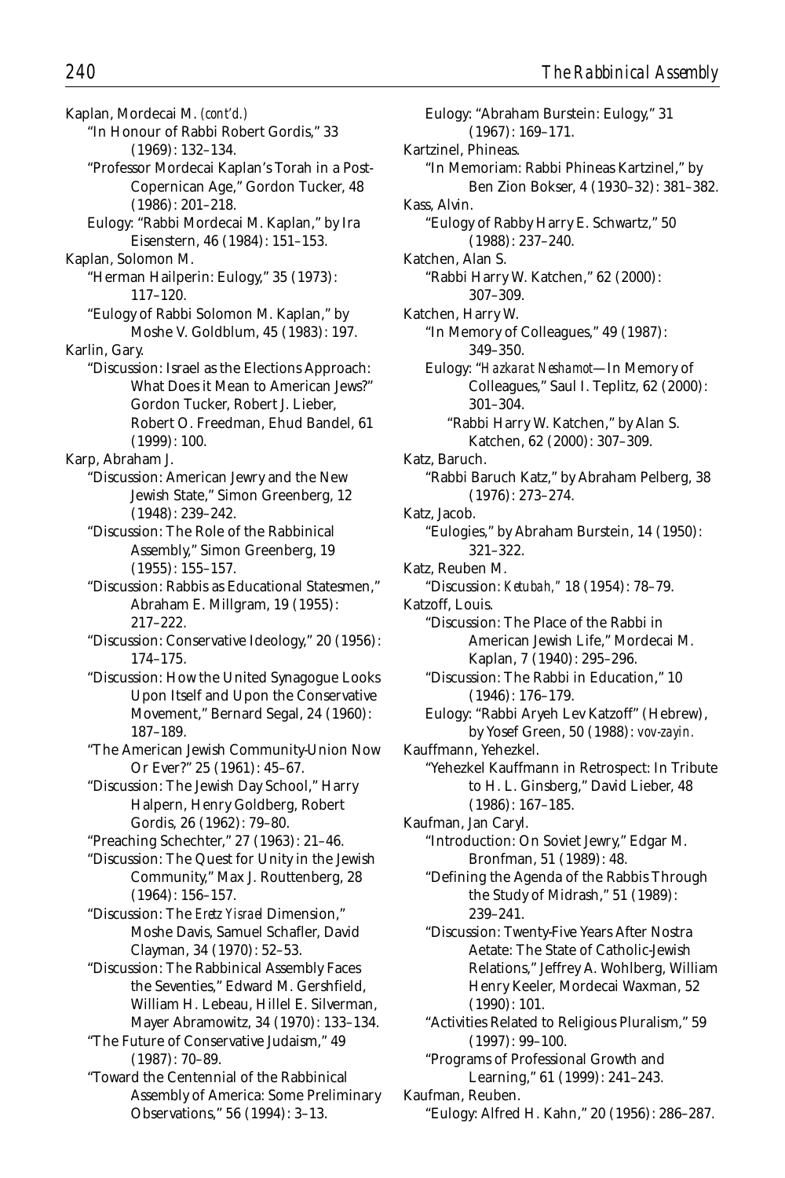Kaplan, Mordecai M. *(cont'd.)*

"In Honour of Rabbi Robert Gordis," 33 (1969): 132–134.

"Professor Mordecai Kaplan's Torah in a Post-Copernican Age," Gordon Tucker, 48 (1986): 201–218.

Eulogy: "Rabbi Mordecai M. Kaplan," by Ira Eisenstern, 46 (1984): 151–153.

Kaplan, Solomon M.

"Herman Hailperin: Eulogy," 35 (1973): 117–120.

"Eulogy of Rabbi Solomon M. Kaplan," by Moshe V. Goldblum, 45 (1983): 197.

Karlin, Gary.

"Discussion: Israel as the Elections Approach: What Does it Mean to American Jews?" Gordon Tucker, Robert J. Lieber, Robert O. Freedman, Ehud Bandel, 61 (1999): 100.

Karp, Abraham J.

"Discussion: American Jewry and the New Jewish State," Simon Greenberg, 12 (1948): 239–242.

"Discussion: The Role of the Rabbinical Assembly," Simon Greenberg, 19 (1955): 155–157.

"Discussion: Rabbis as Educational Statesmen," Abraham E. Millgram, 19 (1955): 217–222.

"Discussion: Conservative Ideology," 20 (1956): 174–175.

"Discussion: How the United Synagogue Looks Upon Itself and Upon the Conservative Movement," Bernard Segal, 24 (1960): 187–189.

"The American Jewish Community-Union Now Or Ever?" 25 (1961): 45–67.

"Discussion: The Jewish Day School," Harry Halpern, Henry Goldberg, Robert Gordis, 26 (1962): 79–80.

"Preaching Schechter," 27 (1963): 21–46.

"Discussion: The Quest for Unity in the Jewish Community," Max J. Routtenberg, 28 (1964): 156–157.

"Discussion: The *Eretz Yisrael* Dimension," Moshe Davis, Samuel Schafler, David Clayman, 34 (1970): 52–53.

"Discussion: The Rabbinical Assembly Faces the Seventies," Edward M. Gershfield, William H. Lebeau, Hillel E. Silverman, Mayer Abramowitz, 34 (1970): 133–134.

"The Future of Conservative Judaism," 49 (1987): 70–89.

"Toward the Centennial of the Rabbinical Assembly of America: Some Preliminary Observations," 56 (1994): 3–13.

Eulogy: "Abraham Burstein: Eulogy," 31 (1967): 169–171.

Kartzinel, Phineas.

"In Memoriam: Rabbi Phineas Kartzinel," by Ben Zion Bokser, 4 (1930–32): 381–382.

Kass, Alvin.

"Eulogy of Rabby Harry E. Schwartz," 50 (1988): 237–240.

Katchen, Alan S.

"Rabbi Harry W. Katchen," 62 (2000): 307–309.

Katchen, Harry W.

"In Memory of Colleagues," 49 (1987): 349–350.

Eulogy: "*Hazkarat Neshamot*—In Memory of Colleagues," Saul I. Teplitz, 62 (2000): 301–304.

"Rabbi Harry W. Katchen," by Alan S. Katchen, 62 (2000): 307–309.

Katz, Baruch.

"Rabbi Baruch Katz," by Abraham Pelberg, 38 (1976): 273–274.

Katz, Jacob.

"Eulogies," by Abraham Burstein, 14 (1950): 321–322.

Katz, Reuben M.

"Discussion: *Ketubah*," 18 (1954): 78–79.

Katzoff, Louis.

"Discussion: The Place of the Rabbi in American Jewish Life," Mordecai M. Kaplan, 7 (1940): 295–296.

"Discussion: The Rabbi in Education," 10 (1946): 176–179.

Eulogy: "Rabbi Aryeh Lev Katzoff" (Hebrew), by Yosef Green, 50 (1988): *vov-zayin*.

Kauffmann, Yehezkel.

"Yehezkel Kauffmann in Retrospect: In Tribute to H. L. Ginsberg," David Lieber, 48 (1986): 167–185.

Kaufman, Jan Caryl.

"Introduction: On Soviet Jewry," Edgar M. Bronfman, 51 (1989): 48.

"Defining the Agenda of the Rabbis Through the Study of Midrash," 51 (1989): 239–241.

"Discussion: Twenty-Five Years After Nostra Aetate: The State of Catholic-Jewish Relations," Jeffrey A. Wohlberg, William Henry Keeler, Mordecai Waxman, 52 (1990): 101.

"Activities Related to Religious Pluralism," 59 (1997): 99–100.

"Programs of Professional Growth and Learning," 61 (1999): 241–243.

Kaufman, Reuben.

"Eulogy: Alfred H. Kahn," 20 (1956): 286–287.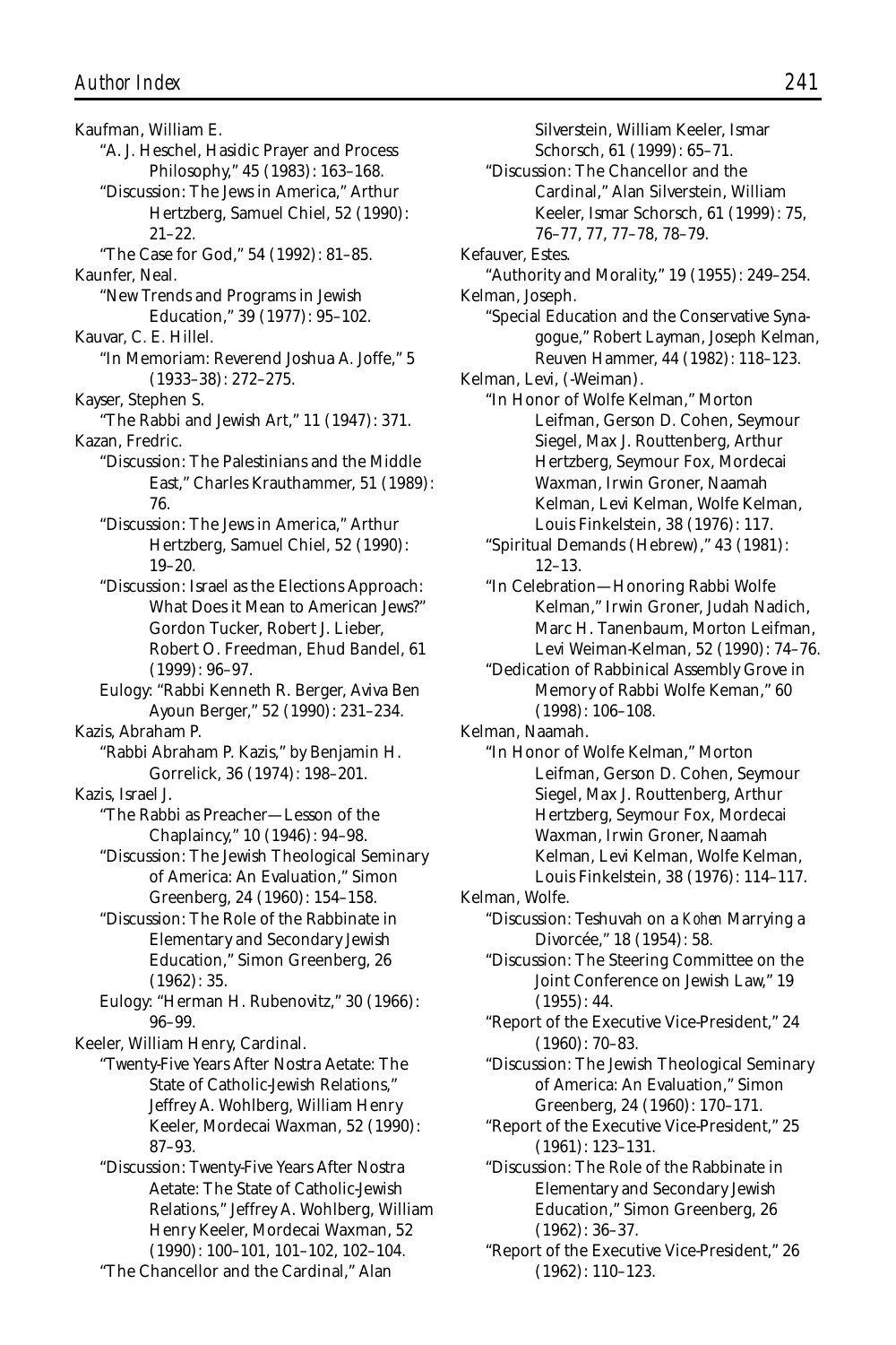Kaufman, William E.

"A. J. Heschel, Hasidic Prayer and Process Philosophy," 45 (1983): 163–168.

"Discussion: The Jews in America," Arthur Hertzberg, Samuel Chiel, 52 (1990): 21–22.

"The Case for God," 54 (1992): 81–85.

Kaunfer, Neal.

"New Trends and Programs in Jewish Education," 39 (1977): 95–102.

Kauvar, C. E. Hillel.

"In Memoriam: Reverend Joshua A. Joffe," 5 (1933–38): 272–275.

Kayser, Stephen S.

"The Rabbi and Jewish Art," 11 (1947): 371.

Kazan, Fredric.

"Discussion: The Palestinians and the Middle East," Charles Krauthammer, 51 (1989): 76.

"Discussion: The Jews in America," Arthur Hertzberg, Samuel Chiel, 52 (1990): 19–20.

"Discussion: Israel as the Elections Approach: What Does it Mean to American Jews?" Gordon Tucker, Robert J. Lieber, Robert O. Freedman, Ehud Bandel, 61 (1999): 96–97.

Eulogy: "Rabbi Kenneth R. Berger, Aviva Ben Ayoun Berger," 52 (1990): 231–234.

Kazis, Abraham P.

"Rabbi Abraham P. Kazis," by Benjamin H. Gorrelick, 36 (1974): 198–201.

Kazis, Israel J.

"The Rabbi as Preacher—Lesson of the Chaplaincy," 10 (1946): 94–98.

"Discussion: The Jewish Theological Seminary of America: An Evaluation," Simon Greenberg, 24 (1960): 154–158.

"Discussion: The Role of the Rabbinate in Elementary and Secondary Jewish Education," Simon Greenberg, 26 (1962): 35.

Eulogy: "Herman H. Rubenovitz," 30 (1966): 96–99.

Keeler, William Henry, Cardinal.

"Twenty-Five Years After Nostra Aetate: The State of Catholic-Jewish Relations," Jeffrey A. Wohlberg, William Henry Keeler, Mordecai Waxman, 52 (1990): 87–93.

"Discussion: Twenty-Five Years After Nostra Aetate: The State of Catholic-Jewish Relations," Jeffrey A. Wohlberg, William Henry Keeler, Mordecai Waxman, 52 (1990): 100–101, 101–102, 102–104.

"The Chancellor and the Cardinal," Alan Silverstein, William Keeler, Ismar Schorsch, 61 (1999): 65–71.

"Discussion: The Chancellor and the Cardinal," Alan Silverstein, William Keeler, Ismar Schorsch, 61 (1999): 75, 76–77, 77, 77–78, 78–79.

Kefauver, Estes.

"Authority and Morality," 19 (1955): 249–254.

Kelman, Joseph.

"Special Education and the Conservative Synagogue," Robert Layman, Joseph Kelman, Reuven Hammer, 44 (1982): 118–123.

Kelman, Levi, (-Weiman).

"In Honor of Wolfe Kelman," Morton Leifman, Gerson D. Cohen, Seymour Siegel, Max J. Routtenberg, Arthur Hertzberg, Seymour Fox, Mordecai Waxman, Irwin Groner, Naamah Kelman, Levi Kelman, Wolfe Kelman, Louis Finkelstein, 38 (1976): 117.

"Spiritual Demands (Hebrew)," 43 (1981): 12–13.

"In Celebration—Honoring Rabbi Wolfe Kelman," Irwin Groner, Judah Nadich, Marc H. Tanenbaum, Morton Leifman, Levi Weiman-Kelman, 52 (1990): 74–76.

"Dedication of Rabbinical Assembly Grove in Memory of Rabbi Wolfe Keman," 60 (1998): 106–108.

Kelman, Naamah.

"In Honor of Wolfe Kelman," Morton Leifman, Gerson D. Cohen, Seymour Siegel, Max J. Routtenberg, Arthur Hertzberg, Seymour Fox, Mordecai Waxman, Irwin Groner, Naamah Kelman, Levi Kelman, Wolfe Kelman, Louis Finkelstein, 38 (1976): 114–117.

Kelman, Wolfe.

"Discussion: Teshuvah on a *Kohen* Marrying a Divorcée," 18 (1954): 58.

"Discussion: The Steering Committee on the Joint Conference on Jewish Law," 19 (1955): 44.

"Report of the Executive Vice-President," 24 (1960): 70–83.

"Discussion: The Jewish Theological Seminary of America: An Evaluation," Simon Greenberg, 24 (1960): 170–171.

"Report of the Executive Vice-President," 25 (1961): 123–131.

"Discussion: The Role of the Rabbinate in Elementary and Secondary Jewish Education," Simon Greenberg, 26 (1962): 36–37.

"Report of the Executive Vice-President," 26 (1962): 110–123.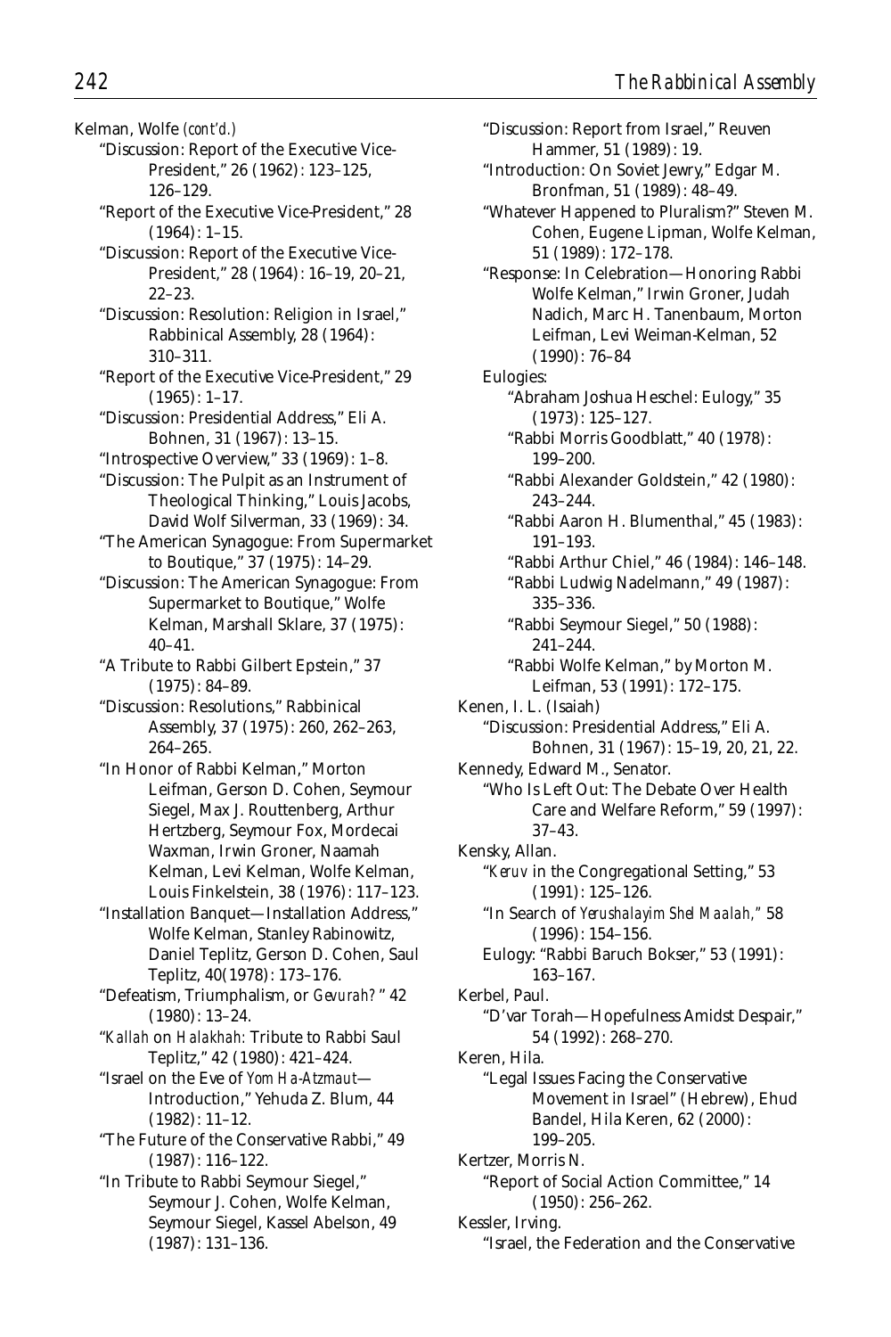Kelman, Wolfe *(cont'd.)*

- "Discussion: Report of the Executive Vice-President," 26 (1962): 123–125, 126–129.
- "Report of the Executive Vice-President," 28 (1964): 1–15.
- "Discussion: Report of the Executive Vice-President," 28 (1964): 16–19, 20–21, 22–23.
- "Discussion: Resolution: Religion in Israel," Rabbinical Assembly, 28 (1964): 310–311.
- "Report of the Executive Vice-President," 29 (1965): 1–17.
- "Discussion: Presidential Address," Eli A. Bohnen, 31 (1967): 13–15.
- "Introspective Overview," 33 (1969): 1–8.
- "Discussion: The Pulpit as an Instrument of Theological Thinking," Louis Jacobs, David Wolf Silverman, 33 (1969): 34.
- "The American Synagogue: From Supermarket to Boutique," 37 (1975): 14–29.
- "Discussion: The American Synagogue: From Supermarket to Boutique," Wolfe Kelman, Marshall Sklare, 37 (1975): 40–41.
- "A Tribute to Rabbi Gilbert Epstein," 37 (1975): 84–89.
- "Discussion: Resolutions," Rabbinical Assembly, 37 (1975): 260, 262–263, 264–265.
- "In Honor of Rabbi Kelman," Morton Leifman, Gerson D. Cohen, Seymour Siegel, Max J. Routtenberg, Arthur Hertzberg, Seymour Fox, Mordecai Waxman, Irwin Groner, Naamah Kelman, Levi Kelman, Wolfe Kelman, Louis Finkelstein, 38 (1976): 117–123.
- "Installation Banquet—Installation Address," Wolfe Kelman, Stanley Rabinowitz, Daniel Teplitz, Gerson D. Cohen, Saul Teplitz, 40(1978): 173–176.
- "Defeatism, Triumphalism, or *Gevurah?*" 42 (1980): 13–24.
- "*Kallah* on *Halakhah:* Tribute to Rabbi Saul Teplitz," 42 (1980): 421–424.
- "Israel on the Eve of *Yom Ha-Atzmaut*—Introduction," Yehuda Z. Blum, 44 (1982): 11–12.
- "The Future of the Conservative Rabbi," 49 (1987): 116–122.
- "In Tribute to Rabbi Seymour Siegel," Seymour J. Cohen, Wolfe Kelman, Seymour Siegel, Kassel Abelson, 49 (1987): 131–136.
- "Discussion: Report from Israel," Reuven Hammer, 51 (1989): 19.
- "Introduction: On Soviet Jewry," Edgar M. Bronfman, 51 (1989): 48–49.
- "Whatever Happened to Pluralism?" Steven M. Cohen, Eugene Lipman, Wolfe Kelman, 51 (1989): 172–178.
- "Response: In Celebration—Honoring Rabbi Wolfe Kelman," Irwin Groner, Judah Nadich, Marc H. Tanenbaum, Morton Leifman, Levi Weiman-Kelman, 52 (1990): 76–84
- Eulogies:
  - "Abraham Joshua Heschel: Eulogy," 35 (1973): 125–127.
  - "Rabbi Morris Goodblatt," 40 (1978): 199–200.
  - "Rabbi Alexander Goldstein," 42 (1980): 243–244.
  - "Rabbi Aaron H. Blumenthal," 45 (1983): 191–193.
  - "Rabbi Arthur Chiel," 46 (1984): 146–148.
  - "Rabbi Ludwig Nadelmann," 49 (1987): 335–336.
  - "Rabbi Seymour Siegel," 50 (1988): 241–244.
  - "Rabbi Wolfe Kelman," by Morton M. Leifman, 53 (1991): 172–175.

Kenen, I. L. (Isaiah)

- "Discussion: Presidential Address," Eli A. Bohnen, 31 (1967): 15–19, 20, 21, 22.

Kennedy, Edward M., Senator.

- "Who Is Left Out: The Debate Over Health Care and Welfare Reform," 59 (1997): 37–43.

Kensky, Allan.

- "*Keruv* in the Congregational Setting," 53 (1991): 125–126.
- "In Search of *Yerushalayim Shel Maalah,*" 58 (1996): 154–156.
- Eulogy: "Rabbi Baruch Bokser," 53 (1991): 163–167.

Kerbel, Paul.

- "D'var Torah—Hopefulness Amidst Despair," 54 (1992): 268–270.

Keren, Hila.

- "Legal Issues Facing the Conservative Movement in Israel" (Hebrew), Ehud Bandel, Hila Keren, 62 (2000): 199–205.

Kertzer, Morris N.

- "Report of Social Action Committee," 14 (1950): 256–262.

Kessler, Irving.

- "Israel, the Federation and the Conservative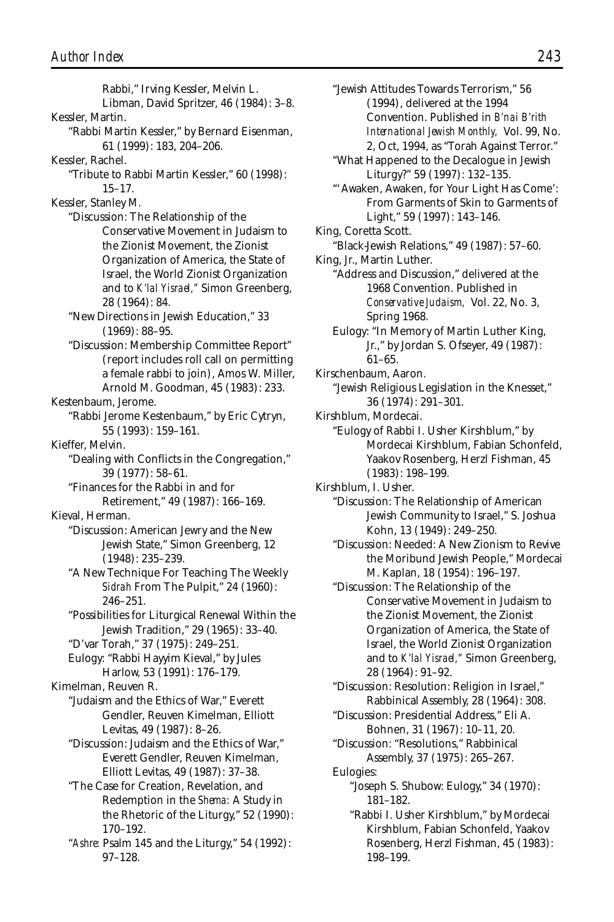Rabbi," Irving Kessler, Melvin L. Libman, David Spritzer, 46 (1984): 3–8.

Kessler, Martin.

"Rabbi Martin Kessler," by Bernard Eisenman, 61 (1999): 183, 204–206.

Kessler, Rachel.

"Tribute to Rabbi Martin Kessler," 60 (1998): 15–17.

Kessler, Stanley M.

"Discussion: The Relationship of the Conservative Movement in Judaism to the Zionist Movement, the Zionist Organization of America, the State of Israel, the World Zionist Organization and to *K'lal Yisrael*," Simon Greenberg, 28 (1964): 84.

"New Directions in Jewish Education," 33 (1969): 88–95.

"Discussion: Membership Committee Report" (report includes roll call on permitting a female rabbi to join), Amos W. Miller, Arnold M. Goodman, 45 (1983): 233.

Kestenbaum, Jerome.

"Rabbi Jerome Kestenbaum," by Eric Cytryn, 55 (1993): 159–161.

Kieffer, Melvin.

"Dealing with Conflicts in the Congregation," 39 (1977): 58–61.

"Finances for the Rabbi in and for Retirement," 49 (1987): 166–169.

Kieval, Herman.

"Discussion: American Jewry and the New Jewish State," Simon Greenberg, 12 (1948): 235–239.

"A New Technique For Teaching The Weekly *Sidrah* From The Pulpit," 24 (1960): 246–251.

"Possibilities for Liturgical Renewal Within the Jewish Tradition," 29 (1965): 33–40.

"D'var Torah," 37 (1975): 249–251.

Eulogy: "Rabbi Hayyim Kieval," by Jules Harlow, 53 (1991): 176–179.

Kimelman, Reuven R.

"Judaism and the Ethics of War," Everett Gendler, Reuven Kimelman, Elliott Levitas, 49 (1987): 8–26.

"Discussion: Judaism and the Ethics of War," Everett Gendler, Reuven Kimelman, Elliott Levitas, 49 (1987): 37–38.

"The Case for Creation, Revelation, and Redemption in the *Shema:* A Study in the Rhetoric of the Liturgy," 52 (1990): 170–192.

"*Ashre:* Psalm 145 and the Liturgy," 54 (1992): 97–128.

"Jewish Attitudes Towards Terrorism," 56 (1994), delivered at the 1994 Convention. Published in *B'nai B'rith International Jewish Monthly*, Vol. 99, No. 2, Oct, 1994, as "Torah Against Terror."

"What Happened to the Decalogue in Jewish Liturgy?" 59 (1997): 132–135.

"'Awaken, Awaken, for Your Light Has Come': From Garments of Skin to Garments of Light," 59 (1997): 143–146.

King, Coretta Scott.

"Black-Jewish Relations," 49 (1987): 57–60.

King, Jr., Martin Luther.

"Address and Discussion," delivered at the 1968 Convention. Published in *Conservative Judaism*, Vol. 22, No. 3, Spring 1968.

Eulogy: "In Memory of Martin Luther King, Jr.," by Jordan S. Ofseyer, 49 (1987): 61–65.

Kirschenbaum, Aaron.

"Jewish Religious Legislation in the Knesset," 36 (1974): 291–301.

Kirshblum, Mordecai.

"Eulogy of Rabbi I. Usher Kirshblum," by Mordecai Kirshblum, Fabian Schonfeld, Yaakov Rosenberg, Herzl Fishman, 45 (1983): 198–199.

Kirshblum, I. Usher.

"Discussion: The Relationship of American Jewish Community to Israel," S. Joshua Kohn, 13 (1949): 249–250.

"Discussion: Needed: A New Zionism to Revive the Moribund Jewish People," Mordecai M. Kaplan, 18 (1954): 196–197.

"Discussion: The Relationship of the Conservative Movement in Judaism to the Zionist Movement, the Zionist Organization of America, the State of Israel, the World Zionist Organization and to *K'lal Yisrael*," Simon Greenberg, 28 (1964): 91–92.

"Discussion: Resolution: Religion in Israel," Rabbinical Assembly, 28 (1964): 308.

"Discussion: Presidential Address," Eli A. Bohnen, 31 (1967): 10–11, 20.

"Discussion: "Resolutions," Rabbinical Assembly, 37 (1975): 265–267.

Eulogies:

"Joseph S. Shubow: Eulogy," 34 (1970): 181–182.

"Rabbi I. Usher Kirshblum," by Mordecai Kirshblum, Fabian Schonfeld, Yaakov Rosenberg, Herzl Fishman, 45 (1983): 198–199.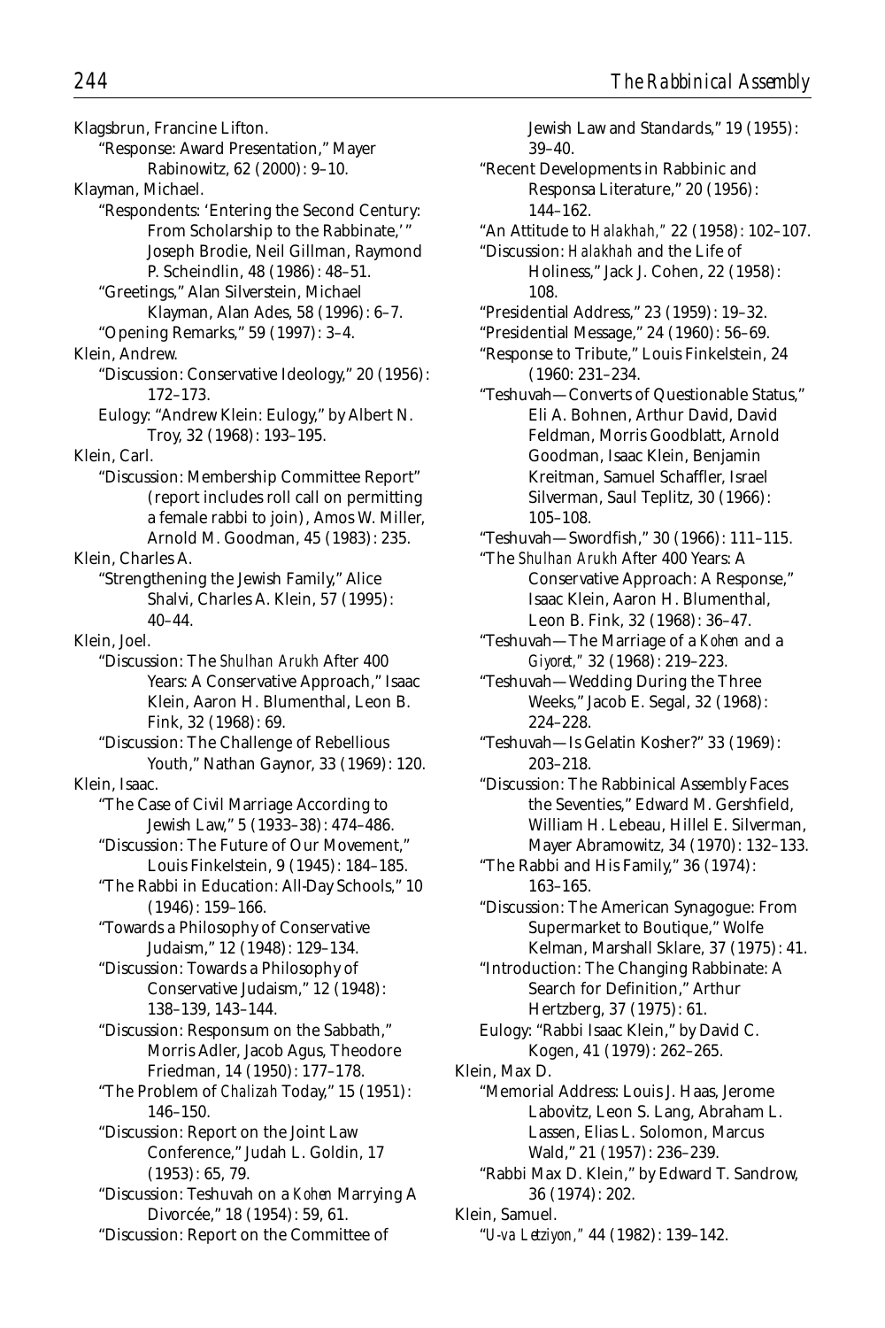Klagsbrun, Francine Lifton.

"Response: Award Presentation," Mayer Rabinowitz, 62 (2000): 9–10.

Klayman, Michael.

"Respondents: 'Entering the Second Century: From Scholarship to the Rabbinate,'" Joseph Brodie, Neil Gillman, Raymond P. Scheindlin, 48 (1986): 48–51.

"Greetings," Alan Silverstein, Michael Klayman, Alan Ades, 58 (1996): 6–7.

"Opening Remarks," 59 (1997): 3–4.

Klein, Andrew.

"Discussion: Conservative Ideology," 20 (1956): 172–173.

Eulogy: "Andrew Klein: Eulogy," by Albert N. Troy, 32 (1968): 193–195.

Klein, Carl.

"Discussion: Membership Committee Report" (report includes roll call on permitting a female rabbi to join), Amos W. Miller, Arnold M. Goodman, 45 (1983): 235.

Klein, Charles A.

"Strengthening the Jewish Family," Alice Shalvi, Charles A. Klein, 57 (1995): 40–44.

Klein, Joel.

"Discussion: The *Shulhan Arukh* After 400 Years: A Conservative Approach," Isaac Klein, Aaron H. Blumenthal, Leon B. Fink, 32 (1968): 69.

"Discussion: The Challenge of Rebellious Youth," Nathan Gaynor, 33 (1969): 120.

Klein, Isaac.

"The Case of Civil Marriage According to Jewish Law," 5 (1933–38): 474–486.

"Discussion: The Future of Our Movement," Louis Finkelstein, 9 (1945): 184–185.

"The Rabbi in Education: All-Day Schools," 10 (1946): 159–166.

"Towards a Philosophy of Conservative Judaism," 12 (1948): 129–134.

"Discussion: Towards a Philosophy of Conservative Judaism," 12 (1948): 138–139, 143–144.

"Discussion: Responsum on the Sabbath," Morris Adler, Jacob Agus, Theodore Friedman, 14 (1950): 177–178.

"The Problem of *Chalizah* Today," 15 (1951): 146–150.

"Discussion: Report on the Joint Law Conference," Judah L. Goldin, 17 (1953): 65, 79.

"Discussion: Teshuvah on a *Kohen* Marrying A Divorcée," 18 (1954): 59, 61.

"Discussion: Report on the Committee of Jewish Law and Standards," 19 (1955): 39–40.

"Recent Developments in Rabbinic and Responsa Literature," 20 (1956): 144–162.

"An Attitude to *Halakhah*," 22 (1958): 102–107.

"Discussion: *Halakhah* and the Life of Holiness," Jack J. Cohen, 22 (1958): 108.

"Presidential Address," 23 (1959): 19–32.

"Presidential Message," 24 (1960): 56–69.

"Response to Tribute," Louis Finkelstein, 24 (1960: 231–234.

"Teshuvah—Converts of Questionable Status," Eli A. Bohnen, Arthur David, David Feldman, Morris Goodblatt, Arnold Goodman, Isaac Klein, Benjamin Kreitman, Samuel Schaffler, Israel Silverman, Saul Teplitz, 30 (1966): 105–108.

"Teshuvah—Swordfish," 30 (1966): 111–115.

"The *Shulhan Arukh* After 400 Years: A Conservative Approach: A Response," Isaac Klein, Aaron H. Blumenthal, Leon B. Fink, 32 (1968): 36–47.

"Teshuvah—The Marriage of a *Kohen* and a *Giyoret*," 32 (1968): 219–223.

"Teshuvah—Wedding During the Three Weeks," Jacob E. Segal, 32 (1968): 224–228.

"Teshuvah—Is Gelatin Kosher?" 33 (1969): 203–218.

"Discussion: The Rabbinical Assembly Faces the Seventies," Edward M. Gershfield, William H. Lebeau, Hillel E. Silverman, Mayer Abramowitz, 34 (1970): 132–133.

"The Rabbi and His Family," 36 (1974): 163–165.

"Discussion: The American Synagogue: From Supermarket to Boutique," Wolfe Kelman, Marshall Sklare, 37 (1975): 41.

"Introduction: The Changing Rabbinate: A Search for Definition," Arthur Hertzberg, 37 (1975): 61.

Eulogy: "Rabbi Isaac Klein," by David C. Kogen, 41 (1979): 262–265.

Klein, Max D.

"Memorial Address: Louis J. Haas, Jerome Labovitz, Leon S. Lang, Abraham L. Lassen, Elias L. Solomon, Marcus Wald," 21 (1957): 236–239.

"Rabbi Max D. Klein," by Edward T. Sandrow, 36 (1974): 202.

Klein, Samuel.

"*U-va Letziyon*," 44 (1982): 139–142.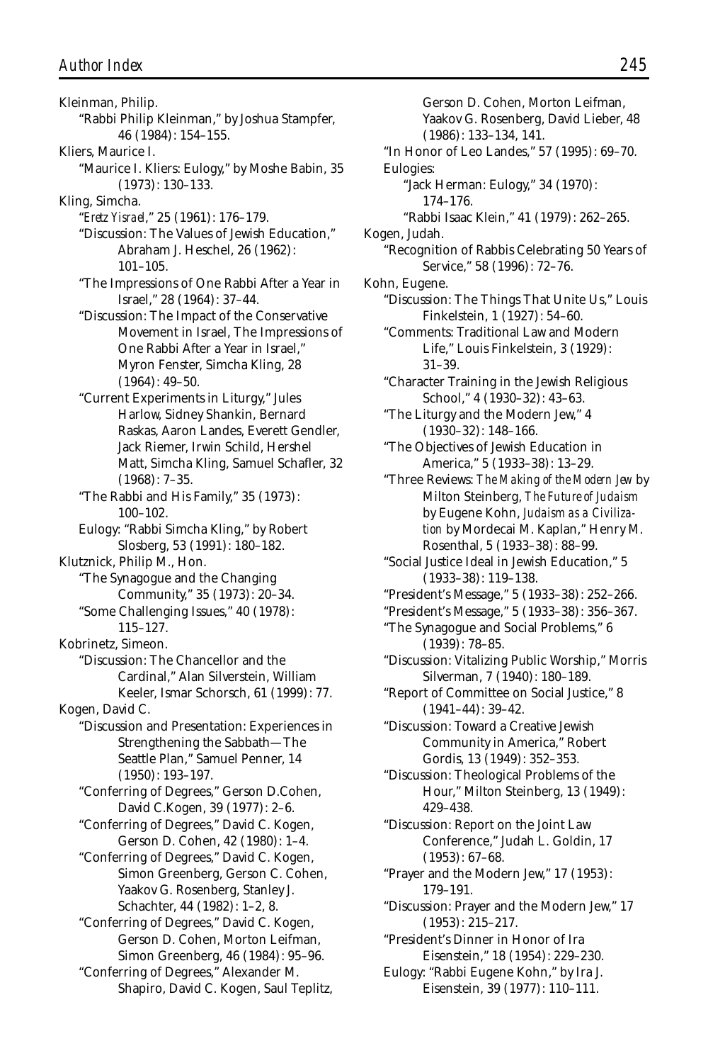Kleinman, Philip.

"Rabbi Philip Kleinman," by Joshua Stampfer, 46 (1984): 154–155.

Kliers, Maurice I.

"Maurice I. Kliers: Eulogy," by Moshe Babin, 35 (1973): 130–133.

Kling, Simcha.

"*Eretz Yisrael*," 25 (1961): 176–179.

"Discussion: The Values of Jewish Education," Abraham J. Heschel, 26 (1962): 101–105.

"The Impressions of One Rabbi After a Year in Israel," 28 (1964): 37–44.

"Discussion: The Impact of the Conservative Movement in Israel, The Impressions of One Rabbi After a Year in Israel," Myron Fenster, Simcha Kling, 28 (1964): 49–50.

"Current Experiments in Liturgy," Jules Harlow, Sidney Shankin, Bernard Raskas, Aaron Landes, Everett Gendler, Jack Riemer, Irwin Schild, Hershel Matt, Simcha Kling, Samuel Schafler, 32 (1968): 7–35.

"The Rabbi and His Family," 35 (1973): 100–102.

Eulogy: "Rabbi Simcha Kling," by Robert Slosberg, 53 (1991): 180–182.

Klutznick, Philip M., Hon.

"The Synagogue and the Changing Community," 35 (1973): 20–34.

"Some Challenging Issues," 40 (1978): 115–127.

Kobrinetz, Simeon.

"Discussion: The Chancellor and the Cardinal," Alan Silverstein, William Keeler, Ismar Schorsch, 61 (1999): 77.

Kogen, David C.

"Discussion and Presentation: Experiences in Strengthening the Sabbath—The Seattle Plan," Samuel Penner, 14 (1950): 193–197.

"Conferring of Degrees," Gerson D.Cohen, David C.Kogen, 39 (1977): 2–6.

"Conferring of Degrees," David C. Kogen, Gerson D. Cohen, 42 (1980): 1–4.

"Conferring of Degrees," David C. Kogen, Simon Greenberg, Gerson C. Cohen, Yaakov G. Rosenberg, Stanley J. Schachter, 44 (1982): 1–2, 8.

"Conferring of Degrees," David C. Kogen, Gerson D. Cohen, Morton Leifman, Simon Greenberg, 46 (1984): 95–96.

"Conferring of Degrees," Alexander M. Shapiro, David C. Kogen, Saul Teplitz, Gerson D. Cohen, Morton Leifman, Yaakov G. Rosenberg, David Lieber, 48 (1986): 133–134, 141.

"In Honor of Leo Landes," 57 (1995): 69–70.

Eulogies:

"Jack Herman: Eulogy," 34 (1970): 174–176.

"Rabbi Isaac Klein," 41 (1979): 262–265.

Kogen, Judah.

"Recognition of Rabbis Celebrating 50 Years of Service," 58 (1996): 72–76.

Kohn, Eugene.

"Discussion: The Things That Unite Us," Louis Finkelstein, 1 (1927): 54–60.

"Comments: Traditional Law and Modern Life," Louis Finkelstein, 3 (1929): 31–39.

"Character Training in the Jewish Religious School," 4 (1930–32): 43–63.

"The Liturgy and the Modern Jew," 4 (1930–32): 148–166.

"The Objectives of Jewish Education in America," 5 (1933–38): 13–29.

"Three Reviews: *The Making of the Modern Jew* by Milton Steinberg, *The Future of Judaism* by Eugene Kohn, *Judaism as a Civilization* by Mordecai M. Kaplan," Henry M. Rosenthal, 5 (1933–38): 88–99.

"Social Justice Ideal in Jewish Education," 5 (1933–38): 119–138.

"President's Message," 5 (1933–38): 252–266.

"President's Message," 5 (1933–38): 356–367.

"The Synagogue and Social Problems," 6 (1939): 78–85.

"Discussion: Vitalizing Public Worship," Morris Silverman, 7 (1940): 180–189.

"Report of Committee on Social Justice," 8 (1941–44): 39–42.

"Discussion: Toward a Creative Jewish Community in America," Robert Gordis, 13 (1949): 352–353.

"Discussion: Theological Problems of the Hour," Milton Steinberg, 13 (1949): 429–438.

"Discussion: Report on the Joint Law Conference," Judah L. Goldin, 17 (1953): 67–68.

"Prayer and the Modern Jew," 17 (1953): 179–191.

"Discussion: Prayer and the Modern Jew," 17 (1953): 215–217.

"President's Dinner in Honor of Ira Eisenstein," 18 (1954): 229–230.

Eulogy: "Rabbi Eugene Kohn," by Ira J. Eisenstein, 39 (1977): 110–111.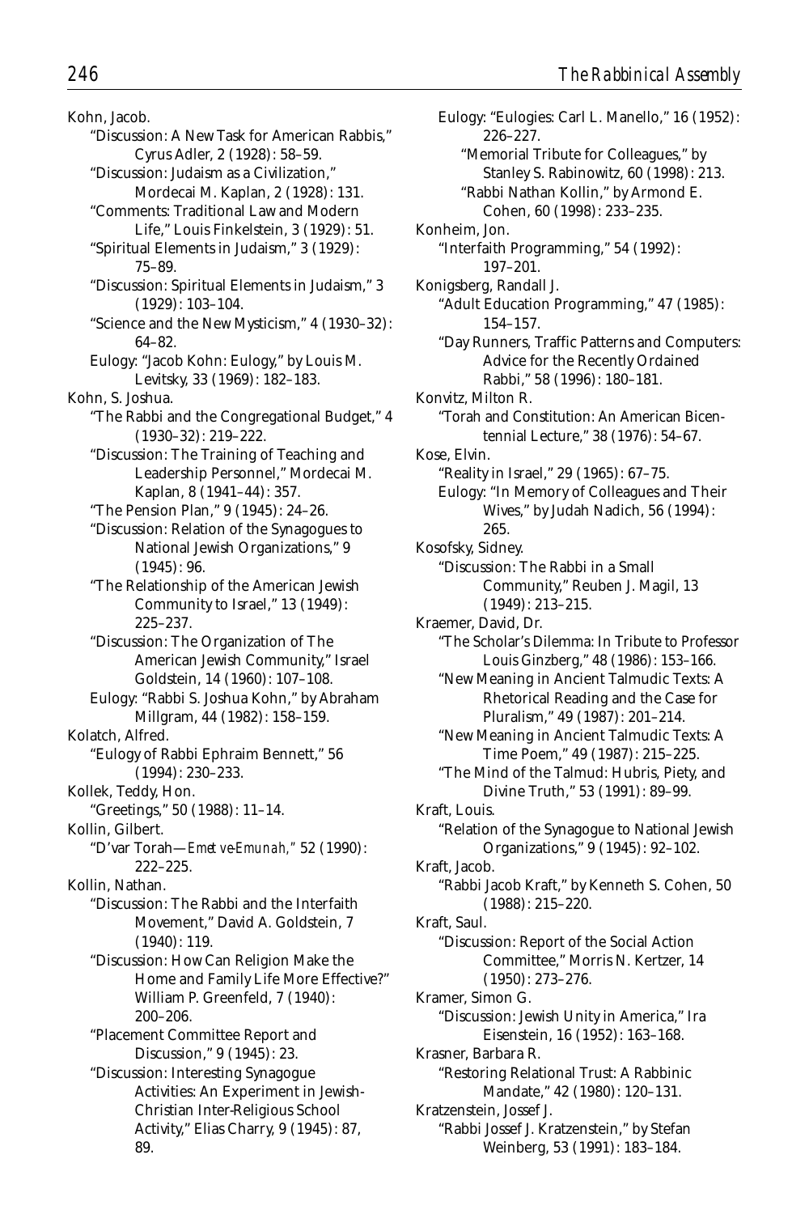Kohn, Jacob.

"Discussion: A New Task for American Rabbis," Cyrus Adler, 2 (1928): 58–59.

"Discussion: Judaism as a Civilization," Mordecai M. Kaplan, 2 (1928): 131.

"Comments: Traditional Law and Modern Life," Louis Finkelstein, 3 (1929): 51.

"Spiritual Elements in Judaism," 3 (1929): 75–89.

"Discussion: Spiritual Elements in Judaism," 3 (1929): 103–104.

"Science and the New Mysticism," 4 (1930–32): 64–82.

Eulogy: "Jacob Kohn: Eulogy," by Louis M. Levitsky, 33 (1969): 182–183.

Kohn, S. Joshua.

"The Rabbi and the Congregational Budget," 4 (1930–32): 219–222.

"Discussion: The Training of Teaching and Leadership Personnel," Mordecai M. Kaplan, 8 (1941–44): 357.

"The Pension Plan," 9 (1945): 24–26.

"Discussion: Relation of the Synagogues to National Jewish Organizations," 9 (1945): 96.

"The Relationship of the American Jewish Community to Israel," 13 (1949): 225–237.

"Discussion: The Organization of The American Jewish Community," Israel Goldstein, 14 (1960): 107–108.

Eulogy: "Rabbi S. Joshua Kohn," by Abraham Millgram, 44 (1982): 158–159.

Kolatch, Alfred.

"Eulogy of Rabbi Ephraim Bennett," 56 (1994): 230–233.

Kollek, Teddy, Hon.

"Greetings," 50 (1988): 11–14.

Kollin, Gilbert.

"D'var Torah—*Emet ve-Emunah,*" 52 (1990): 222–225.

Kollin, Nathan.

"Discussion: The Rabbi and the Interfaith Movement," David A. Goldstein, 7 (1940): 119.

"Discussion: How Can Religion Make the Home and Family Life More Effective?" William P. Greenfeld, 7 (1940): 200–206.

"Placement Committee Report and Discussion," 9 (1945): 23.

"Discussion: Interesting Synagogue Activities: An Experiment in Jewish-Christian Inter-Religious School Activity," Elias Charry, 9 (1945): 87, 89.

Eulogy: "Eulogies: Carl L. Manello," 16 (1952): 226–227.

"Memorial Tribute for Colleagues," by Stanley S. Rabinowitz, 60 (1998): 213.

"Rabbi Nathan Kollin," by Armond E. Cohen, 60 (1998): 233–235.

Konheim, Jon.

"Interfaith Programming," 54 (1992): 197–201.

Konigsberg, Randall J.

"Adult Education Programming," 47 (1985): 154–157.

"Day Runners, Traffic Patterns and Computers: Advice for the Recently Ordained Rabbi," 58 (1996): 180–181.

Konvitz, Milton R.

"Torah and Constitution: An American Bicentennial Lecture," 38 (1976): 54–67.

Kose, Elvin.

"Reality in Israel," 29 (1965): 67–75.

Eulogy: "In Memory of Colleagues and Their Wives," by Judah Nadich, 56 (1994): 265.

Kosofsky, Sidney.

"Discussion: The Rabbi in a Small Community," Reuben J. Magil, 13 (1949): 213–215.

Kraemer, David, Dr.

"The Scholar's Dilemma: In Tribute to Professor Louis Ginzberg," 48 (1986): 153–166.

"New Meaning in Ancient Talmudic Texts: A Rhetorical Reading and the Case for Pluralism," 49 (1987): 201–214.

"New Meaning in Ancient Talmudic Texts: A Time Poem," 49 (1987): 215–225.

"The Mind of the Talmud: Hubris, Piety, and Divine Truth," 53 (1991): 89–99.

Kraft, Louis.

"Relation of the Synagogue to National Jewish Organizations," 9 (1945): 92–102.

Kraft, Jacob.

"Rabbi Jacob Kraft," by Kenneth S. Cohen, 50 (1988): 215–220.

Kraft, Saul.

"Discussion: Report of the Social Action Committee," Morris N. Kertzer, 14 (1950): 273–276.

Kramer, Simon G.

"Discussion: Jewish Unity in America," Ira Eisenstein, 16 (1952): 163–168.

Krasner, Barbara R.

"Restoring Relational Trust: A Rabbinic Mandate," 42 (1980): 120–131.

Kratzenstein, Jossef J.

"Rabbi Jossef J. Kratzenstein," by Stefan Weinberg, 53 (1991): 183–184.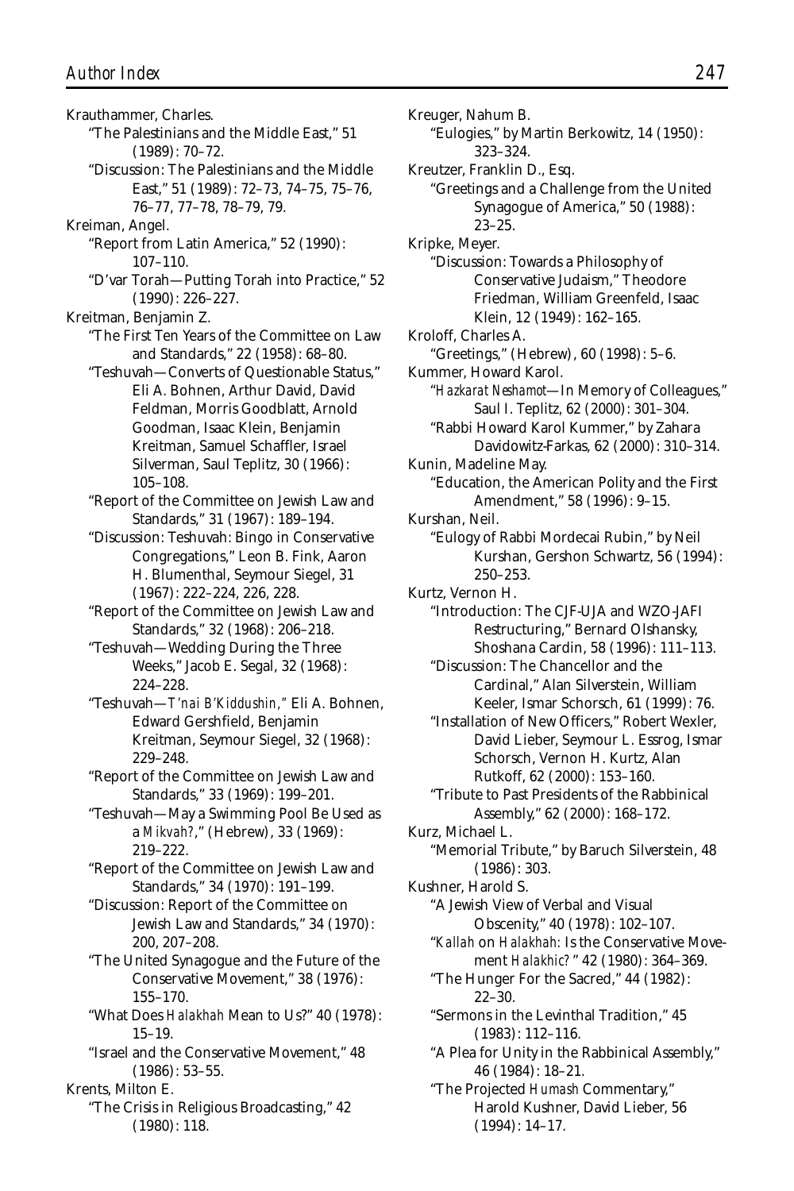Krauthammer, Charles.

"The Palestinians and the Middle East," 51 (1989): 70–72.

"Discussion: The Palestinians and the Middle East," 51 (1989): 72–73, 74–75, 75–76, 76–77, 77–78, 78–79, 79.

Kreiman, Angel.

"Report from Latin America," 52 (1990): 107–110.

"D'var Torah—Putting Torah into Practice," 52 (1990): 226–227.

Kreitman, Benjamin Z.

"The First Ten Years of the Committee on Law and Standards," 22 (1958): 68–80.

"Teshuvah—Converts of Questionable Status," Eli A. Bohnen, Arthur David, David Feldman, Morris Goodblatt, Arnold Goodman, Isaac Klein, Benjamin Kreitman, Samuel Schaffler, Israel Silverman, Saul Teplitz, 30 (1966): 105–108.

"Report of the Committee on Jewish Law and Standards," 31 (1967): 189–194.

"Discussion: Teshuvah: Bingo in Conservative Congregations," Leon B. Fink, Aaron H. Blumenthal, Seymour Siegel, 31 (1967): 222–224, 226, 228.

"Report of the Committee on Jewish Law and Standards," 32 (1968): 206–218.

"Teshuvah—Wedding During the Three Weeks," Jacob E. Segal, 32 (1968): 224–228.

"Teshuvah—*T'nai B'Kiddushin,*" Eli A. Bohnen, Edward Gershfield, Benjamin Kreitman, Seymour Siegel, 32 (1968): 229–248.

"Report of the Committee on Jewish Law and Standards," 33 (1969): 199–201.

"Teshuvah—May a Swimming Pool Be Used as a *Mikvah?*," (Hebrew), 33 (1969): 219–222.

"Report of the Committee on Jewish Law and Standards," 34 (1970): 191–199.

"Discussion: Report of the Committee on Jewish Law and Standards," 34 (1970): 200, 207–208.

"The United Synagogue and the Future of the Conservative Movement," 38 (1976): 155–170.

"What Does *Halakhah* Mean to Us?" 40 (1978): 15–19.

"Israel and the Conservative Movement," 48 (1986): 53–55.

Krents, Milton E.

"The Crisis in Religious Broadcasting," 42 (1980): 118.

Kreuger, Nahum B.

"Eulogies," by Martin Berkowitz, 14 (1950): 323–324.

Kreutzer, Franklin D., Esq.

"Greetings and a Challenge from the United Synagogue of America," 50 (1988): 23–25.

Kripke, Meyer.

"Discussion: Towards a Philosophy of Conservative Judaism," Theodore Friedman, William Greenfeld, Isaac Klein, 12 (1949): 162–165.

Kroloff, Charles A.

"Greetings," (Hebrew), 60 (1998): 5–6.

Kummer, Howard Karol.

"*Hazkarat Neshamot*—In Memory of Colleagues," Saul I. Teplitz, 62 (2000): 301–304.

"Rabbi Howard Karol Kummer," by Zahara Davidowitz-Farkas, 62 (2000): 310–314.

Kunin, Madeline May.

"Education, the American Polity and the First Amendment," 58 (1996): 9–15.

Kurshan, Neil.

"Eulogy of Rabbi Mordecai Rubin," by Neil Kurshan, Gershon Schwartz, 56 (1994): 250–253.

Kurtz, Vernon H.

"Introduction: The CJF-UJA and WZO-JAFI Restructuring," Bernard Olshansky, Shoshana Cardin, 58 (1996): 111–113.

"Discussion: The Chancellor and the Cardinal," Alan Silverstein, William Keeler, Ismar Schorsch, 61 (1999): 76.

"Installation of New Officers," Robert Wexler, David Lieber, Seymour L. Essrog, Ismar Schorsch, Vernon H. Kurtz, Alan Rutkoff, 62 (2000): 153–160.

"Tribute to Past Presidents of the Rabbinical Assembly," 62 (2000): 168–172.

Kurz, Michael L.

"Memorial Tribute," by Baruch Silverstein, 48 (1986): 303.

Kushner, Harold S.

"A Jewish View of Verbal and Visual Obscenity," 40 (1978): 102–107.

"*Kallah* on *Halakhah:* Is the Conservative Movement *Halakhic?*" 42 (1980): 364–369.

"The Hunger For the Sacred," 44 (1982): 22–30.

"Sermons in the Levinthal Tradition," 45 (1983): 112–116.

"A Plea for Unity in the Rabbinical Assembly," 46 (1984): 18–21.

"The Projected *Humash* Commentary," Harold Kushner, David Lieber, 56 (1994): 14–17.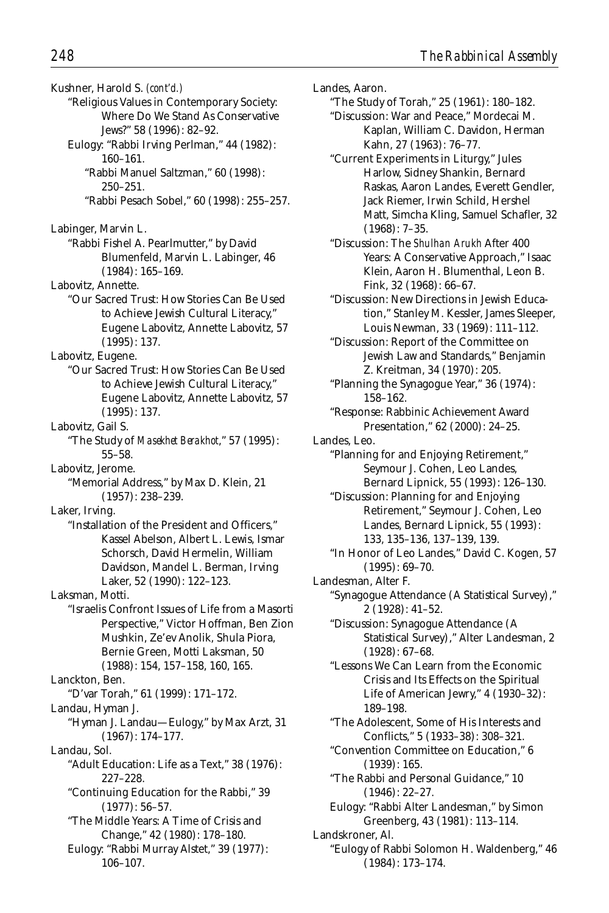Kushner, Harold S. *(cont'd.)*

"Religious Values in Contemporary Society: Where Do We Stand As Conservative Jews?" 58 (1996): 82–92.

Eulogy: "Rabbi Irving Perlman," 44 (1982): 160–161.

"Rabbi Manuel Saltzman," 60 (1998): 250–251.

"Rabbi Pesach Sobel," 60 (1998): 255–257.

Labinger, Marvin L.

"Rabbi Fishel A. Pearlmutter," by David Blumenfeld, Marvin L. Labinger, 46 (1984): 165–169.

Labovitz, Annette.

"Our Sacred Trust: How Stories Can Be Used to Achieve Jewish Cultural Literacy," Eugene Labovitz, Annette Labovitz, 57 (1995): 137.

Labovitz, Eugene.

"Our Sacred Trust: How Stories Can Be Used to Achieve Jewish Cultural Literacy," Eugene Labovitz, Annette Labovitz, 57 (1995): 137.

Labovitz, Gail S.

"The Study of *Masekhet Berakhot*," 57 (1995): 55–58.

Labovitz, Jerome.

"Memorial Address," by Max D. Klein, 21 (1957): 238–239.

Laker, Irving.

"Installation of the President and Officers," Kassel Abelson, Albert L. Lewis, Ismar Schorsch, David Hermelin, William Davidson, Mandel L. Berman, Irving Laker, 52 (1990): 122–123.

Laksman, Motti.

"Israelis Confront Issues of Life from a Masorti Perspective," Victor Hoffman, Ben Zion Mushkin, Ze'ev Anolik, Shula Piora, Bernie Green, Motti Laksman, 50 (1988): 154, 157–158, 160, 165.

Lanckton, Ben.

"D'var Torah," 61 (1999): 171–172.

Landau, Hyman J.

"Hyman J. Landau—Eulogy," by Max Arzt, 31 (1967): 174–177.

Landau, Sol.

"Adult Education: Life as a Text," 38 (1976): 227–228.

"Continuing Education for the Rabbi," 39 (1977): 56–57.

"The Middle Years: A Time of Crisis and Change," 42 (1980): 178–180.

Eulogy: "Rabbi Murray Alstet," 39 (1977): 106–107.

Landes, Aaron.

"The Study of Torah," 25 (1961): 180–182.

"Discussion: War and Peace," Mordecai M. Kaplan, William C. Davidon, Herman Kahn, 27 (1963): 76–77.

"Current Experiments in Liturgy," Jules Harlow, Sidney Shankin, Bernard Raskas, Aaron Landes, Everett Gendler, Jack Riemer, Irwin Schild, Hershel Matt, Simcha Kling, Samuel Schafler, 32 (1968): 7–35.

"Discussion: The *Shulhan Arukh* After 400 Years: A Conservative Approach," Isaac Klein, Aaron H. Blumenthal, Leon B. Fink, 32 (1968): 66–67.

"Discussion: New Directions in Jewish Education," Stanley M. Kessler, James Sleeper, Louis Newman, 33 (1969): 111–112.

"Discussion: Report of the Committee on Jewish Law and Standards," Benjamin Z. Kreitman, 34 (1970): 205.

"Planning the Synagogue Year," 36 (1974): 158–162.

"Response: Rabbinic Achievement Award Presentation," 62 (2000): 24–25.

Landes, Leo.

"Planning for and Enjoying Retirement," Seymour J. Cohen, Leo Landes, Bernard Lipnick, 55 (1993): 126–130.

"Discussion: Planning for and Enjoying Retirement," Seymour J. Cohen, Leo Landes, Bernard Lipnick, 55 (1993): 133, 135–136, 137–139, 139.

"In Honor of Leo Landes," David C. Kogen, 57 (1995): 69–70.

Landesman, Alter F.

"Synagogue Attendance (A Statistical Survey)," 2 (1928): 41–52.

"Discussion: Synagogue Attendance (A Statistical Survey)," Alter Landesman, 2 (1928): 67–68.

"Lessons We Can Learn from the Economic Crisis and Its Effects on the Spiritual Life of American Jewry," 4 (1930–32): 189–198.

"The Adolescent, Some of His Interests and Conflicts," 5 (1933–38): 308–321.

"Convention Committee on Education," 6 (1939): 165.

"The Rabbi and Personal Guidance," 10 (1946): 22–27.

Eulogy: "Rabbi Alter Landesman," by Simon Greenberg, 43 (1981): 113–114.

Landskroner, Al.

"Eulogy of Rabbi Solomon H. Waldenberg," 46 (1984): 173–174.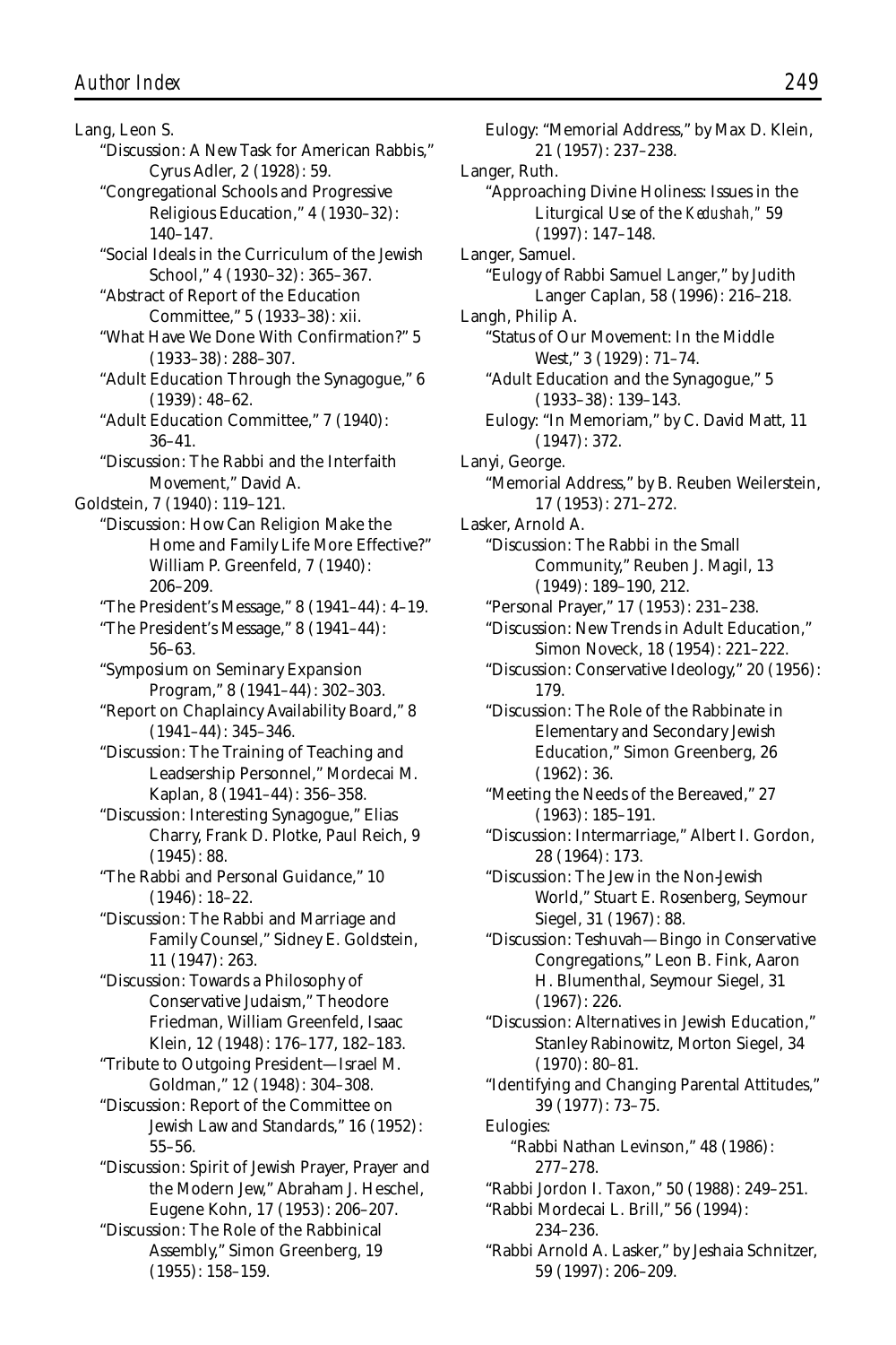Lang, Leon S.

"Discussion: A New Task for American Rabbis," Cyrus Adler, 2 (1928): 59.

"Congregational Schools and Progressive Religious Education," 4 (1930–32): 140–147.

"Social Ideals in the Curriculum of the Jewish School," 4 (1930–32): 365–367.

"Abstract of Report of the Education Committee," 5 (1933–38): xii.

"What Have We Done With Confirmation?" 5 (1933–38): 288–307.

"Adult Education Through the Synagogue," 6 (1939): 48–62.

"Adult Education Committee," 7 (1940): 36–41.

"Discussion: The Rabbi and the Interfaith Movement," David A.

Goldstein, 7 (1940): 119–121.

"Discussion: How Can Religion Make the Home and Family Life More Effective?" William P. Greenfeld, 7 (1940): 206–209.

"The President's Message," 8 (1941–44): 4–19.

"The President's Message," 8 (1941–44): 56–63.

"Symposium on Seminary Expansion Program," 8 (1941–44): 302–303.

"Report on Chaplaincy Availability Board," 8 (1941–44): 345–346.

"Discussion: The Training of Teaching and Leadsership Personnel," Mordecai M. Kaplan, 8 (1941–44): 356–358.

"Discussion: Interesting Synagogue," Elias Charry, Frank D. Plotke, Paul Reich, 9 (1945): 88.

"The Rabbi and Personal Guidance," 10 (1946): 18–22.

"Discussion: The Rabbi and Marriage and Family Counsel," Sidney E. Goldstein, 11 (1947): 263.

"Discussion: Towards a Philosophy of Conservative Judaism," Theodore Friedman, William Greenfeld, Isaac Klein, 12 (1948): 176–177, 182–183.

"Tribute to Outgoing President—Israel M. Goldman," 12 (1948): 304–308.

"Discussion: Report of the Committee on Jewish Law and Standards," 16 (1952): 55–56.

"Discussion: Spirit of Jewish Prayer, Prayer and the Modern Jew," Abraham J. Heschel, Eugene Kohn, 17 (1953): 206–207.

"Discussion: The Role of the Rabbinical Assembly," Simon Greenberg, 19 (1955): 158–159.

Eulogy: "Memorial Address," by Max D. Klein, 21 (1957): 237–238.

Langer, Ruth.

"Approaching Divine Holiness: Issues in the Liturgical Use of the *Kedushah,*" 59 (1997): 147–148.

Langer, Samuel.

"Eulogy of Rabbi Samuel Langer," by Judith Langer Caplan, 58 (1996): 216–218.

Langh, Philip A.

"Status of Our Movement: In the Middle West," 3 (1929): 71–74.

"Adult Education and the Synagogue," 5 (1933–38): 139–143.

Eulogy: "In Memoriam," by C. David Matt, 11 (1947): 372.

Lanyi, George.

"Memorial Address," by B. Reuben Weilerstein, 17 (1953): 271–272.

Lasker, Arnold A.

"Discussion: The Rabbi in the Small Community," Reuben J. Magil, 13 (1949): 189–190, 212.

"Personal Prayer," 17 (1953): 231–238.

"Discussion: New Trends in Adult Education," Simon Noveck, 18 (1954): 221–222.

"Discussion: Conservative Ideology," 20 (1956): 179.

"Discussion: The Role of the Rabbinate in Elementary and Secondary Jewish Education," Simon Greenberg, 26 (1962): 36.

"Meeting the Needs of the Bereaved," 27 (1963): 185–191.

"Discussion: Intermarriage," Albert I. Gordon, 28 (1964): 173.

"Discussion: The Jew in the Non-Jewish World," Stuart E. Rosenberg, Seymour Siegel, 31 (1967): 88.

"Discussion: Teshuvah—Bingo in Conservative Congregations," Leon B. Fink, Aaron H. Blumenthal, Seymour Siegel, 31 (1967): 226.

"Discussion: Alternatives in Jewish Education," Stanley Rabinowitz, Morton Siegel, 34 (1970): 80–81.

"Identifying and Changing Parental Attitudes," 39 (1977): 73–75.

Eulogies:

"Rabbi Nathan Levinson," 48 (1986): 277–278.

"Rabbi Jordon I. Taxon," 50 (1988): 249–251.

"Rabbi Mordecai L. Brill," 56 (1994): 234–236.

"Rabbi Arnold A. Lasker," by Jeshaia Schnitzer, 59 (1997): 206–209.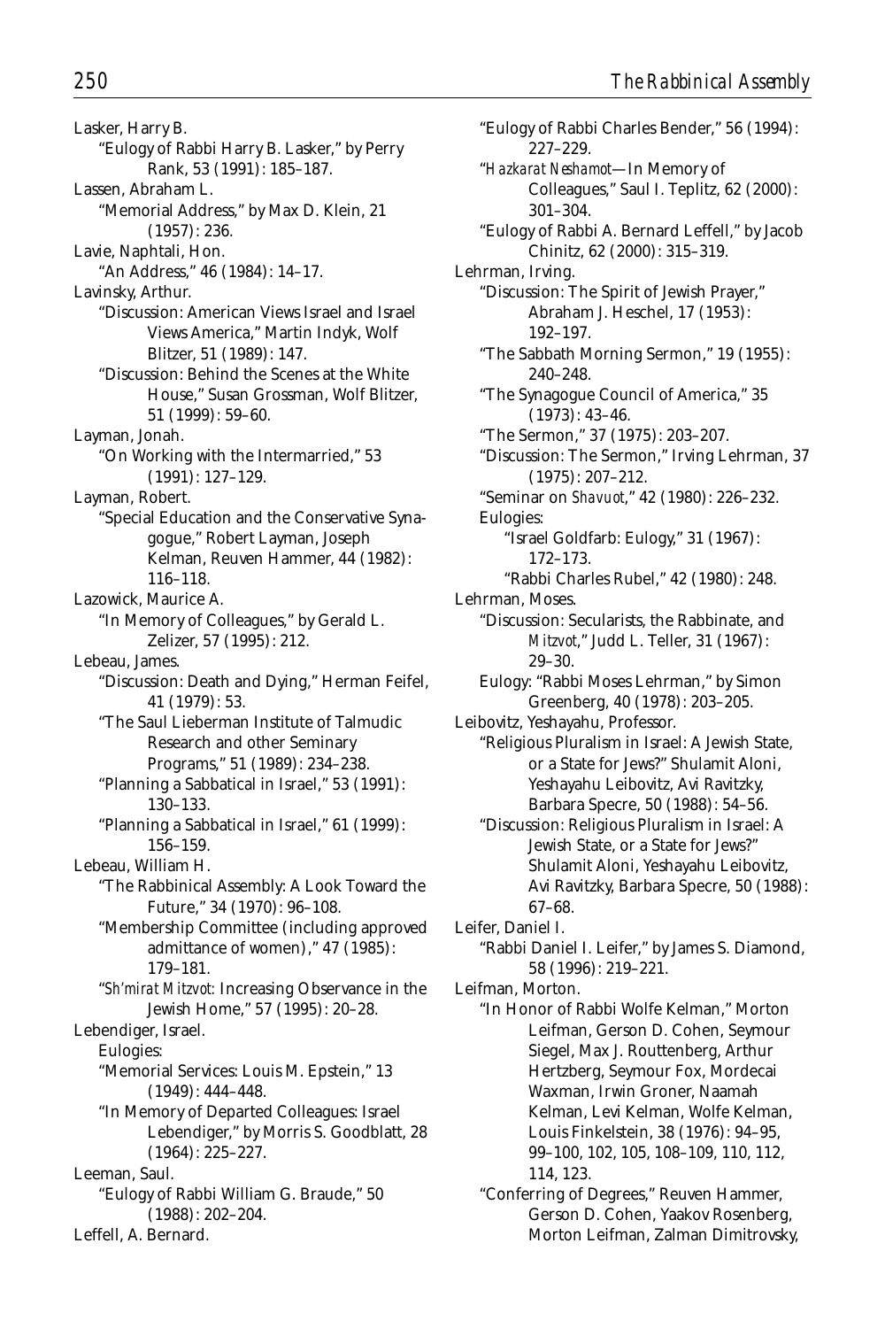Lasker, Harry B.

"Eulogy of Rabbi Harry B. Lasker," by Perry Rank, 53 (1991): 185–187.

Lassen, Abraham L.

"Memorial Address," by Max D. Klein, 21 (1957): 236.

Lavie, Naphtali, Hon.

"An Address," 46 (1984): 14–17.

Lavinsky, Arthur.

"Discussion: American Views Israel and Israel Views America," Martin Indyk, Wolf Blitzer, 51 (1989): 147.

"Discussion: Behind the Scenes at the White House," Susan Grossman, Wolf Blitzer, 51 (1999): 59–60.

Layman, Jonah.

"On Working with the Intermarried," 53 (1991): 127–129.

Layman, Robert.

"Special Education and the Conservative Synagogue," Robert Layman, Joseph Kelman, Reuven Hammer, 44 (1982): 116–118.

Lazowick, Maurice A.

"In Memory of Colleagues," by Gerald L. Zelizer, 57 (1995): 212.

Lebeau, James.

"Discussion: Death and Dying," Herman Feifel, 41 (1979): 53.

"The Saul Lieberman Institute of Talmudic Research and other Seminary Programs," 51 (1989): 234–238.

"Planning a Sabbatical in Israel," 53 (1991): 130–133.

"Planning a Sabbatical in Israel," 61 (1999): 156–159.

Lebeau, William H.

"The Rabbinical Assembly: A Look Toward the Future," 34 (1970): 96–108.

"Membership Committee (including approved admittance of women)," 47 (1985): 179–181.

"*Sh'mirat Mitzvot:* Increasing Observance in the Jewish Home," 57 (1995): 20–28.

Lebendiger, Israel.

Eulogies:

"Memorial Services: Louis M. Epstein," 13 (1949): 444–448.

"In Memory of Departed Colleagues: Israel Lebendiger," by Morris S. Goodblatt, 28 (1964): 225–227.

Leeman, Saul.

"Eulogy of Rabbi William G. Braude," 50 (1988): 202–204.

Leffell, A. Bernard.

"Eulogy of Rabbi Charles Bender," 56 (1994): 227–229.

"*Hazkarat Neshamot*—In Memory of Colleagues," Saul I. Teplitz, 62 (2000): 301–304.

"Eulogy of Rabbi A. Bernard Leffell," by Jacob Chinitz, 62 (2000): 315–319.

Lehrman, Irving.

"Discussion: The Spirit of Jewish Prayer," Abraham J. Heschel, 17 (1953): 192–197.

"The Sabbath Morning Sermon," 19 (1955): 240–248.

"The Synagogue Council of America," 35 (1973): 43–46.

"The Sermon," 37 (1975): 203–207.

"Discussion: The Sermon," Irving Lehrman, 37 (1975): 207–212.

"Seminar on *Shavuot*," 42 (1980): 226–232.

Eulogies:

"Israel Goldfarb: Eulogy," 31 (1967): 172–173.

"Rabbi Charles Rubel," 42 (1980): 248.

Lehrman, Moses.

"Discussion: Secularists, the Rabbinate, and *Mitzvot*," Judd L. Teller, 31 (1967): 29–30.

Eulogy: "Rabbi Moses Lehrman," by Simon Greenberg, 40 (1978): 203–205.

Leibovitz, Yeshayahu, Professor.

"Religious Pluralism in Israel: A Jewish State, or a State for Jews?" Shulamit Aloni, Yeshayahu Leibovitz, Avi Ravitzky, Barbara Specre, 50 (1988): 54–56.

"Discussion: Religious Pluralism in Israel: A Jewish State, or a State for Jews?" Shulamit Aloni, Yeshayahu Leibovitz, Avi Ravitzky, Barbara Specre, 50 (1988): 67–68.

Leifer, Daniel I.

"Rabbi Daniel I. Leifer," by James S. Diamond, 58 (1996): 219–221.

Leifman, Morton.

"In Honor of Rabbi Wolfe Kelman," Morton Leifman, Gerson D. Cohen, Seymour Siegel, Max J. Routtenberg, Arthur Hertzberg, Seymour Fox, Mordecai Waxman, Irwin Groner, Naamah Kelman, Levi Kelman, Wolfe Kelman, Louis Finkelstein, 38 (1976): 94–95, 99–100, 102, 105, 108–109, 110, 112, 114, 123.

"Conferring of Degrees," Reuven Hammer, Gerson D. Cohen, Yaakov Rosenberg, Morton Leifman, Zalman Dimitrovsky,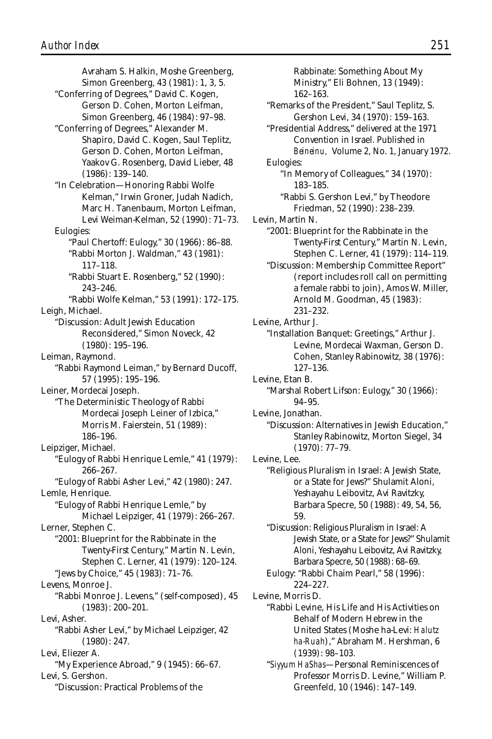Avraham S. Halkin, Moshe Greenberg, Simon Greenberg, 43 (1981): 1, 3, 5.

"Conferring of Degrees," David C. Kogen, Gerson D. Cohen, Morton Leifman, Simon Greenberg, 46 (1984): 97–98.

"Conferring of Degrees," Alexander M. Shapiro, David C. Kogen, Saul Teplitz, Gerson D. Cohen, Morton Leifman, Yaakov G. Rosenberg, David Lieber, 48 (1986): 139–140.

"In Celebration—Honoring Rabbi Wolfe Kelman," Irwin Groner, Judah Nadich, Marc H. Tanenbaum, Morton Leifman, Levi Weiman-Kelman, 52 (1990): 71–73.

Eulogies:

"Paul Chertoff: Eulogy," 30 (1966): 86–88.

"Rabbi Morton J. Waldman," 43 (1981): 117–118.

"Rabbi Stuart E. Rosenberg," 52 (1990): 243–246.

"Rabbi Wolfe Kelman," 53 (1991): 172–175.

Leigh, Michael.

"Discussion: Adult Jewish Education Reconsidered," Simon Noveck, 42 (1980): 195–196.

Leiman, Raymond.

"Rabbi Raymond Leiman," by Bernard Ducoff, 57 (1995): 195–196.

Leiner, Mordecai Joseph.

"The Deterministic Theology of Rabbi Mordecai Joseph Leiner of Izbica," Morris M. Faierstein, 51 (1989): 186–196.

Leipziger, Michael.

"Eulogy of Rabbi Henrique Lemle," 41 (1979): 266–267.

"Eulogy of Rabbi Asher Levi," 42 (1980): 247.

Lemle, Henrique.

"Eulogy of Rabbi Henrique Lemle," by Michael Leipziger, 41 (1979): 266–267.

Lerner, Stephen C.

"2001: Blueprint for the Rabbinate in the Twenty-First Century," Martin N. Levin, Stephen C. Lerner, 41 (1979): 120–124.

"Jews by Choice," 45 (1983): 71–76.

Levens, Monroe J.

"Rabbi Monroe J. Levens," (self-composed), 45 (1983): 200–201.

Levi, Asher.

"Rabbi Asher Levi," by Michael Leipziger, 42 (1980): 247.

Levi, Eliezer A.

"My Experience Abroad," 9 (1945): 66–67.

Levi, S. Gershon.

"Discussion: Practical Problems of the Rabbinate: Something About My Ministry," Eli Bohnen, 13 (1949): 162–163.

"Remarks of the President," Saul Teplitz, S. Gershon Levi, 34 (1970): 159–163.

"Presidential Address," delivered at the 1971 Convention in Israel. Published in *Beineinu,* Volume 2, No. 1, January 1972.

Eulogies:

"In Memory of Colleagues," 34 (1970): 183–185.

"Rabbi S. Gershon Levi," by Theodore Friedman, 52 (1990): 238–239.

Levin, Martin N.

"2001: Blueprint for the Rabbinate in the Twenty-First Century," Martin N. Levin, Stephen C. Lerner, 41 (1979): 114–119.

"Discussion: Membership Committee Report" (report includes roll call on permitting a female rabbi to join), Amos W. Miller, Arnold M. Goodman, 45 (1983): 231–232.

Levine, Arthur J.

"Installation Banquet: Greetings," Arthur J. Levine, Mordecai Waxman, Gerson D. Cohen, Stanley Rabinowitz, 38 (1976): 127–136.

Levine, Etan B.

"Marshal Robert Lifson: Eulogy," 30 (1966): 94–95.

Levine, Jonathan.

"Discussion: Alternatives in Jewish Education," Stanley Rabinowitz, Morton Siegel, 34 (1970): 77–79.

Levine, Lee.

"Religious Pluralism in Israel: A Jewish State, or a State for Jews?" Shulamit Aloni, Yeshayahu Leibovitz, Avi Ravitzky, Barbara Specre, 50 (1988): 49, 54, 56, 59.

"Discussion: Religious Pluralism in Israel: A Jewish State, or a State for Jews?" Shulamit Aloni, Yeshayahu Leibovitz, Avi Ravitzky, Barbara Specre, 50 (1988): 68–69.

Eulogy: "Rabbi Chaim Pearl," 58 (1996): 224–227.

Levine, Morris D.

"Rabbi Levine, His Life and His Activities on Behalf of Modern Hebrew in the United States (Moshe ha-Levi: *Halutz ha-Ruah*)," Abraham M. Hershman, 6 (1939): 98–103.

"*Siyyum HaShas*—Personal Reminiscences of Professor Morris D. Levine," William P. Greenfeld, 10 (1946): 147–149.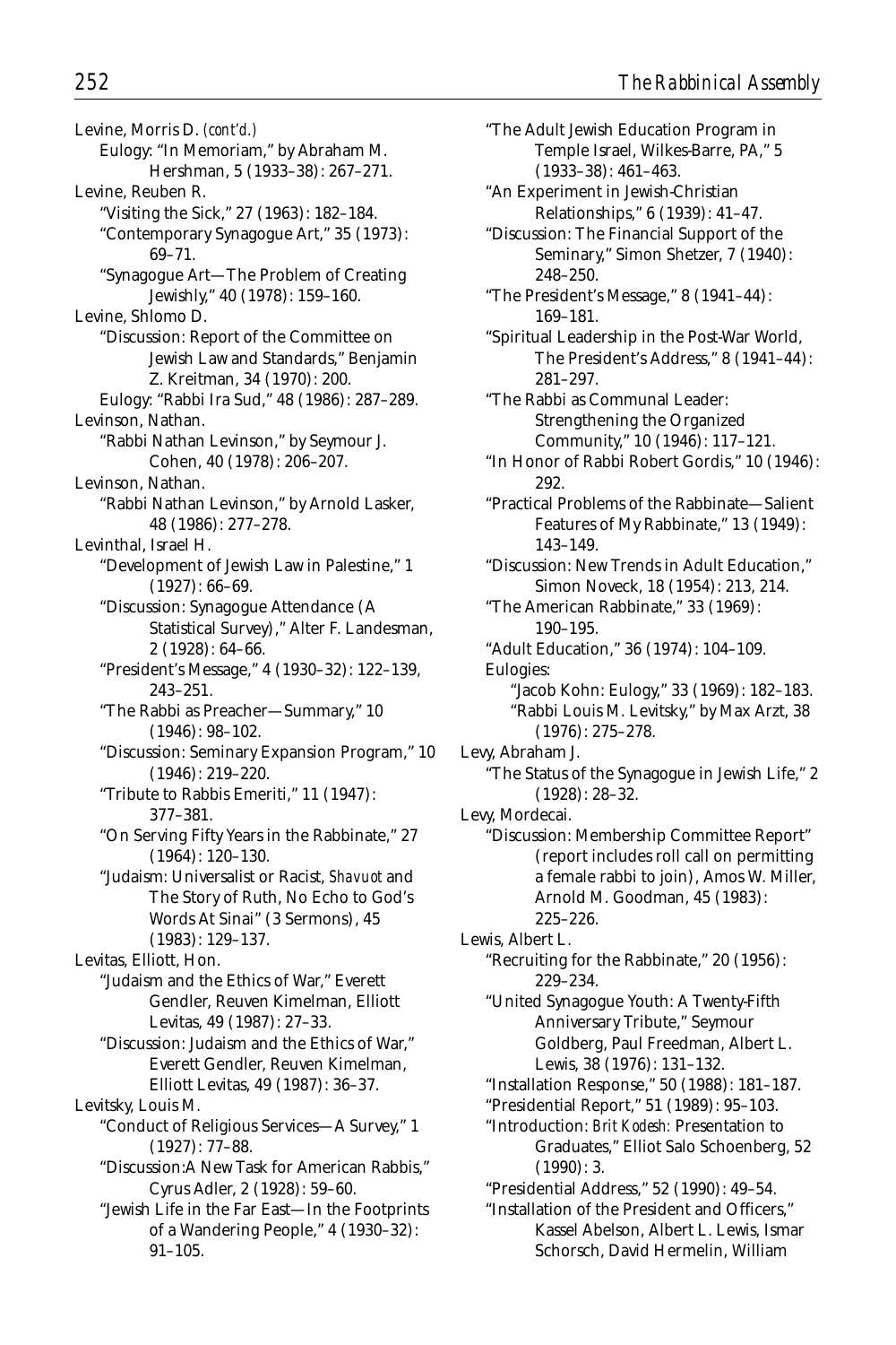Levine, Morris D. *(cont'd.)*
- Eulogy: "In Memoriam," by Abraham M. Hershman, 5 (1933–38): 267–271.

Levine, Reuben R.
- "Visiting the Sick," 27 (1963): 182–184.
- "Contemporary Synagogue Art," 35 (1973): 69–71.
- "Synagogue Art—The Problem of Creating Jewishly," 40 (1978): 159–160.

Levine, Shlomo D.
- "Discussion: Report of the Committee on Jewish Law and Standards," Benjamin Z. Kreitman, 34 (1970): 200.
- Eulogy: "Rabbi Ira Sud," 48 (1986): 287–289.

Levinson, Nathan.
- "Rabbi Nathan Levinson," by Seymour J. Cohen, 40 (1978): 206–207.

Levinson, Nathan.
- "Rabbi Nathan Levinson," by Arnold Lasker, 48 (1986): 277–278.

Levinthal, Israel H.
- "Development of Jewish Law in Palestine," 1 (1927): 66–69.
- "Discussion: Synagogue Attendance (A Statistical Survey)," Alter F. Landesman, 2 (1928): 64–66.
- "President's Message," 4 (1930–32): 122–139, 243–251.
- "The Rabbi as Preacher—Summary," 10 (1946): 98–102.
- "Discussion: Seminary Expansion Program," 10 (1946): 219–220.
- "Tribute to Rabbis Emeriti," 11 (1947): 377–381.
- "On Serving Fifty Years in the Rabbinate," 27 (1964): 120–130.
- "Judaism: Universalist or Racist, *Shavuot* and The Story of Ruth, No Echo to God's Words At Sinai" (3 Sermons), 45 (1983): 129–137.

Levitas, Elliott, Hon.
- "Judaism and the Ethics of War," Everett Gendler, Reuven Kimelman, Elliott Levitas, 49 (1987): 27–33.
- "Discussion: Judaism and the Ethics of War," Everett Gendler, Reuven Kimelman, Elliott Levitas, 49 (1987): 36–37.

Levitsky, Louis M.
- "Conduct of Religious Services—A Survey," 1 (1927): 77–88.
- "Discussion:A New Task for American Rabbis," Cyrus Adler, 2 (1928): 59–60.
- "Jewish Life in the Far East—In the Footprints of a Wandering People," 4 (1930–32): 91–105.
- "The Adult Jewish Education Program in Temple Israel, Wilkes-Barre, PA," 5 (1933–38): 461–463.
- "An Experiment in Jewish-Christian Relationships," 6 (1939): 41–47.
- "Discussion: The Financial Support of the Seminary," Simon Shetzer, 7 (1940): 248–250.
- "The President's Message," 8 (1941–44): 169–181.
- "Spiritual Leadership in the Post-War World, The President's Address," 8 (1941–44): 281–297.
- "The Rabbi as Communal Leader: Strengthening the Organized Community," 10 (1946): 117–121.
- "In Honor of Rabbi Robert Gordis," 10 (1946): 292.
- "Practical Problems of the Rabbinate—Salient Features of My Rabbinate," 13 (1949): 143–149.
- "Discussion: New Trends in Adult Education," Simon Noveck, 18 (1954): 213, 214.
- "The American Rabbinate," 33 (1969): 190–195.
- "Adult Education," 36 (1974): 104–109.
- Eulogies:
  - "Jacob Kohn: Eulogy," 33 (1969): 182–183.
  - "Rabbi Louis M. Levitsky," by Max Arzt, 38 (1976): 275–278.

Levy, Abraham J.
- "The Status of the Synagogue in Jewish Life," 2 (1928): 28–32.

Levy, Mordecai.
- "Discussion: Membership Committee Report" (report includes roll call on permitting a female rabbi to join), Amos W. Miller, Arnold M. Goodman, 45 (1983): 225–226.

Lewis, Albert L.
- "Recruiting for the Rabbinate," 20 (1956): 229–234.
- "United Synagogue Youth: A Twenty-Fifth Anniversary Tribute," Seymour Goldberg, Paul Freedman, Albert L. Lewis, 38 (1976): 131–132.
- "Installation Response," 50 (1988): 181–187.
- "Presidential Report," 51 (1989): 95–103.
- "Introduction: *Brit Kodesh:* Presentation to Graduates," Elliot Salo Schoenberg, 52 (1990): 3.
- "Presidential Address," 52 (1990): 49–54.
- "Installation of the President and Officers," Kassel Abelson, Albert L. Lewis, Ismar Schorsch, David Hermelin, William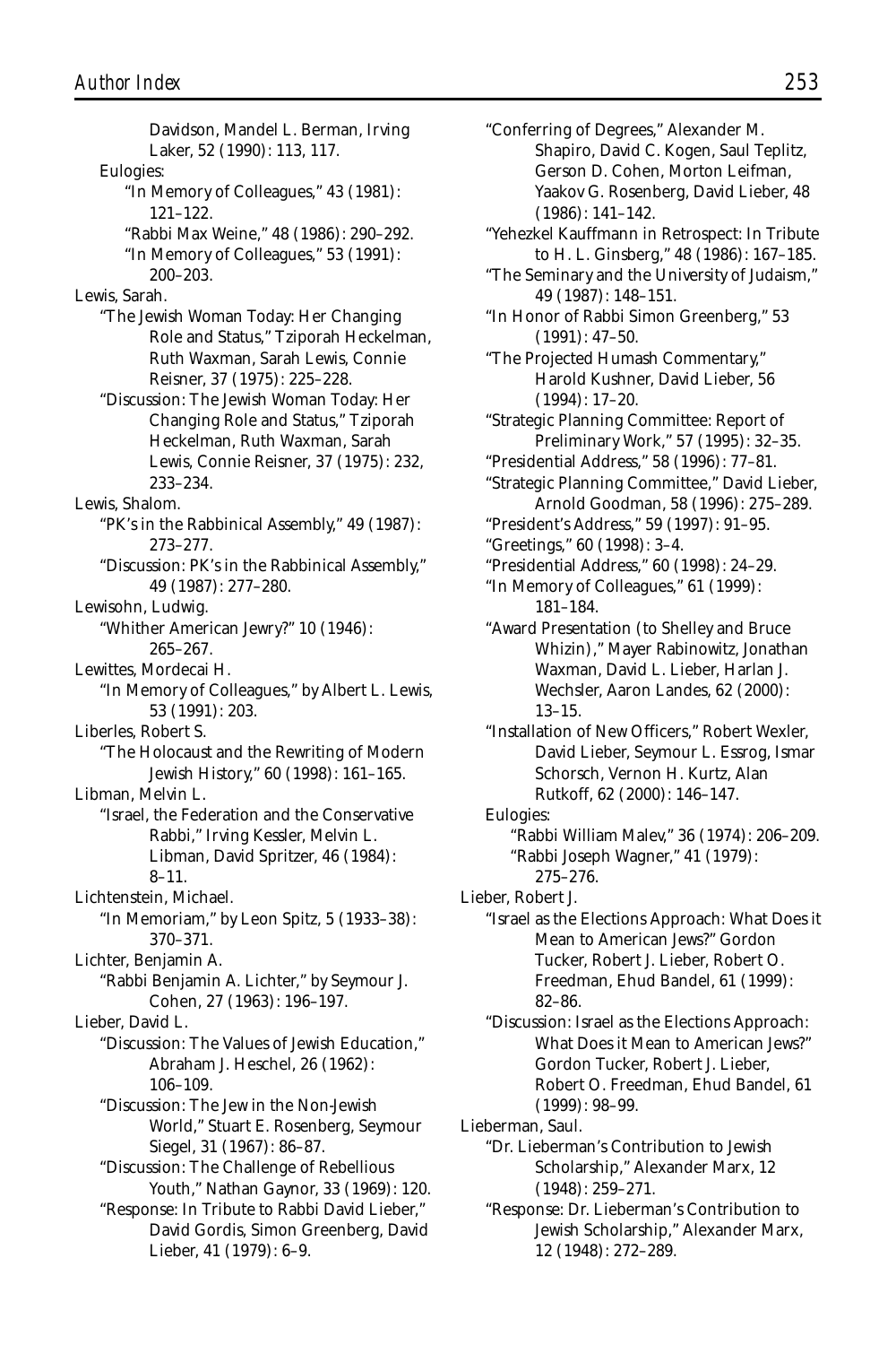Davidson, Mandel L. Berman, Irving Laker, 52 (1990): 113, 117.

Eulogies:

"In Memory of Colleagues," 43 (1981): 121–122.

"Rabbi Max Weine," 48 (1986): 290–292.

"In Memory of Colleagues," 53 (1991): 200–203.

Lewis, Sarah.

"The Jewish Woman Today: Her Changing Role and Status," Tziporah Heckelman, Ruth Waxman, Sarah Lewis, Connie Reisner, 37 (1975): 225–228.

"Discussion: The Jewish Woman Today: Her Changing Role and Status," Tziporah Heckelman, Ruth Waxman, Sarah Lewis, Connie Reisner, 37 (1975): 232, 233–234.

Lewis, Shalom.

"PK's in the Rabbinical Assembly," 49 (1987): 273–277.

"Discussion: PK's in the Rabbinical Assembly," 49 (1987): 277–280.

Lewisohn, Ludwig.

"Whither American Jewry?" 10 (1946): 265–267.

Lewittes, Mordecai H.

"In Memory of Colleagues," by Albert L. Lewis, 53 (1991): 203.

Liberles, Robert S.

"The Holocaust and the Rewriting of Modern Jewish History," 60 (1998): 161–165.

Libman, Melvin L.

"Israel, the Federation and the Conservative Rabbi," Irving Kessler, Melvin L. Libman, David Spritzer, 46 (1984): 8–11.

Lichtenstein, Michael.

"In Memoriam," by Leon Spitz, 5 (1933–38): 370–371.

Lichter, Benjamin A.

"Rabbi Benjamin A. Lichter," by Seymour J. Cohen, 27 (1963): 196–197.

Lieber, David L.

"Discussion: The Values of Jewish Education," Abraham J. Heschel, 26 (1962): 106–109.

"Discussion: The Jew in the Non-Jewish World," Stuart E. Rosenberg, Seymour Siegel, 31 (1967): 86–87.

"Discussion: The Challenge of Rebellious Youth," Nathan Gaynor, 33 (1969): 120.

"Response: In Tribute to Rabbi David Lieber," David Gordis, Simon Greenberg, David Lieber, 41 (1979): 6–9.

"Conferring of Degrees," Alexander M. Shapiro, David C. Kogen, Saul Teplitz, Gerson D. Cohen, Morton Leifman, Yaakov G. Rosenberg, David Lieber, 48 (1986): 141–142.

"Yehezkel Kauffmann in Retrospect: In Tribute to H. L. Ginsberg," 48 (1986): 167–185.

"The Seminary and the University of Judaism," 49 (1987): 148–151.

"In Honor of Rabbi Simon Greenberg," 53 (1991): 47–50.

"The Projected Humash Commentary," Harold Kushner, David Lieber, 56 (1994): 17–20.

"Strategic Planning Committee: Report of Preliminary Work," 57 (1995): 32–35.

"Presidential Address," 58 (1996): 77–81.

"Strategic Planning Committee," David Lieber, Arnold Goodman, 58 (1996): 275–289.

"President's Address," 59 (1997): 91–95.

"Greetings," 60 (1998): 3–4.

"Presidential Address," 60 (1998): 24–29.

"In Memory of Colleagues," 61 (1999): 181–184.

"Award Presentation (to Shelley and Bruce Whizin)," Mayer Rabinowitz, Jonathan Waxman, David L. Lieber, Harlan J. Wechsler, Aaron Landes, 62 (2000): 13–15.

"Installation of New Officers," Robert Wexler, David Lieber, Seymour L. Essrog, Ismar Schorsch, Vernon H. Kurtz, Alan Rutkoff, 62 (2000): 146–147.

Eulogies:

"Rabbi William Malev," 36 (1974): 206–209.

"Rabbi Joseph Wagner," 41 (1979): 275–276.

Lieber, Robert J.

"Israel as the Elections Approach: What Does it Mean to American Jews?" Gordon Tucker, Robert J. Lieber, Robert O. Freedman, Ehud Bandel, 61 (1999): 82–86.

"Discussion: Israel as the Elections Approach: What Does it Mean to American Jews?" Gordon Tucker, Robert J. Lieber, Robert O. Freedman, Ehud Bandel, 61 (1999): 98–99.

Lieberman, Saul.

"Dr. Lieberman's Contribution to Jewish Scholarship," Alexander Marx, 12 (1948): 259–271.

"Response: Dr. Lieberman's Contribution to Jewish Scholarship," Alexander Marx, 12 (1948): 272–289.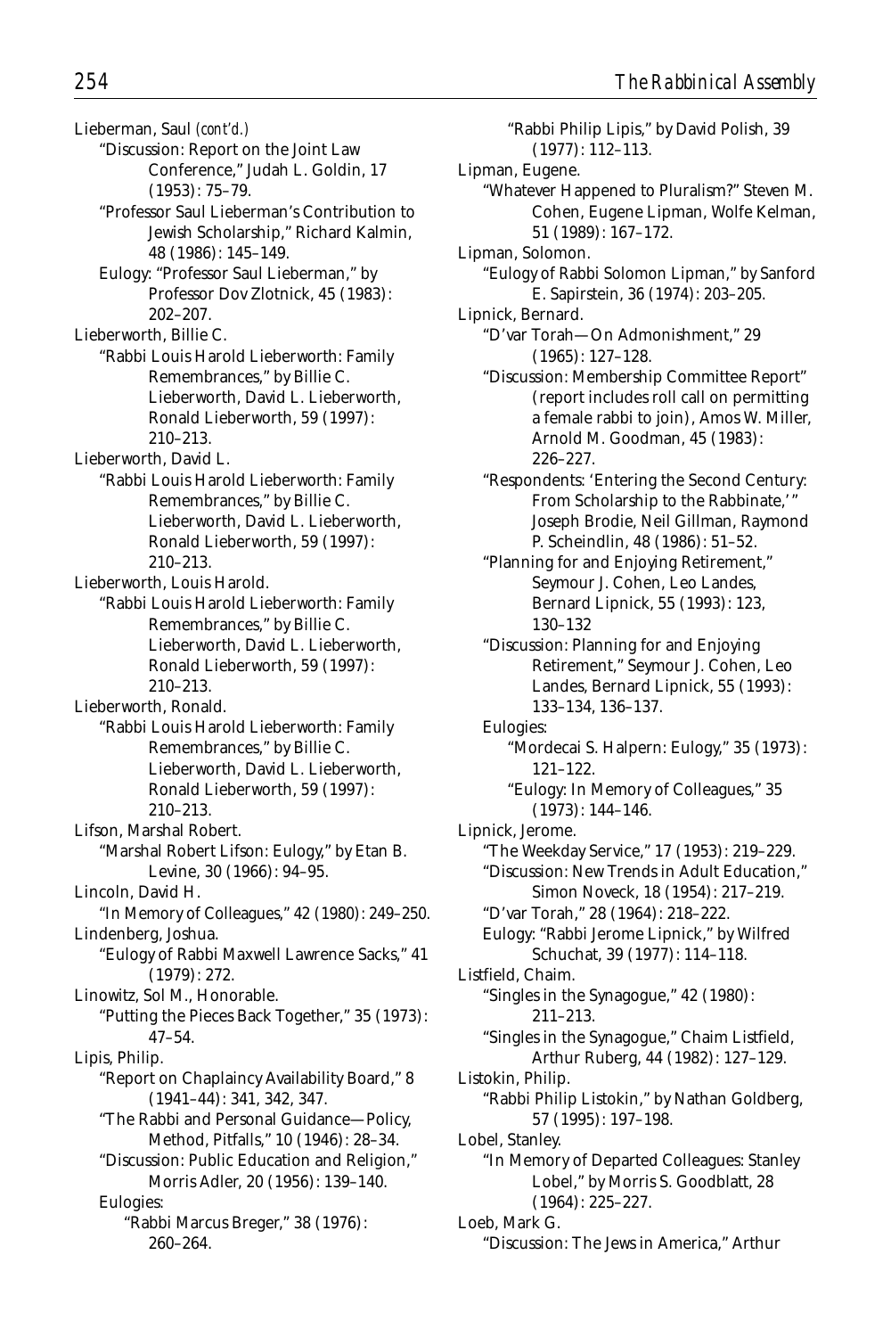Lieberman, Saul *(cont'd.)*

"Discussion: Report on the Joint Law Conference," Judah L. Goldin, 17 (1953): 75–79.

"Professor Saul Lieberman's Contribution to Jewish Scholarship," Richard Kalmin, 48 (1986): 145–149.

Eulogy: "Professor Saul Lieberman," by Professor Dov Zlotnick, 45 (1983): 202–207.

Lieberworth, Billie C.

"Rabbi Louis Harold Lieberworth: Family Remembrances," by Billie C. Lieberworth, David L. Lieberworth, Ronald Lieberworth, 59 (1997): 210–213.

Lieberworth, David L.

"Rabbi Louis Harold Lieberworth: Family Remembrances," by Billie C. Lieberworth, David L. Lieberworth, Ronald Lieberworth, 59 (1997): 210–213.

Lieberworth, Louis Harold.

"Rabbi Louis Harold Lieberworth: Family Remembrances," by Billie C. Lieberworth, David L. Lieberworth, Ronald Lieberworth, 59 (1997): 210–213.

Lieberworth, Ronald.

"Rabbi Louis Harold Lieberworth: Family Remembrances," by Billie C. Lieberworth, David L. Lieberworth, Ronald Lieberworth, 59 (1997): 210–213.

Lifson, Marshal Robert.

"Marshal Robert Lifson: Eulogy," by Etan B. Levine, 30 (1966): 94–95.

Lincoln, David H.

"In Memory of Colleagues," 42 (1980): 249–250.

Lindenberg, Joshua.

"Eulogy of Rabbi Maxwell Lawrence Sacks," 41 (1979): 272.

Linowitz, Sol M., Honorable.

"Putting the Pieces Back Together," 35 (1973): 47–54.

Lipis, Philip.

"Report on Chaplaincy Availability Board," 8 (1941–44): 341, 342, 347.

"The Rabbi and Personal Guidance—Policy, Method, Pitfalls," 10 (1946): 28–34.

"Discussion: Public Education and Religion," Morris Adler, 20 (1956): 139–140.

Eulogies:

"Rabbi Marcus Breger," 38 (1976): 260–264.

"Rabbi Philip Lipis," by David Polish, 39 (1977): 112–113.

Lipman, Eugene.

"Whatever Happened to Pluralism?" Steven M. Cohen, Eugene Lipman, Wolfe Kelman, 51 (1989): 167–172.

Lipman, Solomon.

"Eulogy of Rabbi Solomon Lipman," by Sanford E. Sapirstein, 36 (1974): 203–205.

Lipnick, Bernard.

"D'var Torah—On Admonishment," 29 (1965): 127–128.

"Discussion: Membership Committee Report" (report includes roll call on permitting a female rabbi to join), Amos W. Miller, Arnold M. Goodman, 45 (1983): 226–227.

"Respondents: 'Entering the Second Century: From Scholarship to the Rabbinate,'" Joseph Brodie, Neil Gillman, Raymond P. Scheindlin, 48 (1986): 51–52.

"Planning for and Enjoying Retirement," Seymour J. Cohen, Leo Landes, Bernard Lipnick, 55 (1993): 123, 130–132

"Discussion: Planning for and Enjoying Retirement," Seymour J. Cohen, Leo Landes, Bernard Lipnick, 55 (1993): 133–134, 136–137.

Eulogies:

"Mordecai S. Halpern: Eulogy," 35 (1973): 121–122.

"Eulogy: In Memory of Colleagues," 35 (1973): 144–146.

Lipnick, Jerome.

"The Weekday Service," 17 (1953): 219–229.

"Discussion: New Trends in Adult Education," Simon Noveck, 18 (1954): 217–219.

"D'var Torah," 28 (1964): 218–222.

Eulogy: "Rabbi Jerome Lipnick," by Wilfred Schuchat, 39 (1977): 114–118.

Listfield, Chaim.

"Singles in the Synagogue," 42 (1980): 211–213.

"Singles in the Synagogue," Chaim Listfield, Arthur Ruberg, 44 (1982): 127–129.

Listokin, Philip.

"Rabbi Philip Listokin," by Nathan Goldberg, 57 (1995): 197–198.

Lobel, Stanley.

"In Memory of Departed Colleagues: Stanley Lobel," by Morris S. Goodblatt, 28 (1964): 225–227.

Loeb, Mark G.

"Discussion: The Jews in America," Arthur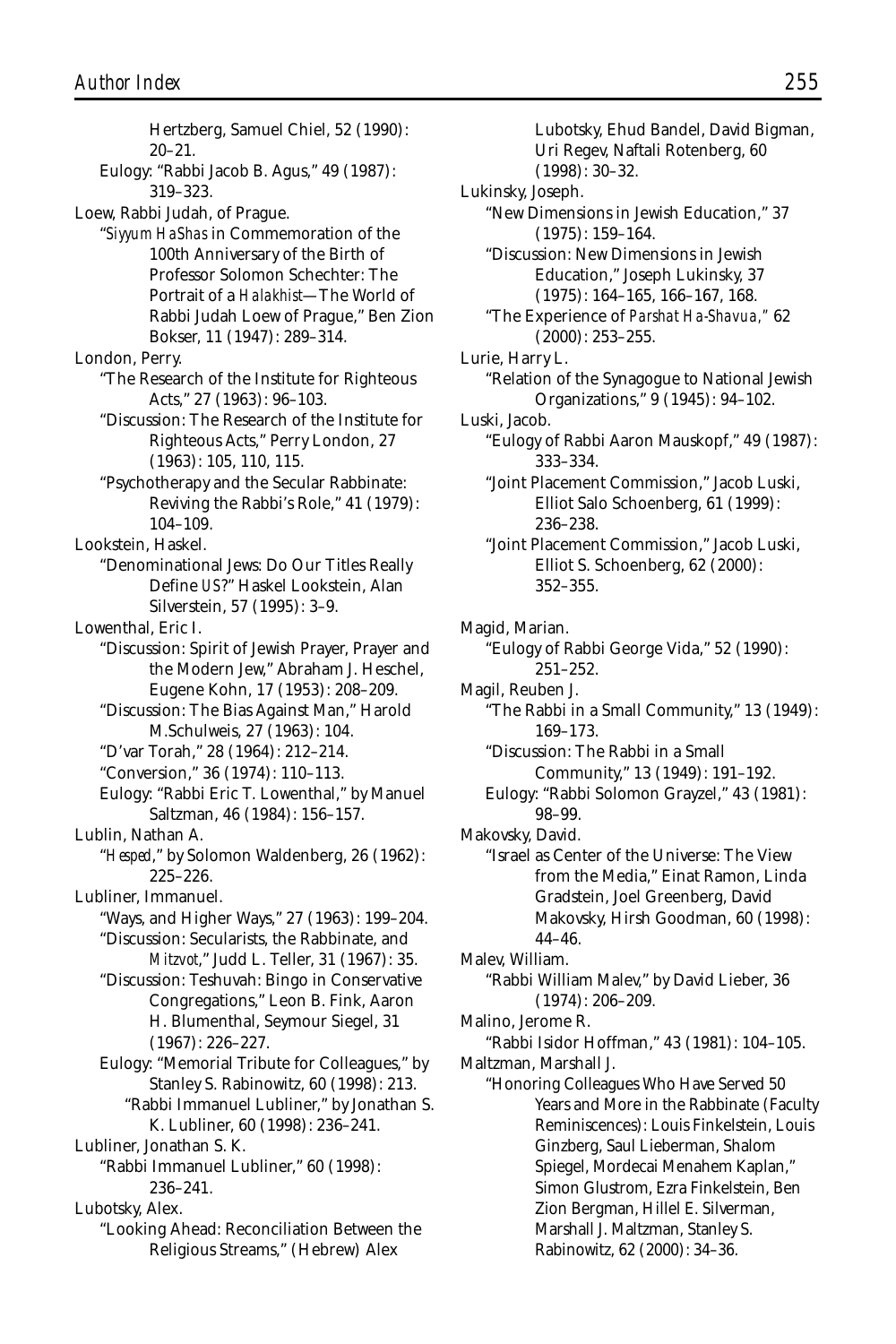Hertzberg, Samuel Chiel, 52 (1990): 20–21.

Eulogy: "Rabbi Jacob B. Agus," 49 (1987): 319–323.

Loew, Rabbi Judah, of Prague.

"*Siyyum HaShas* in Commemoration of the 100th Anniversary of the Birth of Professor Solomon Schechter: The Portrait of a *Halakhist*—The World of Rabbi Judah Loew of Prague," Ben Zion Bokser, 11 (1947): 289–314.

London, Perry.

"The Research of the Institute for Righteous Acts," 27 (1963): 96–103.

"Discussion: The Research of the Institute for Righteous Acts," Perry London, 27 (1963): 105, 110, 115.

"Psychotherapy and the Secular Rabbinate: Reviving the Rabbi's Role," 41 (1979): 104–109.

Lookstein, Haskel.

"Denominational Jews: Do Our Titles Really Define *US*?" Haskel Lookstein, Alan Silverstein, 57 (1995): 3–9.

Lowenthal, Eric I.

"Discussion: Spirit of Jewish Prayer, Prayer and the Modern Jew," Abraham J. Heschel, Eugene Kohn, 17 (1953): 208–209.

"Discussion: The Bias Against Man," Harold M.Schulweis, 27 (1963): 104.

"D'var Torah," 28 (1964): 212–214.

"Conversion," 36 (1974): 110–113.

Eulogy: "Rabbi Eric T. Lowenthal," by Manuel Saltzman, 46 (1984): 156–157.

Lublin, Nathan A.

"*Hesped*," by Solomon Waldenberg, 26 (1962): 225–226.

Lubliner, Immanuel.

"Ways, and Higher Ways," 27 (1963): 199–204.

"Discussion: Secularists, the Rabbinate, and *Mitzvot*," Judd L. Teller, 31 (1967): 35.

"Discussion: Teshuvah: Bingo in Conservative Congregations," Leon B. Fink, Aaron H. Blumenthal, Seymour Siegel, 31 (1967): 226–227.

Eulogy: "Memorial Tribute for Colleagues," by Stanley S. Rabinowitz, 60 (1998): 213.

"Rabbi Immanuel Lubliner," by Jonathan S. K. Lubliner, 60 (1998): 236–241.

Lubliner, Jonathan S. K.

"Rabbi Immanuel Lubliner," 60 (1998): 236–241.

Lubotsky, Alex.

"Looking Ahead: Reconciliation Between the Religious Streams," (Hebrew) Alex Lubotsky, Ehud Bandel, David Bigman, Uri Regev, Naftali Rotenberg, 60 (1998): 30–32.

Lukinsky, Joseph.

"New Dimensions in Jewish Education," 37 (1975): 159–164.

"Discussion: New Dimensions in Jewish Education," Joseph Lukinsky, 37 (1975): 164–165, 166–167, 168.

"The Experience of *Parshat Ha-Shavua*," 62 (2000): 253–255.

Lurie, Harry L.

"Relation of the Synagogue to National Jewish Organizations," 9 (1945): 94–102.

Luski, Jacob.

"Eulogy of Rabbi Aaron Mauskopf," 49 (1987): 333–334.

"Joint Placement Commission," Jacob Luski, Elliot Salo Schoenberg, 61 (1999): 236–238.

"Joint Placement Commission," Jacob Luski, Elliot S. Schoenberg, 62 (2000): 352–355.

Magid, Marian.

"Eulogy of Rabbi George Vida," 52 (1990): 251–252.

Magil, Reuben J.

"The Rabbi in a Small Community," 13 (1949): 169–173.

"Discussion: The Rabbi in a Small Community," 13 (1949): 191–192.

Eulogy: "Rabbi Solomon Grayzel," 43 (1981): 98–99.

Makovsky, David.

"Israel as Center of the Universe: The View from the Media," Einat Ramon, Linda Gradstein, Joel Greenberg, David Makovsky, Hirsh Goodman, 60 (1998): 44–46.

Malev, William.

"Rabbi William Malev," by David Lieber, 36 (1974): 206–209.

Malino, Jerome R.

"Rabbi Isidor Hoffman," 43 (1981): 104–105.

Maltzman, Marshall J.

"Honoring Colleagues Who Have Served 50 Years and More in the Rabbinate (Faculty Reminiscences): Louis Finkelstein, Louis Ginzberg, Saul Lieberman, Shalom Spiegel, Mordecai Menahem Kaplan," Simon Glustrom, Ezra Finkelstein, Ben Zion Bergman, Hillel E. Silverman, Marshall J. Maltzman, Stanley S. Rabinowitz, 62 (2000): 34–36.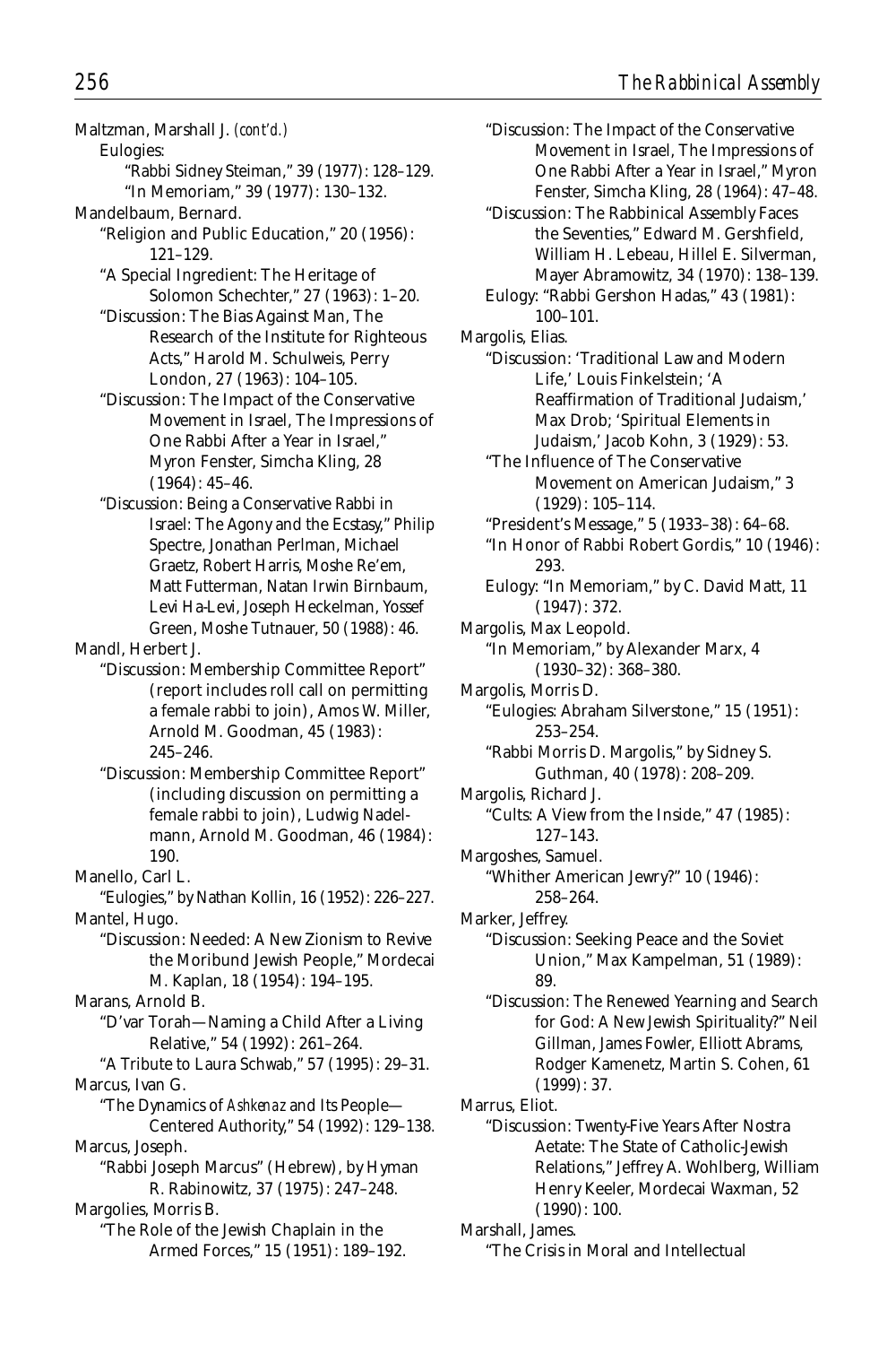Maltzman, Marshall J. *(cont'd.)*
Eulogies:
"Rabbi Sidney Steiman," 39 (1977): 128–129.
"In Memoriam," 39 (1977): 130–132.

Mandelbaum, Bernard.
"Religion and Public Education," 20 (1956): 121–129.
"A Special Ingredient: The Heritage of Solomon Schechter," 27 (1963): 1–20.
"Discussion: The Bias Against Man, The Research of the Institute for Righteous Acts," Harold M. Schulweis, Perry London, 27 (1963): 104–105.
"Discussion: The Impact of the Conservative Movement in Israel, The Impressions of One Rabbi After a Year in Israel," Myron Fenster, Simcha Kling, 28 (1964): 45–46.
"Discussion: Being a Conservative Rabbi in Israel: The Agony and the Ecstasy," Philip Spectre, Jonathan Perlman, Michael Graetz, Robert Harris, Moshe Re'em, Matt Futterman, Natan Irwin Birnbaum, Levi Ha-Levi, Joseph Heckelman, Yossef Green, Moshe Tutnauer, 50 (1988): 46.

Mandl, Herbert J.
"Discussion: Membership Committee Report" (report includes roll call on permitting a female rabbi to join), Amos W. Miller, Arnold M. Goodman, 45 (1983): 245–246.
"Discussion: Membership Committee Report" (including discussion on permitting a female rabbi to join), Ludwig Nadelmann, Arnold M. Goodman, 46 (1984): 190.

Manello, Carl L.
"Eulogies," by Nathan Kollin, 16 (1952): 226–227.

Mantel, Hugo.
"Discussion: Needed: A New Zionism to Revive the Moribund Jewish People," Mordecai M. Kaplan, 18 (1954): 194–195.

Marans, Arnold B.
"D'var Torah—Naming a Child After a Living Relative," 54 (1992): 261–264.
"A Tribute to Laura Schwab," 57 (1995): 29–31.

Marcus, Ivan G.
"The Dynamics of *Ashkenaz* and Its People—Centered Authority," 54 (1992): 129–138.

Marcus, Joseph.
"Rabbi Joseph Marcus" (Hebrew), by Hyman R. Rabinowitz, 37 (1975): 247–248.

Margolies, Morris B.
"The Role of the Jewish Chaplain in the Armed Forces," 15 (1951): 189–192.
"Discussion: The Impact of the Conservative Movement in Israel, The Impressions of One Rabbi After a Year in Israel," Myron Fenster, Simcha Kling, 28 (1964): 47–48.
"Discussion: The Rabbinical Assembly Faces the Seventies," Edward M. Gershfield, William H. Lebeau, Hillel E. Silverman, Mayer Abramowitz, 34 (1970): 138–139.
Eulogy: "Rabbi Gershon Hadas," 43 (1981): 100–101.

Margolis, Elias.
"Discussion: 'Traditional Law and Modern Life,' Louis Finkelstein; 'A Reaffirmation of Traditional Judaism,' Max Drob; 'Spiritual Elements in Judaism,' Jacob Kohn, 3 (1929): 53.
"The Influence of The Conservative Movement on American Judaism," 3 (1929): 105–114.
"President's Message," 5 (1933–38): 64–68.
"In Honor of Rabbi Robert Gordis," 10 (1946): 293.
Eulogy: "In Memoriam," by C. David Matt, 11 (1947): 372.

Margolis, Max Leopold.
"In Memoriam," by Alexander Marx, 4 (1930–32): 368–380.

Margolis, Morris D.
"Eulogies: Abraham Silverstone," 15 (1951): 253–254.
"Rabbi Morris D. Margolis," by Sidney S. Guthman, 40 (1978): 208–209.

Margolis, Richard J.
"Cults: A View from the Inside," 47 (1985): 127–143.

Margoshes, Samuel.
"Whither American Jewry?" 10 (1946): 258–264.

Marker, Jeffrey.
"Discussion: Seeking Peace and the Soviet Union," Max Kampelman, 51 (1989): 89.
"Discussion: The Renewed Yearning and Search for God: A New Jewish Spirituality?" Neil Gillman, James Fowler, Elliott Abrams, Rodger Kamenetz, Martin S. Cohen, 61 (1999): 37.

Marrus, Eliot.
"Discussion: Twenty-Five Years After Nostra Aetate: The State of Catholic-Jewish Relations," Jeffrey A. Wohlberg, William Henry Keeler, Mordecai Waxman, 52 (1990): 100.

Marshall, James.
"The Crisis in Moral and Intellectual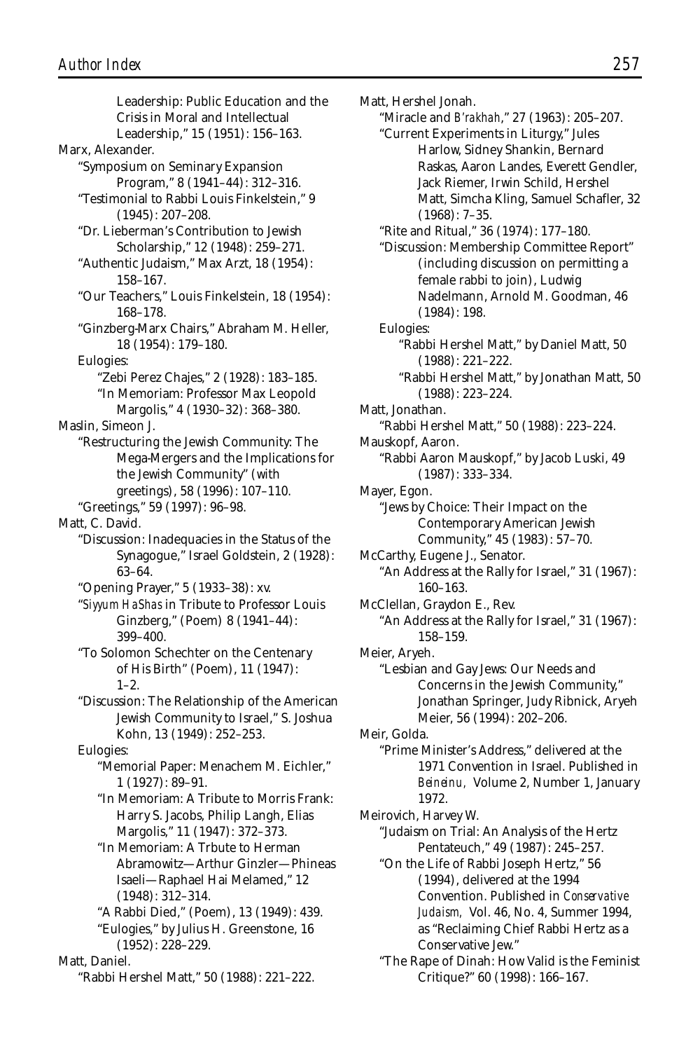Leadership: Public Education and the Crisis in Moral and Intellectual Leadership," 15 (1951): 156–163.

Marx, Alexander.

"Symposium on Seminary Expansion Program," 8 (1941–44): 312–316.

"Testimonial to Rabbi Louis Finkelstein," 9 (1945): 207–208.

"Dr. Lieberman's Contribution to Jewish Scholarship," 12 (1948): 259–271.

"Authentic Judaism," Max Arzt, 18 (1954): 158–167.

"Our Teachers," Louis Finkelstein, 18 (1954): 168–178.

"Ginzberg-Marx Chairs," Abraham M. Heller, 18 (1954): 179–180.

Eulogies:

"Zebi Perez Chajes," 2 (1928): 183–185.

"In Memoriam: Professor Max Leopold Margolis," 4 (1930–32): 368–380.

Maslin, Simeon J.

"Restructuring the Jewish Community: The Mega-Mergers and the Implications for the Jewish Community" (with greetings), 58 (1996): 107–110.

"Greetings," 59 (1997): 96–98.

Matt, C. David.

"Discussion: Inadequacies in the Status of the Synagogue," Israel Goldstein, 2 (1928): 63–64.

"Opening Prayer," 5 (1933–38): xv.

"*Siyyum HaShas* in Tribute to Professor Louis Ginzberg," (Poem) 8 (1941–44): 399–400.

"To Solomon Schechter on the Centenary of His Birth" (Poem), 11 (1947): 1–2.

"Discussion: The Relationship of the American Jewish Community to Israel," S. Joshua Kohn, 13 (1949): 252–253.

Eulogies:

"Memorial Paper: Menachem M. Eichler," 1 (1927): 89–91.

"In Memoriam: A Tribute to Morris Frank: Harry S. Jacobs, Philip Langh, Elias Margolis," 11 (1947): 372–373.

"In Memoriam: A Trbute to Herman Abramowitz—Arthur Ginzler—Phineas Isaeli—Raphael Hai Melamed," 12 (1948): 312–314.

"A Rabbi Died," (Poem), 13 (1949): 439.

"Eulogies," by Julius H. Greenstone, 16 (1952): 228–229.

Matt, Daniel.

"Rabbi Hershel Matt," 50 (1988): 221–222.

Matt, Hershel Jonah.

"Miracle and *B'rakhah*," 27 (1963): 205–207.

"Current Experiments in Liturgy," Jules Harlow, Sidney Shankin, Bernard Raskas, Aaron Landes, Everett Gendler, Jack Riemer, Irwin Schild, Hershel Matt, Simcha Kling, Samuel Schafler, 32 (1968): 7–35.

"Rite and Ritual," 36 (1974): 177–180.

"Discussion: Membership Committee Report" (including discussion on permitting a female rabbi to join), Ludwig Nadelmann, Arnold M. Goodman, 46 (1984): 198.

Eulogies:

"Rabbi Hershel Matt," by Daniel Matt, 50 (1988): 221–222.

"Rabbi Hershel Matt," by Jonathan Matt, 50 (1988): 223–224.

Matt, Jonathan.

"Rabbi Hershel Matt," 50 (1988): 223–224.

Mauskopf, Aaron.

"Rabbi Aaron Mauskopf," by Jacob Luski, 49 (1987): 333–334.

Mayer, Egon.

"Jews by Choice: Their Impact on the Contemporary American Jewish Community," 45 (1983): 57–70.

McCarthy, Eugene J., Senator.

"An Address at the Rally for Israel," 31 (1967): 160–163.

McClellan, Graydon E., Rev.

"An Address at the Rally for Israel," 31 (1967): 158–159.

Meier, Aryeh.

"Lesbian and Gay Jews: Our Needs and Concerns in the Jewish Community," Jonathan Springer, Judy Ribnick, Aryeh Meier, 56 (1994): 202–206.

Meir, Golda.

"Prime Minister's Address," delivered at the 1971 Convention in Israel. Published in *Beineinu*, Volume 2, Number 1, January 1972.

Meirovich, Harvey W.

"Judaism on Trial: An Analysis of the Hertz Pentateuch," 49 (1987): 245–257.

"On the Life of Rabbi Joseph Hertz," 56 (1994), delivered at the 1994 Convention. Published in *Conservative Judaism*, Vol. 46, No. 4, Summer 1994, as "Reclaiming Chief Rabbi Hertz as a Conservative Jew."

"The Rape of Dinah: How Valid is the Feminist Critique?" 60 (1998): 166–167.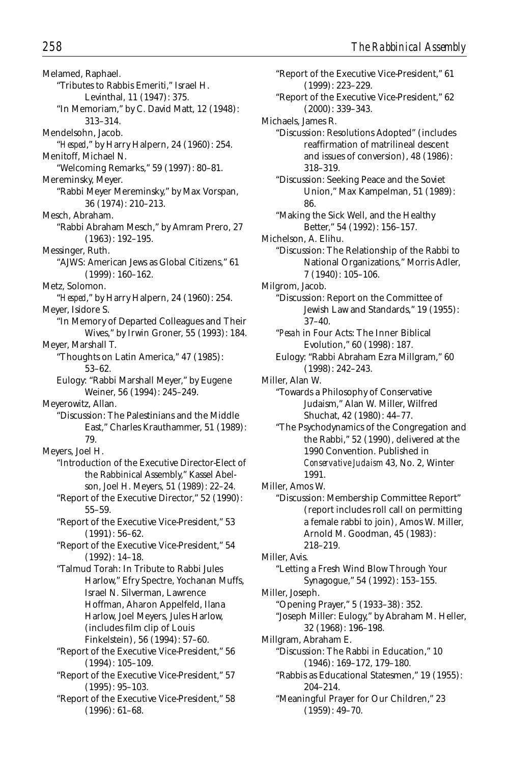Melamed, Raphael.

"Tributes to Rabbis Emeriti," Israel H. Levinthal, 11 (1947): 375.

"In Memoriam," by C. David Matt, 12 (1948): 313–314.

Mendelsohn, Jacob.

"*Hesped*," by Harry Halpern, 24 (1960): 254.

Menitoff, Michael N.

"Welcoming Remarks," 59 (1997): 80–81.

Mereminsky, Meyer.

"Rabbi Meyer Mereminsky," by Max Vorspan, 36 (1974): 210–213.

Mesch, Abraham.

"Rabbi Abraham Mesch," by Amram Prero, 27 (1963): 192–195.

Messinger, Ruth.

"AJWS: American Jews as Global Citizens," 61 (1999): 160–162.

Metz, Solomon.

"*Hesped*," by Harry Halpern, 24 (1960): 254.

Meyer, Isidore S.

"In Memory of Departed Colleagues and Their Wives," by Irwin Groner, 55 (1993): 184.

Meyer, Marshall T.

"Thoughts on Latin America," 47 (1985): 53–62.

Eulogy: "Rabbi Marshall Meyer," by Eugene Weiner, 56 (1994): 245–249.

Meyerowitz, Allan.

"Discussion: The Palestinians and the Middle East," Charles Krauthammer, 51 (1989): 79.

Meyers, Joel H.

"Introduction of the Executive Director-Elect of the Rabbinical Assembly," Kassel Abelson, Joel H. Meyers, 51 (1989): 22–24.

"Report of the Executive Director," 52 (1990): 55–59.

"Report of the Executive Vice-President," 53 (1991): 56–62.

"Report of the Executive Vice-President," 54 (1992): 14–18.

"Talmud Torah: In Tribute to Rabbi Jules Harlow," Efry Spectre, Yochanan Muffs, Israel N. Silverman, Lawrence Hoffman, Aharon Appelfeld, Ilana Harlow, Joel Meyers, Jules Harlow, (includes film clip of Louis Finkelstein), 56 (1994): 57–60.

"Report of the Executive Vice-President," 56 (1994): 105–109.

"Report of the Executive Vice-President," 57 (1995): 95–103.

"Report of the Executive Vice-President," 58 (1996): 61–68.

"Report of the Executive Vice-President," 61 (1999): 223–229.

"Report of the Executive Vice-President," 62 (2000): 339–343.

Michaels, James R.

"Discussion: Resolutions Adopted" (includes reaffirmation of matrilineal descent and issues of conversion), 48 (1986): 318–319.

"Discussion: Seeking Peace and the Soviet Union," Max Kampelman, 51 (1989): 86.

"Making the Sick Well, and the Healthy Better," 54 (1992): 156–157.

Michelson, A. Elihu.

"Discussion: The Relationship of the Rabbi to National Organizations," Morris Adler, 7 (1940): 105–106.

Milgrom, Jacob.

"Discussion: Report on the Committee of Jewish Law and Standards," 19 (1955): 37–40.

"*Pesah* in Four Acts: The Inner Biblical Evolution," 60 (1998): 187.

Eulogy: "Rabbi Abraham Ezra Millgram," 60 (1998): 242–243.

Miller, Alan W.

"Towards a Philosophy of Conservative Judaism," Alan W. Miller, Wilfred Shuchat, 42 (1980): 44–77.

"The Psychodynamics of the Congregation and the Rabbi," 52 (1990), delivered at the 1990 Convention. Published in *Conservative Judaism* 43, No. 2, Winter 1991.

Miller, Amos W.

"Discussion: Membership Committee Report" (report includes roll call on permitting a female rabbi to join), Amos W. Miller, Arnold M. Goodman, 45 (1983): 218–219.

Miller, Avis.

"Letting a Fresh Wind Blow Through Your Synagogue," 54 (1992): 153–155.

Miller, Joseph.

"Opening Prayer," 5 (1933–38): 352.

"Joseph Miller: Eulogy," by Abraham M. Heller, 32 (1968): 196–198.

Millgram, Abraham E.

"Discussion: The Rabbi in Education," 10 (1946): 169–172, 179–180.

"Rabbis as Educational Statesmen," 19 (1955): 204–214.

"Meaningful Prayer for Our Children," 23 (1959): 49–70.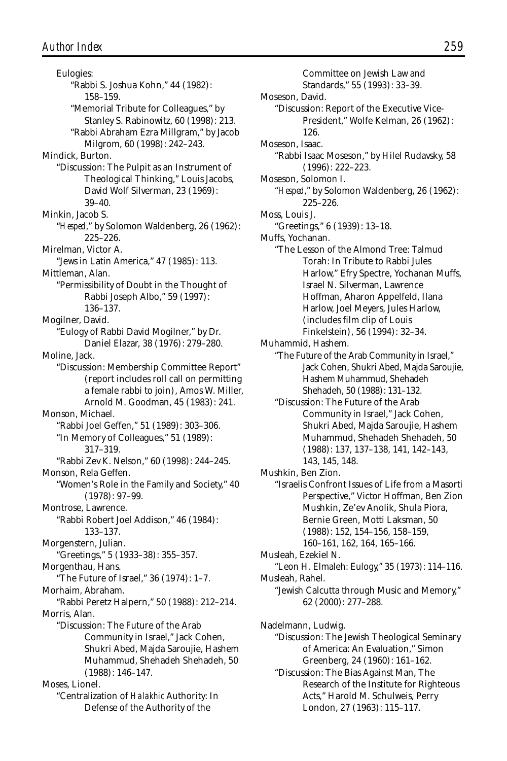Eulogies:

"Rabbi S. Joshua Kohn," 44 (1982): 158–159.

"Memorial Tribute for Colleagues," by Stanley S. Rabinowitz, 60 (1998): 213.

"Rabbi Abraham Ezra Millgram," by Jacob Milgrom, 60 (1998): 242–243.

Mindick, Burton.

"Discussion: The Pulpit as an Instrument of Theological Thinking," Louis Jacobs, David Wolf Silverman, 23 (1969): 39–40.

Minkin, Jacob S.

"*Hesped*," by Solomon Waldenberg, 26 (1962): 225–226.

Mirelman, Victor A.

"Jews in Latin America," 47 (1985): 113.

Mittleman, Alan.

"Permissibility of Doubt in the Thought of Rabbi Joseph Albo," 59 (1997): 136–137.

Mogilner, David.

"Eulogy of Rabbi David Mogilner," by Dr. Daniel Elazar, 38 (1976): 279–280.

Moline, Jack.

"Discussion: Membership Committee Report" (report includes roll call on permitting a female rabbi to join), Amos W. Miller, Arnold M. Goodman, 45 (1983): 241.

Monson, Michael.

"Rabbi Joel Geffen," 51 (1989): 303–306.

"In Memory of Colleagues," 51 (1989): 317–319.

"Rabbi Zev K. Nelson," 60 (1998): 244–245.

Monson, Rela Geffen.

"Women's Role in the Family and Society," 40 (1978): 97–99.

Montrose, Lawrence.

"Rabbi Robert Joel Addison," 46 (1984): 133–137.

Morgenstern, Julian.

"Greetings," 5 (1933–38): 355–357.

Morgenthau, Hans.

"The Future of Israel," 36 (1974): 1–7.

Morhaim, Abraham.

"Rabbi Peretz Halpern," 50 (1988): 212–214.

Morris, Alan.

"Discussion: The Future of the Arab Community in Israel," Jack Cohen, Shukri Abed, Majda Saroujie, Hashem Muhammud, Shehadeh Shehadeh, 50 (1988): 146–147.

Moses, Lionel.

"Centralization of *Halakhic* Authority: In Defense of the Authority of the Committee on Jewish Law and Standards," 55 (1993): 33–39.

Moseson, David.

"Discussion: Report of the Executive Vice-President," Wolfe Kelman, 26 (1962): 126.

Moseson, Isaac.

"Rabbi Isaac Moseson," by Hilel Rudavsky, 58 (1996): 222–223.

Moseson, Solomon I.

"*Hesped*," by Solomon Waldenberg, 26 (1962): 225–226.

Moss, Louis J.

"Greetings," 6 (1939): 13–18.

Muffs, Yochanan.

"The Lesson of the Almond Tree: Talmud Torah: In Tribute to Rabbi Jules Harlow," Efry Spectre, Yochanan Muffs, Israel N. Silverman, Lawrence Hoffman, Aharon Appelfeld, Ilana Harlow, Joel Meyers, Jules Harlow, (includes film clip of Louis Finkelstein), 56 (1994): 32–34.

Muhammid, Hashem.

"The Future of the Arab Community in Israel," Jack Cohen, Shukri Abed, Majda Saroujie, Hashem Muhammud, Shehadeh Shehadeh, 50 (1988): 131–132.

"Discussion: The Future of the Arab Community in Israel," Jack Cohen, Shukri Abed, Majda Saroujie, Hashem Muhammud, Shehadeh Shehadeh, 50 (1988): 137, 137–138, 141, 142–143, 143, 145, 148.

Mushkin, Ben Zion.

"Israelis Confront Issues of Life from a Masorti Perspective," Victor Hoffman, Ben Zion Mushkin, Ze'ev Anolik, Shula Piora, Bernie Green, Motti Laksman, 50 (1988): 152, 154–156, 158–159, 160–161, 162, 164, 165–166.

Musleah, Ezekiel N.

"Leon H. Elmaleh: Eulogy," 35 (1973): 114–116.

Musleah, Rahel.

"Jewish Calcutta through Music and Memory," 62 (2000): 277–288.

Nadelmann, Ludwig.

"Discussion: The Jewish Theological Seminary of America: An Evaluation," Simon Greenberg, 24 (1960): 161–162.

"Discussion: The Bias Against Man, The Research of the Institute for Righteous Acts," Harold M. Schulweis, Perry London, 27 (1963): 115–117.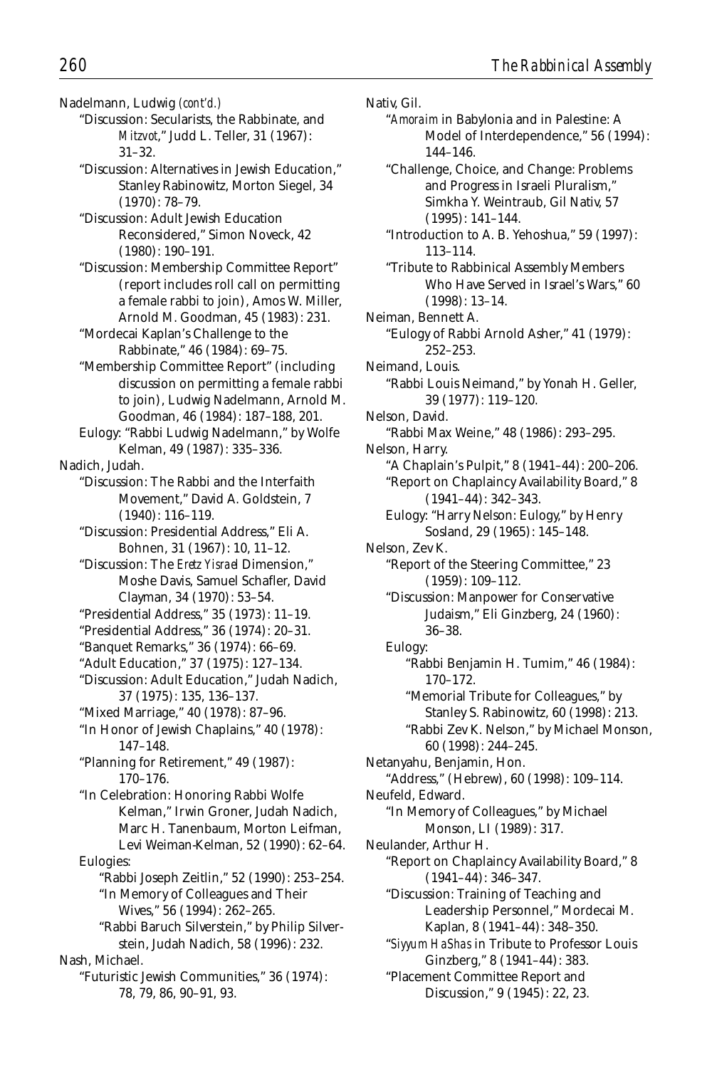Nadelmann, Ludwig *(cont'd.)*

"Discussion: Secularists, the Rabbinate, and *Mitzvot*," Judd L. Teller, 31 (1967): 31–32.

"Discussion: Alternatives in Jewish Education," Stanley Rabinowitz, Morton Siegel, 34 (1970): 78–79.

"Discussion: Adult Jewish Education Reconsidered," Simon Noveck, 42 (1980): 190–191.

"Discussion: Membership Committee Report" (report includes roll call on permitting a female rabbi to join), Amos W. Miller, Arnold M. Goodman, 45 (1983): 231.

"Mordecai Kaplan's Challenge to the Rabbinate," 46 (1984): 69–75.

"Membership Committee Report" (including discussion on permitting a female rabbi to join), Ludwig Nadelmann, Arnold M. Goodman, 46 (1984): 187–188, 201.

Eulogy: "Rabbi Ludwig Nadelmann," by Wolfe Kelman, 49 (1987): 335–336.

Nadich, Judah.

"Discussion: The Rabbi and the Interfaith Movement," David A. Goldstein, 7 (1940): 116–119.

"Discussion: Presidential Address," Eli A. Bohnen, 31 (1967): 10, 11–12.

"Discussion: The *Eretz Yisrael* Dimension," Moshe Davis, Samuel Schafler, David Clayman, 34 (1970): 53–54.

"Presidential Address," 35 (1973): 11–19.

"Presidential Address," 36 (1974): 20–31.

"Banquet Remarks," 36 (1974): 66–69.

"Adult Education," 37 (1975): 127–134.

"Discussion: Adult Education," Judah Nadich, 37 (1975): 135, 136–137.

"Mixed Marriage," 40 (1978): 87–96.

"In Honor of Jewish Chaplains," 40 (1978): 147–148.

"Planning for Retirement," 49 (1987): 170–176.

"In Celebration: Honoring Rabbi Wolfe Kelman," Irwin Groner, Judah Nadich, Marc H. Tanenbaum, Morton Leifman, Levi Weiman-Kelman, 52 (1990): 62–64.

Eulogies:

"Rabbi Joseph Zeitlin," 52 (1990): 253–254.

"In Memory of Colleagues and Their Wives," 56 (1994): 262–265.

"Rabbi Baruch Silverstein," by Philip Silverstein, Judah Nadich, 58 (1996): 232.

Nash, Michael.

"Futuristic Jewish Communities," 36 (1974): 78, 79, 86, 90–91, 93.

Nativ, Gil.

"*Amoraim* in Babylonia and in Palestine: A Model of Interdependence," 56 (1994): 144–146.

"Challenge, Choice, and Change: Problems and Progress in Israeli Pluralism," Simkha Y. Weintraub, Gil Nativ, 57 (1995): 141–144.

"Introduction to A. B. Yehoshua," 59 (1997): 113–114.

"Tribute to Rabbinical Assembly Members Who Have Served in Israel's Wars," 60 (1998): 13–14.

Neiman, Bennett A.

"Eulogy of Rabbi Arnold Asher," 41 (1979): 252–253.

Neimand, Louis.

"Rabbi Louis Neimand," by Yonah H. Geller, 39 (1977): 119–120.

Nelson, David.

"Rabbi Max Weine," 48 (1986): 293–295.

Nelson, Harry.

"A Chaplain's Pulpit," 8 (1941–44): 200–206.

"Report on Chaplaincy Availability Board," 8 (1941–44): 342–343.

Eulogy: "Harry Nelson: Eulogy," by Henry Sosland, 29 (1965): 145–148.

Nelson, Zev K.

"Report of the Steering Committee," 23 (1959): 109–112.

"Discussion: Manpower for Conservative Judaism," Eli Ginzberg, 24 (1960): 36–38.

Eulogy:

"Rabbi Benjamin H. Tumim," 46 (1984): 170–172.

"Memorial Tribute for Colleagues," by Stanley S. Rabinowitz, 60 (1998): 213.

"Rabbi Zev K. Nelson," by Michael Monson, 60 (1998): 244–245.

Netanyahu, Benjamin, Hon.

"Address," (Hebrew), 60 (1998): 109–114.

Neufeld, Edward.

"In Memory of Colleagues," by Michael Monson, LI (1989): 317.

Neulander, Arthur H.

"Report on Chaplaincy Availability Board," 8 (1941–44): 346–347.

"Discussion: Training of Teaching and Leadership Personnel," Mordecai M. Kaplan, 8 (1941–44): 348–350.

"*Siyyum HaShas* in Tribute to Professor Louis Ginzberg," 8 (1941–44): 383.

"Placement Committee Report and Discussion," 9 (1945): 22, 23.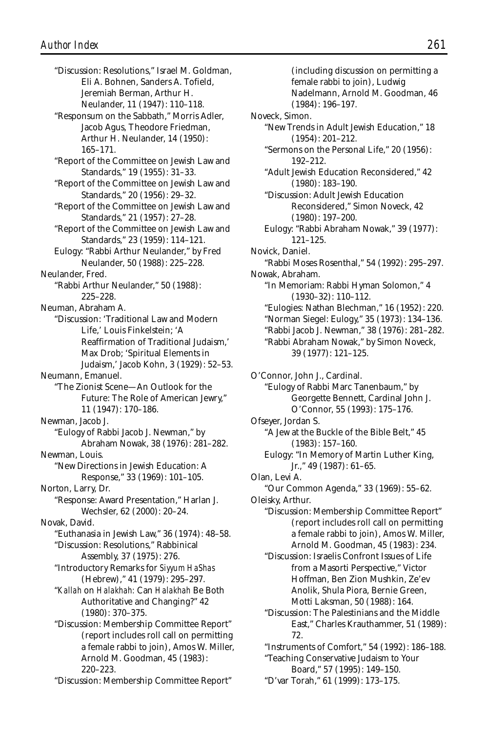"Discussion: Resolutions," Israel M. Goldman, Eli A. Bohnen, Sanders A. Tofield, Jeremiah Berman, Arthur H. Neulander, 11 (1947): 110–118.

"Responsum on the Sabbath," Morris Adler, Jacob Agus, Theodore Friedman, Arthur H. Neulander, 14 (1950): 165–171.

"Report of the Committee on Jewish Law and Standards," 19 (1955): 31–33.

"Report of the Committee on Jewish Law and Standards," 20 (1956): 29–32.

"Report of the Committee on Jewish Law and Standards," 21 (1957): 27–28.

"Report of the Committee on Jewish Law and Standards," 23 (1959): 114–121.

Eulogy: "Rabbi Arthur Neulander," by Fred Neulander, 50 (1988): 225–228.

Neulander, Fred.

"Rabbi Arthur Neulander," 50 (1988): 225–228.

Neuman, Abraham A.

"Discussion: 'Traditional Law and Modern Life,' Louis Finkelstein; 'A Reaffirmation of Traditional Judaism,' Max Drob; 'Spiritual Elements in Judaism,' Jacob Kohn, 3 (1929): 52–53.

Neumann, Emanuel.

"The Zionist Scene—An Outlook for the Future: The Role of American Jewry," 11 (1947): 170–186.

Newman, Jacob J.

"Eulogy of Rabbi Jacob J. Newman," by Abraham Nowak, 38 (1976): 281–282.

Newman, Louis.

"New Directions in Jewish Education: A Response," 33 (1969): 101–105.

Norton, Larry, Dr.

"Response: Award Presentation," Harlan J. Wechsler, 62 (2000): 20–24.

Novak, David.

"Euthanasia in Jewish Law," 36 (1974): 48–58.

"Discussion: Resolutions," Rabbinical Assembly, 37 (1975): 276.

"Introductory Remarks for *Siyyum HaShas* (Hebrew)," 41 (1979): 295–297.

"*Kallah* on *Halakhah:* Can *Halakhah* Be Both Authoritative and Changing?" 42 (1980): 370–375.

"Discussion: Membership Committee Report" (report includes roll call on permitting a female rabbi to join), Amos W. Miller, Arnold M. Goodman, 45 (1983): 220–223.

"Discussion: Membership Committee Report" (including discussion on permitting a female rabbi to join), Ludwig Nadelmann, Arnold M. Goodman, 46 (1984): 196–197.

Noveck, Simon.

"New Trends in Adult Jewish Education," 18 (1954): 201–212.

"Sermons on the Personal Life," 20 (1956): 192–212.

"Adult Jewish Education Reconsidered," 42 (1980): 183–190.

"Discussion: Adult Jewish Education Reconsidered," Simon Noveck, 42 (1980): 197–200.

Eulogy: "Rabbi Abraham Nowak," 39 (1977): 121–125.

Novick, Daniel.

"Rabbi Moses Rosenthal," 54 (1992): 295–297.

Nowak, Abraham.

"In Memoriam: Rabbi Hyman Solomon," 4 (1930–32): 110–112.

"Eulogies: Nathan Blechman," 16 (1952): 220.

"Norman Siegel: Eulogy," 35 (1973): 134–136.

"Rabbi Jacob J. Newman," 38 (1976): 281–282.

"Rabbi Abraham Nowak," by Simon Noveck, 39 (1977): 121–125.

O'Connor, John J., Cardinal.

"Eulogy of Rabbi Marc Tanenbaum," by Georgette Bennett, Cardinal John J. O'Connor, 55 (1993): 175–176.

Ofseyer, Jordan S.

"A Jew at the Buckle of the Bible Belt," 45 (1983): 157–160.

Eulogy: "In Memory of Martin Luther King, Jr.," 49 (1987): 61–65.

Olan, Levi A.

"Our Common Agenda," 33 (1969): 55–62.

Oleisky, Arthur.

"Discussion: Membership Committee Report" (report includes roll call on permitting a female rabbi to join), Amos W. Miller, Arnold M. Goodman, 45 (1983): 234.

"Discussion: Israelis Confront Issues of Life from a Masorti Perspective," Victor Hoffman, Ben Zion Mushkin, Ze'ev Anolik, Shula Piora, Bernie Green, Motti Laksman, 50 (1988): 164.

"Discussion: The Palestinians and the Middle East," Charles Krauthammer, 51 (1989): 72.

"Instruments of Comfort," 54 (1992): 186–188.

"Teaching Conservative Judaism to Your Board," 57 (1995): 149–150.

"D'var Torah," 61 (1999): 173–175.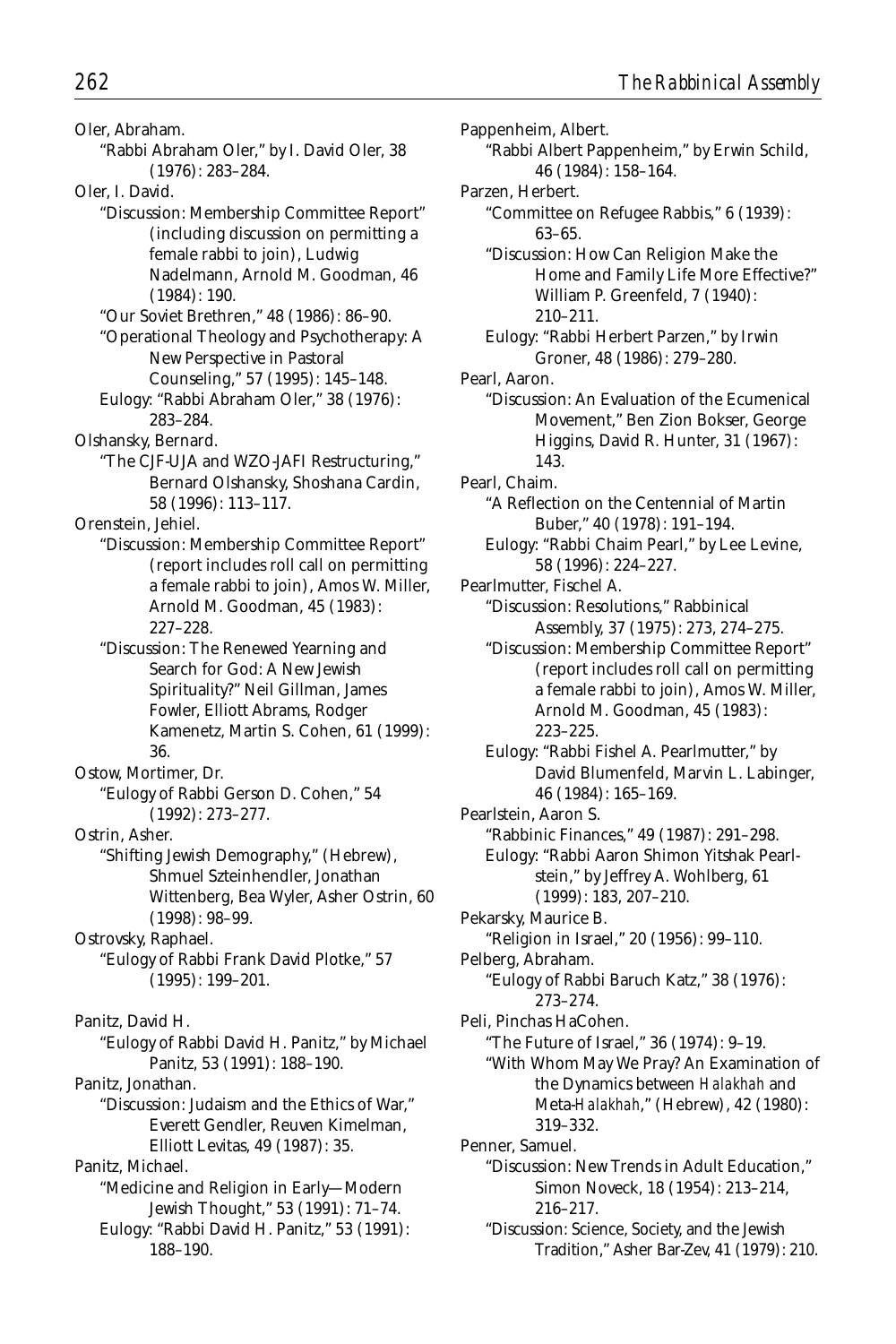Oler, Abraham.

"Rabbi Abraham Oler," by I. David Oler, 38 (1976): 283–284.

Oler, I. David.

"Discussion: Membership Committee Report" (including discussion on permitting a female rabbi to join), Ludwig Nadelmann, Arnold M. Goodman, 46 (1984): 190.

"Our Soviet Brethren," 48 (1986): 86–90.

"Operational Theology and Psychotherapy: A New Perspective in Pastoral Counseling," 57 (1995): 145–148.

Eulogy: "Rabbi Abraham Oler," 38 (1976): 283–284.

Olshansky, Bernard.

"The CJF-UJA and WZO-JAFI Restructuring," Bernard Olshansky, Shoshana Cardin, 58 (1996): 113–117.

Orenstein, Jehiel.

"Discussion: Membership Committee Report" (report includes roll call on permitting a female rabbi to join), Amos W. Miller, Arnold M. Goodman, 45 (1983): 227–228.

"Discussion: The Renewed Yearning and Search for God: A New Jewish Spirituality?" Neil Gillman, James Fowler, Elliott Abrams, Rodger Kamenetz, Martin S. Cohen, 61 (1999): 36.

Ostow, Mortimer, Dr.

"Eulogy of Rabbi Gerson D. Cohen," 54 (1992): 273–277.

Ostrin, Asher.

"Shifting Jewish Demography," (Hebrew), Shmuel Szteinhendler, Jonathan Wittenberg, Bea Wyler, Asher Ostrin, 60 (1998): 98–99.

Ostrovsky, Raphael.

"Eulogy of Rabbi Frank David Plotke," 57 (1995): 199–201.

Panitz, David H.

"Eulogy of Rabbi David H. Panitz," by Michael Panitz, 53 (1991): 188–190.

Panitz, Jonathan.

"Discussion: Judaism and the Ethics of War," Everett Gendler, Reuven Kimelman, Elliott Levitas, 49 (1987): 35.

Panitz, Michael.

"Medicine and Religion in Early—Modern Jewish Thought," 53 (1991): 71–74.

Eulogy: "Rabbi David H. Panitz," 53 (1991): 188–190.

Pappenheim, Albert.

"Rabbi Albert Pappenheim," by Erwin Schild, 46 (1984): 158–164.

Parzen, Herbert.

"Committee on Refugee Rabbis," 6 (1939): 63–65.

"Discussion: How Can Religion Make the Home and Family Life More Effective?" William P. Greenfeld, 7 (1940): 210–211.

Eulogy: "Rabbi Herbert Parzen," by Irwin Groner, 48 (1986): 279–280.

Pearl, Aaron.

"Discussion: An Evaluation of the Ecumenical Movement," Ben Zion Bokser, George Higgins, David R. Hunter, 31 (1967): 143.

Pearl, Chaim.

"A Reflection on the Centennial of Martin Buber," 40 (1978): 191–194.

Eulogy: "Rabbi Chaim Pearl," by Lee Levine, 58 (1996): 224–227.

Pearlmutter, Fischel A.

"Discussion: Resolutions," Rabbinical Assembly, 37 (1975): 273, 274–275.

"Discussion: Membership Committee Report" (report includes roll call on permitting a female rabbi to join), Amos W. Miller, Arnold M. Goodman, 45 (1983): 223–225.

Eulogy: "Rabbi Fishel A. Pearlmutter," by David Blumenfeld, Marvin L. Labinger, 46 (1984): 165–169.

Pearlstein, Aaron S.

"Rabbinic Finances," 49 (1987): 291–298.

Eulogy: "Rabbi Aaron Shimon Yitshak Pearlstein," by Jeffrey A. Wohlberg, 61 (1999): 183, 207–210.

Pekarsky, Maurice B.

"Religion in Israel," 20 (1956): 99–110.

Pelberg, Abraham.

"Eulogy of Rabbi Baruch Katz," 38 (1976): 273–274.

Peli, Pinchas HaCohen.

"The Future of Israel," 36 (1974): 9–19.

"With Whom May We Pray? An Examination of the Dynamics between *Halakhah* and Meta-*Halakhah*," (Hebrew), 42 (1980): 319–332.

Penner, Samuel.

"Discussion: New Trends in Adult Education," Simon Noveck, 18 (1954): 213–214, 216–217.

"Discussion: Science, Society, and the Jewish Tradition," Asher Bar-Zev, 41 (1979): 210.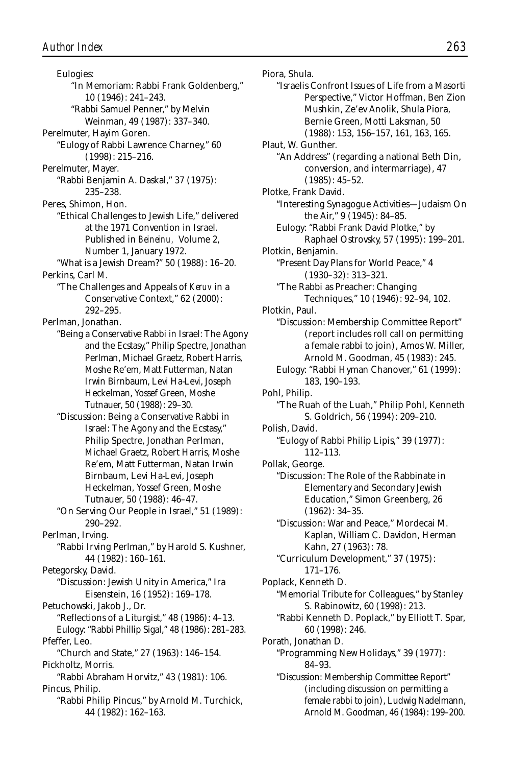Eulogies:

"In Memoriam: Rabbi Frank Goldenberg," 10 (1946): 241–243.

"Rabbi Samuel Penner," by Melvin Weinman, 49 (1987): 337–340.

Perelmuter, Hayim Goren.

"Eulogy of Rabbi Lawrence Charney," 60 (1998): 215–216.

Perelmuter, Mayer.

"Rabbi Benjamin A. Daskal," 37 (1975): 235–238.

Peres, Shimon, Hon.

"Ethical Challenges to Jewish Life," delivered at the 1971 Convention in Israel. Published in *Beineinu*, Volume 2, Number 1, January 1972.

"What is a Jewish Dream?" 50 (1988): 16–20.

Perkins, Carl M.

"The Challenges and Appeals of *Keruv* in a Conservative Context," 62 (2000): 292–295.

Perlman, Jonathan.

"Being a Conservative Rabbi in Israel: The Agony and the Ecstasy," Philip Spectre, Jonathan Perlman, Michael Graetz, Robert Harris, Moshe Re'em, Matt Futterman, Natan Irwin Birnbaum, Levi Ha-Levi, Joseph Heckelman, Yossef Green, Moshe Tutnauer, 50 (1988): 29–30.

"Discussion: Being a Conservative Rabbi in Israel: The Agony and the Ecstasy," Philip Spectre, Jonathan Perlman, Michael Graetz, Robert Harris, Moshe Re'em, Matt Futterman, Natan Irwin Birnbaum, Levi Ha-Levi, Joseph Heckelman, Yossef Green, Moshe Tutnauer, 50 (1988): 46–47.

"On Serving Our People in Israel," 51 (1989): 290–292.

Perlman, Irving.

"Rabbi Irving Perlman," by Harold S. Kushner, 44 (1982): 160–161.

Petegorsky, David.

"Discussion: Jewish Unity in America," Ira Eisenstein, 16 (1952): 169–178.

Petuchowski, Jakob J., Dr.

"Reflections of a Liturgist," 48 (1986): 4–13.

Eulogy: "Rabbi Phillip Sigal," 48 (1986): 281–283.

Pfeffer, Leo.

"Church and State," 27 (1963): 146–154.

Pickholtz, Morris.

"Rabbi Abraham Horvitz," 43 (1981): 106.

Pincus, Philip.

"Rabbi Philip Pincus," by Arnold M. Turchick, 44 (1982): 162–163.

Piora, Shula.

"Israelis Confront Issues of Life from a Masorti Perspective," Victor Hoffman, Ben Zion Mushkin, Ze'ev Anolik, Shula Piora, Bernie Green, Motti Laksman, 50 (1988): 153, 156–157, 161, 163, 165.

Plaut, W. Gunther.

"An Address" (regarding a national Beth Din, conversion, and intermarriage), 47 (1985): 45–52.

Plotke, Frank David.

"Interesting Synagogue Activities—Judaism On the Air," 9 (1945): 84–85.

Eulogy: "Rabbi Frank David Plotke," by Raphael Ostrovsky, 57 (1995): 199–201.

Plotkin, Benjamin.

"Present Day Plans for World Peace," 4 (1930–32): 313–321.

"The Rabbi as Preacher: Changing Techniques," 10 (1946): 92–94, 102.

Plotkin, Paul.

"Discussion: Membership Committee Report" (report includes roll call on permitting a female rabbi to join), Amos W. Miller, Arnold M. Goodman, 45 (1983): 245.

Eulogy: "Rabbi Hyman Chanover," 61 (1999): 183, 190–193.

Pohl, Philip.

"The Ruah of the Luah," Philip Pohl, Kenneth S. Goldrich, 56 (1994): 209–210.

Polish, David.

"Eulogy of Rabbi Philip Lipis," 39 (1977): 112–113.

Pollak, George.

"Discussion: The Role of the Rabbinate in Elementary and Secondary Jewish Education," Simon Greenberg, 26 (1962): 34–35.

"Discussion: War and Peace," Mordecai M. Kaplan, William C. Davidon, Herman Kahn, 27 (1963): 78.

"Curriculum Development," 37 (1975): 171–176.

Poplack, Kenneth D.

"Memorial Tribute for Colleagues," by Stanley S. Rabinowitz, 60 (1998): 213.

"Rabbi Kenneth D. Poplack," by Elliott T. Spar, 60 (1998): 246.

Porath, Jonathan D.

"Programming New Holidays," 39 (1977): 84–93.

"Discussion: Membership Committee Report" (including discussion on permitting a female rabbi to join), Ludwig Nadelmann, Arnold M. Goodman, 46 (1984): 199–200.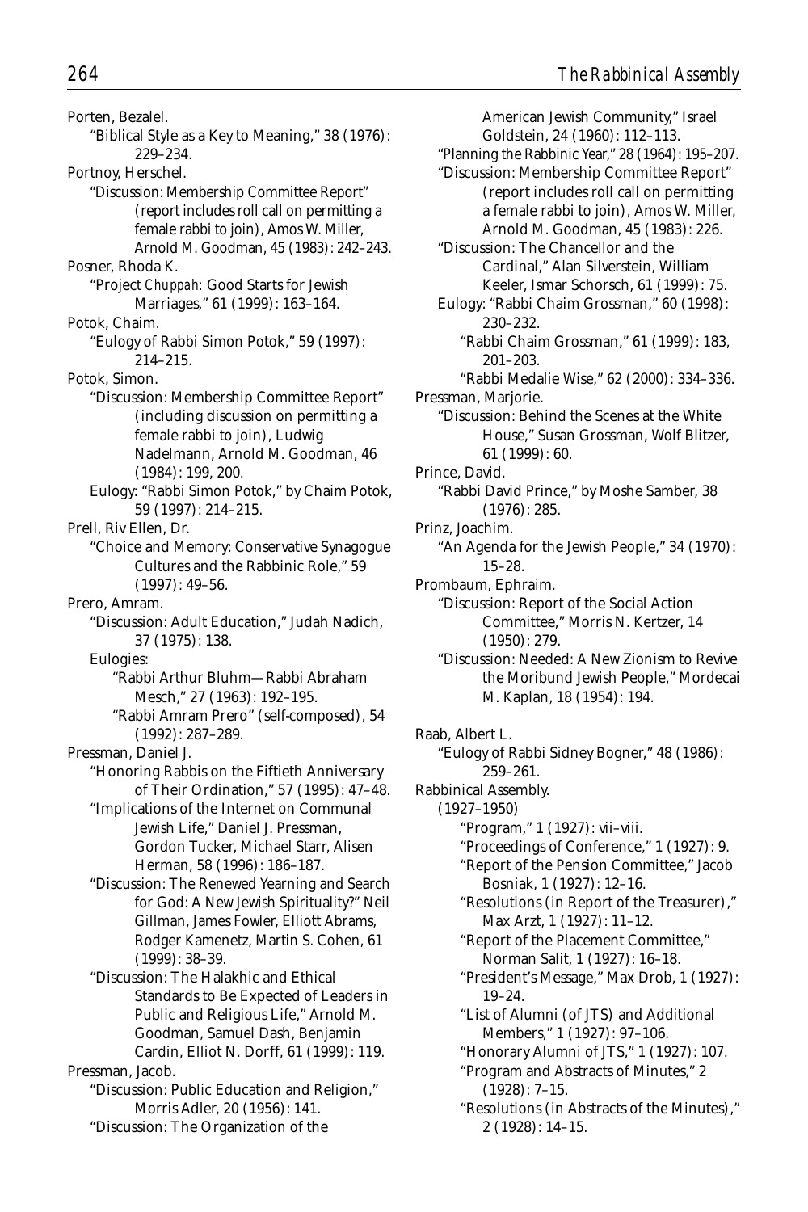Porten, Bezalel.

"Biblical Style as a Key to Meaning," 38 (1976): 229–234.

Portnoy, Herschel.

"Discussion: Membership Committee Report" (report includes roll call on permitting a female rabbi to join), Amos W. Miller, Arnold M. Goodman, 45 (1983): 242–243.

Posner, Rhoda K.

"Project *Chuppah:* Good Starts for Jewish Marriages," 61 (1999): 163–164.

Potok, Chaim.

"Eulogy of Rabbi Simon Potok," 59 (1997): 214–215.

Potok, Simon.

"Discussion: Membership Committee Report" (including discussion on permitting a female rabbi to join), Ludwig Nadelmann, Arnold M. Goodman, 46 (1984): 199, 200.

Eulogy: "Rabbi Simon Potok," by Chaim Potok, 59 (1997): 214–215.

Prell, Riv Ellen, Dr.

"Choice and Memory: Conservative Synagogue Cultures and the Rabbinic Role," 59 (1997): 49–56.

Prero, Amram.

"Discussion: Adult Education," Judah Nadich, 37 (1975): 138.

Eulogies:

"Rabbi Arthur Bluhm—Rabbi Abraham Mesch," 27 (1963): 192–195.

"Rabbi Amram Prero" (self-composed), 54 (1992): 287–289.

Pressman, Daniel J.

"Honoring Rabbis on the Fiftieth Anniversary of Their Ordination," 57 (1995): 47–48.

"Implications of the Internet on Communal Jewish Life," Daniel J. Pressman, Gordon Tucker, Michael Starr, Alisen Herman, 58 (1996): 186–187.

"Discussion: The Renewed Yearning and Search for God: A New Jewish Spirituality?" Neil Gillman, James Fowler, Elliott Abrams, Rodger Kamenetz, Martin S. Cohen, 61 (1999): 38–39.

"Discussion: The Halakhic and Ethical Standards to Be Expected of Leaders in Public and Religious Life," Arnold M. Goodman, Samuel Dash, Benjamin Cardin, Elliot N. Dorff, 61 (1999): 119.

Pressman, Jacob.

"Discussion: Public Education and Religion," Morris Adler, 20 (1956): 141.

"Discussion: The Organization of the American Jewish Community," Israel Goldstein, 24 (1960): 112–113.

"Planning the Rabbinic Year," 28 (1964): 195–207.

"Discussion: Membership Committee Report" (report includes roll call on permitting a female rabbi to join), Amos W. Miller, Arnold M. Goodman, 45 (1983): 226.

"Discussion: The Chancellor and the Cardinal," Alan Silverstein, William Keeler, Ismar Schorsch, 61 (1999): 75.

Eulogy: "Rabbi Chaim Grossman," 60 (1998): 230–232.

"Rabbi Chaim Grossman," 61 (1999): 183, 201–203.

"Rabbi Medalie Wise," 62 (2000): 334–336.

Pressman, Marjorie.

"Discussion: Behind the Scenes at the White House," Susan Grossman, Wolf Blitzer, 61 (1999): 60.

Prince, David.

"Rabbi David Prince," by Moshe Samber, 38 (1976): 285.

Prinz, Joachim.

"An Agenda for the Jewish People," 34 (1970): 15–28.

Prombaum, Ephraim.

"Discussion: Report of the Social Action Committee," Morris N. Kertzer, 14 (1950): 279.

"Discussion: Needed: A New Zionism to Revive the Moribund Jewish People," Mordecai M. Kaplan, 18 (1954): 194.

Raab, Albert L.

"Eulogy of Rabbi Sidney Bogner," 48 (1986): 259–261.

Rabbinical Assembly.

(1927–1950)

"Program," 1 (1927): vii–viii.

"Proceedings of Conference," 1 (1927): 9.

"Report of the Pension Committee," Jacob Bosniak, 1 (1927): 12–16.

"Resolutions (in Report of the Treasurer)," Max Arzt, 1 (1927): 11–12.

"Report of the Placement Committee," Norman Salit, 1 (1927): 16–18.

"President's Message," Max Drob, 1 (1927): 19–24.

"List of Alumni (of JTS) and Additional Members," 1 (1927): 97–106.

"Honorary Alumni of JTS," 1 (1927): 107.

"Program and Abstracts of Minutes," 2 (1928): 7–15.

"Resolutions (in Abstracts of the Minutes)," 2 (1928): 14–15.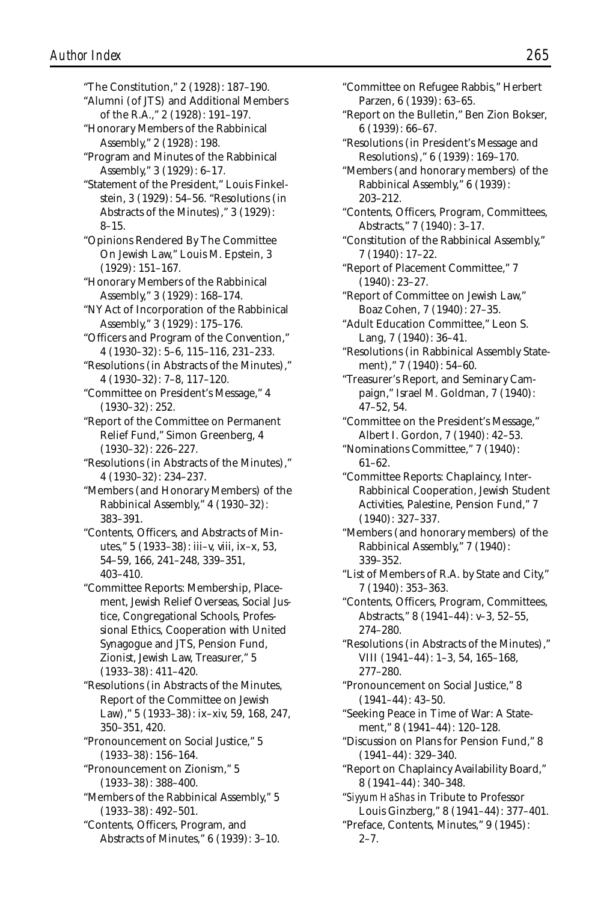"The Constitution," 2 (1928): 187–190.

"Alumni (of JTS) and Additional Members of the R.A.," 2 (1928): 191–197.

"Honorary Members of the Rabbinical Assembly," 2 (1928): 198.

"Program and Minutes of the Rabbinical Assembly," 3 (1929): 6–17.

"Statement of the President," Louis Finkelstein, 3 (1929): 54–56. "Resolutions (in Abstracts of the Minutes)," 3 (1929): 8–15.

"Opinions Rendered By The Committee On Jewish Law," Louis M. Epstein, 3 (1929): 151–167.

"Honorary Members of the Rabbinical Assembly," 3 (1929): 168–174.

"NY Act of Incorporation of the Rabbinical Assembly," 3 (1929): 175–176.

"Officers and Program of the Convention," 4 (1930–32): 5–6, 115–116, 231–233.

"Resolutions (in Abstracts of the Minutes)," 4 (1930–32): 7–8, 117–120.

"Committee on President's Message," 4 (1930–32): 252.

"Report of the Committee on Permanent Relief Fund," Simon Greenberg, 4 (1930–32): 226–227.

"Resolutions (in Abstracts of the Minutes)," 4 (1930–32): 234–237.

"Members (and Honorary Members) of the Rabbinical Assembly," 4 (1930–32): 383–391.

"Contents, Officers, and Abstracts of Minutes," 5 (1933–38): iii–v, viii, ix–x, 53, 54–59, 166, 241–248, 339–351, 403–410.

"Committee Reports: Membership, Placement, Jewish Relief Overseas, Social Justice, Congregational Schools, Professional Ethics, Cooperation with United Synagogue and JTS, Pension Fund, Zionist, Jewish Law, Treasurer," 5 (1933–38): 411–420.

"Resolutions (in Abstracts of the Minutes, Report of the Committee on Jewish Law)," 5 (1933–38): ix–xiv, 59, 168, 247, 350–351, 420.

"Pronouncement on Social Justice," 5 (1933–38): 156–164.

"Pronouncement on Zionism," 5 (1933–38): 388–400.

"Members of the Rabbinical Assembly," 5 (1933–38): 492–501.

"Contents, Officers, Program, and Abstracts of Minutes," 6 (1939): 3–10.

"Committee on Refugee Rabbis," Herbert Parzen, 6 (1939): 63–65.

"Report on the Bulletin," Ben Zion Bokser, 6 (1939): 66–67.

"Resolutions (in President's Message and Resolutions)," 6 (1939): 169–170.

"Members (and honorary members) of the Rabbinical Assembly," 6 (1939): 203–212.

"Contents, Officers, Program, Committees, Abstracts," 7 (1940): 3–17.

"Constitution of the Rabbinical Assembly," 7 (1940): 17–22.

"Report of Placement Committee," 7 (1940): 23–27.

"Report of Committee on Jewish Law," Boaz Cohen, 7 (1940): 27–35.

"Adult Education Committee," Leon S. Lang, 7 (1940): 36–41.

"Resolutions (in Rabbinical Assembly Statement)," 7 (1940): 54–60.

"Treasurer's Report, and Seminary Campaign," Israel M. Goldman, 7 (1940): 47–52, 54.

"Committee on the President's Message," Albert I. Gordon, 7 (1940): 42–53.

"Nominations Committee," 7 (1940): 61–62.

"Committee Reports: Chaplaincy, Inter-Rabbinical Cooperation, Jewish Student Activities, Palestine, Pension Fund," 7 (1940): 327–337.

"Members (and honorary members) of the Rabbinical Assembly," 7 (1940): 339–352.

"List of Members of R.A. by State and City," 7 (1940): 353–363.

"Contents, Officers, Program, Committees, Abstracts," 8 (1941–44): v–3, 52–55, 274–280.

"Resolutions (in Abstracts of the Minutes)," VIII (1941–44): 1–3, 54, 165–168, 277–280.

"Pronouncement on Social Justice," 8 (1941–44): 43–50.

"Seeking Peace in Time of War: A Statement," 8 (1941–44): 120–128.

"Discussion on Plans for Pension Fund," 8 (1941–44): 329–340.

"Report on Chaplaincy Availability Board," 8 (1941–44): 340–348.

"*Siyyum HaShas* in Tribute to Professor Louis Ginzberg," 8 (1941–44): 377–401.

"Preface, Contents, Minutes," 9 (1945): 2–7.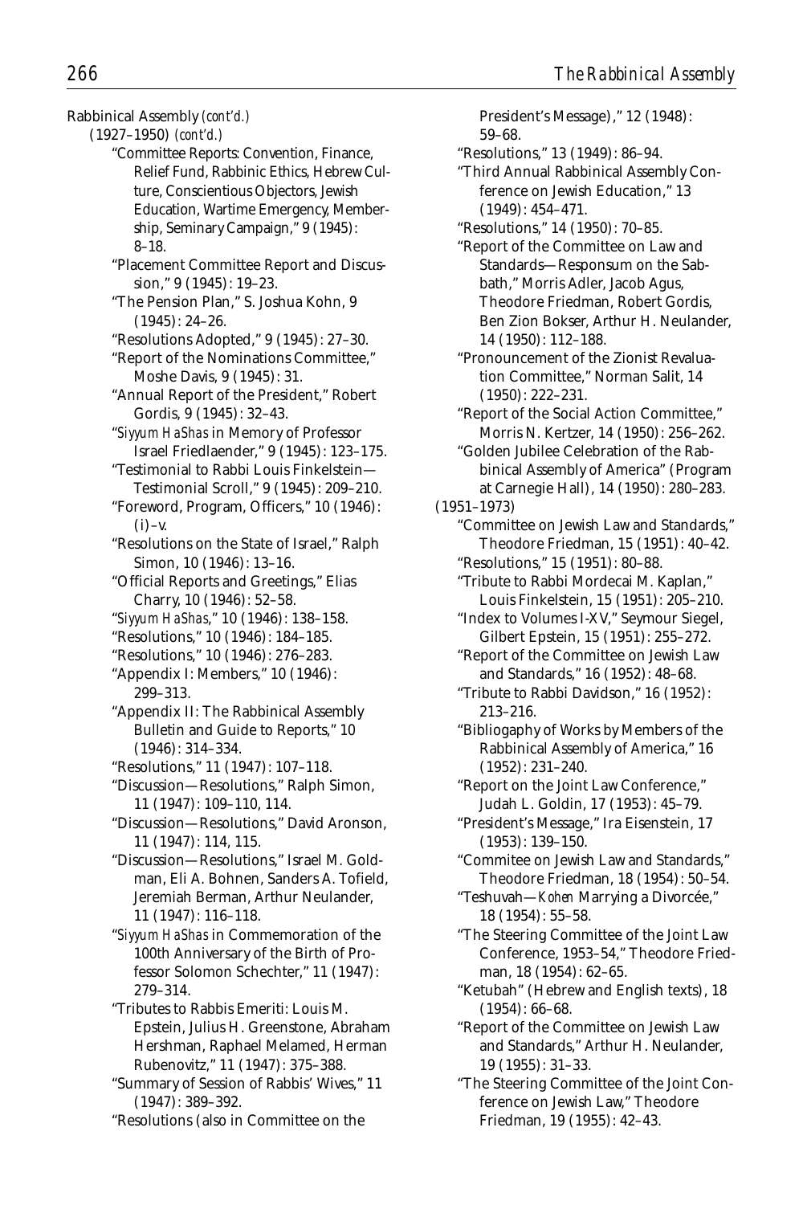Rabbinical Assembly *(cont'd.)*

(1927–1950) *(cont'd.)*

"Committee Reports: Convention, Finance, Relief Fund, Rabbinic Ethics, Hebrew Culture, Conscientious Objectors, Jewish Education, Wartime Emergency, Membership, Seminary Campaign," 9 (1945): 8–18.

"Placement Committee Report and Discussion," 9 (1945): 19–23.

"The Pension Plan," S. Joshua Kohn, 9 (1945): 24–26.

"Resolutions Adopted," 9 (1945): 27–30.

"Report of the Nominations Committee," Moshe Davis, 9 (1945): 31.

"Annual Report of the President," Robert Gordis, 9 (1945): 32–43.

"*Siyyum HaShas* in Memory of Professor Israel Friedlaender," 9 (1945): 123–175.

"Testimonial to Rabbi Louis Finkelstein—Testimonial Scroll," 9 (1945): 209–210.

"Foreword, Program, Officers," 10 (1946): (i)–v.

"Resolutions on the State of Israel," Ralph Simon, 10 (1946): 13–16.

"Official Reports and Greetings," Elias Charry, 10 (1946): 52–58.

"*Siyyum HaShas*," 10 (1946): 138–158.

"Resolutions," 10 (1946): 184–185.

"Resolutions," 10 (1946): 276–283.

"Appendix I: Members," 10 (1946): 299–313.

"Appendix II: The Rabbinical Assembly Bulletin and Guide to Reports," 10 (1946): 314–334.

"Resolutions," 11 (1947): 107–118.

"Discussion—Resolutions," Ralph Simon, 11 (1947): 109–110, 114.

"Discussion—Resolutions," David Aronson, 11 (1947): 114, 115.

"Discussion—Resolutions," Israel M. Goldman, Eli A. Bohnen, Sanders A. Tofield, Jeremiah Berman, Arthur Neulander, 11 (1947): 116–118.

"*Siyyum HaShas* in Commemoration of the 100th Anniversary of the Birth of Professor Solomon Schechter," 11 (1947): 279–314.

"Tributes to Rabbis Emeriti: Louis M. Epstein, Julius H. Greenstone, Abraham Hershman, Raphael Melamed, Herman Rubenovitz," 11 (1947): 375–388.

"Summary of Session of Rabbis' Wives," 11 (1947): 389–392.

"Resolutions (also in Committee on the President's Message)," 12 (1948): 59–68.

"Resolutions," 13 (1949): 86–94.

"Third Annual Rabbinical Assembly Conference on Jewish Education," 13 (1949): 454–471.

"Resolutions," 14 (1950): 70–85.

"Report of the Committee on Law and Standards—Responsum on the Sabbath," Morris Adler, Jacob Agus, Theodore Friedman, Robert Gordis, Ben Zion Bokser, Arthur H. Neulander, 14 (1950): 112–188.

"Pronouncement of the Zionist Revaluation Committee," Norman Salit, 14 (1950): 222–231.

"Report of the Social Action Committee," Morris N. Kertzer, 14 (1950): 256–262.

"Golden Jubilee Celebration of the Rabbinical Assembly of America" (Program at Carnegie Hall), 14 (1950): 280–283.

(1951–1973)

"Committee on Jewish Law and Standards," Theodore Friedman, 15 (1951): 40–42.

"Resolutions," 15 (1951): 80–88.

"Tribute to Rabbi Mordecai M. Kaplan," Louis Finkelstein, 15 (1951): 205–210.

"Index to Volumes I-XV," Seymour Siegel, Gilbert Epstein, 15 (1951): 255–272.

"Report of the Committee on Jewish Law and Standards," 16 (1952): 48–68.

"Tribute to Rabbi Davidson," 16 (1952): 213–216.

"Bibliogaphy of Works by Members of the Rabbinical Assembly of America," 16 (1952): 231–240.

"Report on the Joint Law Conference," Judah L. Goldin, 17 (1953): 45–79.

"President's Message," Ira Eisenstein, 17 (1953): 139–150.

"Commitee on Jewish Law and Standards," Theodore Friedman, 18 (1954): 50–54.

"Teshuvah—*Kohen* Marrying a Divorcée," 18 (1954): 55–58.

"The Steering Committee of the Joint Law Conference, 1953–54," Theodore Friedman, 18 (1954): 62–65.

"Ketubah" (Hebrew and English texts), 18 (1954): 66–68.

"Report of the Committee on Jewish Law and Standards," Arthur H. Neulander, 19 (1955): 31–33.

"The Steering Committee of the Joint Conference on Jewish Law," Theodore Friedman, 19 (1955): 42–43.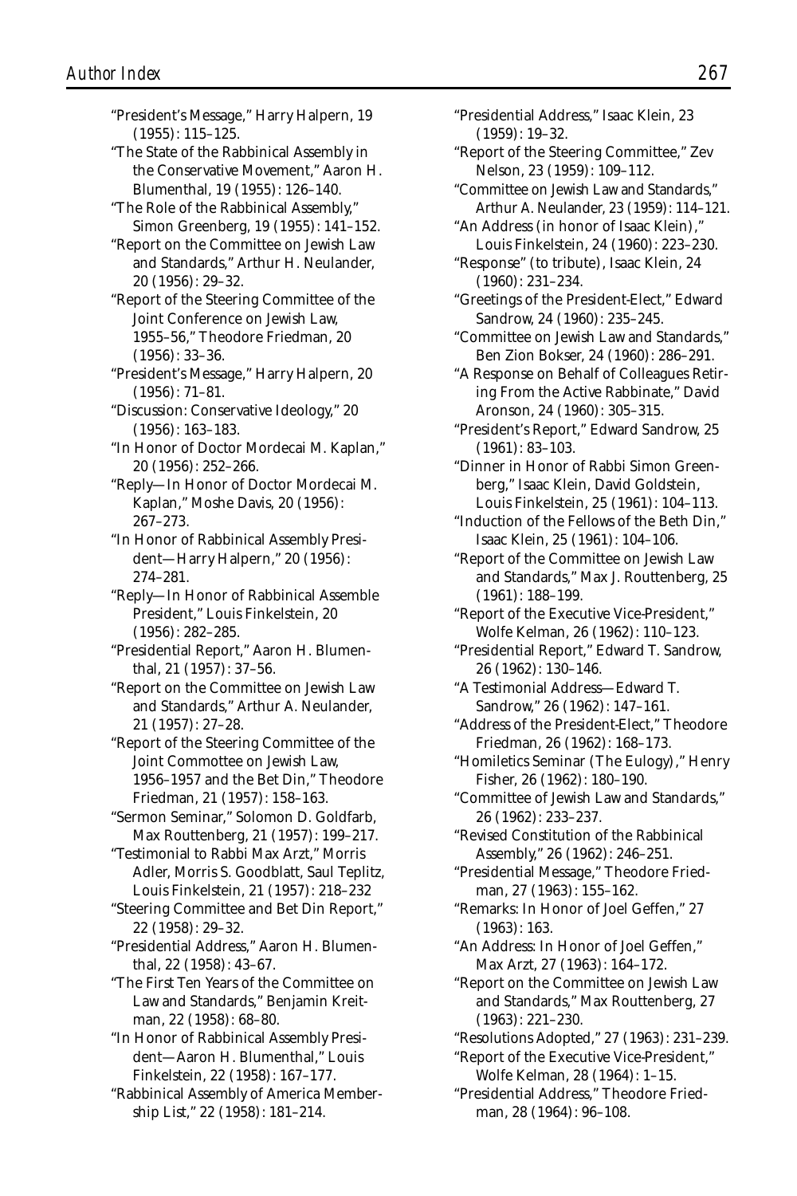"President's Message," Harry Halpern, 19 (1955): 115–125.

"The State of the Rabbinical Assembly in the Conservative Movement," Aaron H. Blumenthal, 19 (1955): 126–140.

"The Role of the Rabbinical Assembly," Simon Greenberg, 19 (1955): 141–152.

"Report on the Committee on Jewish Law and Standards," Arthur H. Neulander, 20 (1956): 29–32.

"Report of the Steering Committee of the Joint Conference on Jewish Law, 1955–56," Theodore Friedman, 20 (1956): 33–36.

"President's Message," Harry Halpern, 20 (1956): 71–81.

"Discussion: Conservative Ideology," 20 (1956): 163–183.

"In Honor of Doctor Mordecai M. Kaplan," 20 (1956): 252–266.

"Reply—In Honor of Doctor Mordecai M. Kaplan," Moshe Davis, 20 (1956): 267–273.

"In Honor of Rabbinical Assembly President—Harry Halpern," 20 (1956): 274–281.

"Reply—In Honor of Rabbinical Assemble President," Louis Finkelstein, 20 (1956): 282–285.

"Presidential Report," Aaron H. Blumenthal, 21 (1957): 37–56.

"Report on the Committee on Jewish Law and Standards," Arthur A. Neulander, 21 (1957): 27–28.

"Report of the Steering Committee of the Joint Commottee on Jewish Law, 1956–1957 and the Bet Din," Theodore Friedman, 21 (1957): 158–163.

"Sermon Seminar," Solomon D. Goldfarb, Max Routtenberg, 21 (1957): 199–217.

"Testimonial to Rabbi Max Arzt," Morris Adler, Morris S. Goodblatt, Saul Teplitz, Louis Finkelstein, 21 (1957): 218–232

"Steering Committee and Bet Din Report," 22 (1958): 29–32.

"Presidential Address," Aaron H. Blumenthal, 22 (1958): 43–67.

"The First Ten Years of the Committee on Law and Standards," Benjamin Kreitman, 22 (1958): 68–80.

"In Honor of Rabbinical Assembly President—Aaron H. Blumenthal," Louis Finkelstein, 22 (1958): 167–177.

"Rabbinical Assembly of America Membership List," 22 (1958): 181–214.

"Presidential Address," Isaac Klein, 23 (1959): 19–32.

"Report of the Steering Committee," Zev Nelson, 23 (1959): 109–112.

"Committee on Jewish Law and Standards," Arthur A. Neulander, 23 (1959): 114–121.

"An Address (in honor of Isaac Klein)," Louis Finkelstein, 24 (1960): 223–230.

"Response" (to tribute), Isaac Klein, 24 (1960): 231–234.

"Greetings of the President-Elect," Edward Sandrow, 24 (1960): 235–245.

"Committee on Jewish Law and Standards," Ben Zion Bokser, 24 (1960): 286–291.

"A Response on Behalf of Colleagues Retiring From the Active Rabbinate," David Aronson, 24 (1960): 305–315.

"President's Report," Edward Sandrow, 25 (1961): 83–103.

"Dinner in Honor of Rabbi Simon Greenberg," Isaac Klein, David Goldstein, Louis Finkelstein, 25 (1961): 104–113.

"Induction of the Fellows of the Beth Din," Isaac Klein, 25 (1961): 104–106.

"Report of the Committee on Jewish Law and Standards," Max J. Routtenberg, 25 (1961): 188–199.

"Report of the Executive Vice-President," Wolfe Kelman, 26 (1962): 110–123.

"Presidential Report," Edward T. Sandrow, 26 (1962): 130–146.

"A Testimonial Address—Edward T. Sandrow," 26 (1962): 147–161.

"Address of the President-Elect," Theodore Friedman, 26 (1962): 168–173.

"Homiletics Seminar (The Eulogy)," Henry Fisher, 26 (1962): 180–190.

"Committee of Jewish Law and Standards," 26 (1962): 233–237.

"Revised Constitution of the Rabbinical Assembly," 26 (1962): 246–251.

"Presidential Message," Theodore Friedman, 27 (1963): 155–162.

"Remarks: In Honor of Joel Geffen," 27 (1963): 163.

"An Address: In Honor of Joel Geffen," Max Arzt, 27 (1963): 164–172.

"Report on the Committee on Jewish Law and Standards," Max Routtenberg, 27 (1963): 221–230.

"Resolutions Adopted," 27 (1963): 231–239.

"Report of the Executive Vice-President," Wolfe Kelman, 28 (1964): 1–15.

"Presidential Address," Theodore Friedman, 28 (1964): 96–108.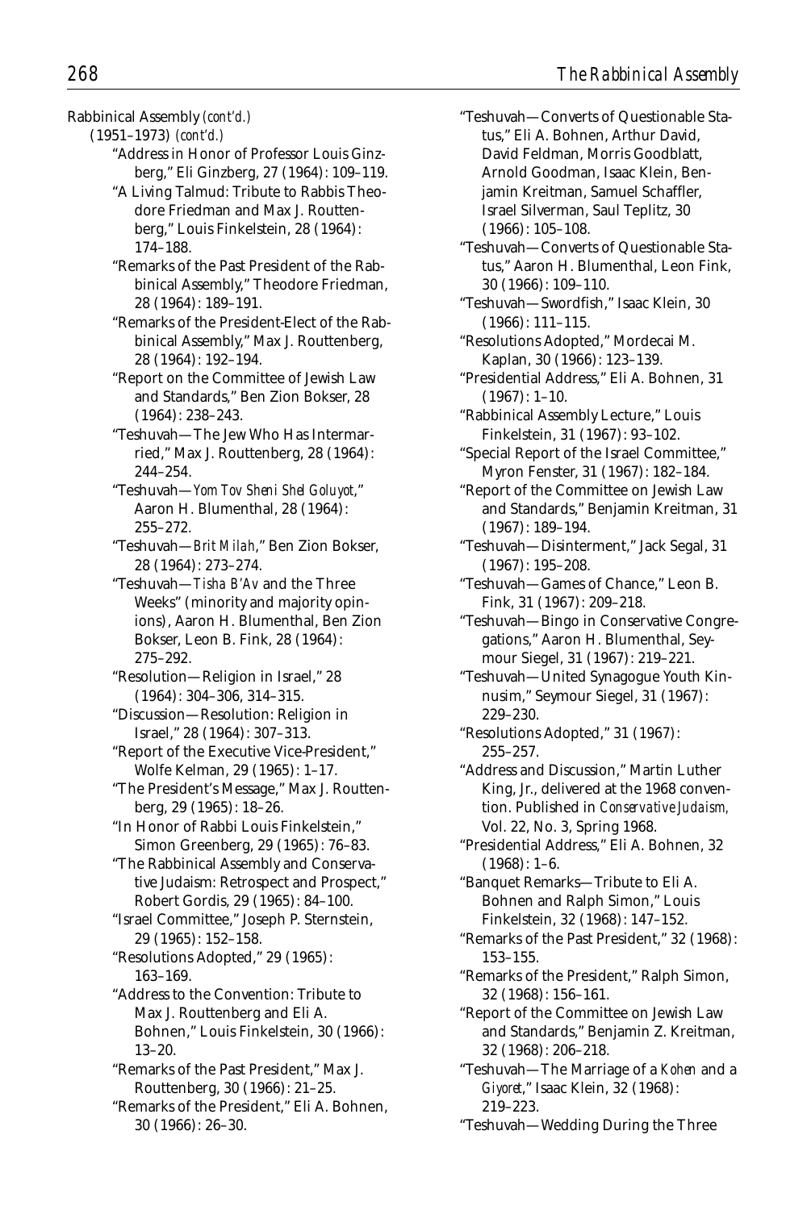Rabbinical Assembly *(cont'd.)*

(1951–1973) *(cont'd.)*

"Address in Honor of Professor Louis Ginzberg," Eli Ginzberg, 27 (1964): 109–119.

"A Living Talmud: Tribute to Rabbis Theodore Friedman and Max J. Routtenberg," Louis Finkelstein, 28 (1964): 174–188.

"Remarks of the Past President of the Rabbinical Assembly," Theodore Friedman, 28 (1964): 189–191.

"Remarks of the President-Elect of the Rabbinical Assembly," Max J. Routtenberg, 28 (1964): 192–194.

"Report on the Committee of Jewish Law and Standards," Ben Zion Bokser, 28 (1964): 238–243.

"Teshuvah—The Jew Who Has Intermarried," Max J. Routtenberg, 28 (1964): 244–254.

"Teshuvah—*Yom Tov Sheni Shel Goluyot*," Aaron H. Blumenthal, 28 (1964): 255–272.

"Teshuvah—*Brit Milah*," Ben Zion Bokser, 28 (1964): 273–274.

"Teshuvah—*Tisha B'Av* and the Three Weeks" (minority and majority opinions), Aaron H. Blumenthal, Ben Zion Bokser, Leon B. Fink, 28 (1964): 275–292.

"Resolution—Religion in Israel," 28 (1964): 304–306, 314–315.

"Discussion—Resolution: Religion in Israel," 28 (1964): 307–313.

"Report of the Executive Vice-President," Wolfe Kelman, 29 (1965): 1–17.

"The President's Message," Max J. Routtenberg, 29 (1965): 18–26.

"In Honor of Rabbi Louis Finkelstein," Simon Greenberg, 29 (1965): 76–83.

"The Rabbinical Assembly and Conservative Judaism: Retrospect and Prospect," Robert Gordis, 29 (1965): 84–100.

"Israel Committee," Joseph P. Sternstein, 29 (1965): 152–158.

"Resolutions Adopted," 29 (1965): 163–169.

"Address to the Convention: Tribute to Max J. Routtenberg and Eli A. Bohnen," Louis Finkelstein, 30 (1966): 13–20.

"Remarks of the Past President," Max J. Routtenberg, 30 (1966): 21–25.

"Remarks of the President," Eli A. Bohnen, 30 (1966): 26–30.

"Teshuvah—Converts of Questionable Status," Eli A. Bohnen, Arthur David, David Feldman, Morris Goodblatt, Arnold Goodman, Isaac Klein, Benjamin Kreitman, Samuel Schaffler, Israel Silverman, Saul Teplitz, 30 (1966): 105–108.

"Teshuvah—Converts of Questionable Status," Aaron H. Blumenthal, Leon Fink, 30 (1966): 109–110.

"Teshuvah—Swordfish," Isaac Klein, 30 (1966): 111–115.

"Resolutions Adopted," Mordecai M. Kaplan, 30 (1966): 123–139.

"Presidential Address," Eli A. Bohnen, 31 (1967): 1–10.

"Rabbinical Assembly Lecture," Louis Finkelstein, 31 (1967): 93–102.

"Special Report of the Israel Committee," Myron Fenster, 31 (1967): 182–184.

"Report of the Committee on Jewish Law and Standards," Benjamin Kreitman, 31 (1967): 189–194.

"Teshuvah—Disinterment," Jack Segal, 31 (1967): 195–208.

"Teshuvah—Games of Chance," Leon B. Fink, 31 (1967): 209–218.

"Teshuvah—Bingo in Conservative Congregations," Aaron H. Blumenthal, Seymour Siegel, 31 (1967): 219–221.

"Teshuvah—United Synagogue Youth Kinnusim," Seymour Siegel, 31 (1967): 229–230.

"Resolutions Adopted," 31 (1967): 255–257.

"Address and Discussion," Martin Luther King, Jr., delivered at the 1968 convention. Published in *Conservative Judaism,* Vol. 22, No. 3, Spring 1968.

"Presidential Address," Eli A. Bohnen, 32 (1968): 1–6.

"Banquet Remarks—Tribute to Eli A. Bohnen and Ralph Simon," Louis Finkelstein, 32 (1968): 147–152.

"Remarks of the Past President," 32 (1968): 153–155.

"Remarks of the President," Ralph Simon, 32 (1968): 156–161.

"Report of the Committee on Jewish Law and Standards," Benjamin Z. Kreitman, 32 (1968): 206–218.

"Teshuvah—The Marriage of a *Kohen* and a *Giyoret*," Isaac Klein, 32 (1968): 219–223.

"Teshuvah—Wedding During the Three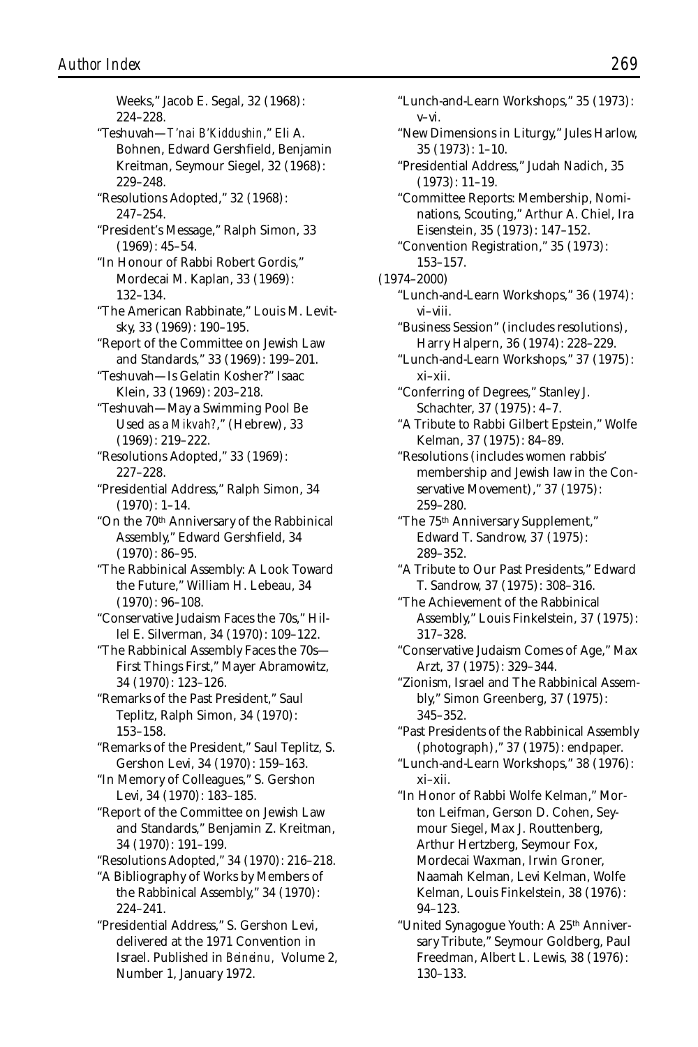Weeks," Jacob E. Segal, 32 (1968): 224–228.

"Teshuvah—*T'nai B'Kiddushin*," Eli A. Bohnen, Edward Gershfield, Benjamin Kreitman, Seymour Siegel, 32 (1968): 229–248.

"Resolutions Adopted," 32 (1968): 247–254.

"President's Message," Ralph Simon, 33 (1969): 45–54.

"In Honour of Rabbi Robert Gordis," Mordecai M. Kaplan, 33 (1969): 132–134.

"The American Rabbinate," Louis M. Levitsky, 33 (1969): 190–195.

"Report of the Committee on Jewish Law and Standards," 33 (1969): 199–201.

"Teshuvah—Is Gelatin Kosher?" Isaac Klein, 33 (1969): 203–218.

"Teshuvah—May a Swimming Pool Be Used as a *Mikvah*?," (Hebrew), 33 (1969): 219–222.

"Resolutions Adopted," 33 (1969): 227–228.

"Presidential Address," Ralph Simon, 34 (1970): 1–14.

"On the 70th Anniversary of the Rabbinical Assembly," Edward Gershfield, 34 (1970): 86–95.

"The Rabbinical Assembly: A Look Toward the Future," William H. Lebeau, 34 (1970): 96–108.

"Conservative Judaism Faces the 70s," Hillel E. Silverman, 34 (1970): 109–122.

"The Rabbinical Assembly Faces the 70s—First Things First," Mayer Abramowitz, 34 (1970): 123–126.

"Remarks of the Past President," Saul Teplitz, Ralph Simon, 34 (1970): 153–158.

"Remarks of the President," Saul Teplitz, S. Gershon Levi, 34 (1970): 159–163.

"In Memory of Colleagues," S. Gershon Levi, 34 (1970): 183–185.

"Report of the Committee on Jewish Law and Standards," Benjamin Z. Kreitman, 34 (1970): 191–199.

"Resolutions Adopted," 34 (1970): 216–218.

"A Bibliography of Works by Members of the Rabbinical Assembly," 34 (1970): 224–241.

"Presidential Address," S. Gershon Levi, delivered at the 1971 Convention in Israel. Published in *Beineinu*, Volume 2, Number 1, January 1972.

"Lunch-and-Learn Workshops," 35 (1973): v–vi.

"New Dimensions in Liturgy," Jules Harlow, 35 (1973): 1–10.

"Presidential Address," Judah Nadich, 35 (1973): 11–19.

"Committee Reports: Membership, Nominations, Scouting," Arthur A. Chiel, Ira Eisenstein, 35 (1973): 147–152.

"Convention Registration," 35 (1973): 153–157.

(1974–2000)

"Lunch-and-Learn Workshops," 36 (1974): vi–viii.

"Business Session" (includes resolutions), Harry Halpern, 36 (1974): 228–229.

"Lunch-and-Learn Workshops," 37 (1975): xi–xii.

"Conferring of Degrees," Stanley J. Schachter, 37 (1975): 4–7.

"A Tribute to Rabbi Gilbert Epstein," Wolfe Kelman, 37 (1975): 84–89.

"Resolutions (includes women rabbis' membership and Jewish law in the Conservative Movement)," 37 (1975): 259–280.

"The 75th Anniversary Supplement," Edward T. Sandrow, 37 (1975): 289–352.

"A Tribute to Our Past Presidents," Edward T. Sandrow, 37 (1975): 308–316.

"The Achievement of the Rabbinical Assembly," Louis Finkelstein, 37 (1975): 317–328.

"Conservative Judaism Comes of Age," Max Arzt, 37 (1975): 329–344.

"Zionism, Israel and The Rabbinical Assembly," Simon Greenberg, 37 (1975): 345–352.

"Past Presidents of the Rabbinical Assembly (photograph)," 37 (1975): endpaper.

"Lunch-and-Learn Workshops," 38 (1976): xi–xii.

"In Honor of Rabbi Wolfe Kelman," Morton Leifman, Gerson D. Cohen, Seymour Siegel, Max J. Routtenberg, Arthur Hertzberg, Seymour Fox, Mordecai Waxman, Irwin Groner, Naamah Kelman, Levi Kelman, Wolfe Kelman, Louis Finkelstein, 38 (1976): 94–123.

"United Synagogue Youth: A 25th Anniversary Tribute," Seymour Goldberg, Paul Freedman, Albert L. Lewis, 38 (1976): 130–133.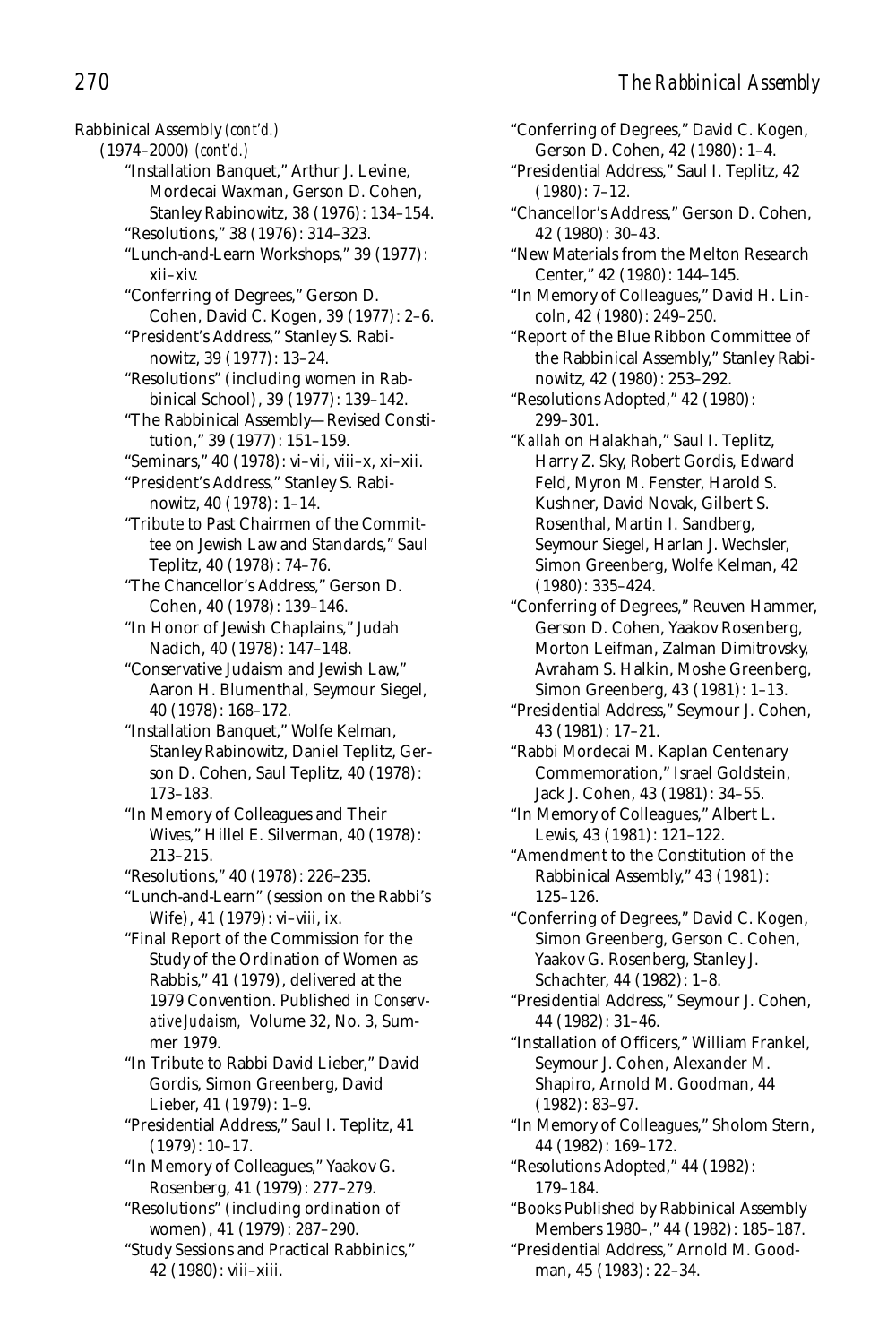Rabbinical Assembly *(cont'd.)*

(1974–2000) *(cont'd.)*

"Installation Banquet," Arthur J. Levine, Mordecai Waxman, Gerson D. Cohen, Stanley Rabinowitz, 38 (1976): 134–154.

"Resolutions," 38 (1976): 314–323.

"Lunch-and-Learn Workshops," 39 (1977): xii–xiv.

"Conferring of Degrees," Gerson D. Cohen, David C. Kogen, 39 (1977): 2–6.

"President's Address," Stanley S. Rabinowitz, 39 (1977): 13–24.

"Resolutions" (including women in Rabbinical School), 39 (1977): 139–142.

"The Rabbinical Assembly—Revised Constitution," 39 (1977): 151–159.

"Seminars," 40 (1978): vi–vii, viii–x, xi–xii.

"President's Address," Stanley S. Rabinowitz, 40 (1978): 1–14.

"Tribute to Past Chairmen of the Committee on Jewish Law and Standards," Saul Teplitz, 40 (1978): 74–76.

"The Chancellor's Address," Gerson D. Cohen, 40 (1978): 139–146.

"In Honor of Jewish Chaplains," Judah Nadich, 40 (1978): 147–148.

"Conservative Judaism and Jewish Law," Aaron H. Blumenthal, Seymour Siegel, 40 (1978): 168–172.

"Installation Banquet," Wolfe Kelman, Stanley Rabinowitz, Daniel Teplitz, Gerson D. Cohen, Saul Teplitz, 40 (1978): 173–183.

"In Memory of Colleagues and Their Wives," Hillel E. Silverman, 40 (1978): 213–215.

"Resolutions," 40 (1978): 226–235.

"Lunch-and-Learn" (session on the Rabbi's Wife), 41 (1979): vi–viii, ix.

"Final Report of the Commission for the Study of the Ordination of Women as Rabbis," 41 (1979), delivered at the 1979 Convention. Published in *Conservative Judaism,* Volume 32, No. 3, Summer 1979.

"In Tribute to Rabbi David Lieber," David Gordis, Simon Greenberg, David Lieber, 41 (1979): 1–9.

"Presidential Address," Saul I. Teplitz, 41 (1979): 10–17.

"In Memory of Colleagues," Yaakov G. Rosenberg, 41 (1979): 277–279.

"Resolutions" (including ordination of women), 41 (1979): 287–290.

"Study Sessions and Practical Rabbinics," 42 (1980): viii–xiii.

"Conferring of Degrees," David C. Kogen, Gerson D. Cohen, 42 (1980): 1–4.

"Presidential Address," Saul I. Teplitz, 42 (1980): 7–12.

"Chancellor's Address," Gerson D. Cohen, 42 (1980): 30–43.

"New Materials from the Melton Research Center," 42 (1980): 144–145.

"In Memory of Colleagues," David H. Lincoln, 42 (1980): 249–250.

"Report of the Blue Ribbon Committee of the Rabbinical Assembly," Stanley Rabinowitz, 42 (1980): 253–292.

"Resolutions Adopted," 42 (1980): 299–301.

"*Kallah* on Halakhah," Saul I. Teplitz, Harry Z. Sky, Robert Gordis, Edward Feld, Myron M. Fenster, Harold S. Kushner, David Novak, Gilbert S. Rosenthal, Martin I. Sandberg, Seymour Siegel, Harlan J. Wechsler, Simon Greenberg, Wolfe Kelman, 42 (1980): 335–424.

"Conferring of Degrees," Reuven Hammer, Gerson D. Cohen, Yaakov Rosenberg, Morton Leifman, Zalman Dimitrovsky, Avraham S. Halkin, Moshe Greenberg, Simon Greenberg, 43 (1981): 1–13.

"Presidential Address," Seymour J. Cohen, 43 (1981): 17–21.

"Rabbi Mordecai M. Kaplan Centenary Commemoration," Israel Goldstein, Jack J. Cohen, 43 (1981): 34–55.

"In Memory of Colleagues," Albert L. Lewis, 43 (1981): 121–122.

"Amendment to the Constitution of the Rabbinical Assembly," 43 (1981): 125–126.

"Conferring of Degrees," David C. Kogen, Simon Greenberg, Gerson C. Cohen, Yaakov G. Rosenberg, Stanley J. Schachter, 44 (1982): 1–8.

"Presidential Address," Seymour J. Cohen, 44 (1982): 31–46.

"Installation of Officers," William Frankel, Seymour J. Cohen, Alexander M. Shapiro, Arnold M. Goodman, 44 (1982): 83–97.

"In Memory of Colleagues," Sholom Stern, 44 (1982): 169–172.

"Resolutions Adopted," 44 (1982): 179–184.

"Books Published by Rabbinical Assembly Members 1980–," 44 (1982): 185–187.

"Presidential Address," Arnold M. Goodman, 45 (1983): 22–34.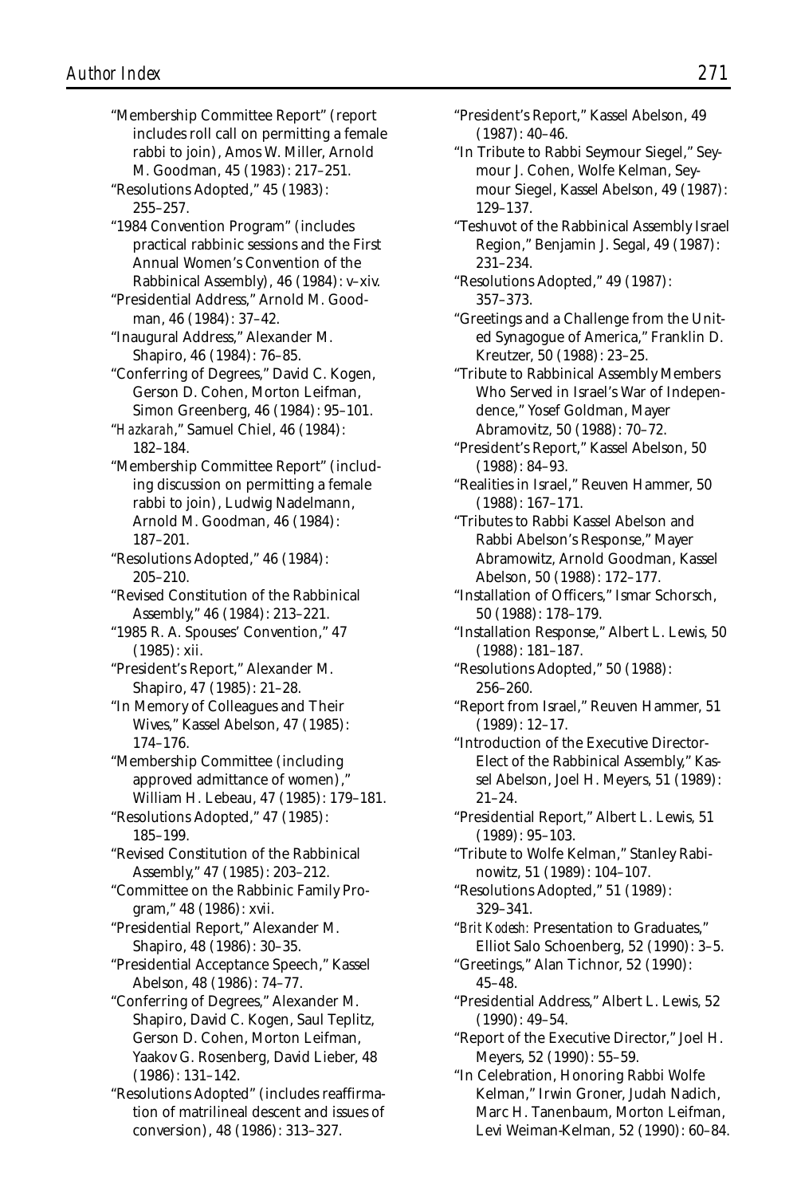"Membership Committee Report" (report includes roll call on permitting a female rabbi to join), Amos W. Miller, Arnold M. Goodman, 45 (1983): 217–251.

"Resolutions Adopted," 45 (1983): 255–257.

"1984 Convention Program" (includes practical rabbinic sessions and the First Annual Women's Convention of the Rabbinical Assembly), 46 (1984): v–xiv.

"Presidential Address," Arnold M. Goodman, 46 (1984): 37–42.

"Inaugural Address," Alexander M. Shapiro, 46 (1984): 76–85.

"Conferring of Degrees," David C. Kogen, Gerson D. Cohen, Morton Leifman, Simon Greenberg, 46 (1984): 95–101.

"*Hazkarah*," Samuel Chiel, 46 (1984): 182–184.

"Membership Committee Report" (including discussion on permitting a female rabbi to join), Ludwig Nadelmann, Arnold M. Goodman, 46 (1984): 187–201.

"Resolutions Adopted," 46 (1984): 205–210.

"Revised Constitution of the Rabbinical Assembly," 46 (1984): 213–221.

"1985 R. A. Spouses' Convention," 47 (1985): xii.

"President's Report," Alexander M. Shapiro, 47 (1985): 21–28.

"In Memory of Colleagues and Their Wives," Kassel Abelson, 47 (1985): 174–176.

"Membership Committee (including approved admittance of women)," William H. Lebeau, 47 (1985): 179–181.

"Resolutions Adopted," 47 (1985): 185–199.

"Revised Constitution of the Rabbinical Assembly," 47 (1985): 203–212.

"Committee on the Rabbinic Family Program," 48 (1986): xvii.

"Presidential Report," Alexander M. Shapiro, 48 (1986): 30–35.

"Presidential Acceptance Speech," Kassel Abelson, 48 (1986): 74–77.

"Conferring of Degrees," Alexander M. Shapiro, David C. Kogen, Saul Teplitz, Gerson D. Cohen, Morton Leifman, Yaakov G. Rosenberg, David Lieber, 48 (1986): 131–142.

"Resolutions Adopted" (includes reaffirmation of matrilineal descent and issues of conversion), 48 (1986): 313–327.

"President's Report," Kassel Abelson, 49 (1987): 40–46.

"In Tribute to Rabbi Seymour Siegel," Seymour J. Cohen, Wolfe Kelman, Seymour Siegel, Kassel Abelson, 49 (1987): 129–137.

"Teshuvot of the Rabbinical Assembly Israel Region," Benjamin J. Segal, 49 (1987): 231–234.

"Resolutions Adopted," 49 (1987): 357–373.

"Greetings and a Challenge from the United Synagogue of America," Franklin D. Kreutzer, 50 (1988): 23–25.

"Tribute to Rabbinical Assembly Members Who Served in Israel's War of Independence," Yosef Goldman, Mayer Abramovitz, 50 (1988): 70–72.

"President's Report," Kassel Abelson, 50 (1988): 84–93.

"Realities in Israel," Reuven Hammer, 50 (1988): 167–171.

"Tributes to Rabbi Kassel Abelson and Rabbi Abelson's Response," Mayer Abramowitz, Arnold Goodman, Kassel Abelson, 50 (1988): 172–177.

"Installation of Officers," Ismar Schorsch, 50 (1988): 178–179.

"Installation Response," Albert L. Lewis, 50 (1988): 181–187.

"Resolutions Adopted," 50 (1988): 256–260.

"Report from Israel," Reuven Hammer, 51 (1989): 12–17.

"Introduction of the Executive Director-Elect of the Rabbinical Assembly," Kassel Abelson, Joel H. Meyers, 51 (1989): 21–24.

"Presidential Report," Albert L. Lewis, 51 (1989): 95–103.

"Tribute to Wolfe Kelman," Stanley Rabinowitz, 51 (1989): 104–107.

"Resolutions Adopted," 51 (1989): 329–341.

"*Brit Kodesh:* Presentation to Graduates," Elliot Salo Schoenberg, 52 (1990): 3–5.

"Greetings," Alan Tichnor, 52 (1990): 45–48.

"Presidential Address," Albert L. Lewis, 52 (1990): 49–54.

"Report of the Executive Director," Joel H. Meyers, 52 (1990): 55–59.

"In Celebration, Honoring Rabbi Wolfe Kelman," Irwin Groner, Judah Nadich, Marc H. Tanenbaum, Morton Leifman, Levi Weiman-Kelman, 52 (1990): 60–84.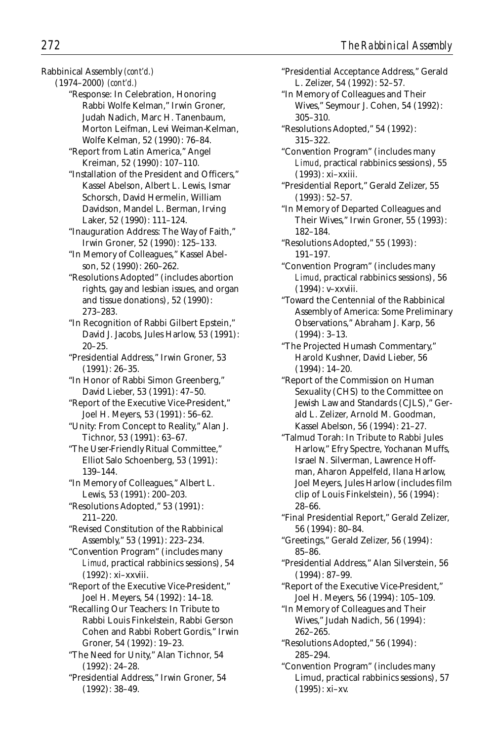Rabbinical Assembly *(cont'd.)*

(1974–2000) *(cont'd.)*

"Response: In Celebration, Honoring Rabbi Wolfe Kelman," Irwin Groner, Judah Nadich, Marc H. Tanenbaum, Morton Leifman, Levi Weiman-Kelman, Wolfe Kelman, 52 (1990): 76–84.

"Report from Latin America," Angel Kreiman, 52 (1990): 107–110.

"Installation of the President and Officers," Kassel Abelson, Albert L. Lewis, Ismar Schorsch, David Hermelin, William Davidson, Mandel L. Berman, Irving Laker, 52 (1990): 111–124.

"Inauguration Address: The Way of Faith," Irwin Groner, 52 (1990): 125–133.

"In Memory of Colleagues," Kassel Abelson, 52 (1990): 260–262.

"Resolutions Adopted" (includes abortion rights, gay and lesbian issues, and organ and tissue donations), 52 (1990): 273–283.

"In Recognition of Rabbi Gilbert Epstein," David J. Jacobs, Jules Harlow, 53 (1991): 20–25.

"Presidential Address," Irwin Groner, 53 (1991): 26–35.

"In Honor of Rabbi Simon Greenberg," David Lieber, 53 (1991): 47–50.

"Report of the Executive Vice-President," Joel H. Meyers, 53 (1991): 56–62.

"Unity: From Concept to Reality," Alan J. Tichnor, 53 (1991): 63–67.

"The User-Friendly Ritual Committee," Elliot Salo Schoenberg, 53 (1991): 139–144.

"In Memory of Colleagues," Albert L. Lewis, 53 (1991): 200–203.

"Resolutions Adopted," 53 (1991): 211–220.

"Revised Constitution of the Rabbinical Assembly," 53 (1991): 223–234.

"Convention Program" (includes many *Limud*, practical rabbinics sessions), 54 (1992): xi–xxviii.

"Report of the Executive Vice-President," Joel H. Meyers, 54 (1992): 14–18.

"Recalling Our Teachers: In Tribute to Rabbi Louis Finkelstein, Rabbi Gerson Cohen and Rabbi Robert Gordis," Irwin Groner, 54 (1992): 19–23.

"The Need for Unity," Alan Tichnor, 54 (1992): 24–28.

"Presidential Address," Irwin Groner, 54 (1992): 38–49.

"Presidential Acceptance Address," Gerald L. Zelizer, 54 (1992): 52–57.

"In Memory of Colleagues and Their Wives," Seymour J. Cohen, 54 (1992): 305–310.

"Resolutions Adopted," 54 (1992): 315–322.

"Convention Program" (includes many *Limud*, practical rabbinics sessions), 55 (1993): xi–xxiii.

"Presidential Report," Gerald Zelizer, 55 (1993): 52–57.

"In Memory of Departed Colleagues and Their Wives," Irwin Groner, 55 (1993): 182–184.

"Resolutions Adopted," 55 (1993): 191–197.

"Convention Program" (includes many *Limud*, practical rabbinics sessions), 56 (1994): v–xxviii.

"Toward the Centennial of the Rabbinical Assembly of America: Some Preliminary Observations," Abraham J. Karp, 56 (1994): 3–13.

"The Projected Humash Commentary," Harold Kushner, David Lieber, 56 (1994): 14–20.

"Report of the Commission on Human Sexuality (CHS) to the Committee on Jewish Law and Standards (CJLS)," Gerald L. Zelizer, Arnold M. Goodman, Kassel Abelson, 56 (1994): 21–27.

"Talmud Torah: In Tribute to Rabbi Jules Harlow," Efry Spectre, Yochanan Muffs, Israel N. Silverman, Lawrence Hoffman, Aharon Appelfeld, Ilana Harlow, Joel Meyers, Jules Harlow (includes film clip of Louis Finkelstein), 56 (1994): 28–66.

"Final Presidential Report," Gerald Zelizer, 56 (1994): 80–84.

"Greetings," Gerald Zelizer, 56 (1994): 85–86.

"Presidential Address," Alan Silverstein, 56 (1994): 87–99.

"Report of the Executive Vice-President," Joel H. Meyers, 56 (1994): 105–109.

"In Memory of Colleagues and Their Wives," Judah Nadich, 56 (1994): 262–265.

"Resolutions Adopted," 56 (1994): 285–294.

"Convention Program" (includes many Limud, practical rabbinics sessions), 57 (1995): xi–xv.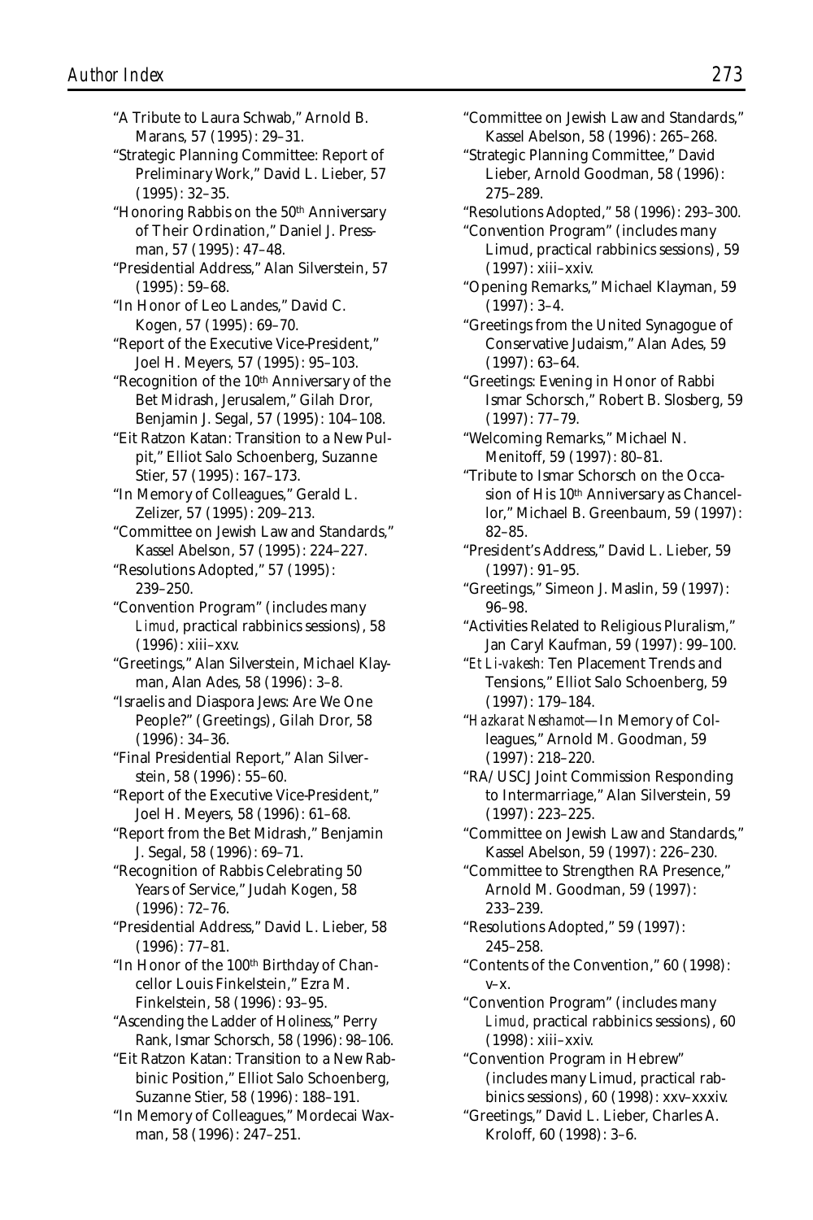"A Tribute to Laura Schwab," Arnold B. Marans, 57 (1995): 29–31.

"Strategic Planning Committee: Report of Preliminary Work," David L. Lieber, 57 (1995): 32–35.

"Honoring Rabbis on the 50th Anniversary of Their Ordination," Daniel J. Pressman, 57 (1995): 47–48.

"Presidential Address," Alan Silverstein, 57 (1995): 59–68.

"In Honor of Leo Landes," David C. Kogen, 57 (1995): 69–70.

"Report of the Executive Vice-President," Joel H. Meyers, 57 (1995): 95–103.

"Recognition of the 10th Anniversary of the Bet Midrash, Jerusalem," Gilah Dror, Benjamin J. Segal, 57 (1995): 104–108.

"Eit Ratzon Katan: Transition to a New Pulpit," Elliot Salo Schoenberg, Suzanne Stier, 57 (1995): 167–173.

"In Memory of Colleagues," Gerald L. Zelizer, 57 (1995): 209–213.

"Committee on Jewish Law and Standards," Kassel Abelson, 57 (1995): 224–227.

"Resolutions Adopted," 57 (1995): 239–250.

"Convention Program" (includes many *Limud*, practical rabbinics sessions), 58 (1996): xiii–xxv.

"Greetings," Alan Silverstein, Michael Klayman, Alan Ades, 58 (1996): 3–8.

"Israelis and Diaspora Jews: Are We One People?" (Greetings), Gilah Dror, 58 (1996): 34–36.

"Final Presidential Report," Alan Silverstein, 58 (1996): 55–60.

"Report of the Executive Vice-President," Joel H. Meyers, 58 (1996): 61–68.

"Report from the Bet Midrash," Benjamin J. Segal, 58 (1996): 69–71.

"Recognition of Rabbis Celebrating 50 Years of Service," Judah Kogen, 58 (1996): 72–76.

"Presidential Address," David L. Lieber, 58 (1996): 77–81.

"In Honor of the 100th Birthday of Chancellor Louis Finkelstein," Ezra M. Finkelstein, 58 (1996): 93–95.

"Ascending the Ladder of Holiness," Perry Rank, Ismar Schorsch, 58 (1996): 98–106.

"Eit Ratzon Katan: Transition to a New Rabbinic Position," Elliot Salo Schoenberg, Suzanne Stier, 58 (1996): 188–191.

"In Memory of Colleagues," Mordecai Waxman, 58 (1996): 247–251.

"Committee on Jewish Law and Standards," Kassel Abelson, 58 (1996): 265–268.

"Strategic Planning Committee," David Lieber, Arnold Goodman, 58 (1996): 275–289.

"Resolutions Adopted," 58 (1996): 293–300.

"Convention Program" (includes many Limud, practical rabbinics sessions), 59 (1997): xiii–xxiv.

"Opening Remarks," Michael Klayman, 59 (1997): 3–4.

"Greetings from the United Synagogue of Conservative Judaism," Alan Ades, 59 (1997): 63–64.

"Greetings: Evening in Honor of Rabbi Ismar Schorsch," Robert B. Slosberg, 59 (1997): 77–79.

"Welcoming Remarks," Michael N. Menitoff, 59 (1997): 80–81.

"Tribute to Ismar Schorsch on the Occasion of His 10th Anniversary as Chancellor," Michael B. Greenbaum, 59 (1997): 82–85.

"President's Address," David L. Lieber, 59 (1997): 91–95.

"Greetings," Simeon J. Maslin, 59 (1997): 96–98.

"Activities Related to Religious Pluralism," Jan Caryl Kaufman, 59 (1997): 99–100.

"*Et Li-vakesh:* Ten Placement Trends and Tensions," Elliot Salo Schoenberg, 59 (1997): 179–184.

"*Hazkarat Neshamot*—In Memory of Colleagues," Arnold M. Goodman, 59 (1997): 218–220.

"RA/USCJ Joint Commission Responding to Intermarriage," Alan Silverstein, 59 (1997): 223–225.

"Committee on Jewish Law and Standards," Kassel Abelson, 59 (1997): 226–230.

"Committee to Strengthen RA Presence," Arnold M. Goodman, 59 (1997): 233–239.

"Resolutions Adopted," 59 (1997): 245–258.

"Contents of the Convention," 60 (1998): v–x.

"Convention Program" (includes many *Limud*, practical rabbinics sessions), 60 (1998): xiii–xxiv.

"Convention Program in Hebrew" (includes many Limud, practical rabbinics sessions), 60 (1998): xxv–xxxiv.

"Greetings," David L. Lieber, Charles A. Kroloff, 60 (1998): 3–6.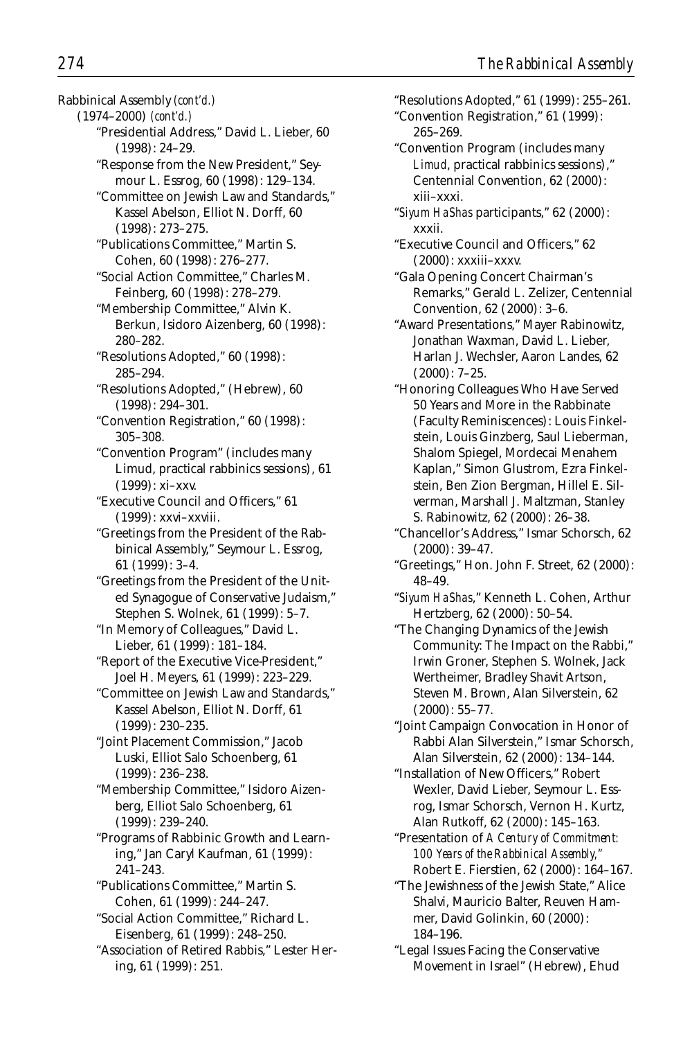Rabbinical Assembly *(cont'd.)*

(1974–2000) *(cont'd.)*

"Presidential Address," David L. Lieber, 60 (1998): 24–29.

"Response from the New President," Seymour L. Essrog, 60 (1998): 129–134.

"Committee on Jewish Law and Standards," Kassel Abelson, Elliot N. Dorff, 60 (1998): 273–275.

"Publications Committee," Martin S. Cohen, 60 (1998): 276–277.

"Social Action Committee," Charles M. Feinberg, 60 (1998): 278–279.

"Membership Committee," Alvin K. Berkun, Isidoro Aizenberg, 60 (1998): 280–282.

"Resolutions Adopted," 60 (1998): 285–294.

"Resolutions Adopted," (Hebrew), 60 (1998): 294–301.

"Convention Registration," 60 (1998): 305–308.

"Convention Program" (includes many Limud, practical rabbinics sessions), 61 (1999): xi–xxv.

"Executive Council and Officers," 61 (1999): xxvi–xxviii.

"Greetings from the President of the Rabbinical Assembly," Seymour L. Essrog, 61 (1999): 3–4.

"Greetings from the President of the United Synagogue of Conservative Judaism," Stephen S. Wolnek, 61 (1999): 5–7.

"In Memory of Colleagues," David L. Lieber, 61 (1999): 181–184.

"Report of the Executive Vice-President," Joel H. Meyers, 61 (1999): 223–229.

"Committee on Jewish Law and Standards," Kassel Abelson, Elliot N. Dorff, 61 (1999): 230–235.

"Joint Placement Commission," Jacob Luski, Elliot Salo Schoenberg, 61 (1999): 236–238.

"Membership Committee," Isidoro Aizenberg, Elliot Salo Schoenberg, 61 (1999): 239–240.

"Programs of Rabbinic Growth and Learning," Jan Caryl Kaufman, 61 (1999): 241–243.

"Publications Committee," Martin S. Cohen, 61 (1999): 244–247.

"Social Action Committee," Richard L. Eisenberg, 61 (1999): 248–250.

"Association of Retired Rabbis," Lester Hering, 61 (1999): 251.

"Resolutions Adopted," 61 (1999): 255–261.

"Convention Registration," 61 (1999): 265–269.

"Convention Program (includes many *Limud*, practical rabbinics sessions)," Centennial Convention, 62 (2000): xiii–xxxi.

"*Siyum HaShas* participants," 62 (2000): xxxii.

"Executive Council and Officers," 62 (2000): xxxiii–xxxv.

"Gala Opening Concert Chairman's Remarks," Gerald L. Zelizer, Centennial Convention, 62 (2000): 3–6.

"Award Presentations," Mayer Rabinowitz, Jonathan Waxman, David L. Lieber, Harlan J. Wechsler, Aaron Landes, 62 (2000): 7–25.

"Honoring Colleagues Who Have Served 50 Years and More in the Rabbinate (Faculty Reminiscences): Louis Finkelstein, Louis Ginzberg, Saul Lieberman, Shalom Spiegel, Mordecai Menahem Kaplan," Simon Glustrom, Ezra Finkelstein, Ben Zion Bergman, Hillel E. Silverman, Marshall J. Maltzman, Stanley S. Rabinowitz, 62 (2000): 26–38.

"Chancellor's Address," Ismar Schorsch, 62 (2000): 39–47.

"Greetings," Hon. John F. Street, 62 (2000): 48–49.

"*Siyum HaShas*," Kenneth L. Cohen, Arthur Hertzberg, 62 (2000): 50–54.

"The Changing Dynamics of the Jewish Community: The Impact on the Rabbi," Irwin Groner, Stephen S. Wolnek, Jack Wertheimer, Bradley Shavit Artson, Steven M. Brown, Alan Silverstein, 62 (2000): 55–77.

"Joint Campaign Convocation in Honor of Rabbi Alan Silverstein," Ismar Schorsch, Alan Silverstein, 62 (2000): 134–144.

"Installation of New Officers," Robert Wexler, David Lieber, Seymour L. Essrog, Ismar Schorsch, Vernon H. Kurtz, Alan Rutkoff, 62 (2000): 145–163.

"Presentation of *A Century of Commitment: 100 Years of the Rabbinical Assembly*," Robert E. Fierstien, 62 (2000): 164–167.

"The Jewishness of the Jewish State," Alice Shalvi, Mauricio Balter, Reuven Hammer, David Golinkin, 60 (2000): 184–196.

"Legal Issues Facing the Conservative Movement in Israel" (Hebrew), Ehud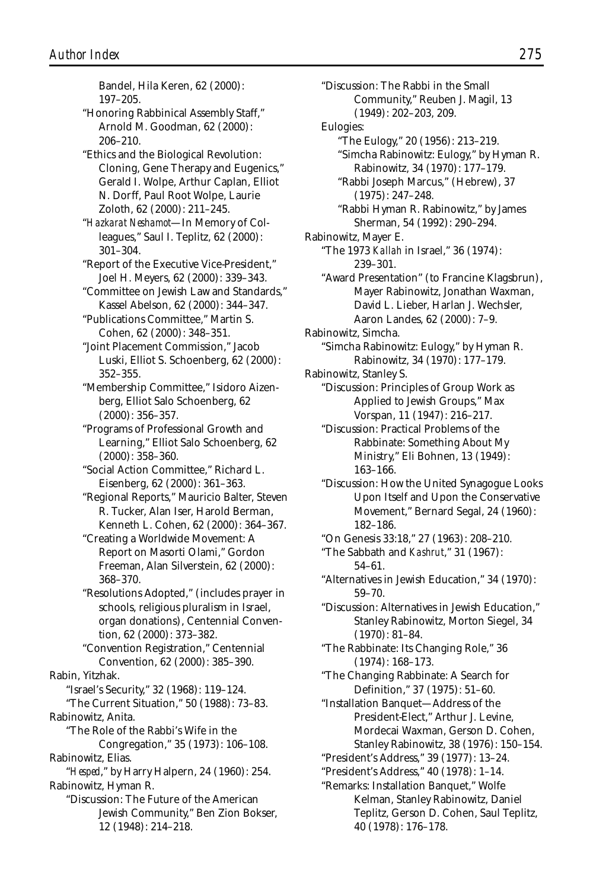Bandel, Hila Keren, 62 (2000): 197–205.

"Honoring Rabbinical Assembly Staff," Arnold M. Goodman, 62 (2000): 206–210.

"Ethics and the Biological Revolution: Cloning, Gene Therapy and Eugenics," Gerald I. Wolpe, Arthur Caplan, Elliot N. Dorff, Paul Root Wolpe, Laurie Zoloth, 62 (2000): 211–245.

"*Hazkarat Neshamot*—In Memory of Colleagues," Saul I. Teplitz, 62 (2000): 301–304.

"Report of the Executive Vice-President," Joel H. Meyers, 62 (2000): 339–343.

"Committee on Jewish Law and Standards," Kassel Abelson, 62 (2000): 344–347.

"Publications Committee," Martin S. Cohen, 62 (2000): 348–351.

"Joint Placement Commission," Jacob Luski, Elliot S. Schoenberg, 62 (2000): 352–355.

"Membership Committee," Isidoro Aizenberg, Elliot Salo Schoenberg, 62 (2000): 356–357.

"Programs of Professional Growth and Learning," Elliot Salo Schoenberg, 62 (2000): 358–360.

"Social Action Committee," Richard L. Eisenberg, 62 (2000): 361–363.

"Regional Reports," Mauricio Balter, Steven R. Tucker, Alan Iser, Harold Berman, Kenneth L. Cohen, 62 (2000): 364–367.

"Creating a Worldwide Movement: A Report on Masorti Olami," Gordon Freeman, Alan Silverstein, 62 (2000): 368–370.

"Resolutions Adopted," (includes prayer in schools, religious pluralism in Israel, organ donations), Centennial Convention, 62 (2000): 373–382.

"Convention Registration," Centennial Convention, 62 (2000): 385–390.

Rabin, Yitzhak.

"Israel's Security," 32 (1968): 119–124.

"The Current Situation," 50 (1988): 73–83.

Rabinowitz, Anita.

"The Role of the Rabbi's Wife in the Congregation," 35 (1973): 106–108.

Rabinowitz, Elias.

"*Hesped*," by Harry Halpern, 24 (1960): 254.

Rabinowitz, Hyman R.

"Discussion: The Future of the American Jewish Community," Ben Zion Bokser, 12 (1948): 214–218.

"Discussion: The Rabbi in the Small Community," Reuben J. Magil, 13 (1949): 202–203, 209.

Eulogies:

"The Eulogy," 20 (1956): 213–219.

"Simcha Rabinowitz: Eulogy," by Hyman R. Rabinowitz, 34 (1970): 177–179.

"Rabbi Joseph Marcus," (Hebrew), 37 (1975): 247–248.

"Rabbi Hyman R. Rabinowitz," by James Sherman, 54 (1992): 290–294.

Rabinowitz, Mayer E.

"The 1973 *Kallah* in Israel," 36 (1974): 239–301.

"Award Presentation" (to Francine Klagsbrun), Mayer Rabinowitz, Jonathan Waxman, David L. Lieber, Harlan J. Wechsler, Aaron Landes, 62 (2000): 7–9.

Rabinowitz, Simcha.

"Simcha Rabinowitz: Eulogy," by Hyman R. Rabinowitz, 34 (1970): 177–179.

Rabinowitz, Stanley S.

"Discussion: Principles of Group Work as Applied to Jewish Groups," Max Vorspan, 11 (1947): 216–217.

"Discussion: Practical Problems of the Rabbinate: Something About My Ministry," Eli Bohnen, 13 (1949): 163–166.

"Discussion: How the United Synagogue Looks Upon Itself and Upon the Conservative Movement," Bernard Segal, 24 (1960): 182–186.

"On Genesis 33:18," 27 (1963): 208–210.

"The Sabbath and *Kashrut*," 31 (1967): 54–61.

"Alternatives in Jewish Education," 34 (1970): 59–70.

"Discussion: Alternatives in Jewish Education," Stanley Rabinowitz, Morton Siegel, 34 (1970): 81–84.

"The Rabbinate: Its Changing Role," 36 (1974): 168–173.

"The Changing Rabbinate: A Search for Definition," 37 (1975): 51–60.

"Installation Banquet—Address of the President-Elect," Arthur J. Levine, Mordecai Waxman, Gerson D. Cohen, Stanley Rabinowitz, 38 (1976): 150–154.

"President's Address," 39 (1977): 13–24.

"President's Address," 40 (1978): 1–14.

"Remarks: Installation Banquet," Wolfe Kelman, Stanley Rabinowitz, Daniel Teplitz, Gerson D. Cohen, Saul Teplitz, 40 (1978): 176–178.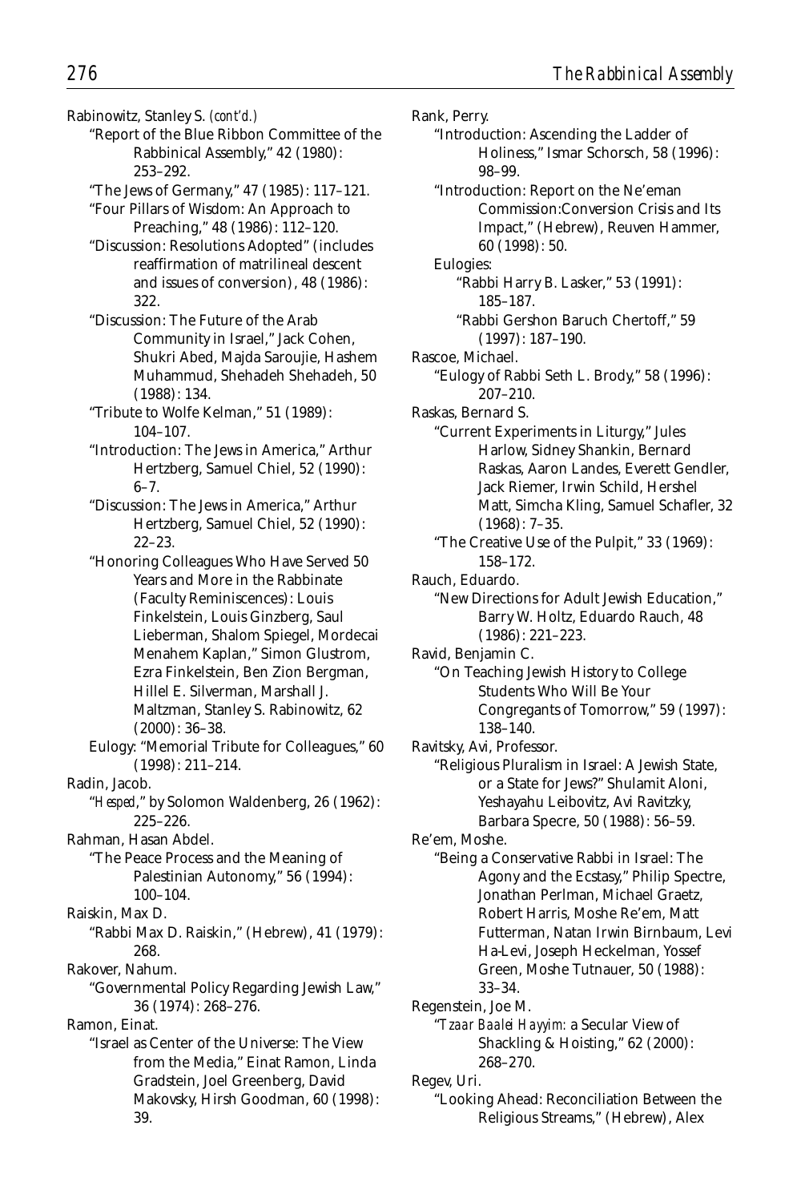Rabinowitz, Stanley S. *(cont'd.)*

"Report of the Blue Ribbon Committee of the Rabbinical Assembly," 42 (1980): 253–292.

"The Jews of Germany," 47 (1985): 117–121.

"Four Pillars of Wisdom: An Approach to Preaching," 48 (1986): 112–120.

"Discussion: Resolutions Adopted" (includes reaffirmation of matrilineal descent and issues of conversion), 48 (1986): 322.

"Discussion: The Future of the Arab Community in Israel," Jack Cohen, Shukri Abed, Majda Saroujie, Hashem Muhammud, Shehadeh Shehadeh, 50 (1988): 134.

"Tribute to Wolfe Kelman," 51 (1989): 104–107.

"Introduction: The Jews in America," Arthur Hertzberg, Samuel Chiel, 52 (1990): 6–7.

"Discussion: The Jews in America," Arthur Hertzberg, Samuel Chiel, 52 (1990): 22–23.

"Honoring Colleagues Who Have Served 50 Years and More in the Rabbinate (Faculty Reminiscences): Louis Finkelstein, Louis Ginzberg, Saul Lieberman, Shalom Spiegel, Mordecai Menahem Kaplan," Simon Glustrom, Ezra Finkelstein, Ben Zion Bergman, Hillel E. Silverman, Marshall J. Maltzman, Stanley S. Rabinowitz, 62 (2000): 36–38.

Eulogy: "Memorial Tribute for Colleagues," 60 (1998): 211–214.

Radin, Jacob.

"*Hesped*," by Solomon Waldenberg, 26 (1962): 225–226.

Rahman, Hasan Abdel.

"The Peace Process and the Meaning of Palestinian Autonomy," 56 (1994): 100–104.

Raiskin, Max D.

"Rabbi Max D. Raiskin," (Hebrew), 41 (1979): 268.

Rakover, Nahum.

"Governmental Policy Regarding Jewish Law," 36 (1974): 268–276.

Ramon, Einat.

"Israel as Center of the Universe: The View from the Media," Einat Ramon, Linda Gradstein, Joel Greenberg, David Makovsky, Hirsh Goodman, 60 (1998): 39.

Rank, Perry.

"Introduction: Ascending the Ladder of Holiness," Ismar Schorsch, 58 (1996): 98–99.

"Introduction: Report on the Ne'eman Commission:Conversion Crisis and Its Impact," (Hebrew), Reuven Hammer, 60 (1998): 50.

Eulogies:

"Rabbi Harry B. Lasker," 53 (1991): 185–187.

"Rabbi Gershon Baruch Chertoff," 59 (1997): 187–190.

Rascoe, Michael.

"Eulogy of Rabbi Seth L. Brody," 58 (1996): 207–210.

Raskas, Bernard S.

"Current Experiments in Liturgy," Jules Harlow, Sidney Shankin, Bernard Raskas, Aaron Landes, Everett Gendler, Jack Riemer, Irwin Schild, Hershel Matt, Simcha Kling, Samuel Schafler, 32 (1968): 7–35.

"The Creative Use of the Pulpit," 33 (1969): 158–172.

Rauch, Eduardo.

"New Directions for Adult Jewish Education," Barry W. Holtz, Eduardo Rauch, 48 (1986): 221–223.

Ravid, Benjamin C.

"On Teaching Jewish History to College Students Who Will Be Your Congregants of Tomorrow," 59 (1997): 138–140.

Ravitsky, Avi, Professor.

"Religious Pluralism in Israel: A Jewish State, or a State for Jews?" Shulamit Aloni, Yeshayahu Leibovitz, Avi Ravitzky, Barbara Specre, 50 (1988): 56–59.

Re'em, Moshe.

"Being a Conservative Rabbi in Israel: The Agony and the Ecstasy," Philip Spectre, Jonathan Perlman, Michael Graetz, Robert Harris, Moshe Re'em, Matt Futterman, Natan Irwin Birnbaum, Levi Ha-Levi, Joseph Heckelman, Yossef Green, Moshe Tutnauer, 50 (1988): 33–34.

Regenstein, Joe M.

"*Tzaar Baalei Hayyim:* a Secular View of Shackling & Hoisting," 62 (2000): 268–270.

Regev, Uri.

"Looking Ahead: Reconciliation Between the Religious Streams," (Hebrew), Alex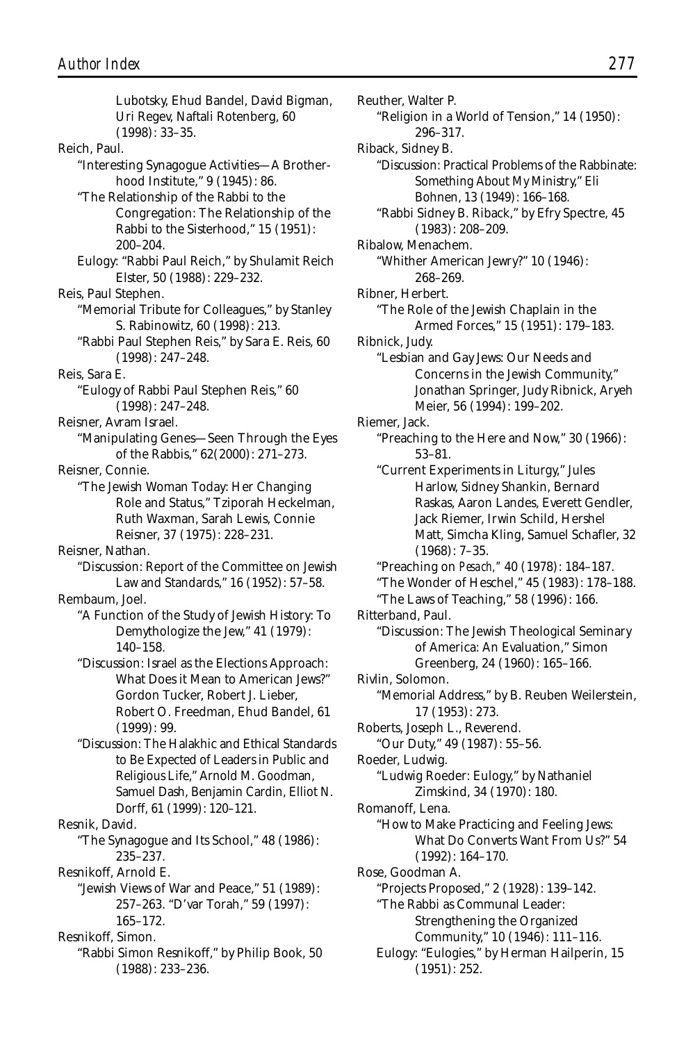Lubotsky, Ehud Bandel, David Bigman, Uri Regev, Naftali Rotenberg, 60 (1998): 33–35.

Reich, Paul.

"Interesting Synagogue Activities—A Brotherhood Institute," 9 (1945): 86.

"The Relationship of the Rabbi to the Congregation: The Relationship of the Rabbi to the Sisterhood," 15 (1951): 200–204.

Eulogy: "Rabbi Paul Reich," by Shulamit Reich Elster, 50 (1988): 229–232.

Reis, Paul Stephen.

"Memorial Tribute for Colleagues," by Stanley S. Rabinowitz, 60 (1998): 213.

"Rabbi Paul Stephen Reis," by Sara E. Reis, 60 (1998): 247–248.

Reis, Sara E.

"Eulogy of Rabbi Paul Stephen Reis," 60 (1998): 247–248.

Reisner, Avram Israel.

"Manipulating Genes—Seen Through the Eyes of the Rabbis," 62(2000): 271–273.

Reisner, Connie.

"The Jewish Woman Today: Her Changing Role and Status," Tziporah Heckelman, Ruth Waxman, Sarah Lewis, Connie Reisner, 37 (1975): 228–231.

Reisner, Nathan.

"Discussion: Report of the Committee on Jewish Law and Standards," 16 (1952): 57–58.

Rembaum, Joel.

"A Function of the Study of Jewish History: To Demythologize the Jew," 41 (1979): 140–158.

"Discussion: Israel as the Elections Approach: What Does it Mean to American Jews?" Gordon Tucker, Robert J. Lieber, Robert O. Freedman, Ehud Bandel, 61 (1999): 99.

"Discussion: The Halakhic and Ethical Standards to Be Expected of Leaders in Public and Religious Life," Arnold M. Goodman, Samuel Dash, Benjamin Cardin, Elliot N. Dorff, 61 (1999): 120–121.

Resnik, David.

"The Synagogue and Its School," 48 (1986): 235–237.

Resnikoff, Arnold E.

"Jewish Views of War and Peace," 51 (1989): 257–263. "D'var Torah," 59 (1997): 165–172.

Resnikoff, Simon.

"Rabbi Simon Resnikoff," by Philip Book, 50 (1988): 233–236.

Reuther, Walter P.

"Religion in a World of Tension," 14 (1950): 296–317.

Riback, Sidney B.

"Discussion: Practical Problems of the Rabbinate: Something About My Ministry," Eli Bohnen, 13 (1949): 166–168.

"Rabbi Sidney B. Riback," by Efry Spectre, 45 (1983): 208–209.

Ribalow, Menachem.

"Whither American Jewry?" 10 (1946): 268–269.

Ribner, Herbert.

"The Role of the Jewish Chaplain in the Armed Forces," 15 (1951): 179–183.

Ribnick, Judy.

"Lesbian and Gay Jews: Our Needs and Concerns in the Jewish Community," Jonathan Springer, Judy Ribnick, Aryeh Meier, 56 (1994): 199–202.

Riemer, Jack.

"Preaching to the Here and Now," 30 (1966): 53–81.

"Current Experiments in Liturgy," Jules Harlow, Sidney Shankin, Bernard Raskas, Aaron Landes, Everett Gendler, Jack Riemer, Irwin Schild, Hershel Matt, Simcha Kling, Samuel Schafler, 32 (1968): 7–35.

"Preaching on *Pesach*," 40 (1978): 184–187.

"The Wonder of Heschel," 45 (1983): 178–188.

"The Laws of Teaching," 58 (1996): 166.

Ritterband, Paul.

"Discussion: The Jewish Theological Seminary of America: An Evaluation," Simon Greenberg, 24 (1960): 165–166.

Rivlin, Solomon.

"Memorial Address," by B. Reuben Weilerstein, 17 (1953): 273.

Roberts, Joseph L., Reverend.

"Our Duty," 49 (1987): 55–56.

Roeder, Ludwig.

"Ludwig Roeder: Eulogy," by Nathaniel Zimskind, 34 (1970): 180.

Romanoff, Lena.

"How to Make Practicing and Feeling Jews: What Do Converts Want From Us?" 54 (1992): 164–170.

Rose, Goodman A.

"Projects Proposed," 2 (1928): 139–142.

"The Rabbi as Communal Leader: Strengthening the Organized Community," 10 (1946): 111–116.

Eulogy: "Eulogies," by Herman Hailperin, 15 (1951): 252.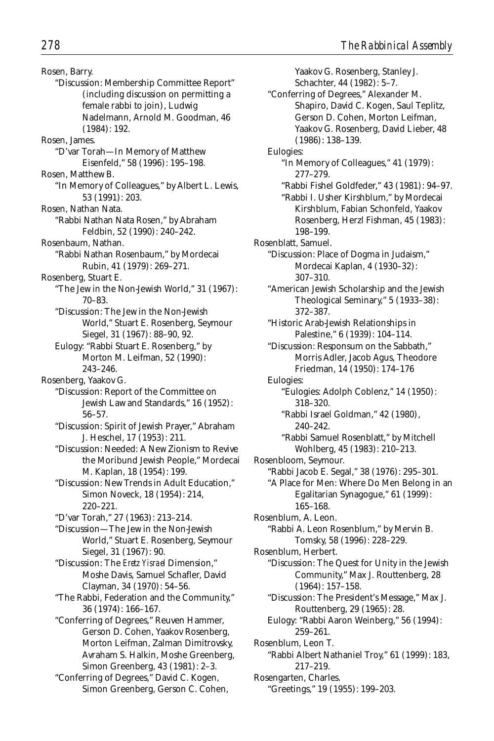Rosen, Barry.

"Discussion: Membership Committee Report" (including discussion on permitting a female rabbi to join), Ludwig Nadelmann, Arnold M. Goodman, 46 (1984): 192.

Rosen, James.

"D'var Torah—In Memory of Matthew Eisenfeld," 58 (1996): 195–198.

Rosen, Matthew B.

"In Memory of Colleagues," by Albert L. Lewis, 53 (1991): 203.

Rosen, Nathan Nata.

"Rabbi Nathan Nata Rosen," by Abraham Feldbin, 52 (1990): 240–242.

Rosenbaum, Nathan.

"Rabbi Nathan Rosenbaum," by Mordecai Rubin, 41 (1979): 269–271.

Rosenberg, Stuart E.

"The Jew in the Non-Jewish World," 31 (1967): 70–83.

"Discussion: The Jew in the Non-Jewish World," Stuart E. Rosenberg, Seymour Siegel, 31 (1967): 88–90, 92.

Eulogy: "Rabbi Stuart E. Rosenberg," by Morton M. Leifman, 52 (1990): 243–246.

Rosenberg, Yaakov G.

"Discussion: Report of the Committee on Jewish Law and Standards," 16 (1952): 56–57.

"Discussion: Spirit of Jewish Prayer," Abraham J. Heschel, 17 (1953): 211.

"Discussion: Needed: A New Zionism to Revive the Moribund Jewish People," Mordecai M. Kaplan, 18 (1954): 199.

"Discussion: New Trends in Adult Education," Simon Noveck, 18 (1954): 214, 220–221.

"D'var Torah," 27 (1963): 213–214.

"Discussion—The Jew in the Non-Jewish World," Stuart E. Rosenberg, Seymour Siegel, 31 (1967): 90.

"Discussion: The *Eretz Yisrael* Dimension," Moshe Davis, Samuel Schafler, David Clayman, 34 (1970): 54–56.

"The Rabbi, Federation and the Community," 36 (1974): 166–167.

"Conferring of Degrees," Reuven Hammer, Gerson D. Cohen, Yaakov Rosenberg, Morton Leifman, Zalman Dimitrovsky, Avraham S. Halkin, Moshe Greenberg, Simon Greenberg, 43 (1981): 2–3.

"Conferring of Degrees," David C. Kogen, Simon Greenberg, Gerson C. Cohen, Yaakov G. Rosenberg, Stanley J. Schachter, 44 (1982): 5–7.

"Conferring of Degrees," Alexander M. Shapiro, David C. Kogen, Saul Teplitz, Gerson D. Cohen, Morton Leifman, Yaakov G. Rosenberg, David Lieber, 48 (1986): 138–139.

Eulogies:

"In Memory of Colleagues," 41 (1979): 277–279.

"Rabbi Fishel Goldfeder," 43 (1981): 94–97.

"Rabbi I. Usher Kirshblum," by Mordecai Kirshblum, Fabian Schonfeld, Yaakov Rosenberg, Herzl Fishman, 45 (1983): 198–199.

Rosenblatt, Samuel.

"Discussion: Place of Dogma in Judaism," Mordecai Kaplan, 4 (1930–32): 307–310.

"American Jewish Scholarship and the Jewish Theological Seminary," 5 (1933–38): 372–387.

"Historic Arab-Jewish Relationships in Palestine," 6 (1939): 104–114.

"Discussion: Responsum on the Sabbath," Morris Adler, Jacob Agus, Theodore Friedman, 14 (1950): 174–176

Eulogies:

"Eulogies: Adolph Coblenz," 14 (1950): 318–320.

"Rabbi Israel Goldman," 42 (1980), 240–242.

"Rabbi Samuel Rosenblatt," by Mitchell Wohlberg, 45 (1983): 210–213.

Rosenbloom, Seymour.

"Rabbi Jacob E. Segal," 38 (1976): 295–301.

"A Place for Men: Where Do Men Belong in an Egalitarian Synagogue," 61 (1999): 165–168.

Rosenblum, A. Leon.

"Rabbi A. Leon Rosenblum," by Mervin B. Tomsky, 58 (1996): 228–229.

Rosenblum, Herbert.

"Discussion: The Quest for Unity in the Jewish Community," Max J. Routtenberg, 28 (1964): 157–158.

"Discussion: The President's Message," Max J. Routtenberg, 29 (1965): 28.

Eulogy: "Rabbi Aaron Weinberg," 56 (1994): 259–261.

Rosenblum, Leon T.

"Rabbi Albert Nathaniel Troy," 61 (1999): 183, 217–219.

Rosengarten, Charles.

"Greetings," 19 (1955): 199–203.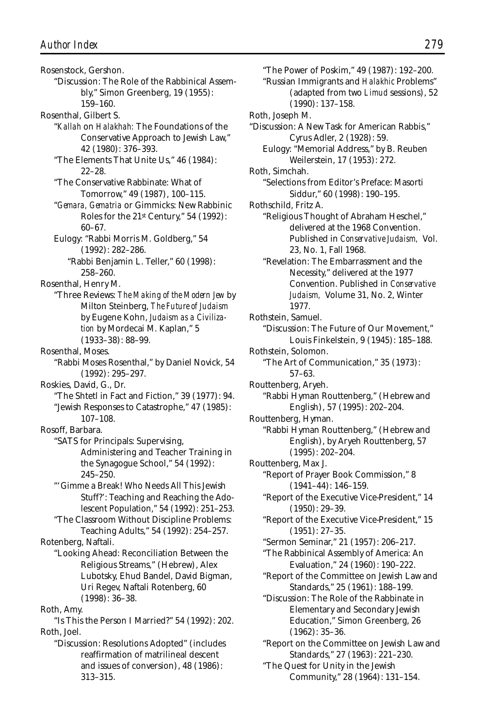Rosenstock, Gershon.

"Discussion: The Role of the Rabbinical Assembly," Simon Greenberg, 19 (1955): 159–160.

Rosenthal, Gilbert S.

"*Kallah* on *Halakhah:* The Foundations of the Conservative Approach to Jewish Law," 42 (1980): 376–393.

"The Elements That Unite Us," 46 (1984): 22–28.

"The Conservative Rabbinate: What of Tomorrow," 49 (1987), 100–115.

"*Gemara, Gematria* or Gimmicks: New Rabbinic Roles for the 21st Century," 54 (1992): 60–67.

Eulogy: "Rabbi Morris M. Goldberg," 54 (1992): 282–286.

"Rabbi Benjamin L. Teller," 60 (1998): 258–260.

Rosenthal, Henry M.

"Three Reviews: *The Making of the Modern Jew* by Milton Steinberg, *The Future of Judaism* by Eugene Kohn, *Judaism as a Civilization* by Mordecai M. Kaplan," 5 (1933–38): 88–99.

Rosenthal, Moses.

"Rabbi Moses Rosenthal," by Daniel Novick, 54 (1992): 295–297.

Roskies, David, G., Dr.

"The Shtetl in Fact and Fiction," 39 (1977): 94.

"Jewish Responses to Catastrophe," 47 (1985): 107–108.

Rosoff, Barbara.

"SATS for Principals: Supervising, Administering and Teacher Training in the Synagogue School," 54 (1992): 245–250.

"'Gimme a Break! Who Needs All This Jewish Stuff?': Teaching and Reaching the Adolescent Population," 54 (1992): 251–253.

"The Classroom Without Discipline Problems: Teaching Adults," 54 (1992): 254–257.

Rotenberg, Naftali.

"Looking Ahead: Reconciliation Between the Religious Streams," (Hebrew), Alex Lubotsky, Ehud Bandel, David Bigman, Uri Regev, Naftali Rotenberg, 60 (1998): 36–38.

Roth, Amy.

"Is This the Person I Married?" 54 (1992): 202.

Roth, Joel.

"Discussion: Resolutions Adopted" (includes reaffirmation of matrilineal descent and issues of conversion), 48 (1986): 313–315.

"The Power of Poskim," 49 (1987): 192–200.

"Russian Immigrants and *Halakhic* Problems" (adapted from two *Limud* sessions), 52 (1990): 137–158.

Roth, Joseph M.

"Discussion: A New Task for American Rabbis," Cyrus Adler, 2 (1928): 59.

Eulogy: "Memorial Address," by B. Reuben Weilerstein, 17 (1953): 272.

Roth, Simchah.

"Selections from Editor's Preface: Masorti Siddur," 60 (1998): 190–195.

Rothschild, Fritz A.

"Religious Thought of Abraham Heschel," delivered at the 1968 Convention. Published in *Conservative Judaism,* Vol. 23, No. 1, Fall 1968.

"Revelation: The Embarrassment and the Necessity," delivered at the 1977 Convention. Published in *Conservative Judaism,* Volume 31, No. 2, Winter 1977.

Rothstein, Samuel.

"Discussion: The Future of Our Movement," Louis Finkelstein, 9 (1945): 185–188.

Rothstein, Solomon.

"The Art of Communication," 35 (1973): 57–63.

Routtenberg, Aryeh.

"Rabbi Hyman Routtenberg," (Hebrew and English), 57 (1995): 202–204.

Routtenberg, Hyman.

"Rabbi Hyman Routtenberg," (Hebrew and English), by Aryeh Routtenberg, 57 (1995): 202–204.

Routtenberg, Max J.

"Report of Prayer Book Commission," 8 (1941–44): 146–159.

"Report of the Executive Vice-President," 14 (1950): 29–39.

"Report of the Executive Vice-President," 15 (1951): 27–35.

"Sermon Seminar," 21 (1957): 206–217.

"The Rabbinical Assembly of America: An Evaluation," 24 (1960): 190–222.

"Report of the Committee on Jewish Law and Standards," 25 (1961): 188–199.

"Discussion: The Role of the Rabbinate in Elementary and Secondary Jewish Education," Simon Greenberg, 26 (1962): 35–36.

"Report on the Committee on Jewish Law and Standards," 27 (1963): 221–230.

"The Quest for Unity in the Jewish Community," 28 (1964): 131–154.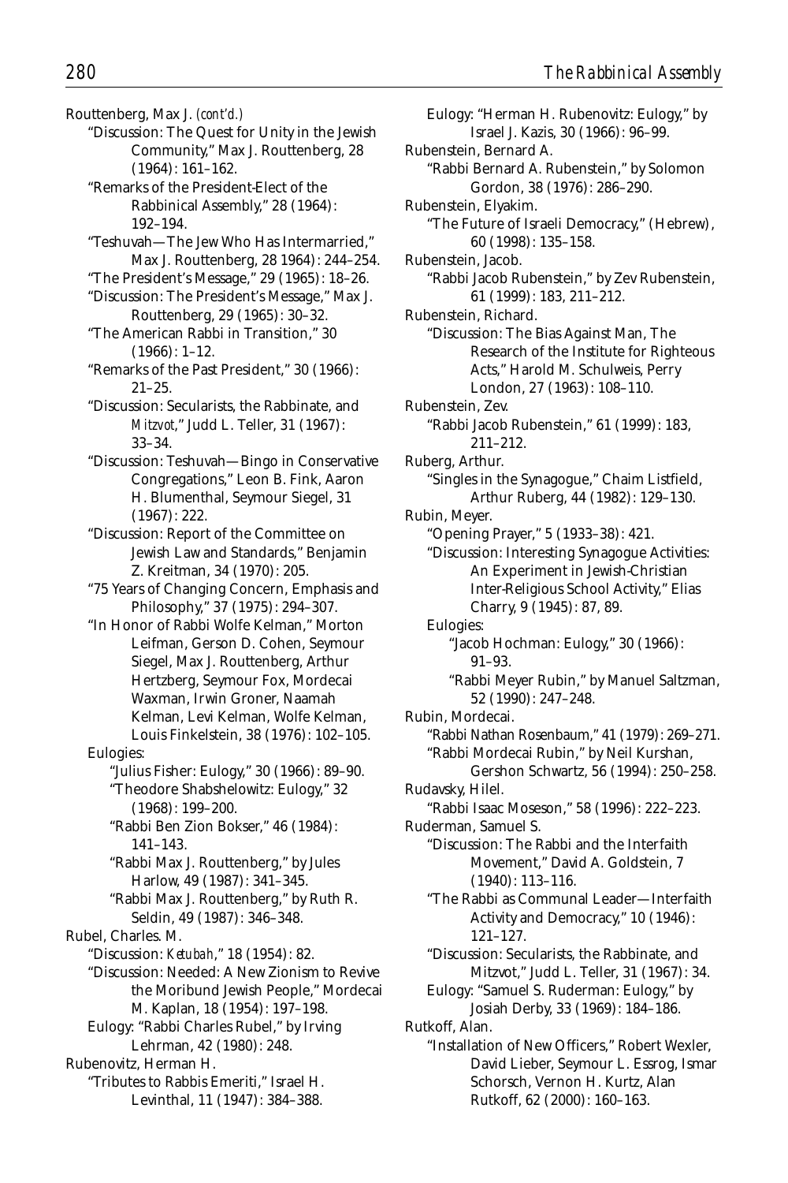Routtenberg, Max J. *(cont'd.)*

"Discussion: The Quest for Unity in the Jewish Community," Max J. Routtenberg, 28 (1964): 161–162.

"Remarks of the President-Elect of the Rabbinical Assembly," 28 (1964): 192–194.

"Teshuvah—The Jew Who Has Intermarried," Max J. Routtenberg, 28 1964): 244–254.

"The President's Message," 29 (1965): 18–26.

"Discussion: The President's Message," Max J. Routtenberg, 29 (1965): 30–32.

"The American Rabbi in Transition," 30 (1966): 1–12.

"Remarks of the Past President," 30 (1966): 21–25.

"Discussion: Secularists, the Rabbinate, and *Mitzvot*," Judd L. Teller, 31 (1967): 33–34.

"Discussion: Teshuvah—Bingo in Conservative Congregations," Leon B. Fink, Aaron H. Blumenthal, Seymour Siegel, 31 (1967): 222.

"Discussion: Report of the Committee on Jewish Law and Standards," Benjamin Z. Kreitman, 34 (1970): 205.

"75 Years of Changing Concern, Emphasis and Philosophy," 37 (1975): 294–307.

"In Honor of Rabbi Wolfe Kelman," Morton Leifman, Gerson D. Cohen, Seymour Siegel, Max J. Routtenberg, Arthur Hertzberg, Seymour Fox, Mordecai Waxman, Irwin Groner, Naamah Kelman, Levi Kelman, Wolfe Kelman, Louis Finkelstein, 38 (1976): 102–105.

Eulogies:

"Julius Fisher: Eulogy," 30 (1966): 89–90.

"Theodore Shabshelowitz: Eulogy," 32 (1968): 199–200.

"Rabbi Ben Zion Bokser," 46 (1984): 141–143.

"Rabbi Max J. Routtenberg," by Jules Harlow, 49 (1987): 341–345.

"Rabbi Max J. Routtenberg," by Ruth R. Seldin, 49 (1987): 346–348.

Rubel, Charles. M.

"Discussion: *Ketubah*," 18 (1954): 82.

"Discussion: Needed: A New Zionism to Revive the Moribund Jewish People," Mordecai M. Kaplan, 18 (1954): 197–198.

Eulogy: "Rabbi Charles Rubel," by Irving Lehrman, 42 (1980): 248.

Rubenovitz, Herman H.

"Tributes to Rabbis Emeriti," Israel H. Levinthal, 11 (1947): 384–388.

Eulogy: "Herman H. Rubenovitz: Eulogy," by Israel J. Kazis, 30 (1966): 96–99.

Rubenstein, Bernard A.

"Rabbi Bernard A. Rubenstein," by Solomon Gordon, 38 (1976): 286–290.

Rubenstein, Elyakim.

"The Future of Israeli Democracy," (Hebrew), 60 (1998): 135–158.

Rubenstein, Jacob.

"Rabbi Jacob Rubenstein," by Zev Rubenstein, 61 (1999): 183, 211–212.

Rubenstein, Richard.

"Discussion: The Bias Against Man, The Research of the Institute for Righteous Acts," Harold M. Schulweis, Perry London, 27 (1963): 108–110.

Rubenstein, Zev.

"Rabbi Jacob Rubenstein," 61 (1999): 183, 211–212.

Ruberg, Arthur.

"Singles in the Synagogue," Chaim Listfield, Arthur Ruberg, 44 (1982): 129–130.

Rubin, Meyer.

"Opening Prayer," 5 (1933–38): 421.

"Discussion: Interesting Synagogue Activities: An Experiment in Jewish-Christian Inter-Religious School Activity," Elias Charry, 9 (1945): 87, 89.

Eulogies:

"Jacob Hochman: Eulogy," 30 (1966): 91–93.

"Rabbi Meyer Rubin," by Manuel Saltzman, 52 (1990): 247–248.

Rubin, Mordecai.

"Rabbi Nathan Rosenbaum," 41 (1979): 269–271.

"Rabbi Mordecai Rubin," by Neil Kurshan, Gershon Schwartz, 56 (1994): 250–258.

Rudavsky, Hilel.

"Rabbi Isaac Moseson," 58 (1996): 222–223.

Ruderman, Samuel S.

"Discussion: The Rabbi and the Interfaith Movement," David A. Goldstein, 7 (1940): 113–116.

"The Rabbi as Communal Leader—Interfaith Activity and Democracy," 10 (1946): 121–127.

"Discussion: Secularists, the Rabbinate, and Mitzvot," Judd L. Teller, 31 (1967): 34.

Eulogy: "Samuel S. Ruderman: Eulogy," by Josiah Derby, 33 (1969): 184–186.

Rutkoff, Alan.

"Installation of New Officers," Robert Wexler, David Lieber, Seymour L. Essrog, Ismar Schorsch, Vernon H. Kurtz, Alan Rutkoff, 62 (2000): 160–163.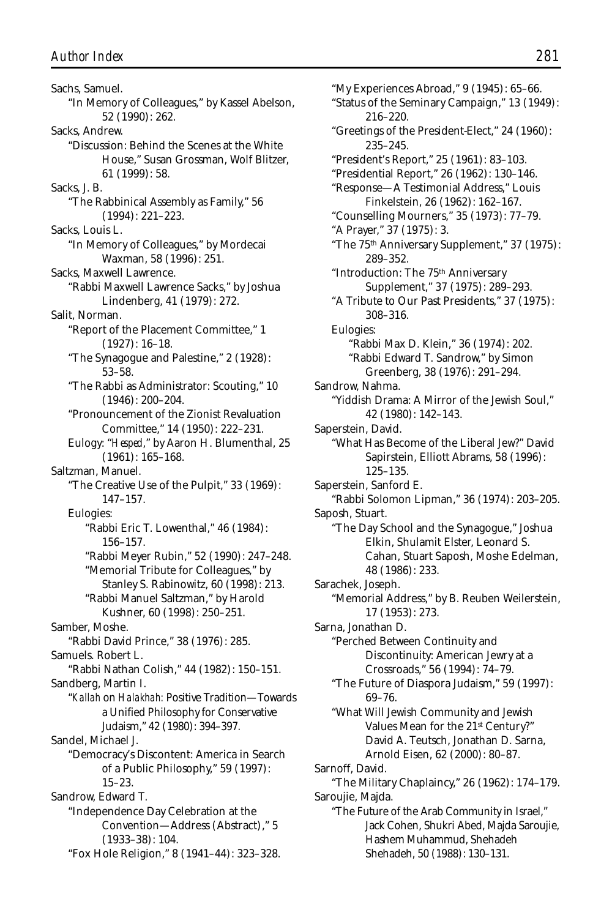Sachs, Samuel.
"In Memory of Colleagues," by Kassel Abelson, 52 (1990): 262.

Sacks, Andrew.
"Discussion: Behind the Scenes at the White House," Susan Grossman, Wolf Blitzer, 61 (1999): 58.

Sacks, J. B.
"The Rabbinical Assembly as Family," 56 (1994): 221–223.

Sacks, Louis L.
"In Memory of Colleagues," by Mordecai Waxman, 58 (1996): 251.

Sacks, Maxwell Lawrence.
"Rabbi Maxwell Lawrence Sacks," by Joshua Lindenberg, 41 (1979): 272.

Salit, Norman.
"Report of the Placement Committee," 1 (1927): 16–18.
"The Synagogue and Palestine," 2 (1928): 53–58.
"The Rabbi as Administrator: Scouting," 10 (1946): 200–204.
"Pronouncement of the Zionist Revaluation Committee," 14 (1950): 222–231.
Eulogy: "*Hesped*," by Aaron H. Blumenthal, 25 (1961): 165–168.

Saltzman, Manuel.
"The Creative Use of the Pulpit," 33 (1969): 147–157.
Eulogies:
"Rabbi Eric T. Lowenthal," 46 (1984): 156–157.
"Rabbi Meyer Rubin," 52 (1990): 247–248.
"Memorial Tribute for Colleagues," by Stanley S. Rabinowitz, 60 (1998): 213.
"Rabbi Manuel Saltzman," by Harold Kushner, 60 (1998): 250–251.

Samber, Moshe.
"Rabbi David Prince," 38 (1976): 285.

Samuels. Robert L.
"Rabbi Nathan Colish," 44 (1982): 150–151.

Sandberg, Martin I.
"*Kallah* on *Halakhah*: Positive Tradition—Towards a Unified Philosophy for Conservative Judaism," 42 (1980): 394–397.

Sandel, Michael J.
"Democracy's Discontent: America in Search of a Public Philosophy," 59 (1997): 15–23.

Sandrow, Edward T.
"Independence Day Celebration at the Convention—Address (Abstract)," 5 (1933–38): 104.
"Fox Hole Religion," 8 (1941–44): 323–328.
"My Experiences Abroad," 9 (1945): 65–66.
"Status of the Seminary Campaign," 13 (1949): 216–220.
"Greetings of the President-Elect," 24 (1960): 235–245.
"President's Report," 25 (1961): 83–103.
"Presidential Report," 26 (1962): 130–146.
"Response—A Testimonial Address," Louis Finkelstein, 26 (1962): 162–167.
"Counselling Mourners," 35 (1973): 77–79.
"A Prayer," 37 (1975): 3.
"The 75th Anniversary Supplement," 37 (1975): 289–352.
"Introduction: The 75th Anniversary Supplement," 37 (1975): 289–293.
"A Tribute to Our Past Presidents," 37 (1975): 308–316.
Eulogies:
"Rabbi Max D. Klein," 36 (1974): 202.
"Rabbi Edward T. Sandrow," by Simon Greenberg, 38 (1976): 291–294.

Sandrow, Nahma.
"Yiddish Drama: A Mirror of the Jewish Soul," 42 (1980): 142–143.

Saperstein, David.
"What Has Become of the Liberal Jew?" David Sapirstein, Elliott Abrams, 58 (1996): 125–135.

Saperstein, Sanford E.
"Rabbi Solomon Lipman," 36 (1974): 203–205.

Saposh, Stuart.
"The Day School and the Synagogue," Joshua Elkin, Shulamit Elster, Leonard S. Cahan, Stuart Saposh, Moshe Edelman, 48 (1986): 233.

Sarachek, Joseph.
"Memorial Address," by B. Reuben Weilerstein, 17 (1953): 273.

Sarna, Jonathan D.
"Perched Between Continuity and Discontinuity: American Jewry at a Crossroads," 56 (1994): 74–79.
"The Future of Diaspora Judaism," 59 (1997): 69–76.
"What Will Jewish Community and Jewish Values Mean for the 21st Century?" David A. Teutsch, Jonathan D. Sarna, Arnold Eisen, 62 (2000): 80–87.

Sarnoff, David.
"The Military Chaplaincy," 26 (1962): 174–179.

Saroujie, Majda.
"The Future of the Arab Community in Israel," Jack Cohen, Shukri Abed, Majda Saroujie, Hashem Muhammud, Shehadeh Shehadeh, 50 (1988): 130–131.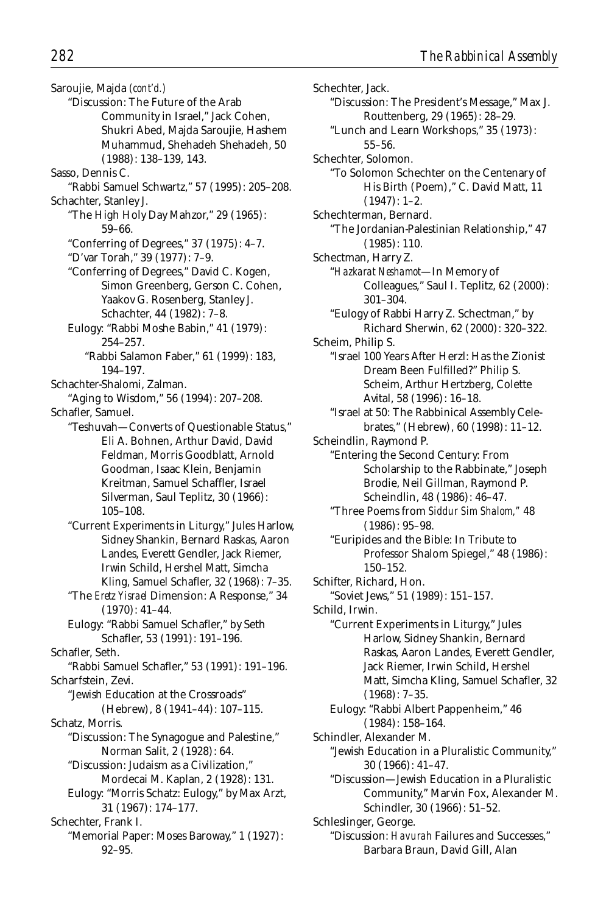Saroujie, Majda *(cont'd.)*
"Discussion: The Future of the Arab Community in Israel," Jack Cohen, Shukri Abed, Majda Saroujie, Hashem Muhammud, Shehadeh Shehadeh, 50 (1988): 138–139, 143.

Sasso, Dennis C.
"Rabbi Samuel Schwartz," 57 (1995): 205–208.

Schachter, Stanley J.
"The High Holy Day Mahzor," 29 (1965): 59–66.
"Conferring of Degrees," 37 (1975): 4–7.
"D'var Torah," 39 (1977): 7–9.
"Conferring of Degrees," David C. Kogen, Simon Greenberg, Gerson C. Cohen, Yaakov G. Rosenberg, Stanley J. Schachter, 44 (1982): 7–8.
Eulogy: "Rabbi Moshe Babin," 41 (1979): 254–257.
"Rabbi Salamon Faber," 61 (1999): 183, 194–197.

Schachter-Shalomi, Zalman.
"Aging to Wisdom," 56 (1994): 207–208.

Schafler, Samuel.
"Teshuvah—Converts of Questionable Status," Eli A. Bohnen, Arthur David, David Feldman, Morris Goodblatt, Arnold Goodman, Isaac Klein, Benjamin Kreitman, Samuel Schaffler, Israel Silverman, Saul Teplitz, 30 (1966): 105–108.
"Current Experiments in Liturgy," Jules Harlow, Sidney Shankin, Bernard Raskas, Aaron Landes, Everett Gendler, Jack Riemer, Irwin Schild, Hershel Matt, Simcha Kling, Samuel Schafler, 32 (1968): 7–35.
"The *Eretz Yisrael* Dimension: A Response," 34 (1970): 41–44.
Eulogy: "Rabbi Samuel Schafler," by Seth Schafler, 53 (1991): 191–196.

Schafler, Seth.
"Rabbi Samuel Schafler," 53 (1991): 191–196.

Scharfstein, Zevi.
"Jewish Education at the Crossroads" (Hebrew), 8 (1941–44): 107–115.

Schatz, Morris.
"Discussion: The Synagogue and Palestine," Norman Salit, 2 (1928): 64.
"Discussion: Judaism as a Civilization," Mordecai M. Kaplan, 2 (1928): 131.
Eulogy: "Morris Schatz: Eulogy," by Max Arzt, 31 (1967): 174–177.

Schechter, Frank I.
"Memorial Paper: Moses Baroway," 1 (1927): 92–95.

Schechter, Jack.
"Discussion: The President's Message," Max J. Routtenberg, 29 (1965): 28–29.
"Lunch and Learn Workshops," 35 (1973): 55–56.

Schechter, Solomon.
"To Solomon Schechter on the Centenary of His Birth (Poem)," C. David Matt, 11 (1947): 1–2.

Schechterman, Bernard.
"The Jordanian-Palestinian Relationship," 47 (1985): 110.

Schectman, Harry Z.
"*Hazkarat Neshamot*—In Memory of Colleagues," Saul I. Teplitz, 62 (2000): 301–304.
"Eulogy of Rabbi Harry Z. Schectman," by Richard Sherwin, 62 (2000): 320–322.

Scheim, Philip S.
"Israel 100 Years After Herzl: Has the Zionist Dream Been Fulfilled?" Philip S. Scheim, Arthur Hertzberg, Colette Avital, 58 (1996): 16–18.
"Israel at 50: The Rabbinical Assembly Celebrates," (Hebrew), 60 (1998): 11–12.

Scheindlin, Raymond P.
"Entering the Second Century: From Scholarship to the Rabbinate," Joseph Brodie, Neil Gillman, Raymond P. Scheindlin, 48 (1986): 46–47.
"Three Poems from *Siddur Sim Shalom*," 48 (1986): 95–98.
"Euripides and the Bible: In Tribute to Professor Shalom Spiegel," 48 (1986): 150–152.

Schifter, Richard, Hon.
"Soviet Jews," 51 (1989): 151–157.

Schild, Irwin.
"Current Experiments in Liturgy," Jules Harlow, Sidney Shankin, Bernard Raskas, Aaron Landes, Everett Gendler, Jack Riemer, Irwin Schild, Hershel Matt, Simcha Kling, Samuel Schafler, 32 (1968): 7–35.
Eulogy: "Rabbi Albert Pappenheim," 46 (1984): 158–164.

Schindler, Alexander M.
"Jewish Education in a Pluralistic Community," 30 (1966): 41–47.
"Discussion—Jewish Education in a Pluralistic Community," Marvin Fox, Alexander M. Schindler, 30 (1966): 51–52.

Schleslinger, George.
"Discussion: *Havurah* Failures and Successes," Barbara Braun, David Gill, Alan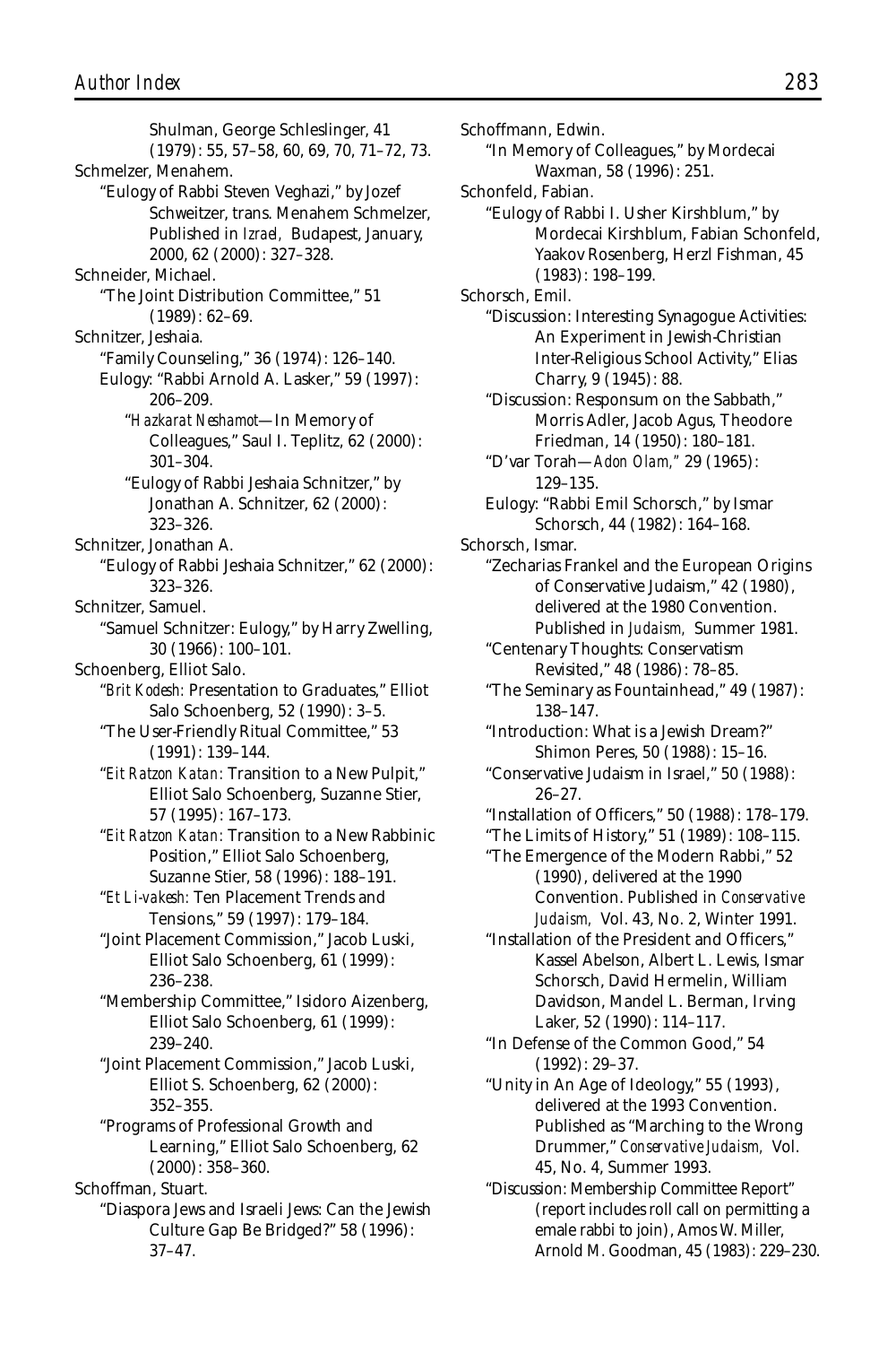Shulman, George Schleslinger, 41 (1979): 55, 57–58, 60, 69, 70, 71–72, 73.

Schmelzer, Menahem.
"Eulogy of Rabbi Steven Veghazi," by Jozef Schweitzer, trans. Menahem Schmelzer, Published in *Izrael,* Budapest, January, 2000, 62 (2000): 327–328.

Schneider, Michael.
"The Joint Distribution Committee," 51 (1989): 62–69.

Schnitzer, Jeshaia.
"Family Counseling," 36 (1974): 126–140.
Eulogy: "Rabbi Arnold A. Lasker," 59 (1997): 206–209.
"*Hazkarat Neshamot*—In Memory of Colleagues," Saul I. Teplitz, 62 (2000): 301–304.
"Eulogy of Rabbi Jeshaia Schnitzer," by Jonathan A. Schnitzer, 62 (2000): 323–326.

Schnitzer, Jonathan A.
"Eulogy of Rabbi Jeshaia Schnitzer," 62 (2000): 323–326.

Schnitzer, Samuel.
"Samuel Schnitzer: Eulogy," by Harry Zwelling, 30 (1966): 100–101.

Schoenberg, Elliot Salo.
"*Brit Kodesh:* Presentation to Graduates," Elliot Salo Schoenberg, 52 (1990): 3–5.
"The User-Friendly Ritual Committee," 53 (1991): 139–144.
"*Eit Ratzon Katan:* Transition to a New Pulpit," Elliot Salo Schoenberg, Suzanne Stier, 57 (1995): 167–173.
"*Eit Ratzon Katan:* Transition to a New Rabbinic Position," Elliot Salo Schoenberg, Suzanne Stier, 58 (1996): 188–191.
"*Et Li-vakesh:* Ten Placement Trends and Tensions," 59 (1997): 179–184.
"Joint Placement Commission," Jacob Luski, Elliot Salo Schoenberg, 61 (1999): 236–238.
"Membership Committee," Isidoro Aizenberg, Elliot Salo Schoenberg, 61 (1999): 239–240.
"Joint Placement Commission," Jacob Luski, Elliot S. Schoenberg, 62 (2000): 352–355.
"Programs of Professional Growth and Learning," Elliot Salo Schoenberg, 62 (2000): 358–360.

Schoffman, Stuart.
"Diaspora Jews and Israeli Jews: Can the Jewish Culture Gap Be Bridged?" 58 (1996): 37–47.

Schoffmann, Edwin.
"In Memory of Colleagues," by Mordecai Waxman, 58 (1996): 251.

Schonfeld, Fabian.
"Eulogy of Rabbi I. Usher Kirshblum," by Mordecai Kirshblum, Fabian Schonfeld, Yaakov Rosenberg, Herzl Fishman, 45 (1983): 198–199.

Schorsch, Emil.
"Discussion: Interesting Synagogue Activities: An Experiment in Jewish-Christian Inter-Religious School Activity," Elias Charry, 9 (1945): 88.
"Discussion: Responsum on the Sabbath," Morris Adler, Jacob Agus, Theodore Friedman, 14 (1950): 180–181.
"D'var Torah—*Adon Olam,*" 29 (1965): 129–135.
Eulogy: "Rabbi Emil Schorsch," by Ismar Schorsch, 44 (1982): 164–168.

Schorsch, Ismar.
"Zecharias Frankel and the European Origins of Conservative Judaism," 42 (1980), delivered at the 1980 Convention. Published in *Judaism,* Summer 1981.
"Centenary Thoughts: Conservatism Revisited," 48 (1986): 78–85.
"The Seminary as Fountainhead," 49 (1987): 138–147.
"Introduction: What is a Jewish Dream?" Shimon Peres, 50 (1988): 15–16.
"Conservative Judaism in Israel," 50 (1988): 26–27.
"Installation of Officers," 50 (1988): 178–179.
"The Limits of History," 51 (1989): 108–115.
"The Emergence of the Modern Rabbi," 52 (1990), delivered at the 1990 Convention. Published in *Conservative Judaism,* Vol. 43, No. 2, Winter 1991.
"Installation of the President and Officers," Kassel Abelson, Albert L. Lewis, Ismar Schorsch, David Hermelin, William Davidson, Mandel L. Berman, Irving Laker, 52 (1990): 114–117.
"In Defense of the Common Good," 54 (1992): 29–37.
"Unity in An Age of Ideology," 55 (1993), delivered at the 1993 Convention. Published as "Marching to the Wrong Drummer," *Conservative Judaism,* Vol. 45, No. 4, Summer 1993.
"Discussion: Membership Committee Report" (report includes roll call on permitting a emale rabbi to join), Amos W. Miller, Arnold M. Goodman, 45 (1983): 229–230.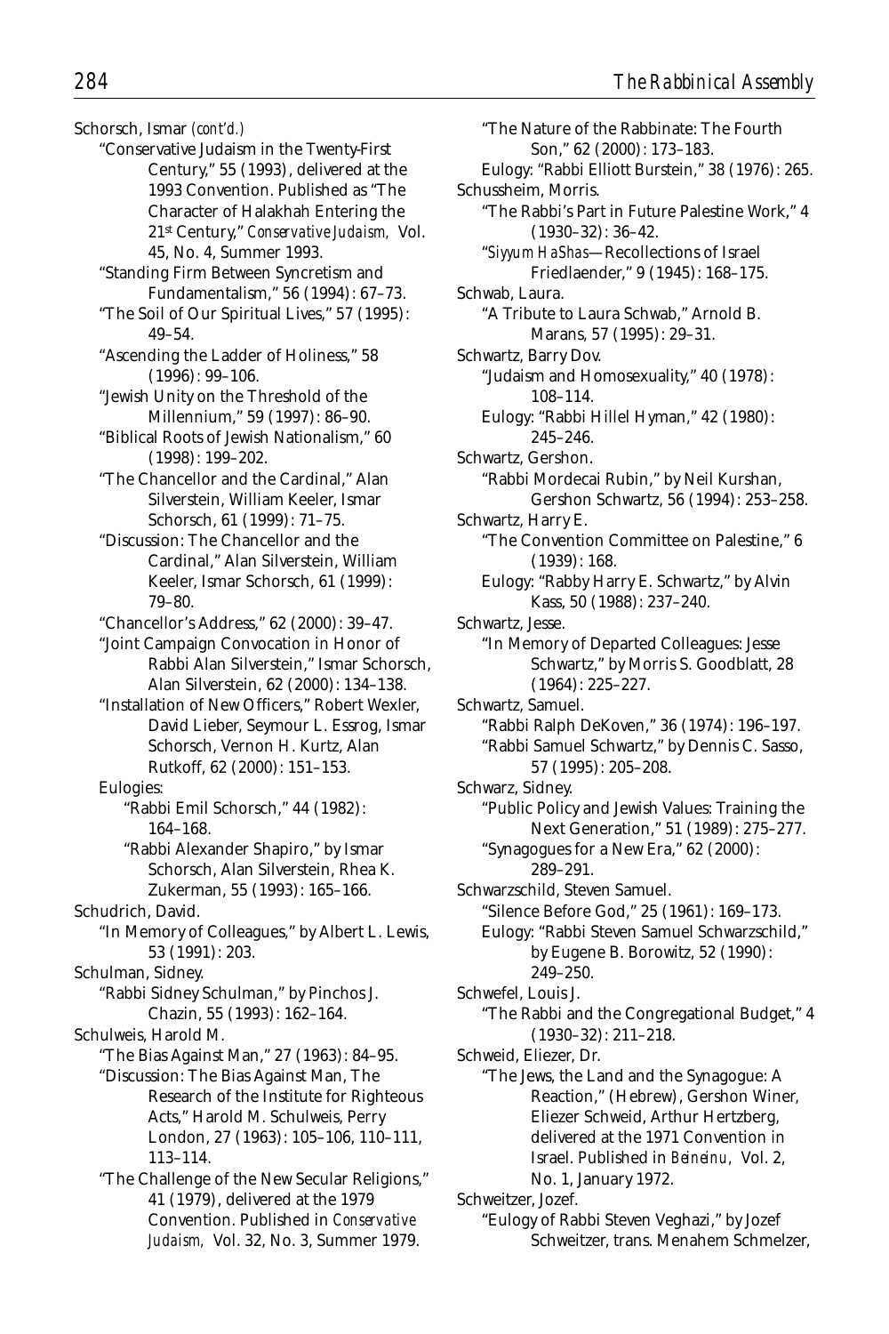Schorsch, Ismar *(cont'd.)*

"Conservative Judaism in the Twenty-First Century," 55 (1993), delivered at the 1993 Convention. Published as "The Character of Halakhah Entering the 21st Century," *Conservative Judaism,* Vol. 45, No. 4, Summer 1993.

"Standing Firm Between Syncretism and Fundamentalism," 56 (1994): 67–73.

"The Soil of Our Spiritual Lives," 57 (1995): 49–54.

"Ascending the Ladder of Holiness," 58 (1996): 99–106.

"Jewish Unity on the Threshold of the Millennium," 59 (1997): 86–90.

"Biblical Roots of Jewish Nationalism," 60 (1998): 199–202.

"The Chancellor and the Cardinal," Alan Silverstein, William Keeler, Ismar Schorsch, 61 (1999): 71–75.

"Discussion: The Chancellor and the Cardinal," Alan Silverstein, William Keeler, Ismar Schorsch, 61 (1999): 79–80.

"Chancellor's Address," 62 (2000): 39–47.

"Joint Campaign Convocation in Honor of Rabbi Alan Silverstein," Ismar Schorsch, Alan Silverstein, 62 (2000): 134–138.

"Installation of New Officers," Robert Wexler, David Lieber, Seymour L. Essrog, Ismar Schorsch, Vernon H. Kurtz, Alan Rutkoff, 62 (2000): 151–153.

Eulogies:

"Rabbi Emil Schorsch," 44 (1982): 164–168.

"Rabbi Alexander Shapiro," by Ismar Schorsch, Alan Silverstein, Rhea K. Zukerman, 55 (1993): 165–166.

"The Nature of the Rabbinate: The Fourth Son," 62 (2000): 173–183.

Eulogy: "Rabbi Elliott Burstein," 38 (1976): 265.

Schudrich, David.

"In Memory of Colleagues," by Albert L. Lewis, 53 (1991): 203.

Schulman, Sidney.

"Rabbi Sidney Schulman," by Pinchos J. Chazin, 55 (1993): 162–164.

Schulweis, Harold M.

"The Bias Against Man," 27 (1963): 84–95.

"Discussion: The Bias Against Man, The Research of the Institute for Righteous Acts," Harold M. Schulweis, Perry London, 27 (1963): 105–106, 110–111, 113–114.

"The Challenge of the New Secular Religions," 41 (1979), delivered at the 1979 Convention. Published in *Conservative Judaism,* Vol. 32, No. 3, Summer 1979.

Schussheim, Morris.

"The Rabbi's Part in Future Palestine Work," 4 (1930–32): 36–42.

"*Siyyum HaShas*—Recollections of Israel Friedlaender," 9 (1945): 168–175.

Schwab, Laura.

"A Tribute to Laura Schwab," Arnold B. Marans, 57 (1995): 29–31.

Schwartz, Barry Dov.

"Judaism and Homosexuality," 40 (1978): 108–114.

Eulogy: "Rabbi Hillel Hyman," 42 (1980): 245–246.

Schwartz, Gershon.

"Rabbi Mordecai Rubin," by Neil Kurshan, Gershon Schwartz, 56 (1994): 253–258.

Schwartz, Harry E.

"The Convention Committee on Palestine," 6 (1939): 168.

Eulogy: "Rabby Harry E. Schwartz," by Alvin Kass, 50 (1988): 237–240.

Schwartz, Jesse.

"In Memory of Departed Colleagues: Jesse Schwartz," by Morris S. Goodblatt, 28 (1964): 225–227.

Schwartz, Samuel.

"Rabbi Ralph DeKoven," 36 (1974): 196–197.

"Rabbi Samuel Schwartz," by Dennis C. Sasso, 57 (1995): 205–208.

Schwarz, Sidney.

"Public Policy and Jewish Values: Training the Next Generation," 51 (1989): 275–277.

"Synagogues for a New Era," 62 (2000): 289–291.

Schwarzschild, Steven Samuel.

"Silence Before God," 25 (1961): 169–173.

Eulogy: "Rabbi Steven Samuel Schwarzschild," by Eugene B. Borowitz, 52 (1990): 249–250.

Schwefel, Louis J.

"The Rabbi and the Congregational Budget," 4 (1930–32): 211–218.

Schweid, Eliezer, Dr.

"The Jews, the Land and the Synagogue: A Reaction," (Hebrew), Gershon Winer, Eliezer Schweid, Arthur Hertzberg, delivered at the 1971 Convention in Israel. Published in *Beineinu,* Vol. 2, No. 1, January 1972.

Schweitzer, Jozef.

"Eulogy of Rabbi Steven Veghazi," by Jozef Schweitzer, trans. Menahem Schmelzer,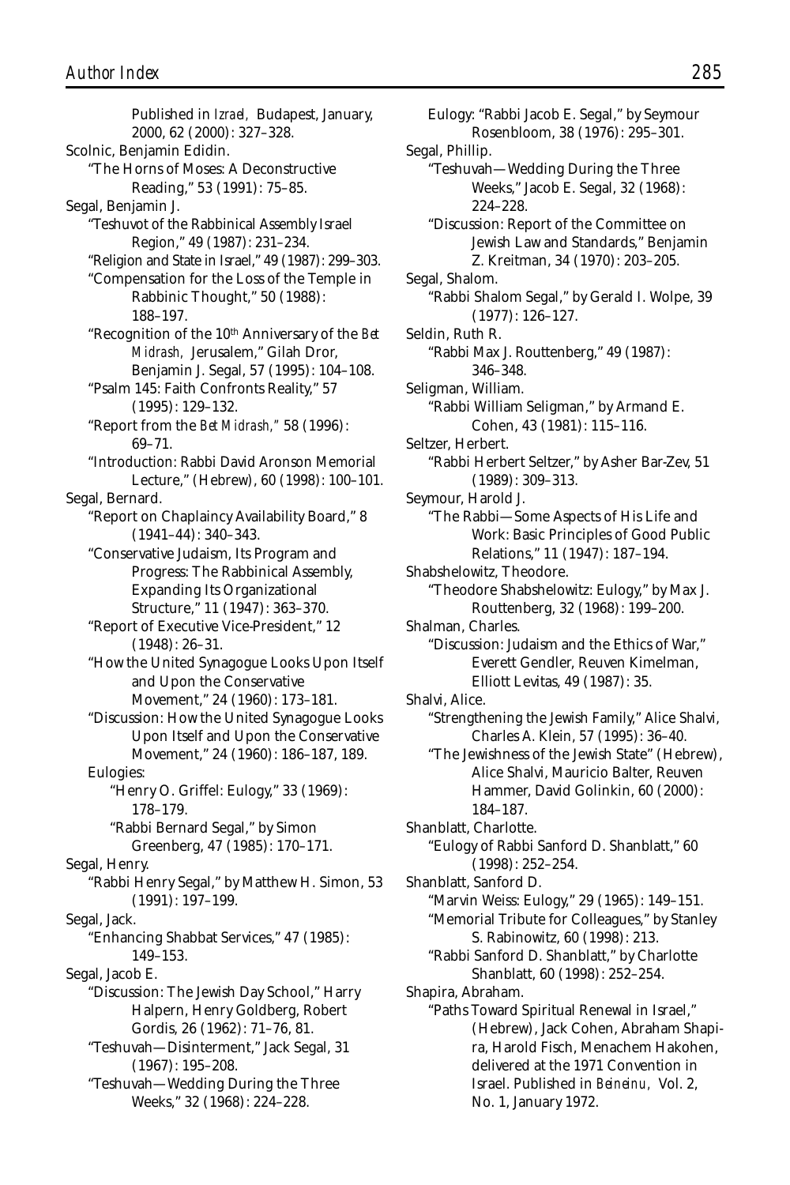Published in *Izrael,* Budapest, January, 2000, 62 (2000): 327–328.

Scolnic, Benjamin Edidin.

"The Horns of Moses: A Deconstructive Reading," 53 (1991): 75–85.

Segal, Benjamin J.

"Teshuvot of the Rabbinical Assembly Israel Region," 49 (1987): 231–234.

"Religion and State in Israel," 49 (1987): 299–303.

"Compensation for the Loss of the Temple in Rabbinic Thought," 50 (1988): 188–197.

"Recognition of the 10th Anniversary of the *Bet Midrash,* Jerusalem," Gilah Dror, Benjamin J. Segal, 57 (1995): 104–108.

"Psalm 145: Faith Confronts Reality," 57 (1995): 129–132.

"Report from the *Bet Midrash,*" 58 (1996): 69–71.

"Introduction: Rabbi David Aronson Memorial Lecture," (Hebrew), 60 (1998): 100–101.

Segal, Bernard.

"Report on Chaplaincy Availability Board," 8 (1941–44): 340–343.

"Conservative Judaism, Its Program and Progress: The Rabbinical Assembly, Expanding Its Organizational Structure," 11 (1947): 363–370.

"Report of Executive Vice-President," 12 (1948): 26–31.

"How the United Synagogue Looks Upon Itself and Upon the Conservative Movement," 24 (1960): 173–181.

"Discussion: How the United Synagogue Looks Upon Itself and Upon the Conservative Movement," 24 (1960): 186–187, 189.

Eulogies:

"Henry O. Griffel: Eulogy," 33 (1969): 178–179.

"Rabbi Bernard Segal," by Simon Greenberg, 47 (1985): 170–171.

Segal, Henry.

"Rabbi Henry Segal," by Matthew H. Simon, 53 (1991): 197–199.

Segal, Jack.

"Enhancing Shabbat Services," 47 (1985): 149–153.

Segal, Jacob E.

"Discussion: The Jewish Day School," Harry Halpern, Henry Goldberg, Robert Gordis, 26 (1962): 71–76, 81.

"Teshuvah—Disinterment," Jack Segal, 31 (1967): 195–208.

"Teshuvah—Wedding During the Three Weeks," 32 (1968): 224–228.

Eulogy: "Rabbi Jacob E. Segal," by Seymour Rosenbloom, 38 (1976): 295–301.

Segal, Phillip.

"Teshuvah—Wedding During the Three Weeks," Jacob E. Segal, 32 (1968): 224–228.

"Discussion: Report of the Committee on Jewish Law and Standards," Benjamin Z. Kreitman, 34 (1970): 203–205.

Segal, Shalom.

"Rabbi Shalom Segal," by Gerald I. Wolpe, 39 (1977): 126–127.

Seldin, Ruth R.

"Rabbi Max J. Routtenberg," 49 (1987): 346–348.

Seligman, William.

"Rabbi William Seligman," by Armand E. Cohen, 43 (1981): 115–116.

Seltzer, Herbert.

"Rabbi Herbert Seltzer," by Asher Bar-Zev, 51 (1989): 309–313.

Seymour, Harold J.

"The Rabbi—Some Aspects of His Life and Work: Basic Principles of Good Public Relations," 11 (1947): 187–194.

Shabshelowitz, Theodore.

"Theodore Shabshelowitz: Eulogy," by Max J. Routtenberg, 32 (1968): 199–200.

Shalman, Charles.

"Discussion: Judaism and the Ethics of War," Everett Gendler, Reuven Kimelman, Elliott Levitas, 49 (1987): 35.

Shalvi, Alice.

"Strengthening the Jewish Family," Alice Shalvi, Charles A. Klein, 57 (1995): 36–40.

"The Jewishness of the Jewish State" (Hebrew), Alice Shalvi, Mauricio Balter, Reuven Hammer, David Golinkin, 60 (2000): 184–187.

Shanblatt, Charlotte.

"Eulogy of Rabbi Sanford D. Shanblatt," 60 (1998): 252–254.

Shanblatt, Sanford D.

"Marvin Weiss: Eulogy," 29 (1965): 149–151.

"Memorial Tribute for Colleagues," by Stanley S. Rabinowitz, 60 (1998): 213.

"Rabbi Sanford D. Shanblatt," by Charlotte Shanblatt, 60 (1998): 252–254.

Shapira, Abraham.

"Paths Toward Spiritual Renewal in Israel," (Hebrew), Jack Cohen, Abraham Shapira, Harold Fisch, Menachem Hakohen, delivered at the 1971 Convention in Israel. Published in *Beineinu,* Vol. 2, No. 1, January 1972.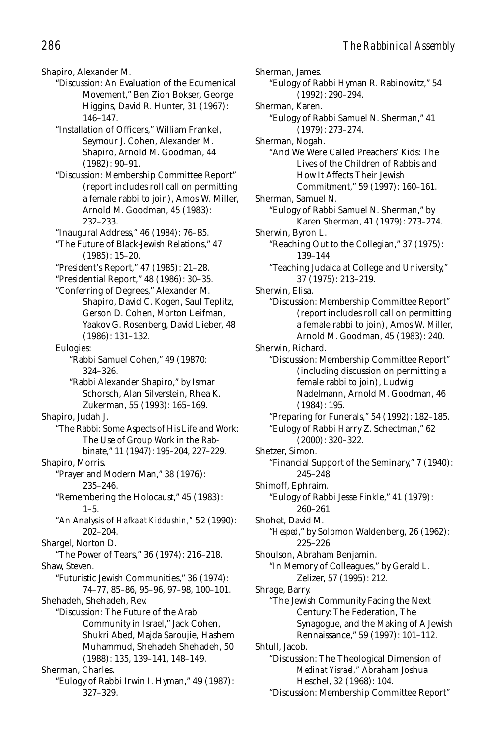Shapiro, Alexander M.

"Discussion: An Evaluation of the Ecumenical Movement," Ben Zion Bokser, George Higgins, David R. Hunter, 31 (1967): 146–147.

"Installation of Officers," William Frankel, Seymour J. Cohen, Alexander M. Shapiro, Arnold M. Goodman, 44 (1982): 90–91.

"Discussion: Membership Committee Report" (report includes roll call on permitting a female rabbi to join), Amos W. Miller, Arnold M. Goodman, 45 (1983): 232–233.

"Inaugural Address," 46 (1984): 76–85.

"The Future of Black-Jewish Relations," 47 (1985): 15–20.

"President's Report," 47 (1985): 21–28.

"Presidential Report," 48 (1986): 30–35.

"Conferring of Degrees," Alexander M. Shapiro, David C. Kogen, Saul Teplitz, Gerson D. Cohen, Morton Leifman, Yaakov G. Rosenberg, David Lieber, 48 (1986): 131–132.

Eulogies:

"Rabbi Samuel Cohen," 49 (19870: 324–326.

"Rabbi Alexander Shapiro," by Ismar Schorsch, Alan Silverstein, Rhea K. Zukerman, 55 (1993): 165–169.

Shapiro, Judah J.

"The Rabbi: Some Aspects of His Life and Work: The Use of Group Work in the Rabbinate," 11 (1947): 195–204, 227–229.

Shapiro, Morris.

"Prayer and Modern Man," 38 (1976): 235–246.

"Remembering the Holocaust," 45 (1983): 1–5.

"An Analysis of *Hafkaat Kiddushin,*" 52 (1990): 202–204.

Shargel, Norton D.

"The Power of Tears," 36 (1974): 216–218.

Shaw, Steven.

"Futuristic Jewish Communities," 36 (1974): 74–77, 85–86, 95–96, 97–98, 100–101.

Shehadeh, Shehadeh, Rev.

"Discussion: The Future of the Arab Community in Israel," Jack Cohen, Shukri Abed, Majda Saroujie, Hashem Muhammud, Shehadeh Shehadeh, 50 (1988): 135, 139–141, 148–149.

Sherman, Charles.

"Eulogy of Rabbi Irwin I. Hyman," 49 (1987): 327–329.

Sherman, James.

"Eulogy of Rabbi Hyman R. Rabinowitz," 54 (1992): 290–294.

Sherman, Karen.

"Eulogy of Rabbi Samuel N. Sherman," 41 (1979): 273–274.

Sherman, Nogah.

"And We Were Called Preachers' Kids: The Lives of the Children of Rabbis and How It Affects Their Jewish Commitment," 59 (1997): 160–161.

Sherman, Samuel N.

"Eulogy of Rabbi Samuel N. Sherman," by Karen Sherman, 41 (1979): 273–274.

Sherwin, Byron L.

"Reaching Out to the Collegian," 37 (1975): 139–144.

"Teaching Judaica at College and University," 37 (1975): 213–219.

Sherwin, Elisa.

"Discussion: Membership Committee Report" (report includes roll call on permitting a female rabbi to join), Amos W. Miller, Arnold M. Goodman, 45 (1983): 240.

Sherwin, Richard.

"Discussion: Membership Committee Report" (including discussion on permitting a female rabbi to join), Ludwig Nadelmann, Arnold M. Goodman, 46 (1984): 195.

"Preparing for Funerals," 54 (1992): 182–185.

"Eulogy of Rabbi Harry Z. Schectman," 62 (2000): 320–322.

Shetzer, Simon.

"Financial Support of the Seminary," 7 (1940): 245–248.

Shimoff, Ephraim.

"Eulogy of Rabbi Jesse Finkle," 41 (1979): 260–261.

Shohet, David M.

"*Hesped*," by Solomon Waldenberg, 26 (1962): 225–226.

Shoulson, Abraham Benjamin.

"In Memory of Colleagues," by Gerald L. Zelizer, 57 (1995): 212.

Shrage, Barry.

"The Jewish Community Facing the Next Century: The Federation, The Synagogue, and the Making of A Jewish Rennaissance," 59 (1997): 101–112.

Shtull, Jacob.

"Discussion: The Theological Dimension of *Medinat Yisrael,*" Abraham Joshua Heschel, 32 (1968): 104.

"Discussion: Membership Committee Report"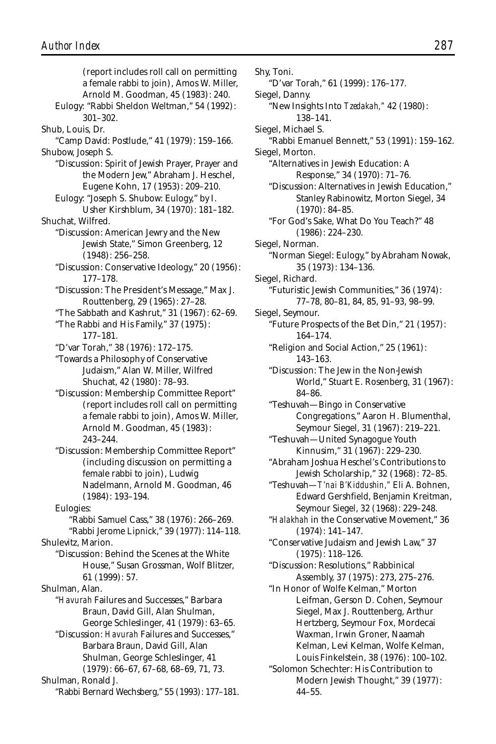(report includes roll call on permitting a female rabbi to join), Amos W. Miller, Arnold M. Goodman, 45 (1983): 240.

Eulogy: "Rabbi Sheldon Weltman," 54 (1992): 301–302.

Shub, Louis, Dr.

"Camp David: Postlude," 41 (1979): 159–166.

Shubow, Joseph S.

"Discussion: Spirit of Jewish Prayer, Prayer and the Modern Jew," Abraham J. Heschel, Eugene Kohn, 17 (1953): 209–210.

Eulogy: "Joseph S. Shubow: Eulogy," by I. Usher Kirshblum, 34 (1970): 181–182.

Shuchat, Wilfred.

"Discussion: American Jewry and the New Jewish State," Simon Greenberg, 12 (1948): 256–258.

"Discussion: Conservative Ideology," 20 (1956): 177–178.

"Discussion: The President's Message," Max J. Routtenberg, 29 (1965): 27–28.

"The Sabbath and Kashrut," 31 (1967): 62–69.

"The Rabbi and His Family," 37 (1975): 177–181.

"D'var Torah," 38 (1976): 172–175.

"Towards a Philosophy of Conservative Judaism," Alan W. Miller, Wilfred Shuchat, 42 (1980): 78–93.

"Discussion: Membership Committee Report" (report includes roll call on permitting a female rabbi to join), Amos W. Miller, Arnold M. Goodman, 45 (1983): 243–244.

"Discussion: Membership Committee Report" (including discussion on permitting a female rabbi to join), Ludwig Nadelmann, Arnold M. Goodman, 46 (1984): 193–194.

Eulogies:

"Rabbi Samuel Cass," 38 (1976): 266–269.

"Rabbi Jerome Lipnick," 39 (1977): 114–118.

Shulevitz, Marion.

"Discussion: Behind the Scenes at the White House," Susan Grossman, Wolf Blitzer, 61 (1999): 57.

Shulman, Alan.

"*Havurah* Failures and Successes," Barbara Braun, David Gill, Alan Shulman, George Schleslinger, 41 (1979): 63–65.

"Discussion: *Havurah* Failures and Successes," Barbara Braun, David Gill, Alan Shulman, George Schleslinger, 41 (1979): 66–67, 67–68, 68–69, 71, 73.

Shulman, Ronald J.

"Rabbi Bernard Wechsberg," 55 (1993): 177–181.

Shy, Toni.

"D'var Torah," 61 (1999): 176–177.

Siegel, Danny.

"New Insights Into *Tzedakah,*" 42 (1980): 138–141.

Siegel, Michael S.

"Rabbi Emanuel Bennett," 53 (1991): 159–162.

Siegel, Morton.

"Alternatives in Jewish Education: A Response," 34 (1970): 71–76.

"Discussion: Alternatives in Jewish Education," Stanley Rabinowitz, Morton Siegel, 34 (1970): 84–85.

"For God's Sake, What Do You Teach?" 48 (1986): 224–230.

Siegel, Norman.

"Norman Siegel: Eulogy," by Abraham Nowak, 35 (1973): 134–136.

Siegel, Richard.

"Futuristic Jewish Communities," 36 (1974): 77–78, 80–81, 84, 85, 91–93, 98–99.

Siegel, Seymour.

"Future Prospects of the Bet Din," 21 (1957): 164–174.

"Religion and Social Action," 25 (1961): 143–163.

"Discussion: The Jew in the Non-Jewish World," Stuart E. Rosenberg, 31 (1967): 84–86.

"Teshuvah—Bingo in Conservative Congregations," Aaron H. Blumenthal, Seymour Siegel, 31 (1967): 219–221.

"Teshuvah—United Synagogue Youth Kinnusim," 31 (1967): 229–230.

"Abraham Joshua Heschel's Contributions to Jewish Scholarship," 32 (1968): 72–85.

"Teshuvah—*T'nai B'Kiddushin,*" Eli A. Bohnen, Edward Gershfield, Benjamin Kreitman, Seymour Siegel, 32 (1968): 229–248.

"*Halakhah* in the Conservative Movement," 36 (1974): 141–147.

"Conservative Judaism and Jewish Law," 37 (1975): 118–126.

"Discussion: Resolutions," Rabbinical Assembly, 37 (1975): 273, 275–276.

"In Honor of Wolfe Kelman," Morton Leifman, Gerson D. Cohen, Seymour Siegel, Max J. Routtenberg, Arthur Hertzberg, Seymour Fox, Mordecai Waxman, Irwin Groner, Naamah Kelman, Levi Kelman, Wolfe Kelman, Louis Finkelstein, 38 (1976): 100–102.

"Solomon Schechter: His Contribution to Modern Jewish Thought," 39 (1977): 44–55.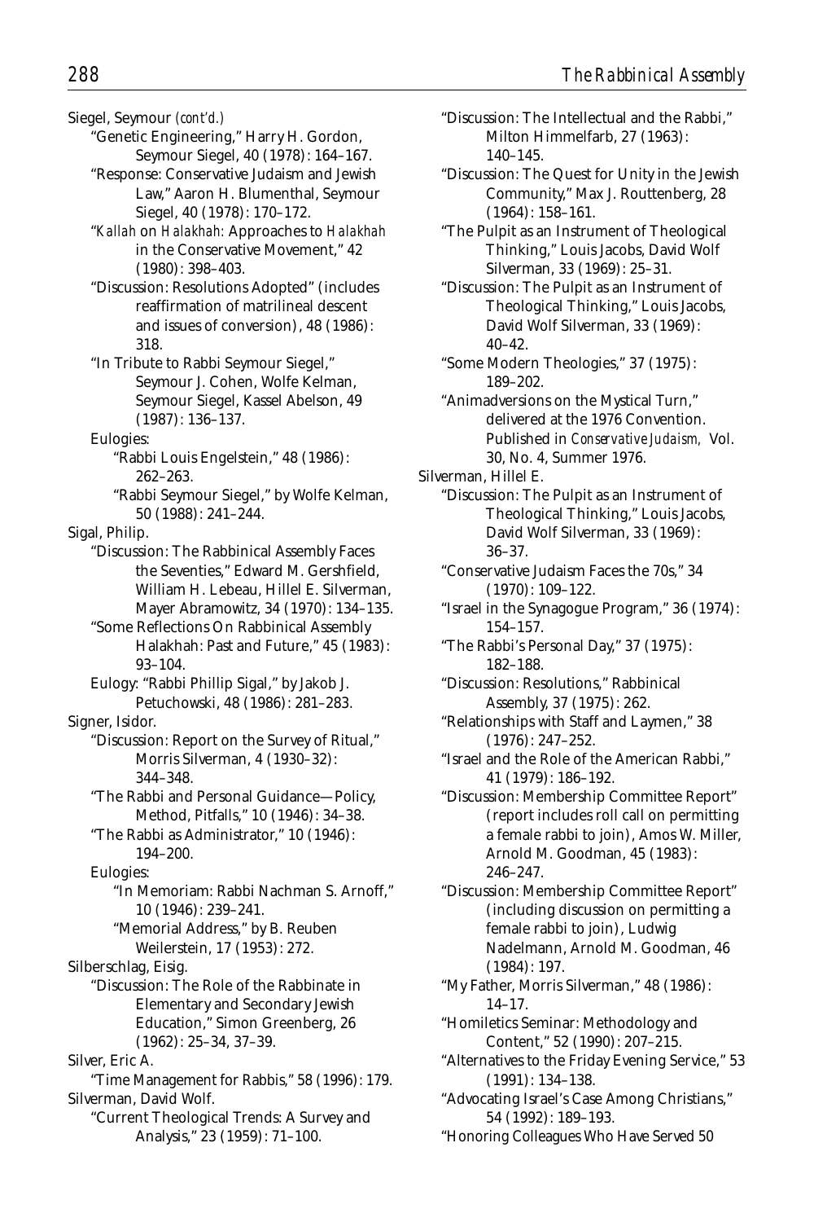Siegel, Seymour *(cont'd.)*

- "Genetic Engineering," Harry H. Gordon, Seymour Siegel, 40 (1978): 164–167.
- "Response: Conservative Judaism and Jewish Law," Aaron H. Blumenthal, Seymour Siegel, 40 (1978): 170–172.
- "*Kallah* on *Halakhah:* Approaches to *Halakhah* in the Conservative Movement," 42 (1980): 398–403.
- "Discussion: Resolutions Adopted" (includes reaffirmation of matrilineal descent and issues of conversion), 48 (1986): 318.
- "In Tribute to Rabbi Seymour Siegel," Seymour J. Cohen, Wolfe Kelman, Seymour Siegel, Kassel Abelson, 49 (1987): 136–137.
- Eulogies:
  - "Rabbi Louis Engelstein," 48 (1986): 262–263.
  - "Rabbi Seymour Siegel," by Wolfe Kelman, 50 (1988): 241–244.

Sigal, Philip.

- "Discussion: The Rabbinical Assembly Faces the Seventies," Edward M. Gershfield, William H. Lebeau, Hillel E. Silverman, Mayer Abramowitz, 34 (1970): 134–135.
- "Some Reflections On Rabbinical Assembly Halakhah: Past and Future," 45 (1983): 93–104.
- Eulogy: "Rabbi Phillip Sigal," by Jakob J. Petuchowski, 48 (1986): 281–283.

Signer, Isidor.

- "Discussion: Report on the Survey of Ritual," Morris Silverman, 4 (1930–32): 344–348.
- "The Rabbi and Personal Guidance—Policy, Method, Pitfalls," 10 (1946): 34–38.
- "The Rabbi as Administrator," 10 (1946): 194–200.
- Eulogies:
  - "In Memoriam: Rabbi Nachman S. Arnoff," 10 (1946): 239–241.
  - "Memorial Address," by B. Reuben Weilerstein, 17 (1953): 272.

Silberschlag, Eisig.

- "Discussion: The Role of the Rabbinate in Elementary and Secondary Jewish Education," Simon Greenberg, 26 (1962): 25–34, 37–39.

Silver, Eric A.

- "Time Management for Rabbis," 58 (1996): 179.

Silverman, David Wolf.

- "Current Theological Trends: A Survey and Analysis," 23 (1959): 71–100.
- "Discussion: The Intellectual and the Rabbi," Milton Himmelfarb, 27 (1963): 140–145.
- "Discussion: The Quest for Unity in the Jewish Community," Max J. Routtenberg, 28 (1964): 158–161.
- "The Pulpit as an Instrument of Theological Thinking," Louis Jacobs, David Wolf Silverman, 33 (1969): 25–31.
- "Discussion: The Pulpit as an Instrument of Theological Thinking," Louis Jacobs, David Wolf Silverman, 33 (1969): 40–42.
- "Some Modern Theologies," 37 (1975): 189–202.
- "Animadversions on the Mystical Turn," delivered at the 1976 Convention. Published in *Conservative Judaism,* Vol. 30, No. 4, Summer 1976.

Silverman, Hillel E.

- "Discussion: The Pulpit as an Instrument of Theological Thinking," Louis Jacobs, David Wolf Silverman, 33 (1969): 36–37.
- "Conservative Judaism Faces the 70s," 34 (1970): 109–122.
- "Israel in the Synagogue Program," 36 (1974): 154–157.
- "The Rabbi's Personal Day," 37 (1975): 182–188.
- "Discussion: Resolutions," Rabbinical Assembly, 37 (1975): 262.
- "Relationships with Staff and Laymen," 38 (1976): 247–252.
- "Israel and the Role of the American Rabbi," 41 (1979): 186–192.
- "Discussion: Membership Committee Report" (report includes roll call on permitting a female rabbi to join), Amos W. Miller, Arnold M. Goodman, 45 (1983): 246–247.
- "Discussion: Membership Committee Report" (including discussion on permitting a female rabbi to join), Ludwig Nadelmann, Arnold M. Goodman, 46 (1984): 197.
- "My Father, Morris Silverman," 48 (1986): 14–17.
- "Homiletics Seminar: Methodology and Content," 52 (1990): 207–215.
- "Alternatives to the Friday Evening Service," 53 (1991): 134–138.
- "Advocating Israel's Case Among Christians," 54 (1992): 189–193.
- "Honoring Colleagues Who Have Served 50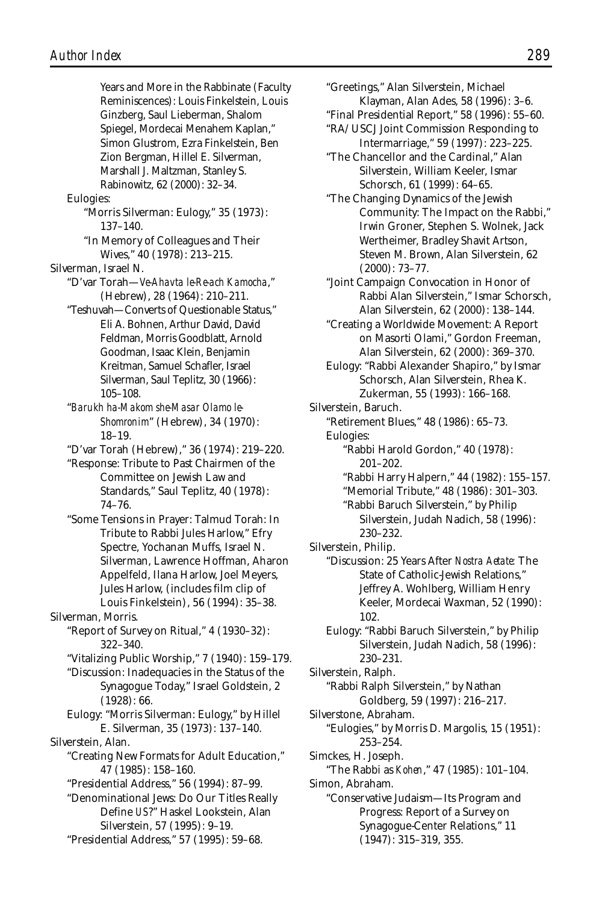Years and More in the Rabbinate (Faculty Reminiscences): Louis Finkelstein, Louis Ginzberg, Saul Lieberman, Shalom Spiegel, Mordecai Menahem Kaplan," Simon Glustrom, Ezra Finkelstein, Ben Zion Bergman, Hillel E. Silverman, Marshall J. Maltzman, Stanley S. Rabinowitz, 62 (2000): 32–34.

Eulogies:

"Morris Silverman: Eulogy," 35 (1973): 137–140.

"In Memory of Colleagues and Their Wives," 40 (1978): 213–215.

Silverman, Israel N.

"D'var Torah—*Ve-Ahavta le-Re-ach Kamocha*," (Hebrew), 28 (1964): 210–211.

"Teshuvah—Converts of Questionable Status," Eli A. Bohnen, Arthur David, David Feldman, Morris Goodblatt, Arnold Goodman, Isaac Klein, Benjamin Kreitman, Samuel Schafler, Israel Silverman, Saul Teplitz, 30 (1966): 105–108.

"*Barukh ha-Makom she-Masar Olamo le-Shomronim*" (Hebrew), 34 (1970): 18–19.

"D'var Torah (Hebrew)," 36 (1974): 219–220.

"Response: Tribute to Past Chairmen of the Committee on Jewish Law and Standards," Saul Teplitz, 40 (1978): 74–76.

"Some Tensions in Prayer: Talmud Torah: In Tribute to Rabbi Jules Harlow," Efry Spectre, Yochanan Muffs, Israel N. Silverman, Lawrence Hoffman, Aharon Appelfeld, Ilana Harlow, Joel Meyers, Jules Harlow, (includes film clip of Louis Finkelstein), 56 (1994): 35–38.

Silverman, Morris.

"Report of Survey on Ritual," 4 (1930–32): 322–340.

"Vitalizing Public Worship," 7 (1940): 159–179.

"Discussion: Inadequacies in the Status of the Synagogue Today," Israel Goldstein, 2 (1928): 66.

Eulogy: "Morris Silverman: Eulogy," by Hillel E. Silverman, 35 (1973): 137–140.

Silverstein, Alan.

"Creating New Formats for Adult Education," 47 (1985): 158–160.

"Presidential Address," 56 (1994): 87–99.

"Denominational Jews: Do Our Titles Really Define *US*?" Haskel Lookstein, Alan Silverstein, 57 (1995): 9–19.

"Presidential Address," 57 (1995): 59–68.

"Greetings," Alan Silverstein, Michael Klayman, Alan Ades, 58 (1996): 3–6.

"Final Presidential Report," 58 (1996): 55–60.

"RA/USCJ Joint Commission Responding to Intermarriage," 59 (1997): 223–225.

"The Chancellor and the Cardinal," Alan Silverstein, William Keeler, Ismar Schorsch, 61 (1999): 64–65.

"The Changing Dynamics of the Jewish Community: The Impact on the Rabbi," Irwin Groner, Stephen S. Wolnek, Jack Wertheimer, Bradley Shavit Artson, Steven M. Brown, Alan Silverstein, 62 (2000): 73–77.

"Joint Campaign Convocation in Honor of Rabbi Alan Silverstein," Ismar Schorsch, Alan Silverstein, 62 (2000): 138–144.

"Creating a Worldwide Movement: A Report on Masorti Olami," Gordon Freeman, Alan Silverstein, 62 (2000): 369–370.

Eulogy: "Rabbi Alexander Shapiro," by Ismar Schorsch, Alan Silverstein, Rhea K. Zukerman, 55 (1993): 166–168.

Silverstein, Baruch.

"Retirement Blues," 48 (1986): 65–73.

Eulogies:

"Rabbi Harold Gordon," 40 (1978): 201–202.

"Rabbi Harry Halpern," 44 (1982): 155–157.

"Memorial Tribute," 48 (1986): 301–303.

"Rabbi Baruch Silverstein," by Philip Silverstein, Judah Nadich, 58 (1996): 230–232.

Silverstein, Philip.

"Discussion: 25 Years After *Nostra Aetate*: The State of Catholic-Jewish Relations," Jeffrey A. Wohlberg, William Henry Keeler, Mordecai Waxman, 52 (1990): 102.

Eulogy: "Rabbi Baruch Silverstein," by Philip Silverstein, Judah Nadich, 58 (1996): 230–231.

Silverstein, Ralph.

"Rabbi Ralph Silverstein," by Nathan Goldberg, 59 (1997): 216–217.

Silverstone, Abraham.

"Eulogies," by Morris D. Margolis, 15 (1951): 253–254.

Simckes, H. Joseph.

"The Rabbi as *Kohen*," 47 (1985): 101–104.

Simon, Abraham.

"Conservative Judaism—Its Program and Progress: Report of a Survey on Synagogue-Center Relations," 11 (1947): 315–319, 355.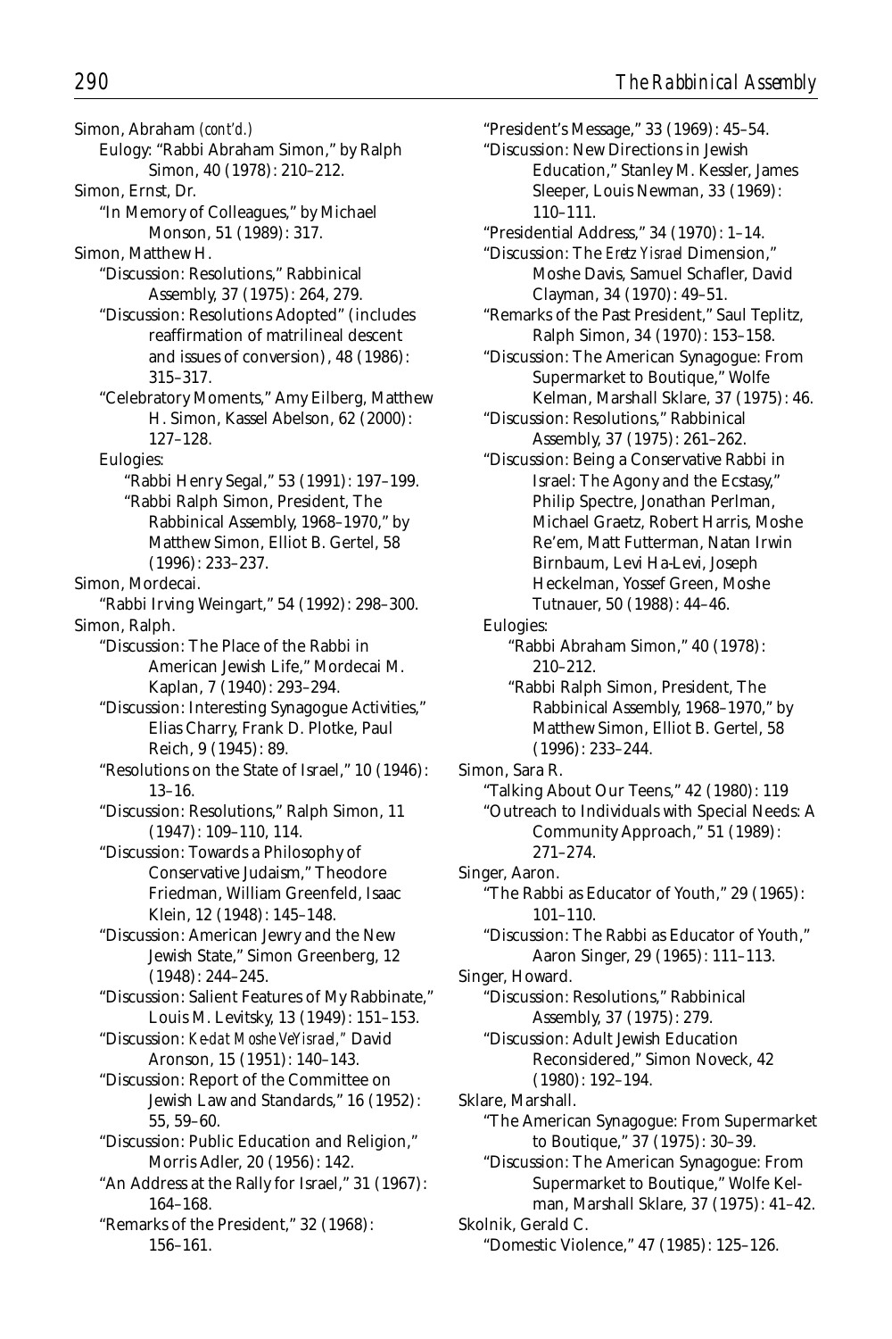Simon, Abraham *(cont'd.)*
  Eulogy: "Rabbi Abraham Simon," by Ralph Simon, 40 (1978): 210–212.

Simon, Ernst, Dr.
  "In Memory of Colleagues," by Michael Monson, 51 (1989): 317.

Simon, Matthew H.
  "Discussion: Resolutions," Rabbinical Assembly, 37 (1975): 264, 279.
  "Discussion: Resolutions Adopted" (includes reaffirmation of matrilineal descent and issues of conversion), 48 (1986): 315–317.
  "Celebratory Moments," Amy Eilberg, Matthew H. Simon, Kassel Abelson, 62 (2000): 127–128.
  Eulogies:
    "Rabbi Henry Segal," 53 (1991): 197–199.
    "Rabbi Ralph Simon, President, The Rabbinical Assembly, 1968–1970," by Matthew Simon, Elliot B. Gertel, 58 (1996): 233–237.

Simon, Mordecai.
  "Rabbi Irving Weingart," 54 (1992): 298–300.

Simon, Ralph.
  "Discussion: The Place of the Rabbi in American Jewish Life," Mordecai M. Kaplan, 7 (1940): 293–294.
  "Discussion: Interesting Synagogue Activities," Elias Charry, Frank D. Plotke, Paul Reich, 9 (1945): 89.
  "Resolutions on the State of Israel," 10 (1946): 13–16.
  "Discussion: Resolutions," Ralph Simon, 11 (1947): 109–110, 114.
  "Discussion: Towards a Philosophy of Conservative Judaism," Theodore Friedman, William Greenfeld, Isaac Klein, 12 (1948): 145–148.
  "Discussion: American Jewry and the New Jewish State," Simon Greenberg, 12 (1948): 244–245.
  "Discussion: Salient Features of My Rabbinate," Louis M. Levitsky, 13 (1949): 151–153.
  "Discussion: *Ke-dat Moshe VeYisrael*," David Aronson, 15 (1951): 140–143.
  "Discussion: Report of the Committee on Jewish Law and Standards," 16 (1952): 55, 59–60.
  "Discussion: Public Education and Religion," Morris Adler, 20 (1956): 142.
  "An Address at the Rally for Israel," 31 (1967): 164–168.
  "Remarks of the President," 32 (1968): 156–161.
  "President's Message," 33 (1969): 45–54.
  "Discussion: New Directions in Jewish Education," Stanley M. Kessler, James Sleeper, Louis Newman, 33 (1969): 110–111.
  "Presidential Address," 34 (1970): 1–14.
  "Discussion: The *Eretz Yisrael* Dimension," Moshe Davis, Samuel Schafler, David Clayman, 34 (1970): 49–51.
  "Remarks of the Past President," Saul Teplitz, Ralph Simon, 34 (1970): 153–158.
  "Discussion: The American Synagogue: From Supermarket to Boutique," Wolfe Kelman, Marshall Sklare, 37 (1975): 46.
  "Discussion: Resolutions," Rabbinical Assembly, 37 (1975): 261–262.
  "Discussion: Being a Conservative Rabbi in Israel: The Agony and the Ecstasy," Philip Spectre, Jonathan Perlman, Michael Graetz, Robert Harris, Moshe Re'em, Matt Futterman, Natan Irwin Birnbaum, Levi Ha-Levi, Joseph Heckelman, Yossef Green, Moshe Tutnauer, 50 (1988): 44–46.
  Eulogies:
    "Rabbi Abraham Simon," 40 (1978): 210–212.
    "Rabbi Ralph Simon, President, The Rabbinical Assembly, 1968–1970," by Matthew Simon, Elliot B. Gertel, 58 (1996): 233–244.

Simon, Sara R.
  "Talking About Our Teens," 42 (1980): 119
  "Outreach to Individuals with Special Needs: A Community Approach," 51 (1989): 271–274.

Singer, Aaron.
  "The Rabbi as Educator of Youth," 29 (1965): 101–110.
  "Discussion: The Rabbi as Educator of Youth," Aaron Singer, 29 (1965): 111–113.

Singer, Howard.
  "Discussion: Resolutions," Rabbinical Assembly, 37 (1975): 279.
  "Discussion: Adult Jewish Education Reconsidered," Simon Noveck, 42 (1980): 192–194.

Sklare, Marshall.
  "The American Synagogue: From Supermarket to Boutique," 37 (1975): 30–39.
  "Discussion: The American Synagogue: From Supermarket to Boutique," Wolfe Kelman, Marshall Sklare, 37 (1975): 41–42.

Skolnik, Gerald C.
  "Domestic Violence," 47 (1985): 125–126.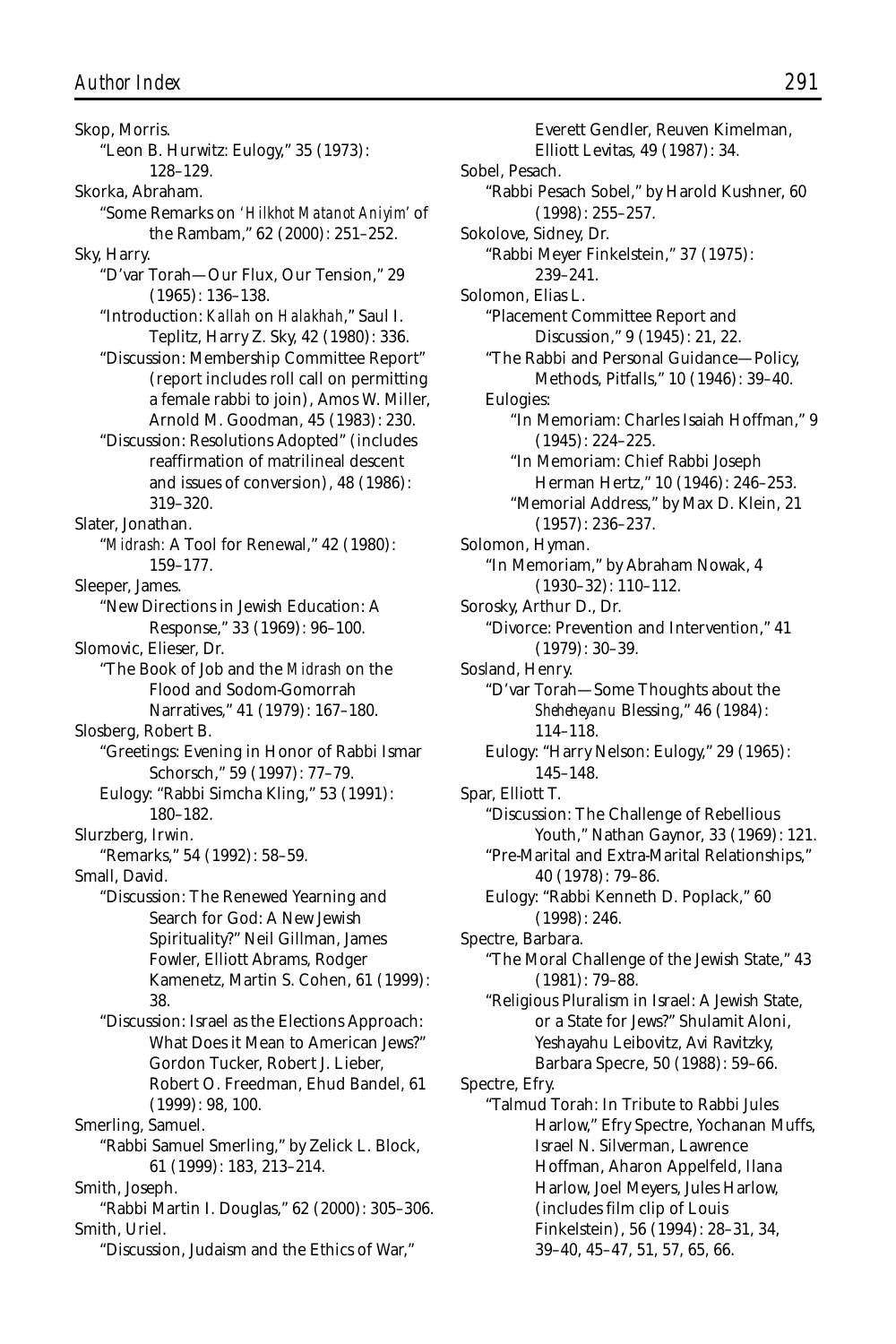Skop, Morris.

"Leon B. Hurwitz: Eulogy," 35 (1973): 128–129.

Skorka, Abraham.

"Some Remarks on *'Hilkhot Matanot Aniyim'* of the Rambam," 62 (2000): 251–252.

Sky, Harry.

"D'var Torah—Our Flux, Our Tension," 29 (1965): 136–138.

"Introduction: *Kallah* on *Halakhah*," Saul I. Teplitz, Harry Z. Sky, 42 (1980): 336.

"Discussion: Membership Committee Report" (report includes roll call on permitting a female rabbi to join), Amos W. Miller, Arnold M. Goodman, 45 (1983): 230.

"Discussion: Resolutions Adopted" (includes reaffirmation of matrilineal descent and issues of conversion), 48 (1986): 319–320.

Slater, Jonathan.

"*Midrash*: A Tool for Renewal," 42 (1980): 159–177.

Sleeper, James.

"New Directions in Jewish Education: A Response," 33 (1969): 96–100.

Slomovic, Elieser, Dr.

"The Book of Job and the *Midrash* on the Flood and Sodom-Gomorrah Narratives," 41 (1979): 167–180.

Slosberg, Robert B.

"Greetings: Evening in Honor of Rabbi Ismar Schorsch," 59 (1997): 77–79.

Eulogy: "Rabbi Simcha Kling," 53 (1991): 180–182.

Slurzberg, Irwin.

"Remarks," 54 (1992): 58–59.

Small, David.

"Discussion: The Renewed Yearning and Search for God: A New Jewish Spirituality?" Neil Gillman, James Fowler, Elliott Abrams, Rodger Kamenetz, Martin S. Cohen, 61 (1999): 38.

"Discussion: Israel as the Elections Approach: What Does it Mean to American Jews?" Gordon Tucker, Robert J. Lieber, Robert O. Freedman, Ehud Bandel, 61 (1999): 98, 100.

Smerling, Samuel.

"Rabbi Samuel Smerling," by Zelick L. Block, 61 (1999): 183, 213–214.

Smith, Joseph.

"Rabbi Martin I. Douglas," 62 (2000): 305–306.

Smith, Uriel.

"Discussion, Judaism and the Ethics of War," Everett Gendler, Reuven Kimelman, Elliott Levitas, 49 (1987): 34.

Sobel, Pesach.

"Rabbi Pesach Sobel," by Harold Kushner, 60 (1998): 255–257.

Sokolove, Sidney, Dr.

"Rabbi Meyer Finkelstein," 37 (1975): 239–241.

Solomon, Elias L.

"Placement Committee Report and Discussion," 9 (1945): 21, 22.

"The Rabbi and Personal Guidance—Policy, Methods, Pitfalls," 10 (1946): 39–40.

Eulogies:

"In Memoriam: Charles Isaiah Hoffman," 9 (1945): 224–225.

"In Memoriam: Chief Rabbi Joseph Herman Hertz," 10 (1946): 246–253.

"Memorial Address," by Max D. Klein, 21 (1957): 236–237.

Solomon, Hyman.

"In Memoriam," by Abraham Nowak, 4 (1930–32): 110–112.

Sorosky, Arthur D., Dr.

"Divorce: Prevention and Intervention," 41 (1979): 30–39.

Sosland, Henry.

"D'var Torah—Some Thoughts about the *Sheheheyanu* Blessing," 46 (1984): 114–118.

Eulogy: "Harry Nelson: Eulogy," 29 (1965): 145–148.

Spar, Elliott T.

"Discussion: The Challenge of Rebellious Youth," Nathan Gaynor, 33 (1969): 121.

"Pre-Marital and Extra-Marital Relationships," 40 (1978): 79–86.

Eulogy: "Rabbi Kenneth D. Poplack," 60 (1998): 246.

Spectre, Barbara.

"The Moral Challenge of the Jewish State," 43 (1981): 79–88.

"Religious Pluralism in Israel: A Jewish State, or a State for Jews?" Shulamit Aloni, Yeshayahu Leibovitz, Avi Ravitzky, Barbara Specre, 50 (1988): 59–66.

Spectre, Efry.

"Talmud Torah: In Tribute to Rabbi Jules Harlow," Efry Spectre, Yochanan Muffs, Israel N. Silverman, Lawrence Hoffman, Aharon Appelfeld, Ilana Harlow, Joel Meyers, Jules Harlow, (includes film clip of Louis Finkelstein), 56 (1994): 28–31, 34, 39–40, 45–47, 51, 57, 65, 66.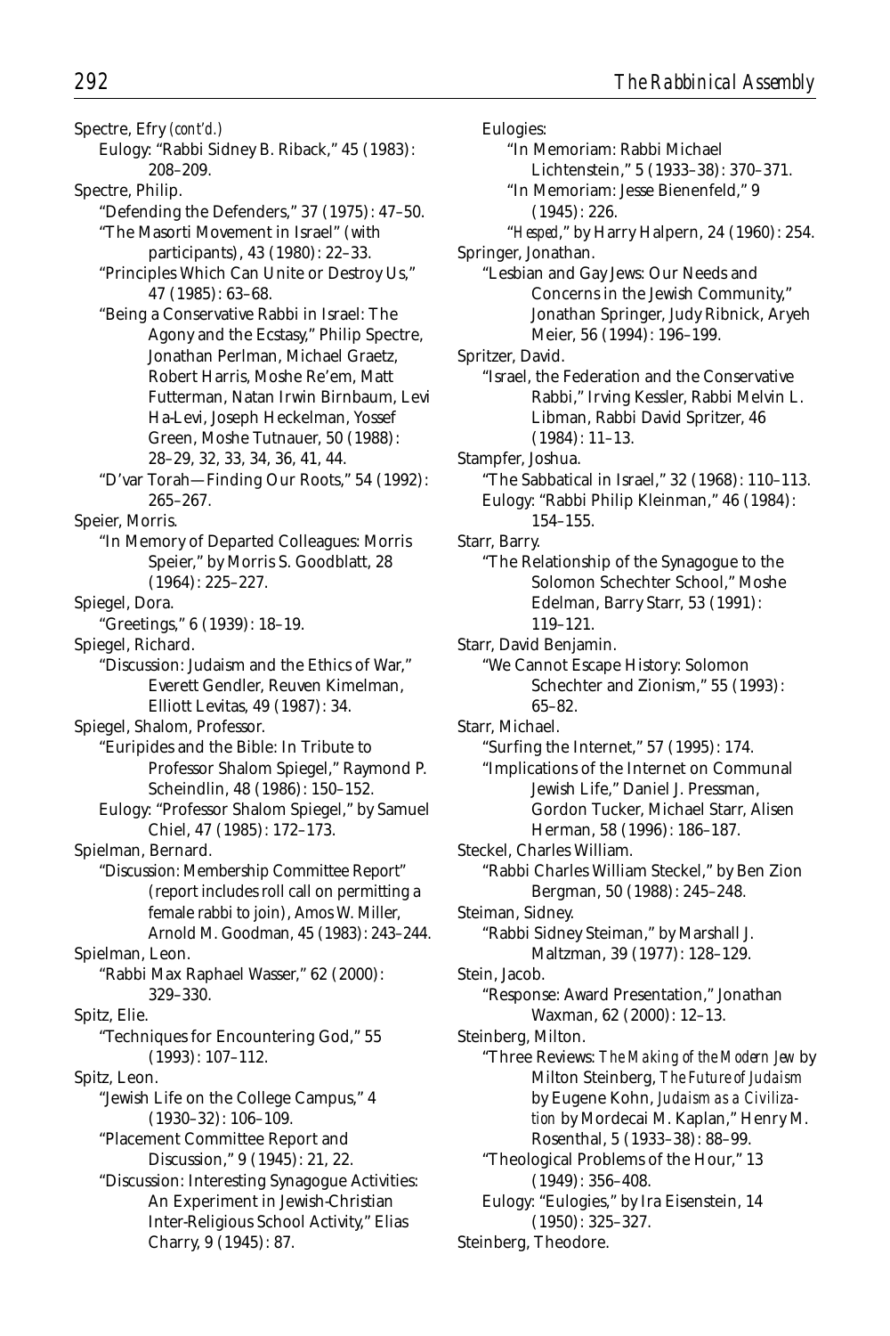Spectre, Efry *(cont'd.)*
- Eulogy: "Rabbi Sidney B. Riback," 45 (1983): 208–209.

Spectre, Philip.
- "Defending the Defenders," 37 (1975): 47–50.
- "The Masorti Movement in Israel" (with participants), 43 (1980): 22–33.
- "Principles Which Can Unite or Destroy Us," 47 (1985): 63–68.
- "Being a Conservative Rabbi in Israel: The Agony and the Ecstasy," Philip Spectre, Jonathan Perlman, Michael Graetz, Robert Harris, Moshe Re'em, Matt Futterman, Natan Irwin Birnbaum, Levi Ha-Levi, Joseph Heckelman, Yossef Green, Moshe Tutnauer, 50 (1988): 28–29, 32, 33, 34, 36, 41, 44.
- "D'var Torah—Finding Our Roots," 54 (1992): 265–267.

Speier, Morris.
- "In Memory of Departed Colleagues: Morris Speier," by Morris S. Goodblatt, 28 (1964): 225–227.

Spiegel, Dora.
- "Greetings," 6 (1939): 18–19.

Spiegel, Richard.
- "Discussion: Judaism and the Ethics of War," Everett Gendler, Reuven Kimelman, Elliott Levitas, 49 (1987): 34.

Spiegel, Shalom, Professor.
- "Euripides and the Bible: In Tribute to Professor Shalom Spiegel," Raymond P. Scheindlin, 48 (1986): 150–152.
- Eulogy: "Professor Shalom Spiegel," by Samuel Chiel, 47 (1985): 172–173.

Spielman, Bernard.
- "Discussion: Membership Committee Report" (report includes roll call on permitting a female rabbi to join), Amos W. Miller, Arnold M. Goodman, 45 (1983): 243–244.

Spielman, Leon.
- "Rabbi Max Raphael Wasser," 62 (2000): 329–330.

Spitz, Elie.
- "Techniques for Encountering God," 55 (1993): 107–112.

Spitz, Leon.
- "Jewish Life on the College Campus," 4 (1930–32): 106–109.
- "Placement Committee Report and Discussion," 9 (1945): 21, 22.
- "Discussion: Interesting Synagogue Activities: An Experiment in Jewish-Christian Inter-Religious School Activity," Elias Charry, 9 (1945): 87.
- Eulogies:
  - "In Memoriam: Rabbi Michael Lichtenstein," 5 (1933–38): 370–371.
  - "In Memoriam: Jesse Bienenfeld," 9 (1945): 226.
  - "*Hesped*," by Harry Halpern, 24 (1960): 254.

Springer, Jonathan.
- "Lesbian and Gay Jews: Our Needs and Concerns in the Jewish Community," Jonathan Springer, Judy Ribnick, Aryeh Meier, 56 (1994): 196–199.

Spritzer, David.
- "Israel, the Federation and the Conservative Rabbi," Irving Kessler, Rabbi Melvin L. Libman, Rabbi David Spritzer, 46 (1984): 11–13.

Stampfer, Joshua.
- "The Sabbatical in Israel," 32 (1968): 110–113.
- Eulogy: "Rabbi Philip Kleinman," 46 (1984): 154–155.

Starr, Barry.
- "The Relationship of the Synagogue to the Solomon Schechter School," Moshe Edelman, Barry Starr, 53 (1991): 119–121.

Starr, David Benjamin.
- "We Cannot Escape History: Solomon Schechter and Zionism," 55 (1993): 65–82.

Starr, Michael.
- "Surfing the Internet," 57 (1995): 174.
- "Implications of the Internet on Communal Jewish Life," Daniel J. Pressman, Gordon Tucker, Michael Starr, Alisen Herman, 58 (1996): 186–187.

Steckel, Charles William.
- "Rabbi Charles William Steckel," by Ben Zion Bergman, 50 (1988): 245–248.

Steiman, Sidney.
- "Rabbi Sidney Steiman," by Marshall J. Maltzman, 39 (1977): 128–129.

Stein, Jacob.
- "Response: Award Presentation," Jonathan Waxman, 62 (2000): 12–13.

Steinberg, Milton.
- "Three Reviews: *The Making of the Modern Jew* by Milton Steinberg, *The Future of Judaism* by Eugene Kohn, *Judaism as a Civilization* by Mordecai M. Kaplan," Henry M. Rosenthal, 5 (1933–38): 88–99.
- "Theological Problems of the Hour," 13 (1949): 356–408.
- Eulogy: "Eulogies," by Ira Eisenstein, 14 (1950): 325–327.

Steinberg, Theodore.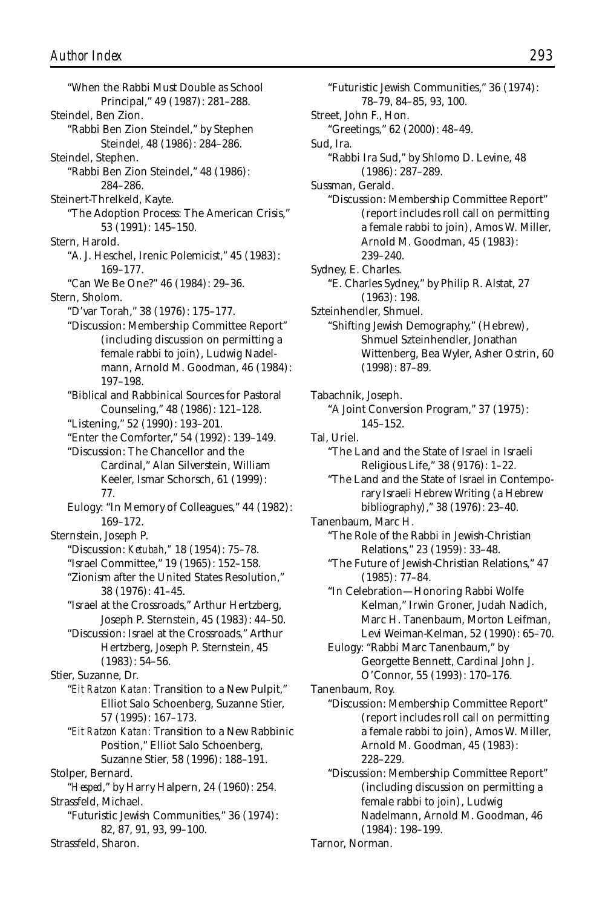"When the Rabbi Must Double as School Principal," 49 (1987): 281–288.

Steindel, Ben Zion.
"Rabbi Ben Zion Steindel," by Stephen Steindel, 48 (1986): 284–286.

Steindel, Stephen.
"Rabbi Ben Zion Steindel," 48 (1986): 284–286.

Steinert-Threlkeld, Kayte.
"The Adoption Process: The American Crisis," 53 (1991): 145–150.

Stern, Harold.
"A. J. Heschel, Irenic Polemicist," 45 (1983): 169–177.
"Can We Be One?" 46 (1984): 29–36.

Stern, Sholom.
"D'var Torah," 38 (1976): 175–177.
"Discussion: Membership Committee Report" (including discussion on permitting a female rabbi to join), Ludwig Nadelmann, Arnold M. Goodman, 46 (1984): 197–198.
"Biblical and Rabbinical Sources for Pastoral Counseling," 48 (1986): 121–128.
"Listening," 52 (1990): 193–201.
"Enter the Comforter," 54 (1992): 139–149.
"Discussion: The Chancellor and the Cardinal," Alan Silverstein, William Keeler, Ismar Schorsch, 61 (1999): 77.
Eulogy: "In Memory of Colleagues," 44 (1982): 169–172.

Sternstein, Joseph P.
"Discussion: *Ketubah*," 18 (1954): 75–78.
"Israel Committee," 19 (1965): 152–158.
"Zionism after the United States Resolution," 38 (1976): 41–45.
"Israel at the Crossroads," Arthur Hertzberg, Joseph P. Sternstein, 45 (1983): 44–50.
"Discussion: Israel at the Crossroads," Arthur Hertzberg, Joseph P. Sternstein, 45 (1983): 54–56.

Stier, Suzanne, Dr.
"*Eit Ratzon Katan:* Transition to a New Pulpit," Elliot Salo Schoenberg, Suzanne Stier, 57 (1995): 167–173.
"*Eit Ratzon Katan:* Transition to a New Rabbinic Position," Elliot Salo Schoenberg, Suzanne Stier, 58 (1996): 188–191.

Stolper, Bernard.
"*Hesped*," by Harry Halpern, 24 (1960): 254.

Strassfeld, Michael.
"Futuristic Jewish Communities," 36 (1974): 82, 87, 91, 93, 99–100.

Strassfeld, Sharon.
"Futuristic Jewish Communities," 36 (1974): 78–79, 84–85, 93, 100.

Street, John F., Hon.
"Greetings," 62 (2000): 48–49.

Sud, Ira.
"Rabbi Ira Sud," by Shlomo D. Levine, 48 (1986): 287–289.

Sussman, Gerald.
"Discussion: Membership Committee Report" (report includes roll call on permitting a female rabbi to join), Amos W. Miller, Arnold M. Goodman, 45 (1983): 239–240.

Sydney, E. Charles.
"E. Charles Sydney," by Philip R. Alstat, 27 (1963): 198.

Szteinhendler, Shmuel.
"Shifting Jewish Demography," (Hebrew), Shmuel Szteinhendler, Jonathan Wittenberg, Bea Wyler, Asher Ostrin, 60 (1998): 87–89.

Tabachnik, Joseph.
"A Joint Conversion Program," 37 (1975): 145–152.

Tal, Uriel.
"The Land and the State of Israel in Israeli Religious Life," 38 (9176): 1–22.
"The Land and the State of Israel in Contemporary Israeli Hebrew Writing (a Hebrew bibliography)," 38 (1976): 23–40.

Tanenbaum, Marc H.
"The Role of the Rabbi in Jewish-Christian Relations," 23 (1959): 33–48.
"The Future of Jewish-Christian Relations," 47 (1985): 77–84.
"In Celebration—Honoring Rabbi Wolfe Kelman," Irwin Groner, Judah Nadich, Marc H. Tanenbaum, Morton Leifman, Levi Weiman-Kelman, 52 (1990): 65–70.
Eulogy: "Rabbi Marc Tanenbaum," by Georgette Bennett, Cardinal John J. O'Connor, 55 (1993): 170–176.

Tanenbaum, Roy.
"Discussion: Membership Committee Report" (report includes roll call on permitting a female rabbi to join), Amos W. Miller, Arnold M. Goodman, 45 (1983): 228–229.
"Discussion: Membership Committee Report" (including discussion on permitting a female rabbi to join), Ludwig Nadelmann, Arnold M. Goodman, 46 (1984): 198–199.

Tarnor, Norman.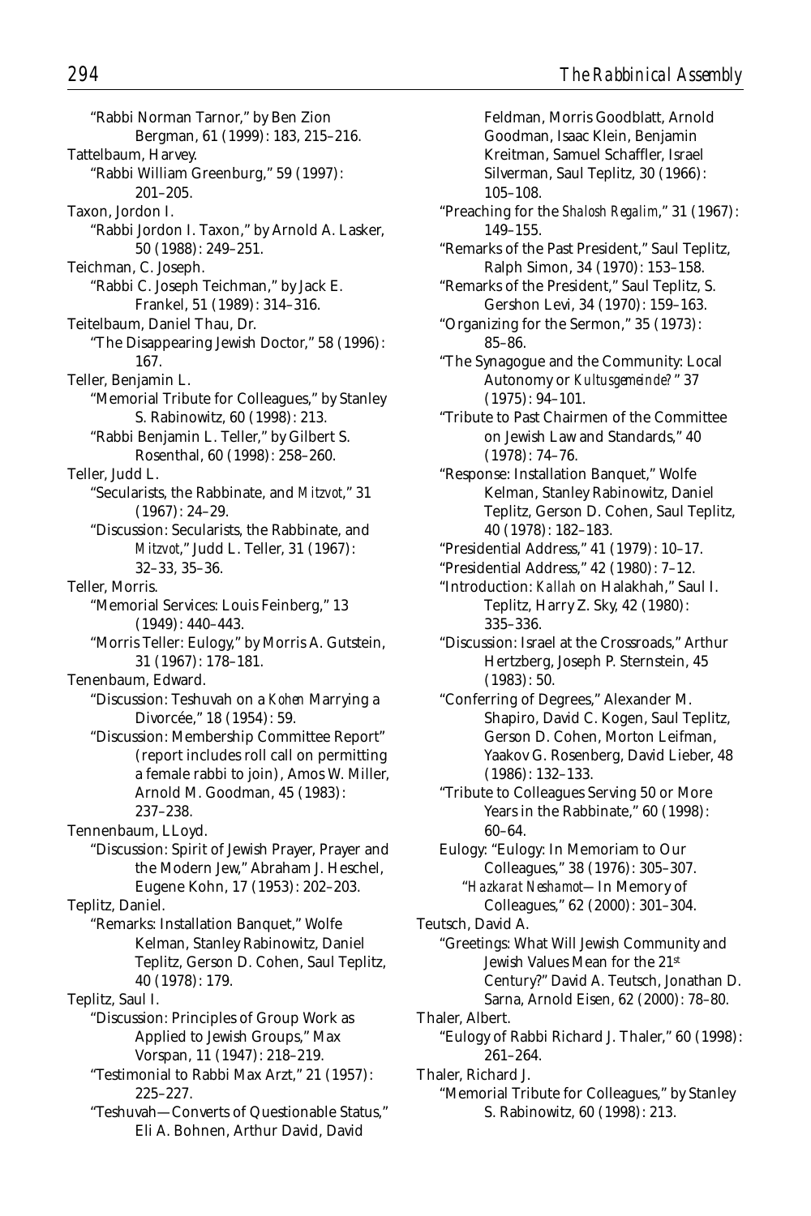"Rabbi Norman Tarnor," by Ben Zion Bergman, 61 (1999): 183, 215–216.

Tattelbaum, Harvey.

"Rabbi William Greenburg," 59 (1997): 201–205.

Taxon, Jordon I.

"Rabbi Jordon I. Taxon," by Arnold A. Lasker, 50 (1988): 249–251.

Teichman, C. Joseph.

"Rabbi C. Joseph Teichman," by Jack E. Frankel, 51 (1989): 314–316.

Teitelbaum, Daniel Thau, Dr.

"The Disappearing Jewish Doctor," 58 (1996): 167.

Teller, Benjamin L.

"Memorial Tribute for Colleagues," by Stanley S. Rabinowitz, 60 (1998): 213.

"Rabbi Benjamin L. Teller," by Gilbert S. Rosenthal, 60 (1998): 258–260.

Teller, Judd L.

"Secularists, the Rabbinate, and *Mitzvot*," 31 (1967): 24–29.

"Discussion: Secularists, the Rabbinate, and *Mitzvot*," Judd L. Teller, 31 (1967): 32–33, 35–36.

Teller, Morris.

"Memorial Services: Louis Feinberg," 13 (1949): 440–443.

"Morris Teller: Eulogy," by Morris A. Gutstein, 31 (1967): 178–181.

Tenenbaum, Edward.

"Discussion: Teshuvah on a *Kohen* Marrying a Divorcée," 18 (1954): 59.

"Discussion: Membership Committee Report" (report includes roll call on permitting a female rabbi to join), Amos W. Miller, Arnold M. Goodman, 45 (1983): 237–238.

Tennenbaum, LLoyd.

"Discussion: Spirit of Jewish Prayer, Prayer and the Modern Jew," Abraham J. Heschel, Eugene Kohn, 17 (1953): 202–203.

Teplitz, Daniel.

"Remarks: Installation Banquet," Wolfe Kelman, Stanley Rabinowitz, Daniel Teplitz, Gerson D. Cohen, Saul Teplitz, 40 (1978): 179.

Teplitz, Saul I.

"Discussion: Principles of Group Work as Applied to Jewish Groups," Max Vorspan, 11 (1947): 218–219.

"Testimonial to Rabbi Max Arzt," 21 (1957): 225–227.

"Teshuvah—Converts of Questionable Status," Eli A. Bohnen, Arthur David, David Feldman, Morris Goodblatt, Arnold Goodman, Isaac Klein, Benjamin Kreitman, Samuel Schaffler, Israel Silverman, Saul Teplitz, 30 (1966): 105–108.

"Preaching for the *Shalosh Regalim*," 31 (1967): 149–155.

"Remarks of the Past President," Saul Teplitz, Ralph Simon, 34 (1970): 153–158.

"Remarks of the President," Saul Teplitz, S. Gershon Levi, 34 (1970): 159–163.

"Organizing for the Sermon," 35 (1973): 85–86.

"The Synagogue and the Community: Local Autonomy or *Kultusgemeinde?*" 37 (1975): 94–101.

"Tribute to Past Chairmen of the Committee on Jewish Law and Standards," 40 (1978): 74–76.

"Response: Installation Banquet," Wolfe Kelman, Stanley Rabinowitz, Daniel Teplitz, Gerson D. Cohen, Saul Teplitz, 40 (1978): 182–183.

"Presidential Address," 41 (1979): 10–17.

"Presidential Address," 42 (1980): 7–12.

"Introduction: *Kallah* on Halakhah," Saul I. Teplitz, Harry Z. Sky, 42 (1980): 335–336.

"Discussion: Israel at the Crossroads," Arthur Hertzberg, Joseph P. Sternstein, 45 (1983): 50.

"Conferring of Degrees," Alexander M. Shapiro, David C. Kogen, Saul Teplitz, Gerson D. Cohen, Morton Leifman, Yaakov G. Rosenberg, David Lieber, 48 (1986): 132–133.

"Tribute to Colleagues Serving 50 or More Years in the Rabbinate," 60 (1998): 60–64.

Eulogy: "Eulogy: In Memoriam to Our Colleagues," 38 (1976): 305–307.

"*Hazkarat Neshamot*—In Memory of Colleagues," 62 (2000): 301–304.

Teutsch, David A.

"Greetings: What Will Jewish Community and Jewish Values Mean for the 21st Century?" David A. Teutsch, Jonathan D. Sarna, Arnold Eisen, 62 (2000): 78–80.

Thaler, Albert.

"Eulogy of Rabbi Richard J. Thaler," 60 (1998): 261–264.

Thaler, Richard J.

"Memorial Tribute for Colleagues," by Stanley S. Rabinowitz, 60 (1998): 213.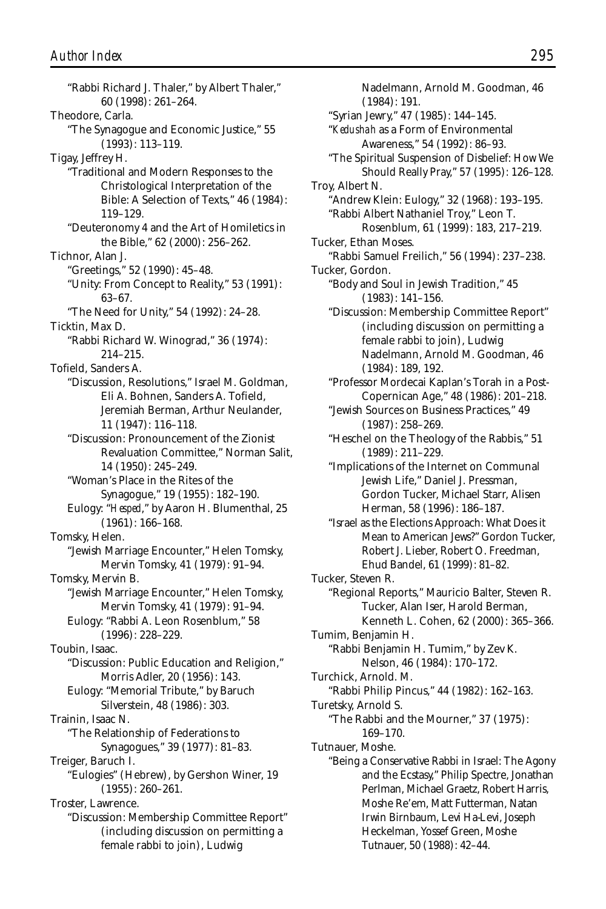"Rabbi Richard J. Thaler," by Albert Thaler," 60 (1998): 261–264.

Theodore, Carla.

"The Synagogue and Economic Justice," 55 (1993): 113–119.

Tigay, Jeffrey H.

"Traditional and Modern Responses to the Christological Interpretation of the Bible: A Selection of Texts," 46 (1984): 119–129.

"Deuteronomy 4 and the Art of Homiletics in the Bible," 62 (2000): 256–262.

Tichnor, Alan J.

"Greetings," 52 (1990): 45–48.

"Unity: From Concept to Reality," 53 (1991): 63–67.

"The Need for Unity," 54 (1992): 24–28.

Ticktin, Max D.

"Rabbi Richard W. Winograd," 36 (1974): 214–215.

Tofield, Sanders A.

"Discussion, Resolutions," Israel M. Goldman, Eli A. Bohnen, Sanders A. Tofield, Jeremiah Berman, Arthur Neulander, 11 (1947): 116–118.

"Discussion: Pronouncement of the Zionist Revaluation Committee," Norman Salit, 14 (1950): 245–249.

"Woman's Place in the Rites of the Synagogue," 19 (1955): 182–190.

Eulogy: "*Hesped*," by Aaron H. Blumenthal, 25 (1961): 166–168.

Tomsky, Helen.

"Jewish Marriage Encounter," Helen Tomsky, Mervin Tomsky, 41 (1979): 91–94.

Tomsky, Mervin B.

"Jewish Marriage Encounter," Helen Tomsky, Mervin Tomsky, 41 (1979): 91–94.

Eulogy: "Rabbi A. Leon Rosenblum," 58 (1996): 228–229.

Toubin, Isaac.

"Discussion: Public Education and Religion," Morris Adler, 20 (1956): 143.

Eulogy: "Memorial Tribute," by Baruch Silverstein, 48 (1986): 303.

Trainin, Isaac N.

"The Relationship of Federations to Synagogues," 39 (1977): 81–83.

Treiger, Baruch I.

"Eulogies" (Hebrew), by Gershon Winer, 19 (1955): 260–261.

Troster, Lawrence.

"Discussion: Membership Committee Report" (including discussion on permitting a female rabbi to join), Ludwig Nadelmann, Arnold M. Goodman, 46 (1984): 191.

"Syrian Jewry," 47 (1985): 144–145.

"*Kedushah* as a Form of Environmental Awareness," 54 (1992): 86–93.

"The Spiritual Suspension of Disbelief: How We Should Really Pray," 57 (1995): 126–128.

Troy, Albert N.

"Andrew Klein: Eulogy," 32 (1968): 193–195.

"Rabbi Albert Nathaniel Troy," Leon T. Rosenblum, 61 (1999): 183, 217–219.

Tucker, Ethan Moses.

"Rabbi Samuel Freilich," 56 (1994): 237–238.

Tucker, Gordon.

"Body and Soul in Jewish Tradition," 45 (1983): 141–156.

"Discussion: Membership Committee Report" (including discussion on permitting a female rabbi to join), Ludwig Nadelmann, Arnold M. Goodman, 46 (1984): 189, 192.

"Professor Mordecai Kaplan's Torah in a Post-Copernican Age," 48 (1986): 201–218.

"Jewish Sources on Business Practices," 49 (1987): 258–269.

"Heschel on the Theology of the Rabbis," 51 (1989): 211–229.

"Implications of the Internet on Communal Jewish Life," Daniel J. Pressman, Gordon Tucker, Michael Starr, Alisen Herman, 58 (1996): 186–187.

"Israel as the Elections Approach: What Does it Mean to American Jews?" Gordon Tucker, Robert J. Lieber, Robert O. Freedman, Ehud Bandel, 61 (1999): 81–82.

Tucker, Steven R.

"Regional Reports," Mauricio Balter, Steven R. Tucker, Alan Iser, Harold Berman, Kenneth L. Cohen, 62 (2000): 365–366.

Tumim, Benjamin H.

"Rabbi Benjamin H. Tumim," by Zev K. Nelson, 46 (1984): 170–172.

Turchick, Arnold. M.

"Rabbi Philip Pincus," 44 (1982): 162–163.

Turetsky, Arnold S.

"The Rabbi and the Mourner," 37 (1975): 169–170.

Tutnauer, Moshe.

"Being a Conservative Rabbi in Israel: The Agony and the Ecstasy," Philip Spectre, Jonathan Perlman, Michael Graetz, Robert Harris, Moshe Re'em, Matt Futterman, Natan Irwin Birnbaum, Levi Ha-Levi, Joseph Heckelman, Yossef Green, Moshe Tutnauer, 50 (1988): 42–44.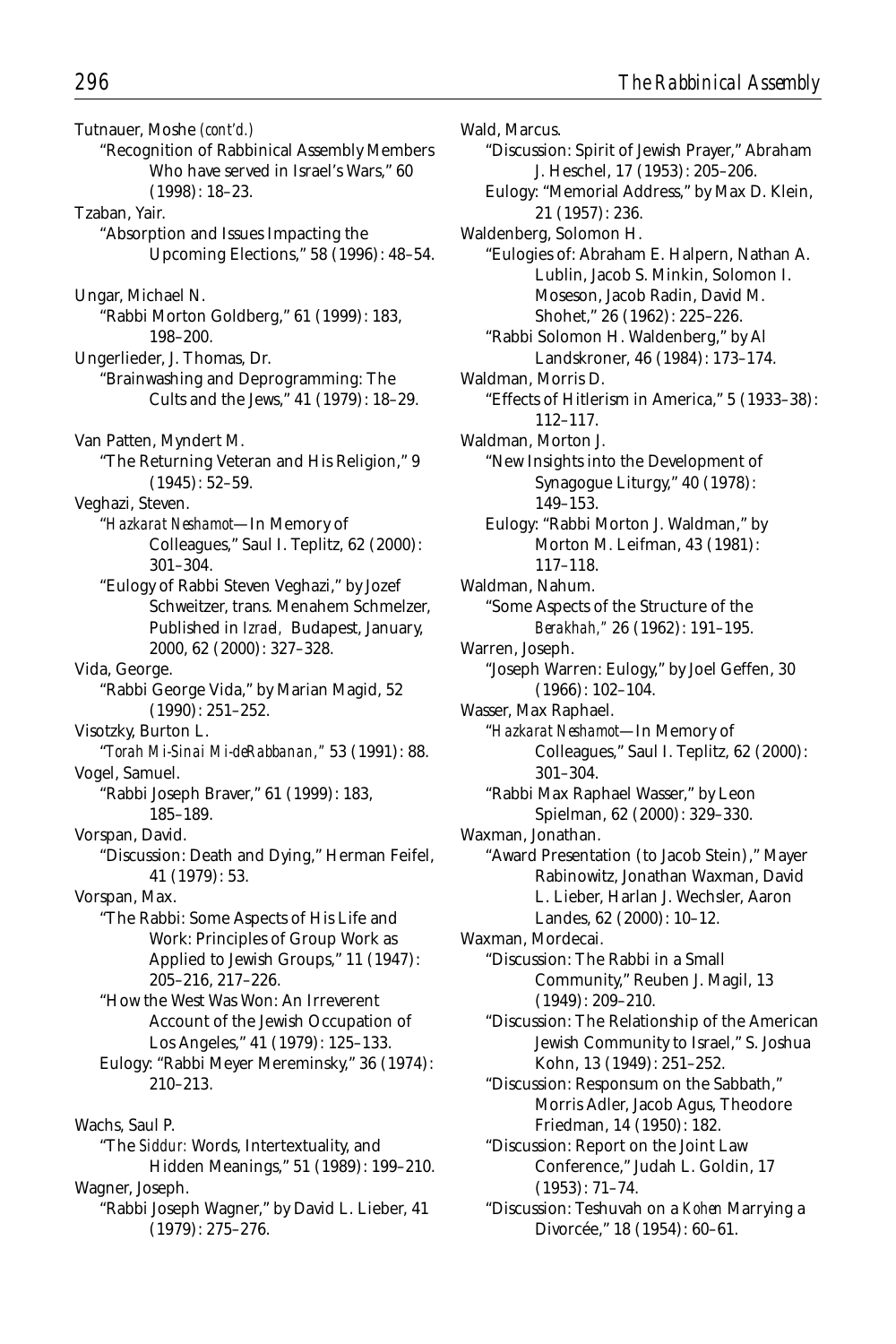Tutnauer, Moshe *(cont'd.)*

"Recognition of Rabbinical Assembly Members Who have served in Israel's Wars," 60 (1998): 18–23.

Tzaban, Yair.

"Absorption and Issues Impacting the Upcoming Elections," 58 (1996): 48–54.

Ungar, Michael N.

"Rabbi Morton Goldberg," 61 (1999): 183, 198–200.

Ungerlieder, J. Thomas, Dr.

"Brainwashing and Deprogramming: The Cults and the Jews," 41 (1979): 18–29.

Van Patten, Myndert M.

"The Returning Veteran and His Religion," 9 (1945): 52–59.

Veghazi, Steven.

"*Hazkarat Neshamot*—In Memory of Colleagues," Saul I. Teplitz, 62 (2000): 301–304.

"Eulogy of Rabbi Steven Veghazi," by Jozef Schweitzer, trans. Menahem Schmelzer, Published in *Izrael*, Budapest, January, 2000, 62 (2000): 327–328.

Vida, George.

"Rabbi George Vida," by Marian Magid, 52 (1990): 251–252.

Visotzky, Burton L.

"*Torah Mi-Sinai Mi-deRabbanan*," 53 (1991): 88.

Vogel, Samuel.

"Rabbi Joseph Braver," 61 (1999): 183, 185–189.

Vorspan, David.

"Discussion: Death and Dying," Herman Feifel, 41 (1979): 53.

Vorspan, Max.

"The Rabbi: Some Aspects of His Life and Work: Principles of Group Work as Applied to Jewish Groups," 11 (1947): 205–216, 217–226.

"How the West Was Won: An Irreverent Account of the Jewish Occupation of Los Angeles," 41 (1979): 125–133.

Eulogy: "Rabbi Meyer Mereminsky," 36 (1974): 210–213.

Wachs, Saul P.

"The *Siddur*: Words, Intertextuality, and Hidden Meanings," 51 (1989): 199–210.

Wagner, Joseph.

"Rabbi Joseph Wagner," by David L. Lieber, 41 (1979): 275–276.

Wald, Marcus.

"Discussion: Spirit of Jewish Prayer," Abraham J. Heschel, 17 (1953): 205–206.

Eulogy: "Memorial Address," by Max D. Klein, 21 (1957): 236.

Waldenberg, Solomon H.

"Eulogies of: Abraham E. Halpern, Nathan A. Lublin, Jacob S. Minkin, Solomon I. Moseson, Jacob Radin, David M. Shohet," 26 (1962): 225–226.

"Rabbi Solomon H. Waldenberg," by Al Landskroner, 46 (1984): 173–174.

Waldman, Morris D.

"Effects of Hitlerism in America," 5 (1933–38): 112–117.

Waldman, Morton J.

"New Insights into the Development of Synagogue Liturgy," 40 (1978): 149–153.

Eulogy: "Rabbi Morton J. Waldman," by Morton M. Leifman, 43 (1981): 117–118.

Waldman, Nahum.

"Some Aspects of the Structure of the *Berakhah*," 26 (1962): 191–195.

Warren, Joseph.

"Joseph Warren: Eulogy," by Joel Geffen, 30 (1966): 102–104.

Wasser, Max Raphael.

"*Hazkarat Neshamot*—In Memory of Colleagues," Saul I. Teplitz, 62 (2000): 301–304.

"Rabbi Max Raphael Wasser," by Leon Spielman, 62 (2000): 329–330.

Waxman, Jonathan.

"Award Presentation (to Jacob Stein)," Mayer Rabinowitz, Jonathan Waxman, David L. Lieber, Harlan J. Wechsler, Aaron Landes, 62 (2000): 10–12.

Waxman, Mordecai.

"Discussion: The Rabbi in a Small Community," Reuben J. Magil, 13 (1949): 209–210.

"Discussion: The Relationship of the American Jewish Community to Israel," S. Joshua Kohn, 13 (1949): 251–252.

"Discussion: Responsum on the Sabbath," Morris Adler, Jacob Agus, Theodore Friedman, 14 (1950): 182.

"Discussion: Report on the Joint Law Conference," Judah L. Goldin, 17 (1953): 71–74.

"Discussion: Teshuvah on a *Kohen* Marrying a Divorcée," 18 (1954): 60–61.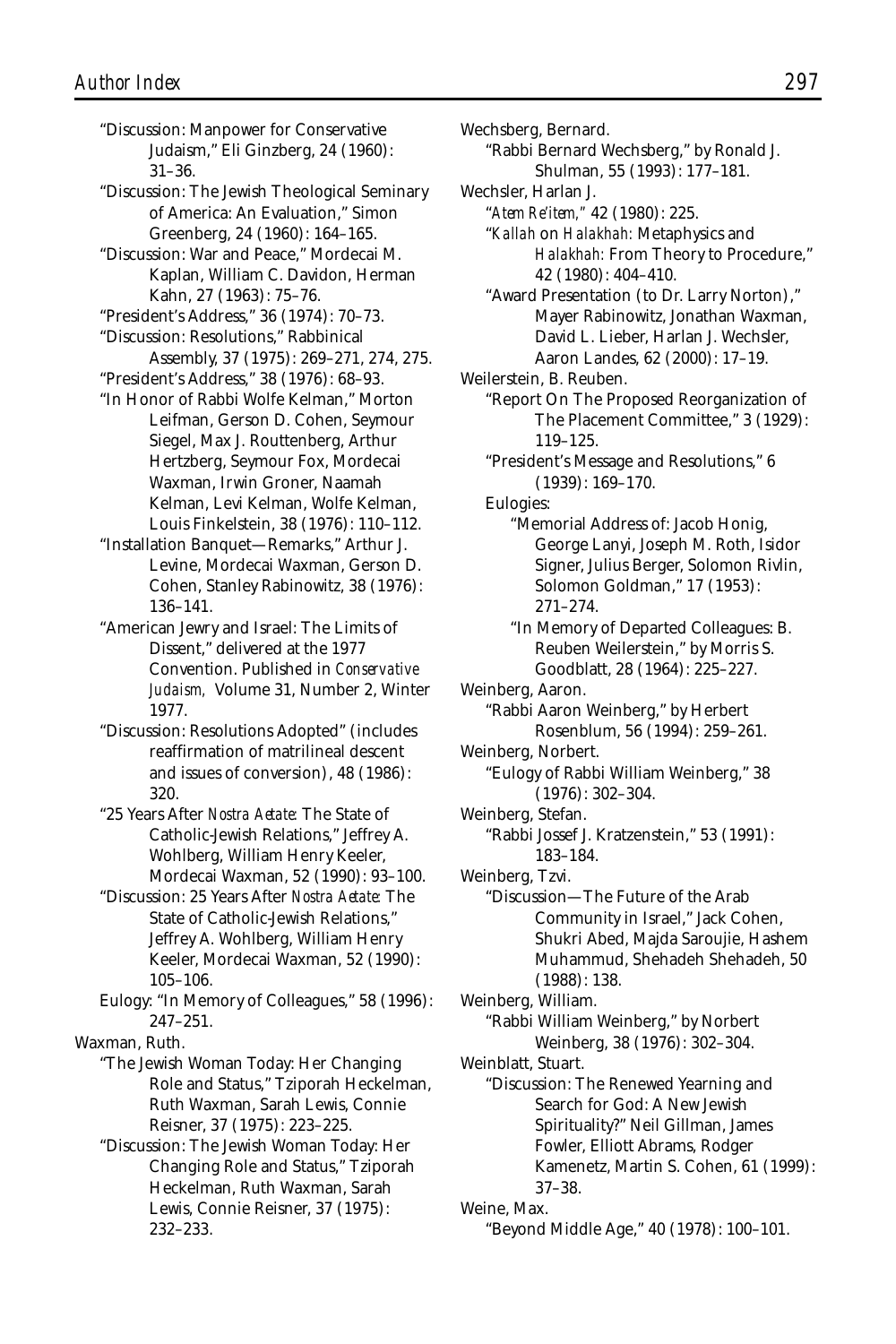"Discussion: Manpower for Conservative Judaism," Eli Ginzberg, 24 (1960): 31–36.

"Discussion: The Jewish Theological Seminary of America: An Evaluation," Simon Greenberg, 24 (1960): 164–165.

"Discussion: War and Peace," Mordecai M. Kaplan, William C. Davidon, Herman Kahn, 27 (1963): 75–76.

"President's Address," 36 (1974): 70–73.

"Discussion: Resolutions," Rabbinical Assembly, 37 (1975): 269–271, 274, 275.

"President's Address," 38 (1976): 68–93.

"In Honor of Rabbi Wolfe Kelman," Morton Leifman, Gerson D. Cohen, Seymour Siegel, Max J. Routtenberg, Arthur Hertzberg, Seymour Fox, Mordecai Waxman, Irwin Groner, Naamah Kelman, Levi Kelman, Wolfe Kelman, Louis Finkelstein, 38 (1976): 110–112.

"Installation Banquet—Remarks," Arthur J. Levine, Mordecai Waxman, Gerson D. Cohen, Stanley Rabinowitz, 38 (1976): 136–141.

"American Jewry and Israel: The Limits of Dissent," delivered at the 1977 Convention. Published in *Conservative Judaism,* Volume 31, Number 2, Winter 1977.

"Discussion: Resolutions Adopted" (includes reaffirmation of matrilineal descent and issues of conversion), 48 (1986): 320.

"25 Years After *Nostra Aetate:* The State of Catholic-Jewish Relations," Jeffrey A. Wohlberg, William Henry Keeler, Mordecai Waxman, 52 (1990): 93–100.

"Discussion: 25 Years After *Nostra Aetate:* The State of Catholic-Jewish Relations," Jeffrey A. Wohlberg, William Henry Keeler, Mordecai Waxman, 52 (1990): 105–106.

Eulogy: "In Memory of Colleagues," 58 (1996): 247–251.

Waxman, Ruth.

"The Jewish Woman Today: Her Changing Role and Status," Tziporah Heckelman, Ruth Waxman, Sarah Lewis, Connie Reisner, 37 (1975): 223–225.

"Discussion: The Jewish Woman Today: Her Changing Role and Status," Tziporah Heckelman, Ruth Waxman, Sarah Lewis, Connie Reisner, 37 (1975): 232–233.

Wechsberg, Bernard.

"Rabbi Bernard Wechsberg," by Ronald J. Shulman, 55 (1993): 177–181.

Wechsler, Harlan J.

"*Atem Re'item,*" 42 (1980): 225.

"*Kallah* on *Halakhah:* Metaphysics and *Halakhah:* From Theory to Procedure," 42 (1980): 404–410.

"Award Presentation (to Dr. Larry Norton)," Mayer Rabinowitz, Jonathan Waxman, David L. Lieber, Harlan J. Wechsler, Aaron Landes, 62 (2000): 17–19.

Weilerstein, B. Reuben.

"Report On The Proposed Reorganization of The Placement Committee," 3 (1929): 119–125.

"President's Message and Resolutions," 6 (1939): 169–170.

Eulogies:

"Memorial Address of: Jacob Honig, George Lanyi, Joseph M. Roth, Isidor Signer, Julius Berger, Solomon Rivlin, Solomon Goldman," 17 (1953): 271–274.

"In Memory of Departed Colleagues: B. Reuben Weilerstein," by Morris S. Goodblatt, 28 (1964): 225–227.

Weinberg, Aaron.

"Rabbi Aaron Weinberg," by Herbert Rosenblum, 56 (1994): 259–261.

Weinberg, Norbert.

"Eulogy of Rabbi William Weinberg," 38 (1976): 302–304.

Weinberg, Stefan.

"Rabbi Jossef J. Kratzenstein," 53 (1991): 183–184.

Weinberg, Tzvi.

"Discussion—The Future of the Arab Community in Israel," Jack Cohen, Shukri Abed, Majda Saroujie, Hashem Muhammud, Shehadeh Shehadeh, 50 (1988): 138.

Weinberg, William.

"Rabbi William Weinberg," by Norbert Weinberg, 38 (1976): 302–304.

Weinblatt, Stuart.

"Discussion: The Renewed Yearning and Search for God: A New Jewish Spirituality?" Neil Gillman, James Fowler, Elliott Abrams, Rodger Kamenetz, Martin S. Cohen, 61 (1999): 37–38.

Weine, Max.

"Beyond Middle Age," 40 (1978): 100–101.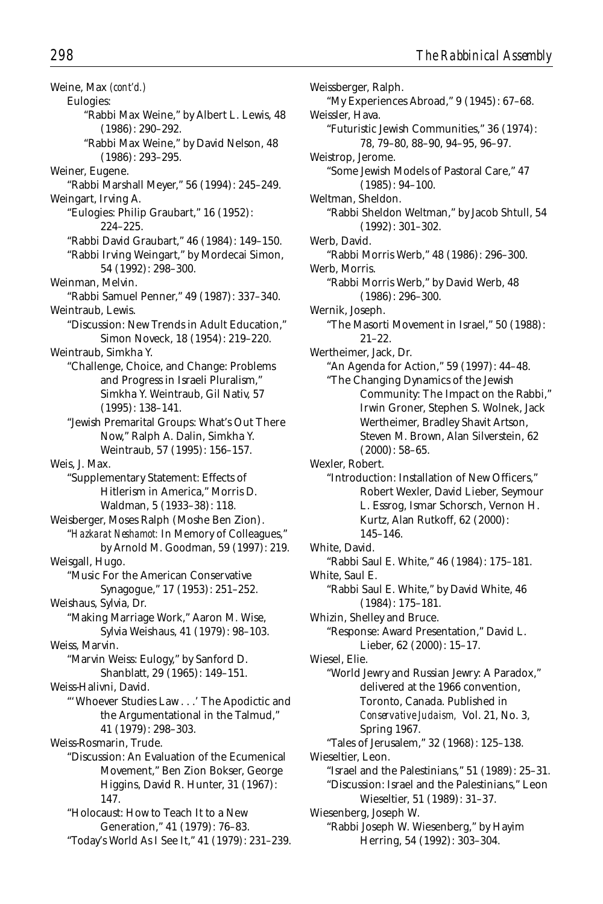Weine, Max *(cont'd.)*

Eulogies:

"Rabbi Max Weine," by Albert L. Lewis, 48 (1986): 290–292.

"Rabbi Max Weine," by David Nelson, 48 (1986): 293–295.

Weiner, Eugene.

"Rabbi Marshall Meyer," 56 (1994): 245–249.

Weingart, Irving A.

"Eulogies: Philip Graubart," 16 (1952): 224–225.

"Rabbi David Graubart," 46 (1984): 149–150.

"Rabbi Irving Weingart," by Mordecai Simon, 54 (1992): 298–300.

Weinman, Melvin.

"Rabbi Samuel Penner," 49 (1987): 337–340.

Weintraub, Lewis.

"Discussion: New Trends in Adult Education," Simon Noveck, 18 (1954): 219–220.

Weintraub, Simkha Y.

"Challenge, Choice, and Change: Problems and Progress in Israeli Pluralism," Simkha Y. Weintraub, Gil Nativ, 57 (1995): 138–141.

"Jewish Premarital Groups: What's Out There Now," Ralph A. Dalin, Simkha Y. Weintraub, 57 (1995): 156–157.

Weis, J. Max.

"Supplementary Statement: Effects of Hitlerism in America," Morris D. Waldman, 5 (1933–38): 118.

Weisberger, Moses Ralph (Moshe Ben Zion).

"*Hazkarat Neshamot:* In Memory of Colleagues," by Arnold M. Goodman, 59 (1997): 219.

Weisgall, Hugo.

"Music For the American Conservative Synagogue," 17 (1953): 251–252.

Weishaus, Sylvia, Dr.

"Making Marriage Work," Aaron M. Wise, Sylvia Weishaus, 41 (1979): 98–103.

Weiss, Marvin.

"Marvin Weiss: Eulogy," by Sanford D. Shanblatt, 29 (1965): 149–151.

Weiss-Halivni, David.

"'Whoever Studies Law . . .' The Apodictic and the Argumentational in the Talmud," 41 (1979): 298–303.

Weiss-Rosmarin, Trude.

"Discussion: An Evaluation of the Ecumenical Movement," Ben Zion Bokser, George Higgins, David R. Hunter, 31 (1967): 147.

"Holocaust: How to Teach It to a New Generation," 41 (1979): 76–83.

"Today's World As I See It," 41 (1979): 231–239.

Weissberger, Ralph.

"My Experiences Abroad," 9 (1945): 67–68.

Weissler, Hava.

"Futuristic Jewish Communities," 36 (1974): 78, 79–80, 88–90, 94–95, 96–97.

Weistrop, Jerome.

"Some Jewish Models of Pastoral Care," 47 (1985): 94–100.

Weltman, Sheldon.

"Rabbi Sheldon Weltman," by Jacob Shtull, 54 (1992): 301–302.

Werb, David.

"Rabbi Morris Werb," 48 (1986): 296–300.

Werb, Morris.

"Rabbi Morris Werb," by David Werb, 48 (1986): 296–300.

Wernik, Joseph.

"The Masorti Movement in Israel," 50 (1988): 21–22.

Wertheimer, Jack, Dr.

"An Agenda for Action," 59 (1997): 44–48.

"The Changing Dynamics of the Jewish Community: The Impact on the Rabbi," Irwin Groner, Stephen S. Wolnek, Jack Wertheimer, Bradley Shavit Artson, Steven M. Brown, Alan Silverstein, 62 (2000): 58–65.

Wexler, Robert.

"Introduction: Installation of New Officers," Robert Wexler, David Lieber, Seymour L. Essrog, Ismar Schorsch, Vernon H. Kurtz, Alan Rutkoff, 62 (2000): 145–146.

White, David.

"Rabbi Saul E. White," 46 (1984): 175–181.

White, Saul E.

"Rabbi Saul E. White," by David White, 46 (1984): 175–181.

Whizin, Shelley and Bruce.

"Response: Award Presentation," David L. Lieber, 62 (2000): 15–17.

Wiesel, Elie.

"World Jewry and Russian Jewry: A Paradox," delivered at the 1966 convention, Toronto, Canada. Published in *Conservative Judaism,* Vol. 21, No. 3, Spring 1967.

"Tales of Jerusalem," 32 (1968): 125–138.

Wieseltier, Leon.

"Israel and the Palestinians," 51 (1989): 25–31.

"Discussion: Israel and the Palestinians," Leon Wieseltier, 51 (1989): 31–37.

Wiesenberg, Joseph W.

"Rabbi Joseph W. Wiesenberg," by Hayim Herring, 54 (1992): 303–304.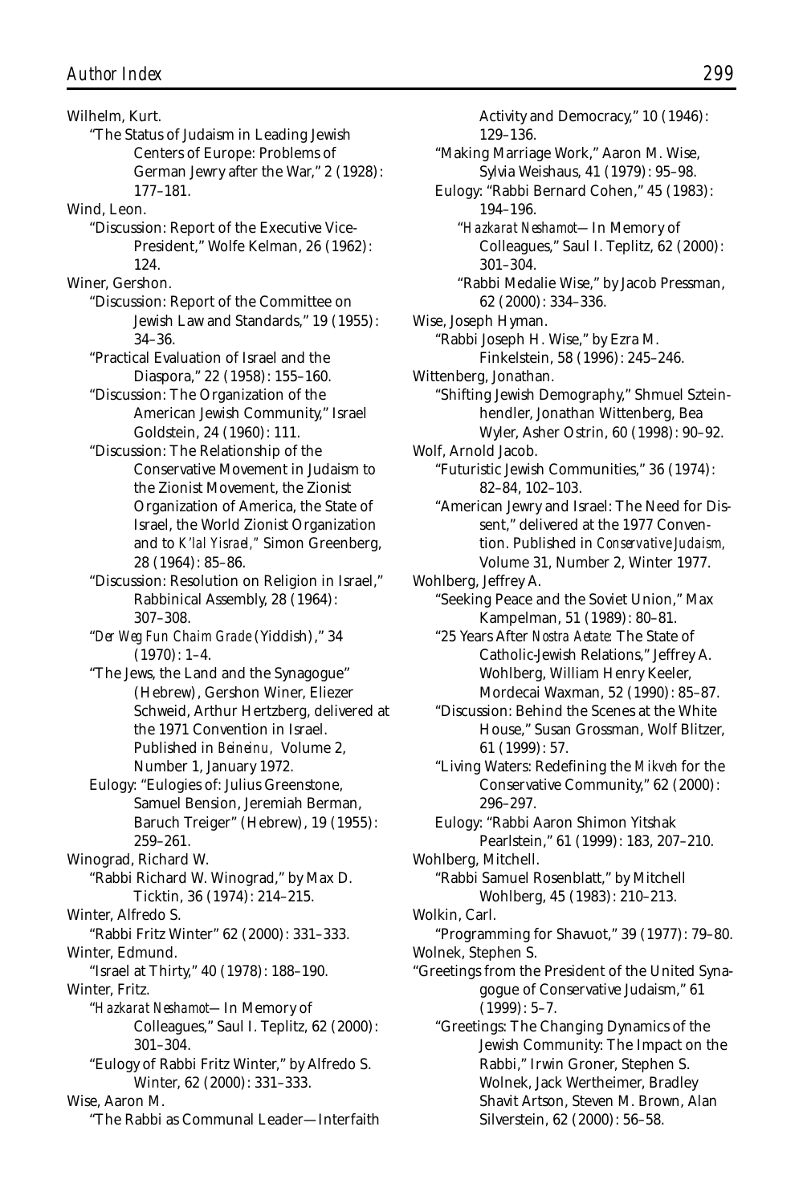Wilhelm, Kurt.

"The Status of Judaism in Leading Jewish Centers of Europe: Problems of German Jewry after the War," 2 (1928): 177–181.

Wind, Leon.

"Discussion: Report of the Executive Vice-President," Wolfe Kelman, 26 (1962): 124.

Winer, Gershon.

"Discussion: Report of the Committee on Jewish Law and Standards," 19 (1955): 34–36.

"Practical Evaluation of Israel and the Diaspora," 22 (1958): 155–160.

"Discussion: The Organization of the American Jewish Community," Israel Goldstein, 24 (1960): 111.

"Discussion: The Relationship of the Conservative Movement in Judaism to the Zionist Movement, the Zionist Organization of America, the State of Israel, the World Zionist Organization and to *K'lal Yisrael*," Simon Greenberg, 28 (1964): 85–86.

"Discussion: Resolution on Religion in Israel," Rabbinical Assembly, 28 (1964): 307–308.

"*Der Weg Fun Chaim Grade* (Yiddish)," 34 (1970): 1–4.

"The Jews, the Land and the Synagogue" (Hebrew), Gershon Winer, Eliezer Schweid, Arthur Hertzberg, delivered at the 1971 Convention in Israel. Published in *Beineinu*, Volume 2, Number 1, January 1972.

Eulogy: "Eulogies of: Julius Greenstone, Samuel Bension, Jeremiah Berman, Baruch Treiger" (Hebrew), 19 (1955): 259–261.

Winograd, Richard W.

"Rabbi Richard W. Winograd," by Max D. Ticktin, 36 (1974): 214–215.

Winter, Alfredo S.

"Rabbi Fritz Winter" 62 (2000): 331–333.

Winter, Edmund.

"Israel at Thirty," 40 (1978): 188–190.

Winter, Fritz.

"*Hazkarat Neshamot*—In Memory of Colleagues," Saul I. Teplitz, 62 (2000): 301–304.

"Eulogy of Rabbi Fritz Winter," by Alfredo S. Winter, 62 (2000): 331–333.

Wise, Aaron M.

"The Rabbi as Communal Leader—Interfaith Activity and Democracy," 10 (1946): 129–136.

"Making Marriage Work," Aaron M. Wise, Sylvia Weishaus, 41 (1979): 95–98.

Eulogy: "Rabbi Bernard Cohen," 45 (1983): 194–196.

"*Hazkarat Neshamot*—In Memory of Colleagues," Saul I. Teplitz, 62 (2000): 301–304.

"Rabbi Medalie Wise," by Jacob Pressman, 62 (2000): 334–336.

Wise, Joseph Hyman.

"Rabbi Joseph H. Wise," by Ezra M. Finkelstein, 58 (1996): 245–246.

Wittenberg, Jonathan.

"Shifting Jewish Demography," Shmuel Szteinhendler, Jonathan Wittenberg, Bea Wyler, Asher Ostrin, 60 (1998): 90–92.

Wolf, Arnold Jacob.

"Futuristic Jewish Communities," 36 (1974): 82–84, 102–103.

"American Jewry and Israel: The Need for Dissent," delivered at the 1977 Convention. Published in *Conservative Judaism*, Volume 31, Number 2, Winter 1977.

Wohlberg, Jeffrey A.

"Seeking Peace and the Soviet Union," Max Kampelman, 51 (1989): 80–81.

"25 Years After *Nostra Aetate*: The State of Catholic-Jewish Relations," Jeffrey A. Wohlberg, William Henry Keeler, Mordecai Waxman, 52 (1990): 85–87.

"Discussion: Behind the Scenes at the White House," Susan Grossman, Wolf Blitzer, 61 (1999): 57.

"Living Waters: Redefining the *Mikveh* for the Conservative Community," 62 (2000): 296–297.

Eulogy: "Rabbi Aaron Shimon Yitshak Pearlstein," 61 (1999): 183, 207–210.

Wohlberg, Mitchell.

"Rabbi Samuel Rosenblatt," by Mitchell Wohlberg, 45 (1983): 210–213.

Wolkin, Carl.

"Programming for Shavuot," 39 (1977): 79–80.

Wolnek, Stephen S.

"Greetings from the President of the United Synagogue of Conservative Judaism," 61 (1999): 5–7.

"Greetings: The Changing Dynamics of the Jewish Community: The Impact on the Rabbi," Irwin Groner, Stephen S. Wolnek, Jack Wertheimer, Bradley Shavit Artson, Steven M. Brown, Alan Silverstein, 62 (2000): 56–58.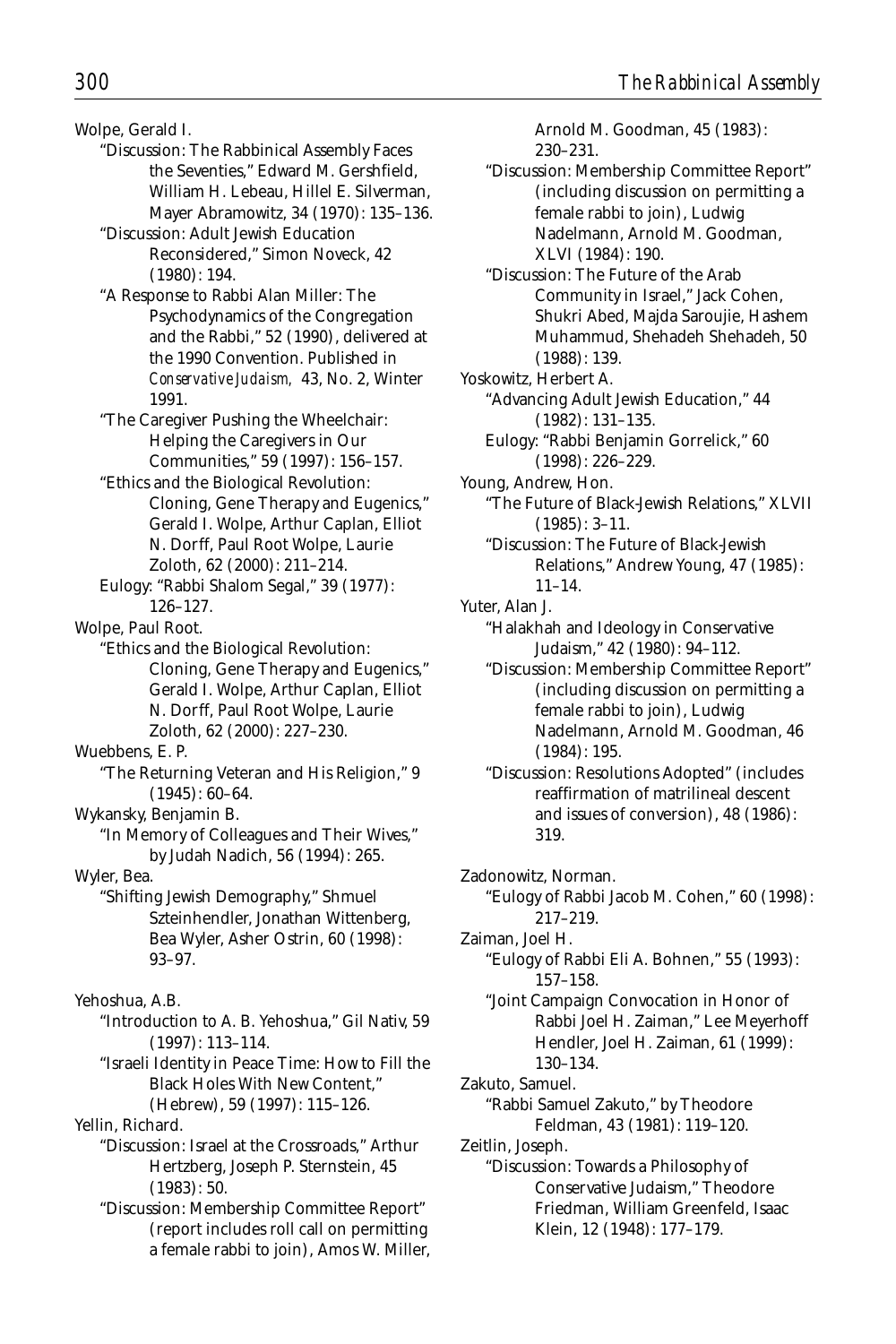Wolpe, Gerald I.

"Discussion: The Rabbinical Assembly Faces the Seventies," Edward M. Gershfield, William H. Lebeau, Hillel E. Silverman, Mayer Abramowitz, 34 (1970): 135–136.

"Discussion: Adult Jewish Education Reconsidered," Simon Noveck, 42 (1980): 194.

"A Response to Rabbi Alan Miller: The Psychodynamics of the Congregation and the Rabbi," 52 (1990), delivered at the 1990 Convention. Published in *Conservative Judaism,* 43, No. 2, Winter 1991.

"The Caregiver Pushing the Wheelchair: Helping the Caregivers in Our Communities," 59 (1997): 156–157.

"Ethics and the Biological Revolution: Cloning, Gene Therapy and Eugenics," Gerald I. Wolpe, Arthur Caplan, Elliot N. Dorff, Paul Root Wolpe, Laurie Zoloth, 62 (2000): 211–214.

Eulogy: "Rabbi Shalom Segal," 39 (1977): 126–127.

Wolpe, Paul Root.

"Ethics and the Biological Revolution: Cloning, Gene Therapy and Eugenics," Gerald I. Wolpe, Arthur Caplan, Elliot N. Dorff, Paul Root Wolpe, Laurie Zoloth, 62 (2000): 227–230.

Wuebbens, E. P.

"The Returning Veteran and His Religion," 9 (1945): 60–64.

Wykansky, Benjamin B.

"In Memory of Colleagues and Their Wives," by Judah Nadich, 56 (1994): 265.

Wyler, Bea.

"Shifting Jewish Demography," Shmuel Szteinhendler, Jonathan Wittenberg, Bea Wyler, Asher Ostrin, 60 (1998): 93–97.

Yehoshua, A.B.

"Introduction to A. B. Yehoshua," Gil Nativ, 59 (1997): 113–114.

"Israeli Identity in Peace Time: How to Fill the Black Holes With New Content," (Hebrew), 59 (1997): 115–126.

Yellin, Richard.

"Discussion: Israel at the Crossroads," Arthur Hertzberg, Joseph P. Sternstein, 45 (1983): 50.

"Discussion: Membership Committee Report" (report includes roll call on permitting a female rabbi to join), Amos W. Miller, Arnold M. Goodman, 45 (1983): 230–231.

"Discussion: Membership Committee Report" (including discussion on permitting a female rabbi to join), Ludwig Nadelmann, Arnold M. Goodman, XLVI (1984): 190.

"Discussion: The Future of the Arab Community in Israel," Jack Cohen, Shukri Abed, Majda Saroujie, Hashem Muhammud, Shehadeh Shehadeh, 50 (1988): 139.

Yoskowitz, Herbert A.

"Advancing Adult Jewish Education," 44 (1982): 131–135.

Eulogy: "Rabbi Benjamin Gorrelick," 60 (1998): 226–229.

Young, Andrew, Hon.

"The Future of Black-Jewish Relations," XLVII (1985): 3–11.

"Discussion: The Future of Black-Jewish Relations," Andrew Young, 47 (1985): 11–14.

Yuter, Alan J.

"Halakhah and Ideology in Conservative Judaism," 42 (1980): 94–112.

"Discussion: Membership Committee Report" (including discussion on permitting a female rabbi to join), Ludwig Nadelmann, Arnold M. Goodman, 46 (1984): 195.

"Discussion: Resolutions Adopted" (includes reaffirmation of matrilineal descent and issues of conversion), 48 (1986): 319.

Zadonowitz, Norman.

"Eulogy of Rabbi Jacob M. Cohen," 60 (1998): 217–219.

Zaiman, Joel H.

"Eulogy of Rabbi Eli A. Bohnen," 55 (1993): 157–158.

"Joint Campaign Convocation in Honor of Rabbi Joel H. Zaiman," Lee Meyerhoff Hendler, Joel H. Zaiman, 61 (1999): 130–134.

Zakuto, Samuel.

"Rabbi Samuel Zakuto," by Theodore Feldman, 43 (1981): 119–120.

Zeitlin, Joseph.

"Discussion: Towards a Philosophy of Conservative Judaism," Theodore Friedman, William Greenfeld, Isaac Klein, 12 (1948): 177–179.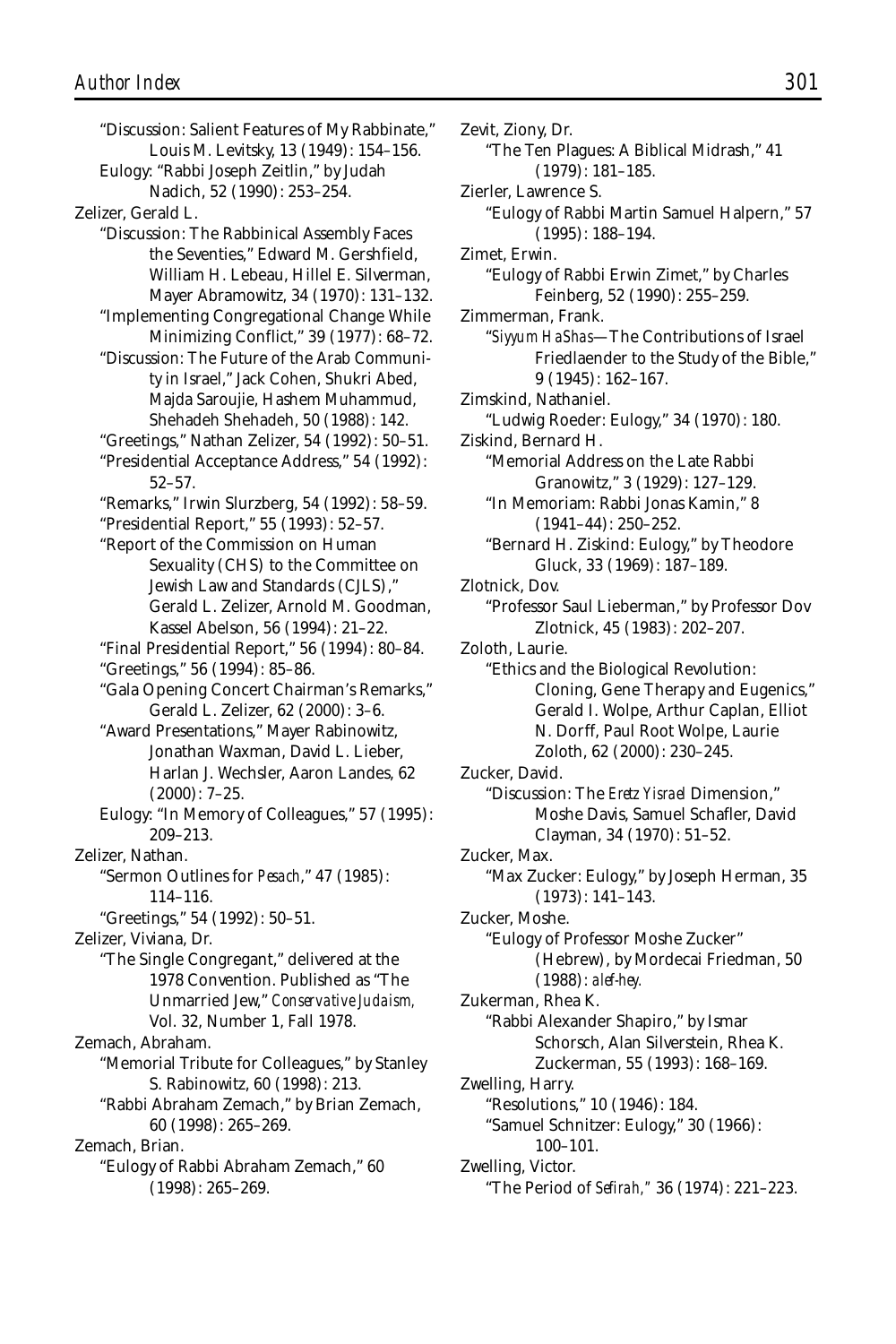"Discussion: Salient Features of My Rabbinate," Louis M. Levitsky, 13 (1949): 154–156.

Eulogy: "Rabbi Joseph Zeitlin," by Judah Nadich, 52 (1990): 253–254.

Zelizer, Gerald L.

"Discussion: The Rabbinical Assembly Faces the Seventies," Edward M. Gershfield, William H. Lebeau, Hillel E. Silverman, Mayer Abramowitz, 34 (1970): 131–132.

"Implementing Congregational Change While Minimizing Conflict," 39 (1977): 68–72.

"Discussion: The Future of the Arab Community in Israel," Jack Cohen, Shukri Abed, Majda Saroujie, Hashem Muhammud, Shehadeh Shehadeh, 50 (1988): 142.

"Greetings," Nathan Zelizer, 54 (1992): 50–51.

"Presidential Acceptance Address," 54 (1992): 52–57.

"Remarks," Irwin Slurzberg, 54 (1992): 58–59.

"Presidential Report," 55 (1993): 52–57.

"Report of the Commission on Human Sexuality (CHS) to the Committee on Jewish Law and Standards (CJLS)," Gerald L. Zelizer, Arnold M. Goodman, Kassel Abelson, 56 (1994): 21–22.

"Final Presidential Report," 56 (1994): 80–84.

"Greetings," 56 (1994): 85–86.

"Gala Opening Concert Chairman's Remarks," Gerald L. Zelizer, 62 (2000): 3–6.

"Award Presentations," Mayer Rabinowitz, Jonathan Waxman, David L. Lieber, Harlan J. Wechsler, Aaron Landes, 62 (2000): 7–25.

Eulogy: "In Memory of Colleagues," 57 (1995): 209–213.

Zelizer, Nathan.

"Sermon Outlines for *Pesach*," 47 (1985): 114–116.

"Greetings," 54 (1992): 50–51.

Zelizer, Viviana, Dr.

"The Single Congregant," delivered at the 1978 Convention. Published as "The Unmarried Jew," *Conservative Judaism*, Vol. 32, Number 1, Fall 1978.

Zemach, Abraham.

"Memorial Tribute for Colleagues," by Stanley S. Rabinowitz, 60 (1998): 213.

"Rabbi Abraham Zemach," by Brian Zemach, 60 (1998): 265–269.

Zemach, Brian.

"Eulogy of Rabbi Abraham Zemach," 60 (1998): 265–269.

Zevit, Ziony, Dr.

"The Ten Plagues: A Biblical Midrash," 41 (1979): 181–185.

Zierler, Lawrence S.

"Eulogy of Rabbi Martin Samuel Halpern," 57 (1995): 188–194.

Zimet, Erwin.

"Eulogy of Rabbi Erwin Zimet," by Charles Feinberg, 52 (1990): 255–259.

Zimmerman, Frank.

"*Siyyum HaShas*—The Contributions of Israel Friedlaender to the Study of the Bible," 9 (1945): 162–167.

Zimskind, Nathaniel.

"Ludwig Roeder: Eulogy," 34 (1970): 180.

Ziskind, Bernard H.

"Memorial Address on the Late Rabbi Granowitz," 3 (1929): 127–129.

"In Memoriam: Rabbi Jonas Kamin," 8 (1941–44): 250–252.

"Bernard H. Ziskind: Eulogy," by Theodore Gluck, 33 (1969): 187–189.

Zlotnick, Dov.

"Professor Saul Lieberman," by Professor Dov Zlotnick, 45 (1983): 202–207.

Zoloth, Laurie.

"Ethics and the Biological Revolution: Cloning, Gene Therapy and Eugenics," Gerald I. Wolpe, Arthur Caplan, Elliot N. Dorff, Paul Root Wolpe, Laurie Zoloth, 62 (2000): 230–245.

Zucker, David.

"Discussion: The *Eretz Yisrael* Dimension," Moshe Davis, Samuel Schafler, David Clayman, 34 (1970): 51–52.

Zucker, Max.

"Max Zucker: Eulogy," by Joseph Herman, 35 (1973): 141–143.

Zucker, Moshe.

"Eulogy of Professor Moshe Zucker" (Hebrew), by Mordecai Friedman, 50 (1988): *alef-hey*.

Zukerman, Rhea K.

"Rabbi Alexander Shapiro," by Ismar Schorsch, Alan Silverstein, Rhea K. Zuckerman, 55 (1993): 168–169.

Zwelling, Harry.

"Resolutions," 10 (1946): 184.

"Samuel Schnitzer: Eulogy," 30 (1966): 100–101.

Zwelling, Victor.

"The Period of *Sefirah*," 36 (1974): 221–223.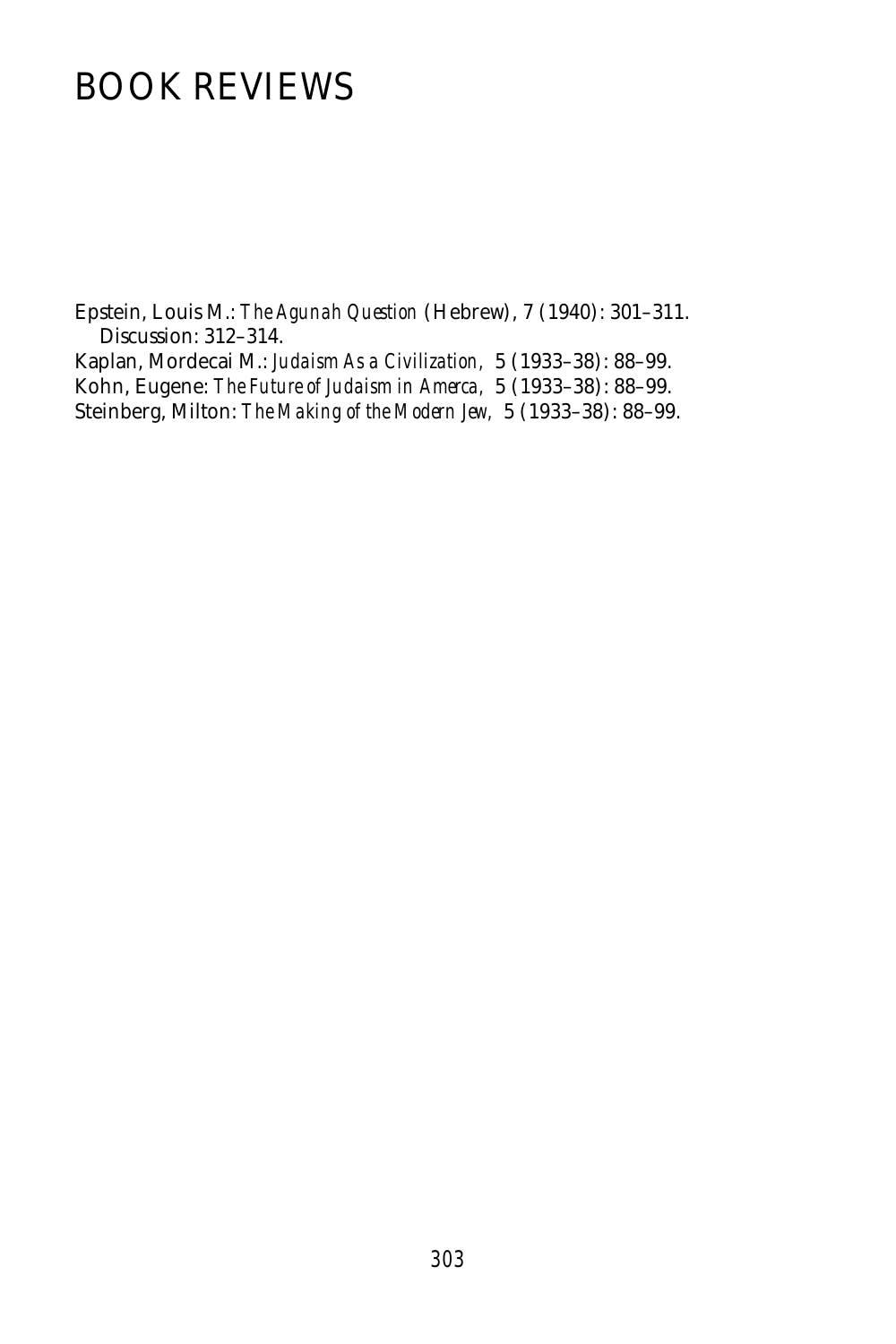# BOOK REVIEWS

Epstein, Louis M.: *The Agunah Question* (Hebrew), 7 (1940): 301–311.
  Discussion: 312–314.

Kaplan, Mordecai M.: *Judaism As a Civilization,* 5 (1933–38): 88–99.

Kohn, Eugene: *The Future of Judaism in Amerca,* 5 (1933–38): 88–99.

Steinberg, Milton: *The Making of the Modern Jew,* 5 (1933–38): 88–99.